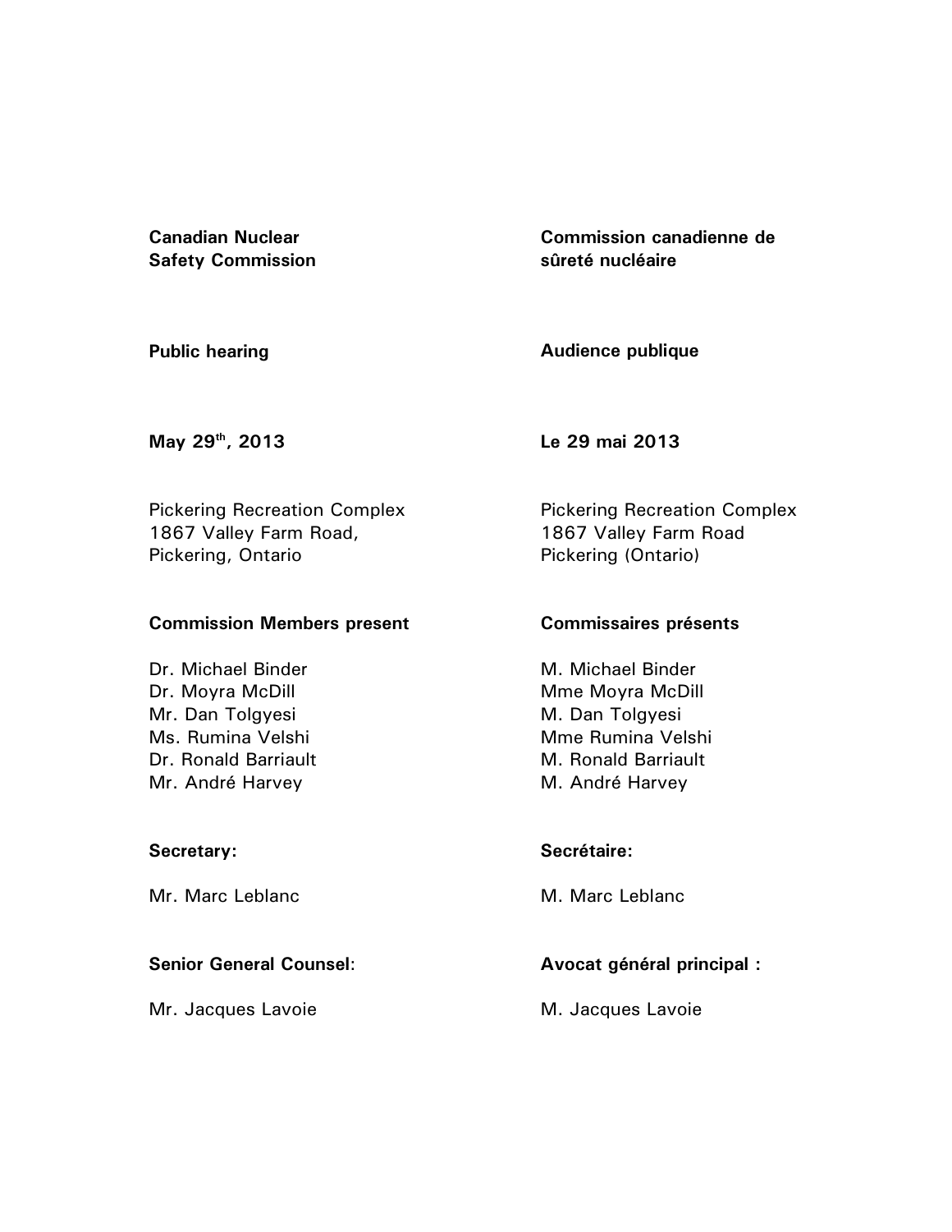**Canadian Nuclear Safety Commission**

**Commission canadienne de sûreté nucléaire**

**Public hearing**

**Audience publique**

**May 29th, 2013**

**Le 29 mai 2013**

Pickering Recreation Complex
1867 Valley Farm Road,
Pickering, Ontario

Pickering Recreation Complex
1867 Valley Farm Road
Pickering (Ontario)

**Commission Members present**

Dr. Michael Binder
Dr. Moyra McDill
Mr. Dan Tolgyesi
Ms. Rumina Velshi
Dr. Ronald Barriault
Mr. André Harvey

**Commissaires présents**

M. Michael Binder
Mme Moyra McDill
M. Dan Tolgyesi
Mme Rumina Velshi
M. Ronald Barriault
M. André Harvey

**Secretary:**

Mr. Marc Leblanc

**Secrétaire:**

M. Marc Leblanc

**Senior General Counsel**:

Mr. Jacques Lavoie

**Avocat général principal :**

M. Jacques Lavoie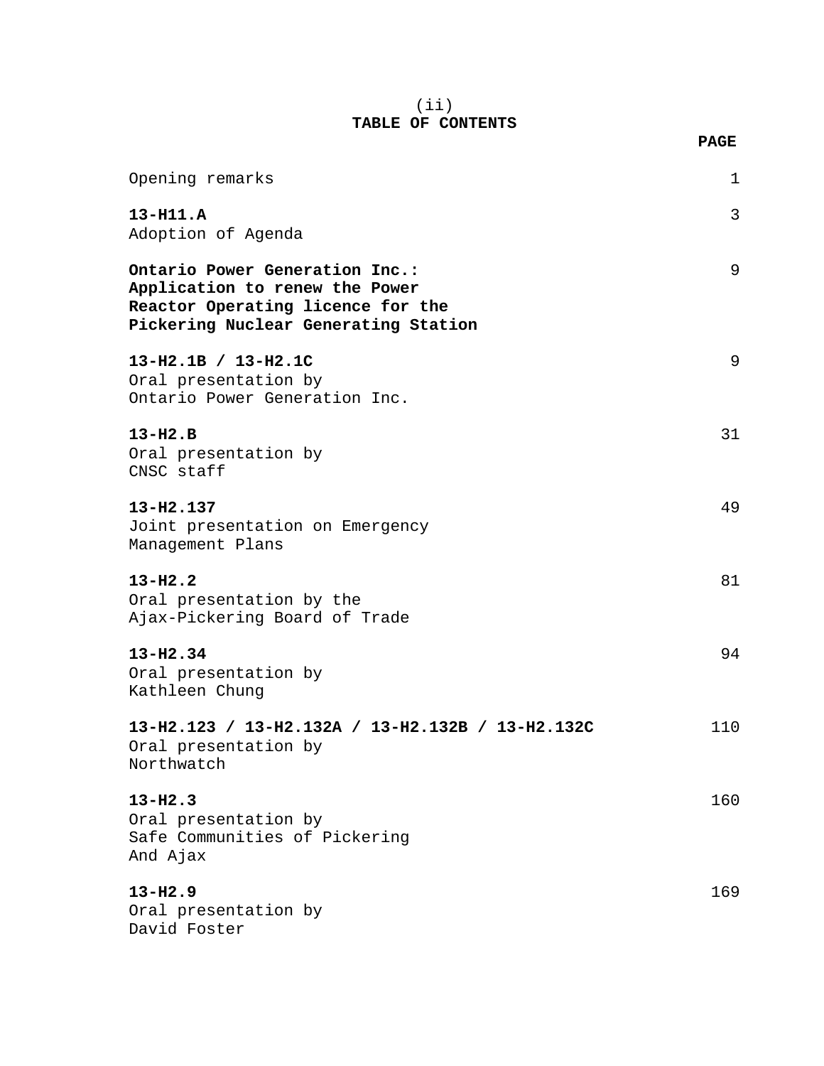## TABLE OF CONTENTS

| | PAGE |
|---|---|
| Opening remarks | 1 |
| **13-H11.A**<br>Adoption of Agenda | 3 |
| **Ontario Power Generation Inc.: Application to renew the Power Reactor Operating licence for the Pickering Nuclear Generating Station** | 9 |
| **13-H2.1B / 13-H2.1C**<br>Oral presentation by Ontario Power Generation Inc. | 9 |
| **13-H2.B**<br>Oral presentation by CNSC staff | 31 |
| **13-H2.137**<br>Joint presentation on Emergency Management Plans | 49 |
| **13-H2.2**<br>Oral presentation by the Ajax-Pickering Board of Trade | 81 |
| **13-H2.34**<br>Oral presentation by Kathleen Chung | 94 |
| **13-H2.123 / 13-H2.132A / 13-H2.132B / 13-H2.132C**<br>Oral presentation by Northwatch | 110 |
| **13-H2.3**<br>Oral presentation by Safe Communities of Pickering And Ajax | 160 |
| **13-H2.9**<br>Oral presentation by David Foster | 169 |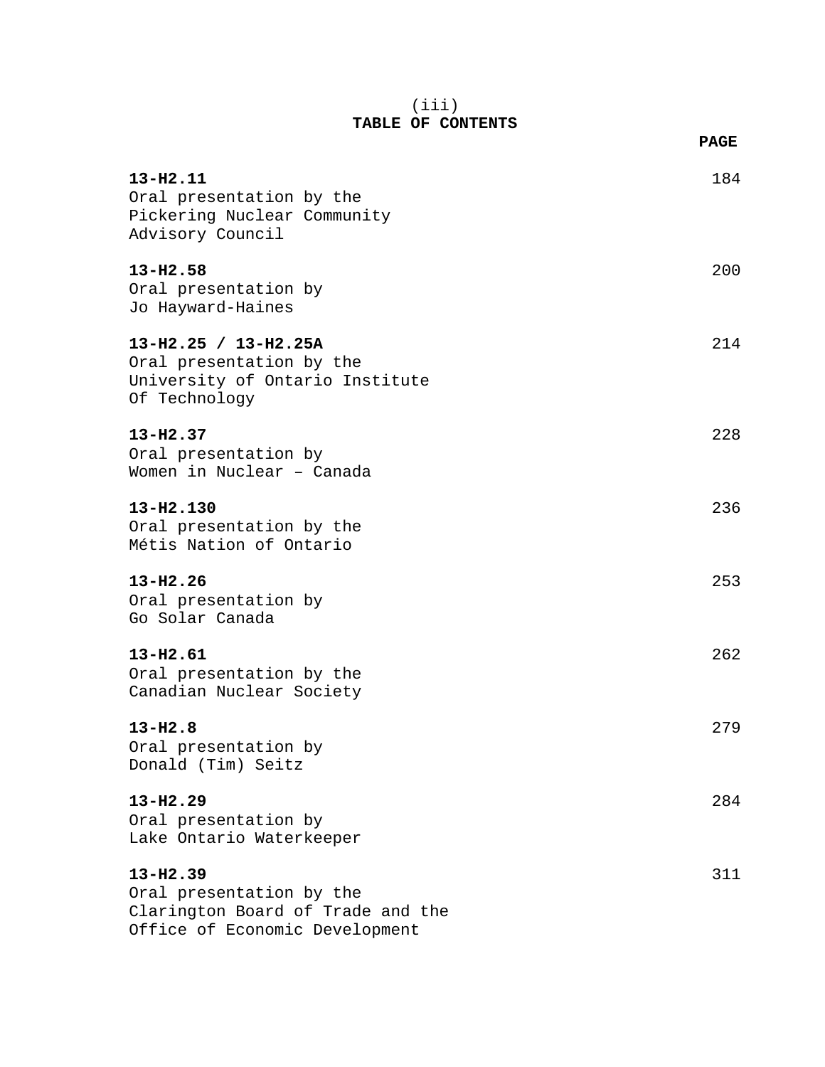(iii)

# TABLE OF CONTENTS

| | PAGE |
|---|---|
| **13-H2.11**<br>Oral presentation by the<br>Pickering Nuclear Community<br>Advisory Council | 184 |
| **13-H2.58**<br>Oral presentation by<br>Jo Hayward-Haines | 200 |
| **13-H2.25 / 13-H2.25A**<br>Oral presentation by the<br>University of Ontario Institute<br>Of Technology | 214 |
| **13-H2.37**<br>Oral presentation by<br>Women in Nuclear – Canada | 228 |
| **13-H2.130**<br>Oral presentation by the<br>Métis Nation of Ontario | 236 |
| **13-H2.26**<br>Oral presentation by<br>Go Solar Canada | 253 |
| **13-H2.61**<br>Oral presentation by the<br>Canadian Nuclear Society | 262 |
| **13-H2.8**<br>Oral presentation by<br>Donald (Tim) Seitz | 279 |
| **13-H2.29**<br>Oral presentation by<br>Lake Ontario Waterkeeper | 284 |
| **13-H2.39**<br>Oral presentation by the<br>Clarington Board of Trade and the<br>Office of Economic Development | 311 |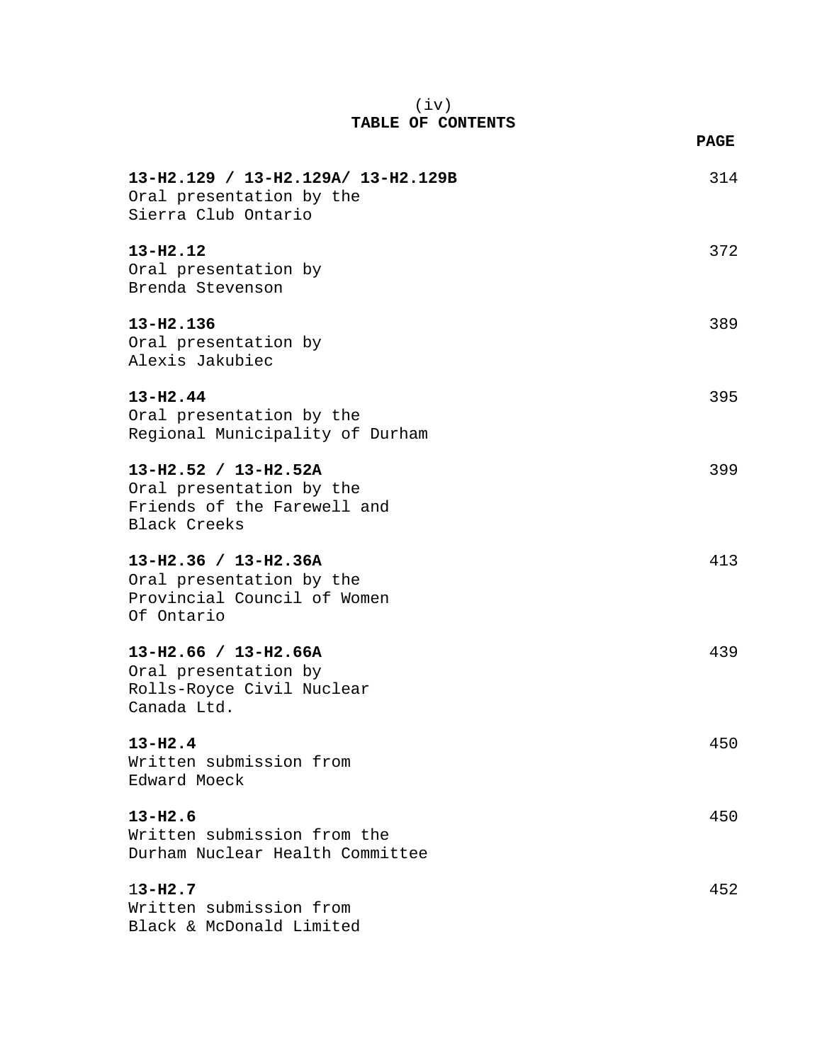# TABLE OF CONTENTS

| | PAGE |
|---|---|
| **13-H2.129 / 13-H2.129A/ 13-H2.129B**<br>Oral presentation by the<br>Sierra Club Ontario | 314 |
| **13-H2.12**<br>Oral presentation by<br>Brenda Stevenson | 372 |
| **13-H2.136**<br>Oral presentation by<br>Alexis Jakubiec | 389 |
| **13-H2.44**<br>Oral presentation by the<br>Regional Municipality of Durham | 395 |
| **13-H2.52 / 13-H2.52A**<br>Oral presentation by the<br>Friends of the Farewell and<br>Black Creeks | 399 |
| **13-H2.36 / 13-H2.36A**<br>Oral presentation by the<br>Provincial Council of Women<br>Of Ontario | 413 |
| **13-H2.66 / 13-H2.66A**<br>Oral presentation by<br>Rolls-Royce Civil Nuclear<br>Canada Ltd. | 439 |
| **13-H2.4**<br>Written submission from<br>Edward Moeck | 450 |
| **13-H2.6**<br>Written submission from the<br>Durham Nuclear Health Committee | 450 |
| **13-H2.7**<br>Written submission from<br>Black & McDonald Limited | 452 |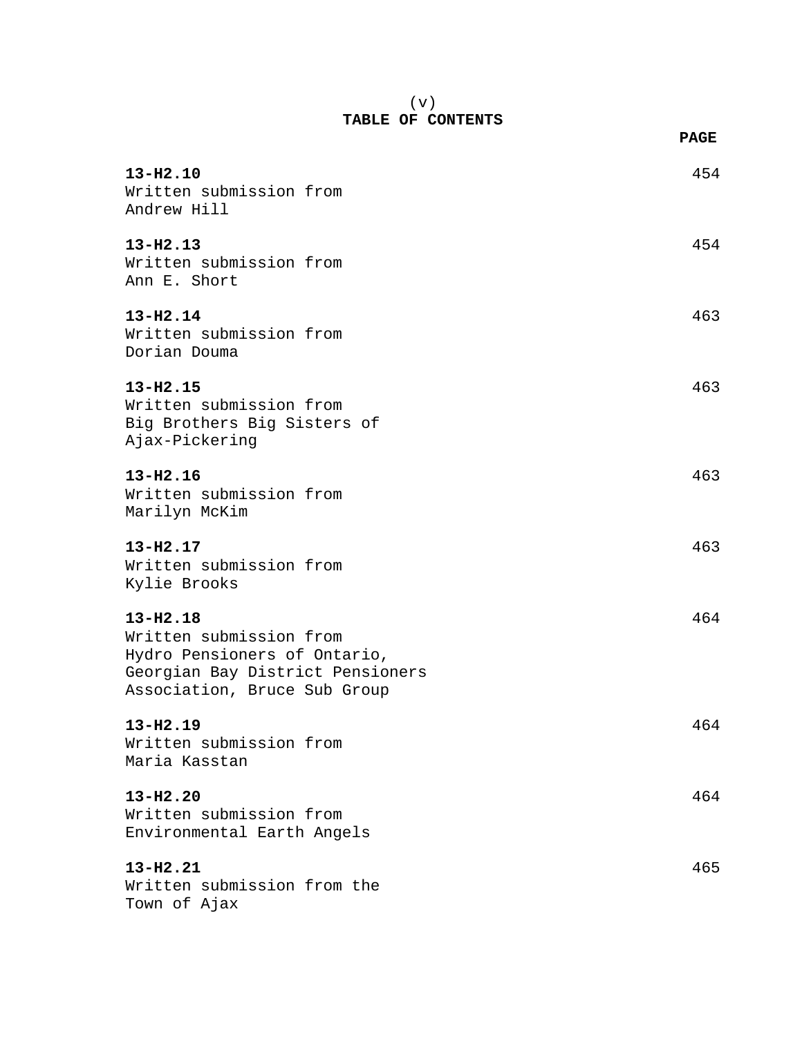# TABLE OF CONTENTS

| | PAGE |
|---|---|
| **13-H2.10**<br>Written submission from<br>Andrew Hill | 454 |
| **13-H2.13**<br>Written submission from<br>Ann E. Short | 454 |
| **13-H2.14**<br>Written submission from<br>Dorian Douma | 463 |
| **13-H2.15**<br>Written submission from<br>Big Brothers Big Sisters of<br>Ajax-Pickering | 463 |
| **13-H2.16**<br>Written submission from<br>Marilyn McKim | 463 |
| **13-H2.17**<br>Written submission from<br>Kylie Brooks | 463 |
| **13-H2.18**<br>Written submission from<br>Hydro Pensioners of Ontario,<br>Georgian Bay District Pensioners<br>Association, Bruce Sub Group | 464 |
| **13-H2.19**<br>Written submission from<br>Maria Kasstan | 464 |
| **13-H2.20**<br>Written submission from<br>Environmental Earth Angels | 464 |
| **13-H2.21**<br>Written submission from the<br>Town of Ajax | 465 |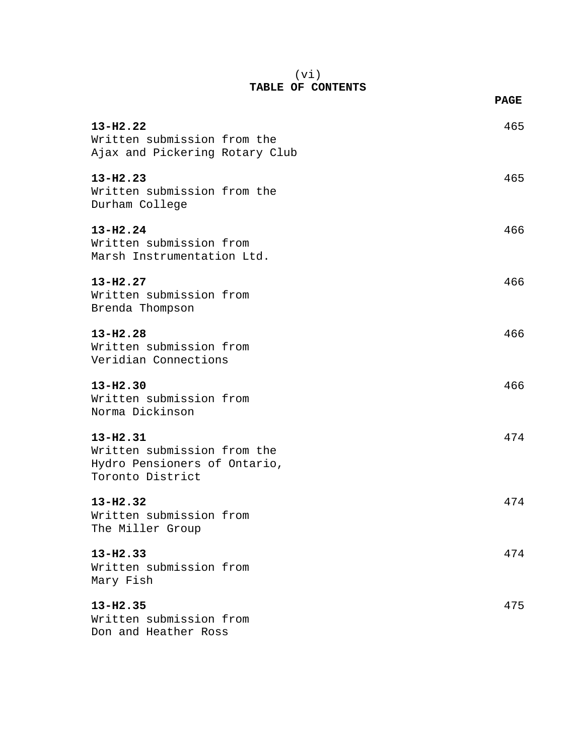(vi)

# TABLE OF CONTENTS

**PAGE**

**13-H2.22** — 465
Written submission from the
Ajax and Pickering Rotary Club

**13-H2.23** — 465
Written submission from the
Durham College

**13-H2.24** — 466
Written submission from
Marsh Instrumentation Ltd.

**13-H2.27** — 466
Written submission from
Brenda Thompson

**13-H2.28** — 466
Written submission from
Veridian Connections

**13-H2.30** — 466
Written submission from
Norma Dickinson

**13-H2.31** — 474
Written submission from the
Hydro Pensioners of Ontario,
Toronto District

**13-H2.32** — 474
Written submission from
The Miller Group

**13-H2.33** — 474
Written submission from
Mary Fish

**13-H2.35** — 475
Written submission from
Don and Heather Ross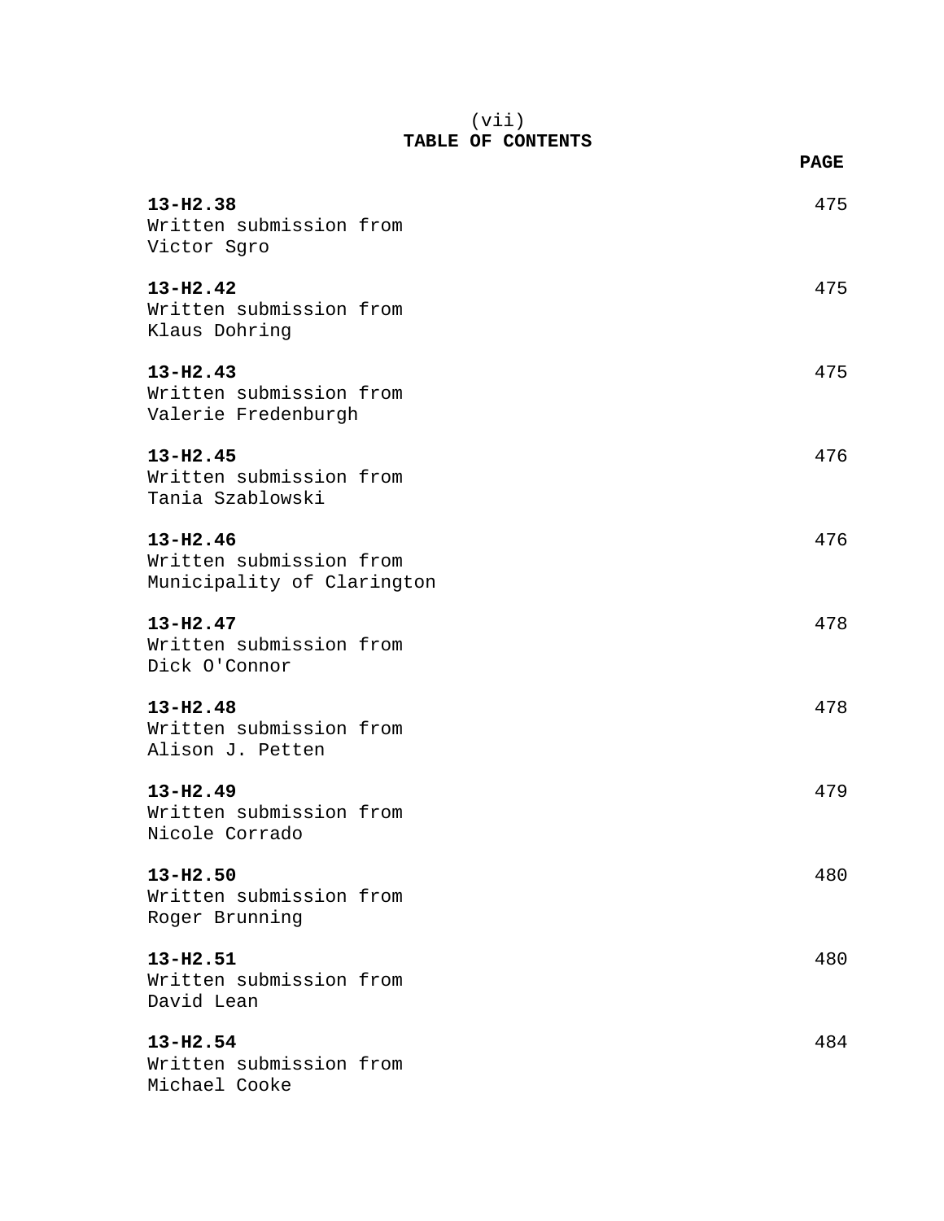# TABLE OF CONTENTS

| | PAGE |
|---|---|
| **13-H2.38**<br>Written submission from<br>Victor Sgro | 475 |
| **13-H2.42**<br>Written submission from<br>Klaus Dohring | 475 |
| **13-H2.43**<br>Written submission from<br>Valerie Fredenburgh | 475 |
| **13-H2.45**<br>Written submission from<br>Tania Szablowski | 476 |
| **13-H2.46**<br>Written submission from<br>Municipality of Clarington | 476 |
| **13-H2.47**<br>Written submission from<br>Dick O'Connor | 478 |
| **13-H2.48**<br>Written submission from<br>Alison J. Petten | 478 |
| **13-H2.49**<br>Written submission from<br>Nicole Corrado | 479 |
| **13-H2.50**<br>Written submission from<br>Roger Brunning | 480 |
| **13-H2.51**<br>Written submission from<br>David Lean | 480 |
| **13-H2.54**<br>Written submission from<br>Michael Cooke | 484 |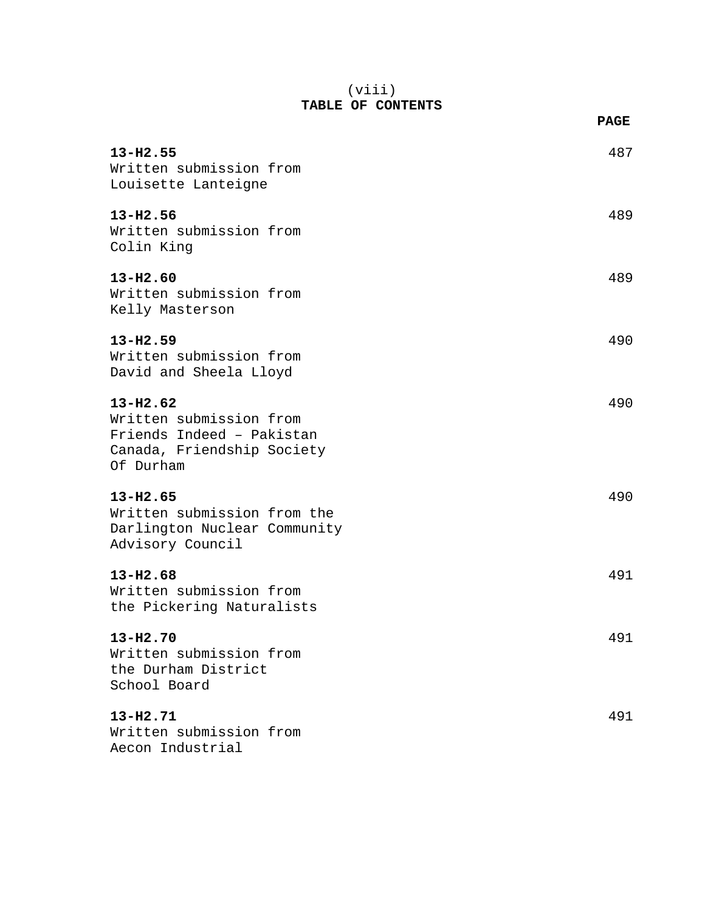# TABLE OF CONTENTS

| | PAGE |
|---|---|
| **13-H2.55**<br>Written submission from Louisette Lanteigne | 487 |
| **13-H2.56**<br>Written submission from Colin King | 489 |
| **13-H2.60**<br>Written submission from Kelly Masterson | 489 |
| **13-H2.59**<br>Written submission from David and Sheela Lloyd | 490 |
| **13-H2.62**<br>Written submission from Friends Indeed – Pakistan Canada, Friendship Society Of Durham | 490 |
| **13-H2.65**<br>Written submission from the Darlington Nuclear Community Advisory Council | 490 |
| **13-H2.68**<br>Written submission from the Pickering Naturalists | 491 |
| **13-H2.70**<br>Written submission from the Durham District School Board | 491 |
| **13-H2.71**<br>Written submission from Aecon Industrial | 491 |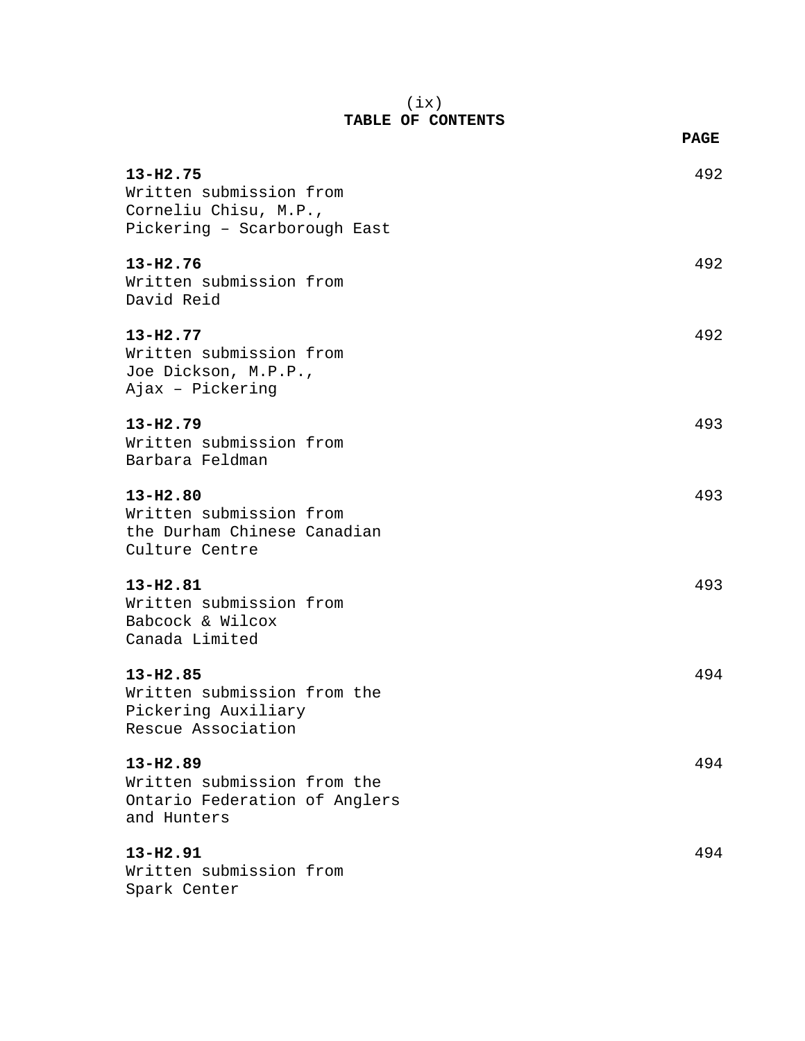# TABLE OF CONTENTS

| | PAGE |
|---|---|
| **13-H2.75**<br>Written submission from<br>Corneliu Chisu, M.P.,<br>Pickering – Scarborough East | 492 |
| **13-H2.76**<br>Written submission from<br>David Reid | 492 |
| **13-H2.77**<br>Written submission from<br>Joe Dickson, M.P.P.,<br>Ajax – Pickering | 492 |
| **13-H2.79**<br>Written submission from<br>Barbara Feldman | 493 |
| **13-H2.80**<br>Written submission from<br>the Durham Chinese Canadian<br>Culture Centre | 493 |
| **13-H2.81**<br>Written submission from<br>Babcock & Wilcox<br>Canada Limited | 493 |
| **13-H2.85**<br>Written submission from the<br>Pickering Auxiliary<br>Rescue Association | 494 |
| **13-H2.89**<br>Written submission from the<br>Ontario Federation of Anglers<br>and Hunters | 494 |
| **13-H2.91**<br>Written submission from<br>Spark Center | 494 |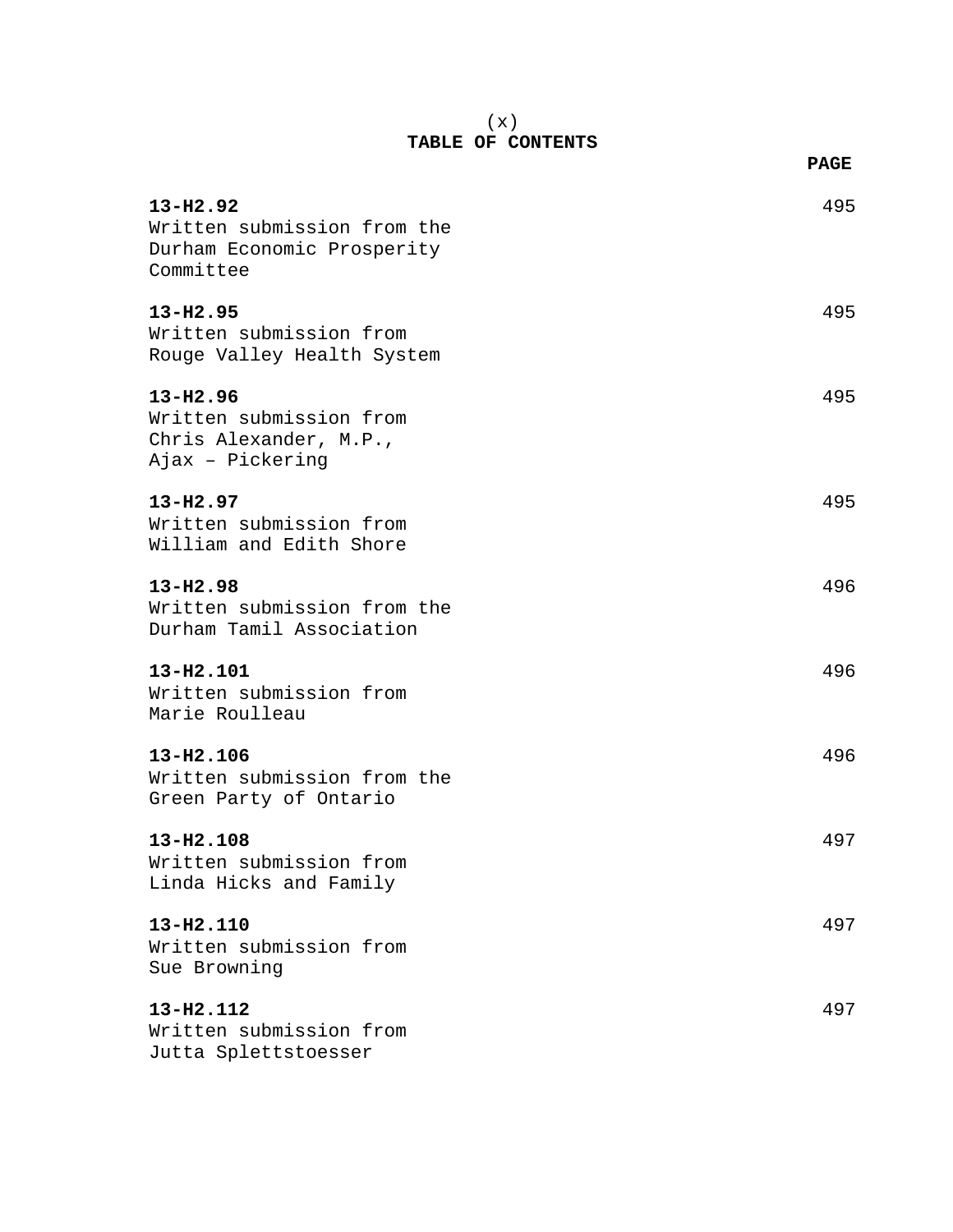# TABLE OF CONTENTS

| | PAGE |
|---|---|
| **13-H2.92**<br>Written submission from the Durham Economic Prosperity Committee | 495 |
| **13-H2.95**<br>Written submission from Rouge Valley Health System | 495 |
| **13-H2.96**<br>Written submission from Chris Alexander, M.P., Ajax – Pickering | 495 |
| **13-H2.97**<br>Written submission from William and Edith Shore | 495 |
| **13-H2.98**<br>Written submission from the Durham Tamil Association | 496 |
| **13-H2.101**<br>Written submission from Marie Roulleau | 496 |
| **13-H2.106**<br>Written submission from the Green Party of Ontario | 496 |
| **13-H2.108**<br>Written submission from Linda Hicks and Family | 497 |
| **13-H2.110**<br>Written submission from Sue Browning | 497 |
| **13-H2.112**<br>Written submission from Jutta Splettstoesser | 497 |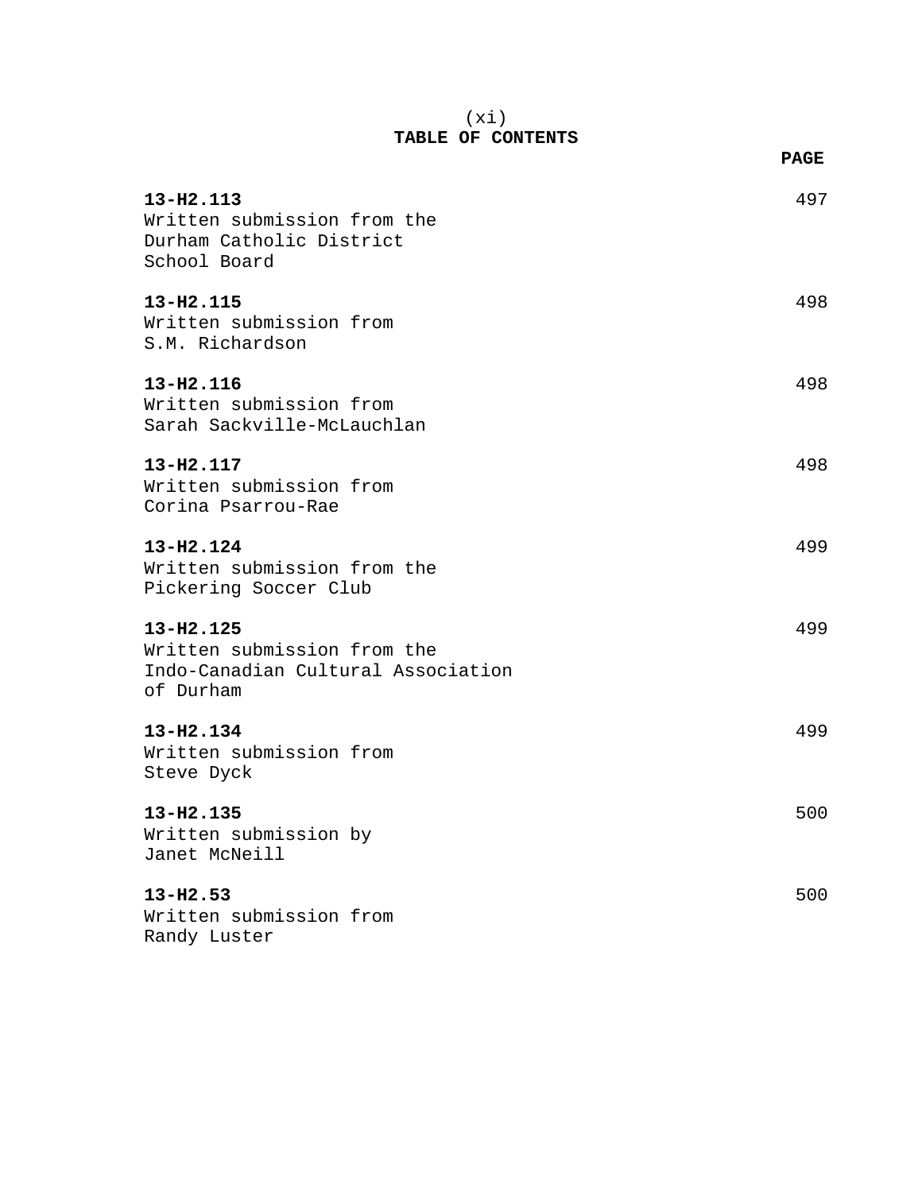# TABLE OF CONTENTS

| | PAGE |
|---|---|
| **13-H2.113**<br>Written submission from the Durham Catholic District School Board | 497 |
| **13-H2.115**<br>Written submission from S.M. Richardson | 498 |
| **13-H2.116**<br>Written submission from Sarah Sackville-McLauchlan | 498 |
| **13-H2.117**<br>Written submission from Corina Psarrou-Rae | 498 |
| **13-H2.124**<br>Written submission from the Pickering Soccer Club | 499 |
| **13-H2.125**<br>Written submission from the Indo-Canadian Cultural Association of Durham | 499 |
| **13-H2.134**<br>Written submission from Steve Dyck | 499 |
| **13-H2.135**<br>Written submission by Janet McNeill | 500 |
| **13-H2.53**<br>Written submission from Randy Luster | 500 |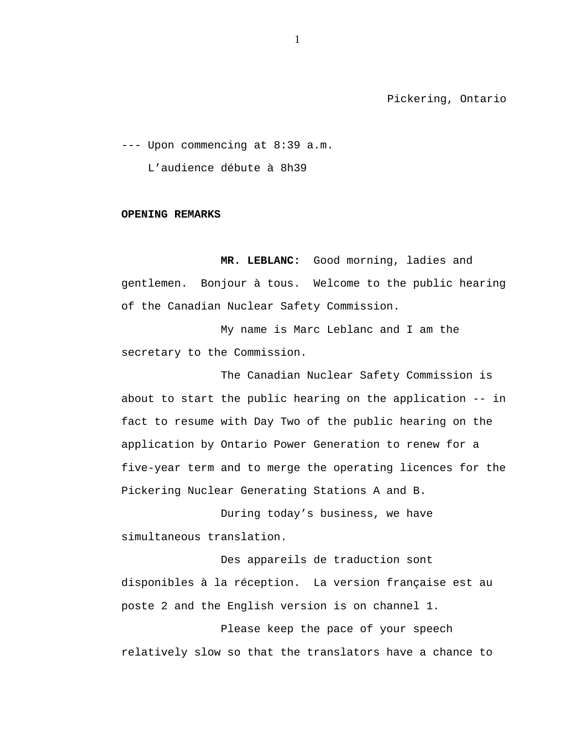Pickering, Ontario

--- Upon commencing at 8:39 a.m.

L'audience débute à 8h39

**OPENING REMARKS**

**MR. LEBLANC:** Good morning, ladies and gentlemen. Bonjour à tous. Welcome to the public hearing of the Canadian Nuclear Safety Commission.

My name is Marc Leblanc and I am the secretary to the Commission.

The Canadian Nuclear Safety Commission is about to start the public hearing on the application -- in fact to resume with Day Two of the public hearing on the application by Ontario Power Generation to renew for a five-year term and to merge the operating licences for the Pickering Nuclear Generating Stations A and B.

During today's business, we have simultaneous translation.

Des appareils de traduction sont disponibles à la réception. La version française est au poste 2 and the English version is on channel 1.

Please keep the pace of your speech relatively slow so that the translators have a chance to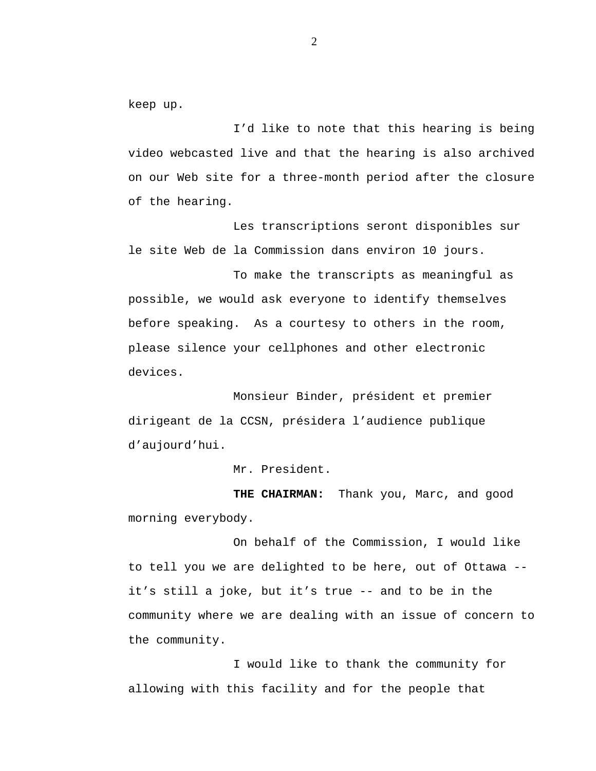keep up.

I’d like to note that this hearing is being video webcasted live and that the hearing is also archived on our Web site for a three-month period after the closure of the hearing.

Les transcriptions seront disponibles sur le site Web de la Commission dans environ 10 jours.

To make the transcripts as meaningful as possible, we would ask everyone to identify themselves before speaking. As a courtesy to others in the room, please silence your cellphones and other electronic devices.

Monsieur Binder, président et premier dirigeant de la CCSN, présidera l’audience publique d’aujourd’hui.

Mr. President.

**THE CHAIRMAN:** Thank you, Marc, and good morning everybody.

On behalf of the Commission, I would like to tell you we are delighted to be here, out of Ottawa -- it’s still a joke, but it’s true -- and to be in the community where we are dealing with an issue of concern to the community.

I would like to thank the community for allowing with this facility and for the people that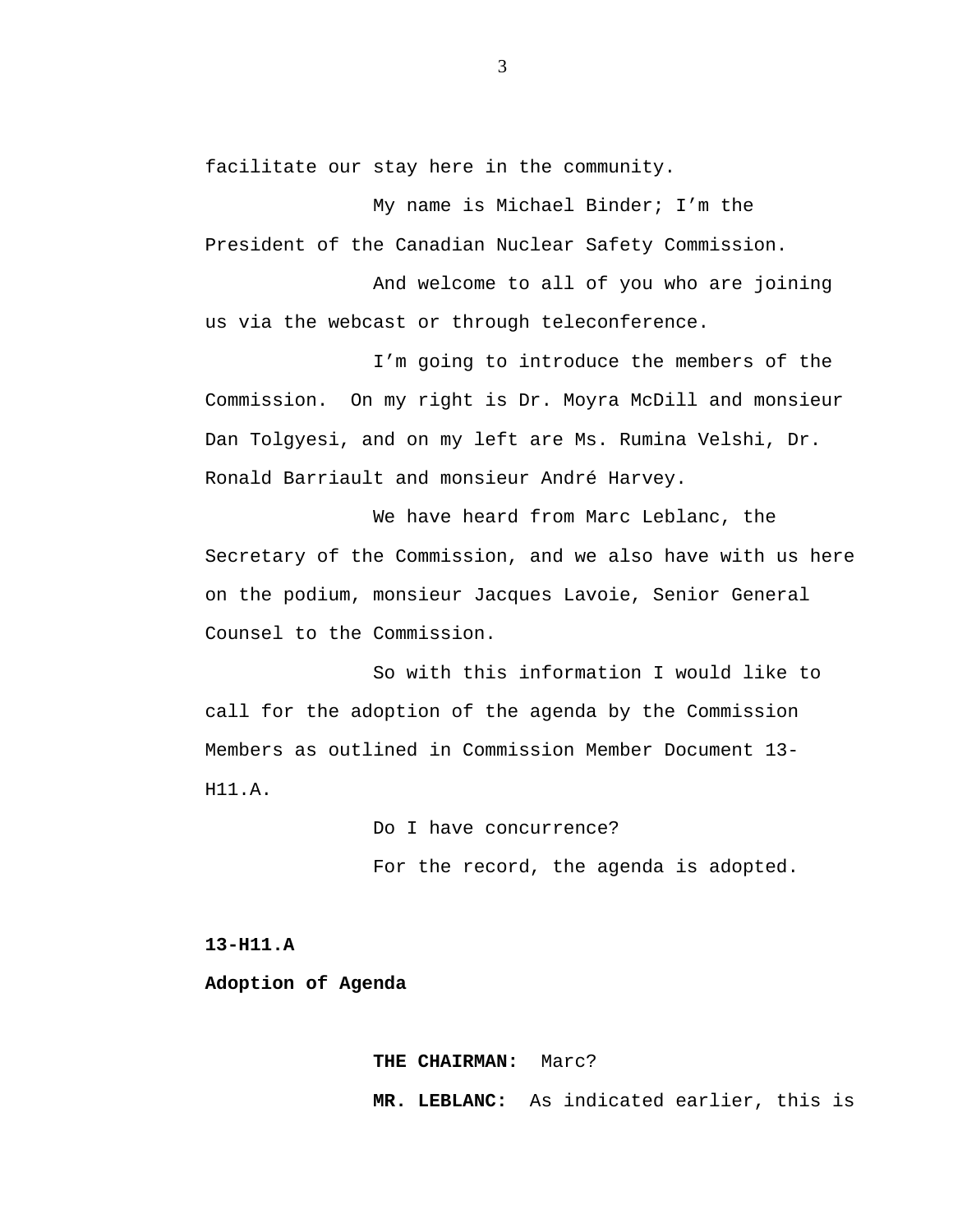facilitate our stay here in the community.

My name is Michael Binder; I'm the President of the Canadian Nuclear Safety Commission.

And welcome to all of you who are joining us via the webcast or through teleconference.

I'm going to introduce the members of the Commission. On my right is Dr. Moyra McDill and monsieur Dan Tolgyesi, and on my left are Ms. Rumina Velshi, Dr. Ronald Barriault and monsieur André Harvey.

We have heard from Marc Leblanc, the Secretary of the Commission, and we also have with us here on the podium, monsieur Jacques Lavoie, Senior General Counsel to the Commission.

So with this information I would like to call for the adoption of the agenda by the Commission Members as outlined in Commission Member Document 13-H11.A.

Do I have concurrence?

For the record, the agenda is adopted.

**13-H11.A**

**Adoption of Agenda**

**THE CHAIRMAN:** Marc?

**MR. LEBLANC:** As indicated earlier, this is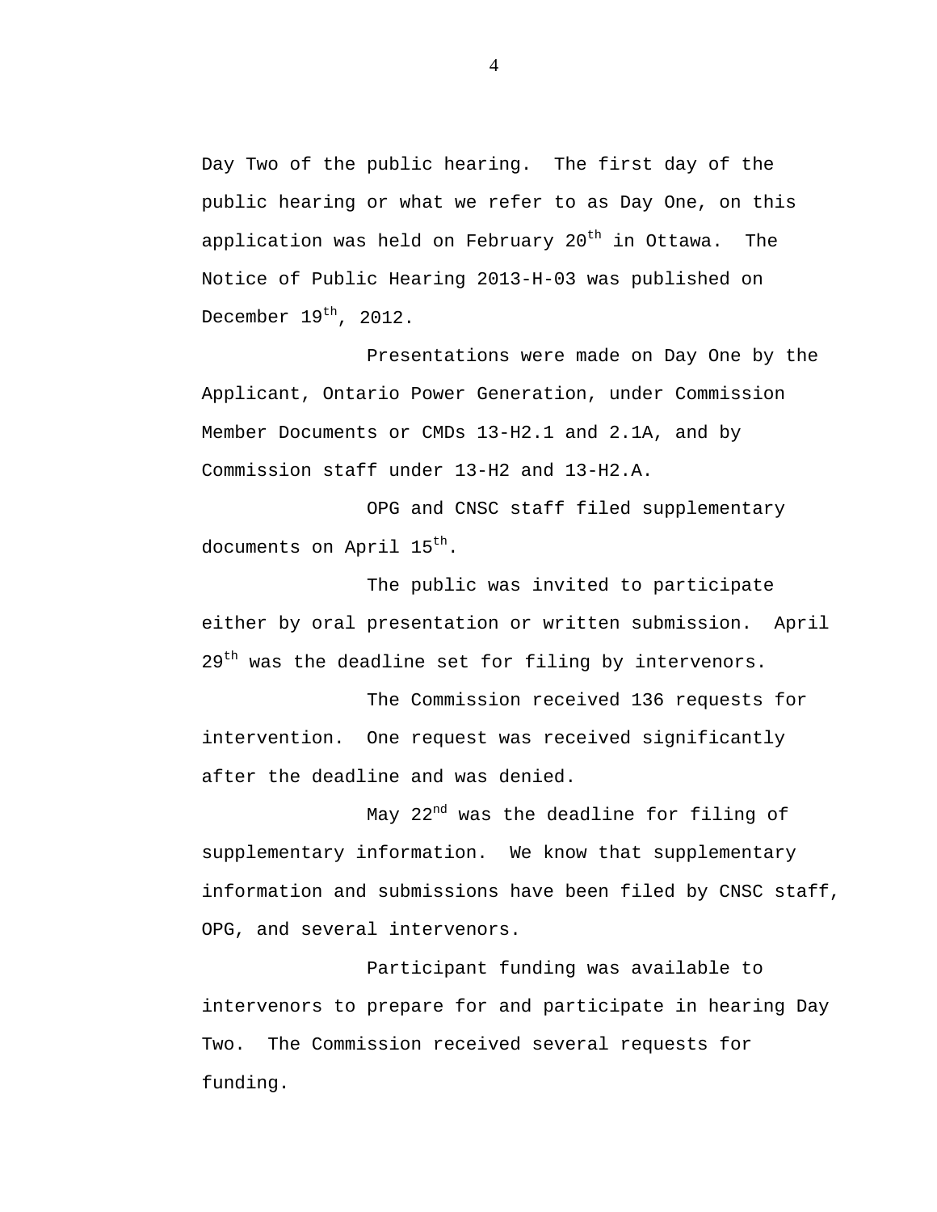Day Two of the public hearing. The first day of the public hearing or what we refer to as Day One, on this application was held on February 20th in Ottawa. The Notice of Public Hearing 2013-H-03 was published on December 19th, 2012.

Presentations were made on Day One by the Applicant, Ontario Power Generation, under Commission Member Documents or CMDs 13-H2.1 and 2.1A, and by Commission staff under 13-H2 and 13-H2.A.

OPG and CNSC staff filed supplementary documents on April 15th.

The public was invited to participate either by oral presentation or written submission. April 29th was the deadline set for filing by intervenors.

The Commission received 136 requests for intervention. One request was received significantly after the deadline and was denied.

May 22nd was the deadline for filing of supplementary information. We know that supplementary information and submissions have been filed by CNSC staff, OPG, and several intervenors.

Participant funding was available to intervenors to prepare for and participate in hearing Day Two. The Commission received several requests for funding.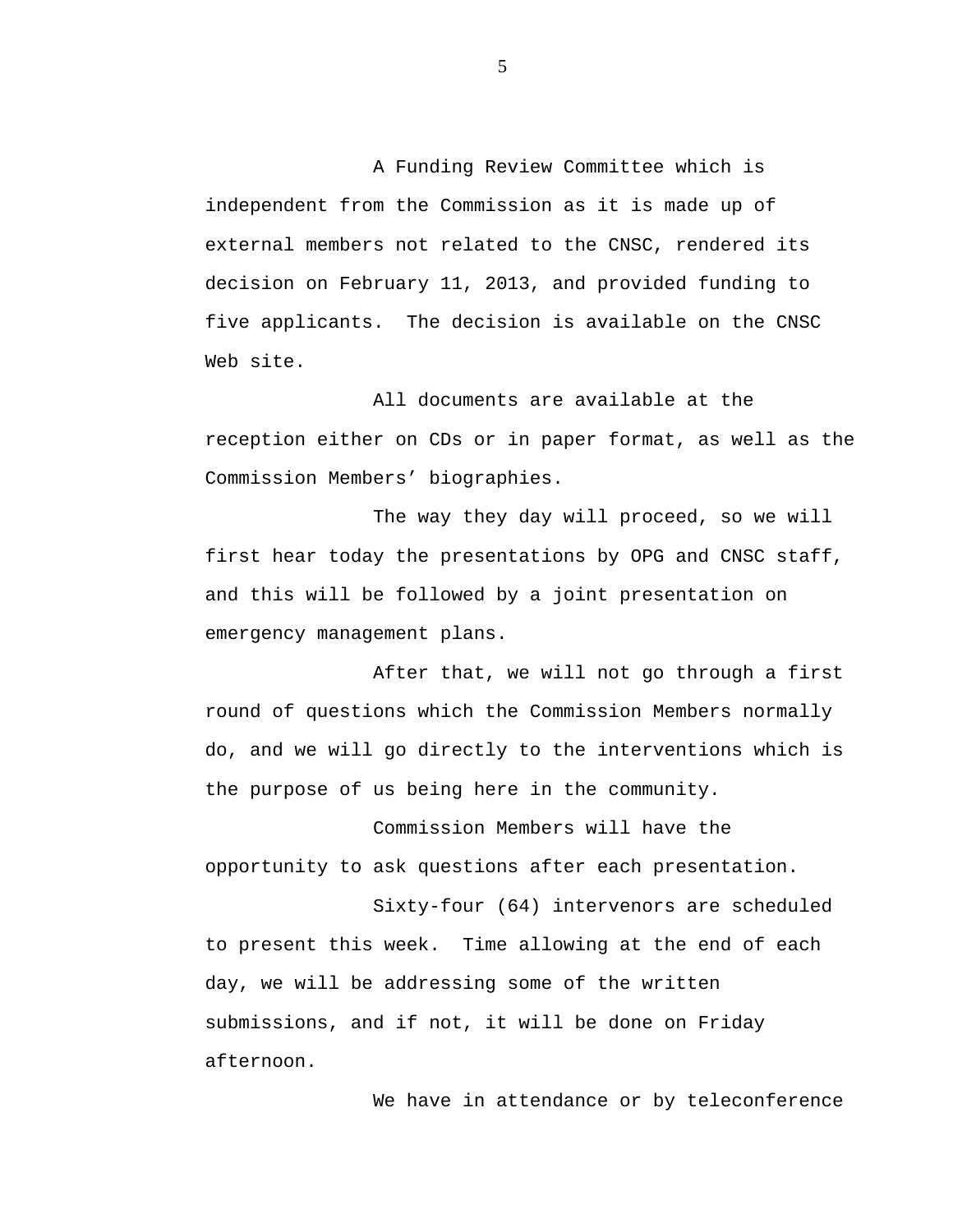A Funding Review Committee which is independent from the Commission as it is made up of external members not related to the CNSC, rendered its decision on February 11, 2013, and provided funding to five applicants.  The decision is available on the CNSC Web site.

All documents are available at the reception either on CDs or in paper format, as well as the Commission Members' biographies.

The way they day will proceed, so we will first hear today the presentations by OPG and CNSC staff, and this will be followed by a joint presentation on emergency management plans.

After that, we will not go through a first round of questions which the Commission Members normally do, and we will go directly to the interventions which is the purpose of us being here in the community.

Commission Members will have the opportunity to ask questions after each presentation.

Sixty-four (64) intervenors are scheduled to present this week.  Time allowing at the end of each day, we will be addressing some of the written submissions, and if not, it will be done on Friday afternoon.

We have in attendance or by teleconference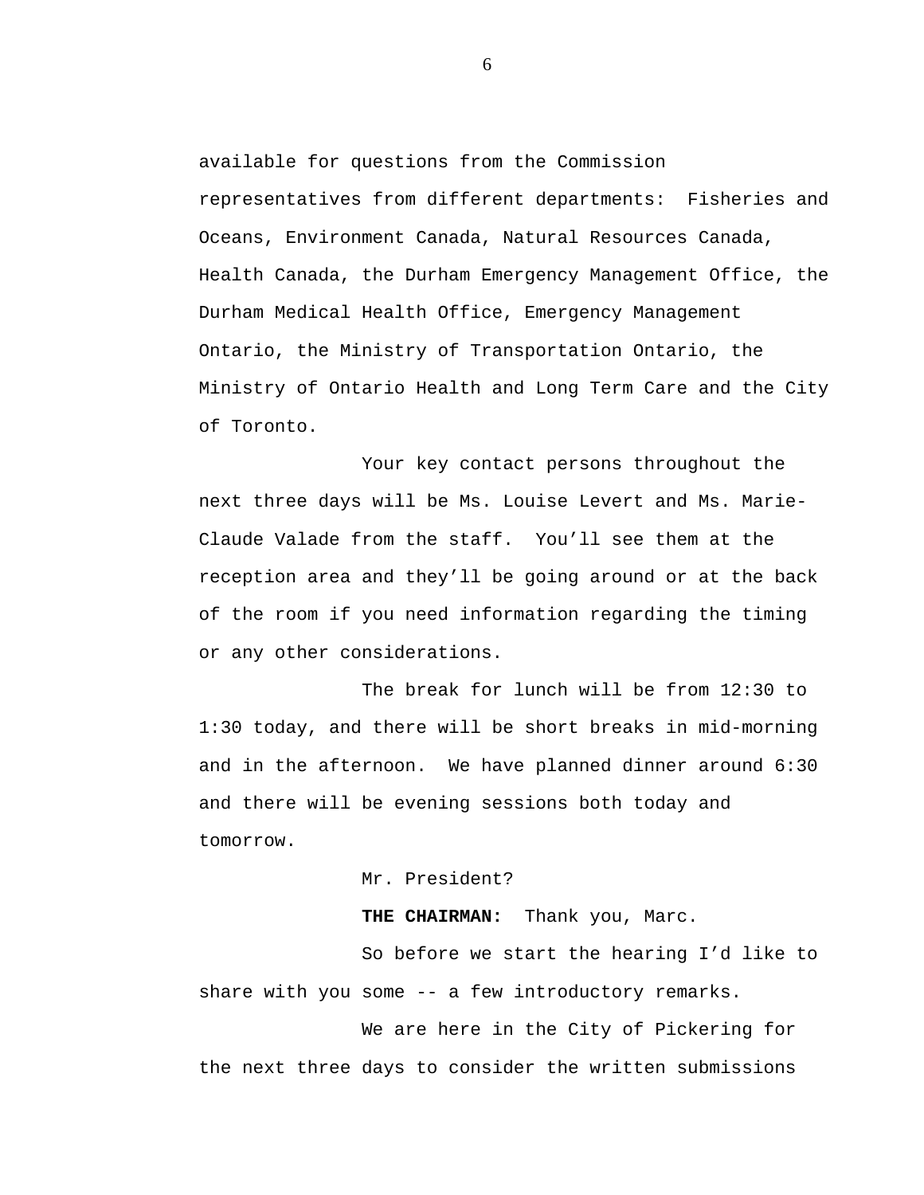available for questions from the Commission representatives from different departments: Fisheries and Oceans, Environment Canada, Natural Resources Canada, Health Canada, the Durham Emergency Management Office, the Durham Medical Health Office, Emergency Management Ontario, the Ministry of Transportation Ontario, the Ministry of Ontario Health and Long Term Care and the City of Toronto.

Your key contact persons throughout the next three days will be Ms. Louise Levert and Ms. Marie-Claude Valade from the staff. You'll see them at the reception area and they'll be going around or at the back of the room if you need information regarding the timing or any other considerations.

The break for lunch will be from 12:30 to 1:30 today, and there will be short breaks in mid-morning and in the afternoon. We have planned dinner around 6:30 and there will be evening sessions both today and tomorrow.

Mr. President?

**THE CHAIRMAN:** Thank you, Marc.

So before we start the hearing I'd like to share with you some -- a few introductory remarks.

We are here in the City of Pickering for the next three days to consider the written submissions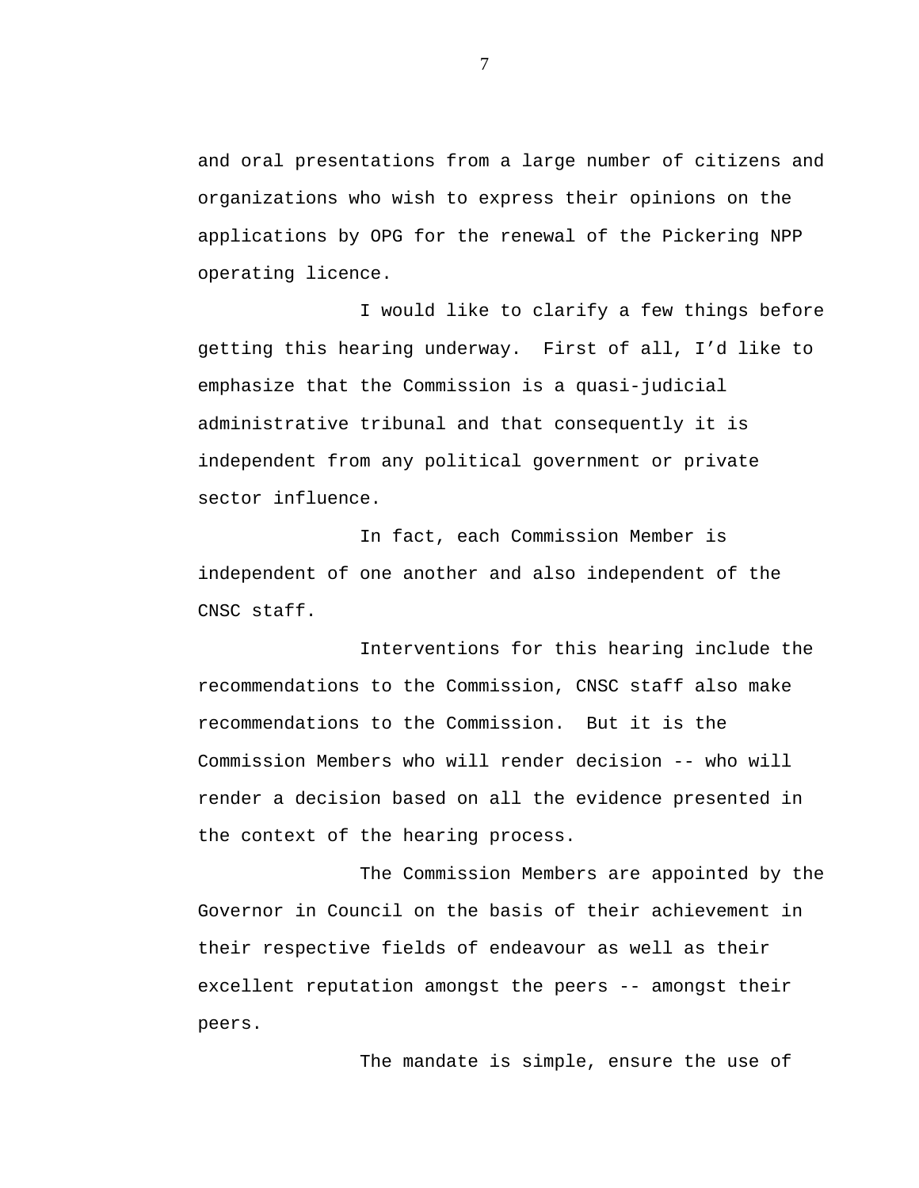and oral presentations from a large number of citizens and organizations who wish to express their opinions on the applications by OPG for the renewal of the Pickering NPP operating licence.

I would like to clarify a few things before getting this hearing underway. First of all, I’d like to emphasize that the Commission is a quasi-judicial administrative tribunal and that consequently it is independent from any political government or private sector influence.

In fact, each Commission Member is independent of one another and also independent of the CNSC staff.

Interventions for this hearing include the recommendations to the Commission, CNSC staff also make recommendations to the Commission. But it is the Commission Members who will render decision -- who will render a decision based on all the evidence presented in the context of the hearing process.

The Commission Members are appointed by the Governor in Council on the basis of their achievement in their respective fields of endeavour as well as their excellent reputation amongst the peers -- amongst their peers.

The mandate is simple, ensure the use of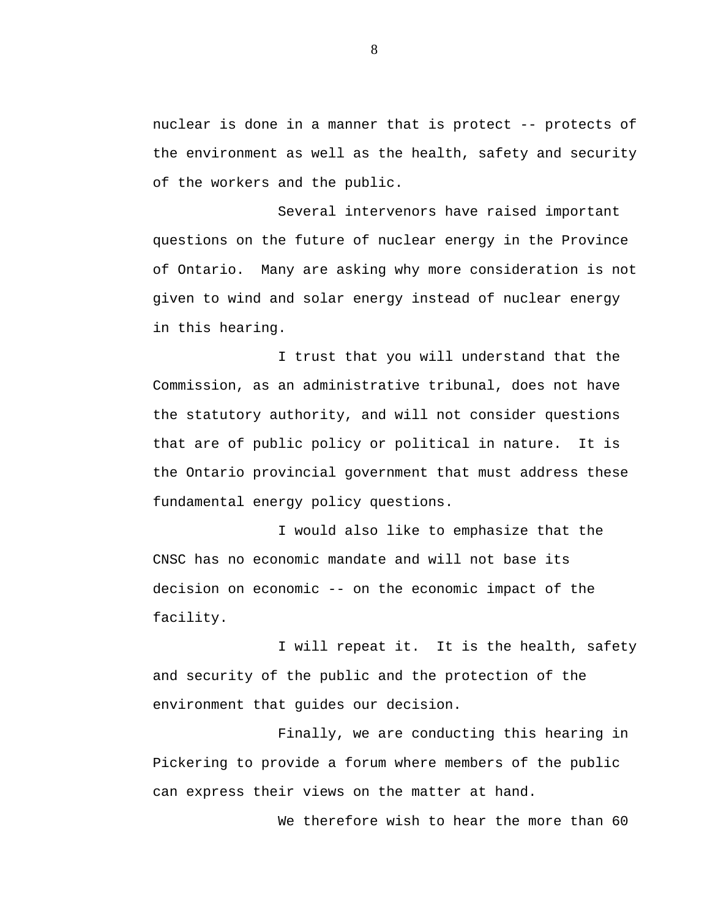nuclear is done in a manner that is protect -- protects of the environment as well as the health, safety and security of the workers and the public.

Several intervenors have raised important questions on the future of nuclear energy in the Province of Ontario. Many are asking why more consideration is not given to wind and solar energy instead of nuclear energy in this hearing.

I trust that you will understand that the Commission, as an administrative tribunal, does not have the statutory authority, and will not consider questions that are of public policy or political in nature. It is the Ontario provincial government that must address these fundamental energy policy questions.

I would also like to emphasize that the CNSC has no economic mandate and will not base its decision on economic -- on the economic impact of the facility.

I will repeat it. It is the health, safety and security of the public and the protection of the environment that guides our decision.

Finally, we are conducting this hearing in Pickering to provide a forum where members of the public can express their views on the matter at hand.

We therefore wish to hear the more than 60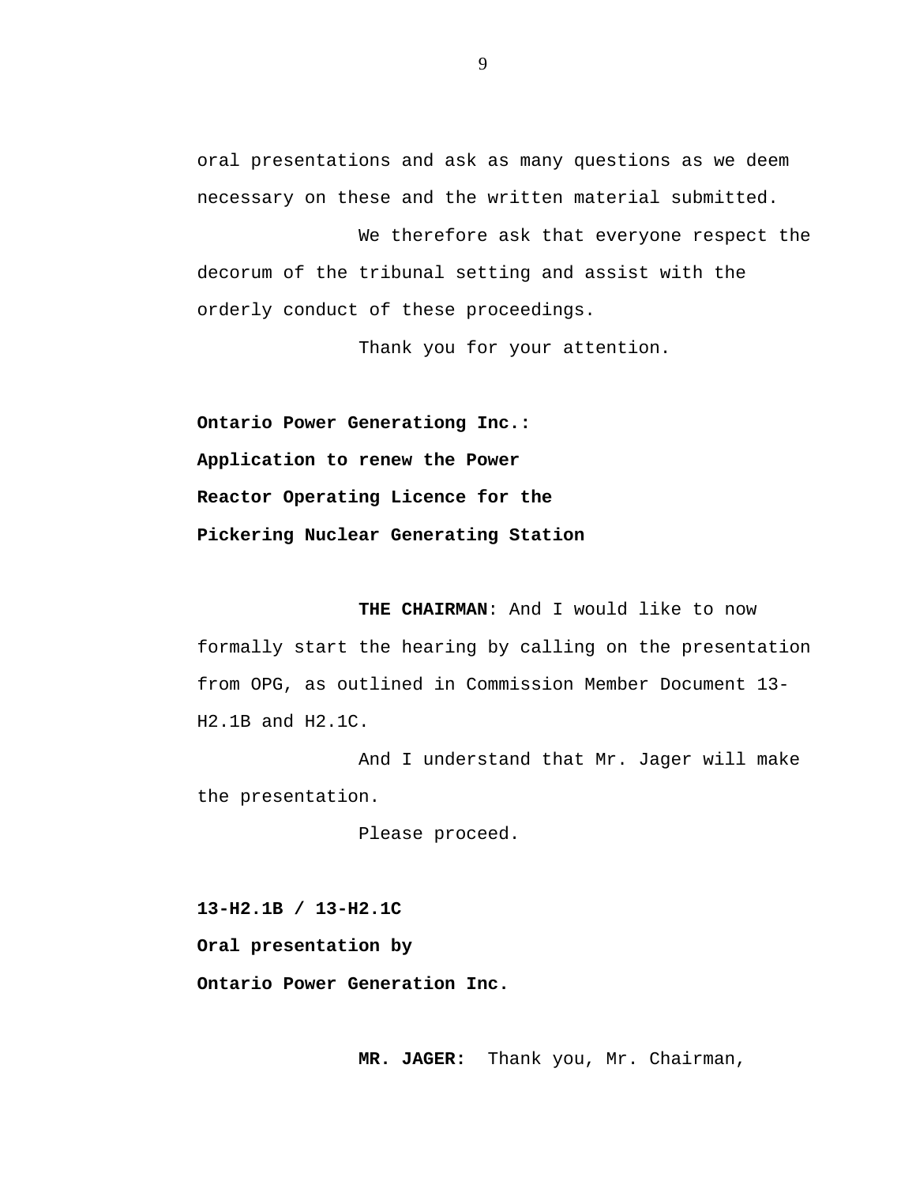oral presentations and ask as many questions as we deem necessary on these and the written material submitted.

We therefore ask that everyone respect the decorum of the tribunal setting and assist with the orderly conduct of these proceedings.

Thank you for your attention.

**Ontario Power Generationg Inc.:**
**Application to renew the Power**
**Reactor Operating Licence for the**
**Pickering Nuclear Generating Station**

**THE CHAIRMAN**: And I would like to now formally start the hearing by calling on the presentation from OPG, as outlined in Commission Member Document 13-H2.1B and H2.1C.

And I understand that Mr. Jager will make the presentation.

Please proceed.

**13-H2.1B / 13-H2.1C**
**Oral presentation by**
**Ontario Power Generation Inc.**

**MR. JAGER:** Thank you, Mr. Chairman,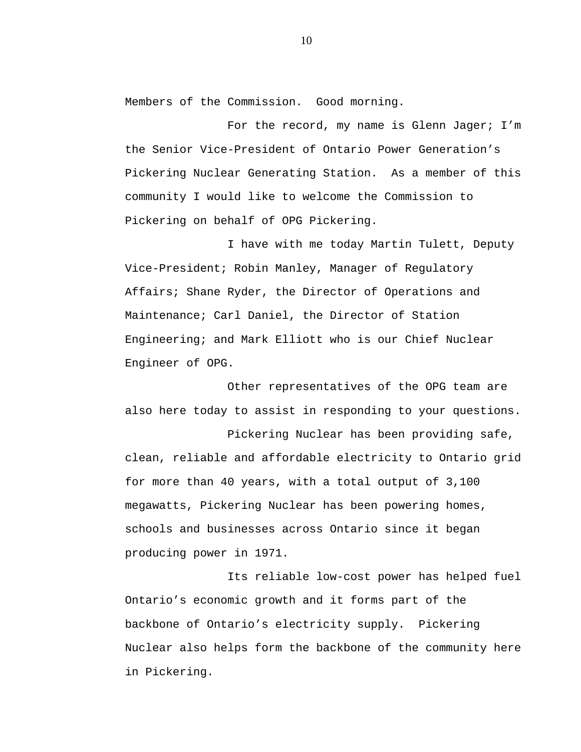Members of the Commission. Good morning.

For the record, my name is Glenn Jager; I'm the Senior Vice-President of Ontario Power Generation's Pickering Nuclear Generating Station. As a member of this community I would like to welcome the Commission to Pickering on behalf of OPG Pickering.

I have with me today Martin Tulett, Deputy Vice-President; Robin Manley, Manager of Regulatory Affairs; Shane Ryder, the Director of Operations and Maintenance; Carl Daniel, the Director of Station Engineering; and Mark Elliott who is our Chief Nuclear Engineer of OPG.

Other representatives of the OPG team are also here today to assist in responding to your questions.

Pickering Nuclear has been providing safe, clean, reliable and affordable electricity to Ontario grid for more than 40 years, with a total output of 3,100 megawatts, Pickering Nuclear has been powering homes, schools and businesses across Ontario since it began producing power in 1971.

Its reliable low-cost power has helped fuel Ontario's economic growth and it forms part of the backbone of Ontario's electricity supply. Pickering Nuclear also helps form the backbone of the community here in Pickering.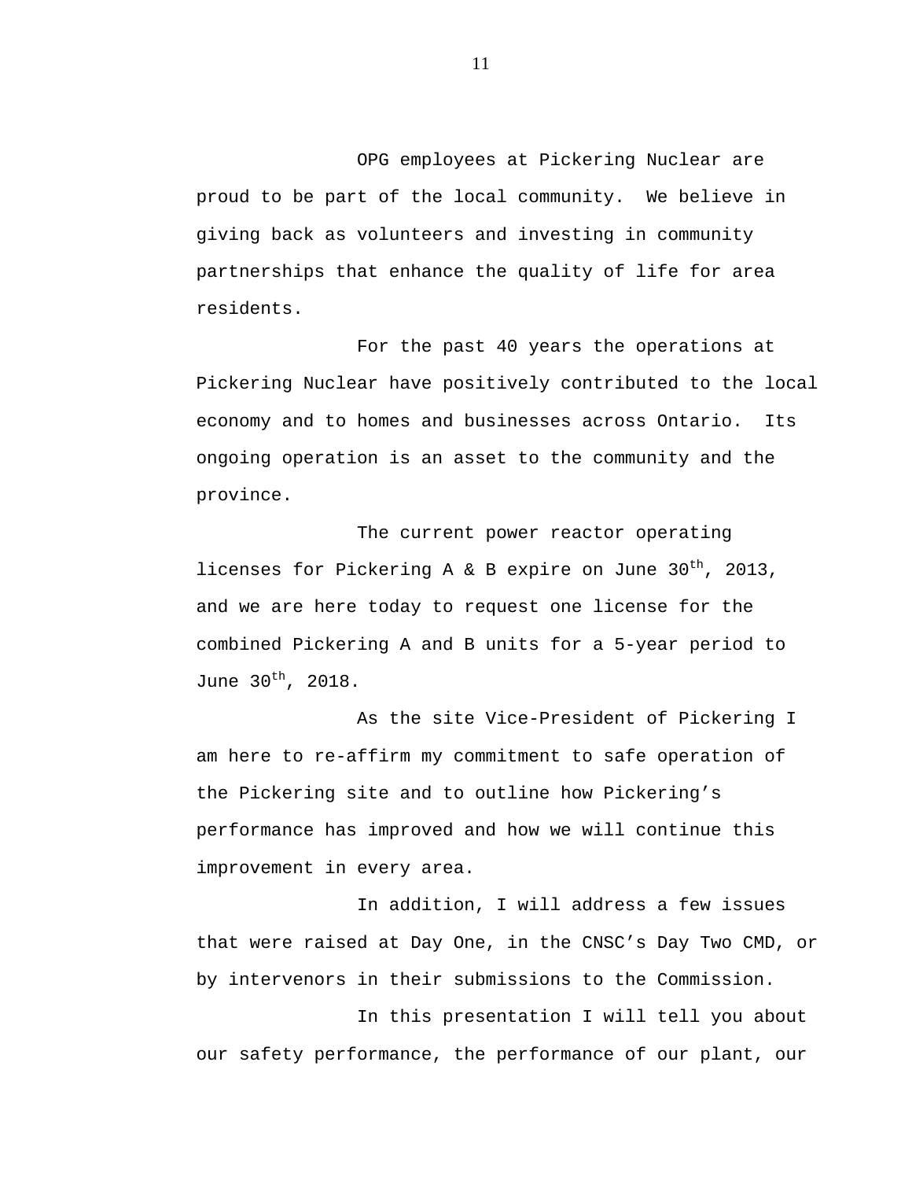OPG employees at Pickering Nuclear are proud to be part of the local community. We believe in giving back as volunteers and investing in community partnerships that enhance the quality of life for area residents.

For the past 40 years the operations at Pickering Nuclear have positively contributed to the local economy and to homes and businesses across Ontario. Its ongoing operation is an asset to the community and the province.

The current power reactor operating licenses for Pickering A & B expire on June 30th, 2013, and we are here today to request one license for the combined Pickering A and B units for a 5-year period to June 30th, 2018.

As the site Vice-President of Pickering I am here to re-affirm my commitment to safe operation of the Pickering site and to outline how Pickering's performance has improved and how we will continue this improvement in every area.

In addition, I will address a few issues that were raised at Day One, in the CNSC's Day Two CMD, or by intervenors in their submissions to the Commission.

In this presentation I will tell you about our safety performance, the performance of our plant, our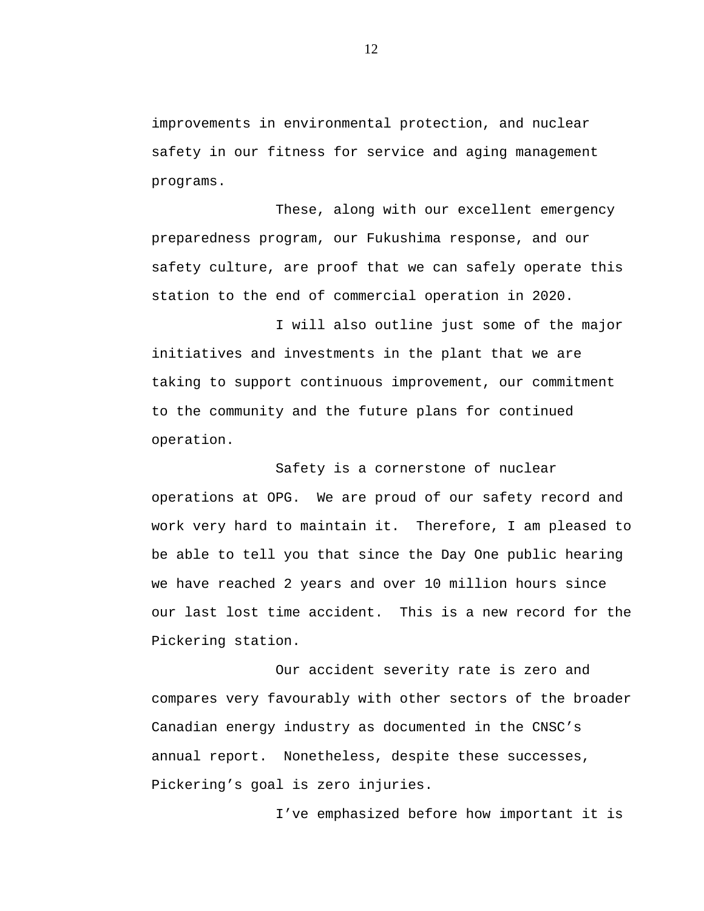improvements in environmental protection, and nuclear safety in our fitness for service and aging management programs.

These, along with our excellent emergency preparedness program, our Fukushima response, and our safety culture, are proof that we can safely operate this station to the end of commercial operation in 2020.

I will also outline just some of the major initiatives and investments in the plant that we are taking to support continuous improvement, our commitment to the community and the future plans for continued operation.

Safety is a cornerstone of nuclear operations at OPG.  We are proud of our safety record and work very hard to maintain it.  Therefore, I am pleased to be able to tell you that since the Day One public hearing we have reached 2 years and over 10 million hours since our last lost time accident.  This is a new record for the Pickering station.

Our accident severity rate is zero and compares very favourably with other sectors of the broader Canadian energy industry as documented in the CNSC's annual report.  Nonetheless, despite these successes, Pickering's goal is zero injuries.

I've emphasized before how important it is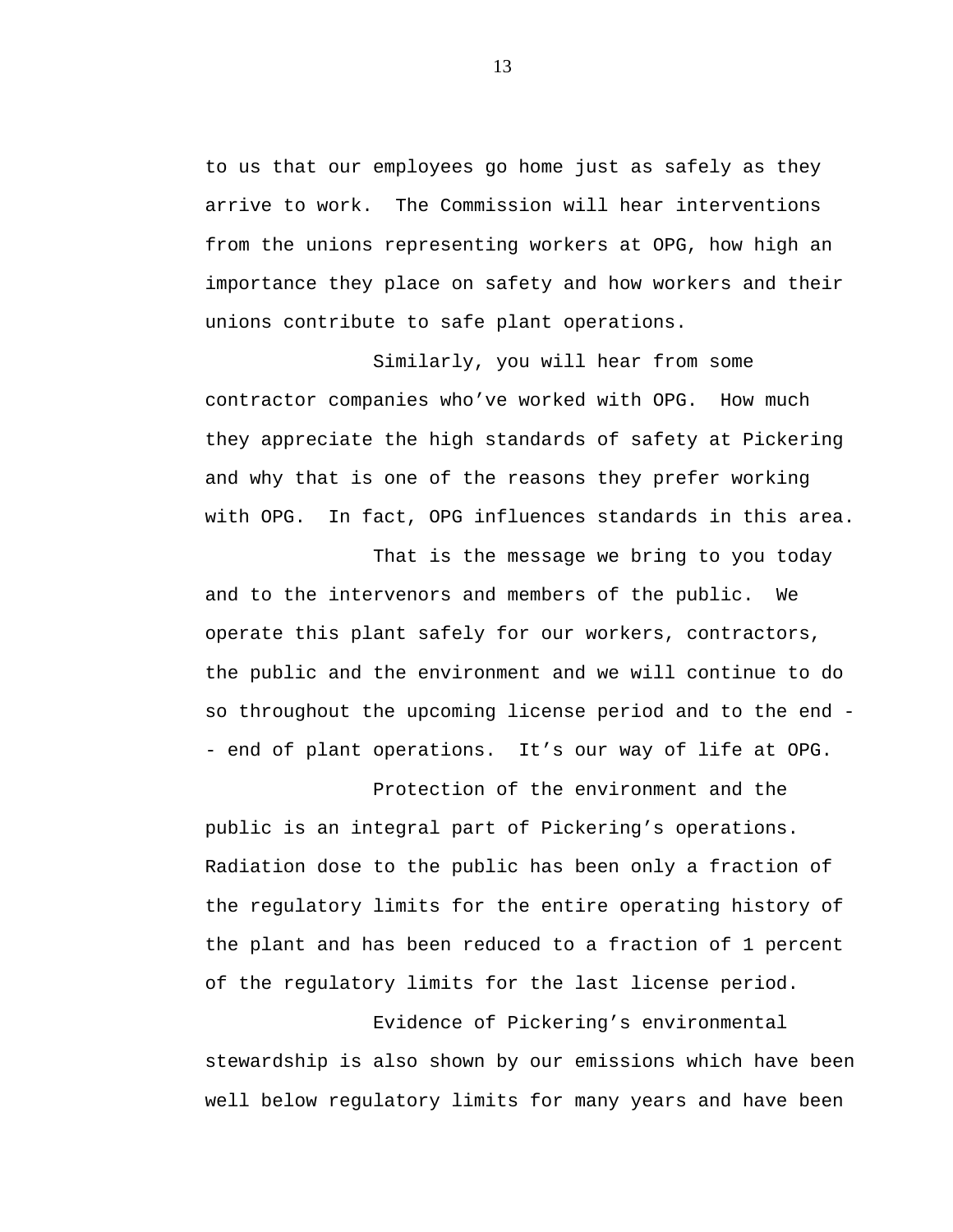to us that our employees go home just as safely as they arrive to work. The Commission will hear interventions from the unions representing workers at OPG, how high an importance they place on safety and how workers and their unions contribute to safe plant operations.

Similarly, you will hear from some contractor companies who've worked with OPG. How much they appreciate the high standards of safety at Pickering and why that is one of the reasons they prefer working with OPG. In fact, OPG influences standards in this area.

That is the message we bring to you today and to the intervenors and members of the public. We operate this plant safely for our workers, contractors, the public and the environment and we will continue to do so throughout the upcoming license period and to the end -- end of plant operations. It's our way of life at OPG.

Protection of the environment and the public is an integral part of Pickering's operations. Radiation dose to the public has been only a fraction of the regulatory limits for the entire operating history of the plant and has been reduced to a fraction of 1 percent of the regulatory limits for the last license period.

Evidence of Pickering's environmental stewardship is also shown by our emissions which have been well below regulatory limits for many years and have been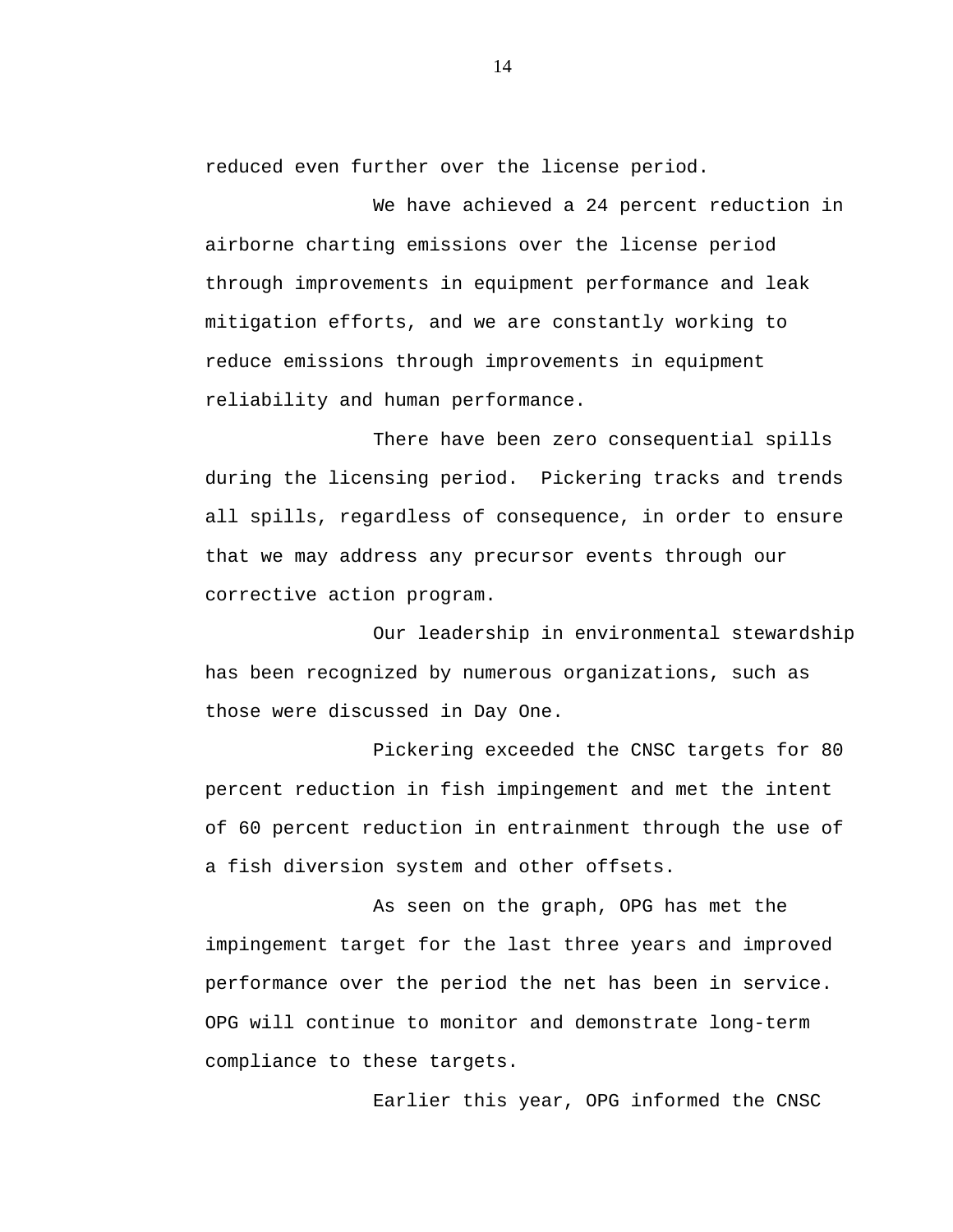reduced even further over the license period.

We have achieved a 24 percent reduction in airborne charting emissions over the license period through improvements in equipment performance and leak mitigation efforts, and we are constantly working to reduce emissions through improvements in equipment reliability and human performance.

There have been zero consequential spills during the licensing period. Pickering tracks and trends all spills, regardless of consequence, in order to ensure that we may address any precursor events through our corrective action program.

Our leadership in environmental stewardship has been recognized by numerous organizations, such as those were discussed in Day One.

Pickering exceeded the CNSC targets for 80 percent reduction in fish impingement and met the intent of 60 percent reduction in entrainment through the use of a fish diversion system and other offsets.

As seen on the graph, OPG has met the impingement target for the last three years and improved performance over the period the net has been in service. OPG will continue to monitor and demonstrate long-term compliance to these targets.

Earlier this year, OPG informed the CNSC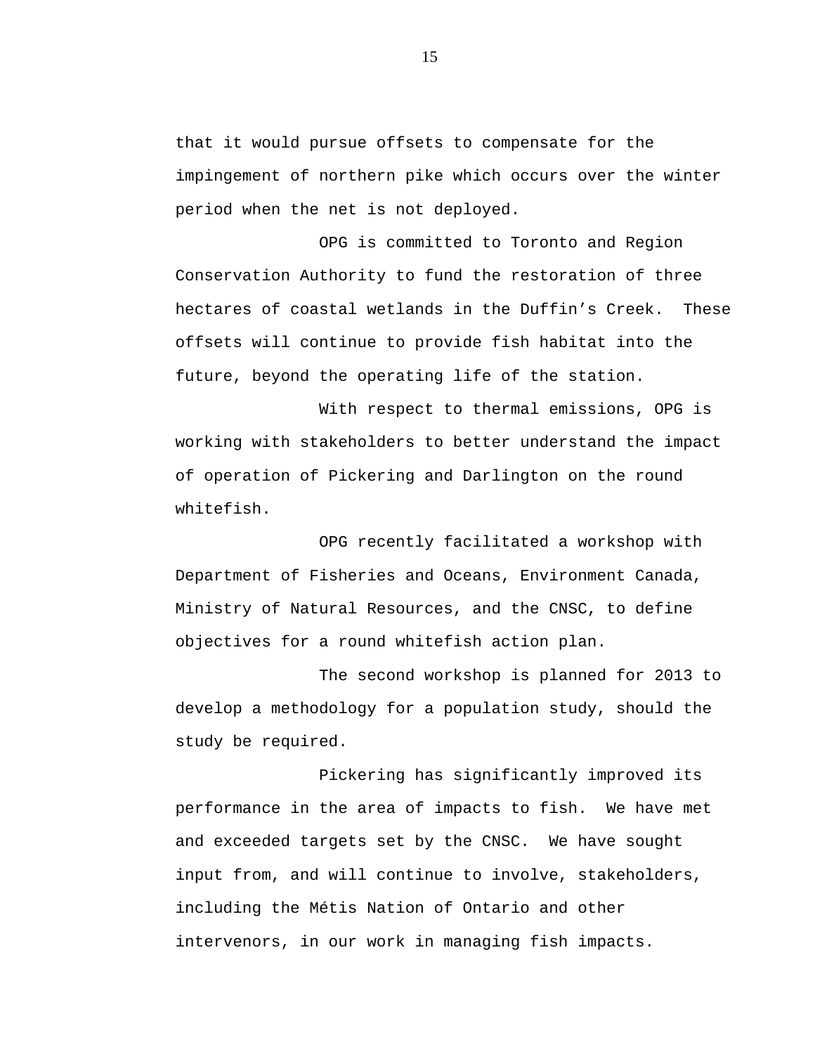that it would pursue offsets to compensate for the impingement of northern pike which occurs over the winter period when the net is not deployed.

OPG is committed to Toronto and Region Conservation Authority to fund the restoration of three hectares of coastal wetlands in the Duffin's Creek. These offsets will continue to provide fish habitat into the future, beyond the operating life of the station.

With respect to thermal emissions, OPG is working with stakeholders to better understand the impact of operation of Pickering and Darlington on the round whitefish.

OPG recently facilitated a workshop with Department of Fisheries and Oceans, Environment Canada, Ministry of Natural Resources, and the CNSC, to define objectives for a round whitefish action plan.

The second workshop is planned for 2013 to develop a methodology for a population study, should the study be required.

Pickering has significantly improved its performance in the area of impacts to fish. We have met and exceeded targets set by the CNSC. We have sought input from, and will continue to involve, stakeholders, including the Métis Nation of Ontario and other intervenors, in our work in managing fish impacts.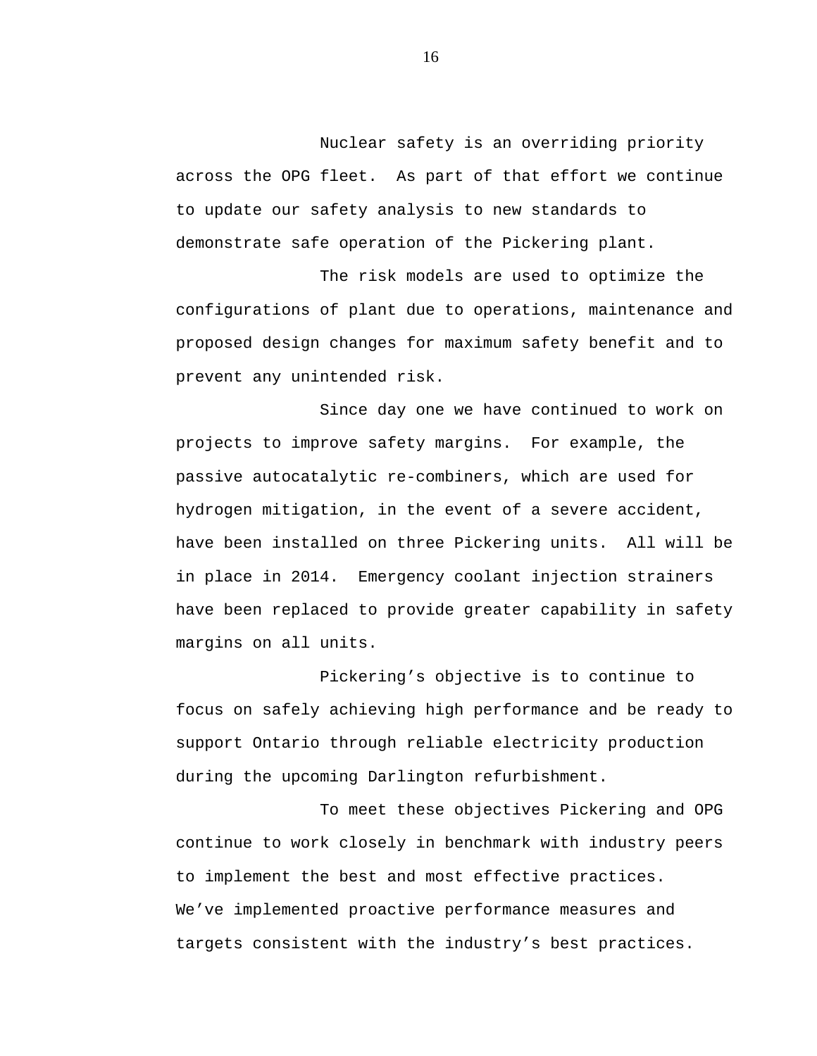Nuclear safety is an overriding priority across the OPG fleet. As part of that effort we continue to update our safety analysis to new standards to demonstrate safe operation of the Pickering plant.

The risk models are used to optimize the configurations of plant due to operations, maintenance and proposed design changes for maximum safety benefit and to prevent any unintended risk.

Since day one we have continued to work on projects to improve safety margins. For example, the passive autocatalytic re-combiners, which are used for hydrogen mitigation, in the event of a severe accident, have been installed on three Pickering units. All will be in place in 2014. Emergency coolant injection strainers have been replaced to provide greater capability in safety margins on all units.

Pickering's objective is to continue to focus on safely achieving high performance and be ready to support Ontario through reliable electricity production during the upcoming Darlington refurbishment.

To meet these objectives Pickering and OPG continue to work closely in benchmark with industry peers to implement the best and most effective practices. We've implemented proactive performance measures and targets consistent with the industry's best practices.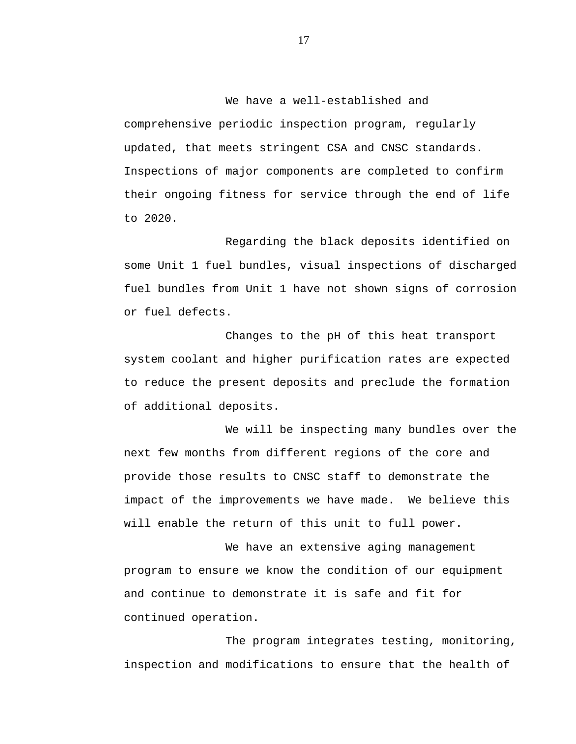We have a well-established and comprehensive periodic inspection program, regularly updated, that meets stringent CSA and CNSC standards. Inspections of major components are completed to confirm their ongoing fitness for service through the end of life to 2020.

Regarding the black deposits identified on some Unit 1 fuel bundles, visual inspections of discharged fuel bundles from Unit 1 have not shown signs of corrosion or fuel defects.

Changes to the pH of this heat transport system coolant and higher purification rates are expected to reduce the present deposits and preclude the formation of additional deposits.

We will be inspecting many bundles over the next few months from different regions of the core and provide those results to CNSC staff to demonstrate the impact of the improvements we have made.  We believe this will enable the return of this unit to full power.

We have an extensive aging management program to ensure we know the condition of our equipment and continue to demonstrate it is safe and fit for continued operation.

The program integrates testing, monitoring, inspection and modifications to ensure that the health of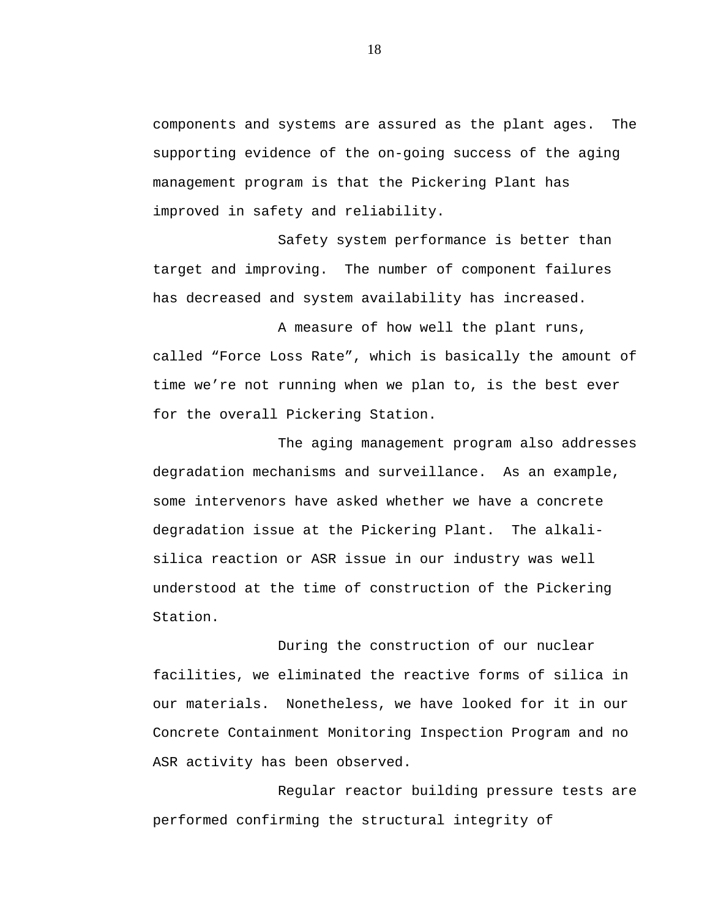components and systems are assured as the plant ages. The supporting evidence of the on-going success of the aging management program is that the Pickering Plant has improved in safety and reliability.

Safety system performance is better than target and improving. The number of component failures has decreased and system availability has increased.

A measure of how well the plant runs, called "Force Loss Rate", which is basically the amount of time we're not running when we plan to, is the best ever for the overall Pickering Station.

The aging management program also addresses degradation mechanisms and surveillance. As an example, some intervenors have asked whether we have a concrete degradation issue at the Pickering Plant. The alkali-silica reaction or ASR issue in our industry was well understood at the time of construction of the Pickering Station.

During the construction of our nuclear facilities, we eliminated the reactive forms of silica in our materials. Nonetheless, we have looked for it in our Concrete Containment Monitoring Inspection Program and no ASR activity has been observed.

Regular reactor building pressure tests are performed confirming the structural integrity of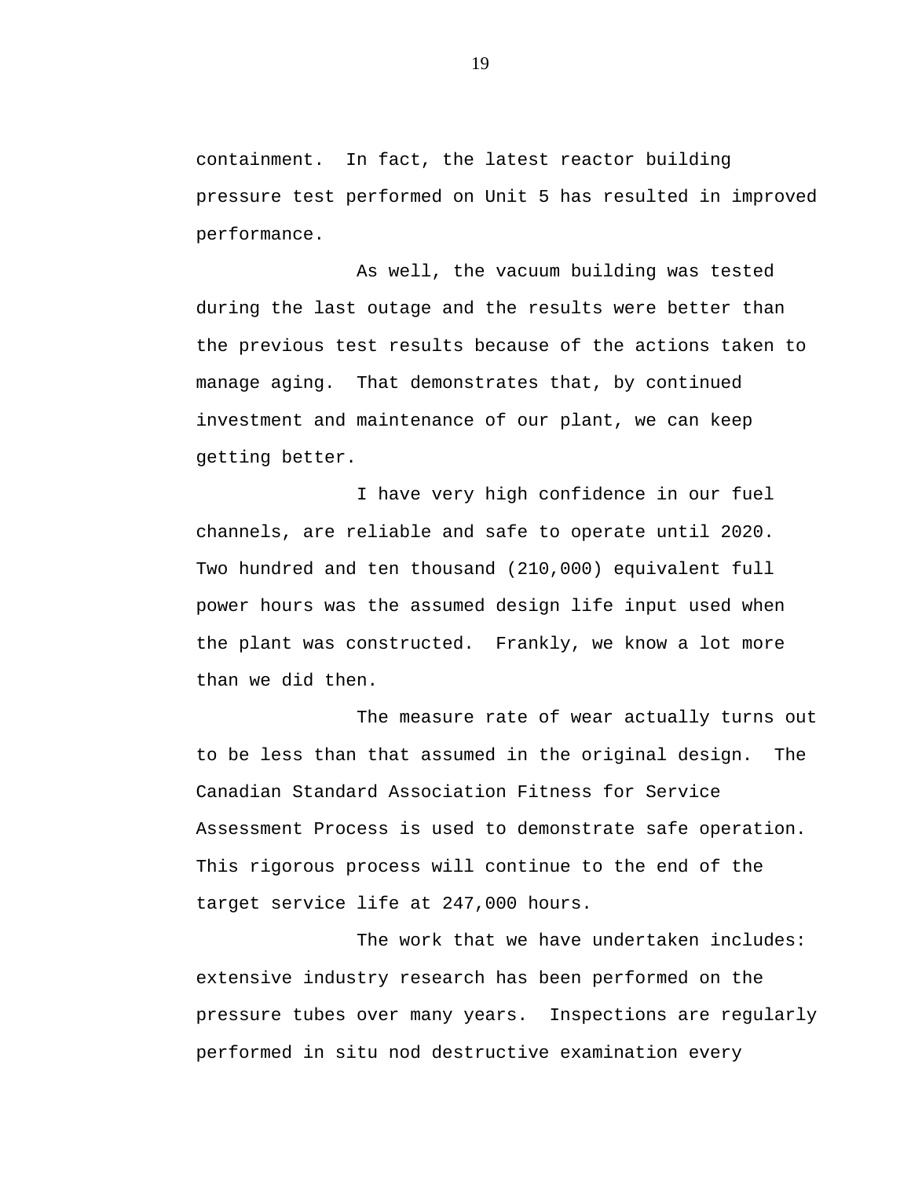containment. In fact, the latest reactor building pressure test performed on Unit 5 has resulted in improved performance.

As well, the vacuum building was tested during the last outage and the results were better than the previous test results because of the actions taken to manage aging. That demonstrates that, by continued investment and maintenance of our plant, we can keep getting better.

I have very high confidence in our fuel channels, are reliable and safe to operate until 2020. Two hundred and ten thousand (210,000) equivalent full power hours was the assumed design life input used when the plant was constructed. Frankly, we know a lot more than we did then.

The measure rate of wear actually turns out to be less than that assumed in the original design. The Canadian Standard Association Fitness for Service Assessment Process is used to demonstrate safe operation. This rigorous process will continue to the end of the target service life at 247,000 hours.

The work that we have undertaken includes: extensive industry research has been performed on the pressure tubes over many years. Inspections are regularly performed in situ nod destructive examination every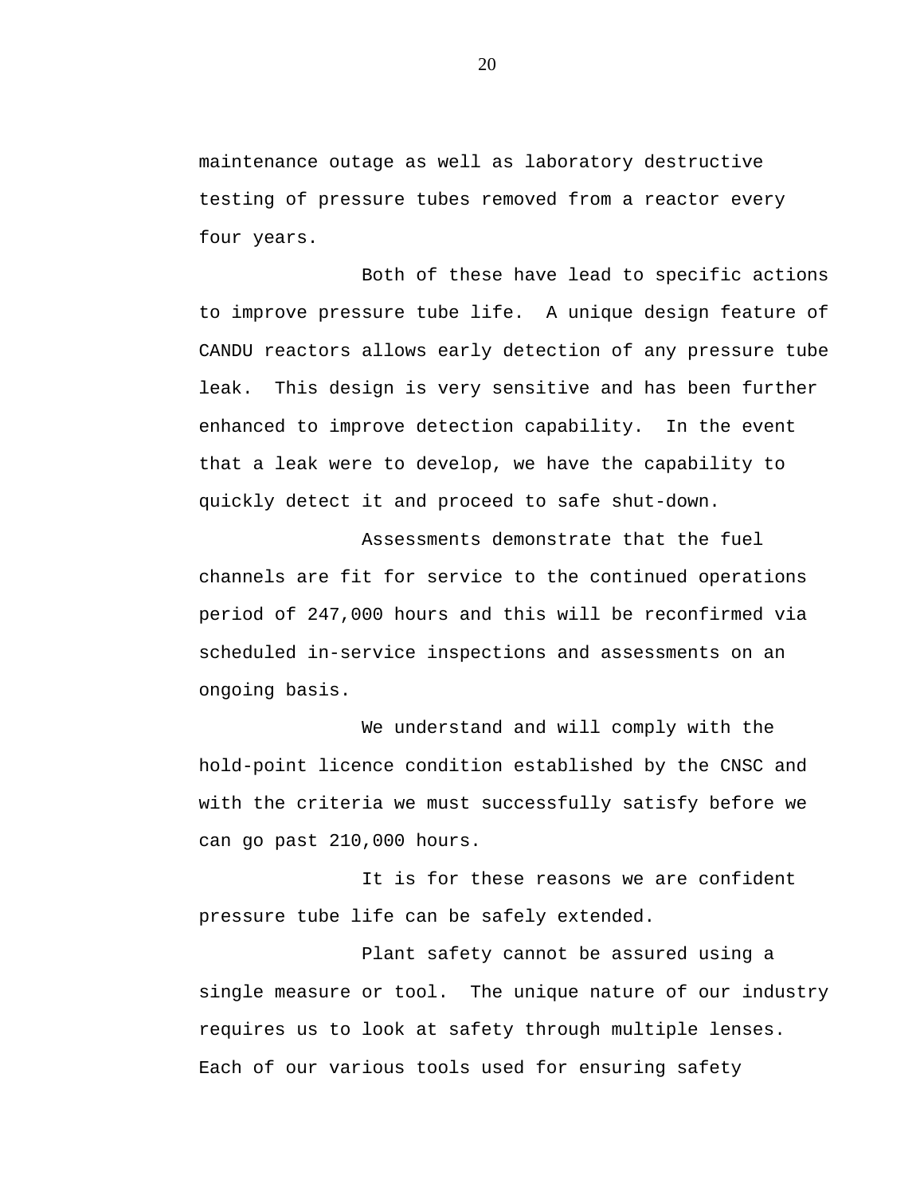maintenance outage as well as laboratory destructive testing of pressure tubes removed from a reactor every four years.

Both of these have lead to specific actions to improve pressure tube life. A unique design feature of CANDU reactors allows early detection of any pressure tube leak. This design is very sensitive and has been further enhanced to improve detection capability. In the event that a leak were to develop, we have the capability to quickly detect it and proceed to safe shut-down.

Assessments demonstrate that the fuel channels are fit for service to the continued operations period of 247,000 hours and this will be reconfirmed via scheduled in-service inspections and assessments on an ongoing basis.

We understand and will comply with the hold-point licence condition established by the CNSC and with the criteria we must successfully satisfy before we can go past 210,000 hours.

It is for these reasons we are confident pressure tube life can be safely extended.

Plant safety cannot be assured using a single measure or tool. The unique nature of our industry requires us to look at safety through multiple lenses. Each of our various tools used for ensuring safety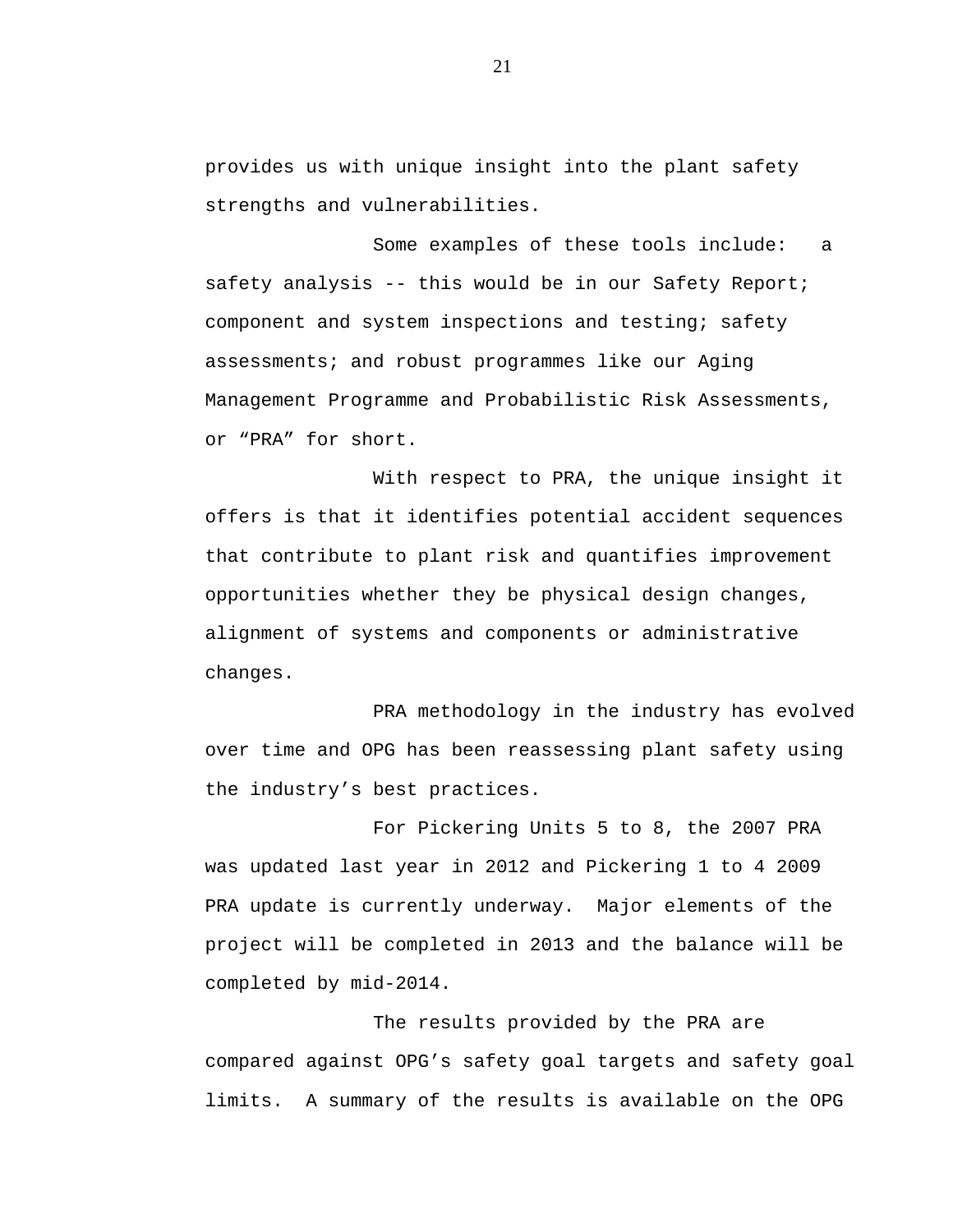provides us with unique insight into the plant safety strengths and vulnerabilities.

Some examples of these tools include: a safety analysis -- this would be in our Safety Report; component and system inspections and testing; safety assessments; and robust programmes like our Aging Management Programme and Probabilistic Risk Assessments, or “PRA” for short.

With respect to PRA, the unique insight it offers is that it identifies potential accident sequences that contribute to plant risk and quantifies improvement opportunities whether they be physical design changes, alignment of systems and components or administrative changes.

PRA methodology in the industry has evolved over time and OPG has been reassessing plant safety using the industry’s best practices.

For Pickering Units 5 to 8, the 2007 PRA was updated last year in 2012 and Pickering 1 to 4 2009 PRA update is currently underway. Major elements of the project will be completed in 2013 and the balance will be completed by mid-2014.

The results provided by the PRA are compared against OPG’s safety goal targets and safety goal limits. A summary of the results is available on the OPG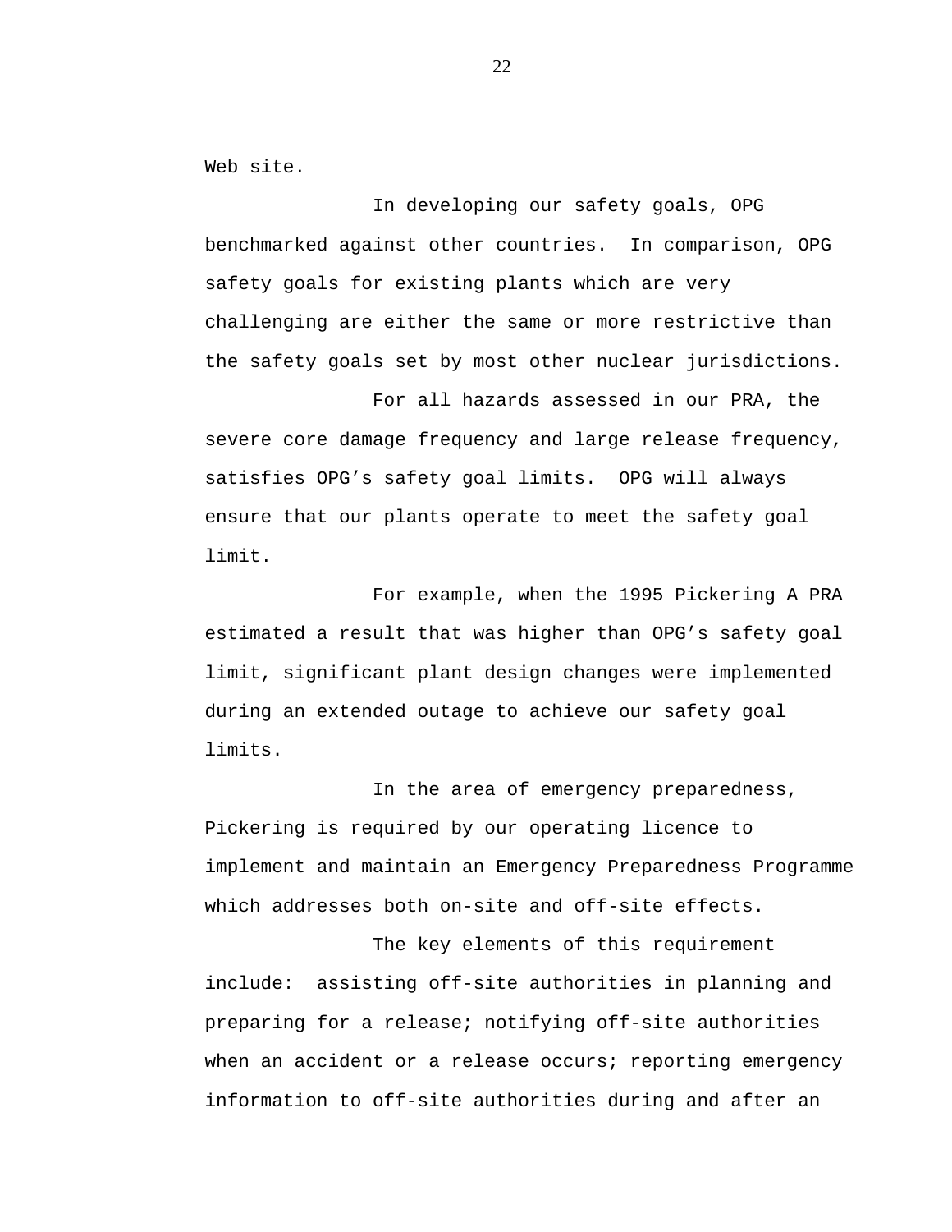Web site.

In developing our safety goals, OPG benchmarked against other countries. In comparison, OPG safety goals for existing plants which are very challenging are either the same or more restrictive than the safety goals set by most other nuclear jurisdictions.

For all hazards assessed in our PRA, the severe core damage frequency and large release frequency, satisfies OPG's safety goal limits. OPG will always ensure that our plants operate to meet the safety goal limit.

For example, when the 1995 Pickering A PRA estimated a result that was higher than OPG's safety goal limit, significant plant design changes were implemented during an extended outage to achieve our safety goal limits.

In the area of emergency preparedness, Pickering is required by our operating licence to implement and maintain an Emergency Preparedness Programme which addresses both on-site and off-site effects.

The key elements of this requirement include: assisting off-site authorities in planning and preparing for a release; notifying off-site authorities when an accident or a release occurs; reporting emergency information to off-site authorities during and after an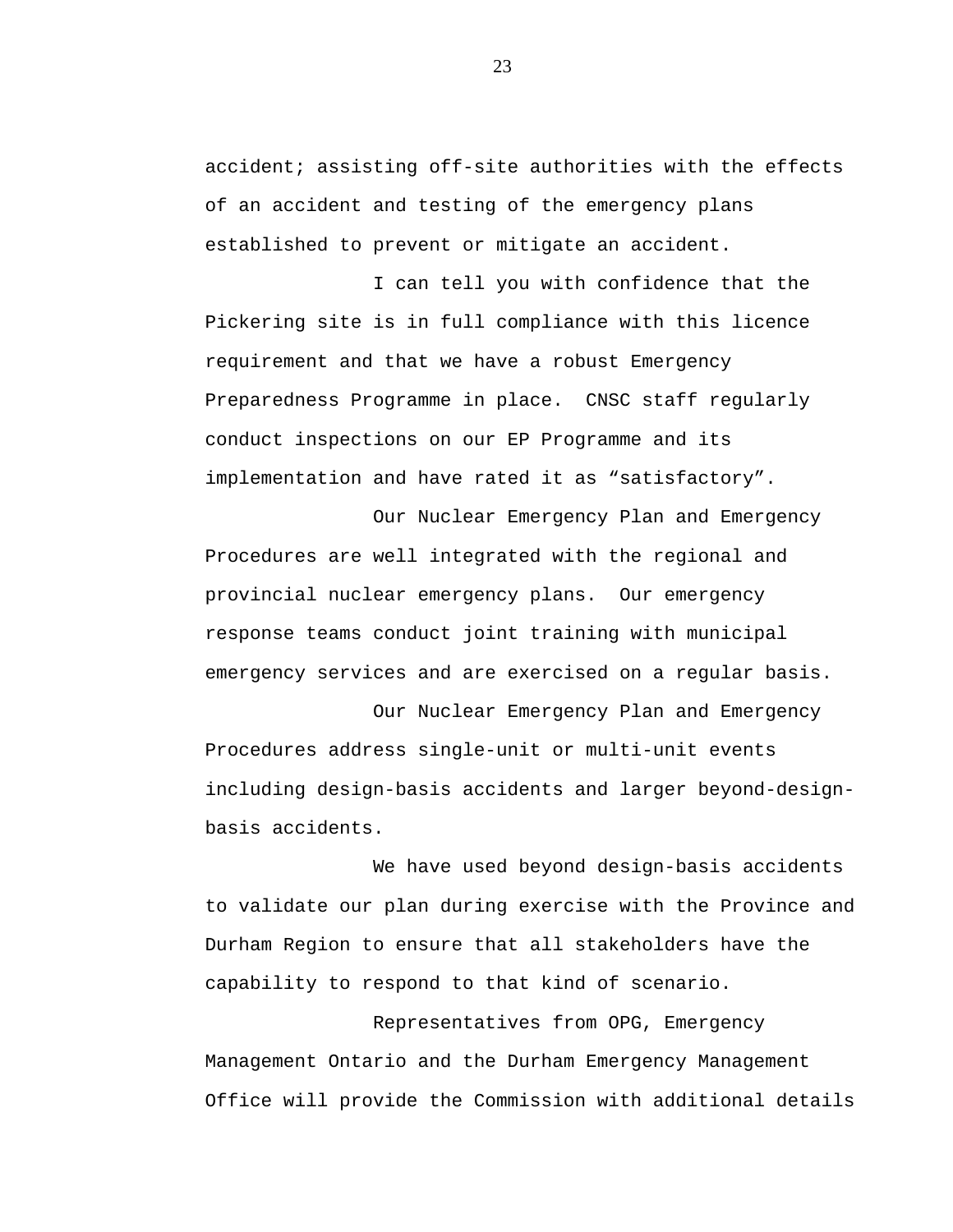accident; assisting off-site authorities with the effects of an accident and testing of the emergency plans established to prevent or mitigate an accident.

I can tell you with confidence that the Pickering site is in full compliance with this licence requirement and that we have a robust Emergency Preparedness Programme in place. CNSC staff regularly conduct inspections on our EP Programme and its implementation and have rated it as “satisfactory”.

Our Nuclear Emergency Plan and Emergency Procedures are well integrated with the regional and provincial nuclear emergency plans. Our emergency response teams conduct joint training with municipal emergency services and are exercised on a regular basis.

Our Nuclear Emergency Plan and Emergency Procedures address single-unit or multi-unit events including design-basis accidents and larger beyond-design-basis accidents.

We have used beyond design-basis accidents to validate our plan during exercise with the Province and Durham Region to ensure that all stakeholders have the capability to respond to that kind of scenario.

Representatives from OPG, Emergency Management Ontario and the Durham Emergency Management Office will provide the Commission with additional details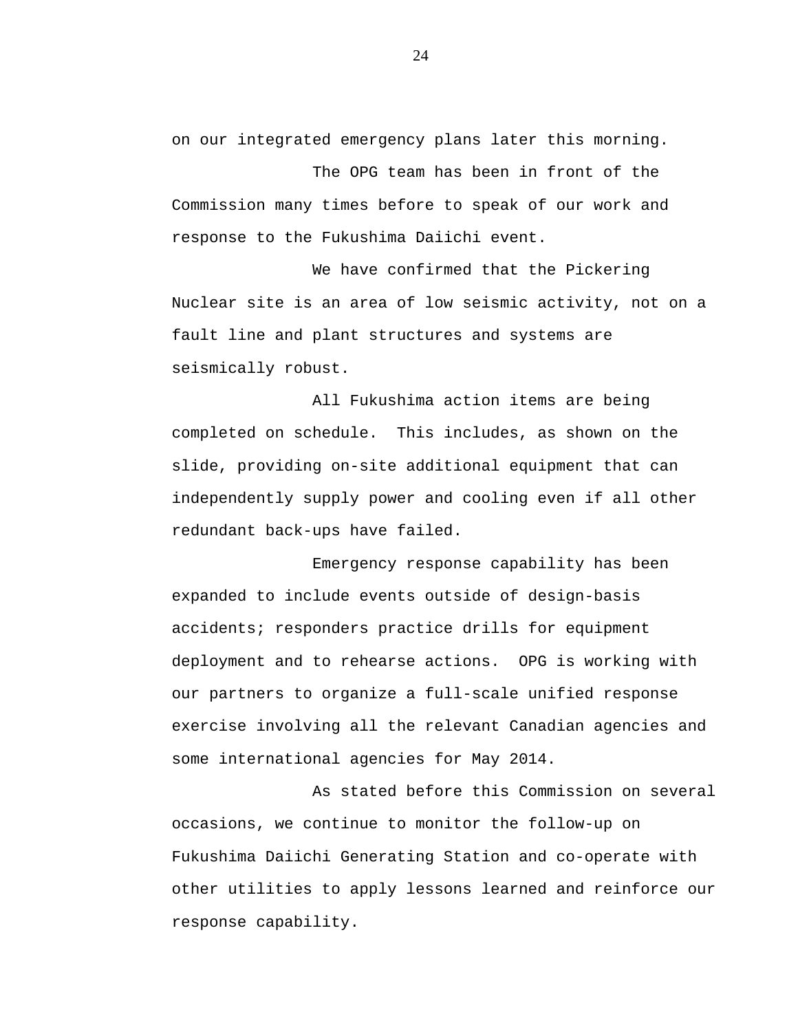on our integrated emergency plans later this morning.

The OPG team has been in front of the Commission many times before to speak of our work and response to the Fukushima Daiichi event.

We have confirmed that the Pickering Nuclear site is an area of low seismic activity, not on a fault line and plant structures and systems are seismically robust.

All Fukushima action items are being completed on schedule.  This includes, as shown on the slide, providing on-site additional equipment that can independently supply power and cooling even if all other redundant back-ups have failed.

Emergency response capability has been expanded to include events outside of design-basis accidents; responders practice drills for equipment deployment and to rehearse actions.  OPG is working with our partners to organize a full-scale unified response exercise involving all the relevant Canadian agencies and some international agencies for May 2014.

As stated before this Commission on several occasions, we continue to monitor the follow-up on Fukushima Daiichi Generating Station and co-operate with other utilities to apply lessons learned and reinforce our response capability.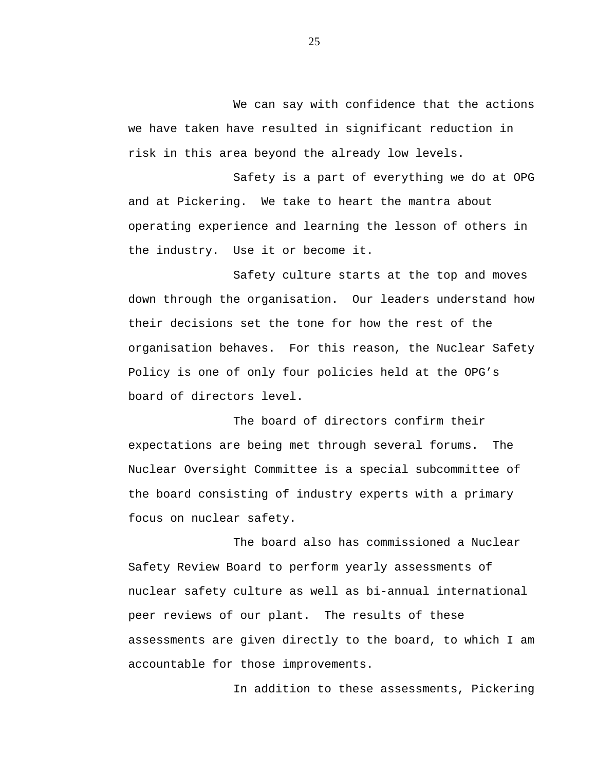We can say with confidence that the actions we have taken have resulted in significant reduction in risk in this area beyond the already low levels.

Safety is a part of everything we do at OPG and at Pickering. We take to heart the mantra about operating experience and learning the lesson of others in the industry. Use it or become it.

Safety culture starts at the top and moves down through the organisation. Our leaders understand how their decisions set the tone for how the rest of the organisation behaves. For this reason, the Nuclear Safety Policy is one of only four policies held at the OPG's board of directors level.

The board of directors confirm their expectations are being met through several forums. The Nuclear Oversight Committee is a special subcommittee of the board consisting of industry experts with a primary focus on nuclear safety.

The board also has commissioned a Nuclear Safety Review Board to perform yearly assessments of nuclear safety culture as well as bi-annual international peer reviews of our plant. The results of these assessments are given directly to the board, to which I am accountable for those improvements.

In addition to these assessments, Pickering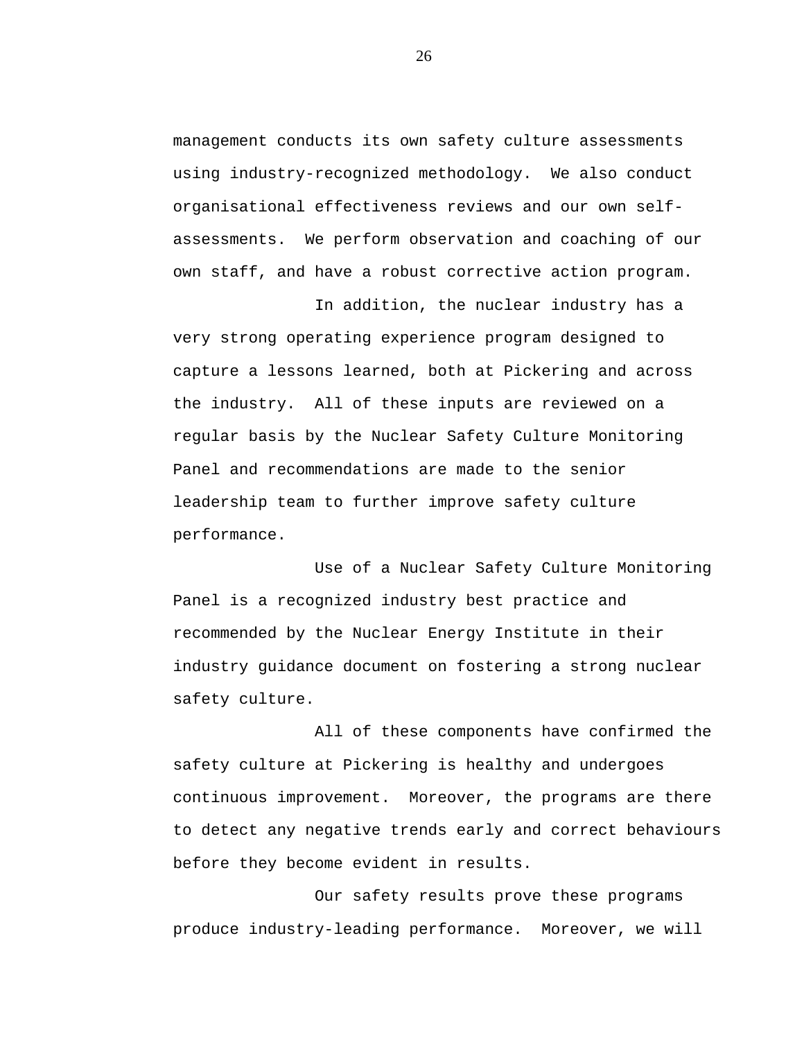management conducts its own safety culture assessments using industry-recognized methodology. We also conduct organisational effectiveness reviews and our own self-assessments. We perform observation and coaching of our own staff, and have a robust corrective action program.

In addition, the nuclear industry has a very strong operating experience program designed to capture a lessons learned, both at Pickering and across the industry. All of these inputs are reviewed on a regular basis by the Nuclear Safety Culture Monitoring Panel and recommendations are made to the senior leadership team to further improve safety culture performance.

Use of a Nuclear Safety Culture Monitoring Panel is a recognized industry best practice and recommended by the Nuclear Energy Institute in their industry guidance document on fostering a strong nuclear safety culture.

All of these components have confirmed the safety culture at Pickering is healthy and undergoes continuous improvement. Moreover, the programs are there to detect any negative trends early and correct behaviours before they become evident in results.

Our safety results prove these programs produce industry-leading performance. Moreover, we will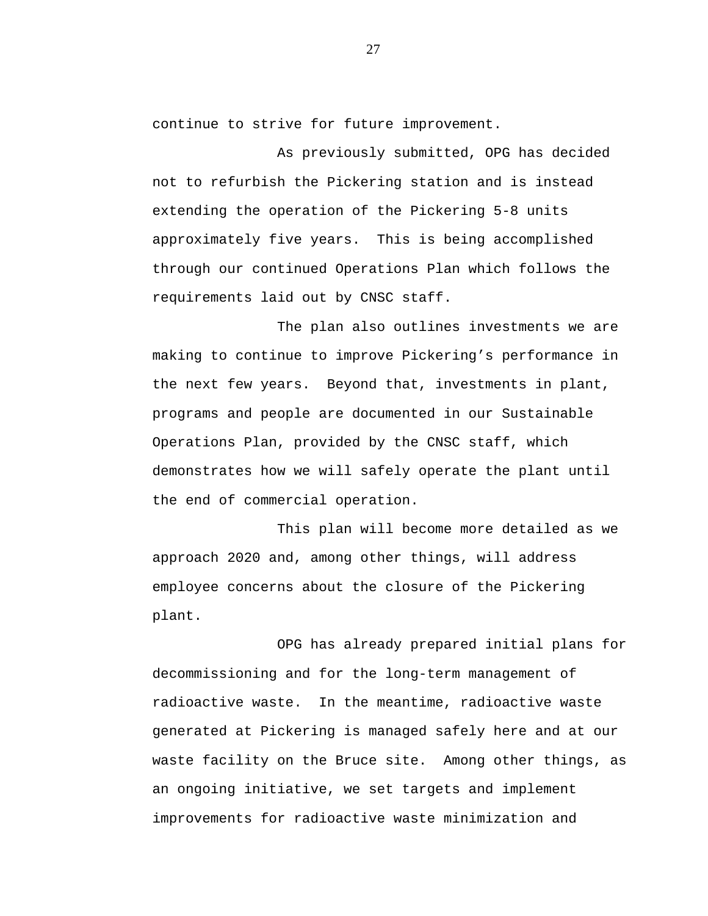continue to strive for future improvement.

As previously submitted, OPG has decided not to refurbish the Pickering station and is instead extending the operation of the Pickering 5-8 units approximately five years. This is being accomplished through our continued Operations Plan which follows the requirements laid out by CNSC staff.

The plan also outlines investments we are making to continue to improve Pickering's performance in the next few years. Beyond that, investments in plant, programs and people are documented in our Sustainable Operations Plan, provided by the CNSC staff, which demonstrates how we will safely operate the plant until the end of commercial operation.

This plan will become more detailed as we approach 2020 and, among other things, will address employee concerns about the closure of the Pickering plant.

OPG has already prepared initial plans for decommissioning and for the long-term management of radioactive waste. In the meantime, radioactive waste generated at Pickering is managed safely here and at our waste facility on the Bruce site. Among other things, as an ongoing initiative, we set targets and implement improvements for radioactive waste minimization and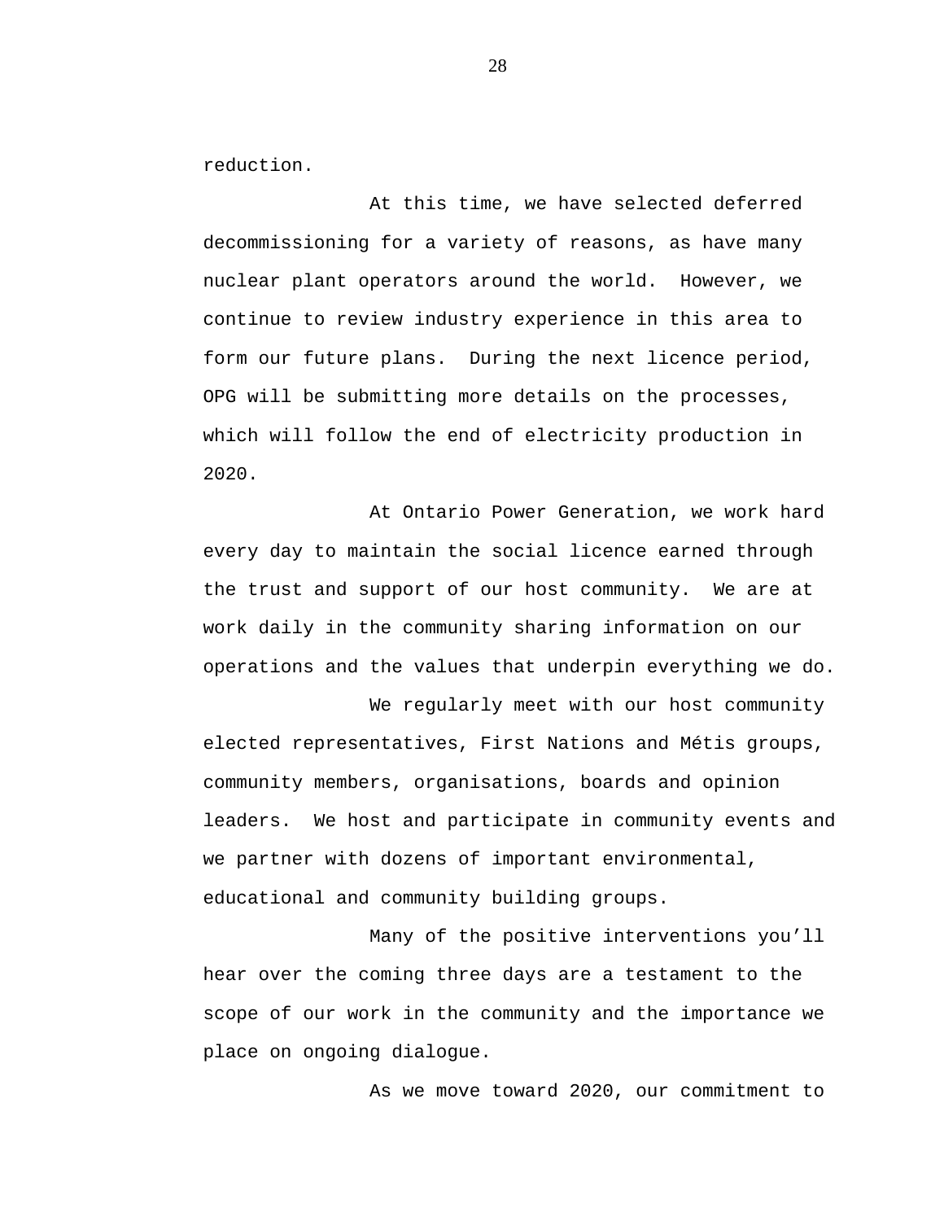reduction.

At this time, we have selected deferred decommissioning for a variety of reasons, as have many nuclear plant operators around the world. However, we continue to review industry experience in this area to form our future plans. During the next licence period, OPG will be submitting more details on the processes, which will follow the end of electricity production in 2020.

At Ontario Power Generation, we work hard every day to maintain the social licence earned through the trust and support of our host community. We are at work daily in the community sharing information on our operations and the values that underpin everything we do.

We regularly meet with our host community elected representatives, First Nations and Métis groups, community members, organisations, boards and opinion leaders. We host and participate in community events and we partner with dozens of important environmental, educational and community building groups.

Many of the positive interventions you'll hear over the coming three days are a testament to the scope of our work in the community and the importance we place on ongoing dialogue.

As we move toward 2020, our commitment to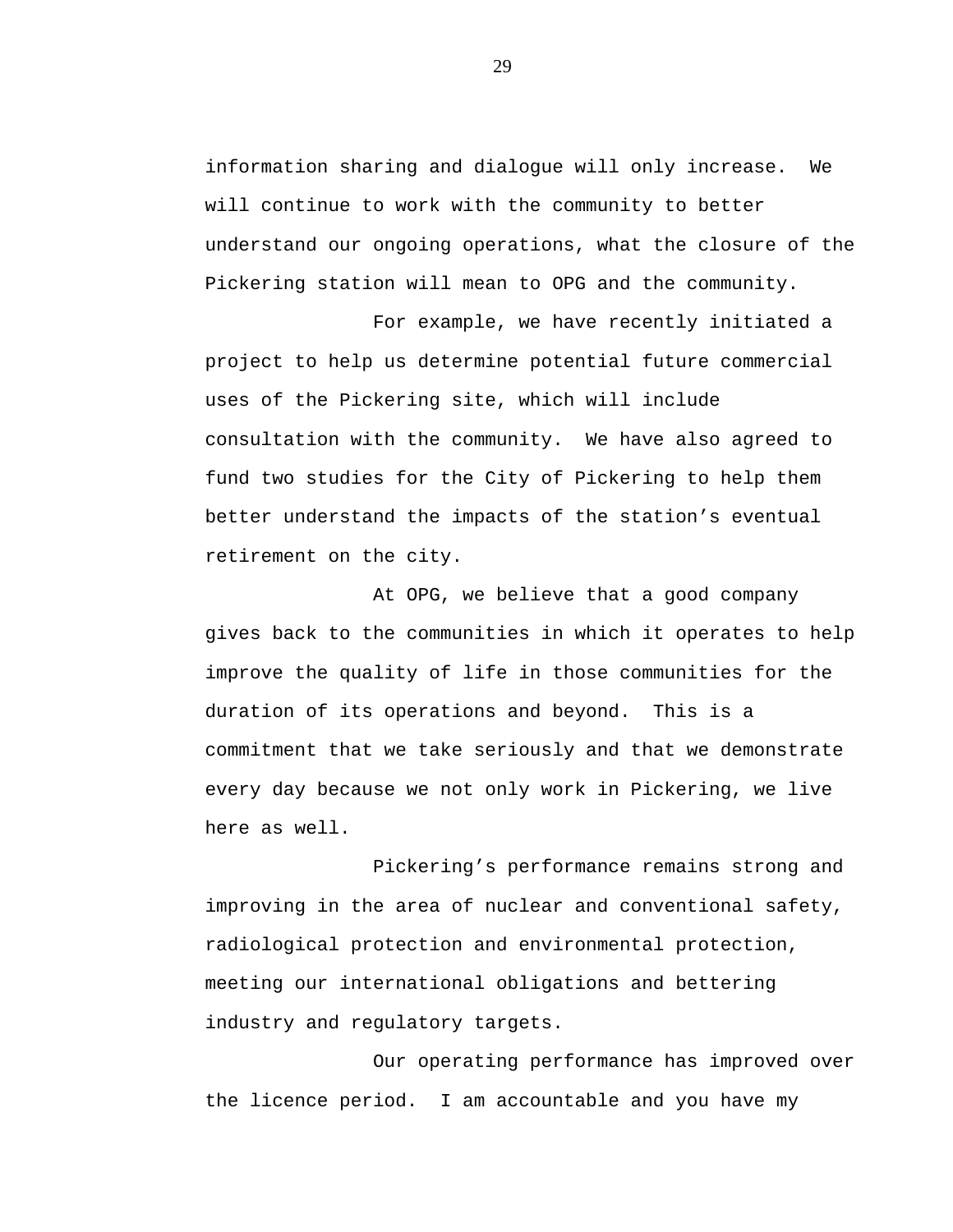information sharing and dialogue will only increase. We will continue to work with the community to better understand our ongoing operations, what the closure of the Pickering station will mean to OPG and the community.

For example, we have recently initiated a project to help us determine potential future commercial uses of the Pickering site, which will include consultation with the community. We have also agreed to fund two studies for the City of Pickering to help them better understand the impacts of the station's eventual retirement on the city.

At OPG, we believe that a good company gives back to the communities in which it operates to help improve the quality of life in those communities for the duration of its operations and beyond. This is a commitment that we take seriously and that we demonstrate every day because we not only work in Pickering, we live here as well.

Pickering's performance remains strong and improving in the area of nuclear and conventional safety, radiological protection and environmental protection, meeting our international obligations and bettering industry and regulatory targets.

Our operating performance has improved over the licence period. I am accountable and you have my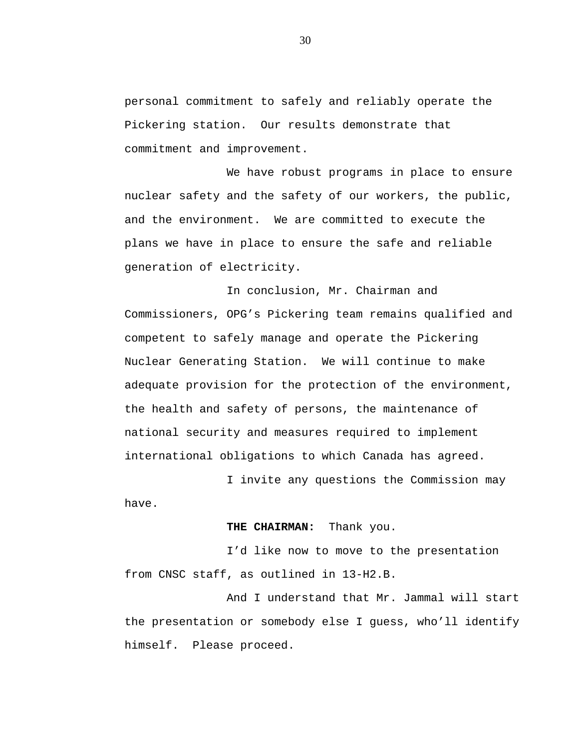personal commitment to safely and reliably operate the Pickering station.  Our results demonstrate that commitment and improvement.

We have robust programs in place to ensure nuclear safety and the safety of our workers, the public, and the environment.  We are committed to execute the plans we have in place to ensure the safe and reliable generation of electricity.

In conclusion, Mr. Chairman and Commissioners, OPG's Pickering team remains qualified and competent to safely manage and operate the Pickering Nuclear Generating Station.  We will continue to make adequate provision for the protection of the environment, the health and safety of persons, the maintenance of national security and measures required to implement international obligations to which Canada has agreed.

I invite any questions the Commission may have.

**THE CHAIRMAN:**  Thank you.

I'd like now to move to the presentation from CNSC staff, as outlined in 13-H2.B.

And I understand that Mr. Jammal will start the presentation or somebody else I guess, who'll identify himself.  Please proceed.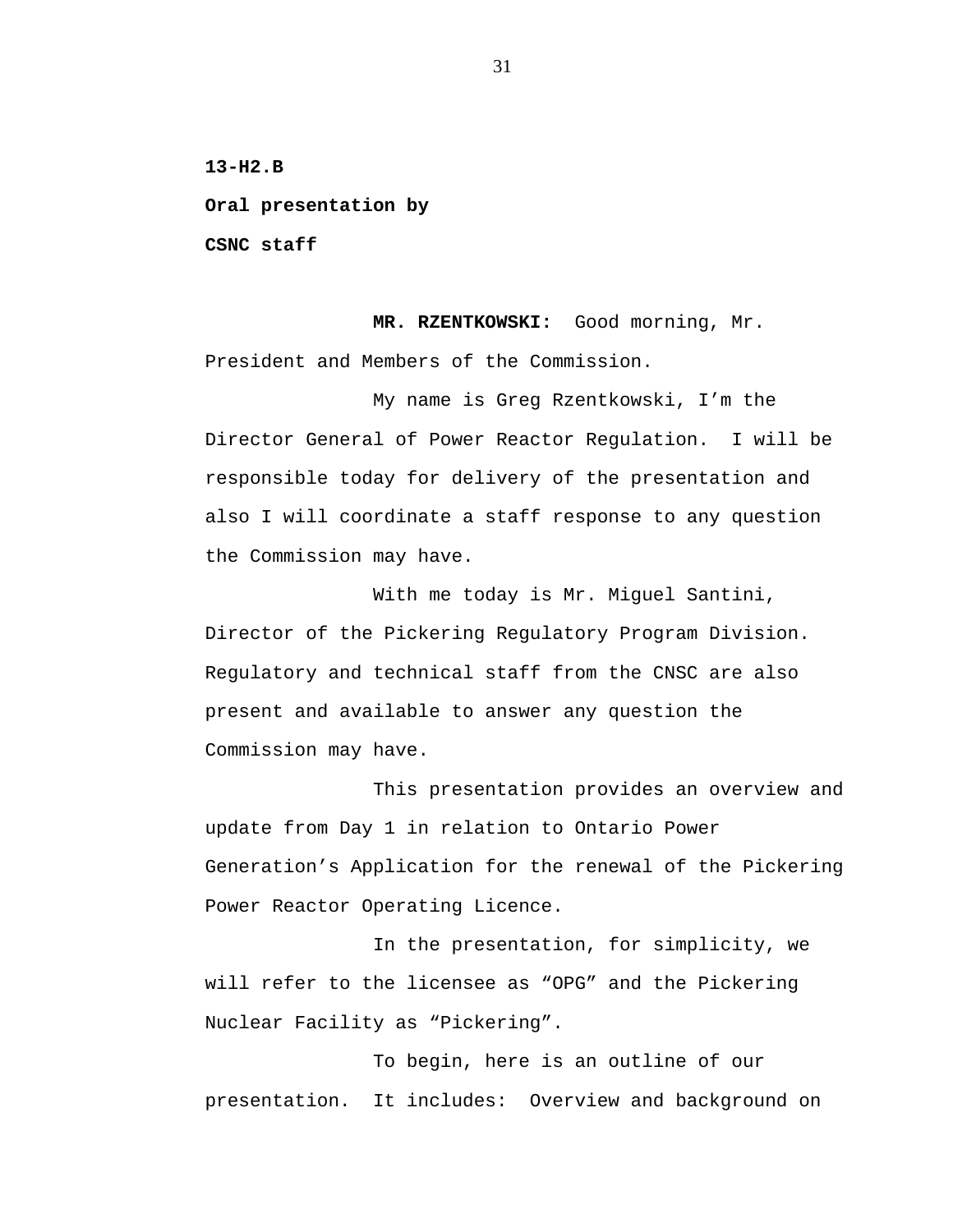**13-H2.B**

**Oral presentation by**

**CSNC staff**

**MR. RZENTKOWSKI:** Good morning, Mr. President and Members of the Commission.

My name is Greg Rzentkowski, I'm the Director General of Power Reactor Regulation. I will be responsible today for delivery of the presentation and also I will coordinate a staff response to any question the Commission may have.

With me today is Mr. Miguel Santini, Director of the Pickering Regulatory Program Division. Regulatory and technical staff from the CNSC are also present and available to answer any question the Commission may have.

This presentation provides an overview and update from Day 1 in relation to Ontario Power Generation's Application for the renewal of the Pickering Power Reactor Operating Licence.

In the presentation, for simplicity, we will refer to the licensee as "OPG" and the Pickering Nuclear Facility as "Pickering".

To begin, here is an outline of our presentation. It includes: Overview and background on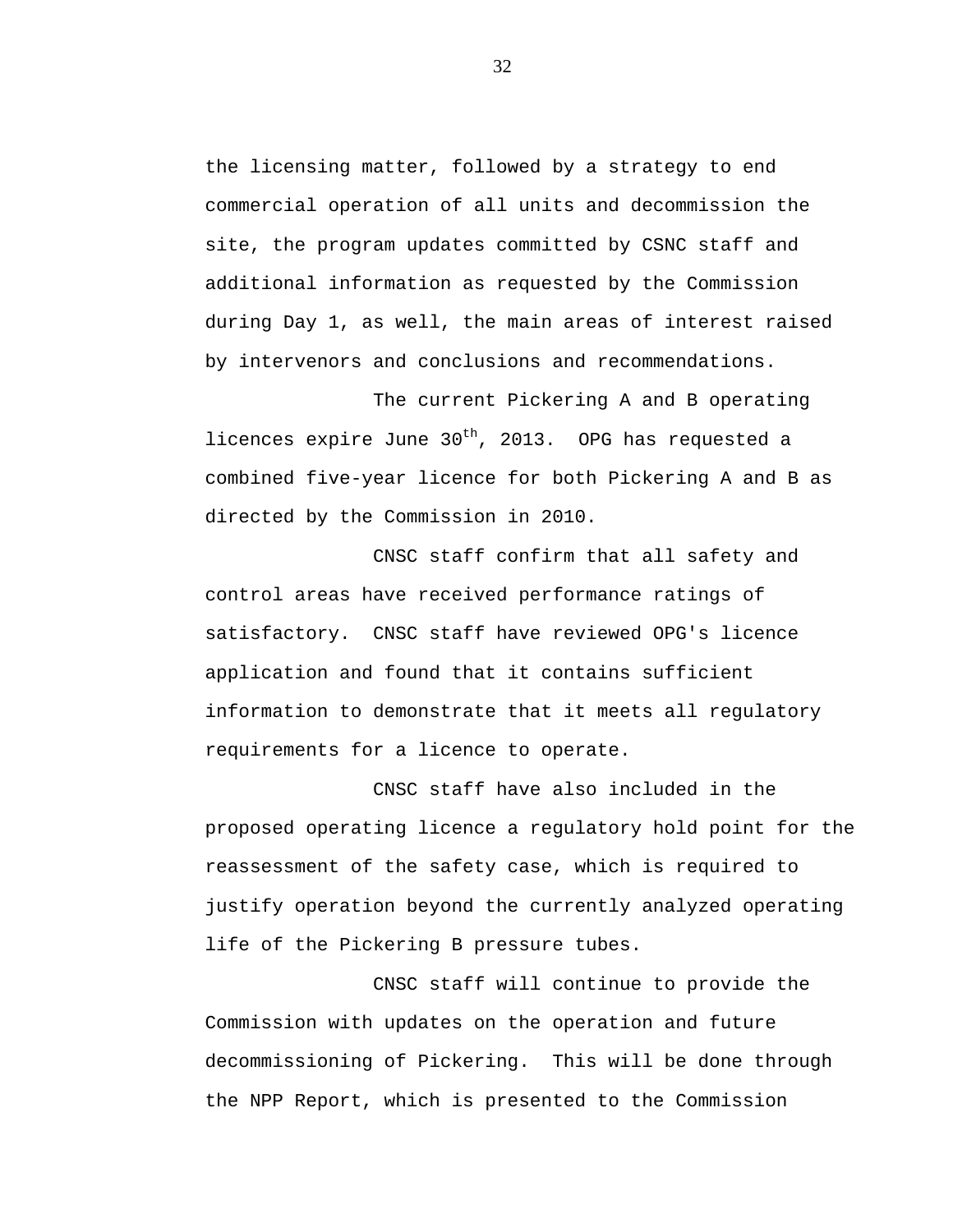the licensing matter, followed by a strategy to end commercial operation of all units and decommission the site, the program updates committed by CSNC staff and additional information as requested by the Commission during Day 1, as well, the main areas of interest raised by intervenors and conclusions and recommendations.

The current Pickering A and B operating licences expire June 30th, 2013. OPG has requested a combined five-year licence for both Pickering A and B as directed by the Commission in 2010.

CNSC staff confirm that all safety and control areas have received performance ratings of satisfactory. CNSC staff have reviewed OPG's licence application and found that it contains sufficient information to demonstrate that it meets all regulatory requirements for a licence to operate.

CNSC staff have also included in the proposed operating licence a regulatory hold point for the reassessment of the safety case, which is required to justify operation beyond the currently analyzed operating life of the Pickering B pressure tubes.

CNSC staff will continue to provide the Commission with updates on the operation and future decommissioning of Pickering. This will be done through the NPP Report, which is presented to the Commission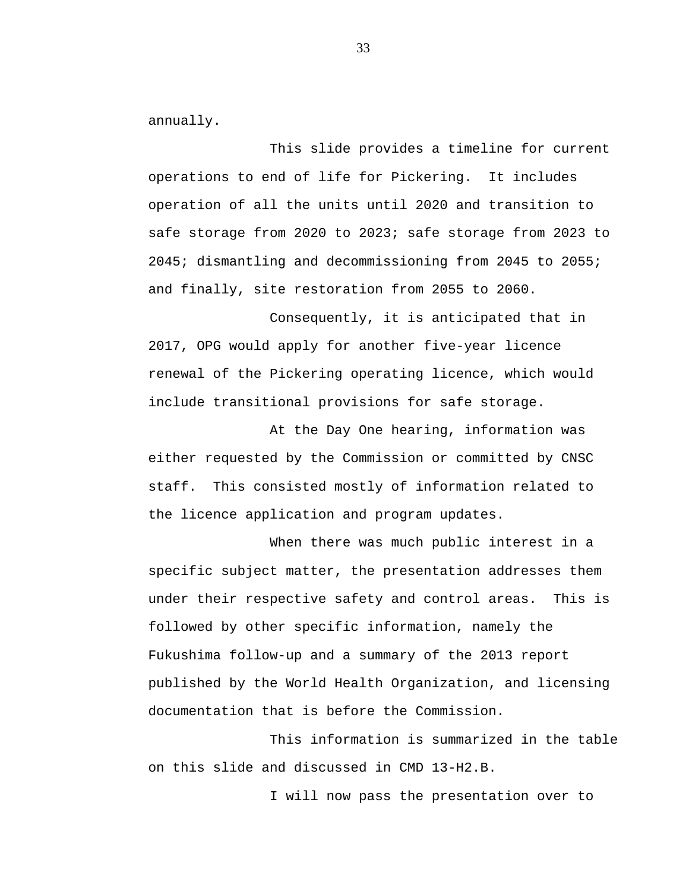annually.

This slide provides a timeline for current operations to end of life for Pickering. It includes operation of all the units until 2020 and transition to safe storage from 2020 to 2023; safe storage from 2023 to 2045; dismantling and decommissioning from 2045 to 2055; and finally, site restoration from 2055 to 2060.

Consequently, it is anticipated that in 2017, OPG would apply for another five-year licence renewal of the Pickering operating licence, which would include transitional provisions for safe storage.

At the Day One hearing, information was either requested by the Commission or committed by CNSC staff. This consisted mostly of information related to the licence application and program updates.

When there was much public interest in a specific subject matter, the presentation addresses them under their respective safety and control areas. This is followed by other specific information, namely the Fukushima follow-up and a summary of the 2013 report published by the World Health Organization, and licensing documentation that is before the Commission.

This information is summarized in the table on this slide and discussed in CMD 13-H2.B.

I will now pass the presentation over to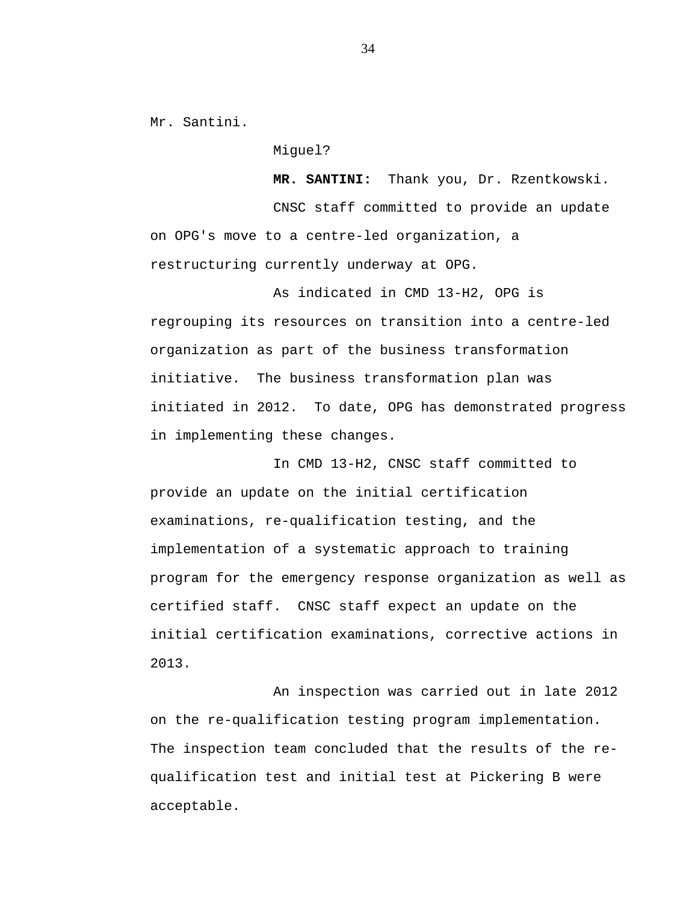Mr. Santini.

Miguel?

**MR. SANTINI:** Thank you, Dr. Rzentkowski.

CNSC staff committed to provide an update on OPG's move to a centre-led organization, a restructuring currently underway at OPG.

As indicated in CMD 13-H2, OPG is regrouping its resources on transition into a centre-led organization as part of the business transformation initiative. The business transformation plan was initiated in 2012. To date, OPG has demonstrated progress in implementing these changes.

In CMD 13-H2, CNSC staff committed to provide an update on the initial certification examinations, re-qualification testing, and the implementation of a systematic approach to training program for the emergency response organization as well as certified staff. CNSC staff expect an update on the initial certification examinations, corrective actions in 2013.

An inspection was carried out in late 2012 on the re-qualification testing program implementation. The inspection team concluded that the results of the re-qualification test and initial test at Pickering B were acceptable.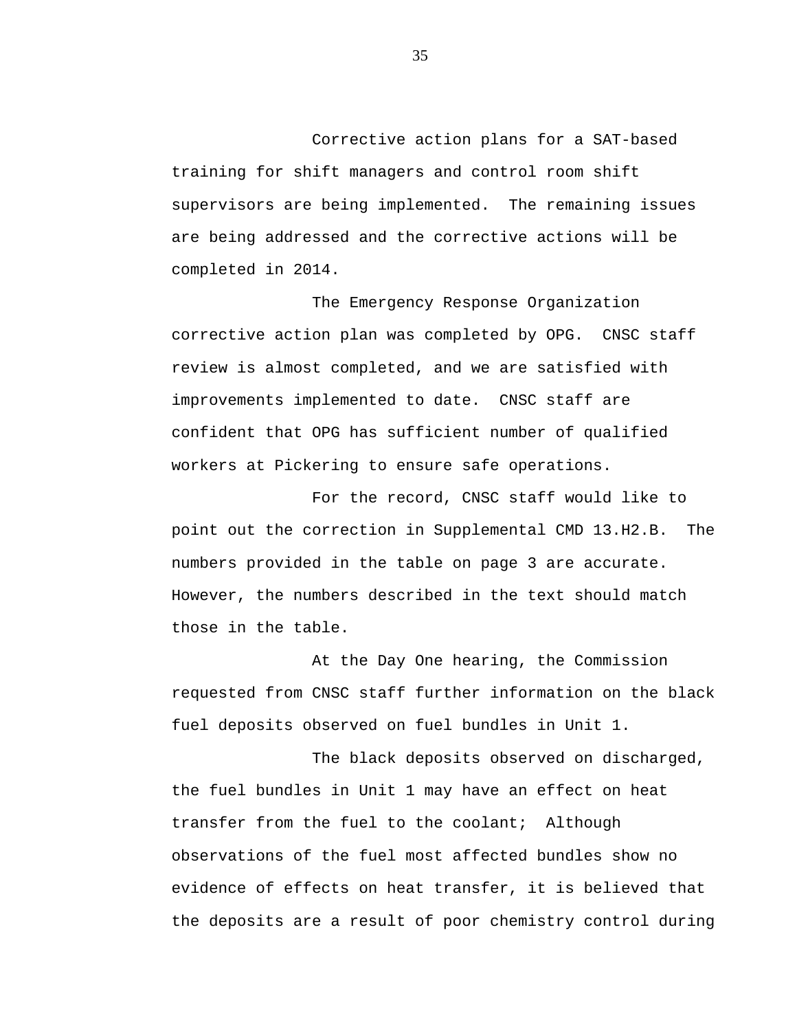Corrective action plans for a SAT-based training for shift managers and control room shift supervisors are being implemented. The remaining issues are being addressed and the corrective actions will be completed in 2014.

The Emergency Response Organization corrective action plan was completed by OPG. CNSC staff review is almost completed, and we are satisfied with improvements implemented to date. CNSC staff are confident that OPG has sufficient number of qualified workers at Pickering to ensure safe operations.

For the record, CNSC staff would like to point out the correction in Supplemental CMD 13.H2.B. The numbers provided in the table on page 3 are accurate. However, the numbers described in the text should match those in the table.

At the Day One hearing, the Commission requested from CNSC staff further information on the black fuel deposits observed on fuel bundles in Unit 1.

The black deposits observed on discharged, the fuel bundles in Unit 1 may have an effect on heat transfer from the fuel to the coolant; Although observations of the fuel most affected bundles show no evidence of effects on heat transfer, it is believed that the deposits are a result of poor chemistry control during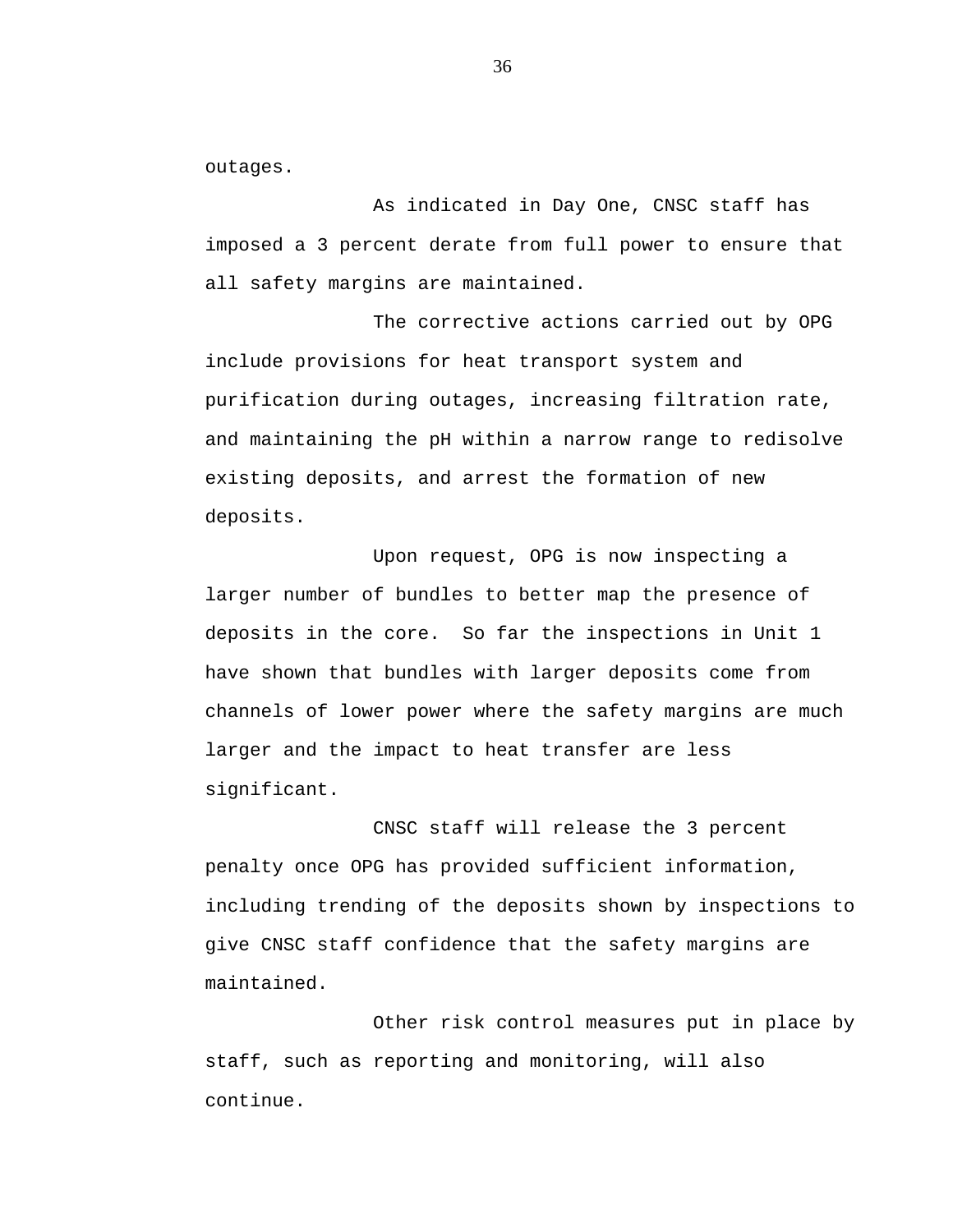outages.

As indicated in Day One, CNSC staff has imposed a 3 percent derate from full power to ensure that all safety margins are maintained.

The corrective actions carried out by OPG include provisions for heat transport system and purification during outages, increasing filtration rate, and maintaining the pH within a narrow range to redisolve existing deposits, and arrest the formation of new deposits.

Upon request, OPG is now inspecting a larger number of bundles to better map the presence of deposits in the core. So far the inspections in Unit 1 have shown that bundles with larger deposits come from channels of lower power where the safety margins are much larger and the impact to heat transfer are less significant.

CNSC staff will release the 3 percent penalty once OPG has provided sufficient information, including trending of the deposits shown by inspections to give CNSC staff confidence that the safety margins are maintained.

Other risk control measures put in place by staff, such as reporting and monitoring, will also continue.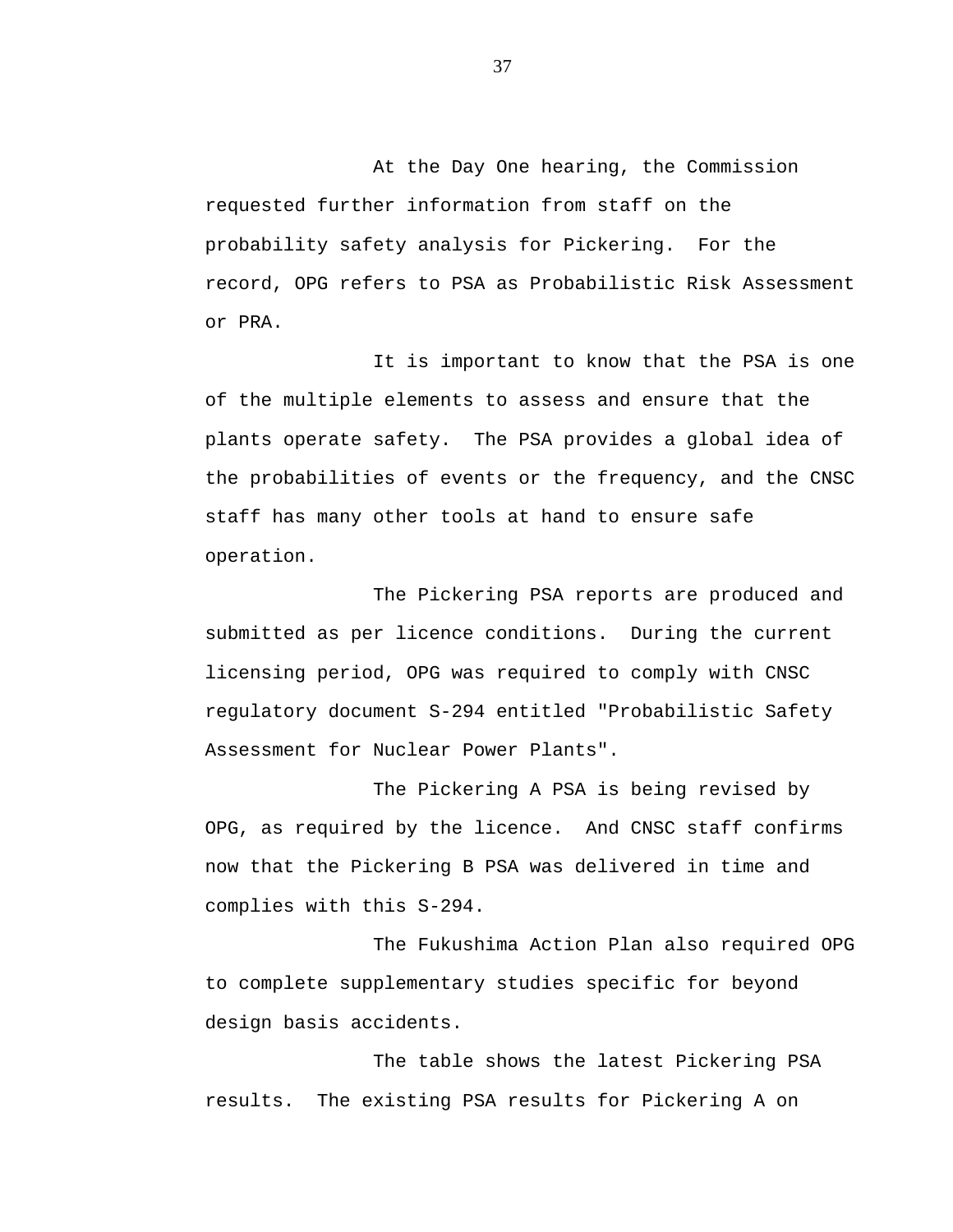At the Day One hearing, the Commission requested further information from staff on the probability safety analysis for Pickering. For the record, OPG refers to PSA as Probabilistic Risk Assessment or PRA.

It is important to know that the PSA is one of the multiple elements to assess and ensure that the plants operate safety. The PSA provides a global idea of the probabilities of events or the frequency, and the CNSC staff has many other tools at hand to ensure safe operation.

The Pickering PSA reports are produced and submitted as per licence conditions. During the current licensing period, OPG was required to comply with CNSC regulatory document S-294 entitled "Probabilistic Safety Assessment for Nuclear Power Plants".

The Pickering A PSA is being revised by OPG, as required by the licence. And CNSC staff confirms now that the Pickering B PSA was delivered in time and complies with this S-294.

The Fukushima Action Plan also required OPG to complete supplementary studies specific for beyond design basis accidents.

The table shows the latest Pickering PSA results. The existing PSA results for Pickering A on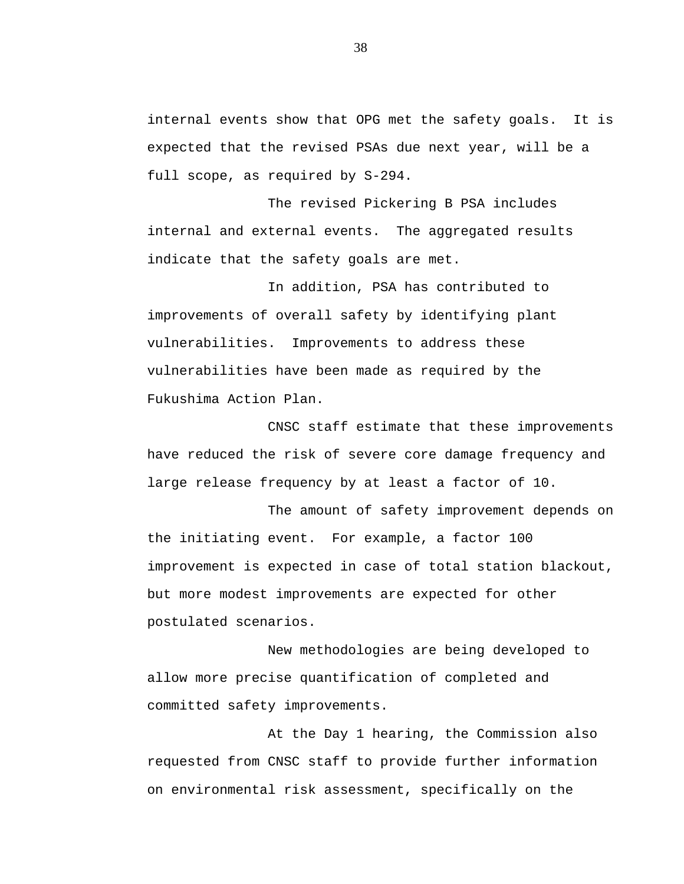internal events show that OPG met the safety goals. It is expected that the revised PSAs due next year, will be a full scope, as required by S-294.

The revised Pickering B PSA includes internal and external events. The aggregated results indicate that the safety goals are met.

In addition, PSA has contributed to improvements of overall safety by identifying plant vulnerabilities. Improvements to address these vulnerabilities have been made as required by the Fukushima Action Plan.

CNSC staff estimate that these improvements have reduced the risk of severe core damage frequency and large release frequency by at least a factor of 10.

The amount of safety improvement depends on the initiating event. For example, a factor 100 improvement is expected in case of total station blackout, but more modest improvements are expected for other postulated scenarios.

New methodologies are being developed to allow more precise quantification of completed and committed safety improvements.

At the Day 1 hearing, the Commission also requested from CNSC staff to provide further information on environmental risk assessment, specifically on the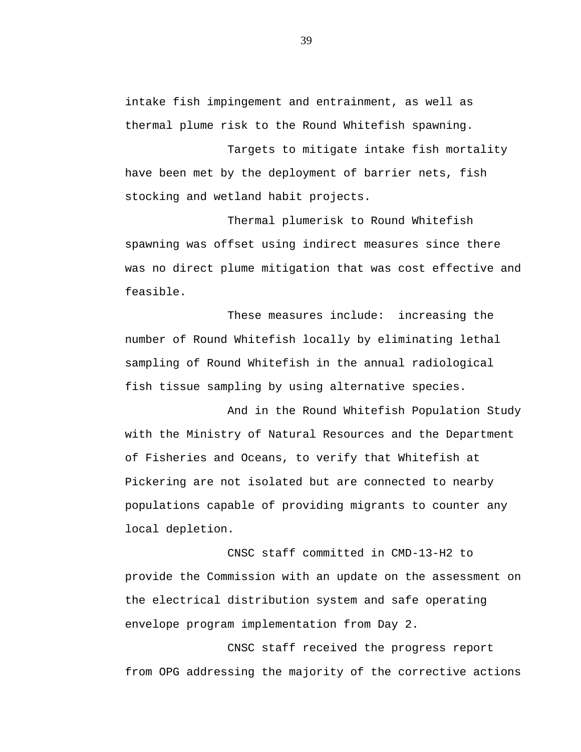intake fish impingement and entrainment, as well as thermal plume risk to the Round Whitefish spawning.

Targets to mitigate intake fish mortality have been met by the deployment of barrier nets, fish stocking and wetland habit projects.

Thermal plumerisk to Round Whitefish spawning was offset using indirect measures since there was no direct plume mitigation that was cost effective and feasible.

These measures include:  increasing the number of Round Whitefish locally by eliminating lethal sampling of Round Whitefish in the annual radiological fish tissue sampling by using alternative species.

And in the Round Whitefish Population Study with the Ministry of Natural Resources and the Department of Fisheries and Oceans, to verify that Whitefish at Pickering are not isolated but are connected to nearby populations capable of providing migrants to counter any local depletion.

CNSC staff committed in CMD-13-H2 to provide the Commission with an update on the assessment on the electrical distribution system and safe operating envelope program implementation from Day 2.

CNSC staff received the progress report from OPG addressing the majority of the corrective actions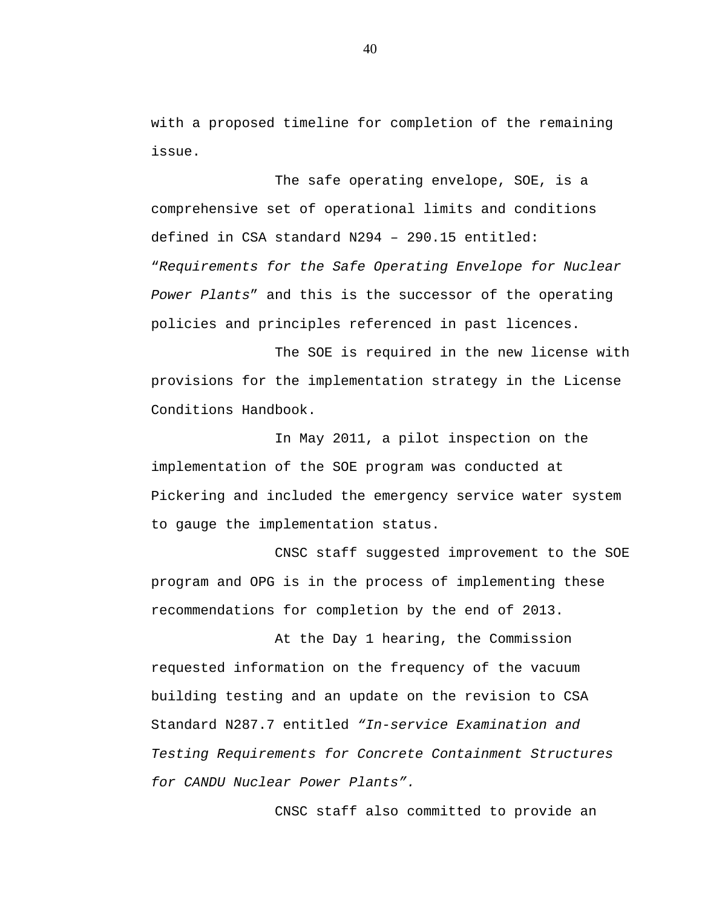with a proposed timeline for completion of the remaining issue.

The safe operating envelope, SOE, is a comprehensive set of operational limits and conditions defined in CSA standard N294 – 290.15 entitled: "*Requirements for the Safe Operating Envelope for Nuclear Power Plants*" and this is the successor of the operating policies and principles referenced in past licences.

The SOE is required in the new license with provisions for the implementation strategy in the License Conditions Handbook.

In May 2011, a pilot inspection on the implementation of the SOE program was conducted at Pickering and included the emergency service water system to gauge the implementation status.

CNSC staff suggested improvement to the SOE program and OPG is in the process of implementing these recommendations for completion by the end of 2013.

At the Day 1 hearing, the Commission requested information on the frequency of the vacuum building testing and an update on the revision to CSA Standard N287.7 entitled *"In-service Examination and Testing Requirements for Concrete Containment Structures for CANDU Nuclear Power Plants".*

CNSC staff also committed to provide an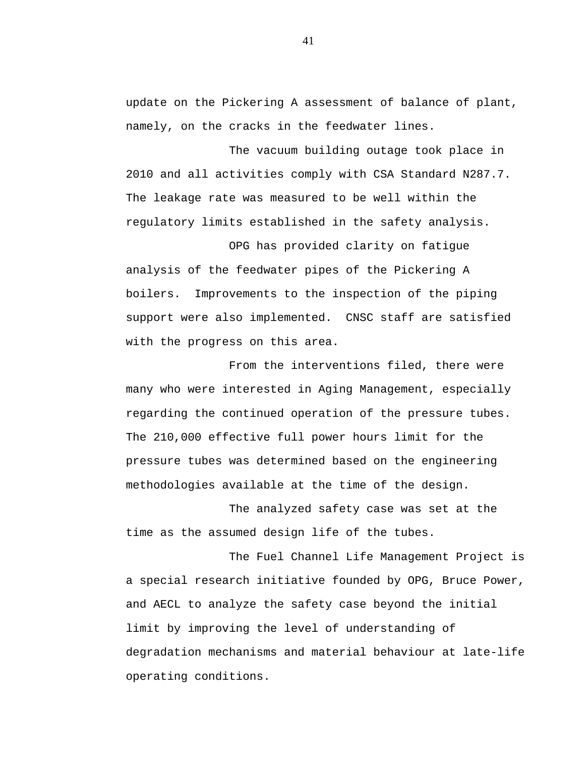update on the Pickering A assessment of balance of plant, namely, on the cracks in the feedwater lines.

The vacuum building outage took place in 2010 and all activities comply with CSA Standard N287.7. The leakage rate was measured to be well within the regulatory limits established in the safety analysis.

OPG has provided clarity on fatigue analysis of the feedwater pipes of the Pickering A boilers. Improvements to the inspection of the piping support were also implemented. CNSC staff are satisfied with the progress on this area.

From the interventions filed, there were many who were interested in Aging Management, especially regarding the continued operation of the pressure tubes. The 210,000 effective full power hours limit for the pressure tubes was determined based on the engineering methodologies available at the time of the design.

The analyzed safety case was set at the time as the assumed design life of the tubes.

The Fuel Channel Life Management Project is a special research initiative founded by OPG, Bruce Power, and AECL to analyze the safety case beyond the initial limit by improving the level of understanding of degradation mechanisms and material behaviour at late-life operating conditions.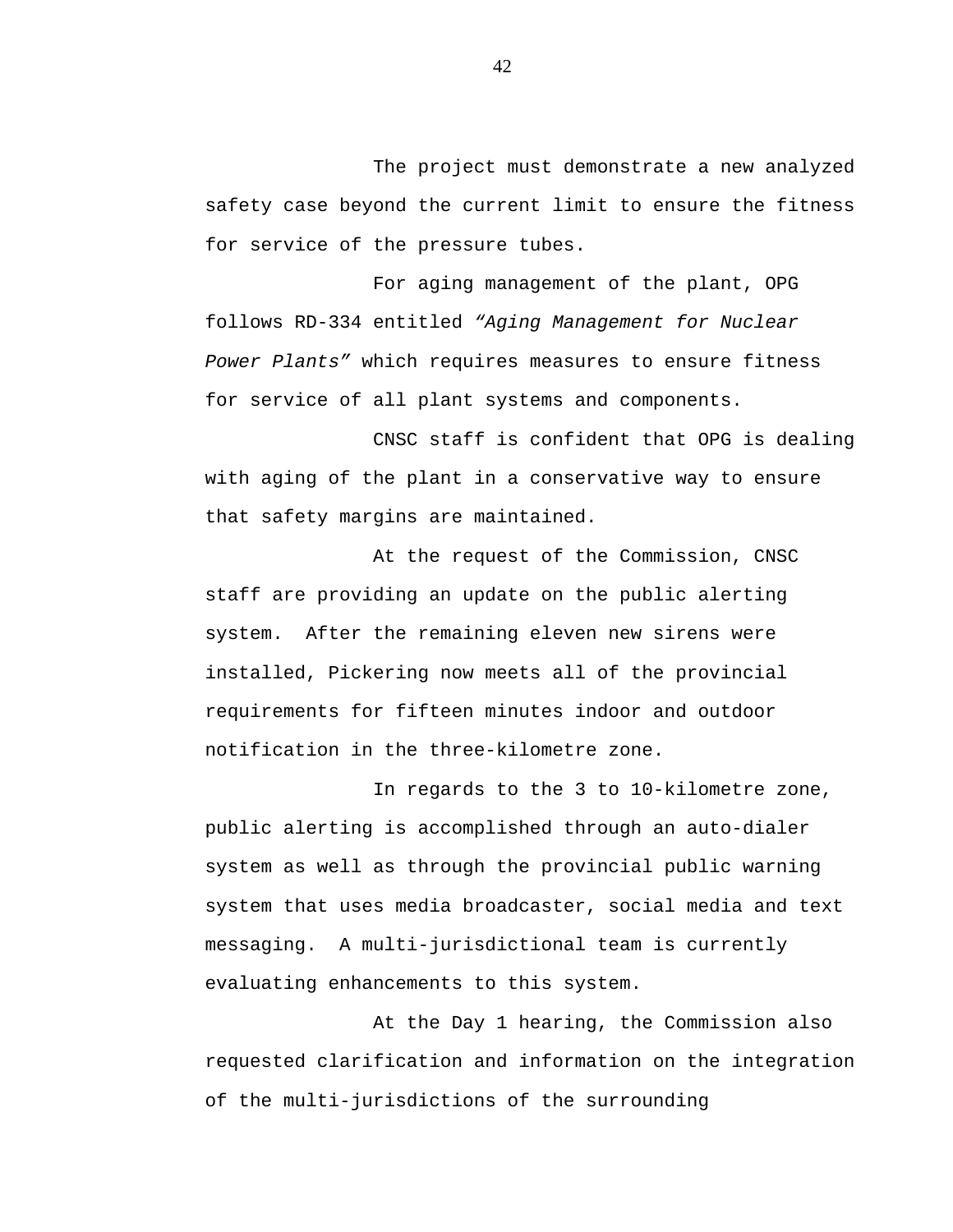The project must demonstrate a new analyzed safety case beyond the current limit to ensure the fitness for service of the pressure tubes.

For aging management of the plant, OPG follows RD-334 entitled *"Aging Management for Nuclear Power Plants"* which requires measures to ensure fitness for service of all plant systems and components.

CNSC staff is confident that OPG is dealing with aging of the plant in a conservative way to ensure that safety margins are maintained.

At the request of the Commission, CNSC staff are providing an update on the public alerting system. After the remaining eleven new sirens were installed, Pickering now meets all of the provincial requirements for fifteen minutes indoor and outdoor notification in the three-kilometre zone.

In regards to the 3 to 10-kilometre zone, public alerting is accomplished through an auto-dialer system as well as through the provincial public warning system that uses media broadcaster, social media and text messaging. A multi-jurisdictional team is currently evaluating enhancements to this system.

At the Day 1 hearing, the Commission also requested clarification and information on the integration of the multi-jurisdictions of the surrounding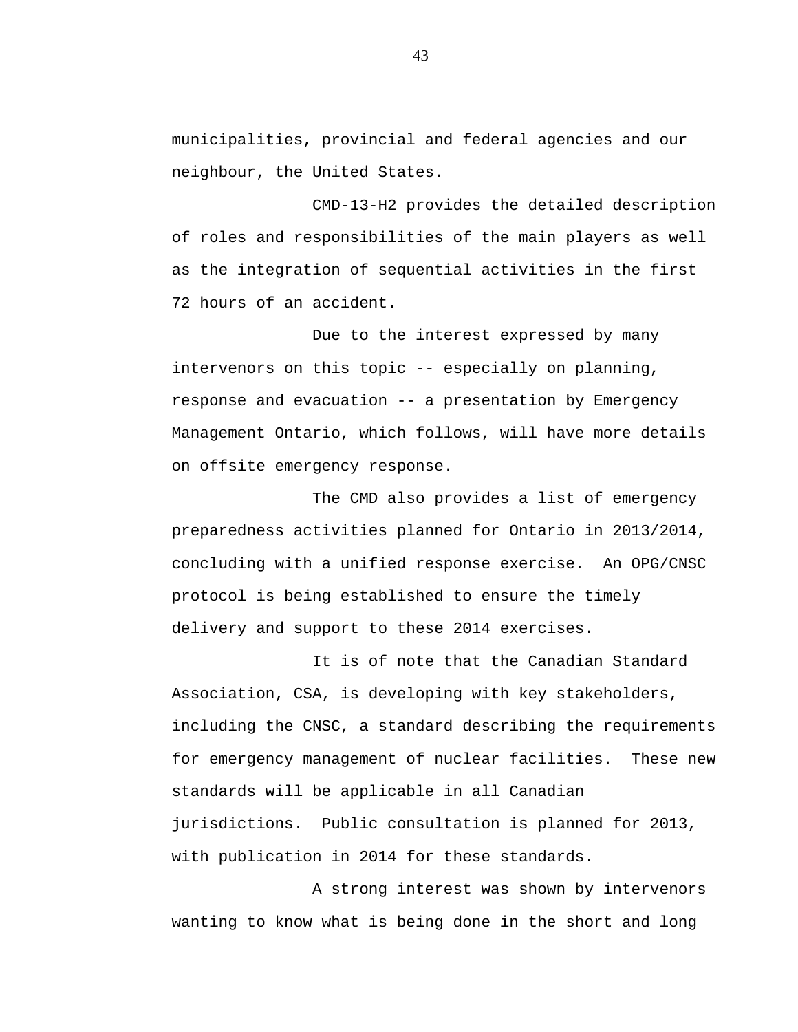municipalities, provincial and federal agencies and our neighbour, the United States.

CMD-13-H2 provides the detailed description of roles and responsibilities of the main players as well as the integration of sequential activities in the first 72 hours of an accident.

Due to the interest expressed by many intervenors on this topic -- especially on planning, response and evacuation -- a presentation by Emergency Management Ontario, which follows, will have more details on offsite emergency response.

The CMD also provides a list of emergency preparedness activities planned for Ontario in 2013/2014, concluding with a unified response exercise. An OPG/CNSC protocol is being established to ensure the timely delivery and support to these 2014 exercises.

It is of note that the Canadian Standard Association, CSA, is developing with key stakeholders, including the CNSC, a standard describing the requirements for emergency management of nuclear facilities. These new standards will be applicable in all Canadian jurisdictions. Public consultation is planned for 2013, with publication in 2014 for these standards.

A strong interest was shown by intervenors wanting to know what is being done in the short and long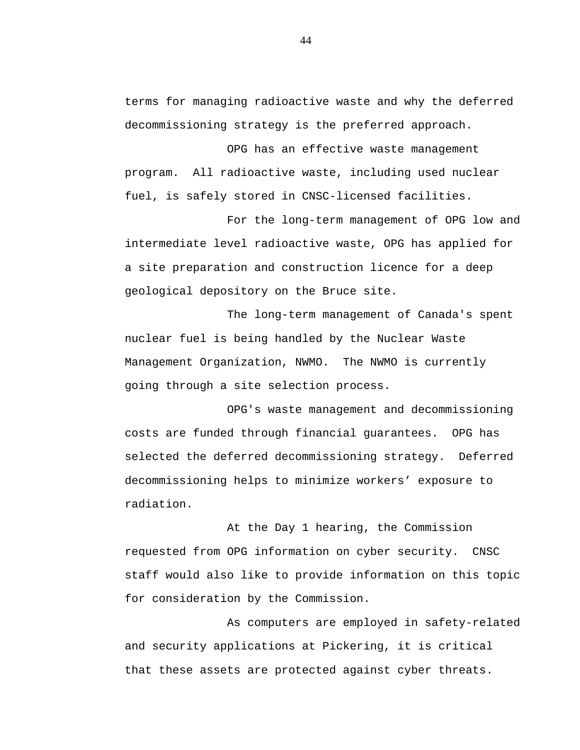terms for managing radioactive waste and why the deferred decommissioning strategy is the preferred approach.

OPG has an effective waste management program. All radioactive waste, including used nuclear fuel, is safely stored in CNSC-licensed facilities.

For the long-term management of OPG low and intermediate level radioactive waste, OPG has applied for a site preparation and construction licence for a deep geological depository on the Bruce site.

The long-term management of Canada's spent nuclear fuel is being handled by the Nuclear Waste Management Organization, NWMO. The NWMO is currently going through a site selection process.

OPG's waste management and decommissioning costs are funded through financial guarantees. OPG has selected the deferred decommissioning strategy. Deferred decommissioning helps to minimize workers' exposure to radiation.

At the Day 1 hearing, the Commission requested from OPG information on cyber security. CNSC staff would also like to provide information on this topic for consideration by the Commission.

As computers are employed in safety-related and security applications at Pickering, it is critical that these assets are protected against cyber threats.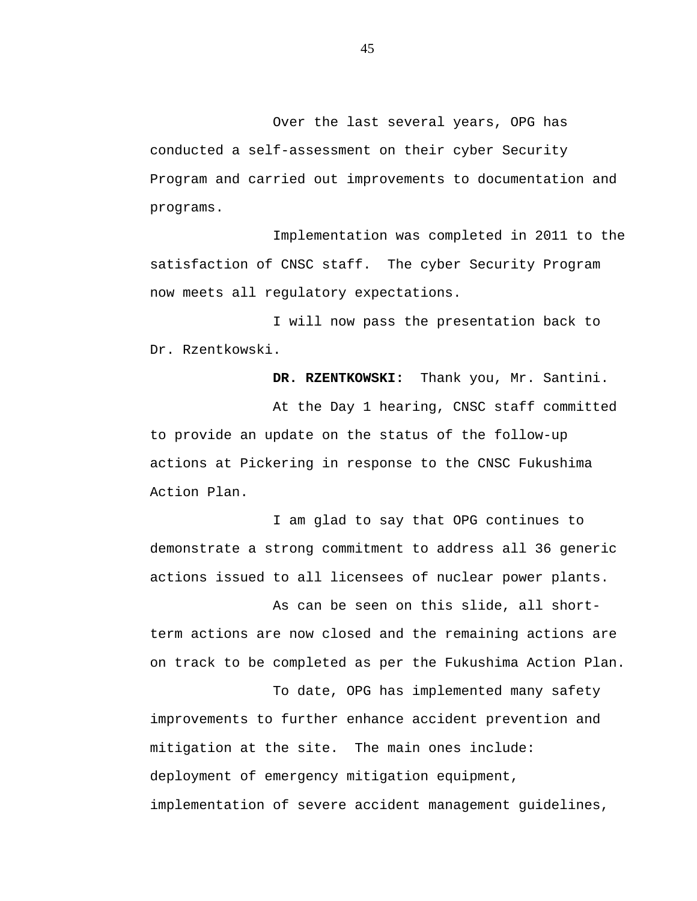Over the last several years, OPG has conducted a self-assessment on their cyber Security Program and carried out improvements to documentation and programs.

Implementation was completed in 2011 to the satisfaction of CNSC staff. The cyber Security Program now meets all regulatory expectations.

I will now pass the presentation back to Dr. Rzentkowski.

**DR. RZENTKOWSKI:** Thank you, Mr. Santini.

At the Day 1 hearing, CNSC staff committed to provide an update on the status of the follow-up actions at Pickering in response to the CNSC Fukushima Action Plan.

I am glad to say that OPG continues to demonstrate a strong commitment to address all 36 generic actions issued to all licensees of nuclear power plants.

As can be seen on this slide, all short-term actions are now closed and the remaining actions are on track to be completed as per the Fukushima Action Plan.

To date, OPG has implemented many safety improvements to further enhance accident prevention and mitigation at the site. The main ones include: deployment of emergency mitigation equipment, implementation of severe accident management guidelines,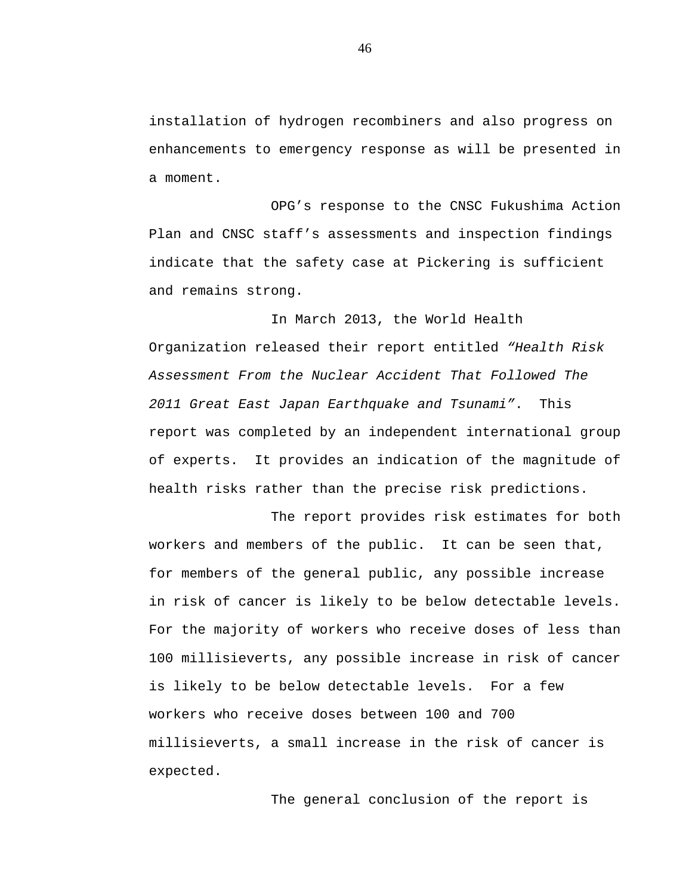installation of hydrogen recombiners and also progress on enhancements to emergency response as will be presented in a moment.

OPG's response to the CNSC Fukushima Action Plan and CNSC staff's assessments and inspection findings indicate that the safety case at Pickering is sufficient and remains strong.

In March 2013, the World Health Organization released their report entitled *"Health Risk Assessment From the Nuclear Accident That Followed The 2011 Great East Japan Earthquake and Tsunami"*. This report was completed by an independent international group of experts. It provides an indication of the magnitude of health risks rather than the precise risk predictions.

The report provides risk estimates for both workers and members of the public. It can be seen that, for members of the general public, any possible increase in risk of cancer is likely to be below detectable levels. For the majority of workers who receive doses of less than 100 millisieverts, any possible increase in risk of cancer is likely to be below detectable levels. For a few workers who receive doses between 100 and 700 millisieverts, a small increase in the risk of cancer is expected.

The general conclusion of the report is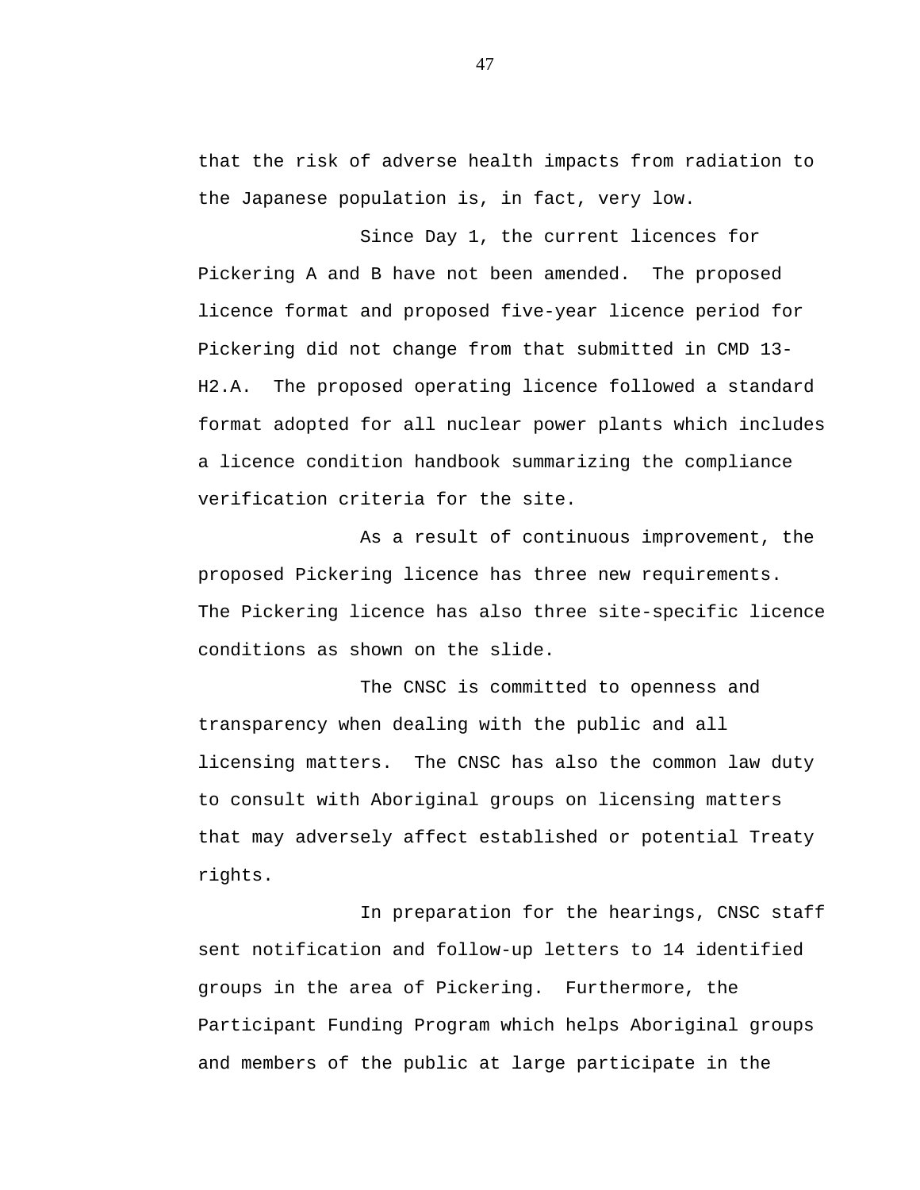that the risk of adverse health impacts from radiation to the Japanese population is, in fact, very low.

Since Day 1, the current licences for Pickering A and B have not been amended. The proposed licence format and proposed five-year licence period for Pickering did not change from that submitted in CMD 13-H2.A. The proposed operating licence followed a standard format adopted for all nuclear power plants which includes a licence condition handbook summarizing the compliance verification criteria for the site.

As a result of continuous improvement, the proposed Pickering licence has three new requirements. The Pickering licence has also three site-specific licence conditions as shown on the slide.

The CNSC is committed to openness and transparency when dealing with the public and all licensing matters. The CNSC has also the common law duty to consult with Aboriginal groups on licensing matters that may adversely affect established or potential Treaty rights.

In preparation for the hearings, CNSC staff sent notification and follow-up letters to 14 identified groups in the area of Pickering. Furthermore, the Participant Funding Program which helps Aboriginal groups and members of the public at large participate in the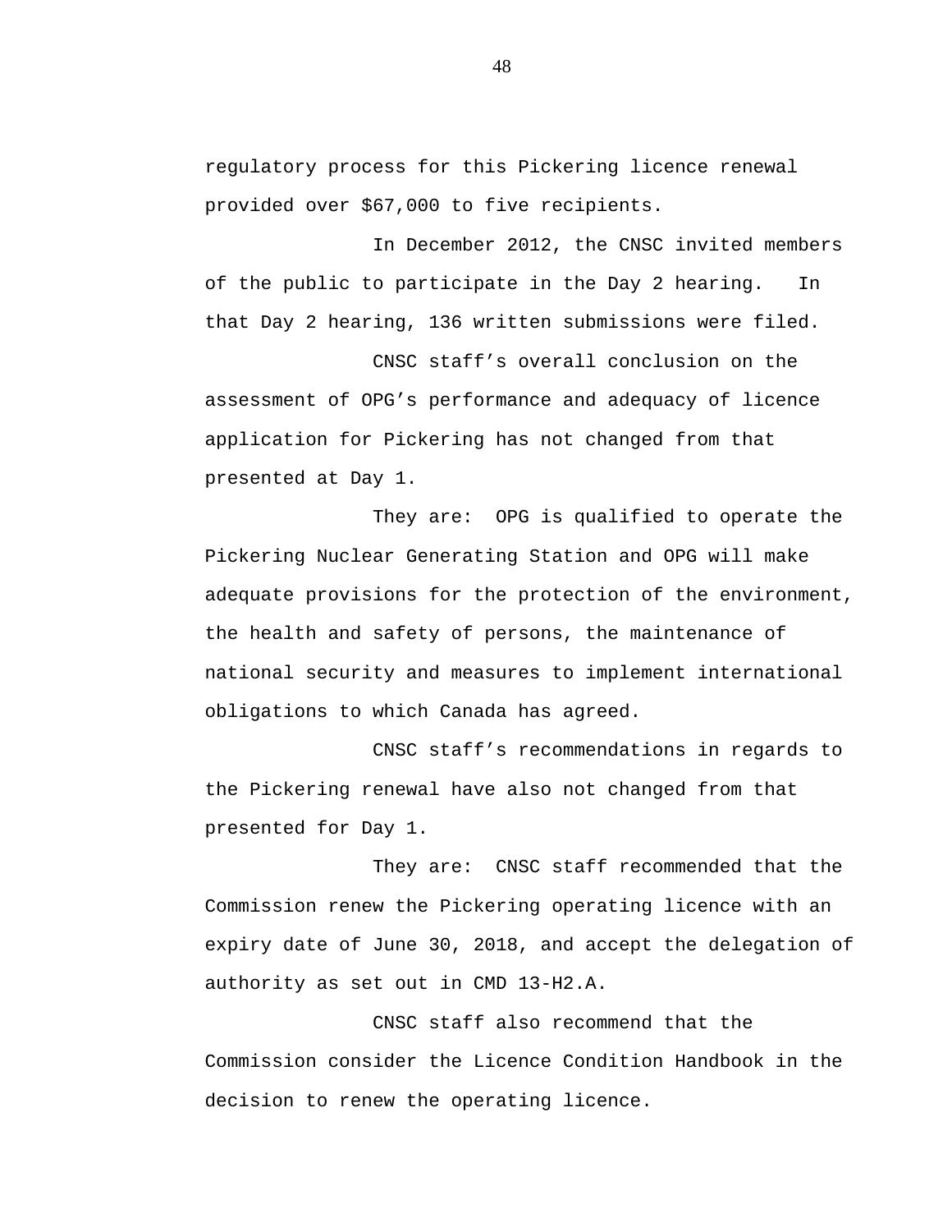regulatory process for this Pickering licence renewal provided over $67,000 to five recipients.

In December 2012, the CNSC invited members of the public to participate in the Day 2 hearing. In that Day 2 hearing, 136 written submissions were filed.

CNSC staff's overall conclusion on the assessment of OPG's performance and adequacy of licence application for Pickering has not changed from that presented at Day 1.

They are: OPG is qualified to operate the Pickering Nuclear Generating Station and OPG will make adequate provisions for the protection of the environment, the health and safety of persons, the maintenance of national security and measures to implement international obligations to which Canada has agreed.

CNSC staff's recommendations in regards to the Pickering renewal have also not changed from that presented for Day 1.

They are: CNSC staff recommended that the Commission renew the Pickering operating licence with an expiry date of June 30, 2018, and accept the delegation of authority as set out in CMD 13-H2.A.

CNSC staff also recommend that the Commission consider the Licence Condition Handbook in the decision to renew the operating licence.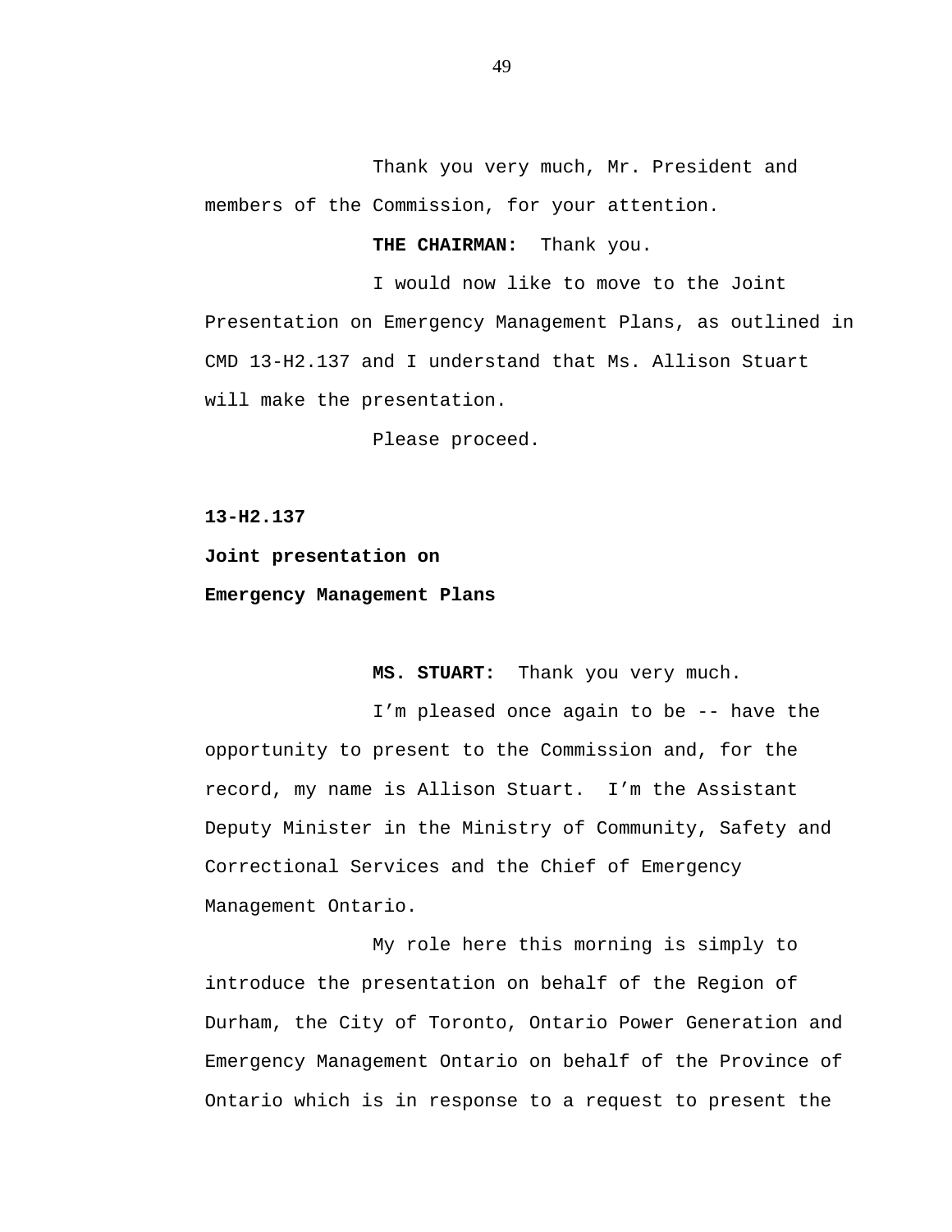Thank you very much, Mr. President and members of the Commission, for your attention.

**THE CHAIRMAN:** Thank you.

I would now like to move to the Joint Presentation on Emergency Management Plans, as outlined in CMD 13-H2.137 and I understand that Ms. Allison Stuart will make the presentation.

Please proceed.

**13-H2.137**

**Joint presentation on**

**Emergency Management Plans**

**MS. STUART:** Thank you very much.

I'm pleased once again to be -- have the opportunity to present to the Commission and, for the record, my name is Allison Stuart. I'm the Assistant Deputy Minister in the Ministry of Community, Safety and Correctional Services and the Chief of Emergency Management Ontario.

My role here this morning is simply to introduce the presentation on behalf of the Region of Durham, the City of Toronto, Ontario Power Generation and Emergency Management Ontario on behalf of the Province of Ontario which is in response to a request to present the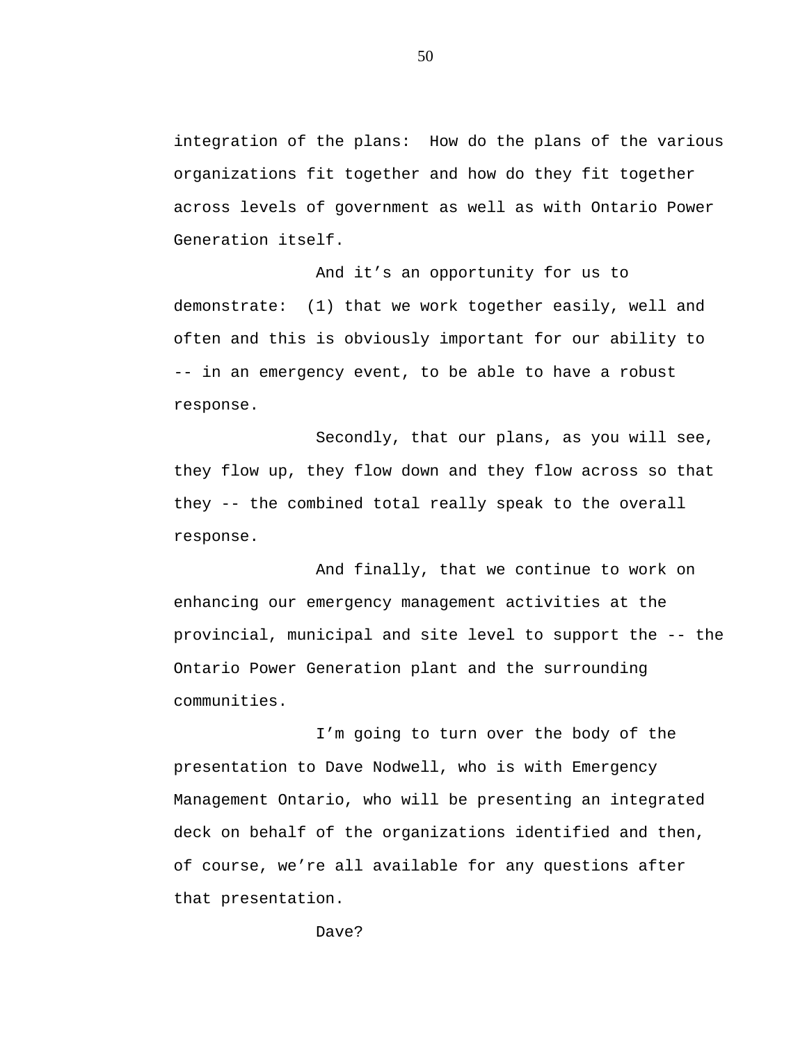integration of the plans: How do the plans of the various organizations fit together and how do they fit together across levels of government as well as with Ontario Power Generation itself.

And it's an opportunity for us to demonstrate: (1) that we work together easily, well and often and this is obviously important for our ability to -- in an emergency event, to be able to have a robust response.

Secondly, that our plans, as you will see, they flow up, they flow down and they flow across so that they -- the combined total really speak to the overall response.

And finally, that we continue to work on enhancing our emergency management activities at the provincial, municipal and site level to support the -- the Ontario Power Generation plant and the surrounding communities.

I'm going to turn over the body of the presentation to Dave Nodwell, who is with Emergency Management Ontario, who will be presenting an integrated deck on behalf of the organizations identified and then, of course, we're all available for any questions after that presentation.

Dave?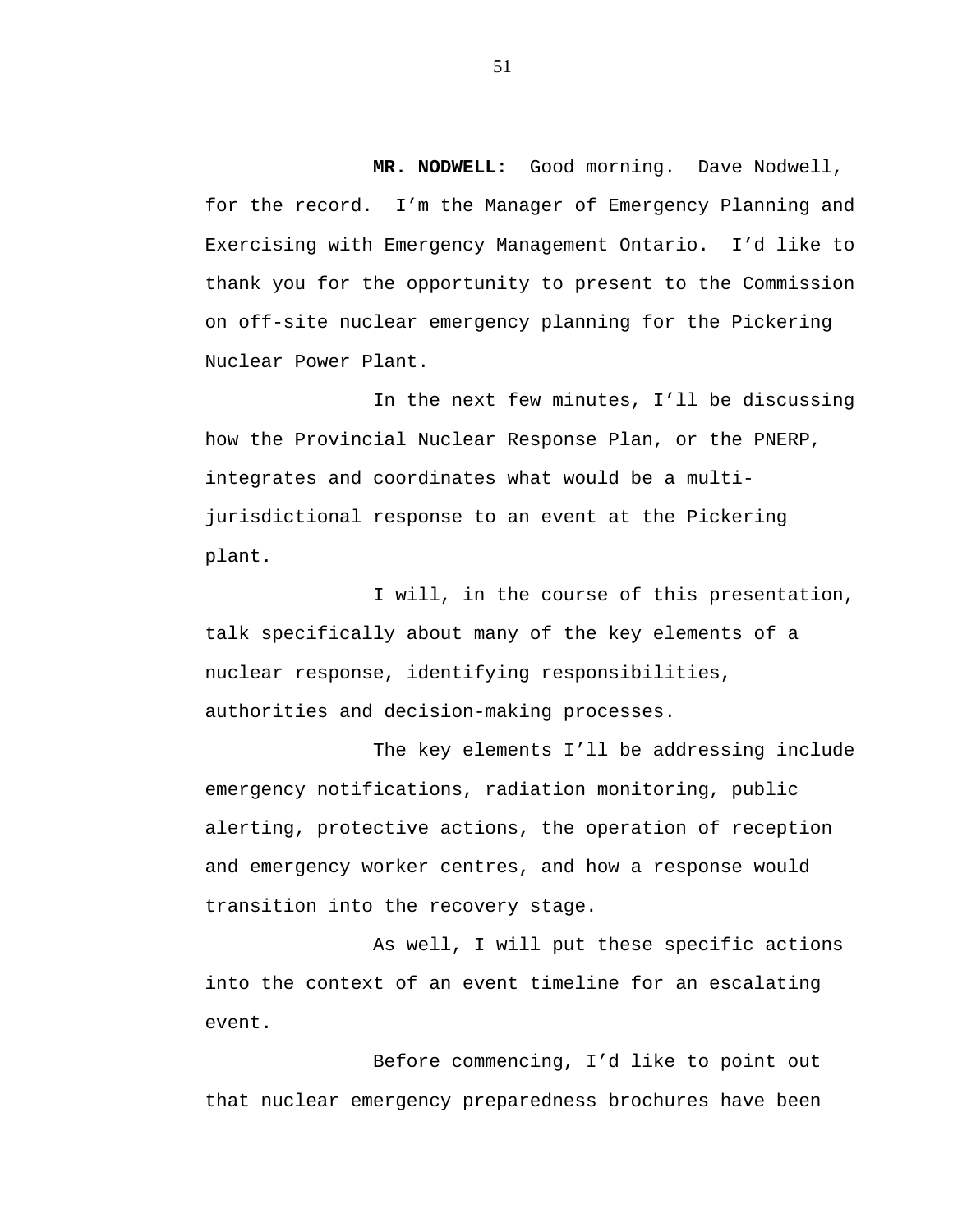**MR. NODWELL:** Good morning. Dave Nodwell, for the record. I'm the Manager of Emergency Planning and Exercising with Emergency Management Ontario. I'd like to thank you for the opportunity to present to the Commission on off-site nuclear emergency planning for the Pickering Nuclear Power Plant.

In the next few minutes, I'll be discussing how the Provincial Nuclear Response Plan, or the PNERP, integrates and coordinates what would be a multi-jurisdictional response to an event at the Pickering plant.

I will, in the course of this presentation, talk specifically about many of the key elements of a nuclear response, identifying responsibilities, authorities and decision-making processes.

The key elements I'll be addressing include emergency notifications, radiation monitoring, public alerting, protective actions, the operation of reception and emergency worker centres, and how a response would transition into the recovery stage.

As well, I will put these specific actions into the context of an event timeline for an escalating event.

Before commencing, I'd like to point out that nuclear emergency preparedness brochures have been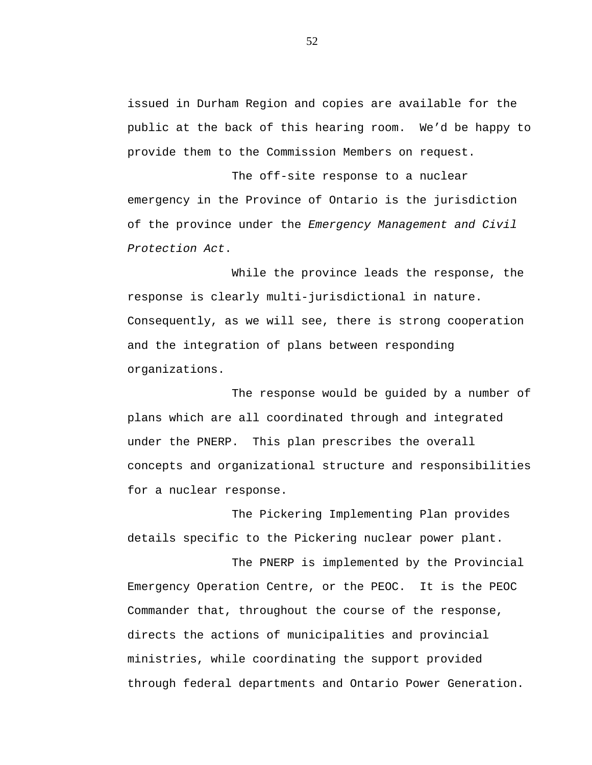issued in Durham Region and copies are available for the public at the back of this hearing room. We'd be happy to provide them to the Commission Members on request.

The off-site response to a nuclear emergency in the Province of Ontario is the jurisdiction of the province under the *Emergency Management and Civil Protection Act*.

While the province leads the response, the response is clearly multi-jurisdictional in nature. Consequently, as we will see, there is strong cooperation and the integration of plans between responding organizations.

The response would be guided by a number of plans which are all coordinated through and integrated under the PNERP. This plan prescribes the overall concepts and organizational structure and responsibilities for a nuclear response.

The Pickering Implementing Plan provides details specific to the Pickering nuclear power plant.

The PNERP is implemented by the Provincial Emergency Operation Centre, or the PEOC. It is the PEOC Commander that, throughout the course of the response, directs the actions of municipalities and provincial ministries, while coordinating the support provided through federal departments and Ontario Power Generation.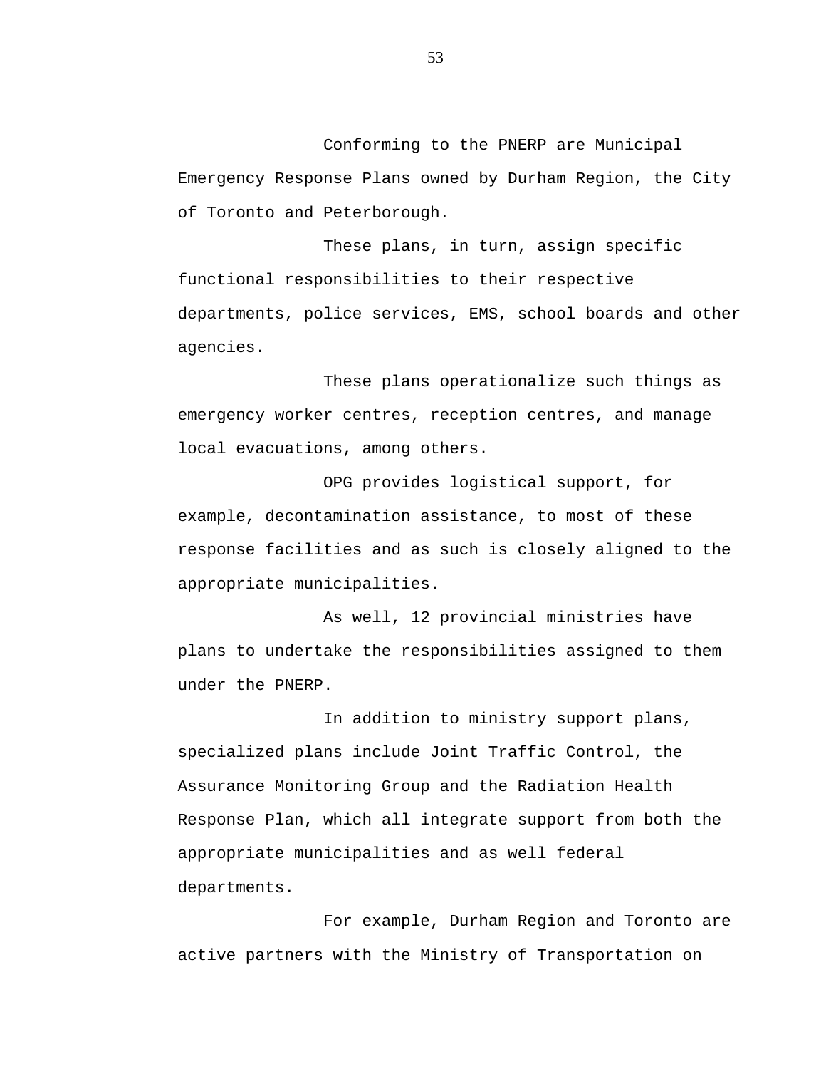Conforming to the PNERP are Municipal Emergency Response Plans owned by Durham Region, the City of Toronto and Peterborough.

These plans, in turn, assign specific functional responsibilities to their respective departments, police services, EMS, school boards and other agencies.

These plans operationalize such things as emergency worker centres, reception centres, and manage local evacuations, among others.

OPG provides logistical support, for example, decontamination assistance, to most of these response facilities and as such is closely aligned to the appropriate municipalities.

As well, 12 provincial ministries have plans to undertake the responsibilities assigned to them under the PNERP.

In addition to ministry support plans, specialized plans include Joint Traffic Control, the Assurance Monitoring Group and the Radiation Health Response Plan, which all integrate support from both the appropriate municipalities and as well federal departments.

For example, Durham Region and Toronto are active partners with the Ministry of Transportation on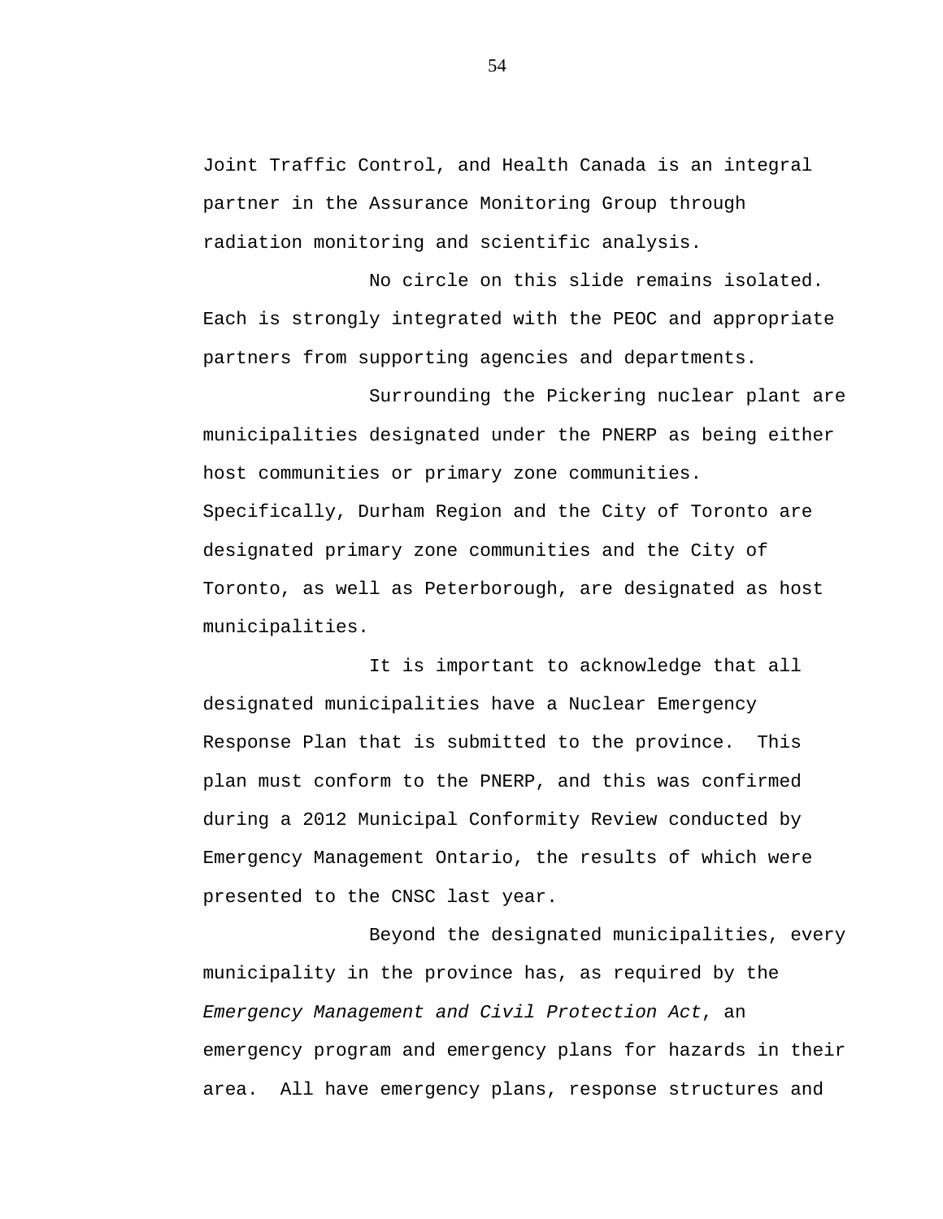Joint Traffic Control, and Health Canada is an integral partner in the Assurance Monitoring Group through radiation monitoring and scientific analysis.

No circle on this slide remains isolated. Each is strongly integrated with the PEOC and appropriate partners from supporting agencies and departments.

Surrounding the Pickering nuclear plant are municipalities designated under the PNERP as being either host communities or primary zone communities. Specifically, Durham Region and the City of Toronto are designated primary zone communities and the City of Toronto, as well as Peterborough, are designated as host municipalities.

It is important to acknowledge that all designated municipalities have a Nuclear Emergency Response Plan that is submitted to the province. This plan must conform to the PNERP, and this was confirmed during a 2012 Municipal Conformity Review conducted by Emergency Management Ontario, the results of which were presented to the CNSC last year.

Beyond the designated municipalities, every municipality in the province has, as required by the *Emergency Management and Civil Protection Act*, an emergency program and emergency plans for hazards in their area. All have emergency plans, response structures and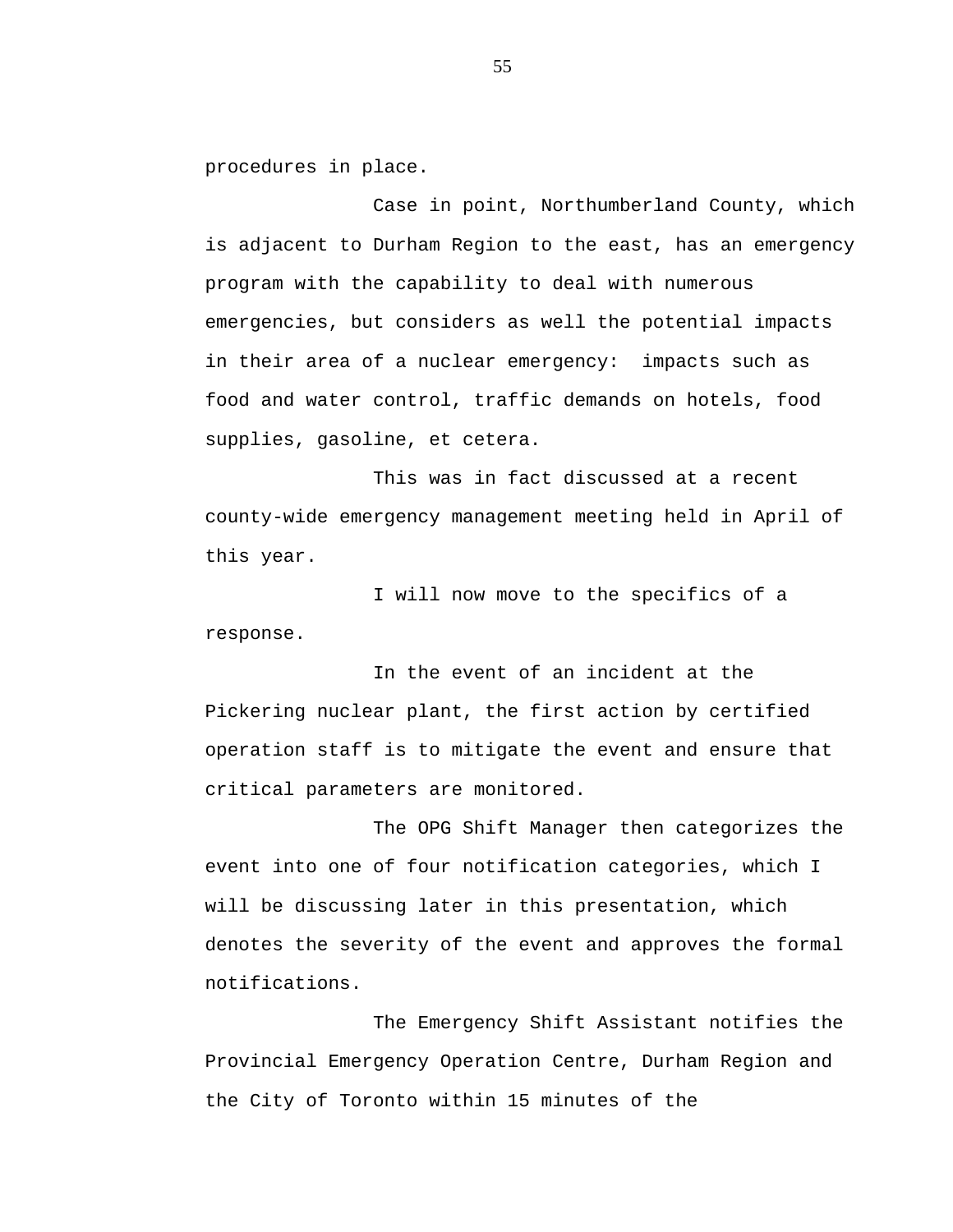procedures in place.

Case in point, Northumberland County, which is adjacent to Durham Region to the east, has an emergency program with the capability to deal with numerous emergencies, but considers as well the potential impacts in their area of a nuclear emergency: impacts such as food and water control, traffic demands on hotels, food supplies, gasoline, et cetera.

This was in fact discussed at a recent county-wide emergency management meeting held in April of this year.

I will now move to the specifics of a response.

In the event of an incident at the Pickering nuclear plant, the first action by certified operation staff is to mitigate the event and ensure that critical parameters are monitored.

The OPG Shift Manager then categorizes the event into one of four notification categories, which I will be discussing later in this presentation, which denotes the severity of the event and approves the formal notifications.

The Emergency Shift Assistant notifies the Provincial Emergency Operation Centre, Durham Region and the City of Toronto within 15 minutes of the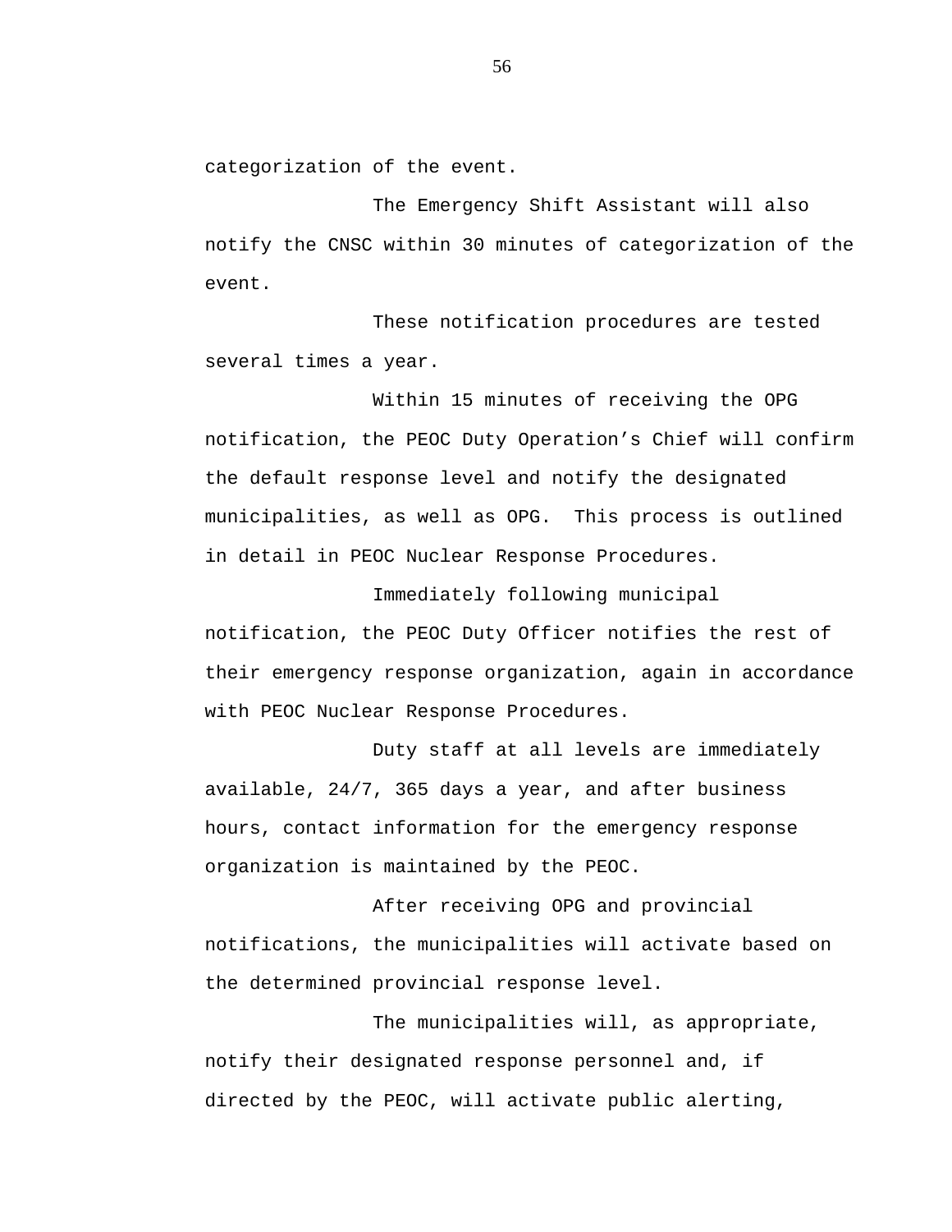categorization of the event.

The Emergency Shift Assistant will also notify the CNSC within 30 minutes of categorization of the event.

These notification procedures are tested several times a year.

Within 15 minutes of receiving the OPG notification, the PEOC Duty Operation’s Chief will confirm the default response level and notify the designated municipalities, as well as OPG. This process is outlined in detail in PEOC Nuclear Response Procedures.

Immediately following municipal notification, the PEOC Duty Officer notifies the rest of their emergency response organization, again in accordance with PEOC Nuclear Response Procedures.

Duty staff at all levels are immediately available, 24/7, 365 days a year, and after business hours, contact information for the emergency response organization is maintained by the PEOC.

After receiving OPG and provincial notifications, the municipalities will activate based on the determined provincial response level.

The municipalities will, as appropriate, notify their designated response personnel and, if directed by the PEOC, will activate public alerting,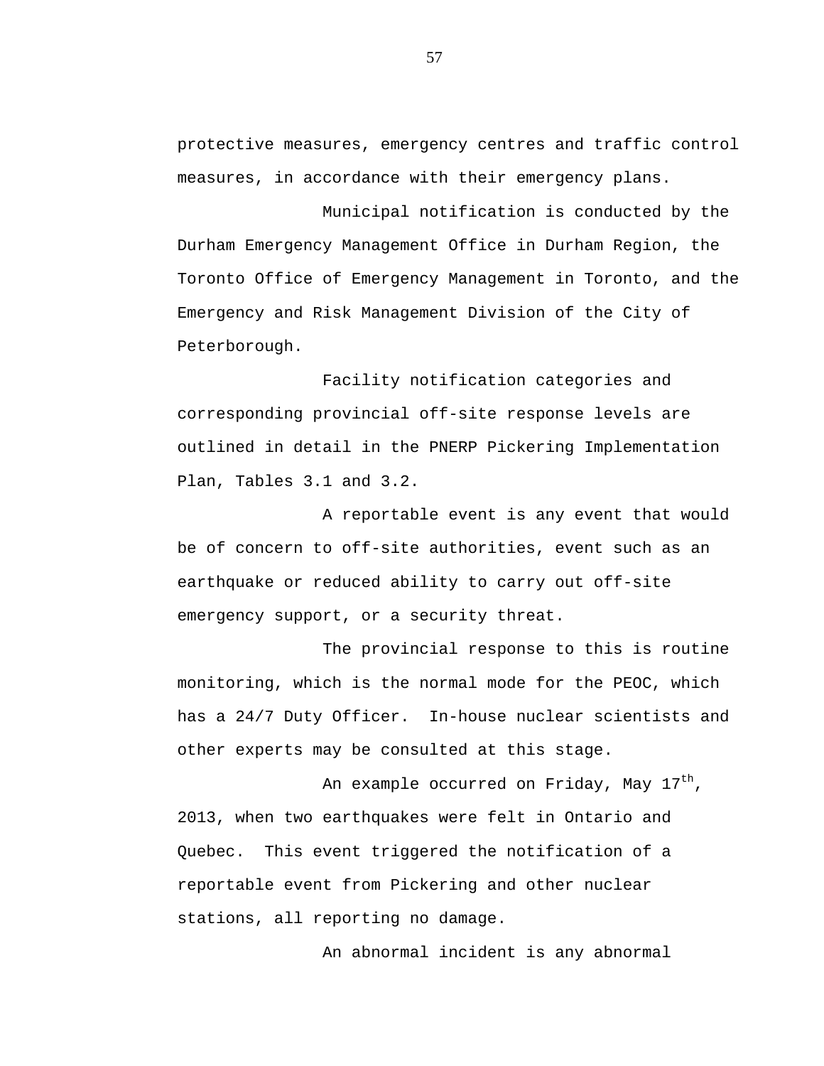protective measures, emergency centres and traffic control measures, in accordance with their emergency plans.

Municipal notification is conducted by the Durham Emergency Management Office in Durham Region, the Toronto Office of Emergency Management in Toronto, and the Emergency and Risk Management Division of the City of Peterborough.

Facility notification categories and corresponding provincial off-site response levels are outlined in detail in the PNERP Pickering Implementation Plan, Tables 3.1 and 3.2.

A reportable event is any event that would be of concern to off-site authorities, event such as an earthquake or reduced ability to carry out off-site emergency support, or a security threat.

The provincial response to this is routine monitoring, which is the normal mode for the PEOC, which has a 24/7 Duty Officer.  In-house nuclear scientists and other experts may be consulted at this stage.

An example occurred on Friday, May 17th, 2013, when two earthquakes were felt in Ontario and Quebec.  This event triggered the notification of a reportable event from Pickering and other nuclear stations, all reporting no damage.

An abnormal incident is any abnormal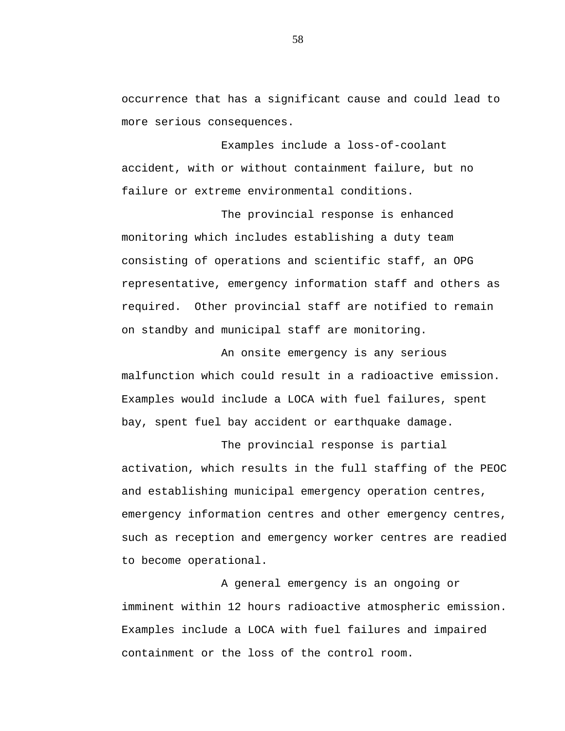occurrence that has a significant cause and could lead to more serious consequences.

Examples include a loss-of-coolant accident, with or without containment failure, but no failure or extreme environmental conditions.

The provincial response is enhanced monitoring which includes establishing a duty team consisting of operations and scientific staff, an OPG representative, emergency information staff and others as required. Other provincial staff are notified to remain on standby and municipal staff are monitoring.

An onsite emergency is any serious malfunction which could result in a radioactive emission. Examples would include a LOCA with fuel failures, spent bay, spent fuel bay accident or earthquake damage.

The provincial response is partial activation, which results in the full staffing of the PEOC and establishing municipal emergency operation centres, emergency information centres and other emergency centres, such as reception and emergency worker centres are readied to become operational.

A general emergency is an ongoing or imminent within 12 hours radioactive atmospheric emission. Examples include a LOCA with fuel failures and impaired containment or the loss of the control room.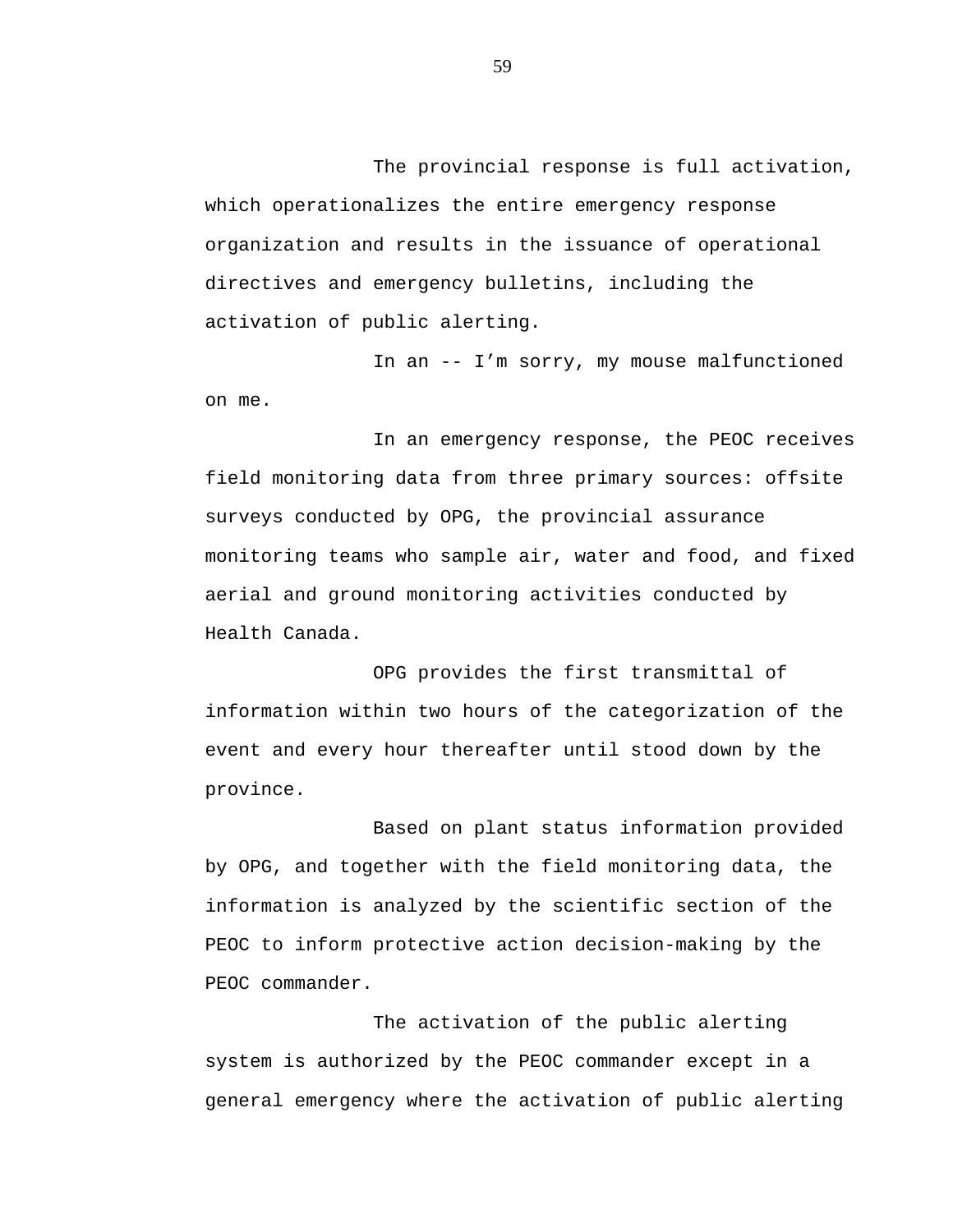The provincial response is full activation, which operationalizes the entire emergency response organization and results in the issuance of operational directives and emergency bulletins, including the activation of public alerting.

In an -- I’m sorry, my mouse malfunctioned on me.

In an emergency response, the PEOC receives field monitoring data from three primary sources: offsite surveys conducted by OPG, the provincial assurance monitoring teams who sample air, water and food, and fixed aerial and ground monitoring activities conducted by Health Canada.

OPG provides the first transmittal of information within two hours of the categorization of the event and every hour thereafter until stood down by the province.

Based on plant status information provided by OPG, and together with the field monitoring data, the information is analyzed by the scientific section of the PEOC to inform protective action decision-making by the PEOC commander.

The activation of the public alerting system is authorized by the PEOC commander except in a general emergency where the activation of public alerting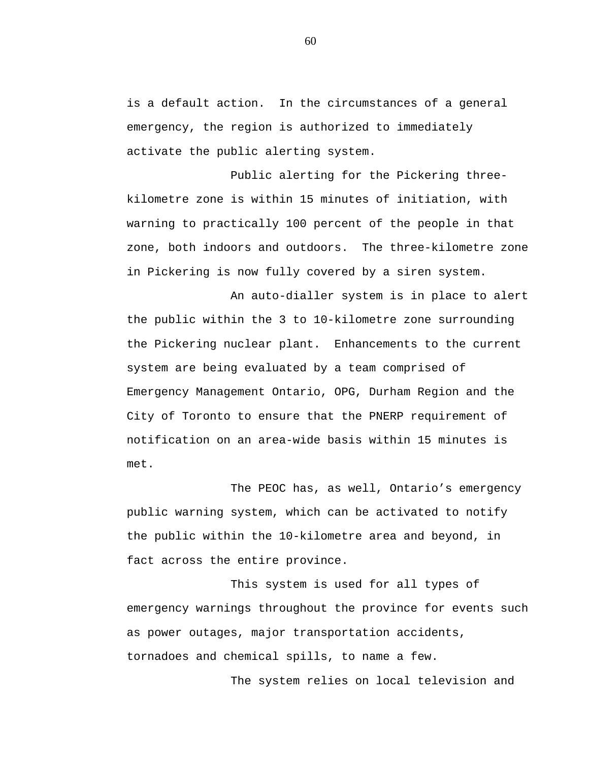is a default action.  In the circumstances of a general emergency, the region is authorized to immediately activate the public alerting system.

Public alerting for the Pickering three-kilometre zone is within 15 minutes of initiation, with warning to practically 100 percent of the people in that zone, both indoors and outdoors.  The three-kilometre zone in Pickering is now fully covered by a siren system.

An auto-dialler system is in place to alert the public within the 3 to 10-kilometre zone surrounding the Pickering nuclear plant.  Enhancements to the current system are being evaluated by a team comprised of Emergency Management Ontario, OPG, Durham Region and the City of Toronto to ensure that the PNERP requirement of notification on an area-wide basis within 15 minutes is met.

The PEOC has, as well, Ontario’s emergency public warning system, which can be activated to notify the public within the 10-kilometre area and beyond, in fact across the entire province.

This system is used for all types of emergency warnings throughout the province for events such as power outages, major transportation accidents, tornadoes and chemical spills, to name a few.

The system relies on local television and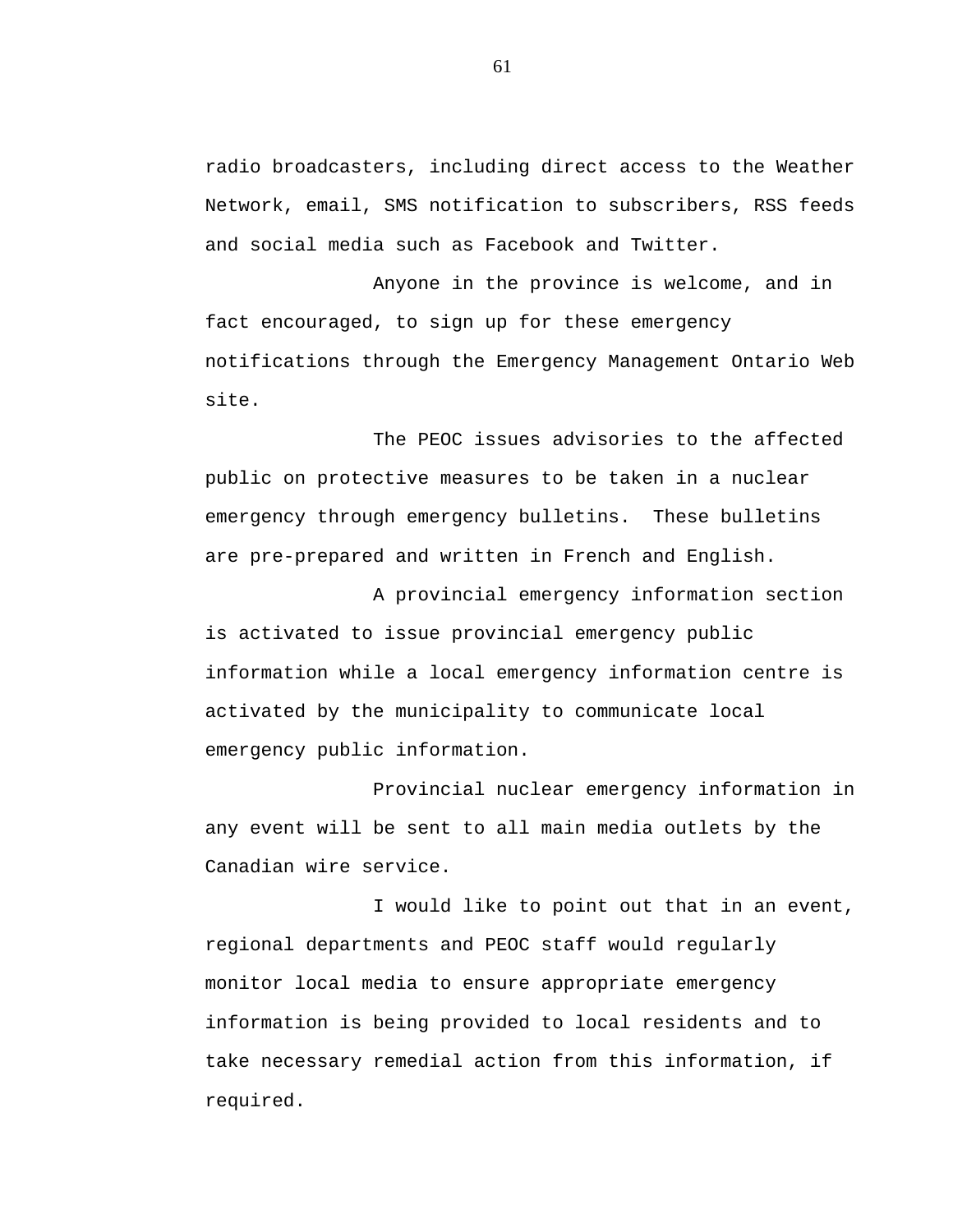radio broadcasters, including direct access to the Weather Network, email, SMS notification to subscribers, RSS feeds and social media such as Facebook and Twitter.

Anyone in the province is welcome, and in fact encouraged, to sign up for these emergency notifications through the Emergency Management Ontario Web site.

The PEOC issues advisories to the affected public on protective measures to be taken in a nuclear emergency through emergency bulletins.  These bulletins are pre-prepared and written in French and English.

A provincial emergency information section is activated to issue provincial emergency public information while a local emergency information centre is activated by the municipality to communicate local emergency public information.

Provincial nuclear emergency information in any event will be sent to all main media outlets by the Canadian wire service.

I would like to point out that in an event, regional departments and PEOC staff would regularly monitor local media to ensure appropriate emergency information is being provided to local residents and to take necessary remedial action from this information, if required.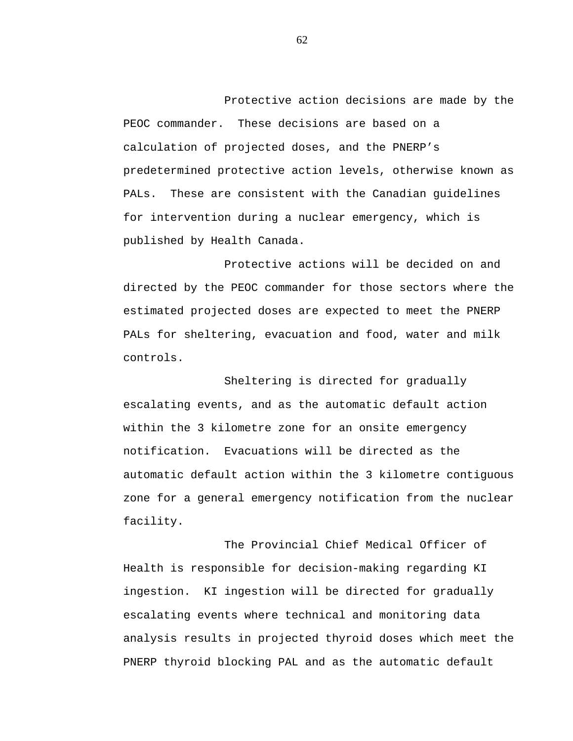Protective action decisions are made by the PEOC commander. These decisions are based on a calculation of projected doses, and the PNERP's predetermined protective action levels, otherwise known as PALs. These are consistent with the Canadian guidelines for intervention during a nuclear emergency, which is published by Health Canada.

Protective actions will be decided on and directed by the PEOC commander for those sectors where the estimated projected doses are expected to meet the PNERP PALs for sheltering, evacuation and food, water and milk controls.

Sheltering is directed for gradually escalating events, and as the automatic default action within the 3 kilometre zone for an onsite emergency notification. Evacuations will be directed as the automatic default action within the 3 kilometre contiguous zone for a general emergency notification from the nuclear facility.

The Provincial Chief Medical Officer of Health is responsible for decision-making regarding KI ingestion. KI ingestion will be directed for gradually escalating events where technical and monitoring data analysis results in projected thyroid doses which meet the PNERP thyroid blocking PAL and as the automatic default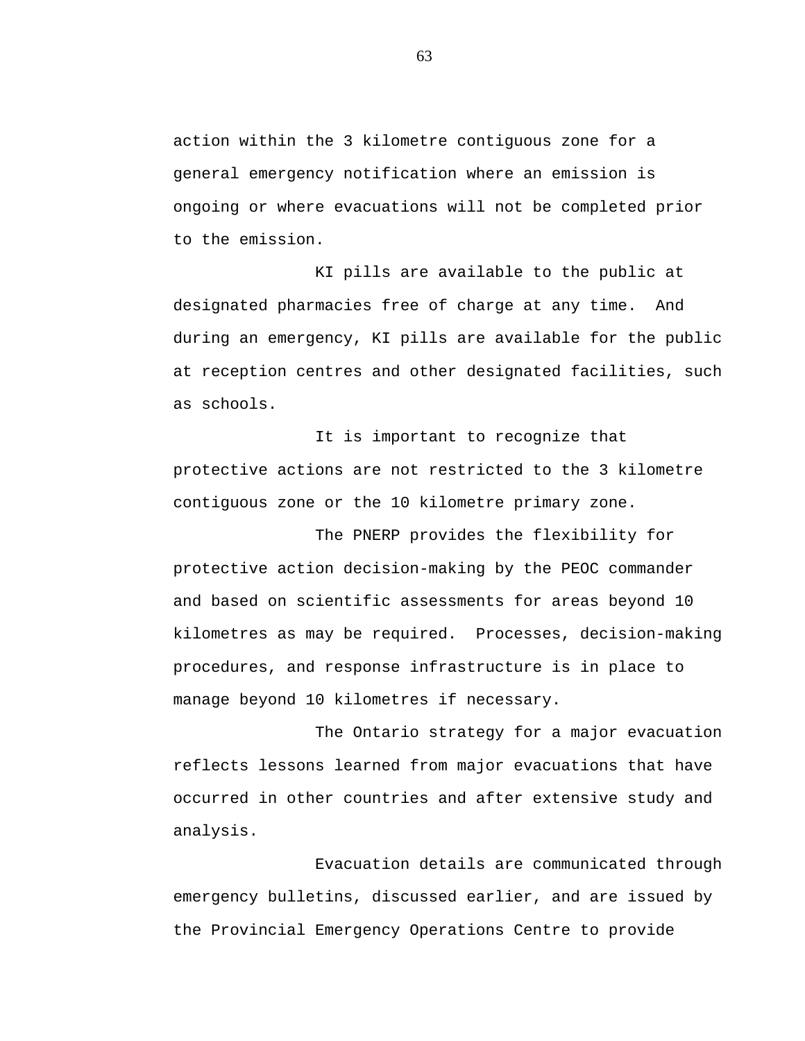action within the 3 kilometre contiguous zone for a general emergency notification where an emission is ongoing or where evacuations will not be completed prior to the emission.

KI pills are available to the public at designated pharmacies free of charge at any time. And during an emergency, KI pills are available for the public at reception centres and other designated facilities, such as schools.

It is important to recognize that protective actions are not restricted to the 3 kilometre contiguous zone or the 10 kilometre primary zone.

The PNERP provides the flexibility for protective action decision-making by the PEOC commander and based on scientific assessments for areas beyond 10 kilometres as may be required. Processes, decision-making procedures, and response infrastructure is in place to manage beyond 10 kilometres if necessary.

The Ontario strategy for a major evacuation reflects lessons learned from major evacuations that have occurred in other countries and after extensive study and analysis.

Evacuation details are communicated through emergency bulletins, discussed earlier, and are issued by the Provincial Emergency Operations Centre to provide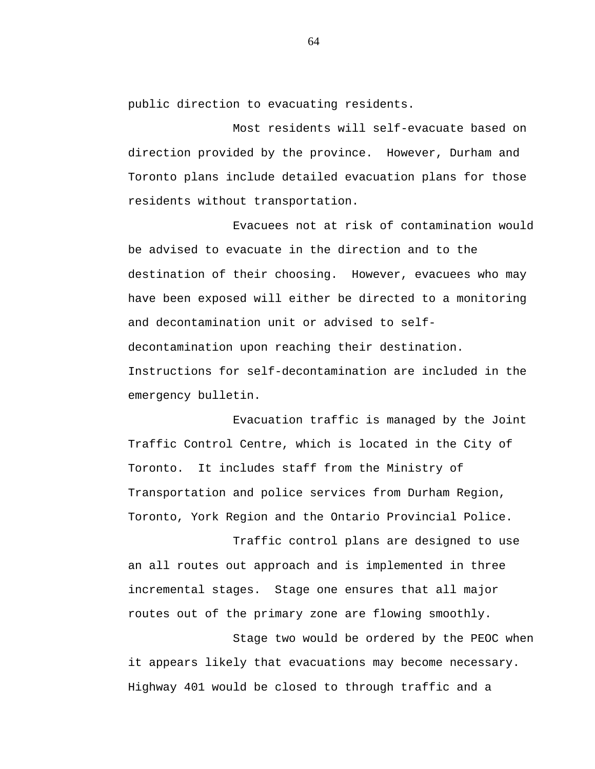public direction to evacuating residents.

Most residents will self-evacuate based on direction provided by the province. However, Durham and Toronto plans include detailed evacuation plans for those residents without transportation.

Evacuees not at risk of contamination would be advised to evacuate in the direction and to the destination of their choosing. However, evacuees who may have been exposed will either be directed to a monitoring and decontamination unit or advised to self-decontamination upon reaching their destination. Instructions for self-decontamination are included in the emergency bulletin.

Evacuation traffic is managed by the Joint Traffic Control Centre, which is located in the City of Toronto. It includes staff from the Ministry of Transportation and police services from Durham Region, Toronto, York Region and the Ontario Provincial Police.

Traffic control plans are designed to use an all routes out approach and is implemented in three incremental stages. Stage one ensures that all major routes out of the primary zone are flowing smoothly.

Stage two would be ordered by the PEOC when it appears likely that evacuations may become necessary. Highway 401 would be closed to through traffic and a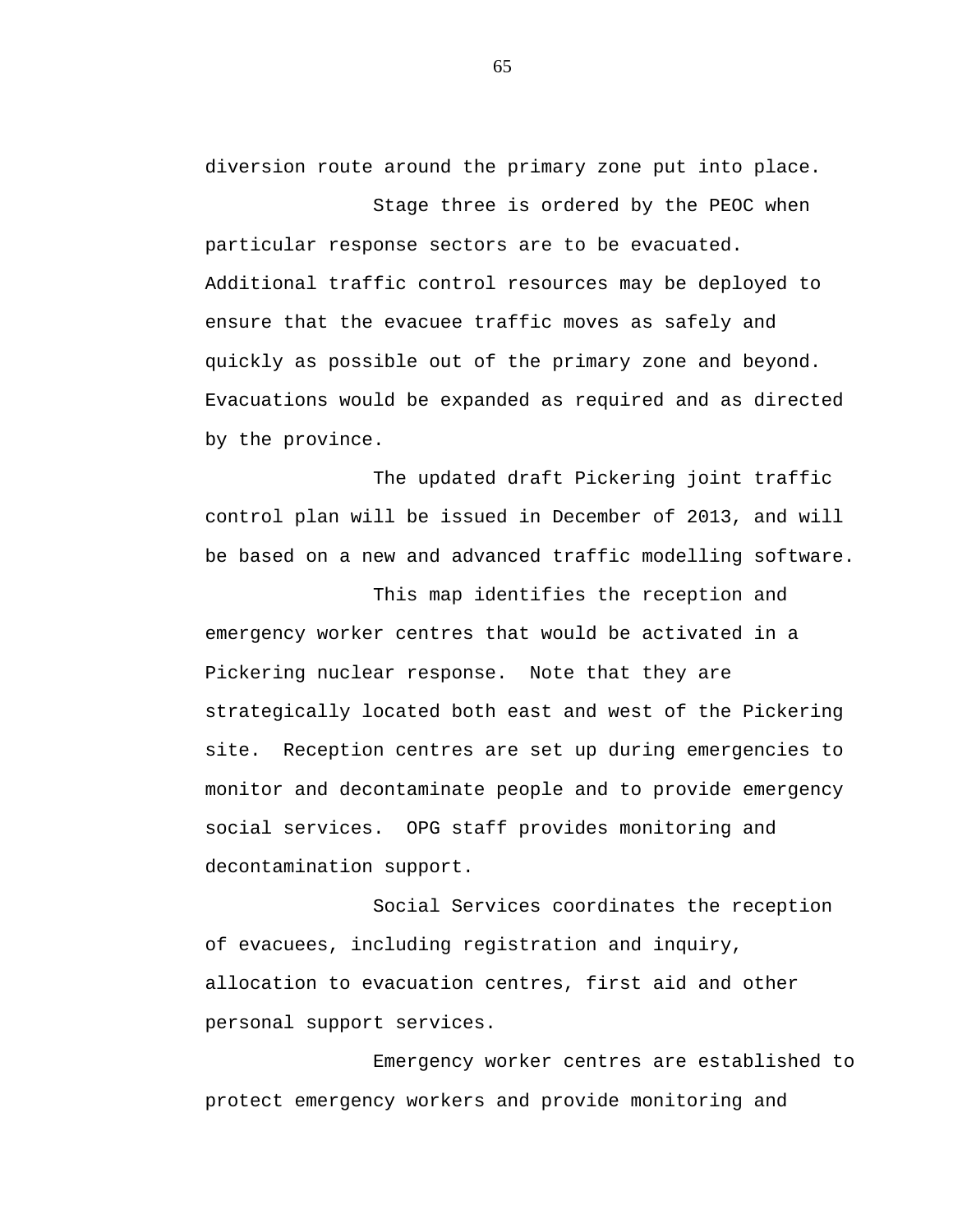diversion route around the primary zone put into place.

Stage three is ordered by the PEOC when particular response sectors are to be evacuated. Additional traffic control resources may be deployed to ensure that the evacuee traffic moves as safely and quickly as possible out of the primary zone and beyond. Evacuations would be expanded as required and as directed by the province.

The updated draft Pickering joint traffic control plan will be issued in December of 2013, and will be based on a new and advanced traffic modelling software.

This map identifies the reception and emergency worker centres that would be activated in a Pickering nuclear response. Note that they are strategically located both east and west of the Pickering site. Reception centres are set up during emergencies to monitor and decontaminate people and to provide emergency social services. OPG staff provides monitoring and decontamination support.

Social Services coordinates the reception of evacuees, including registration and inquiry, allocation to evacuation centres, first aid and other personal support services.

Emergency worker centres are established to protect emergency workers and provide monitoring and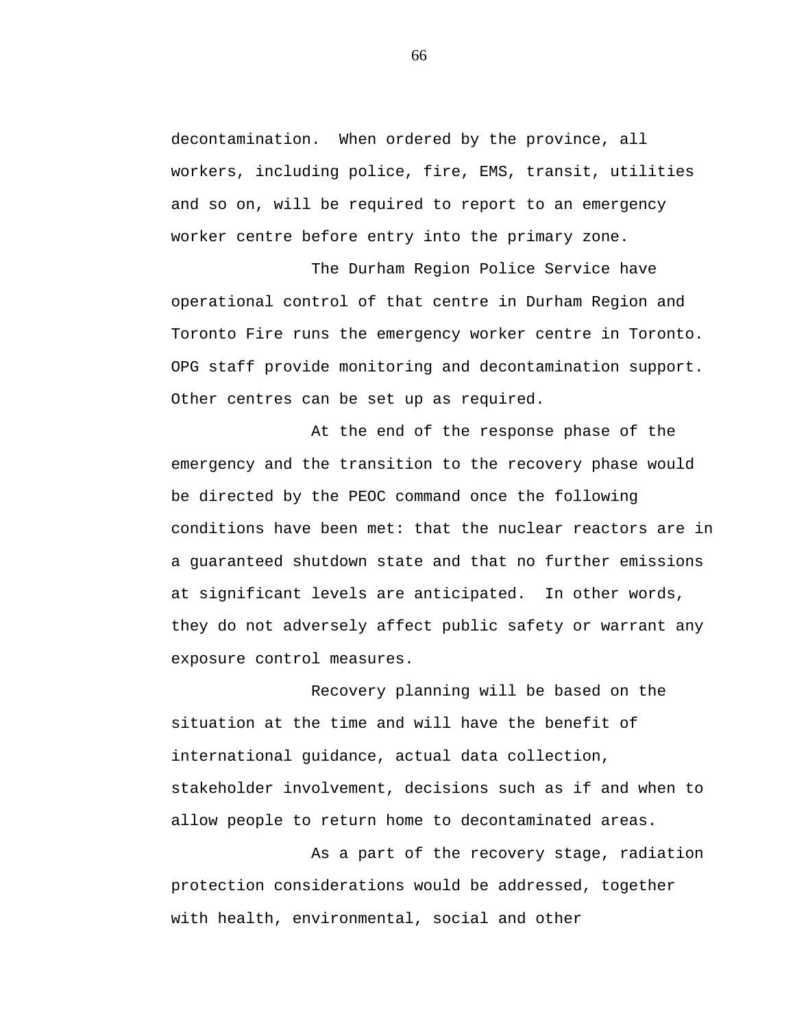decontamination. When ordered by the province, all workers, including police, fire, EMS, transit, utilities and so on, will be required to report to an emergency worker centre before entry into the primary zone.

The Durham Region Police Service have operational control of that centre in Durham Region and Toronto Fire runs the emergency worker centre in Toronto. OPG staff provide monitoring and decontamination support. Other centres can be set up as required.

At the end of the response phase of the emergency and the transition to the recovery phase would be directed by the PEOC command once the following conditions have been met: that the nuclear reactors are in a guaranteed shutdown state and that no further emissions at significant levels are anticipated. In other words, they do not adversely affect public safety or warrant any exposure control measures.

Recovery planning will be based on the situation at the time and will have the benefit of international guidance, actual data collection, stakeholder involvement, decisions such as if and when to allow people to return home to decontaminated areas.

As a part of the recovery stage, radiation protection considerations would be addressed, together with health, environmental, social and other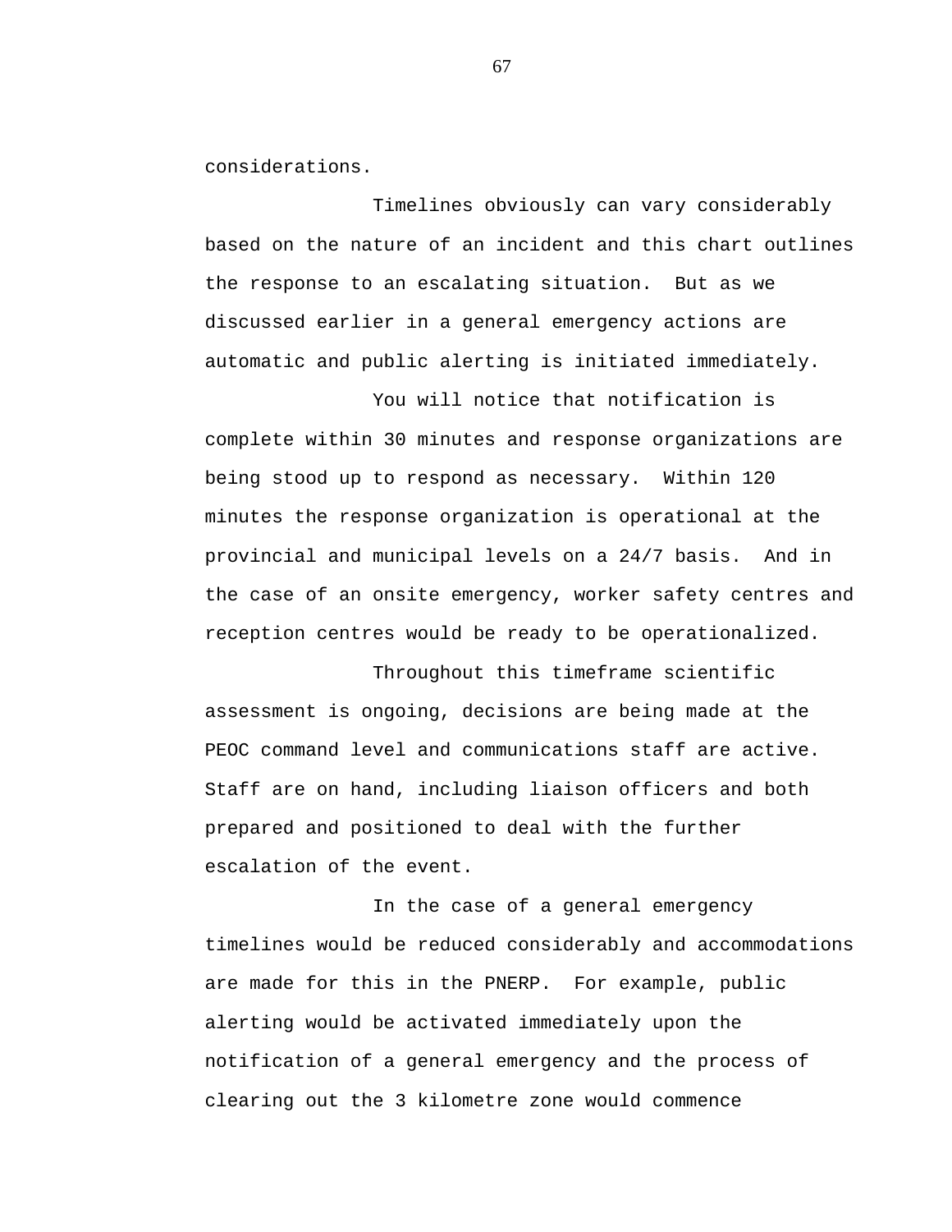considerations.

Timelines obviously can vary considerably based on the nature of an incident and this chart outlines the response to an escalating situation. But as we discussed earlier in a general emergency actions are automatic and public alerting is initiated immediately.

You will notice that notification is complete within 30 minutes and response organizations are being stood up to respond as necessary. Within 120 minutes the response organization is operational at the provincial and municipal levels on a 24/7 basis. And in the case of an onsite emergency, worker safety centres and reception centres would be ready to be operationalized.

Throughout this timeframe scientific assessment is ongoing, decisions are being made at the PEOC command level and communications staff are active. Staff are on hand, including liaison officers and both prepared and positioned to deal with the further escalation of the event.

In the case of a general emergency timelines would be reduced considerably and accommodations are made for this in the PNERP. For example, public alerting would be activated immediately upon the notification of a general emergency and the process of clearing out the 3 kilometre zone would commence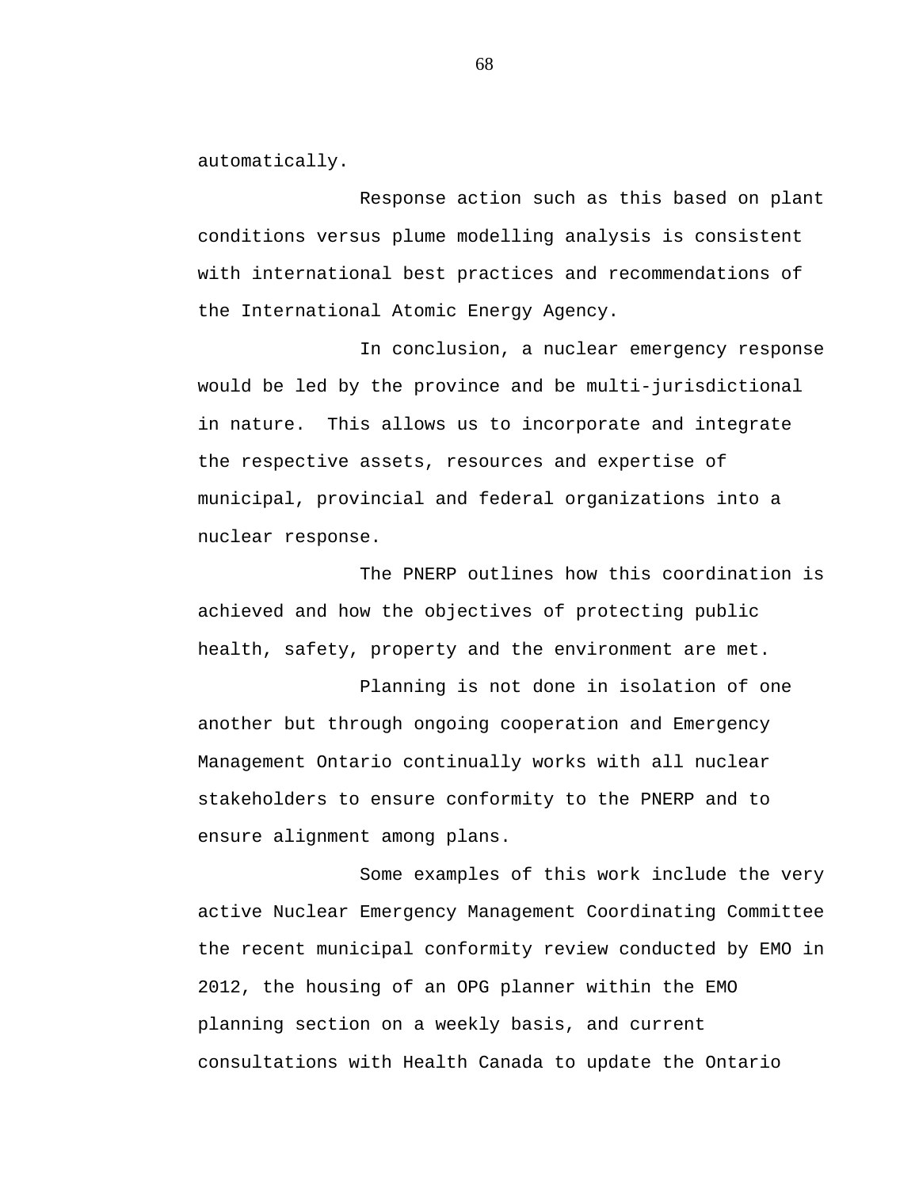automatically.

Response action such as this based on plant conditions versus plume modelling analysis is consistent with international best practices and recommendations of the International Atomic Energy Agency.

In conclusion, a nuclear emergency response would be led by the province and be multi-jurisdictional in nature.  This allows us to incorporate and integrate the respective assets, resources and expertise of municipal, provincial and federal organizations into a nuclear response.

The PNERP outlines how this coordination is achieved and how the objectives of protecting public health, safety, property and the environment are met.

Planning is not done in isolation of one another but through ongoing cooperation and Emergency Management Ontario continually works with all nuclear stakeholders to ensure conformity to the PNERP and to ensure alignment among plans.

Some examples of this work include the very active Nuclear Emergency Management Coordinating Committee the recent municipal conformity review conducted by EMO in 2012, the housing of an OPG planner within the EMO planning section on a weekly basis, and current consultations with Health Canada to update the Ontario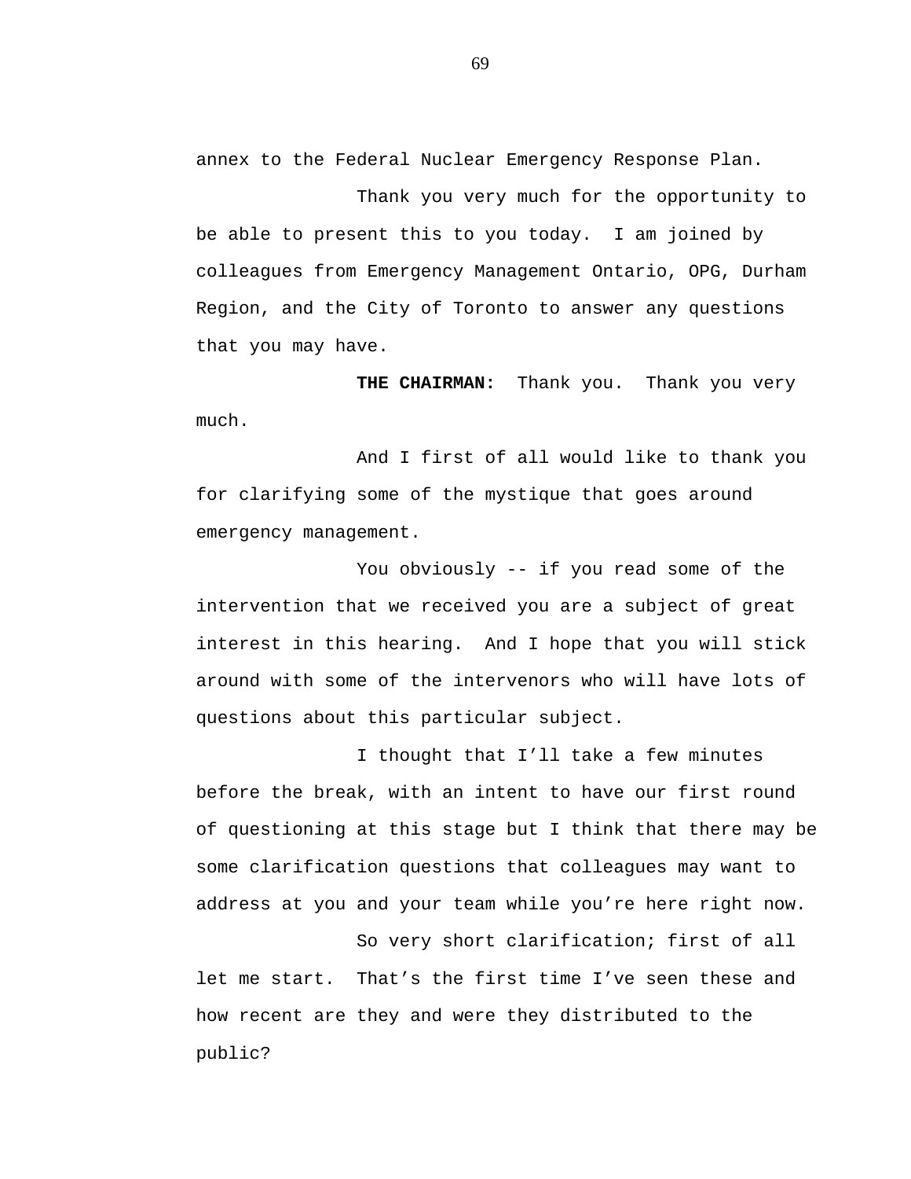annex to the Federal Nuclear Emergency Response Plan.

Thank you very much for the opportunity to be able to present this to you today. I am joined by colleagues from Emergency Management Ontario, OPG, Durham Region, and the City of Toronto to answer any questions that you may have.

**THE CHAIRMAN:** Thank you. Thank you very much.

And I first of all would like to thank you for clarifying some of the mystique that goes around emergency management.

You obviously -- if you read some of the intervention that we received you are a subject of great interest in this hearing. And I hope that you will stick around with some of the intervenors who will have lots of questions about this particular subject.

I thought that I'll take a few minutes before the break, with an intent to have our first round of questioning at this stage but I think that there may be some clarification questions that colleagues may want to address at you and your team while you're here right now.

So very short clarification; first of all let me start. That's the first time I've seen these and how recent are they and were they distributed to the public?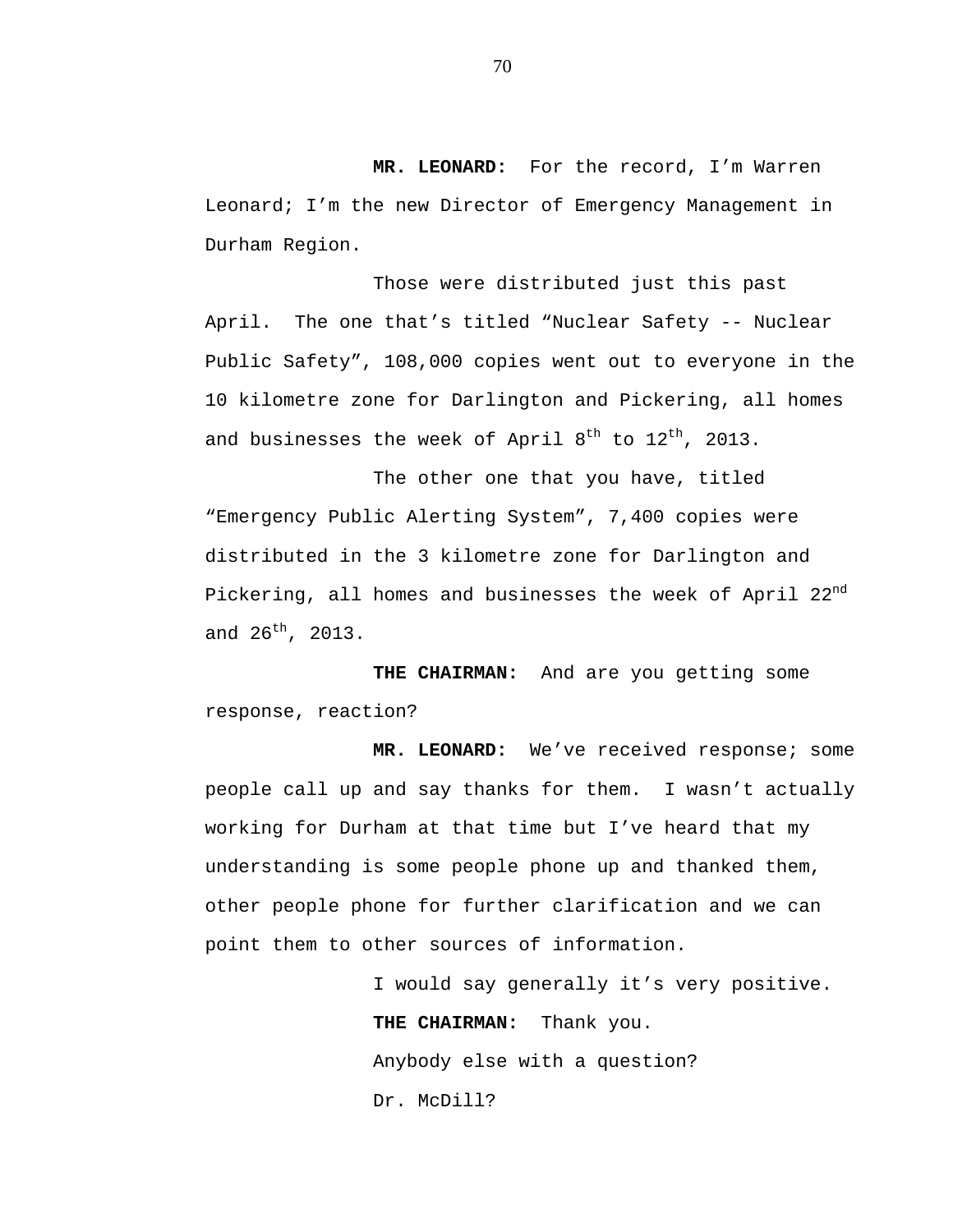**MR. LEONARD:** For the record, I'm Warren Leonard; I'm the new Director of Emergency Management in Durham Region.

Those were distributed just this past April. The one that's titled "Nuclear Safety -- Nuclear Public Safety", 108,000 copies went out to everyone in the 10 kilometre zone for Darlington and Pickering, all homes and businesses the week of April 8th to 12th, 2013.

The other one that you have, titled "Emergency Public Alerting System", 7,400 copies were distributed in the 3 kilometre zone for Darlington and Pickering, all homes and businesses the week of April 22nd and 26th, 2013.

**THE CHAIRMAN:** And are you getting some response, reaction?

**MR. LEONARD:** We've received response; some people call up and say thanks for them. I wasn't actually working for Durham at that time but I've heard that my understanding is some people phone up and thanked them, other people phone for further clarification and we can point them to other sources of information.

I would say generally it's very positive.

**THE CHAIRMAN:** Thank you.

Anybody else with a question?

Dr. McDill?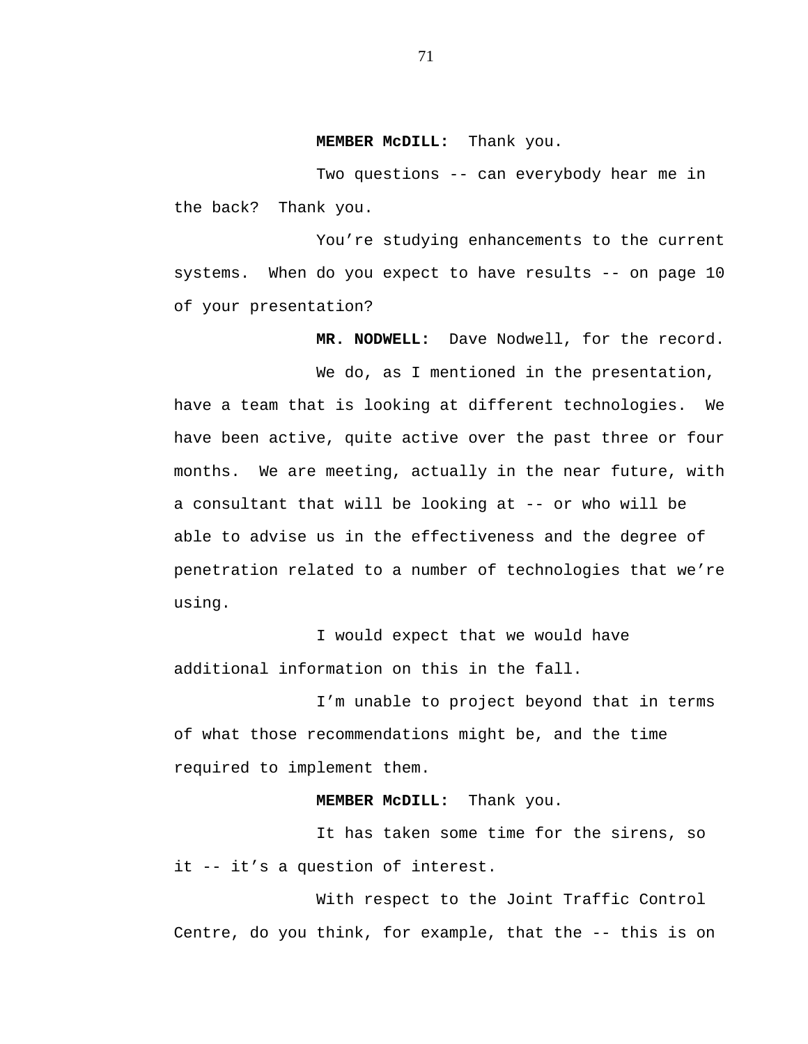**MEMBER McDILL:** Thank you.

Two questions -- can everybody hear me in the back? Thank you.

You're studying enhancements to the current systems. When do you expect to have results -- on page 10 of your presentation?

**MR. NODWELL:** Dave Nodwell, for the record.

We do, as I mentioned in the presentation, have a team that is looking at different technologies. We have been active, quite active over the past three or four months. We are meeting, actually in the near future, with a consultant that will be looking at -- or who will be able to advise us in the effectiveness and the degree of penetration related to a number of technologies that we're using.

I would expect that we would have additional information on this in the fall.

I'm unable to project beyond that in terms of what those recommendations might be, and the time required to implement them.

**MEMBER McDILL:** Thank you.

It has taken some time for the sirens, so it -- it's a question of interest.

With respect to the Joint Traffic Control Centre, do you think, for example, that the -- this is on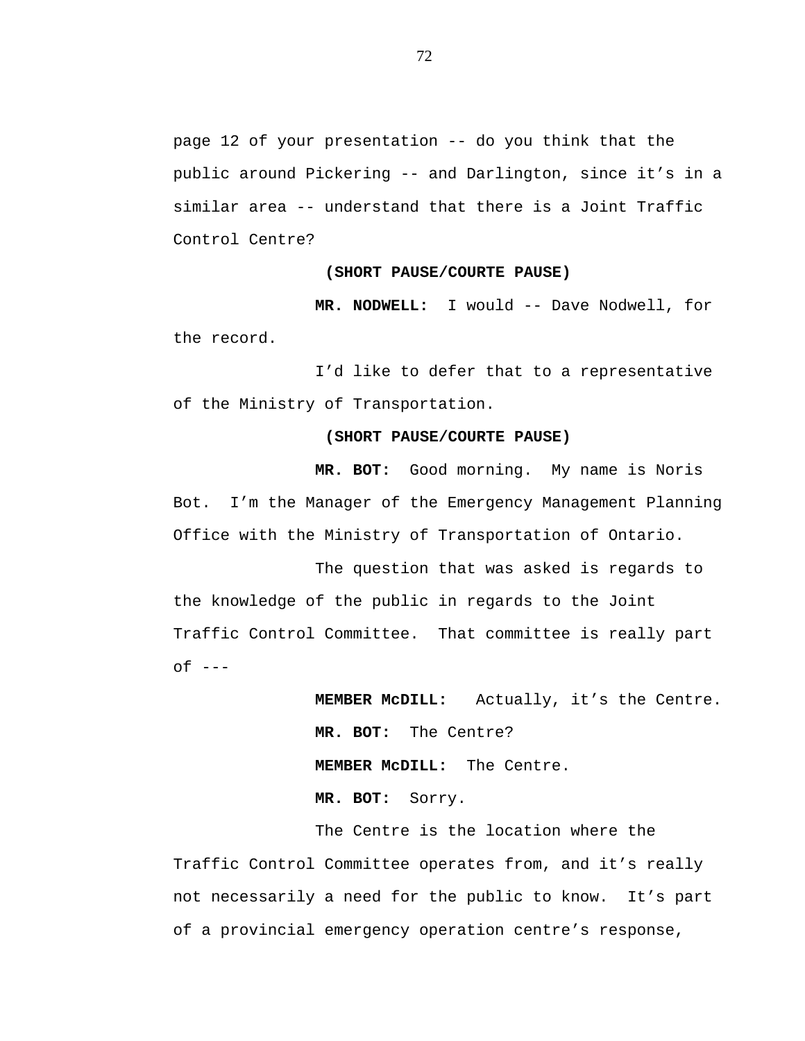page 12 of your presentation -- do you think that the public around Pickering -- and Darlington, since it's in a similar area -- understand that there is a Joint Traffic Control Centre?

**(SHORT PAUSE/COURTE PAUSE)**

**MR. NODWELL:** I would -- Dave Nodwell, for the record.

I'd like to defer that to a representative of the Ministry of Transportation.

**(SHORT PAUSE/COURTE PAUSE)**

**MR. BOT:** Good morning. My name is Noris Bot. I'm the Manager of the Emergency Management Planning Office with the Ministry of Transportation of Ontario.

The question that was asked is regards to the knowledge of the public in regards to the Joint Traffic Control Committee. That committee is really part of ---

**MEMBER McDILL:** Actually, it's the Centre.

**MR. BOT:** The Centre?

**MEMBER McDILL:** The Centre.

**MR. BOT:** Sorry.

The Centre is the location where the Traffic Control Committee operates from, and it's really not necessarily a need for the public to know. It's part of a provincial emergency operation centre's response,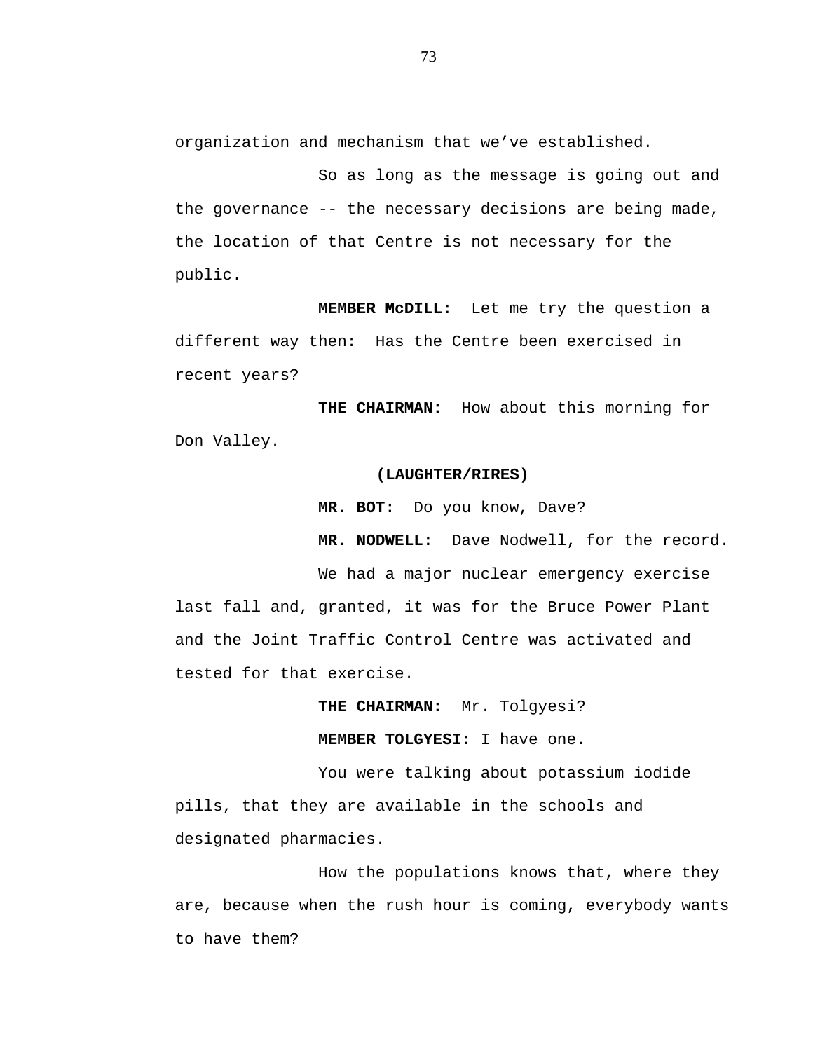organization and mechanism that we've established.

So as long as the message is going out and the governance -- the necessary decisions are being made, the location of that Centre is not necessary for the public.

**MEMBER McDILL:** Let me try the question a different way then: Has the Centre been exercised in recent years?

**THE CHAIRMAN:** How about this morning for Don Valley.

**(LAUGHTER/RIRES)**

**MR. BOT:** Do you know, Dave?

**MR. NODWELL:** Dave Nodwell, for the record.

We had a major nuclear emergency exercise last fall and, granted, it was for the Bruce Power Plant and the Joint Traffic Control Centre was activated and tested for that exercise.

**THE CHAIRMAN:** Mr. Tolgyesi?

**MEMBER TOLGYESI:** I have one.

You were talking about potassium iodide pills, that they are available in the schools and designated pharmacies.

How the populations knows that, where they are, because when the rush hour is coming, everybody wants to have them?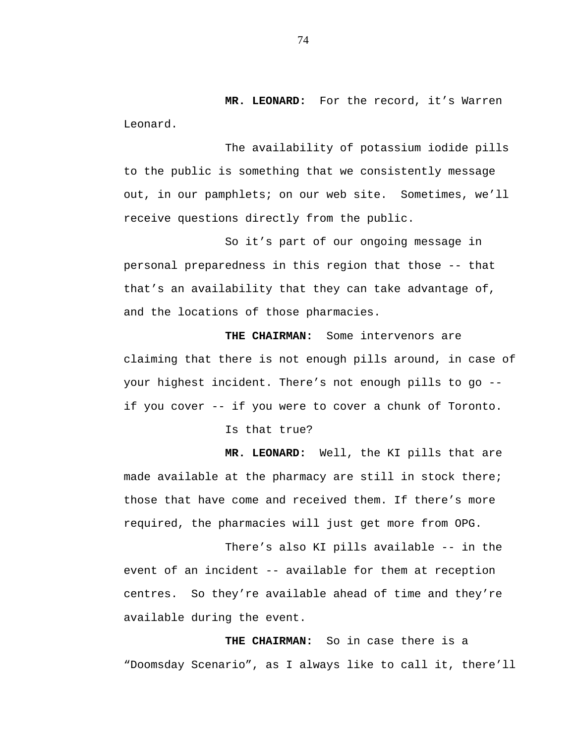**MR. LEONARD:** For the record, it's Warren Leonard.

The availability of potassium iodide pills to the public is something that we consistently message out, in our pamphlets; on our web site. Sometimes, we'll receive questions directly from the public.

So it's part of our ongoing message in personal preparedness in this region that those -- that that's an availability that they can take advantage of, and the locations of those pharmacies.

**THE CHAIRMAN:** Some intervenors are claiming that there is not enough pills around, in case of your highest incident. There's not enough pills to go -- if you cover -- if you were to cover a chunk of Toronto.

Is that true?

**MR. LEONARD:** Well, the KI pills that are made available at the pharmacy are still in stock there; those that have come and received them. If there's more required, the pharmacies will just get more from OPG.

There's also KI pills available -- in the event of an incident -- available for them at reception centres. So they're available ahead of time and they're available during the event.

**THE CHAIRMAN:** So in case there is a "Doomsday Scenario", as I always like to call it, there'll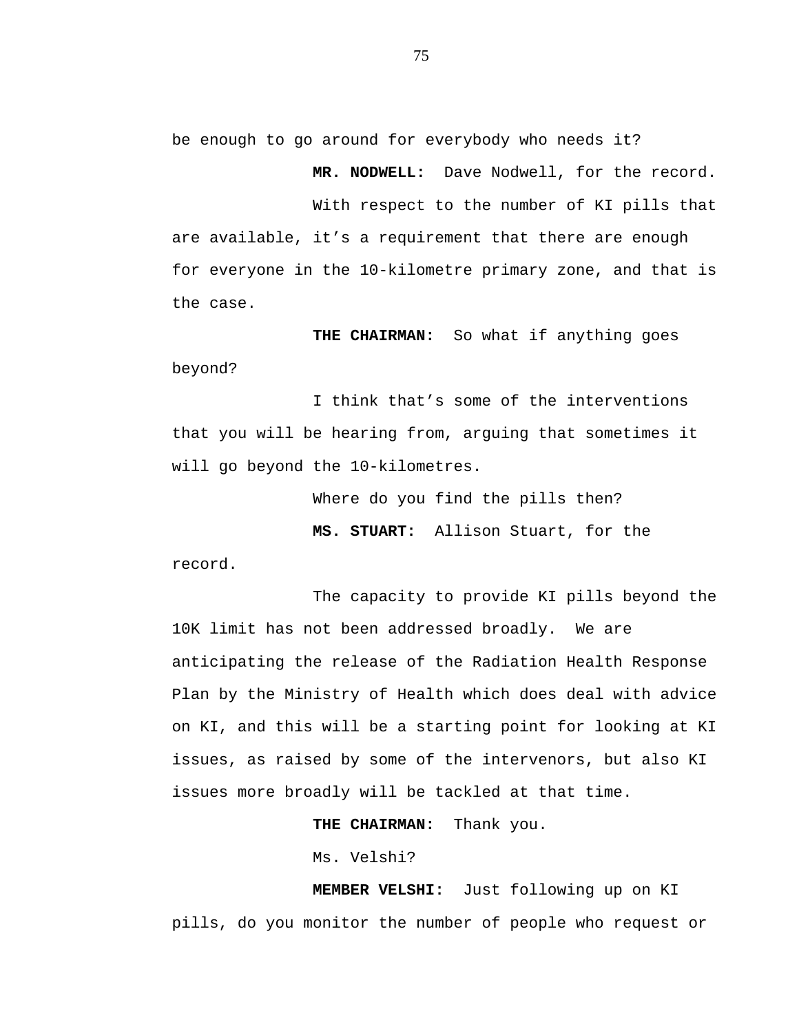be enough to go around for everybody who needs it?

**MR. NODWELL:** Dave Nodwell, for the record.

With respect to the number of KI pills that are available, it's a requirement that there are enough for everyone in the 10-kilometre primary zone, and that is the case.

**THE CHAIRMAN:** So what if anything goes beyond?

I think that's some of the interventions that you will be hearing from, arguing that sometimes it will go beyond the 10-kilometres.

Where do you find the pills then?

**MS. STUART:** Allison Stuart, for the record.

The capacity to provide KI pills beyond the 10K limit has not been addressed broadly. We are anticipating the release of the Radiation Health Response Plan by the Ministry of Health which does deal with advice on KI, and this will be a starting point for looking at KI issues, as raised by some of the intervenors, but also KI issues more broadly will be tackled at that time.

**THE CHAIRMAN:** Thank you.

Ms. Velshi?

**MEMBER VELSHI:** Just following up on KI pills, do you monitor the number of people who request or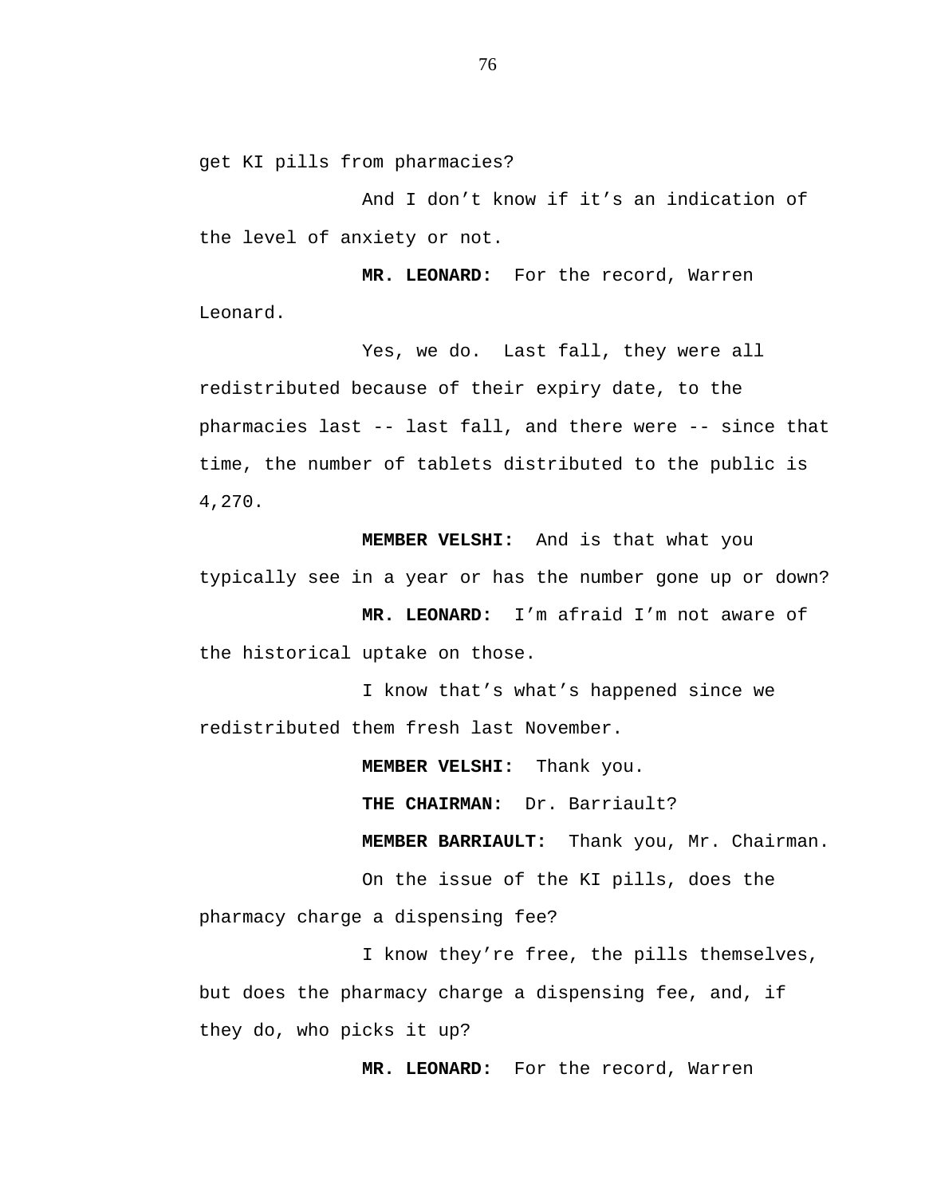get KI pills from pharmacies?

And I don’t know if it’s an indication of the level of anxiety or not.

**MR. LEONARD:** For the record, Warren Leonard.

Yes, we do. Last fall, they were all redistributed because of their expiry date, to the pharmacies last -- last fall, and there were -- since that time, the number of tablets distributed to the public is 4,270.

**MEMBER VELSHI:** And is that what you typically see in a year or has the number gone up or down?

**MR. LEONARD:** I’m afraid I’m not aware of the historical uptake on those.

I know that’s what’s happened since we redistributed them fresh last November.

**MEMBER VELSHI:** Thank you.

**THE CHAIRMAN:** Dr. Barriault?

**MEMBER BARRIAULT:** Thank you, Mr. Chairman.

On the issue of the KI pills, does the pharmacy charge a dispensing fee?

I know they’re free, the pills themselves, but does the pharmacy charge a dispensing fee, and, if they do, who picks it up?

**MR. LEONARD:** For the record, Warren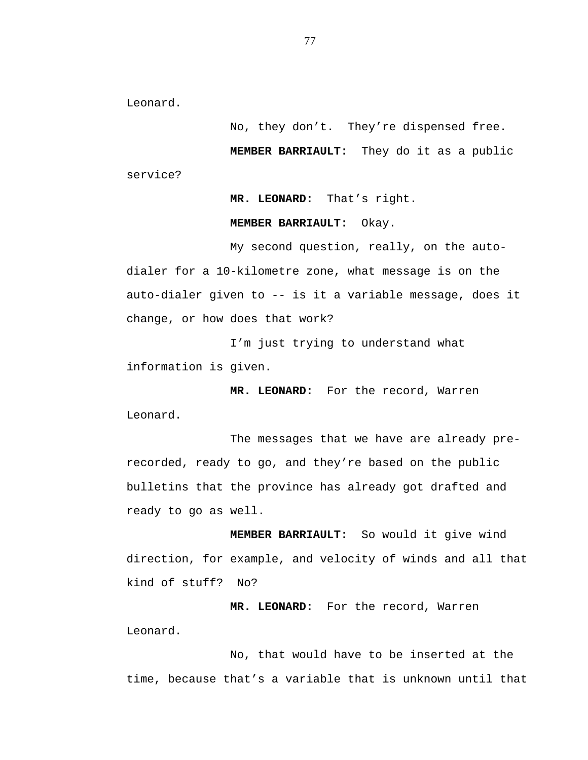Leonard.

No, they don't. They're dispensed free.

**MEMBER BARRIAULT:** They do it as a public service?

**MR. LEONARD:** That's right.

**MEMBER BARRIAULT:** Okay.

My second question, really, on the auto-dialer for a 10-kilometre zone, what message is on the auto-dialer given to -- is it a variable message, does it change, or how does that work?

I'm just trying to understand what information is given.

**MR. LEONARD:** For the record, Warren Leonard.

The messages that we have are already pre-recorded, ready to go, and they're based on the public bulletins that the province has already got drafted and ready to go as well.

**MEMBER BARRIAULT:** So would it give wind direction, for example, and velocity of winds and all that kind of stuff? No?

**MR. LEONARD:** For the record, Warren Leonard.

No, that would have to be inserted at the time, because that's a variable that is unknown until that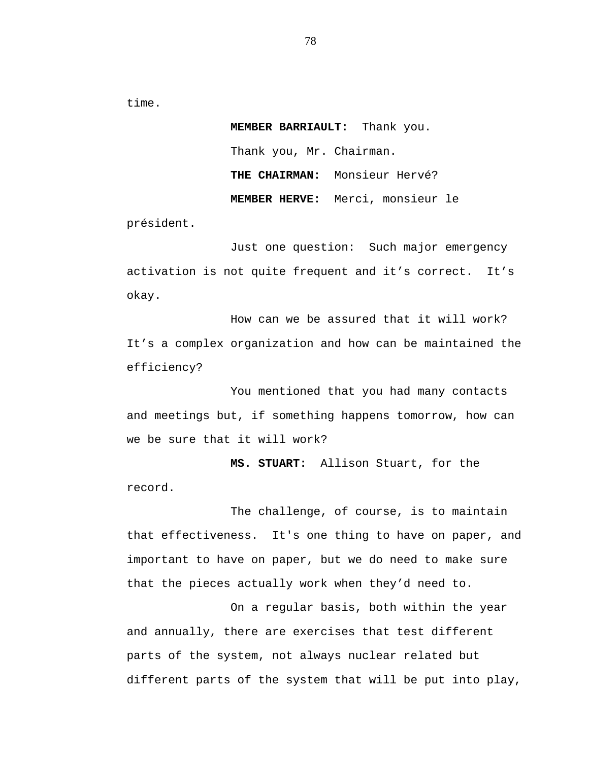time.

**MEMBER BARRIAULT:** Thank you.

Thank you, Mr. Chairman.

**THE CHAIRMAN:** Monsieur Hervé?

**MEMBER HERVE:** Merci, monsieur le président.

Just one question: Such major emergency activation is not quite frequent and it’s correct. It’s okay.

How can we be assured that it will work? It’s a complex organization and how can be maintained the efficiency?

You mentioned that you had many contacts and meetings but, if something happens tomorrow, how can we be sure that it will work?

**MS. STUART:** Allison Stuart, for the record.

The challenge, of course, is to maintain that effectiveness. It's one thing to have on paper, and important to have on paper, but we do need to make sure that the pieces actually work when they’d need to.

On a regular basis, both within the year and annually, there are exercises that test different parts of the system, not always nuclear related but different parts of the system that will be put into play,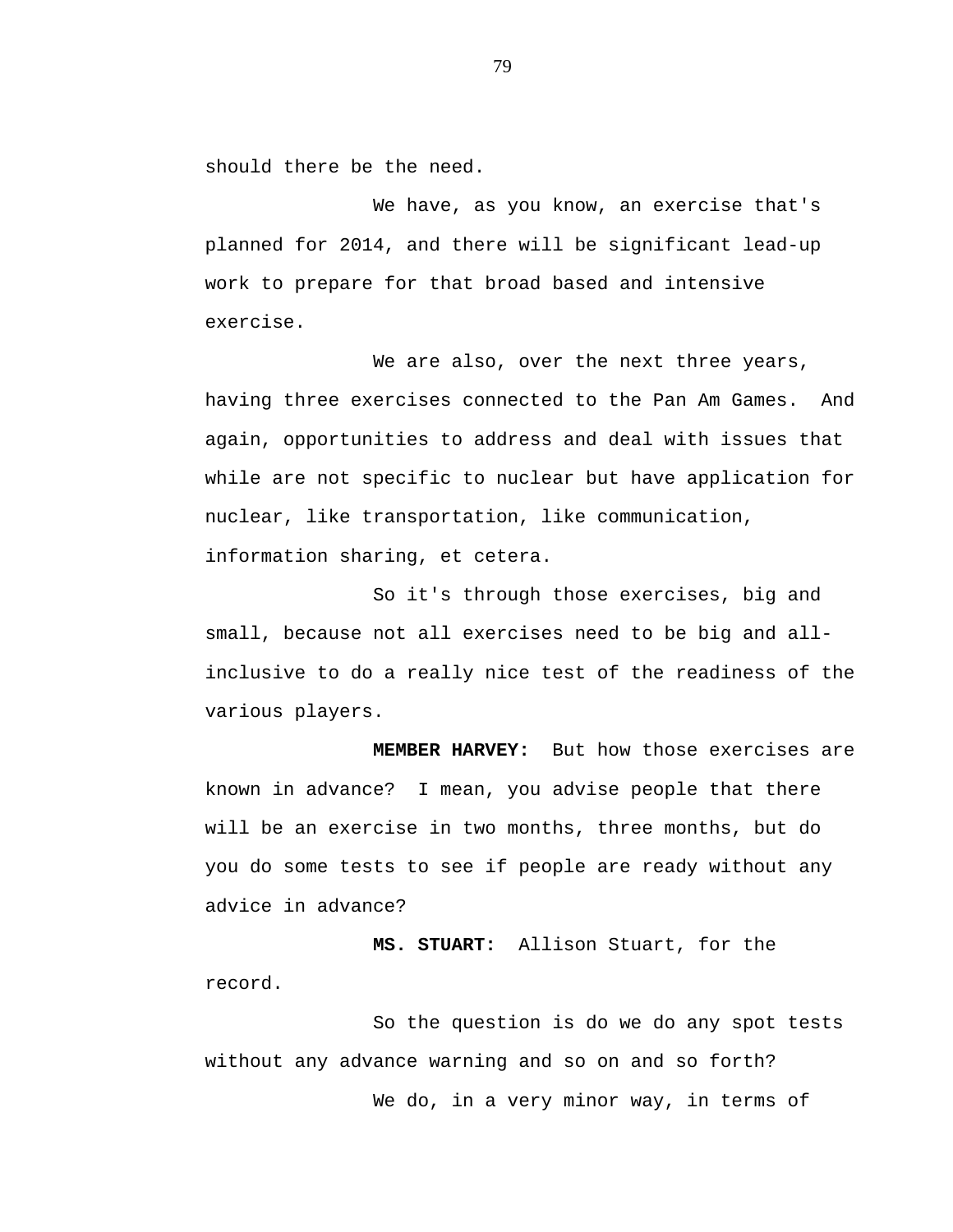should there be the need.

We have, as you know, an exercise that's planned for 2014, and there will be significant lead-up work to prepare for that broad based and intensive exercise.

We are also, over the next three years, having three exercises connected to the Pan Am Games. And again, opportunities to address and deal with issues that while are not specific to nuclear but have application for nuclear, like transportation, like communication, information sharing, et cetera.

So it's through those exercises, big and small, because not all exercises need to be big and all-inclusive to do a really nice test of the readiness of the various players.

**MEMBER HARVEY:** But how those exercises are known in advance? I mean, you advise people that there will be an exercise in two months, three months, but do you do some tests to see if people are ready without any advice in advance?

**MS. STUART:** Allison Stuart, for the record.

So the question is do we do any spot tests without any advance warning and so on and so forth?

We do, in a very minor way, in terms of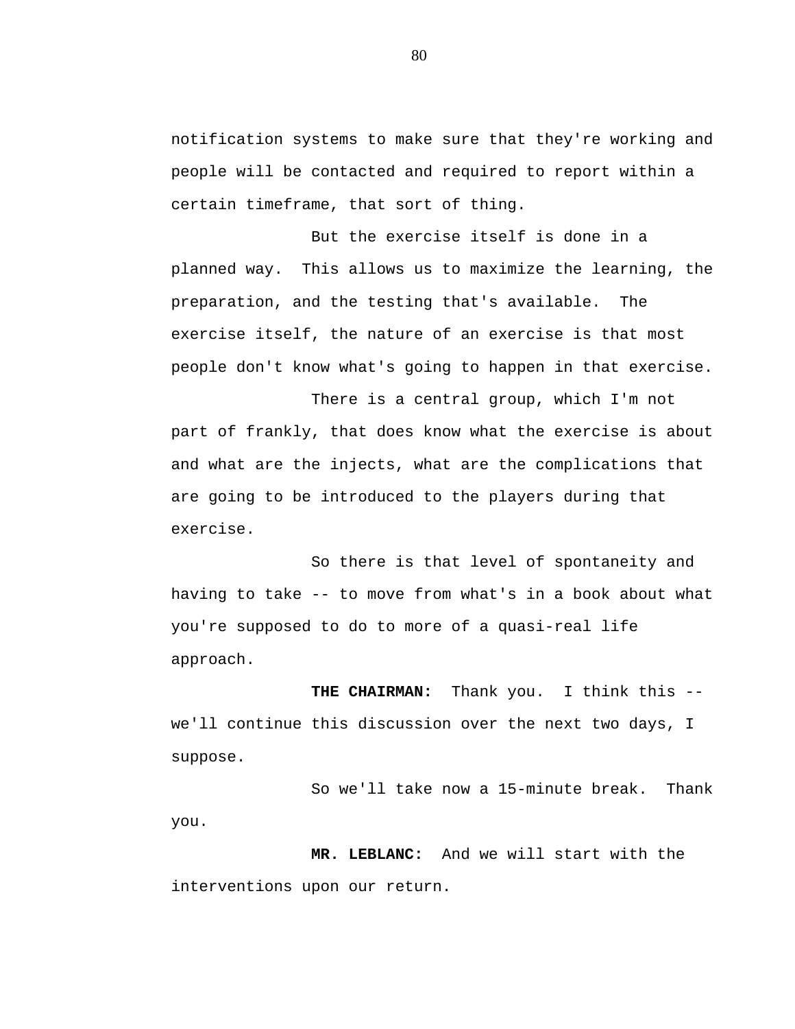notification systems to make sure that they're working and people will be contacted and required to report within a certain timeframe, that sort of thing.

But the exercise itself is done in a planned way. This allows us to maximize the learning, the preparation, and the testing that's available. The exercise itself, the nature of an exercise is that most people don't know what's going to happen in that exercise.

There is a central group, which I'm not part of frankly, that does know what the exercise is about and what are the injects, what are the complications that are going to be introduced to the players during that exercise.

So there is that level of spontaneity and having to take -- to move from what's in a book about what you're supposed to do to more of a quasi-real life approach.

**THE CHAIRMAN:** Thank you. I think this -- we'll continue this discussion over the next two days, I suppose.

So we'll take now a 15-minute break. Thank you.

**MR. LEBLANC:** And we will start with the interventions upon our return.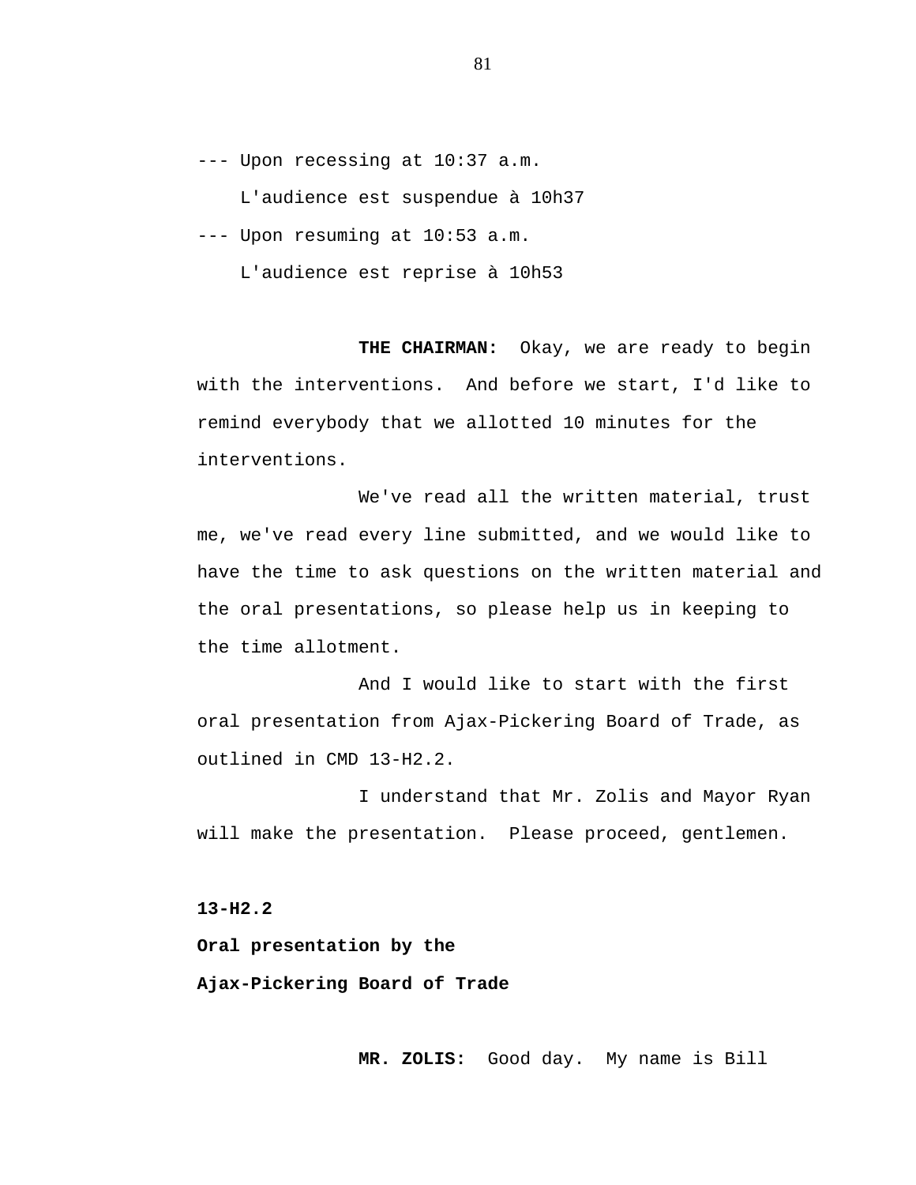--- Upon recessing at 10:37 a.m.

L'audience est suspendue à 10h37

--- Upon resuming at 10:53 a.m.

L'audience est reprise à 10h53

**THE CHAIRMAN:** Okay, we are ready to begin with the interventions. And before we start, I'd like to remind everybody that we allotted 10 minutes for the interventions.

We've read all the written material, trust me, we've read every line submitted, and we would like to have the time to ask questions on the written material and the oral presentations, so please help us in keeping to the time allotment.

And I would like to start with the first oral presentation from Ajax-Pickering Board of Trade, as outlined in CMD 13-H2.2.

I understand that Mr. Zolis and Mayor Ryan will make the presentation. Please proceed, gentlemen.

**13-H2.2**

**Oral presentation by the**

**Ajax-Pickering Board of Trade**

**MR. ZOLIS:** Good day. My name is Bill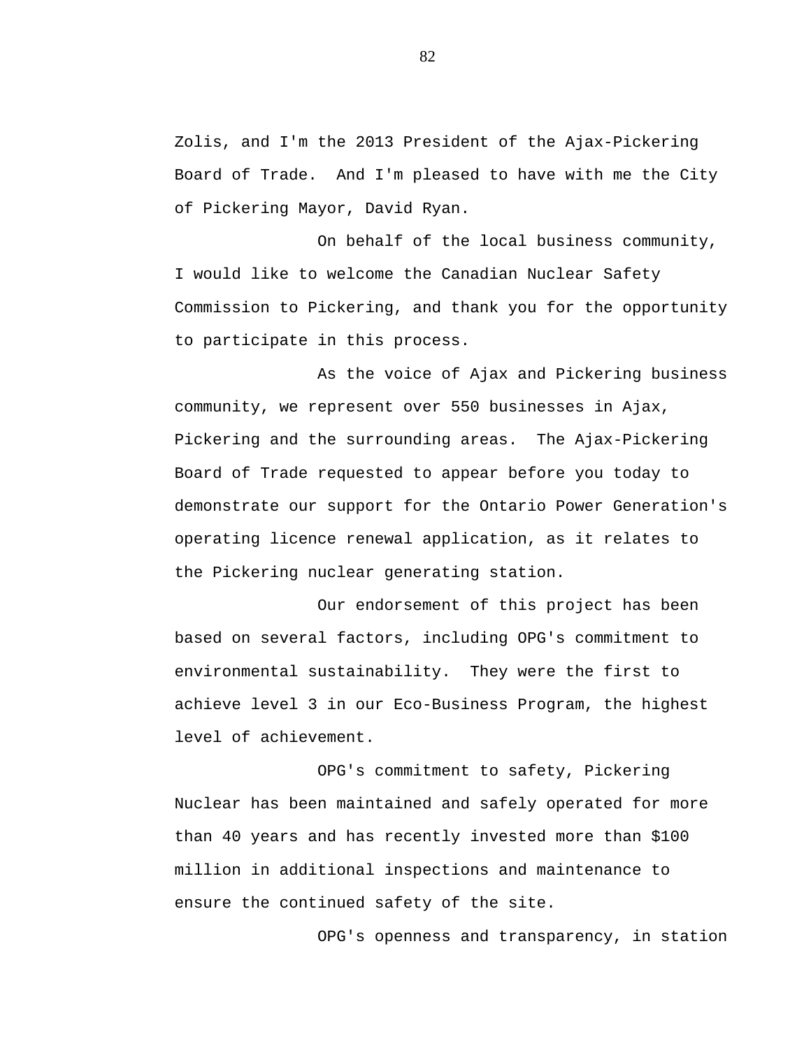Zolis, and I'm the 2013 President of the Ajax-Pickering Board of Trade. And I'm pleased to have with me the City of Pickering Mayor, David Ryan.

On behalf of the local business community, I would like to welcome the Canadian Nuclear Safety Commission to Pickering, and thank you for the opportunity to participate in this process.

As the voice of Ajax and Pickering business community, we represent over 550 businesses in Ajax, Pickering and the surrounding areas. The Ajax-Pickering Board of Trade requested to appear before you today to demonstrate our support for the Ontario Power Generation's operating licence renewal application, as it relates to the Pickering nuclear generating station.

Our endorsement of this project has been based on several factors, including OPG's commitment to environmental sustainability. They were the first to achieve level 3 in our Eco-Business Program, the highest level of achievement.

OPG's commitment to safety, Pickering Nuclear has been maintained and safely operated for more than 40 years and has recently invested more than $100 million in additional inspections and maintenance to ensure the continued safety of the site.

OPG's openness and transparency, in station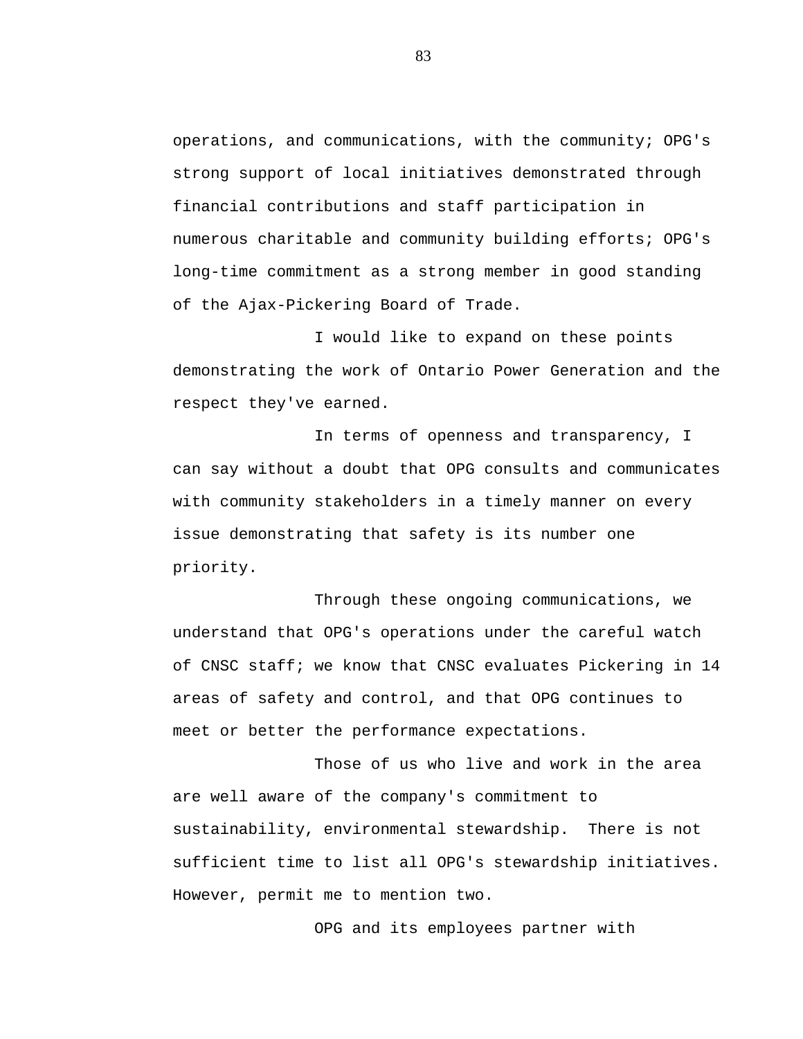operations, and communications, with the community; OPG's strong support of local initiatives demonstrated through financial contributions and staff participation in numerous charitable and community building efforts; OPG's long-time commitment as a strong member in good standing of the Ajax-Pickering Board of Trade.

I would like to expand on these points demonstrating the work of Ontario Power Generation and the respect they've earned.

In terms of openness and transparency, I can say without a doubt that OPG consults and communicates with community stakeholders in a timely manner on every issue demonstrating that safety is its number one priority.

Through these ongoing communications, we understand that OPG's operations under the careful watch of CNSC staff; we know that CNSC evaluates Pickering in 14 areas of safety and control, and that OPG continues to meet or better the performance expectations.

Those of us who live and work in the area are well aware of the company's commitment to sustainability, environmental stewardship. There is not sufficient time to list all OPG's stewardship initiatives. However, permit me to mention two.

OPG and its employees partner with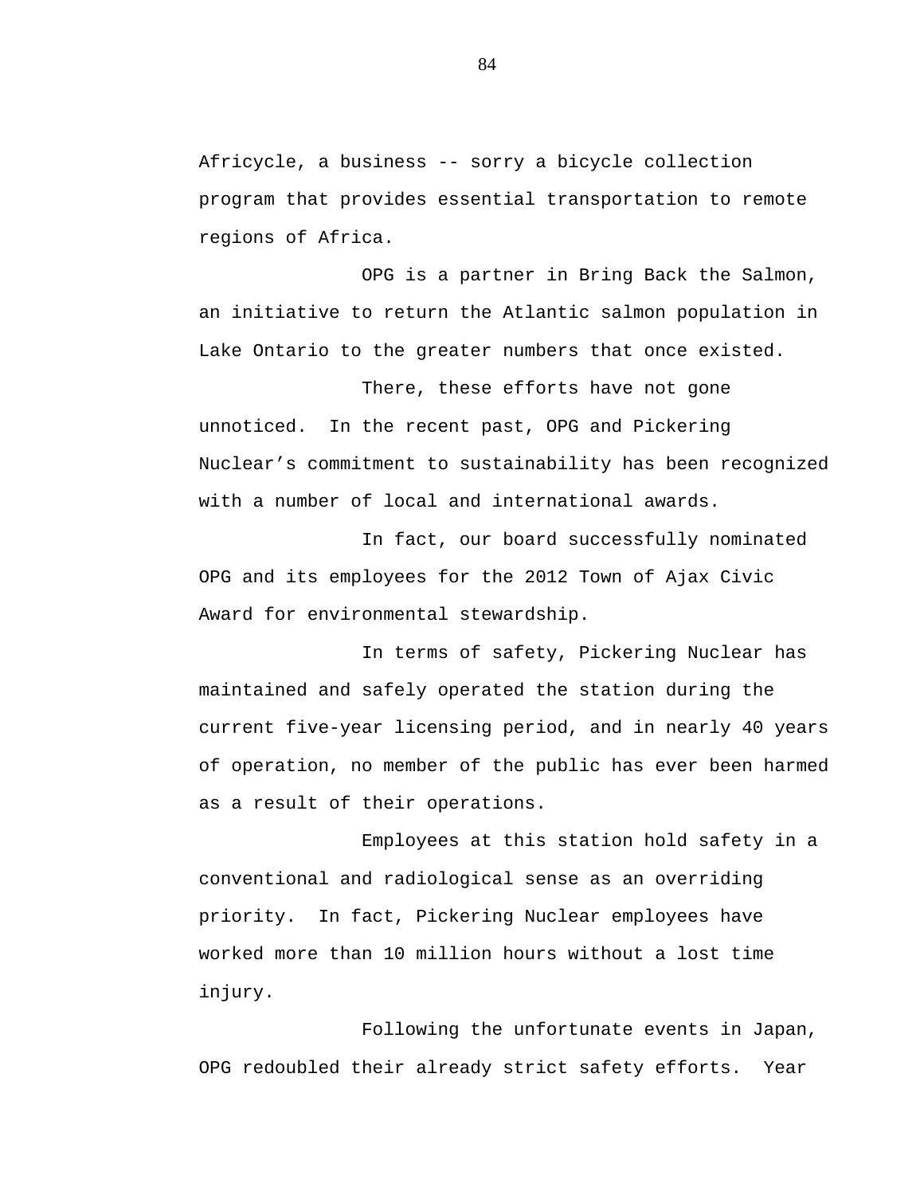Africycle, a business -- sorry a bicycle collection program that provides essential transportation to remote regions of Africa.

OPG is a partner in Bring Back the Salmon, an initiative to return the Atlantic salmon population in Lake Ontario to the greater numbers that once existed.

There, these efforts have not gone unnoticed. In the recent past, OPG and Pickering Nuclear's commitment to sustainability has been recognized with a number of local and international awards.

In fact, our board successfully nominated OPG and its employees for the 2012 Town of Ajax Civic Award for environmental stewardship.

In terms of safety, Pickering Nuclear has maintained and safely operated the station during the current five-year licensing period, and in nearly 40 years of operation, no member of the public has ever been harmed as a result of their operations.

Employees at this station hold safety in a conventional and radiological sense as an overriding priority. In fact, Pickering Nuclear employees have worked more than 10 million hours without a lost time injury.

Following the unfortunate events in Japan, OPG redoubled their already strict safety efforts. Year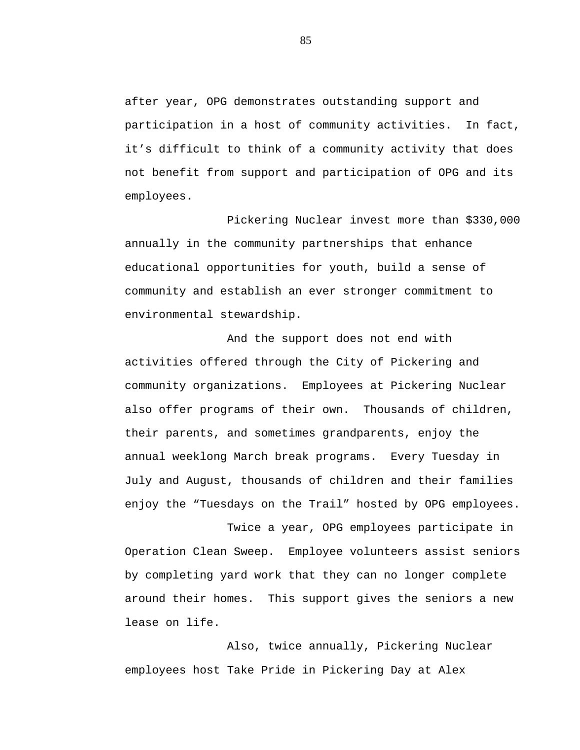after year, OPG demonstrates outstanding support and participation in a host of community activities. In fact, it's difficult to think of a community activity that does not benefit from support and participation of OPG and its employees.

Pickering Nuclear invest more than $330,000 annually in the community partnerships that enhance educational opportunities for youth, build a sense of community and establish an ever stronger commitment to environmental stewardship.

And the support does not end with activities offered through the City of Pickering and community organizations. Employees at Pickering Nuclear also offer programs of their own. Thousands of children, their parents, and sometimes grandparents, enjoy the annual weeklong March break programs. Every Tuesday in July and August, thousands of children and their families enjoy the "Tuesdays on the Trail" hosted by OPG employees.

Twice a year, OPG employees participate in Operation Clean Sweep. Employee volunteers assist seniors by completing yard work that they can no longer complete around their homes. This support gives the seniors a new lease on life.

Also, twice annually, Pickering Nuclear employees host Take Pride in Pickering Day at Alex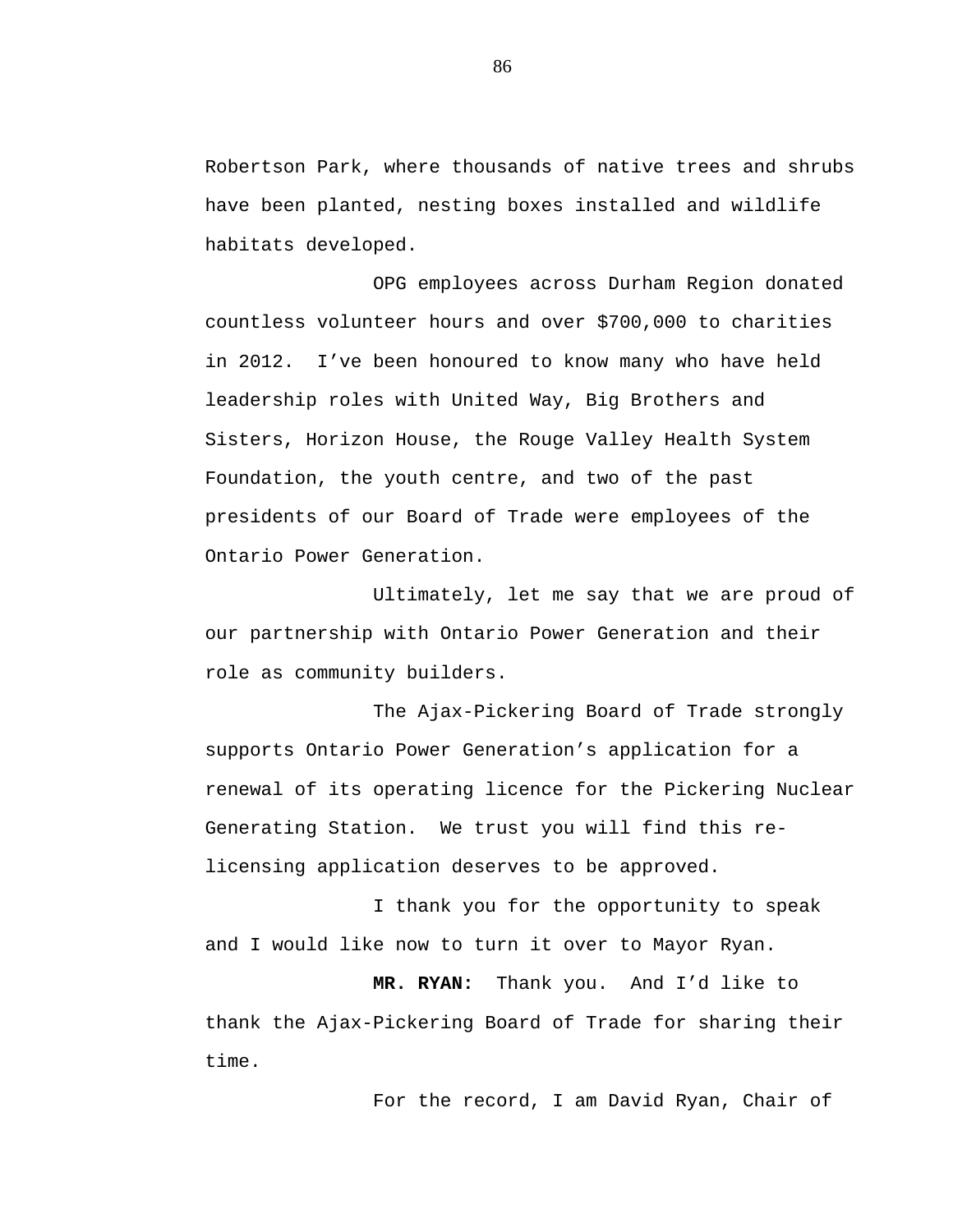Robertson Park, where thousands of native trees and shrubs have been planted, nesting boxes installed and wildlife habitats developed.

OPG employees across Durham Region donated countless volunteer hours and over $700,000 to charities in 2012. I've been honoured to know many who have held leadership roles with United Way, Big Brothers and Sisters, Horizon House, the Rouge Valley Health System Foundation, the youth centre, and two of the past presidents of our Board of Trade were employees of the Ontario Power Generation.

Ultimately, let me say that we are proud of our partnership with Ontario Power Generation and their role as community builders.

The Ajax-Pickering Board of Trade strongly supports Ontario Power Generation's application for a renewal of its operating licence for the Pickering Nuclear Generating Station. We trust you will find this re-licensing application deserves to be approved.

I thank you for the opportunity to speak and I would like now to turn it over to Mayor Ryan.

**MR. RYAN:** Thank you. And I'd like to thank the Ajax-Pickering Board of Trade for sharing their time.

For the record, I am David Ryan, Chair of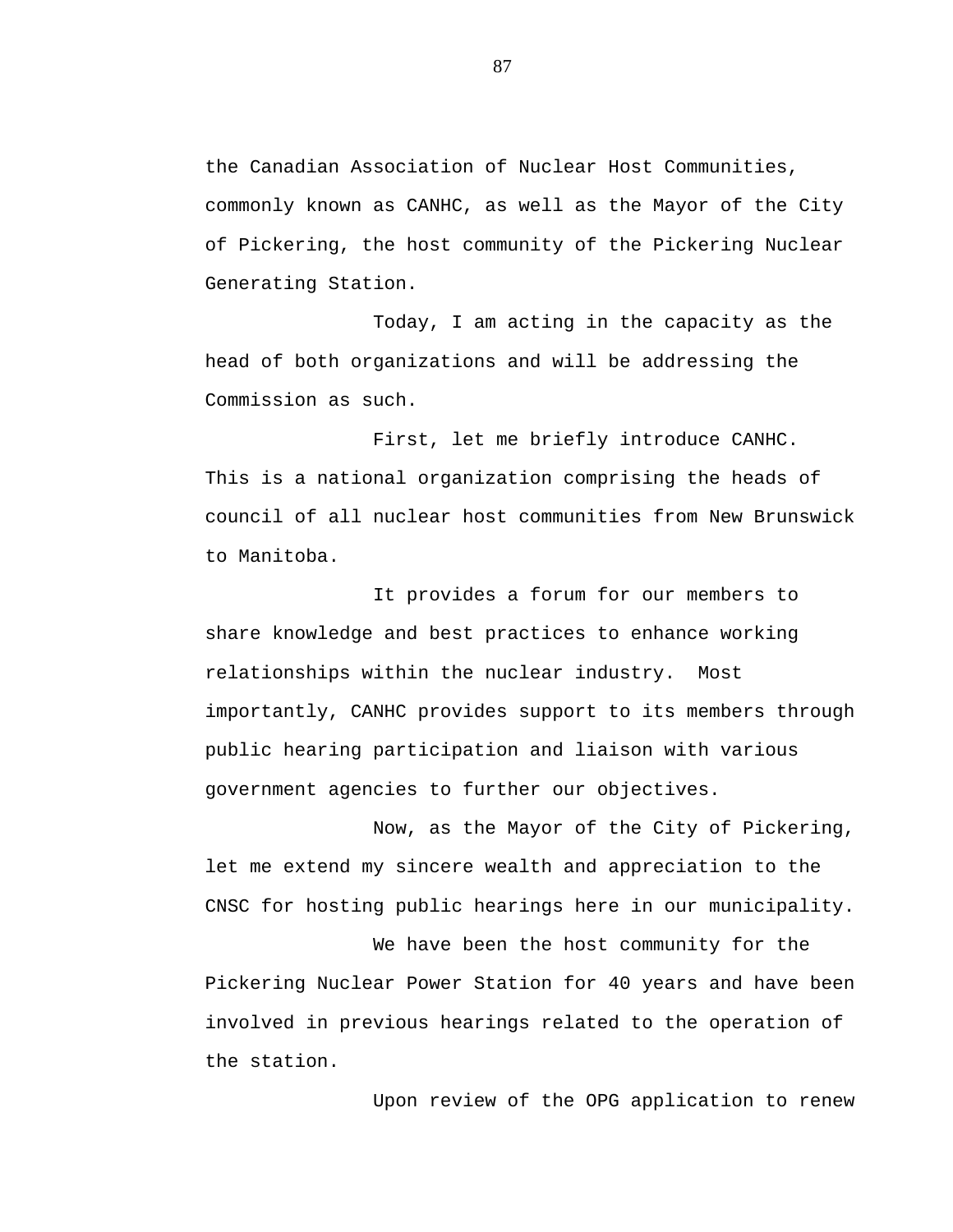the Canadian Association of Nuclear Host Communities, commonly known as CANHC, as well as the Mayor of the City of Pickering, the host community of the Pickering Nuclear Generating Station.

Today, I am acting in the capacity as the head of both organizations and will be addressing the Commission as such.

First, let me briefly introduce CANHC. This is a national organization comprising the heads of council of all nuclear host communities from New Brunswick to Manitoba.

It provides a forum for our members to share knowledge and best practices to enhance working relationships within the nuclear industry. Most importantly, CANHC provides support to its members through public hearing participation and liaison with various government agencies to further our objectives.

Now, as the Mayor of the City of Pickering, let me extend my sincere wealth and appreciation to the CNSC for hosting public hearings here in our municipality.

We have been the host community for the Pickering Nuclear Power Station for 40 years and have been involved in previous hearings related to the operation of the station.

Upon review of the OPG application to renew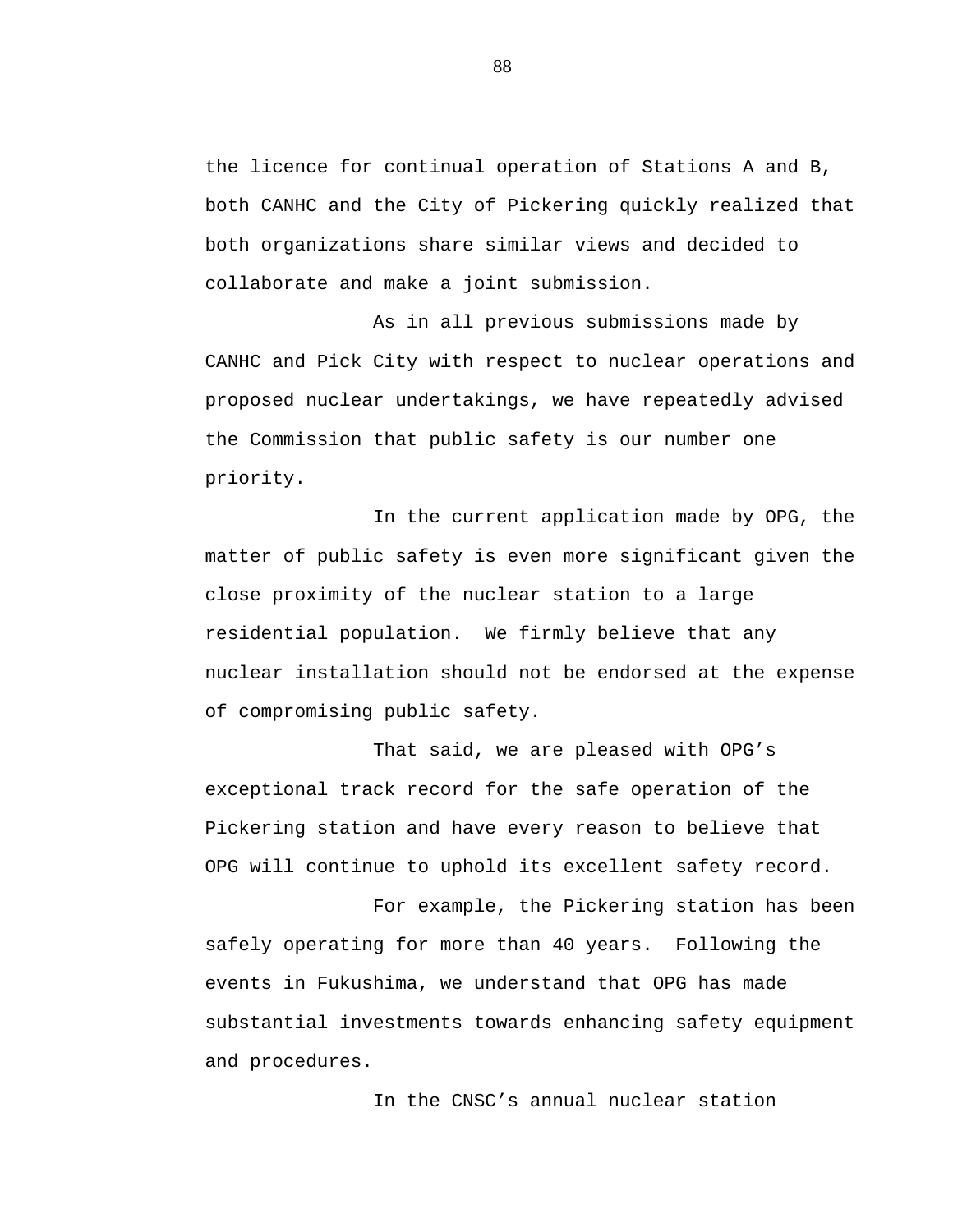the licence for continual operation of Stations A and B, both CANHC and the City of Pickering quickly realized that both organizations share similar views and decided to collaborate and make a joint submission.

As in all previous submissions made by CANHC and Pick City with respect to nuclear operations and proposed nuclear undertakings, we have repeatedly advised the Commission that public safety is our number one priority.

In the current application made by OPG, the matter of public safety is even more significant given the close proximity of the nuclear station to a large residential population. We firmly believe that any nuclear installation should not be endorsed at the expense of compromising public safety.

That said, we are pleased with OPG's exceptional track record for the safe operation of the Pickering station and have every reason to believe that OPG will continue to uphold its excellent safety record.

For example, the Pickering station has been safely operating for more than 40 years. Following the events in Fukushima, we understand that OPG has made substantial investments towards enhancing safety equipment and procedures.

In the CNSC's annual nuclear station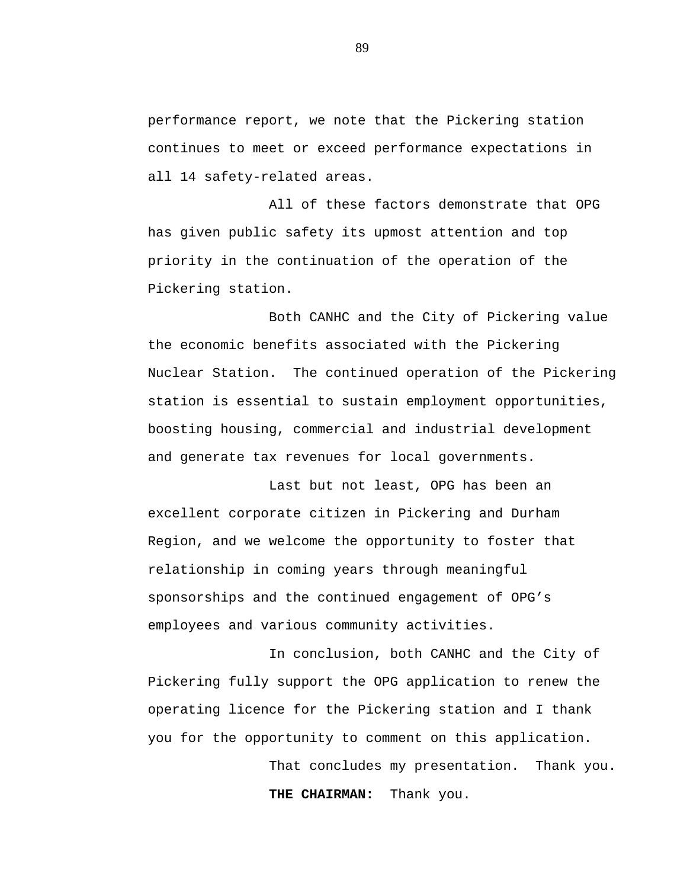performance report, we note that the Pickering station continues to meet or exceed performance expectations in all 14 safety-related areas.

All of these factors demonstrate that OPG has given public safety its upmost attention and top priority in the continuation of the operation of the Pickering station.

Both CANHC and the City of Pickering value the economic benefits associated with the Pickering Nuclear Station. The continued operation of the Pickering station is essential to sustain employment opportunities, boosting housing, commercial and industrial development and generate tax revenues for local governments.

Last but not least, OPG has been an excellent corporate citizen in Pickering and Durham Region, and we welcome the opportunity to foster that relationship in coming years through meaningful sponsorships and the continued engagement of OPG's employees and various community activities.

In conclusion, both CANHC and the City of Pickering fully support the OPG application to renew the operating licence for the Pickering station and I thank you for the opportunity to comment on this application.

That concludes my presentation. Thank you.

**THE CHAIRMAN:** Thank you.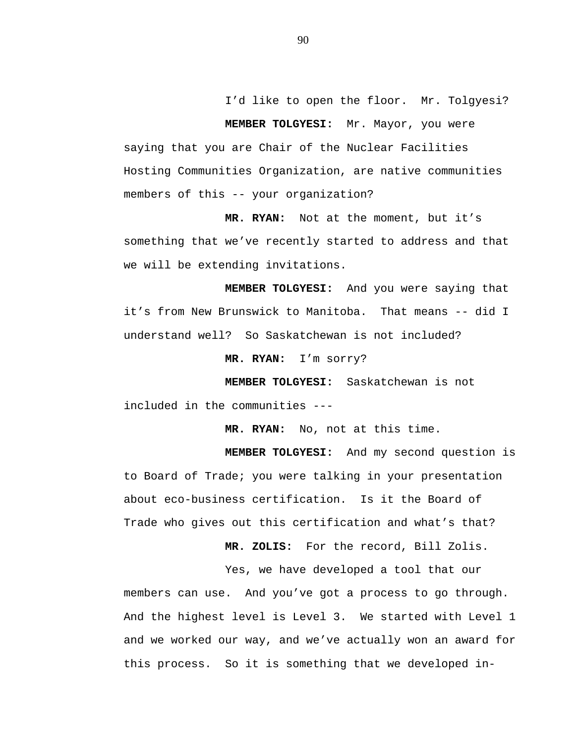I'd like to open the floor. Mr. Tolgyesi?

**MEMBER TOLGYESI:** Mr. Mayor, you were saying that you are Chair of the Nuclear Facilities Hosting Communities Organization, are native communities members of this -- your organization?

**MR. RYAN:** Not at the moment, but it's something that we've recently started to address and that we will be extending invitations.

**MEMBER TOLGYESI:** And you were saying that it's from New Brunswick to Manitoba. That means -- did I understand well? So Saskatchewan is not included?

**MR. RYAN:** I'm sorry?

**MEMBER TOLGYESI:** Saskatchewan is not included in the communities ---

**MR. RYAN:** No, not at this time.

**MEMBER TOLGYESI:** And my second question is to Board of Trade; you were talking in your presentation about eco-business certification. Is it the Board of Trade who gives out this certification and what's that?

**MR. ZOLIS:** For the record, Bill Zolis.

Yes, we have developed a tool that our members can use. And you've got a process to go through. And the highest level is Level 3. We started with Level 1 and we worked our way, and we've actually won an award for this process. So it is something that we developed in-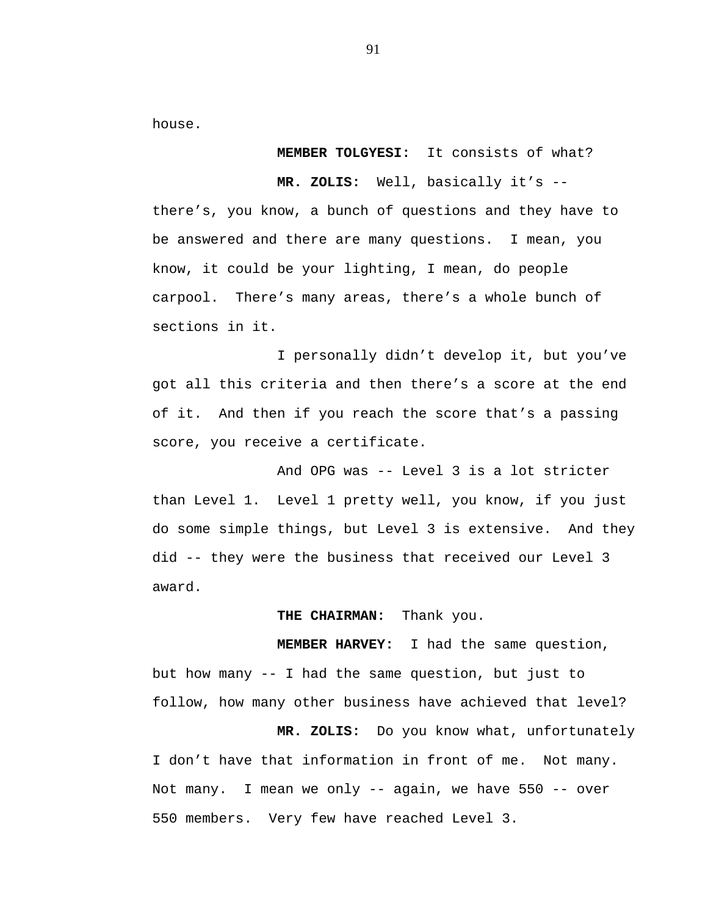house.

**MEMBER TOLGYESI:** It consists of what?

**MR. ZOLIS:** Well, basically it’s -- there’s, you know, a bunch of questions and they have to be answered and there are many questions. I mean, you know, it could be your lighting, I mean, do people carpool. There’s many areas, there’s a whole bunch of sections in it.

I personally didn’t develop it, but you’ve got all this criteria and then there’s a score at the end of it. And then if you reach the score that’s a passing score, you receive a certificate.

And OPG was -- Level 3 is a lot stricter than Level 1. Level 1 pretty well, you know, if you just do some simple things, but Level 3 is extensive. And they did -- they were the business that received our Level 3 award.

**THE CHAIRMAN:** Thank you.

**MEMBER HARVEY:** I had the same question, but how many -- I had the same question, but just to follow, how many other business have achieved that level?

**MR. ZOLIS:** Do you know what, unfortunately I don’t have that information in front of me. Not many. Not many. I mean we only -- again, we have 550 -- over 550 members. Very few have reached Level 3.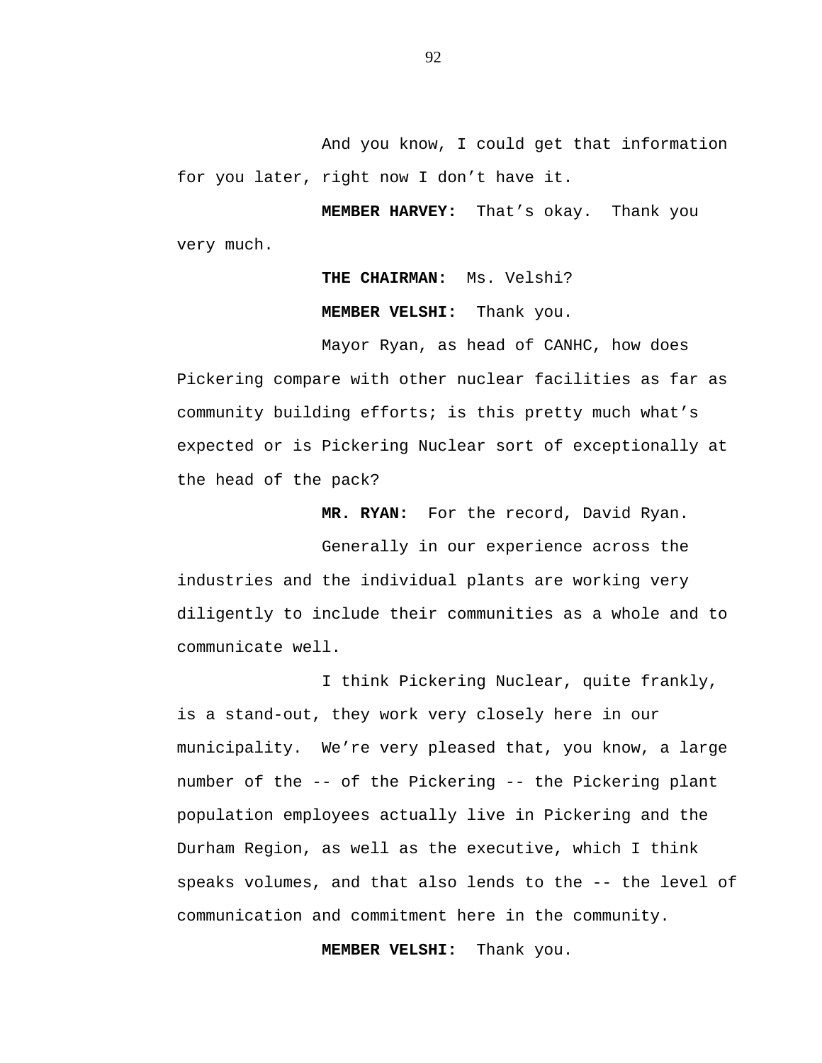And you know, I could get that information for you later, right now I don't have it.

**MEMBER HARVEY:** That's okay. Thank you very much.

**THE CHAIRMAN:** Ms. Velshi?

**MEMBER VELSHI:** Thank you.

Mayor Ryan, as head of CANHC, how does Pickering compare with other nuclear facilities as far as community building efforts; is this pretty much what's expected or is Pickering Nuclear sort of exceptionally at the head of the pack?

**MR. RYAN:** For the record, David Ryan.

Generally in our experience across the industries and the individual plants are working very diligently to include their communities as a whole and to communicate well.

I think Pickering Nuclear, quite frankly, is a stand-out, they work very closely here in our municipality. We're very pleased that, you know, a large number of the -- of the Pickering -- the Pickering plant population employees actually live in Pickering and the Durham Region, as well as the executive, which I think speaks volumes, and that also lends to the -- the level of communication and commitment here in the community.

**MEMBER VELSHI:** Thank you.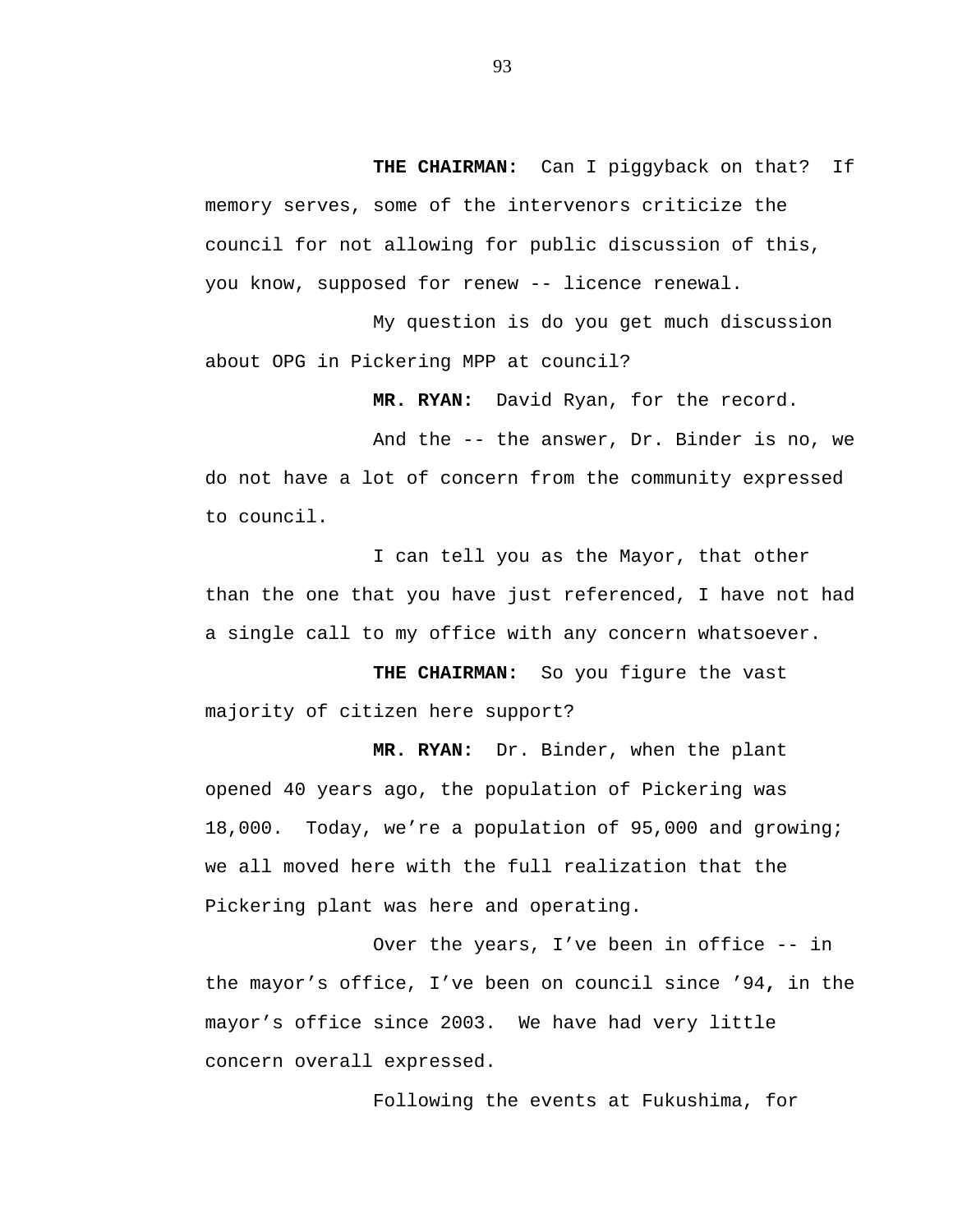**THE CHAIRMAN:** Can I piggyback on that? If memory serves, some of the intervenors criticize the council for not allowing for public discussion of this, you know, supposed for renew -- licence renewal.

My question is do you get much discussion about OPG in Pickering MPP at council?

**MR. RYAN:** David Ryan, for the record.

And the -- the answer, Dr. Binder is no, we do not have a lot of concern from the community expressed to council.

I can tell you as the Mayor, that other than the one that you have just referenced, I have not had a single call to my office with any concern whatsoever.

**THE CHAIRMAN:** So you figure the vast majority of citizen here support?

**MR. RYAN:** Dr. Binder, when the plant opened 40 years ago, the population of Pickering was 18,000. Today, we're a population of 95,000 and growing; we all moved here with the full realization that the Pickering plant was here and operating.

Over the years, I've been in office -- in the mayor's office, I've been on council since '94, in the mayor's office since 2003. We have had very little concern overall expressed.

Following the events at Fukushima, for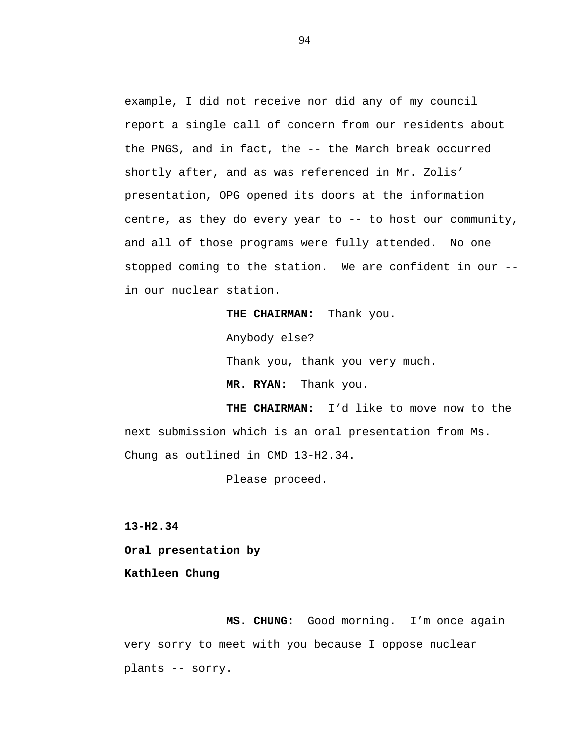example, I did not receive nor did any of my council report a single call of concern from our residents about the PNGS, and in fact, the -- the March break occurred shortly after, and as was referenced in Mr. Zolis' presentation, OPG opened its doors at the information centre, as they do every year to -- to host our community, and all of those programs were fully attended. No one stopped coming to the station. We are confident in our -- in our nuclear station.

**THE CHAIRMAN:** Thank you.

Anybody else?

Thank you, thank you very much.

**MR. RYAN:** Thank you.

**THE CHAIRMAN:** I'd like to move now to the next submission which is an oral presentation from Ms. Chung as outlined in CMD 13-H2.34.

Please proceed.

**13-H2.34**

**Oral presentation by**

**Kathleen Chung**

**MS. CHUNG:** Good morning. I'm once again very sorry to meet with you because I oppose nuclear plants -- sorry.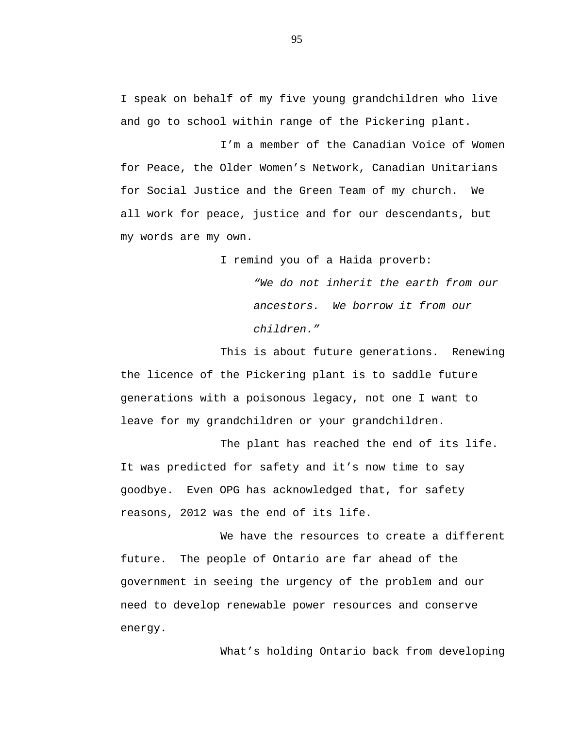I speak on behalf of my five young grandchildren who live and go to school within range of the Pickering plant.

I'm a member of the Canadian Voice of Women for Peace, the Older Women's Network, Canadian Unitarians for Social Justice and the Green Team of my church. We all work for peace, justice and for our descendants, but my words are my own.

I remind you of a Haida proverb:

> *"We do not inherit the earth from our ancestors. We borrow it from our children."*

This is about future generations. Renewing the licence of the Pickering plant is to saddle future generations with a poisonous legacy, not one I want to leave for my grandchildren or your grandchildren.

The plant has reached the end of its life. It was predicted for safety and it's now time to say goodbye. Even OPG has acknowledged that, for safety reasons, 2012 was the end of its life.

We have the resources to create a different future. The people of Ontario are far ahead of the government in seeing the urgency of the problem and our need to develop renewable power resources and conserve energy.

What's holding Ontario back from developing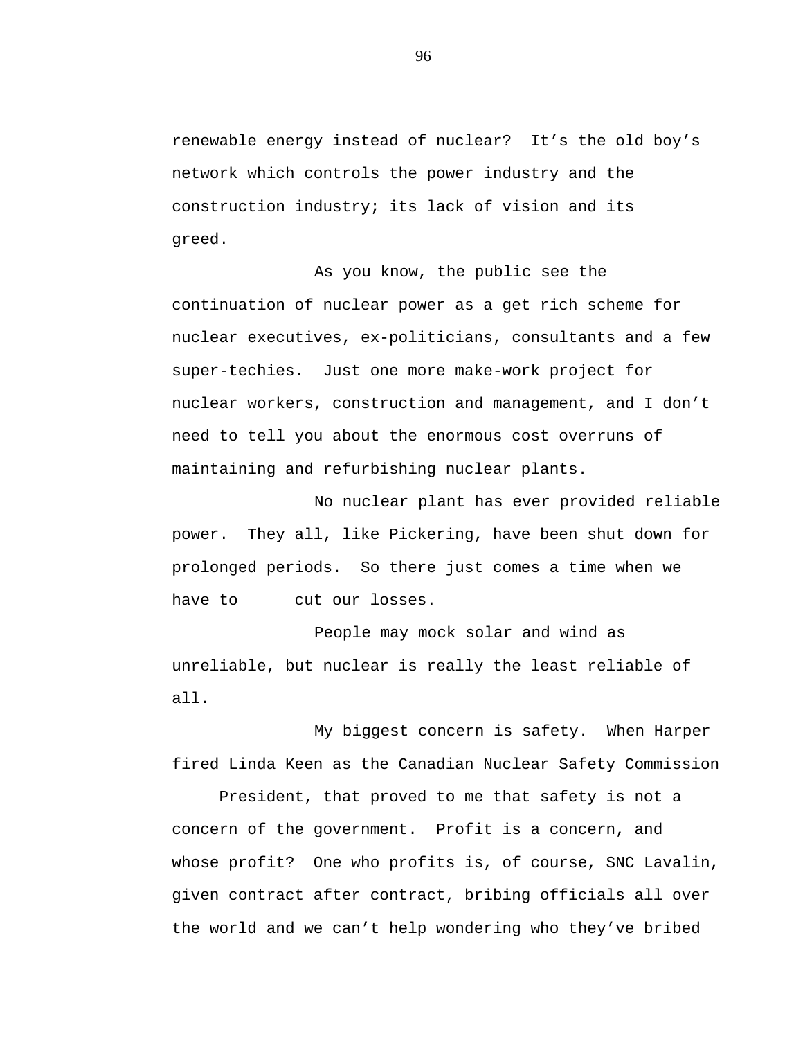renewable energy instead of nuclear? It's the old boy's network which controls the power industry and the construction industry; its lack of vision and its greed.

As you know, the public see the continuation of nuclear power as a get rich scheme for nuclear executives, ex-politicians, consultants and a few super-techies. Just one more make-work project for nuclear workers, construction and management, and I don't need to tell you about the enormous cost overruns of maintaining and refurbishing nuclear plants.

No nuclear plant has ever provided reliable power. They all, like Pickering, have been shut down for prolonged periods. So there just comes a time when we have to cut our losses.

People may mock solar and wind as unreliable, but nuclear is really the least reliable of all.

My biggest concern is safety. When Harper fired Linda Keen as the Canadian Nuclear Safety Commission President, that proved to me that safety is not a concern of the government. Profit is a concern, and whose profit? One who profits is, of course, SNC Lavalin, given contract after contract, bribing officials all over the world and we can't help wondering who they've bribed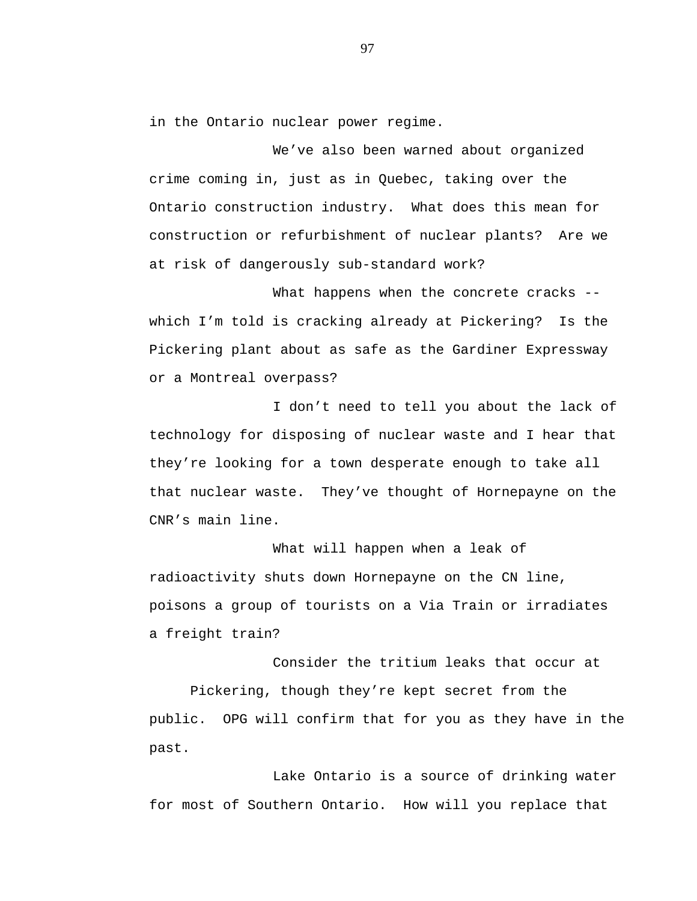in the Ontario nuclear power regime.

We've also been warned about organized crime coming in, just as in Quebec, taking over the Ontario construction industry. What does this mean for construction or refurbishment of nuclear plants? Are we at risk of dangerously sub-standard work?

What happens when the concrete cracks -- which I'm told is cracking already at Pickering? Is the Pickering plant about as safe as the Gardiner Expressway or a Montreal overpass?

I don't need to tell you about the lack of technology for disposing of nuclear waste and I hear that they're looking for a town desperate enough to take all that nuclear waste. They've thought of Hornepayne on the CNR's main line.

What will happen when a leak of radioactivity shuts down Hornepayne on the CN line, poisons a group of tourists on a Via Train or irradiates a freight train?

Consider the tritium leaks that occur at Pickering, though they're kept secret from the public. OPG will confirm that for you as they have in the past.

Lake Ontario is a source of drinking water for most of Southern Ontario. How will you replace that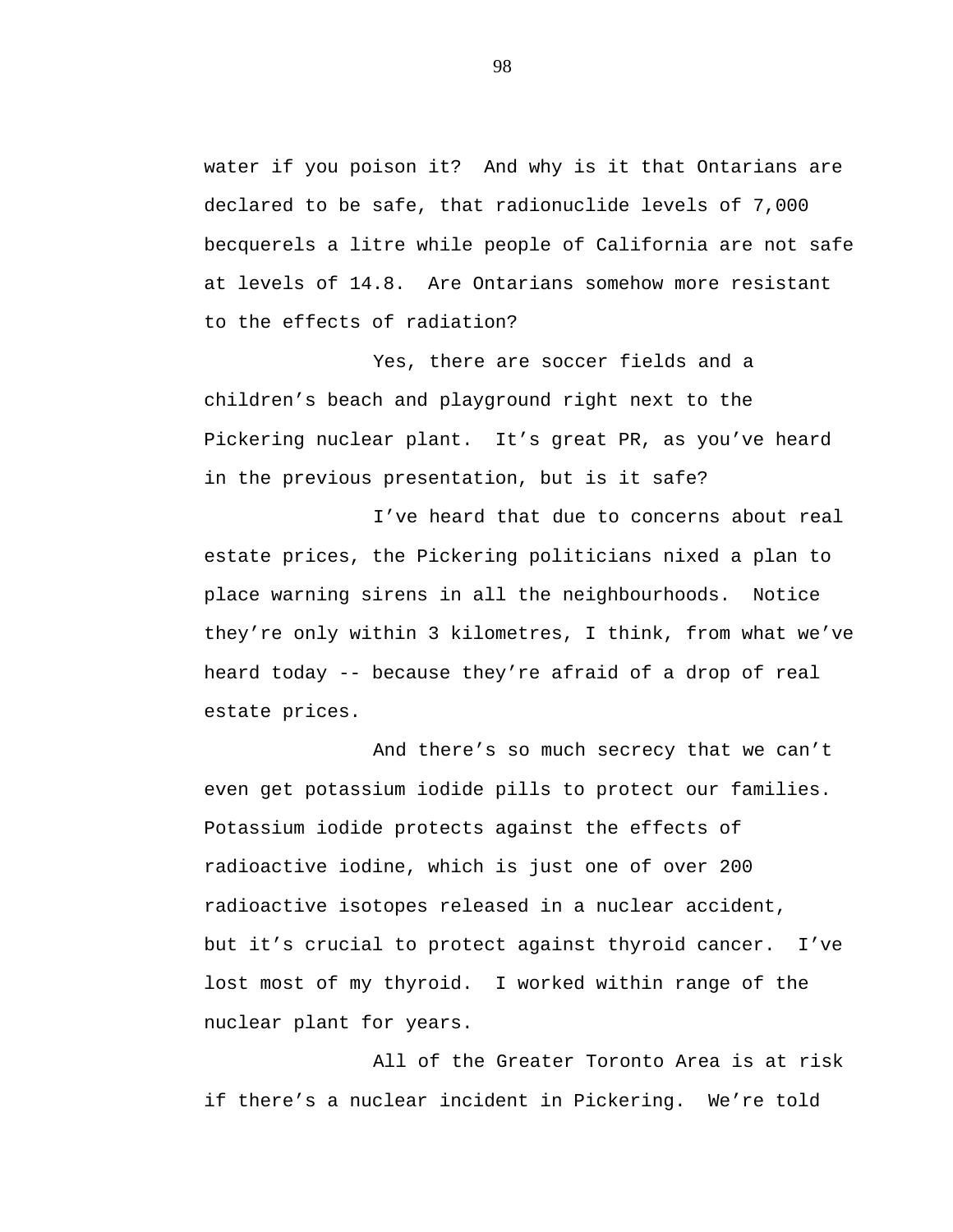water if you poison it?  And why is it that Ontarians are declared to be safe, that radionuclide levels of 7,000 becquerels a litre while people of California are not safe at levels of 14.8.  Are Ontarians somehow more resistant to the effects of radiation?

Yes, there are soccer fields and a children's beach and playground right next to the Pickering nuclear plant.  It's great PR, as you've heard in the previous presentation, but is it safe?

I've heard that due to concerns about real estate prices, the Pickering politicians nixed a plan to place warning sirens in all the neighbourhoods.  Notice they're only within 3 kilometres, I think, from what we've heard today -- because they're afraid of a drop of real estate prices.

And there's so much secrecy that we can't even get potassium iodide pills to protect our families. Potassium iodide protects against the effects of radioactive iodine, which is just one of over 200 radioactive isotopes released in a nuclear accident, but it's crucial to protect against thyroid cancer.  I've lost most of my thyroid.  I worked within range of the nuclear plant for years.

All of the Greater Toronto Area is at risk if there's a nuclear incident in Pickering.  We're told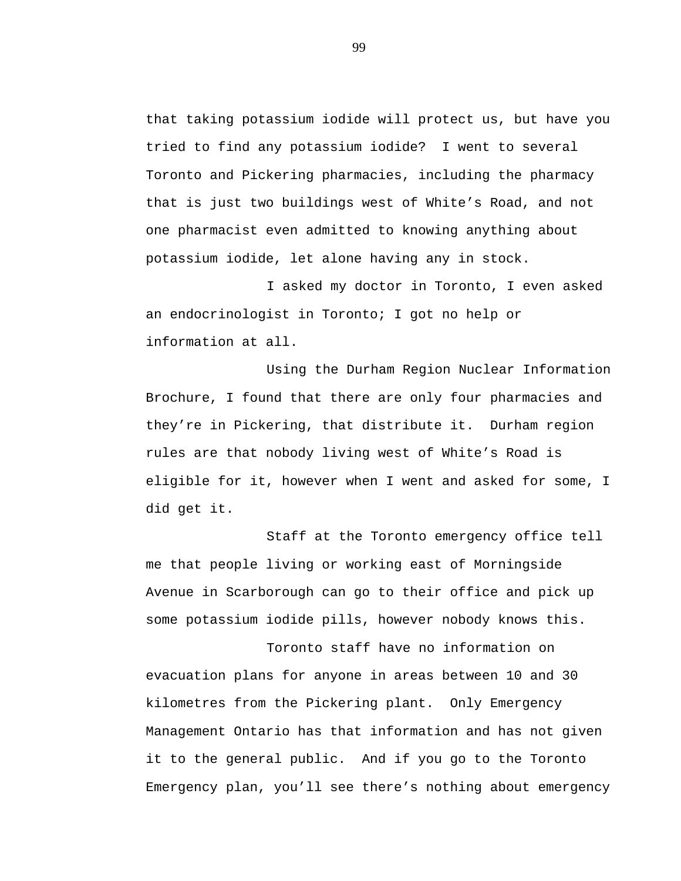that taking potassium iodide will protect us, but have you tried to find any potassium iodide? I went to several Toronto and Pickering pharmacies, including the pharmacy that is just two buildings west of White's Road, and not one pharmacist even admitted to knowing anything about potassium iodide, let alone having any in stock.

I asked my doctor in Toronto, I even asked an endocrinologist in Toronto; I got no help or information at all.

Using the Durham Region Nuclear Information Brochure, I found that there are only four pharmacies and they're in Pickering, that distribute it. Durham region rules are that nobody living west of White's Road is eligible for it, however when I went and asked for some, I did get it.

Staff at the Toronto emergency office tell me that people living or working east of Morningside Avenue in Scarborough can go to their office and pick up some potassium iodide pills, however nobody knows this.

Toronto staff have no information on evacuation plans for anyone in areas between 10 and 30 kilometres from the Pickering plant. Only Emergency Management Ontario has that information and has not given it to the general public. And if you go to the Toronto Emergency plan, you'll see there's nothing about emergency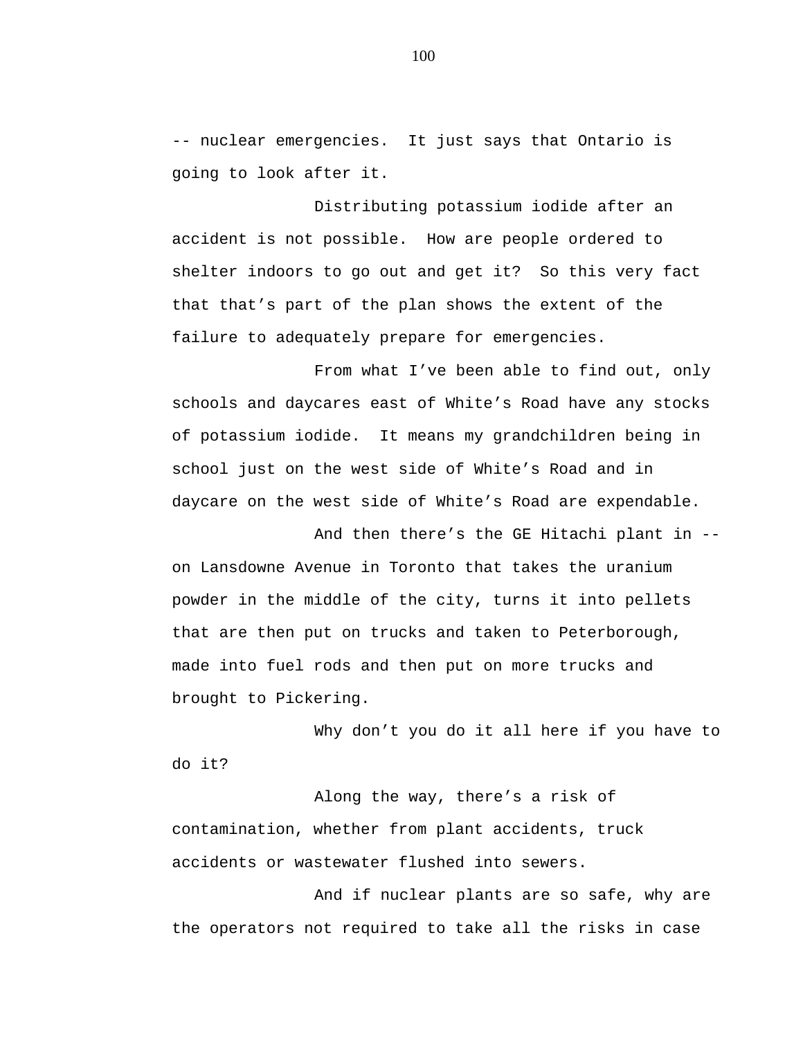-- nuclear emergencies. It just says that Ontario is going to look after it.

Distributing potassium iodide after an accident is not possible. How are people ordered to shelter indoors to go out and get it? So this very fact that that's part of the plan shows the extent of the failure to adequately prepare for emergencies.

From what I've been able to find out, only schools and daycares east of White's Road have any stocks of potassium iodide. It means my grandchildren being in school just on the west side of White's Road and in daycare on the west side of White's Road are expendable.

And then there's the GE Hitachi plant in -- on Lansdowne Avenue in Toronto that takes the uranium powder in the middle of the city, turns it into pellets that are then put on trucks and taken to Peterborough, made into fuel rods and then put on more trucks and brought to Pickering.

Why don't you do it all here if you have to do it?

Along the way, there's a risk of contamination, whether from plant accidents, truck accidents or wastewater flushed into sewers.

And if nuclear plants are so safe, why are the operators not required to take all the risks in case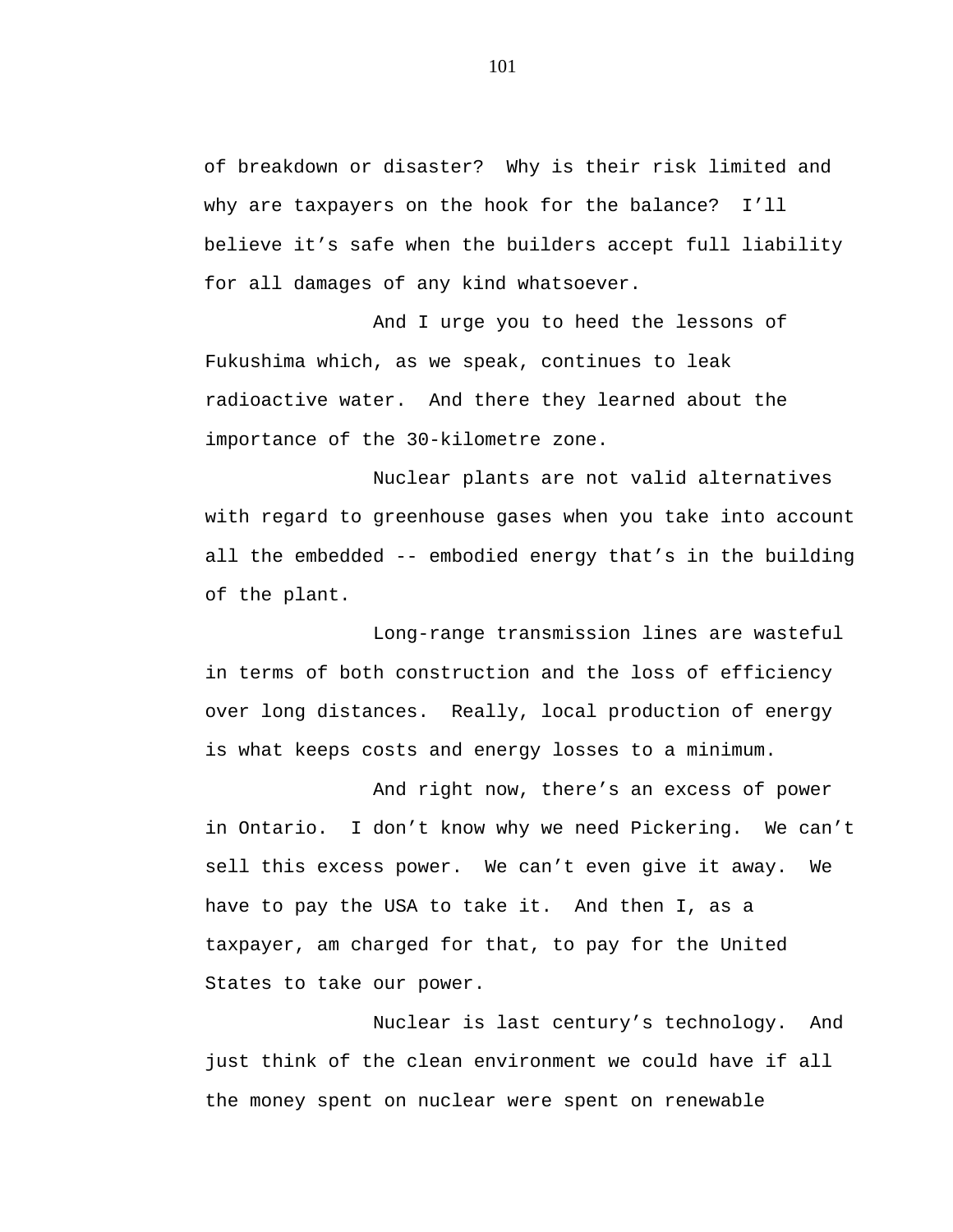of breakdown or disaster? Why is their risk limited and why are taxpayers on the hook for the balance? I'll believe it's safe when the builders accept full liability for all damages of any kind whatsoever.

And I urge you to heed the lessons of Fukushima which, as we speak, continues to leak radioactive water. And there they learned about the importance of the 30-kilometre zone.

Nuclear plants are not valid alternatives with regard to greenhouse gases when you take into account all the embedded -- embodied energy that's in the building of the plant.

Long-range transmission lines are wasteful in terms of both construction and the loss of efficiency over long distances. Really, local production of energy is what keeps costs and energy losses to a minimum.

And right now, there's an excess of power in Ontario. I don't know why we need Pickering. We can't sell this excess power. We can't even give it away. We have to pay the USA to take it. And then I, as a taxpayer, am charged for that, to pay for the United States to take our power.

Nuclear is last century's technology. And just think of the clean environment we could have if all the money spent on nuclear were spent on renewable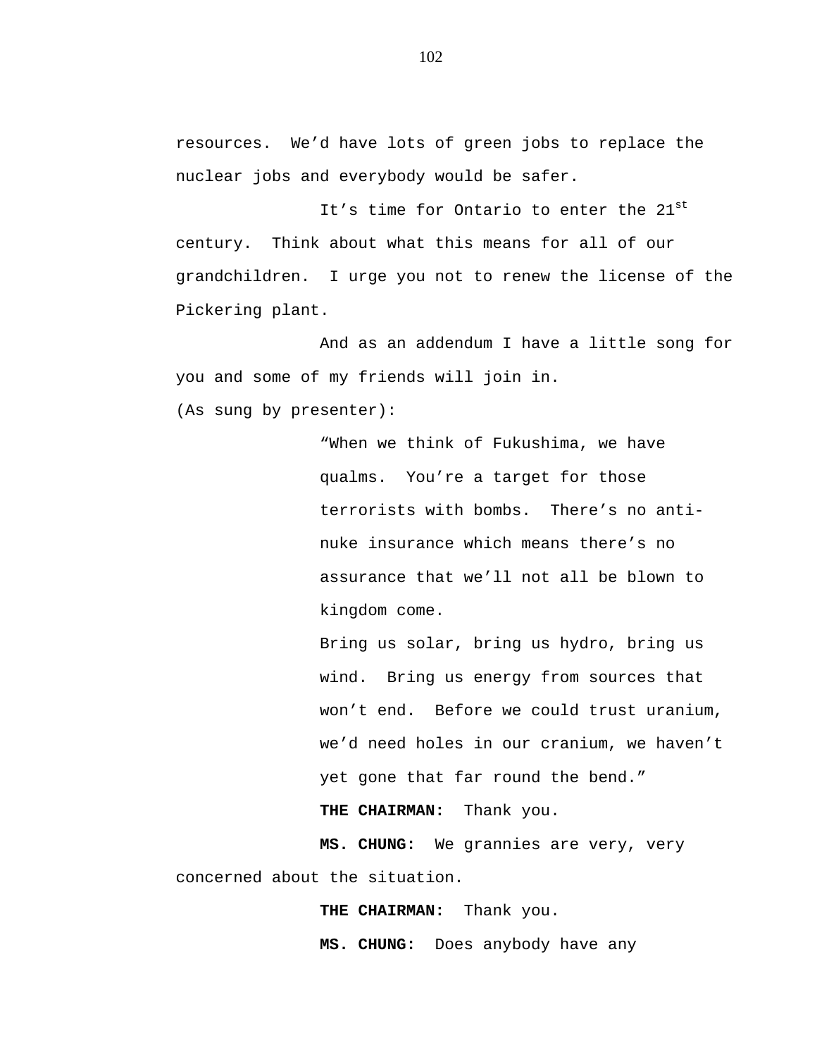resources.  We'd have lots of green jobs to replace the nuclear jobs and everybody would be safer.

It's time for Ontario to enter the 21st century.  Think about what this means for all of our grandchildren.  I urge you not to renew the license of the Pickering plant.

And as an addendum I have a little song for you and some of my friends will join in.

(As sung by presenter):

> "When we think of Fukushima, we have qualms.  You're a target for those terrorists with bombs.  There's no anti-nuke insurance which means there's no assurance that we'll not all be blown to kingdom come.
>
> Bring us solar, bring us hydro, bring us wind.  Bring us energy from sources that won't end.  Before we could trust uranium, we'd need holes in our cranium, we haven't yet gone that far round the bend."

**THE CHAIRMAN:**  Thank you.

**MS. CHUNG:**  We grannies are very, very concerned about the situation.

**THE CHAIRMAN:**  Thank you.

**MS. CHUNG:**  Does anybody have any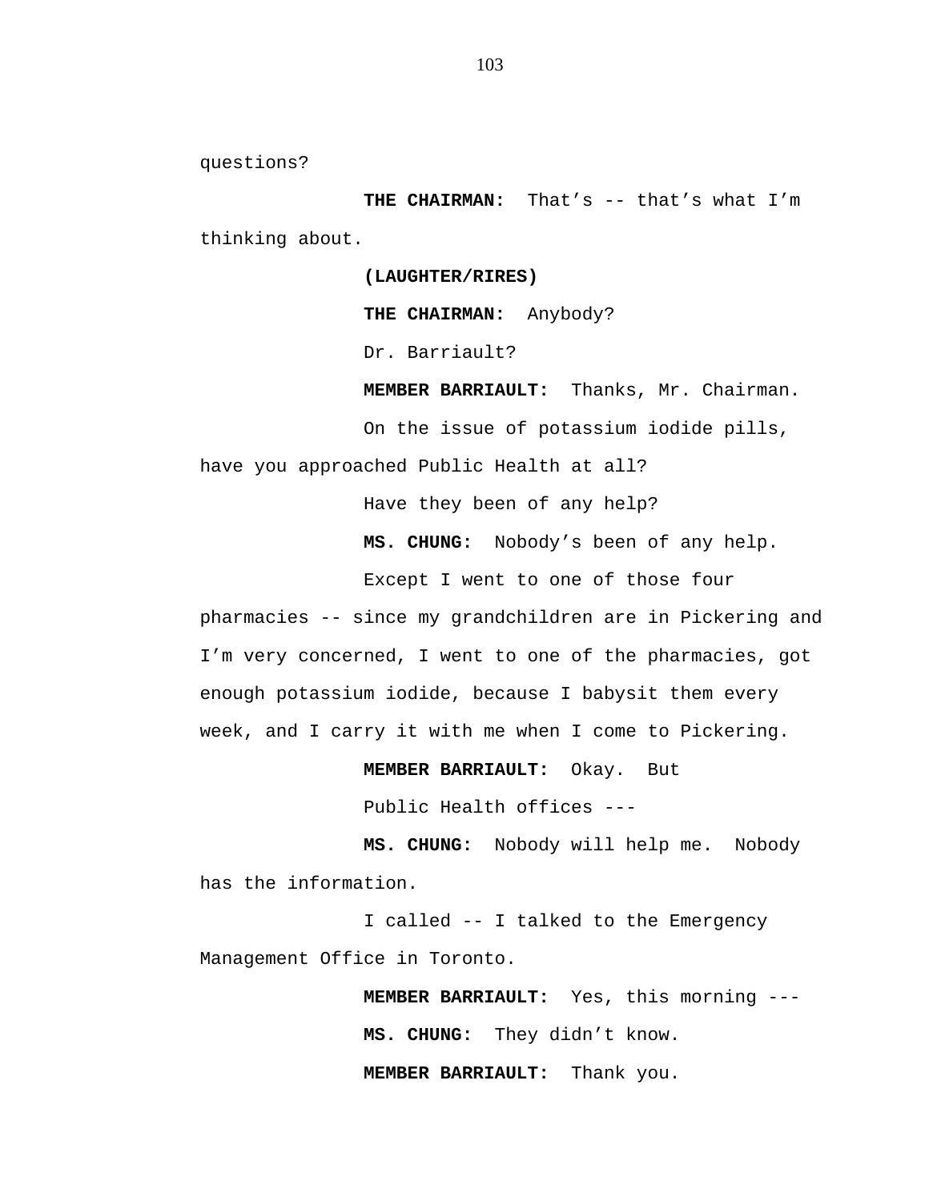questions?

**THE CHAIRMAN:** That's -- that's what I'm thinking about.

**(LAUGHTER/RIRES)**

**THE CHAIRMAN:** Anybody?

Dr. Barriault?

**MEMBER BARRIAULT:** Thanks, Mr. Chairman.

On the issue of potassium iodide pills, have you approached Public Health at all?

Have they been of any help?

**MS. CHUNG:** Nobody's been of any help.

Except I went to one of those four pharmacies -- since my grandchildren are in Pickering and I'm very concerned, I went to one of the pharmacies, got enough potassium iodide, because I babysit them every week, and I carry it with me when I come to Pickering.

**MEMBER BARRIAULT:** Okay. But

Public Health offices ---

**MS. CHUNG:** Nobody will help me. Nobody has the information.

I called -- I talked to the Emergency Management Office in Toronto.

**MEMBER BARRIAULT:** Yes, this morning ---

**MS. CHUNG:** They didn't know.

**MEMBER BARRIAULT:** Thank you.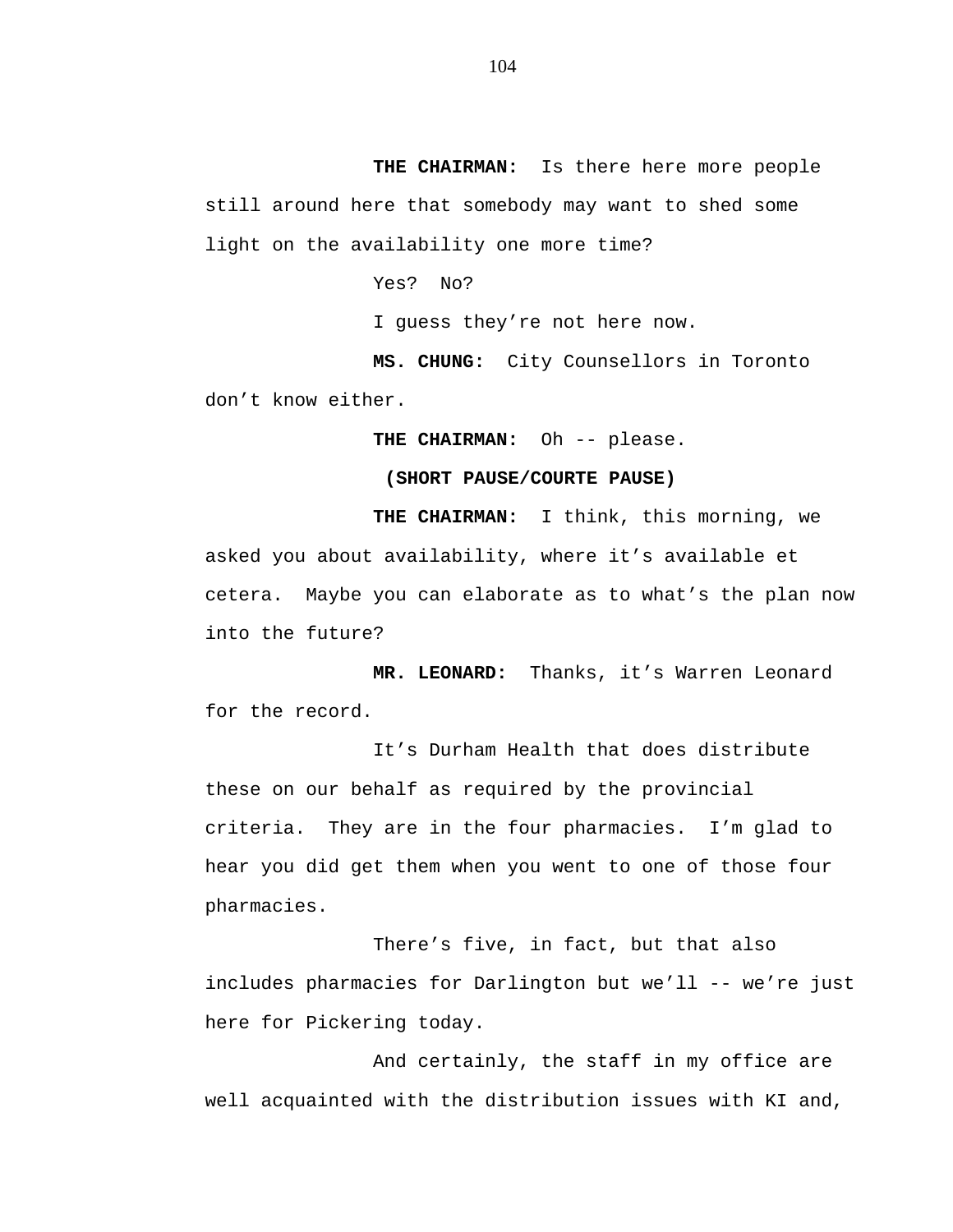**THE CHAIRMAN:** Is there here more people still around here that somebody may want to shed some light on the availability one more time?

Yes? No?

I guess they're not here now.

**MS. CHUNG:** City Counsellors in Toronto don't know either.

**THE CHAIRMAN:** Oh -- please.

**(SHORT PAUSE/COURTE PAUSE)**

**THE CHAIRMAN:** I think, this morning, we asked you about availability, where it's available et cetera. Maybe you can elaborate as to what's the plan now into the future?

**MR. LEONARD:** Thanks, it's Warren Leonard for the record.

It's Durham Health that does distribute these on our behalf as required by the provincial criteria. They are in the four pharmacies. I'm glad to hear you did get them when you went to one of those four pharmacies.

There's five, in fact, but that also includes pharmacies for Darlington but we'll -- we're just here for Pickering today.

And certainly, the staff in my office are well acquainted with the distribution issues with KI and,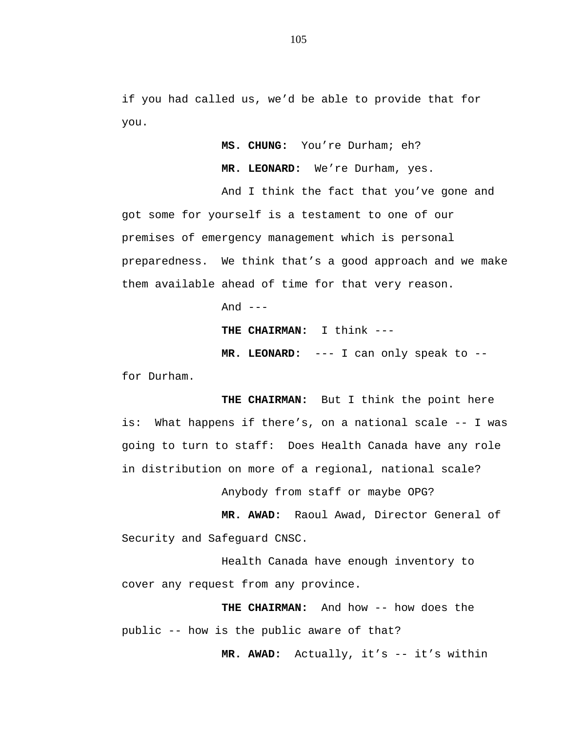if you had called us, we'd be able to provide that for you.

**MS. CHUNG:** You're Durham; eh?

**MR. LEONARD:** We're Durham, yes.

And I think the fact that you've gone and got some for yourself is a testament to one of our premises of emergency management which is personal preparedness. We think that's a good approach and we make them available ahead of time for that very reason.

And ---

**THE CHAIRMAN:** I think ---

**MR. LEONARD:** --- I can only speak to -- for Durham.

**THE CHAIRMAN:** But I think the point here is: What happens if there's, on a national scale -- I was going to turn to staff: Does Health Canada have any role in distribution on more of a regional, national scale?

Anybody from staff or maybe OPG?

**MR. AWAD:** Raoul Awad, Director General of Security and Safeguard CNSC.

Health Canada have enough inventory to cover any request from any province.

**THE CHAIRMAN:** And how -- how does the public -- how is the public aware of that?

**MR. AWAD:** Actually, it's -- it's within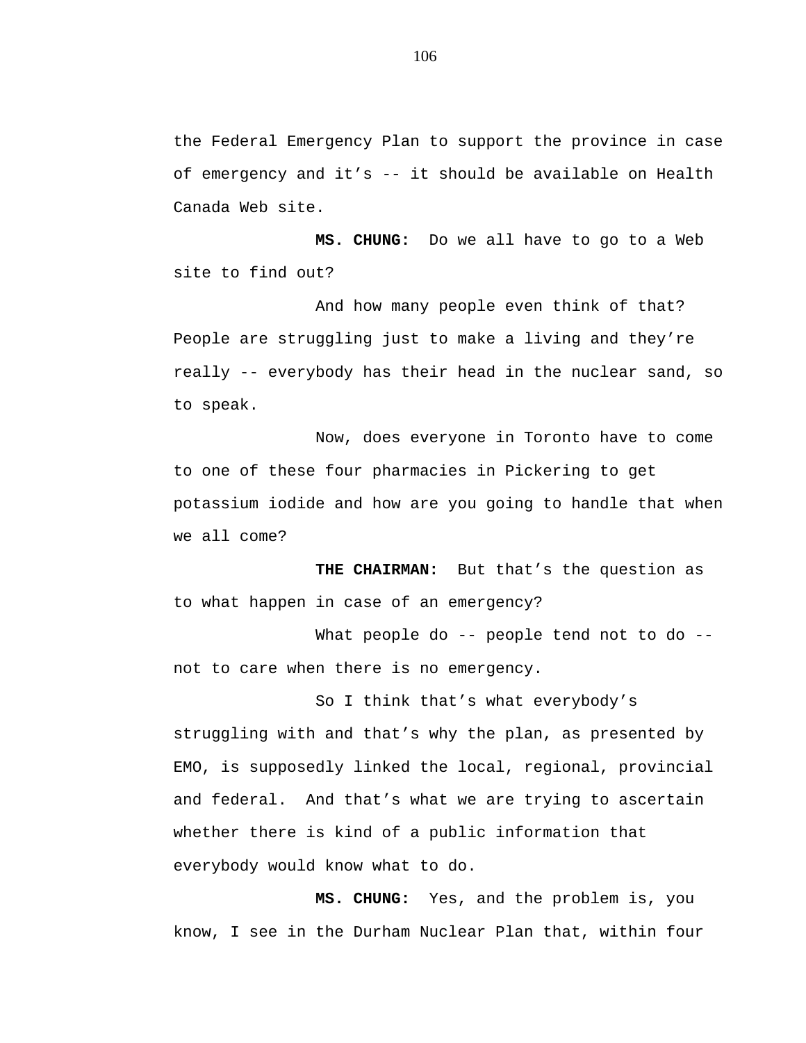the Federal Emergency Plan to support the province in case of emergency and it's -- it should be available on Health Canada Web site.

**MS. CHUNG:** Do we all have to go to a Web site to find out?

And how many people even think of that? People are struggling just to make a living and they're really -- everybody has their head in the nuclear sand, so to speak.

Now, does everyone in Toronto have to come to one of these four pharmacies in Pickering to get potassium iodide and how are you going to handle that when we all come?

**THE CHAIRMAN:** But that's the question as to what happen in case of an emergency?

What people do -- people tend not to do -- not to care when there is no emergency.

So I think that's what everybody's struggling with and that's why the plan, as presented by EMO, is supposedly linked the local, regional, provincial and federal. And that's what we are trying to ascertain whether there is kind of a public information that everybody would know what to do.

**MS. CHUNG:** Yes, and the problem is, you know, I see in the Durham Nuclear Plan that, within four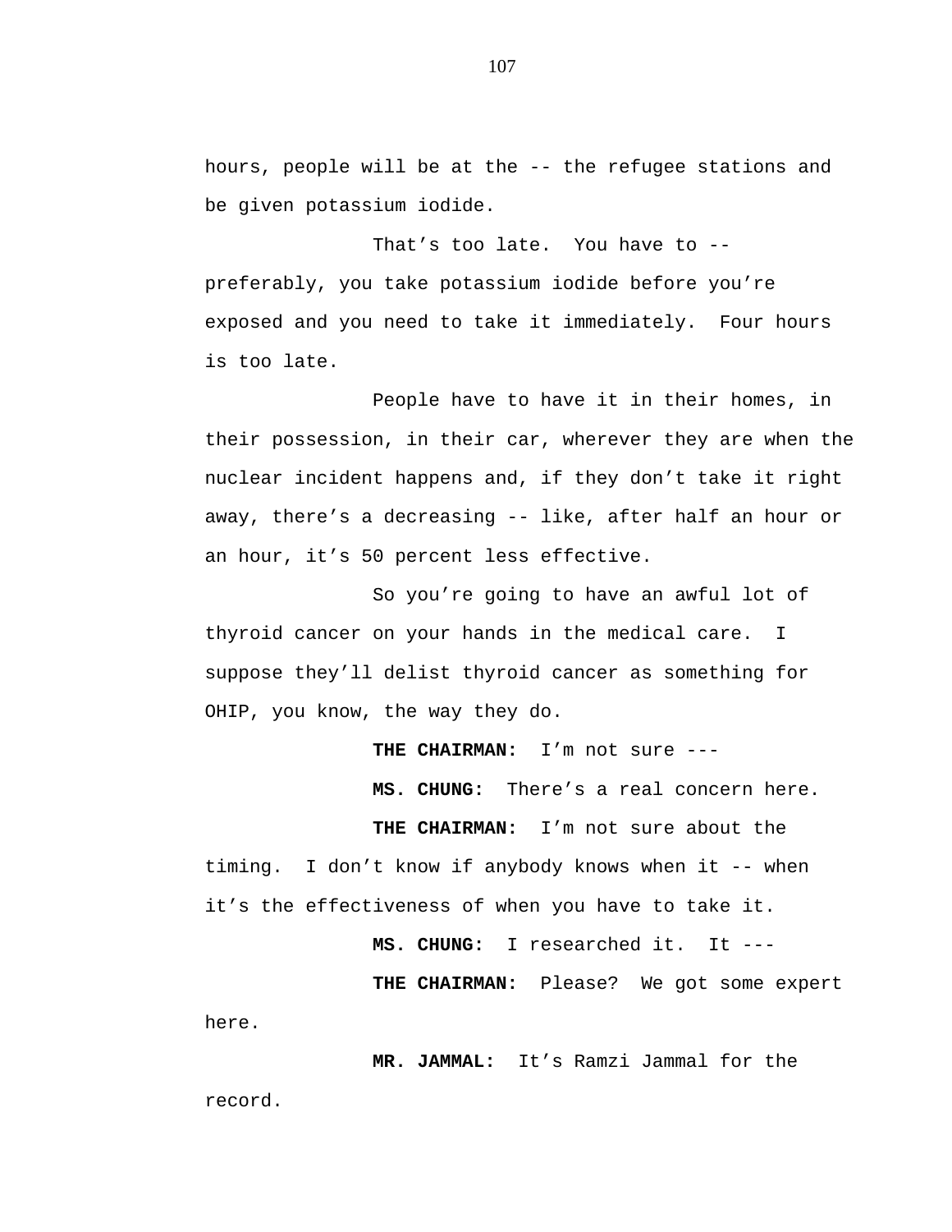hours, people will be at the -- the refugee stations and be given potassium iodide.

That's too late. You have to -- preferably, you take potassium iodide before you're exposed and you need to take it immediately. Four hours is too late.

People have to have it in their homes, in their possession, in their car, wherever they are when the nuclear incident happens and, if they don't take it right away, there's a decreasing -- like, after half an hour or an hour, it's 50 percent less effective.

So you're going to have an awful lot of thyroid cancer on your hands in the medical care. I suppose they'll delist thyroid cancer as something for OHIP, you know, the way they do.

**THE CHAIRMAN:** I'm not sure ---

**MS. CHUNG:** There's a real concern here.

**THE CHAIRMAN:** I'm not sure about the timing. I don't know if anybody knows when it -- when it's the effectiveness of when you have to take it.

**MS. CHUNG:** I researched it. It ---

**THE CHAIRMAN:** Please? We got some expert here.

**MR. JAMMAL:** It's Ramzi Jammal for the record.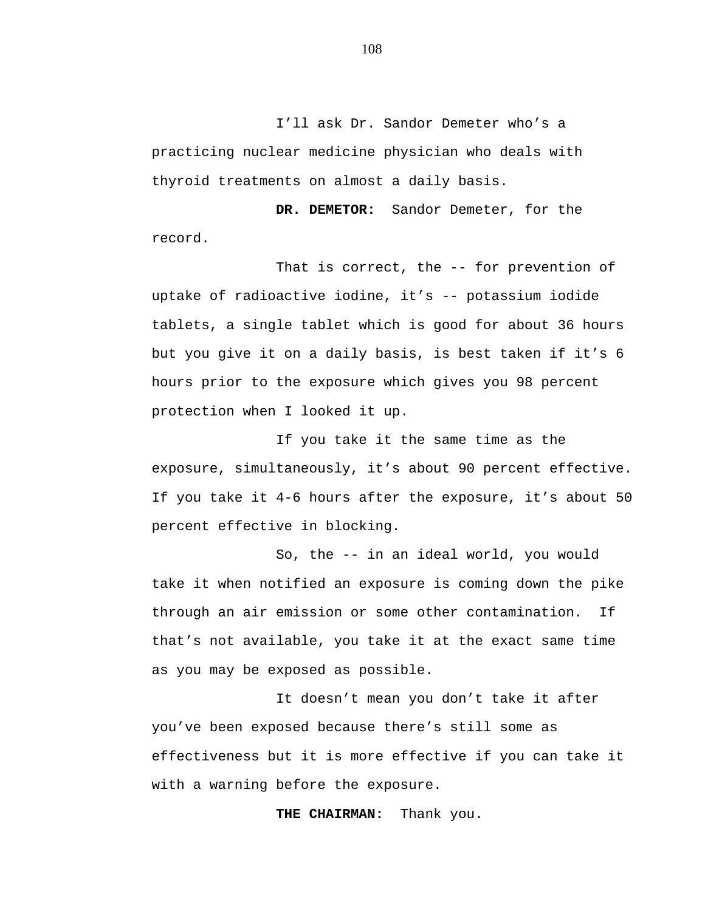I'll ask Dr. Sandor Demeter who's a practicing nuclear medicine physician who deals with thyroid treatments on almost a daily basis.

**DR. DEMETOR:** Sandor Demeter, for the record.

That is correct, the -- for prevention of uptake of radioactive iodine, it's -- potassium iodide tablets, a single tablet which is good for about 36 hours but you give it on a daily basis, is best taken if it's 6 hours prior to the exposure which gives you 98 percent protection when I looked it up.

If you take it the same time as the exposure, simultaneously, it's about 90 percent effective. If you take it 4-6 hours after the exposure, it's about 50 percent effective in blocking.

So, the -- in an ideal world, you would take it when notified an exposure is coming down the pike through an air emission or some other contamination. If that's not available, you take it at the exact same time as you may be exposed as possible.

It doesn't mean you don't take it after you've been exposed because there's still some as effectiveness but it is more effective if you can take it with a warning before the exposure.

**THE CHAIRMAN:** Thank you.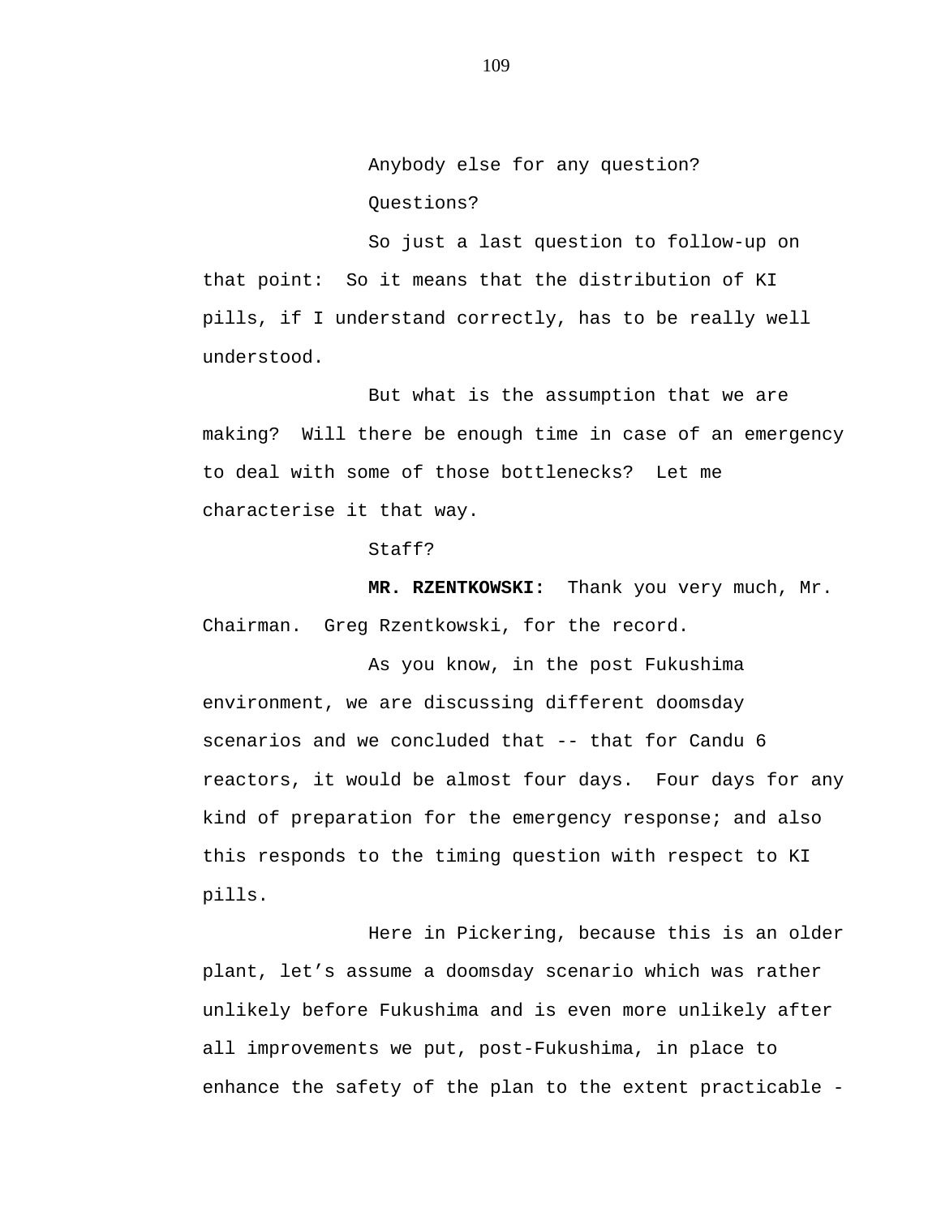Anybody else for any question?

Questions?

So just a last question to follow-up on that point:  So it means that the distribution of KI pills, if I understand correctly, has to be really well understood.

But what is the assumption that we are making?  Will there be enough time in case of an emergency to deal with some of those bottlenecks?  Let me characterise it that way.

Staff?

**MR. RZENTKOWSKI:**  Thank you very much, Mr. Chairman.  Greg Rzentkowski, for the record.

As you know, in the post Fukushima environment, we are discussing different doomsday scenarios and we concluded that -- that for Candu 6 reactors, it would be almost four days.  Four days for any kind of preparation for the emergency response; and also this responds to the timing question with respect to KI pills.

Here in Pickering, because this is an older plant, let's assume a doomsday scenario which was rather unlikely before Fukushima and is even more unlikely after all improvements we put, post-Fukushima, in place to enhance the safety of the plan to the extent practicable -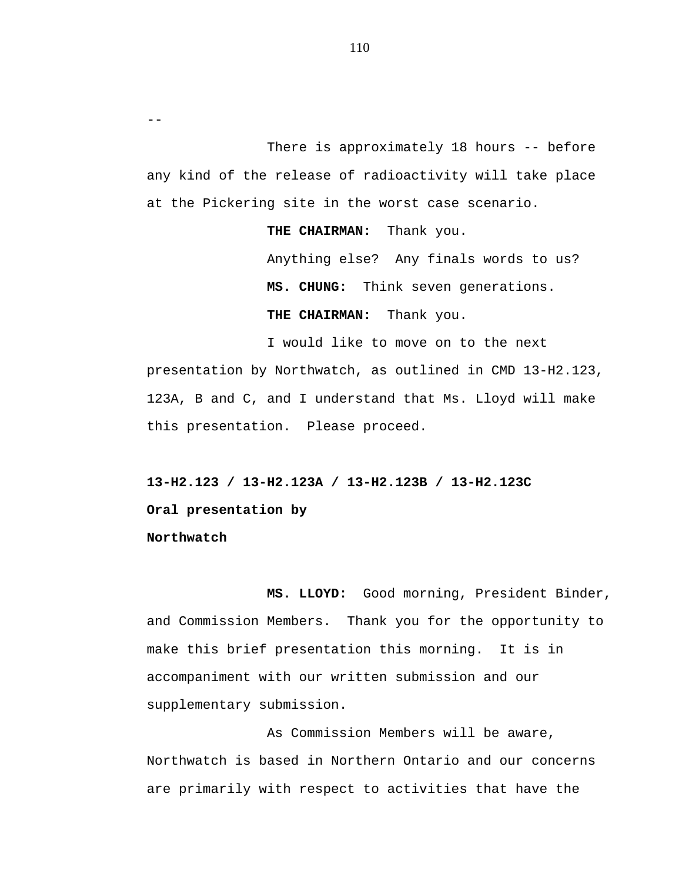--

There is approximately 18 hours -- before any kind of the release of radioactivity will take place at the Pickering site in the worst case scenario.

**THE CHAIRMAN:** Thank you.

Anything else? Any finals words to us?

**MS. CHUNG:** Think seven generations.

**THE CHAIRMAN:** Thank you.

I would like to move on to the next presentation by Northwatch, as outlined in CMD 13-H2.123, 123A, B and C, and I understand that Ms. Lloyd will make this presentation. Please proceed.

**13-H2.123 / 13-H2.123A / 13-H2.123B / 13-H2.123C**

**Oral presentation by**

**Northwatch**

**MS. LLOYD:** Good morning, President Binder, and Commission Members. Thank you for the opportunity to make this brief presentation this morning. It is in accompaniment with our written submission and our supplementary submission.

As Commission Members will be aware, Northwatch is based in Northern Ontario and our concerns are primarily with respect to activities that have the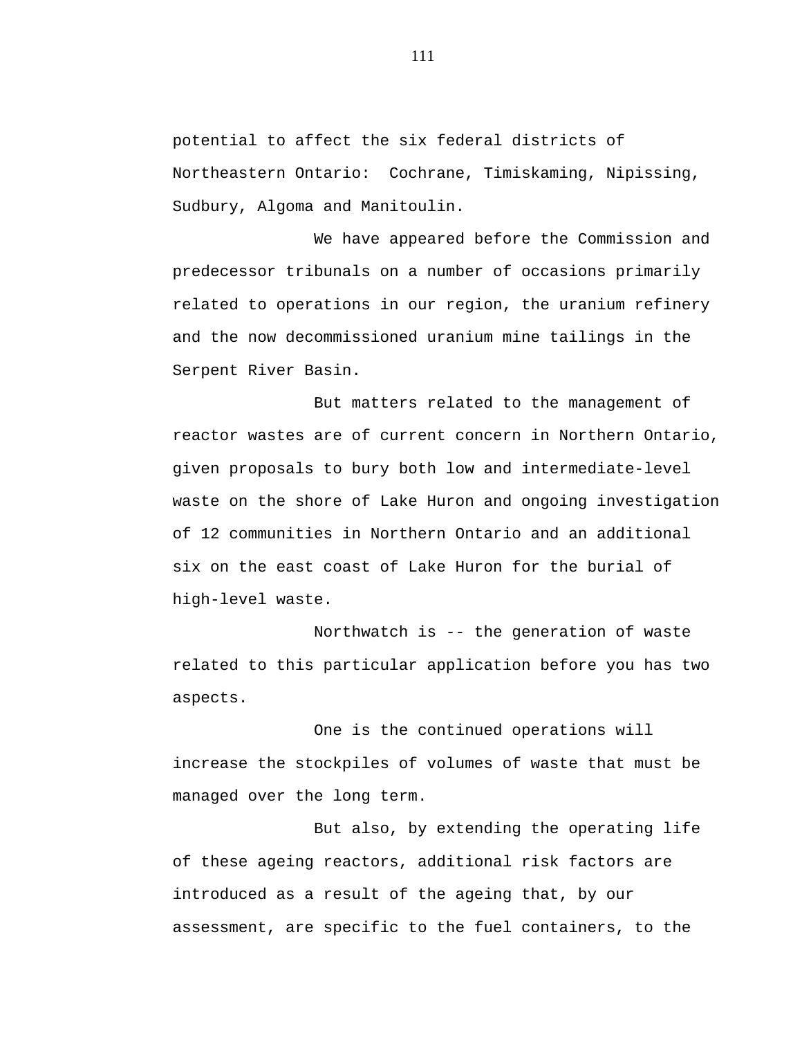potential to affect the six federal districts of Northeastern Ontario: Cochrane, Timiskaming, Nipissing, Sudbury, Algoma and Manitoulin.

We have appeared before the Commission and predecessor tribunals on a number of occasions primarily related to operations in our region, the uranium refinery and the now decommissioned uranium mine tailings in the Serpent River Basin.

But matters related to the management of reactor wastes are of current concern in Northern Ontario, given proposals to bury both low and intermediate-level waste on the shore of Lake Huron and ongoing investigation of 12 communities in Northern Ontario and an additional six on the east coast of Lake Huron for the burial of high-level waste.

Northwatch is -- the generation of waste related to this particular application before you has two aspects.

One is the continued operations will increase the stockpiles of volumes of waste that must be managed over the long term.

But also, by extending the operating life of these ageing reactors, additional risk factors are introduced as a result of the ageing that, by our assessment, are specific to the fuel containers, to the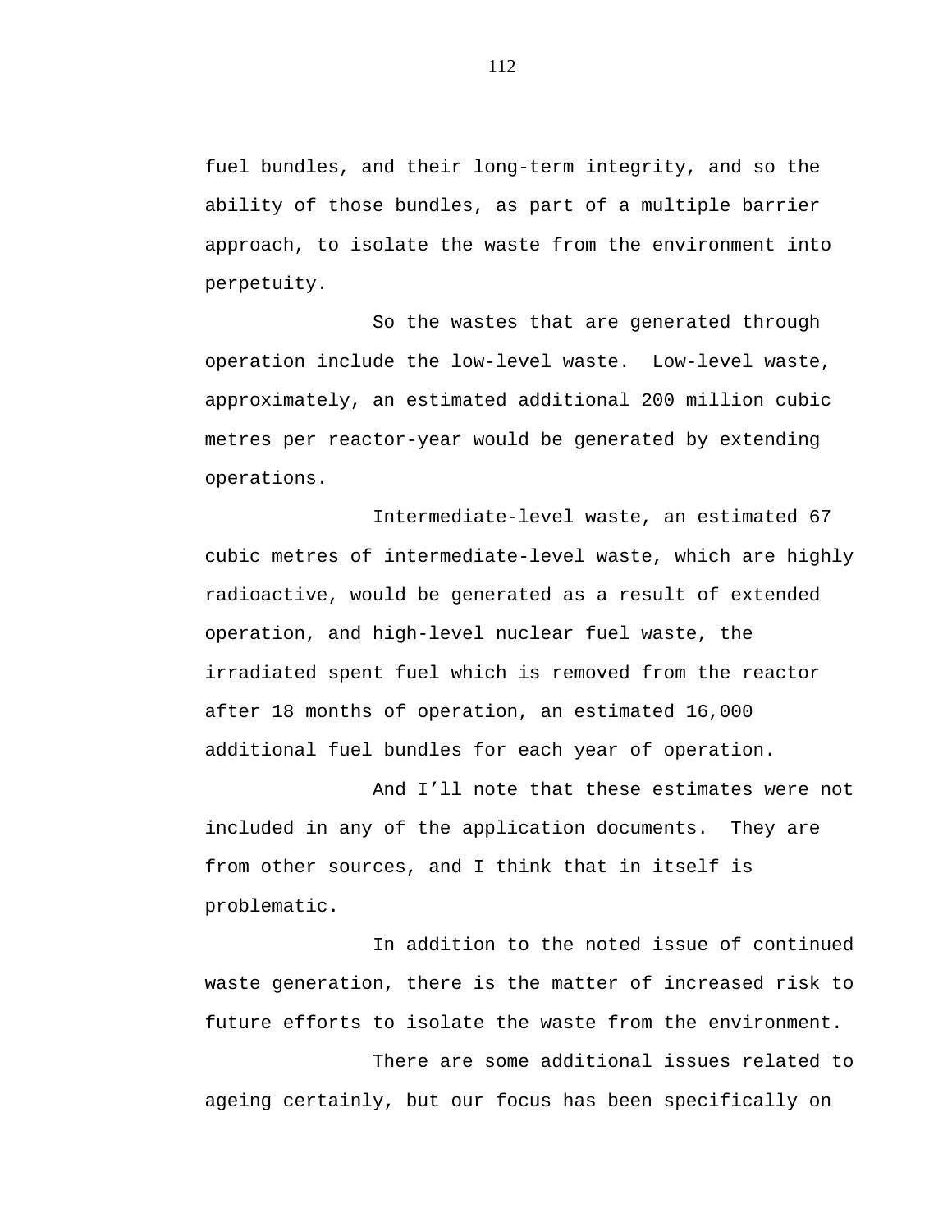fuel bundles, and their long-term integrity, and so the ability of those bundles, as part of a multiple barrier approach, to isolate the waste from the environment into perpetuity.

So the wastes that are generated through operation include the low-level waste. Low-level waste, approximately, an estimated additional 200 million cubic metres per reactor-year would be generated by extending operations.

Intermediate-level waste, an estimated 67 cubic metres of intermediate-level waste, which are highly radioactive, would be generated as a result of extended operation, and high-level nuclear fuel waste, the irradiated spent fuel which is removed from the reactor after 18 months of operation, an estimated 16,000 additional fuel bundles for each year of operation.

And I'll note that these estimates were not included in any of the application documents. They are from other sources, and I think that in itself is problematic.

In addition to the noted issue of continued waste generation, there is the matter of increased risk to future efforts to isolate the waste from the environment.

There are some additional issues related to ageing certainly, but our focus has been specifically on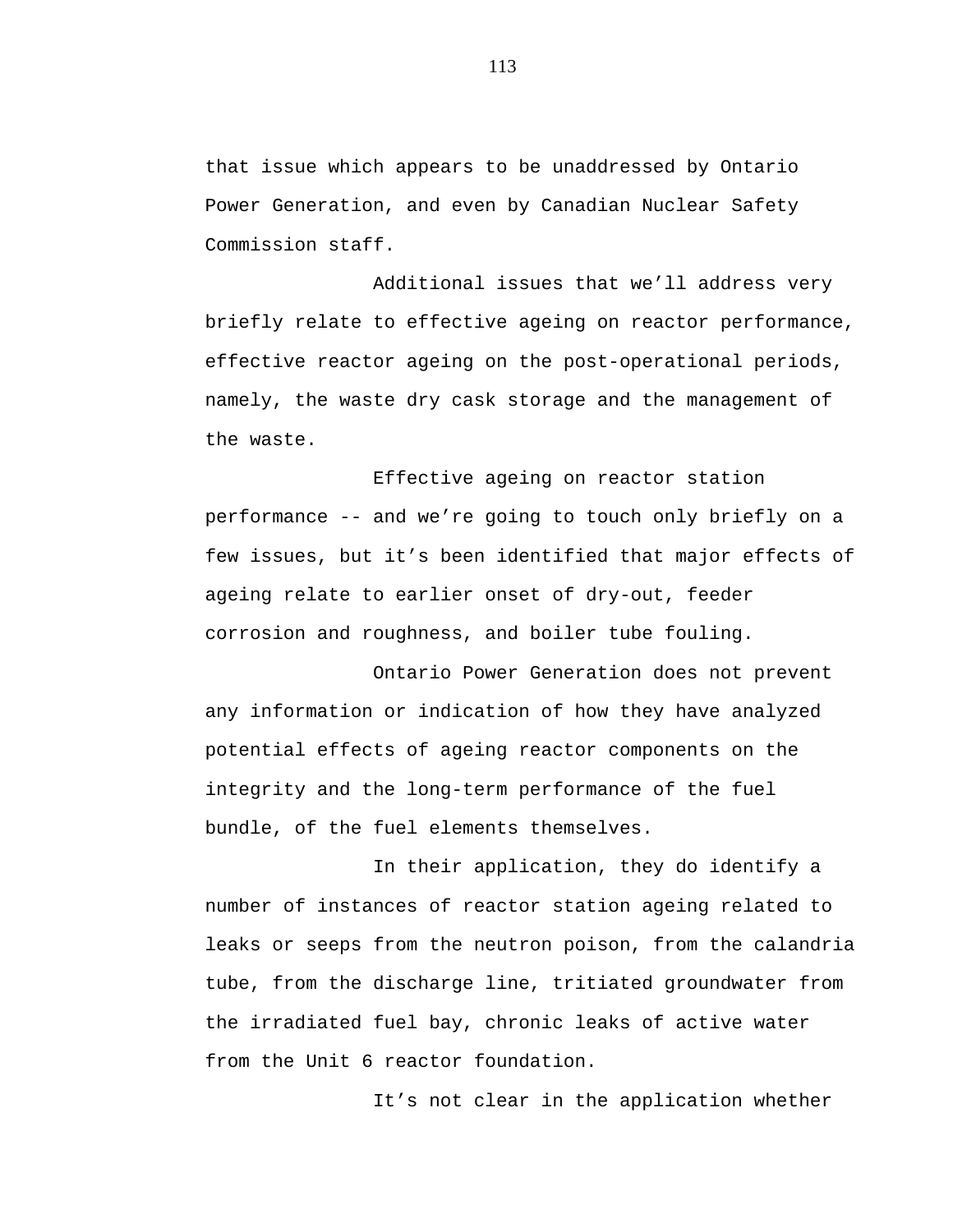that issue which appears to be unaddressed by Ontario Power Generation, and even by Canadian Nuclear Safety Commission staff.

Additional issues that we'll address very briefly relate to effective ageing on reactor performance, effective reactor ageing on the post-operational periods, namely, the waste dry cask storage and the management of the waste.

Effective ageing on reactor station performance -- and we're going to touch only briefly on a few issues, but it's been identified that major effects of ageing relate to earlier onset of dry-out, feeder corrosion and roughness, and boiler tube fouling.

Ontario Power Generation does not prevent any information or indication of how they have analyzed potential effects of ageing reactor components on the integrity and the long-term performance of the fuel bundle, of the fuel elements themselves.

In their application, they do identify a number of instances of reactor station ageing related to leaks or seeps from the neutron poison, from the calandria tube, from the discharge line, tritiated groundwater from the irradiated fuel bay, chronic leaks of active water from the Unit 6 reactor foundation.

It's not clear in the application whether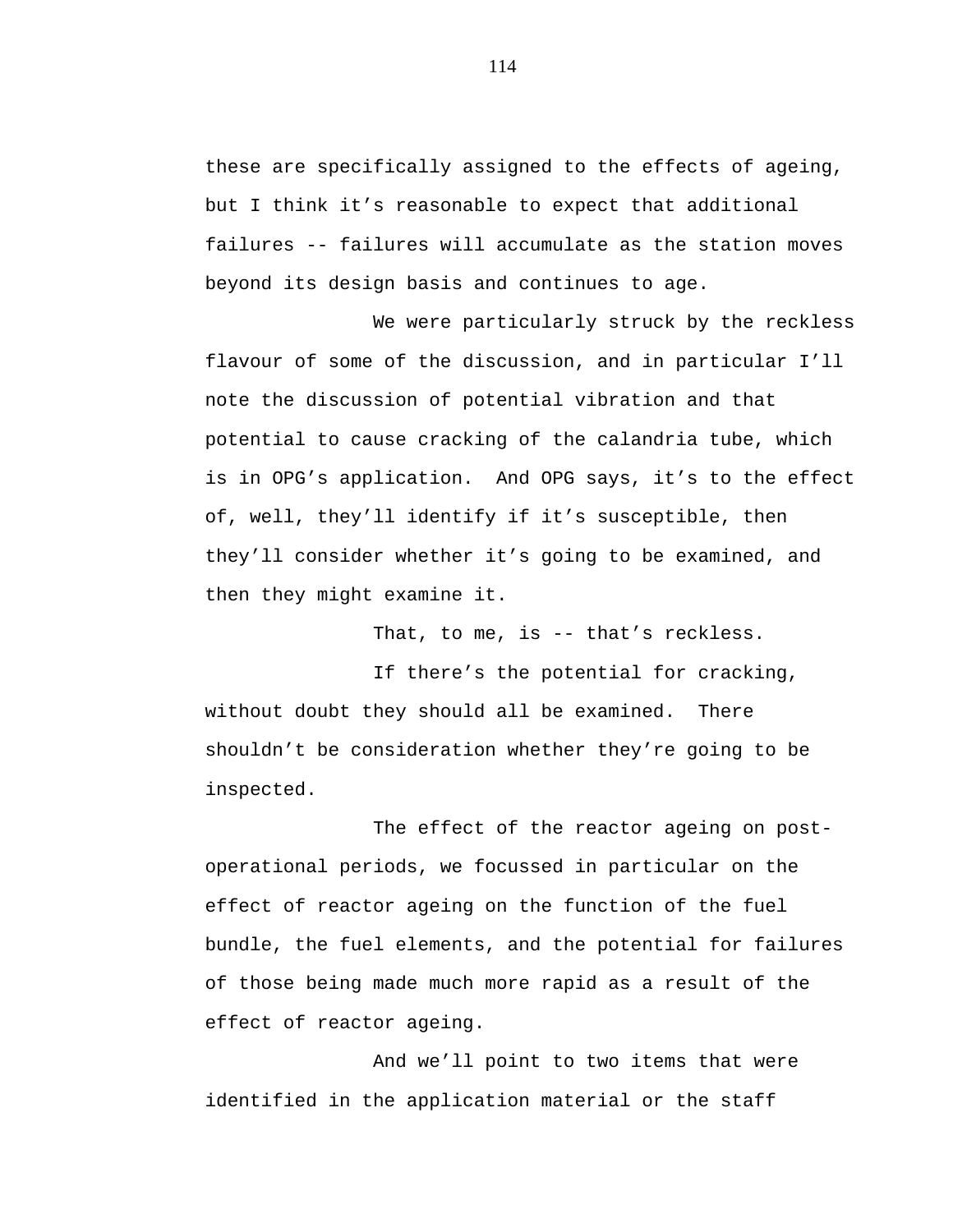these are specifically assigned to the effects of ageing, but I think it's reasonable to expect that additional failures -- failures will accumulate as the station moves beyond its design basis and continues to age.

We were particularly struck by the reckless flavour of some of the discussion, and in particular I'll note the discussion of potential vibration and that potential to cause cracking of the calandria tube, which is in OPG's application. And OPG says, it's to the effect of, well, they'll identify if it's susceptible, then they'll consider whether it's going to be examined, and then they might examine it.

That, to me, is -- that's reckless.

If there's the potential for cracking, without doubt they should all be examined. There shouldn't be consideration whether they're going to be inspected.

The effect of the reactor ageing on post-operational periods, we focussed in particular on the effect of reactor ageing on the function of the fuel bundle, the fuel elements, and the potential for failures of those being made much more rapid as a result of the effect of reactor ageing.

And we'll point to two items that were identified in the application material or the staff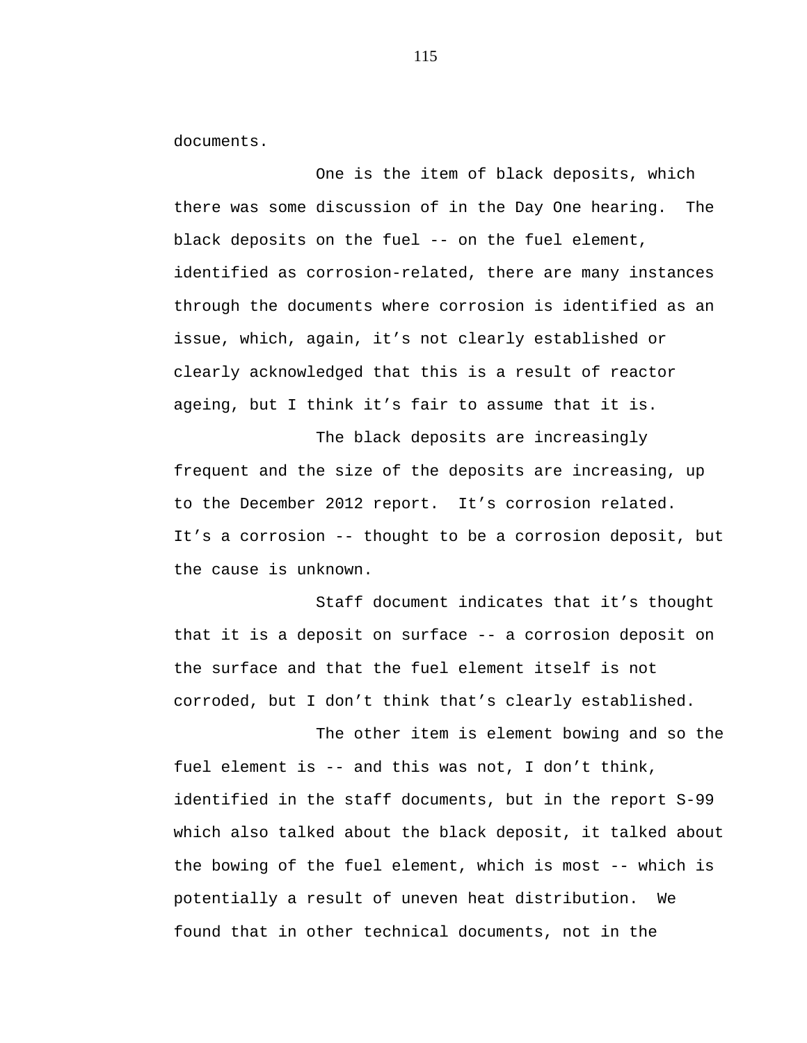documents.

One is the item of black deposits, which there was some discussion of in the Day One hearing. The black deposits on the fuel -- on the fuel element, identified as corrosion-related, there are many instances through the documents where corrosion is identified as an issue, which, again, it’s not clearly established or clearly acknowledged that this is a result of reactor ageing, but I think it’s fair to assume that it is.

The black deposits are increasingly frequent and the size of the deposits are increasing, up to the December 2012 report. It’s corrosion related. It’s a corrosion -- thought to be a corrosion deposit, but the cause is unknown.

Staff document indicates that it’s thought that it is a deposit on surface -- a corrosion deposit on the surface and that the fuel element itself is not corroded, but I don’t think that’s clearly established.

The other item is element bowing and so the fuel element is -- and this was not, I don’t think, identified in the staff documents, but in the report S-99 which also talked about the black deposit, it talked about the bowing of the fuel element, which is most -- which is potentially a result of uneven heat distribution. We found that in other technical documents, not in the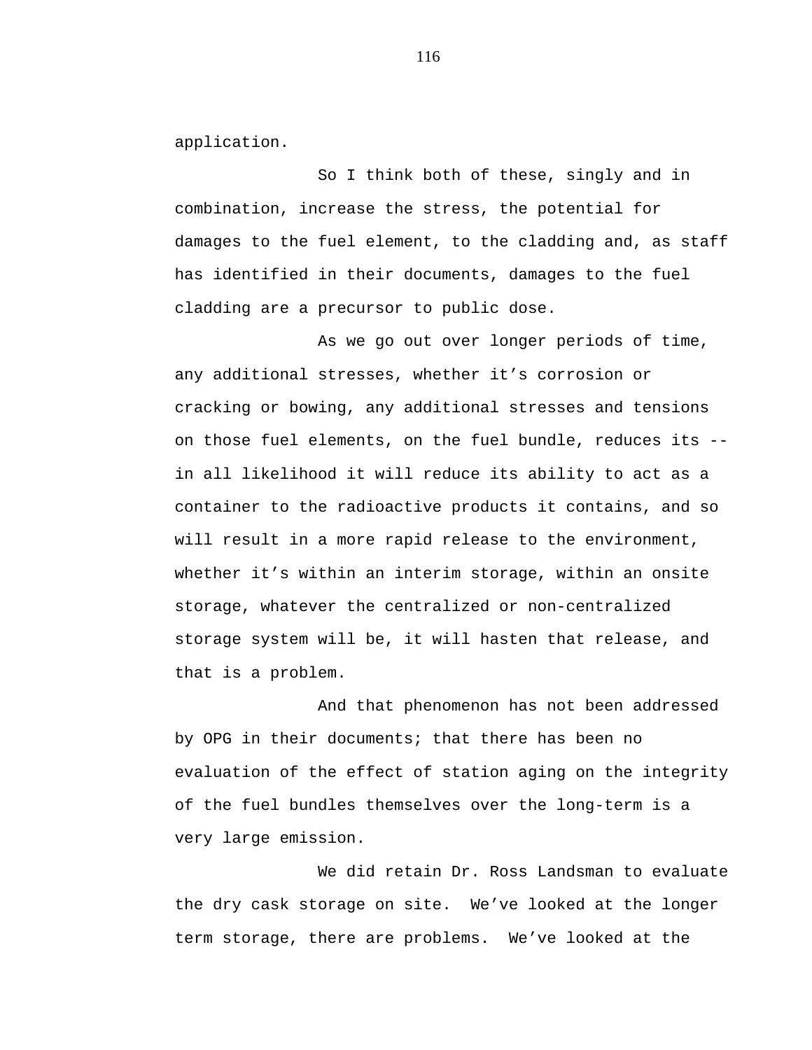application.

So I think both of these, singly and in combination, increase the stress, the potential for damages to the fuel element, to the cladding and, as staff has identified in their documents, damages to the fuel cladding are a precursor to public dose.

As we go out over longer periods of time, any additional stresses, whether it’s corrosion or cracking or bowing, any additional stresses and tensions on those fuel elements, on the fuel bundle, reduces its -- in all likelihood it will reduce its ability to act as a container to the radioactive products it contains, and so will result in a more rapid release to the environment, whether it’s within an interim storage, within an onsite storage, whatever the centralized or non-centralized storage system will be, it will hasten that release, and that is a problem.

And that phenomenon has not been addressed by OPG in their documents; that there has been no evaluation of the effect of station aging on the integrity of the fuel bundles themselves over the long-term is a very large emission.

We did retain Dr. Ross Landsman to evaluate the dry cask storage on site. We’ve looked at the longer term storage, there are problems. We’ve looked at the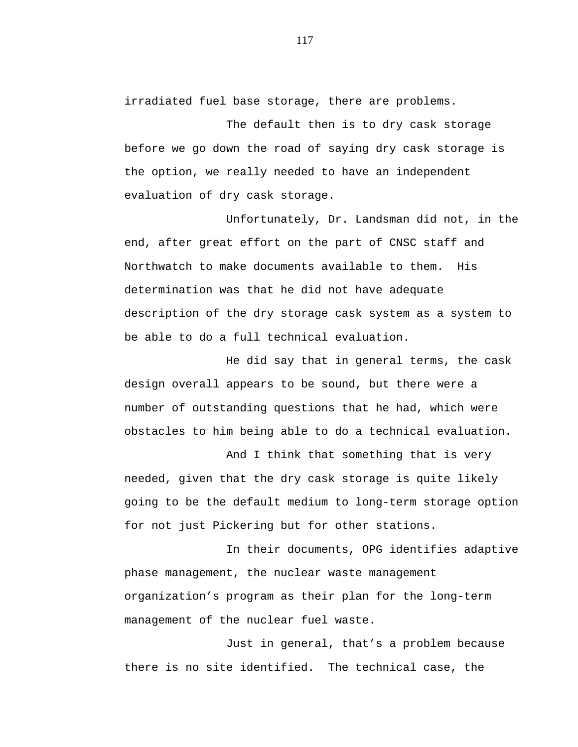irradiated fuel base storage, there are problems.

The default then is to dry cask storage before we go down the road of saying dry cask storage is the option, we really needed to have an independent evaluation of dry cask storage.

Unfortunately, Dr. Landsman did not, in the end, after great effort on the part of CNSC staff and Northwatch to make documents available to them. His determination was that he did not have adequate description of the dry storage cask system as a system to be able to do a full technical evaluation.

He did say that in general terms, the cask design overall appears to be sound, but there were a number of outstanding questions that he had, which were obstacles to him being able to do a technical evaluation.

And I think that something that is very needed, given that the dry cask storage is quite likely going to be the default medium to long-term storage option for not just Pickering but for other stations.

In their documents, OPG identifies adaptive phase management, the nuclear waste management organization’s program as their plan for the long-term management of the nuclear fuel waste.

Just in general, that’s a problem because there is no site identified. The technical case, the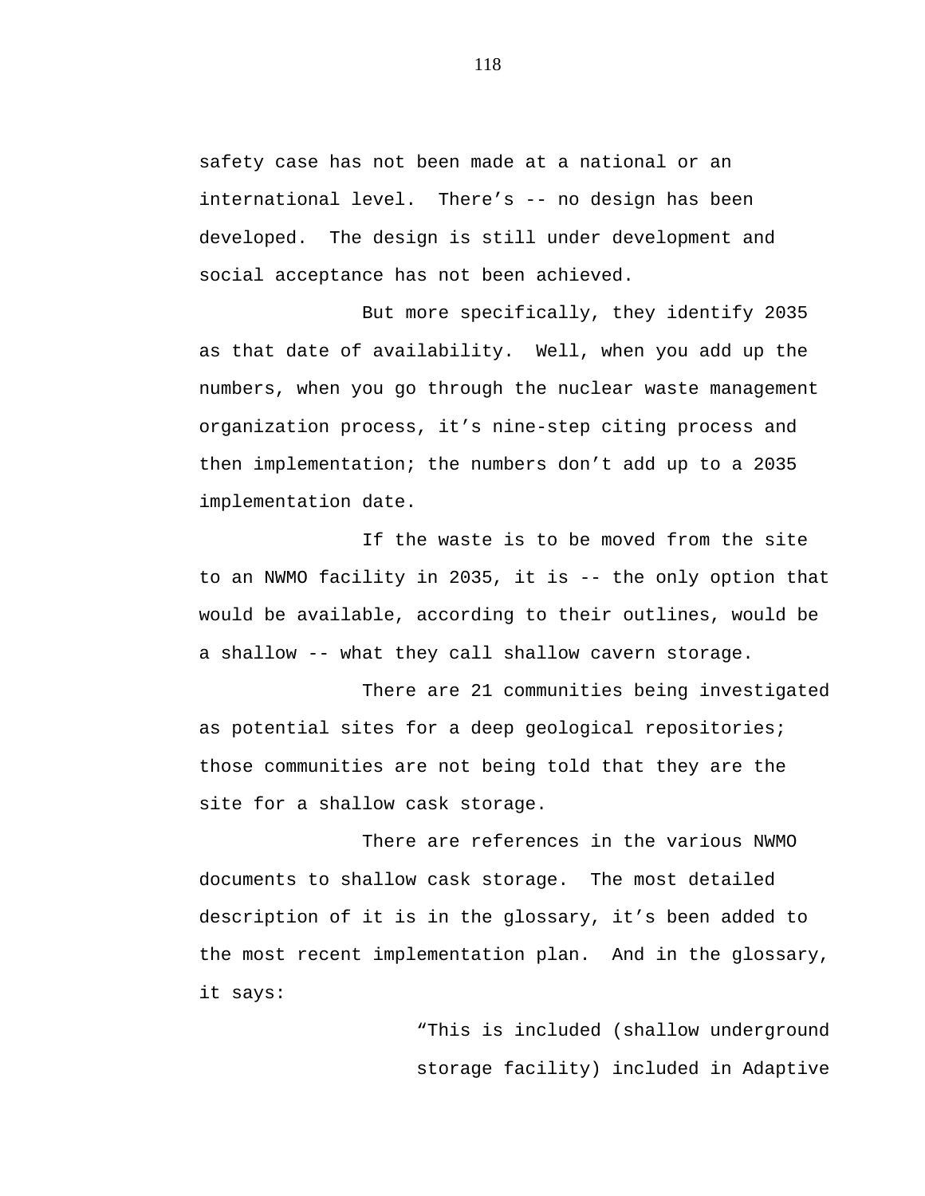safety case has not been made at a national or an international level. There's -- no design has been developed. The design is still under development and social acceptance has not been achieved.

But more specifically, they identify 2035 as that date of availability. Well, when you add up the numbers, when you go through the nuclear waste management organization process, it's nine-step citing process and then implementation; the numbers don't add up to a 2035 implementation date.

If the waste is to be moved from the site to an NWMO facility in 2035, it is -- the only option that would be available, according to their outlines, would be a shallow -- what they call shallow cavern storage.

There are 21 communities being investigated as potential sites for a deep geological repositories; those communities are not being told that they are the site for a shallow cask storage.

There are references in the various NWMO documents to shallow cask storage. The most detailed description of it is in the glossary, it's been added to the most recent implementation plan. And in the glossary, it says:

> "This is included (shallow underground storage facility) included in Adaptive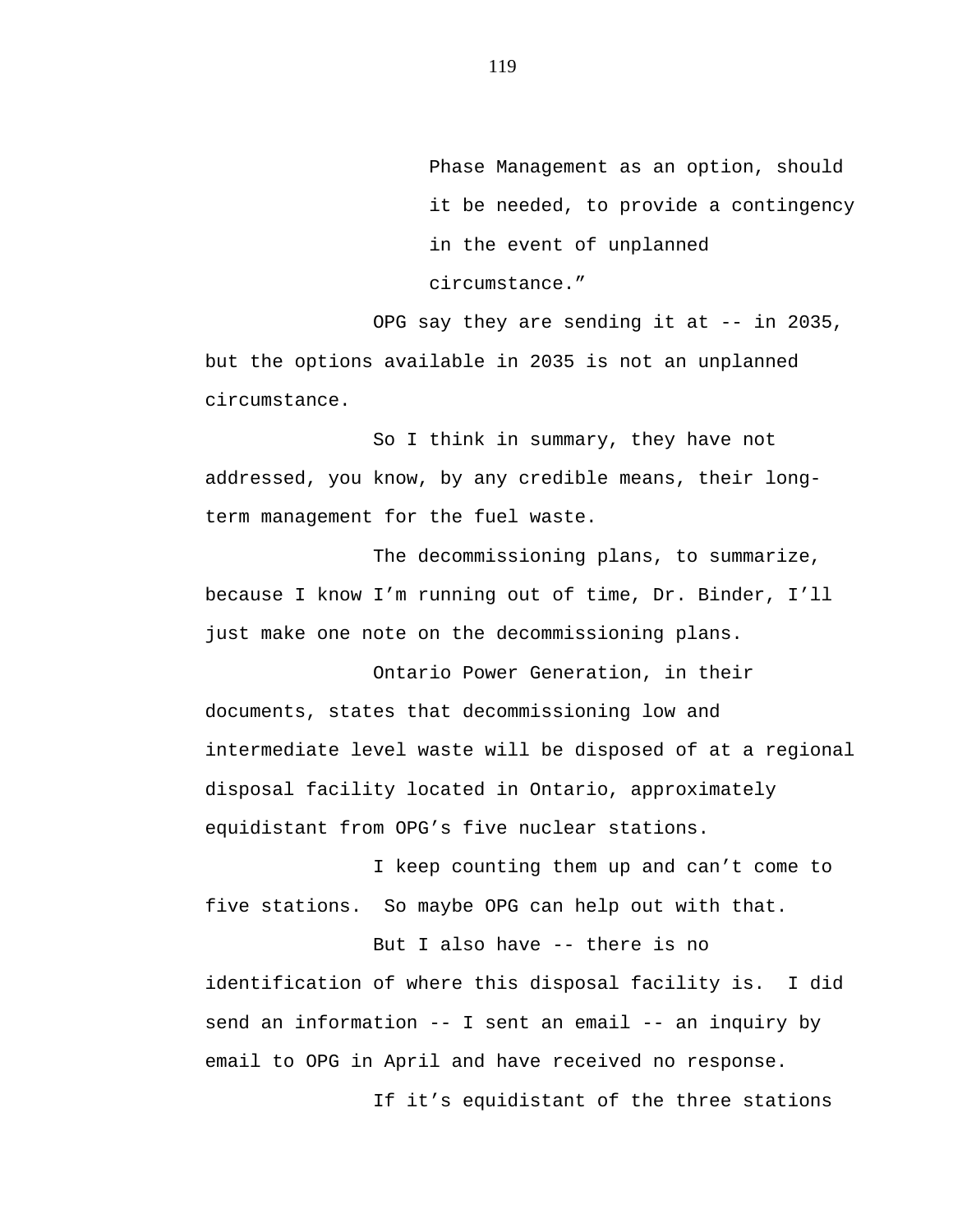> Phase Management as an option, should it be needed, to provide a contingency in the event of unplanned circumstance.”

OPG say they are sending it at -- in 2035, but the options available in 2035 is not an unplanned circumstance.

So I think in summary, they have not addressed, you know, by any credible means, their long-term management for the fuel waste.

The decommissioning plans, to summarize, because I know I’m running out of time, Dr. Binder, I’ll just make one note on the decommissioning plans.

Ontario Power Generation, in their documents, states that decommissioning low and intermediate level waste will be disposed of at a regional disposal facility located in Ontario, approximately equidistant from OPG’s five nuclear stations.

I keep counting them up and can’t come to five stations. So maybe OPG can help out with that.

But I also have -- there is no identification of where this disposal facility is. I did send an information -- I sent an email -- an inquiry by email to OPG in April and have received no response.

If it’s equidistant of the three stations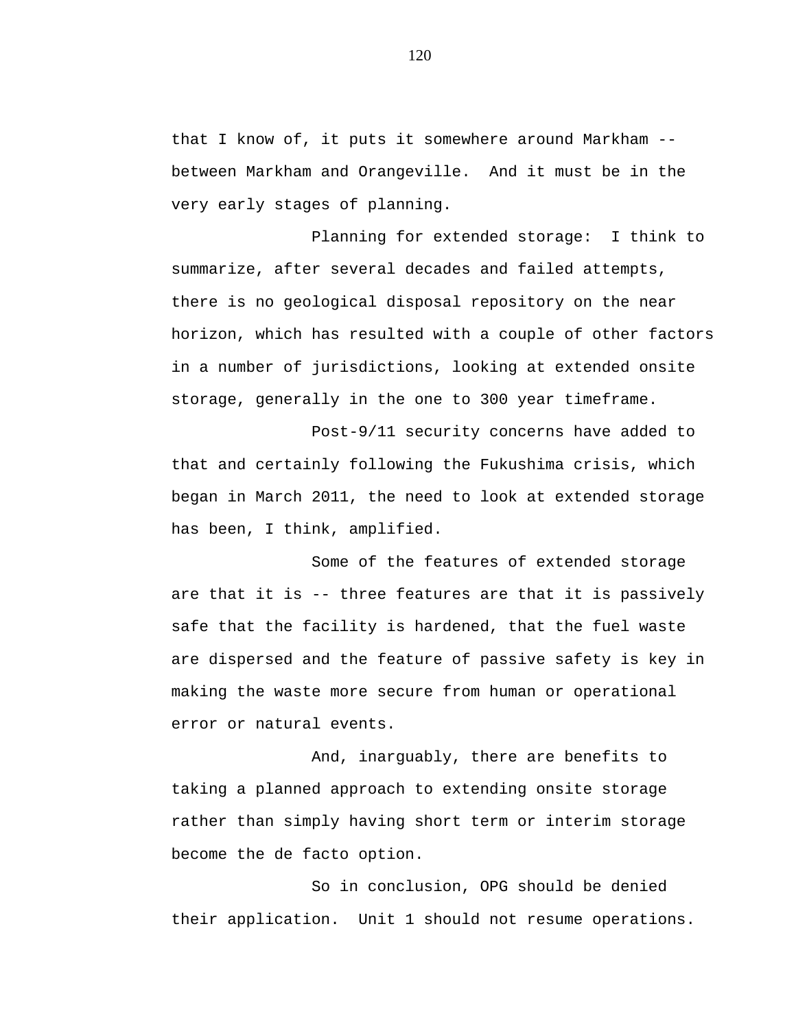that I know of, it puts it somewhere around Markham -- between Markham and Orangeville.  And it must be in the very early stages of planning.

Planning for extended storage:  I think to summarize, after several decades and failed attempts, there is no geological disposal repository on the near horizon, which has resulted with a couple of other factors in a number of jurisdictions, looking at extended onsite storage, generally in the one to 300 year timeframe.

Post-9/11 security concerns have added to that and certainly following the Fukushima crisis, which began in March 2011, the need to look at extended storage has been, I think, amplified.

Some of the features of extended storage are that it is -- three features are that it is passively safe that the facility is hardened, that the fuel waste are dispersed and the feature of passive safety is key in making the waste more secure from human or operational error or natural events.

And, inarguably, there are benefits to taking a planned approach to extending onsite storage rather than simply having short term or interim storage become the de facto option.

So in conclusion, OPG should be denied their application.  Unit 1 should not resume operations.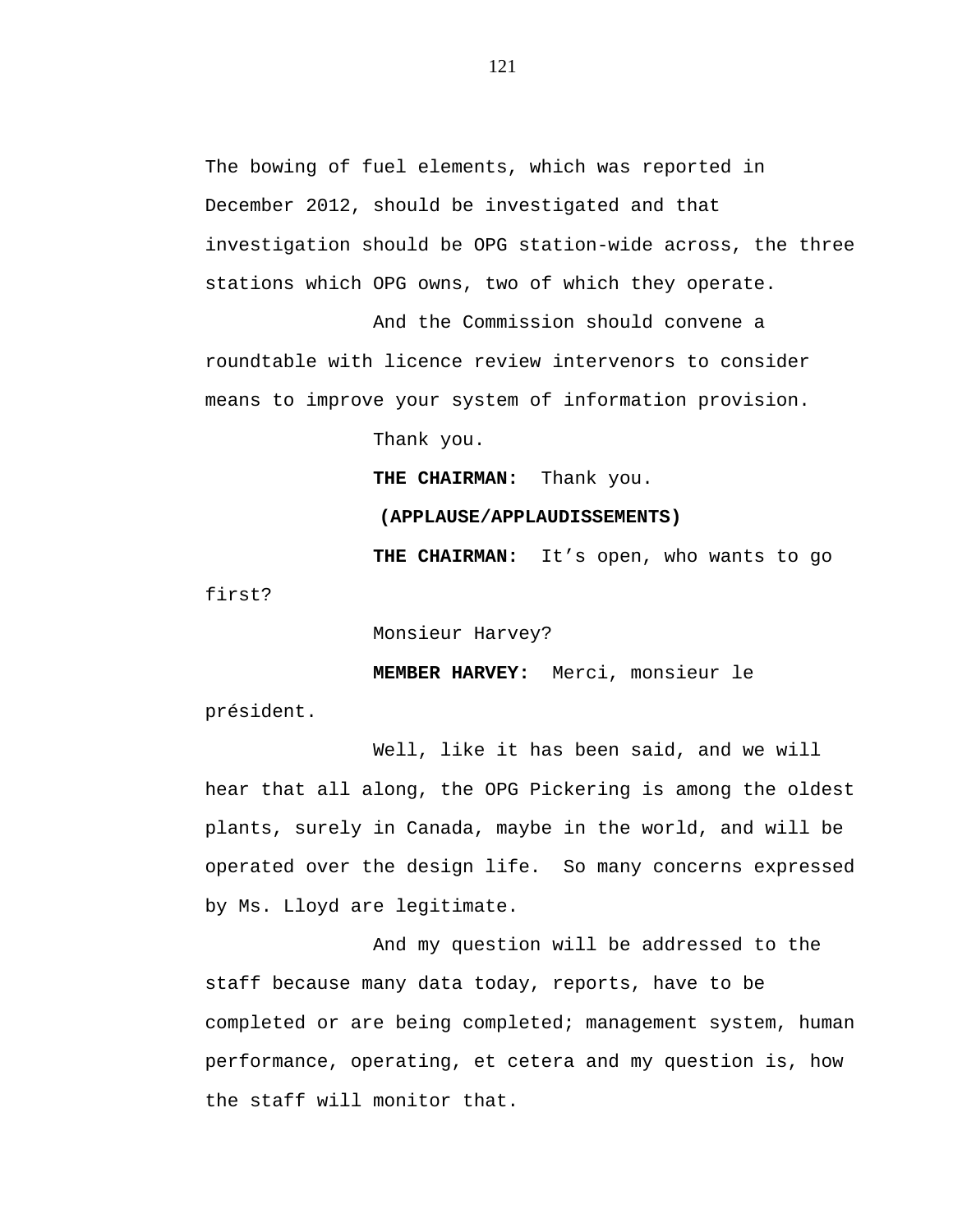The bowing of fuel elements, which was reported in December 2012, should be investigated and that investigation should be OPG station-wide across, the three stations which OPG owns, two of which they operate.

And the Commission should convene a roundtable with licence review intervenors to consider means to improve your system of information provision.

Thank you.

**THE CHAIRMAN:** Thank you.

**(APPLAUSE/APPLAUDISSEMENTS)**

**THE CHAIRMAN:** It’s open, who wants to go first?

Monsieur Harvey?

**MEMBER HARVEY:** Merci, monsieur le président.

Well, like it has been said, and we will hear that all along, the OPG Pickering is among the oldest plants, surely in Canada, maybe in the world, and will be operated over the design life. So many concerns expressed by Ms. Lloyd are legitimate.

And my question will be addressed to the staff because many data today, reports, have to be completed or are being completed; management system, human performance, operating, et cetera and my question is, how the staff will monitor that.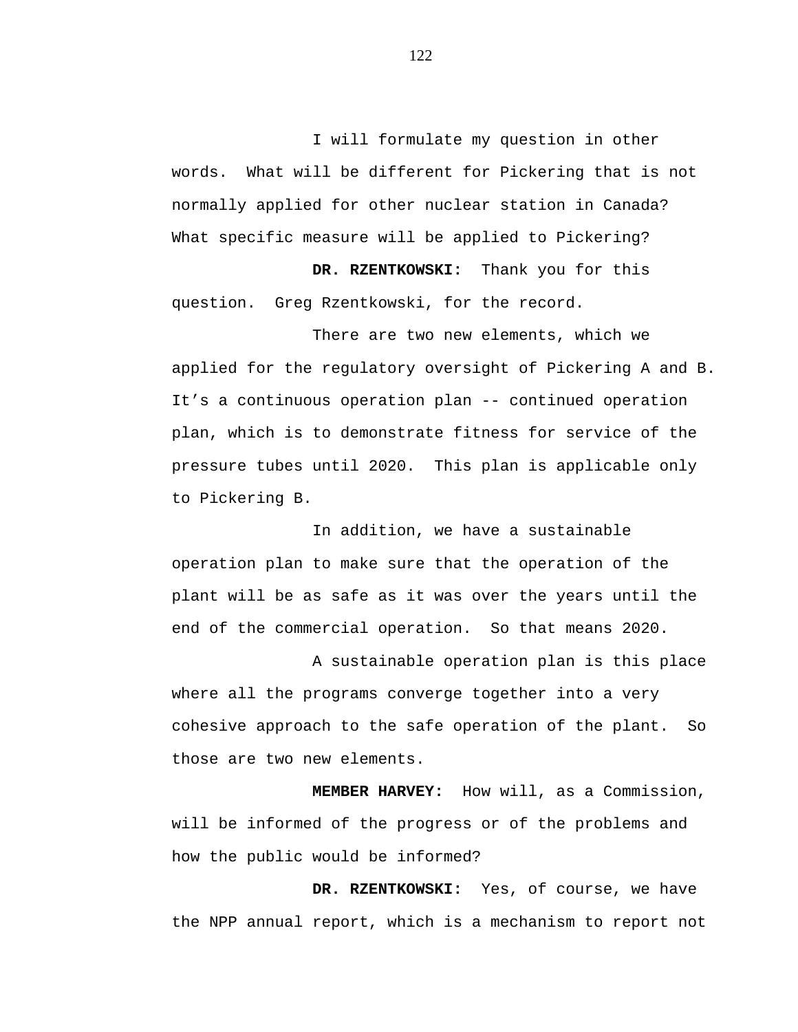I will formulate my question in other words. What will be different for Pickering that is not normally applied for other nuclear station in Canada? What specific measure will be applied to Pickering?

**DR. RZENTKOWSKI:** Thank you for this question. Greg Rzentkowski, for the record.

There are two new elements, which we applied for the regulatory oversight of Pickering A and B. It's a continuous operation plan -- continued operation plan, which is to demonstrate fitness for service of the pressure tubes until 2020. This plan is applicable only to Pickering B.

In addition, we have a sustainable operation plan to make sure that the operation of the plant will be as safe as it was over the years until the end of the commercial operation. So that means 2020.

A sustainable operation plan is this place where all the programs converge together into a very cohesive approach to the safe operation of the plant. So those are two new elements.

**MEMBER HARVEY:** How will, as a Commission, will be informed of the progress or of the problems and how the public would be informed?

**DR. RZENTKOWSKI:** Yes, of course, we have the NPP annual report, which is a mechanism to report not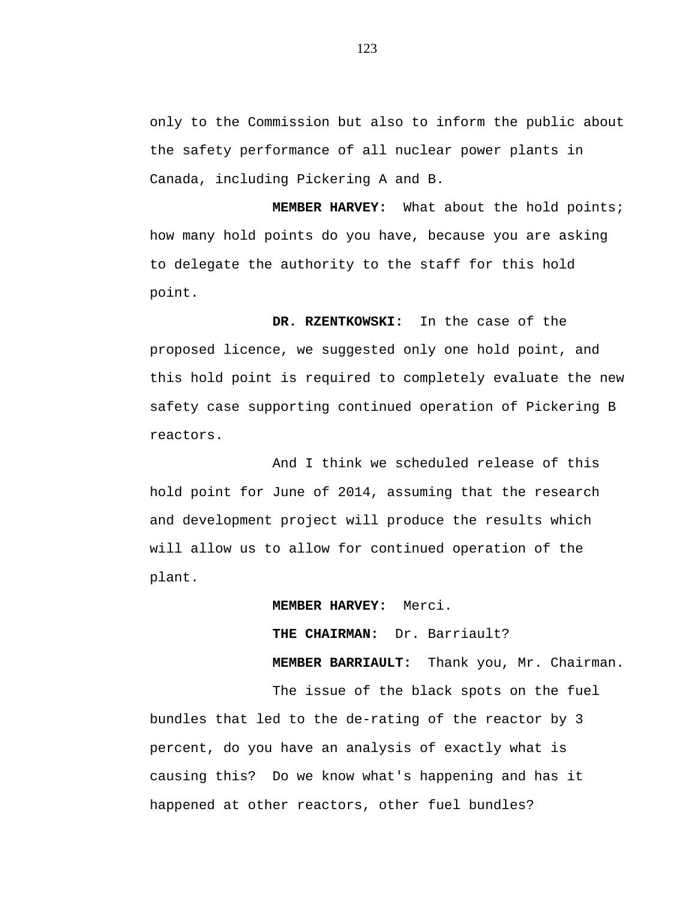only to the Commission but also to inform the public about the safety performance of all nuclear power plants in Canada, including Pickering A and B.

**MEMBER HARVEY:** What about the hold points; how many hold points do you have, because you are asking to delegate the authority to the staff for this hold point.

**DR. RZENTKOWSKI:** In the case of the proposed licence, we suggested only one hold point, and this hold point is required to completely evaluate the new safety case supporting continued operation of Pickering B reactors.

And I think we scheduled release of this hold point for June of 2014, assuming that the research and development project will produce the results which will allow us to allow for continued operation of the plant.

**MEMBER HARVEY:** Merci.

**THE CHAIRMAN:** Dr. Barriault?

**MEMBER BARRIAULT:** Thank you, Mr. Chairman.

The issue of the black spots on the fuel bundles that led to the de-rating of the reactor by 3 percent, do you have an analysis of exactly what is causing this? Do we know what's happening and has it happened at other reactors, other fuel bundles?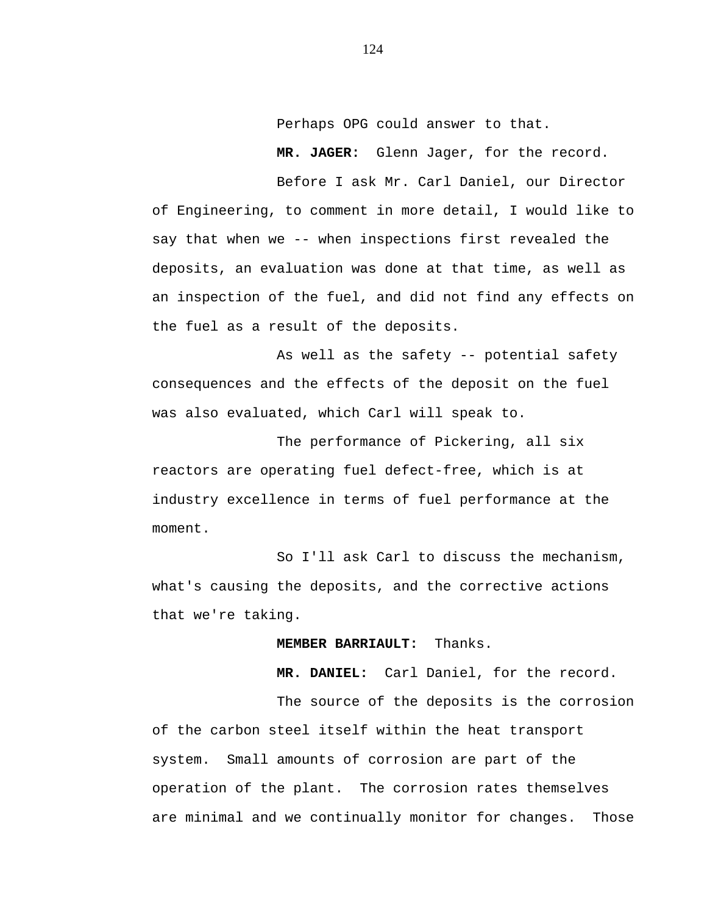Perhaps OPG could answer to that.

**MR. JAGER:** Glenn Jager, for the record.

Before I ask Mr. Carl Daniel, our Director of Engineering, to comment in more detail, I would like to say that when we -- when inspections first revealed the deposits, an evaluation was done at that time, as well as an inspection of the fuel, and did not find any effects on the fuel as a result of the deposits.

As well as the safety -- potential safety consequences and the effects of the deposit on the fuel was also evaluated, which Carl will speak to.

The performance of Pickering, all six reactors are operating fuel defect-free, which is at industry excellence in terms of fuel performance at the moment.

So I'll ask Carl to discuss the mechanism, what's causing the deposits, and the corrective actions that we're taking.

**MEMBER BARRIAULT:** Thanks.

**MR. DANIEL:** Carl Daniel, for the record.

The source of the deposits is the corrosion of the carbon steel itself within the heat transport system. Small amounts of corrosion are part of the operation of the plant. The corrosion rates themselves are minimal and we continually monitor for changes. Those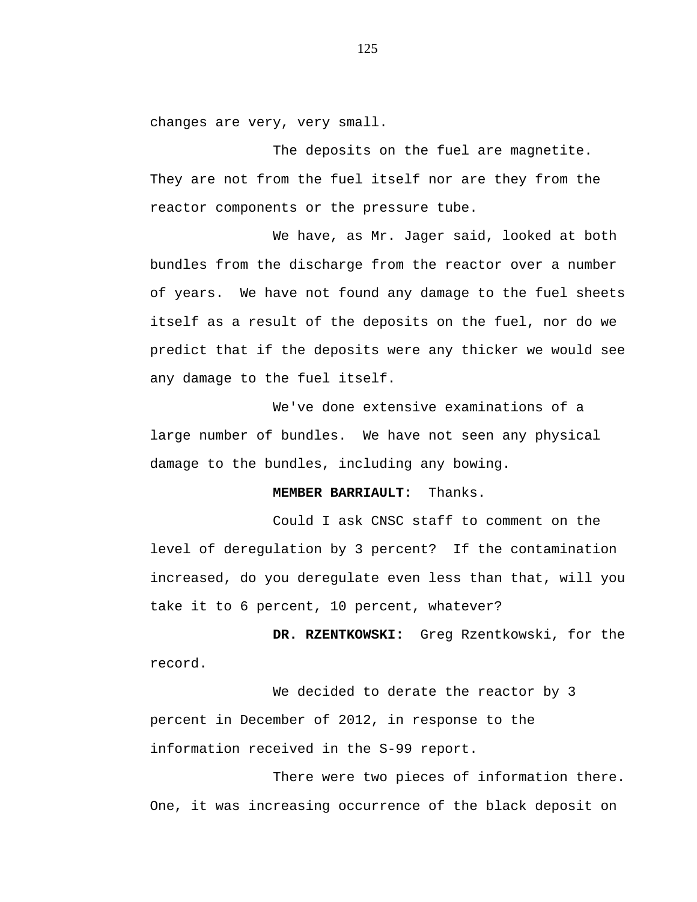changes are very, very small.

The deposits on the fuel are magnetite. They are not from the fuel itself nor are they from the reactor components or the pressure tube.

We have, as Mr. Jager said, looked at both bundles from the discharge from the reactor over a number of years. We have not found any damage to the fuel sheets itself as a result of the deposits on the fuel, nor do we predict that if the deposits were any thicker we would see any damage to the fuel itself.

We've done extensive examinations of a large number of bundles. We have not seen any physical damage to the bundles, including any bowing.

**MEMBER BARRIAULT:** Thanks.

Could I ask CNSC staff to comment on the level of deregulation by 3 percent? If the contamination increased, do you deregulate even less than that, will you take it to 6 percent, 10 percent, whatever?

**DR. RZENTKOWSKI:** Greg Rzentkowski, for the record.

We decided to derate the reactor by 3 percent in December of 2012, in response to the information received in the S-99 report.

There were two pieces of information there. One, it was increasing occurrence of the black deposit on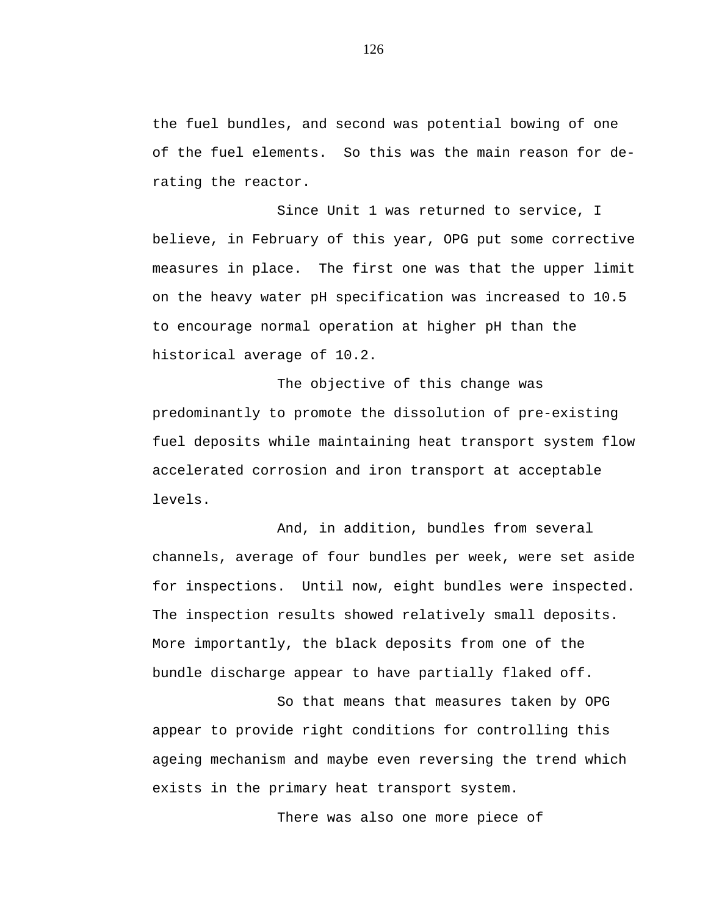the fuel bundles, and second was potential bowing of one of the fuel elements. So this was the main reason for de-rating the reactor.

Since Unit 1 was returned to service, I believe, in February of this year, OPG put some corrective measures in place. The first one was that the upper limit on the heavy water pH specification was increased to 10.5 to encourage normal operation at higher pH than the historical average of 10.2.

The objective of this change was predominantly to promote the dissolution of pre-existing fuel deposits while maintaining heat transport system flow accelerated corrosion and iron transport at acceptable levels.

And, in addition, bundles from several channels, average of four bundles per week, were set aside for inspections. Until now, eight bundles were inspected. The inspection results showed relatively small deposits. More importantly, the black deposits from one of the bundle discharge appear to have partially flaked off.

So that means that measures taken by OPG appear to provide right conditions for controlling this ageing mechanism and maybe even reversing the trend which exists in the primary heat transport system.

There was also one more piece of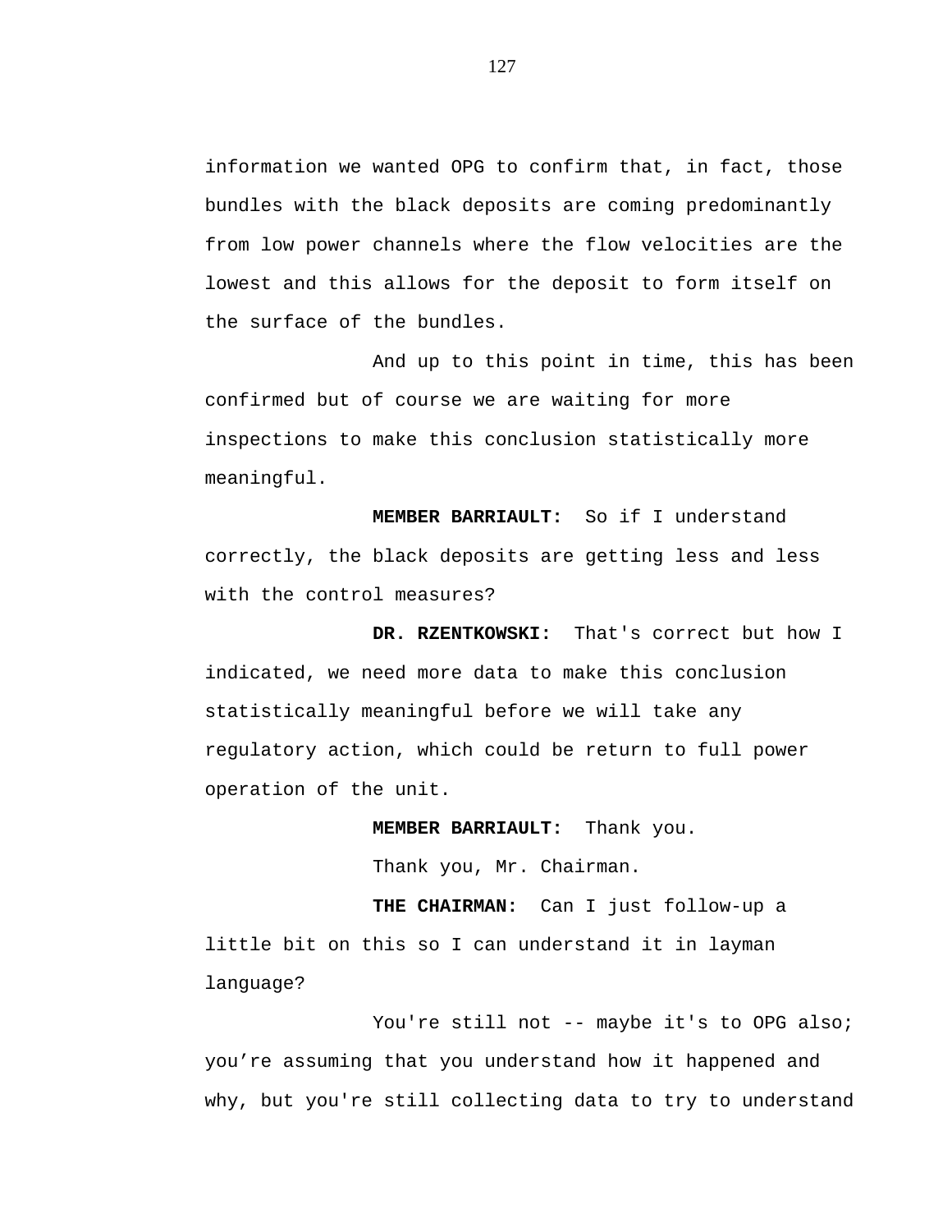information we wanted OPG to confirm that, in fact, those bundles with the black deposits are coming predominantly from low power channels where the flow velocities are the lowest and this allows for the deposit to form itself on the surface of the bundles.

And up to this point in time, this has been confirmed but of course we are waiting for more inspections to make this conclusion statistically more meaningful.

**MEMBER BARRIAULT:** So if I understand correctly, the black deposits are getting less and less with the control measures?

**DR. RZENTKOWSKI:** That's correct but how I indicated, we need more data to make this conclusion statistically meaningful before we will take any regulatory action, which could be return to full power operation of the unit.

**MEMBER BARRIAULT:** Thank you.

Thank you, Mr. Chairman.

**THE CHAIRMAN:** Can I just follow-up a little bit on this so I can understand it in layman language?

You're still not -- maybe it's to OPG also; you’re assuming that you understand how it happened and why, but you're still collecting data to try to understand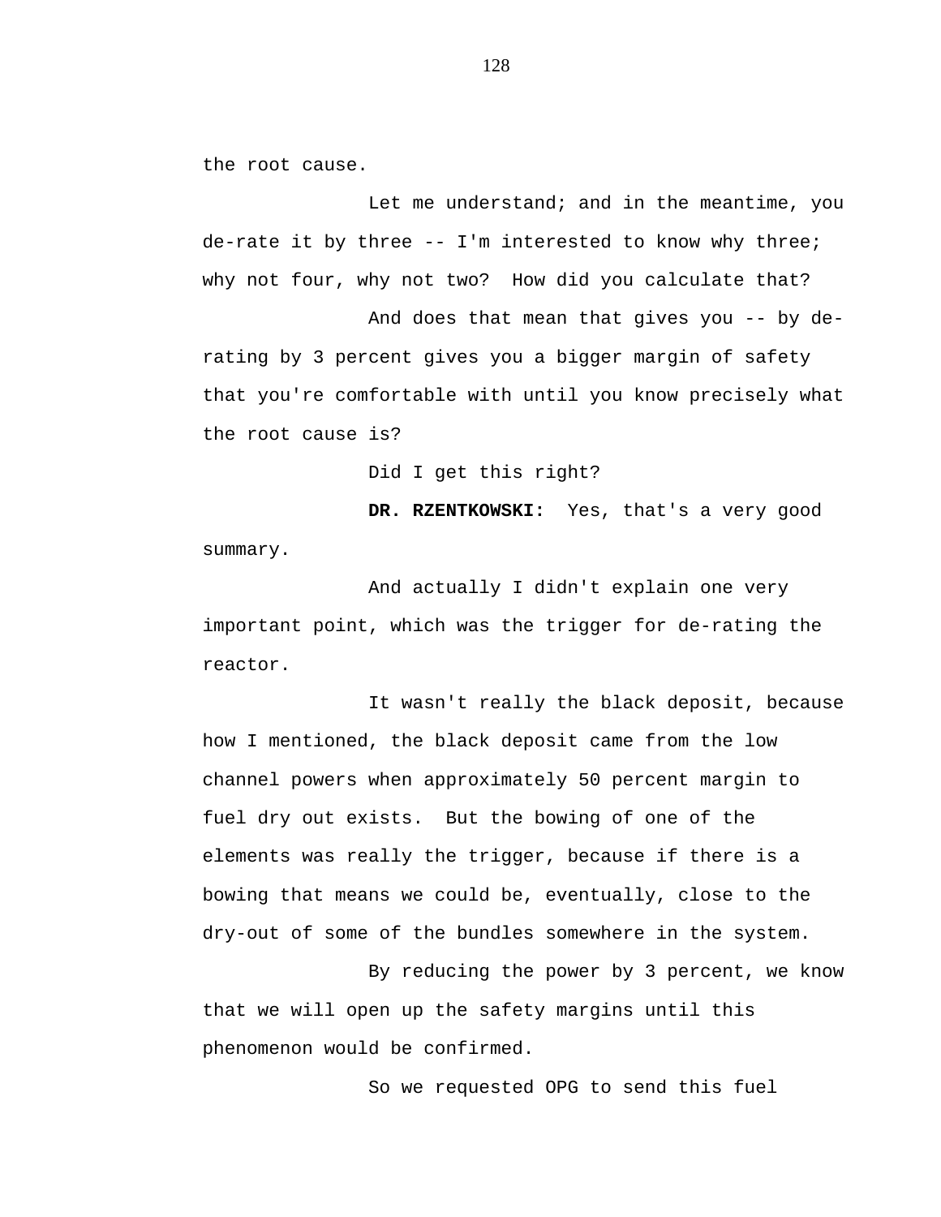the root cause.

Let me understand; and in the meantime, you de-rate it by three -- I'm interested to know why three; why not four, why not two? How did you calculate that?

And does that mean that gives you -- by de-rating by 3 percent gives you a bigger margin of safety that you're comfortable with until you know precisely what the root cause is?

Did I get this right?

**DR. RZENTKOWSKI:** Yes, that's a very good summary.

And actually I didn't explain one very important point, which was the trigger for de-rating the reactor.

It wasn't really the black deposit, because how I mentioned, the black deposit came from the low channel powers when approximately 50 percent margin to fuel dry out exists. But the bowing of one of the elements was really the trigger, because if there is a bowing that means we could be, eventually, close to the dry-out of some of the bundles somewhere in the system.

By reducing the power by 3 percent, we know that we will open up the safety margins until this phenomenon would be confirmed.

So we requested OPG to send this fuel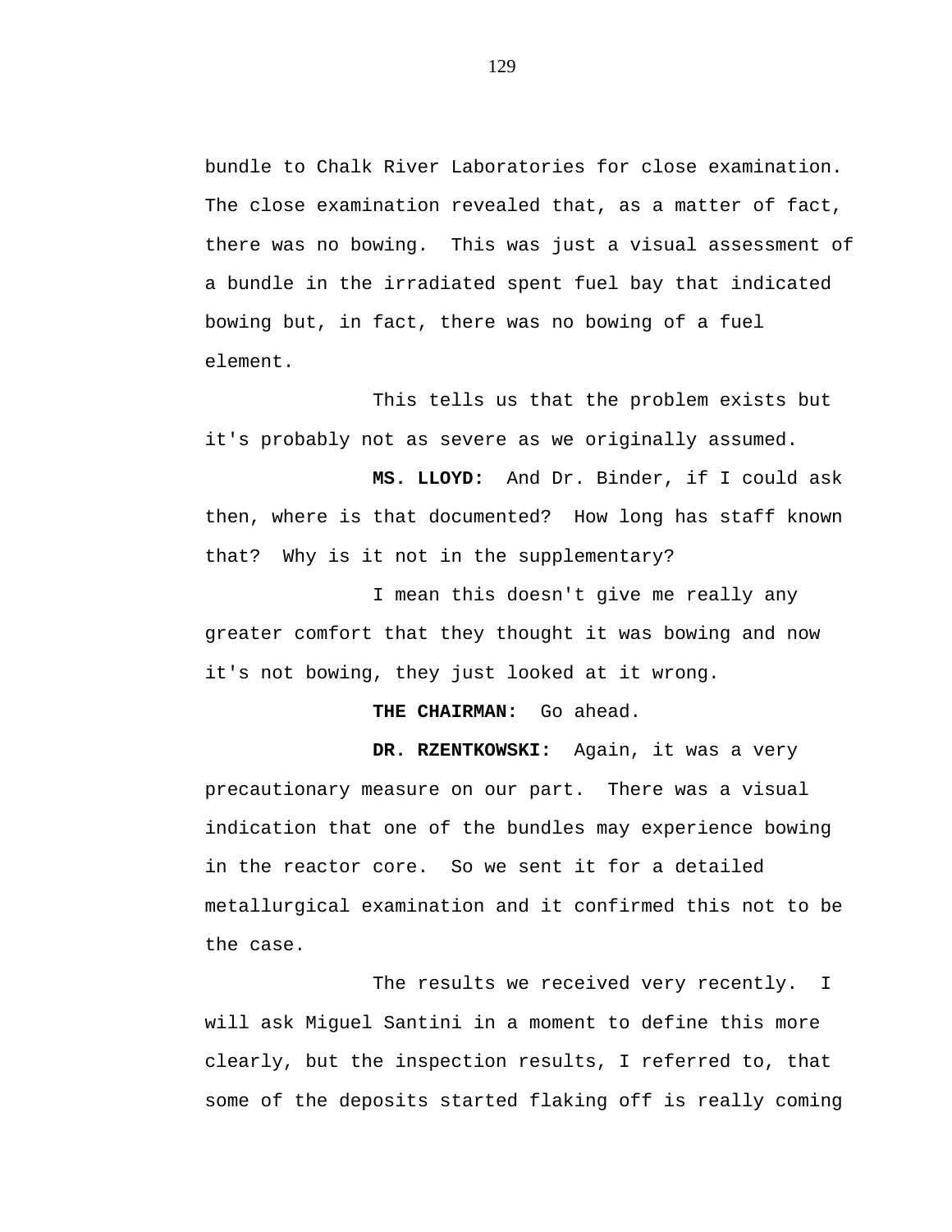bundle to Chalk River Laboratories for close examination. The close examination revealed that, as a matter of fact, there was no bowing. This was just a visual assessment of a bundle in the irradiated spent fuel bay that indicated bowing but, in fact, there was no bowing of a fuel element.

This tells us that the problem exists but it's probably not as severe as we originally assumed.

**MS. LLOYD:** And Dr. Binder, if I could ask then, where is that documented? How long has staff known that? Why is it not in the supplementary?

I mean this doesn't give me really any greater comfort that they thought it was bowing and now it's not bowing, they just looked at it wrong.

**THE CHAIRMAN:** Go ahead.

**DR. RZENTKOWSKI:** Again, it was a very precautionary measure on our part. There was a visual indication that one of the bundles may experience bowing in the reactor core. So we sent it for a detailed metallurgical examination and it confirmed this not to be the case.

The results we received very recently. I will ask Miguel Santini in a moment to define this more clearly, but the inspection results, I referred to, that some of the deposits started flaking off is really coming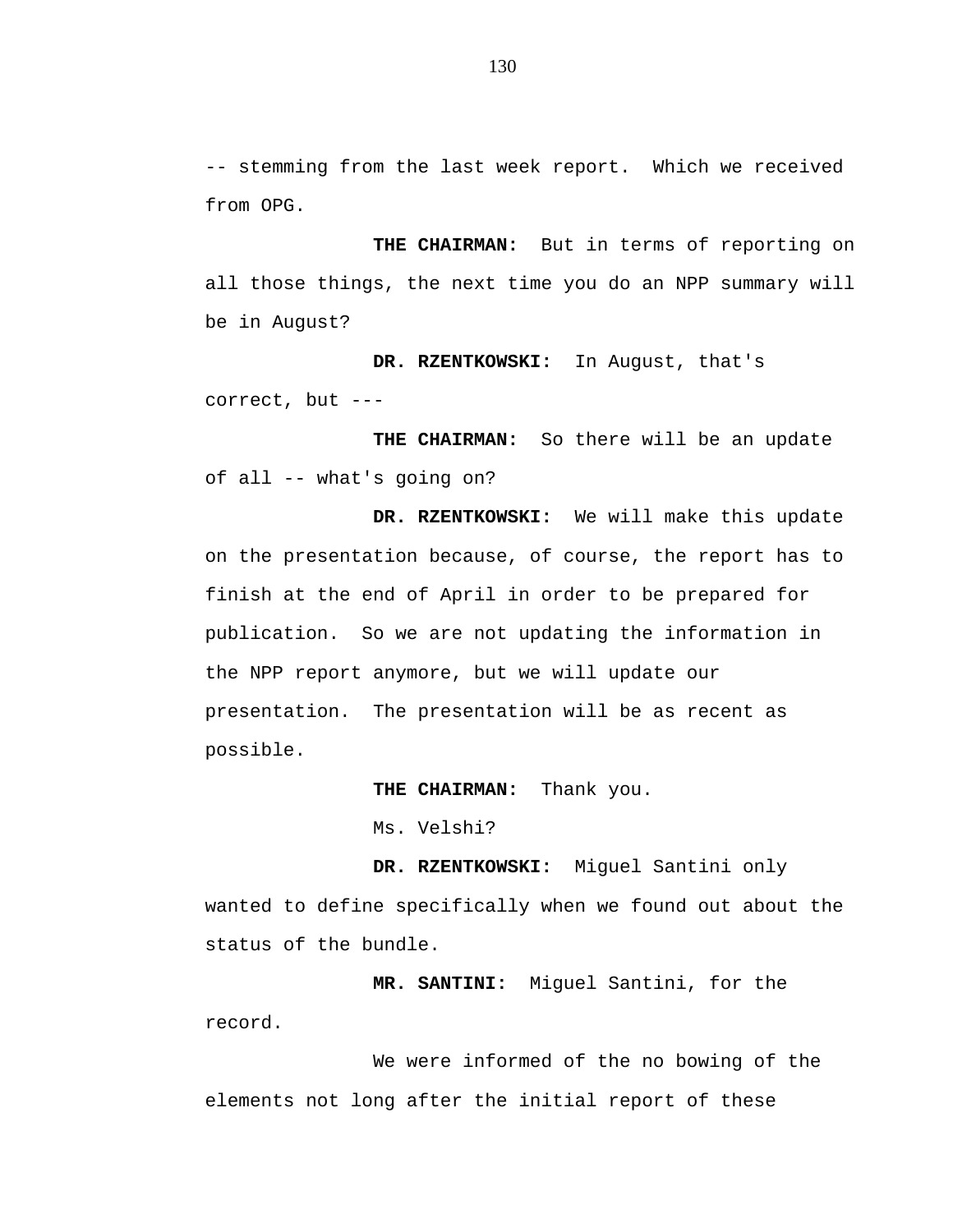-- stemming from the last week report.  Which we received from OPG.

**THE CHAIRMAN:**  But in terms of reporting on all those things, the next time you do an NPP summary will be in August?

**DR. RZENTKOWSKI:**  In August, that's correct, but ---

**THE CHAIRMAN:**  So there will be an update of all -- what's going on?

**DR. RZENTKOWSKI:**  We will make this update on the presentation because, of course, the report has to finish at the end of April in order to be prepared for publication.  So we are not updating the information in the NPP report anymore, but we will update our presentation.  The presentation will be as recent as possible.

**THE CHAIRMAN:**  Thank you.

Ms. Velshi?

**DR. RZENTKOWSKI:**  Miguel Santini only wanted to define specifically when we found out about the status of the bundle.

**MR. SANTINI:**  Miguel Santini, for the record.

We were informed of the no bowing of the elements not long after the initial report of these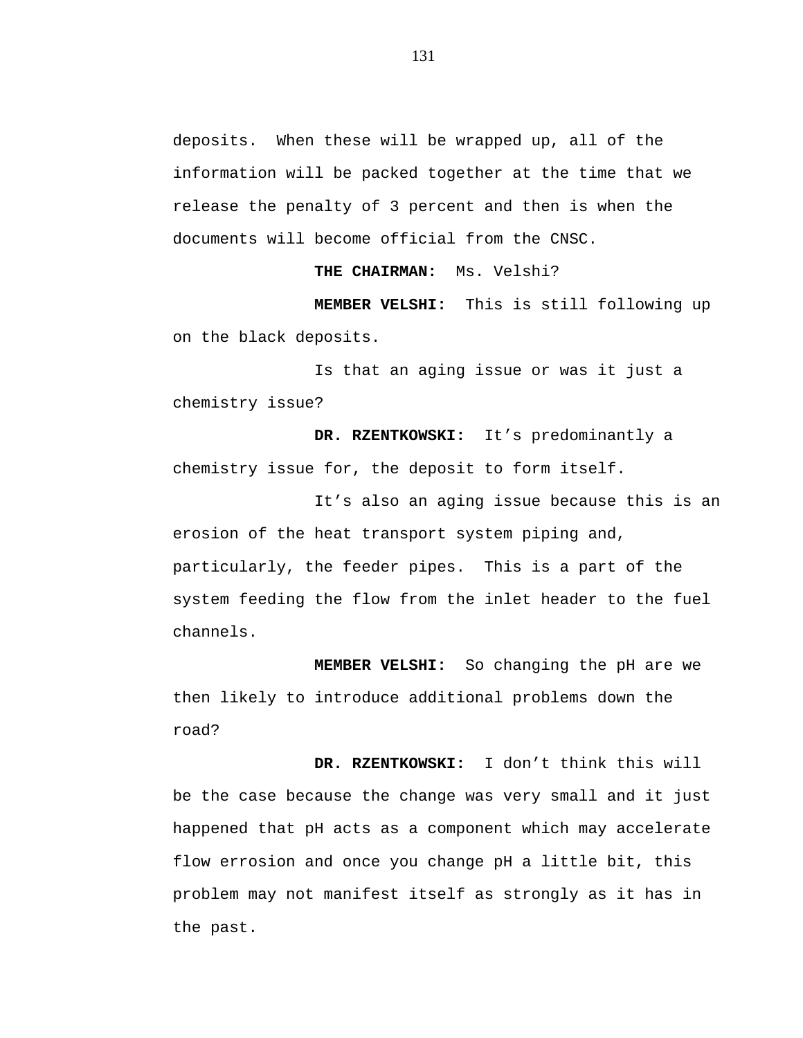deposits. When these will be wrapped up, all of the information will be packed together at the time that we release the penalty of 3 percent and then is when the documents will become official from the CNSC.

**THE CHAIRMAN:** Ms. Velshi?

**MEMBER VELSHI:** This is still following up on the black deposits.

Is that an aging issue or was it just a chemistry issue?

**DR. RZENTKOWSKI:** It's predominantly a chemistry issue for, the deposit to form itself.

It's also an aging issue because this is an erosion of the heat transport system piping and, particularly, the feeder pipes. This is a part of the system feeding the flow from the inlet header to the fuel channels.

**MEMBER VELSHI:** So changing the pH are we then likely to introduce additional problems down the road?

**DR. RZENTKOWSKI:** I don't think this will be the case because the change was very small and it just happened that pH acts as a component which may accelerate flow errosion and once you change pH a little bit, this problem may not manifest itself as strongly as it has in the past.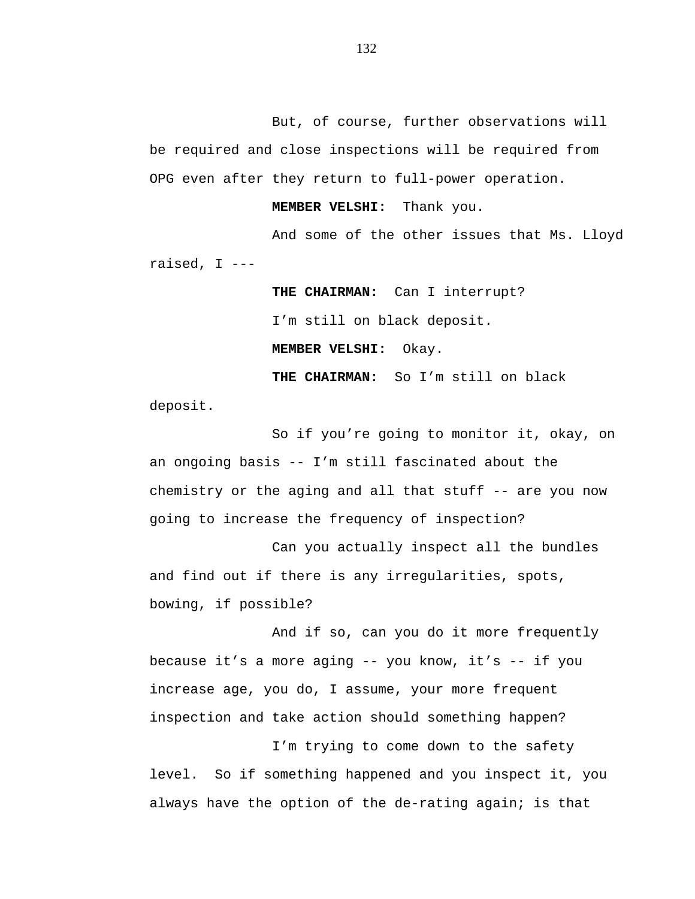But, of course, further observations will be required and close inspections will be required from OPG even after they return to full-power operation.

**MEMBER VELSHI:** Thank you.

And some of the other issues that Ms. Lloyd raised, I ---

**THE CHAIRMAN:** Can I interrupt?

I'm still on black deposit.

**MEMBER VELSHI:** Okay.

**THE CHAIRMAN:** So I'm still on black deposit.

So if you're going to monitor it, okay, on an ongoing basis -- I'm still fascinated about the chemistry or the aging and all that stuff -- are you now going to increase the frequency of inspection?

Can you actually inspect all the bundles and find out if there is any irregularities, spots, bowing, if possible?

And if so, can you do it more frequently because it's a more aging -- you know, it's -- if you increase age, you do, I assume, your more frequent inspection and take action should something happen?

I'm trying to come down to the safety level. So if something happened and you inspect it, you always have the option of the de-rating again; is that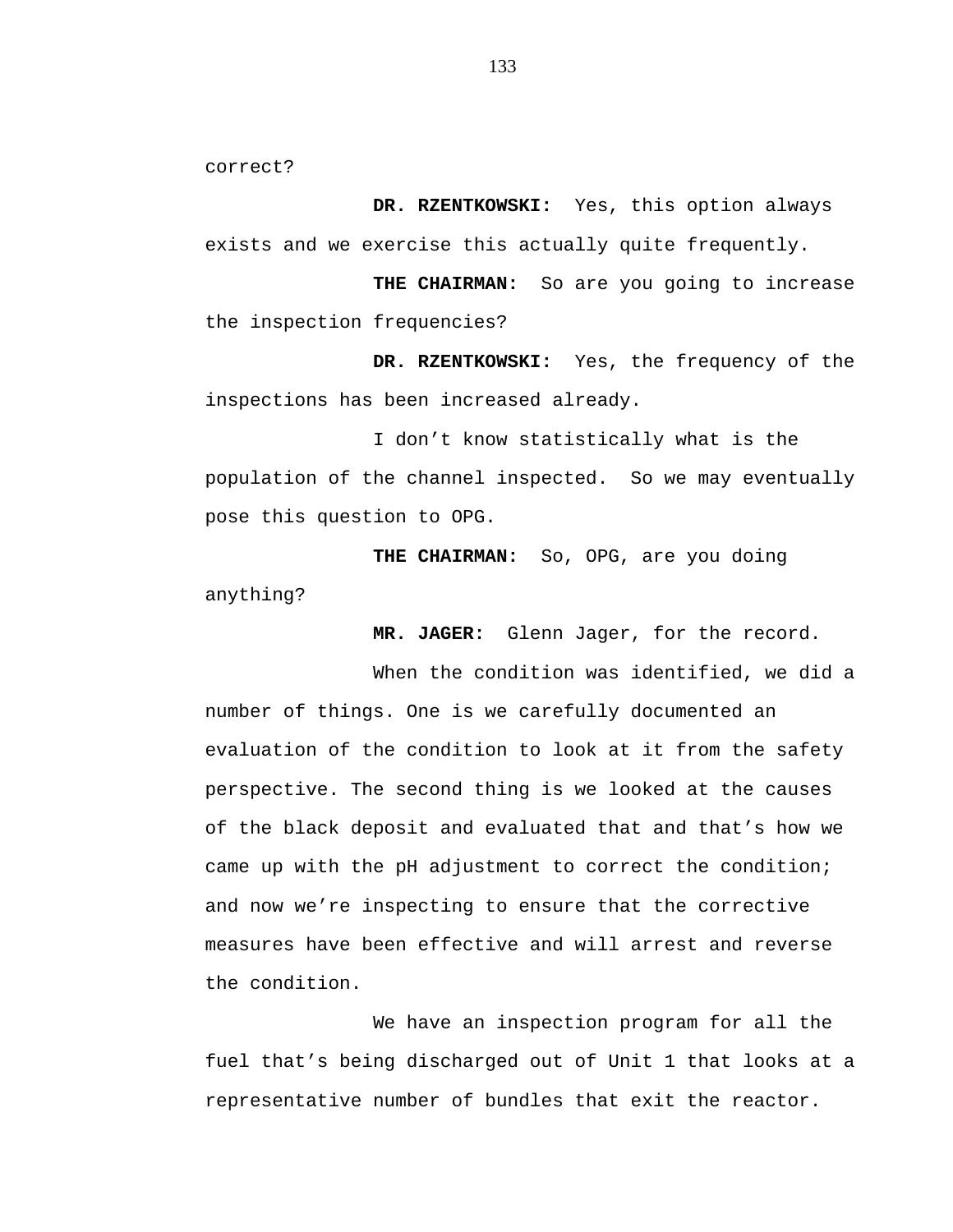correct?

**DR. RZENTKOWSKI:** Yes, this option always exists and we exercise this actually quite frequently.

**THE CHAIRMAN:** So are you going to increase the inspection frequencies?

**DR. RZENTKOWSKI:** Yes, the frequency of the inspections has been increased already.

I don't know statistically what is the population of the channel inspected. So we may eventually pose this question to OPG.

**THE CHAIRMAN:** So, OPG, are you doing anything?

**MR. JAGER:** Glenn Jager, for the record.

When the condition was identified, we did a number of things. One is we carefully documented an evaluation of the condition to look at it from the safety perspective. The second thing is we looked at the causes of the black deposit and evaluated that and that's how we came up with the pH adjustment to correct the condition; and now we're inspecting to ensure that the corrective measures have been effective and will arrest and reverse the condition.

We have an inspection program for all the fuel that's being discharged out of Unit 1 that looks at a representative number of bundles that exit the reactor.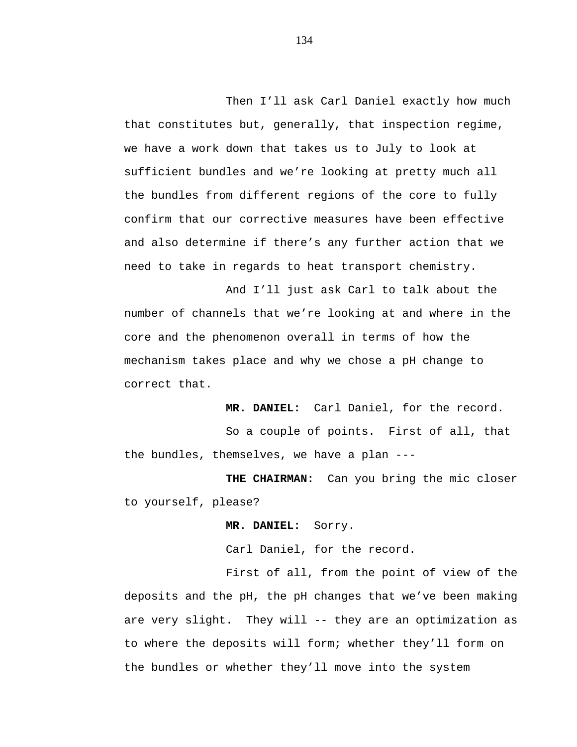Then I'll ask Carl Daniel exactly how much that constitutes but, generally, that inspection regime, we have a work down that takes us to July to look at sufficient bundles and we're looking at pretty much all the bundles from different regions of the core to fully confirm that our corrective measures have been effective and also determine if there's any further action that we need to take in regards to heat transport chemistry.

And I'll just ask Carl to talk about the number of channels that we're looking at and where in the core and the phenomenon overall in terms of how the mechanism takes place and why we chose a pH change to correct that.

**MR. DANIEL:** Carl Daniel, for the record.

So a couple of points. First of all, that the bundles, themselves, we have a plan ---

**THE CHAIRMAN:** Can you bring the mic closer to yourself, please?

**MR. DANIEL:** Sorry.

Carl Daniel, for the record.

First of all, from the point of view of the deposits and the pH, the pH changes that we've been making are very slight. They will -- they are an optimization as to where the deposits will form; whether they'll form on the bundles or whether they'll move into the system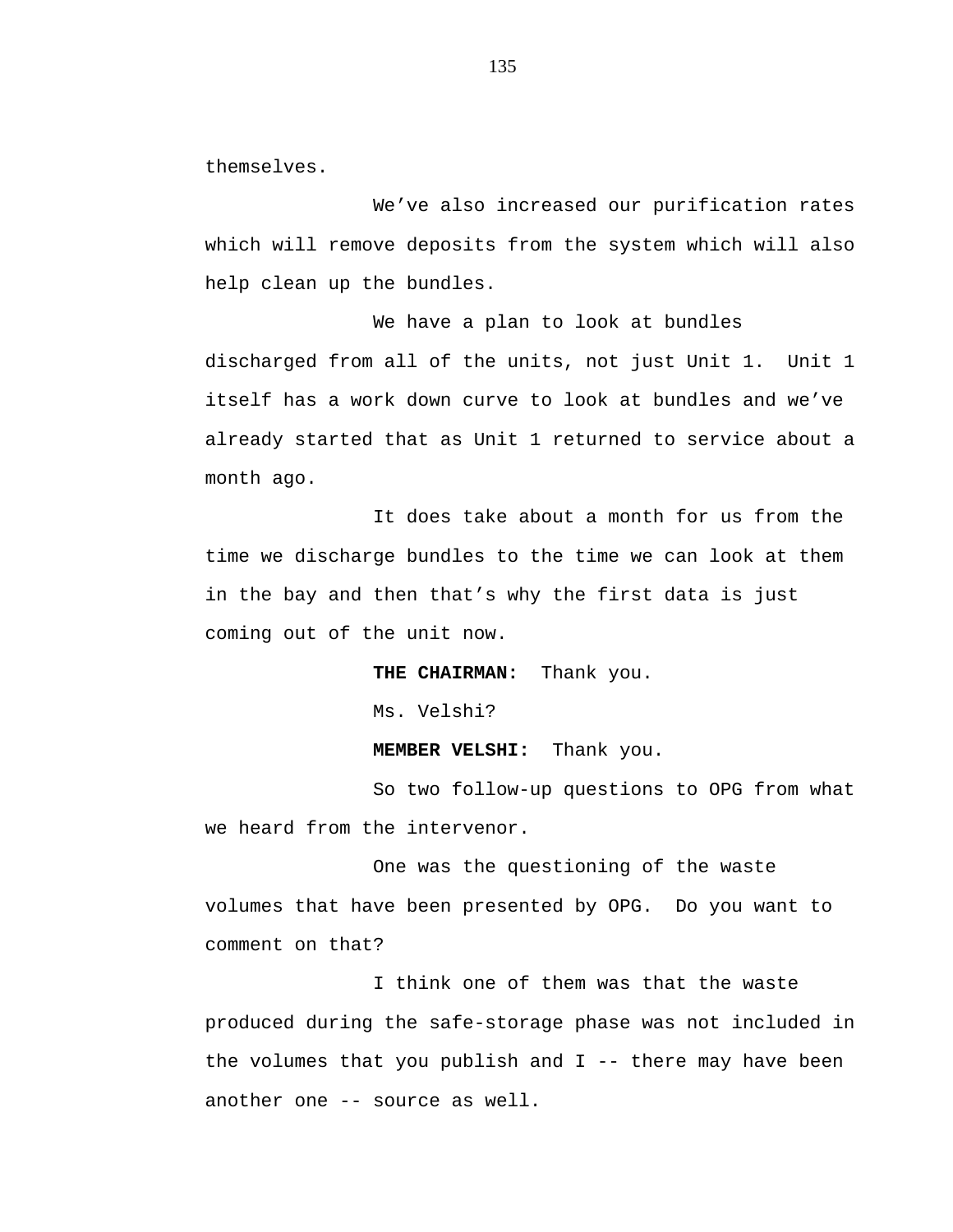themselves.

We've also increased our purification rates which will remove deposits from the system which will also help clean up the bundles.

We have a plan to look at bundles discharged from all of the units, not just Unit 1. Unit 1 itself has a work down curve to look at bundles and we've already started that as Unit 1 returned to service about a month ago.

It does take about a month for us from the time we discharge bundles to the time we can look at them in the bay and then that's why the first data is just coming out of the unit now.

**THE CHAIRMAN:** Thank you.

Ms. Velshi?

**MEMBER VELSHI:** Thank you.

So two follow-up questions to OPG from what we heard from the intervenor.

One was the questioning of the waste volumes that have been presented by OPG. Do you want to comment on that?

I think one of them was that the waste produced during the safe-storage phase was not included in the volumes that you publish and I -- there may have been another one -- source as well.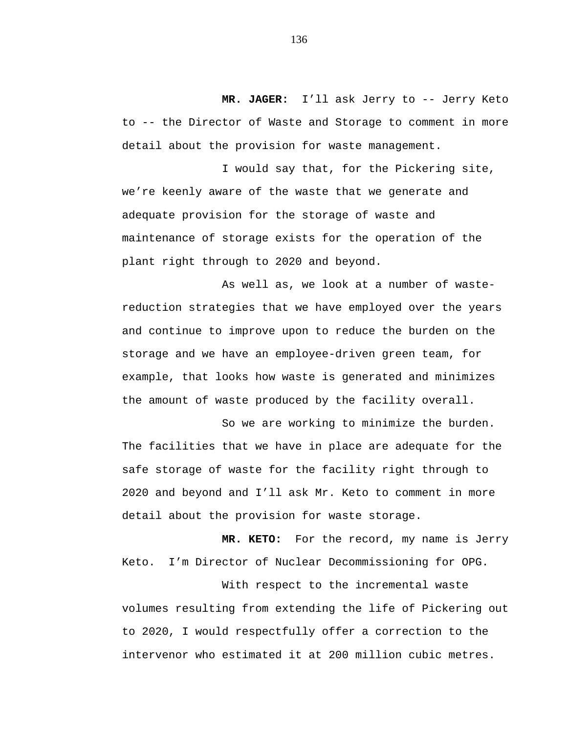**MR. JAGER:** I'll ask Jerry to -- Jerry Keto to -- the Director of Waste and Storage to comment in more detail about the provision for waste management.

I would say that, for the Pickering site, we're keenly aware of the waste that we generate and adequate provision for the storage of waste and maintenance of storage exists for the operation of the plant right through to 2020 and beyond.

As well as, we look at a number of waste-reduction strategies that we have employed over the years and continue to improve upon to reduce the burden on the storage and we have an employee-driven green team, for example, that looks how waste is generated and minimizes the amount of waste produced by the facility overall.

So we are working to minimize the burden. The facilities that we have in place are adequate for the safe storage of waste for the facility right through to 2020 and beyond and I'll ask Mr. Keto to comment in more detail about the provision for waste storage.

**MR. KETO:** For the record, my name is Jerry Keto. I'm Director of Nuclear Decommissioning for OPG.

With respect to the incremental waste volumes resulting from extending the life of Pickering out to 2020, I would respectfully offer a correction to the intervenor who estimated it at 200 million cubic metres.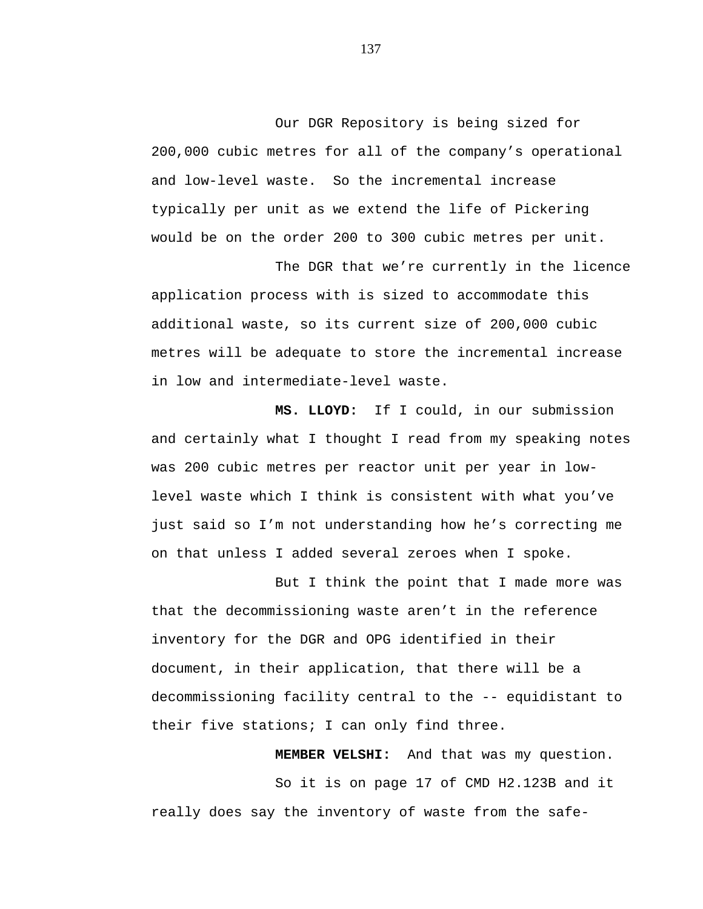Our DGR Repository is being sized for 200,000 cubic metres for all of the company's operational and low-level waste. So the incremental increase typically per unit as we extend the life of Pickering would be on the order 200 to 300 cubic metres per unit.

The DGR that we're currently in the licence application process with is sized to accommodate this additional waste, so its current size of 200,000 cubic metres will be adequate to store the incremental increase in low and intermediate-level waste.

**MS. LLOYD:** If I could, in our submission and certainly what I thought I read from my speaking notes was 200 cubic metres per reactor unit per year in low-level waste which I think is consistent with what you've just said so I'm not understanding how he's correcting me on that unless I added several zeroes when I spoke.

But I think the point that I made more was that the decommissioning waste aren't in the reference inventory for the DGR and OPG identified in their document, in their application, that there will be a decommissioning facility central to the -- equidistant to their five stations; I can only find three.

**MEMBER VELSHI:** And that was my question.

So it is on page 17 of CMD H2.123B and it really does say the inventory of waste from the safe-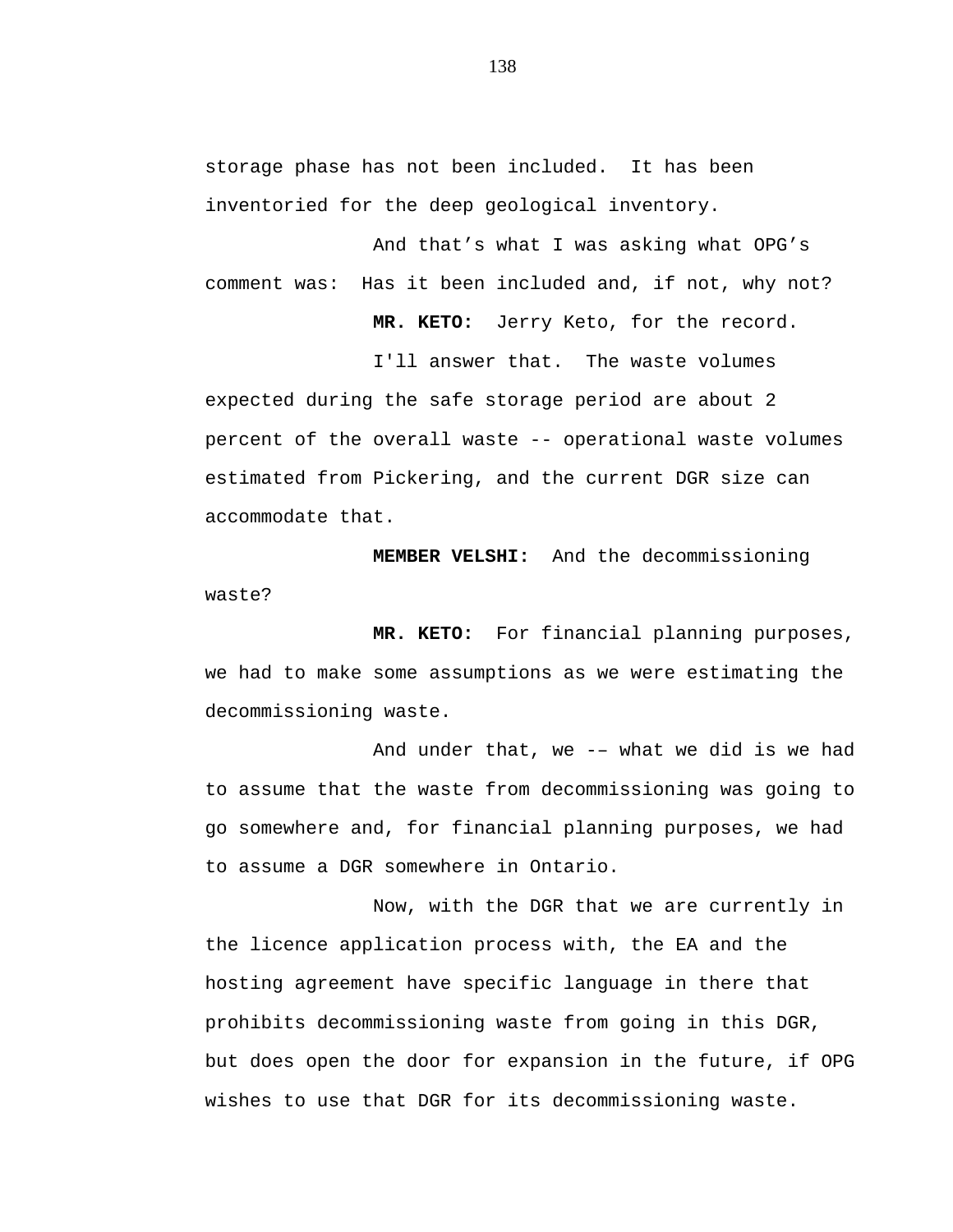storage phase has not been included. It has been inventoried for the deep geological inventory.

And that’s what I was asking what OPG’s comment was: Has it been included and, if not, why not?

**MR. KETO:** Jerry Keto, for the record.

I'll answer that. The waste volumes expected during the safe storage period are about 2 percent of the overall waste -- operational waste volumes estimated from Pickering, and the current DGR size can accommodate that.

**MEMBER VELSHI:** And the decommissioning waste?

**MR. KETO:** For financial planning purposes, we had to make some assumptions as we were estimating the decommissioning waste.

And under that, we -– what we did is we had to assume that the waste from decommissioning was going to go somewhere and, for financial planning purposes, we had to assume a DGR somewhere in Ontario.

Now, with the DGR that we are currently in the licence application process with, the EA and the hosting agreement have specific language in there that prohibits decommissioning waste from going in this DGR, but does open the door for expansion in the future, if OPG wishes to use that DGR for its decommissioning waste.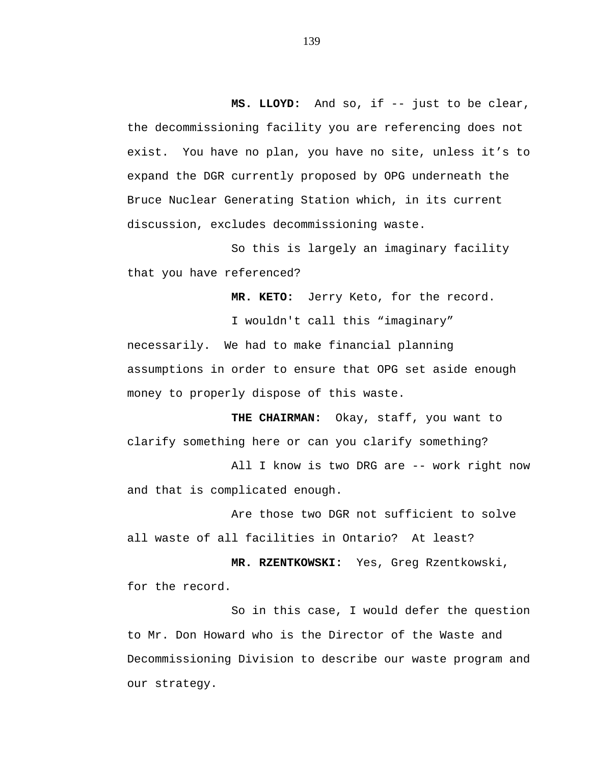**MS. LLOYD:** And so, if -- just to be clear, the decommissioning facility you are referencing does not exist. You have no plan, you have no site, unless it's to expand the DGR currently proposed by OPG underneath the Bruce Nuclear Generating Station which, in its current discussion, excludes decommissioning waste.

So this is largely an imaginary facility that you have referenced?

**MR. KETO:** Jerry Keto, for the record.

I wouldn't call this "imaginary" necessarily. We had to make financial planning assumptions in order to ensure that OPG set aside enough money to properly dispose of this waste.

**THE CHAIRMAN:** Okay, staff, you want to clarify something here or can you clarify something?

All I know is two DRG are -- work right now and that is complicated enough.

Are those two DGR not sufficient to solve all waste of all facilities in Ontario? At least?

**MR. RZENTKOWSKI:** Yes, Greg Rzentkowski, for the record.

So in this case, I would defer the question to Mr. Don Howard who is the Director of the Waste and Decommissioning Division to describe our waste program and our strategy.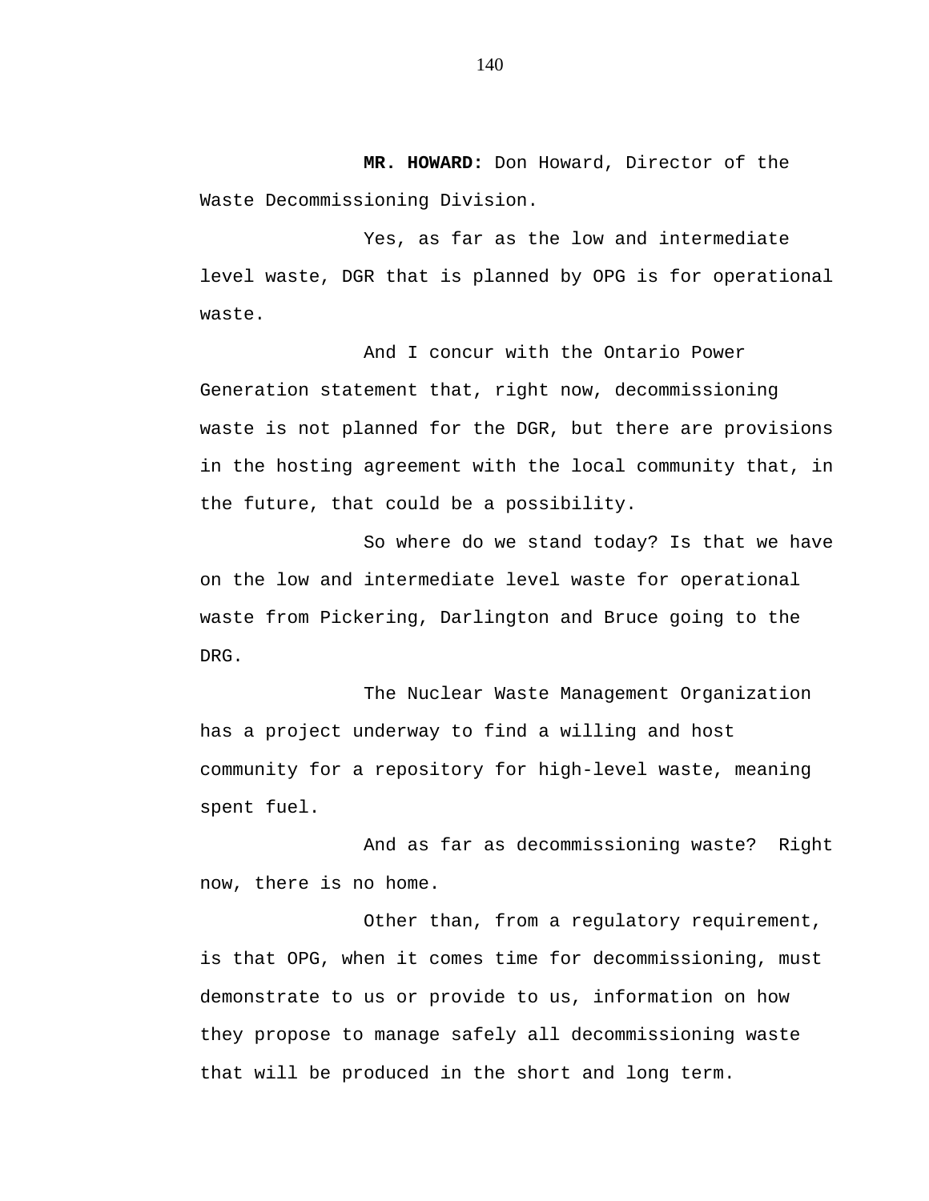**MR. HOWARD:** Don Howard, Director of the Waste Decommissioning Division.

Yes, as far as the low and intermediate level waste, DGR that is planned by OPG is for operational waste.

And I concur with the Ontario Power Generation statement that, right now, decommissioning waste is not planned for the DGR, but there are provisions in the hosting agreement with the local community that, in the future, that could be a possibility.

So where do we stand today? Is that we have on the low and intermediate level waste for operational waste from Pickering, Darlington and Bruce going to the DRG.

The Nuclear Waste Management Organization has a project underway to find a willing and host community for a repository for high-level waste, meaning spent fuel.

And as far as decommissioning waste? Right now, there is no home.

Other than, from a regulatory requirement, is that OPG, when it comes time for decommissioning, must demonstrate to us or provide to us, information on how they propose to manage safely all decommissioning waste that will be produced in the short and long term.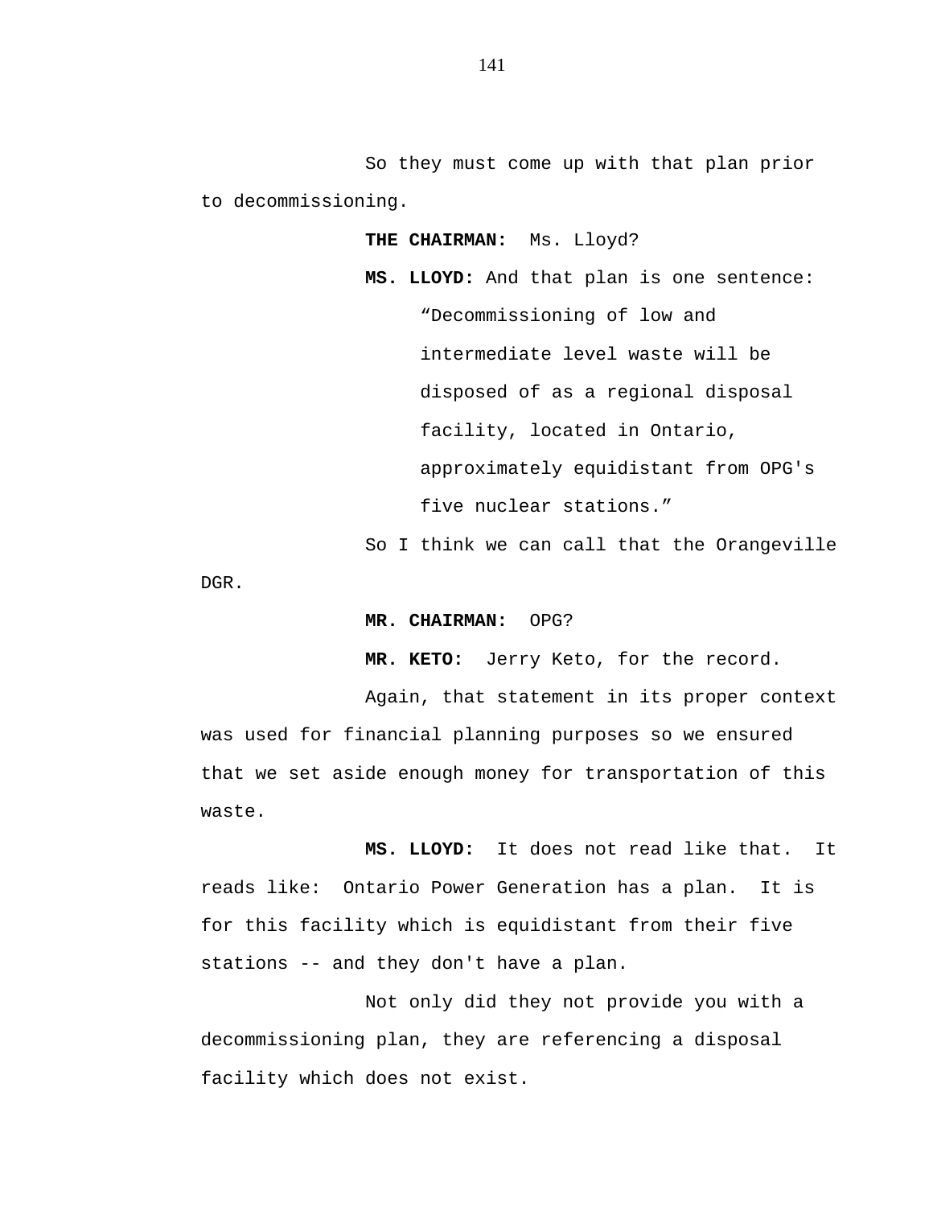So they must come up with that plan prior to decommissioning.

**THE CHAIRMAN:** Ms. Lloyd?

**MS. LLOYD:** And that plan is one sentence:

> "Decommissioning of low and intermediate level waste will be disposed of as a regional disposal facility, located in Ontario, approximately equidistant from OPG's five nuclear stations."

So I think we can call that the Orangeville DGR.

**MR. CHAIRMAN:** OPG?

**MR. KETO:** Jerry Keto, for the record.

Again, that statement in its proper context was used for financial planning purposes so we ensured that we set aside enough money for transportation of this waste.

**MS. LLOYD:** It does not read like that. It reads like: Ontario Power Generation has a plan. It is for this facility which is equidistant from their five stations -- and they don't have a plan.

Not only did they not provide you with a decommissioning plan, they are referencing a disposal facility which does not exist.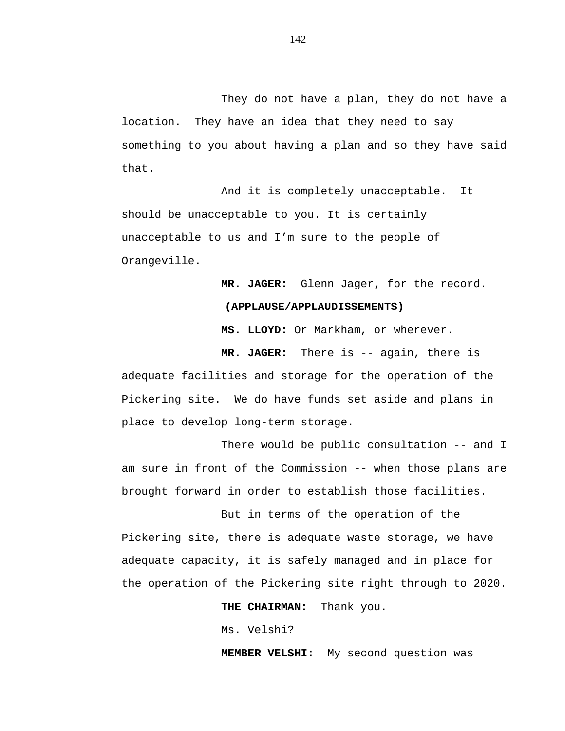They do not have a plan, they do not have a location. They have an idea that they need to say something to you about having a plan and so they have said that.

And it is completely unacceptable. It should be unacceptable to you. It is certainly unacceptable to us and I'm sure to the people of Orangeville.

**MR. JAGER:** Glenn Jager, for the record.

**(APPLAUSE/APPLAUDISSEMENTS)**

**MS. LLOYD:** Or Markham, or wherever.

**MR. JAGER:** There is -- again, there is adequate facilities and storage for the operation of the Pickering site. We do have funds set aside and plans in place to develop long-term storage.

There would be public consultation -- and I am sure in front of the Commission -- when those plans are brought forward in order to establish those facilities.

But in terms of the operation of the Pickering site, there is adequate waste storage, we have adequate capacity, it is safely managed and in place for the operation of the Pickering site right through to 2020.

**THE CHAIRMAN:** Thank you.

Ms. Velshi?

**MEMBER VELSHI:** My second question was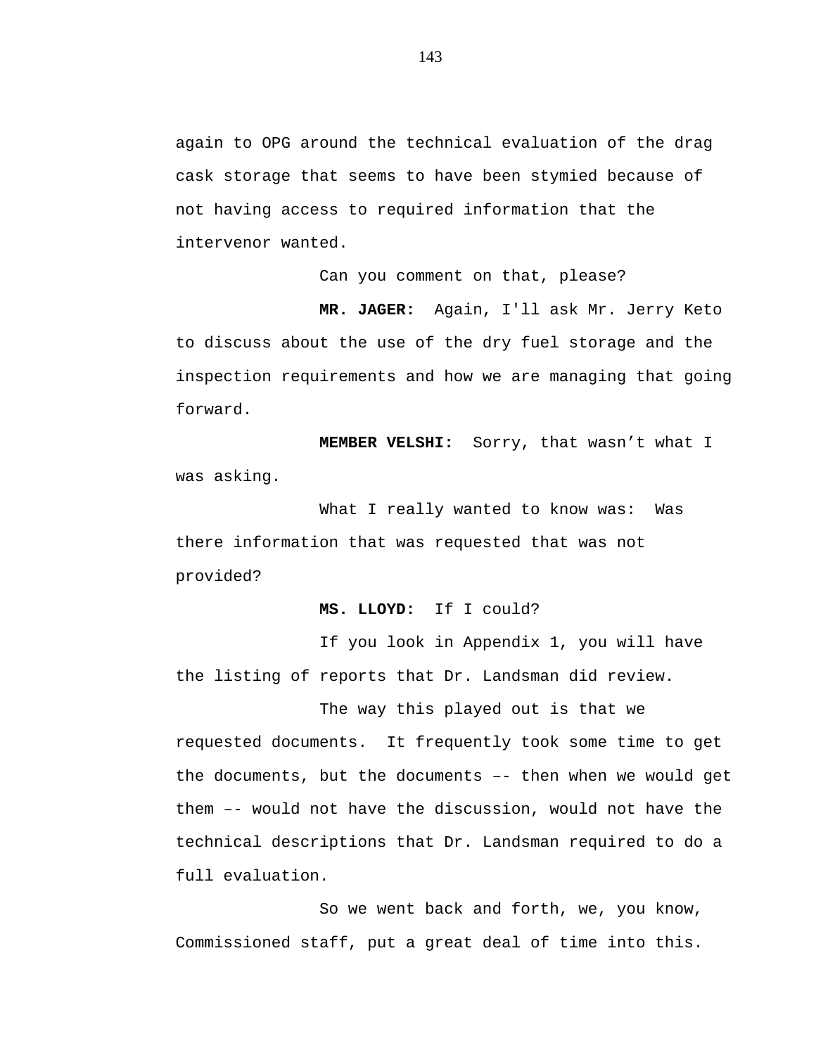again to OPG around the technical evaluation of the drag cask storage that seems to have been stymied because of not having access to required information that the intervenor wanted.

Can you comment on that, please?

**MR. JAGER:** Again, I'll ask Mr. Jerry Keto to discuss about the use of the dry fuel storage and the inspection requirements and how we are managing that going forward.

**MEMBER VELSHI:** Sorry, that wasn't what I was asking.

What I really wanted to know was: Was there information that was requested that was not provided?

**MS. LLOYD:** If I could?

If you look in Appendix 1, you will have the listing of reports that Dr. Landsman did review.

The way this played out is that we requested documents. It frequently took some time to get the documents, but the documents –- then when we would get them –- would not have the discussion, would not have the technical descriptions that Dr. Landsman required to do a full evaluation.

So we went back and forth, we, you know, Commissioned staff, put a great deal of time into this.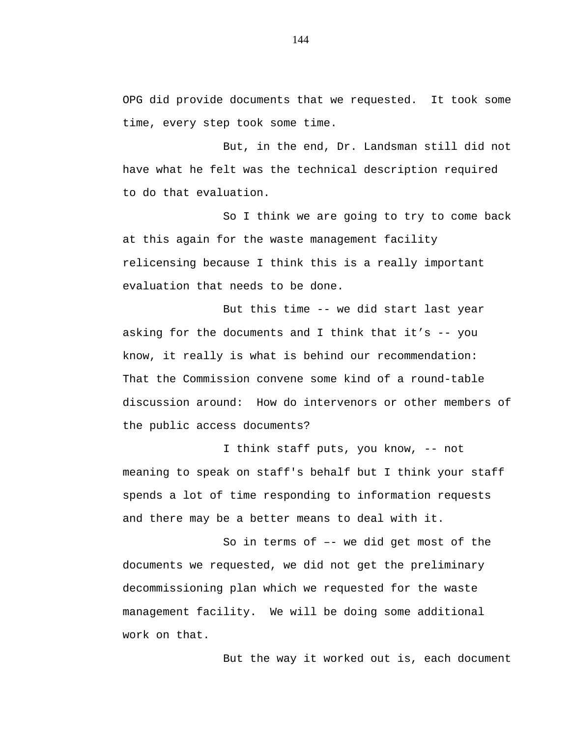OPG did provide documents that we requested. It took some time, every step took some time.

But, in the end, Dr. Landsman still did not have what he felt was the technical description required to do that evaluation.

So I think we are going to try to come back at this again for the waste management facility relicensing because I think this is a really important evaluation that needs to be done.

But this time -- we did start last year asking for the documents and I think that it’s -- you know, it really is what is behind our recommendation: That the Commission convene some kind of a round-table discussion around: How do intervenors or other members of the public access documents?

I think staff puts, you know, -- not meaning to speak on staff's behalf but I think your staff spends a lot of time responding to information requests and there may be a better means to deal with it.

So in terms of –- we did get most of the documents we requested, we did not get the preliminary decommissioning plan which we requested for the waste management facility. We will be doing some additional work on that.

But the way it worked out is, each document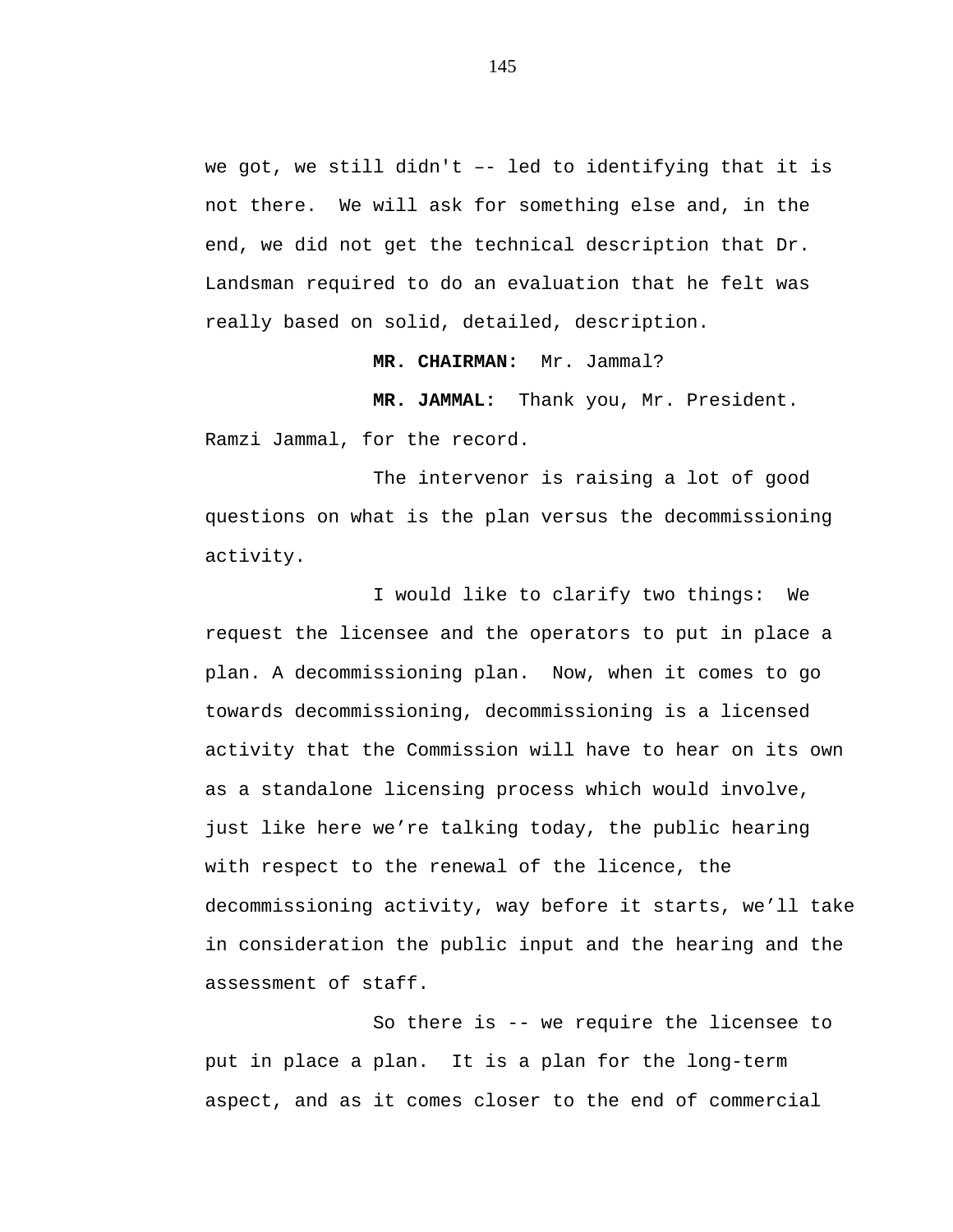we got, we still didn't –- led to identifying that it is not there. We will ask for something else and, in the end, we did not get the technical description that Dr. Landsman required to do an evaluation that he felt was really based on solid, detailed, description.

**MR. CHAIRMAN:** Mr. Jammal?

**MR. JAMMAL:** Thank you, Mr. President. Ramzi Jammal, for the record.

The intervenor is raising a lot of good questions on what is the plan versus the decommissioning activity.

I would like to clarify two things: We request the licensee and the operators to put in place a plan. A decommissioning plan. Now, when it comes to go towards decommissioning, decommissioning is a licensed activity that the Commission will have to hear on its own as a standalone licensing process which would involve, just like here we're talking today, the public hearing with respect to the renewal of the licence, the decommissioning activity, way before it starts, we'll take in consideration the public input and the hearing and the assessment of staff.

So there is -- we require the licensee to put in place a plan. It is a plan for the long-term aspect, and as it comes closer to the end of commercial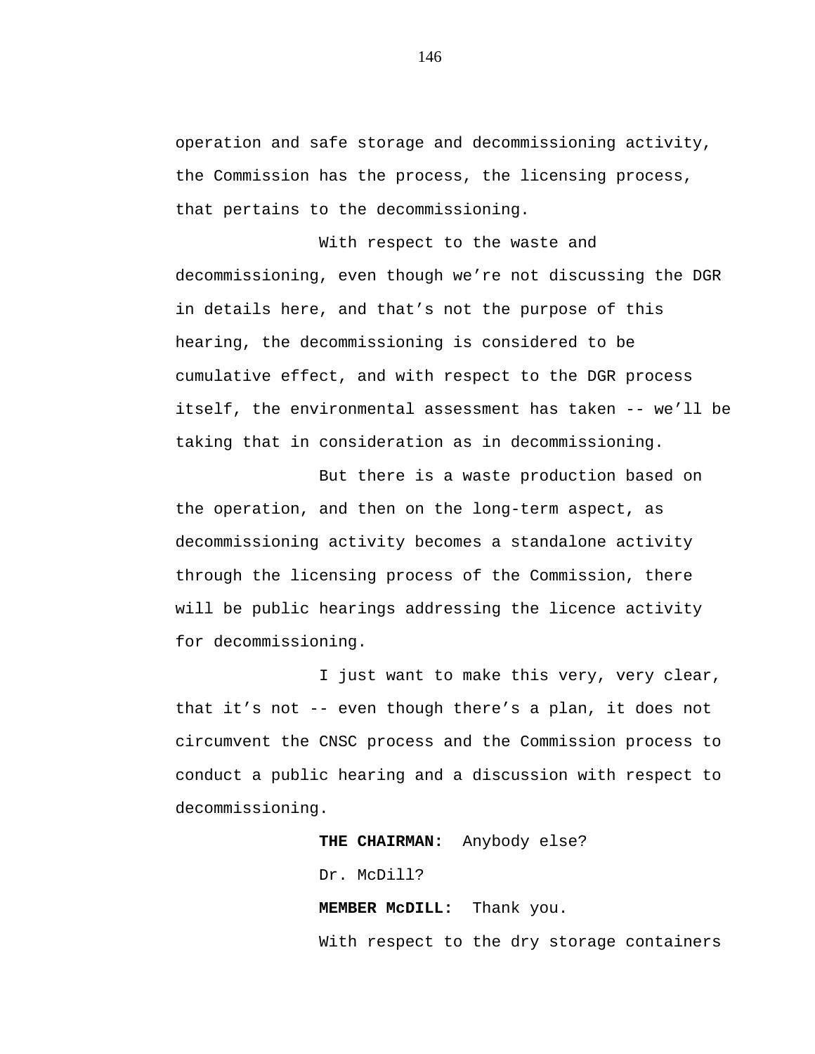operation and safe storage and decommissioning activity, the Commission has the process, the licensing process, that pertains to the decommissioning.

With respect to the waste and decommissioning, even though we're not discussing the DGR in details here, and that's not the purpose of this hearing, the decommissioning is considered to be cumulative effect, and with respect to the DGR process itself, the environmental assessment has taken -- we'll be taking that in consideration as in decommissioning.

But there is a waste production based on the operation, and then on the long-term aspect, as decommissioning activity becomes a standalone activity through the licensing process of the Commission, there will be public hearings addressing the licence activity for decommissioning.

I just want to make this very, very clear, that it's not -- even though there's a plan, it does not circumvent the CNSC process and the Commission process to conduct a public hearing and a discussion with respect to decommissioning.

**THE CHAIRMAN:** Anybody else?

Dr. McDill?

**MEMBER McDILL:** Thank you.

With respect to the dry storage containers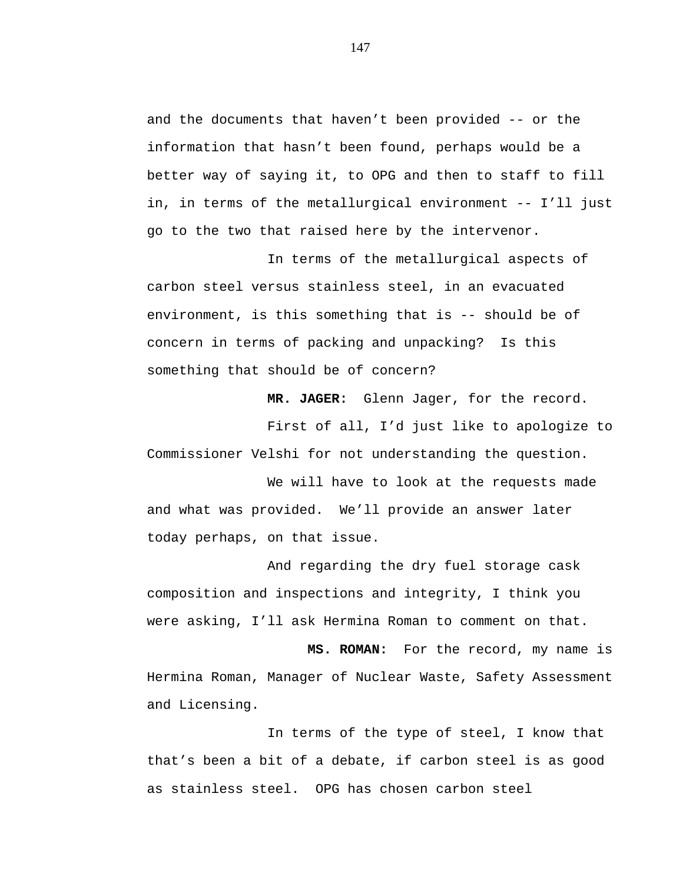and the documents that haven't been provided -- or the information that hasn't been found, perhaps would be a better way of saying it, to OPG and then to staff to fill in, in terms of the metallurgical environment -- I'll just go to the two that raised here by the intervenor.

In terms of the metallurgical aspects of carbon steel versus stainless steel, in an evacuated environment, is this something that is -- should be of concern in terms of packing and unpacking? Is this something that should be of concern?

**MR. JAGER:** Glenn Jager, for the record.

First of all, I'd just like to apologize to Commissioner Velshi for not understanding the question.

We will have to look at the requests made and what was provided. We'll provide an answer later today perhaps, on that issue.

And regarding the dry fuel storage cask composition and inspections and integrity, I think you were asking, I'll ask Hermina Roman to comment on that.

**MS. ROMAN:** For the record, my name is Hermina Roman, Manager of Nuclear Waste, Safety Assessment and Licensing.

In terms of the type of steel, I know that that's been a bit of a debate, if carbon steel is as good as stainless steel. OPG has chosen carbon steel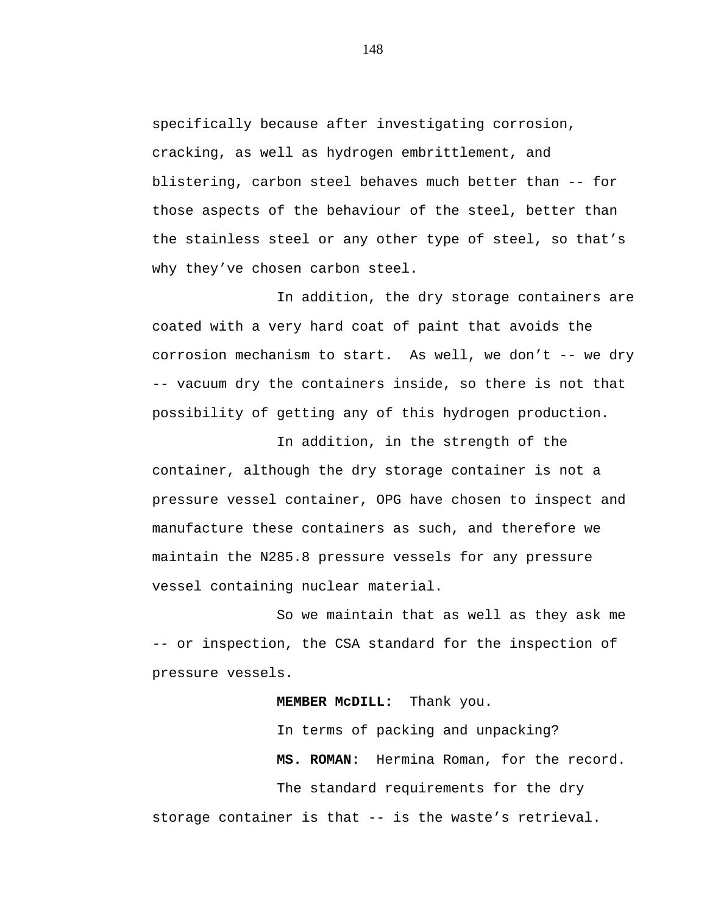specifically because after investigating corrosion, cracking, as well as hydrogen embrittlement, and blistering, carbon steel behaves much better than -- for those aspects of the behaviour of the steel, better than the stainless steel or any other type of steel, so that's why they've chosen carbon steel.

In addition, the dry storage containers are coated with a very hard coat of paint that avoids the corrosion mechanism to start. As well, we don't -- we dry -- vacuum dry the containers inside, so there is not that possibility of getting any of this hydrogen production.

In addition, in the strength of the container, although the dry storage container is not a pressure vessel container, OPG have chosen to inspect and manufacture these containers as such, and therefore we maintain the N285.8 pressure vessels for any pressure vessel containing nuclear material.

So we maintain that as well as they ask me -- or inspection, the CSA standard for the inspection of pressure vessels.

**MEMBER McDILL:** Thank you.

In terms of packing and unpacking?

**MS. ROMAN:** Hermina Roman, for the record.

The standard requirements for the dry storage container is that -- is the waste's retrieval.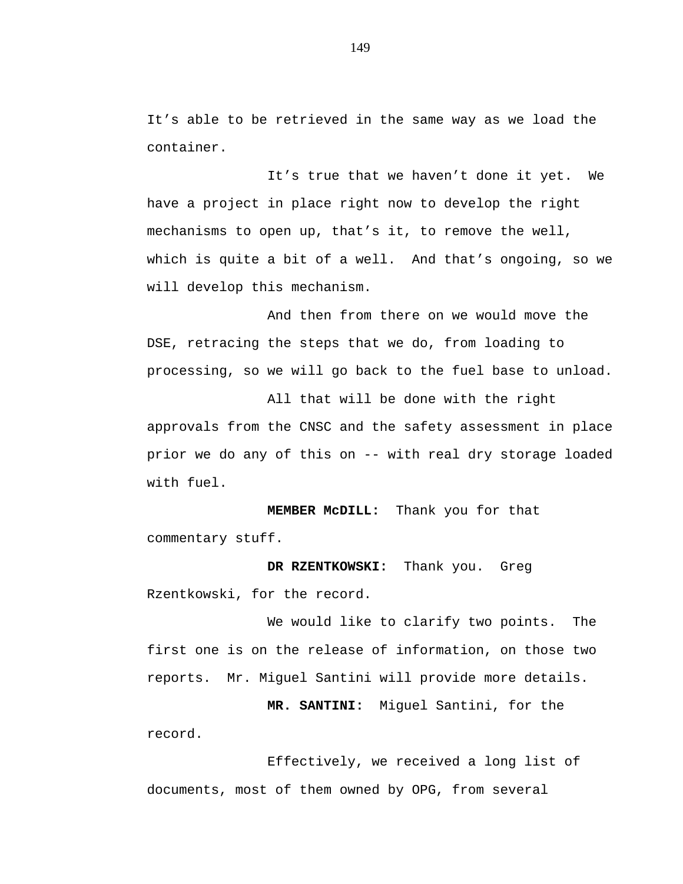It’s able to be retrieved in the same way as we load the container.

It’s true that we haven’t done it yet. We have a project in place right now to develop the right mechanisms to open up, that’s it, to remove the well, which is quite a bit of a well. And that’s ongoing, so we will develop this mechanism.

And then from there on we would move the DSE, retracing the steps that we do, from loading to processing, so we will go back to the fuel base to unload.

All that will be done with the right approvals from the CNSC and the safety assessment in place prior we do any of this on -- with real dry storage loaded with fuel.

**MEMBER McDILL:** Thank you for that commentary stuff.

**DR RZENTKOWSKI:** Thank you. Greg Rzentkowski, for the record.

We would like to clarify two points. The first one is on the release of information, on those two reports. Mr. Miguel Santini will provide more details.

**MR. SANTINI:** Miguel Santini, for the record.

Effectively, we received a long list of documents, most of them owned by OPG, from several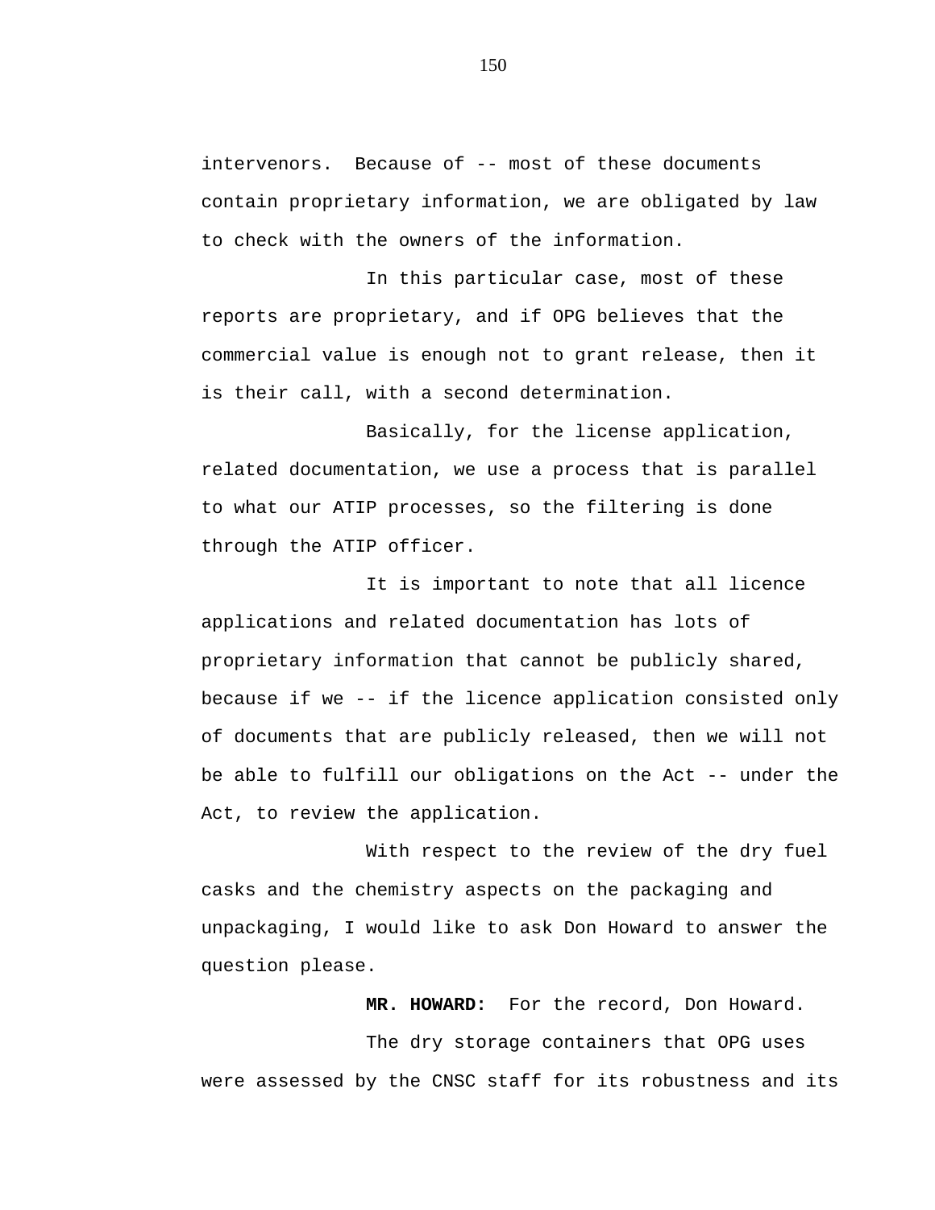intervenors. Because of -- most of these documents contain proprietary information, we are obligated by law to check with the owners of the information.

In this particular case, most of these reports are proprietary, and if OPG believes that the commercial value is enough not to grant release, then it is their call, with a second determination.

Basically, for the license application, related documentation, we use a process that is parallel to what our ATIP processes, so the filtering is done through the ATIP officer.

It is important to note that all licence applications and related documentation has lots of proprietary information that cannot be publicly shared, because if we -- if the licence application consisted only of documents that are publicly released, then we will not be able to fulfill our obligations on the Act -- under the Act, to review the application.

With respect to the review of the dry fuel casks and the chemistry aspects on the packaging and unpackaging, I would like to ask Don Howard to answer the question please.

**MR. HOWARD:** For the record, Don Howard.

The dry storage containers that OPG uses were assessed by the CNSC staff for its robustness and its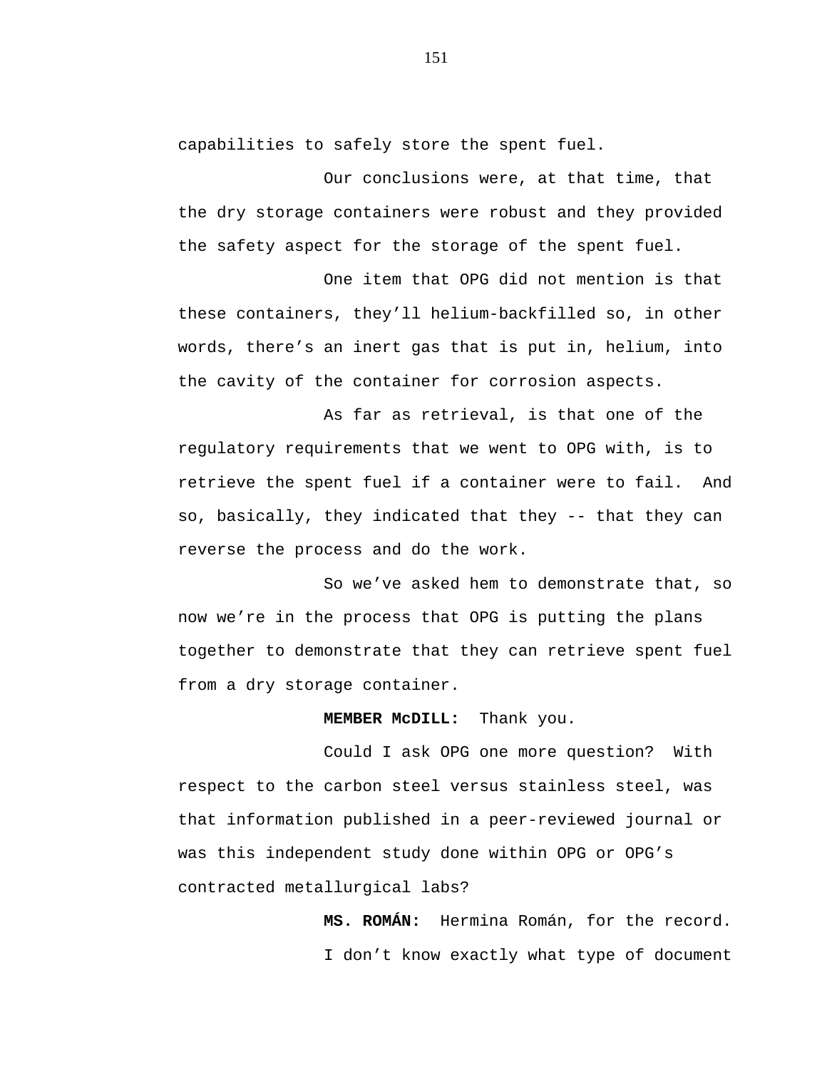capabilities to safely store the spent fuel.

Our conclusions were, at that time, that the dry storage containers were robust and they provided the safety aspect for the storage of the spent fuel.

One item that OPG did not mention is that these containers, they’ll helium-backfilled so, in other words, there’s an inert gas that is put in, helium, into the cavity of the container for corrosion aspects.

As far as retrieval, is that one of the regulatory requirements that we went to OPG with, is to retrieve the spent fuel if a container were to fail.  And so, basically, they indicated that they -- that they can reverse the process and do the work.

So we’ve asked hem to demonstrate that, so now we’re in the process that OPG is putting the plans together to demonstrate that they can retrieve spent fuel from a dry storage container.

**MEMBER McDILL:**  Thank you.

Could I ask OPG one more question?  With respect to the carbon steel versus stainless steel, was that information published in a peer-reviewed journal or was this independent study done within OPG or OPG’s contracted metallurgical labs?

**MS. ROMÁN:**  Hermina Román, for the record.

I don’t know exactly what type of document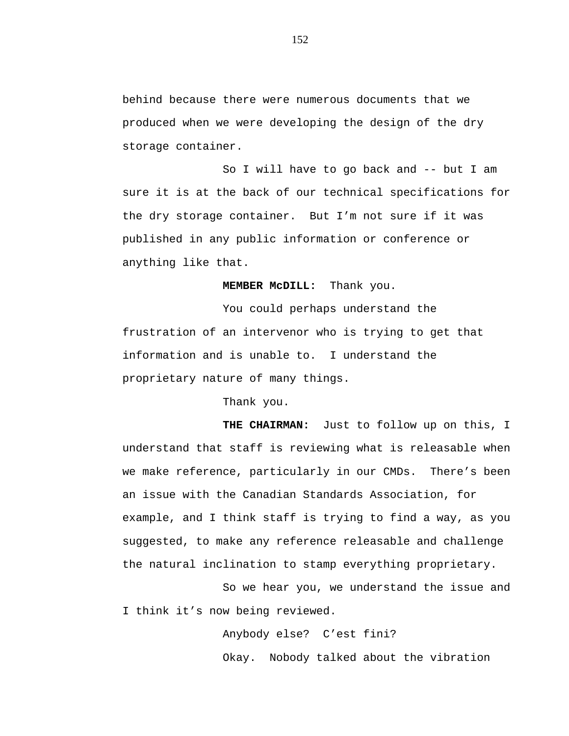behind because there were numerous documents that we produced when we were developing the design of the dry storage container.

So I will have to go back and -- but I am sure it is at the back of our technical specifications for the dry storage container. But I'm not sure if it was published in any public information or conference or anything like that.

**MEMBER McDILL:** Thank you.

You could perhaps understand the frustration of an intervenor who is trying to get that information and is unable to. I understand the proprietary nature of many things.

Thank you.

**THE CHAIRMAN:** Just to follow up on this, I understand that staff is reviewing what is releasable when we make reference, particularly in our CMDs. There's been an issue with the Canadian Standards Association, for example, and I think staff is trying to find a way, as you suggested, to make any reference releasable and challenge the natural inclination to stamp everything proprietary.

So we hear you, we understand the issue and I think it's now being reviewed.

Anybody else? C'est fini?

Okay. Nobody talked about the vibration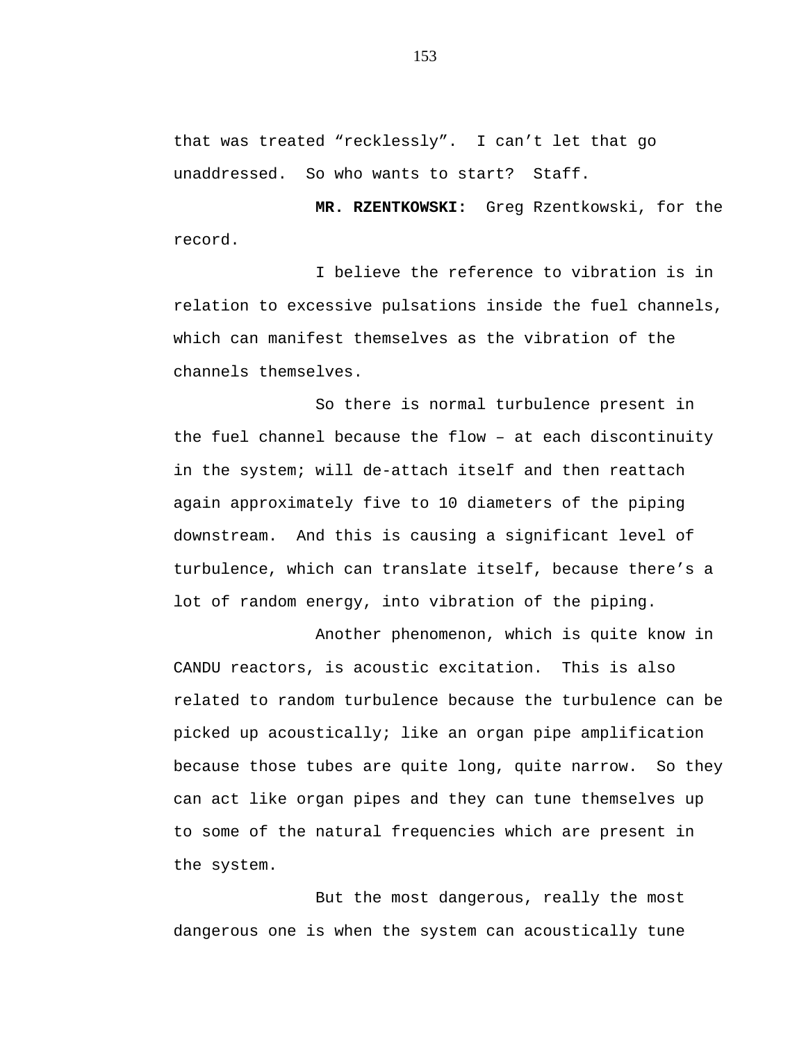that was treated “recklessly”. I can’t let that go unaddressed. So who wants to start? Staff.

**MR. RZENTKOWSKI:** Greg Rzentkowski, for the record.

I believe the reference to vibration is in relation to excessive pulsations inside the fuel channels, which can manifest themselves as the vibration of the channels themselves.

So there is normal turbulence present in the fuel channel because the flow – at each discontinuity in the system; will de-attach itself and then reattach again approximately five to 10 diameters of the piping downstream. And this is causing a significant level of turbulence, which can translate itself, because there’s a lot of random energy, into vibration of the piping.

Another phenomenon, which is quite know in CANDU reactors, is acoustic excitation. This is also related to random turbulence because the turbulence can be picked up acoustically; like an organ pipe amplification because those tubes are quite long, quite narrow. So they can act like organ pipes and they can tune themselves up to some of the natural frequencies which are present in the system.

But the most dangerous, really the most dangerous one is when the system can acoustically tune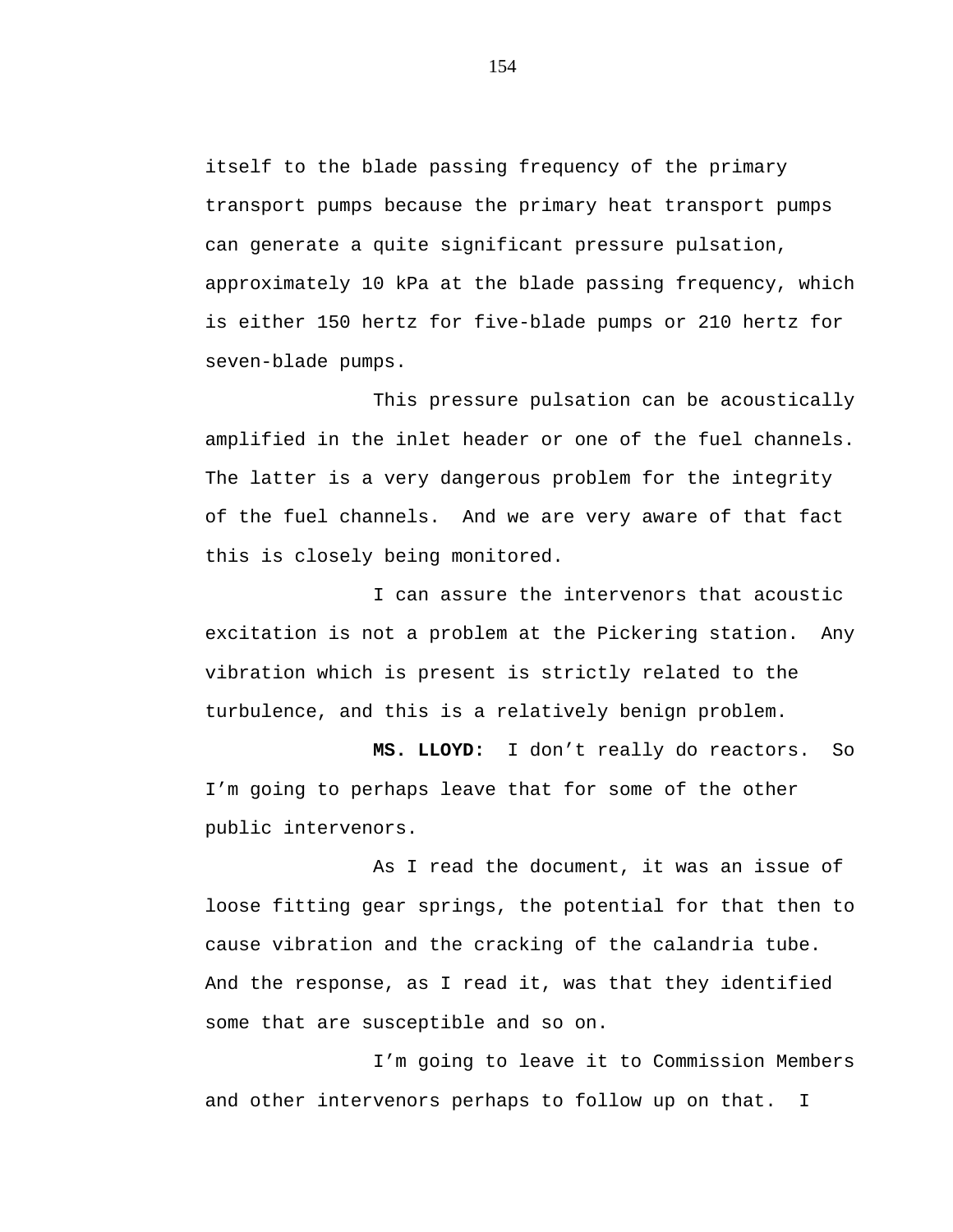itself to the blade passing frequency of the primary transport pumps because the primary heat transport pumps can generate a quite significant pressure pulsation, approximately 10 kPa at the blade passing frequency, which is either 150 hertz for five-blade pumps or 210 hertz for seven-blade pumps.

This pressure pulsation can be acoustically amplified in the inlet header or one of the fuel channels. The latter is a very dangerous problem for the integrity of the fuel channels. And we are very aware of that fact this is closely being monitored.

I can assure the intervenors that acoustic excitation is not a problem at the Pickering station. Any vibration which is present is strictly related to the turbulence, and this is a relatively benign problem.

**MS. LLOYD:** I don’t really do reactors. So I’m going to perhaps leave that for some of the other public intervenors.

As I read the document, it was an issue of loose fitting gear springs, the potential for that then to cause vibration and the cracking of the calandria tube. And the response, as I read it, was that they identified some that are susceptible and so on.

I’m going to leave it to Commission Members and other intervenors perhaps to follow up on that. I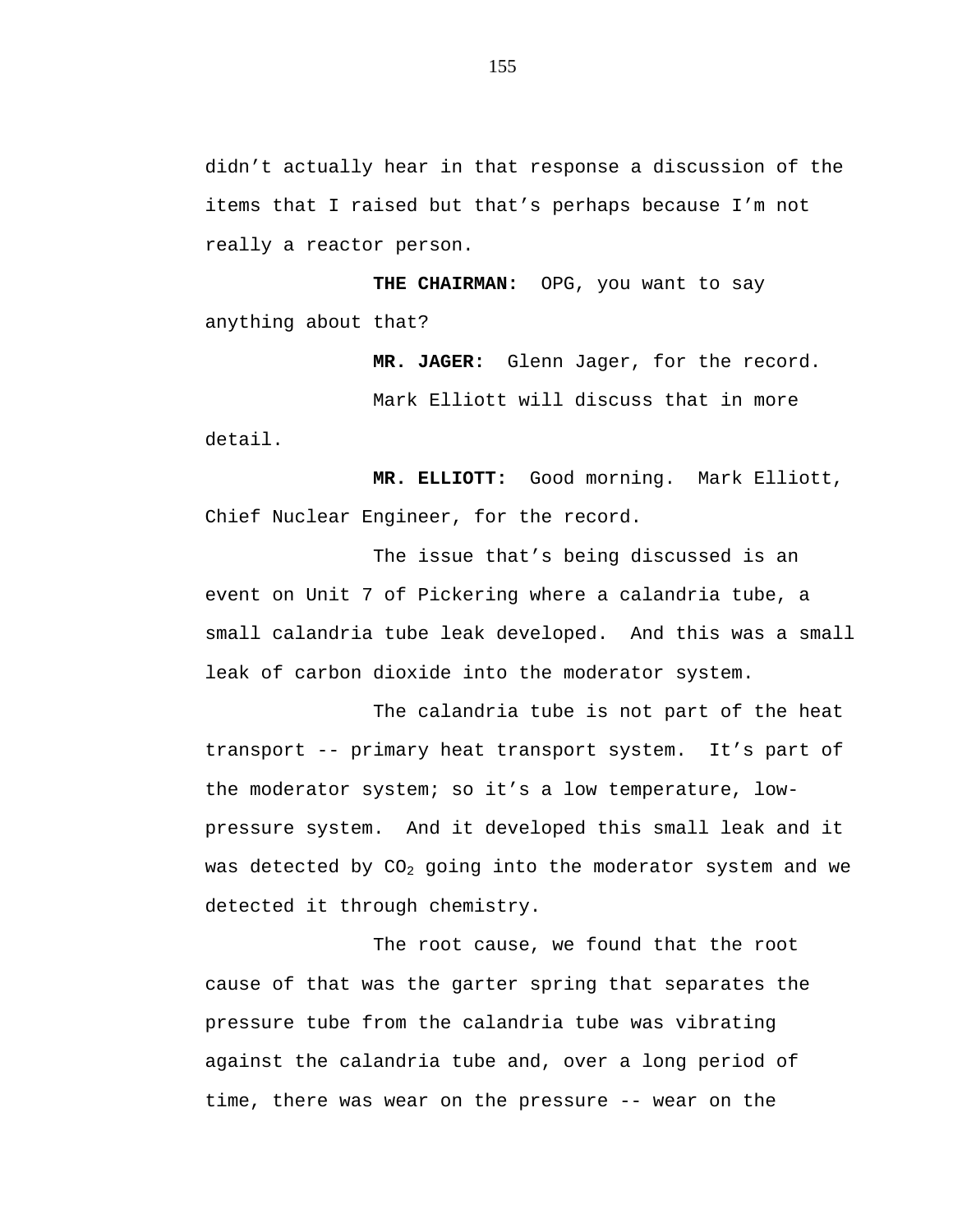didn't actually hear in that response a discussion of the items that I raised but that's perhaps because I'm not really a reactor person.

**THE CHAIRMAN:** OPG, you want to say anything about that?

**MR. JAGER:** Glenn Jager, for the record.

Mark Elliott will discuss that in more detail.

**MR. ELLIOTT:** Good morning. Mark Elliott, Chief Nuclear Engineer, for the record.

The issue that's being discussed is an event on Unit 7 of Pickering where a calandria tube, a small calandria tube leak developed. And this was a small leak of carbon dioxide into the moderator system.

The calandria tube is not part of the heat transport -- primary heat transport system. It's part of the moderator system; so it's a low temperature, low-pressure system. And it developed this small leak and it was detected by $CO_2$ going into the moderator system and we detected it through chemistry.

The root cause, we found that the root cause of that was the garter spring that separates the pressure tube from the calandria tube was vibrating against the calandria tube and, over a long period of time, there was wear on the pressure -- wear on the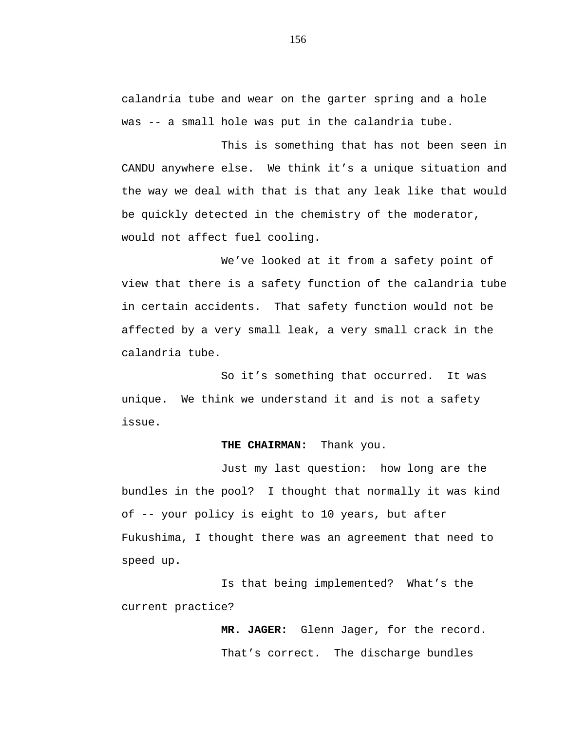calandria tube and wear on the garter spring and a hole was -- a small hole was put in the calandria tube.

This is something that has not been seen in CANDU anywhere else. We think it’s a unique situation and the way we deal with that is that any leak like that would be quickly detected in the chemistry of the moderator, would not affect fuel cooling.

We’ve looked at it from a safety point of view that there is a safety function of the calandria tube in certain accidents. That safety function would not be affected by a very small leak, a very small crack in the calandria tube.

So it’s something that occurred. It was unique. We think we understand it and is not a safety issue.

**THE CHAIRMAN:** Thank you.

Just my last question: how long are the bundles in the pool? I thought that normally it was kind of -- your policy is eight to 10 years, but after Fukushima, I thought there was an agreement that need to speed up.

Is that being implemented? What’s the current practice?

**MR. JAGER:** Glenn Jager, for the record.

That’s correct. The discharge bundles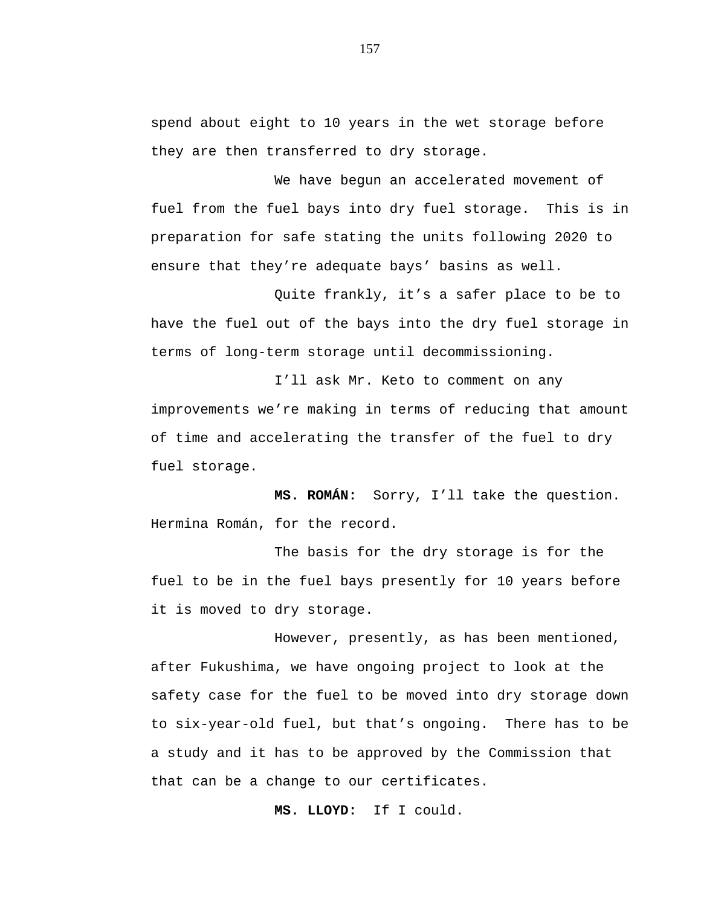spend about eight to 10 years in the wet storage before they are then transferred to dry storage.

We have begun an accelerated movement of fuel from the fuel bays into dry fuel storage. This is in preparation for safe stating the units following 2020 to ensure that they're adequate bays' basins as well.

Quite frankly, it's a safer place to be to have the fuel out of the bays into the dry fuel storage in terms of long-term storage until decommissioning.

I'll ask Mr. Keto to comment on any improvements we're making in terms of reducing that amount of time and accelerating the transfer of the fuel to dry fuel storage.

**MS. ROMÁN:** Sorry, I'll take the question. Hermina Román, for the record.

The basis for the dry storage is for the fuel to be in the fuel bays presently for 10 years before it is moved to dry storage.

However, presently, as has been mentioned, after Fukushima, we have ongoing project to look at the safety case for the fuel to be moved into dry storage down to six-year-old fuel, but that's ongoing. There has to be a study and it has to be approved by the Commission that that can be a change to our certificates.

**MS. LLOYD:** If I could.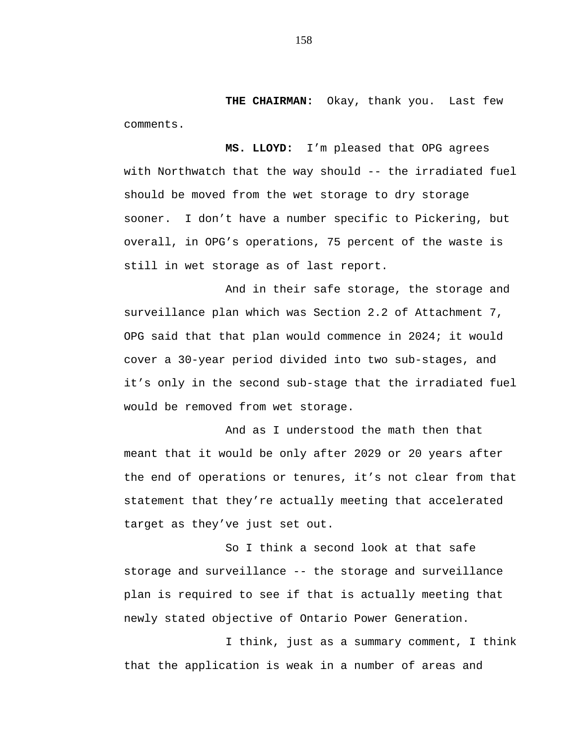**THE CHAIRMAN:** Okay, thank you. Last few comments.

**MS. LLOYD:** I'm pleased that OPG agrees with Northwatch that the way should -- the irradiated fuel should be moved from the wet storage to dry storage sooner. I don't have a number specific to Pickering, but overall, in OPG's operations, 75 percent of the waste is still in wet storage as of last report.

And in their safe storage, the storage and surveillance plan which was Section 2.2 of Attachment 7, OPG said that that plan would commence in 2024; it would cover a 30-year period divided into two sub-stages, and it's only in the second sub-stage that the irradiated fuel would be removed from wet storage.

And as I understood the math then that meant that it would be only after 2029 or 20 years after the end of operations or tenures, it's not clear from that statement that they're actually meeting that accelerated target as they've just set out.

So I think a second look at that safe storage and surveillance -- the storage and surveillance plan is required to see if that is actually meeting that newly stated objective of Ontario Power Generation.

I think, just as a summary comment, I think that the application is weak in a number of areas and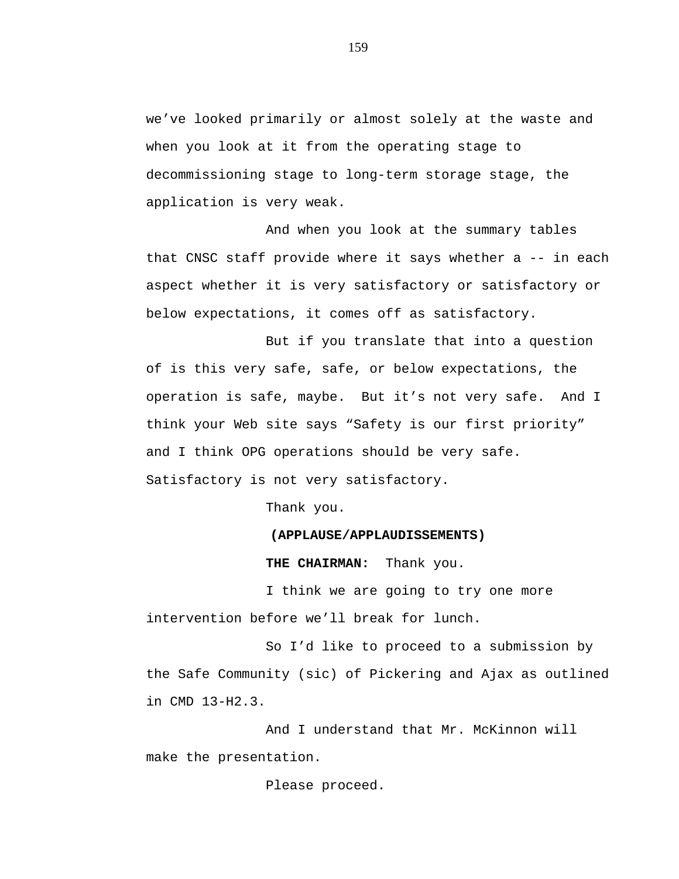we’ve looked primarily or almost solely at the waste and when you look at it from the operating stage to decommissioning stage to long-term storage stage, the application is very weak.

And when you look at the summary tables that CNSC staff provide where it says whether a -- in each aspect whether it is very satisfactory or satisfactory or below expectations, it comes off as satisfactory.

But if you translate that into a question of is this very safe, safe, or below expectations, the operation is safe, maybe. But it’s not very safe. And I think your Web site says “Safety is our first priority” and I think OPG operations should be very safe. Satisfactory is not very satisfactory.

Thank you.

**(APPLAUSE/APPLAUDISSEMENTS)**

**THE CHAIRMAN:** Thank you.

I think we are going to try one more intervention before we’ll break for lunch.

So I’d like to proceed to a submission by the Safe Community (sic) of Pickering and Ajax as outlined in CMD 13-H2.3.

And I understand that Mr. McKinnon will make the presentation.

Please proceed.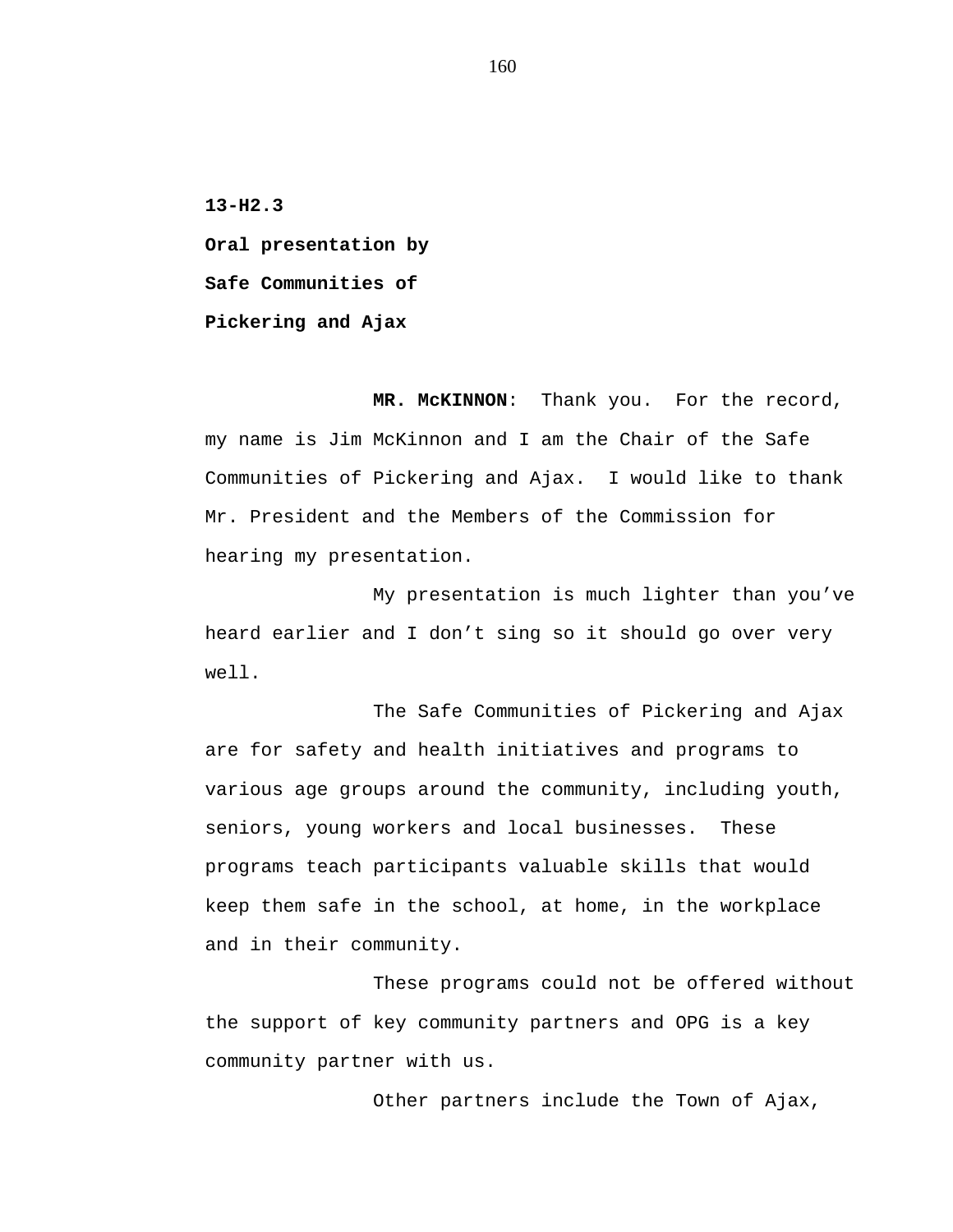**13-H2.3**

**Oral presentation by**

**Safe Communities of**

**Pickering and Ajax**

**MR. McKINNON**: Thank you. For the record, my name is Jim McKinnon and I am the Chair of the Safe Communities of Pickering and Ajax. I would like to thank Mr. President and the Members of the Commission for hearing my presentation.

My presentation is much lighter than you've heard earlier and I don't sing so it should go over very well.

The Safe Communities of Pickering and Ajax are for safety and health initiatives and programs to various age groups around the community, including youth, seniors, young workers and local businesses. These programs teach participants valuable skills that would keep them safe in the school, at home, in the workplace and in their community.

These programs could not be offered without the support of key community partners and OPG is a key community partner with us.

Other partners include the Town of Ajax,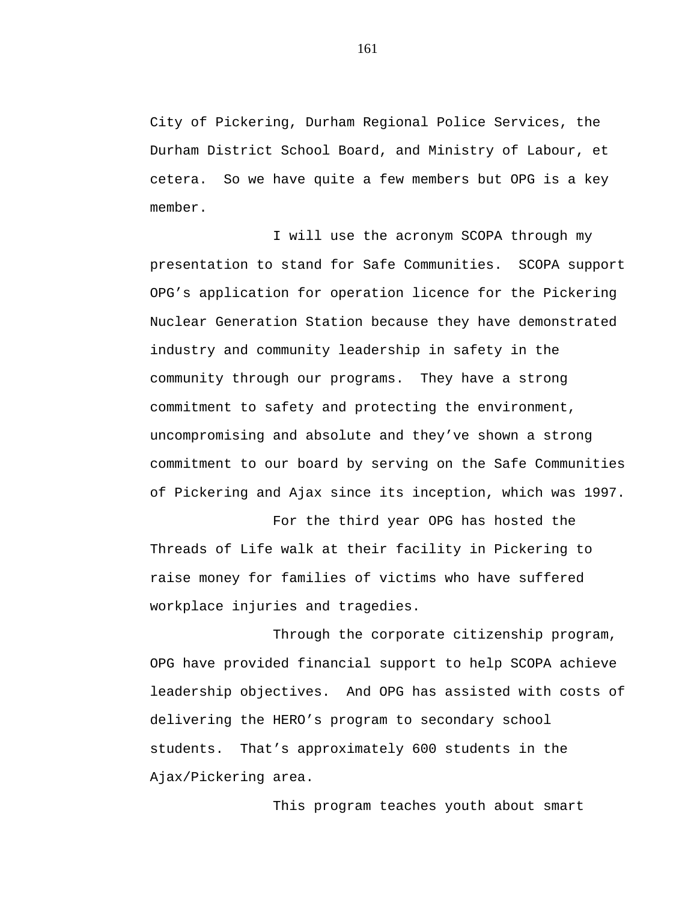City of Pickering, Durham Regional Police Services, the Durham District School Board, and Ministry of Labour, et cetera.  So we have quite a few members but OPG is a key member.

I will use the acronym SCOPA through my presentation to stand for Safe Communities.  SCOPA support OPG's application for operation licence for the Pickering Nuclear Generation Station because they have demonstrated industry and community leadership in safety in the community through our programs.  They have a strong commitment to safety and protecting the environment, uncompromising and absolute and they've shown a strong commitment to our board by serving on the Safe Communities of Pickering and Ajax since its inception, which was 1997.

For the third year OPG has hosted the Threads of Life walk at their facility in Pickering to raise money for families of victims who have suffered workplace injuries and tragedies.

Through the corporate citizenship program, OPG have provided financial support to help SCOPA achieve leadership objectives.  And OPG has assisted with costs of delivering the HERO's program to secondary school students.  That's approximately 600 students in the Ajax/Pickering area.

This program teaches youth about smart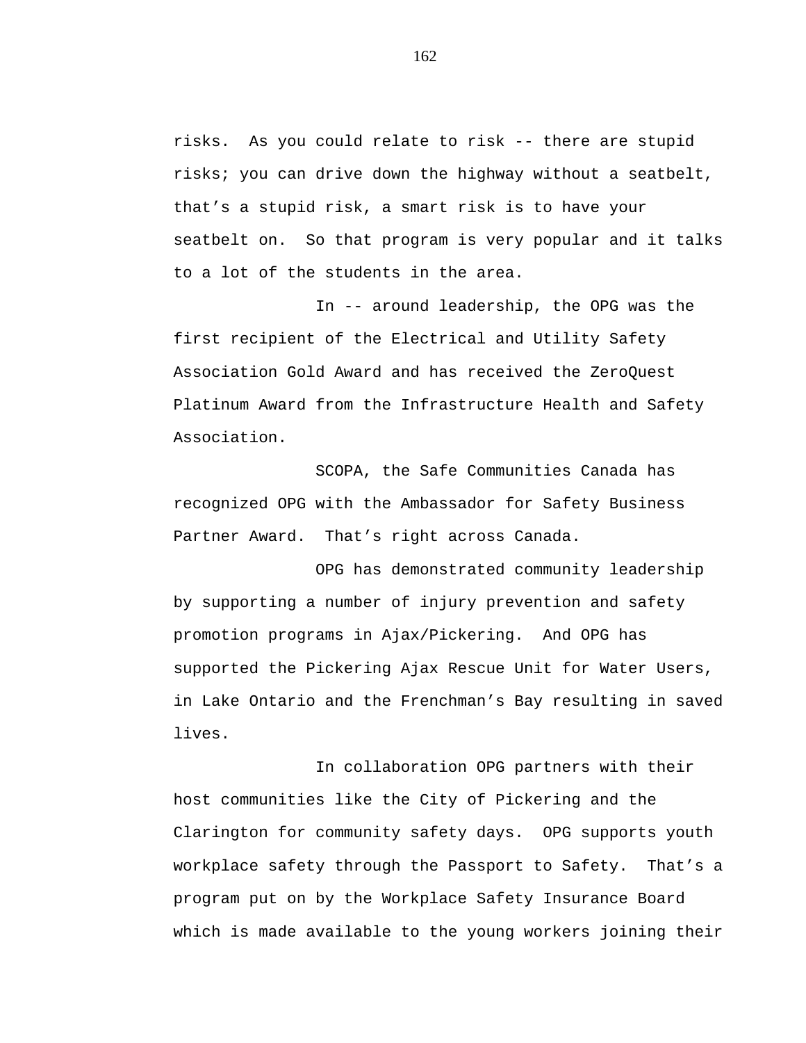risks. As you could relate to risk -- there are stupid risks; you can drive down the highway without a seatbelt, that's a stupid risk, a smart risk is to have your seatbelt on. So that program is very popular and it talks to a lot of the students in the area.

In -- around leadership, the OPG was the first recipient of the Electrical and Utility Safety Association Gold Award and has received the ZeroQuest Platinum Award from the Infrastructure Health and Safety Association.

SCOPA, the Safe Communities Canada has recognized OPG with the Ambassador for Safety Business Partner Award. That's right across Canada.

OPG has demonstrated community leadership by supporting a number of injury prevention and safety promotion programs in Ajax/Pickering. And OPG has supported the Pickering Ajax Rescue Unit for Water Users, in Lake Ontario and the Frenchman's Bay resulting in saved lives.

In collaboration OPG partners with their host communities like the City of Pickering and the Clarington for community safety days. OPG supports youth workplace safety through the Passport to Safety. That's a program put on by the Workplace Safety Insurance Board which is made available to the young workers joining their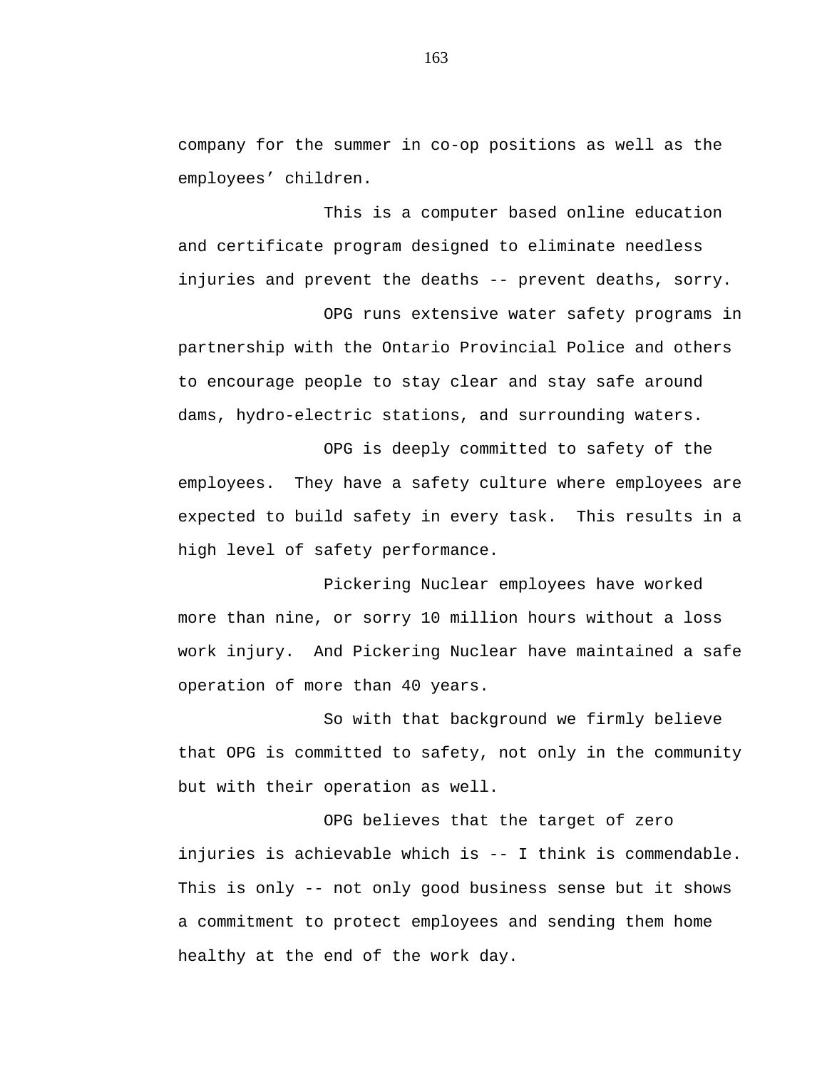company for the summer in co-op positions as well as the employees' children.

This is a computer based online education and certificate program designed to eliminate needless injuries and prevent the deaths -- prevent deaths, sorry.

OPG runs extensive water safety programs in partnership with the Ontario Provincial Police and others to encourage people to stay clear and stay safe around dams, hydro-electric stations, and surrounding waters.

OPG is deeply committed to safety of the employees. They have a safety culture where employees are expected to build safety in every task. This results in a high level of safety performance.

Pickering Nuclear employees have worked more than nine, or sorry 10 million hours without a loss work injury. And Pickering Nuclear have maintained a safe operation of more than 40 years.

So with that background we firmly believe that OPG is committed to safety, not only in the community but with their operation as well.

OPG believes that the target of zero injuries is achievable which is -- I think is commendable. This is only -- not only good business sense but it shows a commitment to protect employees and sending them home healthy at the end of the work day.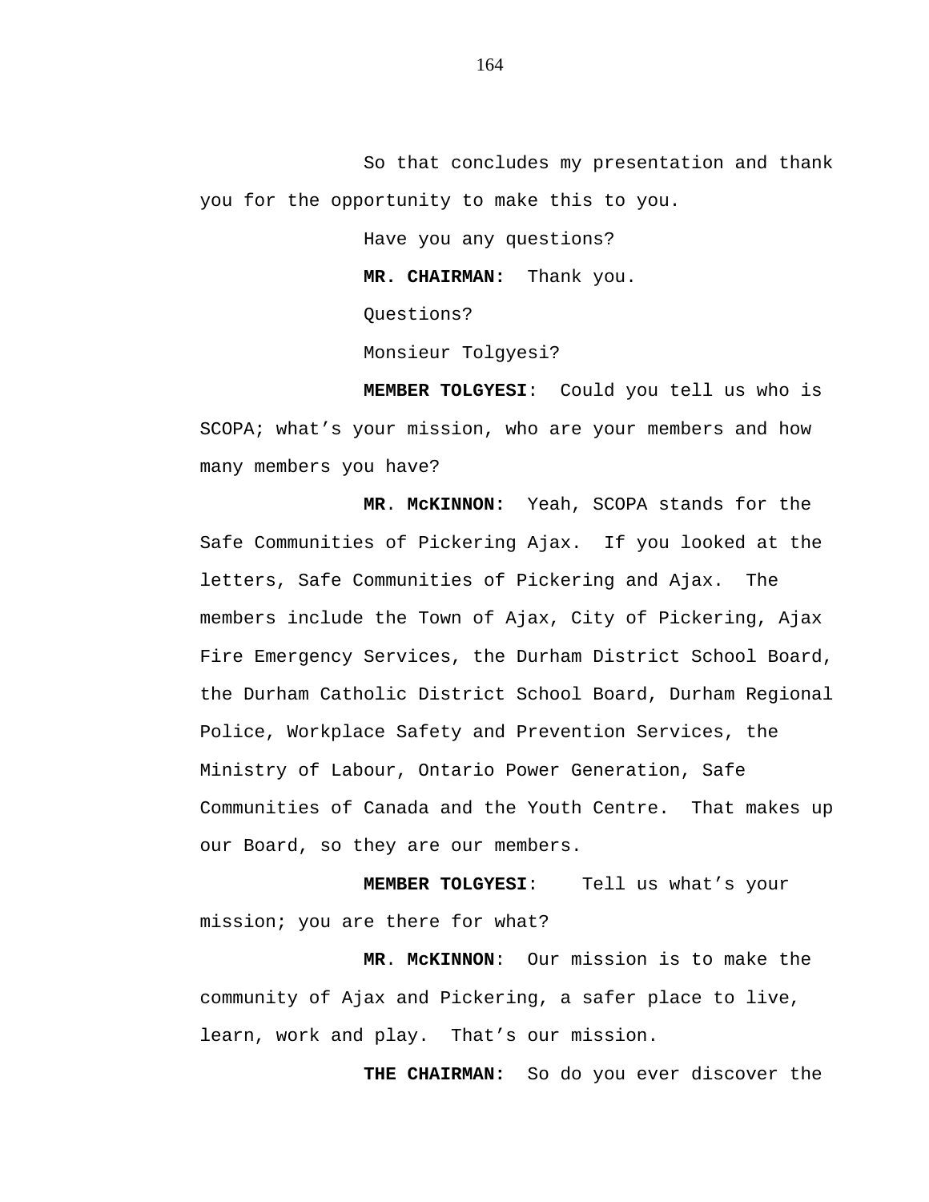So that concludes my presentation and thank you for the opportunity to make this to you.

Have you any questions?

**MR. CHAIRMAN:** Thank you.

Questions?

Monsieur Tolgyesi?

**MEMBER TOLGYESI**: Could you tell us who is SCOPA; what's your mission, who are your members and how many members you have?

**MR. McKINNON:** Yeah, SCOPA stands for the Safe Communities of Pickering Ajax. If you looked at the letters, Safe Communities of Pickering and Ajax. The members include the Town of Ajax, City of Pickering, Ajax Fire Emergency Services, the Durham District School Board, the Durham Catholic District School Board, Durham Regional Police, Workplace Safety and Prevention Services, the Ministry of Labour, Ontario Power Generation, Safe Communities of Canada and the Youth Centre. That makes up our Board, so they are our members.

**MEMBER TOLGYESI**: Tell us what's your mission; you are there for what?

**MR. McKINNON**: Our mission is to make the community of Ajax and Pickering, a safer place to live, learn, work and play. That's our mission.

**THE CHAIRMAN:** So do you ever discover the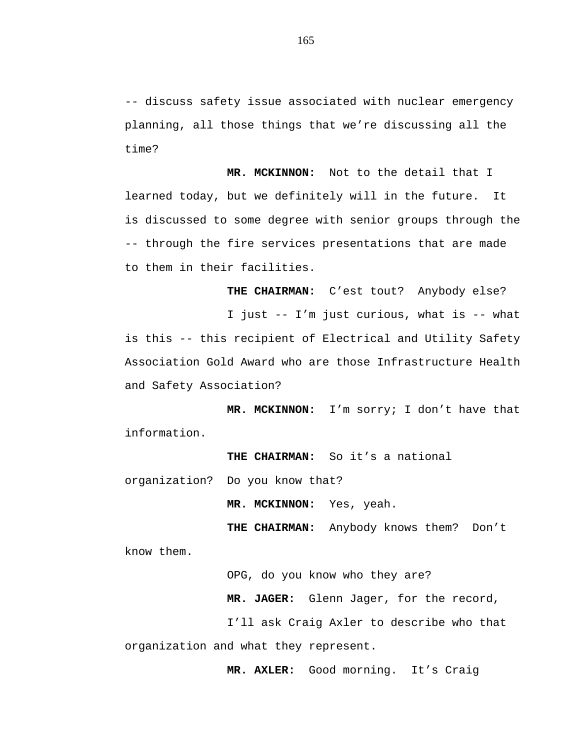-- discuss safety issue associated with nuclear emergency planning, all those things that we’re discussing all the time?

**MR. MCKINNON:** Not to the detail that I learned today, but we definitely will in the future. It is discussed to some degree with senior groups through the -- through the fire services presentations that are made to them in their facilities.

**THE CHAIRMAN:** C’est tout? Anybody else?

I just -- I’m just curious, what is -- what is this -- this recipient of Electrical and Utility Safety Association Gold Award who are those Infrastructure Health and Safety Association?

**MR. MCKINNON:** I’m sorry; I don’t have that information.

**THE CHAIRMAN:** So it’s a national organization? Do you know that?

**MR. MCKINNON:** Yes, yeah.

**THE CHAIRMAN:** Anybody knows them? Don’t know them.

OPG, do you know who they are?

**MR. JAGER:** Glenn Jager, for the record,

I’ll ask Craig Axler to describe who that organization and what they represent.

**MR. AXLER:** Good morning. It’s Craig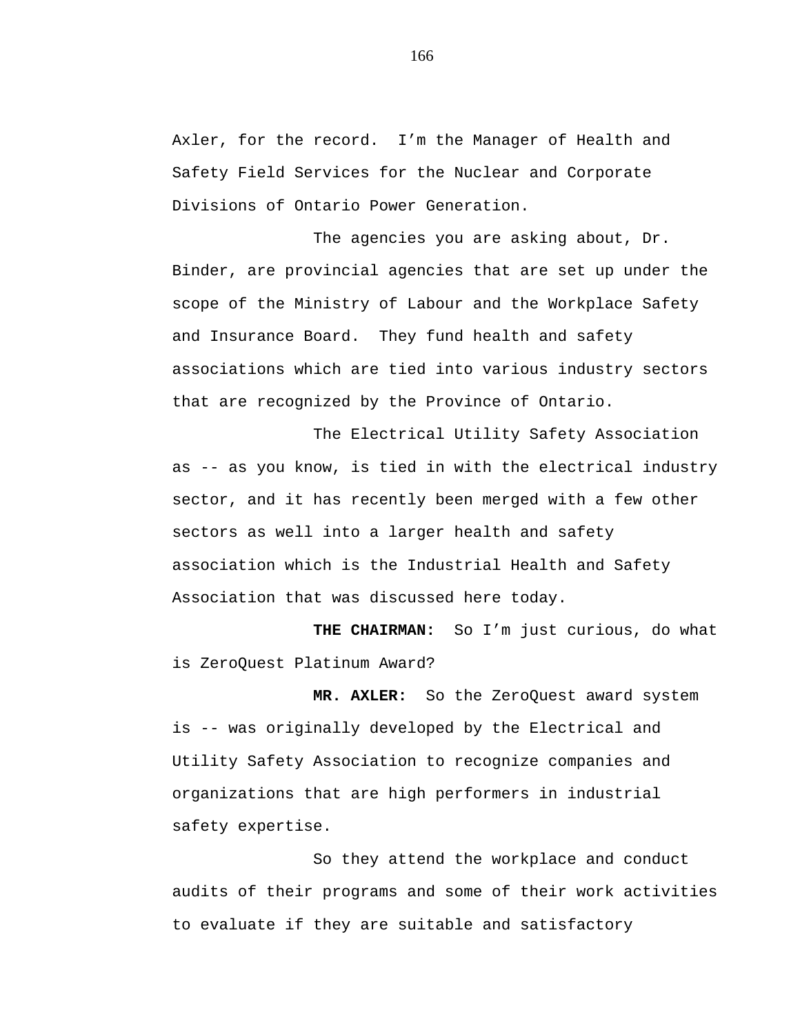Axler, for the record.  I'm the Manager of Health and Safety Field Services for the Nuclear and Corporate Divisions of Ontario Power Generation.

The agencies you are asking about, Dr. Binder, are provincial agencies that are set up under the scope of the Ministry of Labour and the Workplace Safety and Insurance Board.  They fund health and safety associations which are tied into various industry sectors that are recognized by the Province of Ontario.

The Electrical Utility Safety Association as -- as you know, is tied in with the electrical industry sector, and it has recently been merged with a few other sectors as well into a larger health and safety association which is the Industrial Health and Safety Association that was discussed here today.

**THE CHAIRMAN:**  So I'm just curious, do what is ZeroQuest Platinum Award?

**MR. AXLER:**  So the ZeroQuest award system is -- was originally developed by the Electrical and Utility Safety Association to recognize companies and organizations that are high performers in industrial safety expertise.

So they attend the workplace and conduct audits of their programs and some of their work activities to evaluate if they are suitable and satisfactory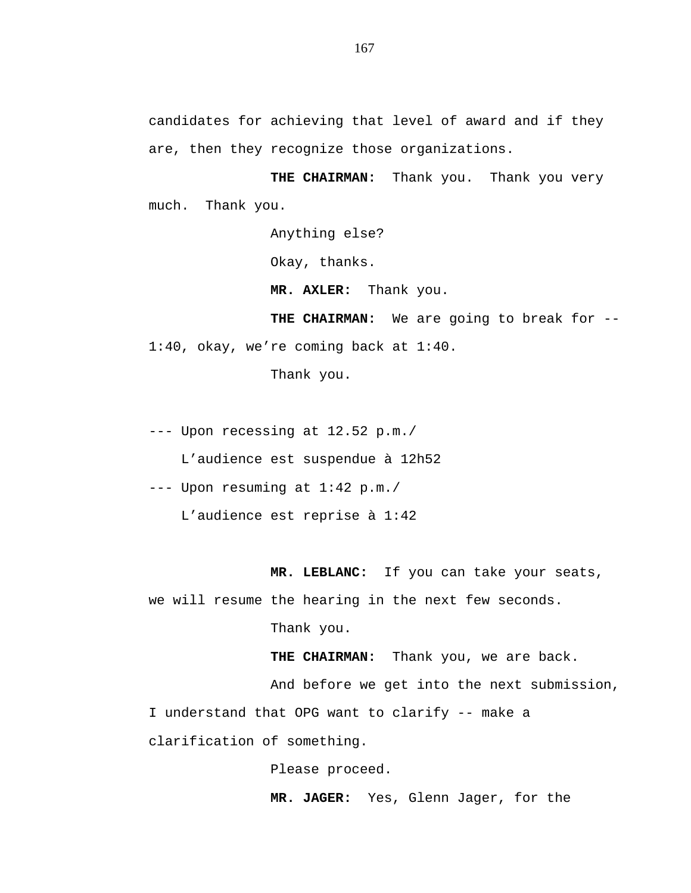candidates for achieving that level of award and if they are, then they recognize those organizations.

**THE CHAIRMAN:** Thank you. Thank you very much. Thank you.

Anything else?

Okay, thanks.

**MR. AXLER:** Thank you.

**THE CHAIRMAN:** We are going to break for -- 1:40, okay, we're coming back at 1:40.

Thank you.

--- Upon recessing at 12.52 p.m./
L'audience est suspendue à 12h52

--- Upon resuming at 1:42 p.m./
L'audience est reprise à 1:42

**MR. LEBLANC:** If you can take your seats, we will resume the hearing in the next few seconds.

Thank you.

**THE CHAIRMAN:** Thank you, we are back.

And before we get into the next submission, I understand that OPG want to clarify -- make a clarification of something.

Please proceed.

**MR. JAGER:** Yes, Glenn Jager, for the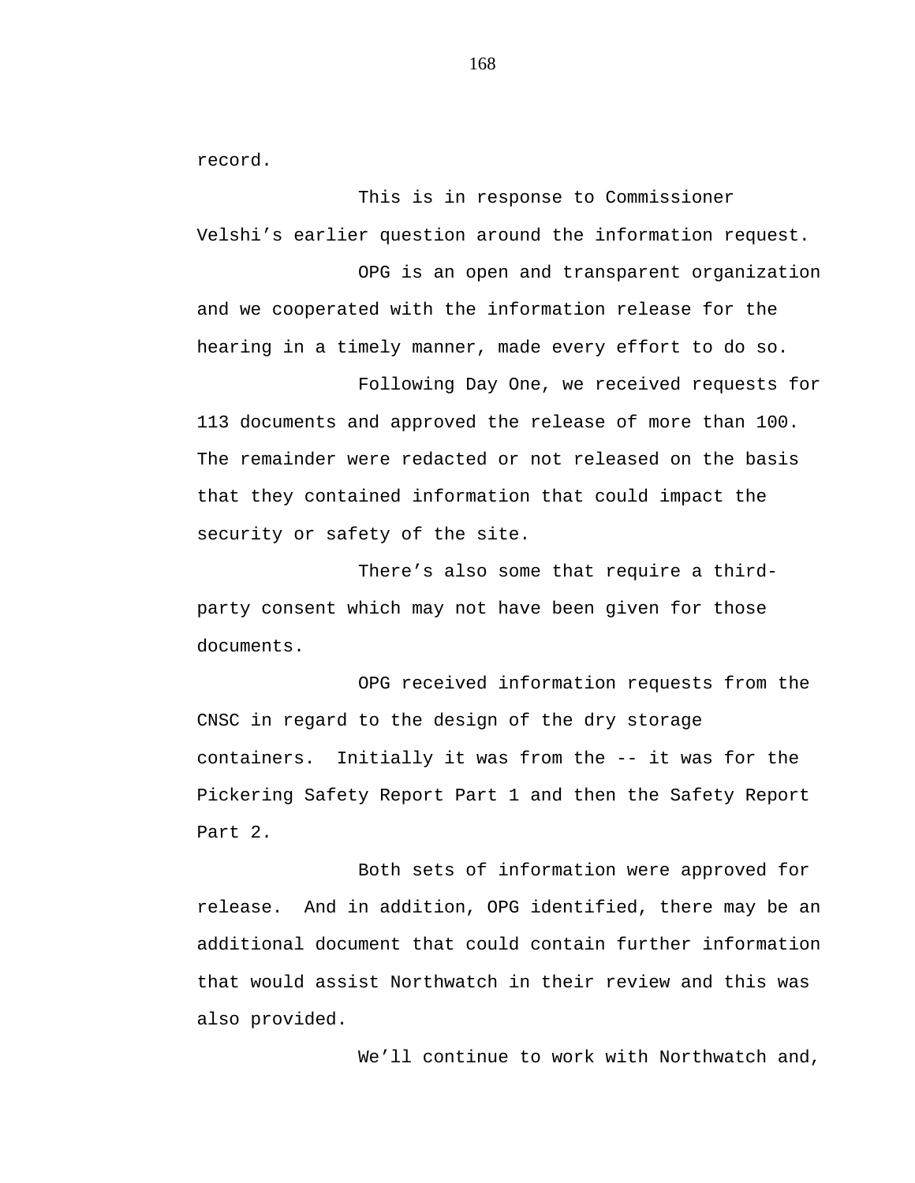record.

This is in response to Commissioner Velshi’s earlier question around the information request.

OPG is an open and transparent organization and we cooperated with the information release for the hearing in a timely manner, made every effort to do so.

Following Day One, we received requests for 113 documents and approved the release of more than 100. The remainder were redacted or not released on the basis that they contained information that could impact the security or safety of the site.

There’s also some that require a third-party consent which may not have been given for those documents.

OPG received information requests from the CNSC in regard to the design of the dry storage containers. Initially it was from the -- it was for the Pickering Safety Report Part 1 and then the Safety Report Part 2.

Both sets of information were approved for release. And in addition, OPG identified, there may be an additional document that could contain further information that would assist Northwatch in their review and this was also provided.

We’ll continue to work with Northwatch and,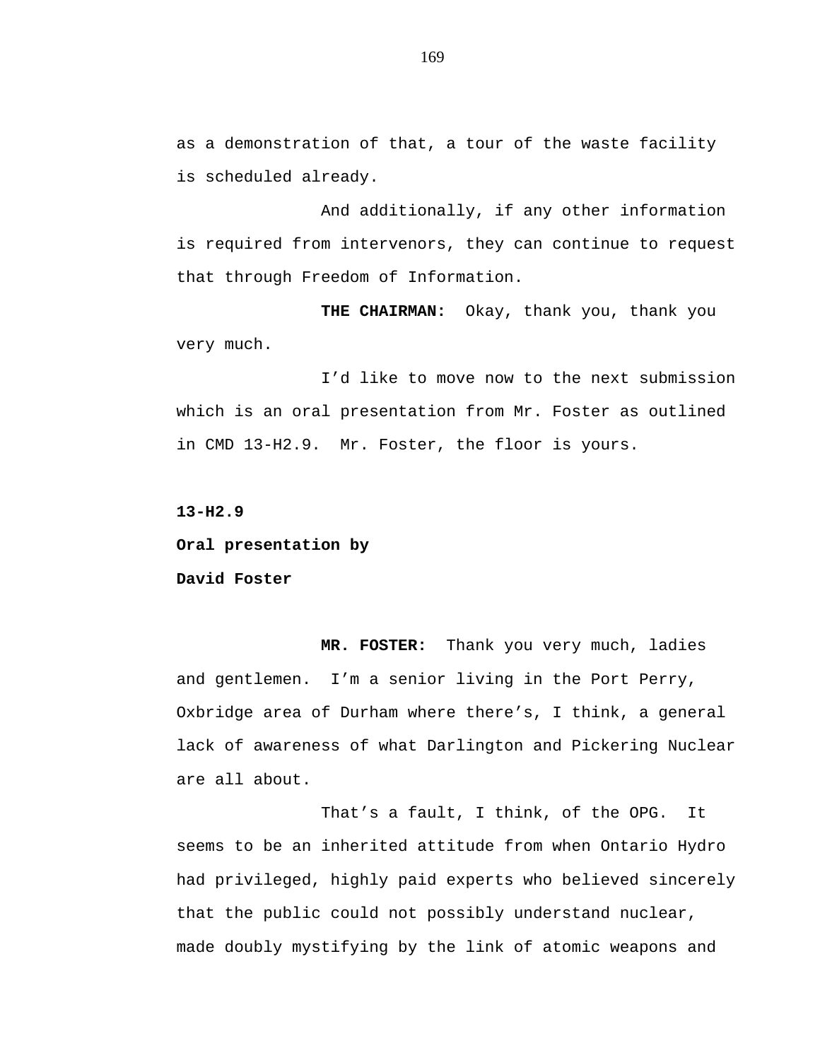as a demonstration of that, a tour of the waste facility is scheduled already.

And additionally, if any other information is required from intervenors, they can continue to request that through Freedom of Information.

**THE CHAIRMAN:** Okay, thank you, thank you very much.

I'd like to move now to the next submission which is an oral presentation from Mr. Foster as outlined in CMD 13-H2.9. Mr. Foster, the floor is yours.

**13-H2.9**

**Oral presentation by**

**David Foster**

**MR. FOSTER:** Thank you very much, ladies and gentlemen. I'm a senior living in the Port Perry, Oxbridge area of Durham where there's, I think, a general lack of awareness of what Darlington and Pickering Nuclear are all about.

That's a fault, I think, of the OPG. It seems to be an inherited attitude from when Ontario Hydro had privileged, highly paid experts who believed sincerely that the public could not possibly understand nuclear, made doubly mystifying by the link of atomic weapons and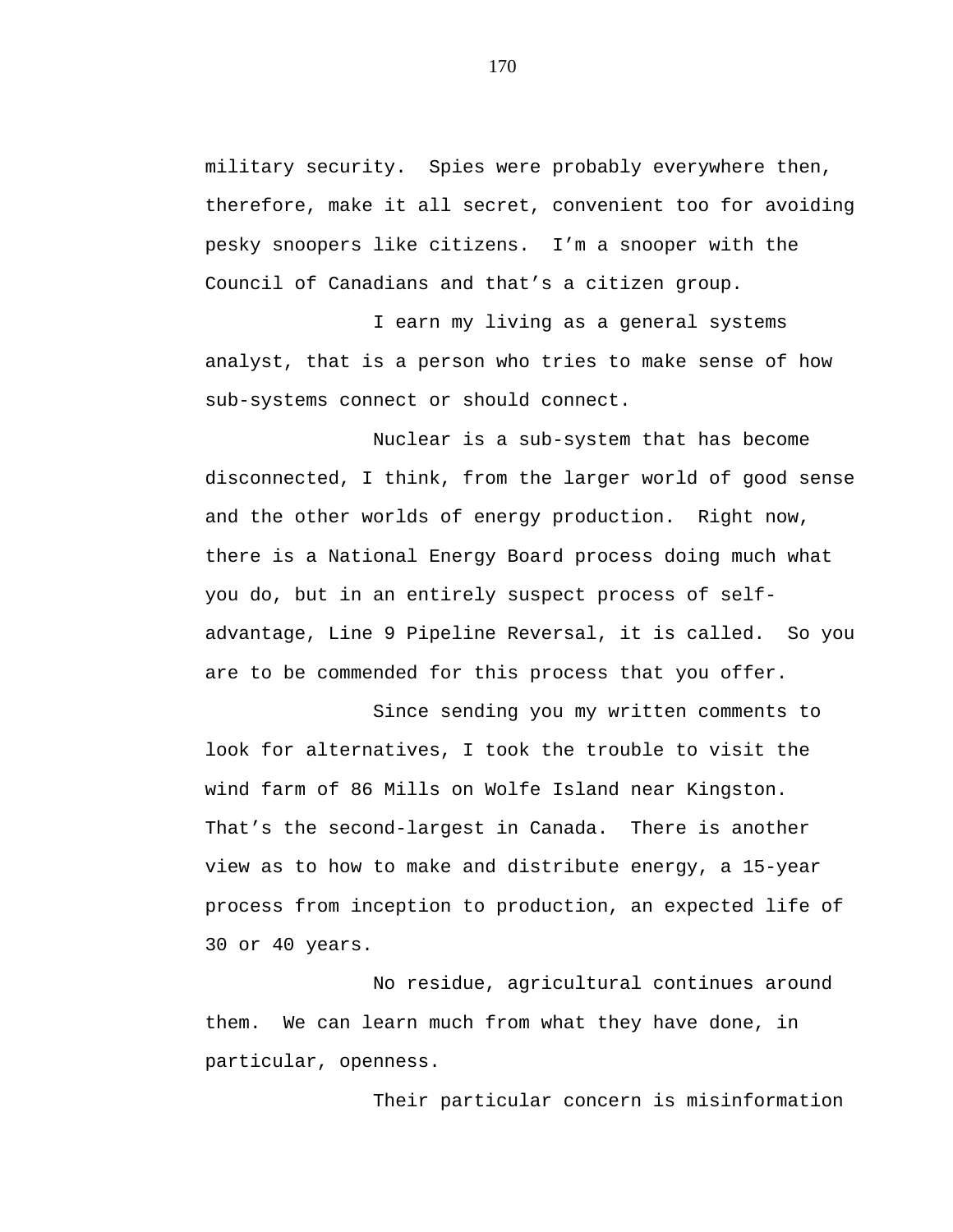military security. Spies were probably everywhere then, therefore, make it all secret, convenient too for avoiding pesky snoopers like citizens. I'm a snooper with the Council of Canadians and that's a citizen group.

I earn my living as a general systems analyst, that is a person who tries to make sense of how sub-systems connect or should connect.

Nuclear is a sub-system that has become disconnected, I think, from the larger world of good sense and the other worlds of energy production. Right now, there is a National Energy Board process doing much what you do, but in an entirely suspect process of self-advantage, Line 9 Pipeline Reversal, it is called. So you are to be commended for this process that you offer.

Since sending you my written comments to look for alternatives, I took the trouble to visit the wind farm of 86 Mills on Wolfe Island near Kingston. That's the second-largest in Canada. There is another view as to how to make and distribute energy, a 15-year process from inception to production, an expected life of 30 or 40 years.

No residue, agricultural continues around them. We can learn much from what they have done, in particular, openness.

Their particular concern is misinformation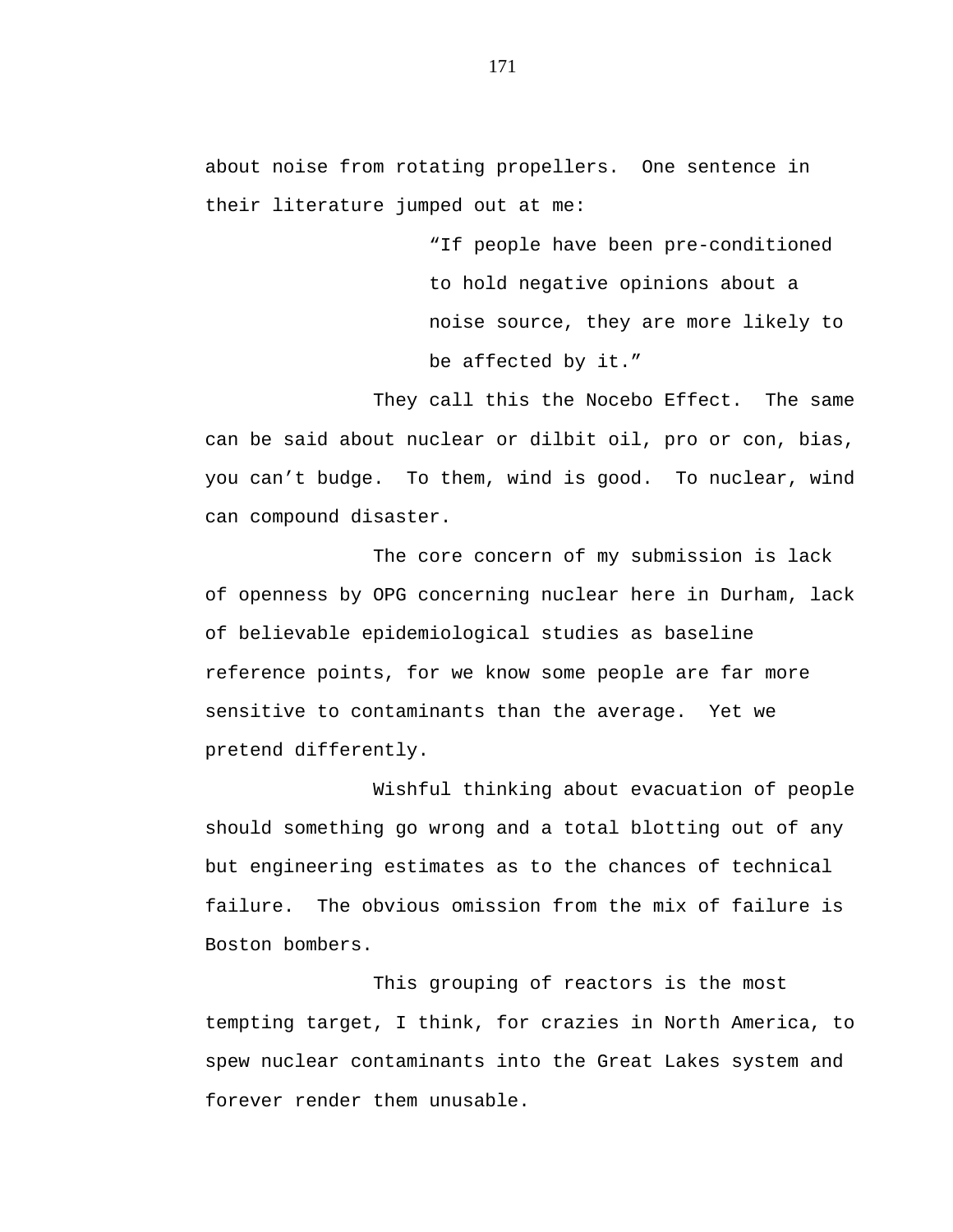about noise from rotating propellers. One sentence in their literature jumped out at me:

> "If people have been pre-conditioned to hold negative opinions about a noise source, they are more likely to be affected by it."

They call this the Nocebo Effect. The same can be said about nuclear or dilbit oil, pro or con, bias, you can't budge. To them, wind is good. To nuclear, wind can compound disaster.

The core concern of my submission is lack of openness by OPG concerning nuclear here in Durham, lack of believable epidemiological studies as baseline reference points, for we know some people are far more sensitive to contaminants than the average. Yet we pretend differently.

Wishful thinking about evacuation of people should something go wrong and a total blotting out of any but engineering estimates as to the chances of technical failure. The obvious omission from the mix of failure is Boston bombers.

This grouping of reactors is the most tempting target, I think, for crazies in North America, to spew nuclear contaminants into the Great Lakes system and forever render them unusable.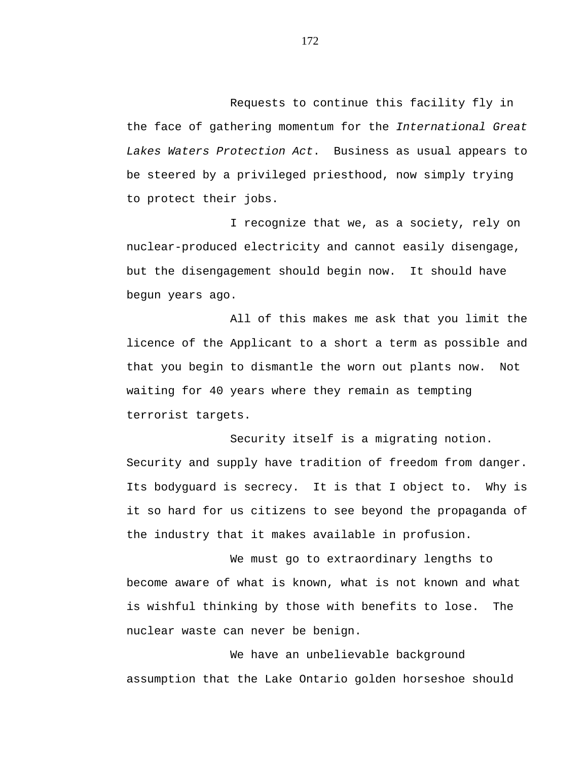Requests to continue this facility fly in the face of gathering momentum for the *International Great Lakes Waters Protection Act*. Business as usual appears to be steered by a privileged priesthood, now simply trying to protect their jobs.

I recognize that we, as a society, rely on nuclear-produced electricity and cannot easily disengage, but the disengagement should begin now. It should have begun years ago.

All of this makes me ask that you limit the licence of the Applicant to a short a term as possible and that you begin to dismantle the worn out plants now. Not waiting for 40 years where they remain as tempting terrorist targets.

Security itself is a migrating notion. Security and supply have tradition of freedom from danger. Its bodyguard is secrecy. It is that I object to. Why is it so hard for us citizens to see beyond the propaganda of the industry that it makes available in profusion.

We must go to extraordinary lengths to become aware of what is known, what is not known and what is wishful thinking by those with benefits to lose. The nuclear waste can never be benign.

We have an unbelievable background assumption that the Lake Ontario golden horseshoe should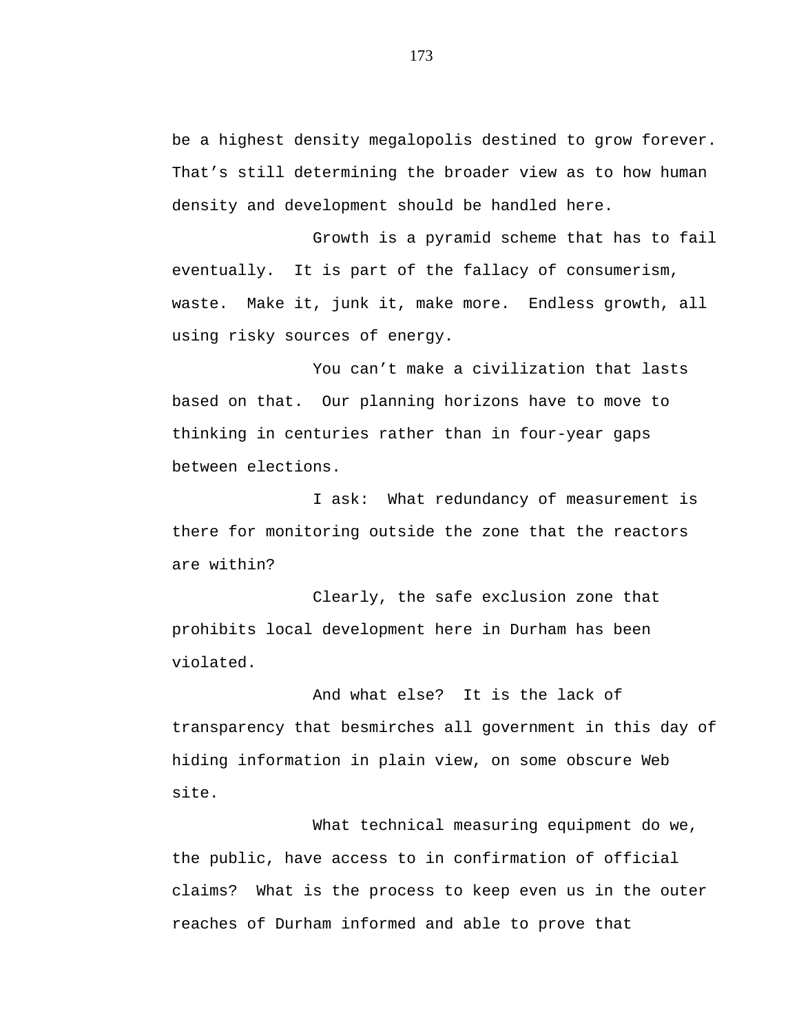be a highest density megalopolis destined to grow forever. That's still determining the broader view as to how human density and development should be handled here.

Growth is a pyramid scheme that has to fail eventually. It is part of the fallacy of consumerism, waste. Make it, junk it, make more. Endless growth, all using risky sources of energy.

You can't make a civilization that lasts based on that. Our planning horizons have to move to thinking in centuries rather than in four-year gaps between elections.

I ask: What redundancy of measurement is there for monitoring outside the zone that the reactors are within?

Clearly, the safe exclusion zone that prohibits local development here in Durham has been violated.

And what else? It is the lack of transparency that besmirches all government in this day of hiding information in plain view, on some obscure Web site.

What technical measuring equipment do we, the public, have access to in confirmation of official claims? What is the process to keep even us in the outer reaches of Durham informed and able to prove that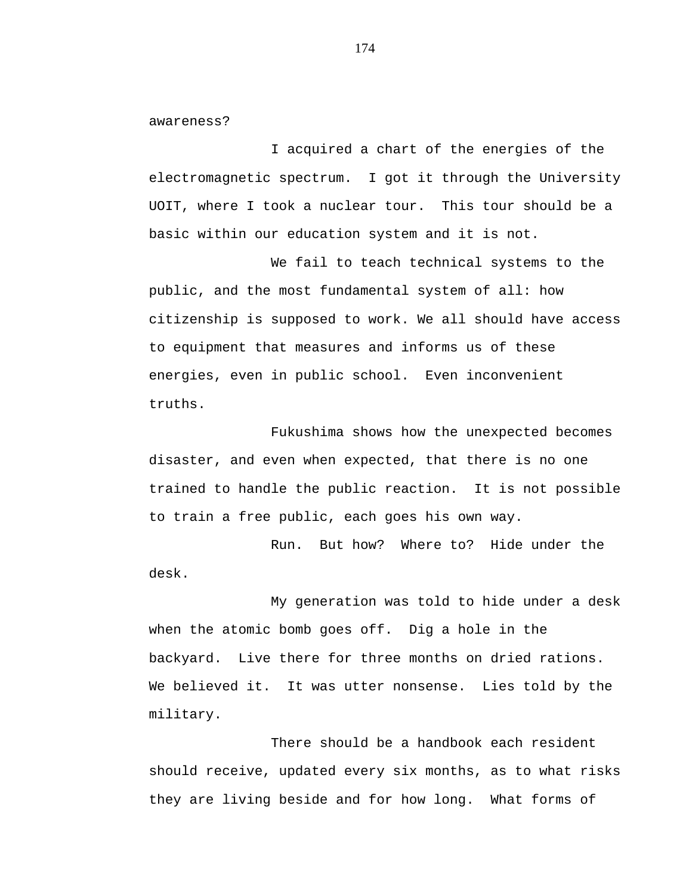awareness?

I acquired a chart of the energies of the electromagnetic spectrum. I got it through the University UOIT, where I took a nuclear tour. This tour should be a basic within our education system and it is not.

We fail to teach technical systems to the public, and the most fundamental system of all: how citizenship is supposed to work. We all should have access to equipment that measures and informs us of these energies, even in public school. Even inconvenient truths.

Fukushima shows how the unexpected becomes disaster, and even when expected, that there is no one trained to handle the public reaction. It is not possible to train a free public, each goes his own way.

Run. But how? Where to? Hide under the desk.

My generation was told to hide under a desk when the atomic bomb goes off. Dig a hole in the backyard. Live there for three months on dried rations. We believed it. It was utter nonsense. Lies told by the military.

There should be a handbook each resident should receive, updated every six months, as to what risks they are living beside and for how long. What forms of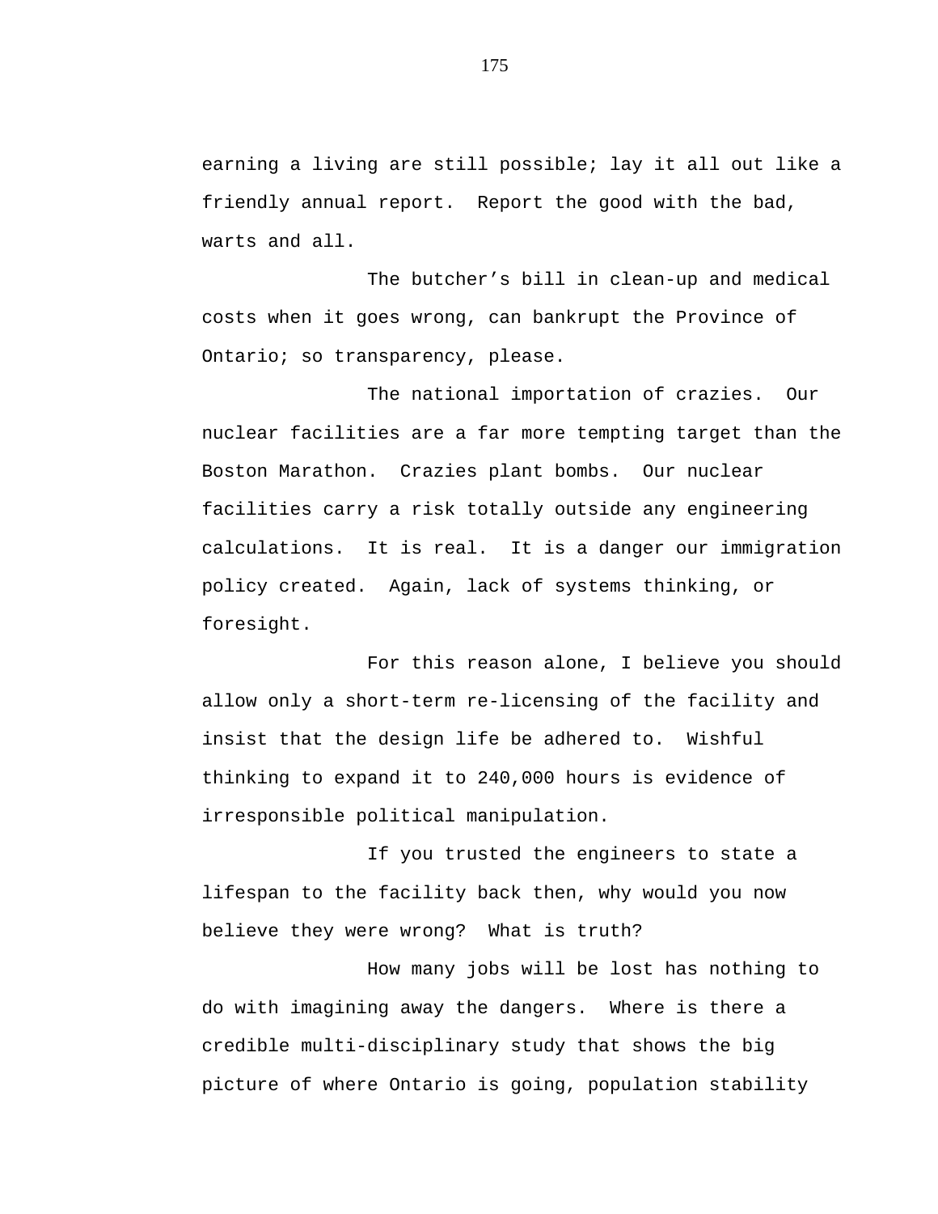earning a living are still possible; lay it all out like a friendly annual report.  Report the good with the bad, warts and all.

The butcher's bill in clean-up and medical costs when it goes wrong, can bankrupt the Province of Ontario; so transparency, please.

The national importation of crazies.  Our nuclear facilities are a far more tempting target than the Boston Marathon.  Crazies plant bombs.  Our nuclear facilities carry a risk totally outside any engineering calculations.  It is real.  It is a danger our immigration policy created.  Again, lack of systems thinking, or foresight.

For this reason alone, I believe you should allow only a short-term re-licensing of the facility and insist that the design life be adhered to.  Wishful thinking to expand it to 240,000 hours is evidence of irresponsible political manipulation.

If you trusted the engineers to state a lifespan to the facility back then, why would you now believe they were wrong?  What is truth?

How many jobs will be lost has nothing to do with imagining away the dangers.  Where is there a credible multi-disciplinary study that shows the big picture of where Ontario is going, population stability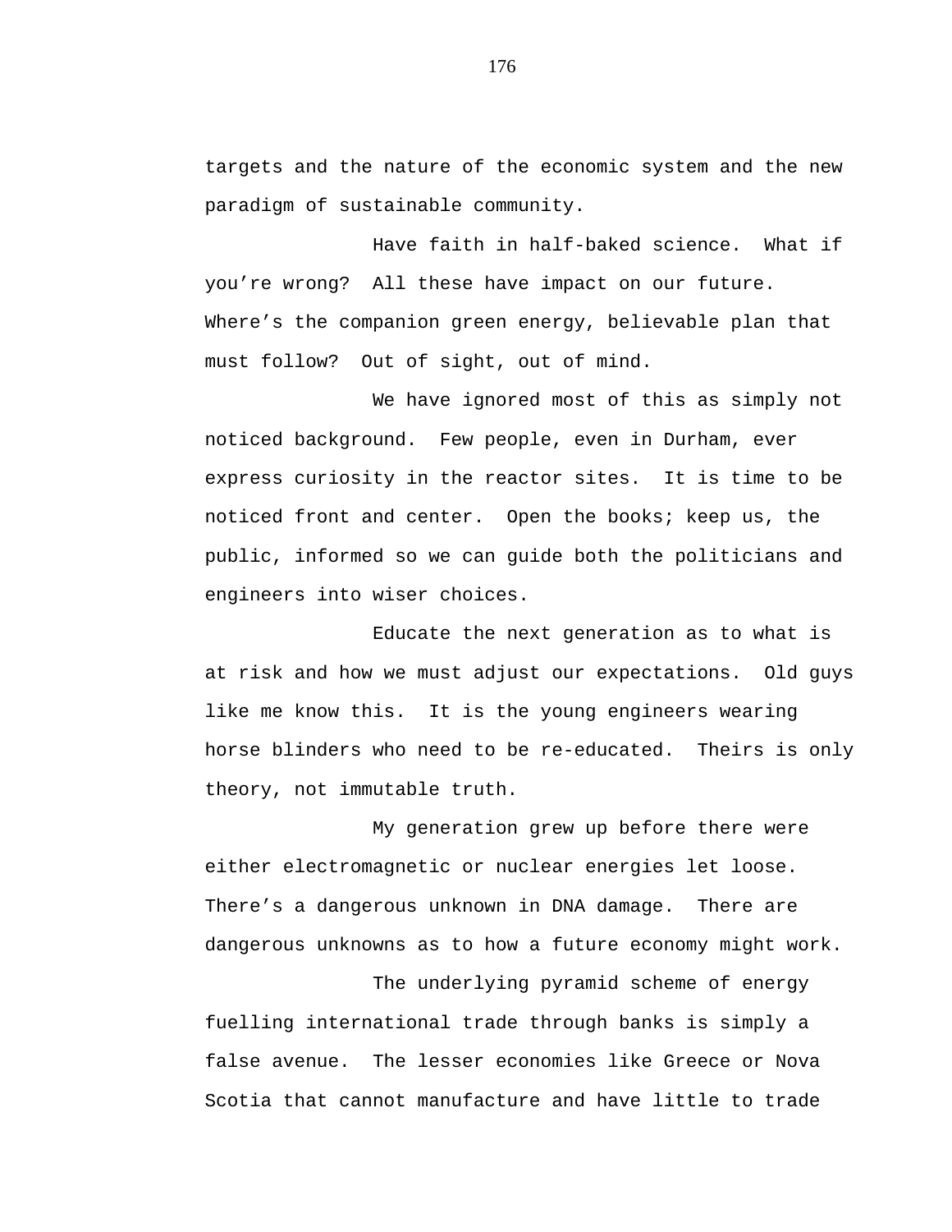targets and the nature of the economic system and the new paradigm of sustainable community.

Have faith in half-baked science. What if you're wrong? All these have impact on our future. Where's the companion green energy, believable plan that must follow? Out of sight, out of mind.

We have ignored most of this as simply not noticed background. Few people, even in Durham, ever express curiosity in the reactor sites. It is time to be noticed front and center. Open the books; keep us, the public, informed so we can guide both the politicians and engineers into wiser choices.

Educate the next generation as to what is at risk and how we must adjust our expectations. Old guys like me know this. It is the young engineers wearing horse blinders who need to be re-educated. Theirs is only theory, not immutable truth.

My generation grew up before there were either electromagnetic or nuclear energies let loose. There's a dangerous unknown in DNA damage. There are dangerous unknowns as to how a future economy might work.

The underlying pyramid scheme of energy fuelling international trade through banks is simply a false avenue. The lesser economies like Greece or Nova Scotia that cannot manufacture and have little to trade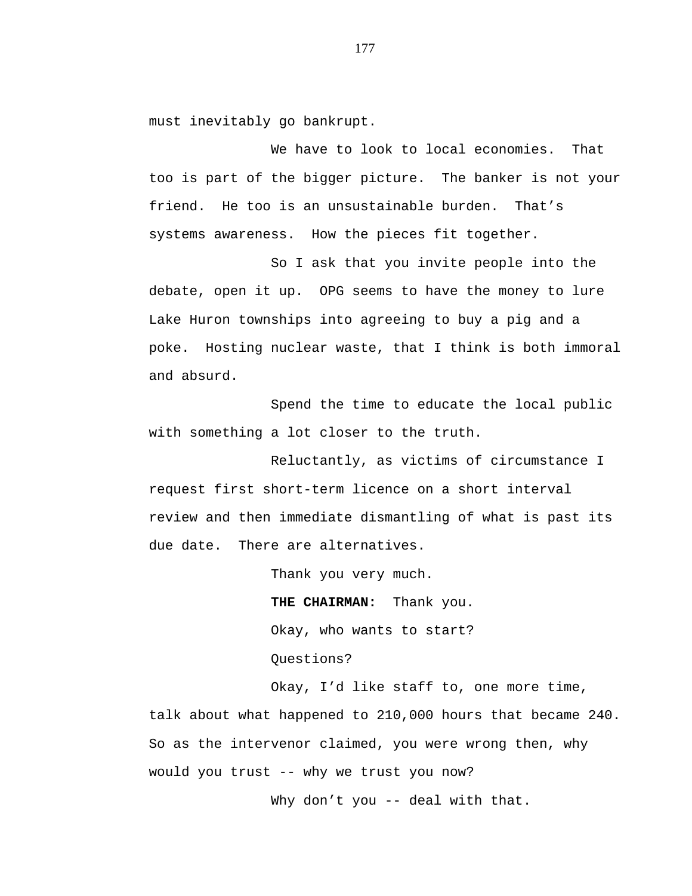must inevitably go bankrupt.

We have to look to local economies. That too is part of the bigger picture. The banker is not your friend. He too is an unsustainable burden. That's systems awareness. How the pieces fit together.

So I ask that you invite people into the debate, open it up. OPG seems to have the money to lure Lake Huron townships into agreeing to buy a pig and a poke. Hosting nuclear waste, that I think is both immoral and absurd.

Spend the time to educate the local public with something a lot closer to the truth.

Reluctantly, as victims of circumstance I request first short-term licence on a short interval review and then immediate dismantling of what is past its due date. There are alternatives.

Thank you very much.

**THE CHAIRMAN:** Thank you.

Okay, who wants to start?

Questions?

Okay, I'd like staff to, one more time, talk about what happened to 210,000 hours that became 240. So as the intervenor claimed, you were wrong then, why would you trust -- why we trust you now?

Why don't you -- deal with that.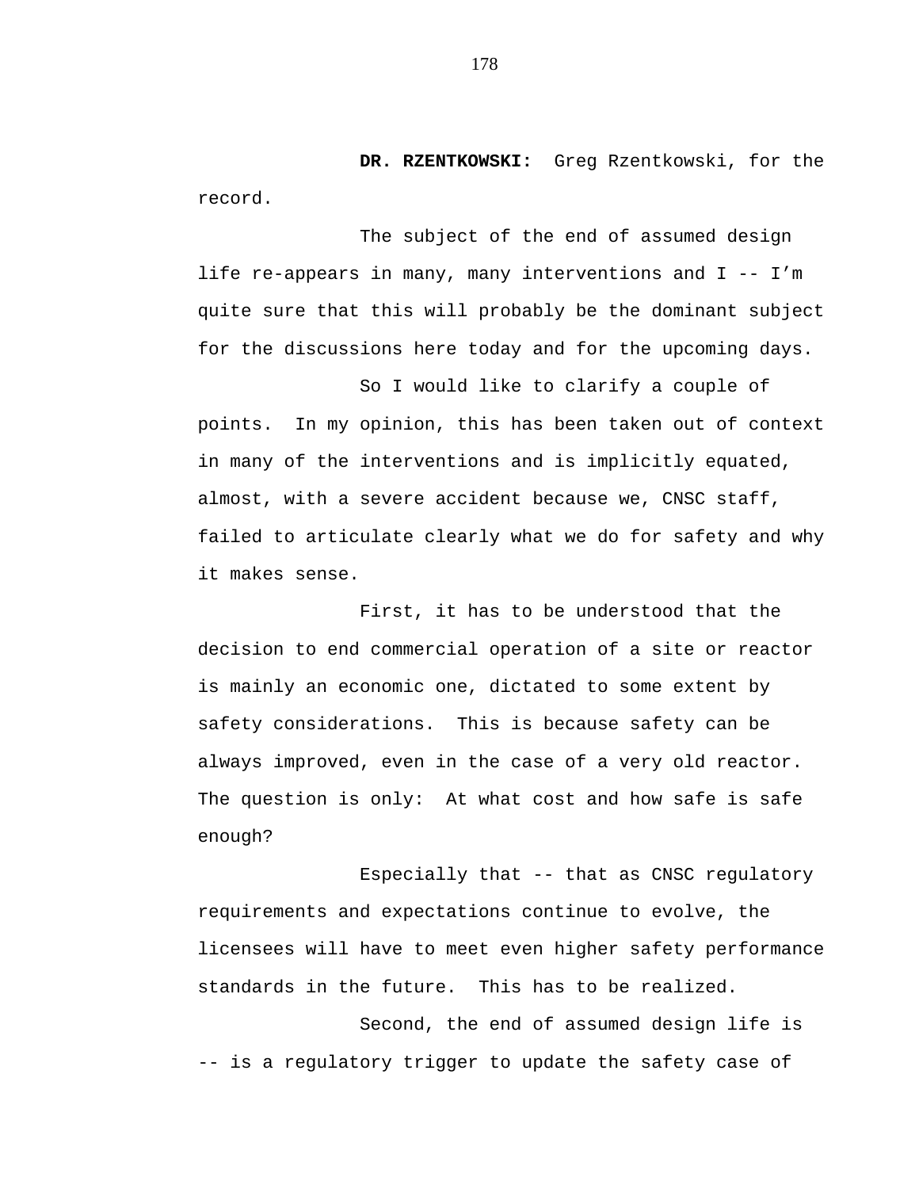**DR. RZENTKOWSKI:** Greg Rzentkowski, for the record.

The subject of the end of assumed design life re-appears in many, many interventions and I -- I'm quite sure that this will probably be the dominant subject for the discussions here today and for the upcoming days.

So I would like to clarify a couple of points. In my opinion, this has been taken out of context in many of the interventions and is implicitly equated, almost, with a severe accident because we, CNSC staff, failed to articulate clearly what we do for safety and why it makes sense.

First, it has to be understood that the decision to end commercial operation of a site or reactor is mainly an economic one, dictated to some extent by safety considerations. This is because safety can be always improved, even in the case of a very old reactor. The question is only: At what cost and how safe is safe enough?

Especially that -- that as CNSC regulatory requirements and expectations continue to evolve, the licensees will have to meet even higher safety performance standards in the future. This has to be realized.

Second, the end of assumed design life is -- is a regulatory trigger to update the safety case of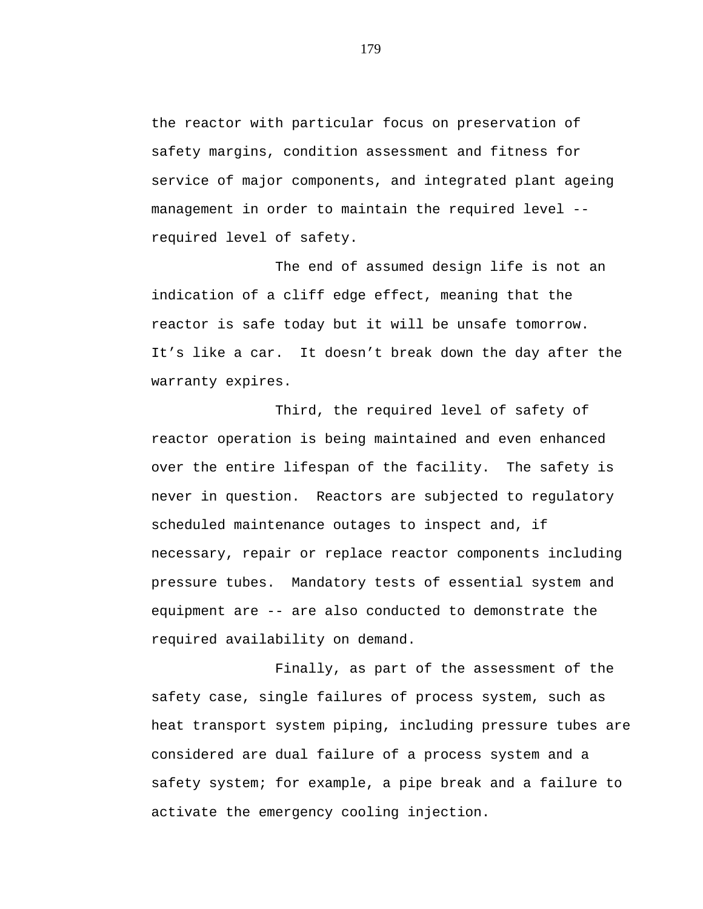the reactor with particular focus on preservation of safety margins, condition assessment and fitness for service of major components, and integrated plant ageing management in order to maintain the required level -- required level of safety.

The end of assumed design life is not an indication of a cliff edge effect, meaning that the reactor is safe today but it will be unsafe tomorrow. It’s like a car. It doesn’t break down the day after the warranty expires.

Third, the required level of safety of reactor operation is being maintained and even enhanced over the entire lifespan of the facility. The safety is never in question. Reactors are subjected to regulatory scheduled maintenance outages to inspect and, if necessary, repair or replace reactor components including pressure tubes. Mandatory tests of essential system and equipment are -- are also conducted to demonstrate the required availability on demand.

Finally, as part of the assessment of the safety case, single failures of process system, such as heat transport system piping, including pressure tubes are considered are dual failure of a process system and a safety system; for example, a pipe break and a failure to activate the emergency cooling injection.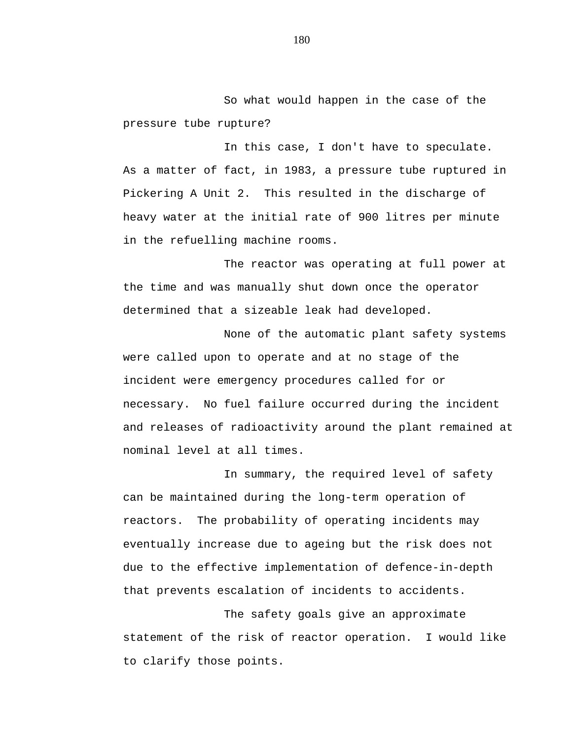So what would happen in the case of the pressure tube rupture?

In this case, I don't have to speculate. As a matter of fact, in 1983, a pressure tube ruptured in Pickering A Unit 2. This resulted in the discharge of heavy water at the initial rate of 900 litres per minute in the refuelling machine rooms.

The reactor was operating at full power at the time and was manually shut down once the operator determined that a sizeable leak had developed.

None of the automatic plant safety systems were called upon to operate and at no stage of the incident were emergency procedures called for or necessary. No fuel failure occurred during the incident and releases of radioactivity around the plant remained at nominal level at all times.

In summary, the required level of safety can be maintained during the long-term operation of reactors. The probability of operating incidents may eventually increase due to ageing but the risk does not due to the effective implementation of defence-in-depth that prevents escalation of incidents to accidents.

The safety goals give an approximate statement of the risk of reactor operation. I would like to clarify those points.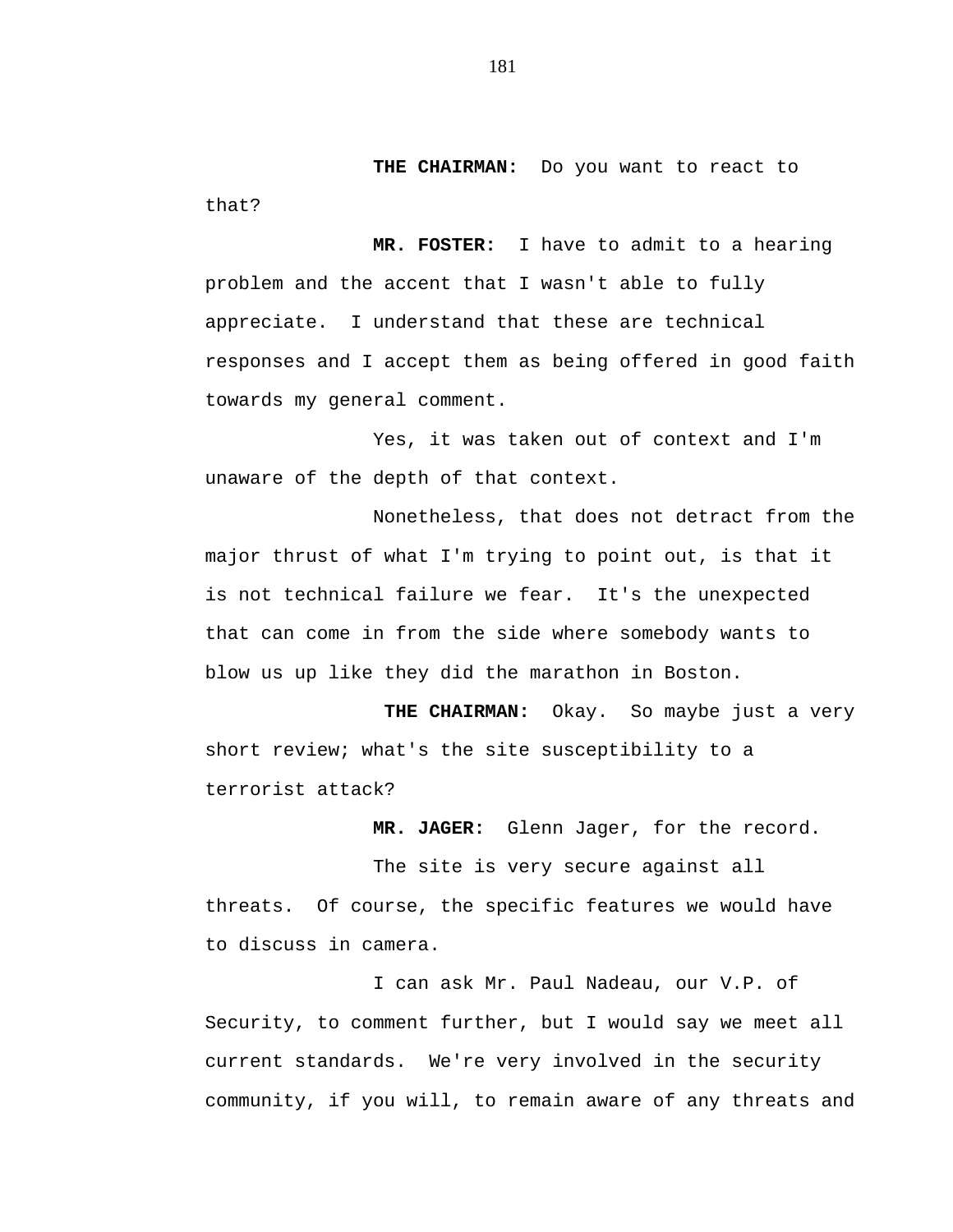**THE CHAIRMAN:** Do you want to react to that?

**MR. FOSTER:** I have to admit to a hearing problem and the accent that I wasn't able to fully appreciate. I understand that these are technical responses and I accept them as being offered in good faith towards my general comment.

Yes, it was taken out of context and I'm unaware of the depth of that context.

Nonetheless, that does not detract from the major thrust of what I'm trying to point out, is that it is not technical failure we fear. It's the unexpected that can come in from the side where somebody wants to blow us up like they did the marathon in Boston.

**THE CHAIRMAN:** Okay. So maybe just a very short review; what's the site susceptibility to a terrorist attack?

**MR. JAGER:** Glenn Jager, for the record.

The site is very secure against all threats. Of course, the specific features we would have to discuss in camera.

I can ask Mr. Paul Nadeau, our V.P. of Security, to comment further, but I would say we meet all current standards. We're very involved in the security community, if you will, to remain aware of any threats and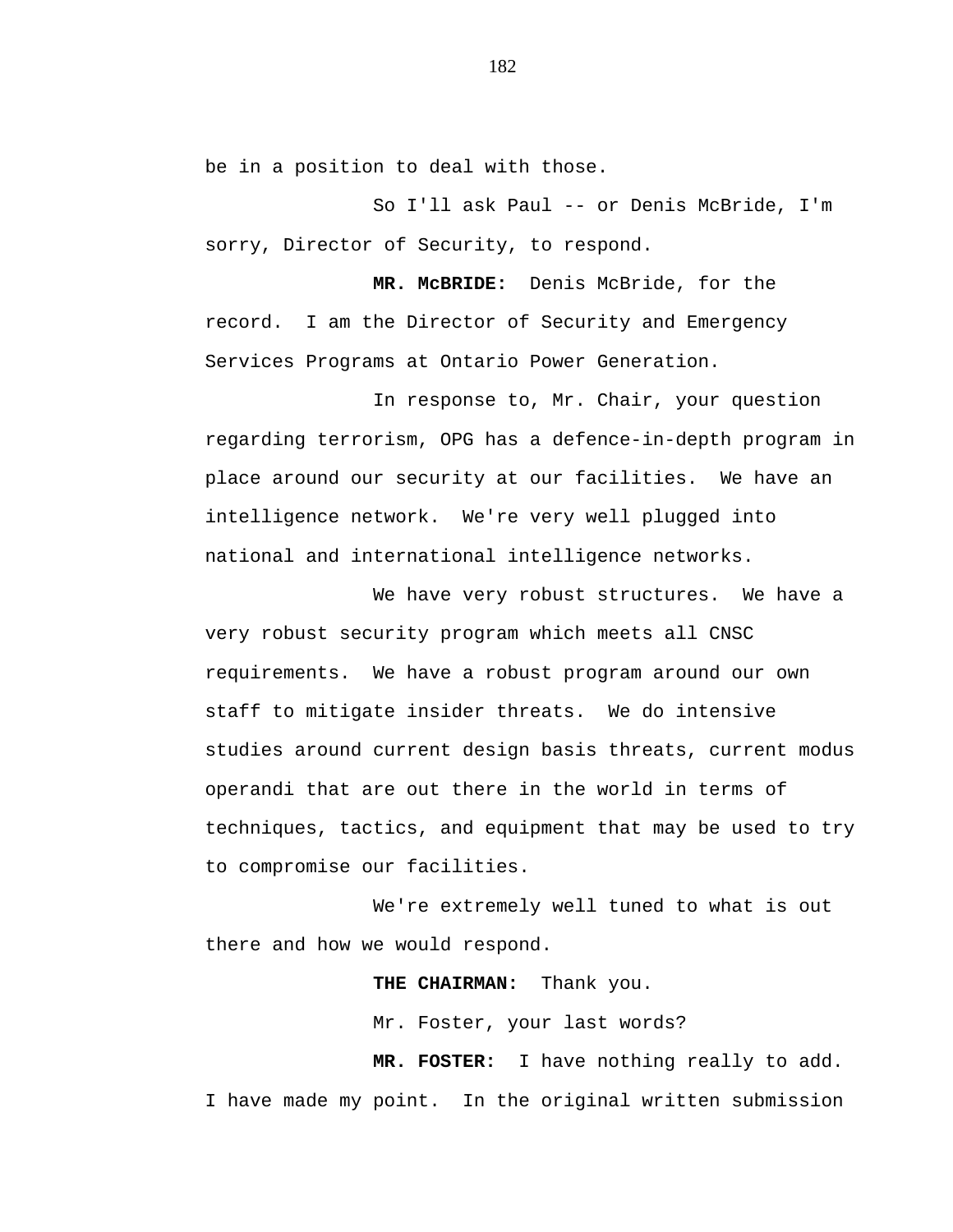be in a position to deal with those.

So I'll ask Paul -- or Denis McBride, I'm sorry, Director of Security, to respond.

**MR. McBRIDE:** Denis McBride, for the record. I am the Director of Security and Emergency Services Programs at Ontario Power Generation.

In response to, Mr. Chair, your question regarding terrorism, OPG has a defence-in-depth program in place around our security at our facilities. We have an intelligence network. We're very well plugged into national and international intelligence networks.

We have very robust structures. We have a very robust security program which meets all CNSC requirements. We have a robust program around our own staff to mitigate insider threats. We do intensive studies around current design basis threats, current modus operandi that are out there in the world in terms of techniques, tactics, and equipment that may be used to try to compromise our facilities.

We're extremely well tuned to what is out there and how we would respond.

**THE CHAIRMAN:** Thank you.

Mr. Foster, your last words?

**MR. FOSTER:** I have nothing really to add. I have made my point. In the original written submission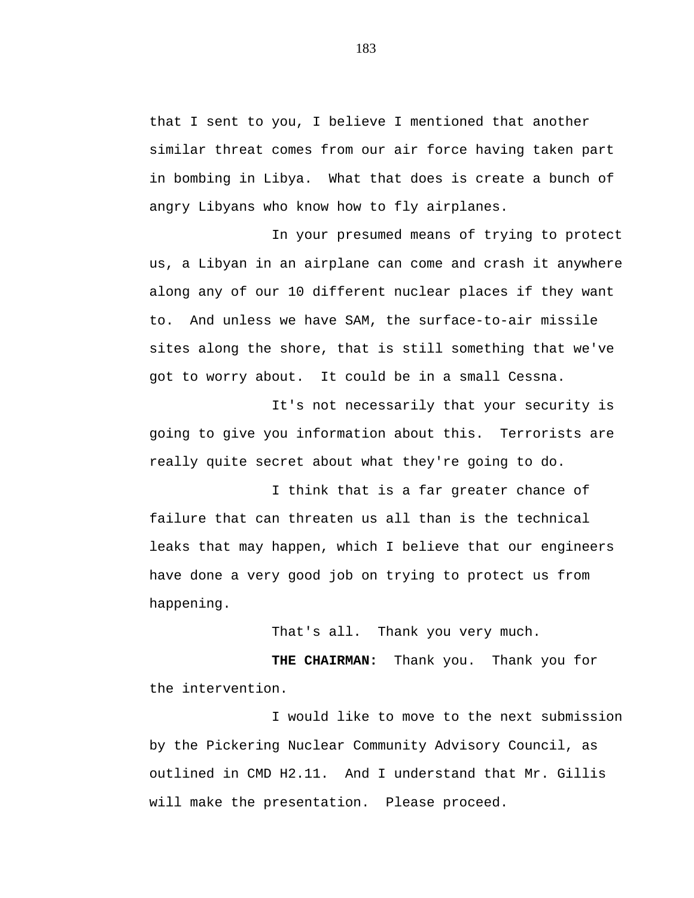that I sent to you, I believe I mentioned that another similar threat comes from our air force having taken part in bombing in Libya. What that does is create a bunch of angry Libyans who know how to fly airplanes.

In your presumed means of trying to protect us, a Libyan in an airplane can come and crash it anywhere along any of our 10 different nuclear places if they want to. And unless we have SAM, the surface-to-air missile sites along the shore, that is still something that we've got to worry about. It could be in a small Cessna.

It's not necessarily that your security is going to give you information about this. Terrorists are really quite secret about what they're going to do.

I think that is a far greater chance of failure that can threaten us all than is the technical leaks that may happen, which I believe that our engineers have done a very good job on trying to protect us from happening.

That's all. Thank you very much.

**THE CHAIRMAN:** Thank you. Thank you for the intervention.

I would like to move to the next submission by the Pickering Nuclear Community Advisory Council, as outlined in CMD H2.11. And I understand that Mr. Gillis will make the presentation. Please proceed.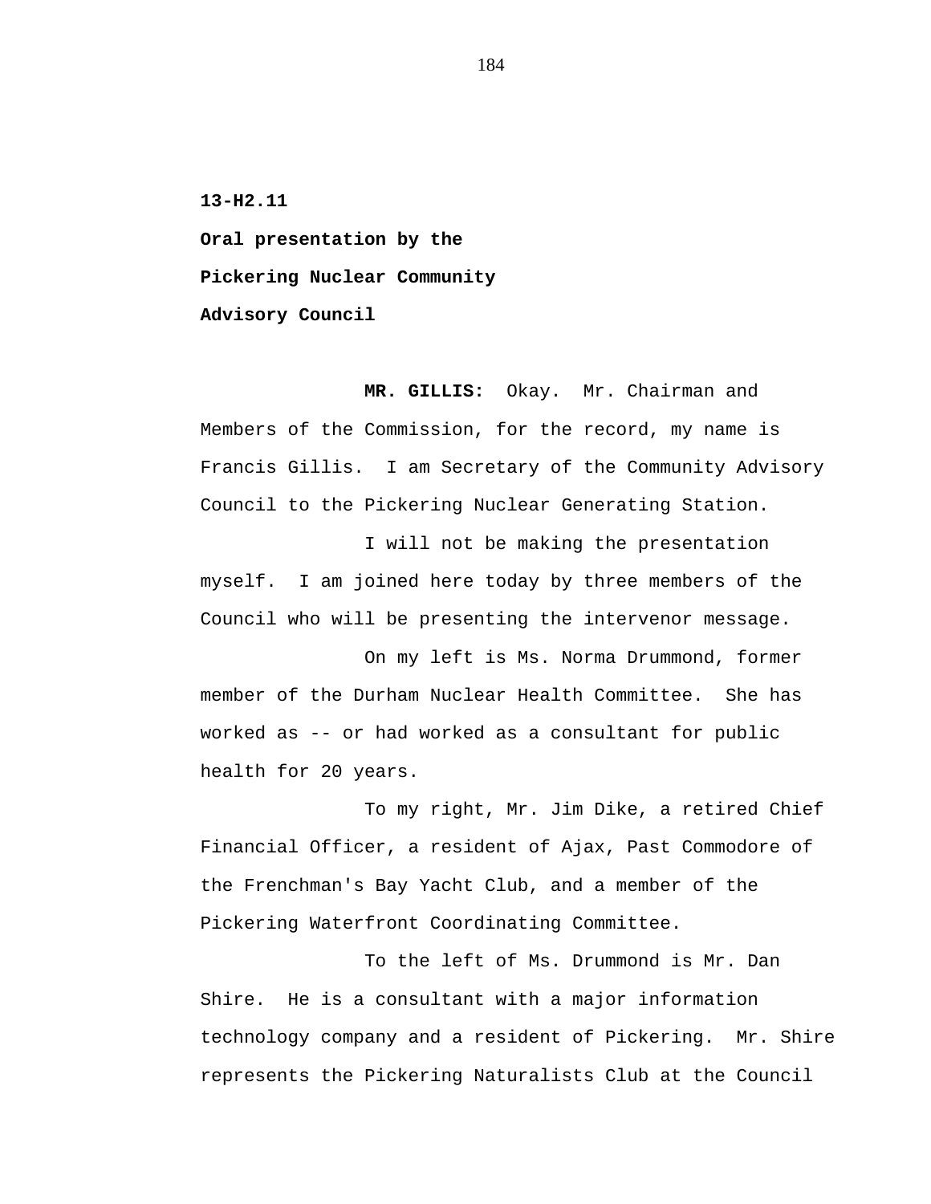**13-H2.11**

**Oral presentation by the Pickering Nuclear Community Advisory Council**

**MR. GILLIS:** Okay. Mr. Chairman and Members of the Commission, for the record, my name is Francis Gillis. I am Secretary of the Community Advisory Council to the Pickering Nuclear Generating Station.

I will not be making the presentation myself. I am joined here today by three members of the Council who will be presenting the intervenor message.

On my left is Ms. Norma Drummond, former member of the Durham Nuclear Health Committee. She has worked as -- or had worked as a consultant for public health for 20 years.

To my right, Mr. Jim Dike, a retired Chief Financial Officer, a resident of Ajax, Past Commodore of the Frenchman's Bay Yacht Club, and a member of the Pickering Waterfront Coordinating Committee.

To the left of Ms. Drummond is Mr. Dan Shire. He is a consultant with a major information technology company and a resident of Pickering. Mr. Shire represents the Pickering Naturalists Club at the Council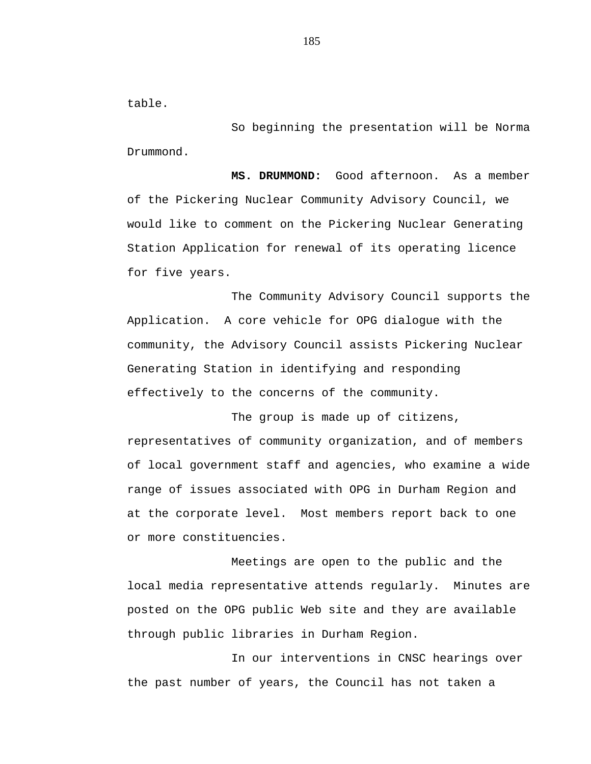table.

So beginning the presentation will be Norma Drummond.

**MS. DRUMMOND:** Good afternoon. As a member of the Pickering Nuclear Community Advisory Council, we would like to comment on the Pickering Nuclear Generating Station Application for renewal of its operating licence for five years.

The Community Advisory Council supports the Application. A core vehicle for OPG dialogue with the community, the Advisory Council assists Pickering Nuclear Generating Station in identifying and responding effectively to the concerns of the community.

The group is made up of citizens, representatives of community organization, and of members of local government staff and agencies, who examine a wide range of issues associated with OPG in Durham Region and at the corporate level. Most members report back to one or more constituencies.

Meetings are open to the public and the local media representative attends regularly. Minutes are posted on the OPG public Web site and they are available through public libraries in Durham Region.

In our interventions in CNSC hearings over the past number of years, the Council has not taken a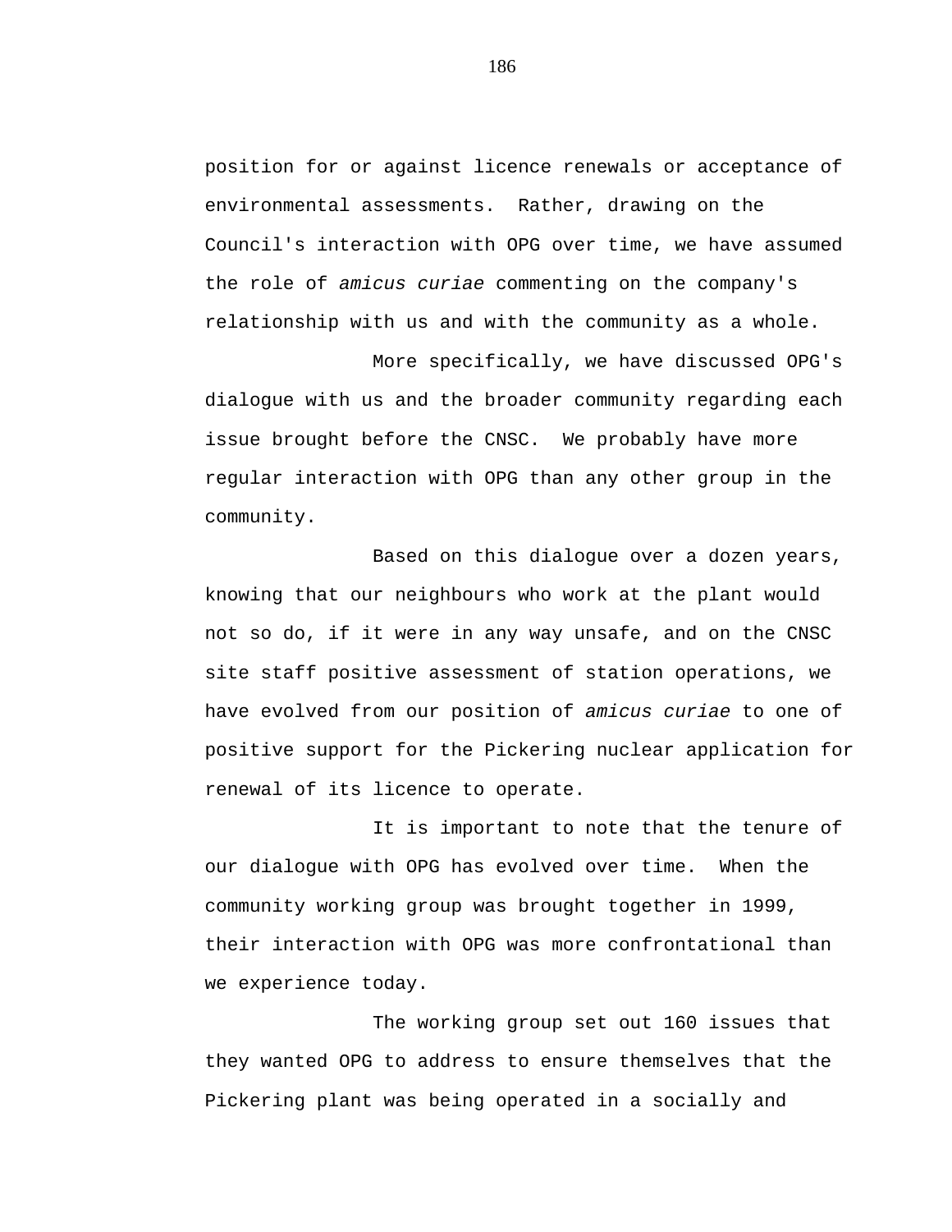position for or against licence renewals or acceptance of environmental assessments. Rather, drawing on the Council's interaction with OPG over time, we have assumed the role of *amicus curiae* commenting on the company's relationship with us and with the community as a whole.

More specifically, we have discussed OPG's dialogue with us and the broader community regarding each issue brought before the CNSC. We probably have more regular interaction with OPG than any other group in the community.

Based on this dialogue over a dozen years, knowing that our neighbours who work at the plant would not so do, if it were in any way unsafe, and on the CNSC site staff positive assessment of station operations, we have evolved from our position of *amicus curiae* to one of positive support for the Pickering nuclear application for renewal of its licence to operate.

It is important to note that the tenure of our dialogue with OPG has evolved over time. When the community working group was brought together in 1999, their interaction with OPG was more confrontational than we experience today.

The working group set out 160 issues that they wanted OPG to address to ensure themselves that the Pickering plant was being operated in a socially and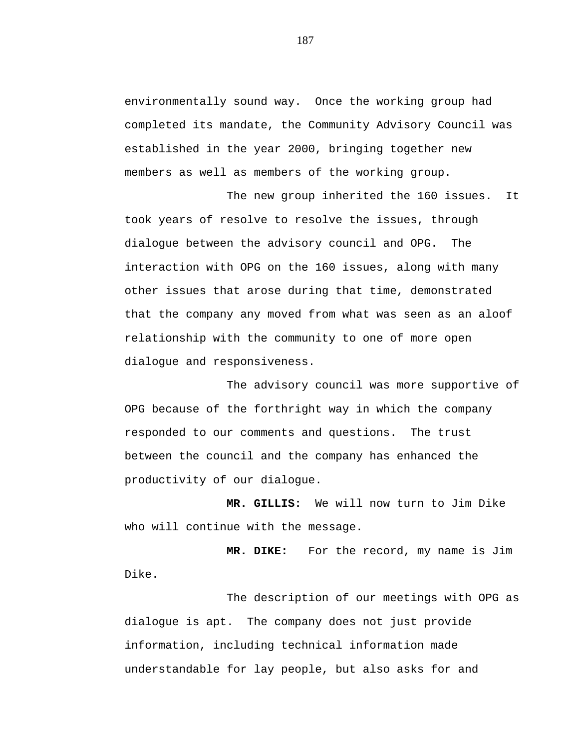environmentally sound way. Once the working group had completed its mandate, the Community Advisory Council was established in the year 2000, bringing together new members as well as members of the working group.

The new group inherited the 160 issues. It took years of resolve to resolve the issues, through dialogue between the advisory council and OPG. The interaction with OPG on the 160 issues, along with many other issues that arose during that time, demonstrated that the company any moved from what was seen as an aloof relationship with the community to one of more open dialogue and responsiveness.

The advisory council was more supportive of OPG because of the forthright way in which the company responded to our comments and questions. The trust between the council and the company has enhanced the productivity of our dialogue.

**MR. GILLIS:** We will now turn to Jim Dike who will continue with the message.

**MR. DIKE:** For the record, my name is Jim Dike.

The description of our meetings with OPG as dialogue is apt. The company does not just provide information, including technical information made understandable for lay people, but also asks for and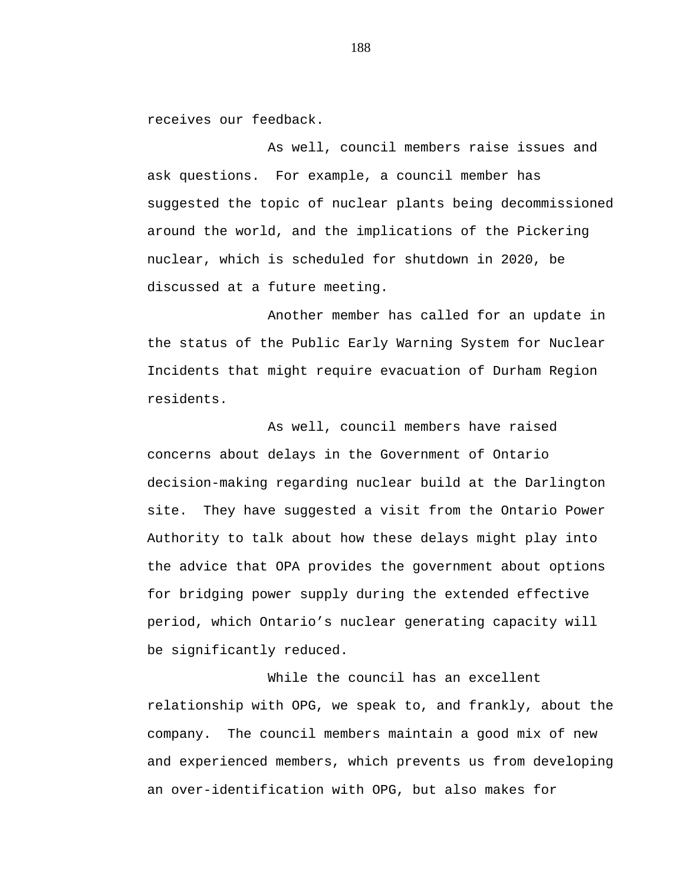receives our feedback.

As well, council members raise issues and ask questions. For example, a council member has suggested the topic of nuclear plants being decommissioned around the world, and the implications of the Pickering nuclear, which is scheduled for shutdown in 2020, be discussed at a future meeting.

Another member has called for an update in the status of the Public Early Warning System for Nuclear Incidents that might require evacuation of Durham Region residents.

As well, council members have raised concerns about delays in the Government of Ontario decision-making regarding nuclear build at the Darlington site. They have suggested a visit from the Ontario Power Authority to talk about how these delays might play into the advice that OPA provides the government about options for bridging power supply during the extended effective period, which Ontario's nuclear generating capacity will be significantly reduced.

While the council has an excellent relationship with OPG, we speak to, and frankly, about the company. The council members maintain a good mix of new and experienced members, which prevents us from developing an over-identification with OPG, but also makes for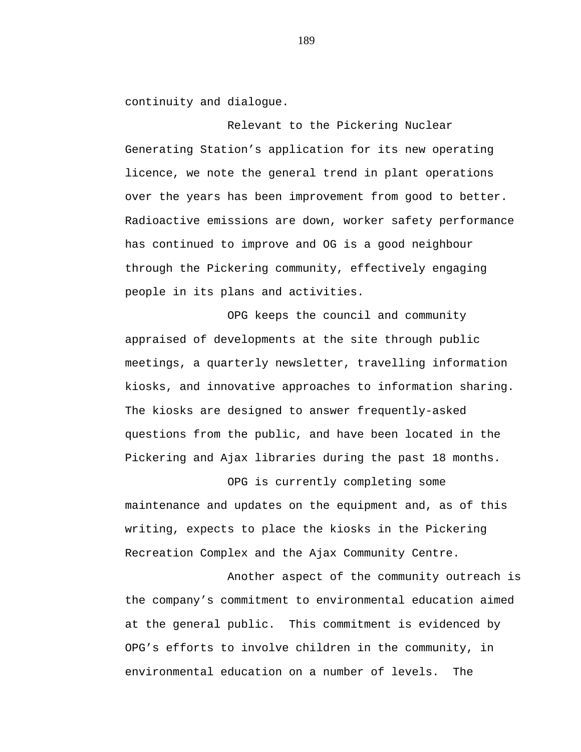continuity and dialogue.

Relevant to the Pickering Nuclear Generating Station’s application for its new operating licence, we note the general trend in plant operations over the years has been improvement from good to better. Radioactive emissions are down, worker safety performance has continued to improve and OG is a good neighbour through the Pickering community, effectively engaging people in its plans and activities.

OPG keeps the council and community appraised of developments at the site through public meetings, a quarterly newsletter, travelling information kiosks, and innovative approaches to information sharing. The kiosks are designed to answer frequently-asked questions from the public, and have been located in the Pickering and Ajax libraries during the past 18 months.

OPG is currently completing some maintenance and updates on the equipment and, as of this writing, expects to place the kiosks in the Pickering Recreation Complex and the Ajax Community Centre.

Another aspect of the community outreach is the company’s commitment to environmental education aimed at the general public. This commitment is evidenced by OPG’s efforts to involve children in the community, in environmental education on a number of levels. The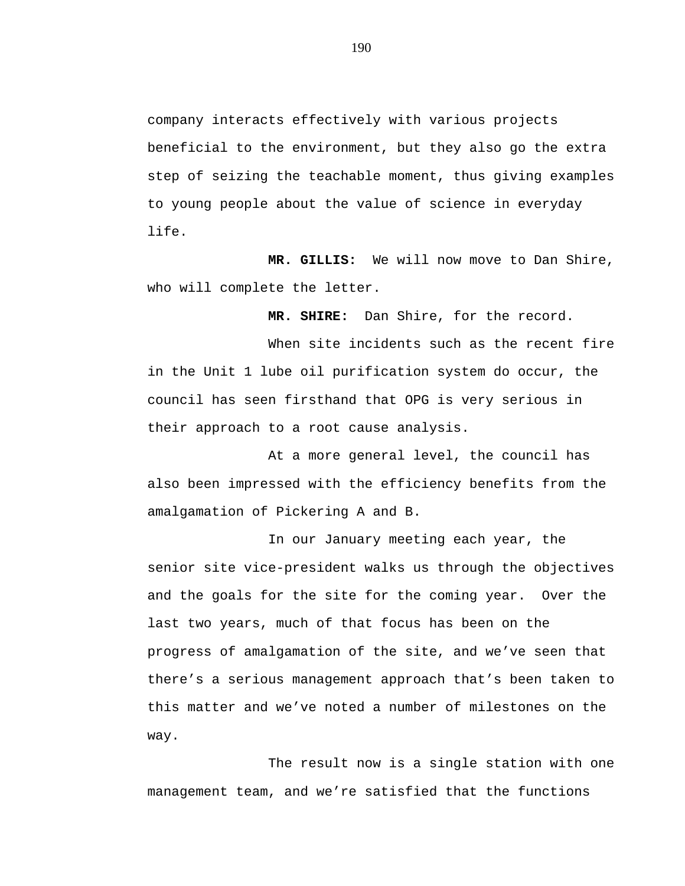company interacts effectively with various projects beneficial to the environment, but they also go the extra step of seizing the teachable moment, thus giving examples to young people about the value of science in everyday life.

**MR. GILLIS:** We will now move to Dan Shire, who will complete the letter.

**MR. SHIRE:** Dan Shire, for the record.

When site incidents such as the recent fire in the Unit 1 lube oil purification system do occur, the council has seen firsthand that OPG is very serious in their approach to a root cause analysis.

At a more general level, the council has also been impressed with the efficiency benefits from the amalgamation of Pickering A and B.

In our January meeting each year, the senior site vice-president walks us through the objectives and the goals for the site for the coming year. Over the last two years, much of that focus has been on the progress of amalgamation of the site, and we've seen that there's a serious management approach that's been taken to this matter and we've noted a number of milestones on the way.

The result now is a single station with one management team, and we're satisfied that the functions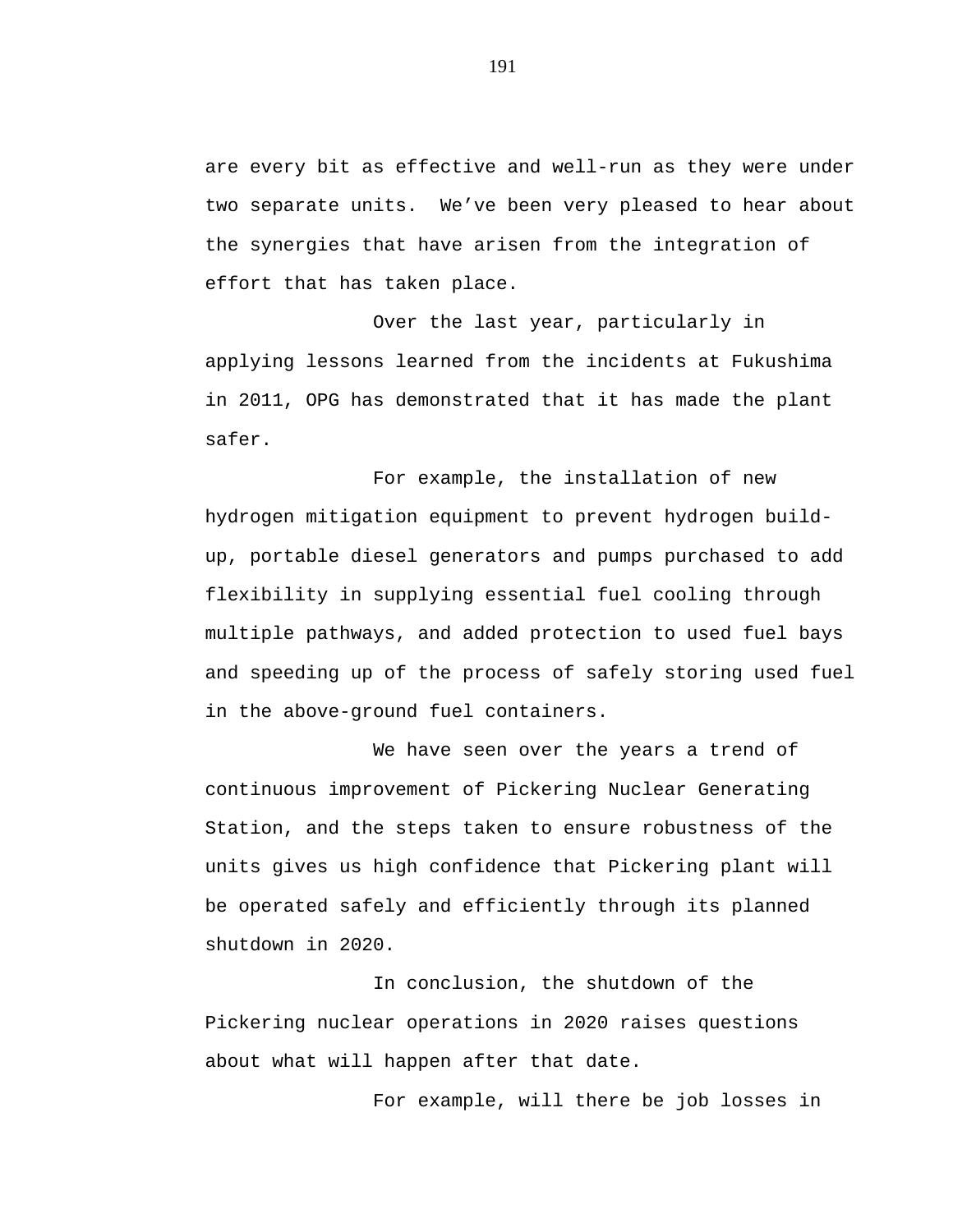are every bit as effective and well-run as they were under two separate units. We've been very pleased to hear about the synergies that have arisen from the integration of effort that has taken place.

Over the last year, particularly in applying lessons learned from the incidents at Fukushima in 2011, OPG has demonstrated that it has made the plant safer.

For example, the installation of new hydrogen mitigation equipment to prevent hydrogen build-up, portable diesel generators and pumps purchased to add flexibility in supplying essential fuel cooling through multiple pathways, and added protection to used fuel bays and speeding up of the process of safely storing used fuel in the above-ground fuel containers.

We have seen over the years a trend of continuous improvement of Pickering Nuclear Generating Station, and the steps taken to ensure robustness of the units gives us high confidence that Pickering plant will be operated safely and efficiently through its planned shutdown in 2020.

In conclusion, the shutdown of the Pickering nuclear operations in 2020 raises questions about what will happen after that date.

For example, will there be job losses in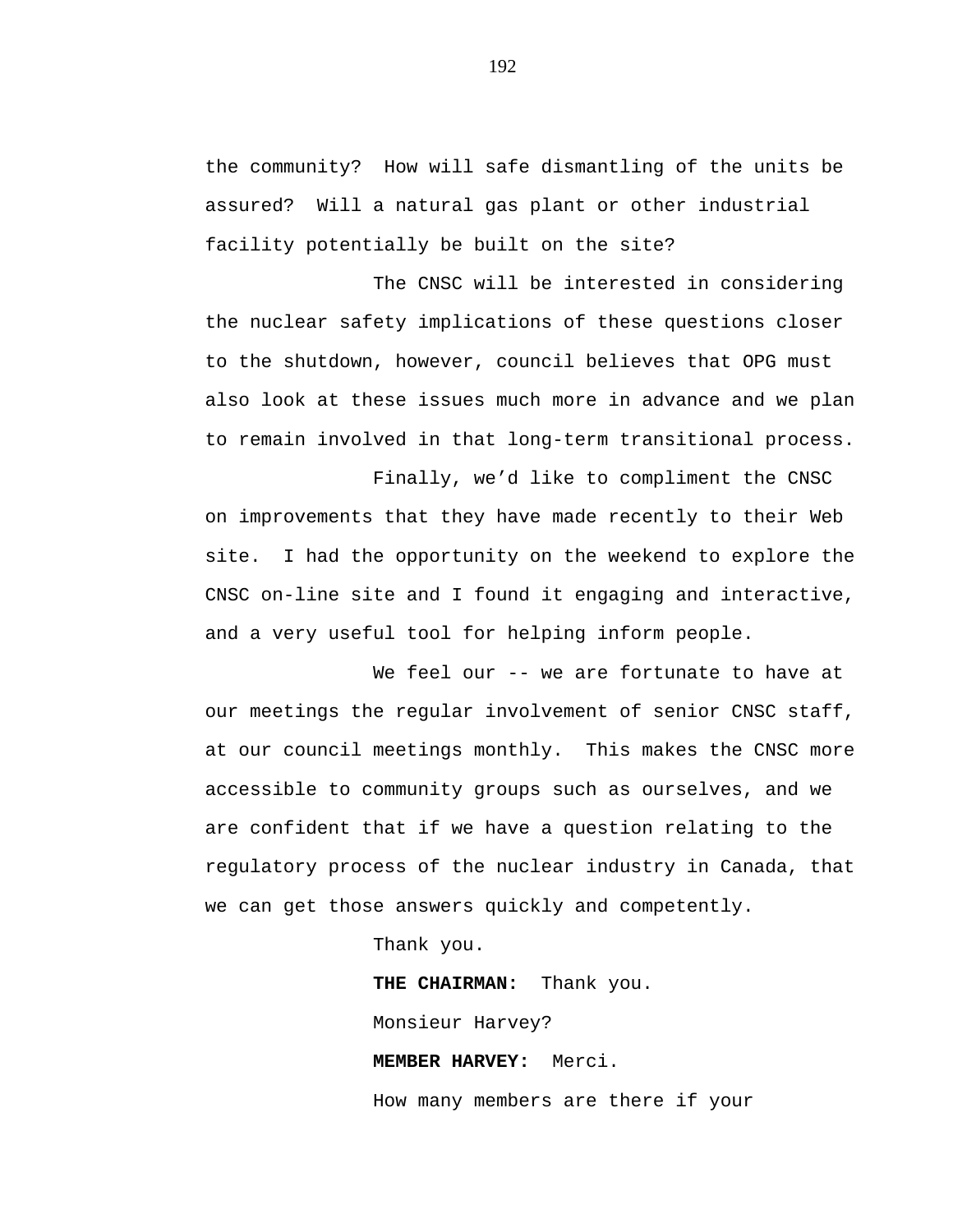the community?  How will safe dismantling of the units be assured?  Will a natural gas plant or other industrial facility potentially be built on the site?

The CNSC will be interested in considering the nuclear safety implications of these questions closer to the shutdown, however, council believes that OPG must also look at these issues much more in advance and we plan to remain involved in that long-term transitional process.

Finally, we'd like to compliment the CNSC on improvements that they have made recently to their Web site.  I had the opportunity on the weekend to explore the CNSC on-line site and I found it engaging and interactive, and a very useful tool for helping inform people.

We feel our -- we are fortunate to have at our meetings the regular involvement of senior CNSC staff, at our council meetings monthly.  This makes the CNSC more accessible to community groups such as ourselves, and we are confident that if we have a question relating to the regulatory process of the nuclear industry in Canada, that we can get those answers quickly and competently.

Thank you.

**THE CHAIRMAN:**  Thank you.

Monsieur Harvey?

**MEMBER HARVEY:**  Merci.

How many members are there if your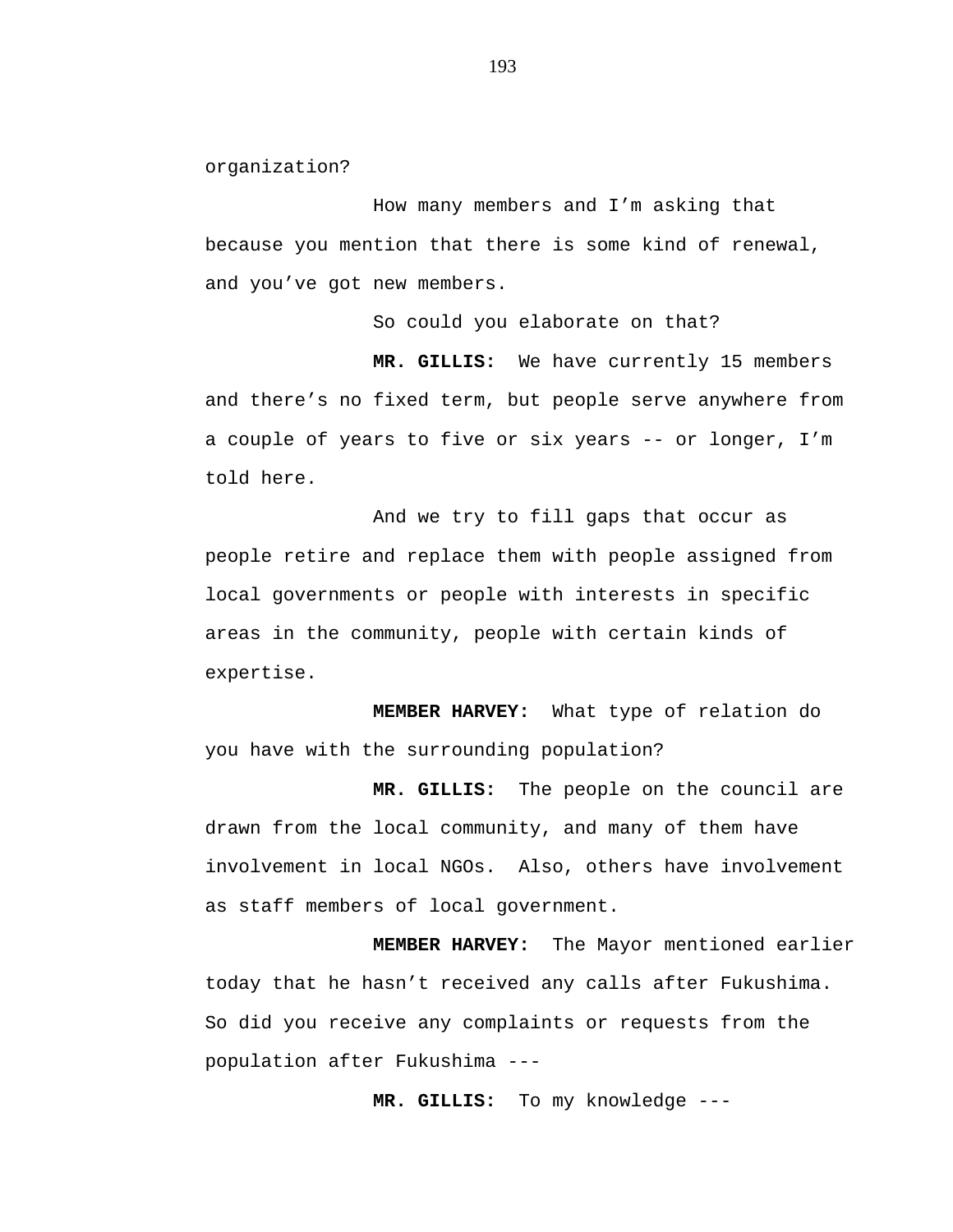organization?

How many members and I'm asking that because you mention that there is some kind of renewal, and you've got new members.

So could you elaborate on that?

**MR. GILLIS:** We have currently 15 members and there's no fixed term, but people serve anywhere from a couple of years to five or six years -- or longer, I'm told here.

And we try to fill gaps that occur as people retire and replace them with people assigned from local governments or people with interests in specific areas in the community, people with certain kinds of expertise.

**MEMBER HARVEY:** What type of relation do you have with the surrounding population?

**MR. GILLIS:** The people on the council are drawn from the local community, and many of them have involvement in local NGOs. Also, others have involvement as staff members of local government.

**MEMBER HARVEY:** The Mayor mentioned earlier today that he hasn't received any calls after Fukushima. So did you receive any complaints or requests from the population after Fukushima ---

**MR. GILLIS:** To my knowledge ---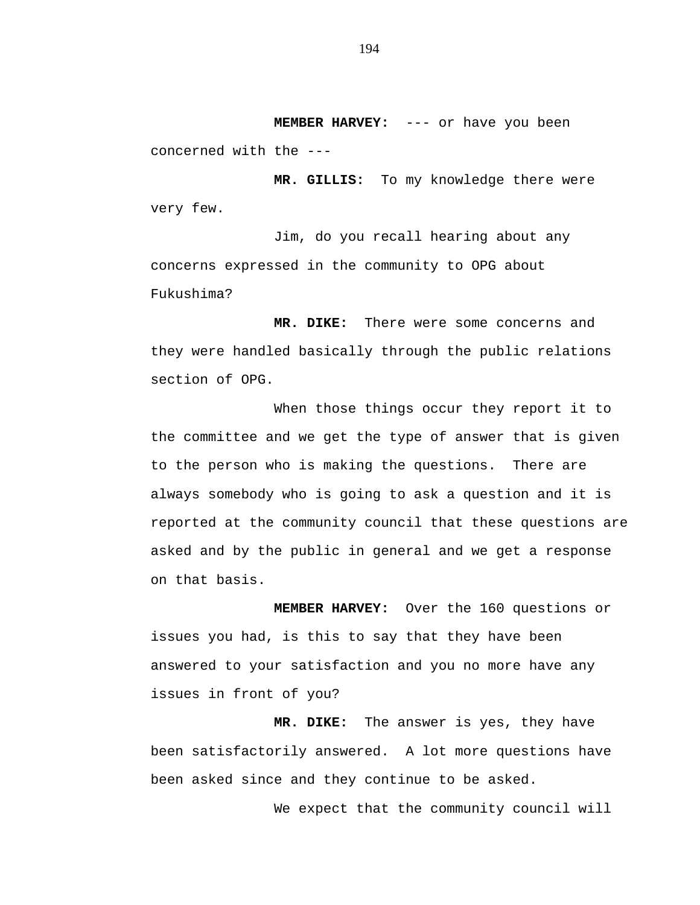**MEMBER HARVEY:** --- or have you been concerned with the ---

**MR. GILLIS:** To my knowledge there were very few.

Jim, do you recall hearing about any concerns expressed in the community to OPG about Fukushima?

**MR. DIKE:** There were some concerns and they were handled basically through the public relations section of OPG.

When those things occur they report it to the committee and we get the type of answer that is given to the person who is making the questions. There are always somebody who is going to ask a question and it is reported at the community council that these questions are asked and by the public in general and we get a response on that basis.

**MEMBER HARVEY:** Over the 160 questions or issues you had, is this to say that they have been answered to your satisfaction and you no more have any issues in front of you?

**MR. DIKE:** The answer is yes, they have been satisfactorily answered. A lot more questions have been asked since and they continue to be asked.

We expect that the community council will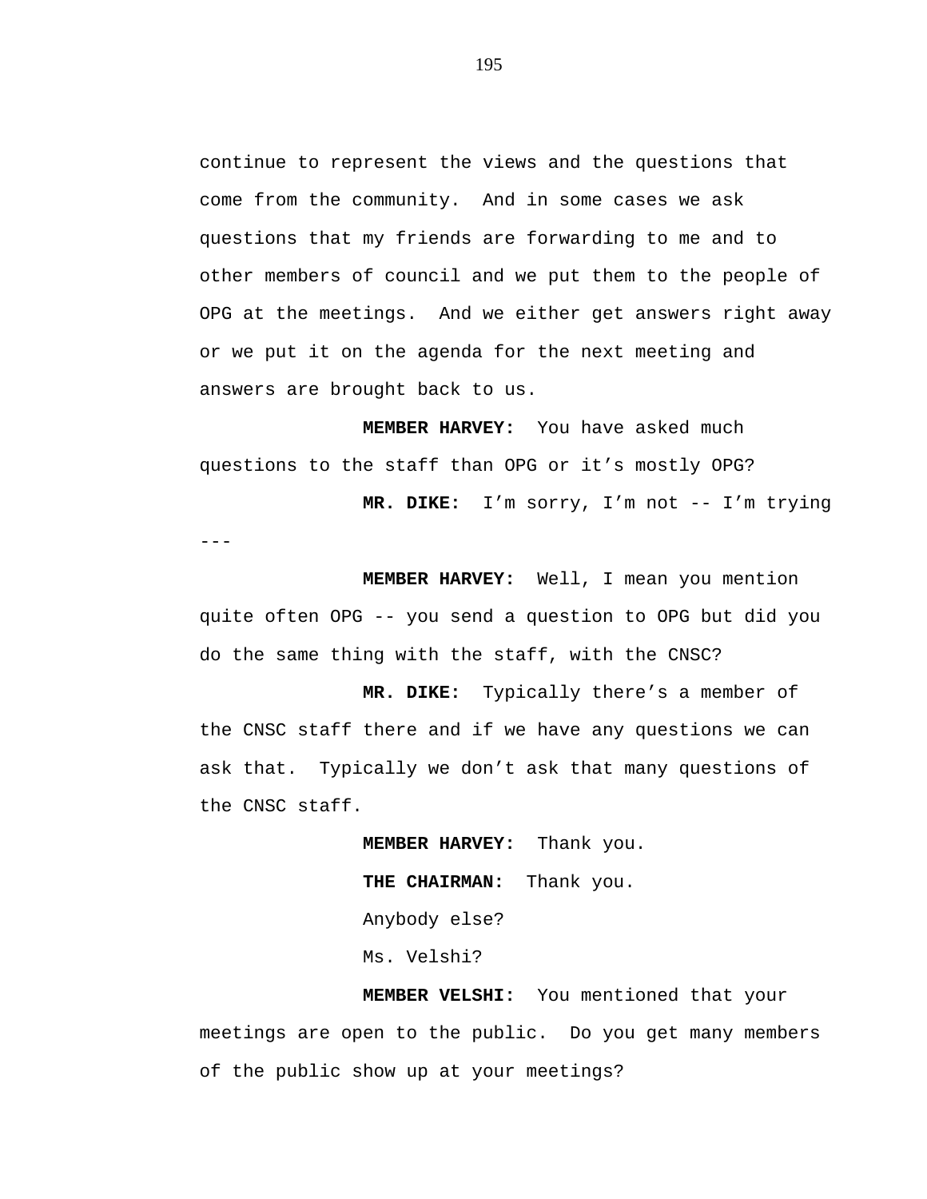continue to represent the views and the questions that come from the community. And in some cases we ask questions that my friends are forwarding to me and to other members of council and we put them to the people of OPG at the meetings. And we either get answers right away or we put it on the agenda for the next meeting and answers are brought back to us.

**MEMBER HARVEY:** You have asked much questions to the staff than OPG or it's mostly OPG?

**MR. DIKE:** I'm sorry, I'm not -- I'm trying ---

**MEMBER HARVEY:** Well, I mean you mention quite often OPG -- you send a question to OPG but did you do the same thing with the staff, with the CNSC?

**MR. DIKE:** Typically there's a member of the CNSC staff there and if we have any questions we can ask that. Typically we don't ask that many questions of the CNSC staff.

**MEMBER HARVEY:** Thank you.

**THE CHAIRMAN:** Thank you.

Anybody else?

Ms. Velshi?

**MEMBER VELSHI:** You mentioned that your meetings are open to the public. Do you get many members of the public show up at your meetings?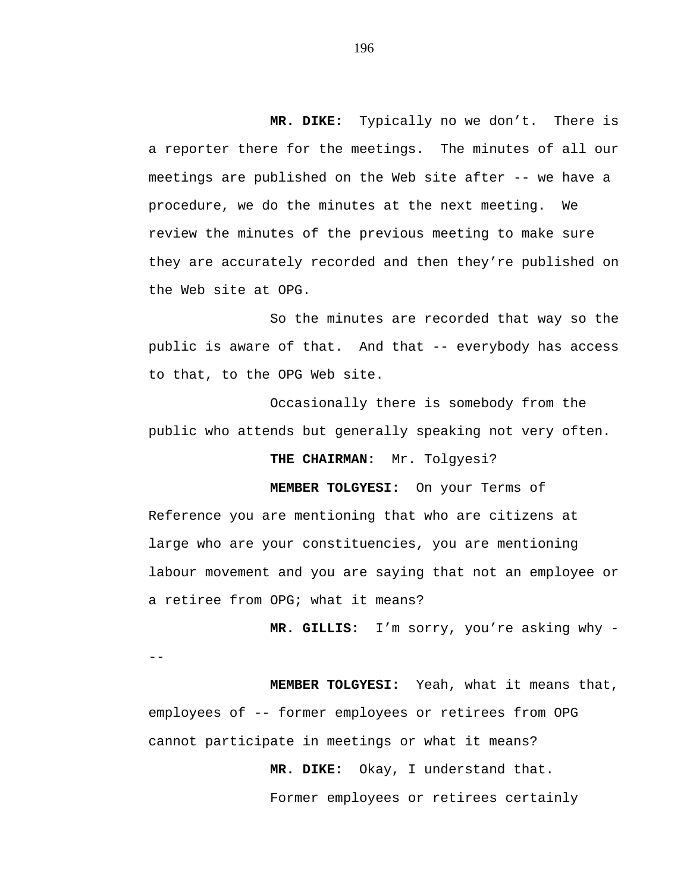**MR. DIKE:** Typically no we don't. There is a reporter there for the meetings. The minutes of all our meetings are published on the Web site after -- we have a procedure, we do the minutes at the next meeting. We review the minutes of the previous meeting to make sure they are accurately recorded and then they're published on the Web site at OPG.

So the minutes are recorded that way so the public is aware of that. And that -- everybody has access to that, to the OPG Web site.

Occasionally there is somebody from the public who attends but generally speaking not very often.

**THE CHAIRMAN:** Mr. Tolgyesi?

**MEMBER TOLGYESI:** On your Terms of Reference you are mentioning that who are citizens at large who are your constituencies, you are mentioning labour movement and you are saying that not an employee or a retiree from OPG; what it means?

**MR. GILLIS:** I'm sorry, you're asking why ---

**MEMBER TOLGYESI:** Yeah, what it means that, employees of -- former employees or retirees from OPG cannot participate in meetings or what it means?

**MR. DIKE:** Okay, I understand that.

Former employees or retirees certainly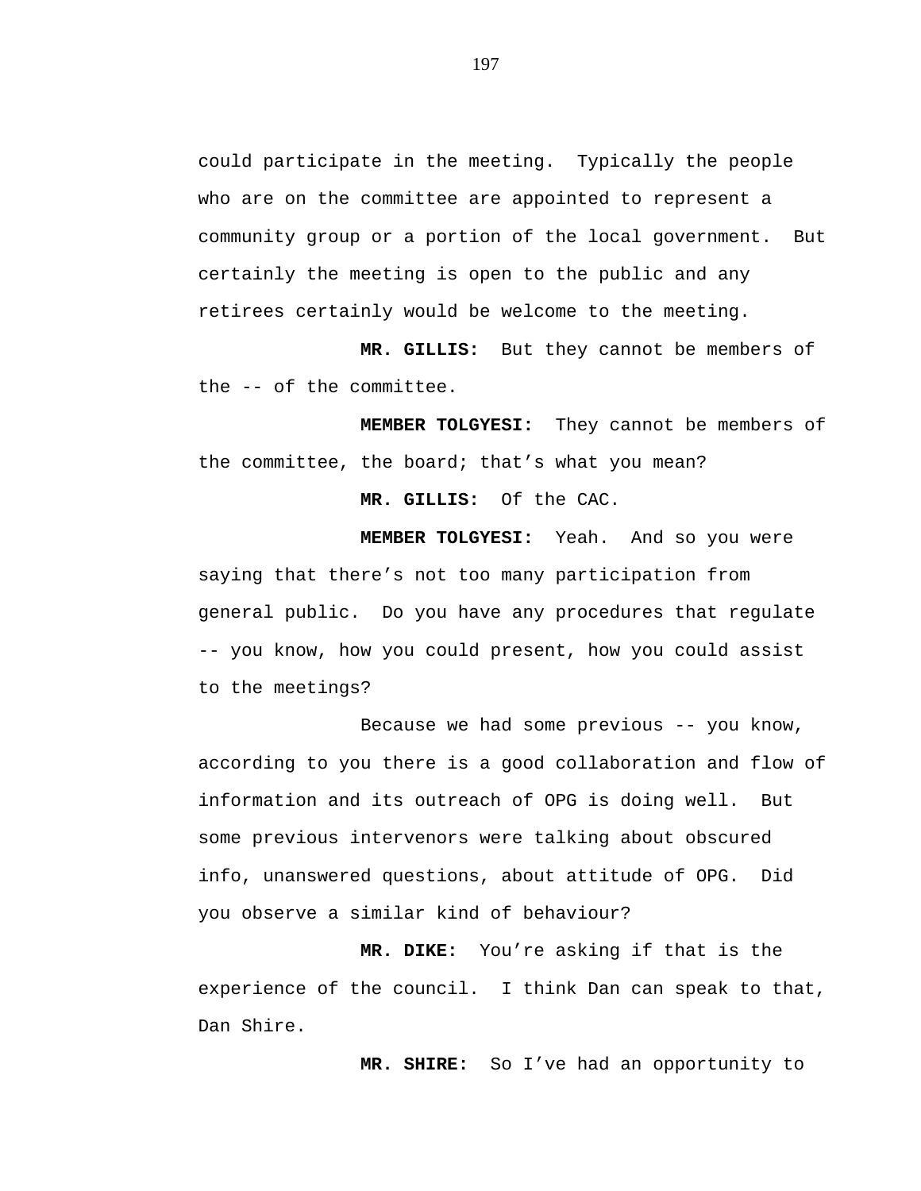could participate in the meeting. Typically the people who are on the committee are appointed to represent a community group or a portion of the local government. But certainly the meeting is open to the public and any retirees certainly would be welcome to the meeting.

**MR. GILLIS:** But they cannot be members of the -- of the committee.

**MEMBER TOLGYESI:** They cannot be members of the committee, the board; that's what you mean?

**MR. GILLIS:** Of the CAC.

**MEMBER TOLGYESI:** Yeah. And so you were saying that there's not too many participation from general public. Do you have any procedures that regulate -- you know, how you could present, how you could assist to the meetings?

Because we had some previous -- you know, according to you there is a good collaboration and flow of information and its outreach of OPG is doing well. But some previous intervenors were talking about obscured info, unanswered questions, about attitude of OPG. Did you observe a similar kind of behaviour?

**MR. DIKE:** You're asking if that is the experience of the council. I think Dan can speak to that, Dan Shire.

**MR. SHIRE:** So I've had an opportunity to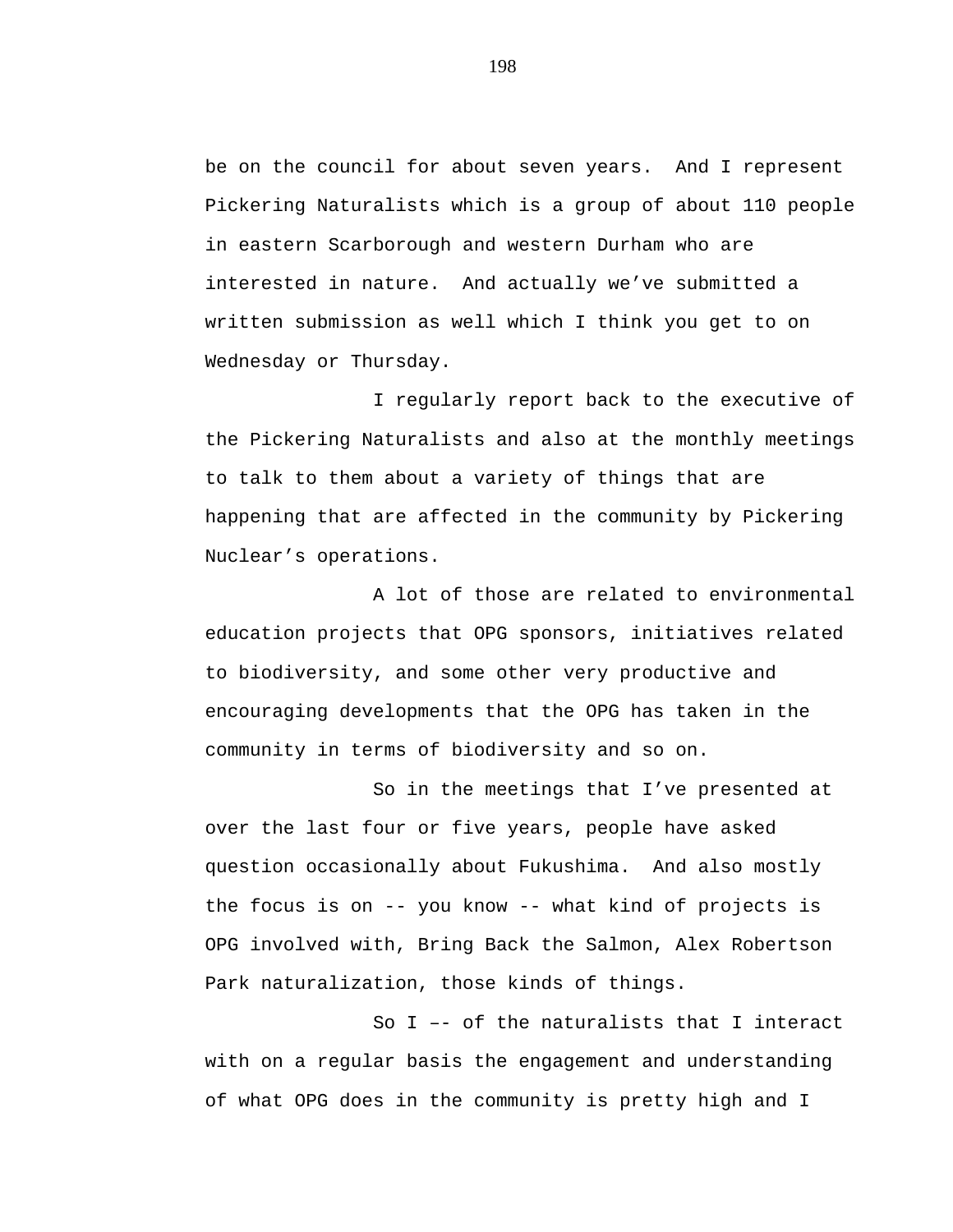be on the council for about seven years. And I represent Pickering Naturalists which is a group of about 110 people in eastern Scarborough and western Durham who are interested in nature. And actually we've submitted a written submission as well which I think you get to on Wednesday or Thursday.

I regularly report back to the executive of the Pickering Naturalists and also at the monthly meetings to talk to them about a variety of things that are happening that are affected in the community by Pickering Nuclear's operations.

A lot of those are related to environmental education projects that OPG sponsors, initiatives related to biodiversity, and some other very productive and encouraging developments that the OPG has taken in the community in terms of biodiversity and so on.

So in the meetings that I've presented at over the last four or five years, people have asked question occasionally about Fukushima. And also mostly the focus is on -- you know -- what kind of projects is OPG involved with, Bring Back the Salmon, Alex Robertson Park naturalization, those kinds of things.

So I –- of the naturalists that I interact with on a regular basis the engagement and understanding of what OPG does in the community is pretty high and I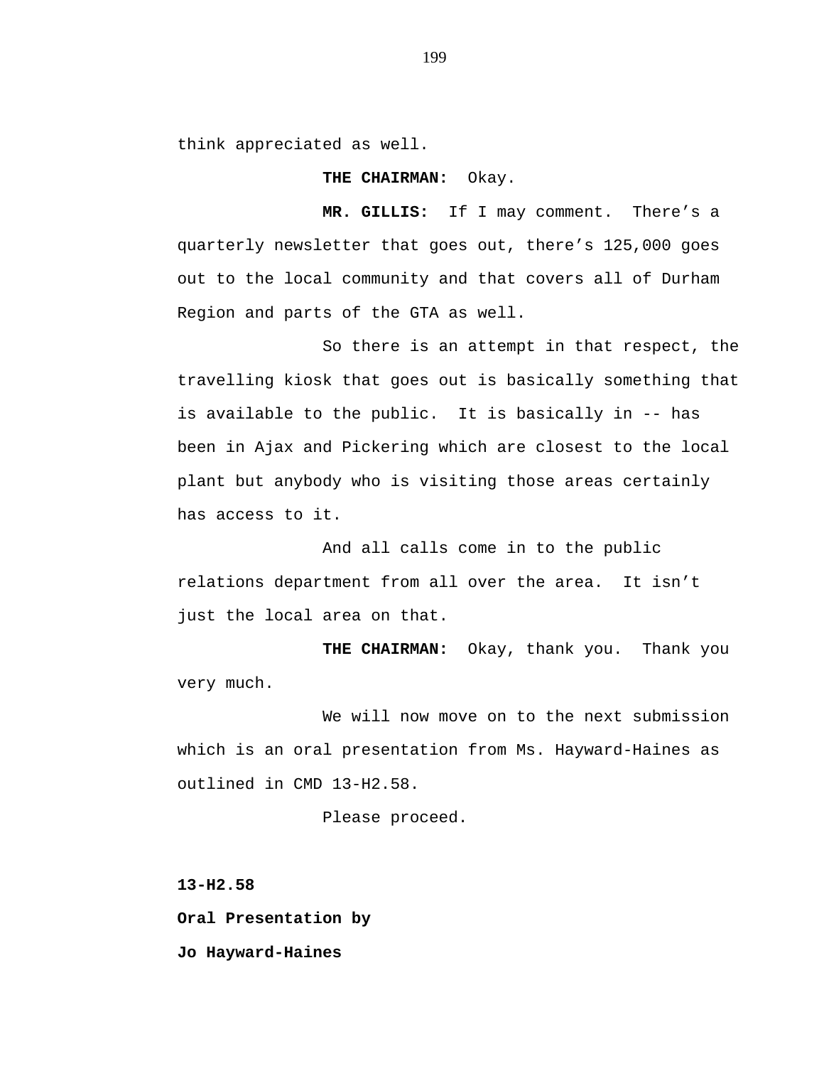think appreciated as well.

**THE CHAIRMAN:** Okay.

**MR. GILLIS:** If I may comment. There's a quarterly newsletter that goes out, there's 125,000 goes out to the local community and that covers all of Durham Region and parts of the GTA as well.

So there is an attempt in that respect, the travelling kiosk that goes out is basically something that is available to the public. It is basically in -- has been in Ajax and Pickering which are closest to the local plant but anybody who is visiting those areas certainly has access to it.

And all calls come in to the public relations department from all over the area. It isn't just the local area on that.

**THE CHAIRMAN:** Okay, thank you. Thank you very much.

We will now move on to the next submission which is an oral presentation from Ms. Hayward-Haines as outlined in CMD 13-H2.58.

Please proceed.

**13-H2.58**

**Oral Presentation by**

**Jo Hayward-Haines**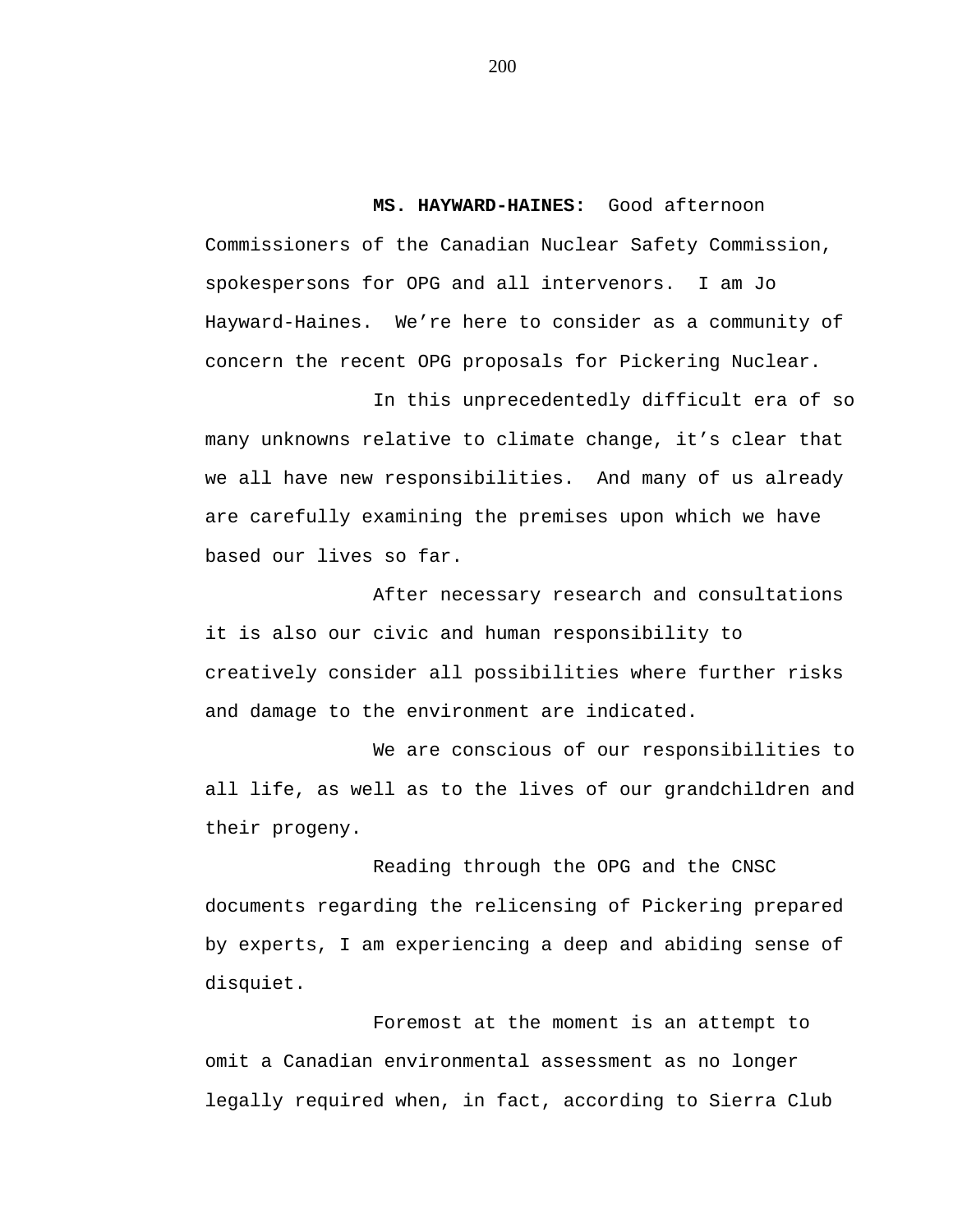**MS. HAYWARD-HAINES:** Good afternoon Commissioners of the Canadian Nuclear Safety Commission, spokespersons for OPG and all intervenors. I am Jo Hayward-Haines. We're here to consider as a community of concern the recent OPG proposals for Pickering Nuclear.

In this unprecedentedly difficult era of so many unknowns relative to climate change, it's clear that we all have new responsibilities. And many of us already are carefully examining the premises upon which we have based our lives so far.

After necessary research and consultations it is also our civic and human responsibility to creatively consider all possibilities where further risks and damage to the environment are indicated.

We are conscious of our responsibilities to all life, as well as to the lives of our grandchildren and their progeny.

Reading through the OPG and the CNSC documents regarding the relicensing of Pickering prepared by experts, I am experiencing a deep and abiding sense of disquiet.

Foremost at the moment is an attempt to omit a Canadian environmental assessment as no longer legally required when, in fact, according to Sierra Club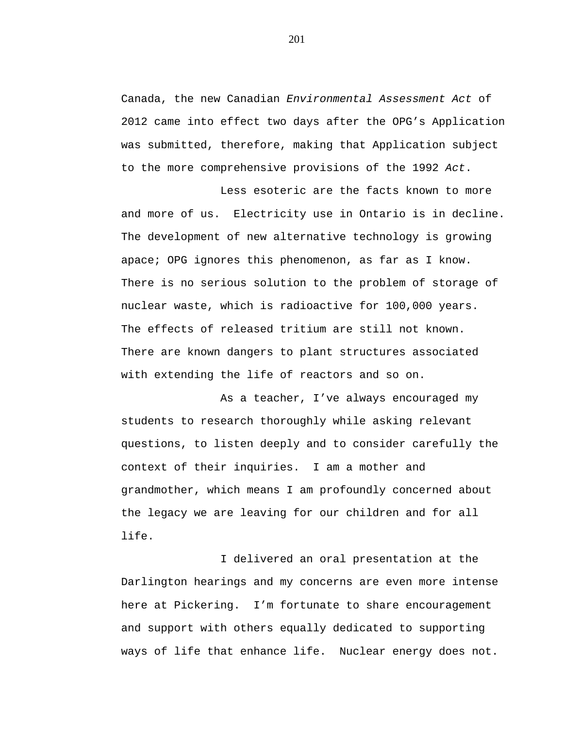Canada, the new Canadian *Environmental Assessment Act* of 2012 came into effect two days after the OPG's Application was submitted, therefore, making that Application subject to the more comprehensive provisions of the 1992 *Act*.

Less esoteric are the facts known to more and more of us. Electricity use in Ontario is in decline. The development of new alternative technology is growing apace; OPG ignores this phenomenon, as far as I know. There is no serious solution to the problem of storage of nuclear waste, which is radioactive for 100,000 years. The effects of released tritium are still not known. There are known dangers to plant structures associated with extending the life of reactors and so on.

As a teacher, I've always encouraged my students to research thoroughly while asking relevant questions, to listen deeply and to consider carefully the context of their inquiries. I am a mother and grandmother, which means I am profoundly concerned about the legacy we are leaving for our children and for all life.

I delivered an oral presentation at the Darlington hearings and my concerns are even more intense here at Pickering. I'm fortunate to share encouragement and support with others equally dedicated to supporting ways of life that enhance life. Nuclear energy does not.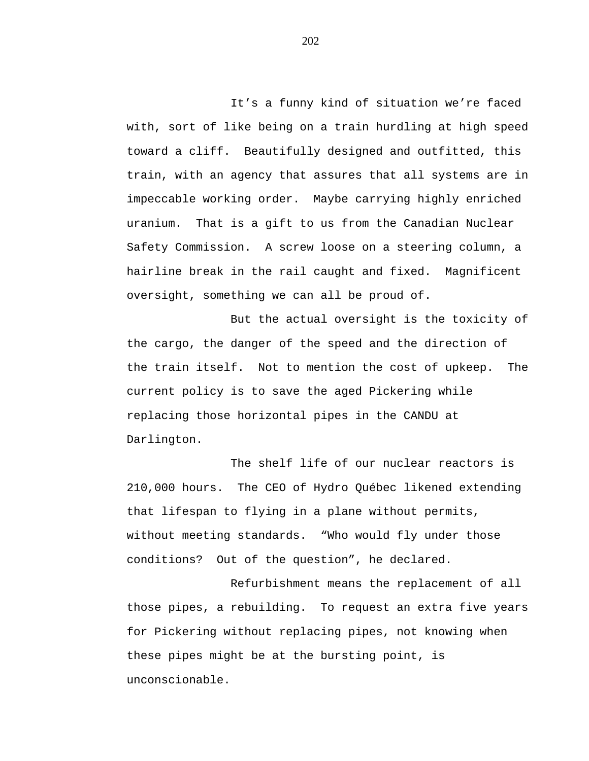It’s a funny kind of situation we’re faced with, sort of like being on a train hurdling at high speed toward a cliff. Beautifully designed and outfitted, this train, with an agency that assures that all systems are in impeccable working order. Maybe carrying highly enriched uranium. That is a gift to us from the Canadian Nuclear Safety Commission. A screw loose on a steering column, a hairline break in the rail caught and fixed. Magnificent oversight, something we can all be proud of.

But the actual oversight is the toxicity of the cargo, the danger of the speed and the direction of the train itself. Not to mention the cost of upkeep. The current policy is to save the aged Pickering while replacing those horizontal pipes in the CANDU at Darlington.

The shelf life of our nuclear reactors is 210,000 hours. The CEO of Hydro Québec likened extending that lifespan to flying in a plane without permits, without meeting standards. “Who would fly under those conditions? Out of the question”, he declared.

Refurbishment means the replacement of all those pipes, a rebuilding. To request an extra five years for Pickering without replacing pipes, not knowing when these pipes might be at the bursting point, is unconscionable.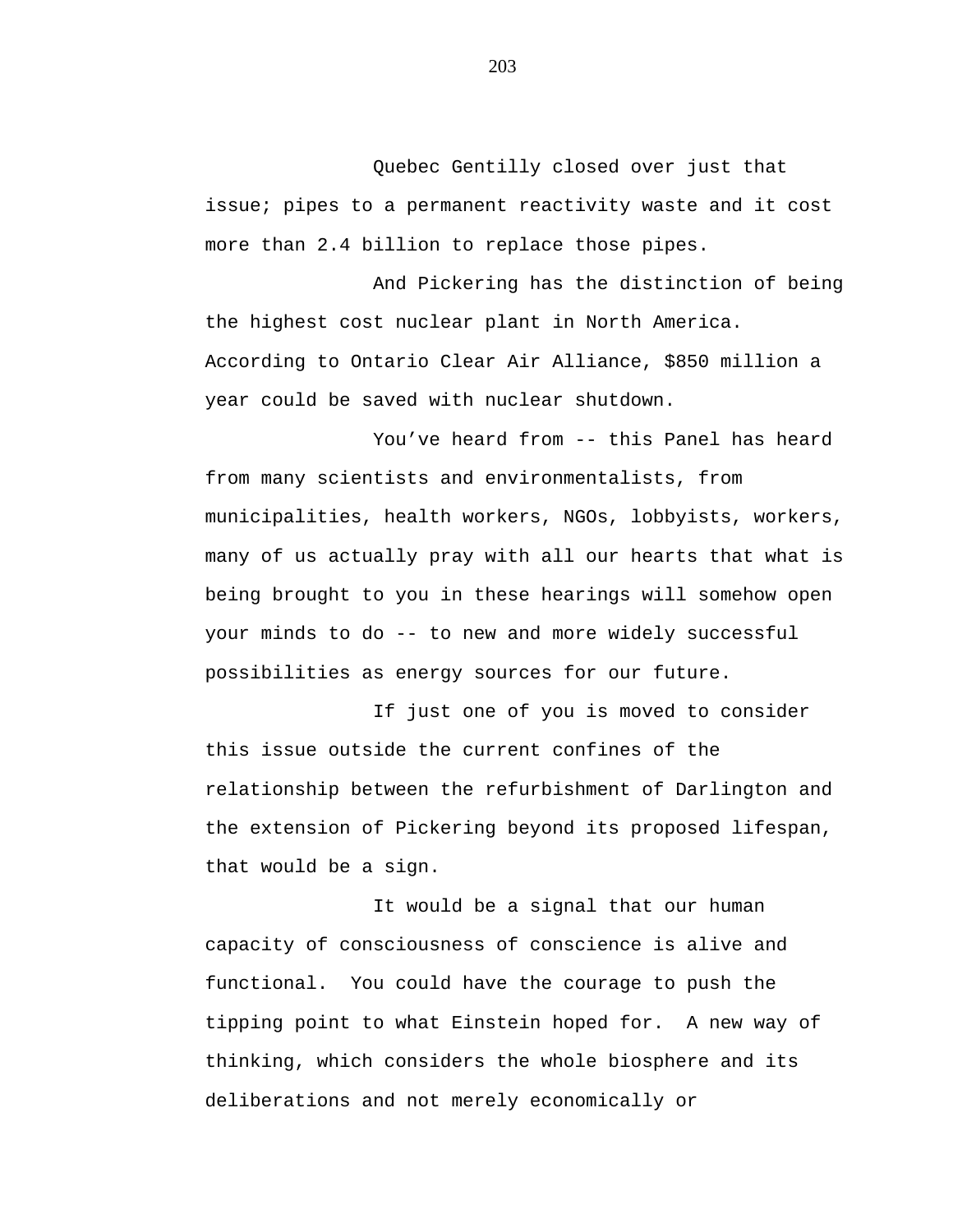Quebec Gentilly closed over just that issue; pipes to a permanent reactivity waste and it cost more than 2.4 billion to replace those pipes.

And Pickering has the distinction of being the highest cost nuclear plant in North America. According to Ontario Clear Air Alliance, $850 million a year could be saved with nuclear shutdown.

You've heard from -- this Panel has heard from many scientists and environmentalists, from municipalities, health workers, NGOs, lobbyists, workers, many of us actually pray with all our hearts that what is being brought to you in these hearings will somehow open your minds to do -- to new and more widely successful possibilities as energy sources for our future.

If just one of you is moved to consider this issue outside the current confines of the relationship between the refurbishment of Darlington and the extension of Pickering beyond its proposed lifespan, that would be a sign.

It would be a signal that our human capacity of consciousness of conscience is alive and functional. You could have the courage to push the tipping point to what Einstein hoped for. A new way of thinking, which considers the whole biosphere and its deliberations and not merely economically or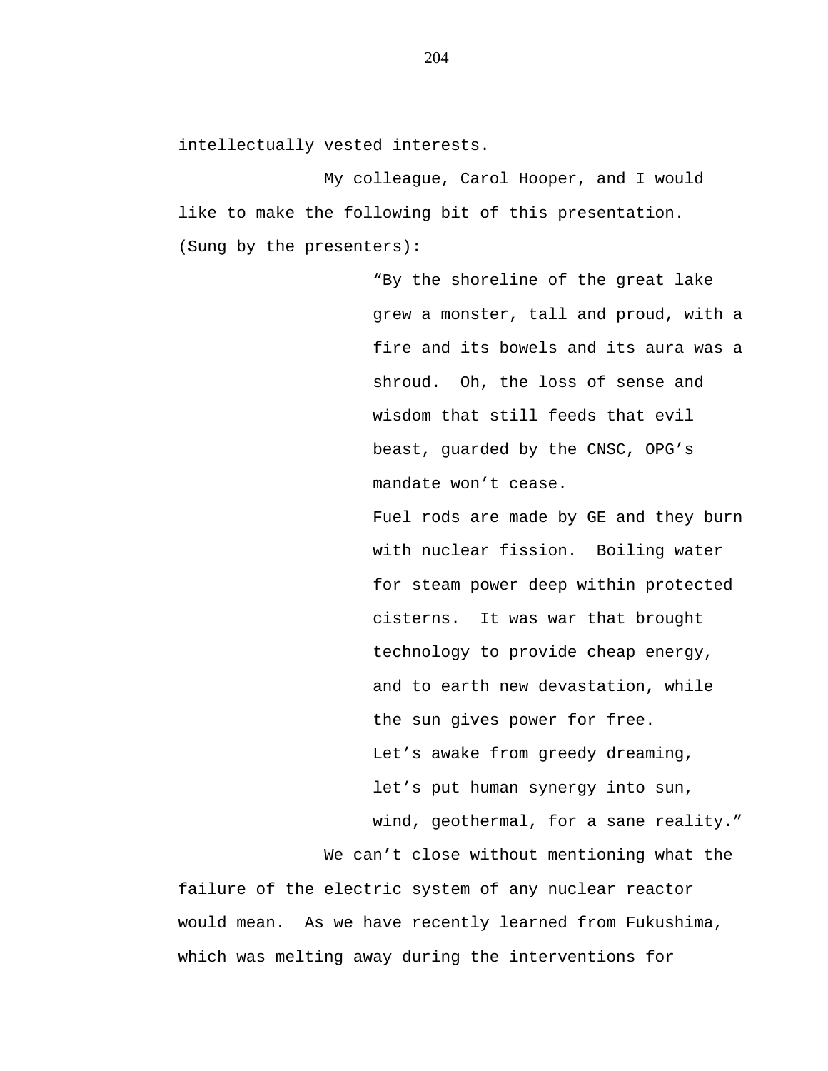intellectually vested interests.

My colleague, Carol Hooper, and I would like to make the following bit of this presentation. (Sung by the presenters):

> "By the shoreline of the great lake grew a monster, tall and proud, with a fire and its bowels and its aura was a shroud. Oh, the loss of sense and wisdom that still feeds that evil beast, guarded by the CNSC, OPG's mandate won't cease.
>
> Fuel rods are made by GE and they burn with nuclear fission. Boiling water for steam power deep within protected cisterns. It was war that brought technology to provide cheap energy, and to earth new devastation, while the sun gives power for free.
>
> Let's awake from greedy dreaming, let's put human synergy into sun, wind, geothermal, for a sane reality."

We can't close without mentioning what the failure of the electric system of any nuclear reactor would mean. As we have recently learned from Fukushima, which was melting away during the interventions for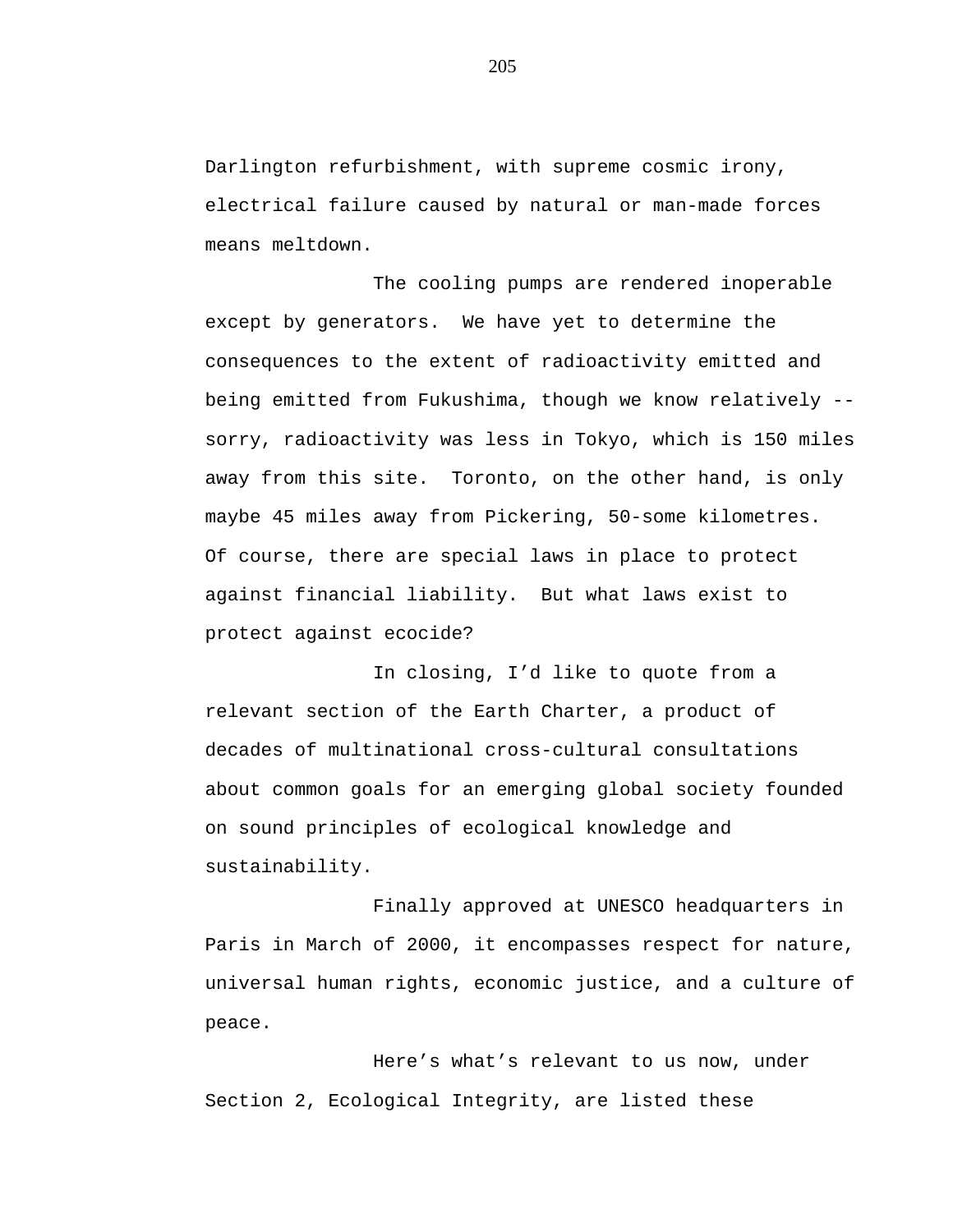Darlington refurbishment, with supreme cosmic irony, electrical failure caused by natural or man-made forces means meltdown.

The cooling pumps are rendered inoperable except by generators.  We have yet to determine the consequences to the extent of radioactivity emitted and being emitted from Fukushima, though we know relatively -- sorry, radioactivity was less in Tokyo, which is 150 miles away from this site.  Toronto, on the other hand, is only maybe 45 miles away from Pickering, 50-some kilometres. Of course, there are special laws in place to protect against financial liability.  But what laws exist to protect against ecocide?

In closing, I'd like to quote from a relevant section of the Earth Charter, a product of decades of multinational cross-cultural consultations about common goals for an emerging global society founded on sound principles of ecological knowledge and sustainability.

Finally approved at UNESCO headquarters in Paris in March of 2000, it encompasses respect for nature, universal human rights, economic justice, and a culture of peace.

Here's what's relevant to us now, under Section 2, Ecological Integrity, are listed these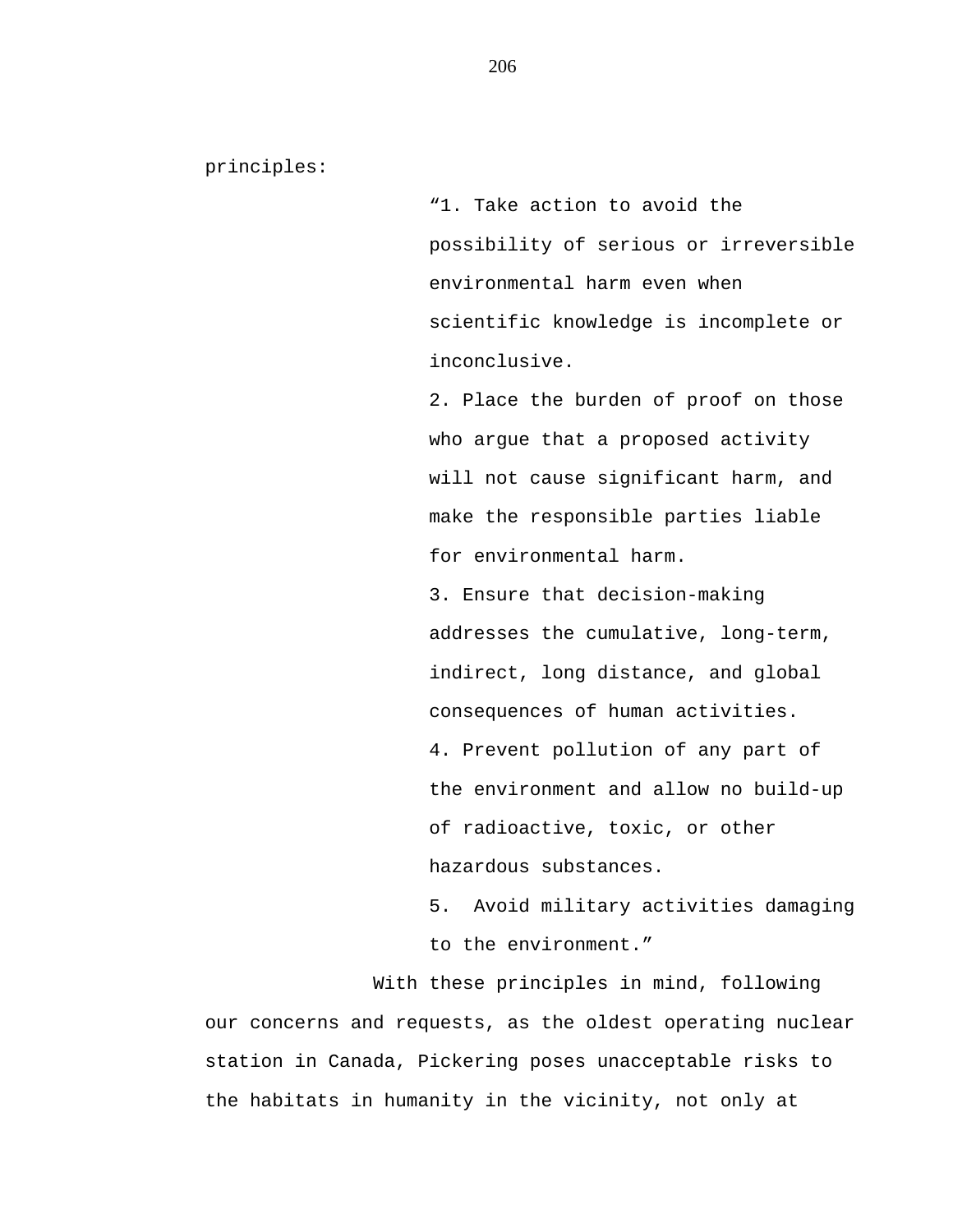principles:

> "1. Take action to avoid the possibility of serious or irreversible environmental harm even when scientific knowledge is incomplete or inconclusive.
>
> 2. Place the burden of proof on those who argue that a proposed activity will not cause significant harm, and make the responsible parties liable for environmental harm.
>
> 3. Ensure that decision-making addresses the cumulative, long-term, indirect, long distance, and global consequences of human activities.
>
> 4. Prevent pollution of any part of the environment and allow no build-up of radioactive, toxic, or other hazardous substances.
>
> 5. Avoid military activities damaging to the environment."

With these principles in mind, following our concerns and requests, as the oldest operating nuclear station in Canada, Pickering poses unacceptable risks to the habitats in humanity in the vicinity, not only at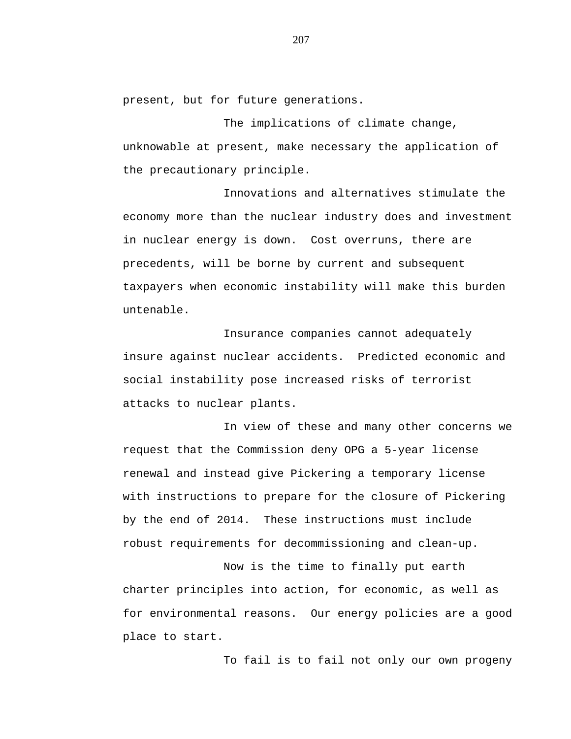present, but for future generations.

The implications of climate change, unknowable at present, make necessary the application of the precautionary principle.

Innovations and alternatives stimulate the economy more than the nuclear industry does and investment in nuclear energy is down. Cost overruns, there are precedents, will be borne by current and subsequent taxpayers when economic instability will make this burden untenable.

Insurance companies cannot adequately insure against nuclear accidents. Predicted economic and social instability pose increased risks of terrorist attacks to nuclear plants.

In view of these and many other concerns we request that the Commission deny OPG a 5-year license renewal and instead give Pickering a temporary license with instructions to prepare for the closure of Pickering by the end of 2014. These instructions must include robust requirements for decommissioning and clean-up.

Now is the time to finally put earth charter principles into action, for economic, as well as for environmental reasons. Our energy policies are a good place to start.

To fail is to fail not only our own progeny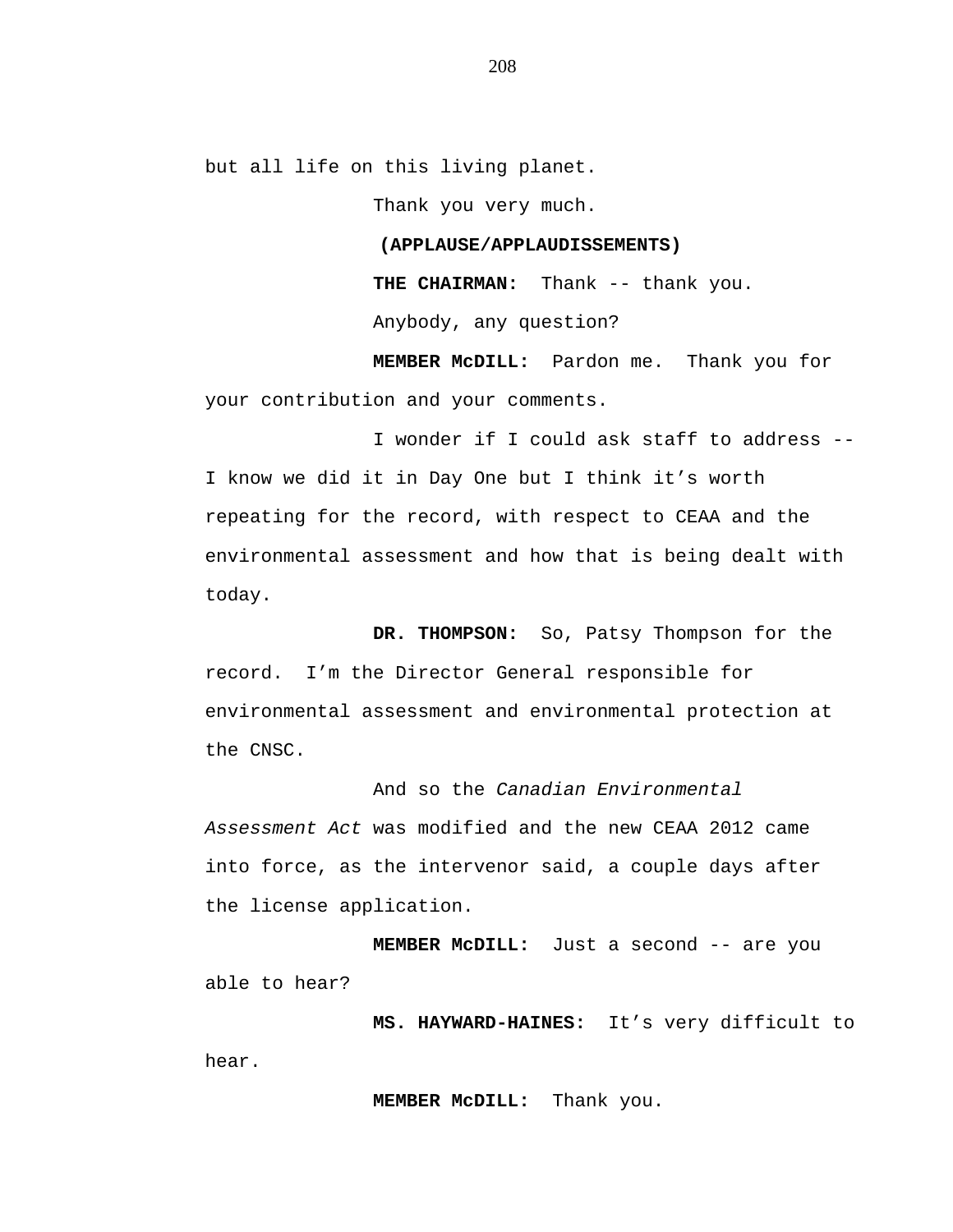but all life on this living planet.

Thank you very much.

**(APPLAUSE/APPLAUDISSEMENTS)**

**THE CHAIRMAN:** Thank -- thank you.

Anybody, any question?

**MEMBER McDILL:** Pardon me. Thank you for your contribution and your comments.

I wonder if I could ask staff to address -- I know we did it in Day One but I think it's worth repeating for the record, with respect to CEAA and the environmental assessment and how that is being dealt with today.

**DR. THOMPSON:** So, Patsy Thompson for the record. I'm the Director General responsible for environmental assessment and environmental protection at the CNSC.

And so the *Canadian Environmental Assessment Act* was modified and the new CEAA 2012 came into force, as the intervenor said, a couple days after the license application.

**MEMBER McDILL:** Just a second -- are you able to hear?

**MS. HAYWARD-HAINES:** It's very difficult to hear.

**MEMBER McDILL:** Thank you.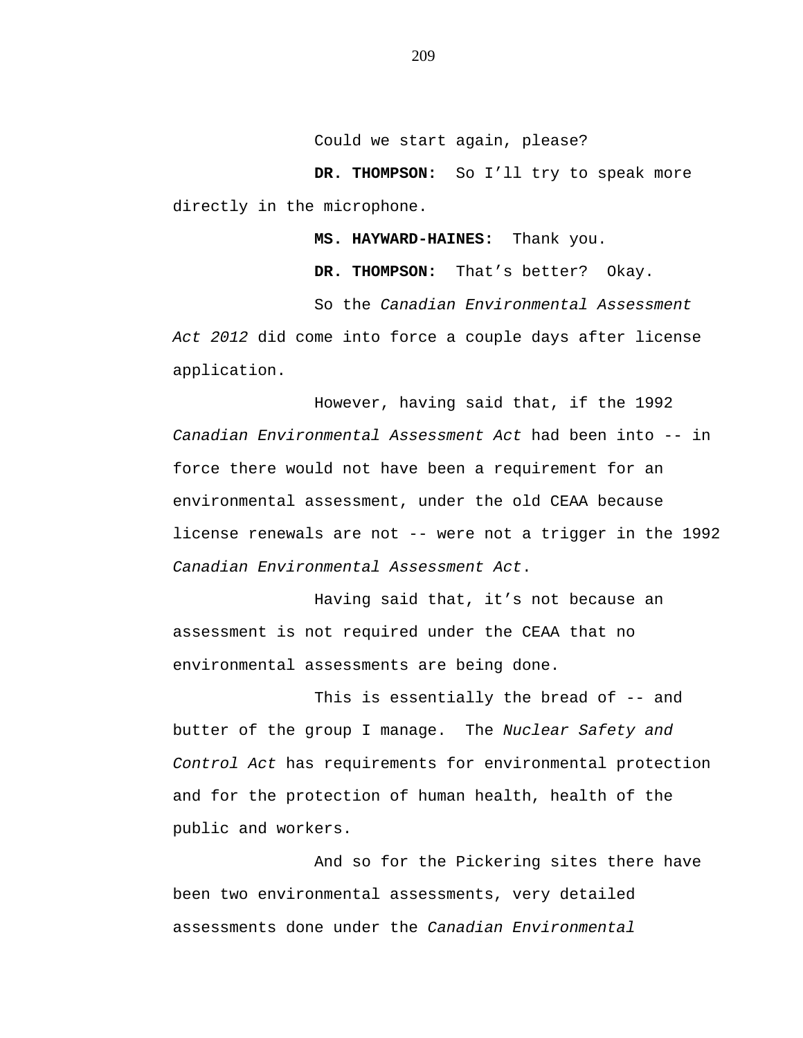Could we start again, please?

**DR. THOMPSON:** So I'll try to speak more directly in the microphone.

**MS. HAYWARD-HAINES:** Thank you.

**DR. THOMPSON:** That's better? Okay.

So the *Canadian Environmental Assessment Act 2012* did come into force a couple days after license application.

However, having said that, if the 1992 *Canadian Environmental Assessment Act* had been into -- in force there would not have been a requirement for an environmental assessment, under the old CEAA because license renewals are not -- were not a trigger in the 1992 *Canadian Environmental Assessment Act*.

Having said that, it's not because an assessment is not required under the CEAA that no environmental assessments are being done.

This is essentially the bread of -- and butter of the group I manage. The *Nuclear Safety and Control Act* has requirements for environmental protection and for the protection of human health, health of the public and workers.

And so for the Pickering sites there have been two environmental assessments, very detailed assessments done under the *Canadian Environmental*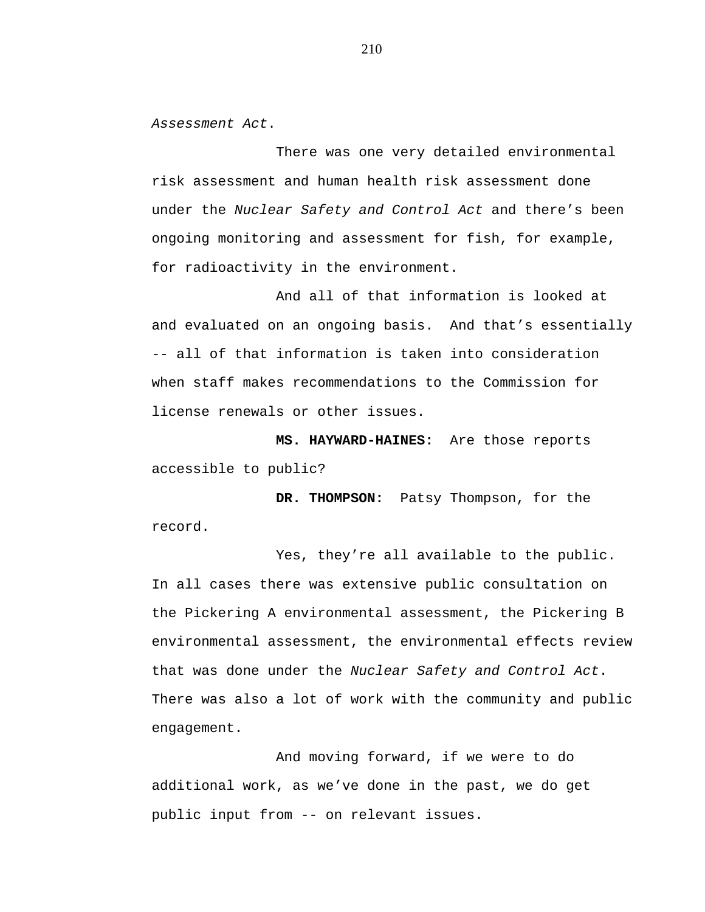*Assessment Act*.

There was one very detailed environmental risk assessment and human health risk assessment done under the *Nuclear Safety and Control Act* and there's been ongoing monitoring and assessment for fish, for example, for radioactivity in the environment.

And all of that information is looked at and evaluated on an ongoing basis. And that's essentially -- all of that information is taken into consideration when staff makes recommendations to the Commission for license renewals or other issues.

**MS. HAYWARD-HAINES:** Are those reports accessible to public?

**DR. THOMPSON:** Patsy Thompson, for the record.

Yes, they're all available to the public. In all cases there was extensive public consultation on the Pickering A environmental assessment, the Pickering B environmental assessment, the environmental effects review that was done under the *Nuclear Safety and Control Act*. There was also a lot of work with the community and public engagement.

And moving forward, if we were to do additional work, as we've done in the past, we do get public input from -- on relevant issues.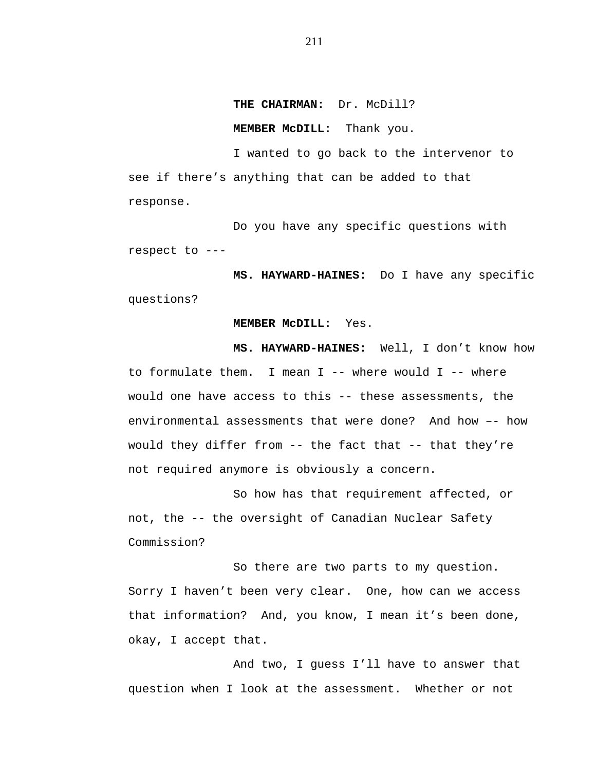**THE CHAIRMAN:** Dr. McDill?

**MEMBER McDILL:** Thank you.

I wanted to go back to the intervenor to see if there's anything that can be added to that response.

Do you have any specific questions with respect to ---

**MS. HAYWARD-HAINES:** Do I have any specific questions?

**MEMBER McDILL:** Yes.

**MS. HAYWARD-HAINES:** Well, I don't know how to formulate them. I mean I -- where would I -- where would one have access to this -- these assessments, the environmental assessments that were done? And how –- how would they differ from -- the fact that -- that they're not required anymore is obviously a concern.

So how has that requirement affected, or not, the -- the oversight of Canadian Nuclear Safety Commission?

So there are two parts to my question. Sorry I haven't been very clear. One, how can we access that information? And, you know, I mean it's been done, okay, I accept that.

And two, I guess I'll have to answer that question when I look at the assessment. Whether or not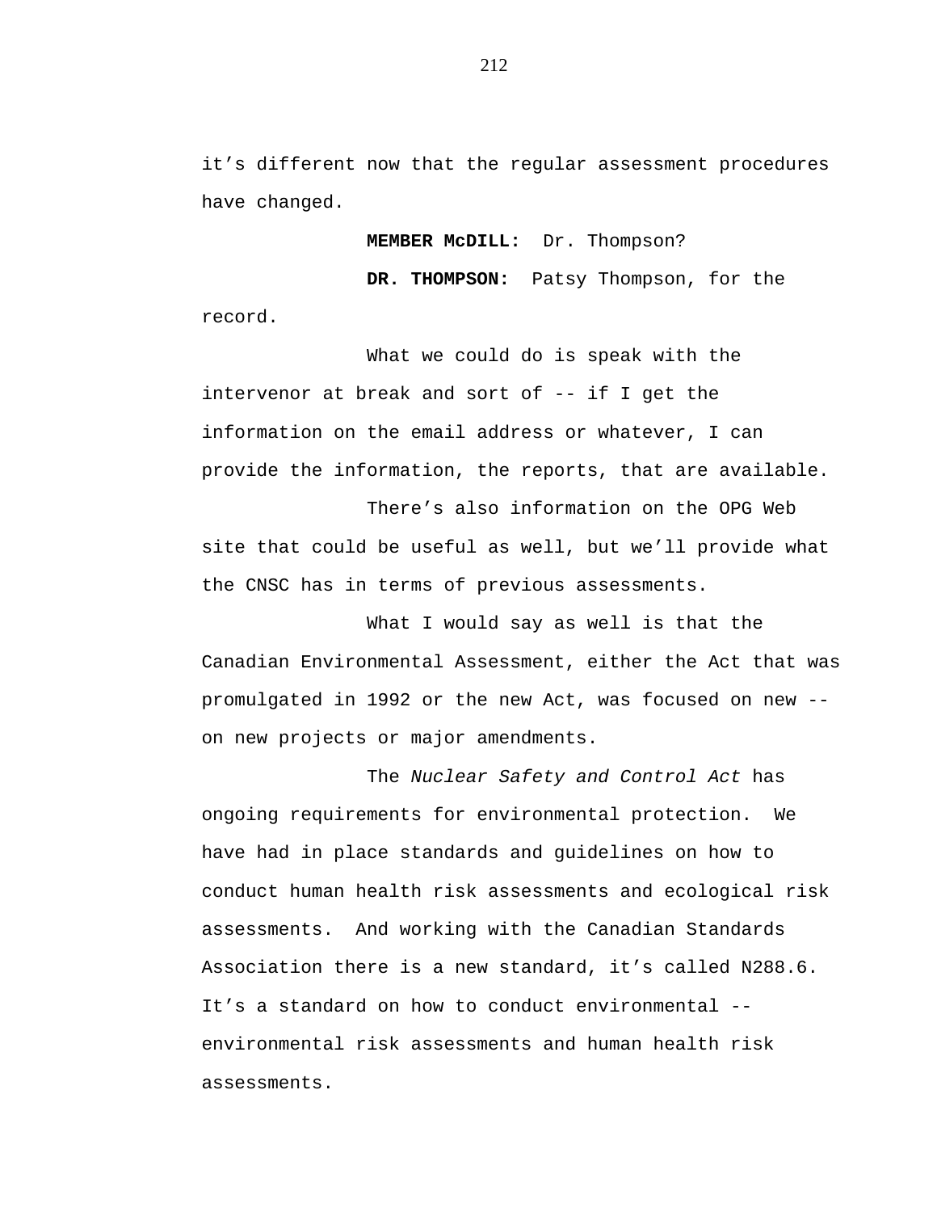it’s different now that the regular assessment procedures have changed.

**MEMBER McDILL:** Dr. Thompson?

**DR. THOMPSON:** Patsy Thompson, for the record.

What we could do is speak with the intervenor at break and sort of -- if I get the information on the email address or whatever, I can provide the information, the reports, that are available.

There’s also information on the OPG Web site that could be useful as well, but we’ll provide what the CNSC has in terms of previous assessments.

What I would say as well is that the Canadian Environmental Assessment, either the Act that was promulgated in 1992 or the new Act, was focused on new -- on new projects or major amendments.

The *Nuclear Safety and Control Act* has ongoing requirements for environmental protection. We have had in place standards and guidelines on how to conduct human health risk assessments and ecological risk assessments. And working with the Canadian Standards Association there is a new standard, it’s called N288.6. It’s a standard on how to conduct environmental -- environmental risk assessments and human health risk assessments.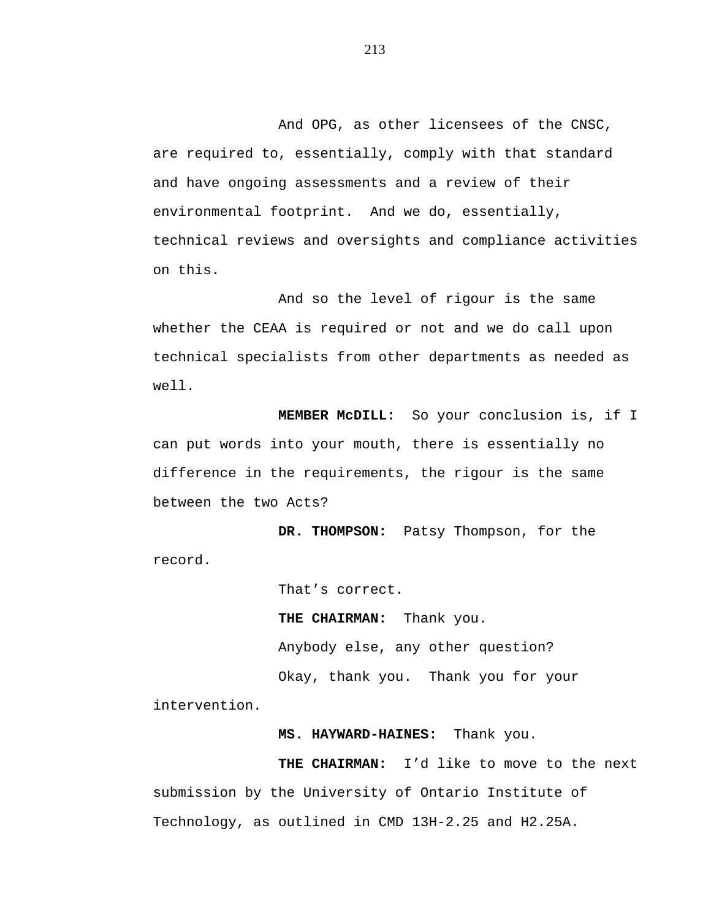And OPG, as other licensees of the CNSC, are required to, essentially, comply with that standard and have ongoing assessments and a review of their environmental footprint.  And we do, essentially, technical reviews and oversights and compliance activities on this.

And so the level of rigour is the same whether the CEAA is required or not and we do call upon technical specialists from other departments as needed as well.

**MEMBER McDILL:** So your conclusion is, if I can put words into your mouth, there is essentially no difference in the requirements, the rigour is the same between the two Acts?

**DR. THOMPSON:** Patsy Thompson, for the record.

That's correct.

**THE CHAIRMAN:** Thank you.

Anybody else, any other question?

Okay, thank you.  Thank you for your intervention.

**MS. HAYWARD-HAINES:** Thank you.

**THE CHAIRMAN:** I'd like to move to the next submission by the University of Ontario Institute of Technology, as outlined in CMD 13H-2.25 and H2.25A.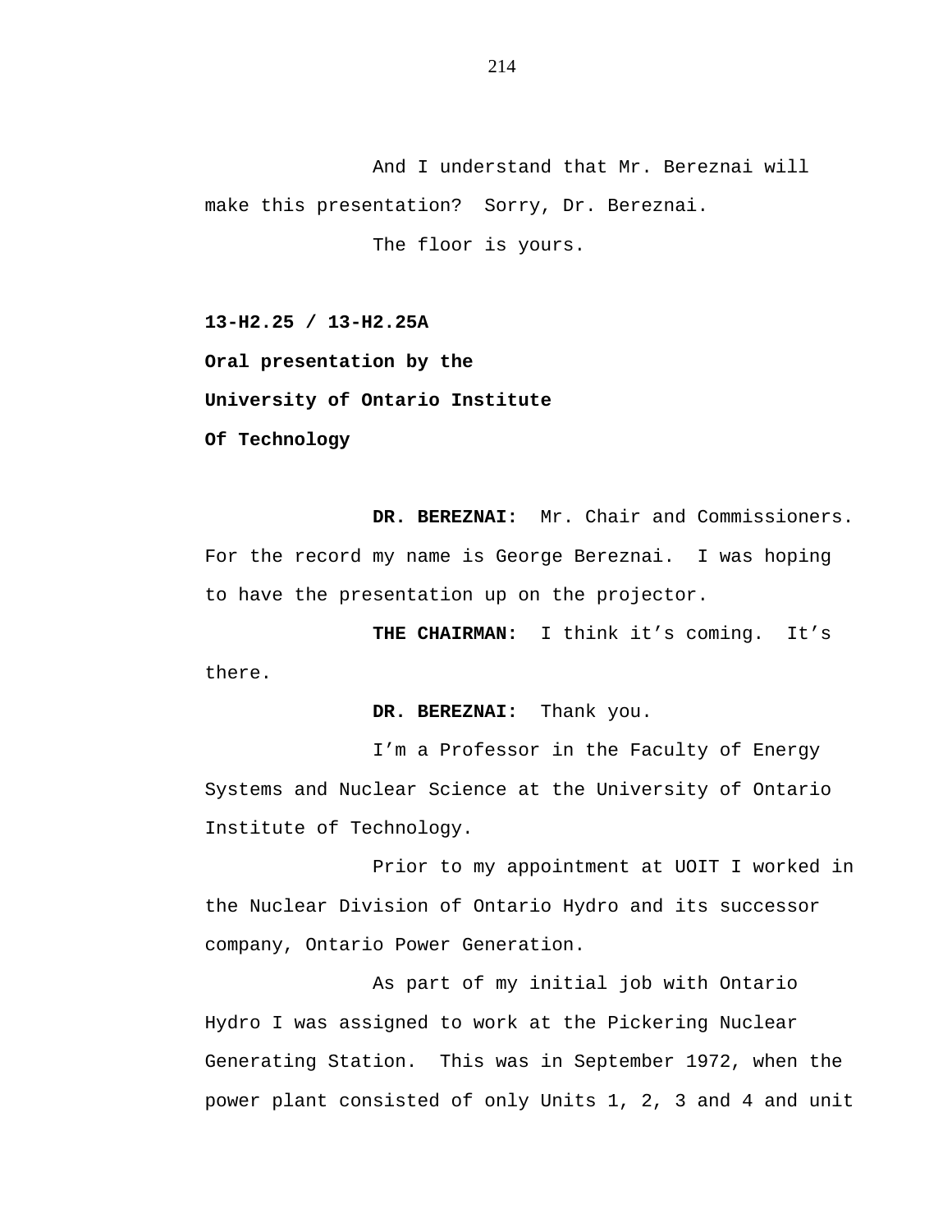And I understand that Mr. Bereznai will make this presentation? Sorry, Dr. Bereznai.

The floor is yours.

**13-H2.25 / 13-H2.25A**

**Oral presentation by the**

**University of Ontario Institute**

**Of Technology**

**DR. BEREZNAI:** Mr. Chair and Commissioners. For the record my name is George Bereznai. I was hoping to have the presentation up on the projector.

**THE CHAIRMAN:** I think it's coming. It's there.

**DR. BEREZNAI:** Thank you.

I'm a Professor in the Faculty of Energy Systems and Nuclear Science at the University of Ontario Institute of Technology.

Prior to my appointment at UOIT I worked in the Nuclear Division of Ontario Hydro and its successor company, Ontario Power Generation.

As part of my initial job with Ontario Hydro I was assigned to work at the Pickering Nuclear Generating Station. This was in September 1972, when the power plant consisted of only Units 1, 2, 3 and 4 and unit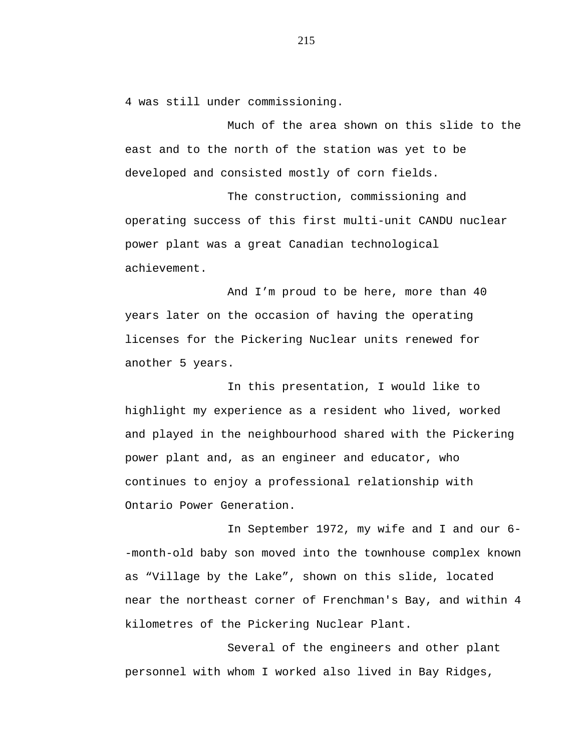4 was still under commissioning.

Much of the area shown on this slide to the east and to the north of the station was yet to be developed and consisted mostly of corn fields.

The construction, commissioning and operating success of this first multi-unit CANDU nuclear power plant was a great Canadian technological achievement.

And I’m proud to be here, more than 40 years later on the occasion of having the operating licenses for the Pickering Nuclear units renewed for another 5 years.

In this presentation, I would like to highlight my experience as a resident who lived, worked and played in the neighbourhood shared with the Pickering power plant and, as an engineer and educator, who continues to enjoy a professional relationship with Ontario Power Generation.

In September 1972, my wife and I and our 6--month-old baby son moved into the townhouse complex known as “Village by the Lake”, shown on this slide, located near the northeast corner of Frenchman's Bay, and within 4 kilometres of the Pickering Nuclear Plant.

Several of the engineers and other plant personnel with whom I worked also lived in Bay Ridges,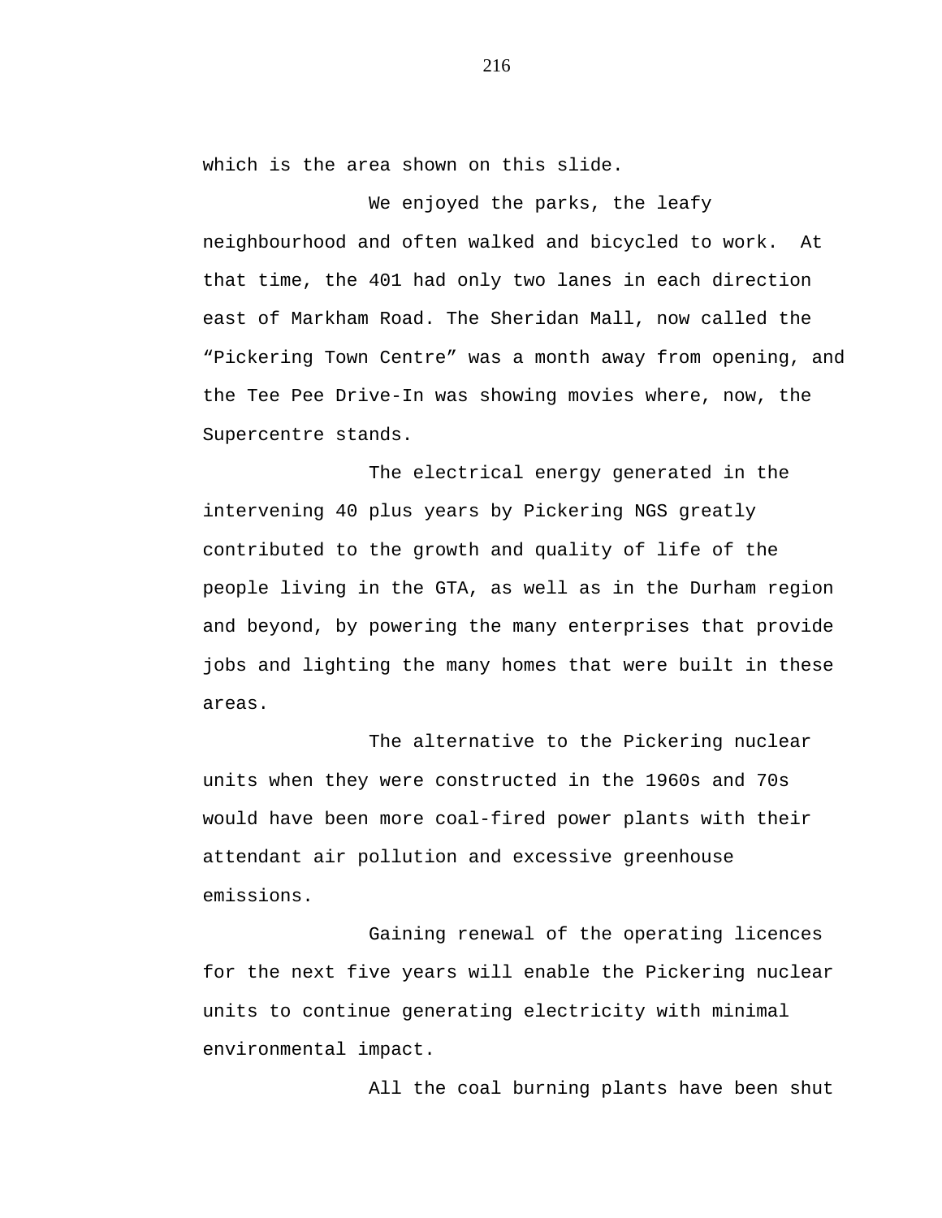which is the area shown on this slide.

We enjoyed the parks, the leafy neighbourhood and often walked and bicycled to work. At that time, the 401 had only two lanes in each direction east of Markham Road. The Sheridan Mall, now called the "Pickering Town Centre" was a month away from opening, and the Tee Pee Drive-In was showing movies where, now, the Supercentre stands.

The electrical energy generated in the intervening 40 plus years by Pickering NGS greatly contributed to the growth and quality of life of the people living in the GTA, as well as in the Durham region and beyond, by powering the many enterprises that provide jobs and lighting the many homes that were built in these areas.

The alternative to the Pickering nuclear units when they were constructed in the 1960s and 70s would have been more coal-fired power plants with their attendant air pollution and excessive greenhouse emissions.

Gaining renewal of the operating licences for the next five years will enable the Pickering nuclear units to continue generating electricity with minimal environmental impact.

All the coal burning plants have been shut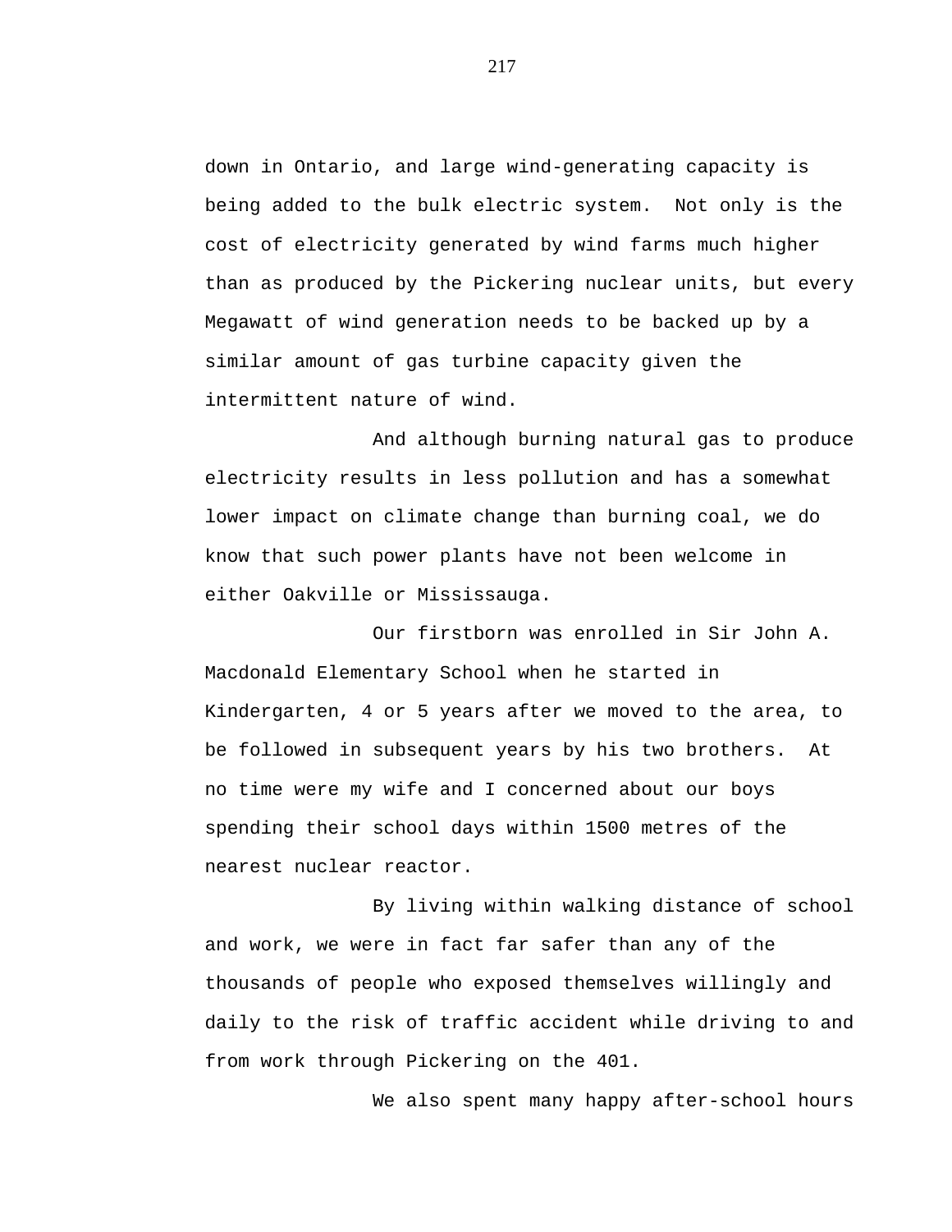down in Ontario, and large wind-generating capacity is being added to the bulk electric system. Not only is the cost of electricity generated by wind farms much higher than as produced by the Pickering nuclear units, but every Megawatt of wind generation needs to be backed up by a similar amount of gas turbine capacity given the intermittent nature of wind.

And although burning natural gas to produce electricity results in less pollution and has a somewhat lower impact on climate change than burning coal, we do know that such power plants have not been welcome in either Oakville or Mississauga.

Our firstborn was enrolled in Sir John A. Macdonald Elementary School when he started in Kindergarten, 4 or 5 years after we moved to the area, to be followed in subsequent years by his two brothers. At no time were my wife and I concerned about our boys spending their school days within 1500 metres of the nearest nuclear reactor.

By living within walking distance of school and work, we were in fact far safer than any of the thousands of people who exposed themselves willingly and daily to the risk of traffic accident while driving to and from work through Pickering on the 401.

We also spent many happy after-school hours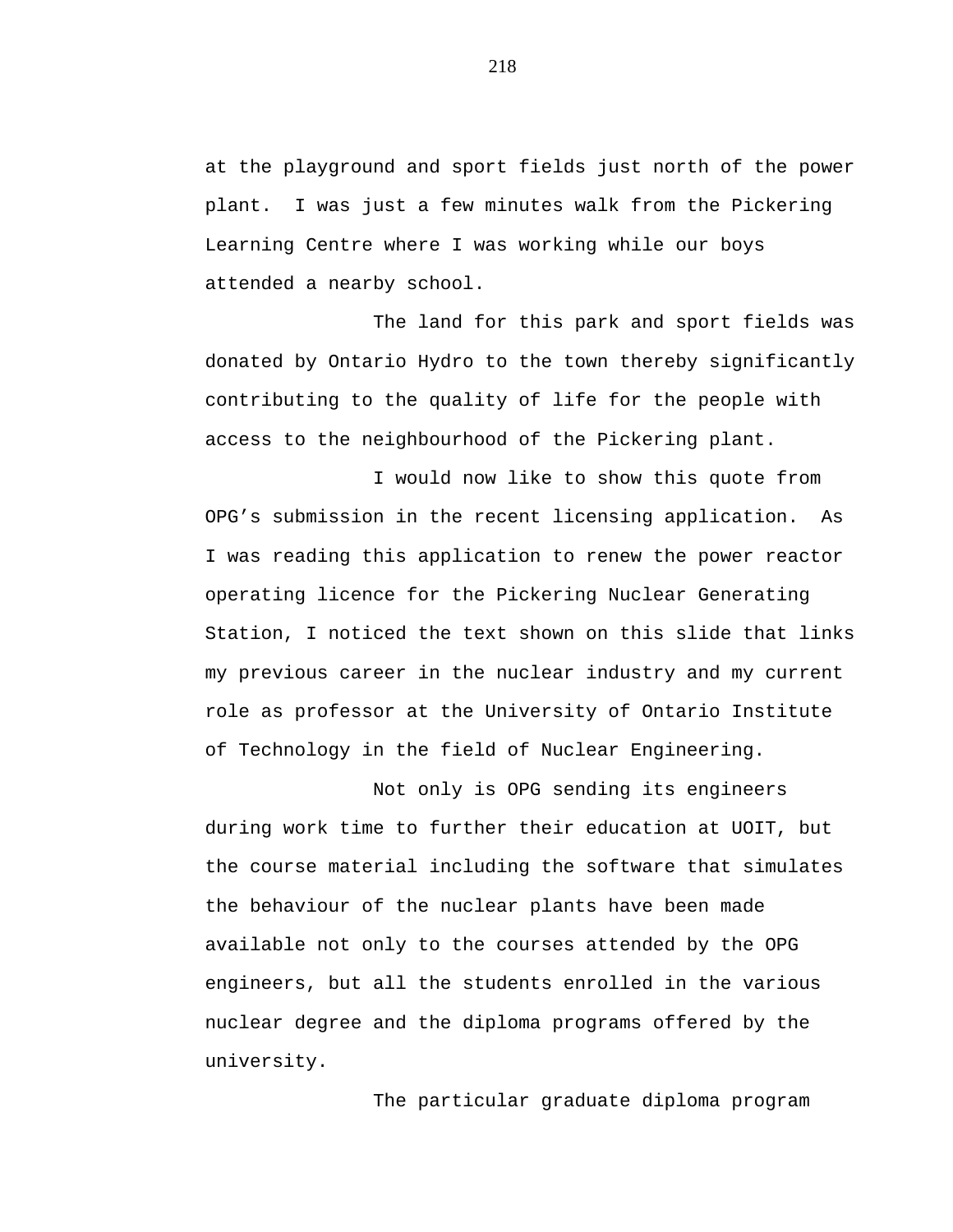at the playground and sport fields just north of the power plant.  I was just a few minutes walk from the Pickering Learning Centre where I was working while our boys attended a nearby school.

The land for this park and sport fields was donated by Ontario Hydro to the town thereby significantly contributing to the quality of life for the people with access to the neighbourhood of the Pickering plant.

I would now like to show this quote from OPG's submission in the recent licensing application.  As I was reading this application to renew the power reactor operating licence for the Pickering Nuclear Generating Station, I noticed the text shown on this slide that links my previous career in the nuclear industry and my current role as professor at the University of Ontario Institute of Technology in the field of Nuclear Engineering.

Not only is OPG sending its engineers during work time to further their education at UOIT, but the course material including the software that simulates the behaviour of the nuclear plants have been made available not only to the courses attended by the OPG engineers, but all the students enrolled in the various nuclear degree and the diploma programs offered by the university.

The particular graduate diploma program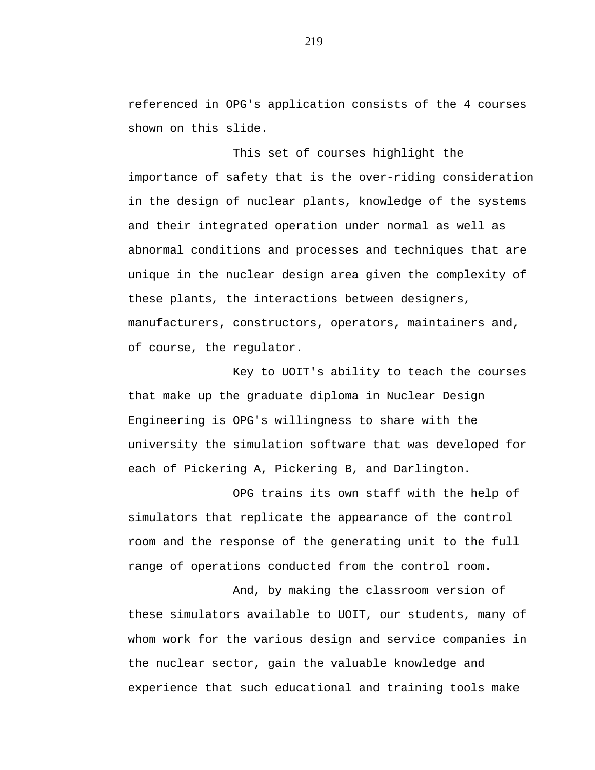referenced in OPG's application consists of the 4 courses shown on this slide.

This set of courses highlight the importance of safety that is the over-riding consideration in the design of nuclear plants, knowledge of the systems and their integrated operation under normal as well as abnormal conditions and processes and techniques that are unique in the nuclear design area given the complexity of these plants, the interactions between designers, manufacturers, constructors, operators, maintainers and, of course, the regulator.

Key to UOIT's ability to teach the courses that make up the graduate diploma in Nuclear Design Engineering is OPG's willingness to share with the university the simulation software that was developed for each of Pickering A, Pickering B, and Darlington.

OPG trains its own staff with the help of simulators that replicate the appearance of the control room and the response of the generating unit to the full range of operations conducted from the control room.

And, by making the classroom version of these simulators available to UOIT, our students, many of whom work for the various design and service companies in the nuclear sector, gain the valuable knowledge and experience that such educational and training tools make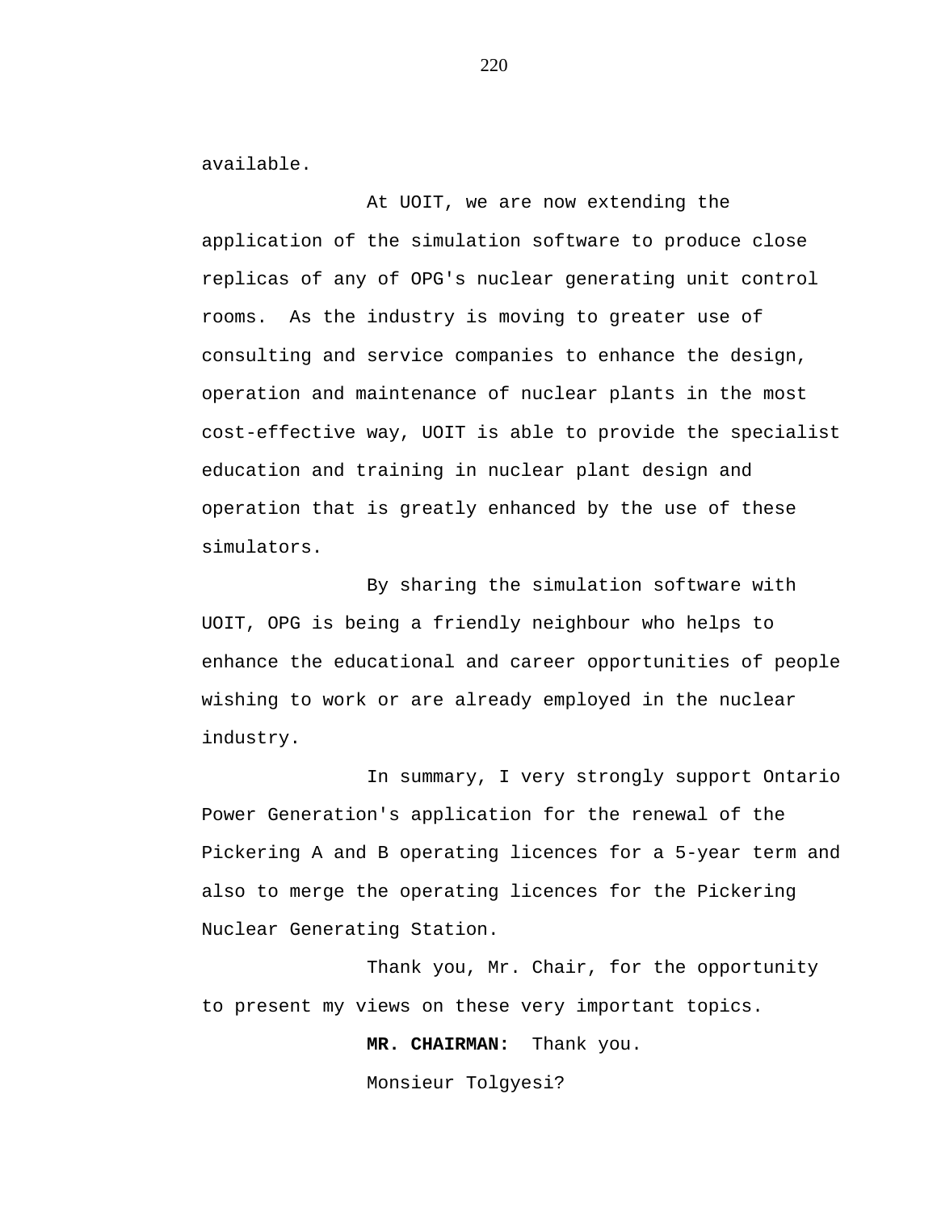available.

At UOIT, we are now extending the application of the simulation software to produce close replicas of any of OPG's nuclear generating unit control rooms. As the industry is moving to greater use of consulting and service companies to enhance the design, operation and maintenance of nuclear plants in the most cost-effective way, UOIT is able to provide the specialist education and training in nuclear plant design and operation that is greatly enhanced by the use of these simulators.

By sharing the simulation software with UOIT, OPG is being a friendly neighbour who helps to enhance the educational and career opportunities of people wishing to work or are already employed in the nuclear industry.

In summary, I very strongly support Ontario Power Generation's application for the renewal of the Pickering A and B operating licences for a 5-year term and also to merge the operating licences for the Pickering Nuclear Generating Station.

Thank you, Mr. Chair, for the opportunity to present my views on these very important topics.

**MR. CHAIRMAN:** Thank you.

Monsieur Tolgyesi?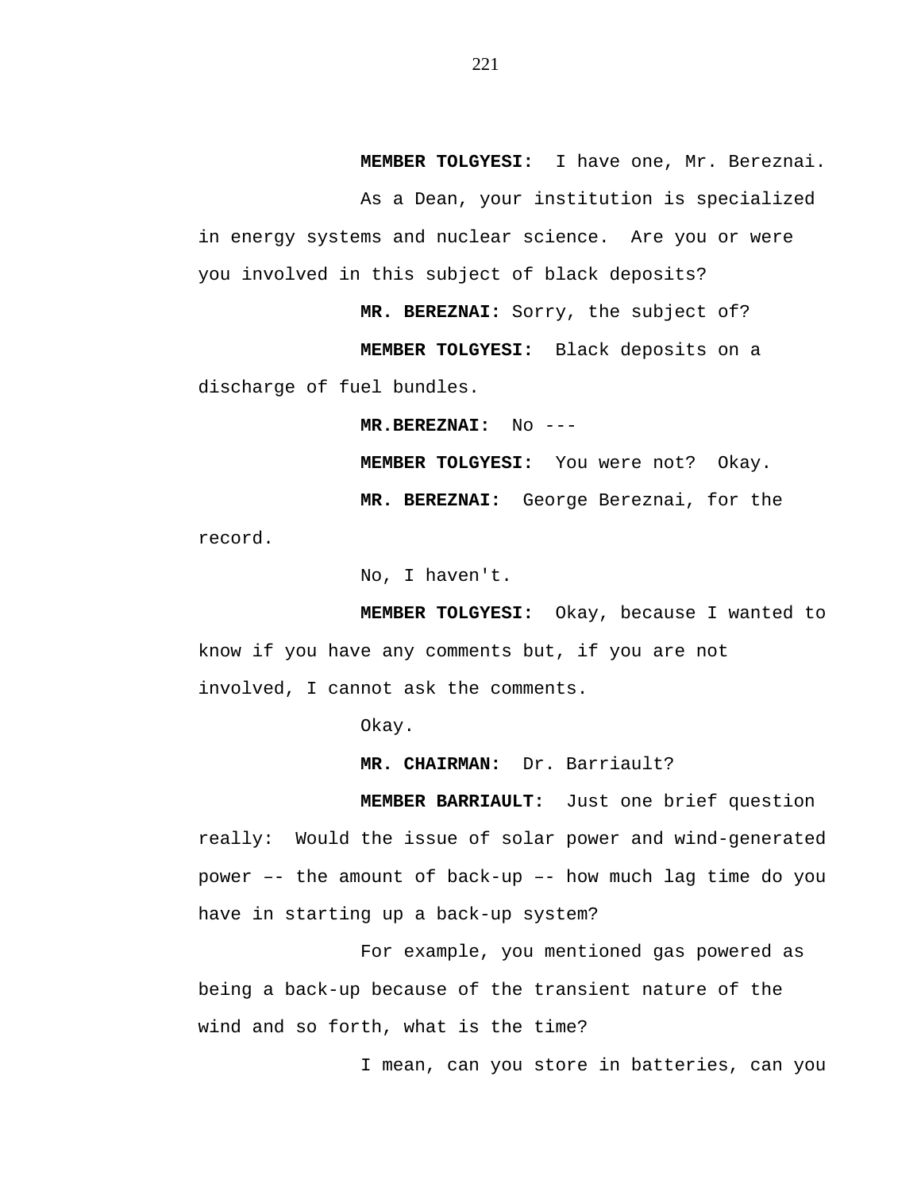**MEMBER TOLGYESI:** I have one, Mr. Bereznai.

As a Dean, your institution is specialized in energy systems and nuclear science. Are you or were you involved in this subject of black deposits?

**MR. BEREZNAI:** Sorry, the subject of?

**MEMBER TOLGYESI:** Black deposits on a discharge of fuel bundles.

**MR.BEREZNAI:** No ---

**MEMBER TOLGYESI:** You were not? Okay.

**MR. BEREZNAI:** George Bereznai, for the record.

No, I haven't.

**MEMBER TOLGYESI:** Okay, because I wanted to know if you have any comments but, if you are not involved, I cannot ask the comments.

Okay.

**MR. CHAIRMAN:** Dr. Barriault?

**MEMBER BARRIAULT:** Just one brief question really: Would the issue of solar power and wind-generated power –- the amount of back-up –- how much lag time do you have in starting up a back-up system?

For example, you mentioned gas powered as being a back-up because of the transient nature of the wind and so forth, what is the time?

I mean, can you store in batteries, can you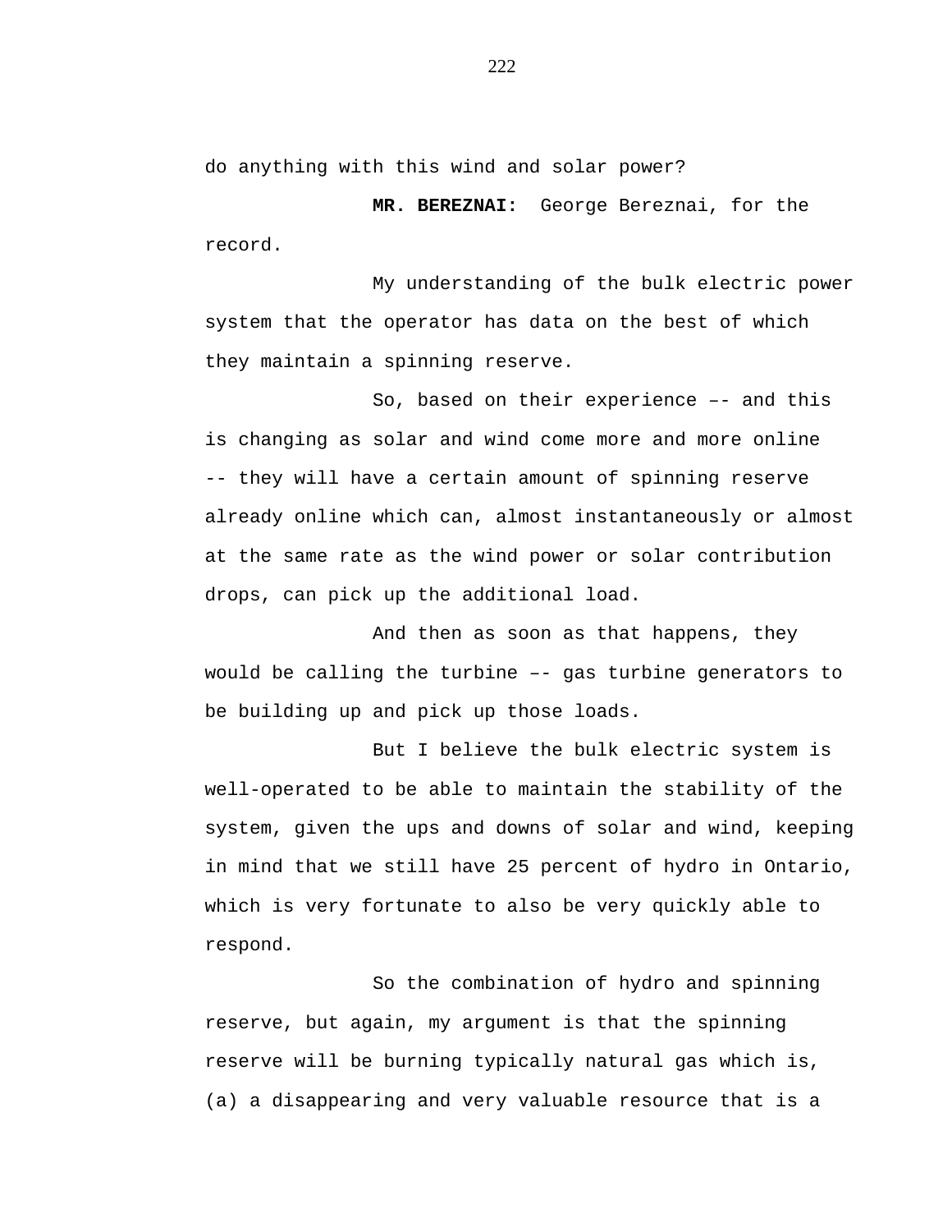do anything with this wind and solar power?

**MR. BEREZNAI:** George Bereznai, for the record.

My understanding of the bulk electric power system that the operator has data on the best of which they maintain a spinning reserve.

So, based on their experience –- and this is changing as solar and wind come more and more online -- they will have a certain amount of spinning reserve already online which can, almost instantaneously or almost at the same rate as the wind power or solar contribution drops, can pick up the additional load.

And then as soon as that happens, they would be calling the turbine –- gas turbine generators to be building up and pick up those loads.

But I believe the bulk electric system is well-operated to be able to maintain the stability of the system, given the ups and downs of solar and wind, keeping in mind that we still have 25 percent of hydro in Ontario, which is very fortunate to also be very quickly able to respond.

So the combination of hydro and spinning reserve, but again, my argument is that the spinning reserve will be burning typically natural gas which is, (a) a disappearing and very valuable resource that is a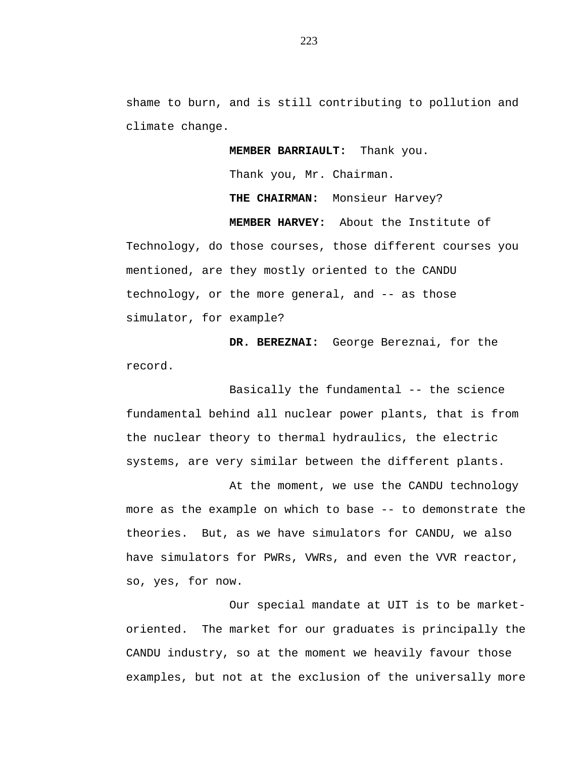shame to burn, and is still contributing to pollution and climate change.

**MEMBER BARRIAULT:** Thank you.

Thank you, Mr. Chairman.

**THE CHAIRMAN:** Monsieur Harvey?

**MEMBER HARVEY:** About the Institute of Technology, do those courses, those different courses you mentioned, are they mostly oriented to the CANDU technology, or the more general, and -- as those simulator, for example?

**DR. BEREZNAI:** George Bereznai, for the record.

Basically the fundamental -- the science fundamental behind all nuclear power plants, that is from the nuclear theory to thermal hydraulics, the electric systems, are very similar between the different plants.

At the moment, we use the CANDU technology more as the example on which to base -- to demonstrate the theories. But, as we have simulators for CANDU, we also have simulators for PWRs, VWRs, and even the VVR reactor, so, yes, for now.

Our special mandate at UIT is to be market-oriented. The market for our graduates is principally the CANDU industry, so at the moment we heavily favour those examples, but not at the exclusion of the universally more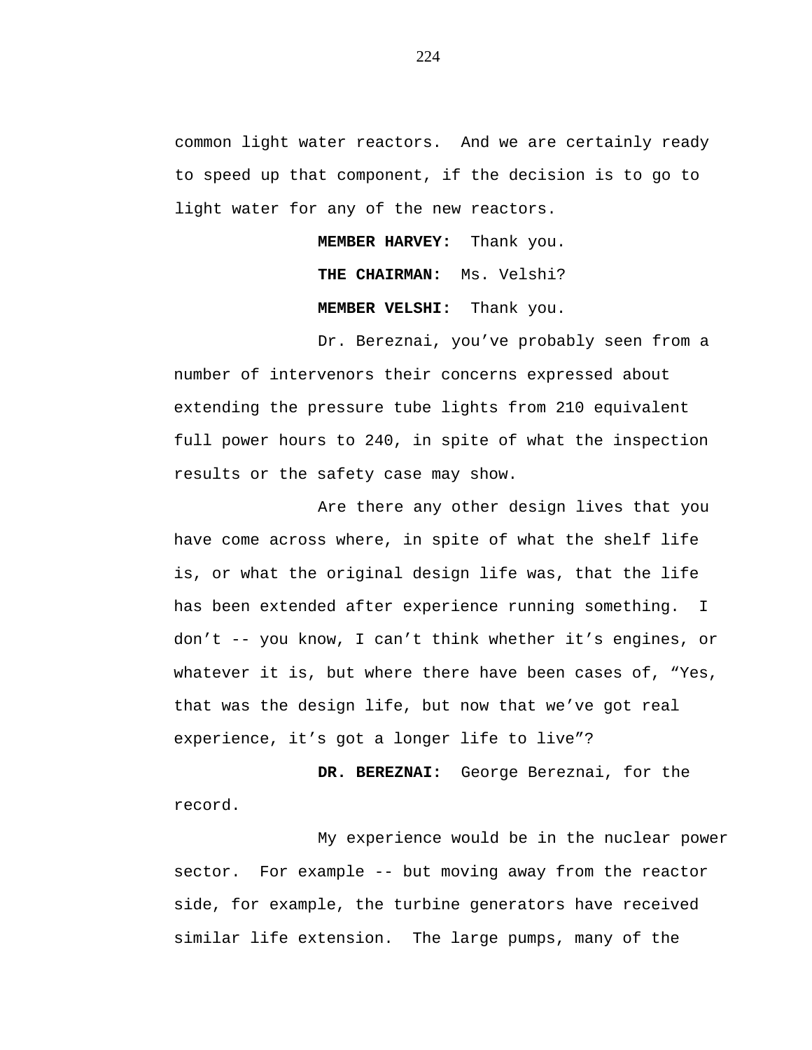common light water reactors.  And we are certainly ready to speed up that component, if the decision is to go to light water for any of the new reactors.

**MEMBER HARVEY:**  Thank you.

**THE CHAIRMAN:**  Ms. Velshi?

**MEMBER VELSHI:**  Thank you.

Dr. Bereznai, you've probably seen from a number of intervenors their concerns expressed about extending the pressure tube lights from 210 equivalent full power hours to 240, in spite of what the inspection results or the safety case may show.

Are there any other design lives that you have come across where, in spite of what the shelf life is, or what the original design life was, that the life has been extended after experience running something.  I don't -- you know, I can't think whether it's engines, or whatever it is, but where there have been cases of, "Yes, that was the design life, but now that we've got real experience, it's got a longer life to live"?

**DR. BEREZNAI:**  George Bereznai, for the record.

My experience would be in the nuclear power sector.  For example -- but moving away from the reactor side, for example, the turbine generators have received similar life extension.  The large pumps, many of the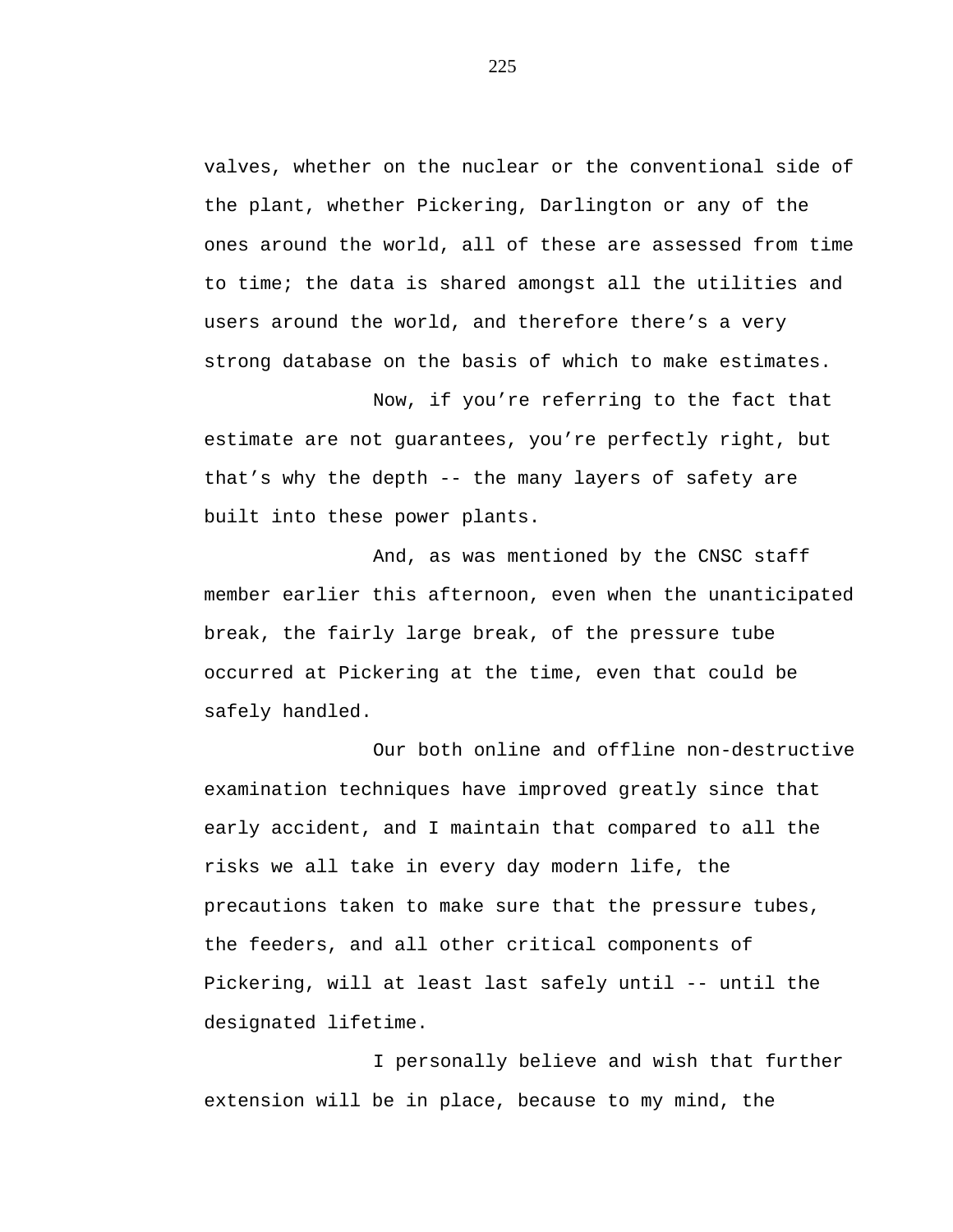valves, whether on the nuclear or the conventional side of the plant, whether Pickering, Darlington or any of the ones around the world, all of these are assessed from time to time; the data is shared amongst all the utilities and users around the world, and therefore there's a very strong database on the basis of which to make estimates.

Now, if you're referring to the fact that estimate are not guarantees, you're perfectly right, but that's why the depth -- the many layers of safety are built into these power plants.

And, as was mentioned by the CNSC staff member earlier this afternoon, even when the unanticipated break, the fairly large break, of the pressure tube occurred at Pickering at the time, even that could be safely handled.

Our both online and offline non-destructive examination techniques have improved greatly since that early accident, and I maintain that compared to all the risks we all take in every day modern life, the precautions taken to make sure that the pressure tubes, the feeders, and all other critical components of Pickering, will at least last safely until -- until the designated lifetime.

I personally believe and wish that further extension will be in place, because to my mind, the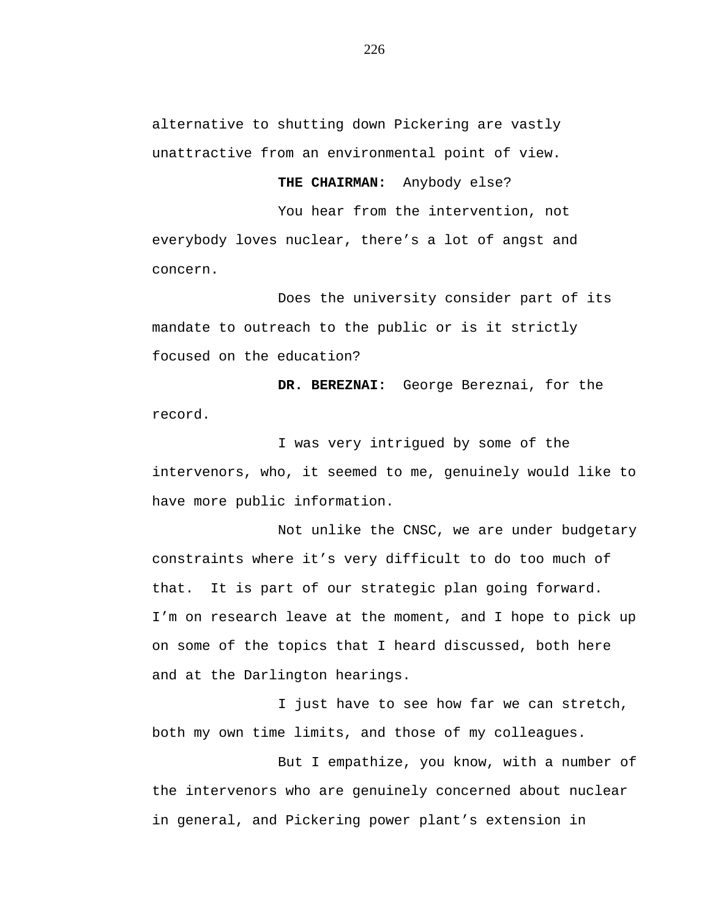alternative to shutting down Pickering are vastly unattractive from an environmental point of view.

**THE CHAIRMAN:** Anybody else?

You hear from the intervention, not everybody loves nuclear, there's a lot of angst and concern.

Does the university consider part of its mandate to outreach to the public or is it strictly focused on the education?

**DR. BEREZNAI:** George Bereznai, for the record.

I was very intrigued by some of the intervenors, who, it seemed to me, genuinely would like to have more public information.

Not unlike the CNSC, we are under budgetary constraints where it's very difficult to do too much of that. It is part of our strategic plan going forward. I'm on research leave at the moment, and I hope to pick up on some of the topics that I heard discussed, both here and at the Darlington hearings.

I just have to see how far we can stretch, both my own time limits, and those of my colleagues.

But I empathize, you know, with a number of the intervenors who are genuinely concerned about nuclear in general, and Pickering power plant's extension in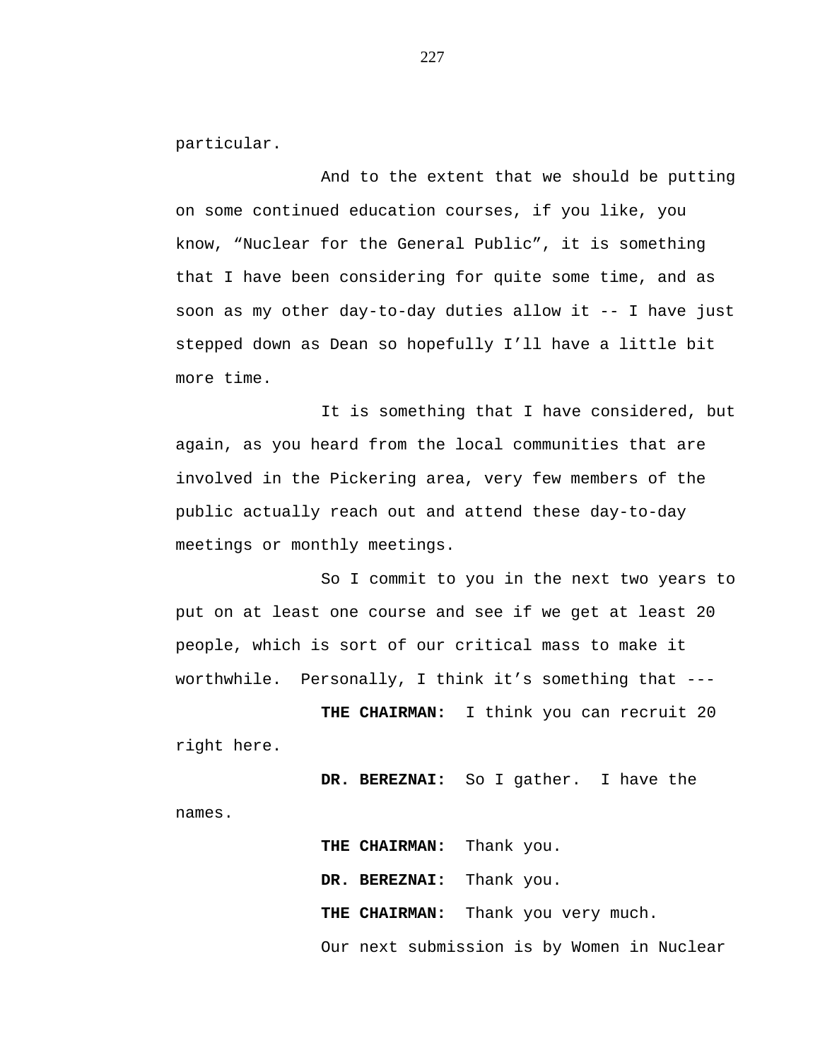particular.

And to the extent that we should be putting on some continued education courses, if you like, you know, "Nuclear for the General Public", it is something that I have been considering for quite some time, and as soon as my other day-to-day duties allow it -- I have just stepped down as Dean so hopefully I'll have a little bit more time.

It is something that I have considered, but again, as you heard from the local communities that are involved in the Pickering area, very few members of the public actually reach out and attend these day-to-day meetings or monthly meetings.

So I commit to you in the next two years to put on at least one course and see if we get at least 20 people, which is sort of our critical mass to make it worthwhile. Personally, I think it's something that ---

**THE CHAIRMAN:** I think you can recruit 20 right here.

**DR. BEREZNAI:** So I gather. I have the names.

**THE CHAIRMAN:** Thank you.

**DR. BEREZNAI:** Thank you.

**THE CHAIRMAN:** Thank you very much.

Our next submission is by Women in Nuclear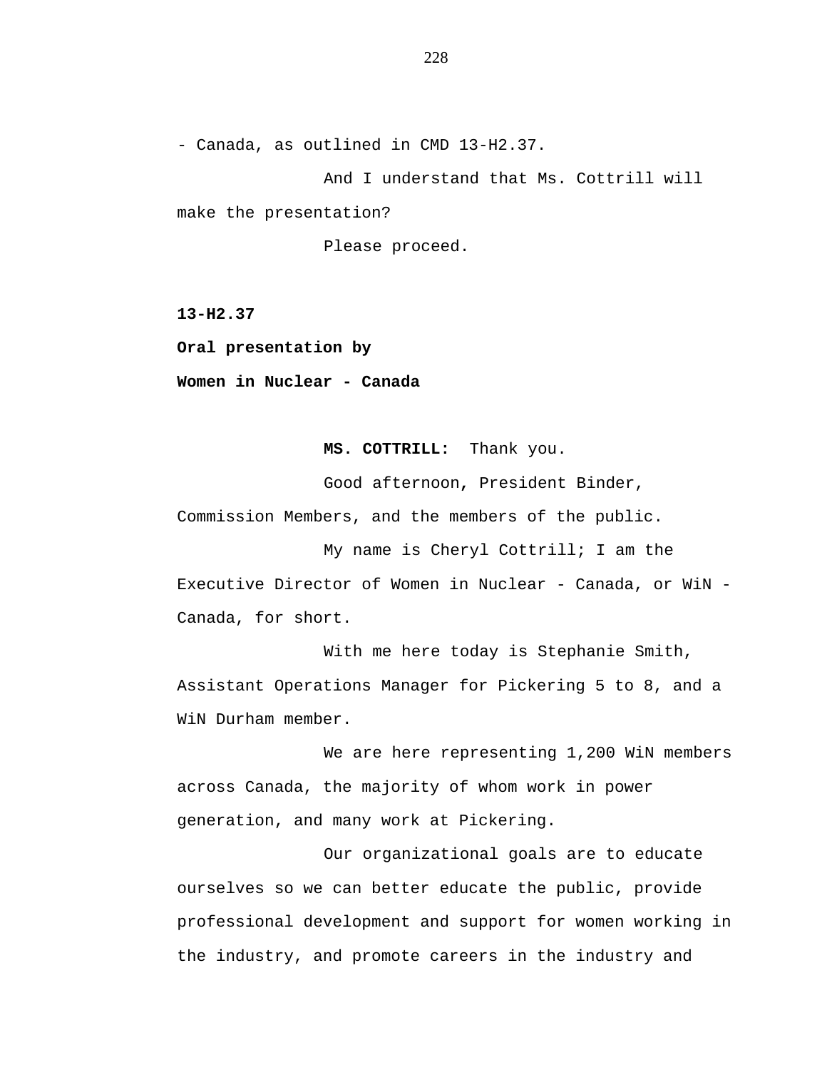- Canada, as outlined in CMD 13-H2.37.

And I understand that Ms. Cottrill will make the presentation?

Please proceed.

**13-H2.37**

**Oral presentation by**

**Women in Nuclear - Canada**

**MS. COTTRILL:** Thank you.

Good afternoon, President Binder, Commission Members, and the members of the public.

My name is Cheryl Cottrill; I am the Executive Director of Women in Nuclear - Canada, or WiN - Canada, for short.

With me here today is Stephanie Smith, Assistant Operations Manager for Pickering 5 to 8, and a WiN Durham member.

We are here representing 1,200 WiN members across Canada, the majority of whom work in power generation, and many work at Pickering.

Our organizational goals are to educate ourselves so we can better educate the public, provide professional development and support for women working in the industry, and promote careers in the industry and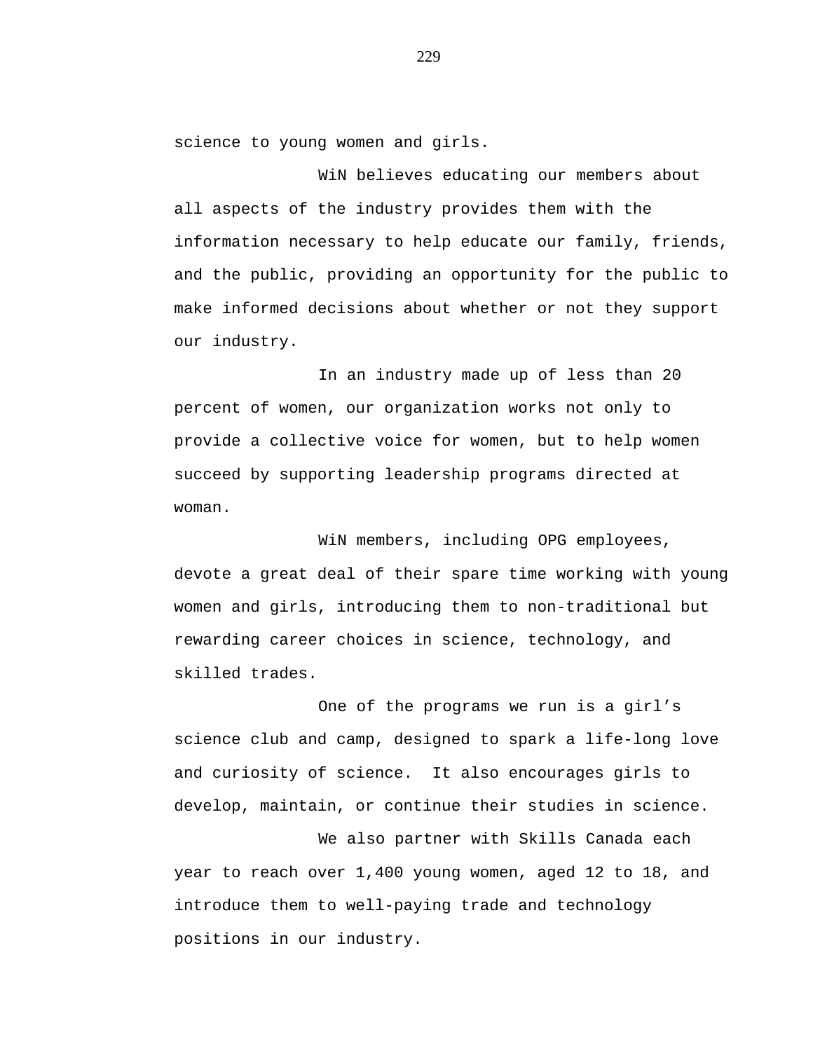science to young women and girls.

WiN believes educating our members about all aspects of the industry provides them with the information necessary to help educate our family, friends, and the public, providing an opportunity for the public to make informed decisions about whether or not they support our industry.

In an industry made up of less than 20 percent of women, our organization works not only to provide a collective voice for women, but to help women succeed by supporting leadership programs directed at woman.

WiN members, including OPG employees, devote a great deal of their spare time working with young women and girls, introducing them to non-traditional but rewarding career choices in science, technology, and skilled trades.

One of the programs we run is a girl's science club and camp, designed to spark a life-long love and curiosity of science. It also encourages girls to develop, maintain, or continue their studies in science.

We also partner with Skills Canada each year to reach over 1,400 young women, aged 12 to 18, and introduce them to well-paying trade and technology positions in our industry.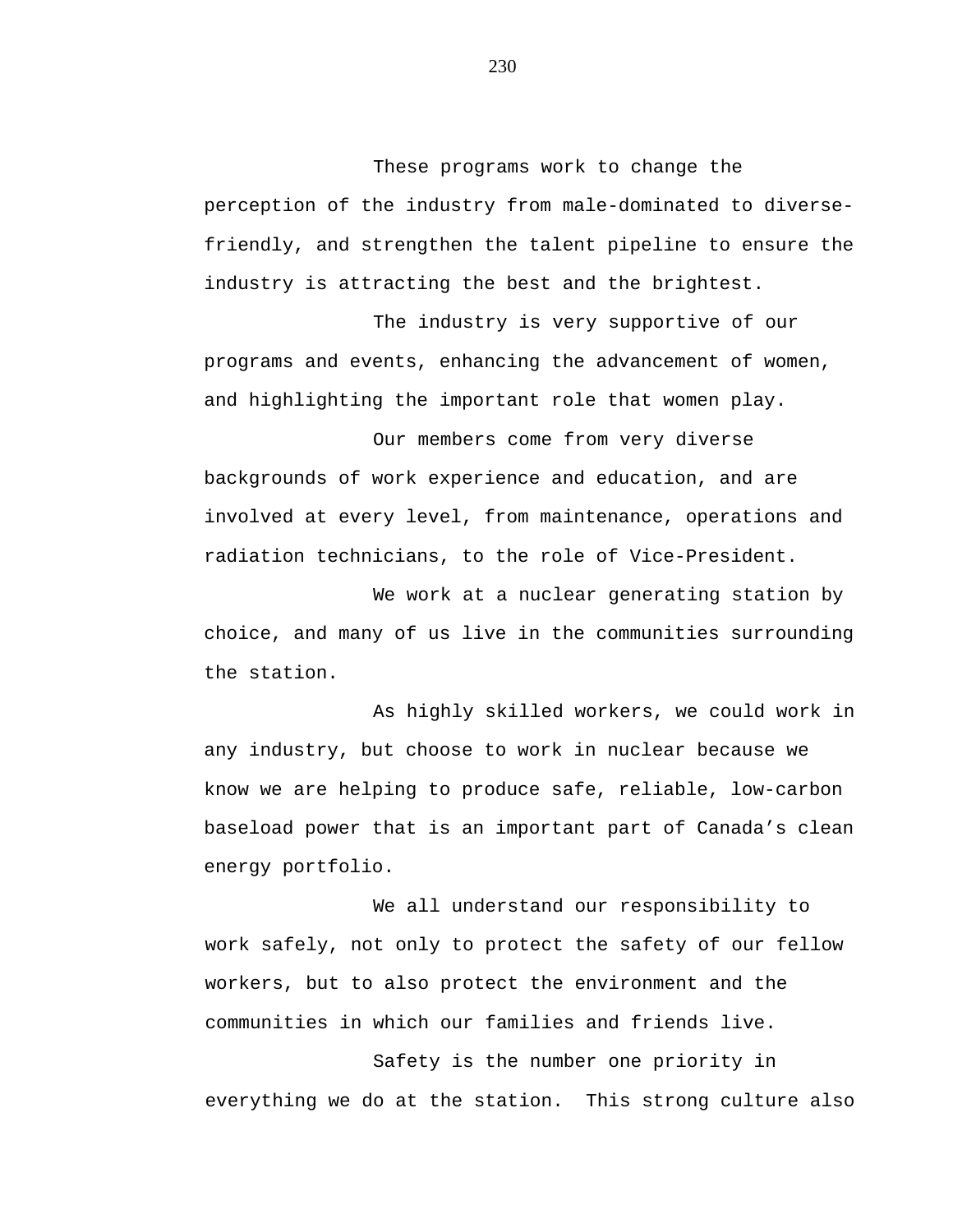These programs work to change the perception of the industry from male-dominated to diverse-friendly, and strengthen the talent pipeline to ensure the industry is attracting the best and the brightest.

The industry is very supportive of our programs and events, enhancing the advancement of women, and highlighting the important role that women play.

Our members come from very diverse backgrounds of work experience and education, and are involved at every level, from maintenance, operations and radiation technicians, to the role of Vice-President.

We work at a nuclear generating station by choice, and many of us live in the communities surrounding the station.

As highly skilled workers, we could work in any industry, but choose to work in nuclear because we know we are helping to produce safe, reliable, low-carbon baseload power that is an important part of Canada's clean energy portfolio.

We all understand our responsibility to work safely, not only to protect the safety of our fellow workers, but to also protect the environment and the communities in which our families and friends live.

Safety is the number one priority in everything we do at the station. This strong culture also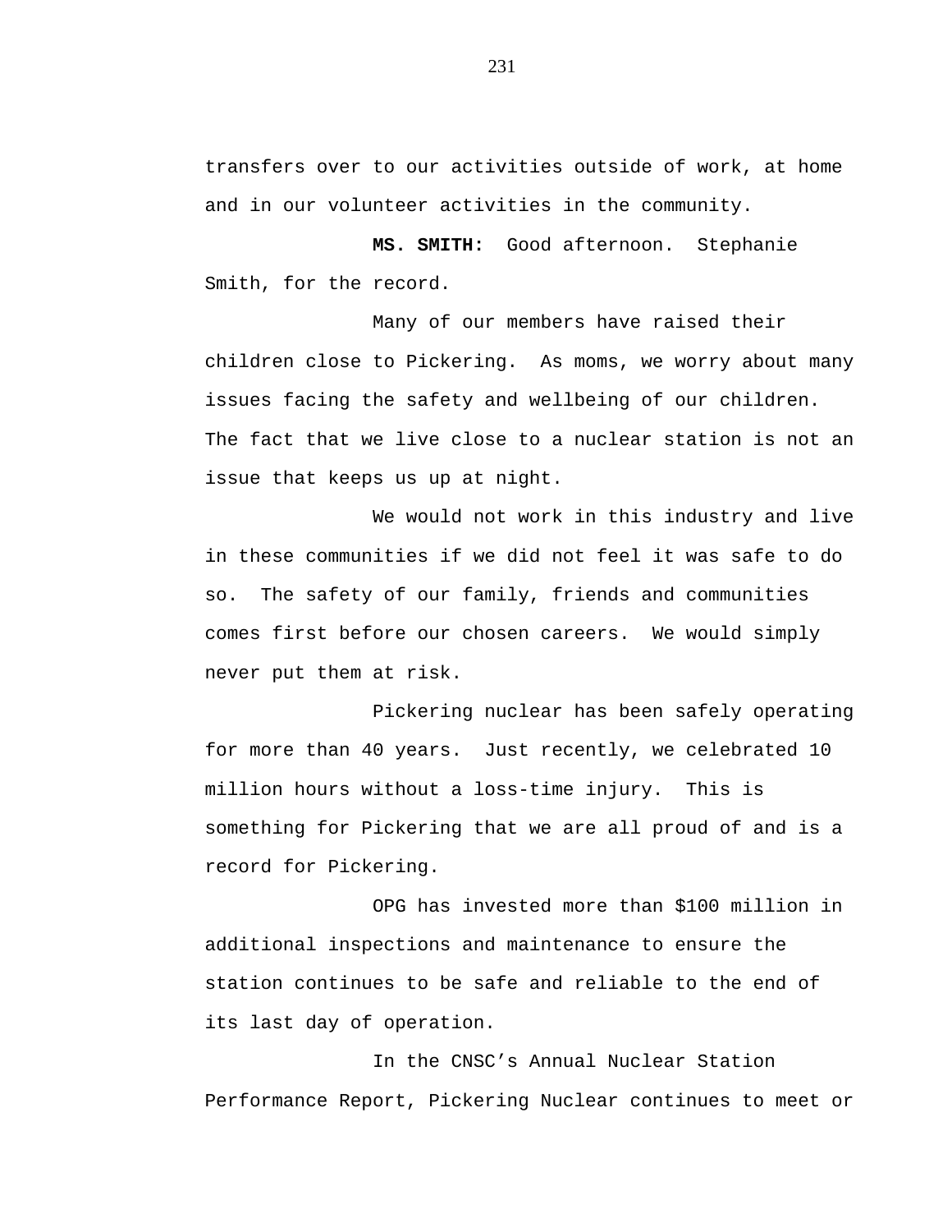transfers over to our activities outside of work, at home and in our volunteer activities in the community.

**MS. SMITH:** Good afternoon. Stephanie Smith, for the record.

Many of our members have raised their children close to Pickering. As moms, we worry about many issues facing the safety and wellbeing of our children. The fact that we live close to a nuclear station is not an issue that keeps us up at night.

We would not work in this industry and live in these communities if we did not feel it was safe to do so. The safety of our family, friends and communities comes first before our chosen careers. We would simply never put them at risk.

Pickering nuclear has been safely operating for more than 40 years. Just recently, we celebrated 10 million hours without a loss-time injury. This is something for Pickering that we are all proud of and is a record for Pickering.

OPG has invested more than $100 million in additional inspections and maintenance to ensure the station continues to be safe and reliable to the end of its last day of operation.

In the CNSC’s Annual Nuclear Station Performance Report, Pickering Nuclear continues to meet or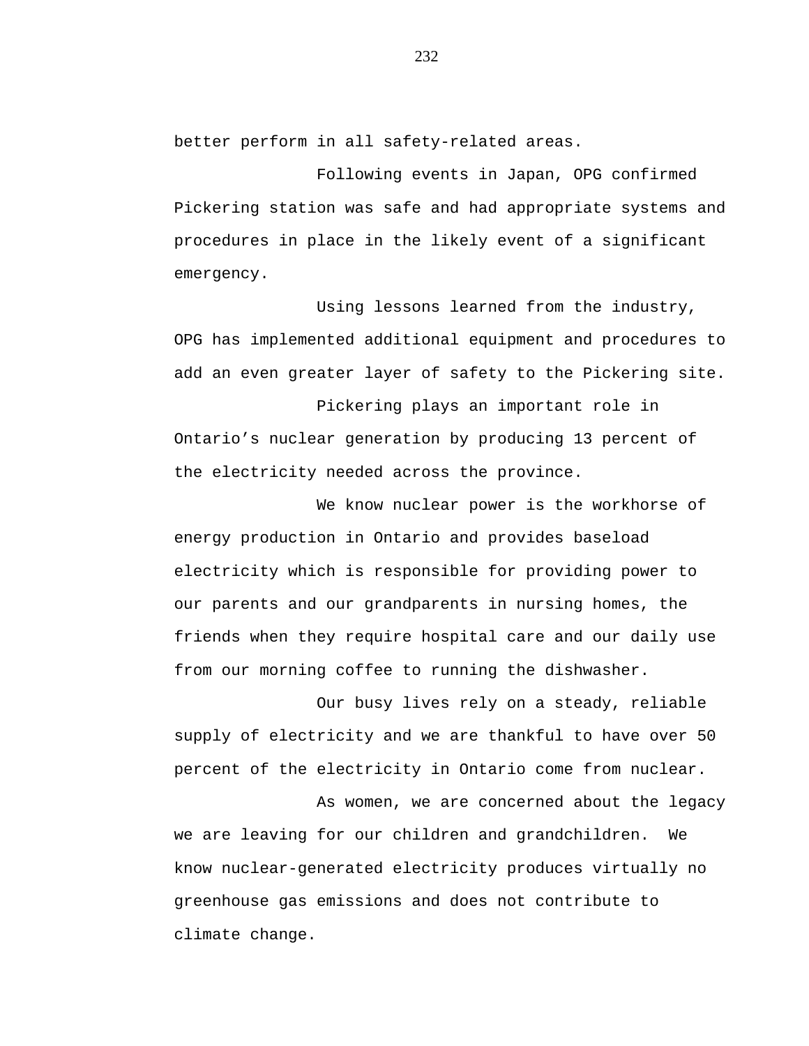better perform in all safety-related areas.

Following events in Japan, OPG confirmed Pickering station was safe and had appropriate systems and procedures in place in the likely event of a significant emergency.

Using lessons learned from the industry, OPG has implemented additional equipment and procedures to add an even greater layer of safety to the Pickering site.

Pickering plays an important role in Ontario’s nuclear generation by producing 13 percent of the electricity needed across the province.

We know nuclear power is the workhorse of energy production in Ontario and provides baseload electricity which is responsible for providing power to our parents and our grandparents in nursing homes, the friends when they require hospital care and our daily use from our morning coffee to running the dishwasher.

Our busy lives rely on a steady, reliable supply of electricity and we are thankful to have over 50 percent of the electricity in Ontario come from nuclear.

As women, we are concerned about the legacy we are leaving for our children and grandchildren. We know nuclear-generated electricity produces virtually no greenhouse gas emissions and does not contribute to climate change.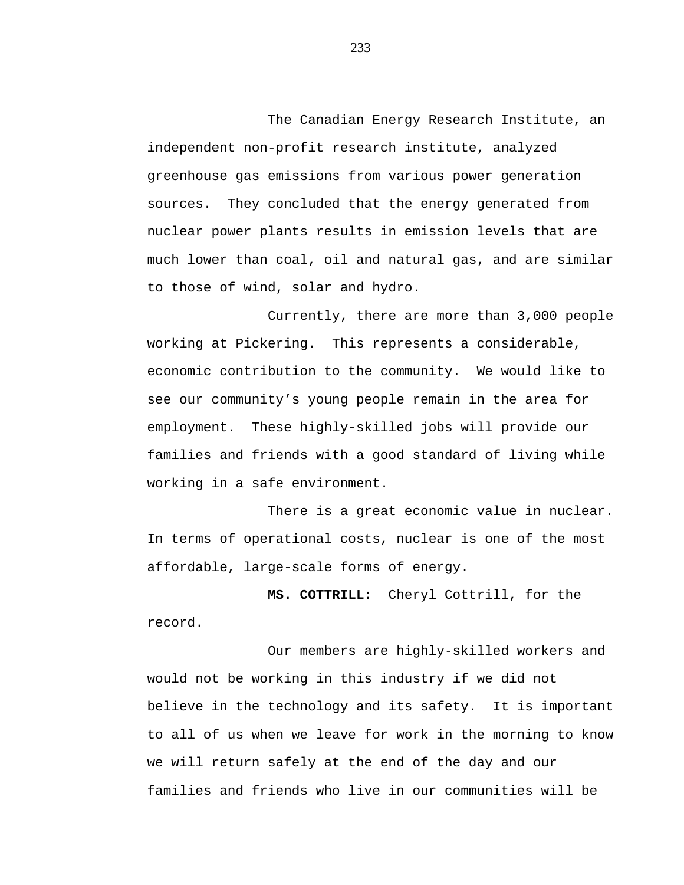The Canadian Energy Research Institute, an independent non-profit research institute, analyzed greenhouse gas emissions from various power generation sources.  They concluded that the energy generated from nuclear power plants results in emission levels that are much lower than coal, oil and natural gas, and are similar to those of wind, solar and hydro.

Currently, there are more than 3,000 people working at Pickering.  This represents a considerable, economic contribution to the community.  We would like to see our community's young people remain in the area for employment.  These highly-skilled jobs will provide our families and friends with a good standard of living while working in a safe environment.

There is a great economic value in nuclear. In terms of operational costs, nuclear is one of the most affordable, large-scale forms of energy.

**MS. COTTRILL:**  Cheryl Cottrill, for the record.

Our members are highly-skilled workers and would not be working in this industry if we did not believe in the technology and its safety.  It is important to all of us when we leave for work in the morning to know we will return safely at the end of the day and our families and friends who live in our communities will be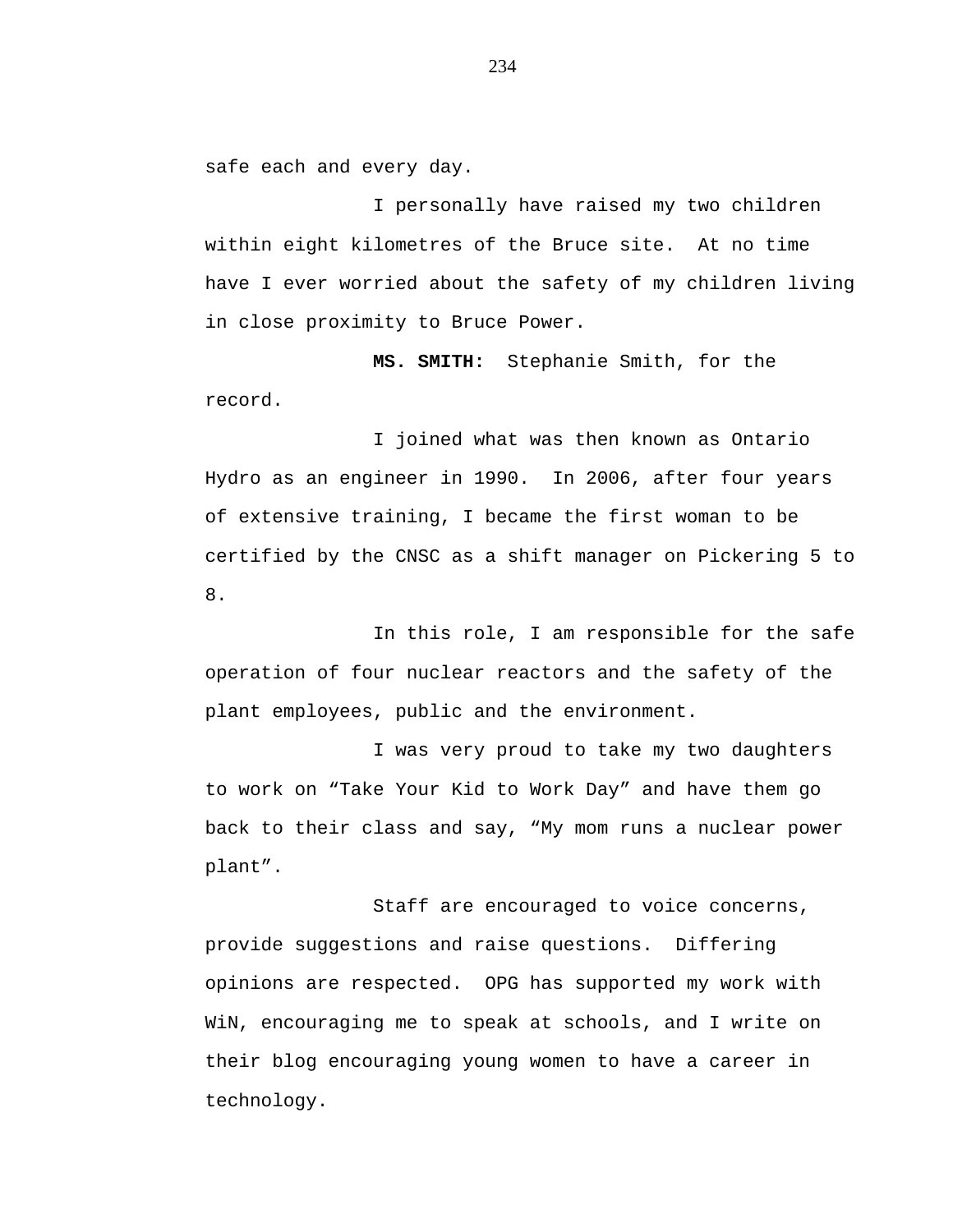safe each and every day.

I personally have raised my two children within eight kilometres of the Bruce site. At no time have I ever worried about the safety of my children living in close proximity to Bruce Power.

**MS. SMITH:** Stephanie Smith, for the record.

I joined what was then known as Ontario Hydro as an engineer in 1990. In 2006, after four years of extensive training, I became the first woman to be certified by the CNSC as a shift manager on Pickering 5 to 8.

In this role, I am responsible for the safe operation of four nuclear reactors and the safety of the plant employees, public and the environment.

I was very proud to take my two daughters to work on "Take Your Kid to Work Day" and have them go back to their class and say, "My mom runs a nuclear power plant".

Staff are encouraged to voice concerns, provide suggestions and raise questions. Differing opinions are respected. OPG has supported my work with WiN, encouraging me to speak at schools, and I write on their blog encouraging young women to have a career in technology.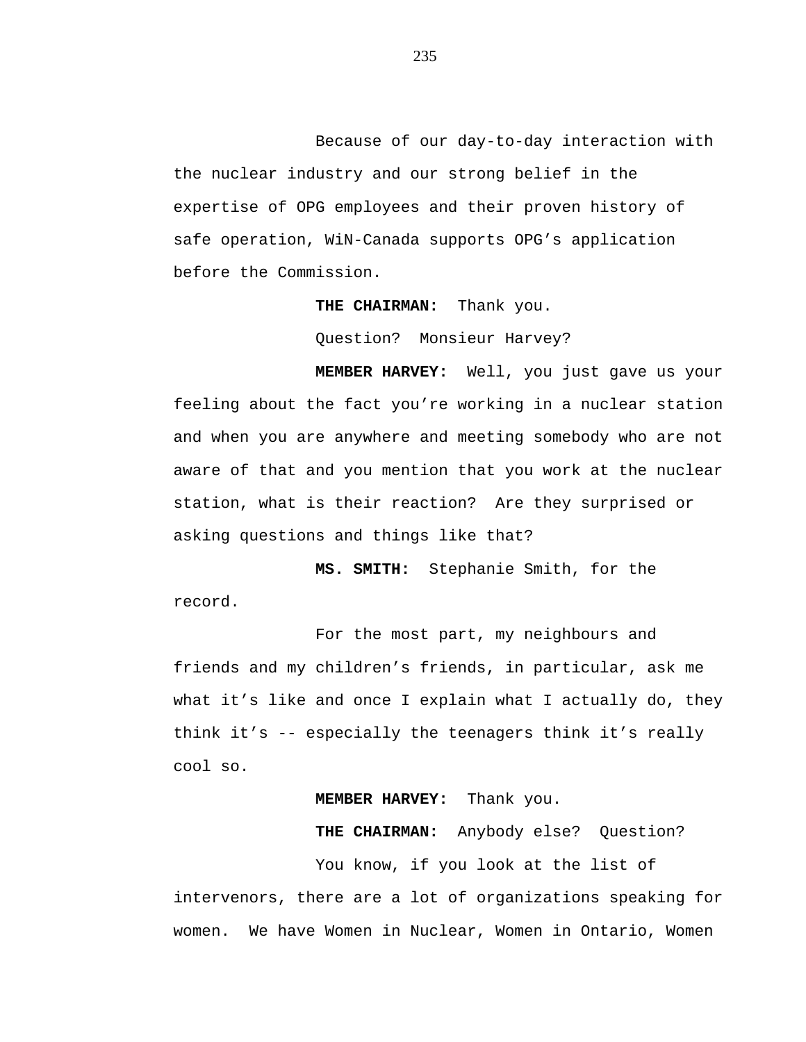Because of our day-to-day interaction with the nuclear industry and our strong belief in the expertise of OPG employees and their proven history of safe operation, WiN-Canada supports OPG's application before the Commission.

**THE CHAIRMAN:** Thank you.

Question? Monsieur Harvey?

**MEMBER HARVEY:** Well, you just gave us your feeling about the fact you're working in a nuclear station and when you are anywhere and meeting somebody who are not aware of that and you mention that you work at the nuclear station, what is their reaction? Are they surprised or asking questions and things like that?

**MS. SMITH:** Stephanie Smith, for the record.

For the most part, my neighbours and friends and my children's friends, in particular, ask me what it's like and once I explain what I actually do, they think it's -- especially the teenagers think it's really cool so.

**MEMBER HARVEY:** Thank you.

**THE CHAIRMAN:** Anybody else? Question?

You know, if you look at the list of intervenors, there are a lot of organizations speaking for women. We have Women in Nuclear, Women in Ontario, Women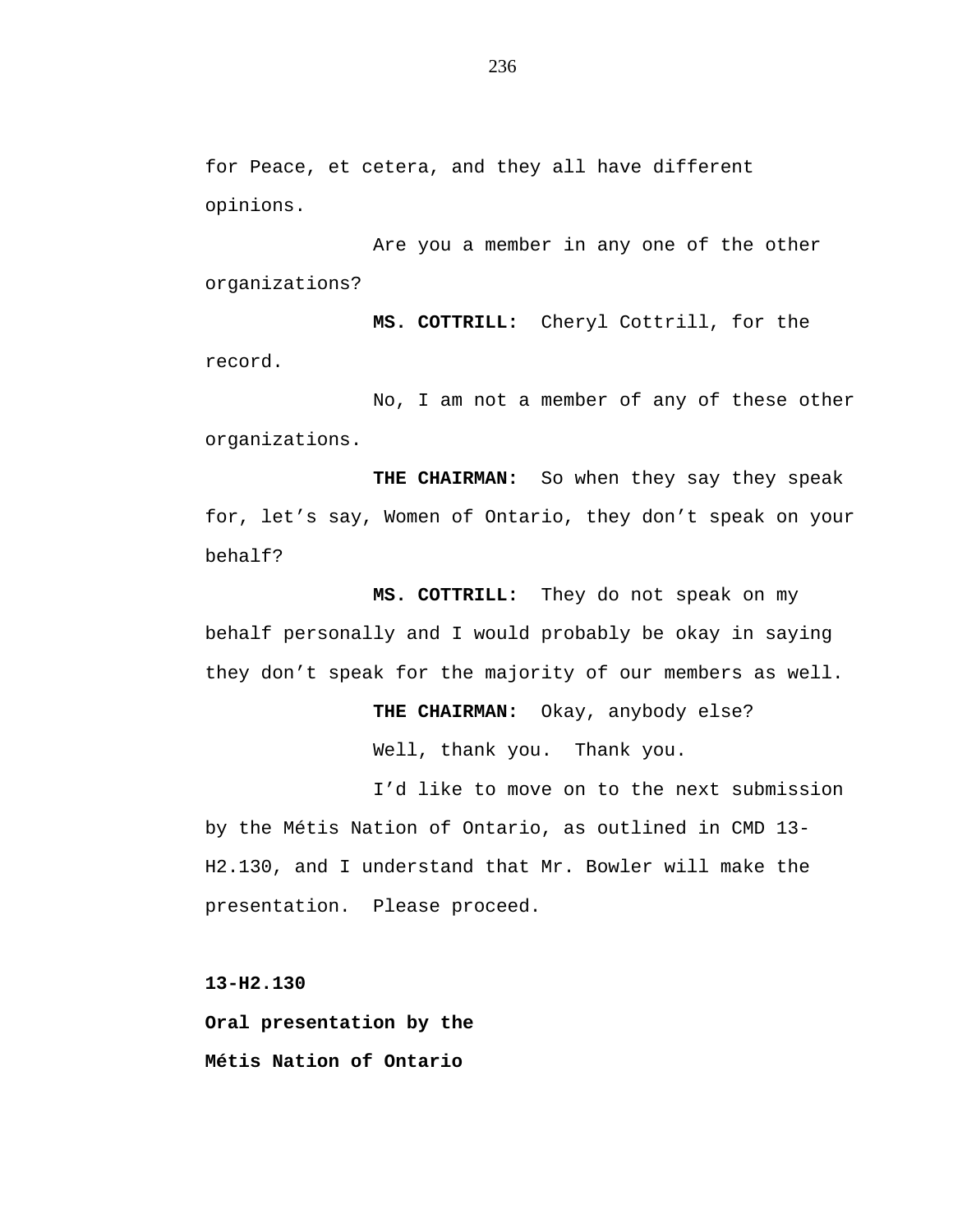for Peace, et cetera, and they all have different opinions.

Are you a member in any one of the other organizations?

**MS. COTTRILL:** Cheryl Cottrill, for the record.

No, I am not a member of any of these other organizations.

**THE CHAIRMAN:** So when they say they speak for, let's say, Women of Ontario, they don't speak on your behalf?

**MS. COTTRILL:** They do not speak on my behalf personally and I would probably be okay in saying they don't speak for the majority of our members as well.

**THE CHAIRMAN:** Okay, anybody else?

Well, thank you. Thank you.

I'd like to move on to the next submission by the Métis Nation of Ontario, as outlined in CMD 13-H2.130, and I understand that Mr. Bowler will make the presentation. Please proceed.

**13-H2.130**

**Oral presentation by the**

**Métis Nation of Ontario**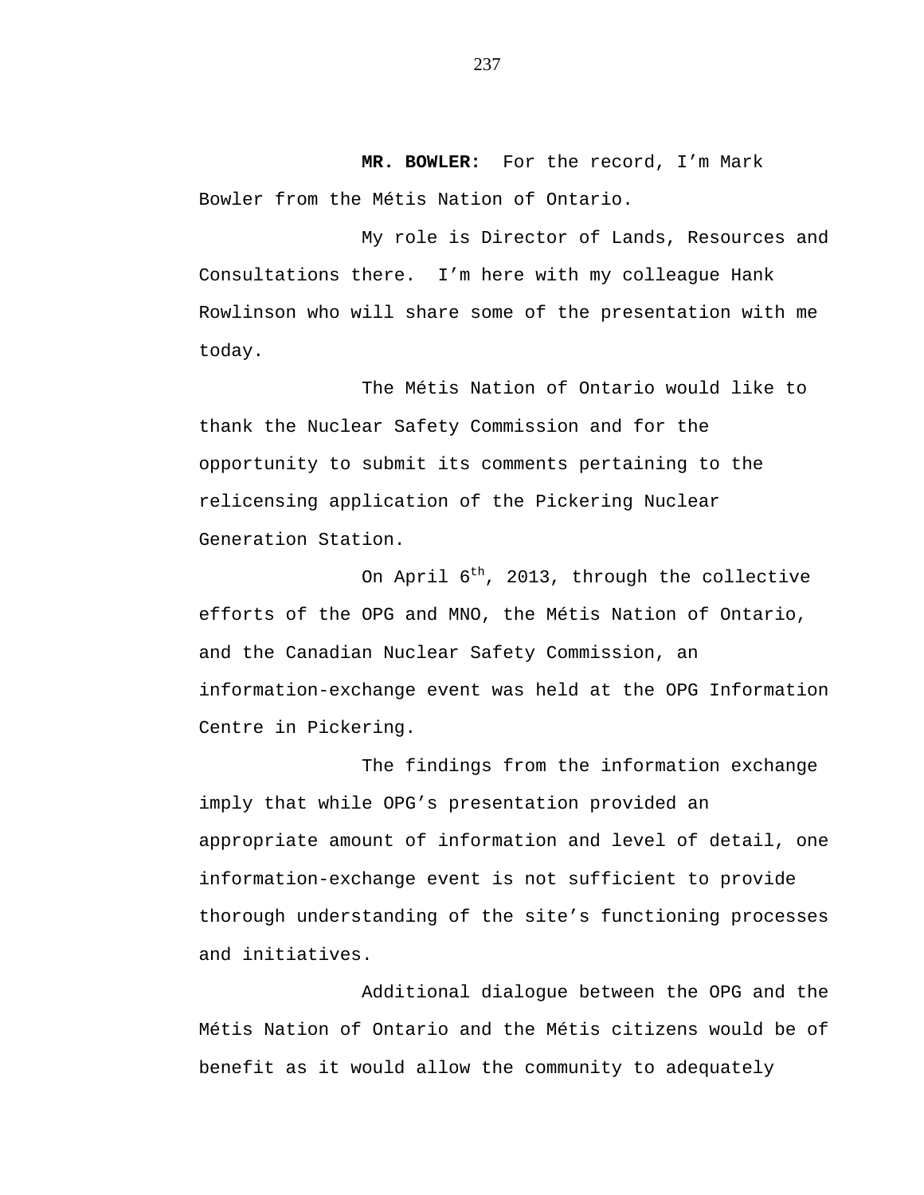**MR. BOWLER:** For the record, I'm Mark Bowler from the Métis Nation of Ontario.

My role is Director of Lands, Resources and Consultations there. I'm here with my colleague Hank Rowlinson who will share some of the presentation with me today.

The Métis Nation of Ontario would like to thank the Nuclear Safety Commission and for the opportunity to submit its comments pertaining to the relicensing application of the Pickering Nuclear Generation Station.

On April 6th, 2013, through the collective efforts of the OPG and MNO, the Métis Nation of Ontario, and the Canadian Nuclear Safety Commission, an information-exchange event was held at the OPG Information Centre in Pickering.

The findings from the information exchange imply that while OPG's presentation provided an appropriate amount of information and level of detail, one information-exchange event is not sufficient to provide thorough understanding of the site's functioning processes and initiatives.

Additional dialogue between the OPG and the Métis Nation of Ontario and the Métis citizens would be of benefit as it would allow the community to adequately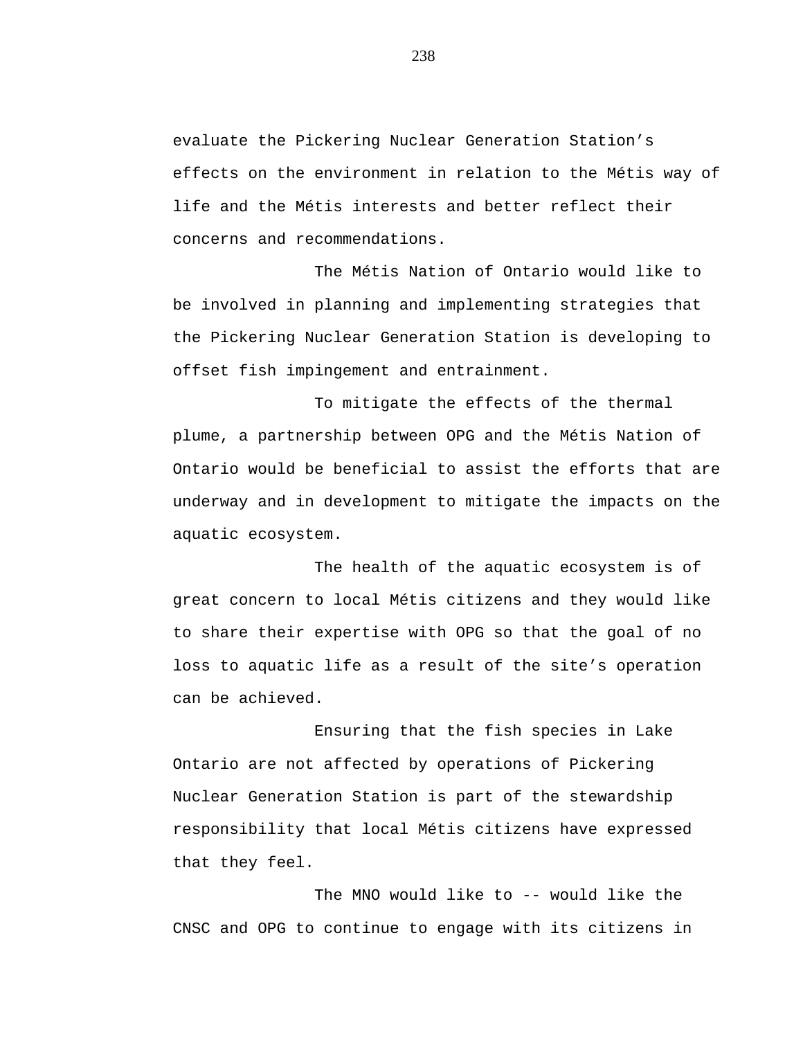evaluate the Pickering Nuclear Generation Station's effects on the environment in relation to the Métis way of life and the Métis interests and better reflect their concerns and recommendations.

The Métis Nation of Ontario would like to be involved in planning and implementing strategies that the Pickering Nuclear Generation Station is developing to offset fish impingement and entrainment.

To mitigate the effects of the thermal plume, a partnership between OPG and the Métis Nation of Ontario would be beneficial to assist the efforts that are underway and in development to mitigate the impacts on the aquatic ecosystem.

The health of the aquatic ecosystem is of great concern to local Métis citizens and they would like to share their expertise with OPG so that the goal of no loss to aquatic life as a result of the site's operation can be achieved.

Ensuring that the fish species in Lake Ontario are not affected by operations of Pickering Nuclear Generation Station is part of the stewardship responsibility that local Métis citizens have expressed that they feel.

The MNO would like to -- would like the CNSC and OPG to continue to engage with its citizens in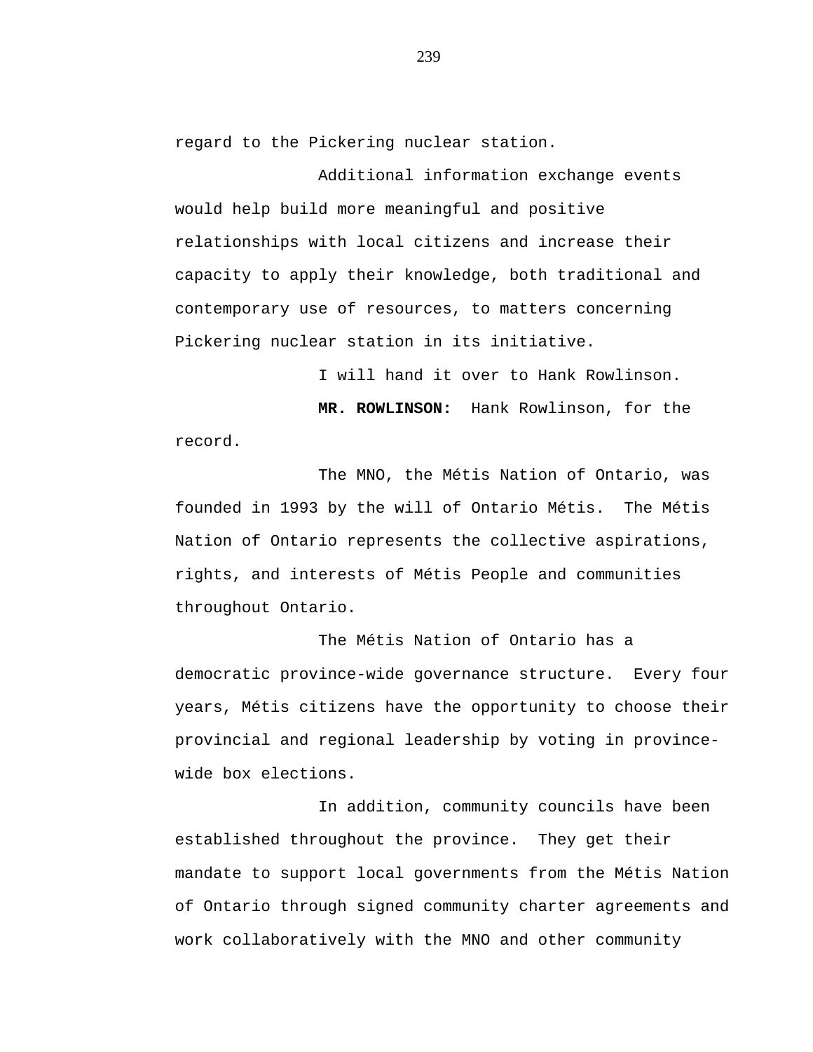regard to the Pickering nuclear station.

Additional information exchange events would help build more meaningful and positive relationships with local citizens and increase their capacity to apply their knowledge, both traditional and contemporary use of resources, to matters concerning Pickering nuclear station in its initiative.

I will hand it over to Hank Rowlinson.

**MR. ROWLINSON:** Hank Rowlinson, for the record.

The MNO, the Métis Nation of Ontario, was founded in 1993 by the will of Ontario Métis. The Métis Nation of Ontario represents the collective aspirations, rights, and interests of Métis People and communities throughout Ontario.

The Métis Nation of Ontario has a democratic province-wide governance structure. Every four years, Métis citizens have the opportunity to choose their provincial and regional leadership by voting in province-wide box elections.

In addition, community councils have been established throughout the province. They get their mandate to support local governments from the Métis Nation of Ontario through signed community charter agreements and work collaboratively with the MNO and other community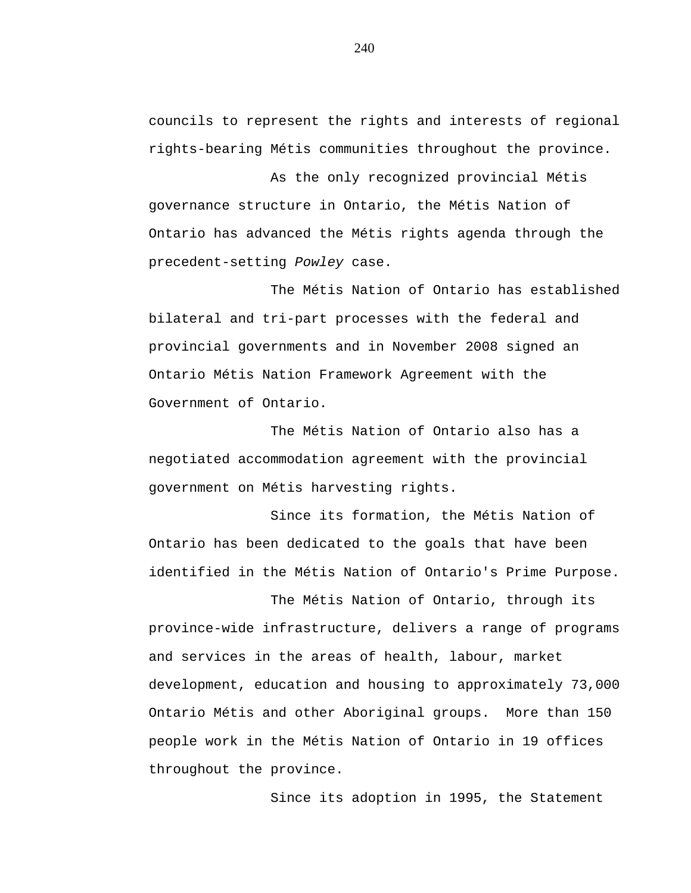councils to represent the rights and interests of regional rights-bearing Métis communities throughout the province.

As the only recognized provincial Métis governance structure in Ontario, the Métis Nation of Ontario has advanced the Métis rights agenda through the precedent-setting *Powley* case.

The Métis Nation of Ontario has established bilateral and tri-part processes with the federal and provincial governments and in November 2008 signed an Ontario Métis Nation Framework Agreement with the Government of Ontario.

The Métis Nation of Ontario also has a negotiated accommodation agreement with the provincial government on Métis harvesting rights.

Since its formation, the Métis Nation of Ontario has been dedicated to the goals that have been identified in the Métis Nation of Ontario's Prime Purpose.

The Métis Nation of Ontario, through its province-wide infrastructure, delivers a range of programs and services in the areas of health, labour, market development, education and housing to approximately 73,000 Ontario Métis and other Aboriginal groups. More than 150 people work in the Métis Nation of Ontario in 19 offices throughout the province.

Since its adoption in 1995, the Statement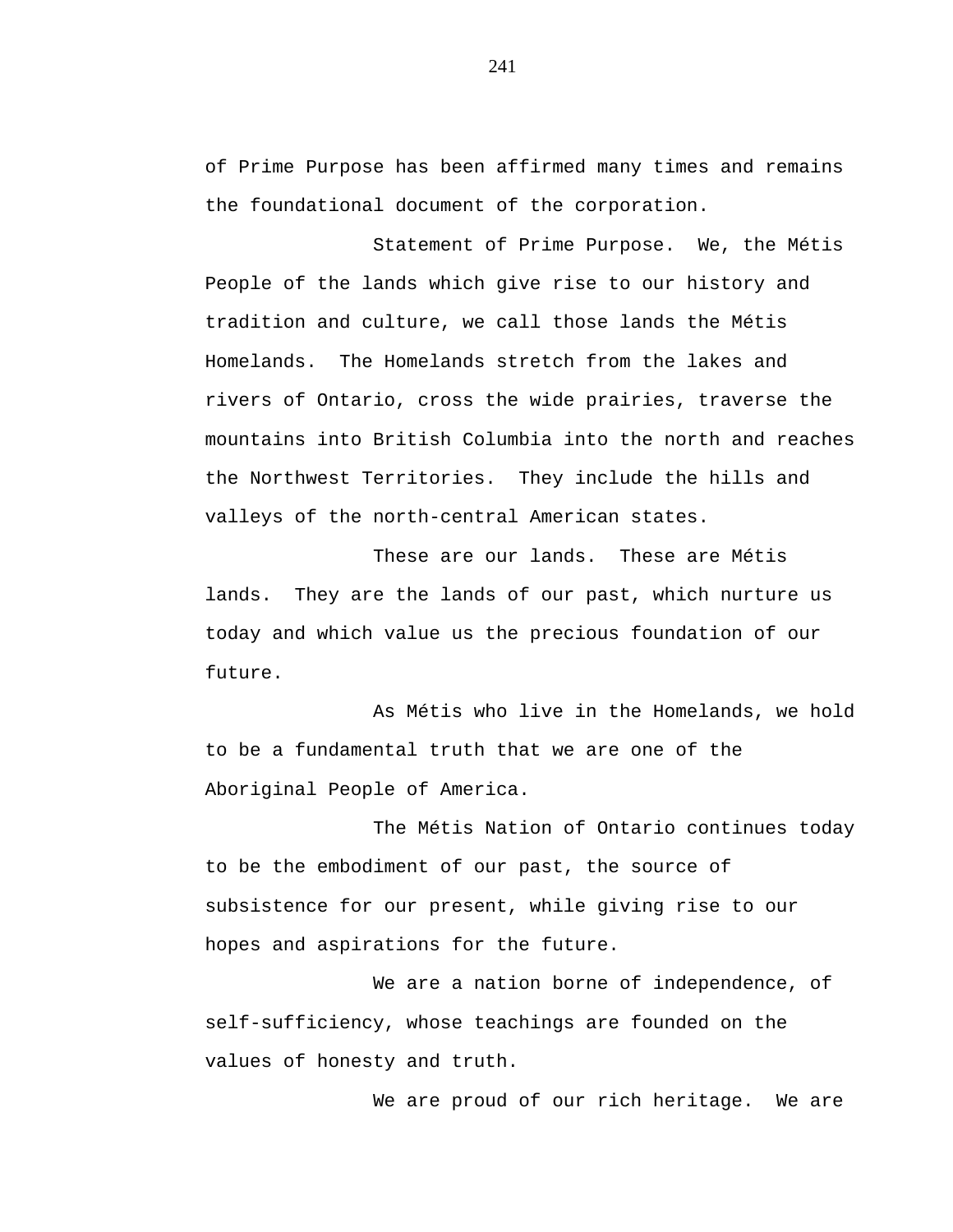of Prime Purpose has been affirmed many times and remains the foundational document of the corporation.

Statement of Prime Purpose. We, the Métis People of the lands which give rise to our history and tradition and culture, we call those lands the Métis Homelands. The Homelands stretch from the lakes and rivers of Ontario, cross the wide prairies, traverse the mountains into British Columbia into the north and reaches the Northwest Territories. They include the hills and valleys of the north-central American states.

These are our lands. These are Métis lands. They are the lands of our past, which nurture us today and which value us the precious foundation of our future.

As Métis who live in the Homelands, we hold to be a fundamental truth that we are one of the Aboriginal People of America.

The Métis Nation of Ontario continues today to be the embodiment of our past, the source of subsistence for our present, while giving rise to our hopes and aspirations for the future.

We are a nation borne of independence, of self-sufficiency, whose teachings are founded on the values of honesty and truth.

We are proud of our rich heritage. We are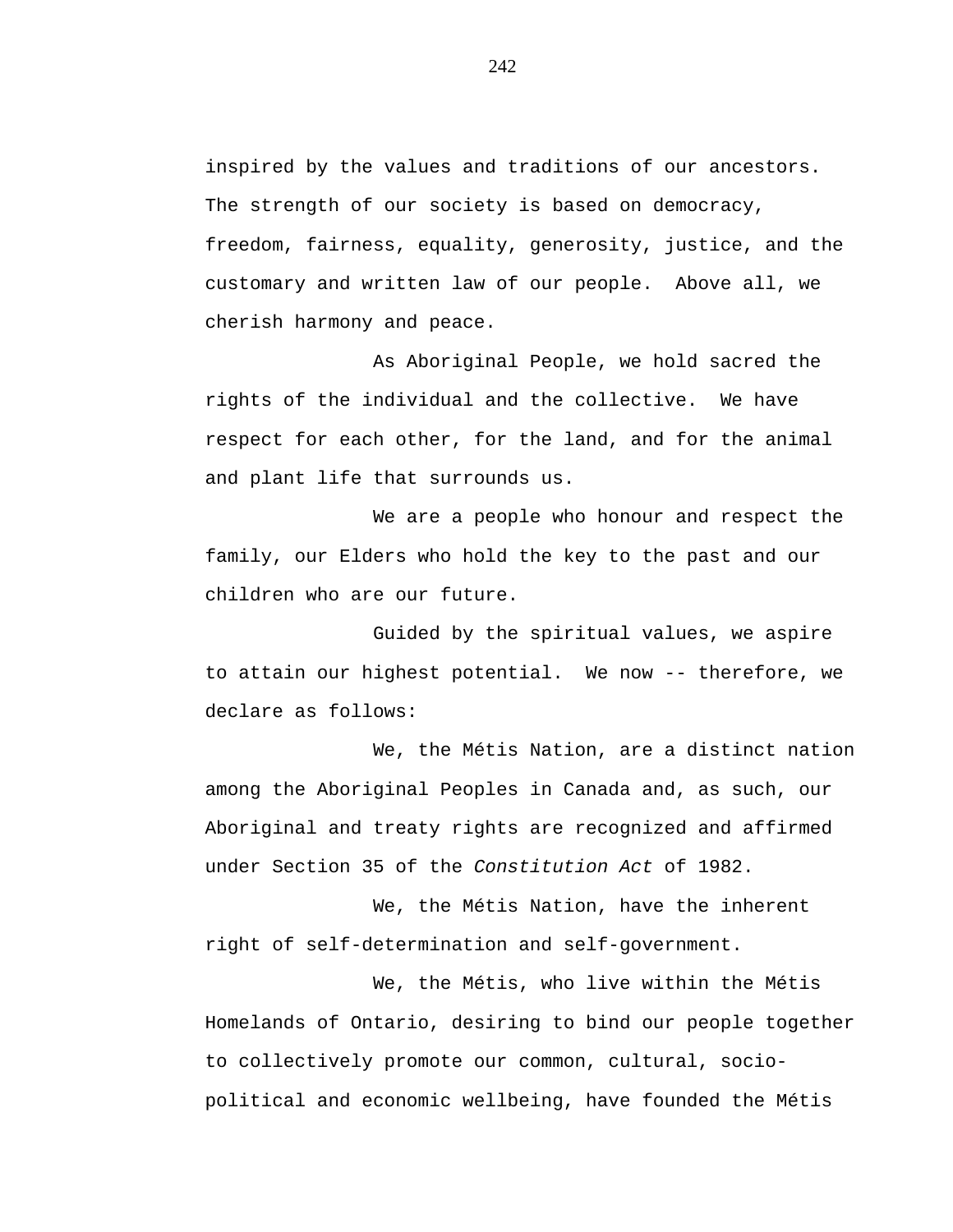inspired by the values and traditions of our ancestors. The strength of our society is based on democracy, freedom, fairness, equality, generosity, justice, and the customary and written law of our people. Above all, we cherish harmony and peace.

As Aboriginal People, we hold sacred the rights of the individual and the collective. We have respect for each other, for the land, and for the animal and plant life that surrounds us.

We are a people who honour and respect the family, our Elders who hold the key to the past and our children who are our future.

Guided by the spiritual values, we aspire to attain our highest potential. We now -- therefore, we declare as follows:

We, the Métis Nation, are a distinct nation among the Aboriginal Peoples in Canada and, as such, our Aboriginal and treaty rights are recognized and affirmed under Section 35 of the *Constitution Act* of 1982.

We, the Métis Nation, have the inherent right of self-determination and self-government.

We, the Métis, who live within the Métis Homelands of Ontario, desiring to bind our people together to collectively promote our common, cultural, socio-political and economic wellbeing, have founded the Métis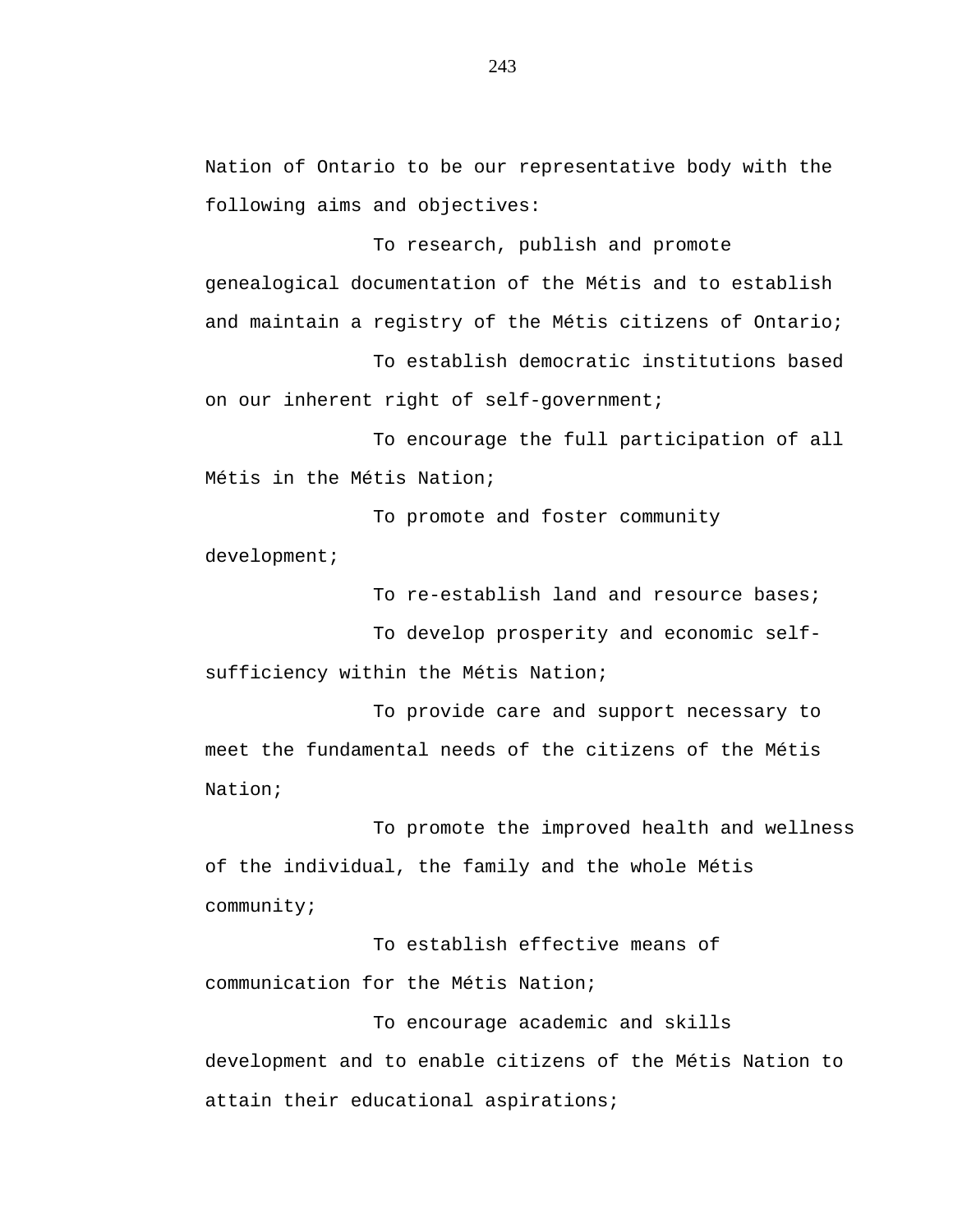Nation of Ontario to be our representative body with the following aims and objectives:

To research, publish and promote genealogical documentation of the Métis and to establish and maintain a registry of the Métis citizens of Ontario;

To establish democratic institutions based on our inherent right of self-government;

To encourage the full participation of all Métis in the Métis Nation;

To promote and foster community development;

To re-establish land and resource bases;

To develop prosperity and economic self-sufficiency within the Métis Nation;

To provide care and support necessary to meet the fundamental needs of the citizens of the Métis Nation;

To promote the improved health and wellness of the individual, the family and the whole Métis community;

To establish effective means of communication for the Métis Nation;

To encourage academic and skills development and to enable citizens of the Métis Nation to attain their educational aspirations;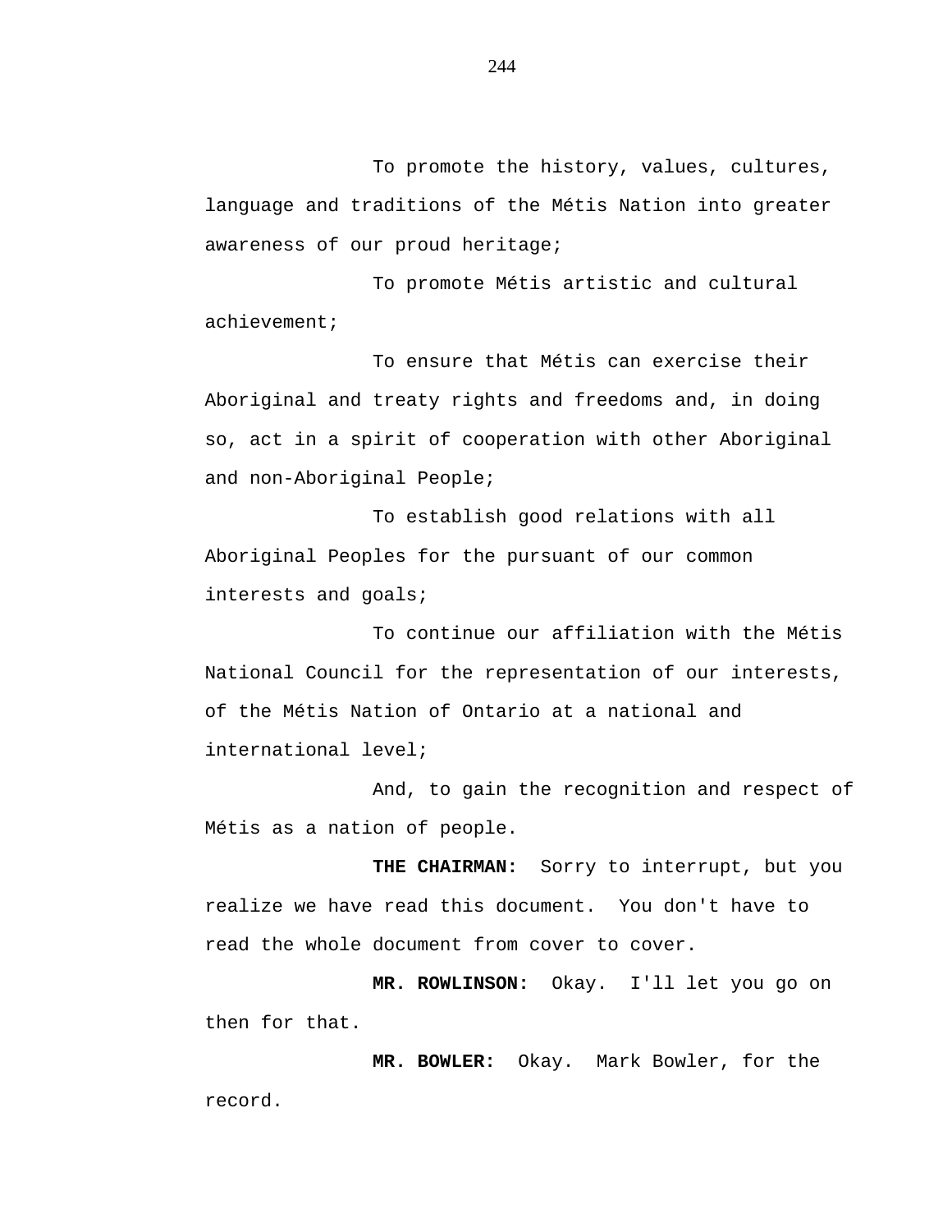To promote the history, values, cultures, language and traditions of the Métis Nation into greater awareness of our proud heritage;

To promote Métis artistic and cultural achievement;

To ensure that Métis can exercise their Aboriginal and treaty rights and freedoms and, in doing so, act in a spirit of cooperation with other Aboriginal and non-Aboriginal People;

To establish good relations with all Aboriginal Peoples for the pursuant of our common interests and goals;

To continue our affiliation with the Métis National Council for the representation of our interests, of the Métis Nation of Ontario at a national and international level;

And, to gain the recognition and respect of Métis as a nation of people.

**THE CHAIRMAN:** Sorry to interrupt, but you realize we have read this document. You don't have to read the whole document from cover to cover.

**MR. ROWLINSON:** Okay. I'll let you go on then for that.

**MR. BOWLER:** Okay. Mark Bowler, for the record.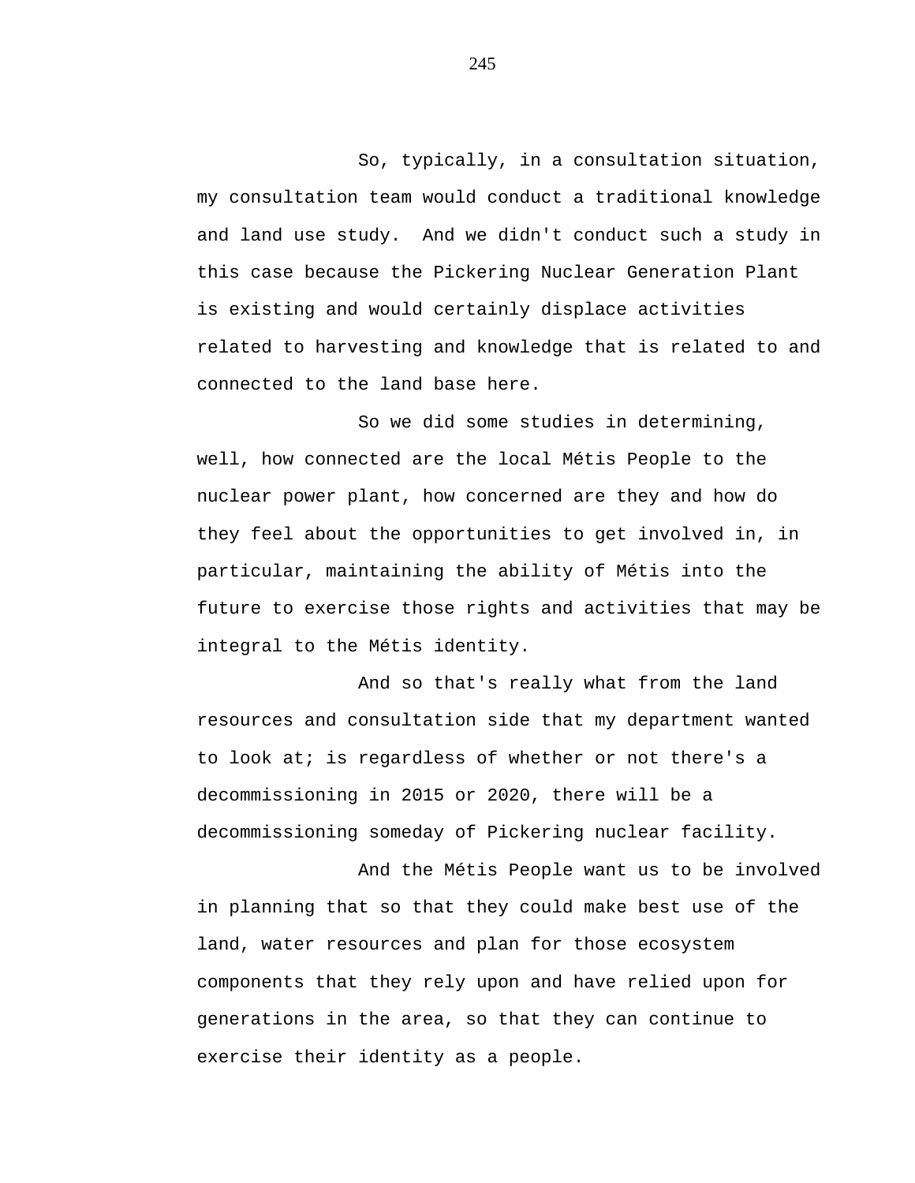So, typically, in a consultation situation, my consultation team would conduct a traditional knowledge and land use study.  And we didn't conduct such a study in this case because the Pickering Nuclear Generation Plant is existing and would certainly displace activities related to harvesting and knowledge that is related to and connected to the land base here.

So we did some studies in determining, well, how connected are the local Métis People to the nuclear power plant, how concerned are they and how do they feel about the opportunities to get involved in, in particular, maintaining the ability of Métis into the future to exercise those rights and activities that may be integral to the Métis identity.

And so that's really what from the land resources and consultation side that my department wanted to look at; is regardless of whether or not there's a decommissioning in 2015 or 2020, there will be a decommissioning someday of Pickering nuclear facility.

And the Métis People want us to be involved in planning that so that they could make best use of the land, water resources and plan for those ecosystem components that they rely upon and have relied upon for generations in the area, so that they can continue to exercise their identity as a people.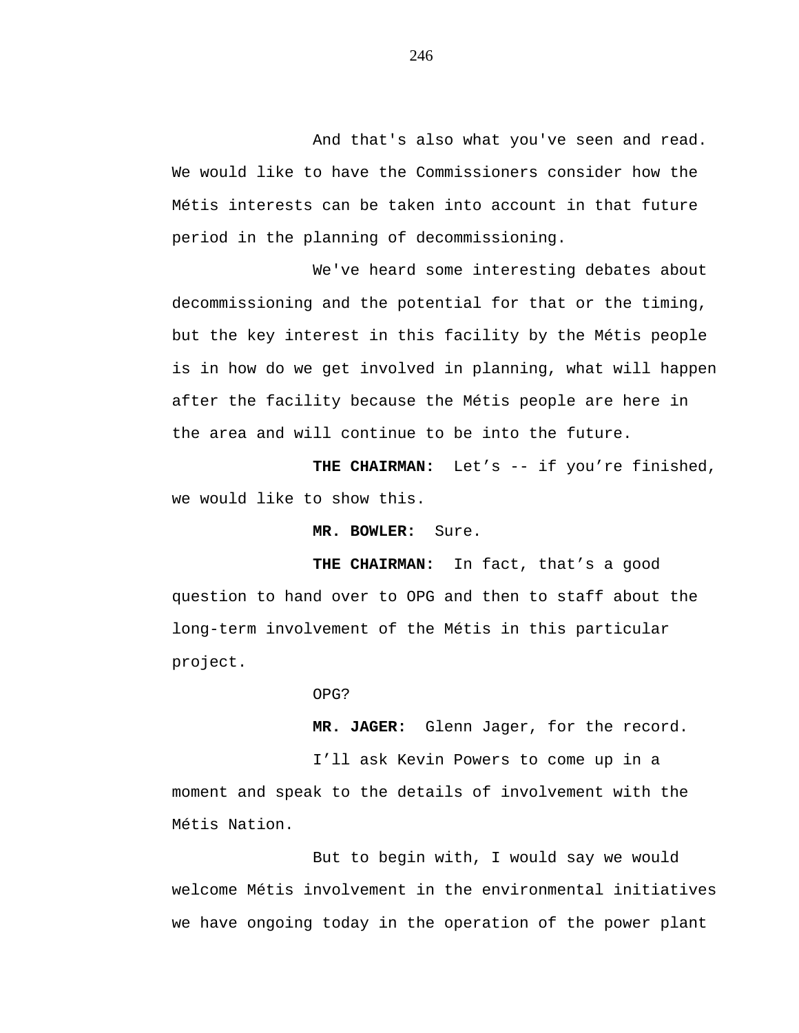And that's also what you've seen and read. We would like to have the Commissioners consider how the Métis interests can be taken into account in that future period in the planning of decommissioning.

We've heard some interesting debates about decommissioning and the potential for that or the timing, but the key interest in this facility by the Métis people is in how do we get involved in planning, what will happen after the facility because the Métis people are here in the area and will continue to be into the future.

**THE CHAIRMAN:** Let's -- if you're finished, we would like to show this.

**MR. BOWLER:** Sure.

**THE CHAIRMAN:** In fact, that's a good question to hand over to OPG and then to staff about the long-term involvement of the Métis in this particular project.

OPG?

**MR. JAGER:** Glenn Jager, for the record.

I'll ask Kevin Powers to come up in a moment and speak to the details of involvement with the Métis Nation.

But to begin with, I would say we would welcome Métis involvement in the environmental initiatives we have ongoing today in the operation of the power plant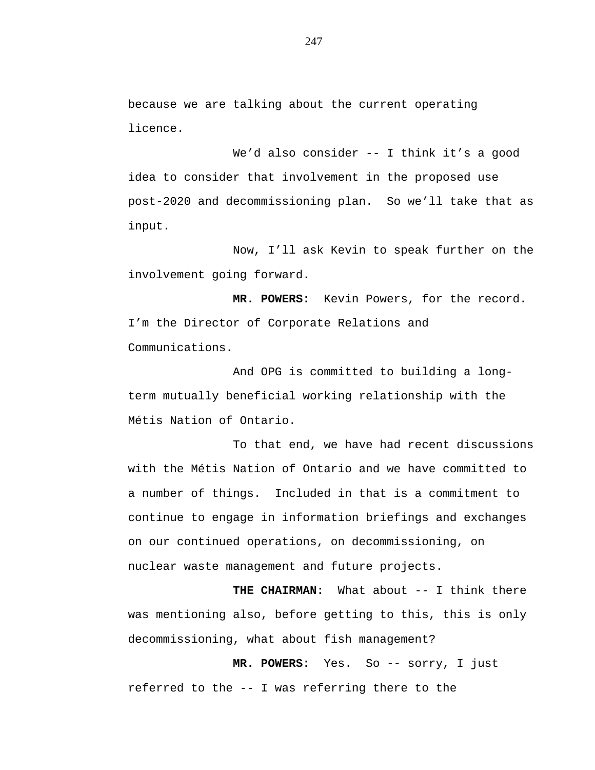because we are talking about the current operating licence.

We'd also consider -- I think it's a good idea to consider that involvement in the proposed use post-2020 and decommissioning plan. So we'll take that as input.

Now, I'll ask Kevin to speak further on the involvement going forward.

**MR. POWERS:** Kevin Powers, for the record. I'm the Director of Corporate Relations and Communications.

And OPG is committed to building a long-term mutually beneficial working relationship with the Métis Nation of Ontario.

To that end, we have had recent discussions with the Métis Nation of Ontario and we have committed to a number of things. Included in that is a commitment to continue to engage in information briefings and exchanges on our continued operations, on decommissioning, on nuclear waste management and future projects.

**THE CHAIRMAN:** What about -- I think there was mentioning also, before getting to this, this is only decommissioning, what about fish management?

**MR. POWERS:** Yes. So -- sorry, I just referred to the -- I was referring there to the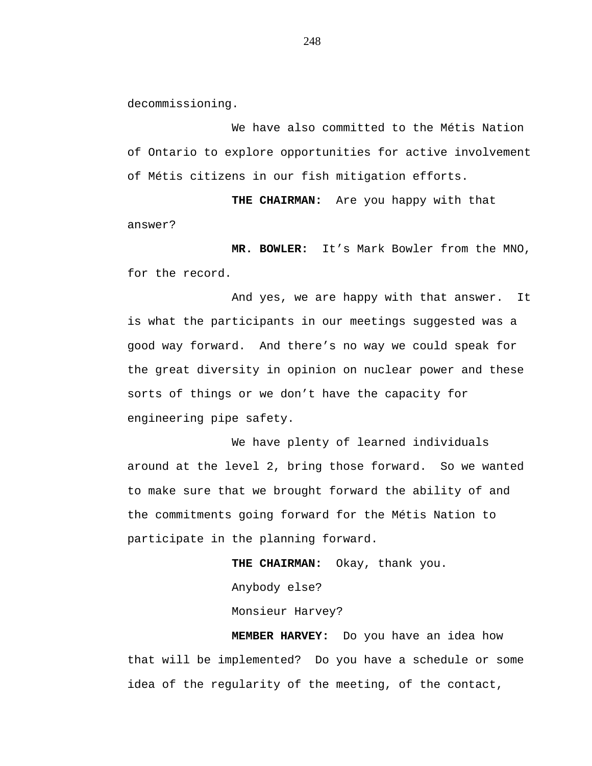decommissioning.

We have also committed to the Métis Nation of Ontario to explore opportunities for active involvement of Métis citizens in our fish mitigation efforts.

**THE CHAIRMAN:** Are you happy with that answer?

**MR. BOWLER:** It's Mark Bowler from the MNO, for the record.

And yes, we are happy with that answer. It is what the participants in our meetings suggested was a good way forward. And there's no way we could speak for the great diversity in opinion on nuclear power and these sorts of things or we don't have the capacity for engineering pipe safety.

We have plenty of learned individuals around at the level 2, bring those forward. So we wanted to make sure that we brought forward the ability of and the commitments going forward for the Métis Nation to participate in the planning forward.

**THE CHAIRMAN:** Okay, thank you.

Anybody else?

Monsieur Harvey?

**MEMBER HARVEY:** Do you have an idea how that will be implemented? Do you have a schedule or some idea of the regularity of the meeting, of the contact,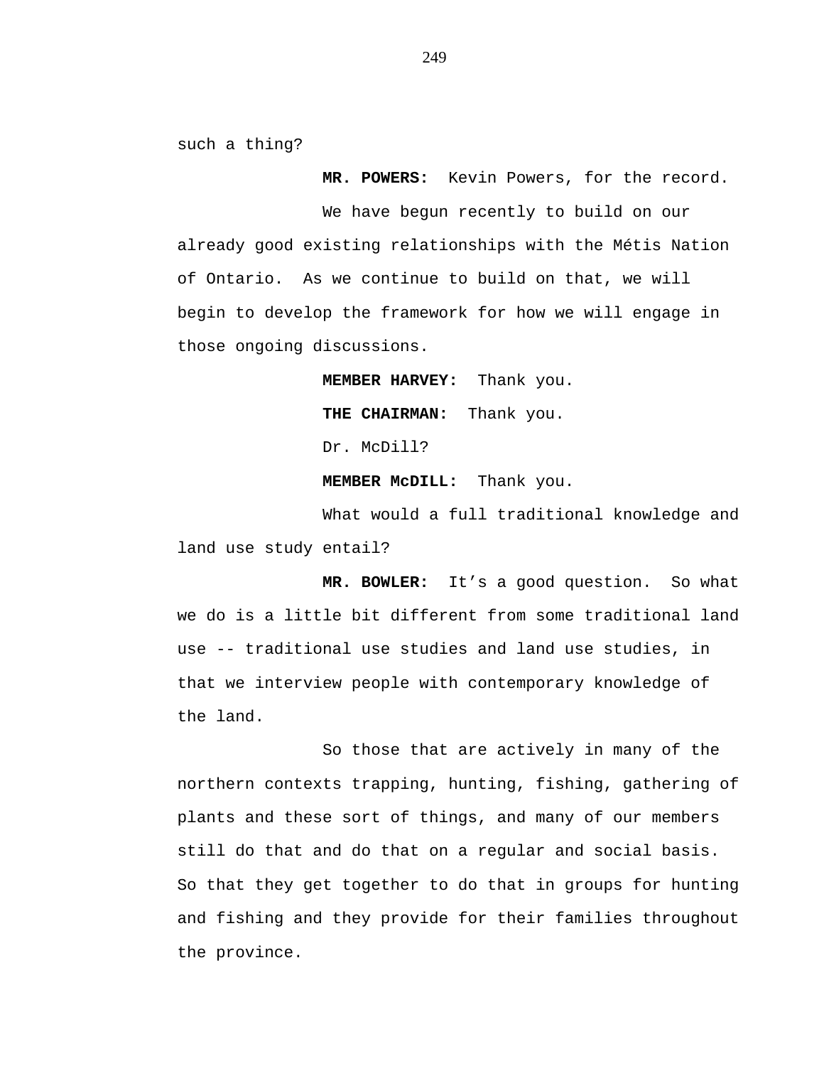such a thing?

**MR. POWERS:** Kevin Powers, for the record.

We have begun recently to build on our already good existing relationships with the Métis Nation of Ontario. As we continue to build on that, we will begin to develop the framework for how we will engage in those ongoing discussions.

**MEMBER HARVEY:** Thank you.

**THE CHAIRMAN:** Thank you.

Dr. McDill?

**MEMBER McDILL:** Thank you.

What would a full traditional knowledge and land use study entail?

**MR. BOWLER:** It's a good question. So what we do is a little bit different from some traditional land use -- traditional use studies and land use studies, in that we interview people with contemporary knowledge of the land.

So those that are actively in many of the northern contexts trapping, hunting, fishing, gathering of plants and these sort of things, and many of our members still do that and do that on a regular and social basis. So that they get together to do that in groups for hunting and fishing and they provide for their families throughout the province.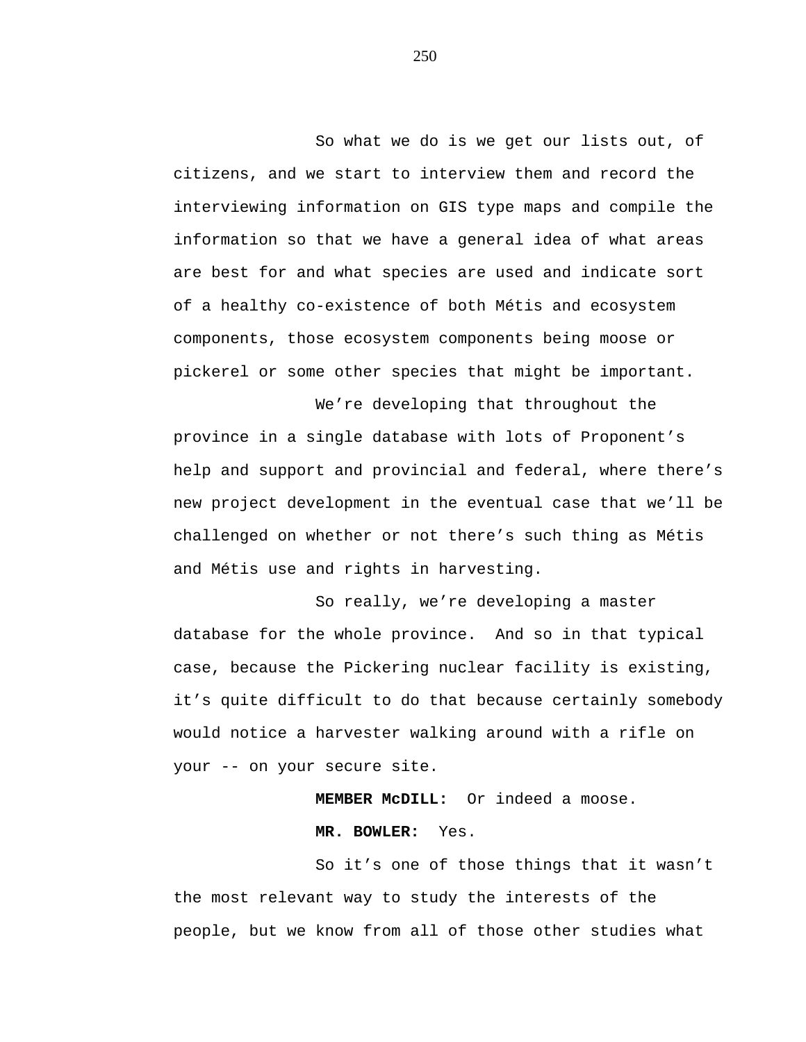So what we do is we get our lists out, of citizens, and we start to interview them and record the interviewing information on GIS type maps and compile the information so that we have a general idea of what areas are best for and what species are used and indicate sort of a healthy co-existence of both Métis and ecosystem components, those ecosystem components being moose or pickerel or some other species that might be important.

We're developing that throughout the province in a single database with lots of Proponent's help and support and provincial and federal, where there's new project development in the eventual case that we'll be challenged on whether or not there's such thing as Métis and Métis use and rights in harvesting.

So really, we're developing a master database for the whole province. And so in that typical case, because the Pickering nuclear facility is existing, it's quite difficult to do that because certainly somebody would notice a harvester walking around with a rifle on your -- on your secure site.

**MEMBER McDILL:** Or indeed a moose.

**MR. BOWLER:** Yes.

So it's one of those things that it wasn't the most relevant way to study the interests of the people, but we know from all of those other studies what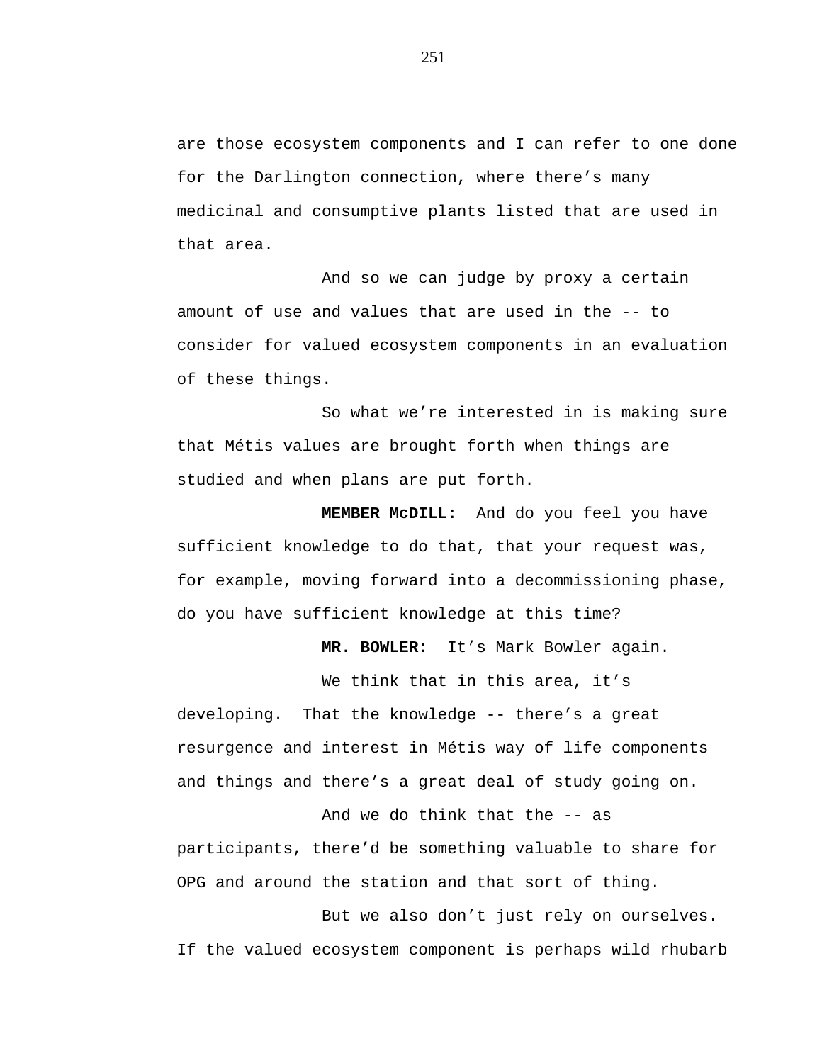are those ecosystem components and I can refer to one done for the Darlington connection, where there's many medicinal and consumptive plants listed that are used in that area.

And so we can judge by proxy a certain amount of use and values that are used in the -- to consider for valued ecosystem components in an evaluation of these things.

So what we're interested in is making sure that Métis values are brought forth when things are studied and when plans are put forth.

**MEMBER McDILL:** And do you feel you have sufficient knowledge to do that, that your request was, for example, moving forward into a decommissioning phase, do you have sufficient knowledge at this time?

**MR. BOWLER:** It's Mark Bowler again.

We think that in this area, it's developing. That the knowledge -- there's a great resurgence and interest in Métis way of life components and things and there's a great deal of study going on.

And we do think that the -- as participants, there'd be something valuable to share for OPG and around the station and that sort of thing.

But we also don't just rely on ourselves. If the valued ecosystem component is perhaps wild rhubarb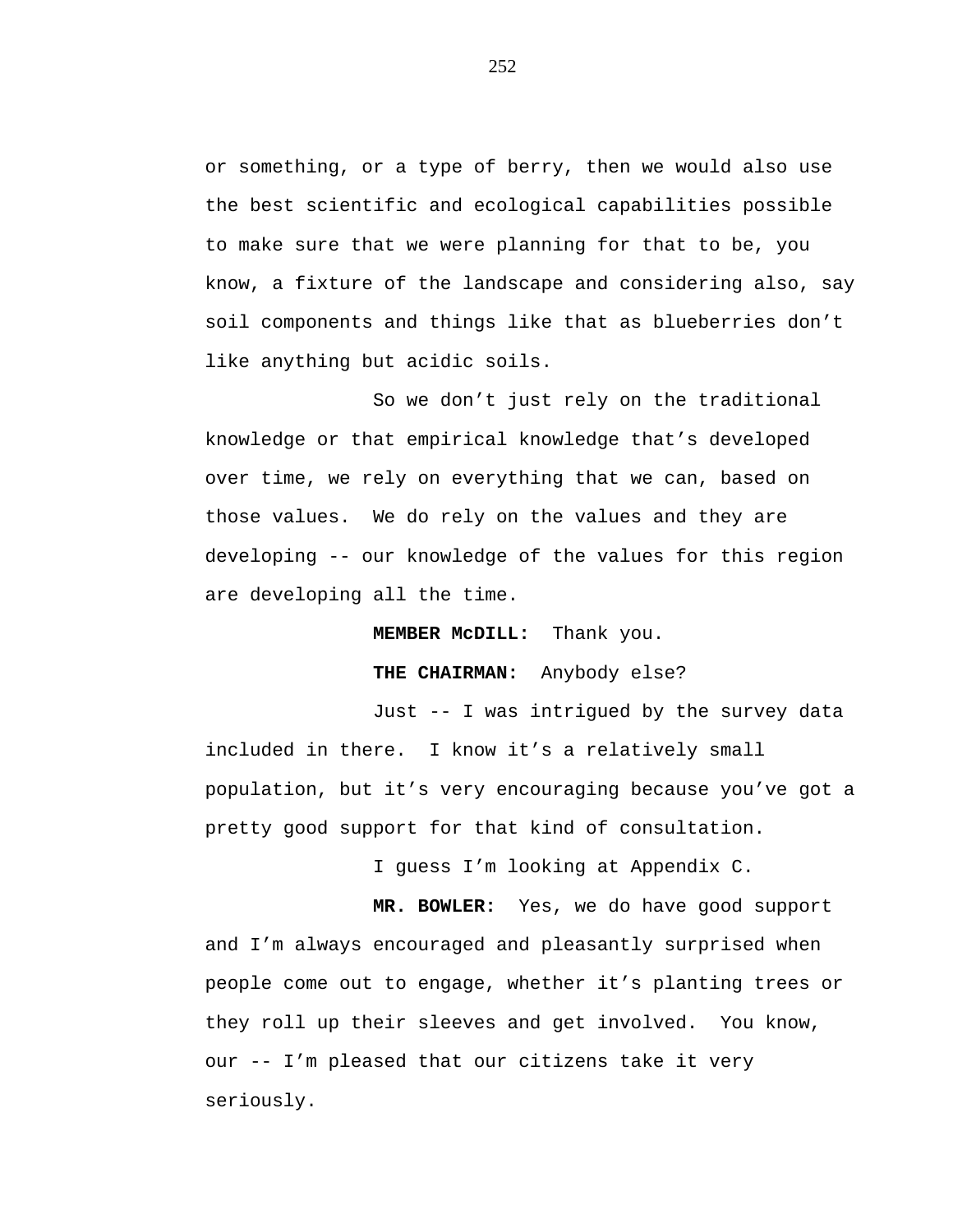or something, or a type of berry, then we would also use the best scientific and ecological capabilities possible to make sure that we were planning for that to be, you know, a fixture of the landscape and considering also, say soil components and things like that as blueberries don't like anything but acidic soils.

So we don't just rely on the traditional knowledge or that empirical knowledge that's developed over time, we rely on everything that we can, based on those values. We do rely on the values and they are developing -- our knowledge of the values for this region are developing all the time.

**MEMBER McDILL:** Thank you.

**THE CHAIRMAN:** Anybody else?

Just -- I was intrigued by the survey data included in there. I know it's a relatively small population, but it's very encouraging because you've got a pretty good support for that kind of consultation.

I guess I'm looking at Appendix C.

**MR. BOWLER:** Yes, we do have good support and I'm always encouraged and pleasantly surprised when people come out to engage, whether it's planting trees or they roll up their sleeves and get involved. You know, our -- I'm pleased that our citizens take it very seriously.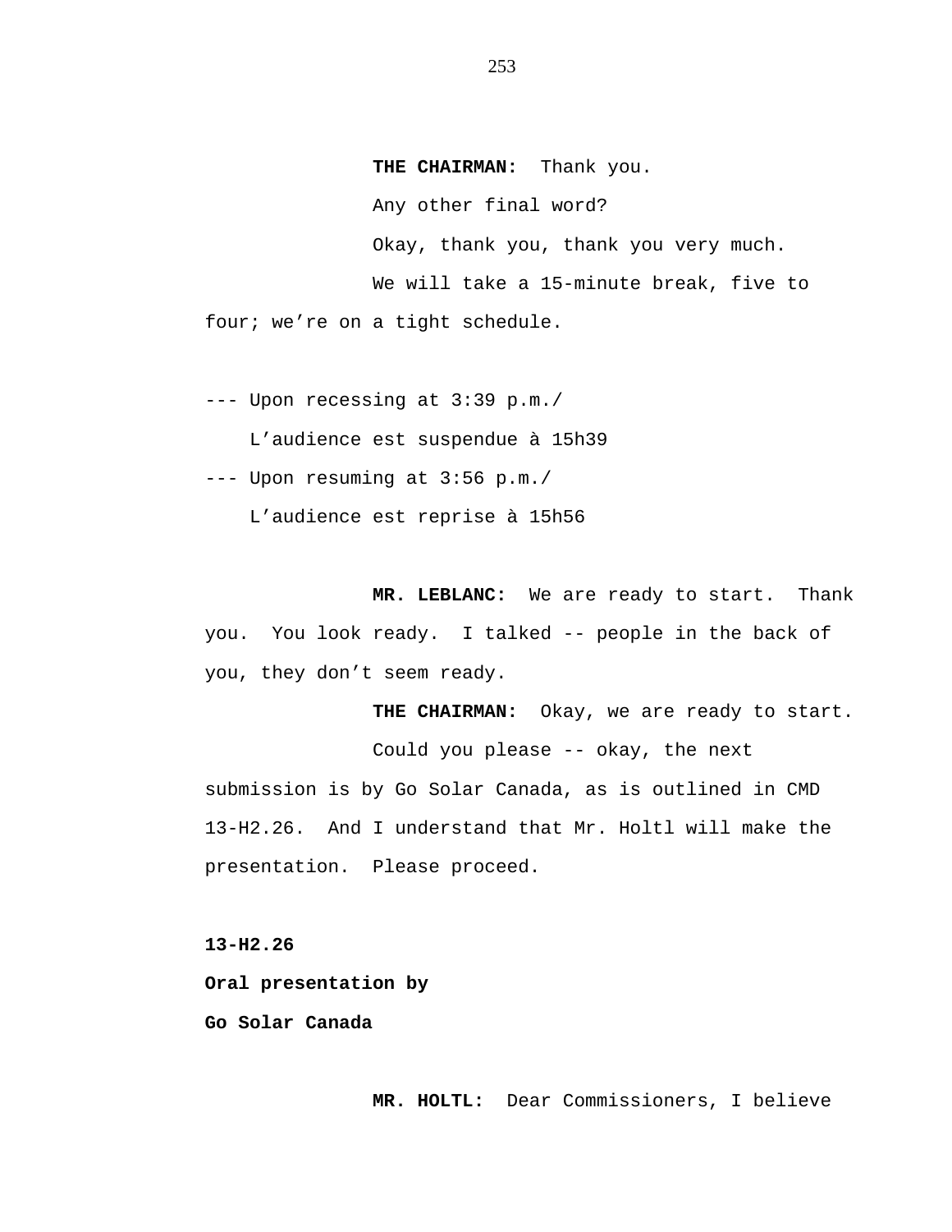**THE CHAIRMAN:** Thank you.

Any other final word?

Okay, thank you, thank you very much.

We will take a 15-minute break, five to four; we're on a tight schedule.

--- Upon recessing at 3:39 p.m./

L'audience est suspendue à 15h39

--- Upon resuming at 3:56 p.m./

L'audience est reprise à 15h56

**MR. LEBLANC:** We are ready to start. Thank you. You look ready. I talked -- people in the back of you, they don't seem ready.

**THE CHAIRMAN:** Okay, we are ready to start.

Could you please -- okay, the next submission is by Go Solar Canada, as is outlined in CMD 13-H2.26. And I understand that Mr. Holtl will make the presentation. Please proceed.

**13-H2.26**

**Oral presentation by**

**Go Solar Canada**

**MR. HOLTL:** Dear Commissioners, I believe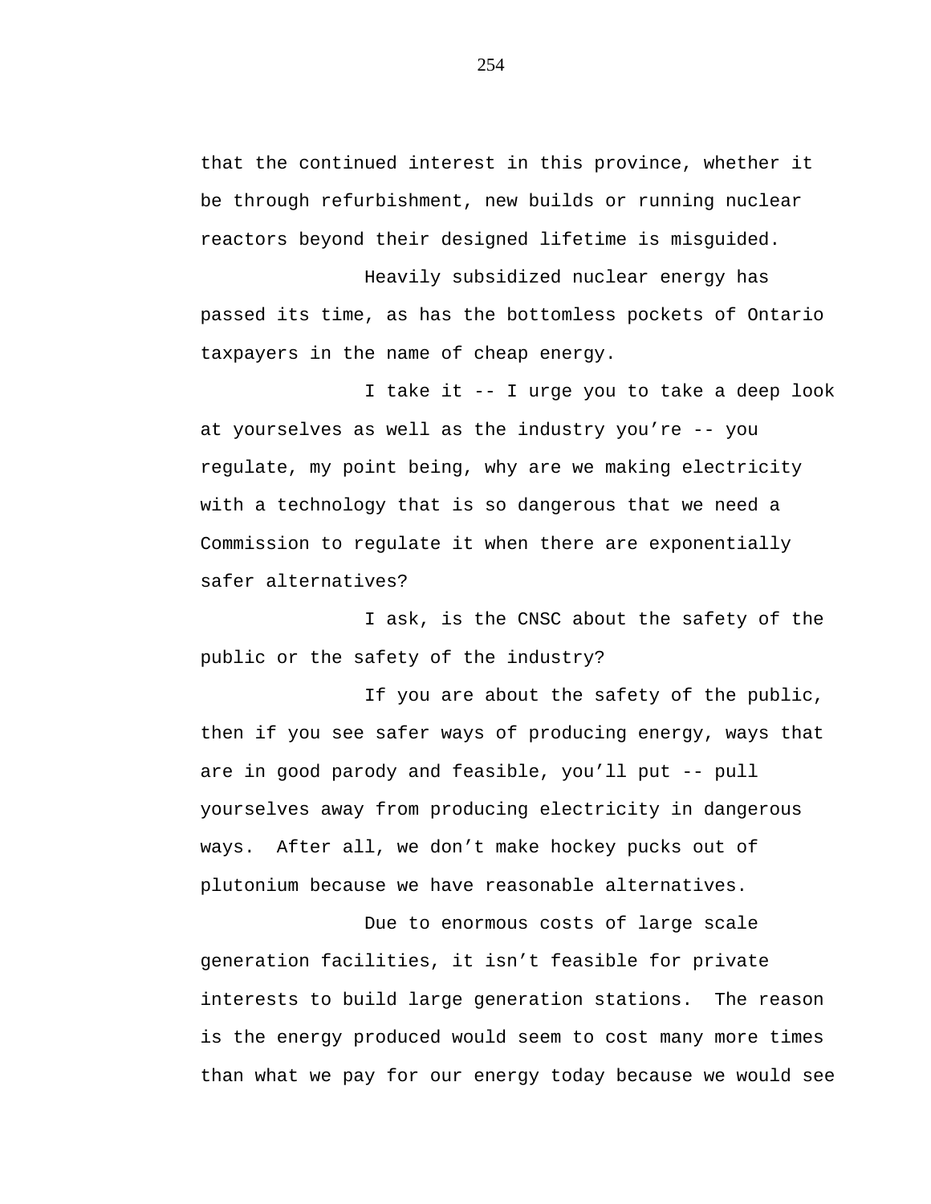that the continued interest in this province, whether it be through refurbishment, new builds or running nuclear reactors beyond their designed lifetime is misguided.

Heavily subsidized nuclear energy has passed its time, as has the bottomless pockets of Ontario taxpayers in the name of cheap energy.

I take it -- I urge you to take a deep look at yourselves as well as the industry you're -- you regulate, my point being, why are we making electricity with a technology that is so dangerous that we need a Commission to regulate it when there are exponentially safer alternatives?

I ask, is the CNSC about the safety of the public or the safety of the industry?

If you are about the safety of the public, then if you see safer ways of producing energy, ways that are in good parody and feasible, you'll put -- pull yourselves away from producing electricity in dangerous ways. After all, we don't make hockey pucks out of plutonium because we have reasonable alternatives.

Due to enormous costs of large scale generation facilities, it isn't feasible for private interests to build large generation stations. The reason is the energy produced would seem to cost many more times than what we pay for our energy today because we would see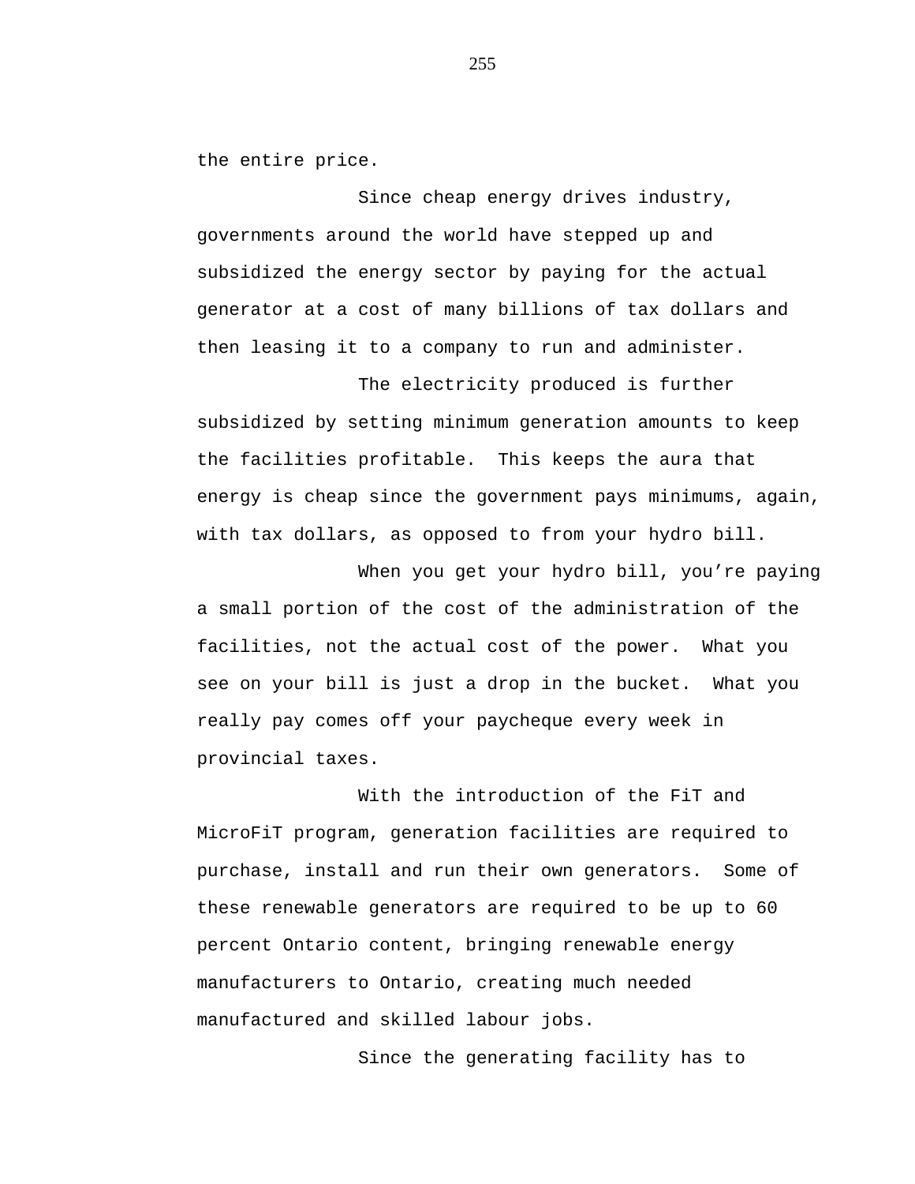the entire price.

Since cheap energy drives industry, governments around the world have stepped up and subsidized the energy sector by paying for the actual generator at a cost of many billions of tax dollars and then leasing it to a company to run and administer.

The electricity produced is further subsidized by setting minimum generation amounts to keep the facilities profitable. This keeps the aura that energy is cheap since the government pays minimums, again, with tax dollars, as opposed to from your hydro bill.

When you get your hydro bill, you're paying a small portion of the cost of the administration of the facilities, not the actual cost of the power. What you see on your bill is just a drop in the bucket. What you really pay comes off your paycheque every week in provincial taxes.

With the introduction of the FiT and MicroFiT program, generation facilities are required to purchase, install and run their own generators. Some of these renewable generators are required to be up to 60 percent Ontario content, bringing renewable energy manufacturers to Ontario, creating much needed manufactured and skilled labour jobs.

Since the generating facility has to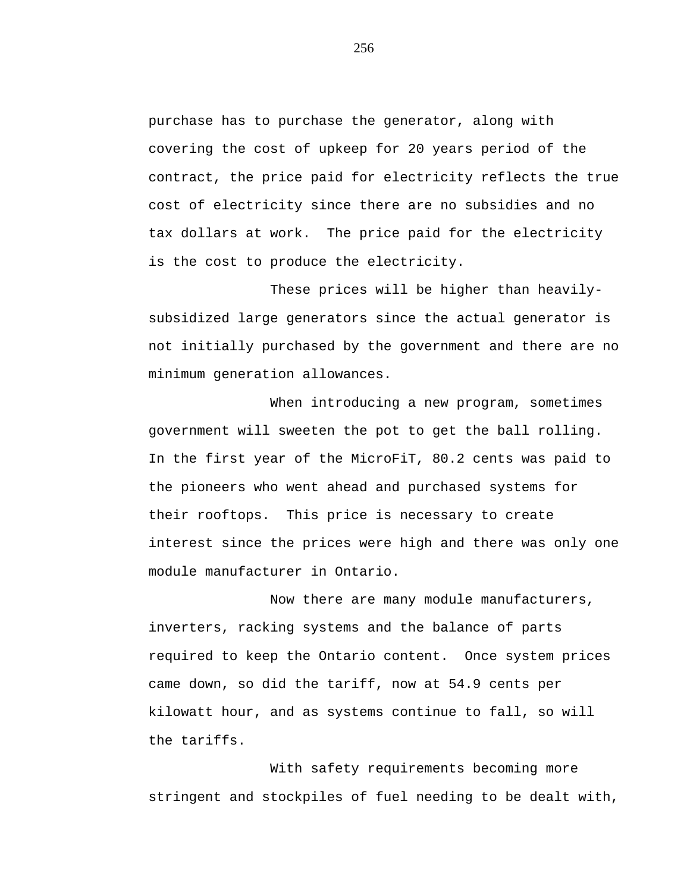purchase has to purchase the generator, along with covering the cost of upkeep for 20 years period of the contract, the price paid for electricity reflects the true cost of electricity since there are no subsidies and no tax dollars at work. The price paid for the electricity is the cost to produce the electricity.

These prices will be higher than heavily-subsidized large generators since the actual generator is not initially purchased by the government and there are no minimum generation allowances.

When introducing a new program, sometimes government will sweeten the pot to get the ball rolling. In the first year of the MicroFiT, 80.2 cents was paid to the pioneers who went ahead and purchased systems for their rooftops. This price is necessary to create interest since the prices were high and there was only one module manufacturer in Ontario.

Now there are many module manufacturers, inverters, racking systems and the balance of parts required to keep the Ontario content. Once system prices came down, so did the tariff, now at 54.9 cents per kilowatt hour, and as systems continue to fall, so will the tariffs.

With safety requirements becoming more stringent and stockpiles of fuel needing to be dealt with,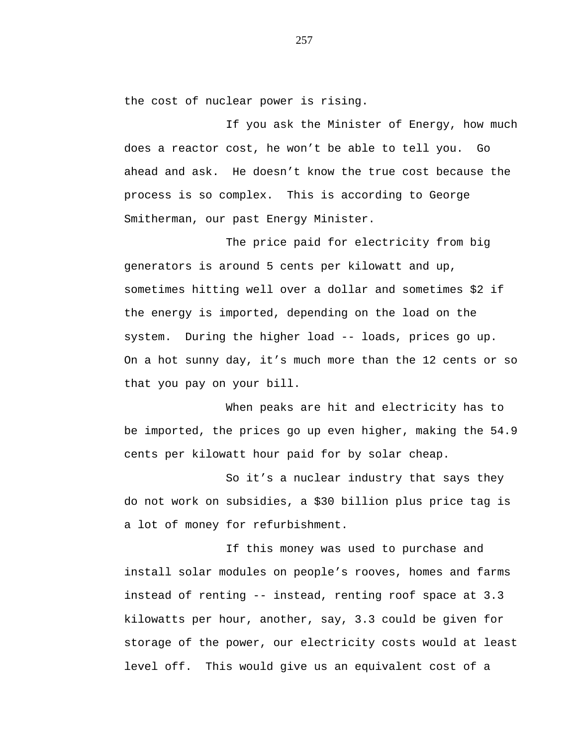the cost of nuclear power is rising.

If you ask the Minister of Energy, how much does a reactor cost, he won't be able to tell you. Go ahead and ask. He doesn't know the true cost because the process is so complex. This is according to George Smitherman, our past Energy Minister.

The price paid for electricity from big generators is around 5 cents per kilowatt and up, sometimes hitting well over a dollar and sometimes $2 if the energy is imported, depending on the load on the system. During the higher load -- loads, prices go up. On a hot sunny day, it's much more than the 12 cents or so that you pay on your bill.

When peaks are hit and electricity has to be imported, the prices go up even higher, making the 54.9 cents per kilowatt hour paid for by solar cheap.

So it's a nuclear industry that says they do not work on subsidies, a $30 billion plus price tag is a lot of money for refurbishment.

If this money was used to purchase and install solar modules on people's rooves, homes and farms instead of renting -- instead, renting roof space at 3.3 kilowatts per hour, another, say, 3.3 could be given for storage of the power, our electricity costs would at least level off. This would give us an equivalent cost of a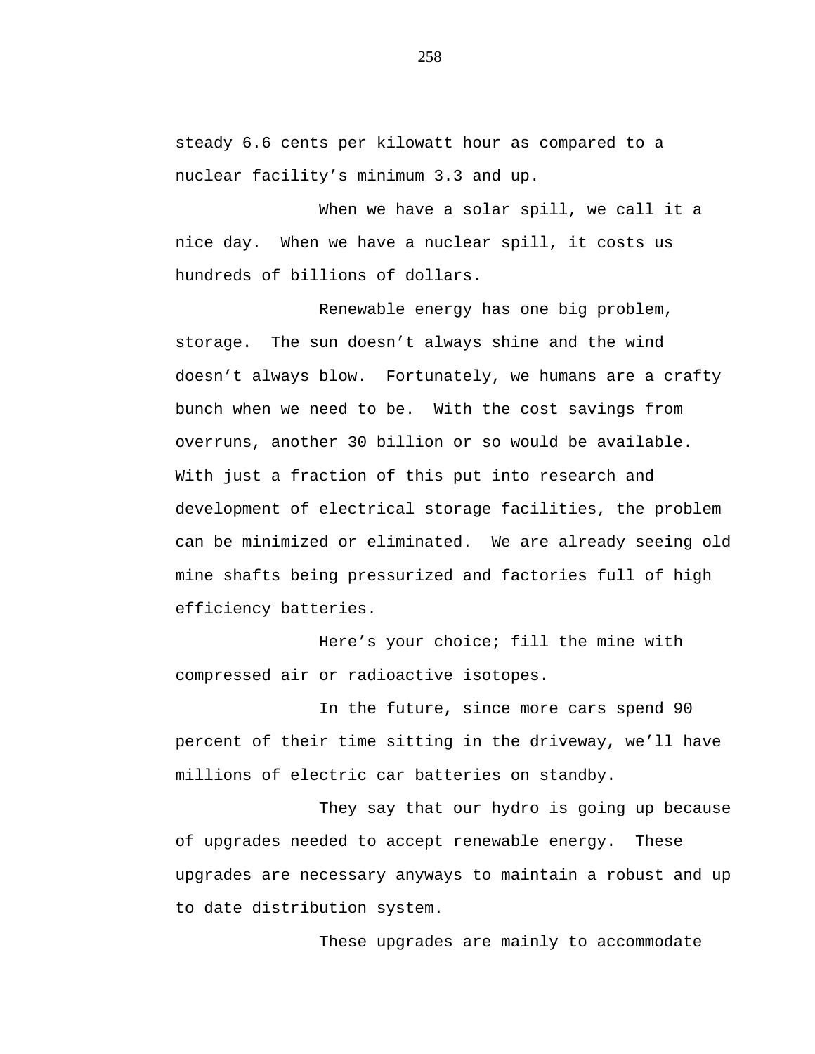steady 6.6 cents per kilowatt hour as compared to a nuclear facility's minimum 3.3 and up.

When we have a solar spill, we call it a nice day. When we have a nuclear spill, it costs us hundreds of billions of dollars.

Renewable energy has one big problem, storage. The sun doesn't always shine and the wind doesn't always blow. Fortunately, we humans are a crafty bunch when we need to be. With the cost savings from overruns, another 30 billion or so would be available. With just a fraction of this put into research and development of electrical storage facilities, the problem can be minimized or eliminated. We are already seeing old mine shafts being pressurized and factories full of high efficiency batteries.

Here's your choice; fill the mine with compressed air or radioactive isotopes.

In the future, since more cars spend 90 percent of their time sitting in the driveway, we'll have millions of electric car batteries on standby.

They say that our hydro is going up because of upgrades needed to accept renewable energy. These upgrades are necessary anyways to maintain a robust and up to date distribution system.

These upgrades are mainly to accommodate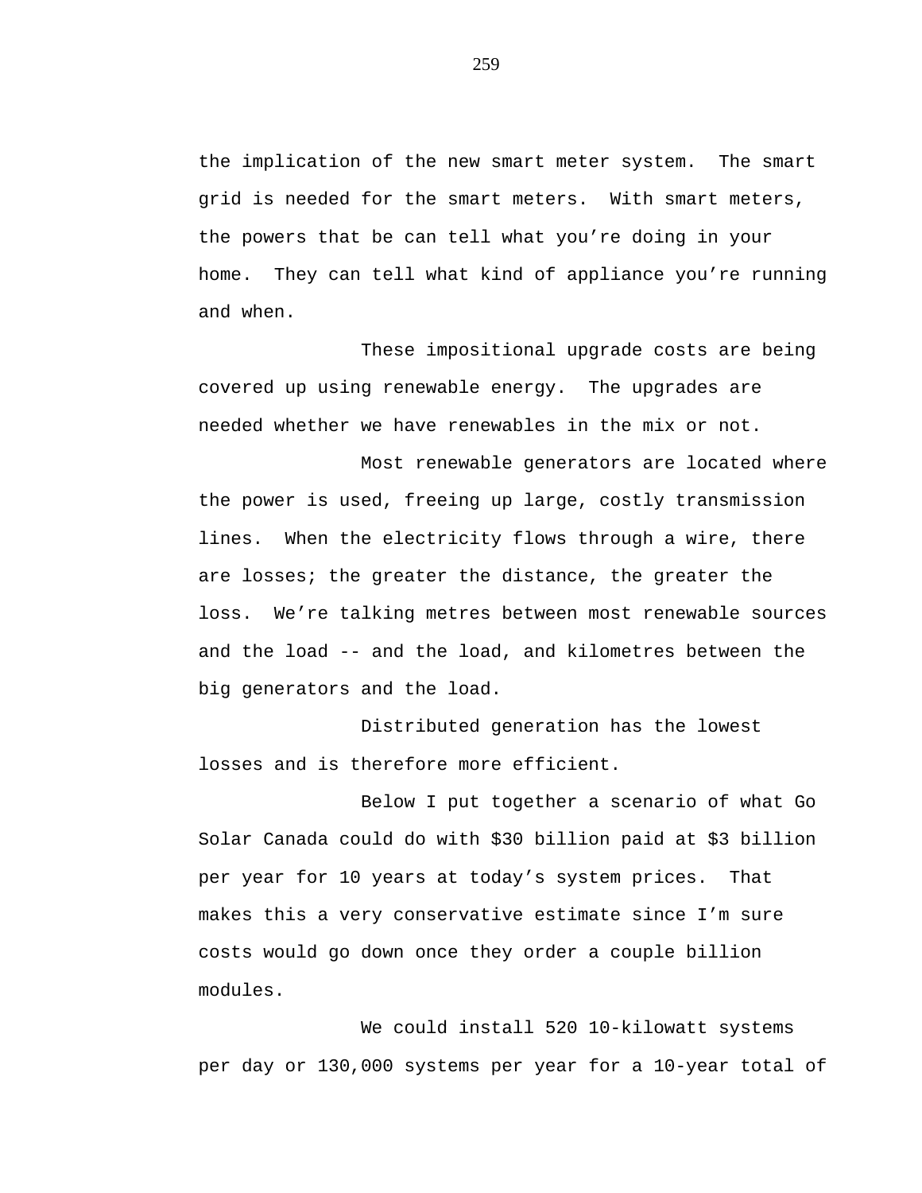the implication of the new smart meter system. The smart grid is needed for the smart meters. With smart meters, the powers that be can tell what you're doing in your home. They can tell what kind of appliance you're running and when.

These impositional upgrade costs are being covered up using renewable energy. The upgrades are needed whether we have renewables in the mix or not.

Most renewable generators are located where the power is used, freeing up large, costly transmission lines. When the electricity flows through a wire, there are losses; the greater the distance, the greater the loss. We're talking metres between most renewable sources and the load -- and the load, and kilometres between the big generators and the load.

Distributed generation has the lowest losses and is therefore more efficient.

Below I put together a scenario of what Go Solar Canada could do with $30 billion paid at $3 billion per year for 10 years at today's system prices. That makes this a very conservative estimate since I'm sure costs would go down once they order a couple billion modules.

We could install 520 10-kilowatt systems per day or 130,000 systems per year for a 10-year total of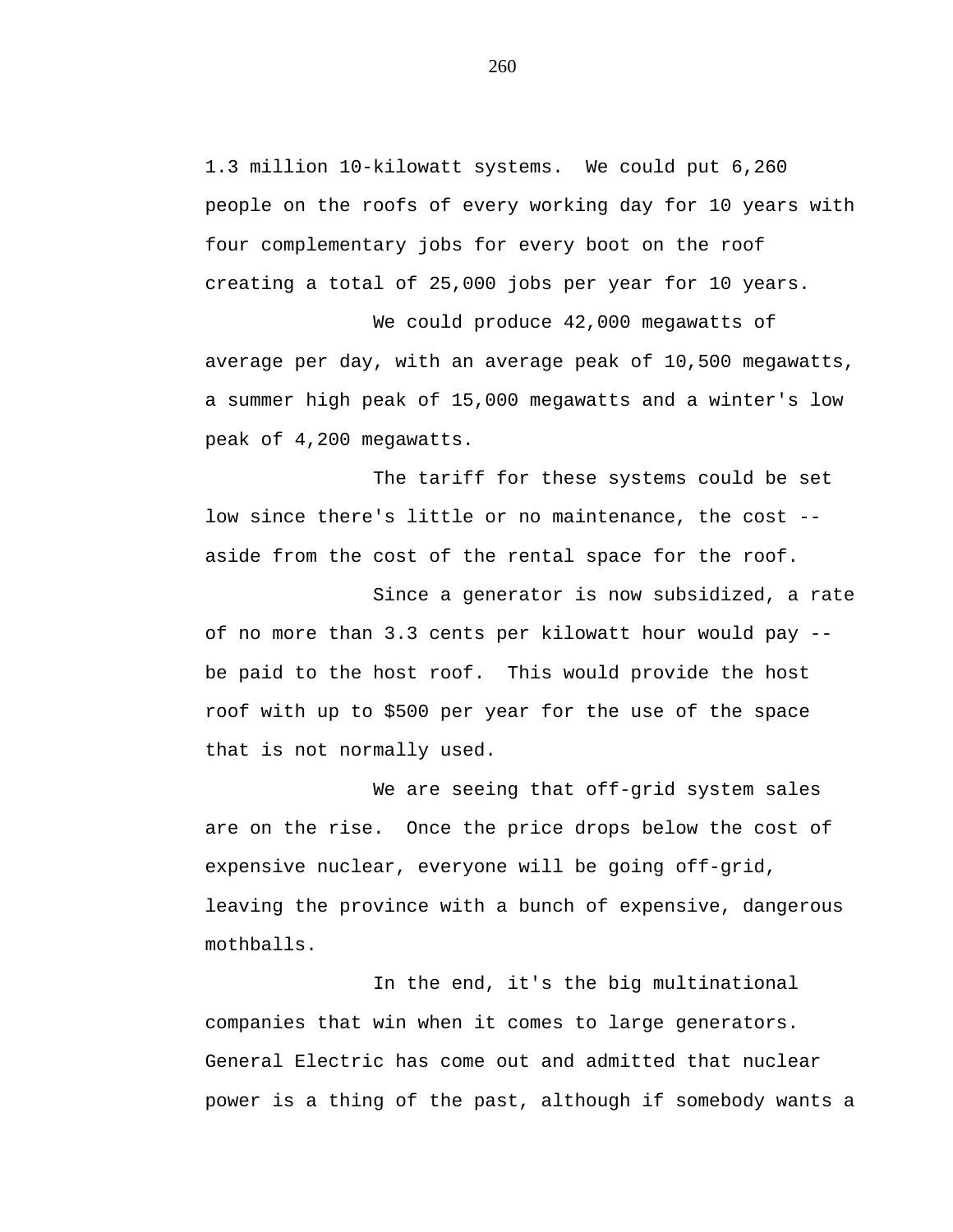1.3 million 10-kilowatt systems.  We could put 6,260 people on the roofs of every working day for 10 years with four complementary jobs for every boot on the roof creating a total of 25,000 jobs per year for 10 years.

We could produce 42,000 megawatts of average per day, with an average peak of 10,500 megawatts, a summer high peak of 15,000 megawatts and a winter's low peak of 4,200 megawatts.

The tariff for these systems could be set low since there's little or no maintenance, the cost -- aside from the cost of the rental space for the roof.

Since a generator is now subsidized, a rate of no more than 3.3 cents per kilowatt hour would pay -- be paid to the host roof.  This would provide the host roof with up to $500 per year for the use of the space that is not normally used.

We are seeing that off-grid system sales are on the rise.  Once the price drops below the cost of expensive nuclear, everyone will be going off-grid, leaving the province with a bunch of expensive, dangerous mothballs.

In the end, it's the big multinational companies that win when it comes to large generators. General Electric has come out and admitted that nuclear power is a thing of the past, although if somebody wants a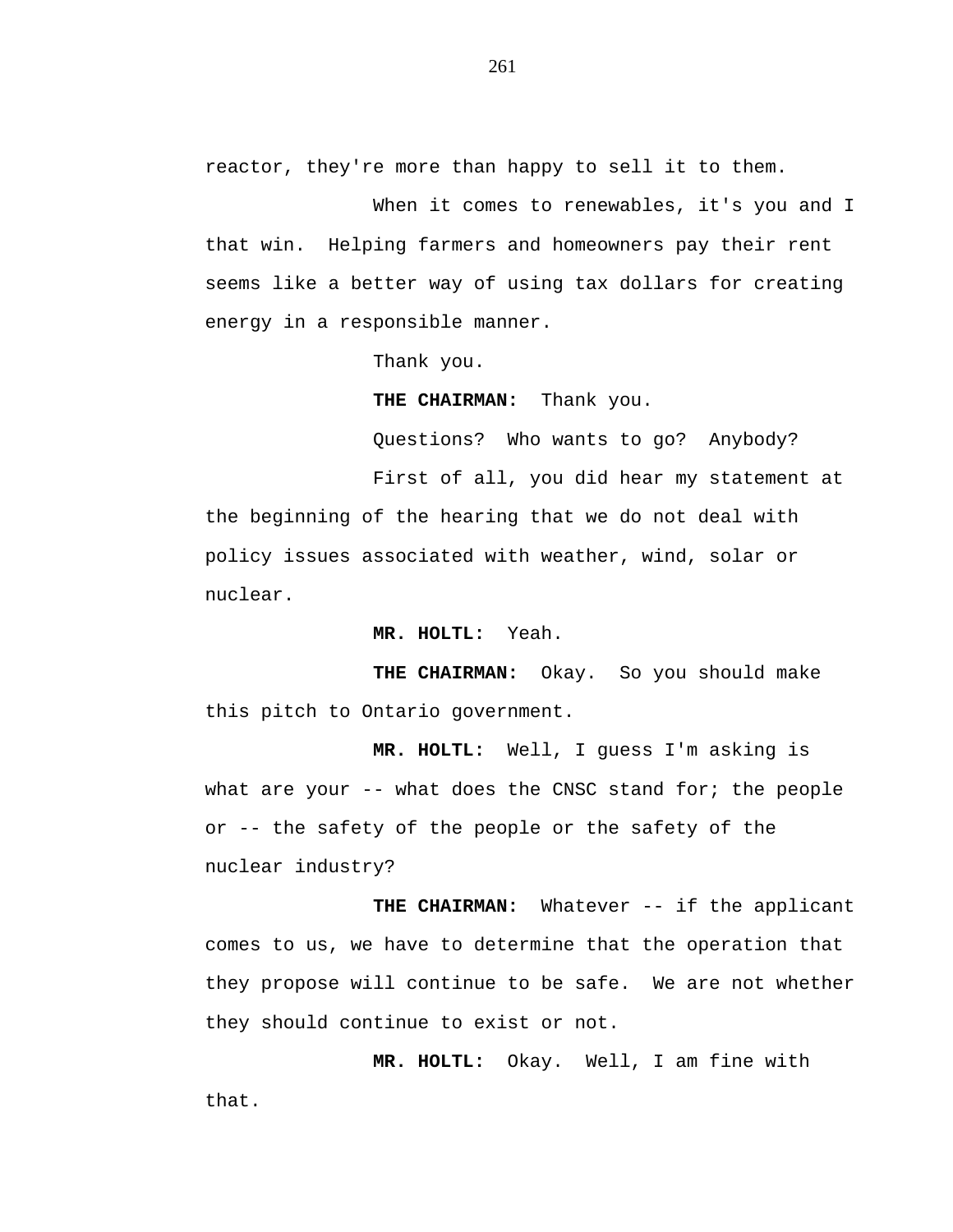reactor, they're more than happy to sell it to them.

When it comes to renewables, it's you and I that win. Helping farmers and homeowners pay their rent seems like a better way of using tax dollars for creating energy in a responsible manner.

Thank you.

**THE CHAIRMAN:** Thank you.

Questions? Who wants to go? Anybody?

First of all, you did hear my statement at the beginning of the hearing that we do not deal with policy issues associated with weather, wind, solar or nuclear.

**MR. HOLTL:** Yeah.

**THE CHAIRMAN:** Okay. So you should make this pitch to Ontario government.

**MR. HOLTL:** Well, I guess I'm asking is what are your -- what does the CNSC stand for; the people or -- the safety of the people or the safety of the nuclear industry?

**THE CHAIRMAN:** Whatever -- if the applicant comes to us, we have to determine that the operation that they propose will continue to be safe. We are not whether they should continue to exist or not.

**MR. HOLTL:** Okay. Well, I am fine with that.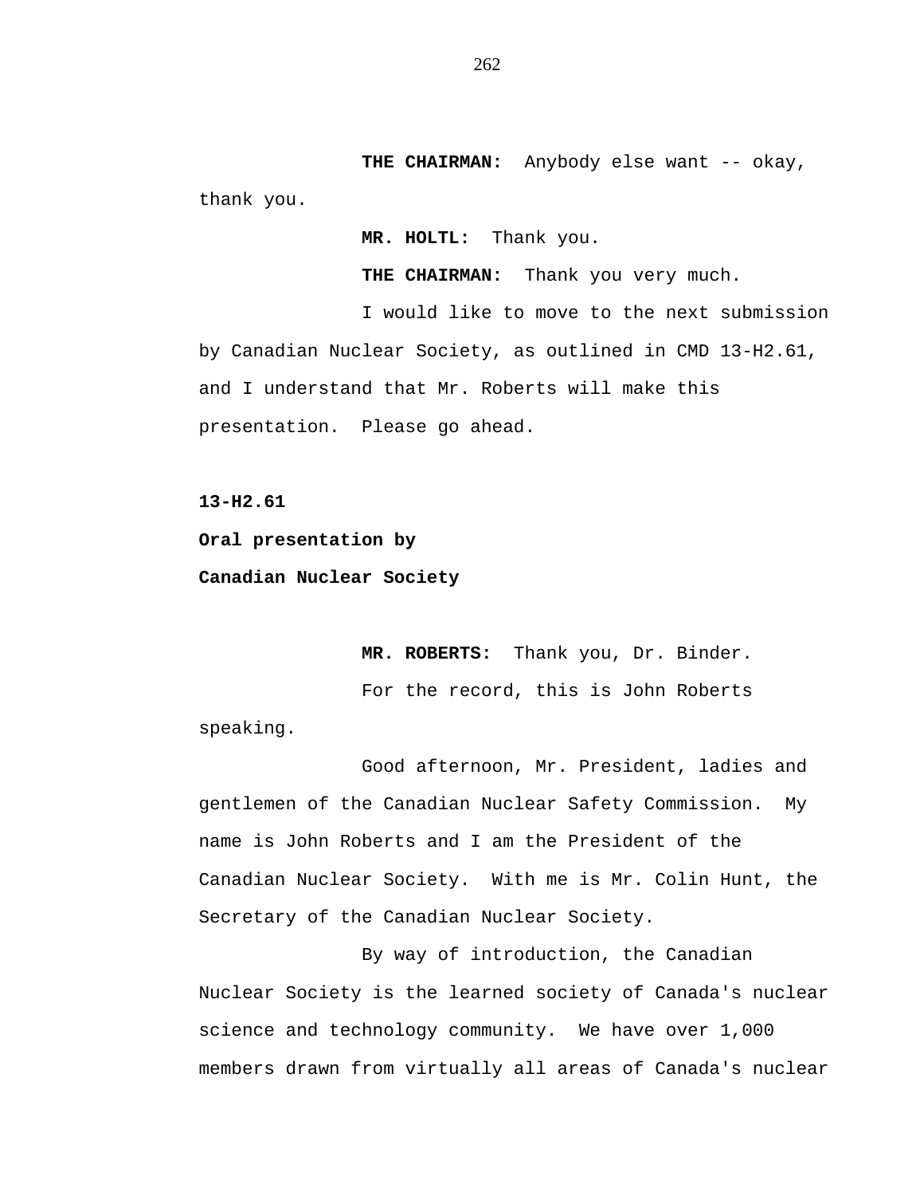**THE CHAIRMAN:** Anybody else want -- okay, thank you.

**MR. HOLTL:** Thank you.

**THE CHAIRMAN:** Thank you very much.

I would like to move to the next submission by Canadian Nuclear Society, as outlined in CMD 13-H2.61, and I understand that Mr. Roberts will make this presentation. Please go ahead.

**13-H2.61**

**Oral presentation by**

**Canadian Nuclear Society**

**MR. ROBERTS:** Thank you, Dr. Binder.

For the record, this is John Roberts speaking.

Good afternoon, Mr. President, ladies and gentlemen of the Canadian Nuclear Safety Commission. My name is John Roberts and I am the President of the Canadian Nuclear Society. With me is Mr. Colin Hunt, the Secretary of the Canadian Nuclear Society.

By way of introduction, the Canadian Nuclear Society is the learned society of Canada's nuclear science and technology community. We have over 1,000 members drawn from virtually all areas of Canada's nuclear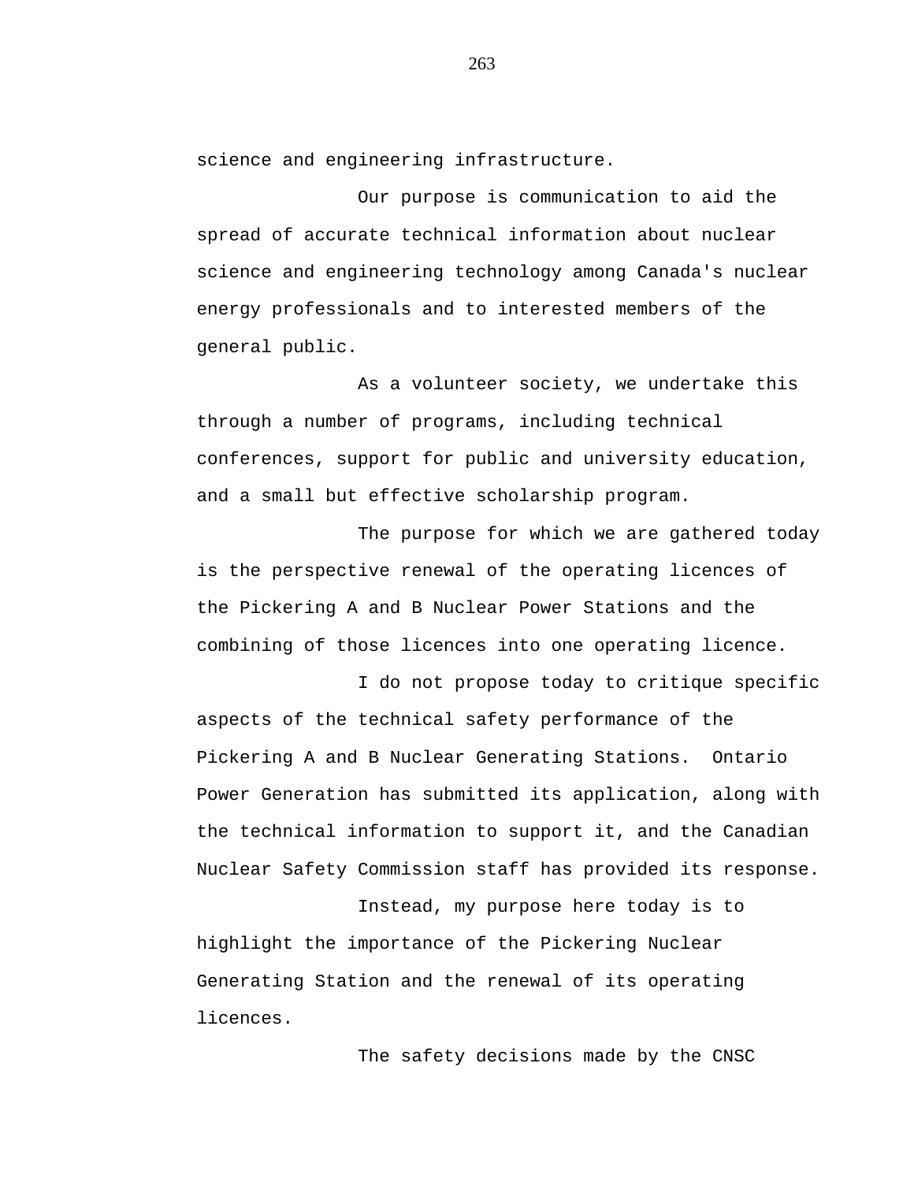science and engineering infrastructure.

Our purpose is communication to aid the spread of accurate technical information about nuclear science and engineering technology among Canada's nuclear energy professionals and to interested members of the general public.

As a volunteer society, we undertake this through a number of programs, including technical conferences, support for public and university education, and a small but effective scholarship program.

The purpose for which we are gathered today is the perspective renewal of the operating licences of the Pickering A and B Nuclear Power Stations and the combining of those licences into one operating licence.

I do not propose today to critique specific aspects of the technical safety performance of the Pickering A and B Nuclear Generating Stations. Ontario Power Generation has submitted its application, along with the technical information to support it, and the Canadian Nuclear Safety Commission staff has provided its response.

Instead, my purpose here today is to highlight the importance of the Pickering Nuclear Generating Station and the renewal of its operating licences.

The safety decisions made by the CNSC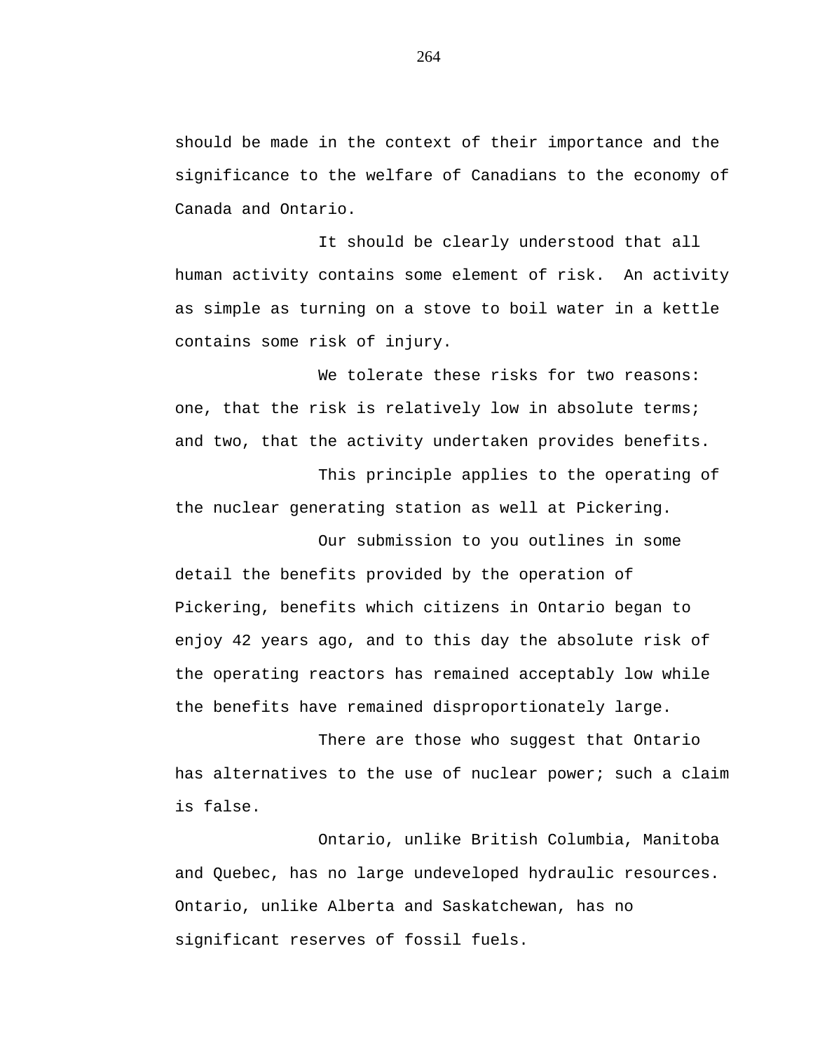should be made in the context of their importance and the significance to the welfare of Canadians to the economy of Canada and Ontario.

It should be clearly understood that all human activity contains some element of risk. An activity as simple as turning on a stove to boil water in a kettle contains some risk of injury.

We tolerate these risks for two reasons: one, that the risk is relatively low in absolute terms; and two, that the activity undertaken provides benefits.

This principle applies to the operating of the nuclear generating station as well at Pickering.

Our submission to you outlines in some detail the benefits provided by the operation of Pickering, benefits which citizens in Ontario began to enjoy 42 years ago, and to this day the absolute risk of the operating reactors has remained acceptably low while the benefits have remained disproportionately large.

There are those who suggest that Ontario has alternatives to the use of nuclear power; such a claim is false.

Ontario, unlike British Columbia, Manitoba and Quebec, has no large undeveloped hydraulic resources. Ontario, unlike Alberta and Saskatchewan, has no significant reserves of fossil fuels.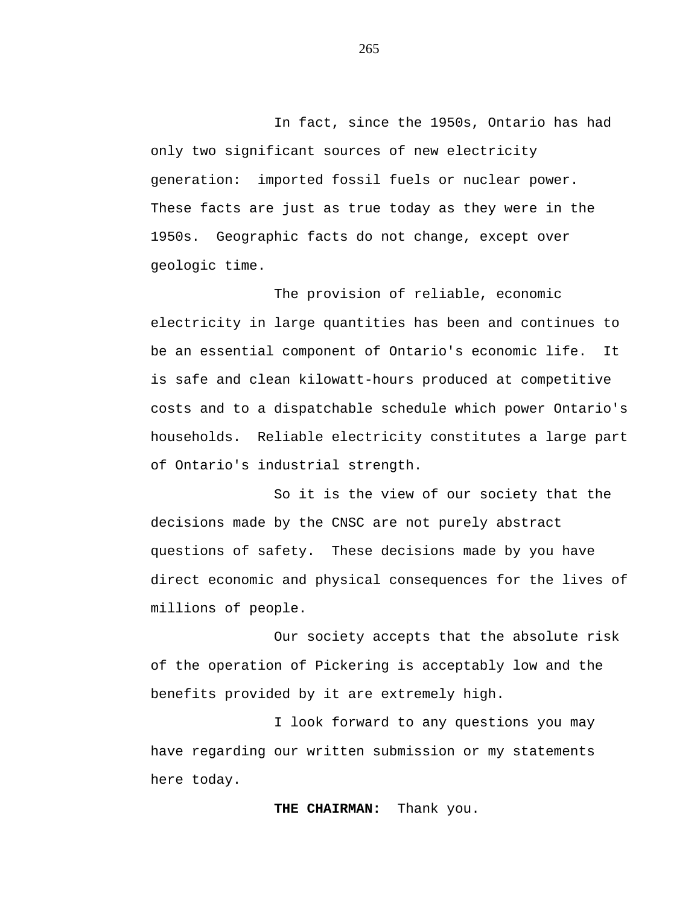In fact, since the 1950s, Ontario has had only two significant sources of new electricity generation:  imported fossil fuels or nuclear power. These facts are just as true today as they were in the 1950s.  Geographic facts do not change, except over geologic time.

The provision of reliable, economic electricity in large quantities has been and continues to be an essential component of Ontario's economic life.  It is safe and clean kilowatt-hours produced at competitive costs and to a dispatchable schedule which power Ontario's households.  Reliable electricity constitutes a large part of Ontario's industrial strength.

So it is the view of our society that the decisions made by the CNSC are not purely abstract questions of safety.  These decisions made by you have direct economic and physical consequences for the lives of millions of people.

Our society accepts that the absolute risk of the operation of Pickering is acceptably low and the benefits provided by it are extremely high.

I look forward to any questions you may have regarding our written submission or my statements here today.

**THE CHAIRMAN:**  Thank you.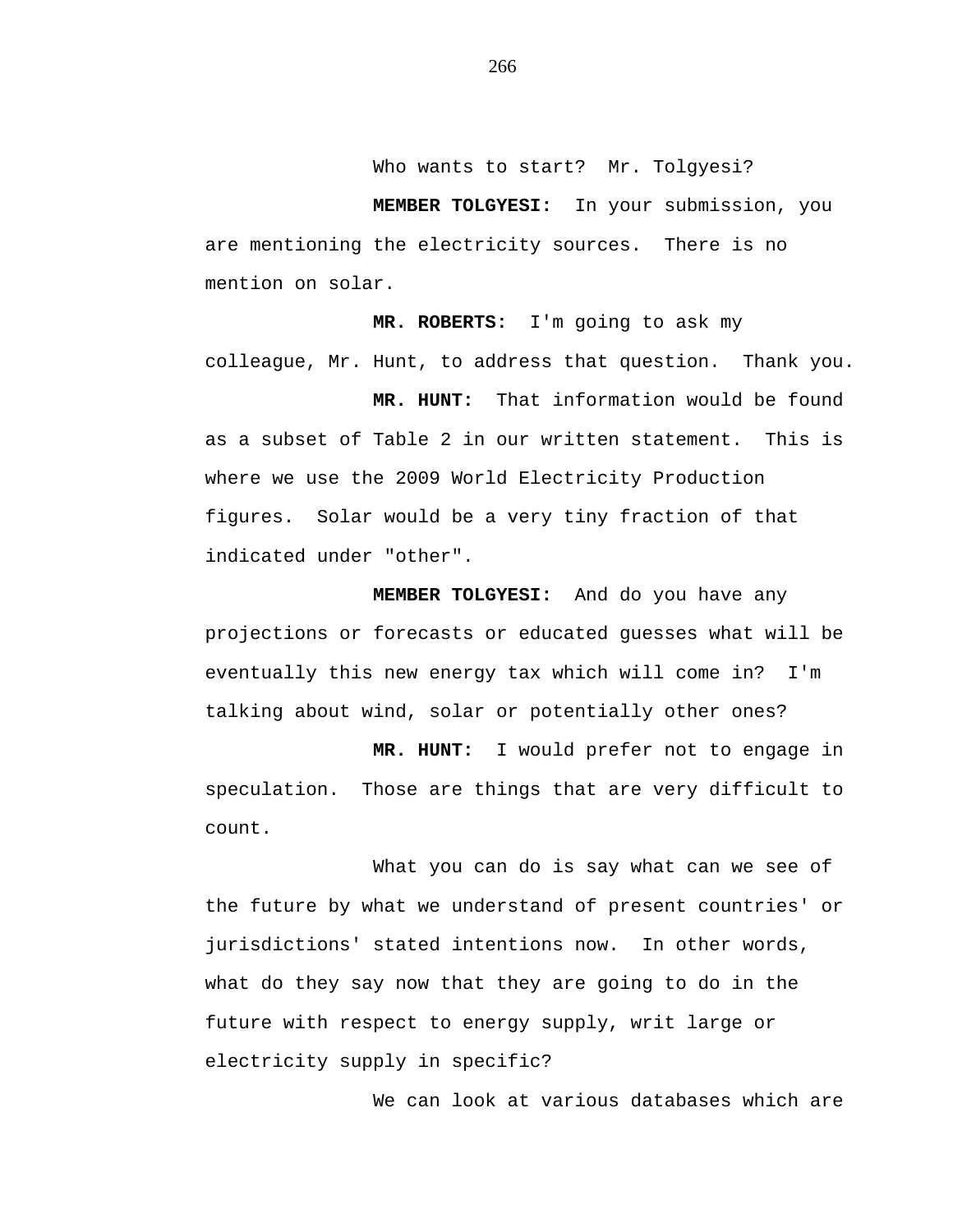Who wants to start?  Mr. Tolgyesi?

**MEMBER TOLGYESI:**  In your submission, you are mentioning the electricity sources.  There is no mention on solar.

**MR. ROBERTS:**  I'm going to ask my colleague, Mr. Hunt, to address that question.  Thank you.

**MR. HUNT:**  That information would be found as a subset of Table 2 in our written statement.  This is where we use the 2009 World Electricity Production figures.  Solar would be a very tiny fraction of that indicated under "other".

**MEMBER TOLGYESI:**  And do you have any projections or forecasts or educated guesses what will be eventually this new energy tax which will come in?  I'm talking about wind, solar or potentially other ones?

**MR. HUNT:**  I would prefer not to engage in speculation.  Those are things that are very difficult to count.

What you can do is say what can we see of the future by what we understand of present countries' or jurisdictions' stated intentions now.  In other words, what do they say now that they are going to do in the future with respect to energy supply, writ large or electricity supply in specific?

We can look at various databases which are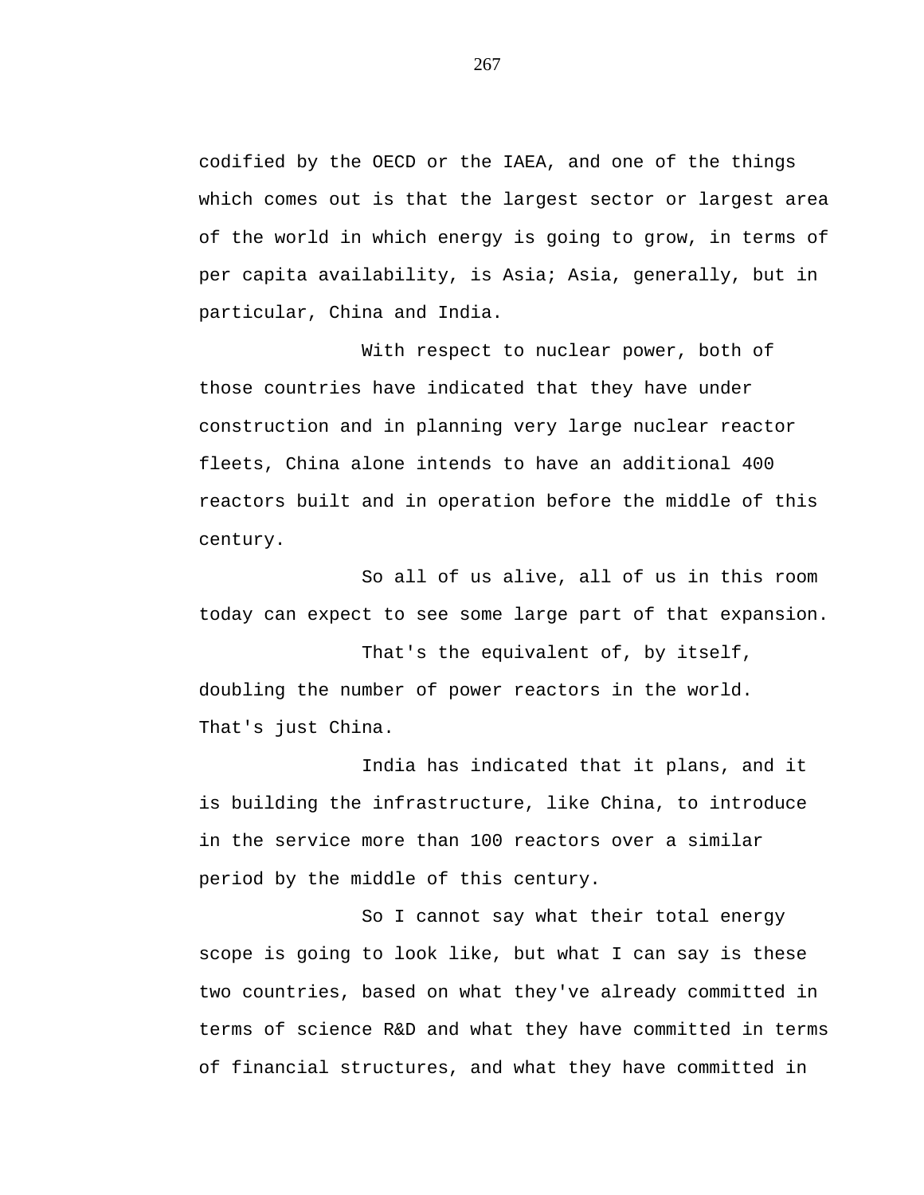codified by the OECD or the IAEA, and one of the things which comes out is that the largest sector or largest area of the world in which energy is going to grow, in terms of per capita availability, is Asia; Asia, generally, but in particular, China and India.

With respect to nuclear power, both of those countries have indicated that they have under construction and in planning very large nuclear reactor fleets, China alone intends to have an additional 400 reactors built and in operation before the middle of this century.

So all of us alive, all of us in this room today can expect to see some large part of that expansion.

That's the equivalent of, by itself, doubling the number of power reactors in the world. That's just China.

India has indicated that it plans, and it is building the infrastructure, like China, to introduce in the service more than 100 reactors over a similar period by the middle of this century.

So I cannot say what their total energy scope is going to look like, but what I can say is these two countries, based on what they've already committed in terms of science R&D and what they have committed in terms of financial structures, and what they have committed in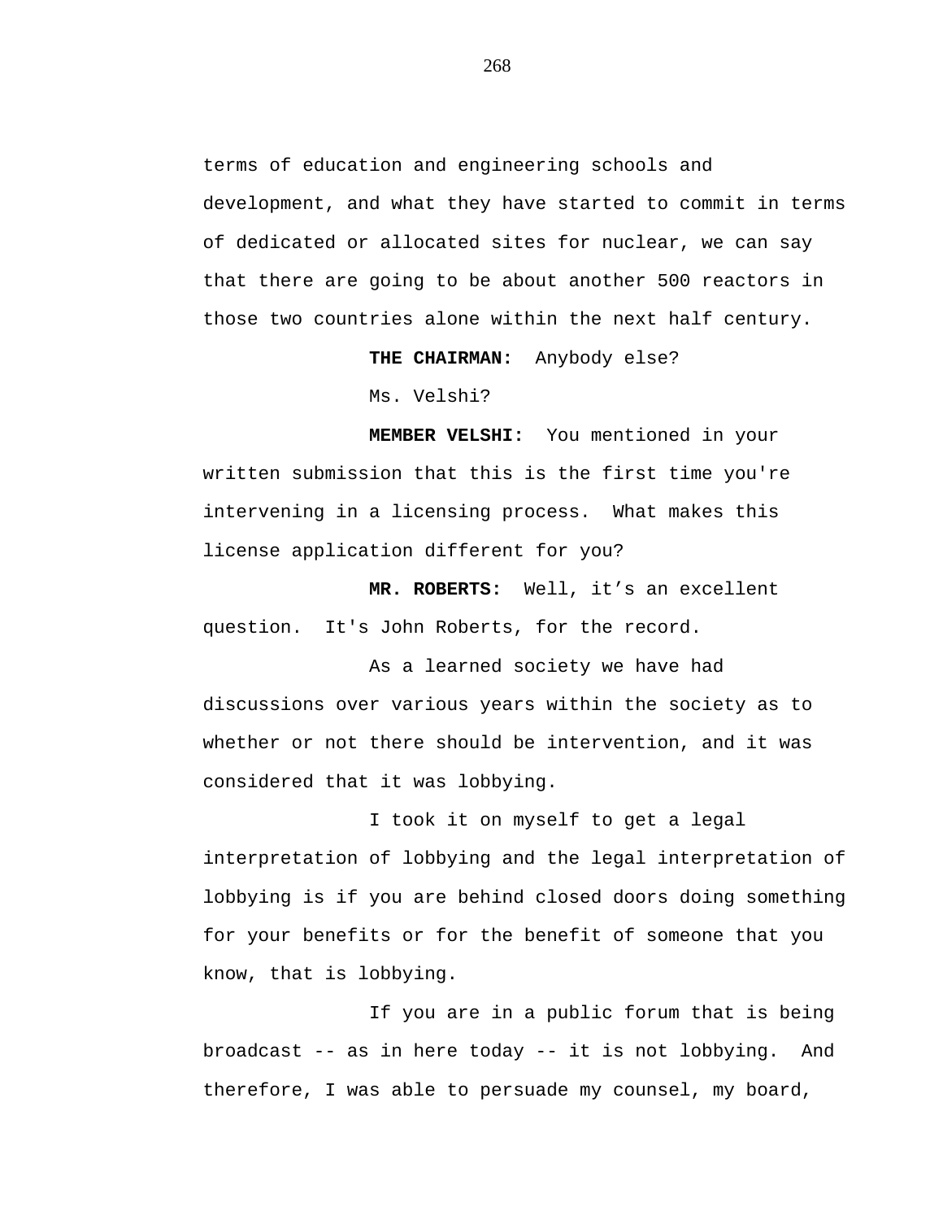terms of education and engineering schools and development, and what they have started to commit in terms of dedicated or allocated sites for nuclear, we can say that there are going to be about another 500 reactors in those two countries alone within the next half century.

**THE CHAIRMAN:** Anybody else?

Ms. Velshi?

**MEMBER VELSHI:** You mentioned in your written submission that this is the first time you're intervening in a licensing process. What makes this license application different for you?

**MR. ROBERTS:** Well, it’s an excellent question. It's John Roberts, for the record.

As a learned society we have had discussions over various years within the society as to whether or not there should be intervention, and it was considered that it was lobbying.

I took it on myself to get a legal interpretation of lobbying and the legal interpretation of lobbying is if you are behind closed doors doing something for your benefits or for the benefit of someone that you know, that is lobbying.

If you are in a public forum that is being broadcast -- as in here today -- it is not lobbying. And therefore, I was able to persuade my counsel, my board,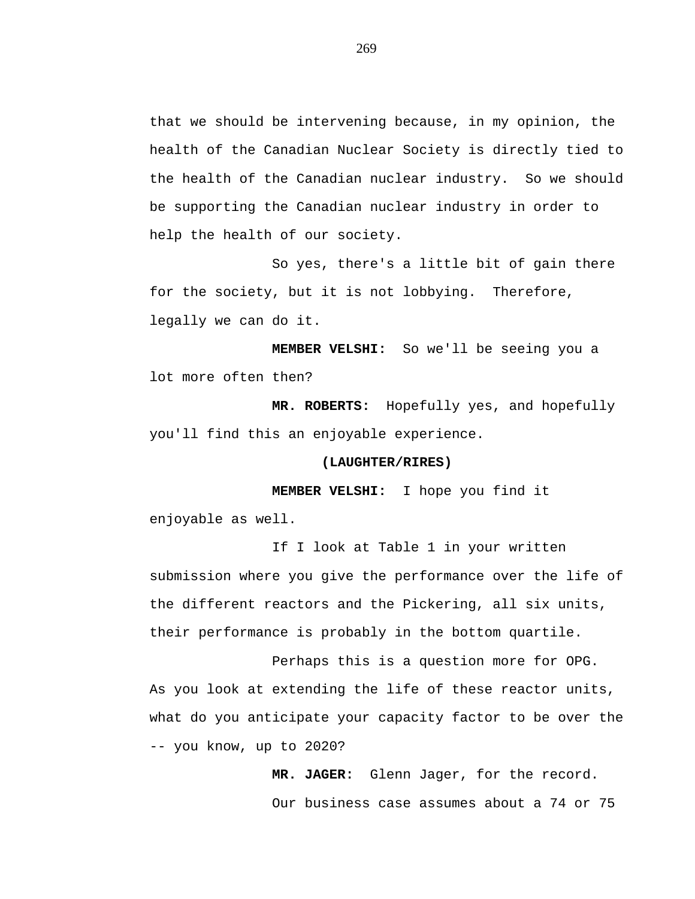that we should be intervening because, in my opinion, the health of the Canadian Nuclear Society is directly tied to the health of the Canadian nuclear industry. So we should be supporting the Canadian nuclear industry in order to help the health of our society.

So yes, there's a little bit of gain there for the society, but it is not lobbying. Therefore, legally we can do it.

**MEMBER VELSHI:** So we'll be seeing you a lot more often then?

**MR. ROBERTS:** Hopefully yes, and hopefully you'll find this an enjoyable experience.

**(LAUGHTER/RIRES)**

**MEMBER VELSHI:** I hope you find it enjoyable as well.

If I look at Table 1 in your written submission where you give the performance over the life of the different reactors and the Pickering, all six units, their performance is probably in the bottom quartile.

Perhaps this is a question more for OPG. As you look at extending the life of these reactor units, what do you anticipate your capacity factor to be over the -- you know, up to 2020?

**MR. JAGER:** Glenn Jager, for the record.

Our business case assumes about a 74 or 75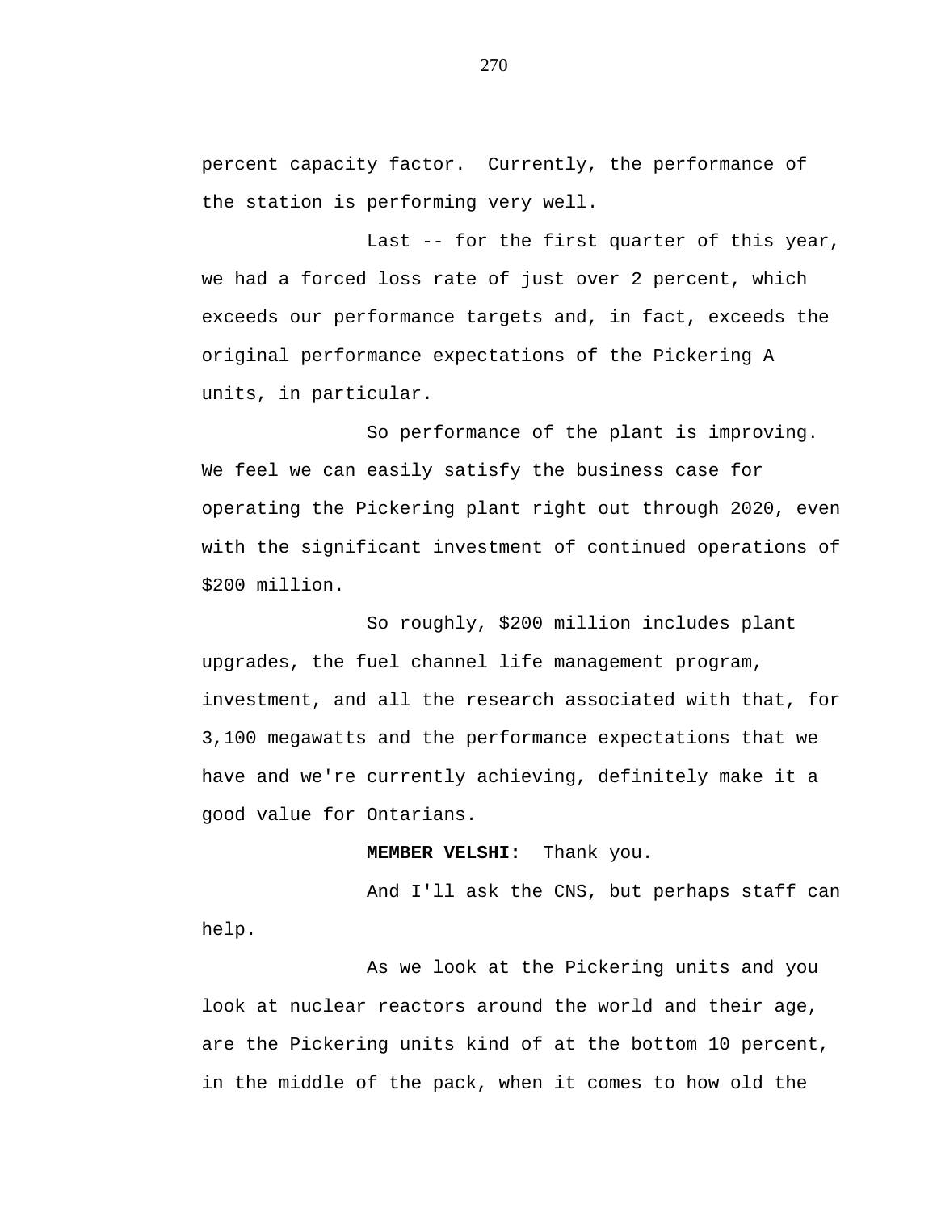percent capacity factor. Currently, the performance of the station is performing very well.

Last -- for the first quarter of this year, we had a forced loss rate of just over 2 percent, which exceeds our performance targets and, in fact, exceeds the original performance expectations of the Pickering A units, in particular.

So performance of the plant is improving. We feel we can easily satisfy the business case for operating the Pickering plant right out through 2020, even with the significant investment of continued operations of $200 million.

So roughly, $200 million includes plant upgrades, the fuel channel life management program, investment, and all the research associated with that, for 3,100 megawatts and the performance expectations that we have and we're currently achieving, definitely make it a good value for Ontarians.

**MEMBER VELSHI:** Thank you.

And I'll ask the CNS, but perhaps staff can help.

As we look at the Pickering units and you look at nuclear reactors around the world and their age, are the Pickering units kind of at the bottom 10 percent, in the middle of the pack, when it comes to how old the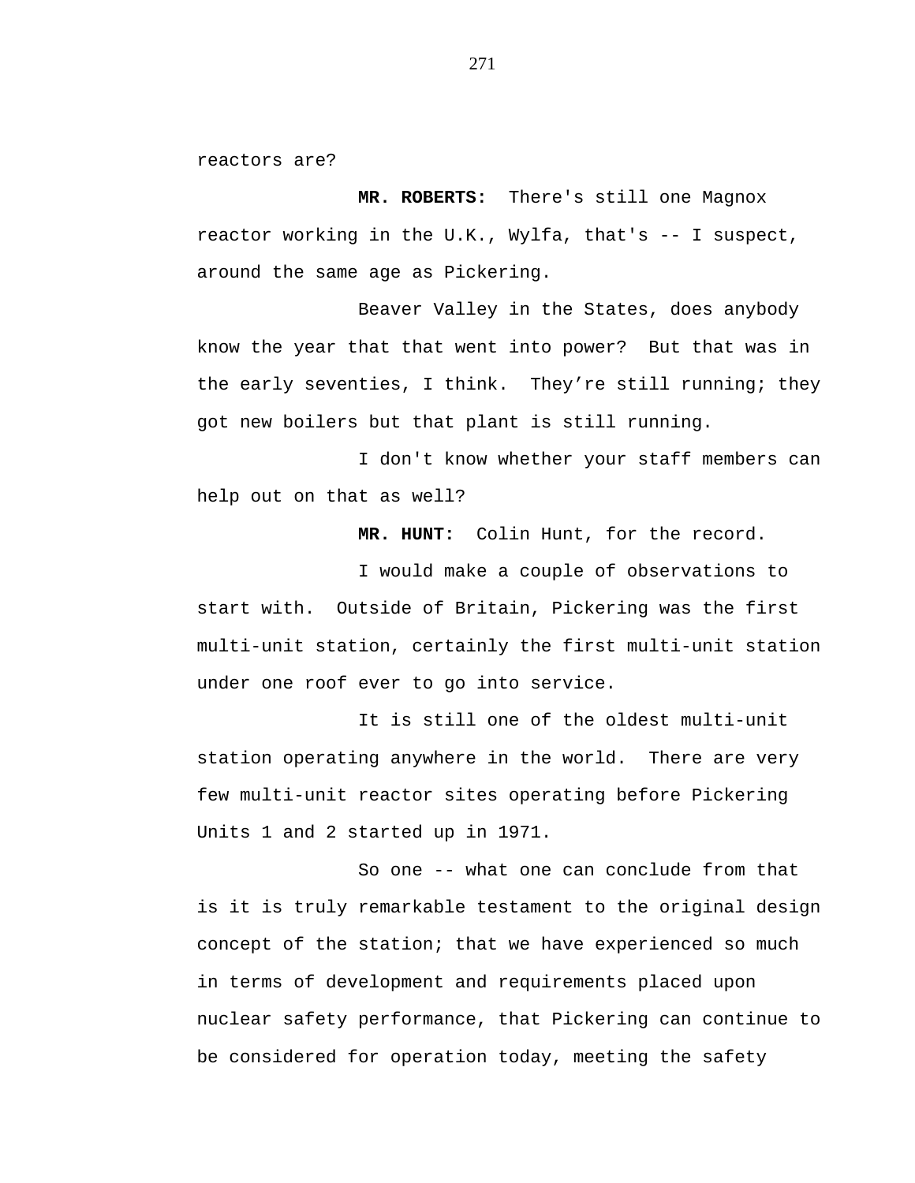reactors are?

**MR. ROBERTS:** There's still one Magnox reactor working in the U.K., Wylfa, that's -- I suspect, around the same age as Pickering.

Beaver Valley in the States, does anybody know the year that that went into power? But that was in the early seventies, I think. They're still running; they got new boilers but that plant is still running.

I don't know whether your staff members can help out on that as well?

**MR. HUNT:** Colin Hunt, for the record.

I would make a couple of observations to start with. Outside of Britain, Pickering was the first multi-unit station, certainly the first multi-unit station under one roof ever to go into service.

It is still one of the oldest multi-unit station operating anywhere in the world. There are very few multi-unit reactor sites operating before Pickering Units 1 and 2 started up in 1971.

So one -- what one can conclude from that is it is truly remarkable testament to the original design concept of the station; that we have experienced so much in terms of development and requirements placed upon nuclear safety performance, that Pickering can continue to be considered for operation today, meeting the safety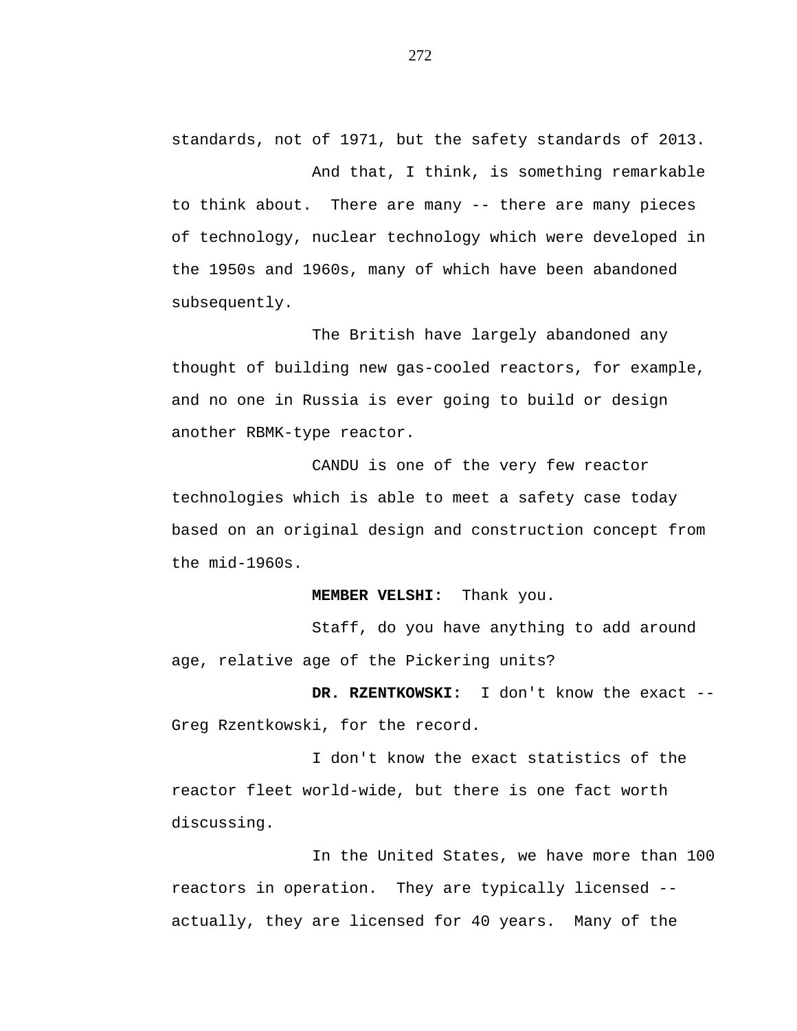standards, not of 1971, but the safety standards of 2013.

And that, I think, is something remarkable to think about. There are many -- there are many pieces of technology, nuclear technology which were developed in the 1950s and 1960s, many of which have been abandoned subsequently.

The British have largely abandoned any thought of building new gas-cooled reactors, for example, and no one in Russia is ever going to build or design another RBMK-type reactor.

CANDU is one of the very few reactor technologies which is able to meet a safety case today based on an original design and construction concept from the mid-1960s.

**MEMBER VELSHI:** Thank you.

Staff, do you have anything to add around age, relative age of the Pickering units?

**DR. RZENTKOWSKI:** I don't know the exact -- Greg Rzentkowski, for the record.

I don't know the exact statistics of the reactor fleet world-wide, but there is one fact worth discussing.

In the United States, we have more than 100 reactors in operation. They are typically licensed -- actually, they are licensed for 40 years. Many of the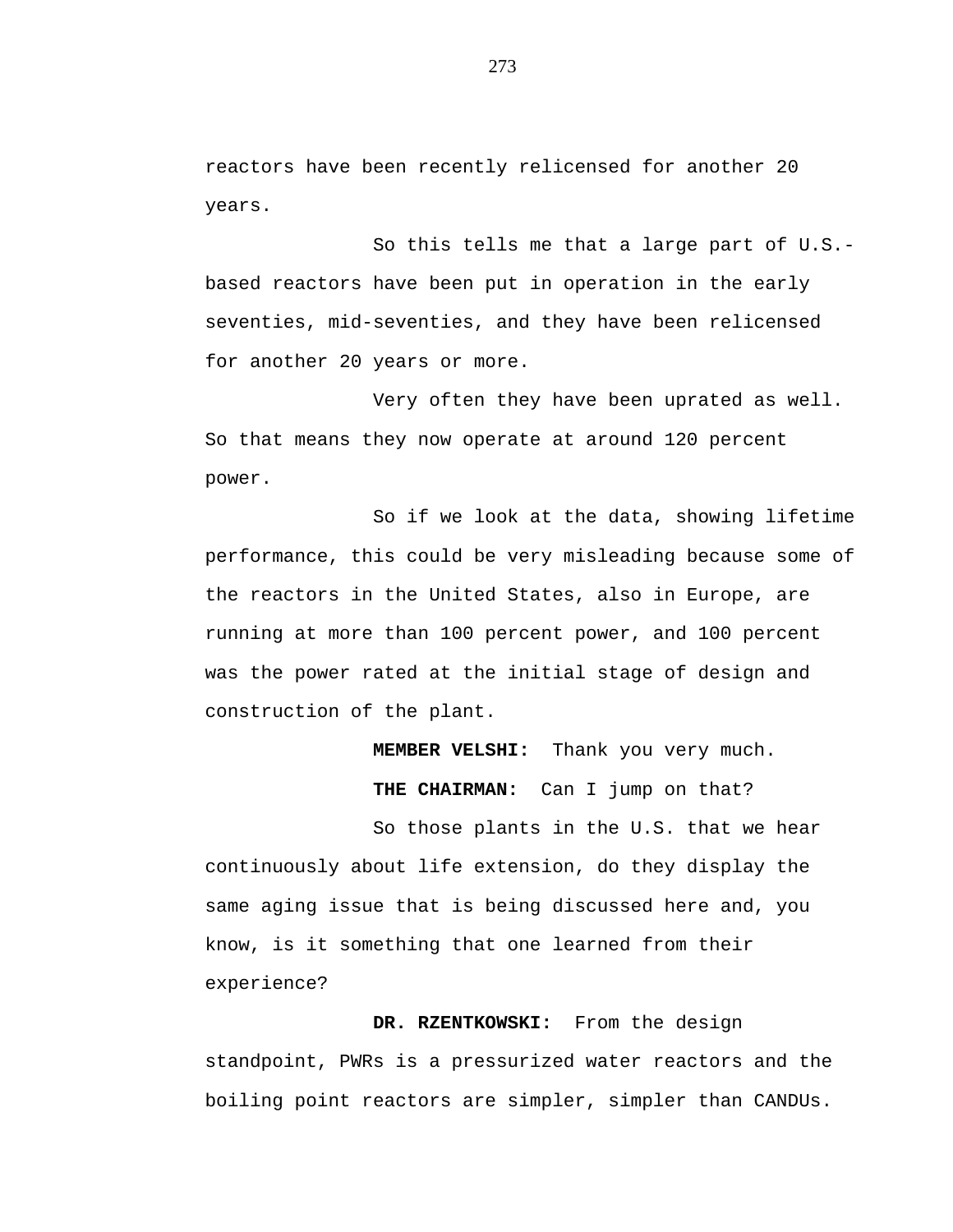reactors have been recently relicensed for another 20 years.

So this tells me that a large part of U.S.-based reactors have been put in operation in the early seventies, mid-seventies, and they have been relicensed for another 20 years or more.

Very often they have been uprated as well. So that means they now operate at around 120 percent power.

So if we look at the data, showing lifetime performance, this could be very misleading because some of the reactors in the United States, also in Europe, are running at more than 100 percent power, and 100 percent was the power rated at the initial stage of design and construction of the plant.

**MEMBER VELSHI:** Thank you very much.

**THE CHAIRMAN:** Can I jump on that?

So those plants in the U.S. that we hear continuously about life extension, do they display the same aging issue that is being discussed here and, you know, is it something that one learned from their experience?

**DR. RZENTKOWSKI:** From the design standpoint, PWRs is a pressurized water reactors and the boiling point reactors are simpler, simpler than CANDUs.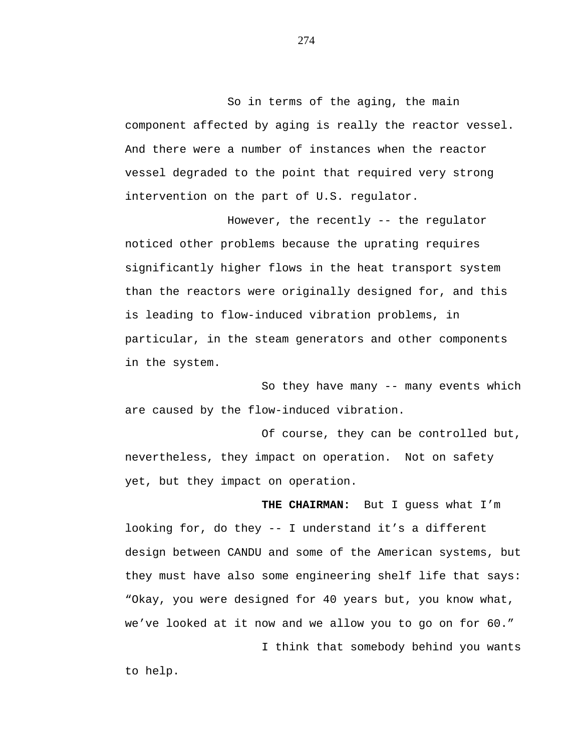So in terms of the aging, the main component affected by aging is really the reactor vessel. And there were a number of instances when the reactor vessel degraded to the point that required very strong intervention on the part of U.S. regulator.

However, the recently -- the regulator noticed other problems because the uprating requires significantly higher flows in the heat transport system than the reactors were originally designed for, and this is leading to flow-induced vibration problems, in particular, in the steam generators and other components in the system.

So they have many -- many events which are caused by the flow-induced vibration.

Of course, they can be controlled but, nevertheless, they impact on operation. Not on safety yet, but they impact on operation.

**THE CHAIRMAN:** But I guess what I'm looking for, do they -- I understand it's a different design between CANDU and some of the American systems, but they must have also some engineering shelf life that says: "Okay, you were designed for 40 years but, you know what, we've looked at it now and we allow you to go on for 60."

I think that somebody behind you wants to help.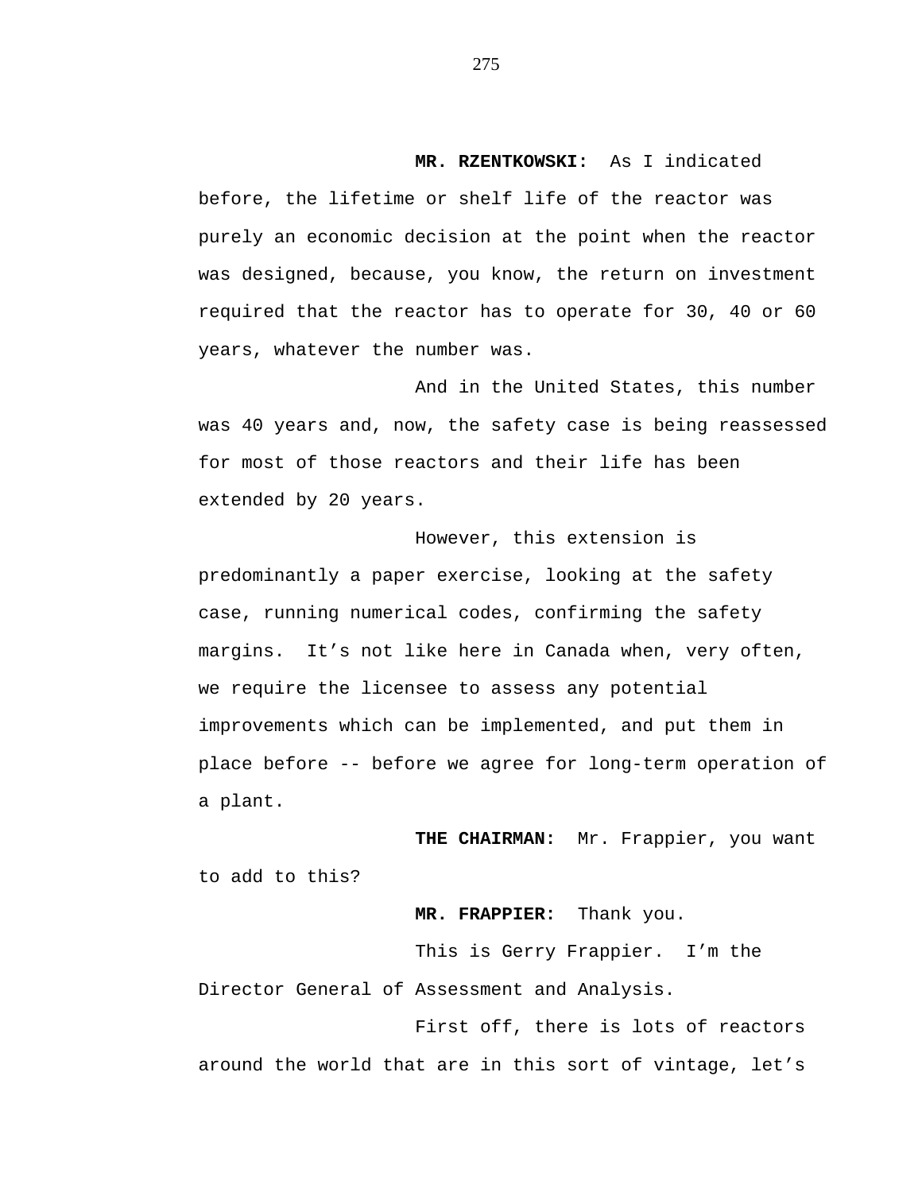**MR. RZENTKOWSKI:** As I indicated before, the lifetime or shelf life of the reactor was purely an economic decision at the point when the reactor was designed, because, you know, the return on investment required that the reactor has to operate for 30, 40 or 60 years, whatever the number was.

And in the United States, this number was 40 years and, now, the safety case is being reassessed for most of those reactors and their life has been extended by 20 years.

However, this extension is predominantly a paper exercise, looking at the safety case, running numerical codes, confirming the safety margins. It's not like here in Canada when, very often, we require the licensee to assess any potential improvements which can be implemented, and put them in place before -- before we agree for long-term operation of a plant.

**THE CHAIRMAN:** Mr. Frappier, you want to add to this?

**MR. FRAPPIER:** Thank you.

This is Gerry Frappier. I'm the Director General of Assessment and Analysis.

First off, there is lots of reactors around the world that are in this sort of vintage, let's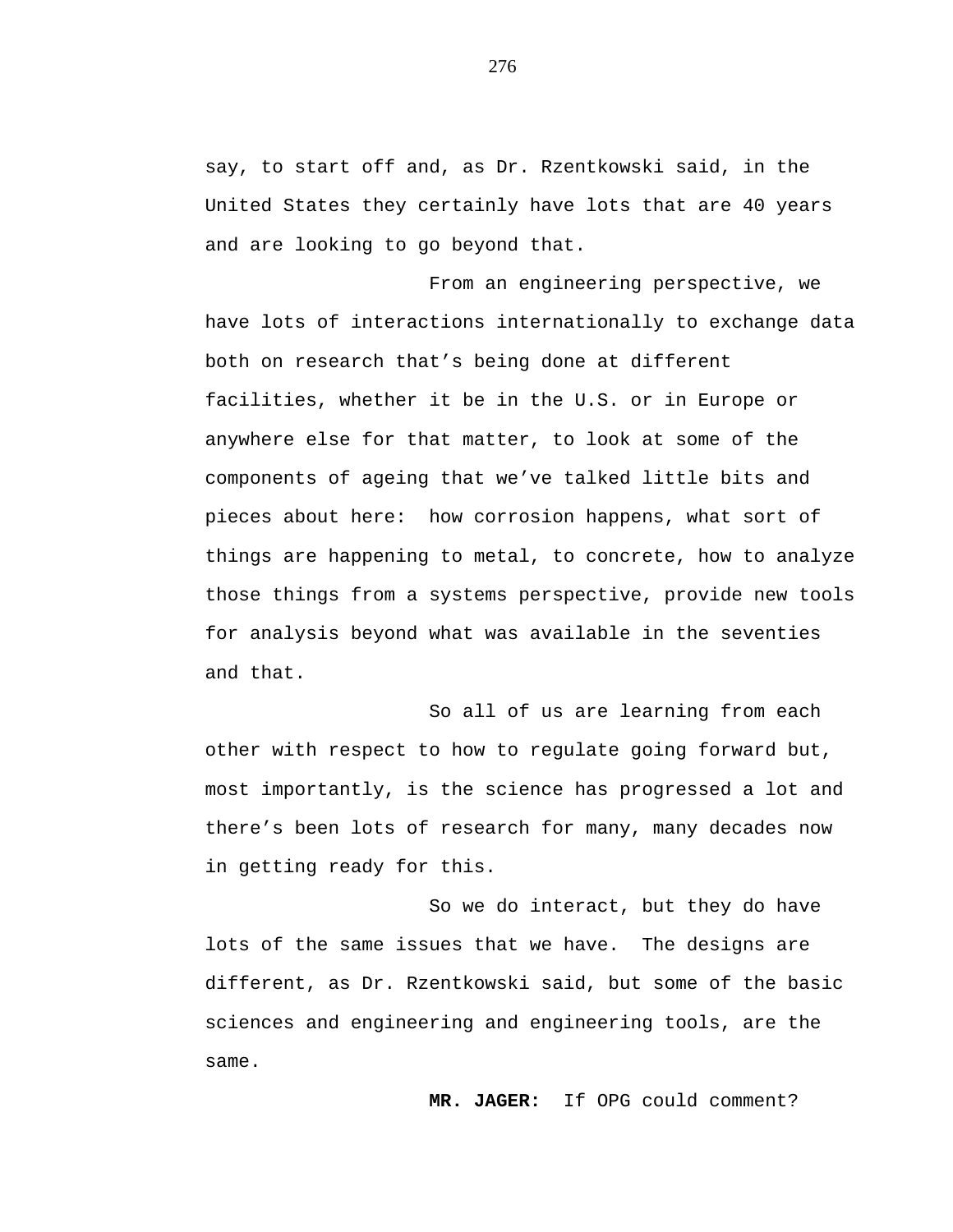say, to start off and, as Dr. Rzentkowski said, in the United States they certainly have lots that are 40 years and are looking to go beyond that.

From an engineering perspective, we have lots of interactions internationally to exchange data both on research that's being done at different facilities, whether it be in the U.S. or in Europe or anywhere else for that matter, to look at some of the components of ageing that we've talked little bits and pieces about here:  how corrosion happens, what sort of things are happening to metal, to concrete, how to analyze those things from a systems perspective, provide new tools for analysis beyond what was available in the seventies and that.

So all of us are learning from each other with respect to how to regulate going forward but, most importantly, is the science has progressed a lot and there's been lots of research for many, many decades now in getting ready for this.

So we do interact, but they do have lots of the same issues that we have.  The designs are different, as Dr. Rzentkowski said, but some of the basic sciences and engineering and engineering tools, are the same.

**MR. JAGER:**  If OPG could comment?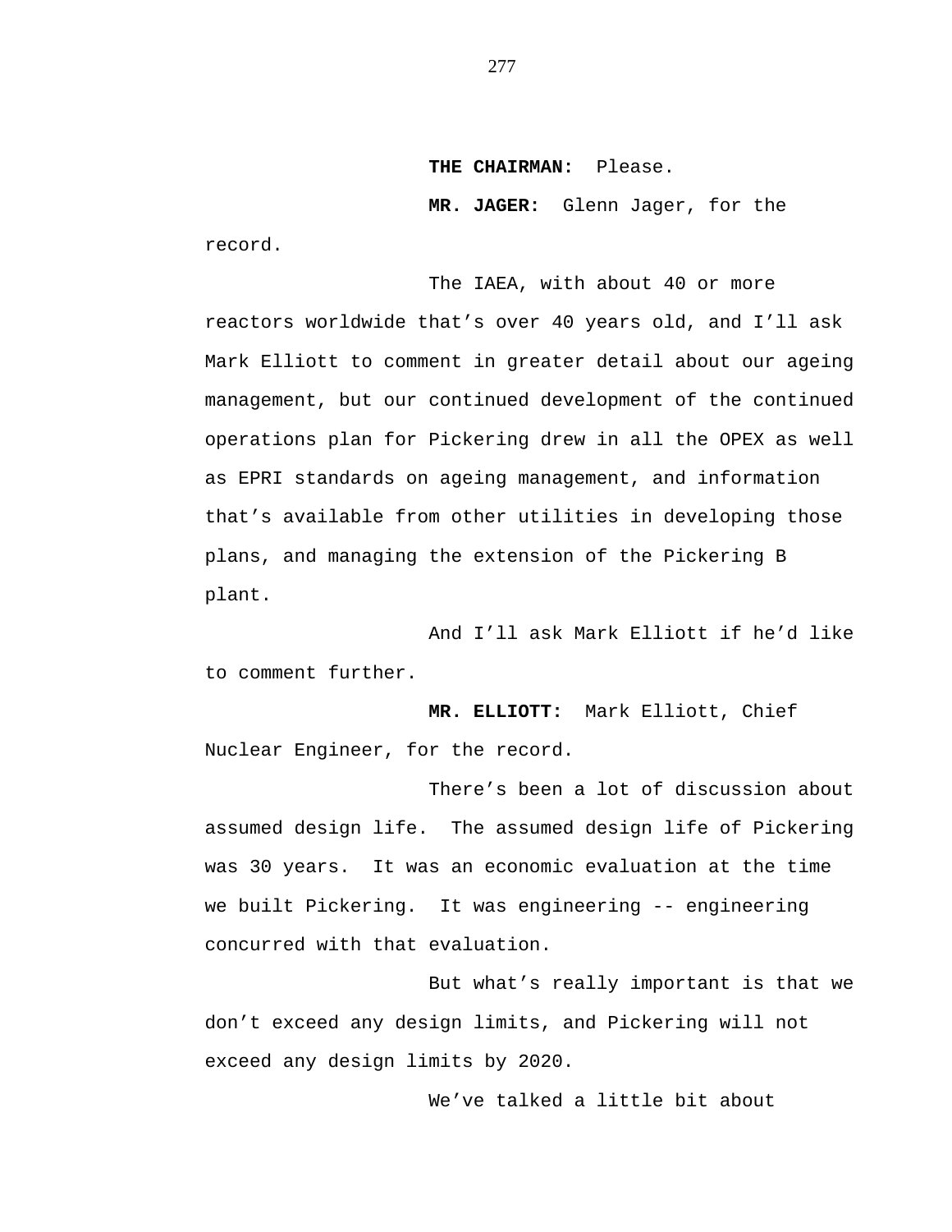**THE CHAIRMAN:** Please.

**MR. JAGER:** Glenn Jager, for the record.

The IAEA, with about 40 or more reactors worldwide that's over 40 years old, and I'll ask Mark Elliott to comment in greater detail about our ageing management, but our continued development of the continued operations plan for Pickering drew in all the OPEX as well as EPRI standards on ageing management, and information that's available from other utilities in developing those plans, and managing the extension of the Pickering B plant.

And I'll ask Mark Elliott if he'd like to comment further.

**MR. ELLIOTT:** Mark Elliott, Chief Nuclear Engineer, for the record.

There's been a lot of discussion about assumed design life. The assumed design life of Pickering was 30 years. It was an economic evaluation at the time we built Pickering. It was engineering -- engineering concurred with that evaluation.

But what's really important is that we don't exceed any design limits, and Pickering will not exceed any design limits by 2020.

We've talked a little bit about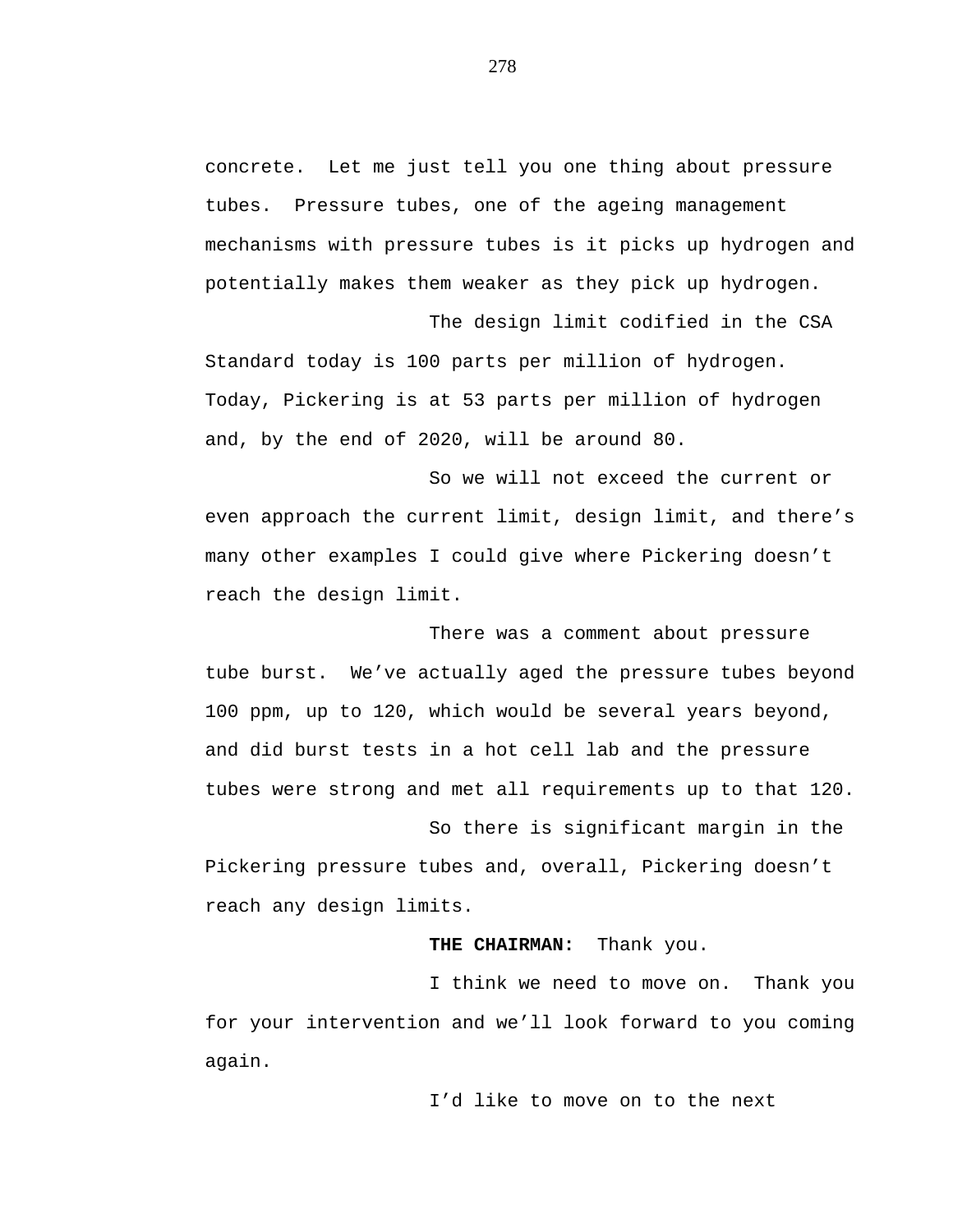concrete. Let me just tell you one thing about pressure tubes. Pressure tubes, one of the ageing management mechanisms with pressure tubes is it picks up hydrogen and potentially makes them weaker as they pick up hydrogen.

The design limit codified in the CSA Standard today is 100 parts per million of hydrogen. Today, Pickering is at 53 parts per million of hydrogen and, by the end of 2020, will be around 80.

So we will not exceed the current or even approach the current limit, design limit, and there's many other examples I could give where Pickering doesn't reach the design limit.

There was a comment about pressure tube burst. We've actually aged the pressure tubes beyond 100 ppm, up to 120, which would be several years beyond, and did burst tests in a hot cell lab and the pressure tubes were strong and met all requirements up to that 120.

So there is significant margin in the Pickering pressure tubes and, overall, Pickering doesn't reach any design limits.

**THE CHAIRMAN:** Thank you.

I think we need to move on. Thank you for your intervention and we'll look forward to you coming again.

I'd like to move on to the next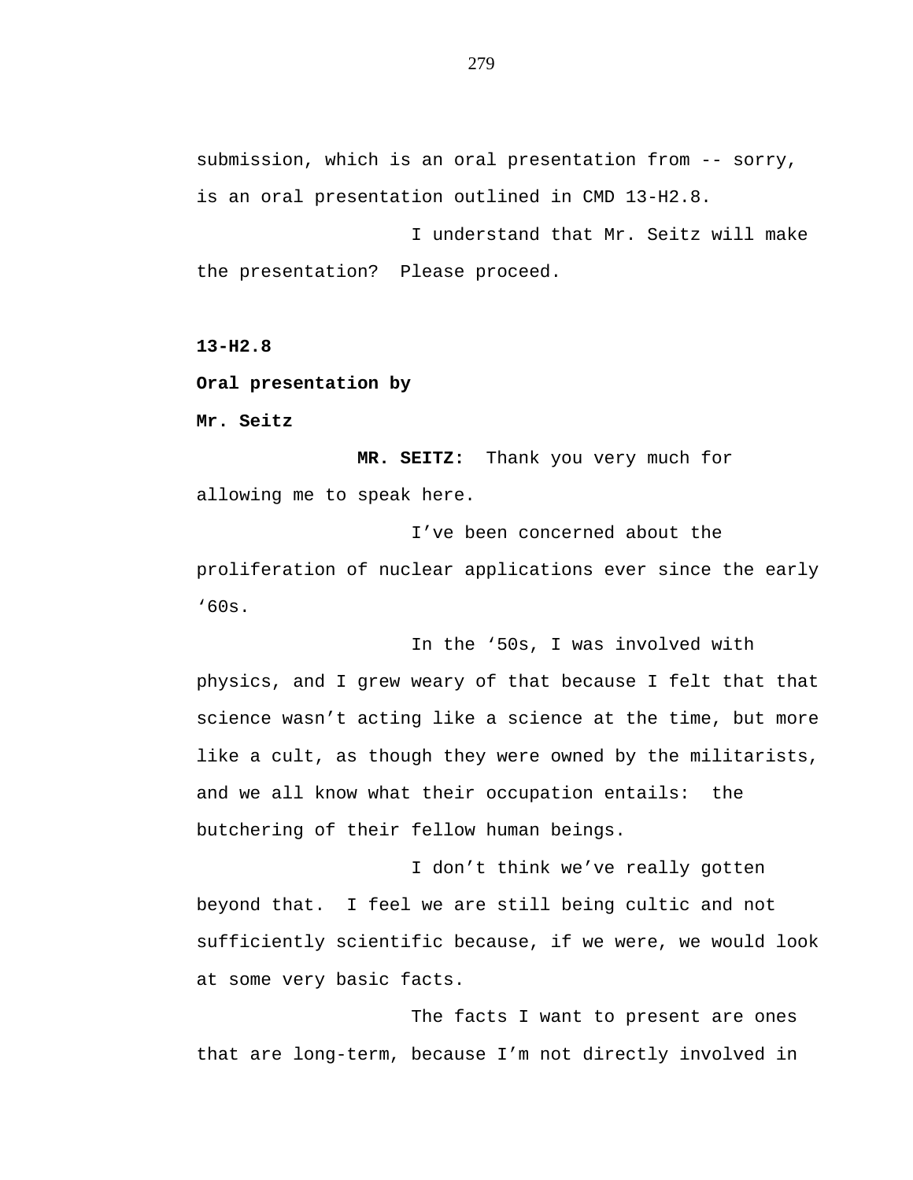submission, which is an oral presentation from -- sorry, is an oral presentation outlined in CMD 13-H2.8.

I understand that Mr. Seitz will make the presentation? Please proceed.

**13-H2.8**

**Oral presentation by**

**Mr. Seitz**

**MR. SEITZ:** Thank you very much for allowing me to speak here.

I've been concerned about the proliferation of nuclear applications ever since the early '60s.

In the '50s, I was involved with physics, and I grew weary of that because I felt that that science wasn't acting like a science at the time, but more like a cult, as though they were owned by the militarists, and we all know what their occupation entails: the butchering of their fellow human beings.

I don't think we've really gotten beyond that. I feel we are still being cultic and not sufficiently scientific because, if we were, we would look at some very basic facts.

The facts I want to present are ones that are long-term, because I'm not directly involved in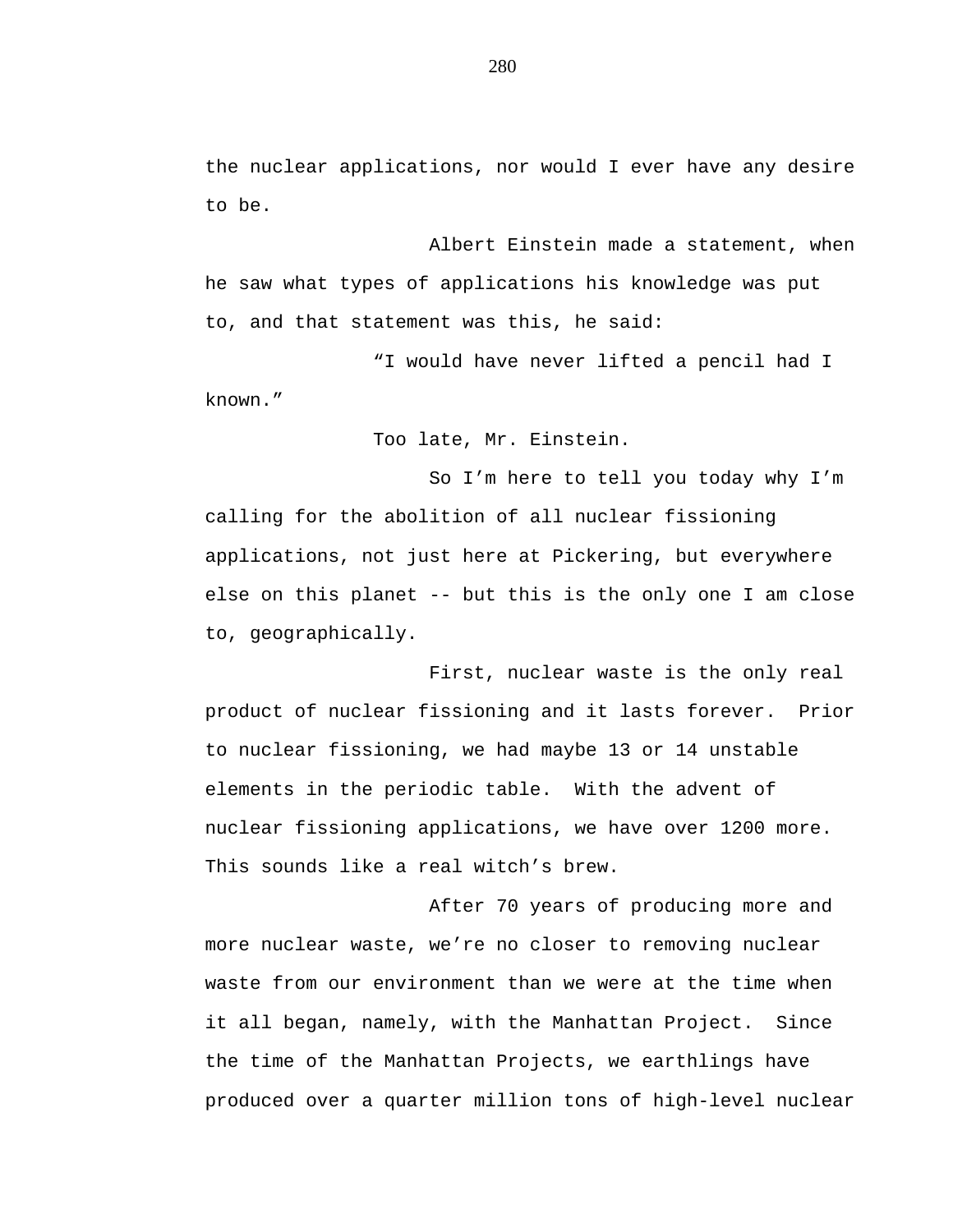the nuclear applications, nor would I ever have any desire to be.

Albert Einstein made a statement, when he saw what types of applications his knowledge was put to, and that statement was this, he said:

"I would have never lifted a pencil had I known."

Too late, Mr. Einstein.

So I'm here to tell you today why I'm calling for the abolition of all nuclear fissioning applications, not just here at Pickering, but everywhere else on this planet -- but this is the only one I am close to, geographically.

First, nuclear waste is the only real product of nuclear fissioning and it lasts forever. Prior to nuclear fissioning, we had maybe 13 or 14 unstable elements in the periodic table. With the advent of nuclear fissioning applications, we have over 1200 more. This sounds like a real witch's brew.

After 70 years of producing more and more nuclear waste, we're no closer to removing nuclear waste from our environment than we were at the time when it all began, namely, with the Manhattan Project. Since the time of the Manhattan Projects, we earthlings have produced over a quarter million tons of high-level nuclear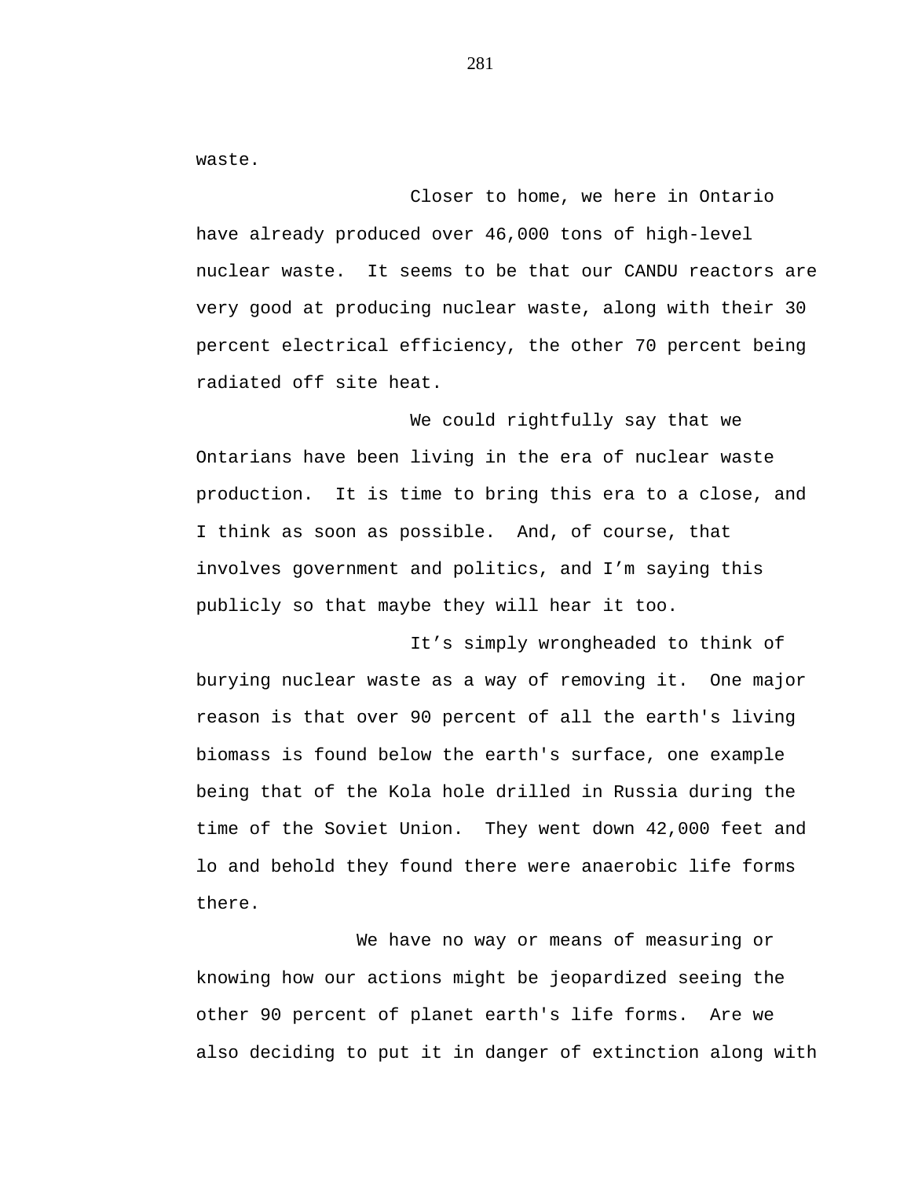waste.

Closer to home, we here in Ontario have already produced over 46,000 tons of high-level nuclear waste. It seems to be that our CANDU reactors are very good at producing nuclear waste, along with their 30 percent electrical efficiency, the other 70 percent being radiated off site heat.

We could rightfully say that we Ontarians have been living in the era of nuclear waste production. It is time to bring this era to a close, and I think as soon as possible. And, of course, that involves government and politics, and I'm saying this publicly so that maybe they will hear it too.

It's simply wrongheaded to think of burying nuclear waste as a way of removing it. One major reason is that over 90 percent of all the earth's living biomass is found below the earth's surface, one example being that of the Kola hole drilled in Russia during the time of the Soviet Union. They went down 42,000 feet and lo and behold they found there were anaerobic life forms there.

We have no way or means of measuring or knowing how our actions might be jeopardized seeing the other 90 percent of planet earth's life forms. Are we also deciding to put it in danger of extinction along with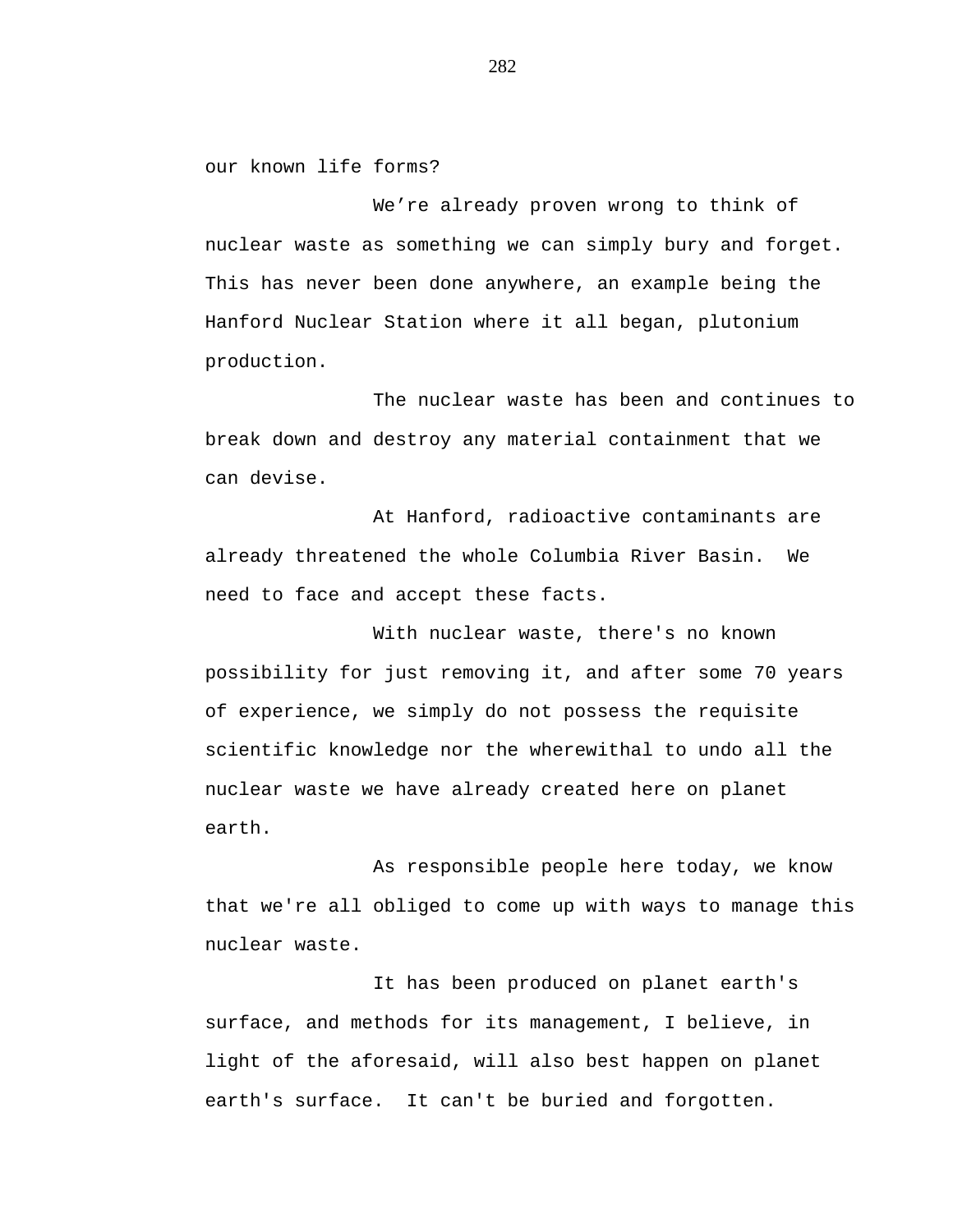our known life forms?

We're already proven wrong to think of nuclear waste as something we can simply bury and forget. This has never been done anywhere, an example being the Hanford Nuclear Station where it all began, plutonium production.

The nuclear waste has been and continues to break down and destroy any material containment that we can devise.

At Hanford, radioactive contaminants are already threatened the whole Columbia River Basin. We need to face and accept these facts.

With nuclear waste, there's no known possibility for just removing it, and after some 70 years of experience, we simply do not possess the requisite scientific knowledge nor the wherewithal to undo all the nuclear waste we have already created here on planet earth.

As responsible people here today, we know that we're all obliged to come up with ways to manage this nuclear waste.

It has been produced on planet earth's surface, and methods for its management, I believe, in light of the aforesaid, will also best happen on planet earth's surface. It can't be buried and forgotten.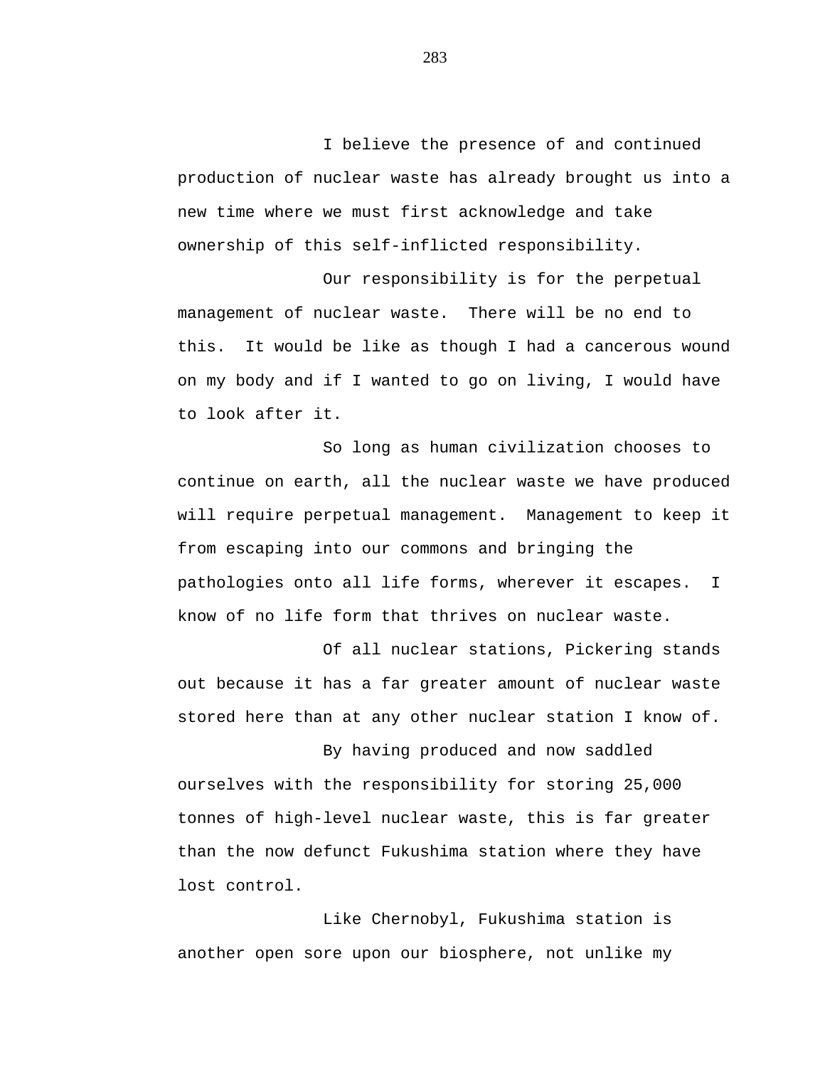I believe the presence of and continued production of nuclear waste has already brought us into a new time where we must first acknowledge and take ownership of this self-inflicted responsibility.

Our responsibility is for the perpetual management of nuclear waste.  There will be no end to this.  It would be like as though I had a cancerous wound on my body and if I wanted to go on living, I would have to look after it.

So long as human civilization chooses to continue on earth, all the nuclear waste we have produced will require perpetual management.  Management to keep it from escaping into our commons and bringing the pathologies onto all life forms, wherever it escapes.  I know of no life form that thrives on nuclear waste.

Of all nuclear stations, Pickering stands out because it has a far greater amount of nuclear waste stored here than at any other nuclear station I know of.

By having produced and now saddled ourselves with the responsibility for storing 25,000 tonnes of high-level nuclear waste, this is far greater than the now defunct Fukushima station where they have lost control.

Like Chernobyl, Fukushima station is another open sore upon our biosphere, not unlike my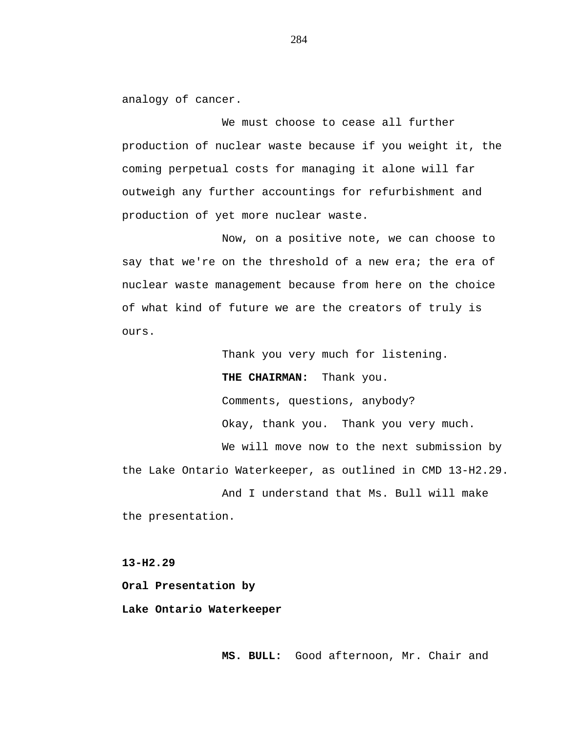analogy of cancer.

We must choose to cease all further production of nuclear waste because if you weight it, the coming perpetual costs for managing it alone will far outweigh any further accountings for refurbishment and production of yet more nuclear waste.

Now, on a positive note, we can choose to say that we're on the threshold of a new era; the era of nuclear waste management because from here on the choice of what kind of future we are the creators of truly is ours.

Thank you very much for listening.

**THE CHAIRMAN:** Thank you.

Comments, questions, anybody?

Okay, thank you. Thank you very much.

We will move now to the next submission by the Lake Ontario Waterkeeper, as outlined in CMD 13-H2.29.

And I understand that Ms. Bull will make the presentation.

**13-H2.29**

**Oral Presentation by**

**Lake Ontario Waterkeeper**

**MS. BULL:** Good afternoon, Mr. Chair and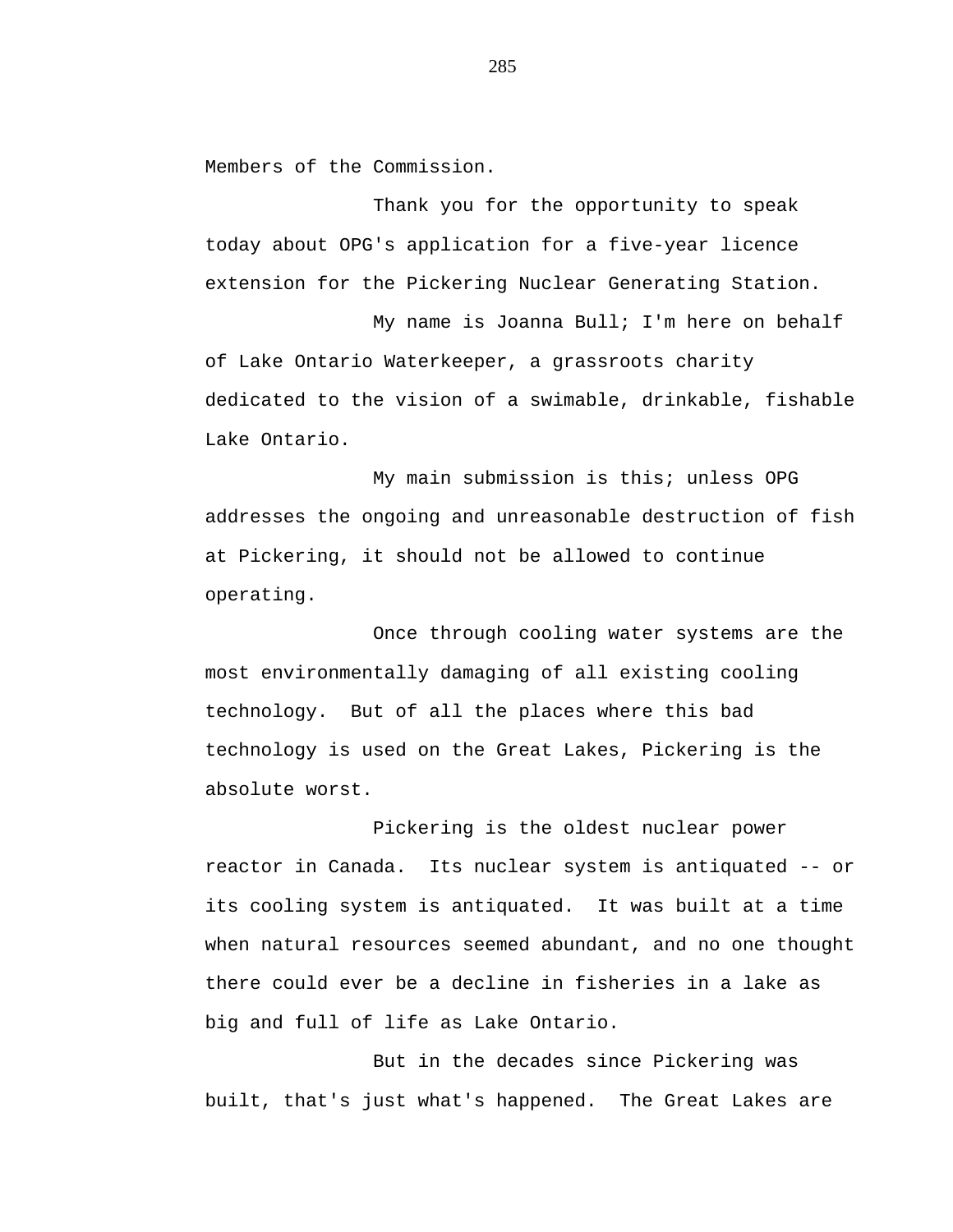Members of the Commission.

Thank you for the opportunity to speak today about OPG's application for a five-year licence extension for the Pickering Nuclear Generating Station.

My name is Joanna Bull; I'm here on behalf of Lake Ontario Waterkeeper, a grassroots charity dedicated to the vision of a swimable, drinkable, fishable Lake Ontario.

My main submission is this; unless OPG addresses the ongoing and unreasonable destruction of fish at Pickering, it should not be allowed to continue operating.

Once through cooling water systems are the most environmentally damaging of all existing cooling technology. But of all the places where this bad technology is used on the Great Lakes, Pickering is the absolute worst.

Pickering is the oldest nuclear power reactor in Canada. Its nuclear system is antiquated -- or its cooling system is antiquated. It was built at a time when natural resources seemed abundant, and no one thought there could ever be a decline in fisheries in a lake as big and full of life as Lake Ontario.

But in the decades since Pickering was built, that's just what's happened. The Great Lakes are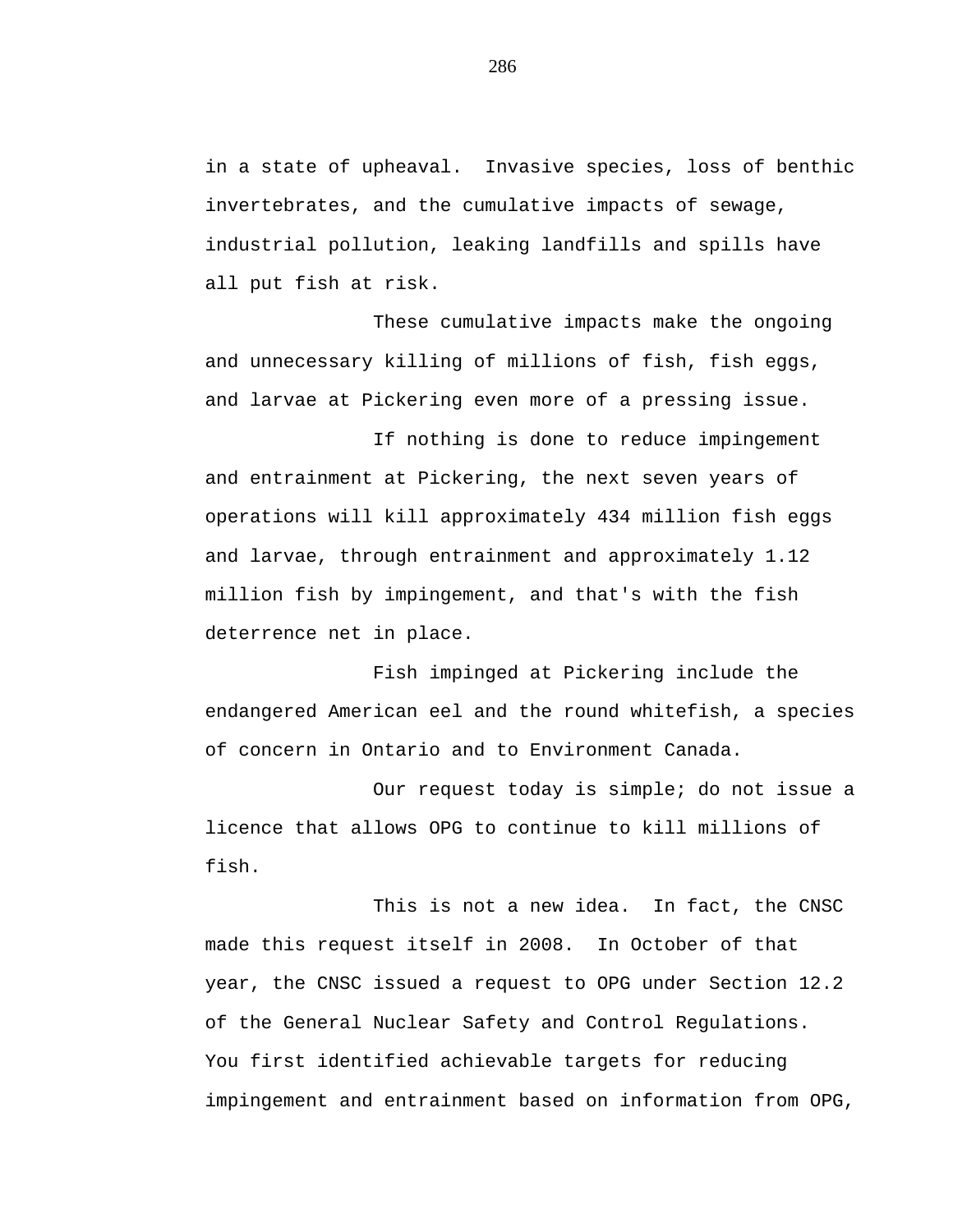in a state of upheaval. Invasive species, loss of benthic invertebrates, and the cumulative impacts of sewage, industrial pollution, leaking landfills and spills have all put fish at risk.

These cumulative impacts make the ongoing and unnecessary killing of millions of fish, fish eggs, and larvae at Pickering even more of a pressing issue.

If nothing is done to reduce impingement and entrainment at Pickering, the next seven years of operations will kill approximately 434 million fish eggs and larvae, through entrainment and approximately 1.12 million fish by impingement, and that's with the fish deterrence net in place.

Fish impinged at Pickering include the endangered American eel and the round whitefish, a species of concern in Ontario and to Environment Canada.

Our request today is simple; do not issue a licence that allows OPG to continue to kill millions of fish.

This is not a new idea. In fact, the CNSC made this request itself in 2008. In October of that year, the CNSC issued a request to OPG under Section 12.2 of the General Nuclear Safety and Control Regulations. You first identified achievable targets for reducing impingement and entrainment based on information from OPG,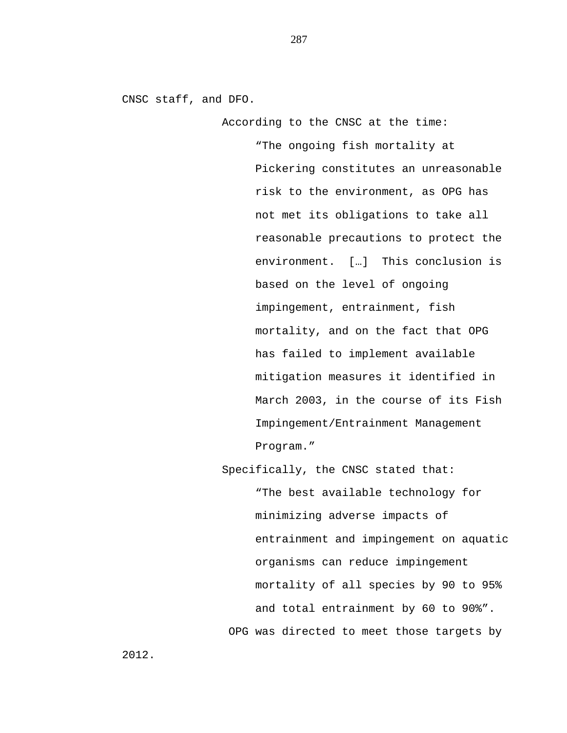CNSC staff, and DFO.

According to the CNSC at the time:

> "The ongoing fish mortality at Pickering constitutes an unreasonable risk to the environment, as OPG has not met its obligations to take all reasonable precautions to protect the environment. […] This conclusion is based on the level of ongoing impingement, entrainment, fish mortality, and on the fact that OPG has failed to implement available mitigation measures it identified in March 2003, in the course of its Fish Impingement/Entrainment Management Program."

Specifically, the CNSC stated that:

> "The best available technology for minimizing adverse impacts of entrainment and impingement on aquatic organisms can reduce impingement mortality of all species by 90 to 95% and total entrainment by 60 to 90%".

OPG was directed to meet those targets by 2012.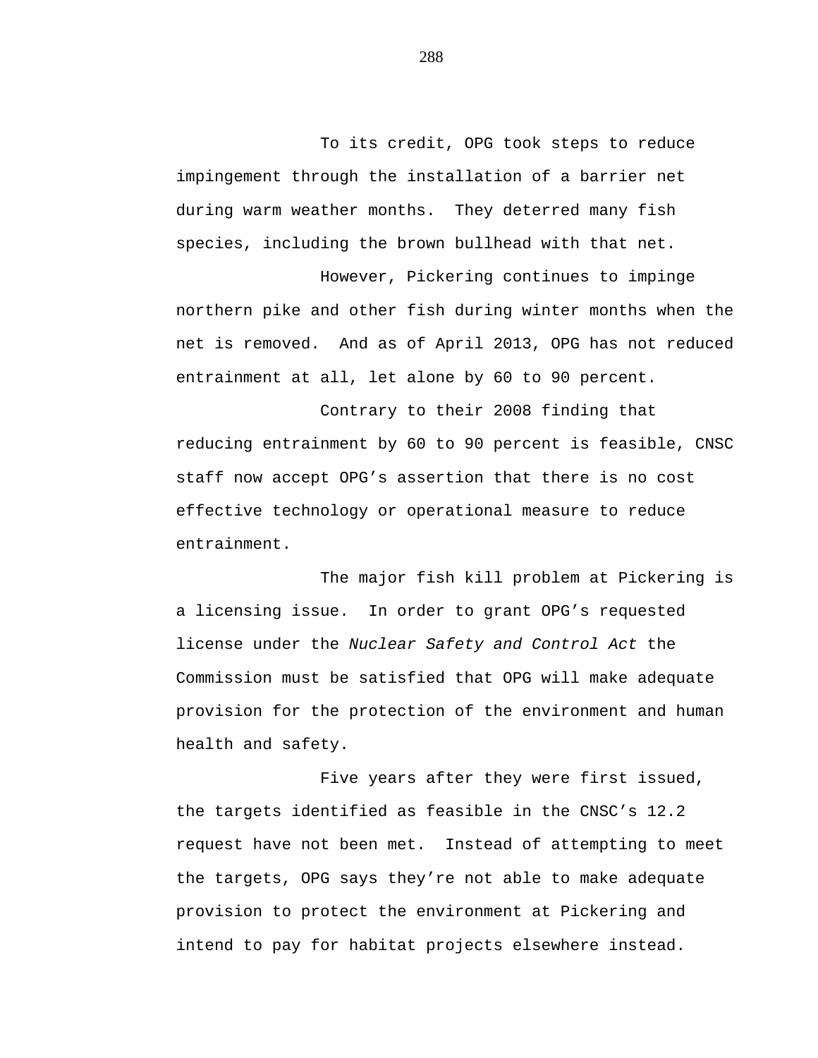To its credit, OPG took steps to reduce impingement through the installation of a barrier net during warm weather months. They deterred many fish species, including the brown bullhead with that net.

However, Pickering continues to impinge northern pike and other fish during winter months when the net is removed. And as of April 2013, OPG has not reduced entrainment at all, let alone by 60 to 90 percent.

Contrary to their 2008 finding that reducing entrainment by 60 to 90 percent is feasible, CNSC staff now accept OPG's assertion that there is no cost effective technology or operational measure to reduce entrainment.

The major fish kill problem at Pickering is a licensing issue. In order to grant OPG's requested license under the *Nuclear Safety and Control Act* the Commission must be satisfied that OPG will make adequate provision for the protection of the environment and human health and safety.

Five years after they were first issued, the targets identified as feasible in the CNSC's 12.2 request have not been met. Instead of attempting to meet the targets, OPG says they're not able to make adequate provision to protect the environment at Pickering and intend to pay for habitat projects elsewhere instead.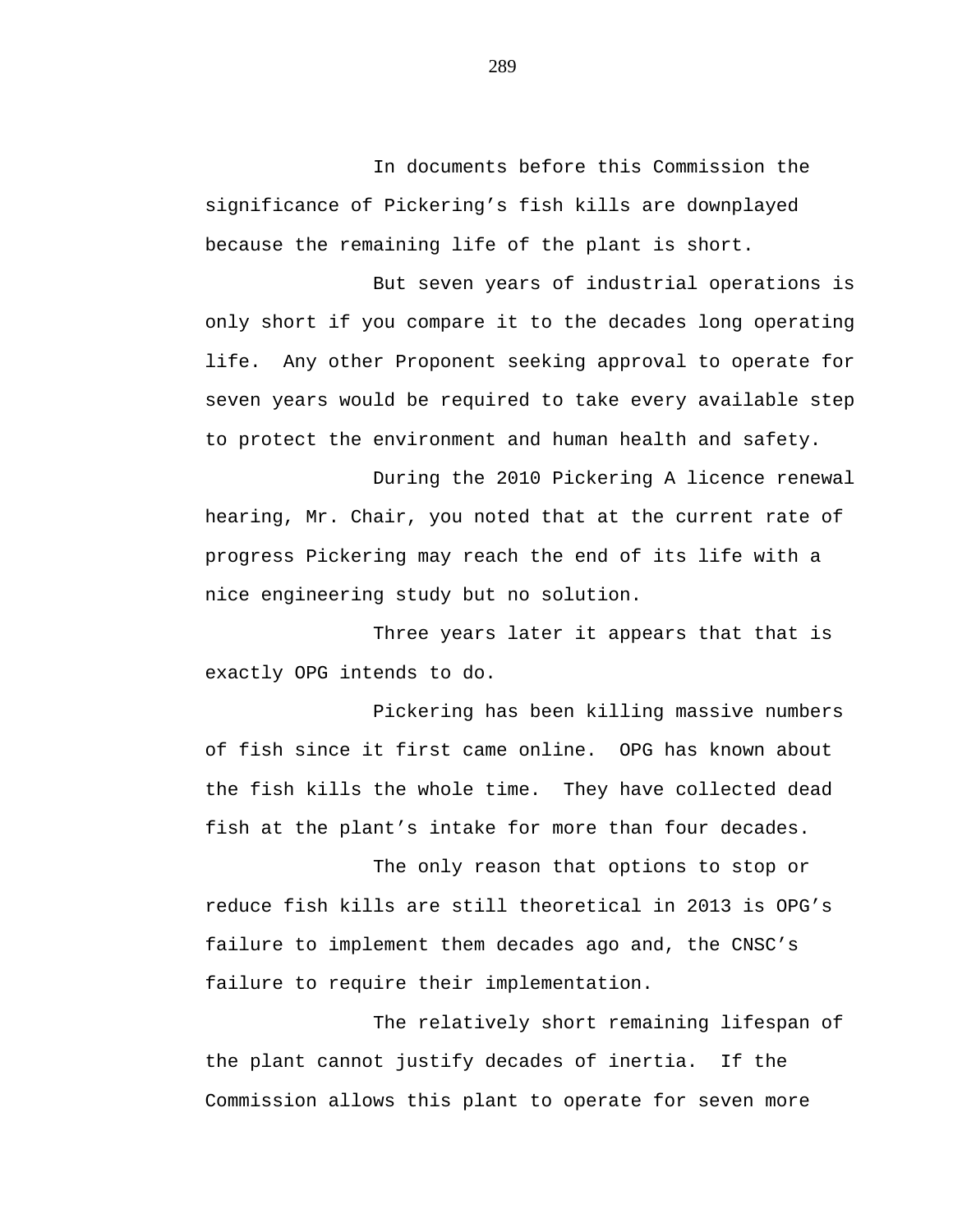In documents before this Commission the significance of Pickering's fish kills are downplayed because the remaining life of the plant is short.

But seven years of industrial operations is only short if you compare it to the decades long operating life. Any other Proponent seeking approval to operate for seven years would be required to take every available step to protect the environment and human health and safety.

During the 2010 Pickering A licence renewal hearing, Mr. Chair, you noted that at the current rate of progress Pickering may reach the end of its life with a nice engineering study but no solution.

Three years later it appears that that is exactly OPG intends to do.

Pickering has been killing massive numbers of fish since it first came online. OPG has known about the fish kills the whole time. They have collected dead fish at the plant's intake for more than four decades.

The only reason that options to stop or reduce fish kills are still theoretical in 2013 is OPG's failure to implement them decades ago and, the CNSC's failure to require their implementation.

The relatively short remaining lifespan of the plant cannot justify decades of inertia. If the Commission allows this plant to operate for seven more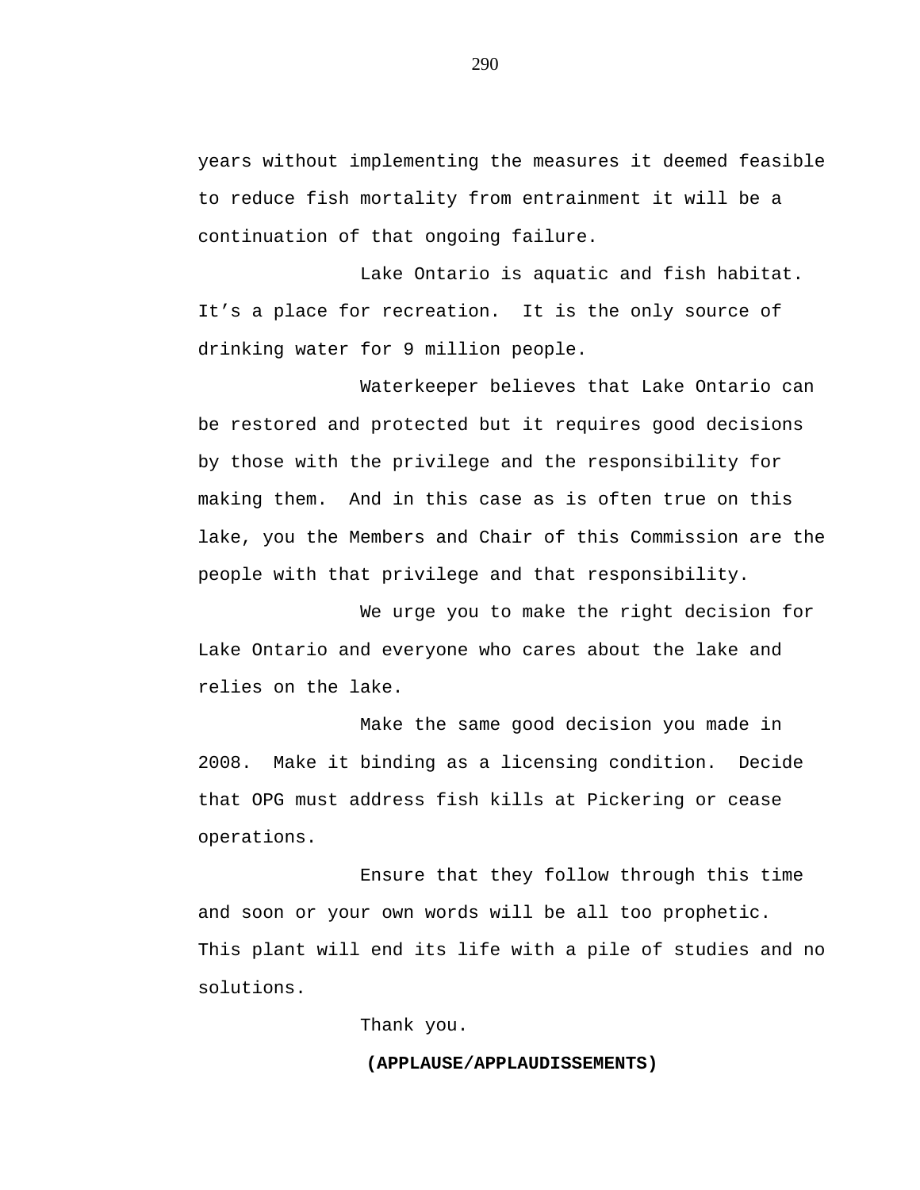years without implementing the measures it deemed feasible to reduce fish mortality from entrainment it will be a continuation of that ongoing failure.

Lake Ontario is aquatic and fish habitat. It's a place for recreation. It is the only source of drinking water for 9 million people.

Waterkeeper believes that Lake Ontario can be restored and protected but it requires good decisions by those with the privilege and the responsibility for making them. And in this case as is often true on this lake, you the Members and Chair of this Commission are the people with that privilege and that responsibility.

We urge you to make the right decision for Lake Ontario and everyone who cares about the lake and relies on the lake.

Make the same good decision you made in 2008. Make it binding as a licensing condition. Decide that OPG must address fish kills at Pickering or cease operations.

Ensure that they follow through this time and soon or your own words will be all too prophetic. This plant will end its life with a pile of studies and no solutions.

Thank you.

**(APPLAUSE/APPLAUDISSEMENTS)**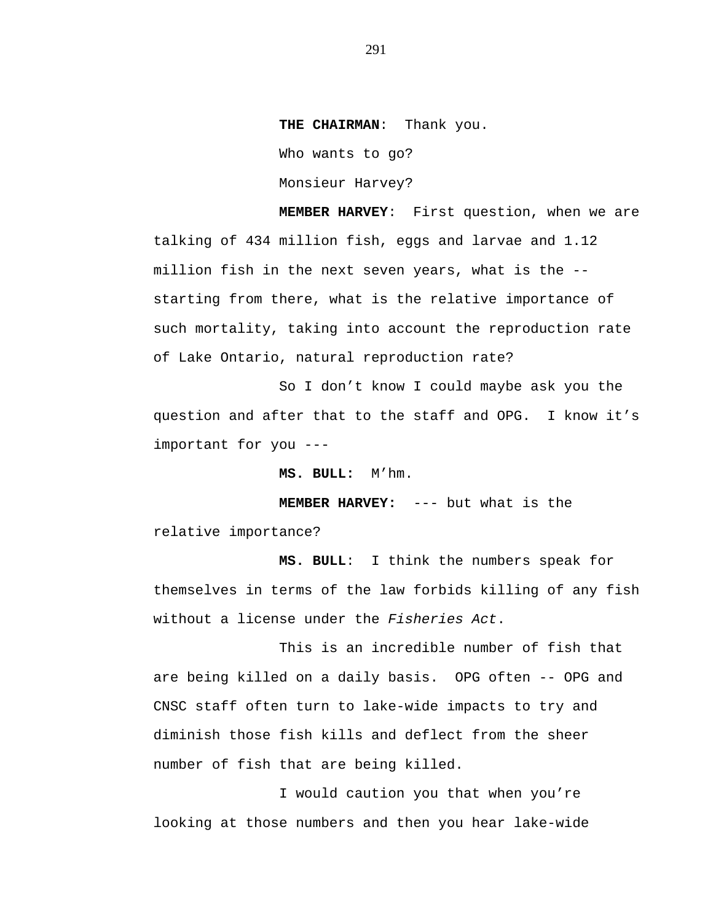**THE CHAIRMAN**: Thank you.

Who wants to go?

Monsieur Harvey?

**MEMBER HARVEY**: First question, when we are talking of 434 million fish, eggs and larvae and 1.12 million fish in the next seven years, what is the -- starting from there, what is the relative importance of such mortality, taking into account the reproduction rate of Lake Ontario, natural reproduction rate?

So I don't know I could maybe ask you the question and after that to the staff and OPG. I know it's important for you ---

**MS. BULL:** M'hm.

**MEMBER HARVEY:** --- but what is the relative importance?

**MS. BULL**: I think the numbers speak for themselves in terms of the law forbids killing of any fish without a license under the *Fisheries Act*.

This is an incredible number of fish that are being killed on a daily basis. OPG often -- OPG and CNSC staff often turn to lake-wide impacts to try and diminish those fish kills and deflect from the sheer number of fish that are being killed.

I would caution you that when you're looking at those numbers and then you hear lake-wide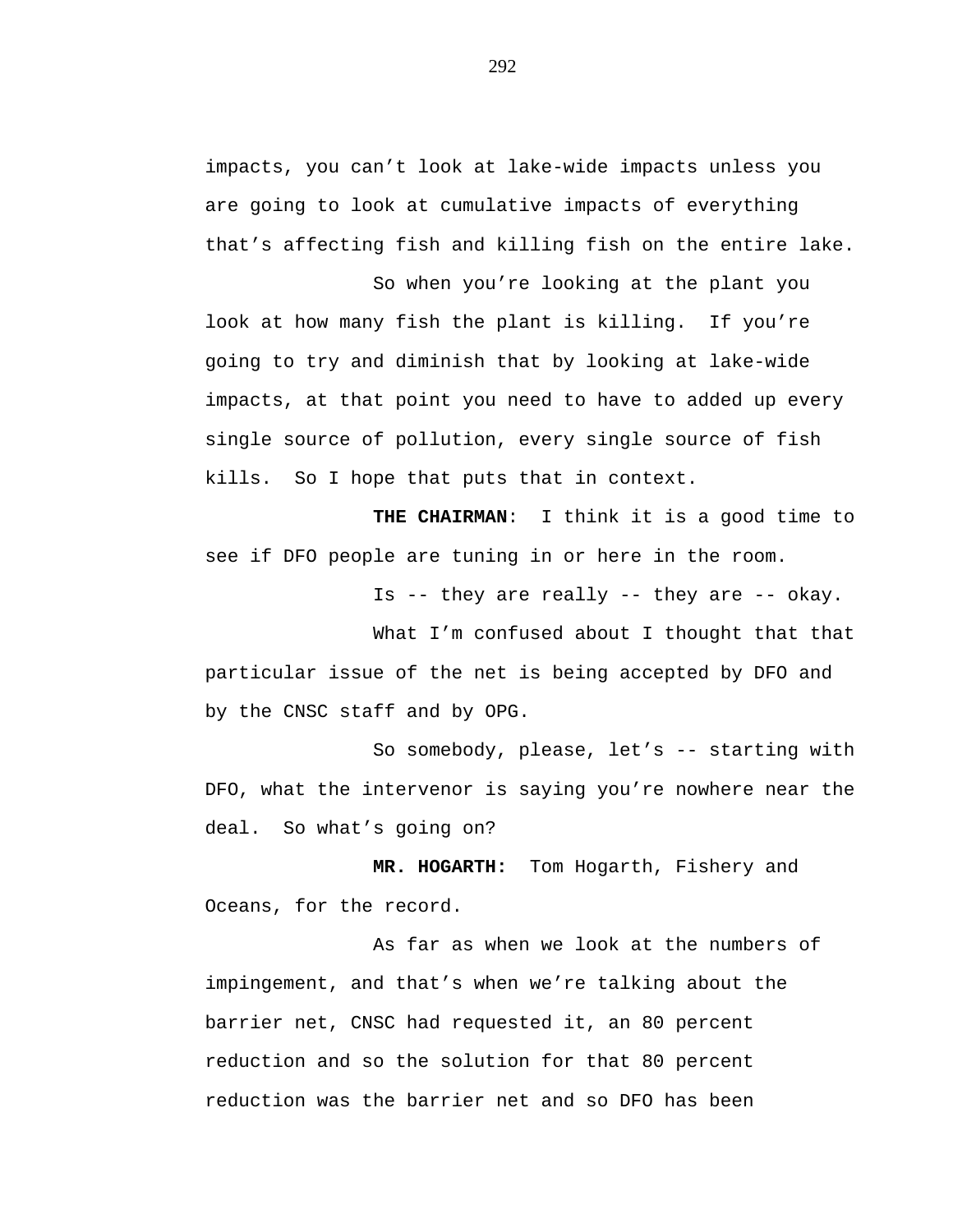impacts, you can't look at lake-wide impacts unless you are going to look at cumulative impacts of everything that's affecting fish and killing fish on the entire lake.

So when you're looking at the plant you look at how many fish the plant is killing. If you're going to try and diminish that by looking at lake-wide impacts, at that point you need to have to added up every single source of pollution, every single source of fish kills. So I hope that puts that in context.

**THE CHAIRMAN**: I think it is a good time to see if DFO people are tuning in or here in the room.

Is -- they are really -- they are -- okay.

What I'm confused about I thought that that particular issue of the net is being accepted by DFO and by the CNSC staff and by OPG.

So somebody, please, let's -- starting with DFO, what the intervenor is saying you're nowhere near the deal. So what's going on?

**MR. HOGARTH:** Tom Hogarth, Fishery and Oceans, for the record.

As far as when we look at the numbers of impingement, and that's when we're talking about the barrier net, CNSC had requested it, an 80 percent reduction and so the solution for that 80 percent reduction was the barrier net and so DFO has been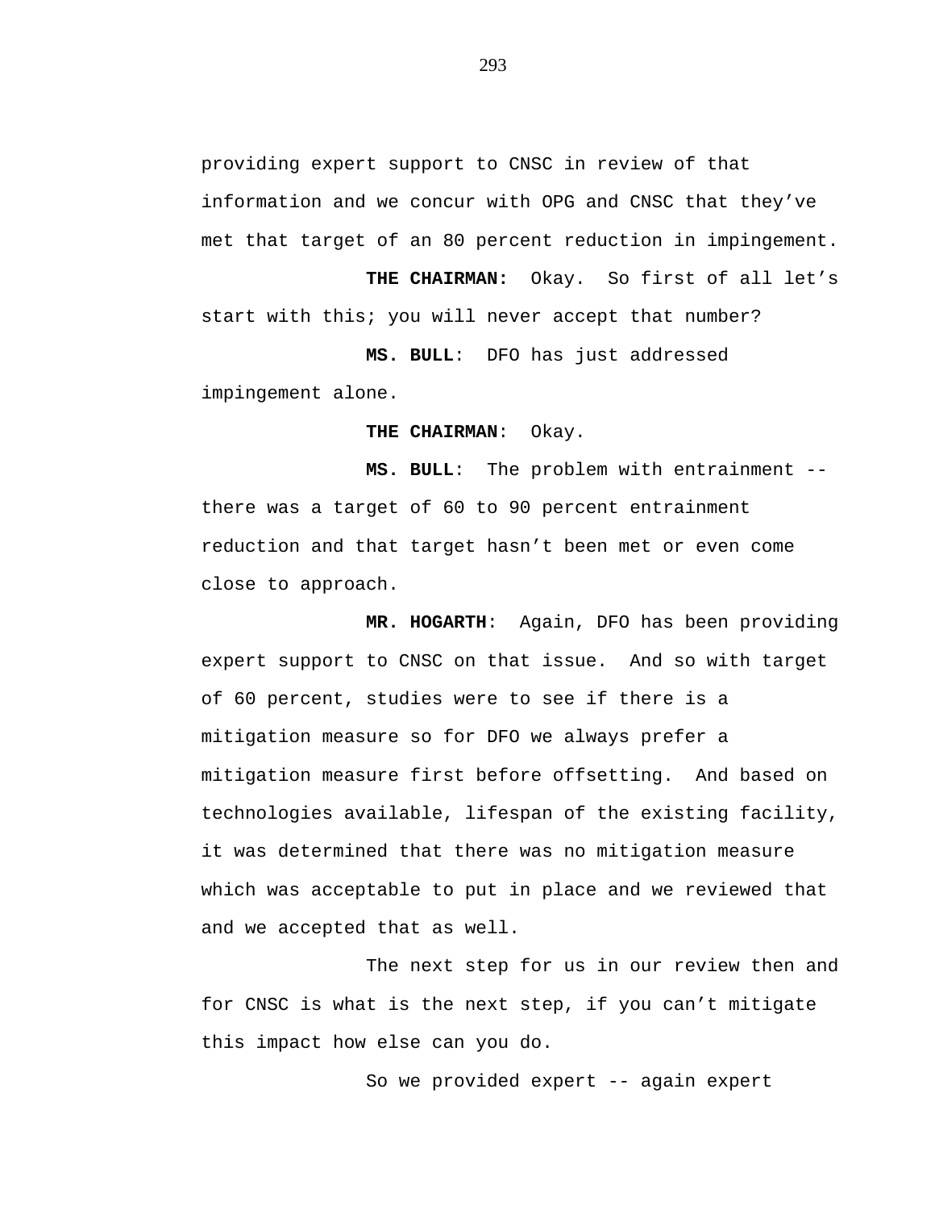providing expert support to CNSC in review of that information and we concur with OPG and CNSC that they've met that target of an 80 percent reduction in impingement.

**THE CHAIRMAN:** Okay. So first of all let's start with this; you will never accept that number?

**MS. BULL**: DFO has just addressed impingement alone.

**THE CHAIRMAN**: Okay.

**MS. BULL**: The problem with entrainment -- there was a target of 60 to 90 percent entrainment reduction and that target hasn't been met or even come close to approach.

**MR. HOGARTH**: Again, DFO has been providing expert support to CNSC on that issue. And so with target of 60 percent, studies were to see if there is a mitigation measure so for DFO we always prefer a mitigation measure first before offsetting. And based on technologies available, lifespan of the existing facility, it was determined that there was no mitigation measure which was acceptable to put in place and we reviewed that and we accepted that as well.

The next step for us in our review then and for CNSC is what is the next step, if you can't mitigate this impact how else can you do.

So we provided expert -- again expert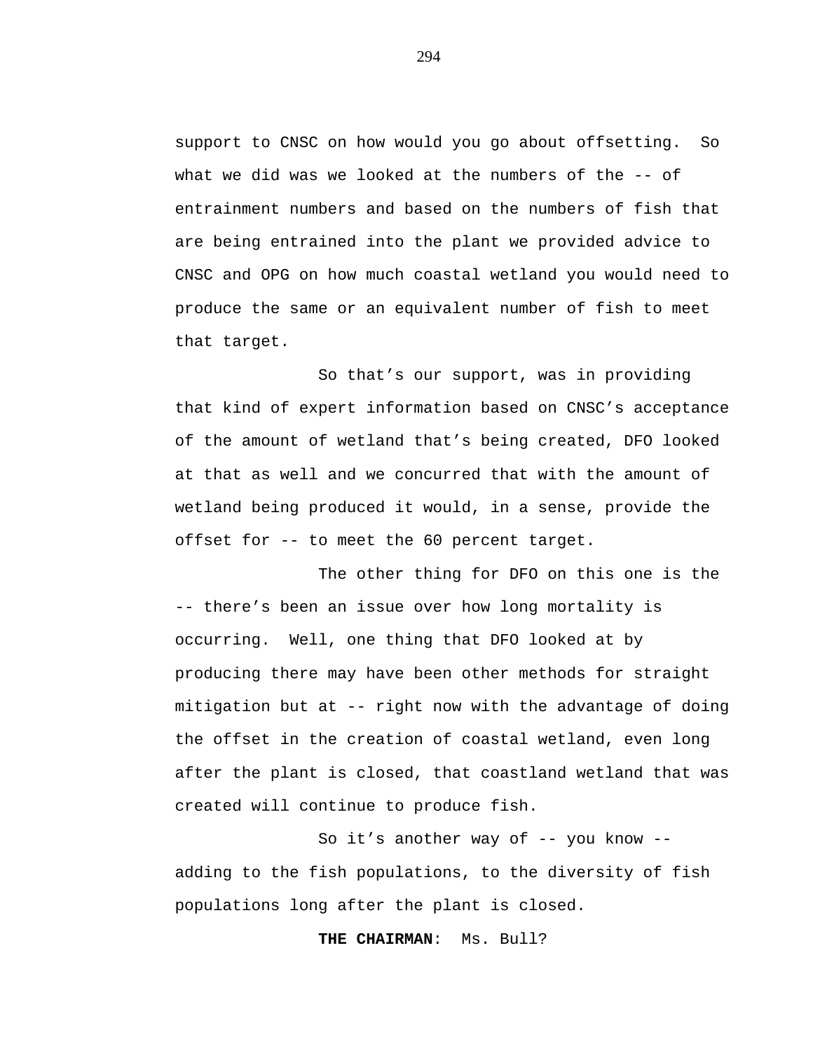support to CNSC on how would you go about offsetting. So what we did was we looked at the numbers of the -- of entrainment numbers and based on the numbers of fish that are being entrained into the plant we provided advice to CNSC and OPG on how much coastal wetland you would need to produce the same or an equivalent number of fish to meet that target.

So that's our support, was in providing that kind of expert information based on CNSC's acceptance of the amount of wetland that's being created, DFO looked at that as well and we concurred that with the amount of wetland being produced it would, in a sense, provide the offset for -- to meet the 60 percent target.

The other thing for DFO on this one is the -- there's been an issue over how long mortality is occurring. Well, one thing that DFO looked at by producing there may have been other methods for straight mitigation but at -- right now with the advantage of doing the offset in the creation of coastal wetland, even long after the plant is closed, that coastland wetland that was created will continue to produce fish.

So it's another way of -- you know -- adding to the fish populations, to the diversity of fish populations long after the plant is closed.

**THE CHAIRMAN**: Ms. Bull?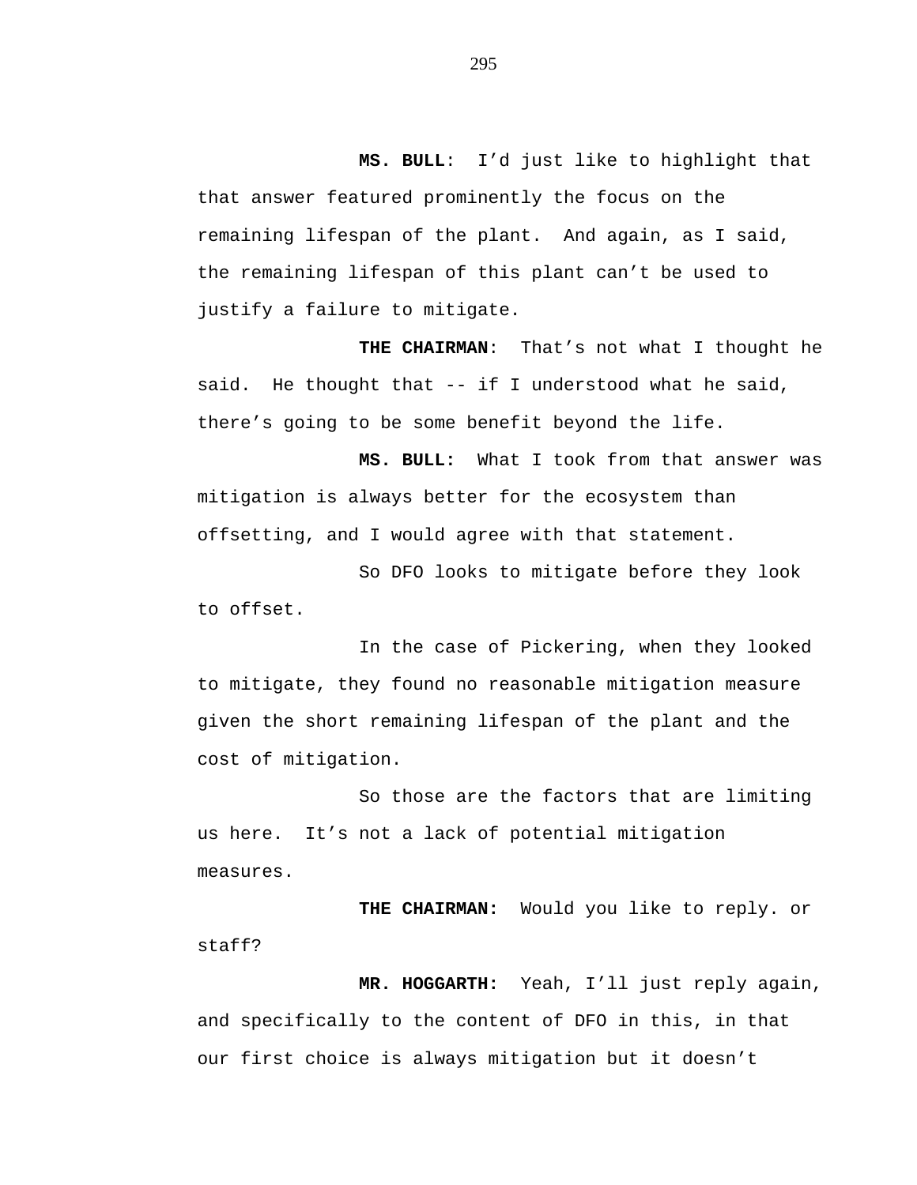**MS. BULL**: I'd just like to highlight that that answer featured prominently the focus on the remaining lifespan of the plant. And again, as I said, the remaining lifespan of this plant can't be used to justify a failure to mitigate.

**THE CHAIRMAN**: That's not what I thought he said. He thought that -- if I understood what he said, there's going to be some benefit beyond the life.

**MS. BULL:** What I took from that answer was mitigation is always better for the ecosystem than offsetting, and I would agree with that statement.

So DFO looks to mitigate before they look to offset.

In the case of Pickering, when they looked to mitigate, they found no reasonable mitigation measure given the short remaining lifespan of the plant and the cost of mitigation.

So those are the factors that are limiting us here. It's not a lack of potential mitigation measures.

**THE CHAIRMAN:** Would you like to reply. or staff?

**MR. HOGGARTH:** Yeah, I'll just reply again, and specifically to the content of DFO in this, in that our first choice is always mitigation but it doesn't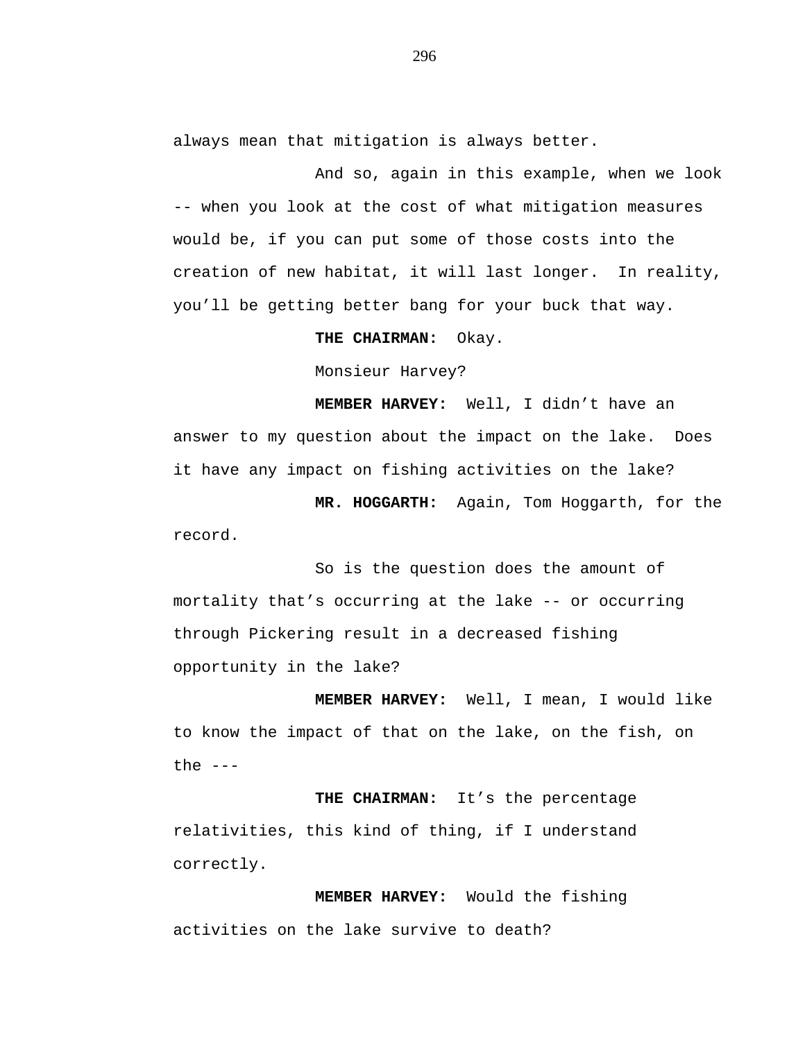always mean that mitigation is always better.

And so, again in this example, when we look -- when you look at the cost of what mitigation measures would be, if you can put some of those costs into the creation of new habitat, it will last longer. In reality, you'll be getting better bang for your buck that way.

**THE CHAIRMAN:** Okay.

Monsieur Harvey?

**MEMBER HARVEY:** Well, I didn't have an answer to my question about the impact on the lake. Does it have any impact on fishing activities on the lake?

**MR. HOGGARTH:** Again, Tom Hoggarth, for the record.

So is the question does the amount of mortality that's occurring at the lake -- or occurring through Pickering result in a decreased fishing opportunity in the lake?

**MEMBER HARVEY:** Well, I mean, I would like to know the impact of that on the lake, on the fish, on the ---

**THE CHAIRMAN:** It's the percentage relativities, this kind of thing, if I understand correctly.

**MEMBER HARVEY:** Would the fishing activities on the lake survive to death?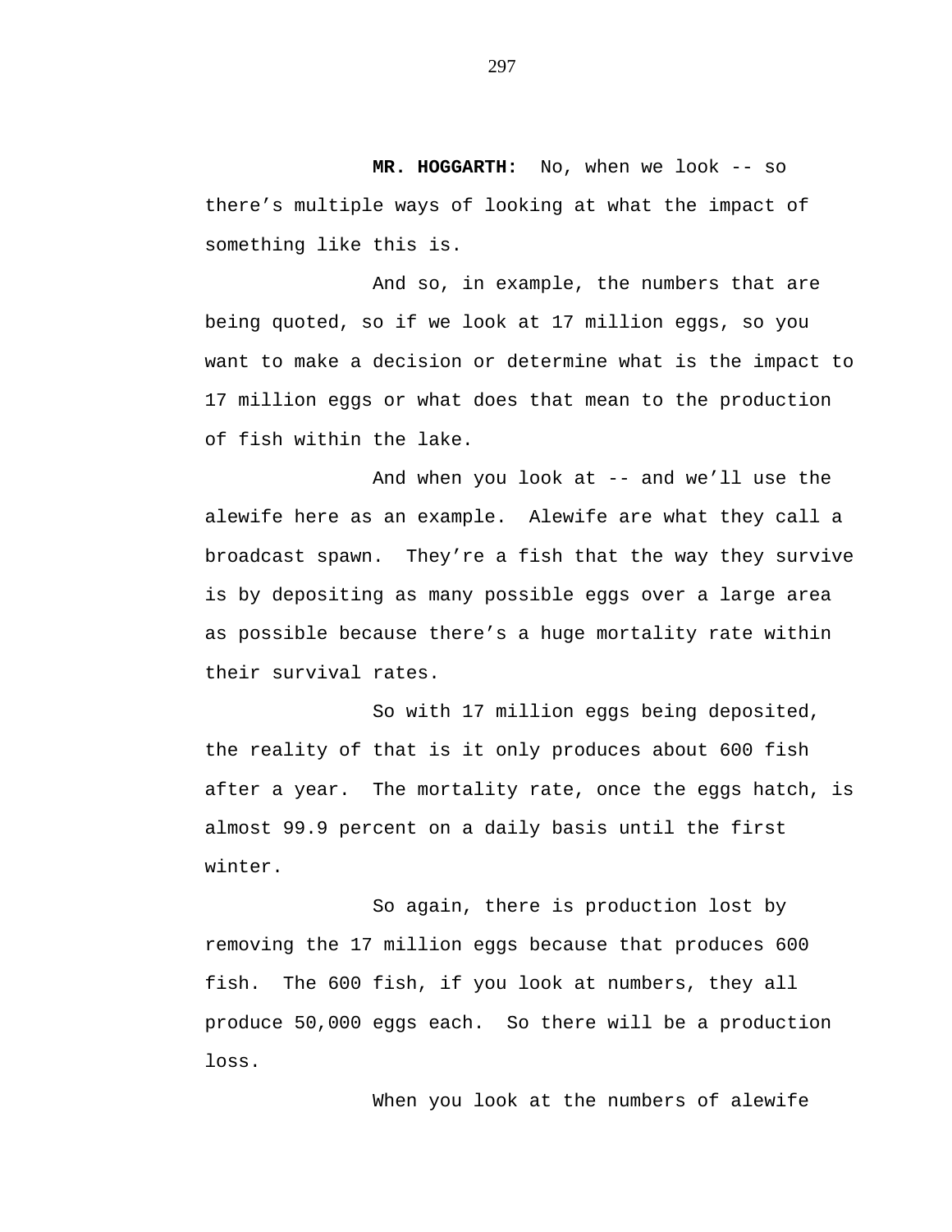**MR. HOGGARTH:** No, when we look -- so there's multiple ways of looking at what the impact of something like this is.

And so, in example, the numbers that are being quoted, so if we look at 17 million eggs, so you want to make a decision or determine what is the impact to 17 million eggs or what does that mean to the production of fish within the lake.

And when you look at -- and we'll use the alewife here as an example. Alewife are what they call a broadcast spawn. They're a fish that the way they survive is by depositing as many possible eggs over a large area as possible because there's a huge mortality rate within their survival rates.

So with 17 million eggs being deposited, the reality of that is it only produces about 600 fish after a year. The mortality rate, once the eggs hatch, is almost 99.9 percent on a daily basis until the first winter.

So again, there is production lost by removing the 17 million eggs because that produces 600 fish. The 600 fish, if you look at numbers, they all produce 50,000 eggs each. So there will be a production loss.

When you look at the numbers of alewife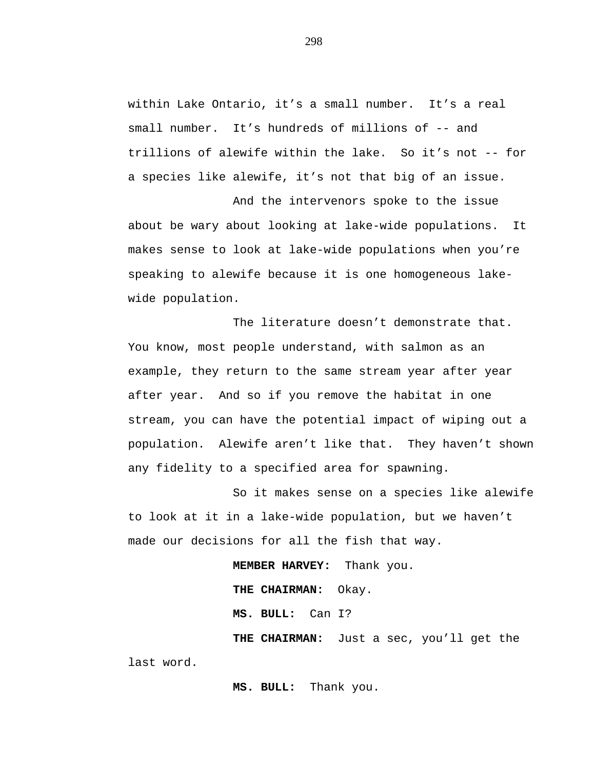within Lake Ontario, it's a small number. It's a real small number. It's hundreds of millions of -- and trillions of alewife within the lake. So it's not -- for a species like alewife, it's not that big of an issue.

And the intervenors spoke to the issue about be wary about looking at lake-wide populations. It makes sense to look at lake-wide populations when you're speaking to alewife because it is one homogeneous lake-wide population.

The literature doesn't demonstrate that. You know, most people understand, with salmon as an example, they return to the same stream year after year after year. And so if you remove the habitat in one stream, you can have the potential impact of wiping out a population. Alewife aren't like that. They haven't shown any fidelity to a specified area for spawning.

So it makes sense on a species like alewife to look at it in a lake-wide population, but we haven't made our decisions for all the fish that way.

**MEMBER HARVEY:** Thank you.

**THE CHAIRMAN:** Okay.

**MS. BULL:** Can I?

**THE CHAIRMAN:** Just a sec, you'll get the last word.

**MS. BULL:** Thank you.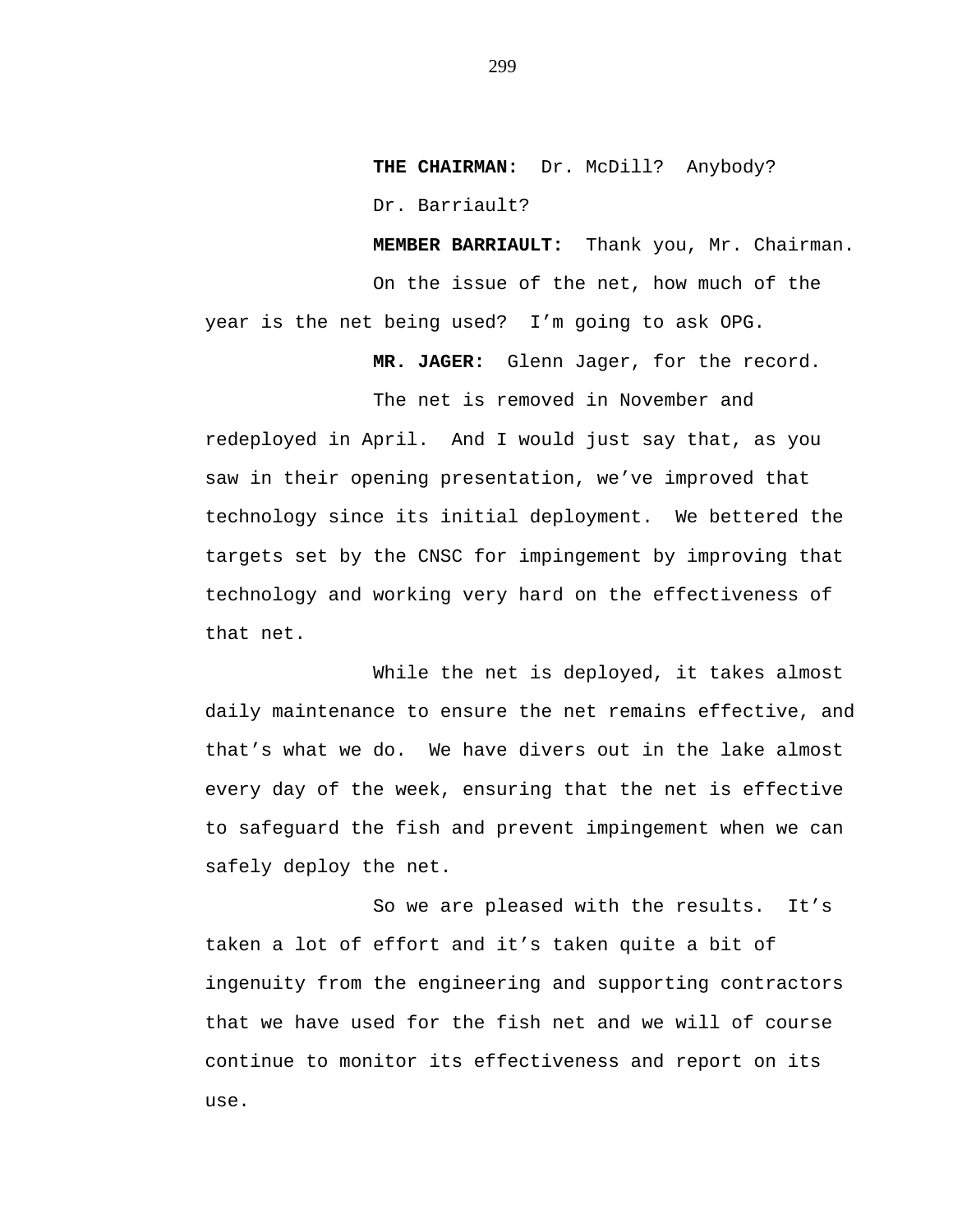**THE CHAIRMAN:** Dr. McDill? Anybody? Dr. Barriault?

**MEMBER BARRIAULT:** Thank you, Mr. Chairman.

On the issue of the net, how much of the year is the net being used? I'm going to ask OPG.

**MR. JAGER:** Glenn Jager, for the record.

The net is removed in November and redeployed in April. And I would just say that, as you saw in their opening presentation, we've improved that technology since its initial deployment. We bettered the targets set by the CNSC for impingement by improving that technology and working very hard on the effectiveness of that net.

While the net is deployed, it takes almost daily maintenance to ensure the net remains effective, and that's what we do. We have divers out in the lake almost every day of the week, ensuring that the net is effective to safeguard the fish and prevent impingement when we can safely deploy the net.

So we are pleased with the results. It's taken a lot of effort and it's taken quite a bit of ingenuity from the engineering and supporting contractors that we have used for the fish net and we will of course continue to monitor its effectiveness and report on its use.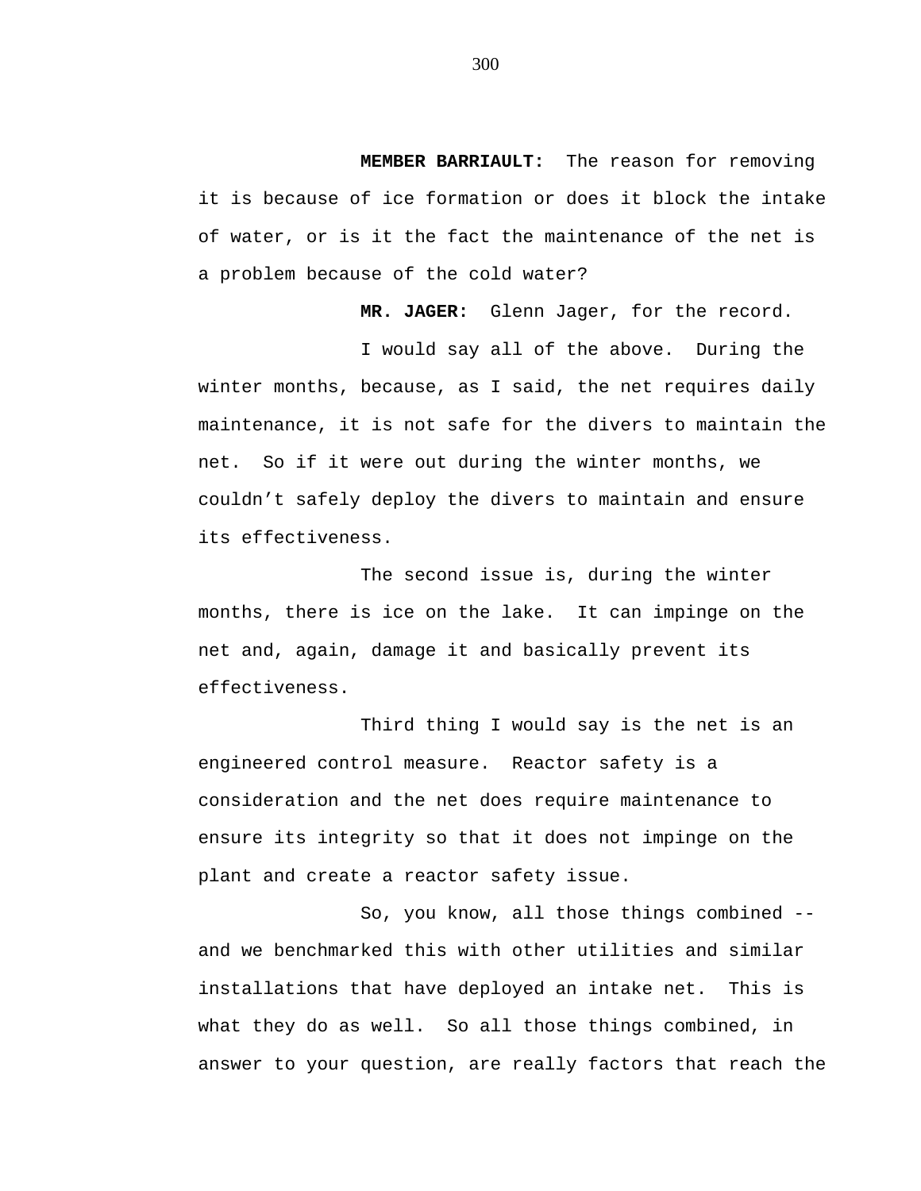**MEMBER BARRIAULT:** The reason for removing it is because of ice formation or does it block the intake of water, or is it the fact the maintenance of the net is a problem because of the cold water?

**MR. JAGER:** Glenn Jager, for the record.

I would say all of the above. During the winter months, because, as I said, the net requires daily maintenance, it is not safe for the divers to maintain the net. So if it were out during the winter months, we couldn't safely deploy the divers to maintain and ensure its effectiveness.

The second issue is, during the winter months, there is ice on the lake. It can impinge on the net and, again, damage it and basically prevent its effectiveness.

Third thing I would say is the net is an engineered control measure. Reactor safety is a consideration and the net does require maintenance to ensure its integrity so that it does not impinge on the plant and create a reactor safety issue.

So, you know, all those things combined -- and we benchmarked this with other utilities and similar installations that have deployed an intake net. This is what they do as well. So all those things combined, in answer to your question, are really factors that reach the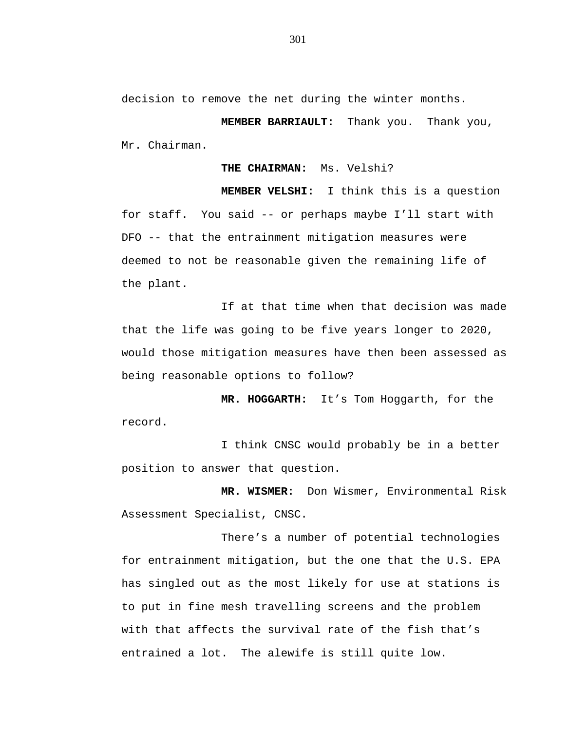decision to remove the net during the winter months.

**MEMBER BARRIAULT:** Thank you. Thank you, Mr. Chairman.

**THE CHAIRMAN:** Ms. Velshi?

**MEMBER VELSHI:** I think this is a question for staff. You said -- or perhaps maybe I'll start with DFO -- that the entrainment mitigation measures were deemed to not be reasonable given the remaining life of the plant.

If at that time when that decision was made that the life was going to be five years longer to 2020, would those mitigation measures have then been assessed as being reasonable options to follow?

**MR. HOGGARTH:** It's Tom Hoggarth, for the record.

I think CNSC would probably be in a better position to answer that question.

**MR. WISMER:** Don Wismer, Environmental Risk Assessment Specialist, CNSC.

There's a number of potential technologies for entrainment mitigation, but the one that the U.S. EPA has singled out as the most likely for use at stations is to put in fine mesh travelling screens and the problem with that affects the survival rate of the fish that's entrained a lot. The alewife is still quite low.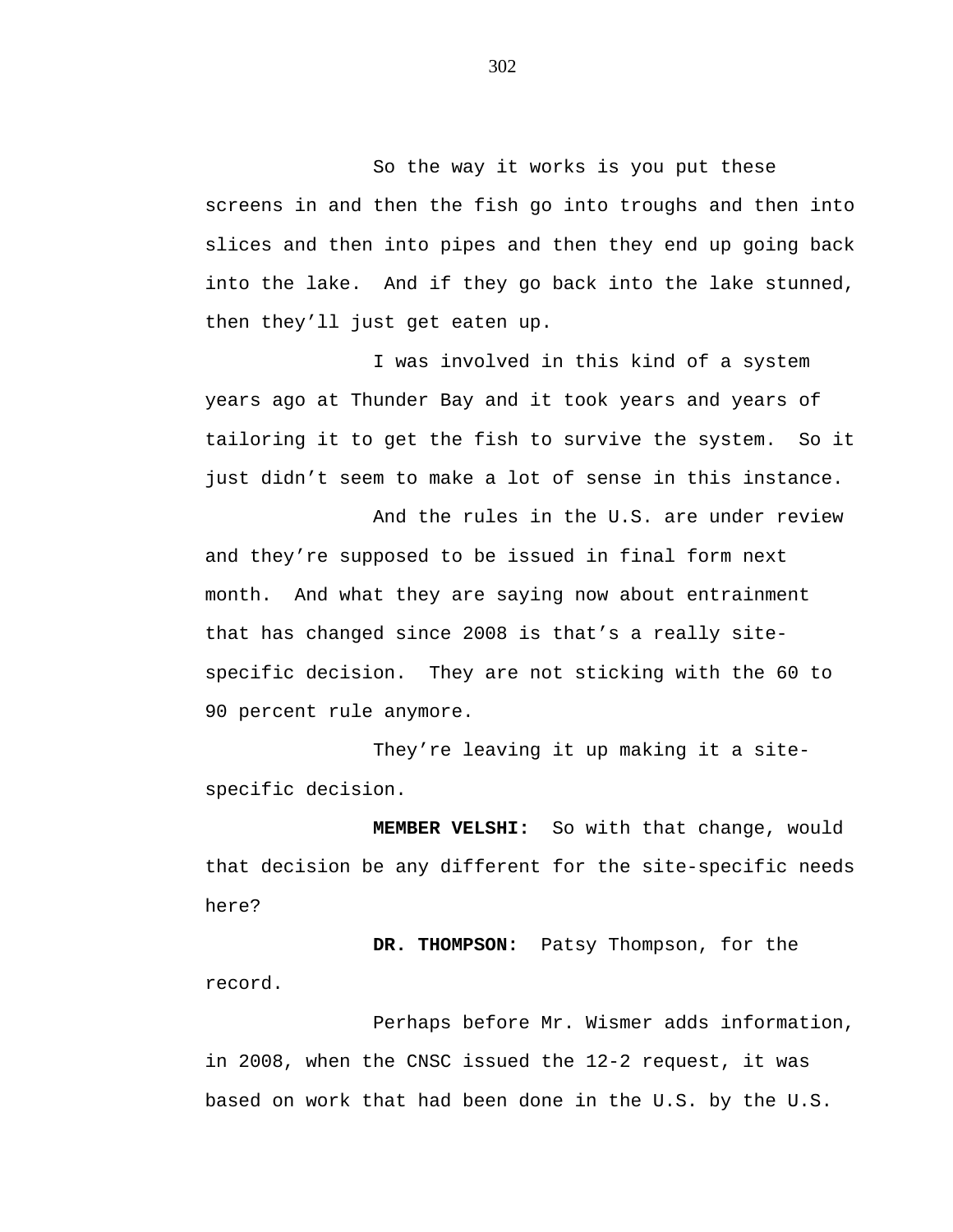So the way it works is you put these screens in and then the fish go into troughs and then into slices and then into pipes and then they end up going back into the lake. And if they go back into the lake stunned, then they'll just get eaten up.

I was involved in this kind of a system years ago at Thunder Bay and it took years and years of tailoring it to get the fish to survive the system. So it just didn't seem to make a lot of sense in this instance.

And the rules in the U.S. are under review and they're supposed to be issued in final form next month. And what they are saying now about entrainment that has changed since 2008 is that's a really site-specific decision. They are not sticking with the 60 to 90 percent rule anymore.

They're leaving it up making it a site-specific decision.

**MEMBER VELSHI:** So with that change, would that decision be any different for the site-specific needs here?

**DR. THOMPSON:** Patsy Thompson, for the record.

Perhaps before Mr. Wismer adds information, in 2008, when the CNSC issued the 12-2 request, it was based on work that had been done in the U.S. by the U.S.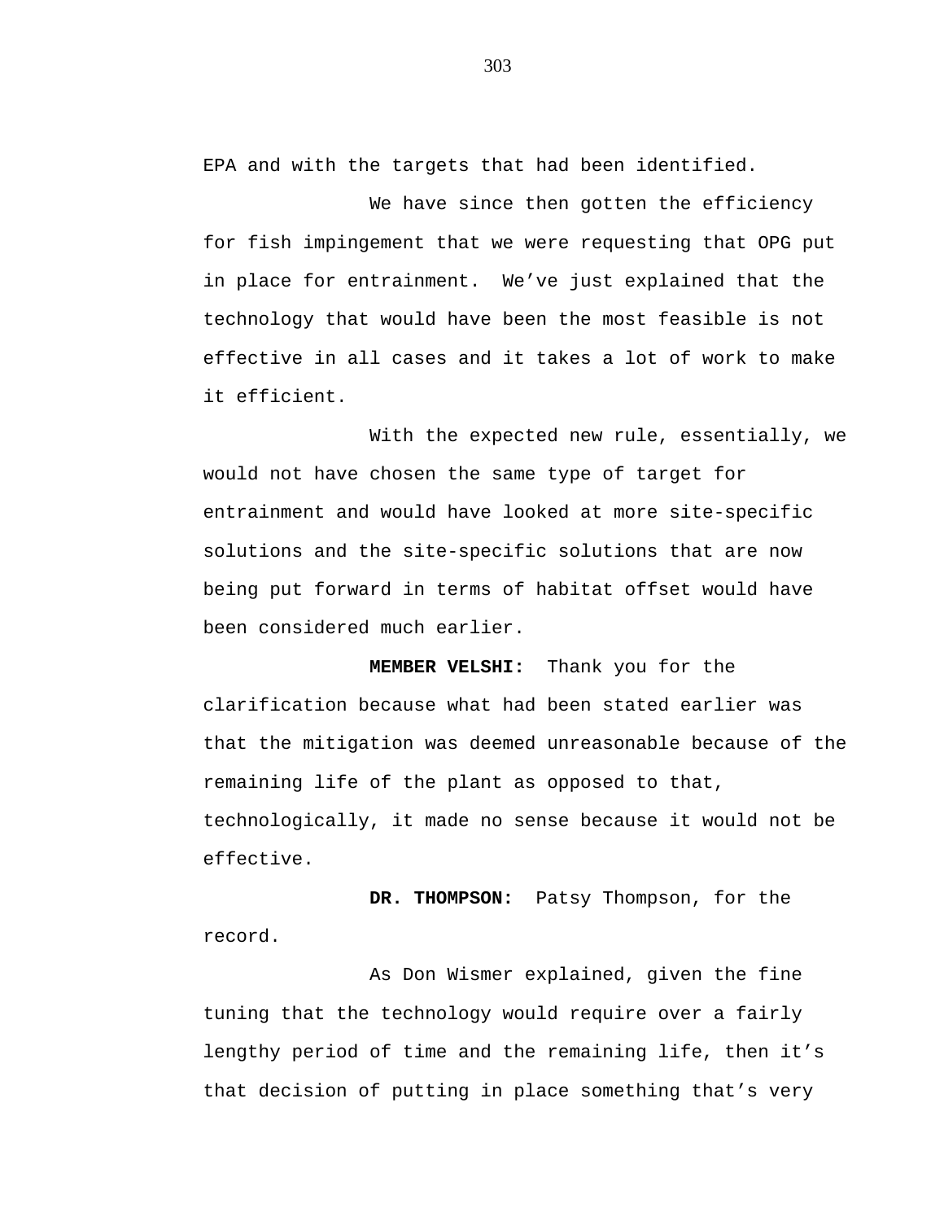EPA and with the targets that had been identified.

We have since then gotten the efficiency for fish impingement that we were requesting that OPG put in place for entrainment. We've just explained that the technology that would have been the most feasible is not effective in all cases and it takes a lot of work to make it efficient.

With the expected new rule, essentially, we would not have chosen the same type of target for entrainment and would have looked at more site-specific solutions and the site-specific solutions that are now being put forward in terms of habitat offset would have been considered much earlier.

**MEMBER VELSHI:** Thank you for the clarification because what had been stated earlier was that the mitigation was deemed unreasonable because of the remaining life of the plant as opposed to that, technologically, it made no sense because it would not be effective.

**DR. THOMPSON:** Patsy Thompson, for the record.

As Don Wismer explained, given the fine tuning that the technology would require over a fairly lengthy period of time and the remaining life, then it's that decision of putting in place something that's very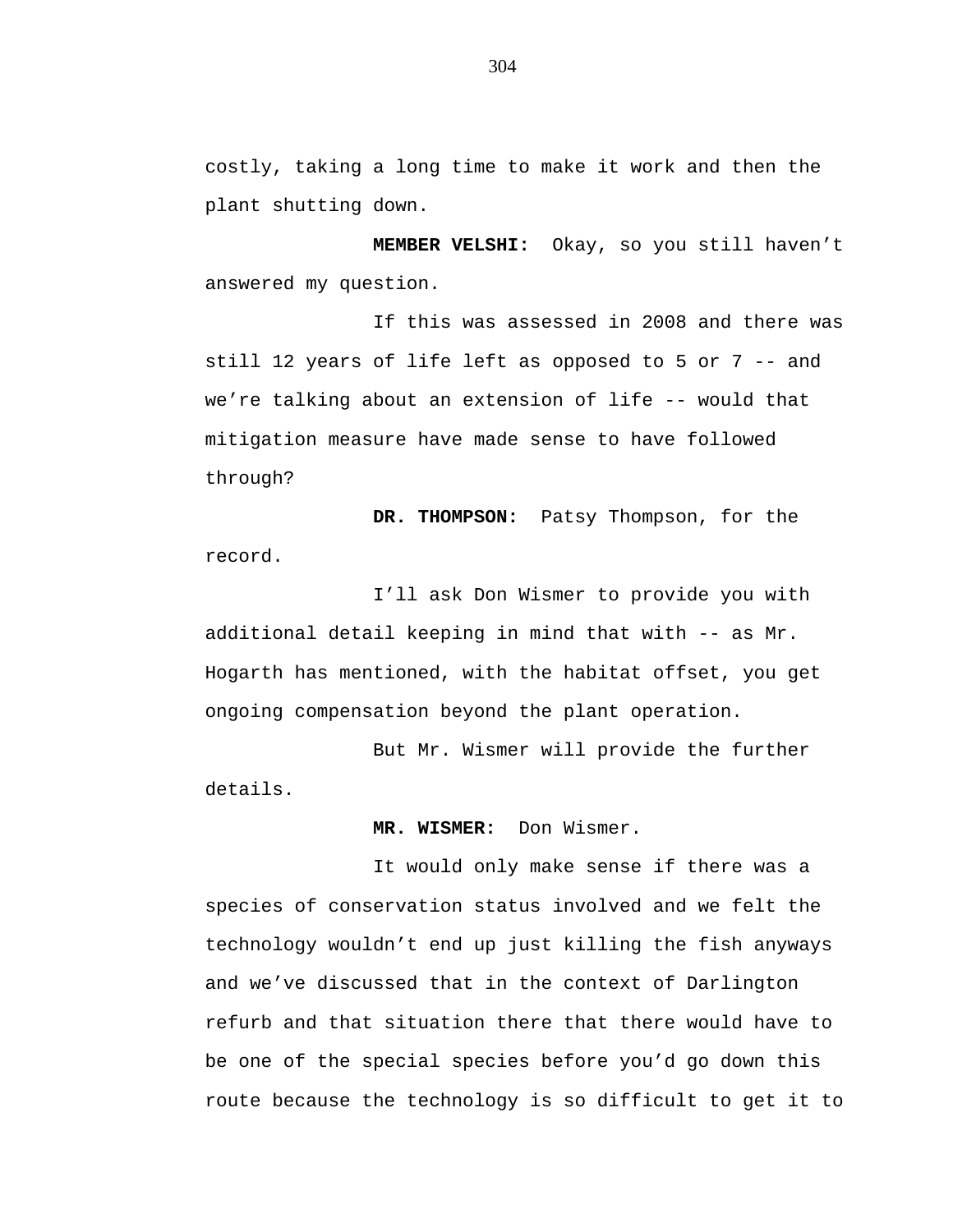costly, taking a long time to make it work and then the plant shutting down.

**MEMBER VELSHI:** Okay, so you still haven't answered my question.

If this was assessed in 2008 and there was still 12 years of life left as opposed to 5 or 7 -- and we're talking about an extension of life -- would that mitigation measure have made sense to have followed through?

**DR. THOMPSON:** Patsy Thompson, for the record.

I'll ask Don Wismer to provide you with additional detail keeping in mind that with -- as Mr. Hogarth has mentioned, with the habitat offset, you get ongoing compensation beyond the plant operation.

But Mr. Wismer will provide the further details.

**MR. WISMER:** Don Wismer.

It would only make sense if there was a species of conservation status involved and we felt the technology wouldn't end up just killing the fish anyways and we've discussed that in the context of Darlington refurb and that situation there that there would have to be one of the special species before you'd go down this route because the technology is so difficult to get it to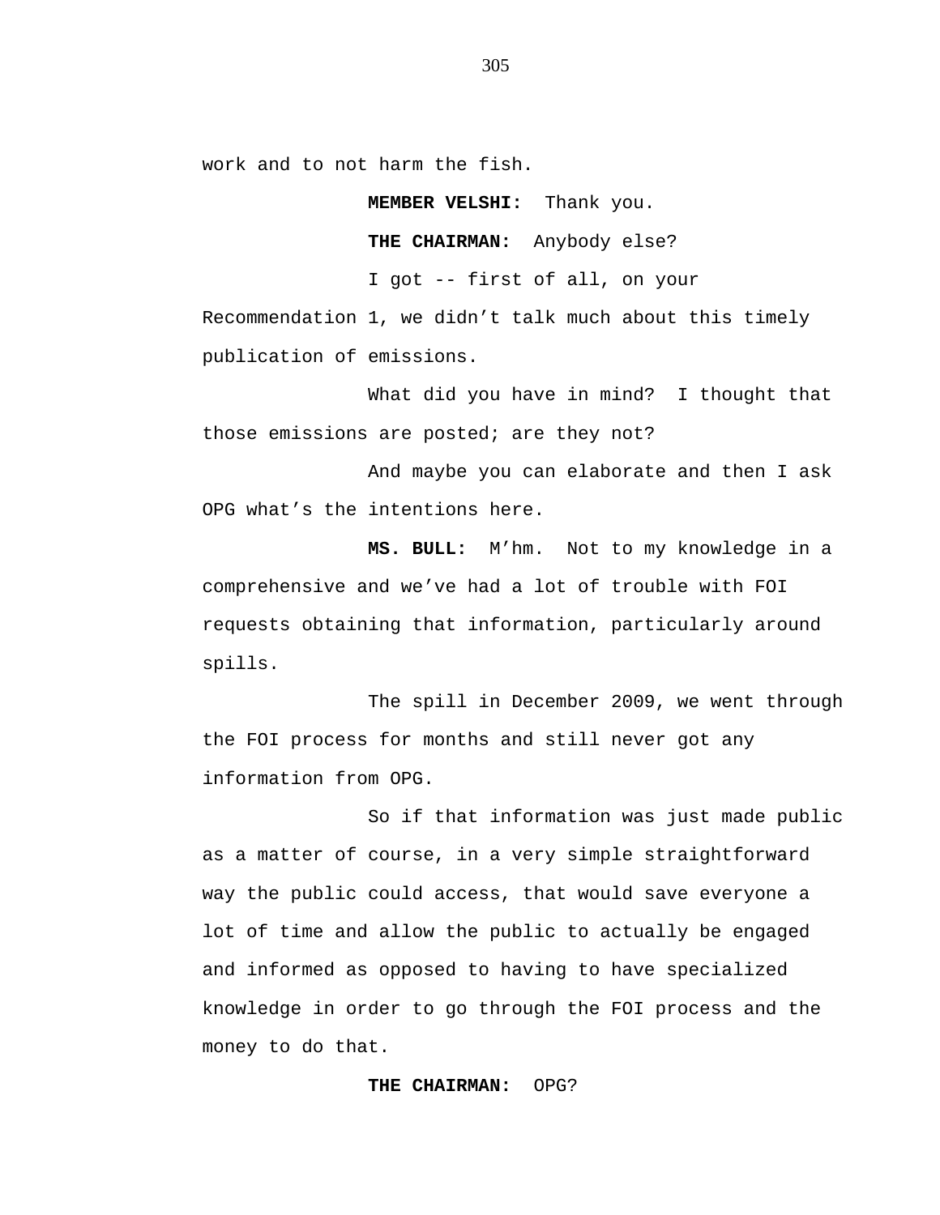work and to not harm the fish.

**MEMBER VELSHI:** Thank you.

**THE CHAIRMAN:** Anybody else?

I got -- first of all, on your Recommendation 1, we didn’t talk much about this timely publication of emissions.

What did you have in mind? I thought that those emissions are posted; are they not?

And maybe you can elaborate and then I ask OPG what’s the intentions here.

**MS. BULL:** M’hm. Not to my knowledge in a comprehensive and we’ve had a lot of trouble with FOI requests obtaining that information, particularly around spills.

The spill in December 2009, we went through the FOI process for months and still never got any information from OPG.

So if that information was just made public as a matter of course, in a very simple straightforward way the public could access, that would save everyone a lot of time and allow the public to actually be engaged and informed as opposed to having to have specialized knowledge in order to go through the FOI process and the money to do that.

**THE CHAIRMAN:** OPG?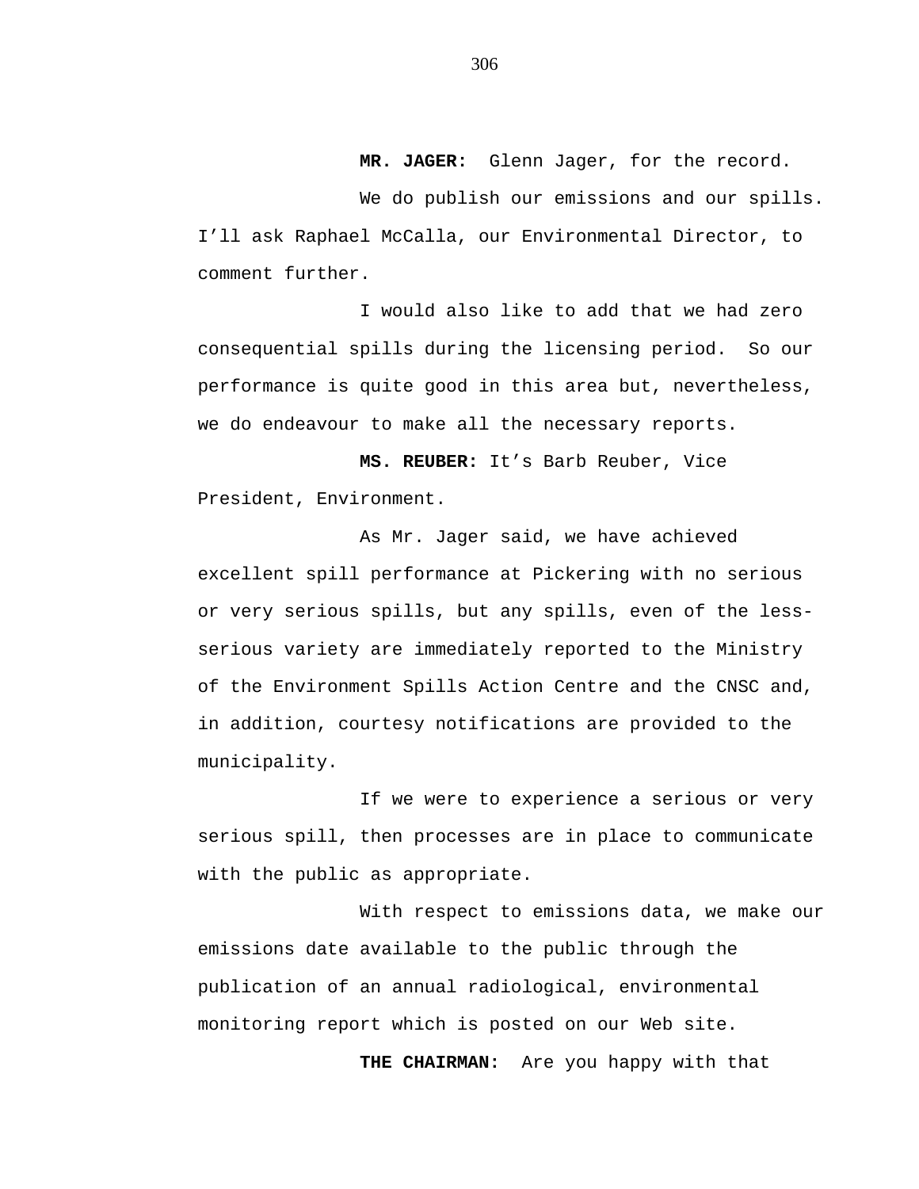**MR. JAGER:** Glenn Jager, for the record.

We do publish our emissions and our spills. I'll ask Raphael McCalla, our Environmental Director, to comment further.

I would also like to add that we had zero consequential spills during the licensing period. So our performance is quite good in this area but, nevertheless, we do endeavour to make all the necessary reports.

**MS. REUBER:** It's Barb Reuber, Vice President, Environment.

As Mr. Jager said, we have achieved excellent spill performance at Pickering with no serious or very serious spills, but any spills, even of the less-serious variety are immediately reported to the Ministry of the Environment Spills Action Centre and the CNSC and, in addition, courtesy notifications are provided to the municipality.

If we were to experience a serious or very serious spill, then processes are in place to communicate with the public as appropriate.

With respect to emissions data, we make our emissions date available to the public through the publication of an annual radiological, environmental monitoring report which is posted on our Web site.

**THE CHAIRMAN:** Are you happy with that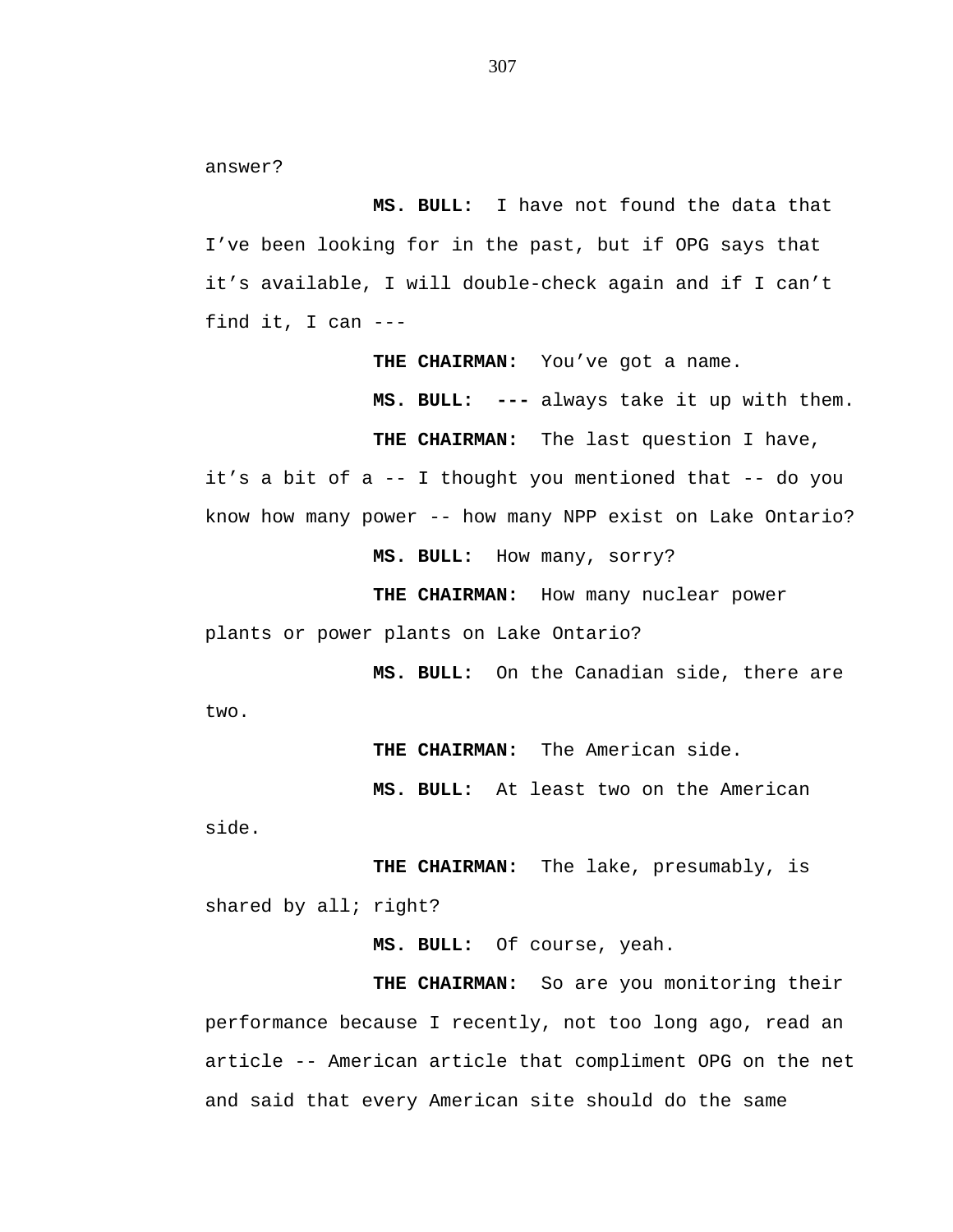answer?

**MS. BULL:** I have not found the data that I've been looking for in the past, but if OPG says that it's available, I will double-check again and if I can't find it, I can ---

**THE CHAIRMAN:** You've got a name.

**MS. BULL:** **---** always take it up with them.

**THE CHAIRMAN:** The last question I have, it's a bit of a -- I thought you mentioned that -- do you know how many power -- how many NPP exist on Lake Ontario?

**MS. BULL:** How many, sorry?

**THE CHAIRMAN:** How many nuclear power plants or power plants on Lake Ontario?

**MS. BULL:** On the Canadian side, there are two.

**THE CHAIRMAN:** The American side.

**MS. BULL:** At least two on the American side.

**THE CHAIRMAN:** The lake, presumably, is shared by all; right?

**MS. BULL:** Of course, yeah.

**THE CHAIRMAN:** So are you monitoring their performance because I recently, not too long ago, read an article -- American article that compliment OPG on the net and said that every American site should do the same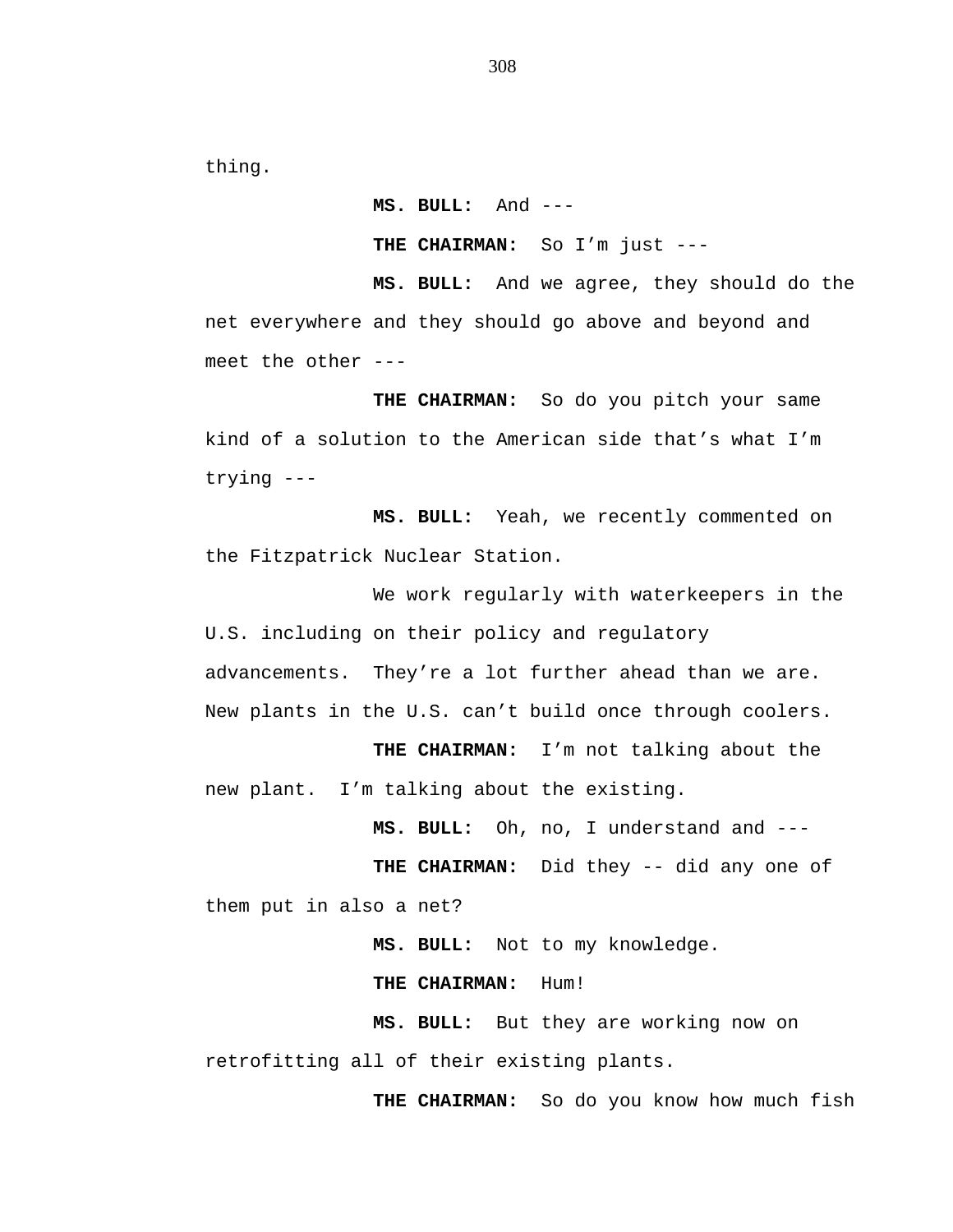thing.

**MS. BULL:** And ---

**THE CHAIRMAN:** So I'm just ---

**MS. BULL:** And we agree, they should do the net everywhere and they should go above and beyond and meet the other ---

**THE CHAIRMAN:** So do you pitch your same kind of a solution to the American side that's what I'm trying ---

**MS. BULL:** Yeah, we recently commented on the Fitzpatrick Nuclear Station.

We work regularly with waterkeepers in the U.S. including on their policy and regulatory advancements. They're a lot further ahead than we are. New plants in the U.S. can't build once through coolers.

**THE CHAIRMAN:** I'm not talking about the new plant. I'm talking about the existing.

**MS. BULL:** Oh, no, I understand and ---

**THE CHAIRMAN:** Did they -- did any one of them put in also a net?

**MS. BULL:** Not to my knowledge.

**THE CHAIRMAN:** Hum!

**MS. BULL:** But they are working now on retrofitting all of their existing plants.

**THE CHAIRMAN:** So do you know how much fish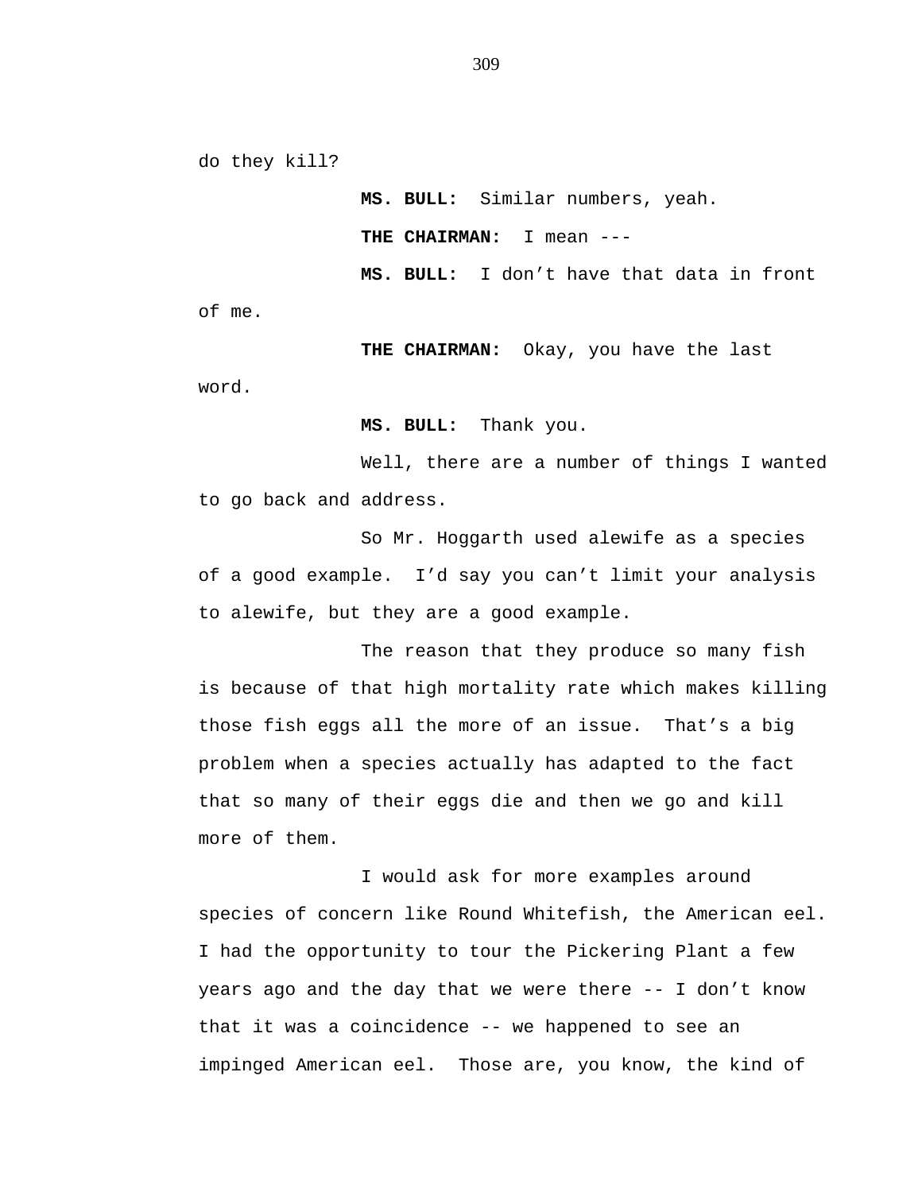do they kill?

**MS. BULL:** Similar numbers, yeah.

**THE CHAIRMAN:** I mean ---

**MS. BULL:** I don't have that data in front of me.

**THE CHAIRMAN:** Okay, you have the last word.

**MS. BULL:** Thank you.

Well, there are a number of things I wanted to go back and address.

So Mr. Hoggarth used alewife as a species of a good example. I'd say you can't limit your analysis to alewife, but they are a good example.

The reason that they produce so many fish is because of that high mortality rate which makes killing those fish eggs all the more of an issue. That's a big problem when a species actually has adapted to the fact that so many of their eggs die and then we go and kill more of them.

I would ask for more examples around species of concern like Round Whitefish, the American eel. I had the opportunity to tour the Pickering Plant a few years ago and the day that we were there -- I don't know that it was a coincidence -- we happened to see an impinged American eel. Those are, you know, the kind of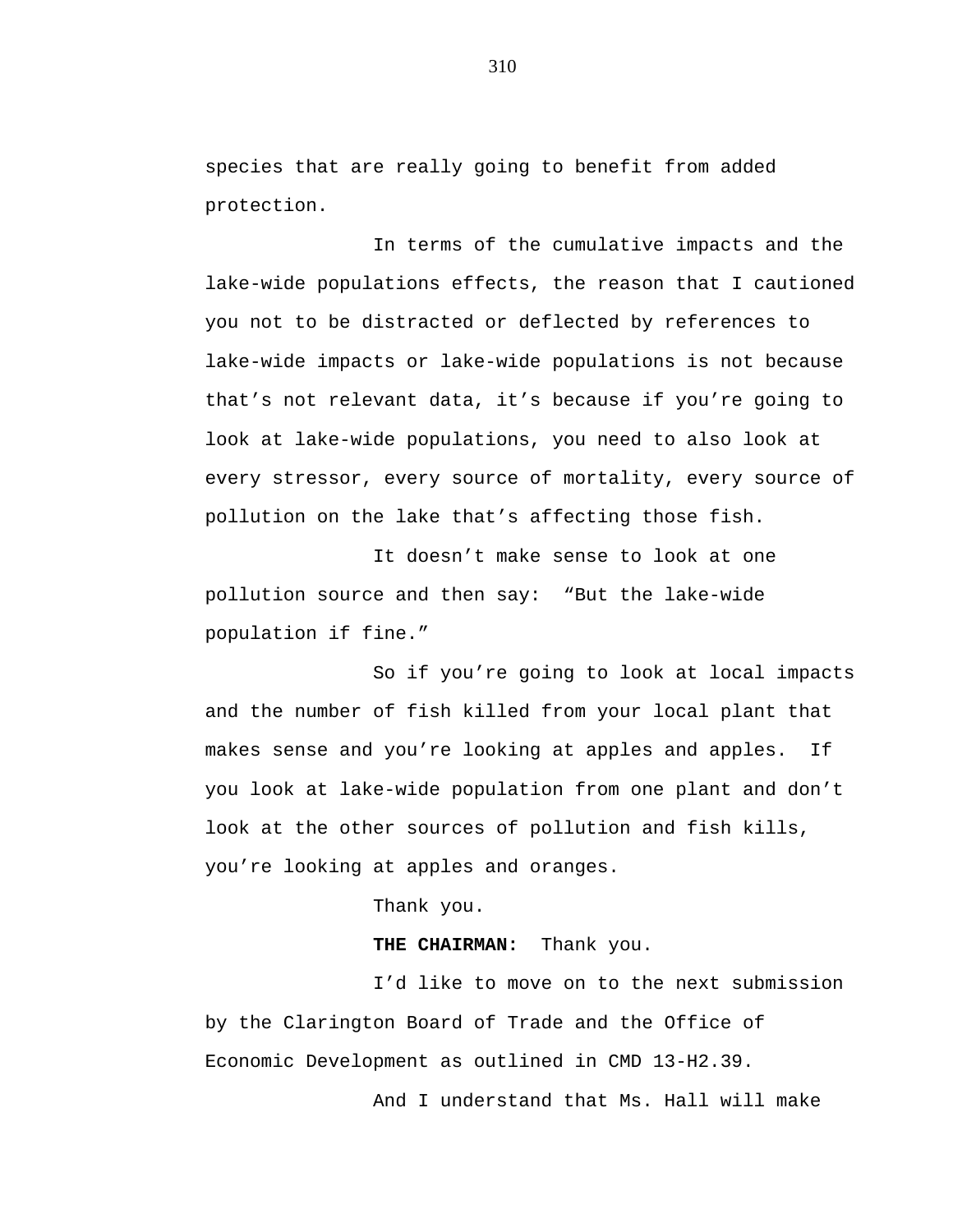species that are really going to benefit from added protection.

In terms of the cumulative impacts and the lake-wide populations effects, the reason that I cautioned you not to be distracted or deflected by references to lake-wide impacts or lake-wide populations is not because that's not relevant data, it's because if you're going to look at lake-wide populations, you need to also look at every stressor, every source of mortality, every source of pollution on the lake that's affecting those fish.

It doesn't make sense to look at one pollution source and then say: "But the lake-wide population if fine."

So if you're going to look at local impacts and the number of fish killed from your local plant that makes sense and you're looking at apples and apples. If you look at lake-wide population from one plant and don't look at the other sources of pollution and fish kills, you're looking at apples and oranges.

Thank you.

**THE CHAIRMAN:** Thank you.

I'd like to move on to the next submission by the Clarington Board of Trade and the Office of Economic Development as outlined in CMD 13-H2.39.

And I understand that Ms. Hall will make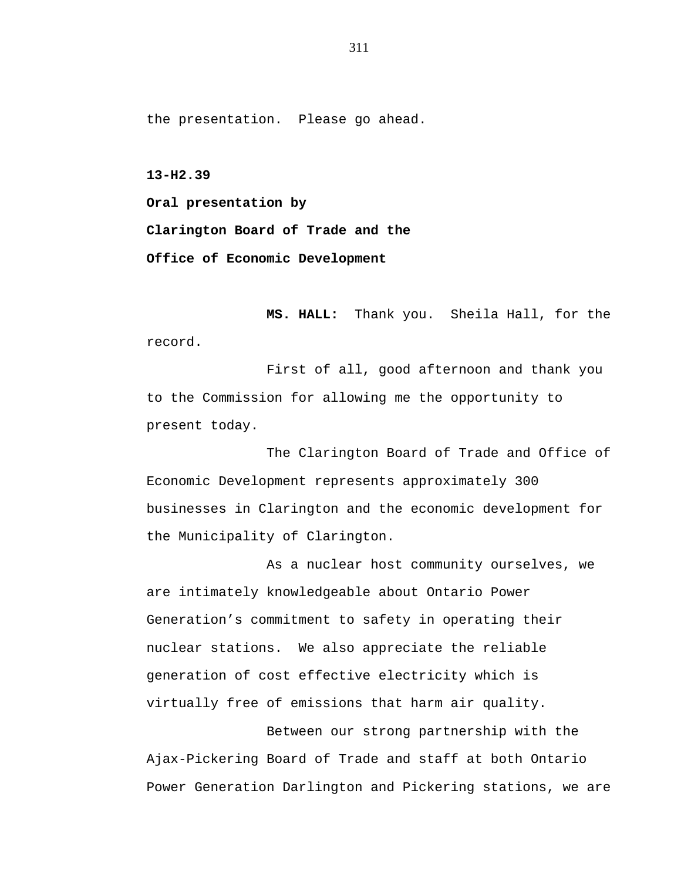the presentation. Please go ahead.

**13-H2.39**

**Oral presentation by**

**Clarington Board of Trade and the**

**Office of Economic Development**

**MS. HALL:** Thank you. Sheila Hall, for the record.

First of all, good afternoon and thank you to the Commission for allowing me the opportunity to present today.

The Clarington Board of Trade and Office of Economic Development represents approximately 300 businesses in Clarington and the economic development for the Municipality of Clarington.

As a nuclear host community ourselves, we are intimately knowledgeable about Ontario Power Generation's commitment to safety in operating their nuclear stations. We also appreciate the reliable generation of cost effective electricity which is virtually free of emissions that harm air quality.

Between our strong partnership with the Ajax-Pickering Board of Trade and staff at both Ontario Power Generation Darlington and Pickering stations, we are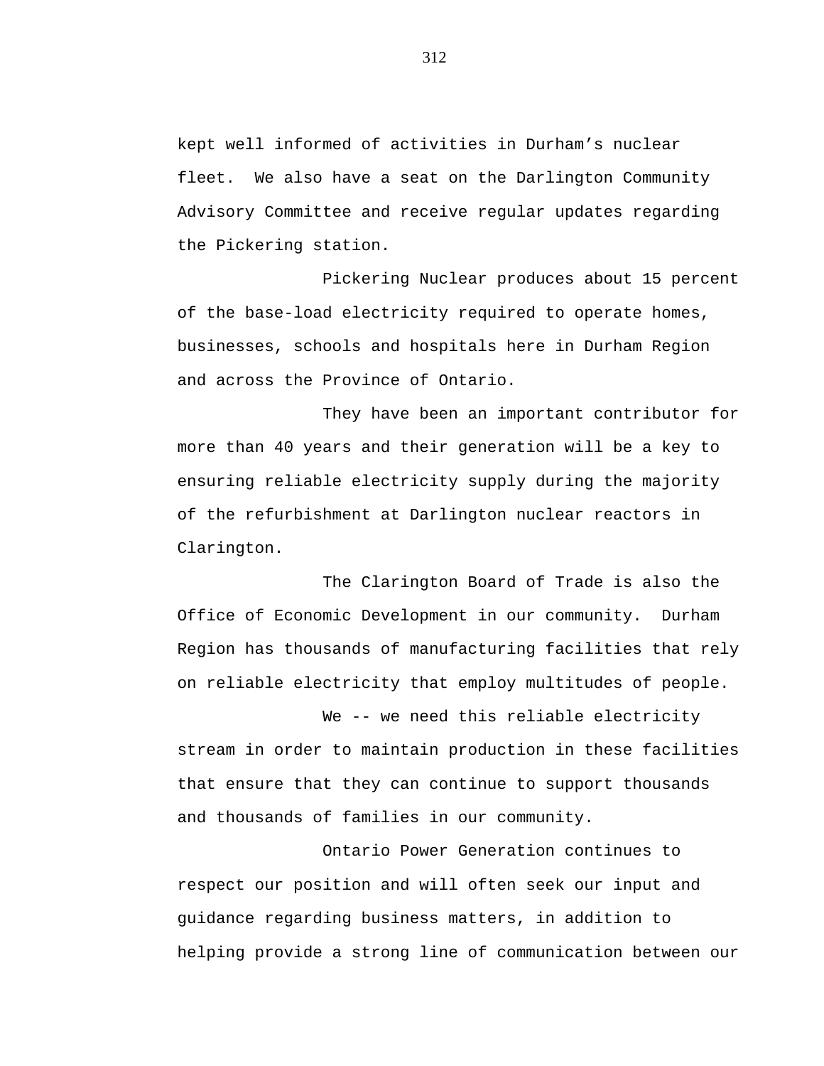kept well informed of activities in Durham's nuclear fleet. We also have a seat on the Darlington Community Advisory Committee and receive regular updates regarding the Pickering station.

Pickering Nuclear produces about 15 percent of the base-load electricity required to operate homes, businesses, schools and hospitals here in Durham Region and across the Province of Ontario.

They have been an important contributor for more than 40 years and their generation will be a key to ensuring reliable electricity supply during the majority of the refurbishment at Darlington nuclear reactors in Clarington.

The Clarington Board of Trade is also the Office of Economic Development in our community. Durham Region has thousands of manufacturing facilities that rely on reliable electricity that employ multitudes of people.

We -- we need this reliable electricity stream in order to maintain production in these facilities that ensure that they can continue to support thousands and thousands of families in our community.

Ontario Power Generation continues to respect our position and will often seek our input and guidance regarding business matters, in addition to helping provide a strong line of communication between our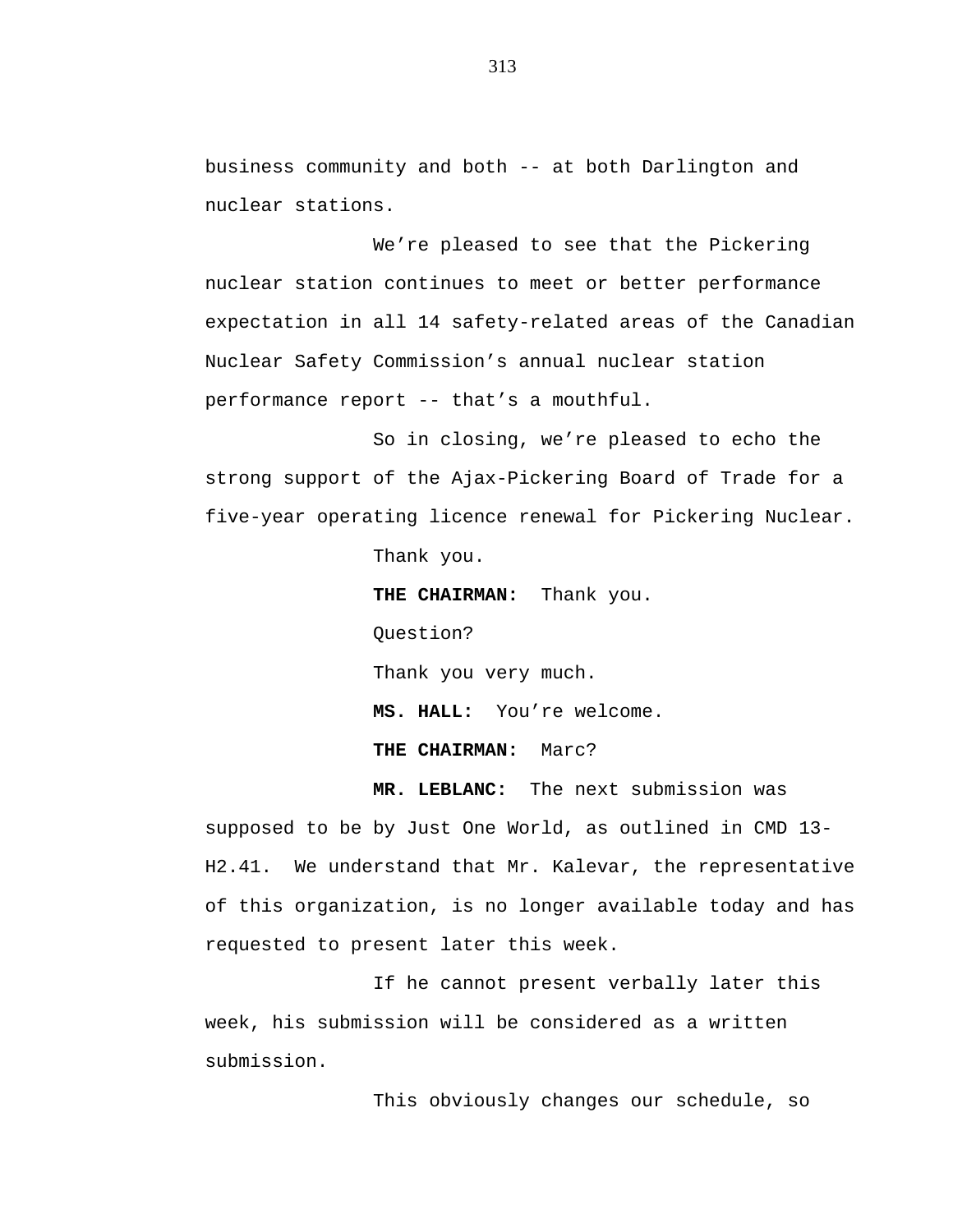business community and both -- at both Darlington and nuclear stations.

We’re pleased to see that the Pickering nuclear station continues to meet or better performance expectation in all 14 safety-related areas of the Canadian Nuclear Safety Commission’s annual nuclear station performance report -- that’s a mouthful.

So in closing, we’re pleased to echo the strong support of the Ajax-Pickering Board of Trade for a five-year operating licence renewal for Pickering Nuclear.

Thank you.

**THE CHAIRMAN:** Thank you.

Question?

Thank you very much.

**MS. HALL:** You’re welcome.

**THE CHAIRMAN:** Marc?

**MR. LEBLANC:** The next submission was supposed to be by Just One World, as outlined in CMD 13-H2.41. We understand that Mr. Kalevar, the representative of this organization, is no longer available today and has requested to present later this week.

If he cannot present verbally later this week, his submission will be considered as a written submission.

This obviously changes our schedule, so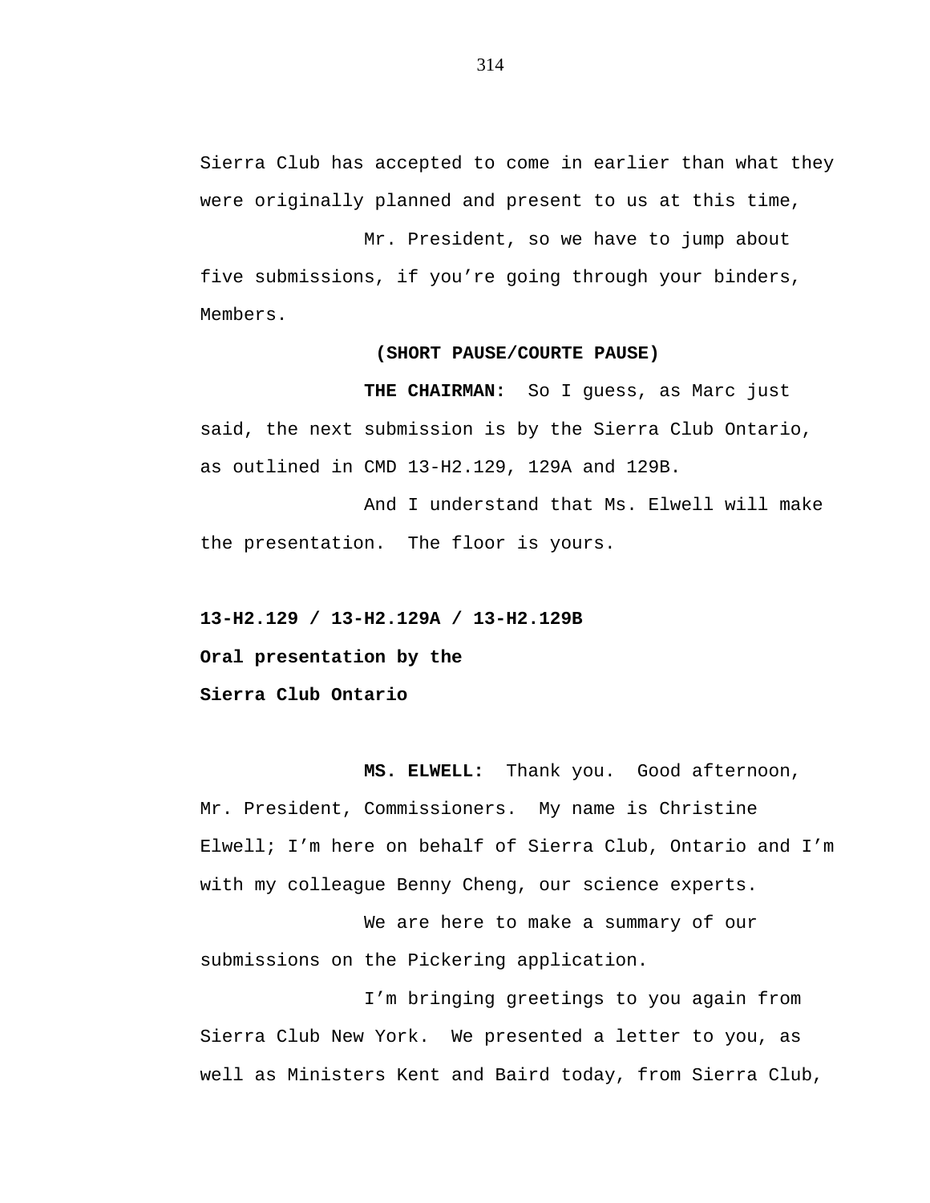Sierra Club has accepted to come in earlier than what they were originally planned and present to us at this time,

Mr. President, so we have to jump about five submissions, if you're going through your binders, Members.

**(SHORT PAUSE/COURTE PAUSE)**

**THE CHAIRMAN:** So I guess, as Marc just said, the next submission is by the Sierra Club Ontario, as outlined in CMD 13-H2.129, 129A and 129B.

And I understand that Ms. Elwell will make the presentation. The floor is yours.

**13-H2.129 / 13-H2.129A / 13-H2.129B**

**Oral presentation by the**

**Sierra Club Ontario**

**MS. ELWELL:** Thank you. Good afternoon, Mr. President, Commissioners. My name is Christine Elwell; I'm here on behalf of Sierra Club, Ontario and I'm with my colleague Benny Cheng, our science experts.

We are here to make a summary of our submissions on the Pickering application.

I'm bringing greetings to you again from Sierra Club New York. We presented a letter to you, as well as Ministers Kent and Baird today, from Sierra Club,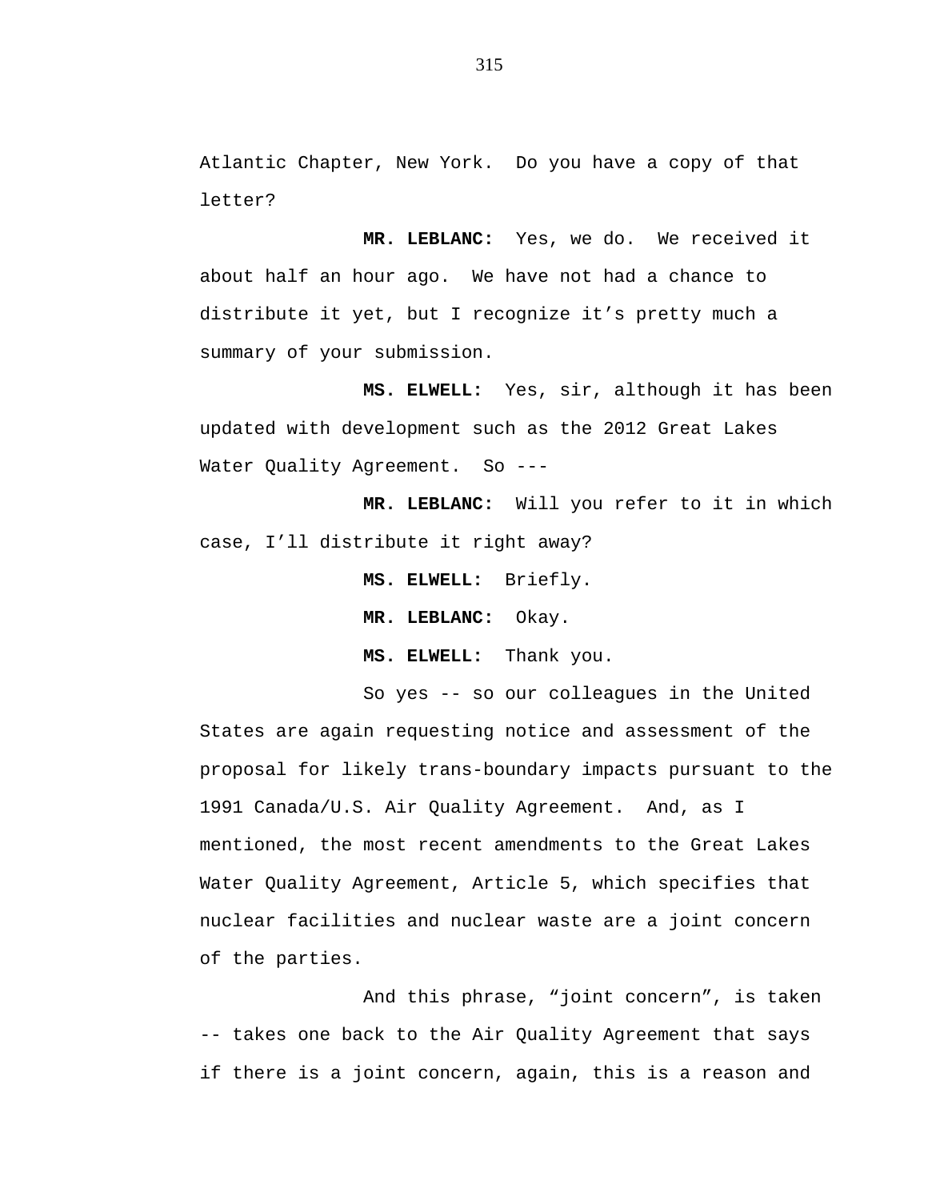Atlantic Chapter, New York. Do you have a copy of that letter?

**MR. LEBLANC:** Yes, we do. We received it about half an hour ago. We have not had a chance to distribute it yet, but I recognize it’s pretty much a summary of your submission.

**MS. ELWELL:** Yes, sir, although it has been updated with development such as the 2012 Great Lakes Water Quality Agreement. So ---

**MR. LEBLANC:** Will you refer to it in which case, I’ll distribute it right away?

**MS. ELWELL:** Briefly.

**MR. LEBLANC:** Okay.

**MS. ELWELL:** Thank you.

So yes -- so our colleagues in the United States are again requesting notice and assessment of the proposal for likely trans-boundary impacts pursuant to the 1991 Canada/U.S. Air Quality Agreement. And, as I mentioned, the most recent amendments to the Great Lakes Water Quality Agreement, Article 5, which specifies that nuclear facilities and nuclear waste are a joint concern of the parties.

And this phrase, “joint concern”, is taken -- takes one back to the Air Quality Agreement that says if there is a joint concern, again, this is a reason and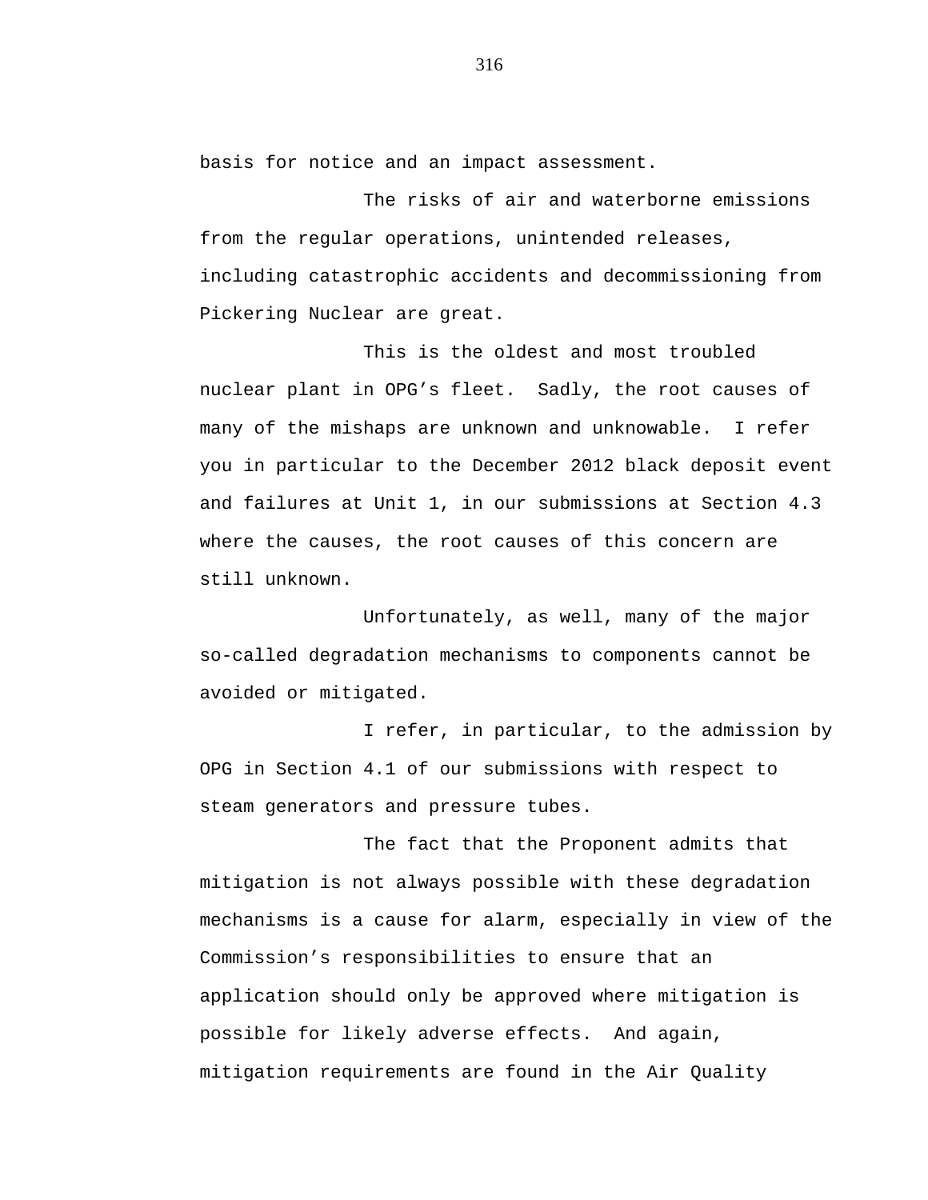basis for notice and an impact assessment.

The risks of air and waterborne emissions from the regular operations, unintended releases, including catastrophic accidents and decommissioning from Pickering Nuclear are great.

This is the oldest and most troubled nuclear plant in OPG's fleet.  Sadly, the root causes of many of the mishaps are unknown and unknowable.  I refer you in particular to the December 2012 black deposit event and failures at Unit 1, in our submissions at Section 4.3 where the causes, the root causes of this concern are still unknown.

Unfortunately, as well, many of the major so-called degradation mechanisms to components cannot be avoided or mitigated.

I refer, in particular, to the admission by OPG in Section 4.1 of our submissions with respect to steam generators and pressure tubes.

The fact that the Proponent admits that mitigation is not always possible with these degradation mechanisms is a cause for alarm, especially in view of the Commission's responsibilities to ensure that an application should only be approved where mitigation is possible for likely adverse effects.  And again, mitigation requirements are found in the Air Quality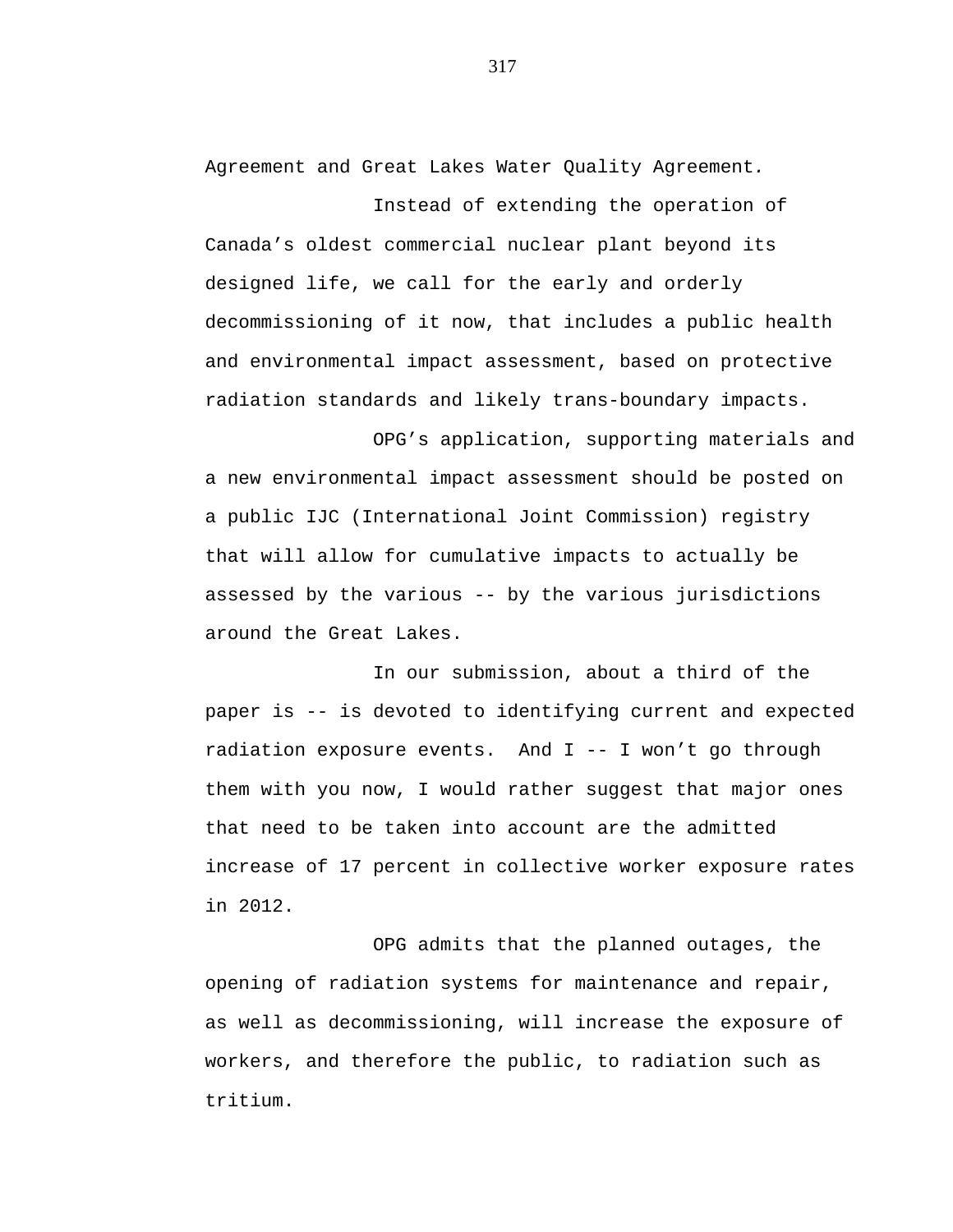Agreement and Great Lakes Water Quality Agreement.

Instead of extending the operation of Canada’s oldest commercial nuclear plant beyond its designed life, we call for the early and orderly decommissioning of it now, that includes a public health and environmental impact assessment, based on protective radiation standards and likely trans-boundary impacts.

OPG’s application, supporting materials and a new environmental impact assessment should be posted on a public IJC (International Joint Commission) registry that will allow for cumulative impacts to actually be assessed by the various -- by the various jurisdictions around the Great Lakes.

In our submission, about a third of the paper is -- is devoted to identifying current and expected radiation exposure events. And I -- I won’t go through them with you now, I would rather suggest that major ones that need to be taken into account are the admitted increase of 17 percent in collective worker exposure rates in 2012.

OPG admits that the planned outages, the opening of radiation systems for maintenance and repair, as well as decommissioning, will increase the exposure of workers, and therefore the public, to radiation such as tritium.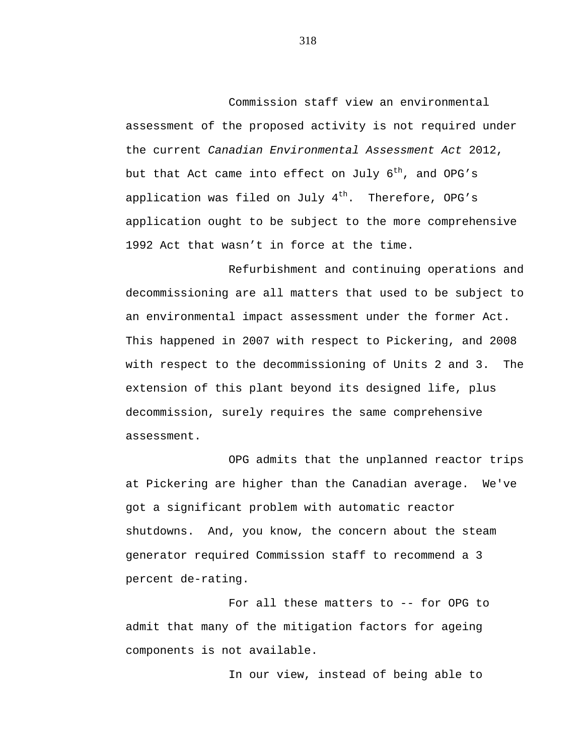Commission staff view an environmental assessment of the proposed activity is not required under the current *Canadian Environmental Assessment Act* 2012, but that Act came into effect on July 6th, and OPG's application was filed on July 4th. Therefore, OPG's application ought to be subject to the more comprehensive 1992 Act that wasn't in force at the time.

Refurbishment and continuing operations and decommissioning are all matters that used to be subject to an environmental impact assessment under the former Act. This happened in 2007 with respect to Pickering, and 2008 with respect to the decommissioning of Units 2 and 3. The extension of this plant beyond its designed life, plus decommission, surely requires the same comprehensive assessment.

OPG admits that the unplanned reactor trips at Pickering are higher than the Canadian average. We've got a significant problem with automatic reactor shutdowns. And, you know, the concern about the steam generator required Commission staff to recommend a 3 percent de-rating.

For all these matters to -- for OPG to admit that many of the mitigation factors for ageing components is not available.

In our view, instead of being able to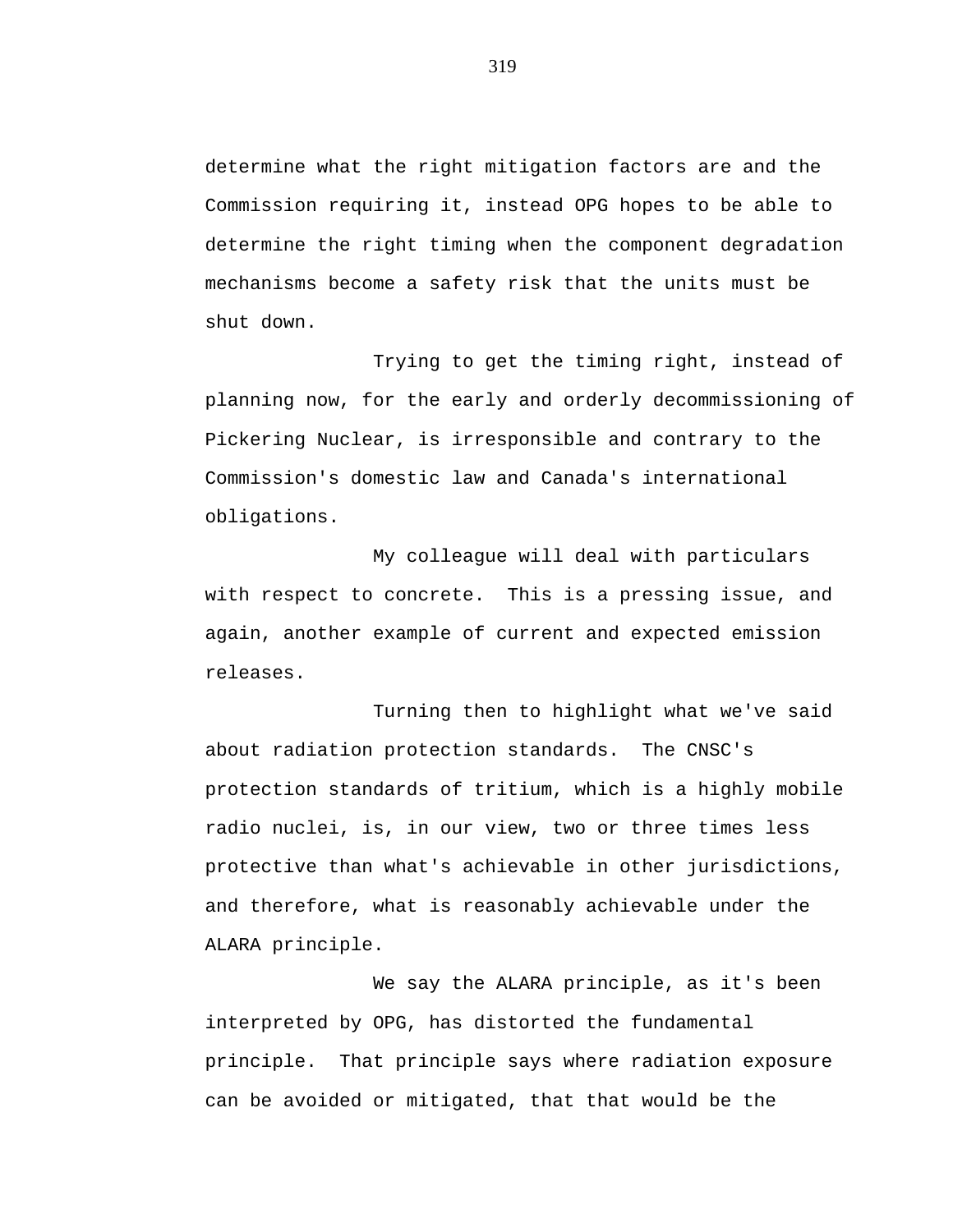determine what the right mitigation factors are and the Commission requiring it, instead OPG hopes to be able to determine the right timing when the component degradation mechanisms become a safety risk that the units must be shut down.

Trying to get the timing right, instead of planning now, for the early and orderly decommissioning of Pickering Nuclear, is irresponsible and contrary to the Commission's domestic law and Canada's international obligations.

My colleague will deal with particulars with respect to concrete. This is a pressing issue, and again, another example of current and expected emission releases.

Turning then to highlight what we've said about radiation protection standards. The CNSC's protection standards of tritium, which is a highly mobile radio nuclei, is, in our view, two or three times less protective than what's achievable in other jurisdictions, and therefore, what is reasonably achievable under the ALARA principle.

We say the ALARA principle, as it's been interpreted by OPG, has distorted the fundamental principle. That principle says where radiation exposure can be avoided or mitigated, that that would be the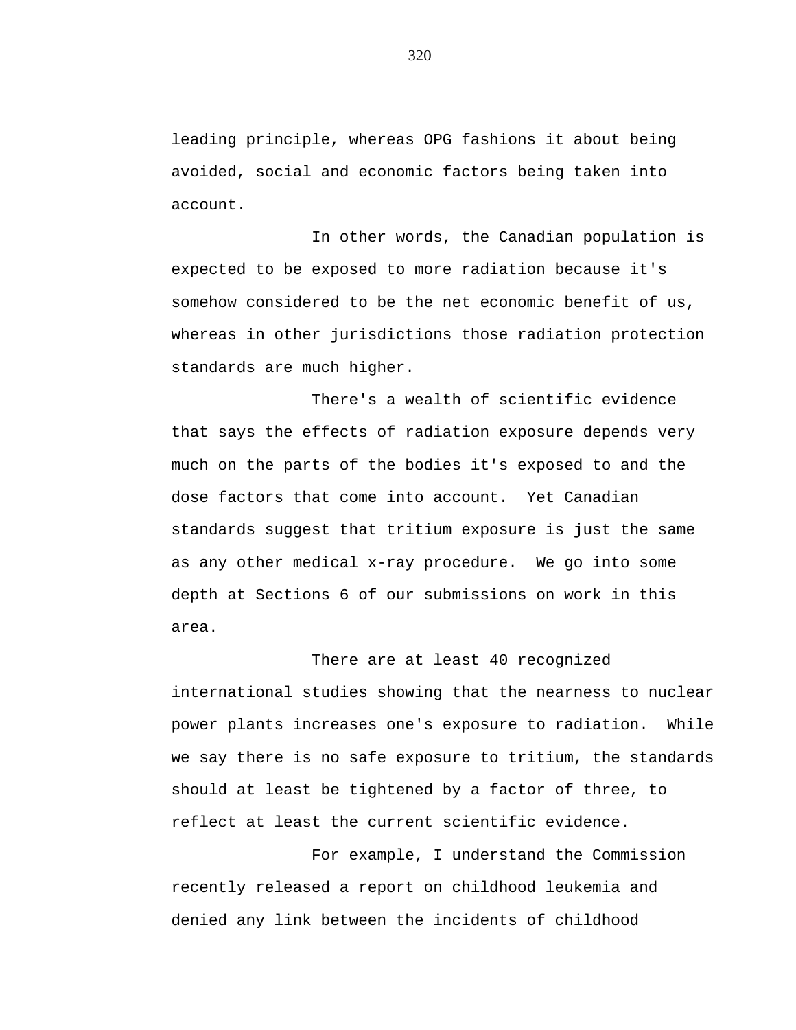leading principle, whereas OPG fashions it about being avoided, social and economic factors being taken into account.

In other words, the Canadian population is expected to be exposed to more radiation because it's somehow considered to be the net economic benefit of us, whereas in other jurisdictions those radiation protection standards are much higher.

There's a wealth of scientific evidence that says the effects of radiation exposure depends very much on the parts of the bodies it's exposed to and the dose factors that come into account. Yet Canadian standards suggest that tritium exposure is just the same as any other medical x-ray procedure. We go into some depth at Sections 6 of our submissions on work in this area.

There are at least 40 recognized international studies showing that the nearness to nuclear power plants increases one's exposure to radiation. While we say there is no safe exposure to tritium, the standards should at least be tightened by a factor of three, to reflect at least the current scientific evidence.

For example, I understand the Commission recently released a report on childhood leukemia and denied any link between the incidents of childhood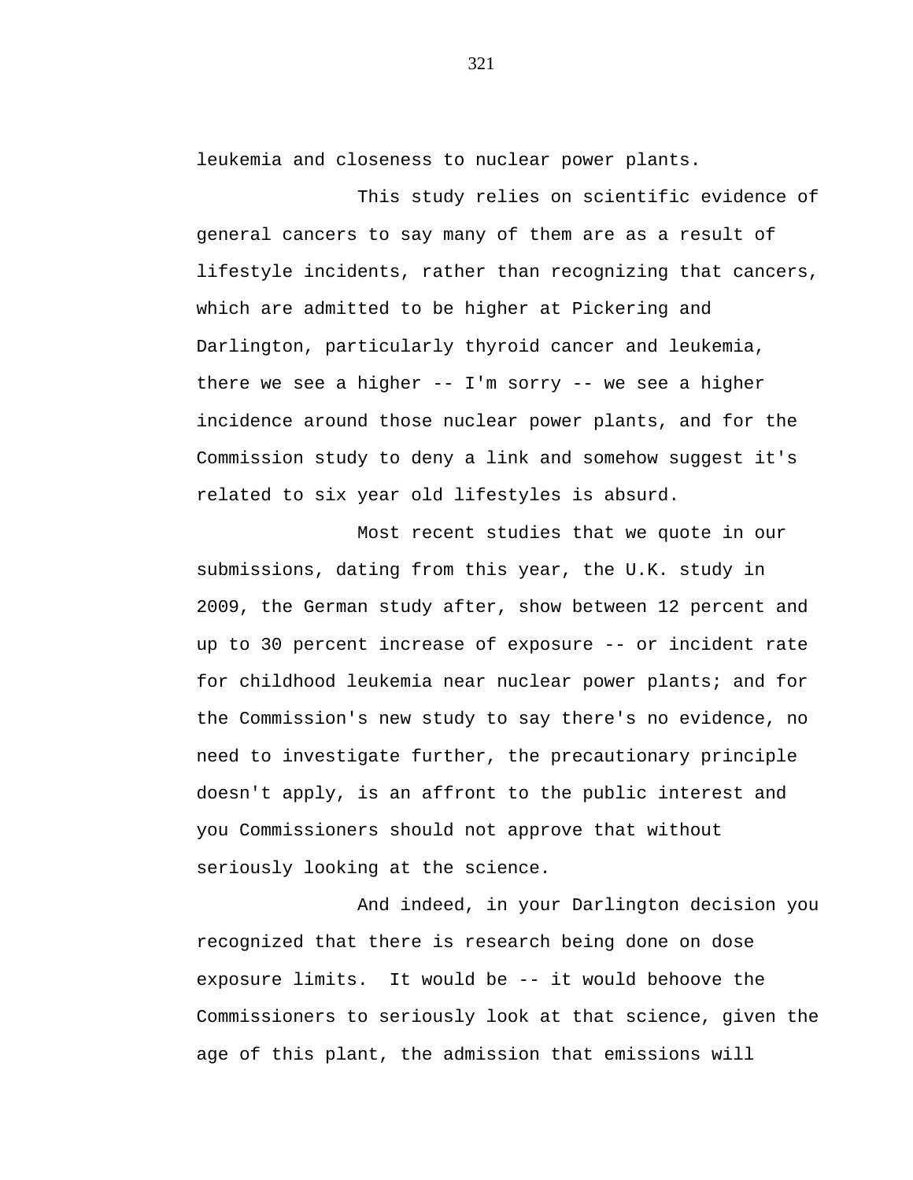leukemia and closeness to nuclear power plants.

This study relies on scientific evidence of general cancers to say many of them are as a result of lifestyle incidents, rather than recognizing that cancers, which are admitted to be higher at Pickering and Darlington, particularly thyroid cancer and leukemia, there we see a higher -- I'm sorry -- we see a higher incidence around those nuclear power plants, and for the Commission study to deny a link and somehow suggest it's related to six year old lifestyles is absurd.

Most recent studies that we quote in our submissions, dating from this year, the U.K. study in 2009, the German study after, show between 12 percent and up to 30 percent increase of exposure -- or incident rate for childhood leukemia near nuclear power plants; and for the Commission's new study to say there's no evidence, no need to investigate further, the precautionary principle doesn't apply, is an affront to the public interest and you Commissioners should not approve that without seriously looking at the science.

And indeed, in your Darlington decision you recognized that there is research being done on dose exposure limits. It would be -- it would behoove the Commissioners to seriously look at that science, given the age of this plant, the admission that emissions will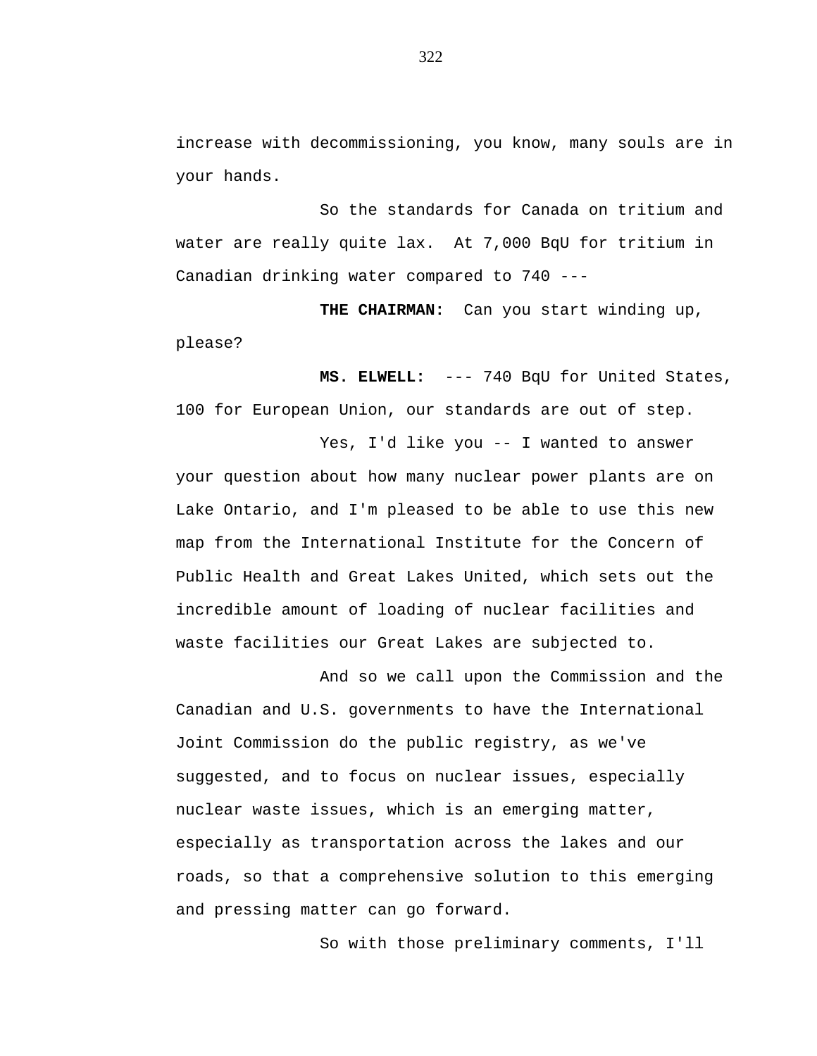increase with decommissioning, you know, many souls are in your hands.

So the standards for Canada on tritium and water are really quite lax. At 7,000 BqU for tritium in Canadian drinking water compared to 740 ---

**THE CHAIRMAN:** Can you start winding up, please?

**MS. ELWELL:** --- 740 BqU for United States, 100 for European Union, our standards are out of step.

Yes, I'd like you -- I wanted to answer your question about how many nuclear power plants are on Lake Ontario, and I'm pleased to be able to use this new map from the International Institute for the Concern of Public Health and Great Lakes United, which sets out the incredible amount of loading of nuclear facilities and waste facilities our Great Lakes are subjected to.

And so we call upon the Commission and the Canadian and U.S. governments to have the International Joint Commission do the public registry, as we've suggested, and to focus on nuclear issues, especially nuclear waste issues, which is an emerging matter, especially as transportation across the lakes and our roads, so that a comprehensive solution to this emerging and pressing matter can go forward.

So with those preliminary comments, I'll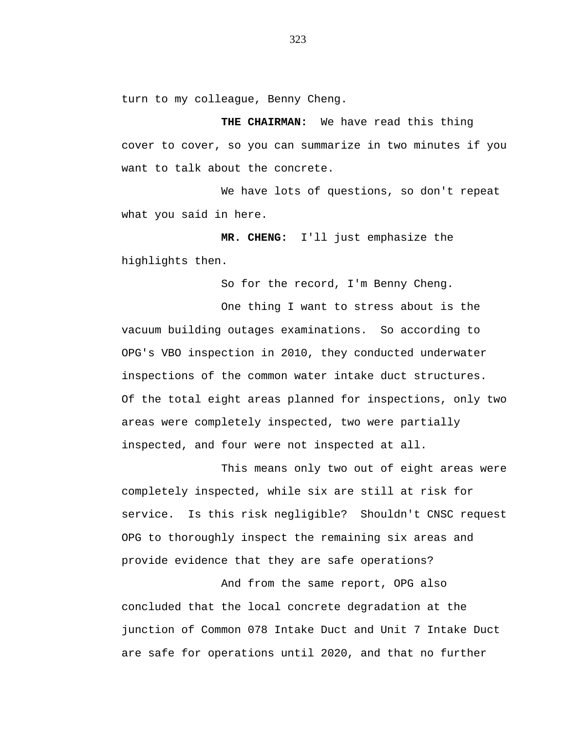turn to my colleague, Benny Cheng.

**THE CHAIRMAN:** We have read this thing cover to cover, so you can summarize in two minutes if you want to talk about the concrete.

We have lots of questions, so don't repeat what you said in here.

**MR. CHENG:** I'll just emphasize the highlights then.

So for the record, I'm Benny Cheng.

One thing I want to stress about is the vacuum building outages examinations. So according to OPG's VBO inspection in 2010, they conducted underwater inspections of the common water intake duct structures. Of the total eight areas planned for inspections, only two areas were completely inspected, two were partially inspected, and four were not inspected at all.

This means only two out of eight areas were completely inspected, while six are still at risk for service. Is this risk negligible? Shouldn't CNSC request OPG to thoroughly inspect the remaining six areas and provide evidence that they are safe operations?

And from the same report, OPG also concluded that the local concrete degradation at the junction of Common 078 Intake Duct and Unit 7 Intake Duct are safe for operations until 2020, and that no further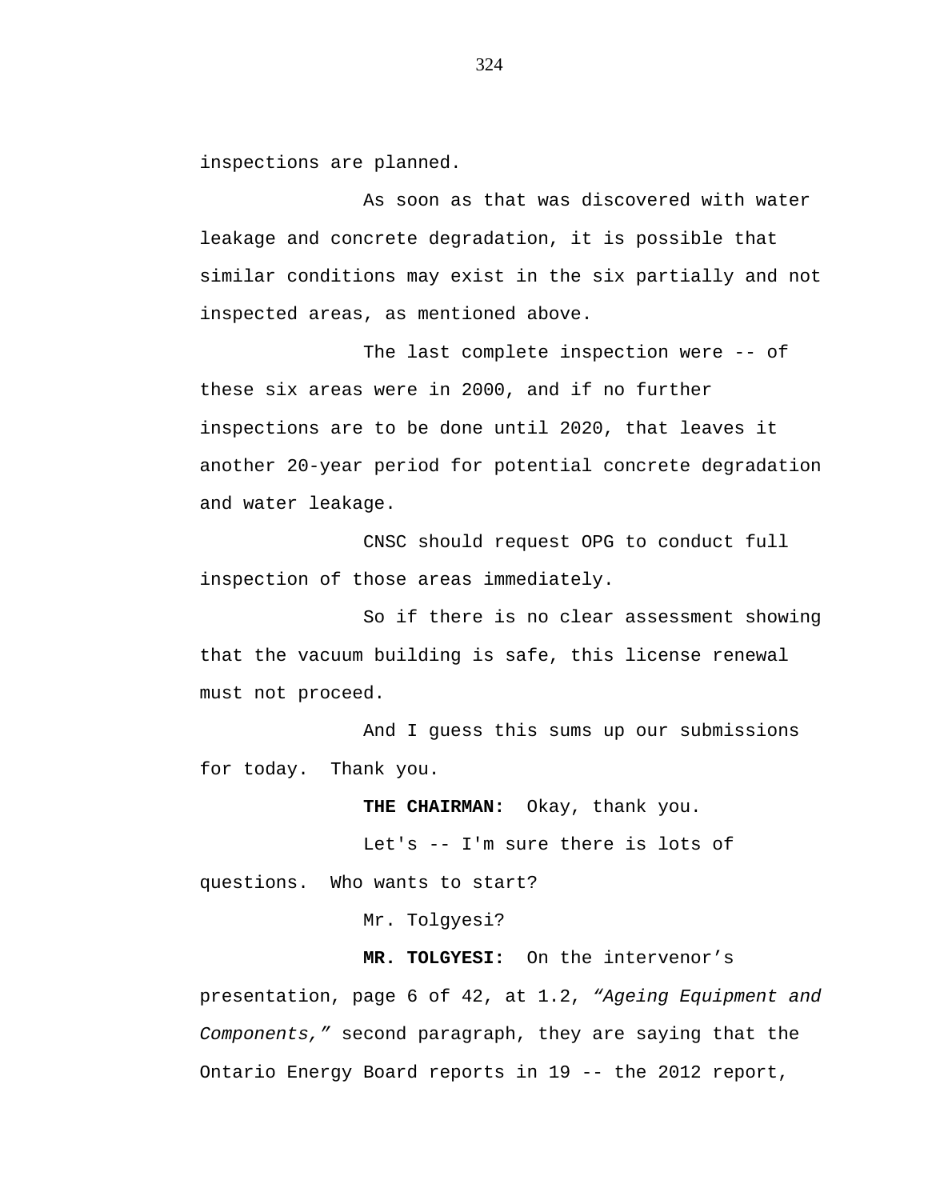inspections are planned.

As soon as that was discovered with water leakage and concrete degradation, it is possible that similar conditions may exist in the six partially and not inspected areas, as mentioned above.

The last complete inspection were -- of these six areas were in 2000, and if no further inspections are to be done until 2020, that leaves it another 20-year period for potential concrete degradation and water leakage.

CNSC should request OPG to conduct full inspection of those areas immediately.

So if there is no clear assessment showing that the vacuum building is safe, this license renewal must not proceed.

And I guess this sums up our submissions for today. Thank you.

**THE CHAIRMAN:** Okay, thank you.

Let's -- I'm sure there is lots of questions. Who wants to start?

Mr. Tolgyesi?

**MR. TOLGYESI:** On the intervenor's presentation, page 6 of 42, at 1.2, *"Ageing Equipment and Components,"* second paragraph, they are saying that the Ontario Energy Board reports in 19 -- the 2012 report,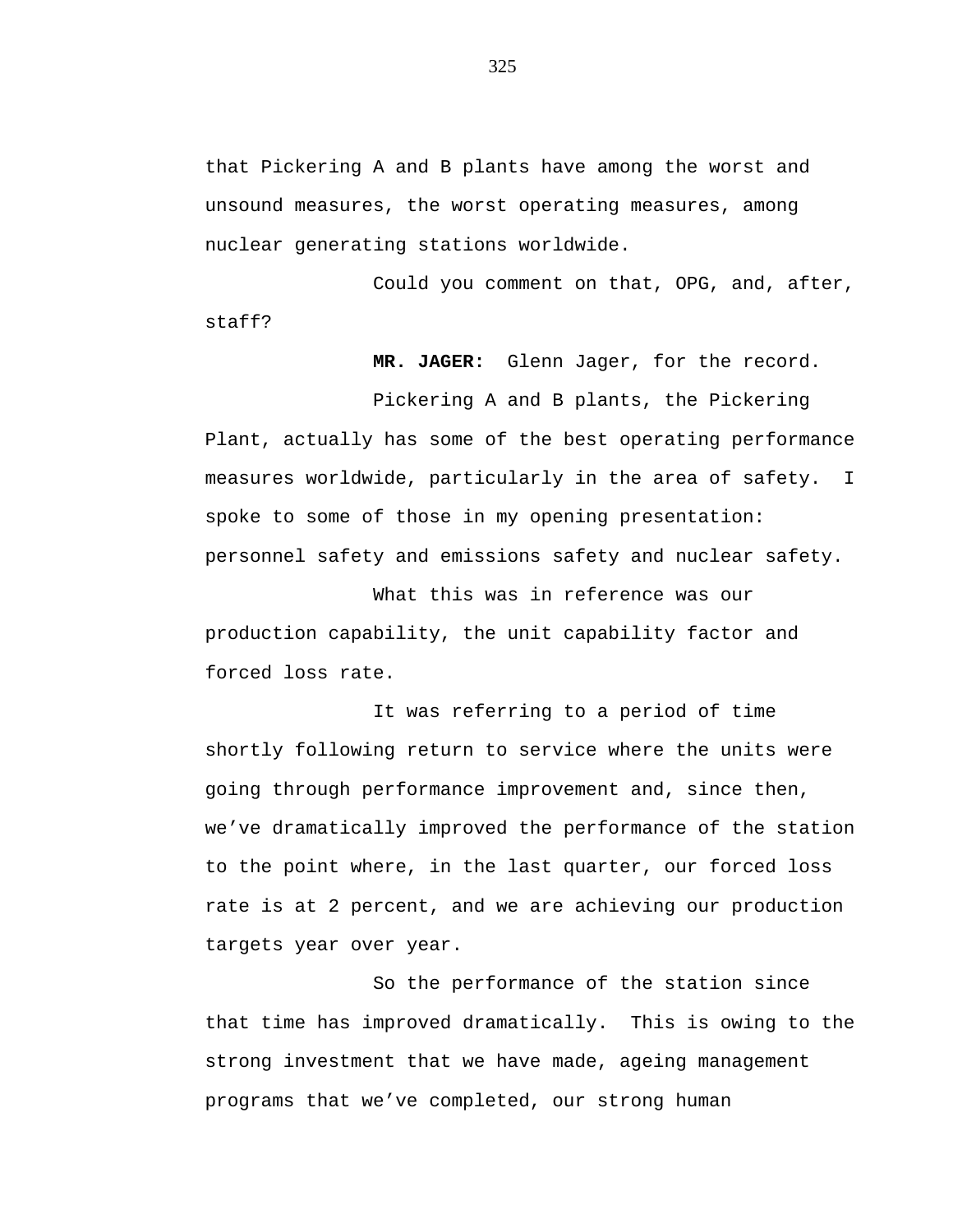that Pickering A and B plants have among the worst and unsound measures, the worst operating measures, among nuclear generating stations worldwide.

Could you comment on that, OPG, and, after, staff?

**MR. JAGER:** Glenn Jager, for the record.

Pickering A and B plants, the Pickering Plant, actually has some of the best operating performance measures worldwide, particularly in the area of safety. I spoke to some of those in my opening presentation: personnel safety and emissions safety and nuclear safety.

What this was in reference was our production capability, the unit capability factor and forced loss rate.

It was referring to a period of time shortly following return to service where the units were going through performance improvement and, since then, we've dramatically improved the performance of the station to the point where, in the last quarter, our forced loss rate is at 2 percent, and we are achieving our production targets year over year.

So the performance of the station since that time has improved dramatically. This is owing to the strong investment that we have made, ageing management programs that we've completed, our strong human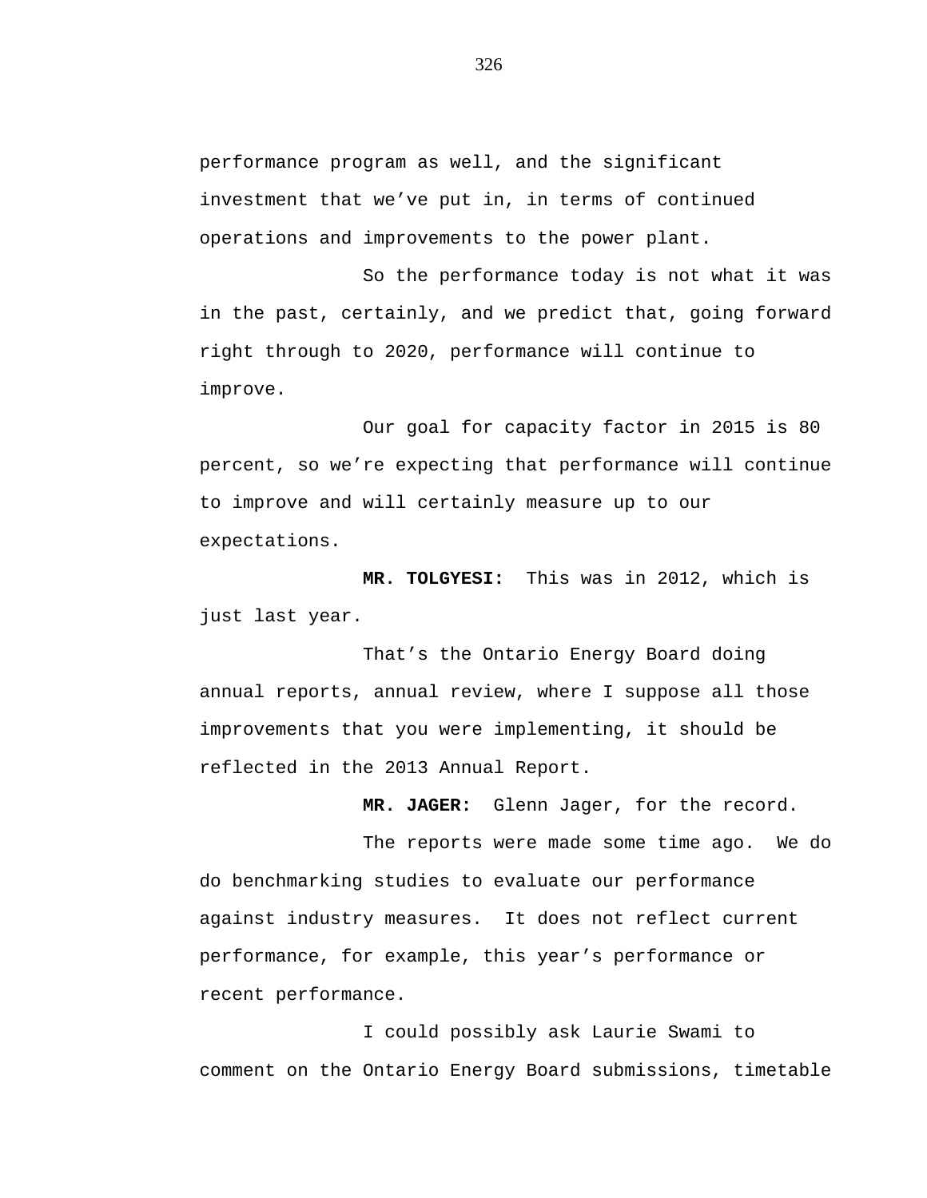performance program as well, and the significant investment that we've put in, in terms of continued operations and improvements to the power plant.

So the performance today is not what it was in the past, certainly, and we predict that, going forward right through to 2020, performance will continue to improve.

Our goal for capacity factor in 2015 is 80 percent, so we're expecting that performance will continue to improve and will certainly measure up to our expectations.

**MR. TOLGYESI:** This was in 2012, which is just last year.

That's the Ontario Energy Board doing annual reports, annual review, where I suppose all those improvements that you were implementing, it should be reflected in the 2013 Annual Report.

**MR. JAGER:** Glenn Jager, for the record.

The reports were made some time ago. We do do benchmarking studies to evaluate our performance against industry measures. It does not reflect current performance, for example, this year's performance or recent performance.

I could possibly ask Laurie Swami to comment on the Ontario Energy Board submissions, timetable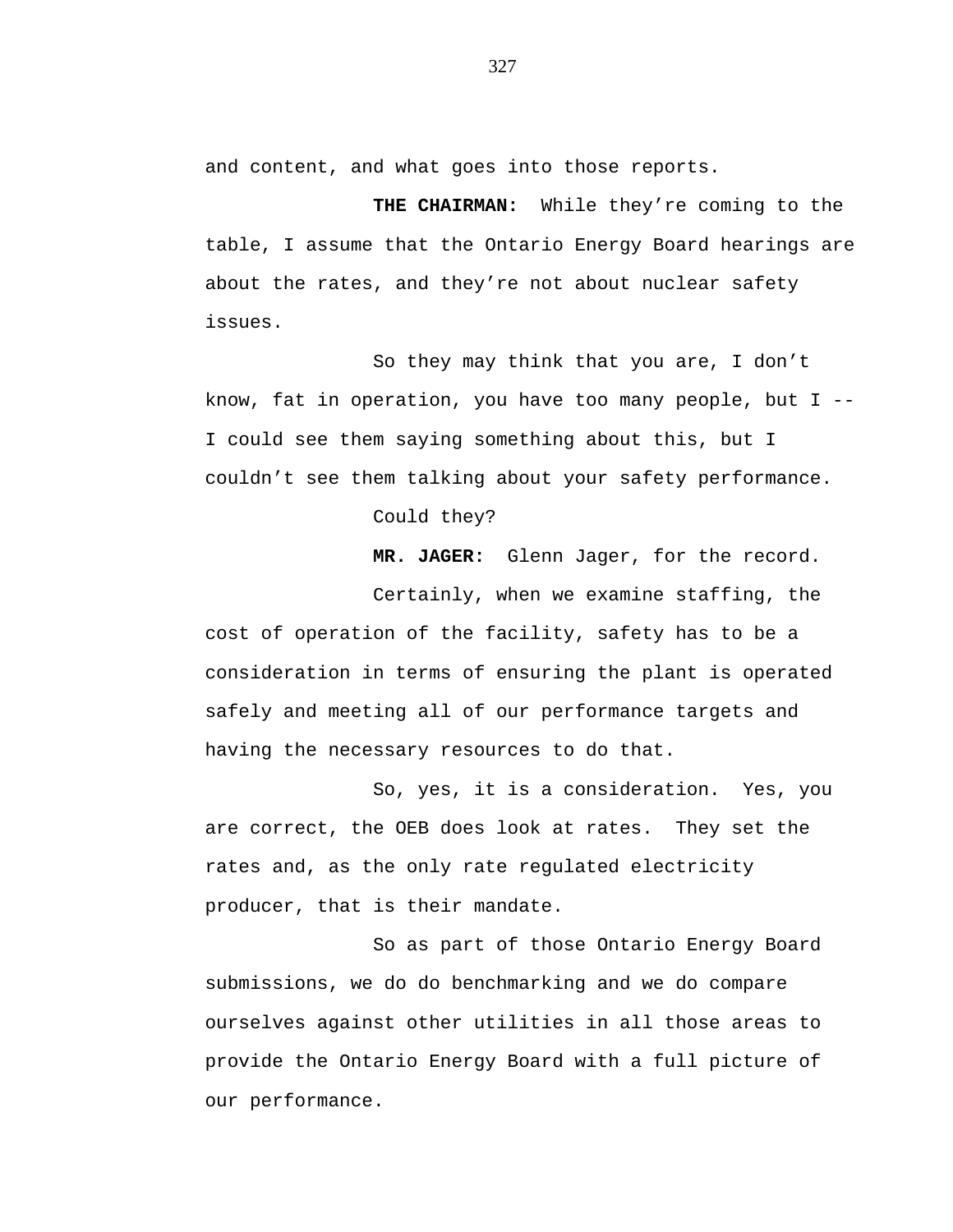and content, and what goes into those reports.

**THE CHAIRMAN:** While they’re coming to the table, I assume that the Ontario Energy Board hearings are about the rates, and they’re not about nuclear safety issues.

So they may think that you are, I don’t know, fat in operation, you have too many people, but I -- I could see them saying something about this, but I couldn’t see them talking about your safety performance.

Could they?

**MR. JAGER:** Glenn Jager, for the record.

Certainly, when we examine staffing, the cost of operation of the facility, safety has to be a consideration in terms of ensuring the plant is operated safely and meeting all of our performance targets and having the necessary resources to do that.

So, yes, it is a consideration. Yes, you are correct, the OEB does look at rates. They set the rates and, as the only rate regulated electricity producer, that is their mandate.

So as part of those Ontario Energy Board submissions, we do do benchmarking and we do compare ourselves against other utilities in all those areas to provide the Ontario Energy Board with a full picture of our performance.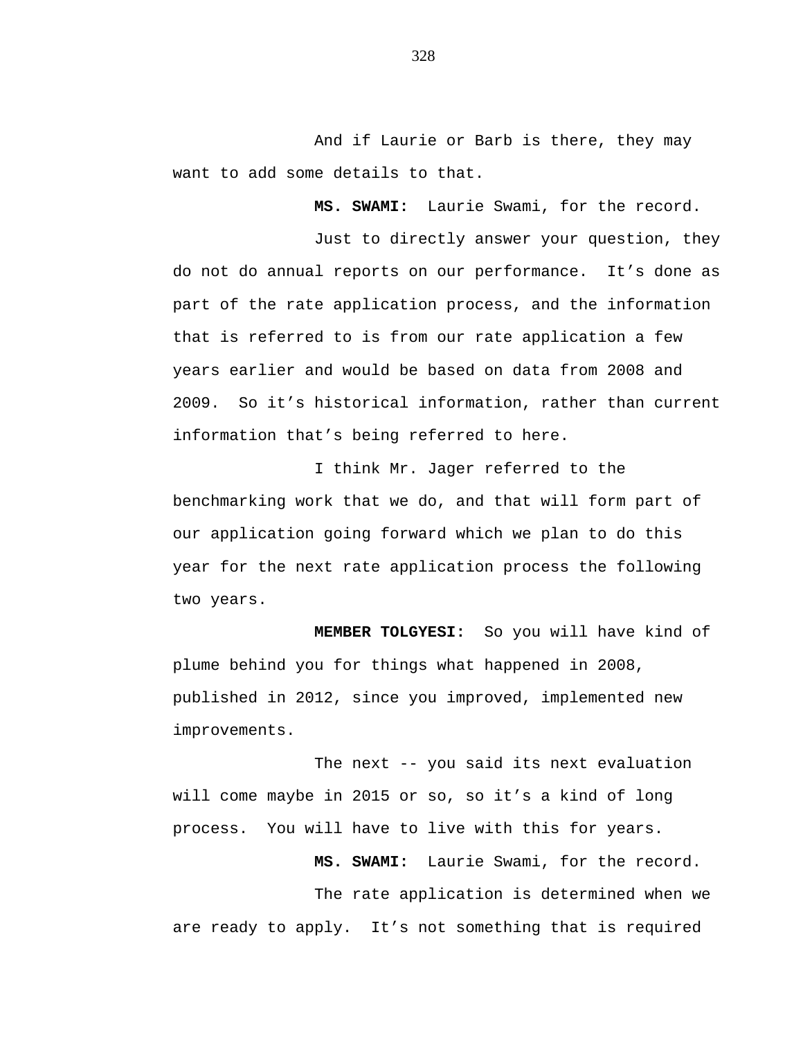And if Laurie or Barb is there, they may want to add some details to that.

**MS. SWAMI:** Laurie Swami, for the record.

Just to directly answer your question, they do not do annual reports on our performance. It's done as part of the rate application process, and the information that is referred to is from our rate application a few years earlier and would be based on data from 2008 and 2009. So it's historical information, rather than current information that's being referred to here.

I think Mr. Jager referred to the benchmarking work that we do, and that will form part of our application going forward which we plan to do this year for the next rate application process the following two years.

**MEMBER TOLGYESI:** So you will have kind of plume behind you for things what happened in 2008, published in 2012, since you improved, implemented new improvements.

The next -- you said its next evaluation will come maybe in 2015 or so, so it's a kind of long process. You will have to live with this for years.

**MS. SWAMI:** Laurie Swami, for the record.

The rate application is determined when we are ready to apply. It's not something that is required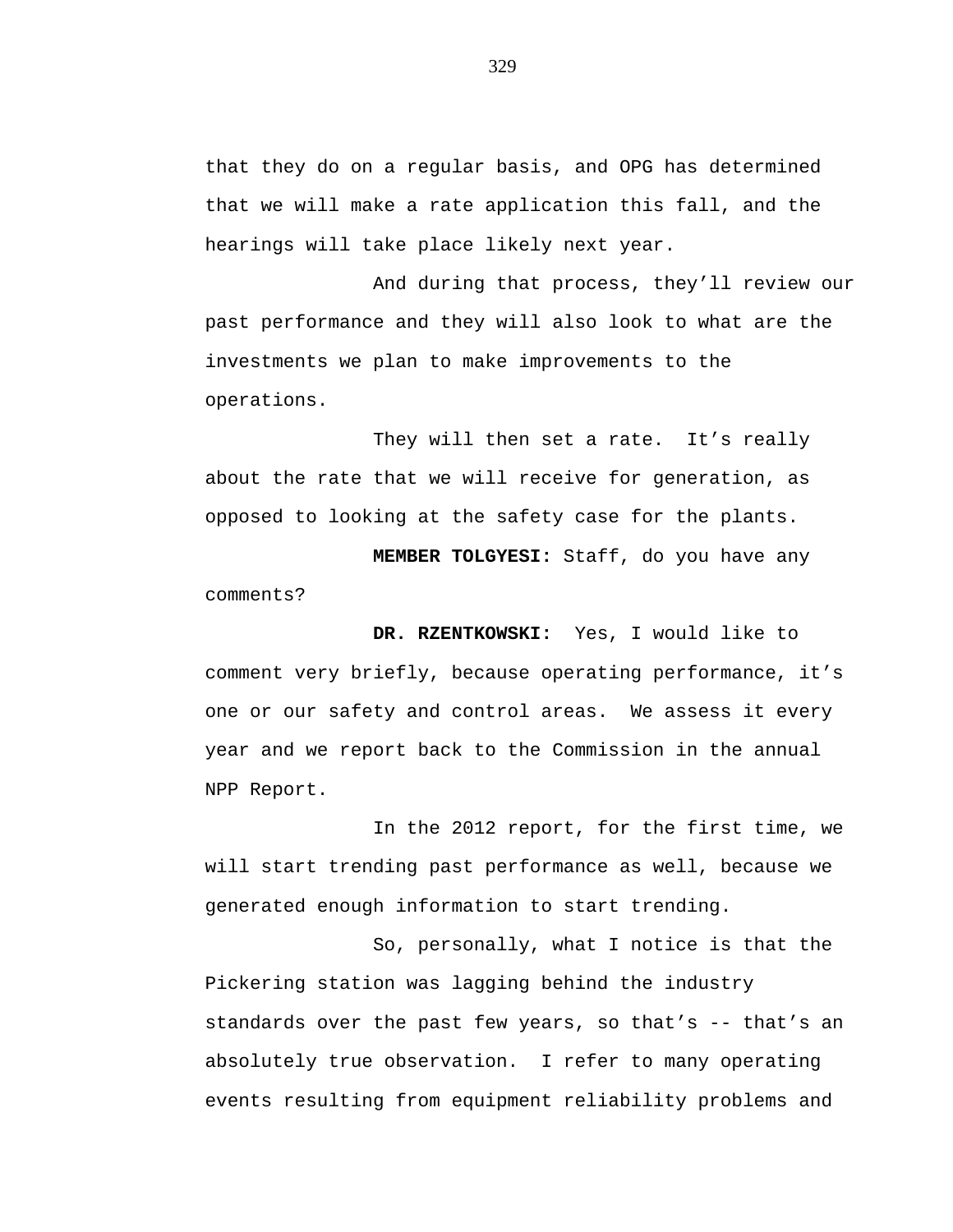that they do on a regular basis, and OPG has determined that we will make a rate application this fall, and the hearings will take place likely next year.

And during that process, they'll review our past performance and they will also look to what are the investments we plan to make improvements to the operations.

They will then set a rate.  It's really about the rate that we will receive for generation, as opposed to looking at the safety case for the plants.

**MEMBER TOLGYESI:** Staff, do you have any comments?

**DR. RZENTKOWSKI:** Yes, I would like to comment very briefly, because operating performance, it's one or our safety and control areas.  We assess it every year and we report back to the Commission in the annual NPP Report.

In the 2012 report, for the first time, we will start trending past performance as well, because we generated enough information to start trending.

So, personally, what I notice is that the Pickering station was lagging behind the industry standards over the past few years, so that's -- that's an absolutely true observation.  I refer to many operating events resulting from equipment reliability problems and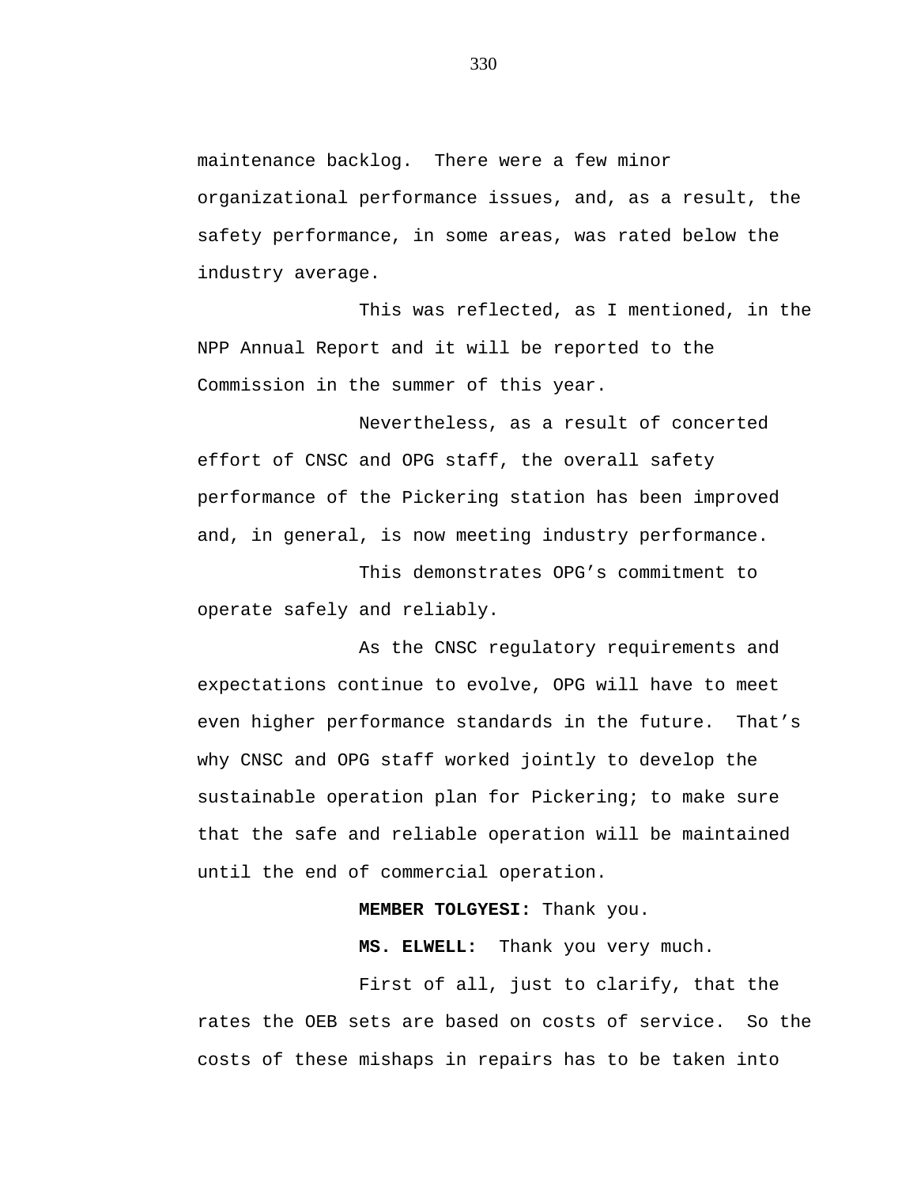maintenance backlog. There were a few minor organizational performance issues, and, as a result, the safety performance, in some areas, was rated below the industry average.

This was reflected, as I mentioned, in the NPP Annual Report and it will be reported to the Commission in the summer of this year.

Nevertheless, as a result of concerted effort of CNSC and OPG staff, the overall safety performance of the Pickering station has been improved and, in general, is now meeting industry performance.

This demonstrates OPG's commitment to operate safely and reliably.

As the CNSC regulatory requirements and expectations continue to evolve, OPG will have to meet even higher performance standards in the future. That's why CNSC and OPG staff worked jointly to develop the sustainable operation plan for Pickering; to make sure that the safe and reliable operation will be maintained until the end of commercial operation.

**MEMBER TOLGYESI:** Thank you.

**MS. ELWELL:** Thank you very much.

First of all, just to clarify, that the rates the OEB sets are based on costs of service. So the costs of these mishaps in repairs has to be taken into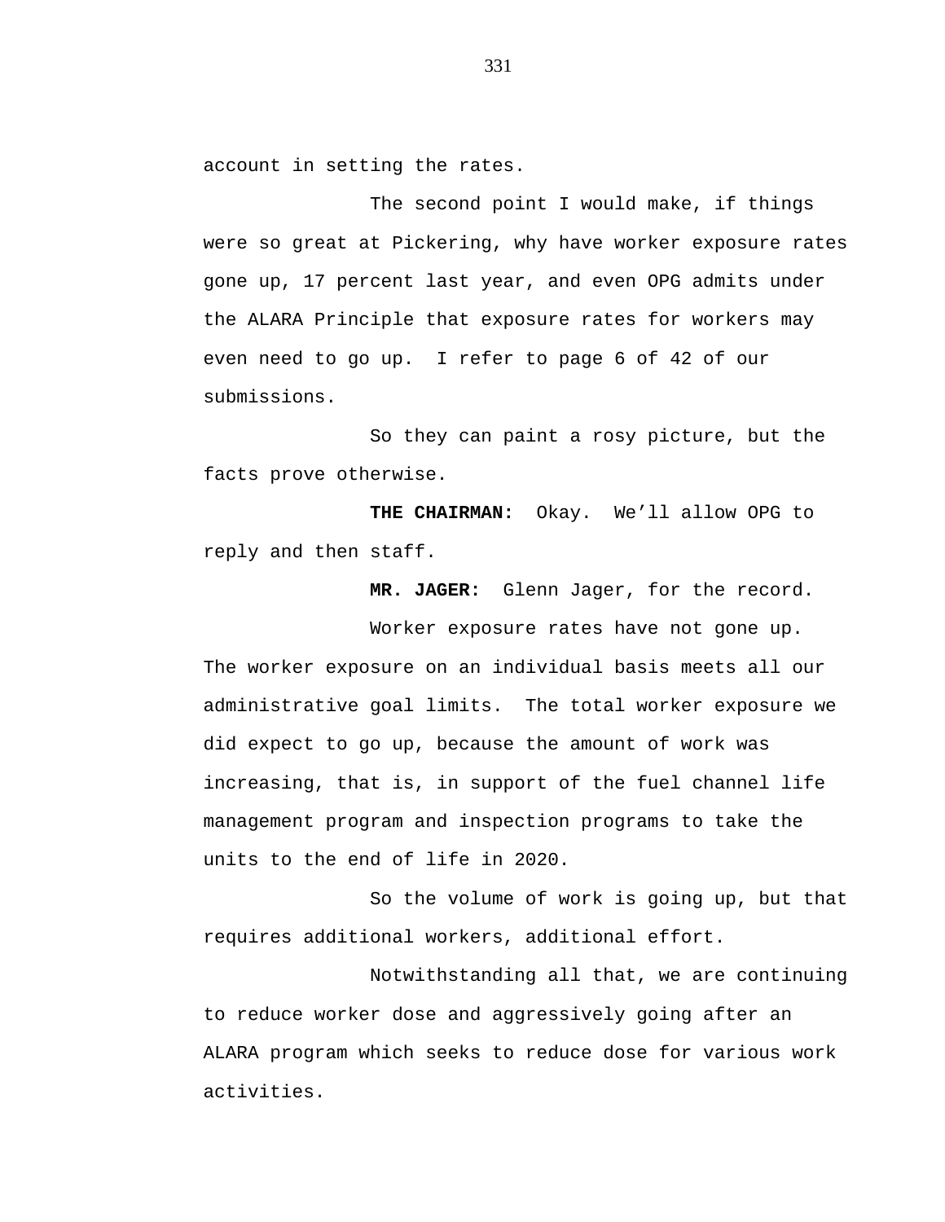account in setting the rates.

The second point I would make, if things were so great at Pickering, why have worker exposure rates gone up, 17 percent last year, and even OPG admits under the ALARA Principle that exposure rates for workers may even need to go up. I refer to page 6 of 42 of our submissions.

So they can paint a rosy picture, but the facts prove otherwise.

**THE CHAIRMAN:** Okay. We'll allow OPG to reply and then staff.

**MR. JAGER:** Glenn Jager, for the record.

Worker exposure rates have not gone up. The worker exposure on an individual basis meets all our administrative goal limits. The total worker exposure we did expect to go up, because the amount of work was increasing, that is, in support of the fuel channel life management program and inspection programs to take the units to the end of life in 2020.

So the volume of work is going up, but that requires additional workers, additional effort.

Notwithstanding all that, we are continuing to reduce worker dose and aggressively going after an ALARA program which seeks to reduce dose for various work activities.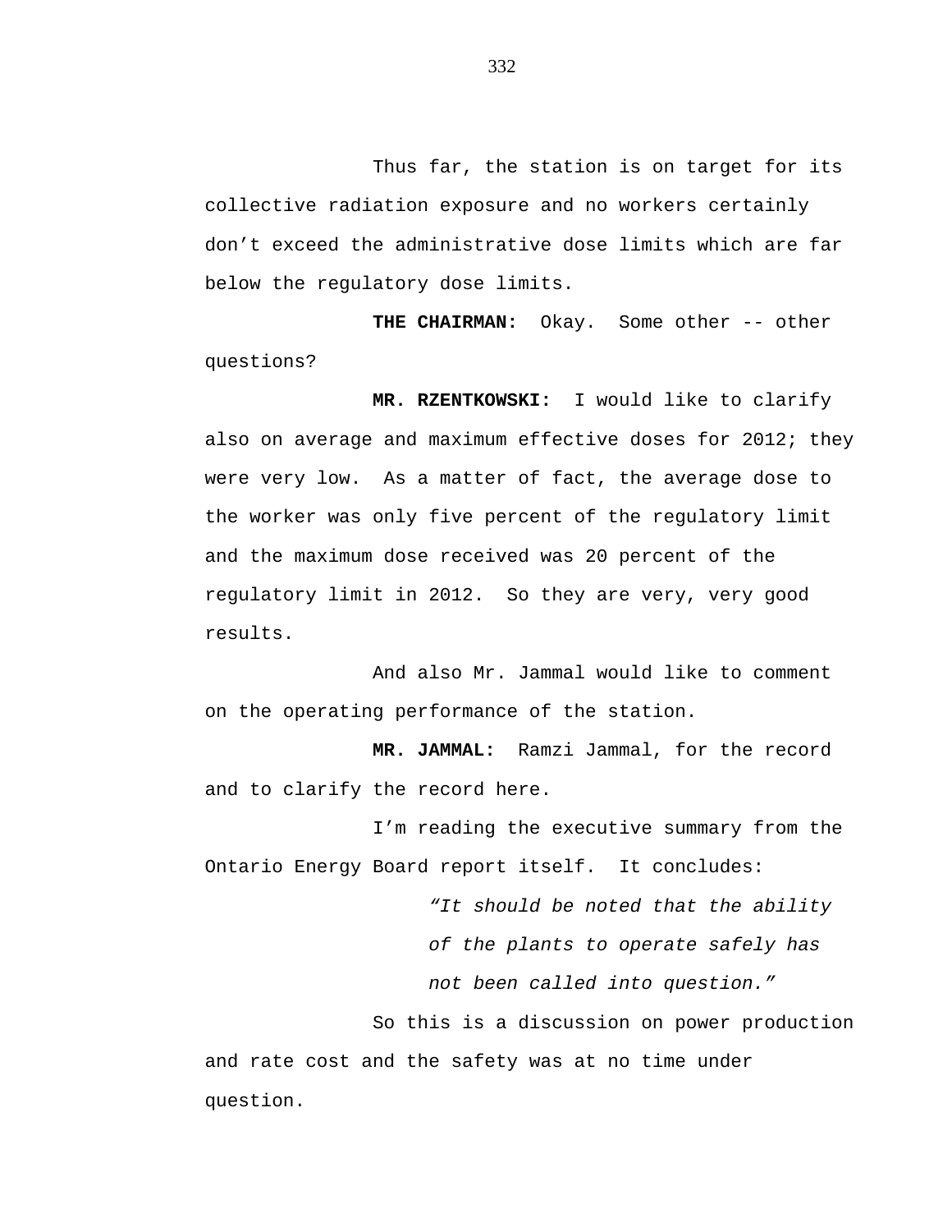Thus far, the station is on target for its collective radiation exposure and no workers certainly don't exceed the administrative dose limits which are far below the regulatory dose limits.

**THE CHAIRMAN:** Okay. Some other -- other questions?

**MR. RZENTKOWSKI:** I would like to clarify also on average and maximum effective doses for 2012; they were very low. As a matter of fact, the average dose to the worker was only five percent of the regulatory limit and the maximum dose received was 20 percent of the regulatory limit in 2012. So they are very, very good results.

And also Mr. Jammal would like to comment on the operating performance of the station.

**MR. JAMMAL:** Ramzi Jammal, for the record and to clarify the record here.

I'm reading the executive summary from the Ontario Energy Board report itself. It concludes:

> *"It should be noted that the ability of the plants to operate safely has not been called into question."*

So this is a discussion on power production and rate cost and the safety was at no time under question.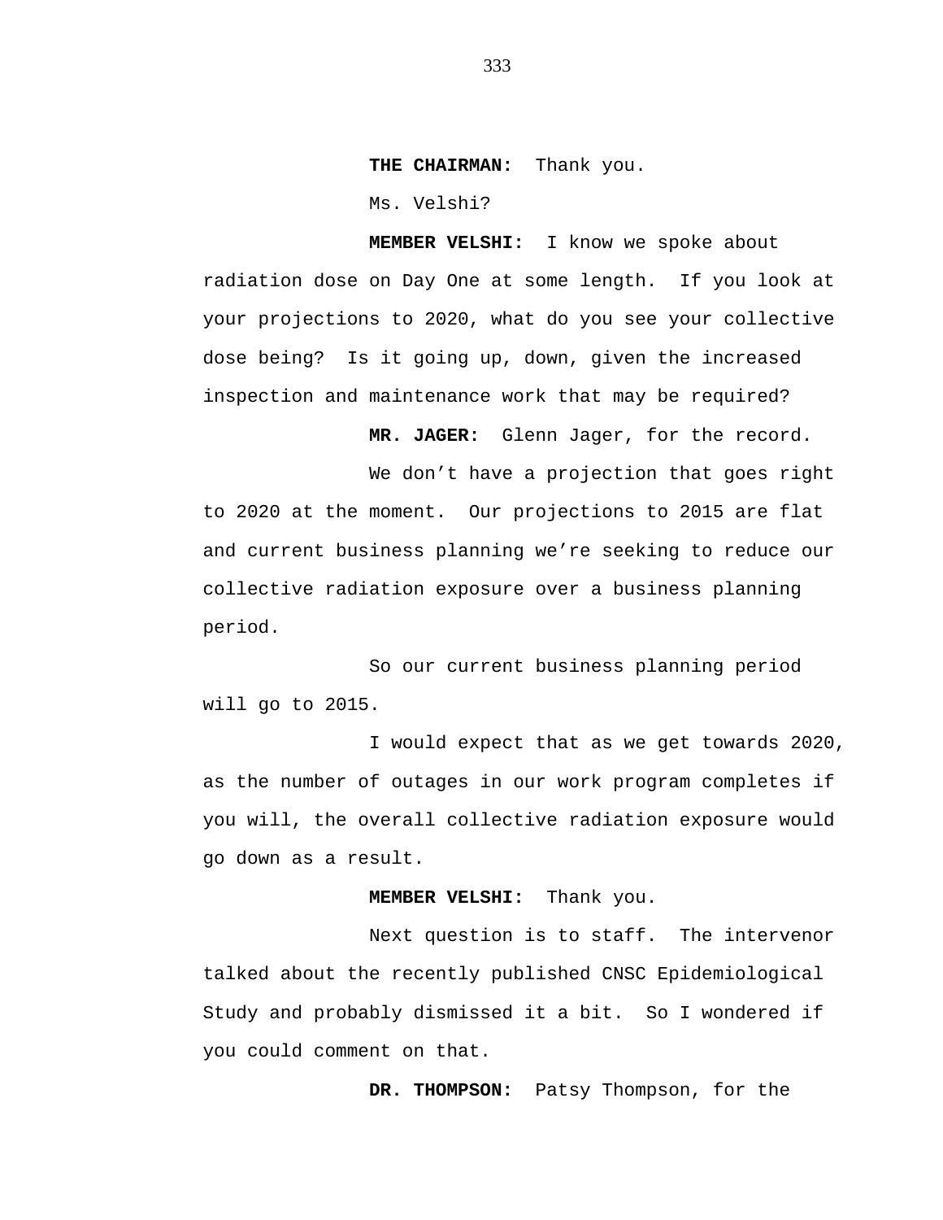**THE CHAIRMAN:** Thank you.

Ms. Velshi?

**MEMBER VELSHI:** I know we spoke about radiation dose on Day One at some length. If you look at your projections to 2020, what do you see your collective dose being? Is it going up, down, given the increased inspection and maintenance work that may be required?

**MR. JAGER:** Glenn Jager, for the record.

We don't have a projection that goes right to 2020 at the moment. Our projections to 2015 are flat and current business planning we're seeking to reduce our collective radiation exposure over a business planning period.

So our current business planning period will go to 2015.

I would expect that as we get towards 2020, as the number of outages in our work program completes if you will, the overall collective radiation exposure would go down as a result.

**MEMBER VELSHI:** Thank you.

Next question is to staff. The intervenor talked about the recently published CNSC Epidemiological Study and probably dismissed it a bit. So I wondered if you could comment on that.

**DR. THOMPSON:** Patsy Thompson, for the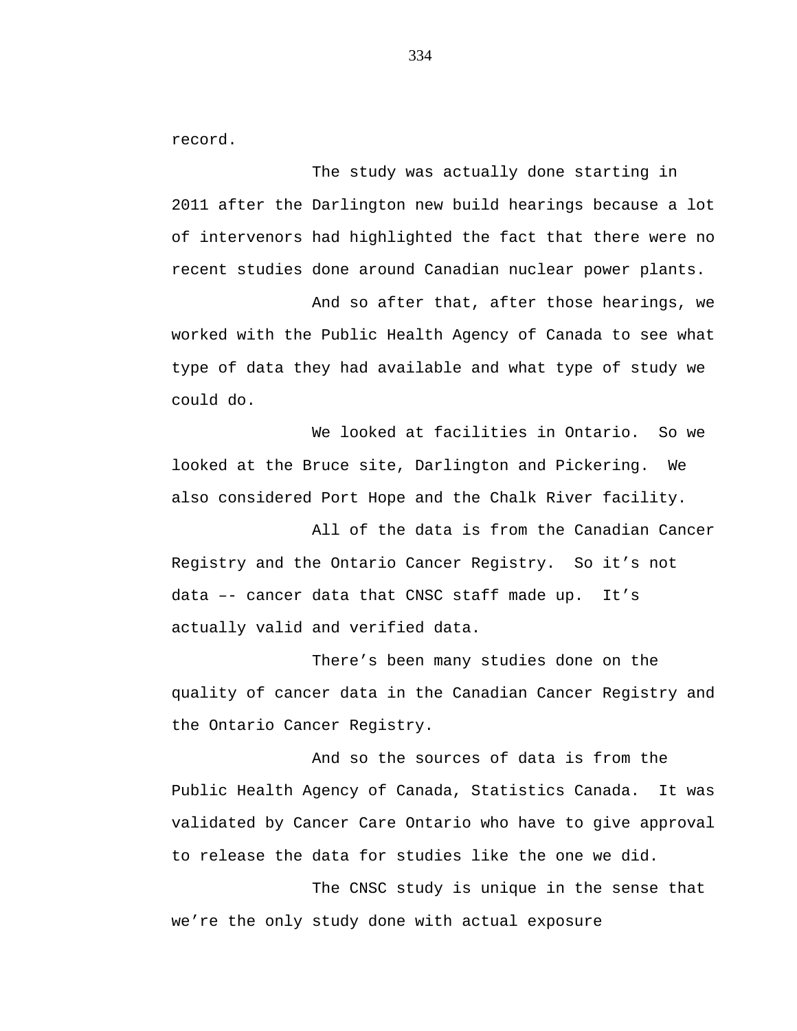record.

The study was actually done starting in 2011 after the Darlington new build hearings because a lot of intervenors had highlighted the fact that there were no recent studies done around Canadian nuclear power plants.

And so after that, after those hearings, we worked with the Public Health Agency of Canada to see what type of data they had available and what type of study we could do.

We looked at facilities in Ontario. So we looked at the Bruce site, Darlington and Pickering. We also considered Port Hope and the Chalk River facility.

All of the data is from the Canadian Cancer Registry and the Ontario Cancer Registry. So it's not data –- cancer data that CNSC staff made up. It's actually valid and verified data.

There's been many studies done on the quality of cancer data in the Canadian Cancer Registry and the Ontario Cancer Registry.

And so the sources of data is from the Public Health Agency of Canada, Statistics Canada. It was validated by Cancer Care Ontario who have to give approval to release the data for studies like the one we did.

The CNSC study is unique in the sense that we're the only study done with actual exposure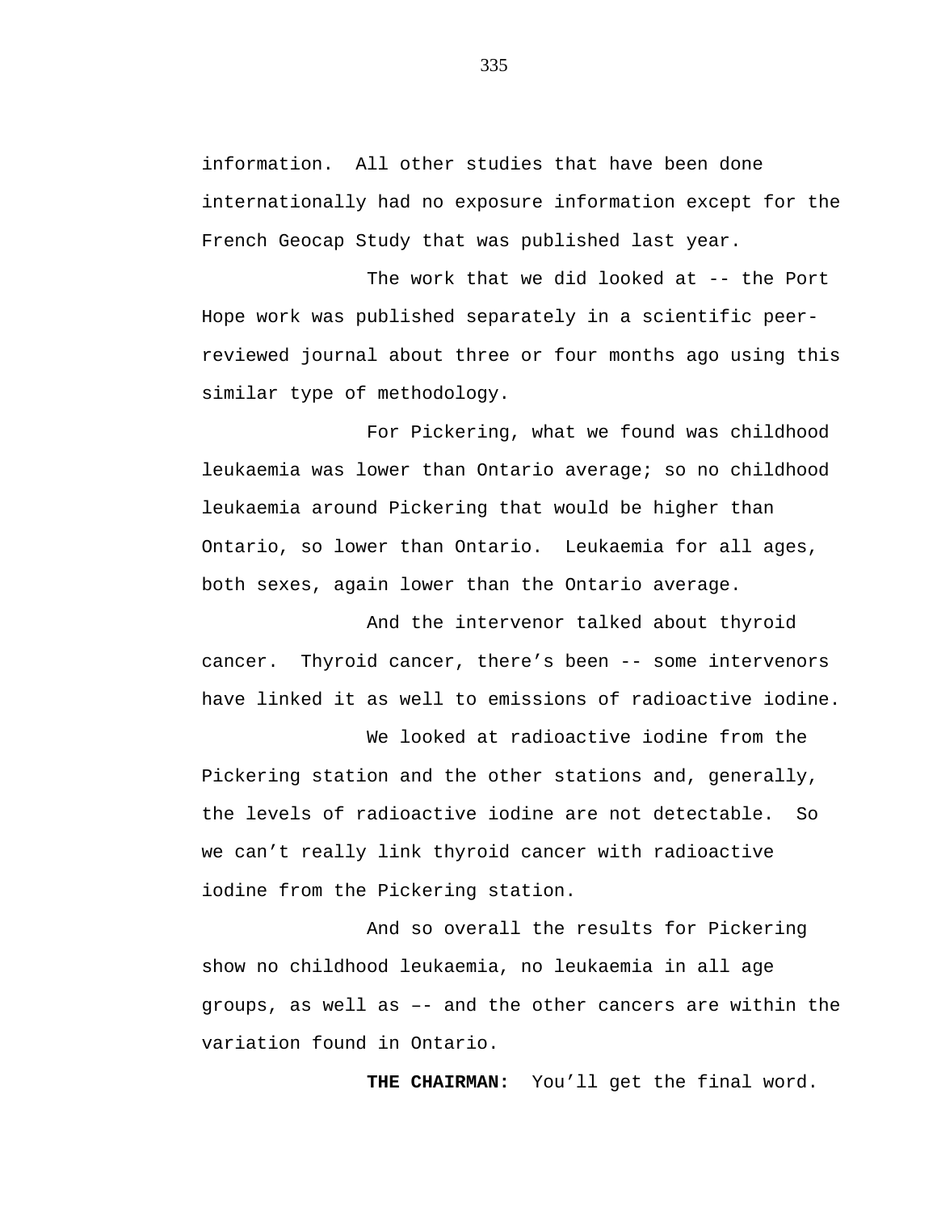information.  All other studies that have been done internationally had no exposure information except for the French Geocap Study that was published last year.

The work that we did looked at -- the Port Hope work was published separately in a scientific peer-reviewed journal about three or four months ago using this similar type of methodology.

For Pickering, what we found was childhood leukaemia was lower than Ontario average; so no childhood leukaemia around Pickering that would be higher than Ontario, so lower than Ontario.  Leukaemia for all ages, both sexes, again lower than the Ontario average.

And the intervenor talked about thyroid cancer.  Thyroid cancer, there's been -- some intervenors have linked it as well to emissions of radioactive iodine.

We looked at radioactive iodine from the Pickering station and the other stations and, generally, the levels of radioactive iodine are not detectable.  So we can't really link thyroid cancer with radioactive iodine from the Pickering station.

And so overall the results for Pickering show no childhood leukaemia, no leukaemia in all age groups, as well as –- and the other cancers are within the variation found in Ontario.

**THE CHAIRMAN:**  You'll get the final word.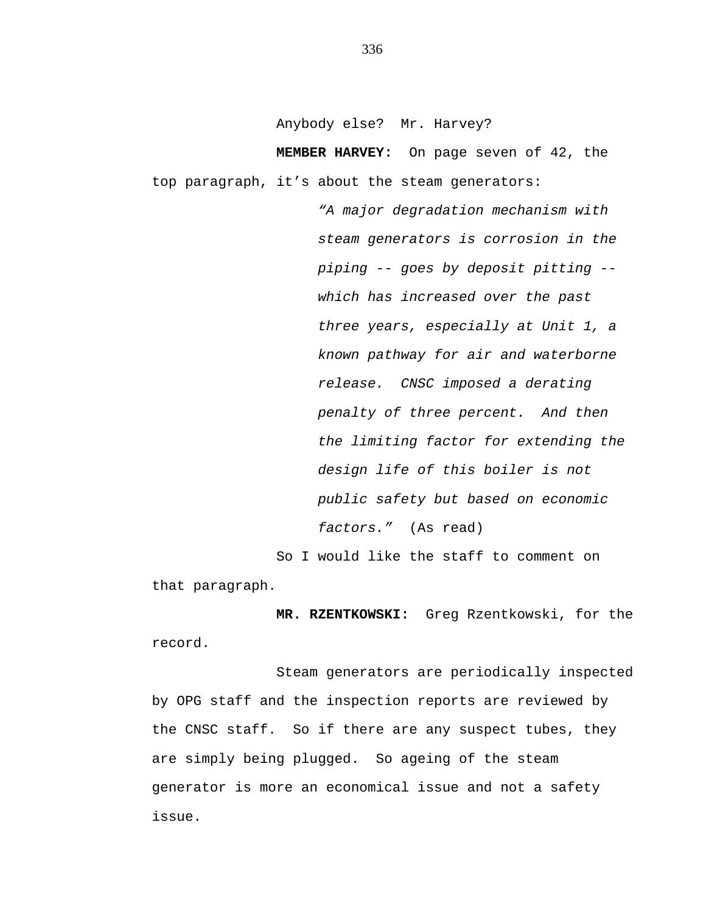Anybody else? Mr. Harvey?

**MEMBER HARVEY:** On page seven of 42, the top paragraph, it's about the steam generators:

> *"A major degradation mechanism with steam generators is corrosion in the piping -- goes by deposit pitting -- which has increased over the past three years, especially at Unit 1, a known pathway for air and waterborne release. CNSC imposed a derating penalty of three percent. And then the limiting factor for extending the design life of this boiler is not public safety but based on economic factors."* (As read)

So I would like the staff to comment on that paragraph.

**MR. RZENTKOWSKI:** Greg Rzentkowski, for the record.

Steam generators are periodically inspected by OPG staff and the inspection reports are reviewed by the CNSC staff. So if there are any suspect tubes, they are simply being plugged. So ageing of the steam generator is more an economical issue and not a safety issue.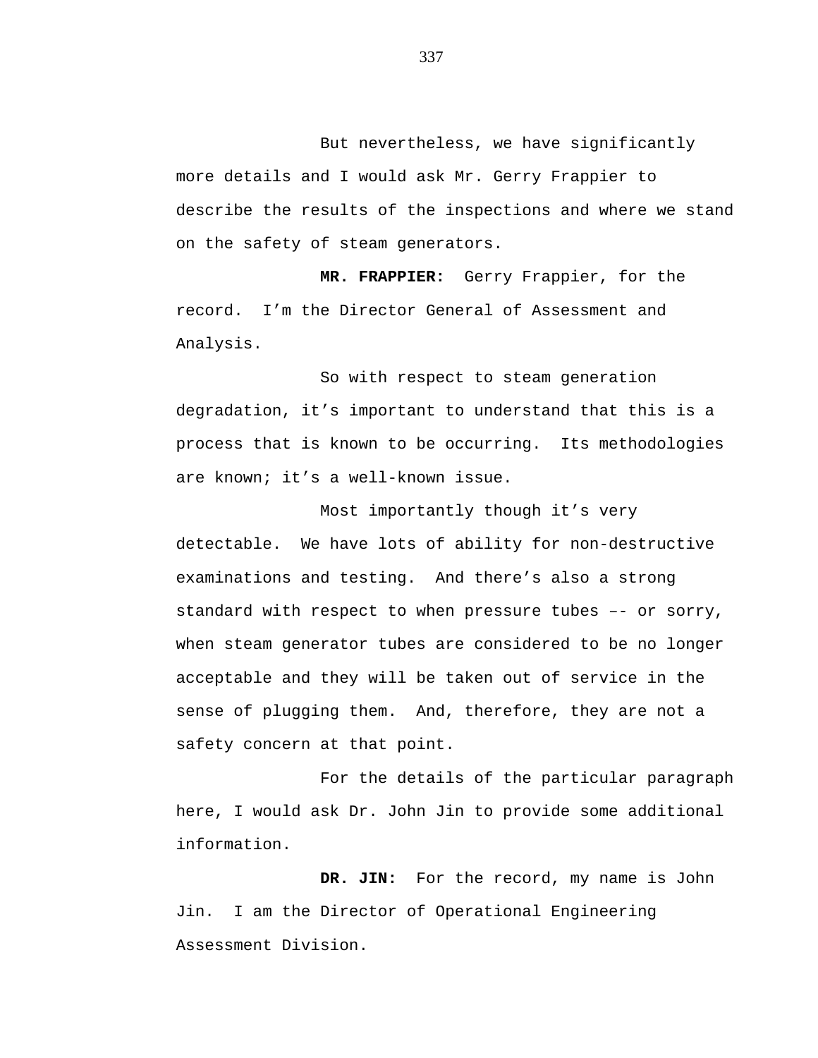But nevertheless, we have significantly more details and I would ask Mr. Gerry Frappier to describe the results of the inspections and where we stand on the safety of steam generators.

**MR. FRAPPIER:** Gerry Frappier, for the record. I'm the Director General of Assessment and Analysis.

So with respect to steam generation degradation, it's important to understand that this is a process that is known to be occurring. Its methodologies are known; it's a well-known issue.

Most importantly though it's very detectable. We have lots of ability for non-destructive examinations and testing. And there's also a strong standard with respect to when pressure tubes –- or sorry, when steam generator tubes are considered to be no longer acceptable and they will be taken out of service in the sense of plugging them. And, therefore, they are not a safety concern at that point.

For the details of the particular paragraph here, I would ask Dr. John Jin to provide some additional information.

**DR. JIN:** For the record, my name is John Jin. I am the Director of Operational Engineering Assessment Division.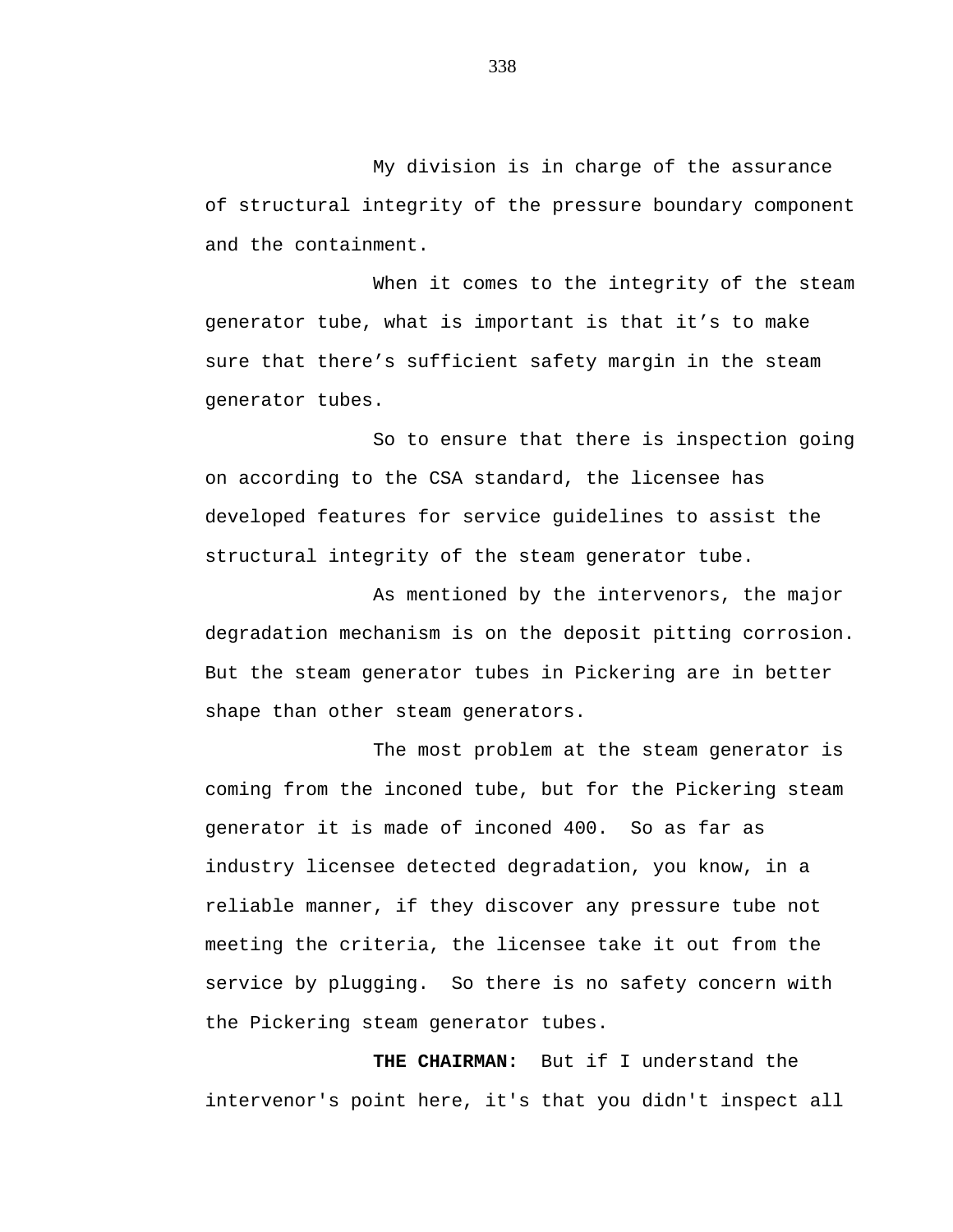My division is in charge of the assurance of structural integrity of the pressure boundary component and the containment.

When it comes to the integrity of the steam generator tube, what is important is that it's to make sure that there's sufficient safety margin in the steam generator tubes.

So to ensure that there is inspection going on according to the CSA standard, the licensee has developed features for service guidelines to assist the structural integrity of the steam generator tube.

As mentioned by the intervenors, the major degradation mechanism is on the deposit pitting corrosion. But the steam generator tubes in Pickering are in better shape than other steam generators.

The most problem at the steam generator is coming from the inconed tube, but for the Pickering steam generator it is made of inconed 400. So as far as industry licensee detected degradation, you know, in a reliable manner, if they discover any pressure tube not meeting the criteria, the licensee take it out from the service by plugging. So there is no safety concern with the Pickering steam generator tubes.

**THE CHAIRMAN:** But if I understand the intervenor's point here, it's that you didn't inspect all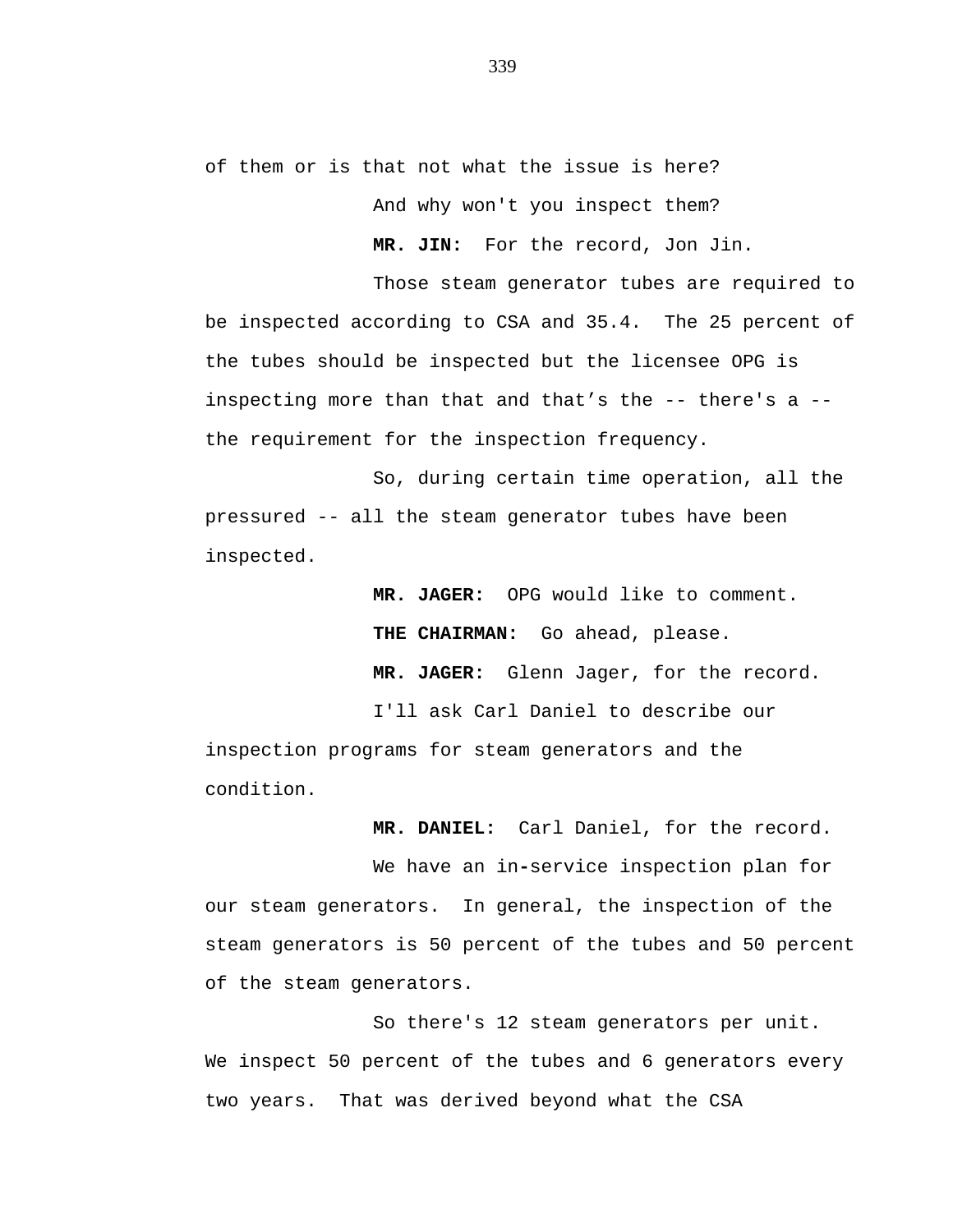of them or is that not what the issue is here?

And why won't you inspect them?

**MR. JIN:** For the record, Jon Jin.

Those steam generator tubes are required to be inspected according to CSA and 35.4. The 25 percent of the tubes should be inspected but the licensee OPG is inspecting more than that and that’s the -- there's a -- the requirement for the inspection frequency.

So, during certain time operation, all the pressured -- all the steam generator tubes have been inspected.

**MR. JAGER:** OPG would like to comment.

**THE CHAIRMAN:** Go ahead, please.

**MR. JAGER:** Glenn Jager, for the record.

I'll ask Carl Daniel to describe our inspection programs for steam generators and the condition.

**MR. DANIEL:** Carl Daniel, for the record.

We have an in-service inspection plan for our steam generators. In general, the inspection of the steam generators is 50 percent of the tubes and 50 percent of the steam generators.

So there's 12 steam generators per unit. We inspect 50 percent of the tubes and 6 generators every two years. That was derived beyond what the CSA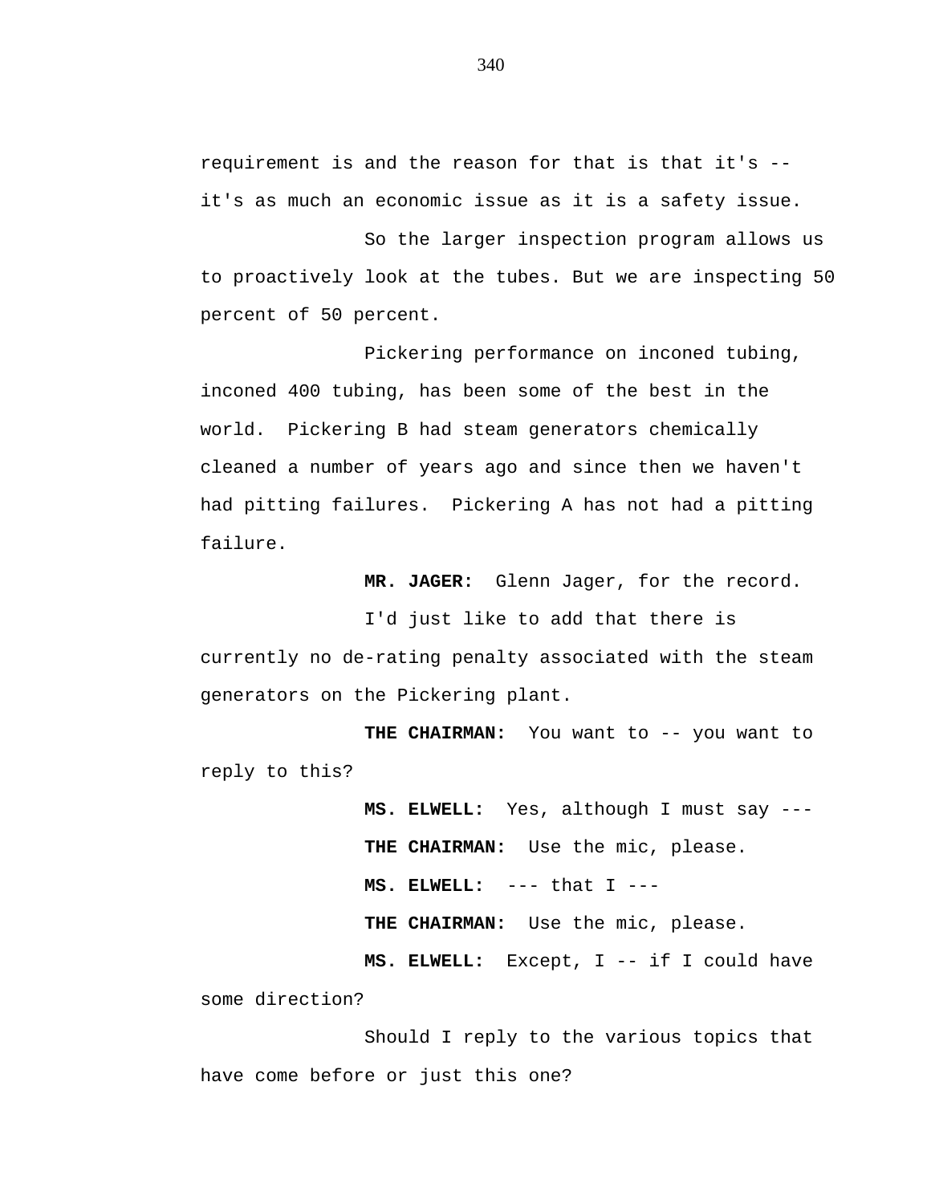requirement is and the reason for that is that it's -- it's as much an economic issue as it is a safety issue.

So the larger inspection program allows us to proactively look at the tubes. But we are inspecting 50 percent of 50 percent.

Pickering performance on inconed tubing, inconed 400 tubing, has been some of the best in the world. Pickering B had steam generators chemically cleaned a number of years ago and since then we haven't had pitting failures. Pickering A has not had a pitting failure.

**MR. JAGER:** Glenn Jager, for the record.

I'd just like to add that there is currently no de-rating penalty associated with the steam generators on the Pickering plant.

**THE CHAIRMAN:** You want to -- you want to reply to this?

**MS. ELWELL:** Yes, although I must say ---

**THE CHAIRMAN:** Use the mic, please.

**MS. ELWELL:** --- that I ---

**THE CHAIRMAN:** Use the mic, please.

**MS. ELWELL:** Except, I -- if I could have some direction?

Should I reply to the various topics that have come before or just this one?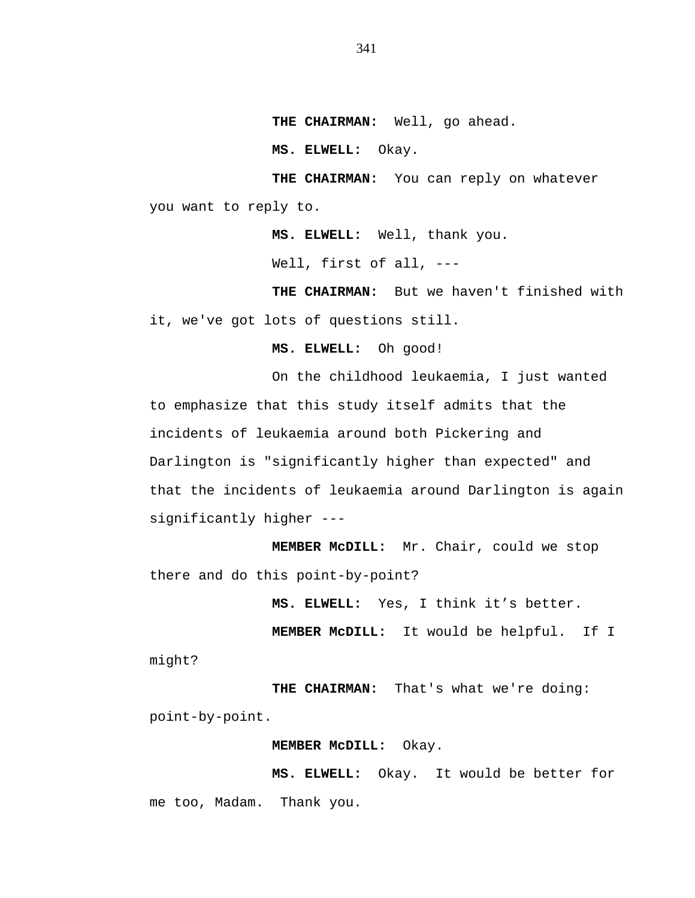**THE CHAIRMAN:** Well, go ahead.

**MS. ELWELL:** Okay.

**THE CHAIRMAN:** You can reply on whatever you want to reply to.

**MS. ELWELL:** Well, thank you.

Well, first of all, ---

**THE CHAIRMAN:** But we haven't finished with it, we've got lots of questions still.

**MS. ELWELL:** Oh good!

On the childhood leukaemia, I just wanted to emphasize that this study itself admits that the incidents of leukaemia around both Pickering and Darlington is "significantly higher than expected" and that the incidents of leukaemia around Darlington is again significantly higher ---

**MEMBER McDILL:** Mr. Chair, could we stop there and do this point-by-point?

**MS. ELWELL:** Yes, I think it's better.

**MEMBER McDILL:** It would be helpful. If I might?

**THE CHAIRMAN:** That's what we're doing: point-by-point.

**MEMBER McDILL:** Okay.

**MS. ELWELL:** Okay. It would be better for me too, Madam. Thank you.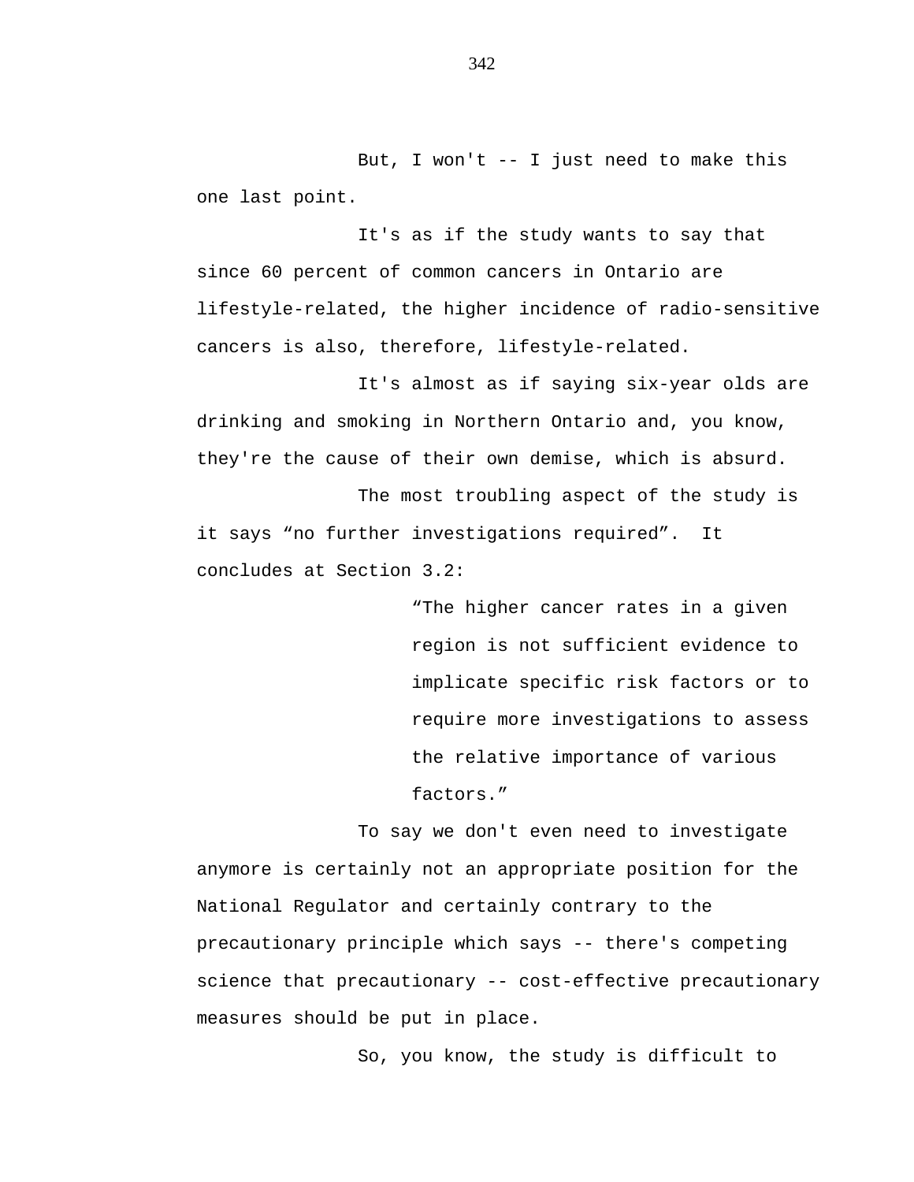But, I won't -- I just need to make this one last point.

It's as if the study wants to say that since 60 percent of common cancers in Ontario are lifestyle-related, the higher incidence of radio-sensitive cancers is also, therefore, lifestyle-related.

It's almost as if saying six-year olds are drinking and smoking in Northern Ontario and, you know, they're the cause of their own demise, which is absurd.

The most troubling aspect of the study is it says “no further investigations required”.  It concludes at Section 3.2:

> “The higher cancer rates in a given region is not sufficient evidence to implicate specific risk factors or to require more investigations to assess the relative importance of various factors.”

To say we don't even need to investigate anymore is certainly not an appropriate position for the National Regulator and certainly contrary to the precautionary principle which says -- there's competing science that precautionary -- cost-effective precautionary measures should be put in place.

So, you know, the study is difficult to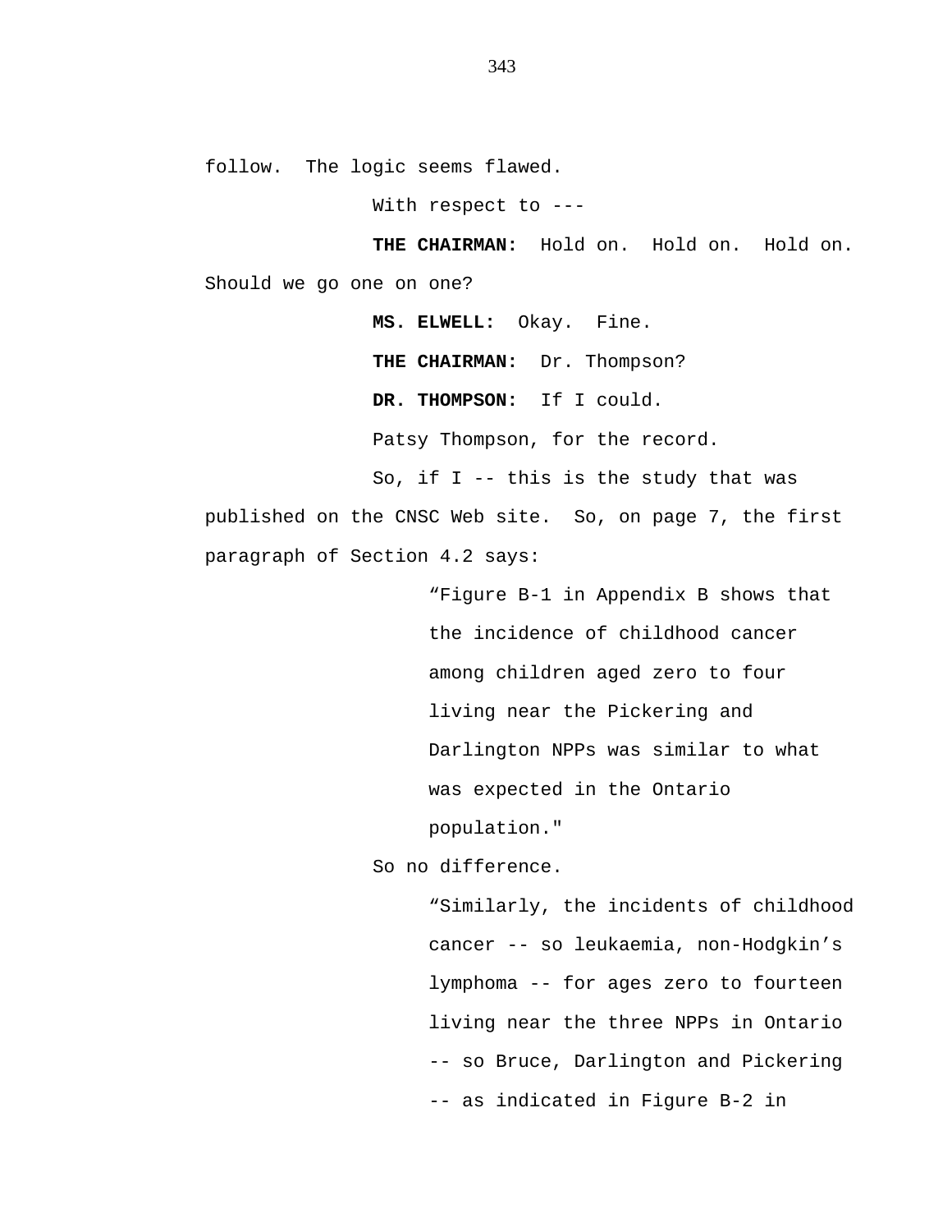follow. The logic seems flawed.

With respect to ---

**THE CHAIRMAN:** Hold on. Hold on. Hold on. Should we go one on one?

**MS. ELWELL:** Okay. Fine.

**THE CHAIRMAN:** Dr. Thompson?

**DR. THOMPSON:** If I could.

Patsy Thompson, for the record.

So, if I -- this is the study that was published on the CNSC Web site. So, on page 7, the first paragraph of Section 4.2 says:

> "Figure B-1 in Appendix B shows that the incidence of childhood cancer among children aged zero to four living near the Pickering and Darlington NPPs was similar to what was expected in the Ontario population."

So no difference.

> "Similarly, the incidents of childhood cancer -- so leukaemia, non-Hodgkin's lymphoma -- for ages zero to fourteen living near the three NPPs in Ontario -- so Bruce, Darlington and Pickering -- as indicated in Figure B-2 in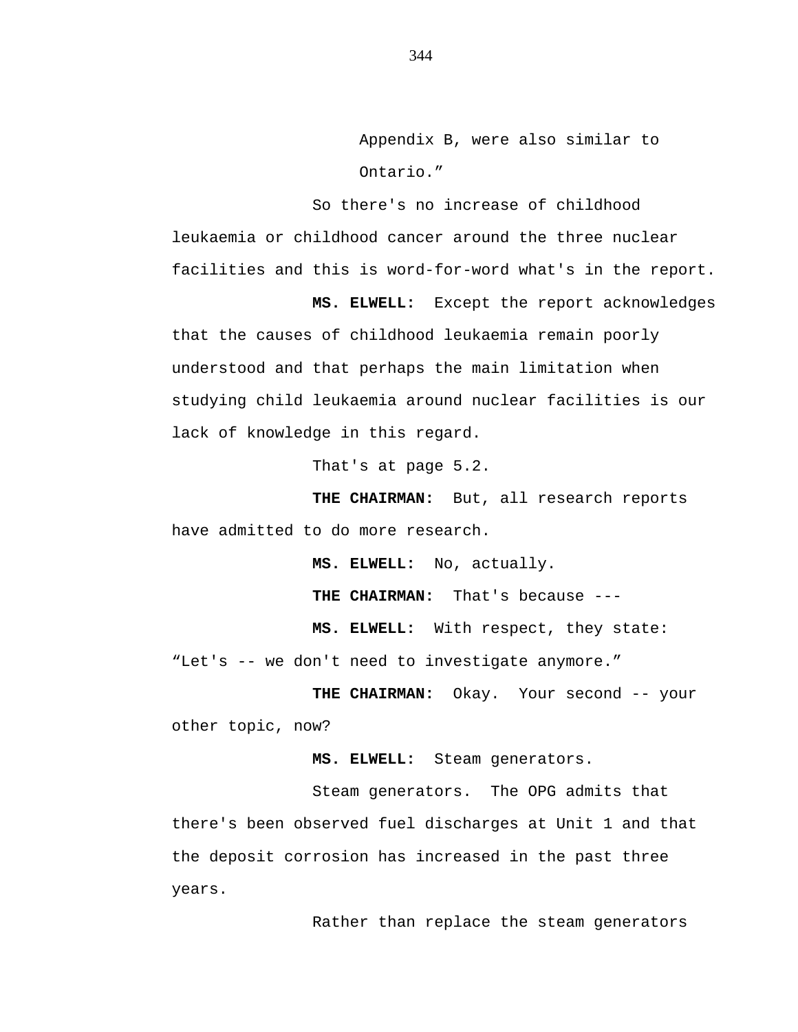Appendix B, were also similar to Ontario."

So there's no increase of childhood leukaemia or childhood cancer around the three nuclear facilities and this is word-for-word what's in the report.

**MS. ELWELL:** Except the report acknowledges that the causes of childhood leukaemia remain poorly understood and that perhaps the main limitation when studying child leukaemia around nuclear facilities is our lack of knowledge in this regard.

That's at page 5.2.

**THE CHAIRMAN:** But, all research reports have admitted to do more research.

**MS. ELWELL:** No, actually.

**THE CHAIRMAN:** That's because ---

**MS. ELWELL:** With respect, they state: "Let's -- we don't need to investigate anymore."

**THE CHAIRMAN:** Okay. Your second -- your other topic, now?

**MS. ELWELL:** Steam generators.

Steam generators. The OPG admits that there's been observed fuel discharges at Unit 1 and that the deposit corrosion has increased in the past three years.

Rather than replace the steam generators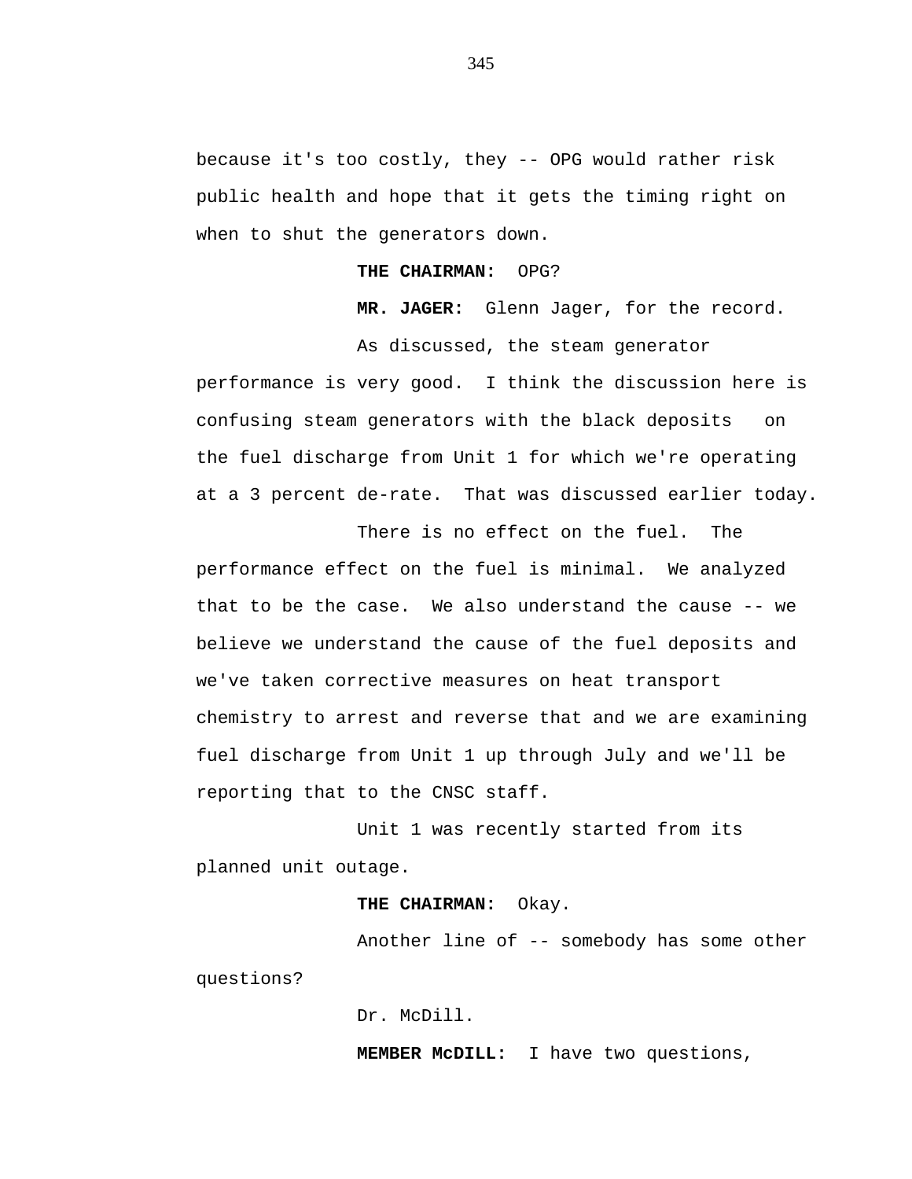because it's too costly, they -- OPG would rather risk public health and hope that it gets the timing right on when to shut the generators down.

**THE CHAIRMAN:** OPG?

**MR. JAGER:** Glenn Jager, for the record.

As discussed, the steam generator performance is very good. I think the discussion here is confusing steam generators with the black deposits on the fuel discharge from Unit 1 for which we're operating at a 3 percent de-rate. That was discussed earlier today.

There is no effect on the fuel. The performance effect on the fuel is minimal. We analyzed that to be the case. We also understand the cause -- we believe we understand the cause of the fuel deposits and we've taken corrective measures on heat transport chemistry to arrest and reverse that and we are examining fuel discharge from Unit 1 up through July and we'll be reporting that to the CNSC staff.

Unit 1 was recently started from its planned unit outage.

**THE CHAIRMAN:** Okay.

Another line of -- somebody has some other questions?

Dr. McDill.

**MEMBER McDILL:** I have two questions,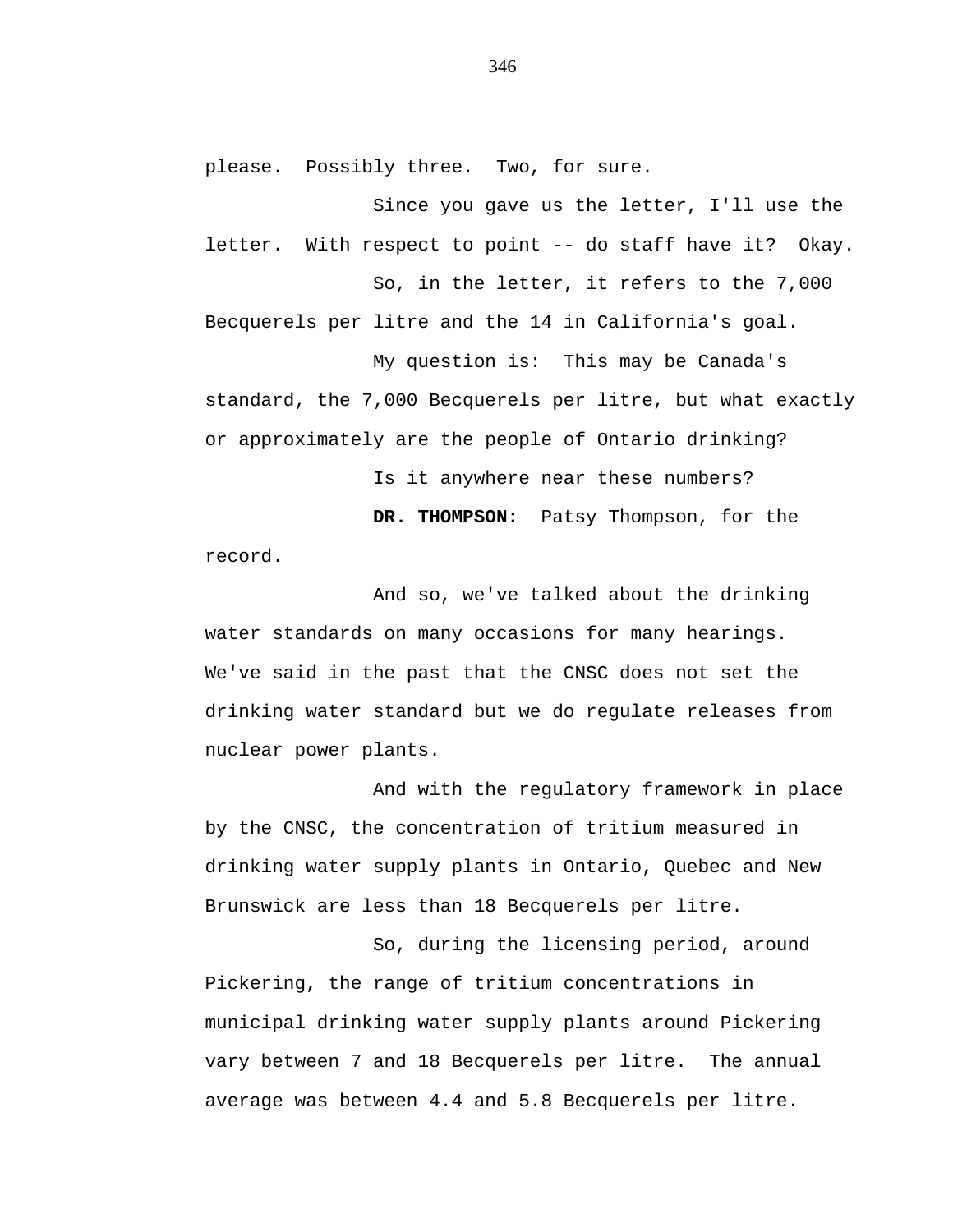please. Possibly three. Two, for sure.

Since you gave us the letter, I'll use the letter. With respect to point -- do staff have it? Okay.

So, in the letter, it refers to the 7,000 Becquerels per litre and the 14 in California's goal.

My question is: This may be Canada's standard, the 7,000 Becquerels per litre, but what exactly or approximately are the people of Ontario drinking?

Is it anywhere near these numbers?

**DR. THOMPSON:** Patsy Thompson, for the record.

And so, we've talked about the drinking water standards on many occasions for many hearings. We've said in the past that the CNSC does not set the drinking water standard but we do regulate releases from nuclear power plants.

And with the regulatory framework in place by the CNSC, the concentration of tritium measured in drinking water supply plants in Ontario, Quebec and New Brunswick are less than 18 Becquerels per litre.

So, during the licensing period, around Pickering, the range of tritium concentrations in municipal drinking water supply plants around Pickering vary between 7 and 18 Becquerels per litre. The annual average was between 4.4 and 5.8 Becquerels per litre.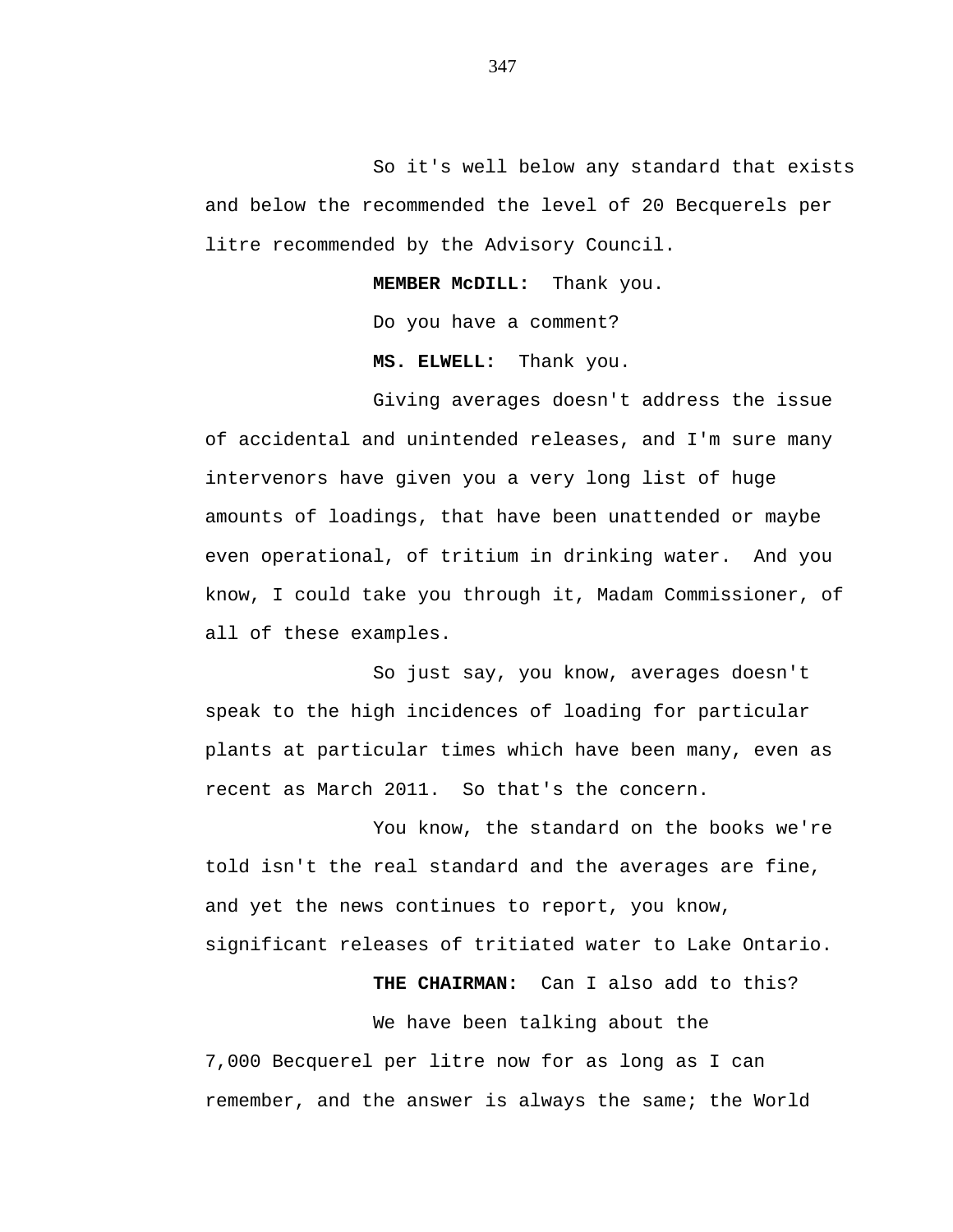So it's well below any standard that exists and below the recommended the level of 20 Becquerels per litre recommended by the Advisory Council.

**MEMBER McDILL:** Thank you.

Do you have a comment?

**MS. ELWELL:** Thank you.

Giving averages doesn't address the issue of accidental and unintended releases, and I'm sure many intervenors have given you a very long list of huge amounts of loadings, that have been unattended or maybe even operational, of tritium in drinking water. And you know, I could take you through it, Madam Commissioner, of all of these examples.

So just say, you know, averages doesn't speak to the high incidences of loading for particular plants at particular times which have been many, even as recent as March 2011. So that's the concern.

You know, the standard on the books we're told isn't the real standard and the averages are fine, and yet the news continues to report, you know, significant releases of tritiated water to Lake Ontario.

**THE CHAIRMAN:** Can I also add to this?

We have been talking about the 7,000 Becquerel per litre now for as long as I can remember, and the answer is always the same; the World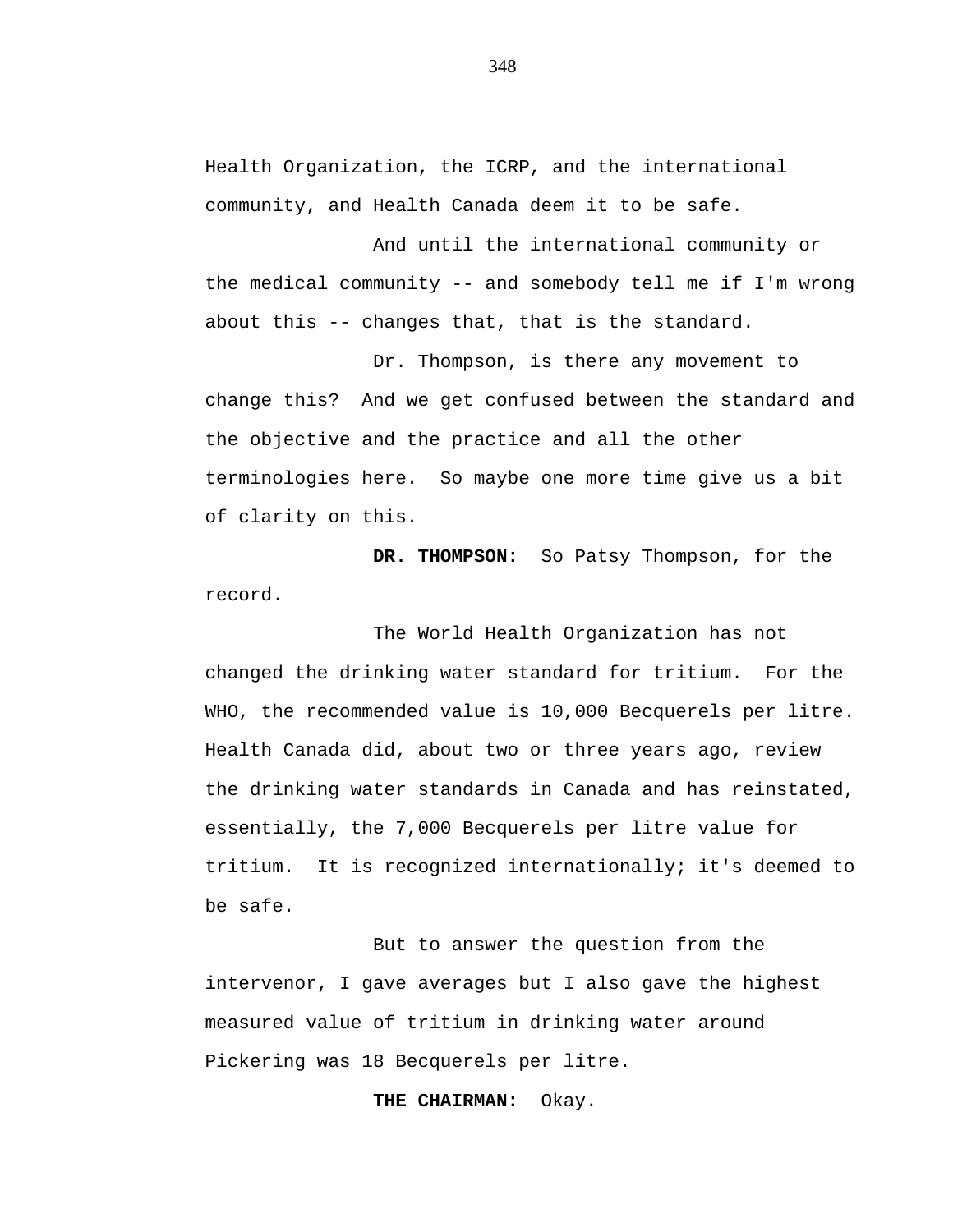Health Organization, the ICRP, and the international community, and Health Canada deem it to be safe.

And until the international community or the medical community -- and somebody tell me if I'm wrong about this -- changes that, that is the standard.

Dr. Thompson, is there any movement to change this? And we get confused between the standard and the objective and the practice and all the other terminologies here. So maybe one more time give us a bit of clarity on this.

**DR. THOMPSON:** So Patsy Thompson, for the record.

The World Health Organization has not changed the drinking water standard for tritium. For the WHO, the recommended value is 10,000 Becquerels per litre. Health Canada did, about two or three years ago, review the drinking water standards in Canada and has reinstated, essentially, the 7,000 Becquerels per litre value for tritium. It is recognized internationally; it's deemed to be safe.

But to answer the question from the intervenor, I gave averages but I also gave the highest measured value of tritium in drinking water around Pickering was 18 Becquerels per litre.

**THE CHAIRMAN:** Okay.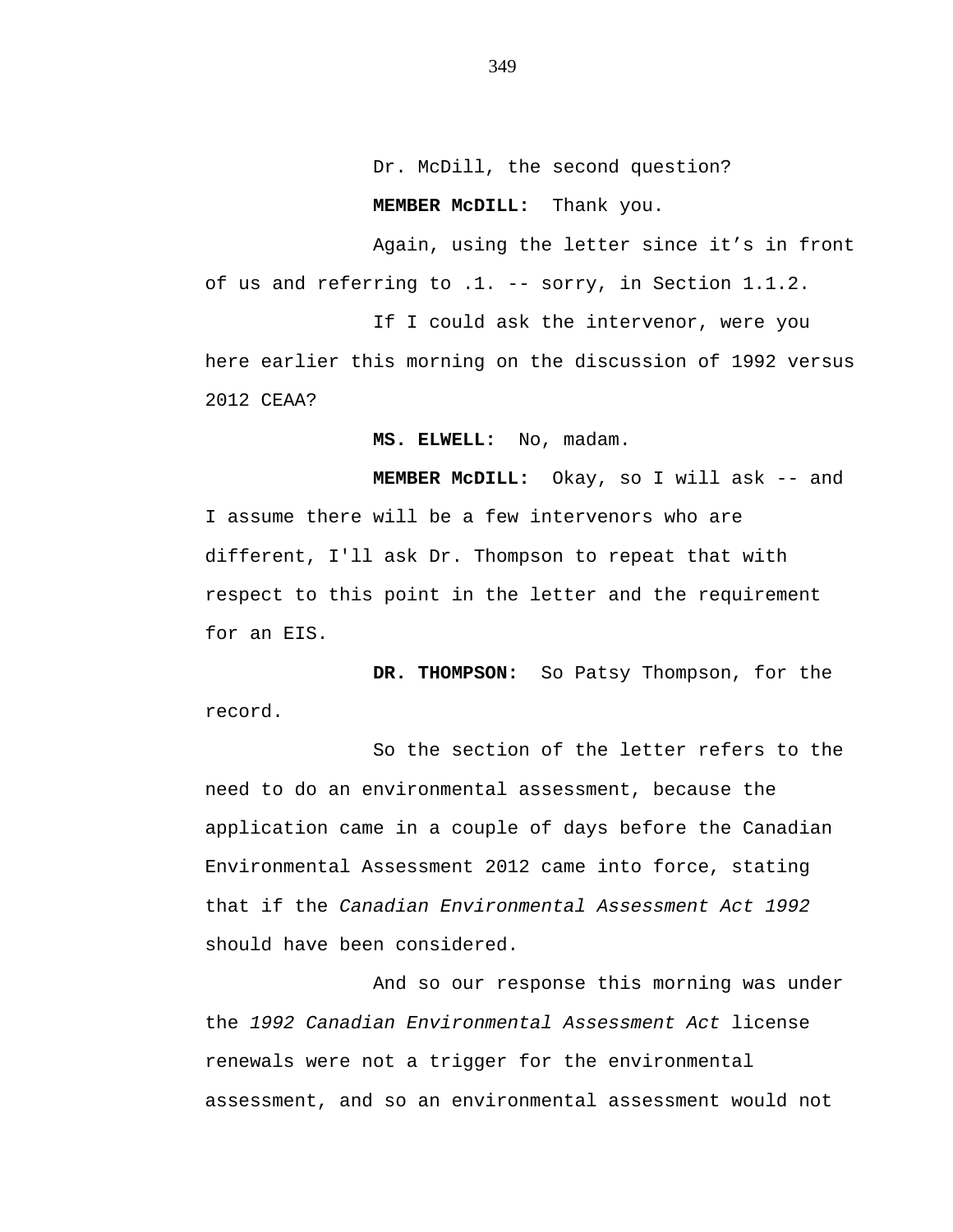Dr. McDill, the second question?

**MEMBER McDILL:** Thank you.

Again, using the letter since it's in front of us and referring to .1. -- sorry, in Section 1.1.2.

If I could ask the intervenor, were you here earlier this morning on the discussion of 1992 versus 2012 CEAA?

**MS. ELWELL:** No, madam.

**MEMBER McDILL:** Okay, so I will ask -- and I assume there will be a few intervenors who are different, I'll ask Dr. Thompson to repeat that with respect to this point in the letter and the requirement for an EIS.

**DR. THOMPSON:** So Patsy Thompson, for the record.

So the section of the letter refers to the need to do an environmental assessment, because the application came in a couple of days before the Canadian Environmental Assessment 2012 came into force, stating that if the *Canadian Environmental Assessment Act 1992* should have been considered.

And so our response this morning was under the *1992 Canadian Environmental Assessment Act* license renewals were not a trigger for the environmental assessment, and so an environmental assessment would not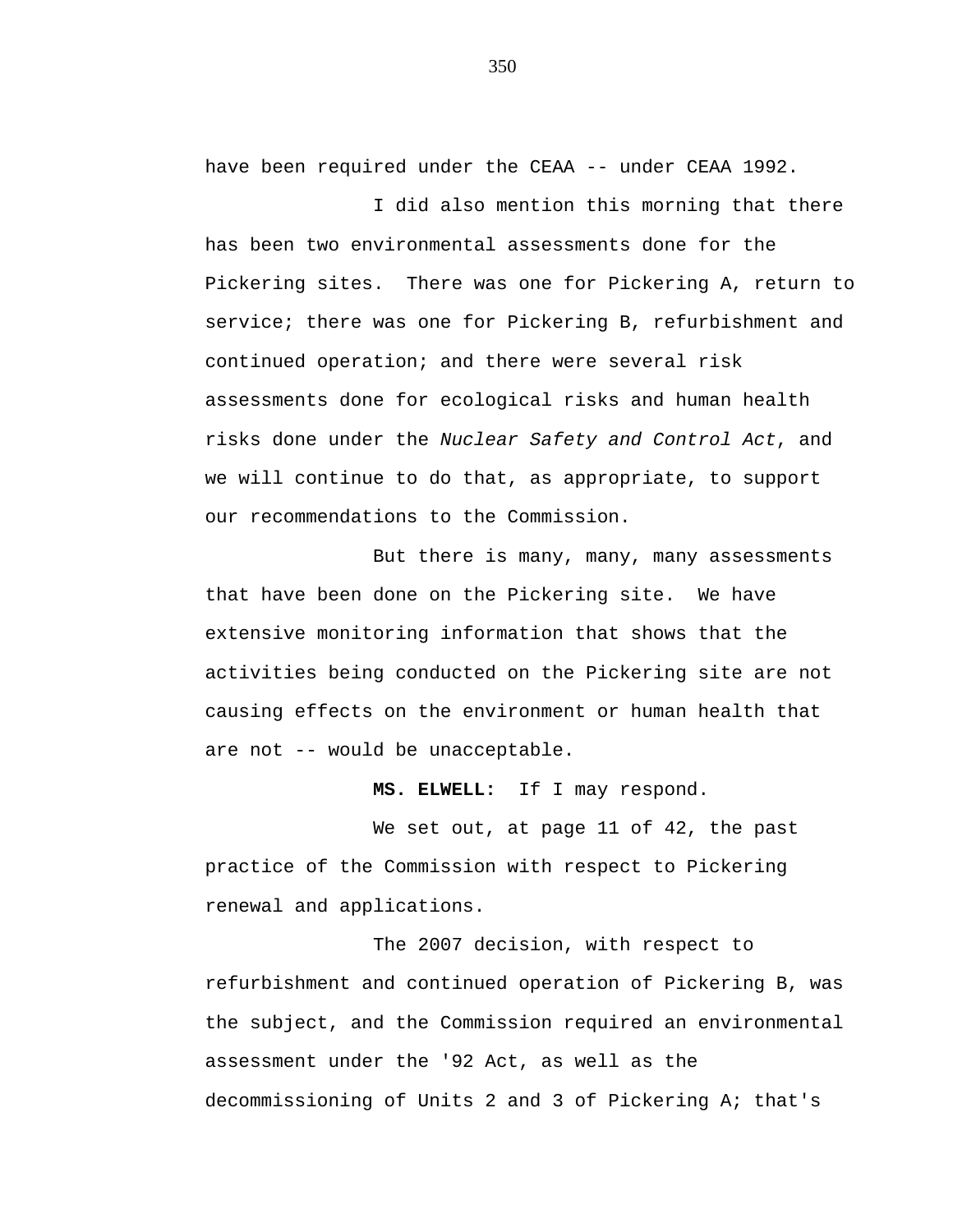have been required under the CEAA -- under CEAA 1992.

I did also mention this morning that there has been two environmental assessments done for the Pickering sites. There was one for Pickering A, return to service; there was one for Pickering B, refurbishment and continued operation; and there were several risk assessments done for ecological risks and human health risks done under the *Nuclear Safety and Control Act*, and we will continue to do that, as appropriate, to support our recommendations to the Commission.

But there is many, many, many assessments that have been done on the Pickering site. We have extensive monitoring information that shows that the activities being conducted on the Pickering site are not causing effects on the environment or human health that are not -- would be unacceptable.

**MS. ELWELL:** If I may respond.

We set out, at page 11 of 42, the past practice of the Commission with respect to Pickering renewal and applications.

The 2007 decision, with respect to refurbishment and continued operation of Pickering B, was the subject, and the Commission required an environmental assessment under the '92 Act, as well as the decommissioning of Units 2 and 3 of Pickering A; that's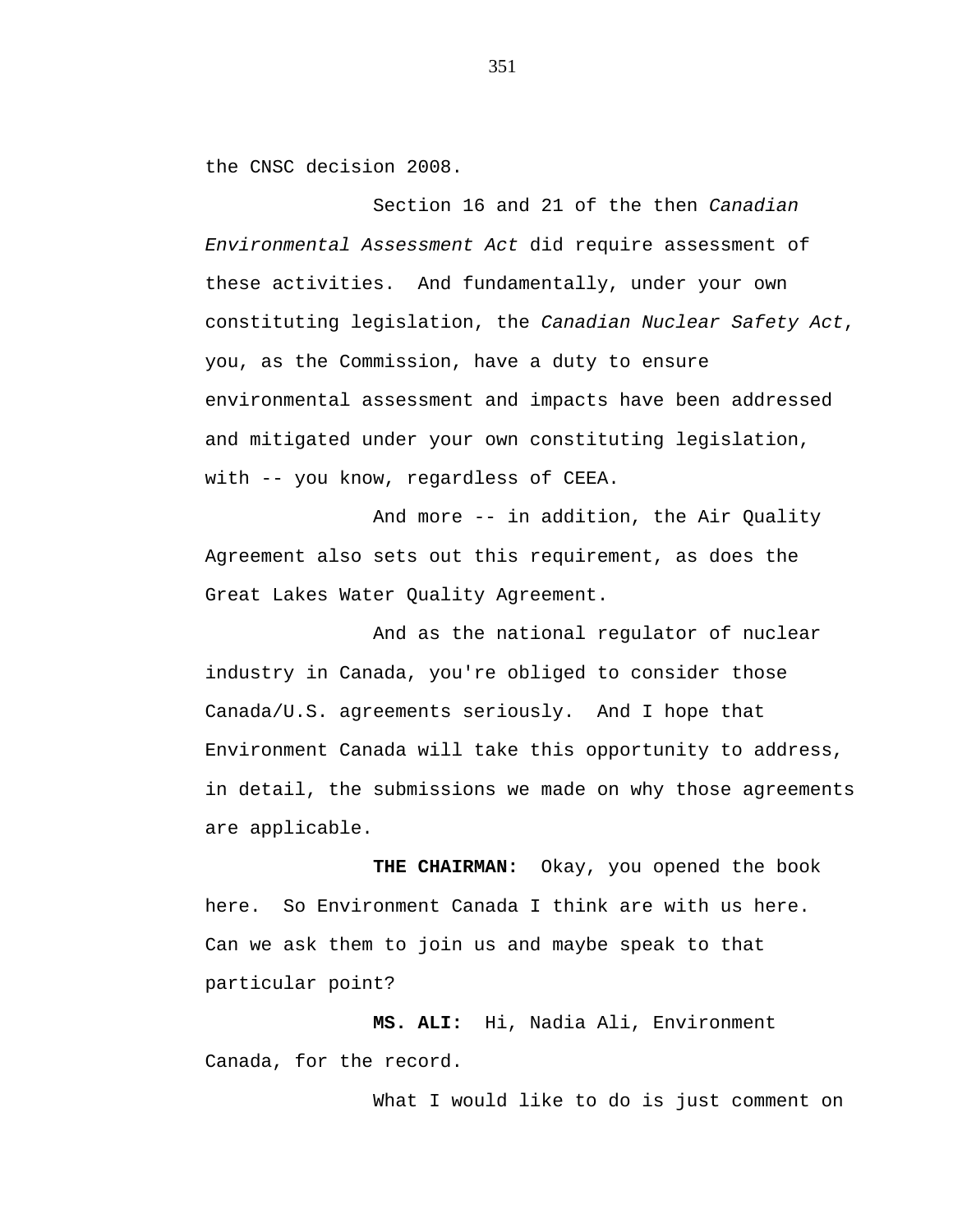the CNSC decision 2008.

Section 16 and 21 of the then *Canadian Environmental Assessment Act* did require assessment of these activities. And fundamentally, under your own constituting legislation, the *Canadian Nuclear Safety Act*, you, as the Commission, have a duty to ensure environmental assessment and impacts have been addressed and mitigated under your own constituting legislation, with -- you know, regardless of CEEA.

And more -- in addition, the Air Quality Agreement also sets out this requirement, as does the Great Lakes Water Quality Agreement.

And as the national regulator of nuclear industry in Canada, you're obliged to consider those Canada/U.S. agreements seriously. And I hope that Environment Canada will take this opportunity to address, in detail, the submissions we made on why those agreements are applicable.

**THE CHAIRMAN:** Okay, you opened the book here. So Environment Canada I think are with us here. Can we ask them to join us and maybe speak to that particular point?

**MS. ALI:** Hi, Nadia Ali, Environment Canada, for the record.

What I would like to do is just comment on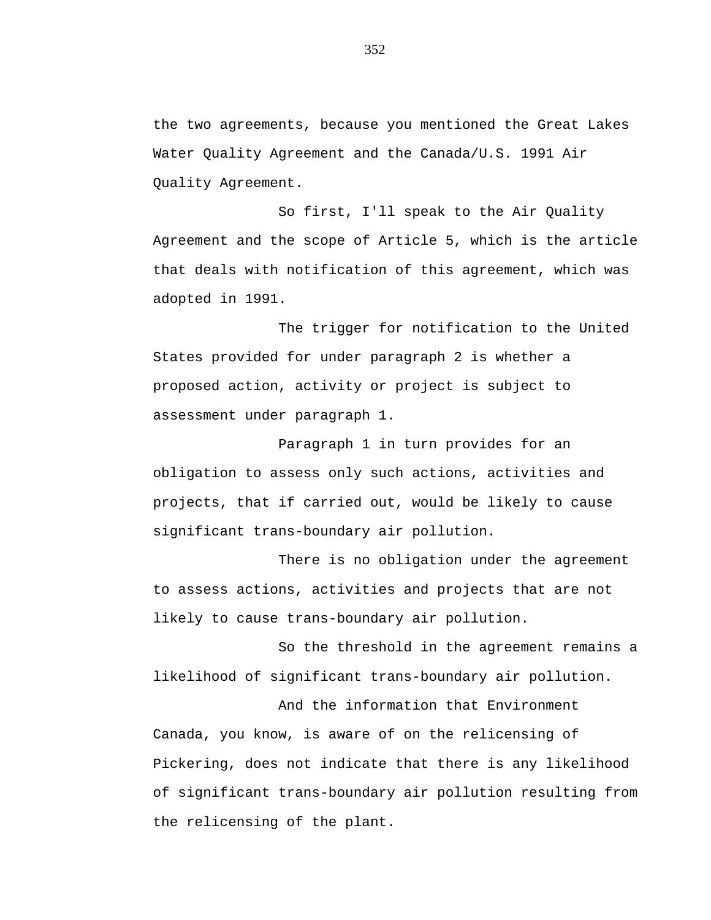the two agreements, because you mentioned the Great Lakes Water Quality Agreement and the Canada/U.S. 1991 Air Quality Agreement.

So first, I'll speak to the Air Quality Agreement and the scope of Article 5, which is the article that deals with notification of this agreement, which was adopted in 1991.

The trigger for notification to the United States provided for under paragraph 2 is whether a proposed action, activity or project is subject to assessment under paragraph 1.

Paragraph 1 in turn provides for an obligation to assess only such actions, activities and projects, that if carried out, would be likely to cause significant trans-boundary air pollution.

There is no obligation under the agreement to assess actions, activities and projects that are not likely to cause trans-boundary air pollution.

So the threshold in the agreement remains a likelihood of significant trans-boundary air pollution.

And the information that Environment Canada, you know, is aware of on the relicensing of Pickering, does not indicate that there is any likelihood of significant trans-boundary air pollution resulting from the relicensing of the plant.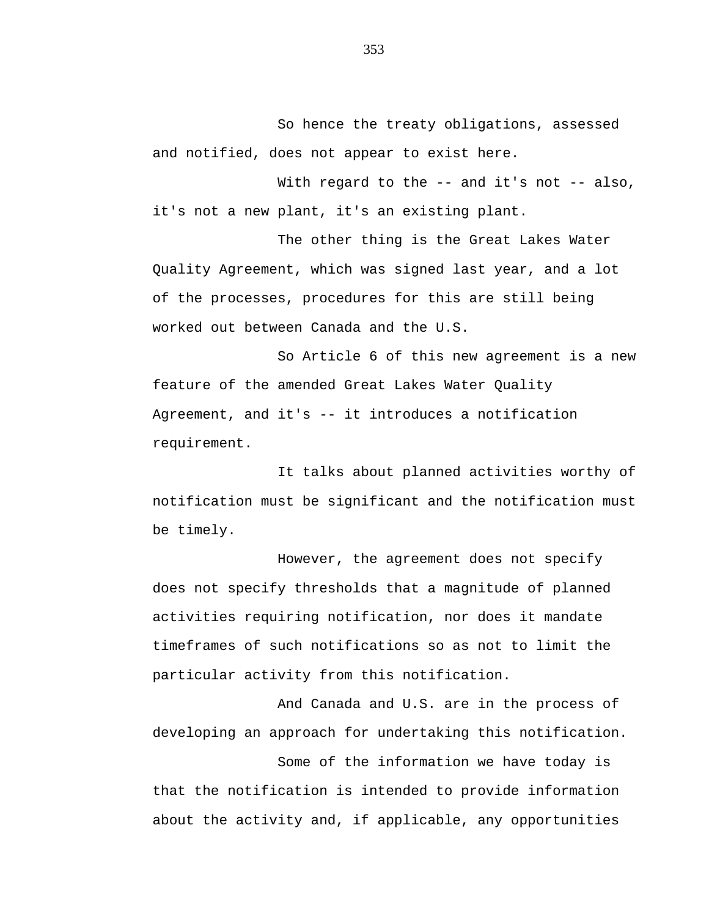So hence the treaty obligations, assessed and notified, does not appear to exist here.

With regard to the -- and it's not -- also, it's not a new plant, it's an existing plant.

The other thing is the Great Lakes Water Quality Agreement, which was signed last year, and a lot of the processes, procedures for this are still being worked out between Canada and the U.S.

So Article 6 of this new agreement is a new feature of the amended Great Lakes Water Quality Agreement, and it's -- it introduces a notification requirement.

It talks about planned activities worthy of notification must be significant and the notification must be timely.

However, the agreement does not specify does not specify thresholds that a magnitude of planned activities requiring notification, nor does it mandate timeframes of such notifications so as not to limit the particular activity from this notification.

And Canada and U.S. are in the process of developing an approach for undertaking this notification.

Some of the information we have today is that the notification is intended to provide information about the activity and, if applicable, any opportunities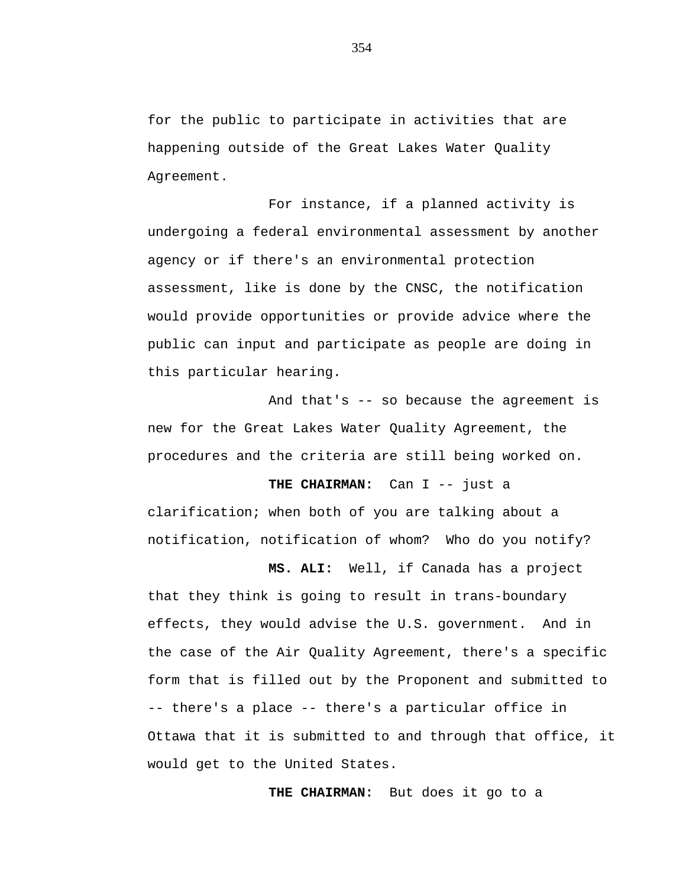for the public to participate in activities that are happening outside of the Great Lakes Water Quality Agreement.

For instance, if a planned activity is undergoing a federal environmental assessment by another agency or if there's an environmental protection assessment, like is done by the CNSC, the notification would provide opportunities or provide advice where the public can input and participate as people are doing in this particular hearing.

And that's -- so because the agreement is new for the Great Lakes Water Quality Agreement, the procedures and the criteria are still being worked on.

**THE CHAIRMAN:** Can I -- just a clarification; when both of you are talking about a notification, notification of whom? Who do you notify?

**MS. ALI:** Well, if Canada has a project that they think is going to result in trans-boundary effects, they would advise the U.S. government. And in the case of the Air Quality Agreement, there's a specific form that is filled out by the Proponent and submitted to -- there's a place -- there's a particular office in Ottawa that it is submitted to and through that office, it would get to the United States.

**THE CHAIRMAN:** But does it go to a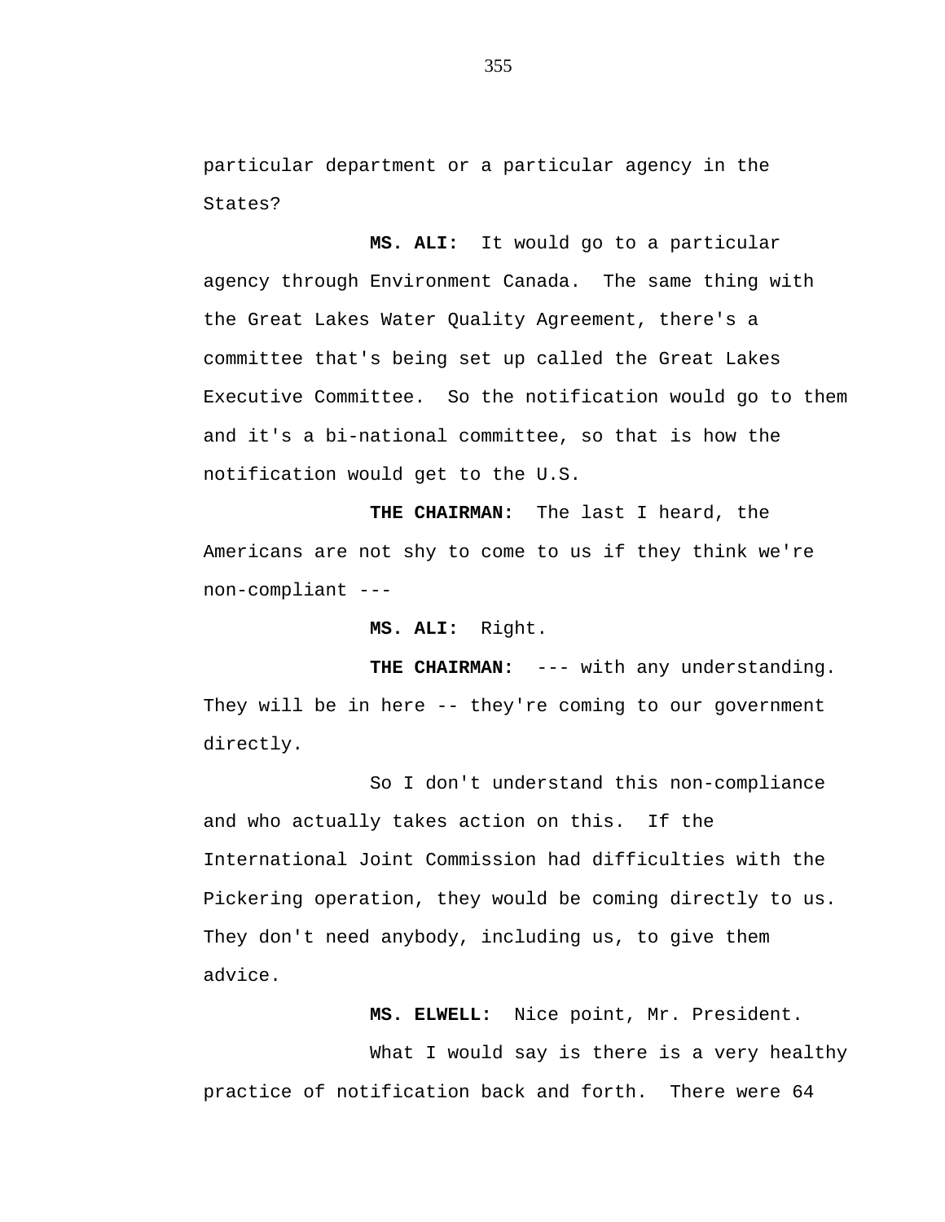particular department or a particular agency in the States?

**MS. ALI:** It would go to a particular agency through Environment Canada. The same thing with the Great Lakes Water Quality Agreement, there's a committee that's being set up called the Great Lakes Executive Committee. So the notification would go to them and it's a bi-national committee, so that is how the notification would get to the U.S.

**THE CHAIRMAN:** The last I heard, the Americans are not shy to come to us if they think we're non-compliant ---

**MS. ALI:** Right.

**THE CHAIRMAN:** --- with any understanding. They will be in here -- they're coming to our government directly.

So I don't understand this non-compliance and who actually takes action on this. If the International Joint Commission had difficulties with the Pickering operation, they would be coming directly to us. They don't need anybody, including us, to give them advice.

**MS. ELWELL:** Nice point, Mr. President.

What I would say is there is a very healthy practice of notification back and forth. There were 64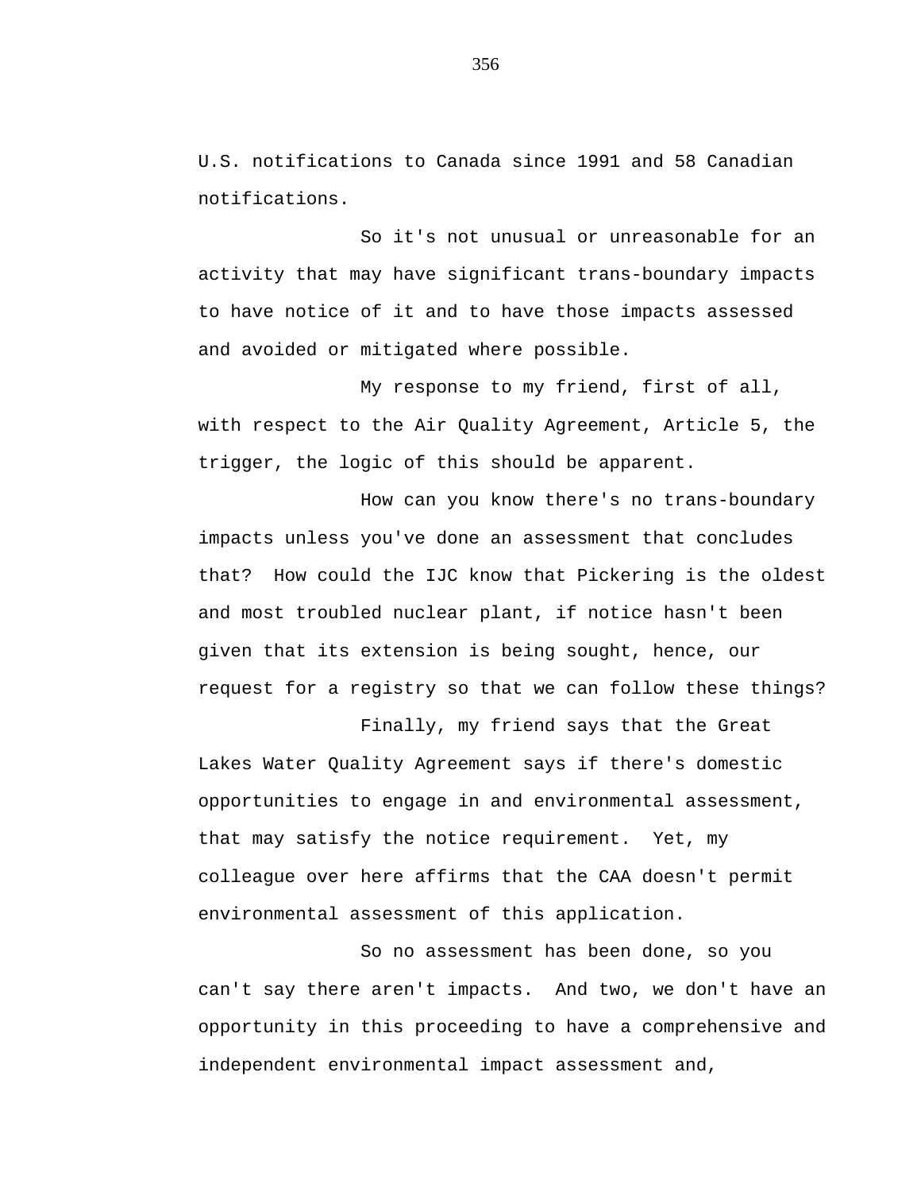U.S. notifications to Canada since 1991 and 58 Canadian notifications.

So it's not unusual or unreasonable for an activity that may have significant trans-boundary impacts to have notice of it and to have those impacts assessed and avoided or mitigated where possible.

My response to my friend, first of all, with respect to the Air Quality Agreement, Article 5, the trigger, the logic of this should be apparent.

How can you know there's no trans-boundary impacts unless you've done an assessment that concludes that? How could the IJC know that Pickering is the oldest and most troubled nuclear plant, if notice hasn't been given that its extension is being sought, hence, our request for a registry so that we can follow these things?

Finally, my friend says that the Great Lakes Water Quality Agreement says if there's domestic opportunities to engage in and environmental assessment, that may satisfy the notice requirement. Yet, my colleague over here affirms that the CAA doesn't permit environmental assessment of this application.

So no assessment has been done, so you can't say there aren't impacts. And two, we don't have an opportunity in this proceeding to have a comprehensive and independent environmental impact assessment and,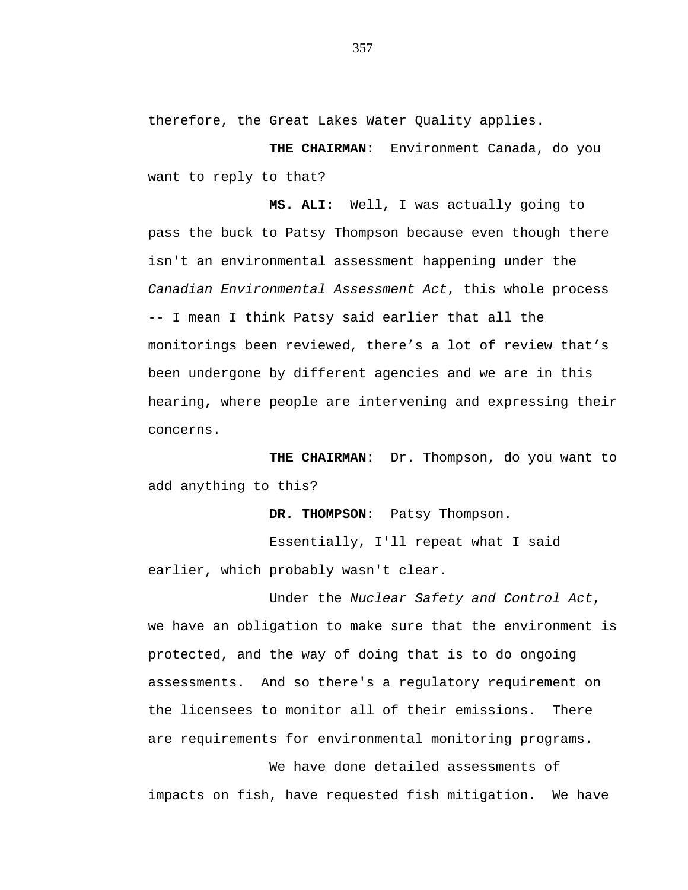therefore, the Great Lakes Water Quality applies.

**THE CHAIRMAN:** Environment Canada, do you want to reply to that?

**MS. ALI:** Well, I was actually going to pass the buck to Patsy Thompson because even though there isn't an environmental assessment happening under the *Canadian Environmental Assessment Act*, this whole process -- I mean I think Patsy said earlier that all the monitorings been reviewed, there's a lot of review that's been undergone by different agencies and we are in this hearing, where people are intervening and expressing their concerns.

**THE CHAIRMAN:** Dr. Thompson, do you want to add anything to this?

**DR. THOMPSON:** Patsy Thompson.

Essentially, I'll repeat what I said earlier, which probably wasn't clear.

Under the *Nuclear Safety and Control Act*, we have an obligation to make sure that the environment is protected, and the way of doing that is to do ongoing assessments. And so there's a regulatory requirement on the licensees to monitor all of their emissions. There are requirements for environmental monitoring programs.

We have done detailed assessments of impacts on fish, have requested fish mitigation. We have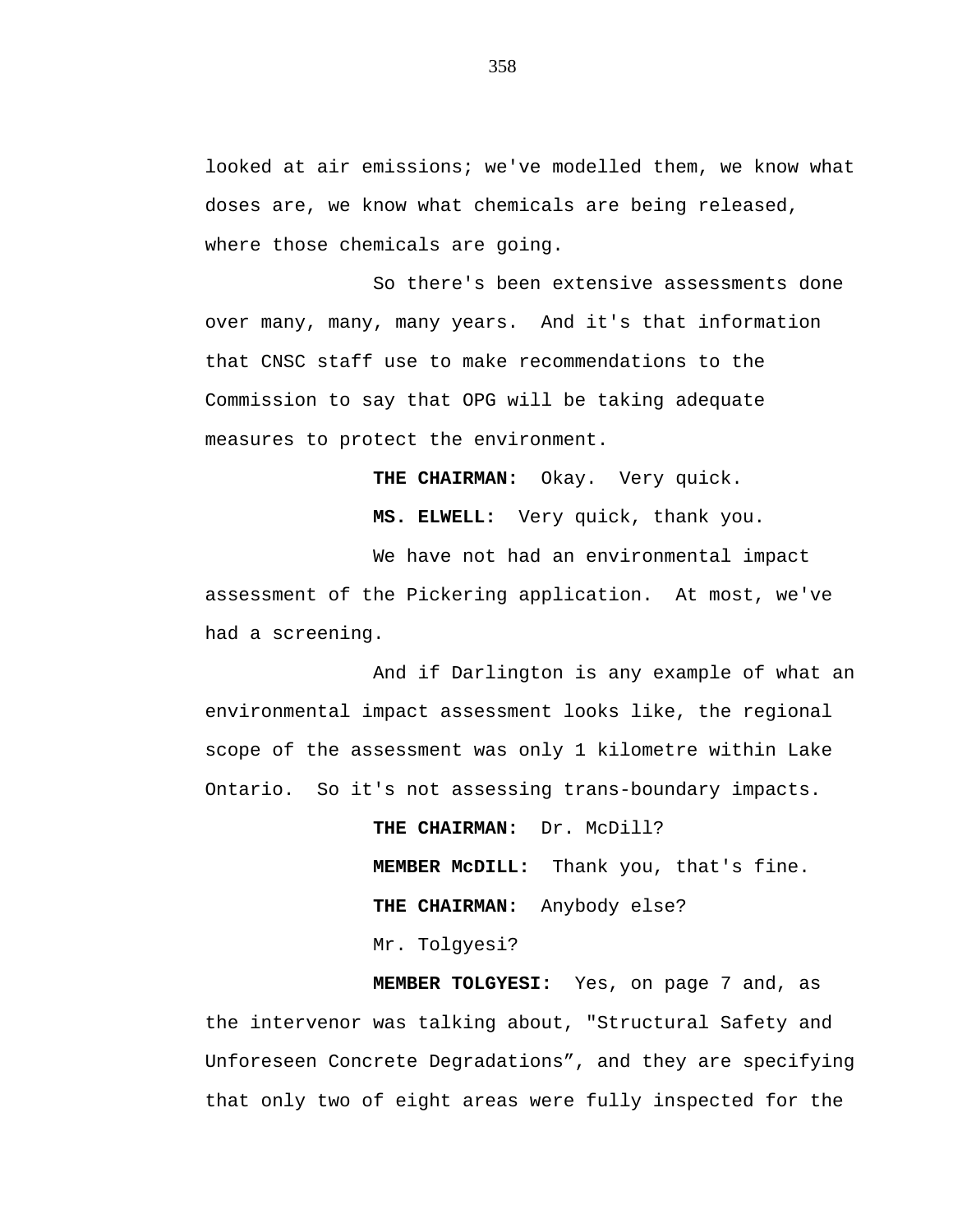looked at air emissions; we've modelled them, we know what doses are, we know what chemicals are being released, where those chemicals are going.

So there's been extensive assessments done over many, many, many years. And it's that information that CNSC staff use to make recommendations to the Commission to say that OPG will be taking adequate measures to protect the environment.

**THE CHAIRMAN:** Okay. Very quick.

**MS. ELWELL:** Very quick, thank you.

We have not had an environmental impact assessment of the Pickering application. At most, we've had a screening.

And if Darlington is any example of what an environmental impact assessment looks like, the regional scope of the assessment was only 1 kilometre within Lake Ontario. So it's not assessing trans-boundary impacts.

**THE CHAIRMAN:** Dr. McDill?

**MEMBER McDILL:** Thank you, that's fine.

**THE CHAIRMAN:** Anybody else?

Mr. Tolgyesi?

**MEMBER TOLGYESI:** Yes, on page 7 and, as the intervenor was talking about, "Structural Safety and Unforeseen Concrete Degradations", and they are specifying that only two of eight areas were fully inspected for the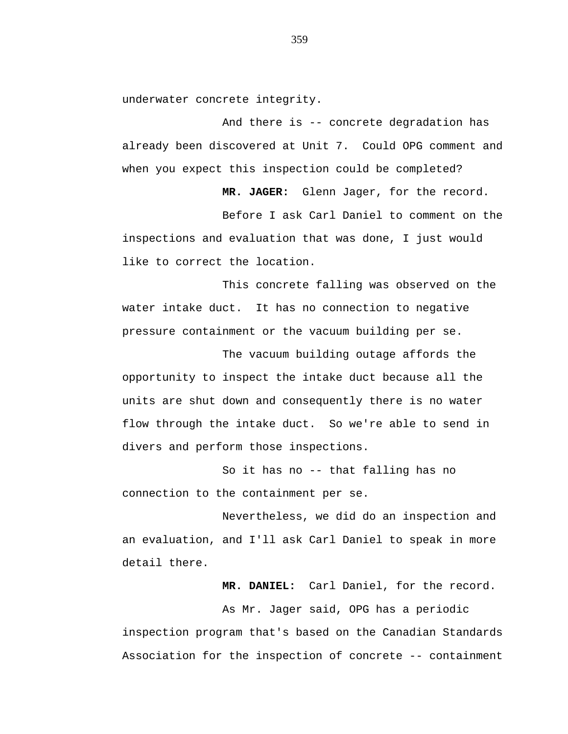underwater concrete integrity.

And there is -- concrete degradation has already been discovered at Unit 7. Could OPG comment and when you expect this inspection could be completed?

**MR. JAGER:** Glenn Jager, for the record.

Before I ask Carl Daniel to comment on the inspections and evaluation that was done, I just would like to correct the location.

This concrete falling was observed on the water intake duct. It has no connection to negative pressure containment or the vacuum building per se.

The vacuum building outage affords the opportunity to inspect the intake duct because all the units are shut down and consequently there is no water flow through the intake duct. So we're able to send in divers and perform those inspections.

So it has no -- that falling has no connection to the containment per se.

Nevertheless, we did do an inspection and an evaluation, and I'll ask Carl Daniel to speak in more detail there.

**MR. DANIEL:** Carl Daniel, for the record.

As Mr. Jager said, OPG has a periodic inspection program that's based on the Canadian Standards Association for the inspection of concrete -- containment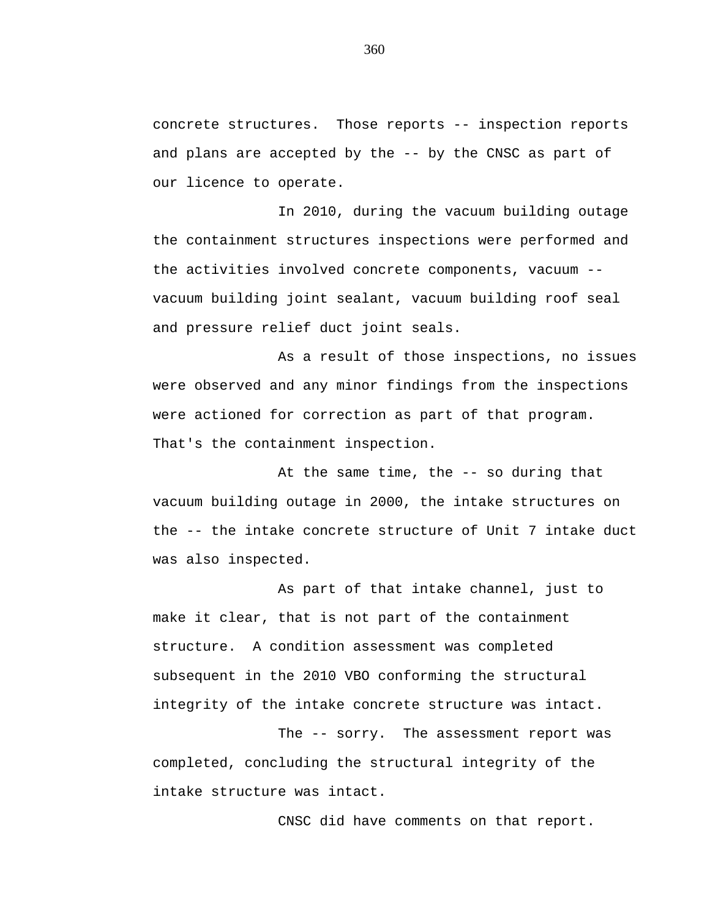concrete structures. Those reports -- inspection reports and plans are accepted by the -- by the CNSC as part of our licence to operate.

In 2010, during the vacuum building outage the containment structures inspections were performed and the activities involved concrete components, vacuum -- vacuum building joint sealant, vacuum building roof seal and pressure relief duct joint seals.

As a result of those inspections, no issues were observed and any minor findings from the inspections were actioned for correction as part of that program. That's the containment inspection.

At the same time, the -- so during that vacuum building outage in 2000, the intake structures on the -- the intake concrete structure of Unit 7 intake duct was also inspected.

As part of that intake channel, just to make it clear, that is not part of the containment structure. A condition assessment was completed subsequent in the 2010 VBO conforming the structural integrity of the intake concrete structure was intact.

The -- sorry. The assessment report was completed, concluding the structural integrity of the intake structure was intact.

CNSC did have comments on that report.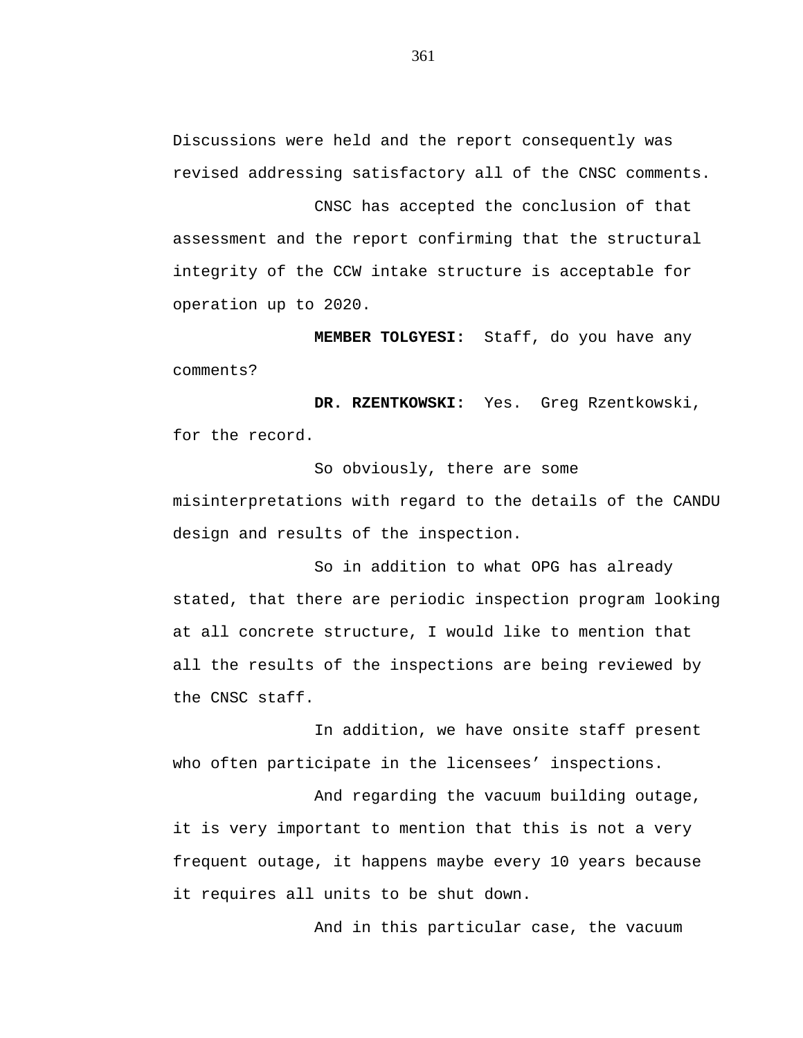Discussions were held and the report consequently was revised addressing satisfactory all of the CNSC comments.

CNSC has accepted the conclusion of that assessment and the report confirming that the structural integrity of the CCW intake structure is acceptable for operation up to 2020.

**MEMBER TOLGYESI:** Staff, do you have any comments?

**DR. RZENTKOWSKI:** Yes. Greg Rzentkowski, for the record.

So obviously, there are some misinterpretations with regard to the details of the CANDU design and results of the inspection.

So in addition to what OPG has already stated, that there are periodic inspection program looking at all concrete structure, I would like to mention that all the results of the inspections are being reviewed by the CNSC staff.

In addition, we have onsite staff present who often participate in the licensees' inspections.

And regarding the vacuum building outage, it is very important to mention that this is not a very frequent outage, it happens maybe every 10 years because it requires all units to be shut down.

And in this particular case, the vacuum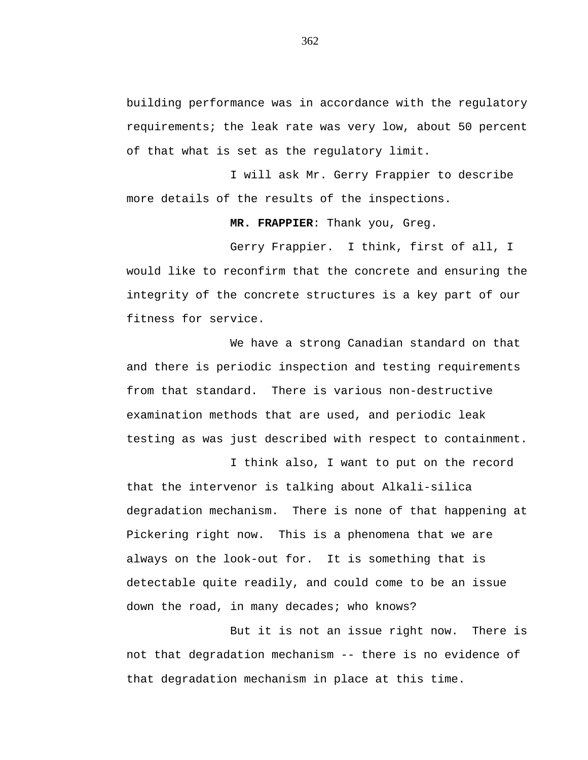building performance was in accordance with the regulatory requirements; the leak rate was very low, about 50 percent of that what is set as the regulatory limit.

I will ask Mr. Gerry Frappier to describe more details of the results of the inspections.

**MR. FRAPPIER**: Thank you, Greg.

Gerry Frappier. I think, first of all, I would like to reconfirm that the concrete and ensuring the integrity of the concrete structures is a key part of our fitness for service.

We have a strong Canadian standard on that and there is periodic inspection and testing requirements from that standard. There is various non-destructive examination methods that are used, and periodic leak testing as was just described with respect to containment.

I think also, I want to put on the record that the intervenor is talking about Alkali-silica degradation mechanism. There is none of that happening at Pickering right now. This is a phenomena that we are always on the look-out for. It is something that is detectable quite readily, and could come to be an issue down the road, in many decades; who knows?

But it is not an issue right now. There is not that degradation mechanism -- there is no evidence of that degradation mechanism in place at this time.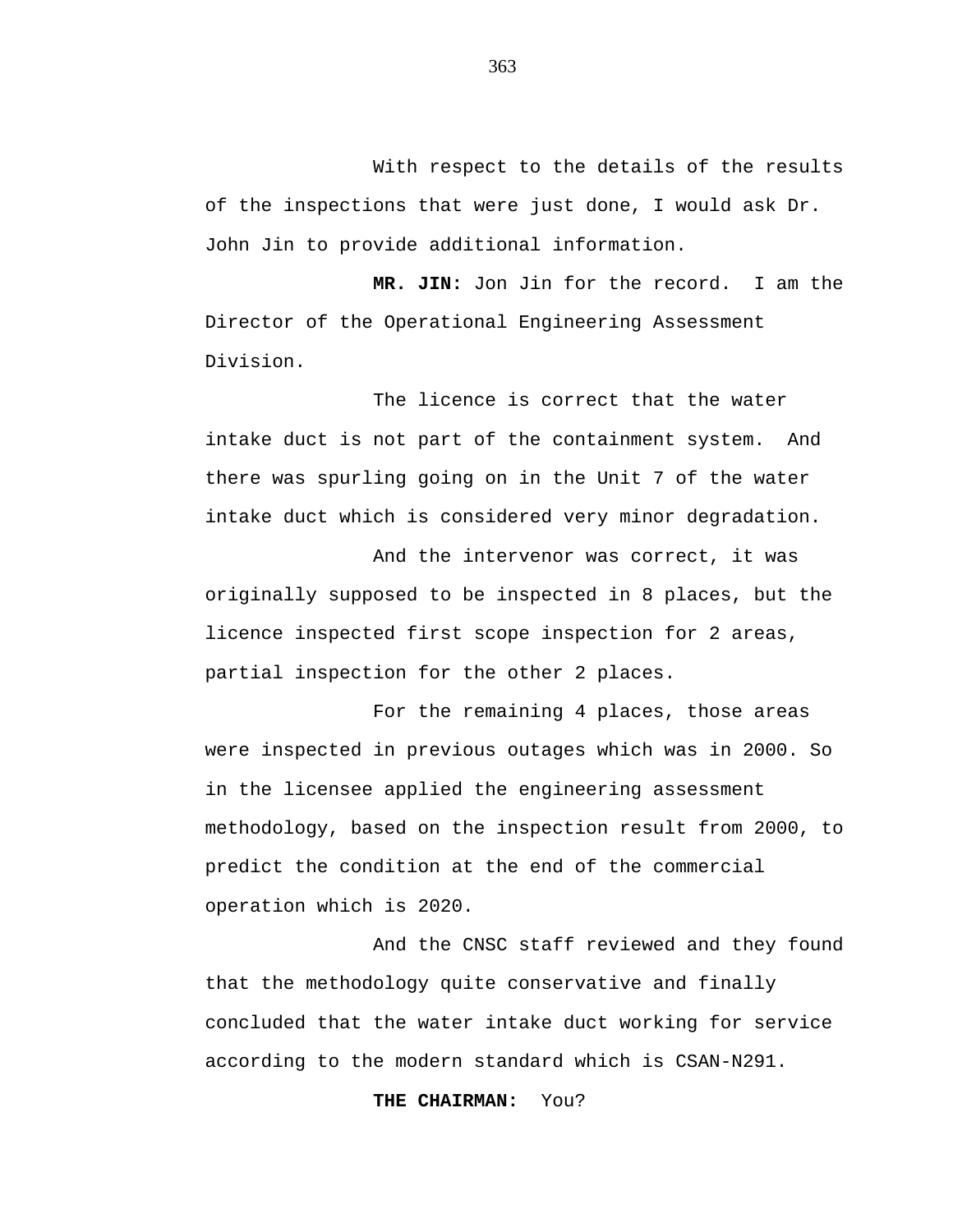With respect to the details of the results of the inspections that were just done, I would ask Dr. John Jin to provide additional information.

**MR. JIN:** Jon Jin for the record. I am the Director of the Operational Engineering Assessment Division.

The licence is correct that the water intake duct is not part of the containment system. And there was spurling going on in the Unit 7 of the water intake duct which is considered very minor degradation.

And the intervenor was correct, it was originally supposed to be inspected in 8 places, but the licence inspected first scope inspection for 2 areas, partial inspection for the other 2 places.

For the remaining 4 places, those areas were inspected in previous outages which was in 2000. So in the licensee applied the engineering assessment methodology, based on the inspection result from 2000, to predict the condition at the end of the commercial operation which is 2020.

And the CNSC staff reviewed and they found that the methodology quite conservative and finally concluded that the water intake duct working for service according to the modern standard which is CSAN-N291.

**THE CHAIRMAN:** You?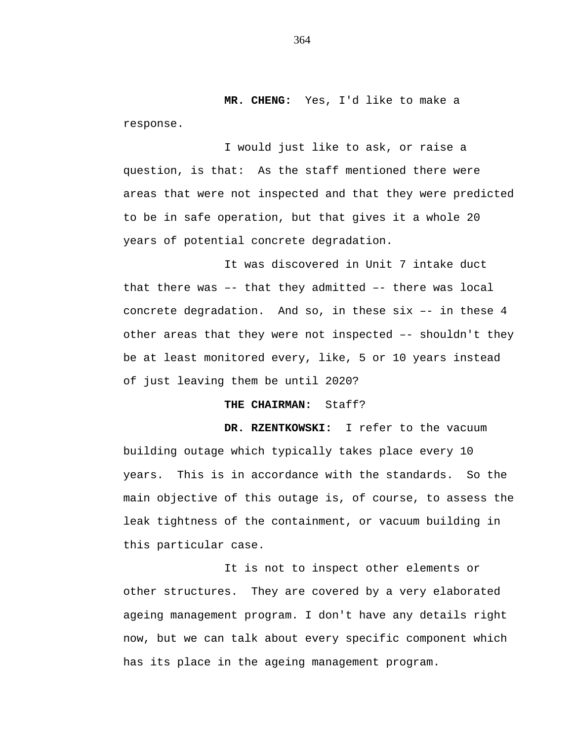**MR. CHENG:** Yes, I'd like to make a response.

I would just like to ask, or raise a question, is that: As the staff mentioned there were areas that were not inspected and that they were predicted to be in safe operation, but that gives it a whole 20 years of potential concrete degradation.

It was discovered in Unit 7 intake duct that there was –- that they admitted –- there was local concrete degradation. And so, in these six –- in these 4 other areas that they were not inspected –- shouldn't they be at least monitored every, like, 5 or 10 years instead of just leaving them be until 2020?

**THE CHAIRMAN:** Staff?

**DR. RZENTKOWSKI:** I refer to the vacuum building outage which typically takes place every 10 years. This is in accordance with the standards. So the main objective of this outage is, of course, to assess the leak tightness of the containment, or vacuum building in this particular case.

It is not to inspect other elements or other structures. They are covered by a very elaborated ageing management program. I don't have any details right now, but we can talk about every specific component which has its place in the ageing management program.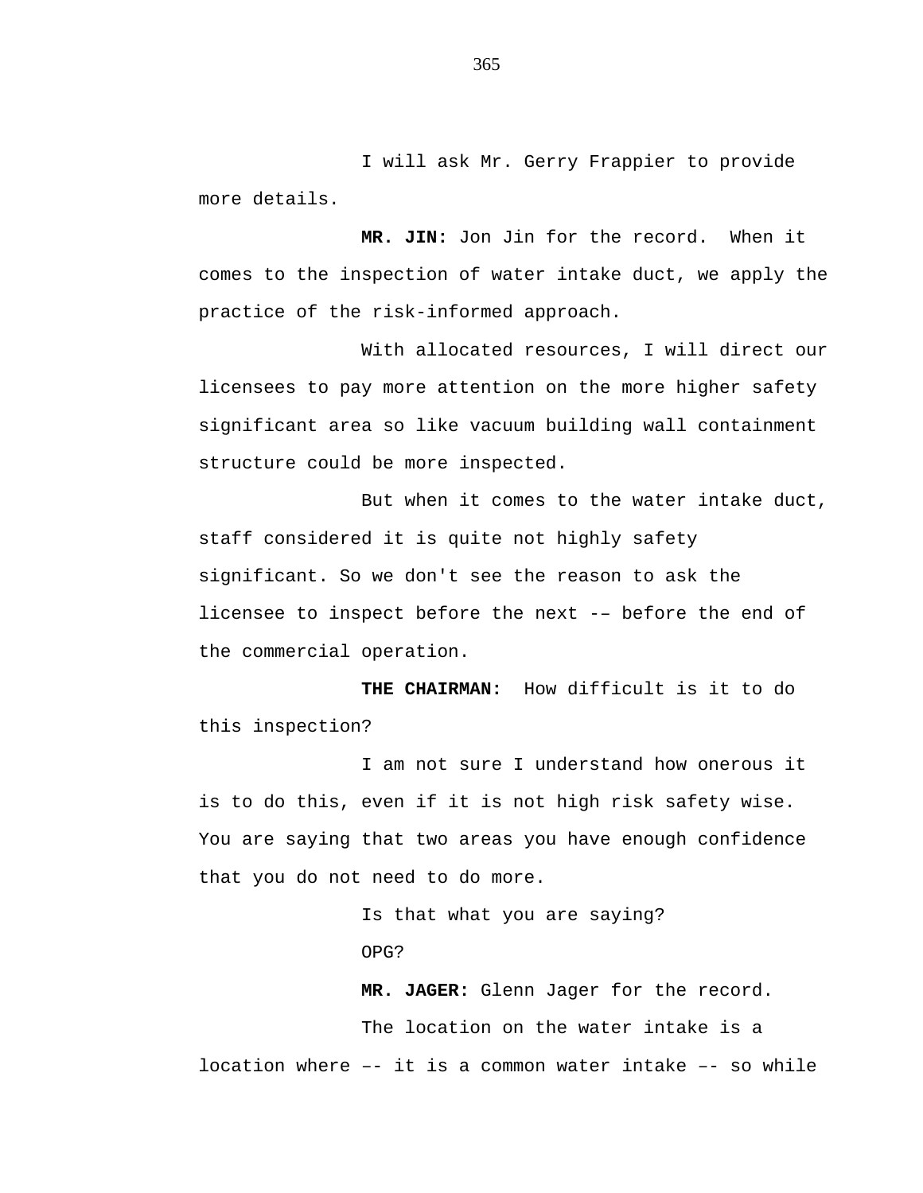I will ask Mr. Gerry Frappier to provide more details.

**MR. JIN:** Jon Jin for the record. When it comes to the inspection of water intake duct, we apply the practice of the risk-informed approach.

With allocated resources, I will direct our licensees to pay more attention on the more higher safety significant area so like vacuum building wall containment structure could be more inspected.

But when it comes to the water intake duct, staff considered it is quite not highly safety significant. So we don't see the reason to ask the licensee to inspect before the next -– before the end of the commercial operation.

**THE CHAIRMAN:** How difficult is it to do this inspection?

I am not sure I understand how onerous it is to do this, even if it is not high risk safety wise. You are saying that two areas you have enough confidence that you do not need to do more.

Is that what you are saying?

OPG?

**MR. JAGER:** Glenn Jager for the record.

The location on the water intake is a location where –- it is a common water intake –- so while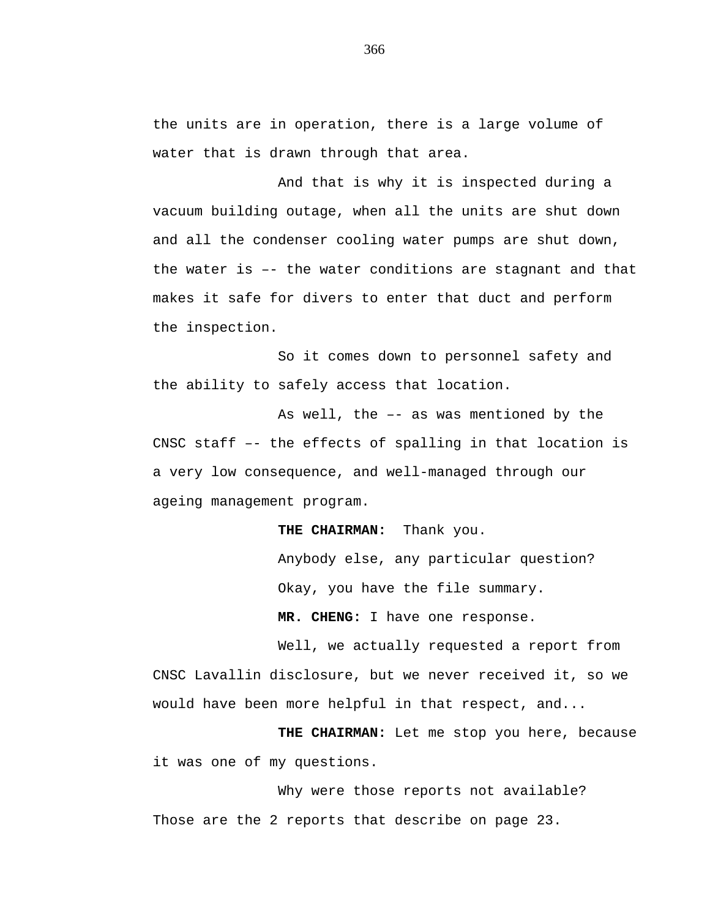the units are in operation, there is a large volume of water that is drawn through that area.

And that is why it is inspected during a vacuum building outage, when all the units are shut down and all the condenser cooling water pumps are shut down, the water is –- the water conditions are stagnant and that makes it safe for divers to enter that duct and perform the inspection.

So it comes down to personnel safety and the ability to safely access that location.

As well, the –- as was mentioned by the CNSC staff –- the effects of spalling in that location is a very low consequence, and well-managed through our ageing management program.

**THE CHAIRMAN:** Thank you.

Anybody else, any particular question?

Okay, you have the file summary.

**MR. CHENG:** I have one response.

Well, we actually requested a report from CNSC Lavallin disclosure, but we never received it, so we would have been more helpful in that respect, and...

**THE CHAIRMAN:** Let me stop you here, because it was one of my questions.

Why were those reports not available? Those are the 2 reports that describe on page 23.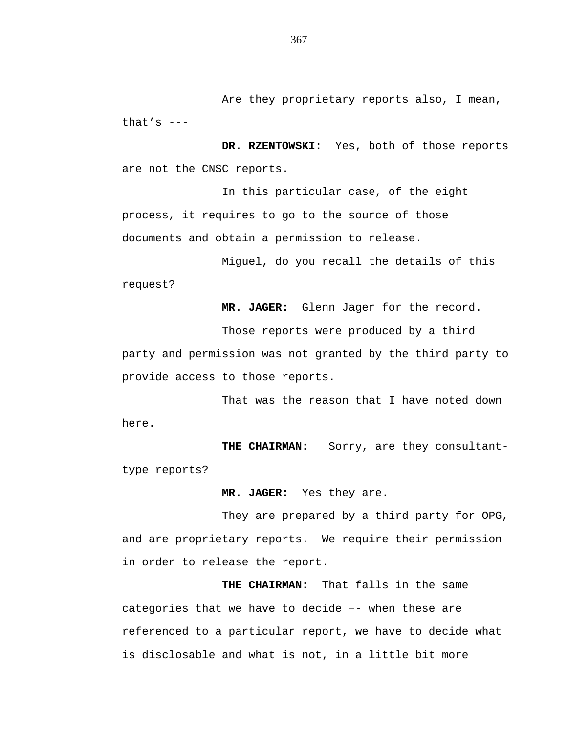Are they proprietary reports also, I mean, that's ---

**DR. RZENTOWSKI:** Yes, both of those reports are not the CNSC reports.

In this particular case, of the eight process, it requires to go to the source of those documents and obtain a permission to release.

Miguel, do you recall the details of this request?

**MR. JAGER:** Glenn Jager for the record.

Those reports were produced by a third party and permission was not granted by the third party to provide access to those reports.

That was the reason that I have noted down here.

**THE CHAIRMAN:** Sorry, are they consultant-type reports?

**MR. JAGER:** Yes they are.

They are prepared by a third party for OPG, and are proprietary reports. We require their permission in order to release the report.

**THE CHAIRMAN:** That falls in the same categories that we have to decide –- when these are referenced to a particular report, we have to decide what is disclosable and what is not, in a little bit more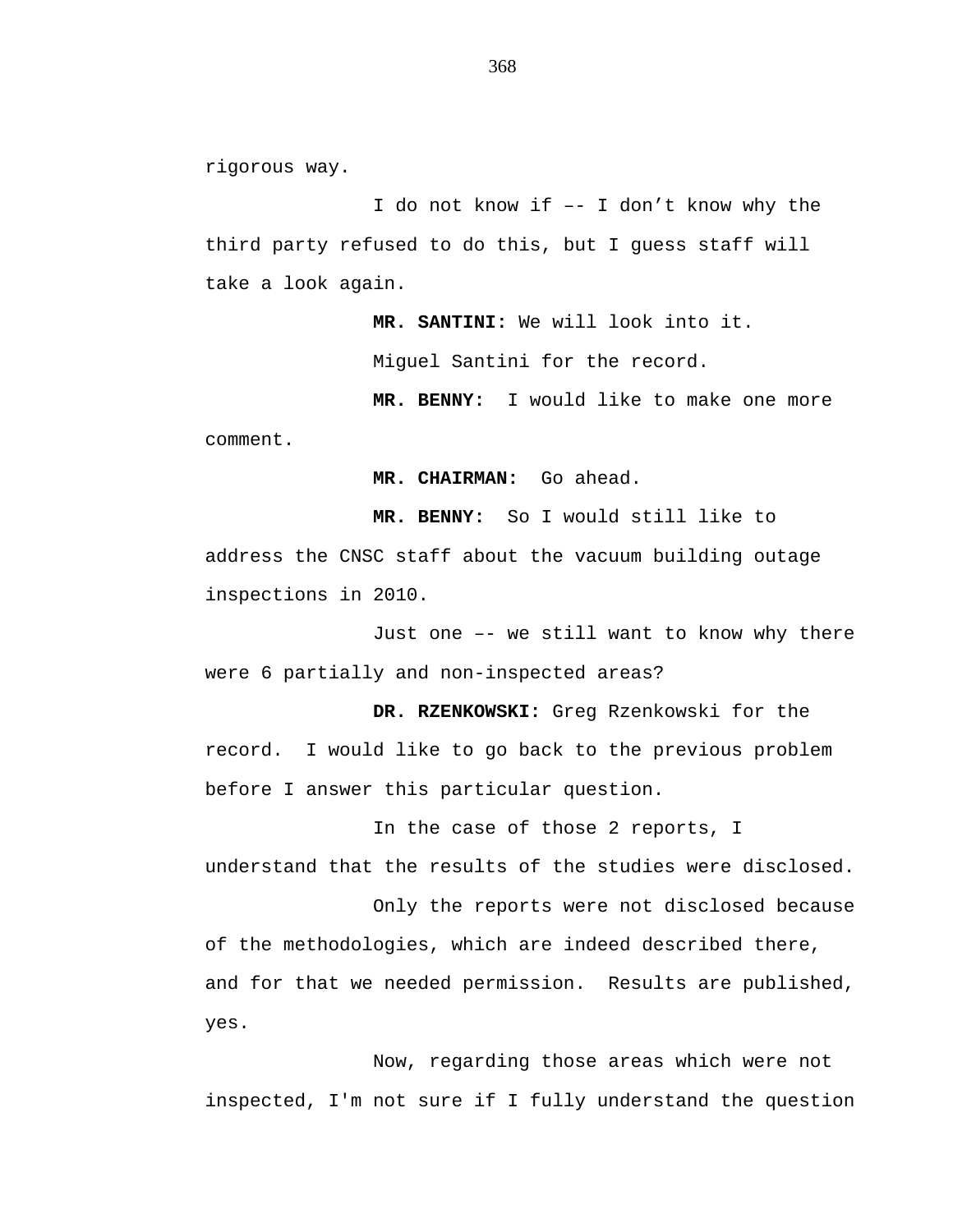rigorous way.

I do not know if –- I don't know why the third party refused to do this, but I guess staff will take a look again.

**MR. SANTINI:** We will look into it.

Miguel Santini for the record.

**MR. BENNY:** I would like to make one more comment.

**MR. CHAIRMAN:** Go ahead.

**MR. BENNY:** So I would still like to address the CNSC staff about the vacuum building outage inspections in 2010.

Just one –- we still want to know why there were 6 partially and non-inspected areas?

**DR. RZENKOWSKI:** Greg Rzenkowski for the record. I would like to go back to the previous problem before I answer this particular question.

In the case of those 2 reports, I understand that the results of the studies were disclosed.

Only the reports were not disclosed because of the methodologies, which are indeed described there, and for that we needed permission. Results are published, yes.

Now, regarding those areas which were not inspected, I'm not sure if I fully understand the question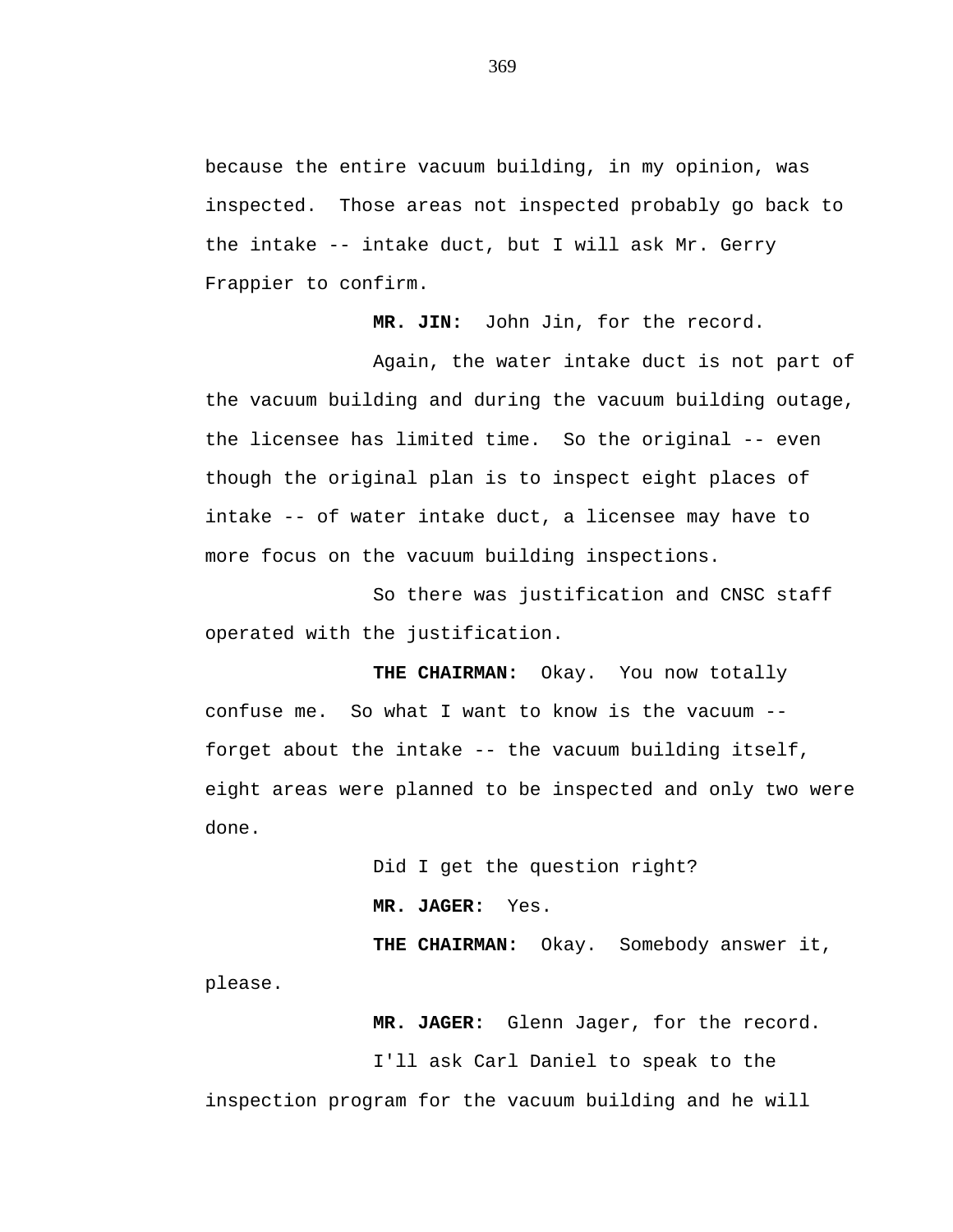because the entire vacuum building, in my opinion, was inspected. Those areas not inspected probably go back to the intake -- intake duct, but I will ask Mr. Gerry Frappier to confirm.

**MR. JIN:** John Jin, for the record.

Again, the water intake duct is not part of the vacuum building and during the vacuum building outage, the licensee has limited time. So the original -- even though the original plan is to inspect eight places of intake -- of water intake duct, a licensee may have to more focus on the vacuum building inspections.

So there was justification and CNSC staff operated with the justification.

**THE CHAIRMAN:** Okay. You now totally confuse me. So what I want to know is the vacuum -- forget about the intake -- the vacuum building itself, eight areas were planned to be inspected and only two were done.

Did I get the question right?

**MR. JAGER:** Yes.

**THE CHAIRMAN:** Okay. Somebody answer it, please.

**MR. JAGER:** Glenn Jager, for the record.

I'll ask Carl Daniel to speak to the inspection program for the vacuum building and he will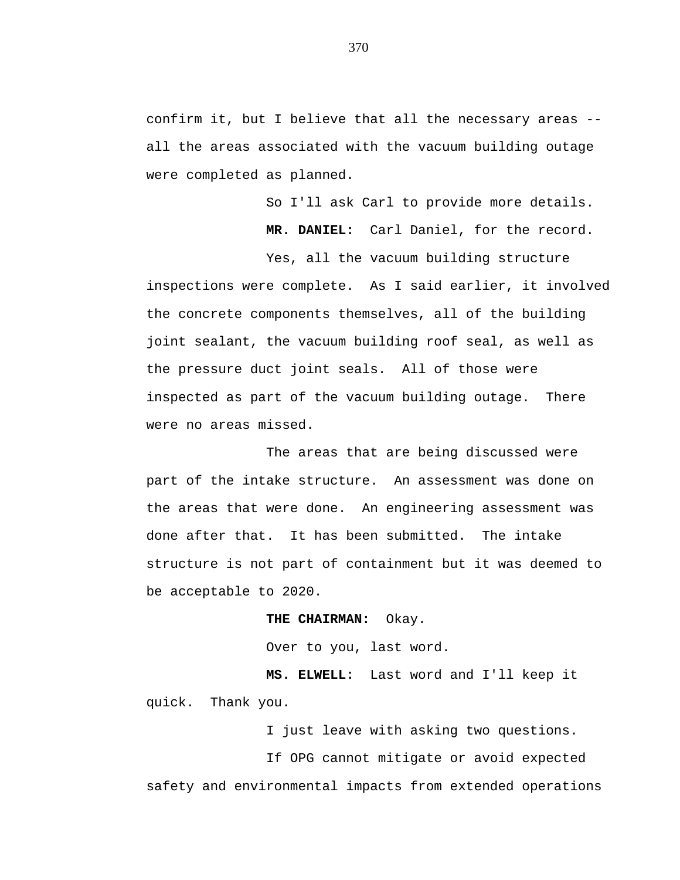confirm it, but I believe that all the necessary areas -- all the areas associated with the vacuum building outage were completed as planned.

So I'll ask Carl to provide more details.

**MR. DANIEL:** Carl Daniel, for the record.

Yes, all the vacuum building structure inspections were complete. As I said earlier, it involved the concrete components themselves, all of the building joint sealant, the vacuum building roof seal, as well as the pressure duct joint seals. All of those were inspected as part of the vacuum building outage. There were no areas missed.

The areas that are being discussed were part of the intake structure. An assessment was done on the areas that were done. An engineering assessment was done after that. It has been submitted. The intake structure is not part of containment but it was deemed to be acceptable to 2020.

**THE CHAIRMAN:** Okay.

Over to you, last word.

**MS. ELWELL:** Last word and I'll keep it quick. Thank you.

I just leave with asking two questions.

If OPG cannot mitigate or avoid expected safety and environmental impacts from extended operations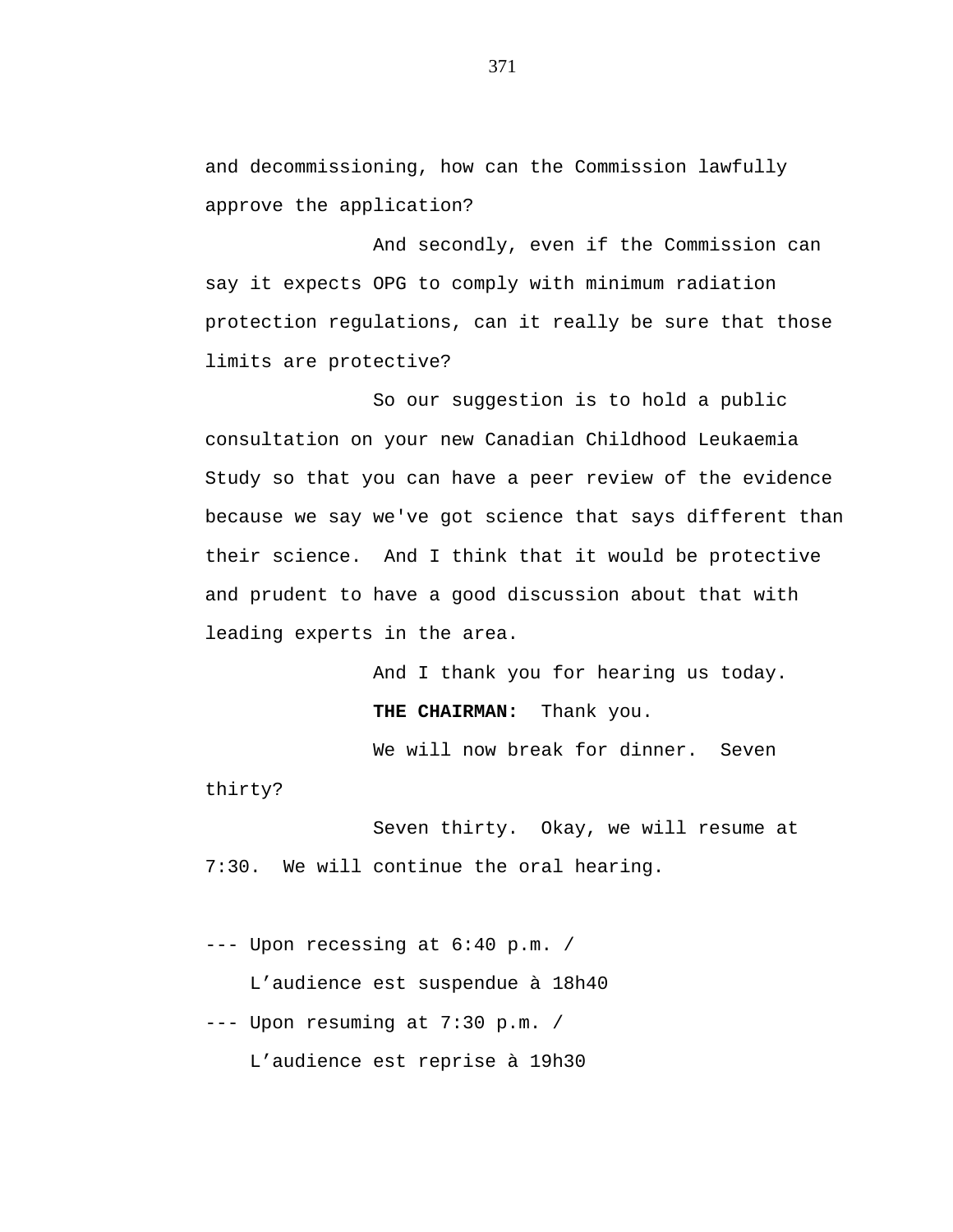and decommissioning, how can the Commission lawfully approve the application?

And secondly, even if the Commission can say it expects OPG to comply with minimum radiation protection regulations, can it really be sure that those limits are protective?

So our suggestion is to hold a public consultation on your new Canadian Childhood Leukaemia Study so that you can have a peer review of the evidence because we say we've got science that says different than their science. And I think that it would be protective and prudent to have a good discussion about that with leading experts in the area.

And I thank you for hearing us today.

**THE CHAIRMAN:** Thank you.

We will now break for dinner. Seven thirty?

Seven thirty. Okay, we will resume at 7:30. We will continue the oral hearing.

--- Upon recessing at 6:40 p.m. /
L'audience est suspendue à 18h40

--- Upon resuming at 7:30 p.m. /
L'audience est reprise à 19h30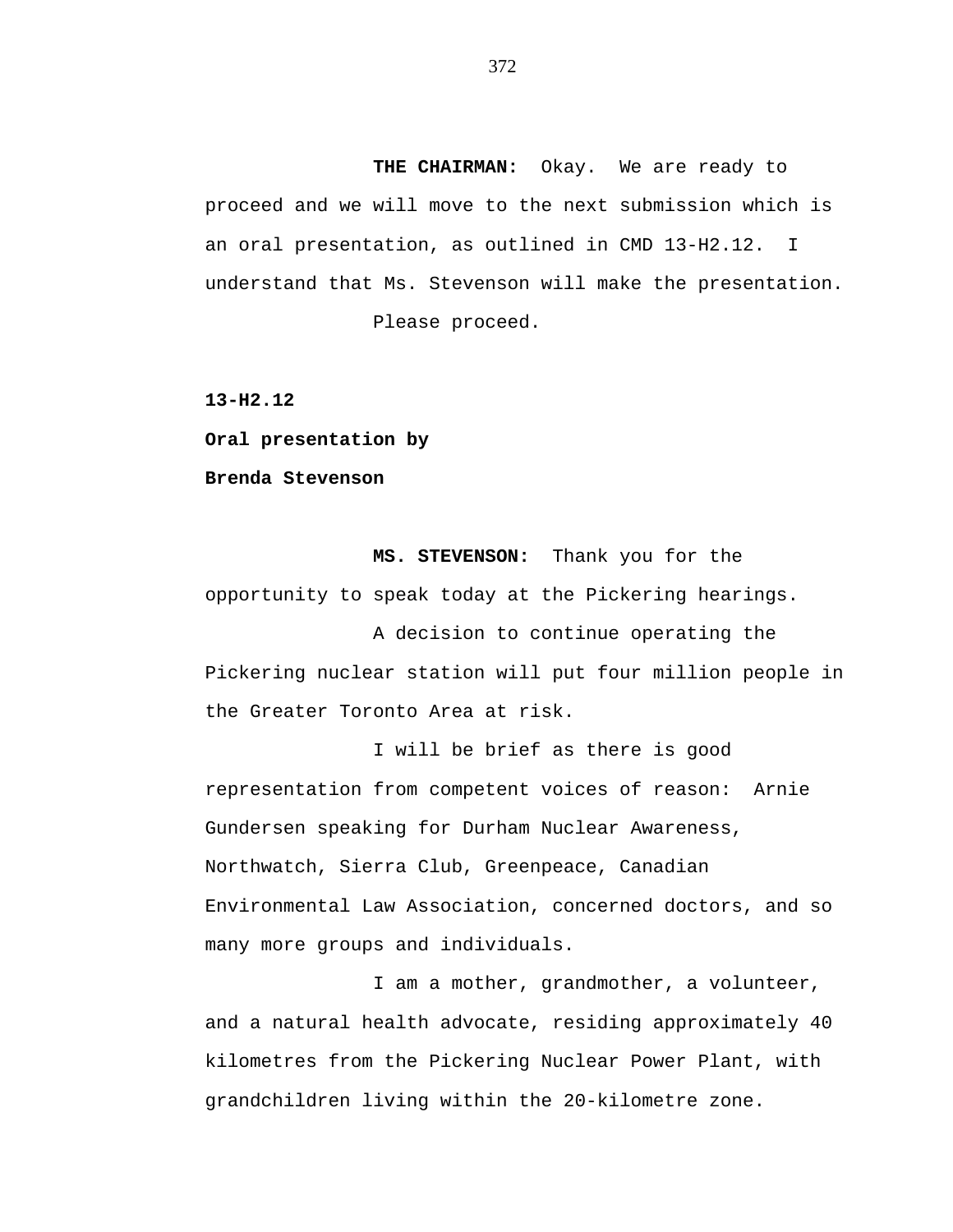**THE CHAIRMAN:** Okay. We are ready to proceed and we will move to the next submission which is an oral presentation, as outlined in CMD 13-H2.12. I understand that Ms. Stevenson will make the presentation.

Please proceed.

**13-H2.12**

**Oral presentation by**

**Brenda Stevenson**

**MS. STEVENSON:** Thank you for the opportunity to speak today at the Pickering hearings.

A decision to continue operating the Pickering nuclear station will put four million people in the Greater Toronto Area at risk.

I will be brief as there is good representation from competent voices of reason: Arnie Gundersen speaking for Durham Nuclear Awareness, Northwatch, Sierra Club, Greenpeace, Canadian Environmental Law Association, concerned doctors, and so many more groups and individuals.

I am a mother, grandmother, a volunteer, and a natural health advocate, residing approximately 40 kilometres from the Pickering Nuclear Power Plant, with grandchildren living within the 20-kilometre zone.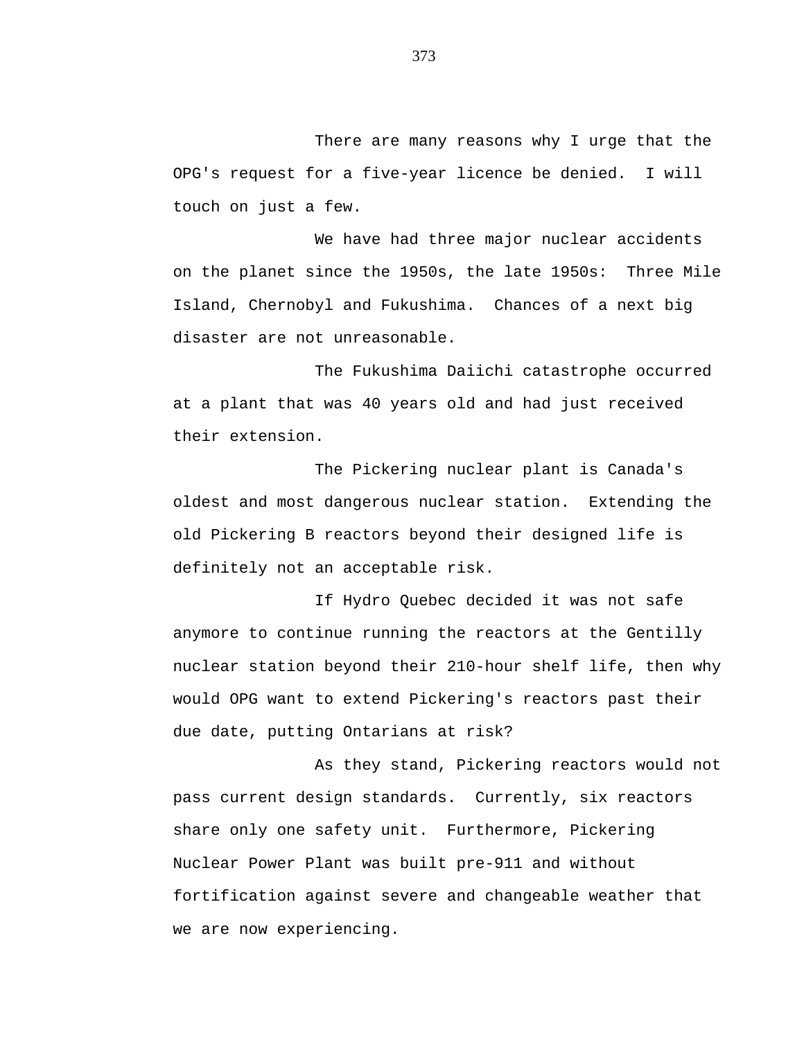There are many reasons why I urge that the OPG's request for a five-year licence be denied. I will touch on just a few.

We have had three major nuclear accidents on the planet since the 1950s, the late 1950s: Three Mile Island, Chernobyl and Fukushima. Chances of a next big disaster are not unreasonable.

The Fukushima Daiichi catastrophe occurred at a plant that was 40 years old and had just received their extension.

The Pickering nuclear plant is Canada's oldest and most dangerous nuclear station. Extending the old Pickering B reactors beyond their designed life is definitely not an acceptable risk.

If Hydro Quebec decided it was not safe anymore to continue running the reactors at the Gentilly nuclear station beyond their 210-hour shelf life, then why would OPG want to extend Pickering's reactors past their due date, putting Ontarians at risk?

As they stand, Pickering reactors would not pass current design standards. Currently, six reactors share only one safety unit. Furthermore, Pickering Nuclear Power Plant was built pre-911 and without fortification against severe and changeable weather that we are now experiencing.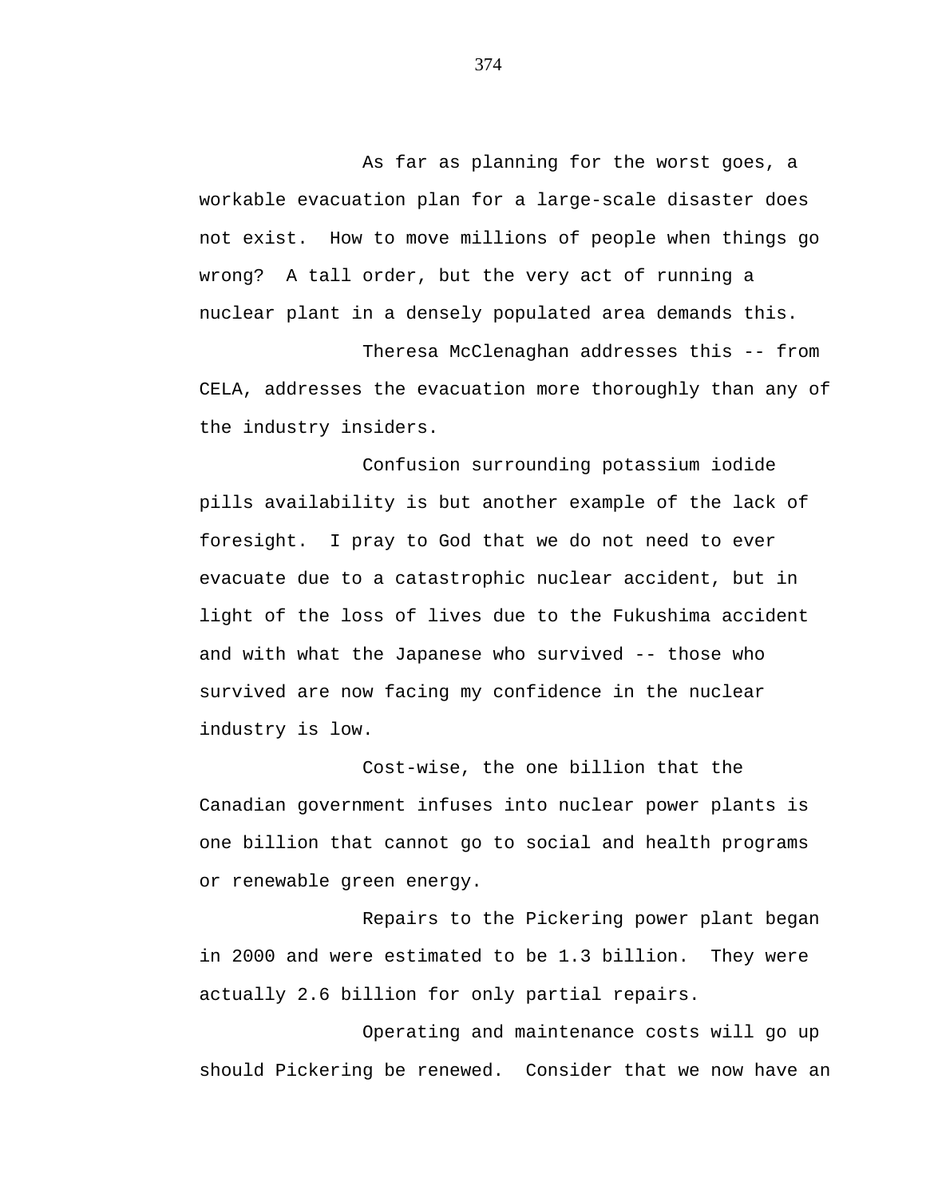As far as planning for the worst goes, a workable evacuation plan for a large-scale disaster does not exist.  How to move millions of people when things go wrong?  A tall order, but the very act of running a nuclear plant in a densely populated area demands this.

Theresa McClenaghan addresses this -- from CELA, addresses the evacuation more thoroughly than any of the industry insiders.

Confusion surrounding potassium iodide pills availability is but another example of the lack of foresight.  I pray to God that we do not need to ever evacuate due to a catastrophic nuclear accident, but in light of the loss of lives due to the Fukushima accident and with what the Japanese who survived -- those who survived are now facing my confidence in the nuclear industry is low.

Cost-wise, the one billion that the Canadian government infuses into nuclear power plants is one billion that cannot go to social and health programs or renewable green energy.

Repairs to the Pickering power plant began in 2000 and were estimated to be 1.3 billion.  They were actually 2.6 billion for only partial repairs.

Operating and maintenance costs will go up should Pickering be renewed.  Consider that we now have an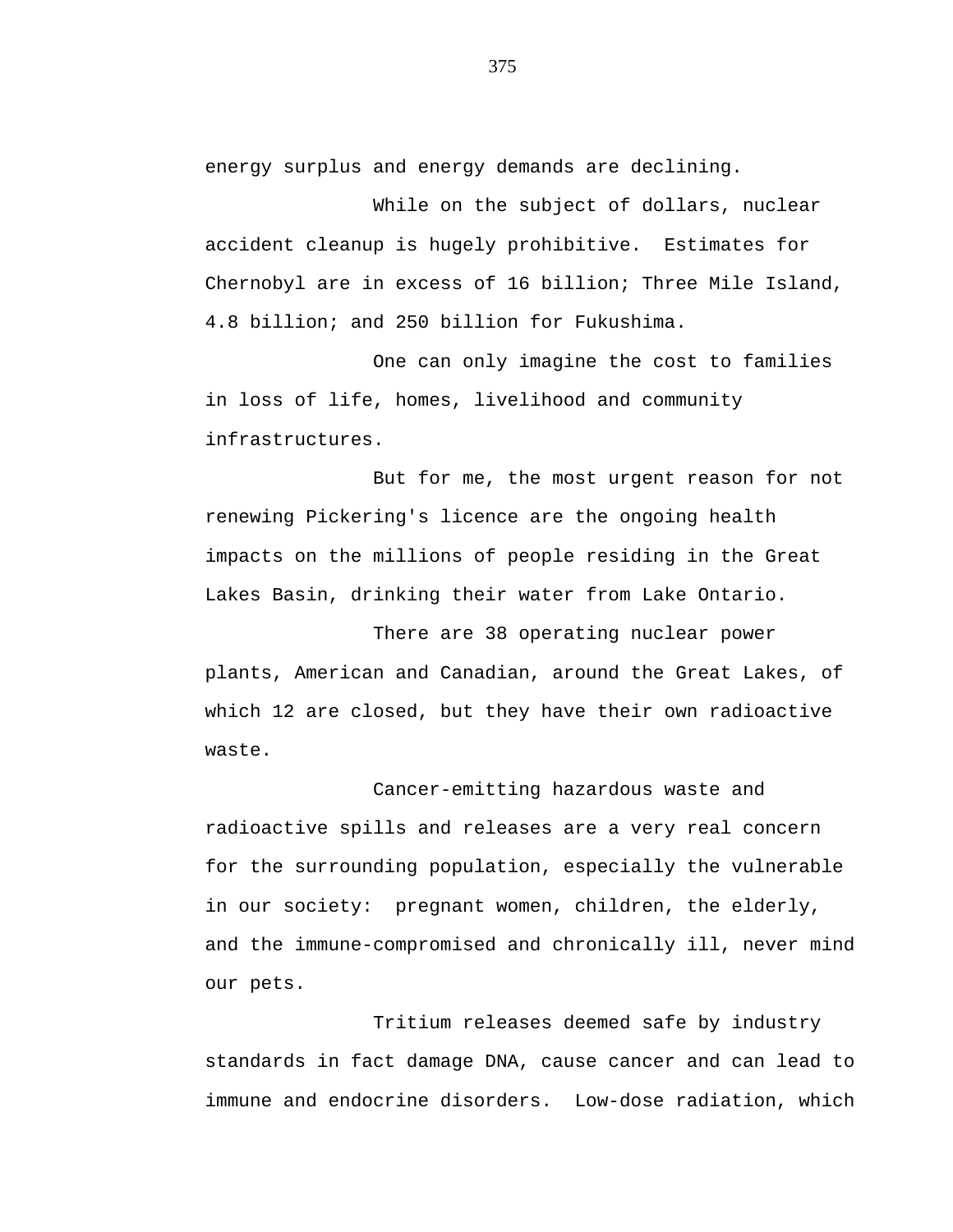energy surplus and energy demands are declining.

While on the subject of dollars, nuclear accident cleanup is hugely prohibitive. Estimates for Chernobyl are in excess of 16 billion; Three Mile Island, 4.8 billion; and 250 billion for Fukushima.

One can only imagine the cost to families in loss of life, homes, livelihood and community infrastructures.

But for me, the most urgent reason for not renewing Pickering's licence are the ongoing health impacts on the millions of people residing in the Great Lakes Basin, drinking their water from Lake Ontario.

There are 38 operating nuclear power plants, American and Canadian, around the Great Lakes, of which 12 are closed, but they have their own radioactive waste.

Cancer-emitting hazardous waste and radioactive spills and releases are a very real concern for the surrounding population, especially the vulnerable in our society: pregnant women, children, the elderly, and the immune-compromised and chronically ill, never mind our pets.

Tritium releases deemed safe by industry standards in fact damage DNA, cause cancer and can lead to immune and endocrine disorders. Low-dose radiation, which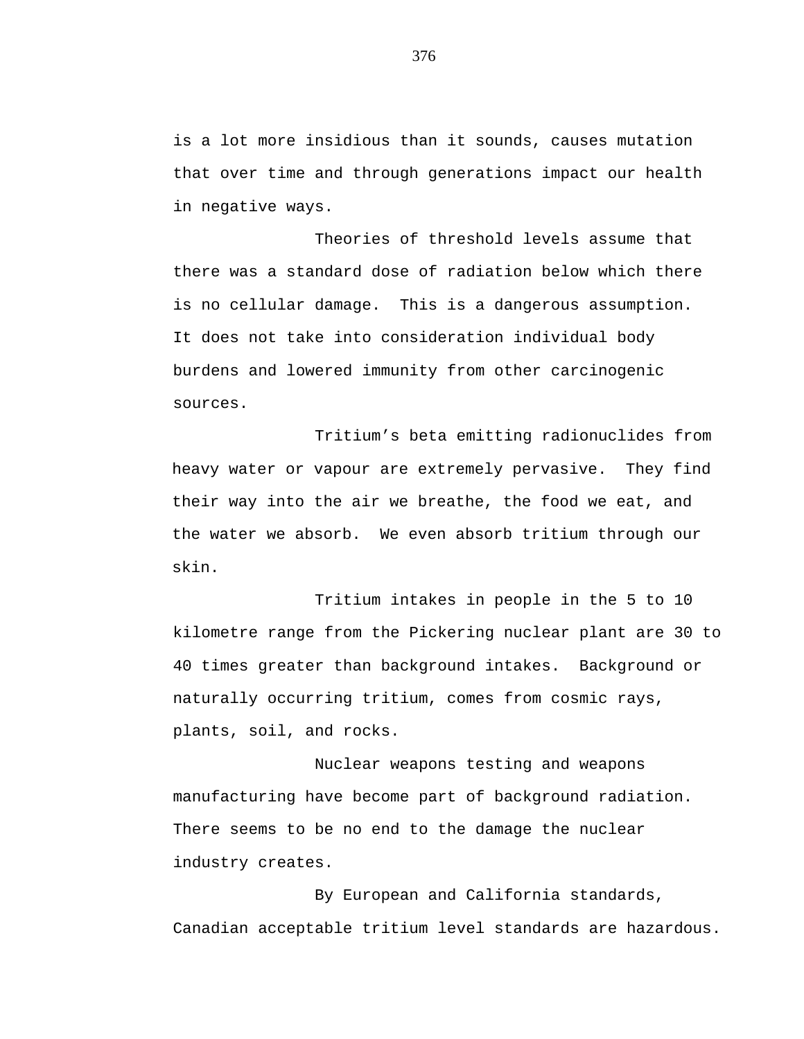is a lot more insidious than it sounds, causes mutation that over time and through generations impact our health in negative ways.

Theories of threshold levels assume that there was a standard dose of radiation below which there is no cellular damage. This is a dangerous assumption. It does not take into consideration individual body burdens and lowered immunity from other carcinogenic sources.

Tritium's beta emitting radionuclides from heavy water or vapour are extremely pervasive. They find their way into the air we breathe, the food we eat, and the water we absorb. We even absorb tritium through our skin.

Tritium intakes in people in the 5 to 10 kilometre range from the Pickering nuclear plant are 30 to 40 times greater than background intakes. Background or naturally occurring tritium, comes from cosmic rays, plants, soil, and rocks.

Nuclear weapons testing and weapons manufacturing have become part of background radiation. There seems to be no end to the damage the nuclear industry creates.

By European and California standards, Canadian acceptable tritium level standards are hazardous.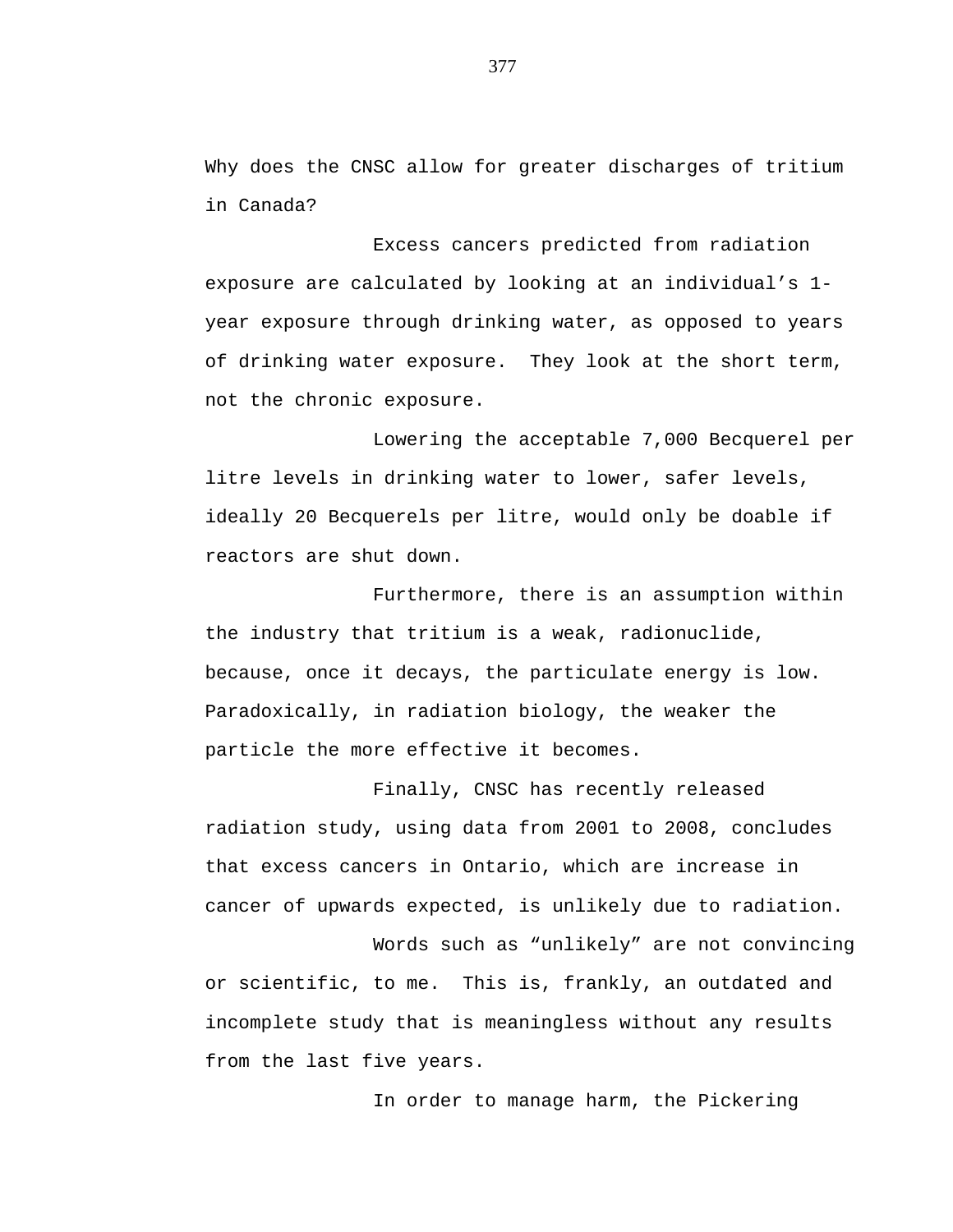Why does the CNSC allow for greater discharges of tritium in Canada?

Excess cancers predicted from radiation exposure are calculated by looking at an individual's 1-year exposure through drinking water, as opposed to years of drinking water exposure. They look at the short term, not the chronic exposure.

Lowering the acceptable 7,000 Becquerel per litre levels in drinking water to lower, safer levels, ideally 20 Becquerels per litre, would only be doable if reactors are shut down.

Furthermore, there is an assumption within the industry that tritium is a weak, radionuclide, because, once it decays, the particulate energy is low. Paradoxically, in radiation biology, the weaker the particle the more effective it becomes.

Finally, CNSC has recently released radiation study, using data from 2001 to 2008, concludes that excess cancers in Ontario, which are increase in cancer of upwards expected, is unlikely due to radiation.

Words such as "unlikely" are not convincing or scientific, to me. This is, frankly, an outdated and incomplete study that is meaningless without any results from the last five years.

In order to manage harm, the Pickering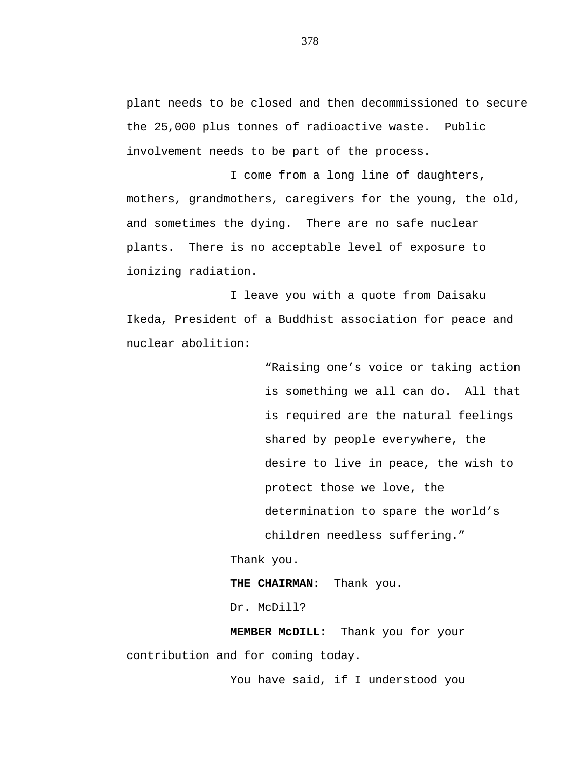plant needs to be closed and then decommissioned to secure the 25,000 plus tonnes of radioactive waste. Public involvement needs to be part of the process.

I come from a long line of daughters, mothers, grandmothers, caregivers for the young, the old, and sometimes the dying. There are no safe nuclear plants. There is no acceptable level of exposure to ionizing radiation.

I leave you with a quote from Daisaku Ikeda, President of a Buddhist association for peace and nuclear abolition:

> “Raising one’s voice or taking action is something we all can do. All that is required are the natural feelings shared by people everywhere, the desire to live in peace, the wish to protect those we love, the determination to spare the world’s children needless suffering.”

Thank you.

**THE CHAIRMAN:** Thank you.

Dr. McDill?

**MEMBER McDILL:** Thank you for your contribution and for coming today.

You have said, if I understood you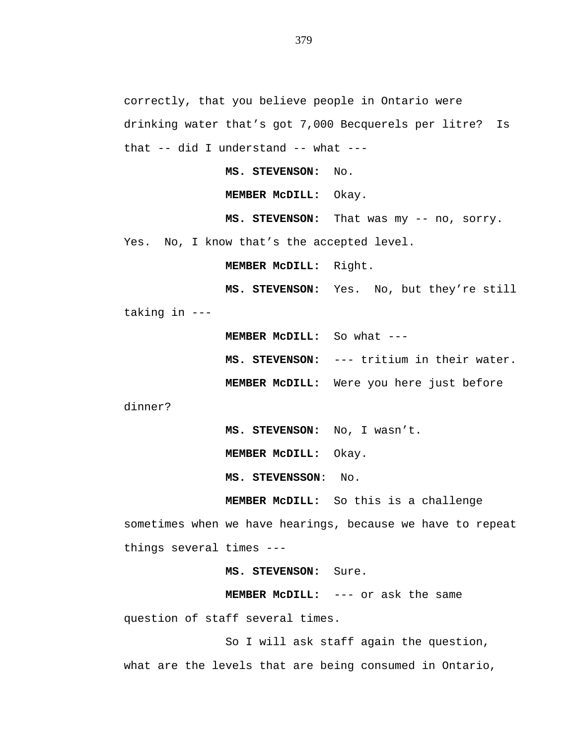correctly, that you believe people in Ontario were drinking water that's got 7,000 Becquerels per litre? Is that -- did I understand -- what ---

**MS. STEVENSON:** No.

**MEMBER McDILL:** Okay.

**MS. STEVENSON:** That was my -- no, sorry. Yes. No, I know that's the accepted level.

**MEMBER McDILL:** Right.

**MS. STEVENSON:** Yes. No, but they're still taking in ---

**MEMBER McDILL:** So what ---

**MS. STEVENSON:** --- tritium in their water.

**MEMBER McDILL:** Were you here just before dinner?

**MS. STEVENSON:** No, I wasn't.

**MEMBER McDILL:** Okay.

**MS. STEVENSSON**: No.

**MEMBER McDILL:** So this is a challenge sometimes when we have hearings, because we have to repeat things several times ---

**MS. STEVENSON:** Sure.

**MEMBER McDILL:** --- or ask the same question of staff several times.

So I will ask staff again the question, what are the levels that are being consumed in Ontario,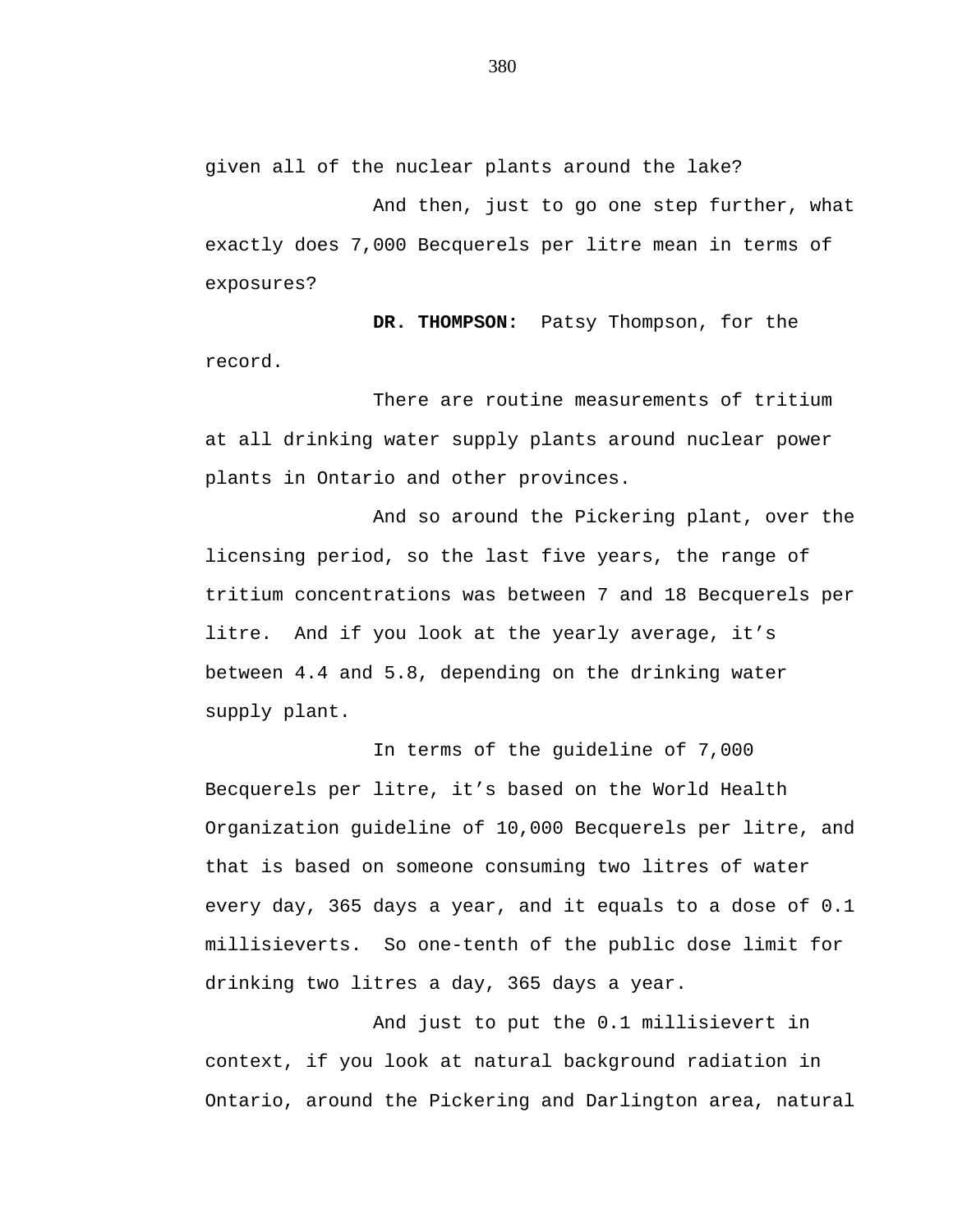given all of the nuclear plants around the lake?

And then, just to go one step further, what exactly does 7,000 Becquerels per litre mean in terms of exposures?

**DR. THOMPSON:** Patsy Thompson, for the record.

There are routine measurements of tritium at all drinking water supply plants around nuclear power plants in Ontario and other provinces.

And so around the Pickering plant, over the licensing period, so the last five years, the range of tritium concentrations was between 7 and 18 Becquerels per litre. And if you look at the yearly average, it's between 4.4 and 5.8, depending on the drinking water supply plant.

In terms of the guideline of 7,000 Becquerels per litre, it's based on the World Health Organization guideline of 10,000 Becquerels per litre, and that is based on someone consuming two litres of water every day, 365 days a year, and it equals to a dose of 0.1 millisieverts. So one-tenth of the public dose limit for drinking two litres a day, 365 days a year.

And just to put the 0.1 millisievert in context, if you look at natural background radiation in Ontario, around the Pickering and Darlington area, natural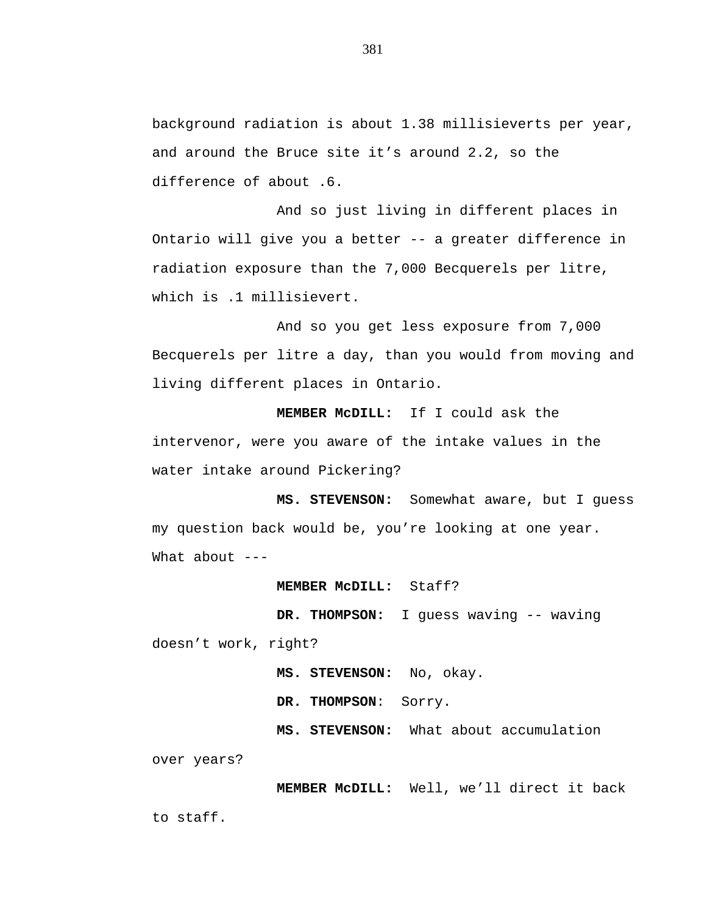background radiation is about 1.38 millisieverts per year, and around the Bruce site it's around 2.2, so the difference of about .6.

And so just living in different places in Ontario will give you a better -- a greater difference in radiation exposure than the 7,000 Becquerels per litre, which is .1 millisievert.

And so you get less exposure from 7,000 Becquerels per litre a day, than you would from moving and living different places in Ontario.

**MEMBER McDILL:** If I could ask the intervenor, were you aware of the intake values in the water intake around Pickering?

**MS. STEVENSON:** Somewhat aware, but I guess my question back would be, you're looking at one year. What about ---

**MEMBER McDILL:** Staff?

**DR. THOMPSON:** I guess waving -- waving doesn't work, right?

**MS. STEVENSON:** No, okay.

**DR. THOMPSON**: Sorry.

**MS. STEVENSON:** What about accumulation over years?

**MEMBER McDILL:** Well, we'll direct it back to staff.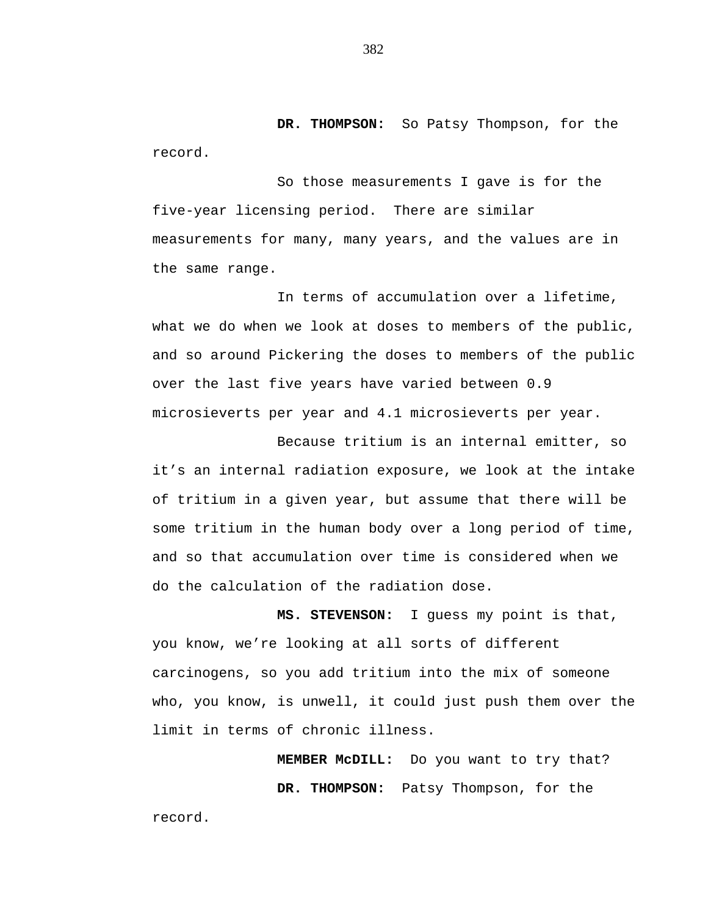**DR. THOMPSON:** So Patsy Thompson, for the record.

So those measurements I gave is for the five-year licensing period. There are similar measurements for many, many years, and the values are in the same range.

In terms of accumulation over a lifetime, what we do when we look at doses to members of the public, and so around Pickering the doses to members of the public over the last five years have varied between 0.9 microsieverts per year and 4.1 microsieverts per year.

Because tritium is an internal emitter, so it's an internal radiation exposure, we look at the intake of tritium in a given year, but assume that there will be some tritium in the human body over a long period of time, and so that accumulation over time is considered when we do the calculation of the radiation dose.

**MS. STEVENSON:** I guess my point is that, you know, we're looking at all sorts of different carcinogens, so you add tritium into the mix of someone who, you know, is unwell, it could just push them over the limit in terms of chronic illness.

**MEMBER McDILL:** Do you want to try that?

**DR. THOMPSON:** Patsy Thompson, for the record.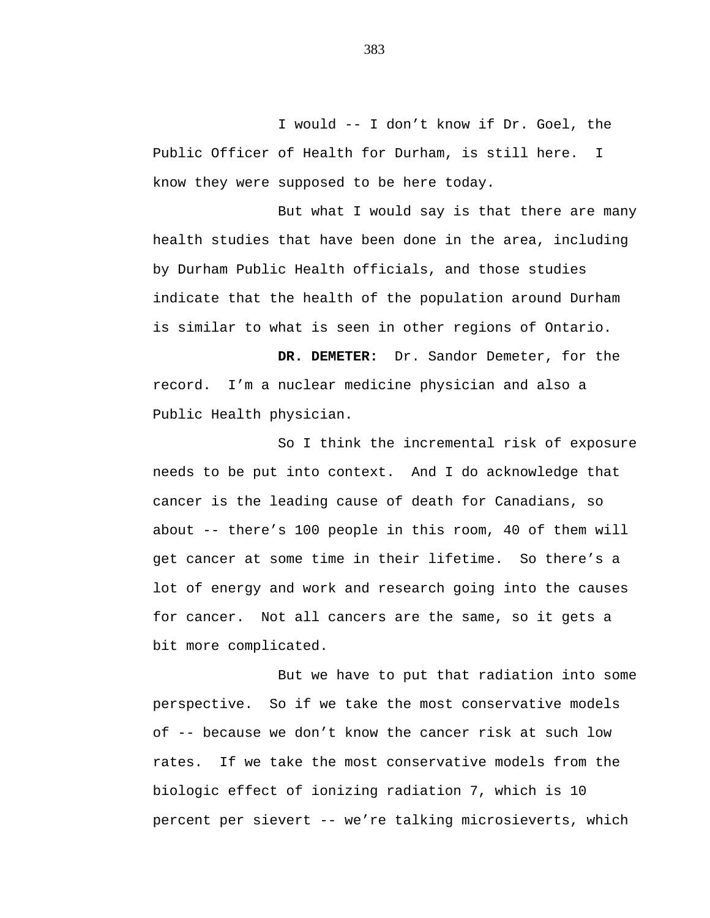I would -- I don't know if Dr. Goel, the Public Officer of Health for Durham, is still here. I know they were supposed to be here today.

But what I would say is that there are many health studies that have been done in the area, including by Durham Public Health officials, and those studies indicate that the health of the population around Durham is similar to what is seen in other regions of Ontario.

**DR. DEMETER:** Dr. Sandor Demeter, for the record. I'm a nuclear medicine physician and also a Public Health physician.

So I think the incremental risk of exposure needs to be put into context. And I do acknowledge that cancer is the leading cause of death for Canadians, so about -- there's 100 people in this room, 40 of them will get cancer at some time in their lifetime. So there's a lot of energy and work and research going into the causes for cancer. Not all cancers are the same, so it gets a bit more complicated.

But we have to put that radiation into some perspective. So if we take the most conservative models of -- because we don't know the cancer risk at such low rates. If we take the most conservative models from the biologic effect of ionizing radiation 7, which is 10 percent per sievert -- we're talking microsieverts, which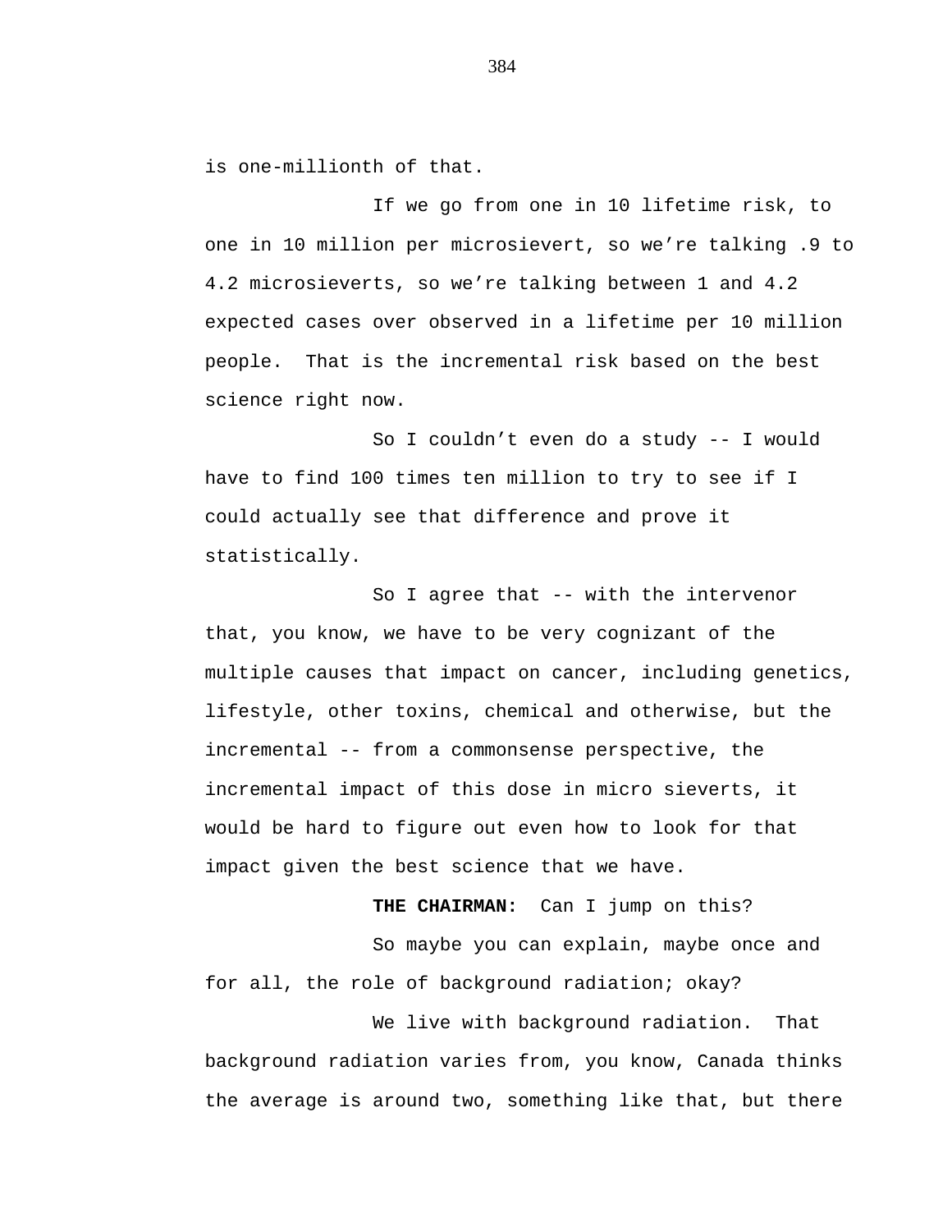is one-millionth of that.

If we go from one in 10 lifetime risk, to one in 10 million per microsievert, so we’re talking .9 to 4.2 microsieverts, so we’re talking between 1 and 4.2 expected cases over observed in a lifetime per 10 million people. That is the incremental risk based on the best science right now.

So I couldn’t even do a study -- I would have to find 100 times ten million to try to see if I could actually see that difference and prove it statistically.

So I agree that -- with the intervenor that, you know, we have to be very cognizant of the multiple causes that impact on cancer, including genetics, lifestyle, other toxins, chemical and otherwise, but the incremental -- from a commonsense perspective, the incremental impact of this dose in micro sieverts, it would be hard to figure out even how to look for that impact given the best science that we have.

**THE CHAIRMAN:** Can I jump on this?

So maybe you can explain, maybe once and for all, the role of background radiation; okay?

We live with background radiation. That background radiation varies from, you know, Canada thinks the average is around two, something like that, but there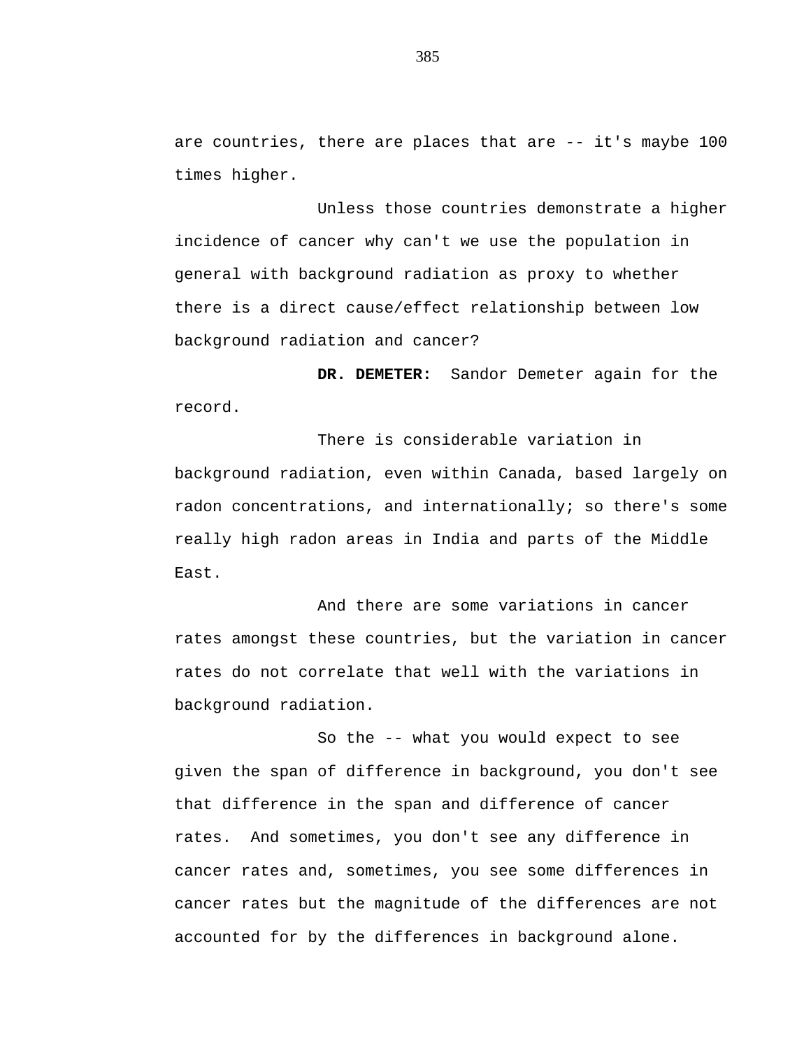are countries, there are places that are -- it's maybe 100 times higher.

Unless those countries demonstrate a higher incidence of cancer why can't we use the population in general with background radiation as proxy to whether there is a direct cause/effect relationship between low background radiation and cancer?

**DR. DEMETER:** Sandor Demeter again for the record.

There is considerable variation in background radiation, even within Canada, based largely on radon concentrations, and internationally; so there's some really high radon areas in India and parts of the Middle East.

And there are some variations in cancer rates amongst these countries, but the variation in cancer rates do not correlate that well with the variations in background radiation.

So the -- what you would expect to see given the span of difference in background, you don't see that difference in the span and difference of cancer rates. And sometimes, you don't see any difference in cancer rates and, sometimes, you see some differences in cancer rates but the magnitude of the differences are not accounted for by the differences in background alone.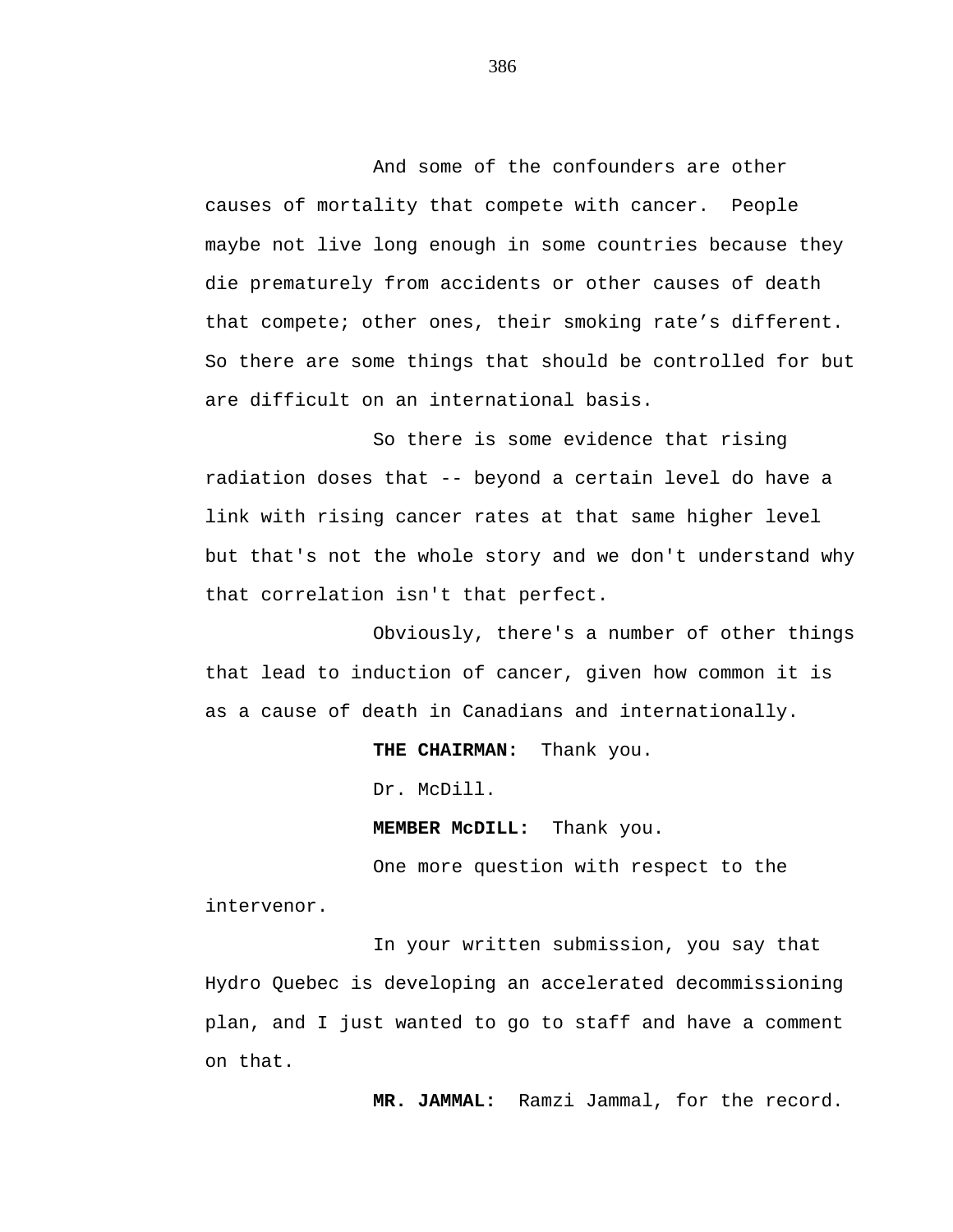And some of the confounders are other causes of mortality that compete with cancer.  People maybe not live long enough in some countries because they die prematurely from accidents or other causes of death that compete; other ones, their smoking rate's different. So there are some things that should be controlled for but are difficult on an international basis.

So there is some evidence that rising radiation doses that -- beyond a certain level do have a link with rising cancer rates at that same higher level but that's not the whole story and we don't understand why that correlation isn't that perfect.

Obviously, there's a number of other things that lead to induction of cancer, given how common it is as a cause of death in Canadians and internationally.

**THE CHAIRMAN:**  Thank you.

Dr. McDill.

**MEMBER McDILL:**  Thank you.

One more question with respect to the intervenor.

In your written submission, you say that Hydro Quebec is developing an accelerated decommissioning plan, and I just wanted to go to staff and have a comment on that.

**MR. JAMMAL:**  Ramzi Jammal, for the record.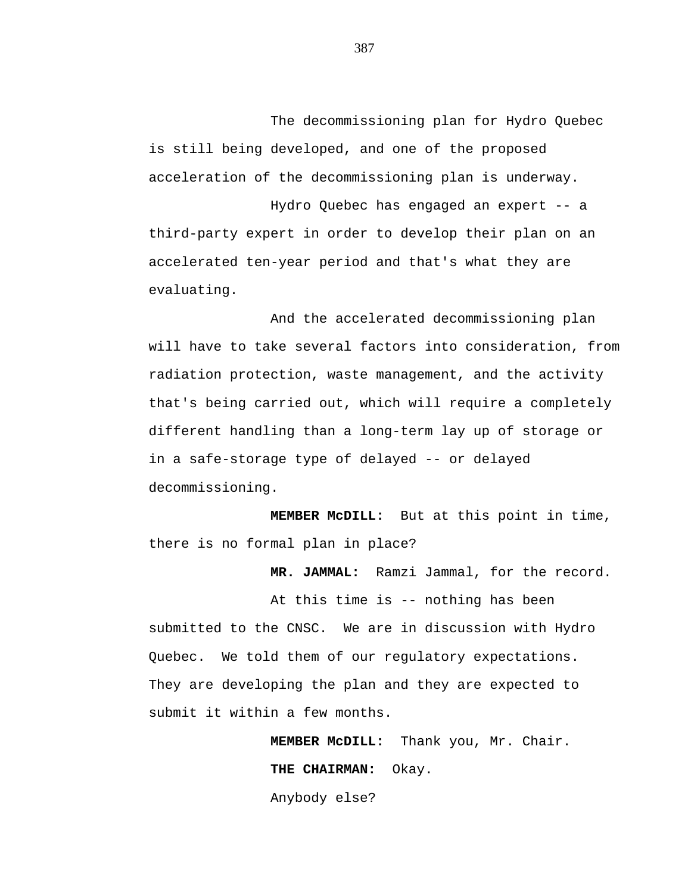The decommissioning plan for Hydro Quebec is still being developed, and one of the proposed acceleration of the decommissioning plan is underway.

Hydro Quebec has engaged an expert -- a third-party expert in order to develop their plan on an accelerated ten-year period and that's what they are evaluating.

And the accelerated decommissioning plan will have to take several factors into consideration, from radiation protection, waste management, and the activity that's being carried out, which will require a completely different handling than a long-term lay up of storage or in a safe-storage type of delayed -- or delayed decommissioning.

**MEMBER McDILL:** But at this point in time, there is no formal plan in place?

**MR. JAMMAL:** Ramzi Jammal, for the record.

At this time is -- nothing has been submitted to the CNSC. We are in discussion with Hydro Quebec. We told them of our regulatory expectations. They are developing the plan and they are expected to submit it within a few months.

**MEMBER McDILL:** Thank you, Mr. Chair.

**THE CHAIRMAN:** Okay.

Anybody else?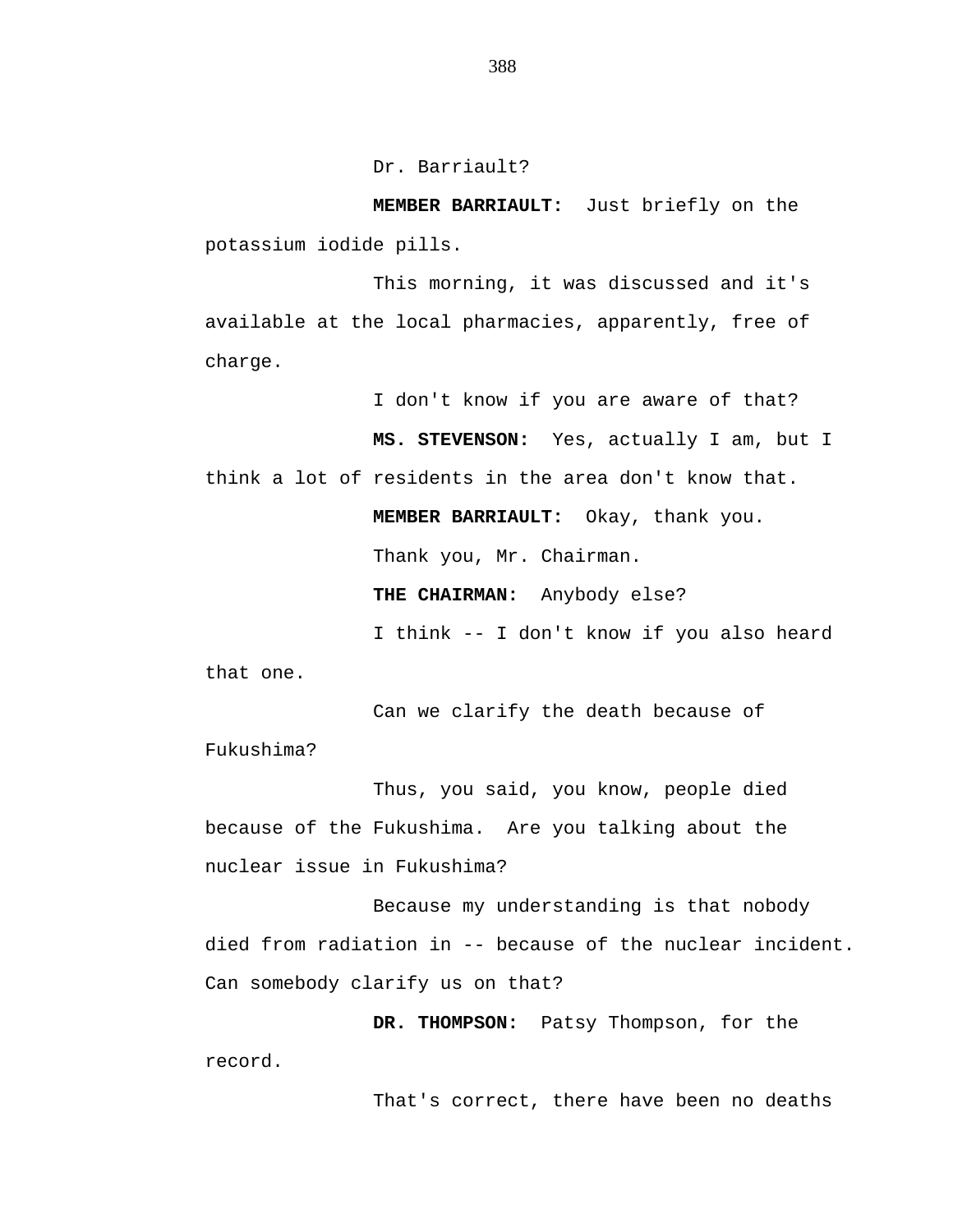Dr. Barriault?

**MEMBER BARRIAULT:** Just briefly on the potassium iodide pills.

This morning, it was discussed and it's available at the local pharmacies, apparently, free of charge.

I don't know if you are aware of that?

**MS. STEVENSON:** Yes, actually I am, but I think a lot of residents in the area don't know that.

**MEMBER BARRIAULT:** Okay, thank you.

Thank you, Mr. Chairman.

**THE CHAIRMAN:** Anybody else?

I think -- I don't know if you also heard that one.

Can we clarify the death because of Fukushima?

Thus, you said, you know, people died because of the Fukushima. Are you talking about the nuclear issue in Fukushima?

Because my understanding is that nobody died from radiation in -- because of the nuclear incident. Can somebody clarify us on that?

**DR. THOMPSON:** Patsy Thompson, for the record.

That's correct, there have been no deaths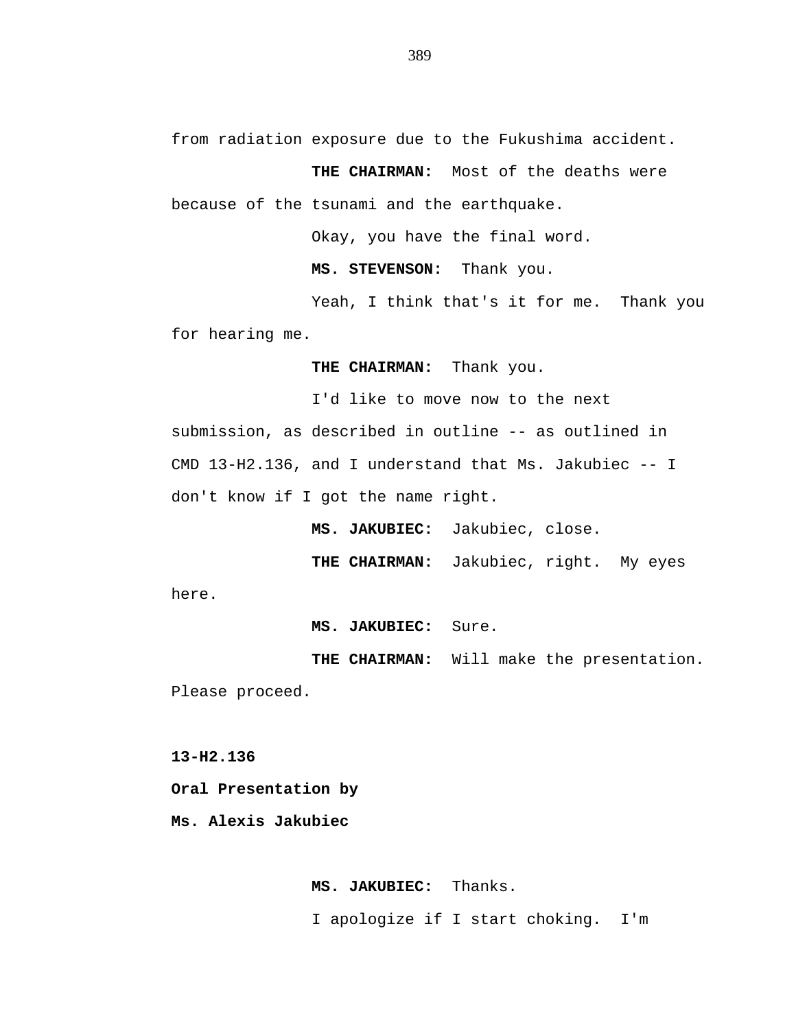from radiation exposure due to the Fukushima accident.

**THE CHAIRMAN:** Most of the deaths were because of the tsunami and the earthquake.

Okay, you have the final word.

**MS. STEVENSON:** Thank you.

Yeah, I think that's it for me. Thank you for hearing me.

**THE CHAIRMAN:** Thank you.

I'd like to move now to the next submission, as described in outline -- as outlined in CMD 13-H2.136, and I understand that Ms. Jakubiec -- I don't know if I got the name right.

**MS. JAKUBIEC:** Jakubiec, close.

**THE CHAIRMAN:** Jakubiec, right. My eyes here.

**MS. JAKUBIEC:** Sure.

**THE CHAIRMAN:** Will make the presentation. Please proceed.

**13-H2.136**

**Oral Presentation by**

**Ms. Alexis Jakubiec**

**MS. JAKUBIEC:** Thanks.

I apologize if I start choking. I'm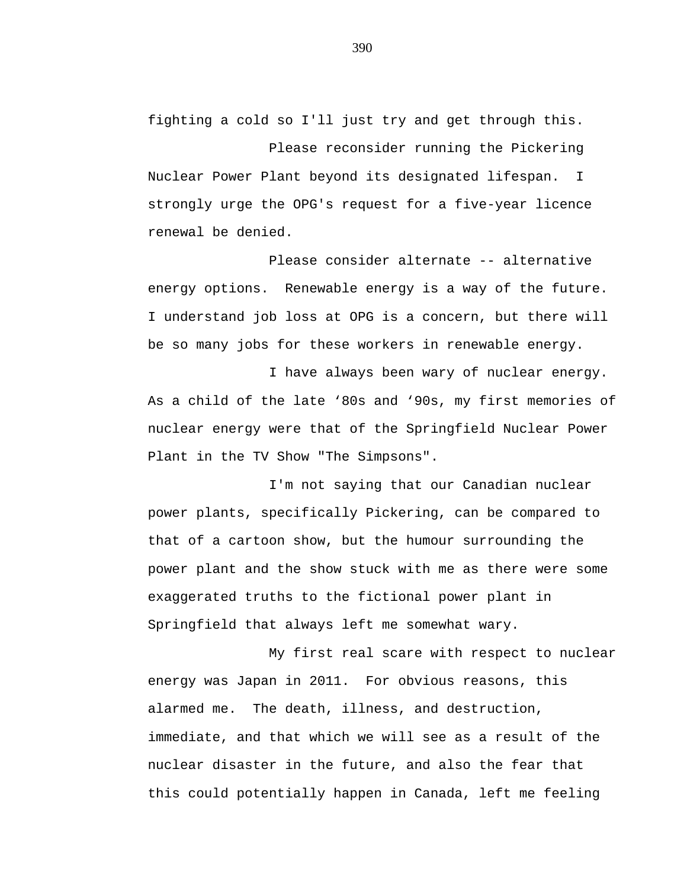fighting a cold so I'll just try and get through this.

Please reconsider running the Pickering Nuclear Power Plant beyond its designated lifespan. I strongly urge the OPG's request for a five-year licence renewal be denied.

Please consider alternate -- alternative energy options. Renewable energy is a way of the future. I understand job loss at OPG is a concern, but there will be so many jobs for these workers in renewable energy.

I have always been wary of nuclear energy. As a child of the late ‘80s and ‘90s, my first memories of nuclear energy were that of the Springfield Nuclear Power Plant in the TV Show "The Simpsons".

I'm not saying that our Canadian nuclear power plants, specifically Pickering, can be compared to that of a cartoon show, but the humour surrounding the power plant and the show stuck with me as there were some exaggerated truths to the fictional power plant in Springfield that always left me somewhat wary.

My first real scare with respect to nuclear energy was Japan in 2011. For obvious reasons, this alarmed me. The death, illness, and destruction, immediate, and that which we will see as a result of the nuclear disaster in the future, and also the fear that this could potentially happen in Canada, left me feeling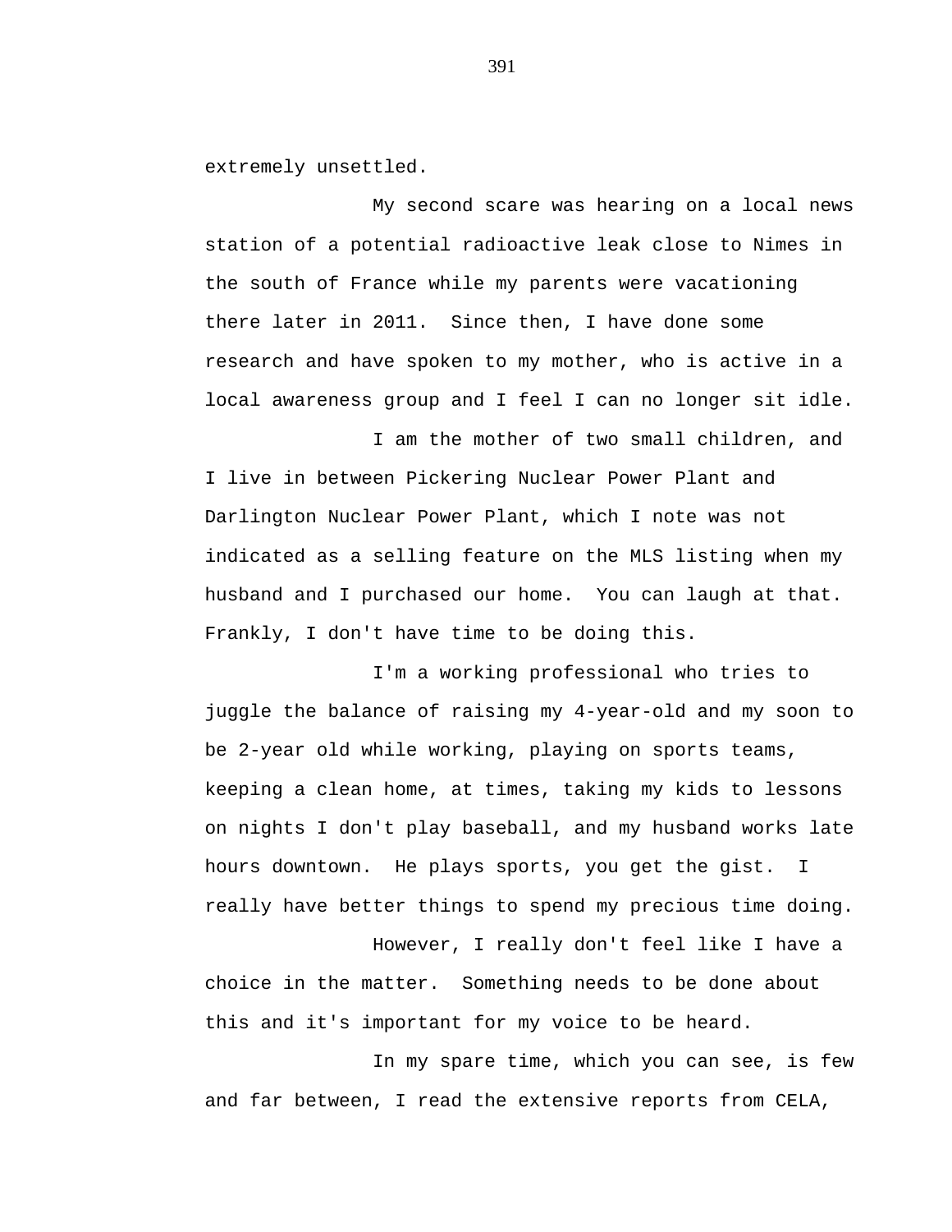extremely unsettled.

My second scare was hearing on a local news station of a potential radioactive leak close to Nimes in the south of France while my parents were vacationing there later in 2011. Since then, I have done some research and have spoken to my mother, who is active in a local awareness group and I feel I can no longer sit idle.

I am the mother of two small children, and I live in between Pickering Nuclear Power Plant and Darlington Nuclear Power Plant, which I note was not indicated as a selling feature on the MLS listing when my husband and I purchased our home. You can laugh at that. Frankly, I don't have time to be doing this.

I'm a working professional who tries to juggle the balance of raising my 4-year-old and my soon to be 2-year old while working, playing on sports teams, keeping a clean home, at times, taking my kids to lessons on nights I don't play baseball, and my husband works late hours downtown. He plays sports, you get the gist. I really have better things to spend my precious time doing.

However, I really don't feel like I have a choice in the matter. Something needs to be done about this and it's important for my voice to be heard.

In my spare time, which you can see, is few and far between, I read the extensive reports from CELA,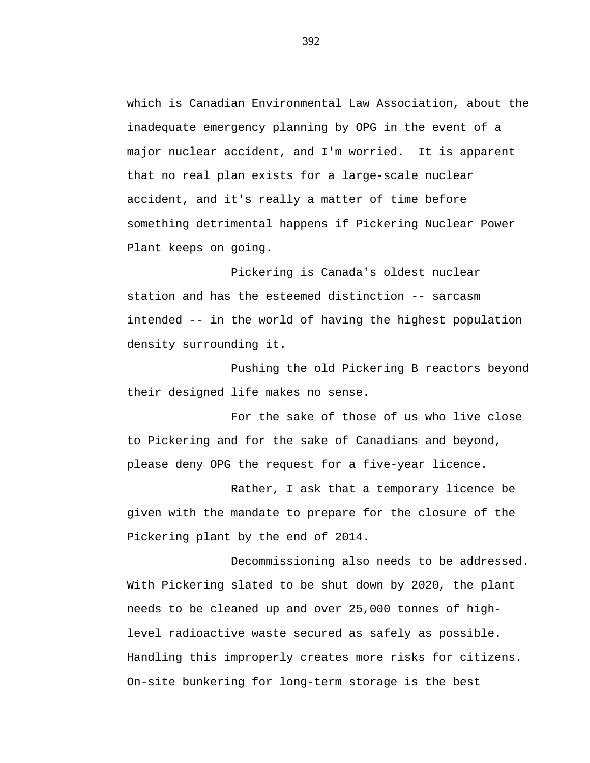which is Canadian Environmental Law Association, about the inadequate emergency planning by OPG in the event of a major nuclear accident, and I'm worried. It is apparent that no real plan exists for a large-scale nuclear accident, and it's really a matter of time before something detrimental happens if Pickering Nuclear Power Plant keeps on going.

Pickering is Canada's oldest nuclear station and has the esteemed distinction -- sarcasm intended -- in the world of having the highest population density surrounding it.

Pushing the old Pickering B reactors beyond their designed life makes no sense.

For the sake of those of us who live close to Pickering and for the sake of Canadians and beyond, please deny OPG the request for a five-year licence.

Rather, I ask that a temporary licence be given with the mandate to prepare for the closure of the Pickering plant by the end of 2014.

Decommissioning also needs to be addressed. With Pickering slated to be shut down by 2020, the plant needs to be cleaned up and over 25,000 tonnes of high-level radioactive waste secured as safely as possible. Handling this improperly creates more risks for citizens. On-site bunkering for long-term storage is the best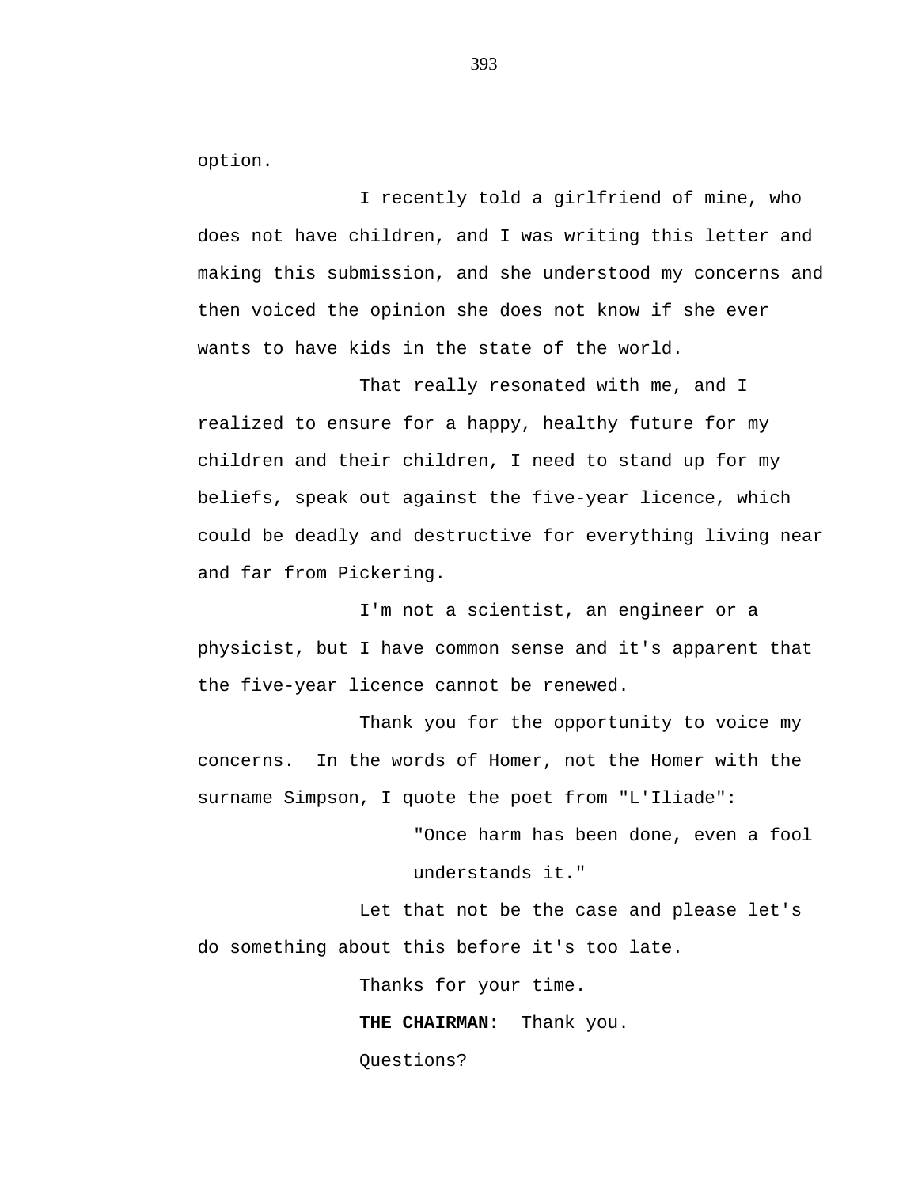option.

I recently told a girlfriend of mine, who does not have children, and I was writing this letter and making this submission, and she understood my concerns and then voiced the opinion she does not know if she ever wants to have kids in the state of the world.

That really resonated with me, and I realized to ensure for a happy, healthy future for my children and their children, I need to stand up for my beliefs, speak out against the five-year licence, which could be deadly and destructive for everything living near and far from Pickering.

I'm not a scientist, an engineer or a physicist, but I have common sense and it's apparent that the five-year licence cannot be renewed.

Thank you for the opportunity to voice my concerns. In the words of Homer, not the Homer with the surname Simpson, I quote the poet from "L'Iliade":

> "Once harm has been done, even a fool understands it."

Let that not be the case and please let's do something about this before it's too late.

Thanks for your time.

**THE CHAIRMAN:** Thank you.

Questions?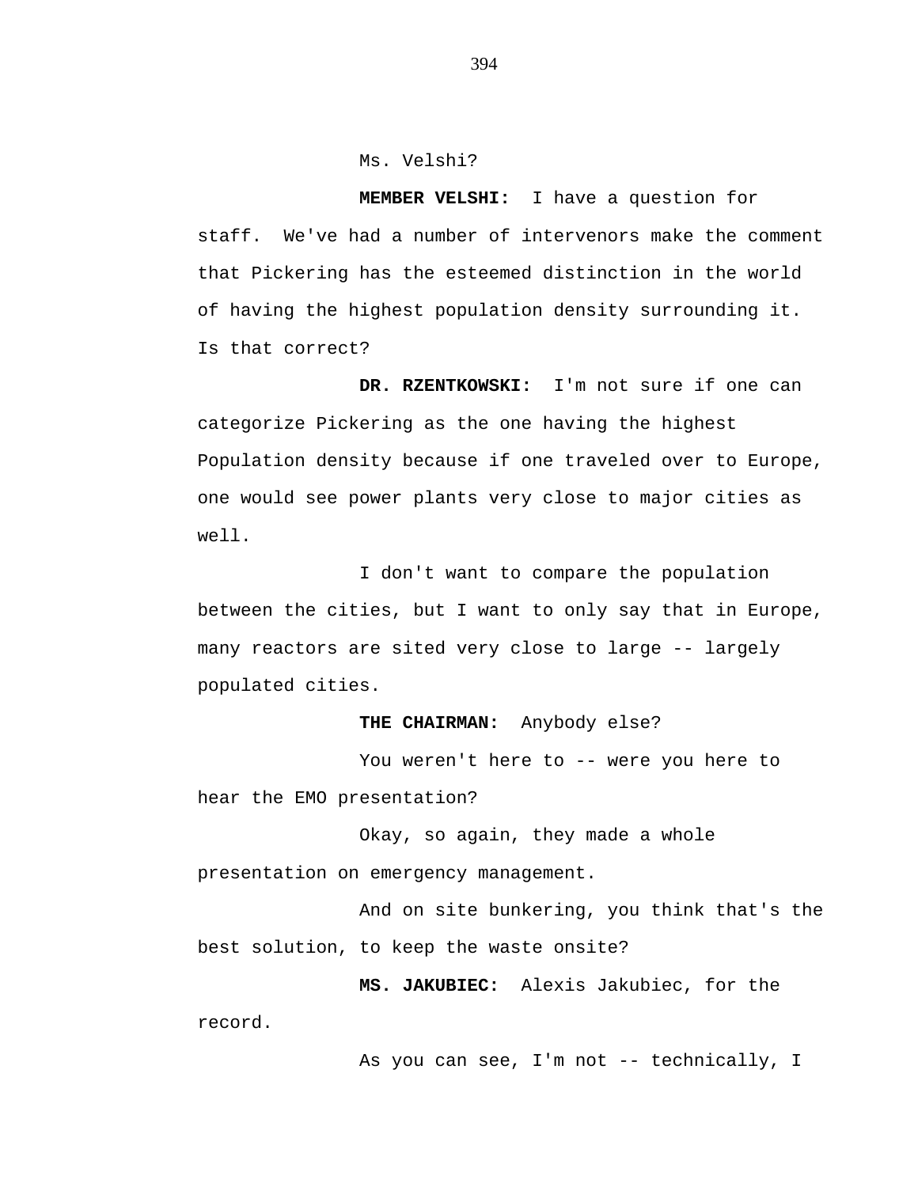Ms. Velshi?

**MEMBER VELSHI:** I have a question for staff. We've had a number of intervenors make the comment that Pickering has the esteemed distinction in the world of having the highest population density surrounding it. Is that correct?

**DR. RZENTKOWSKI:** I'm not sure if one can categorize Pickering as the one having the highest Population density because if one traveled over to Europe, one would see power plants very close to major cities as well.

I don't want to compare the population between the cities, but I want to only say that in Europe, many reactors are sited very close to large -- largely populated cities.

**THE CHAIRMAN:** Anybody else?

You weren't here to -- were you here to hear the EMO presentation?

Okay, so again, they made a whole presentation on emergency management.

And on site bunkering, you think that's the best solution, to keep the waste onsite?

**MS. JAKUBIEC:** Alexis Jakubiec, for the record.

As you can see, I'm not -- technically, I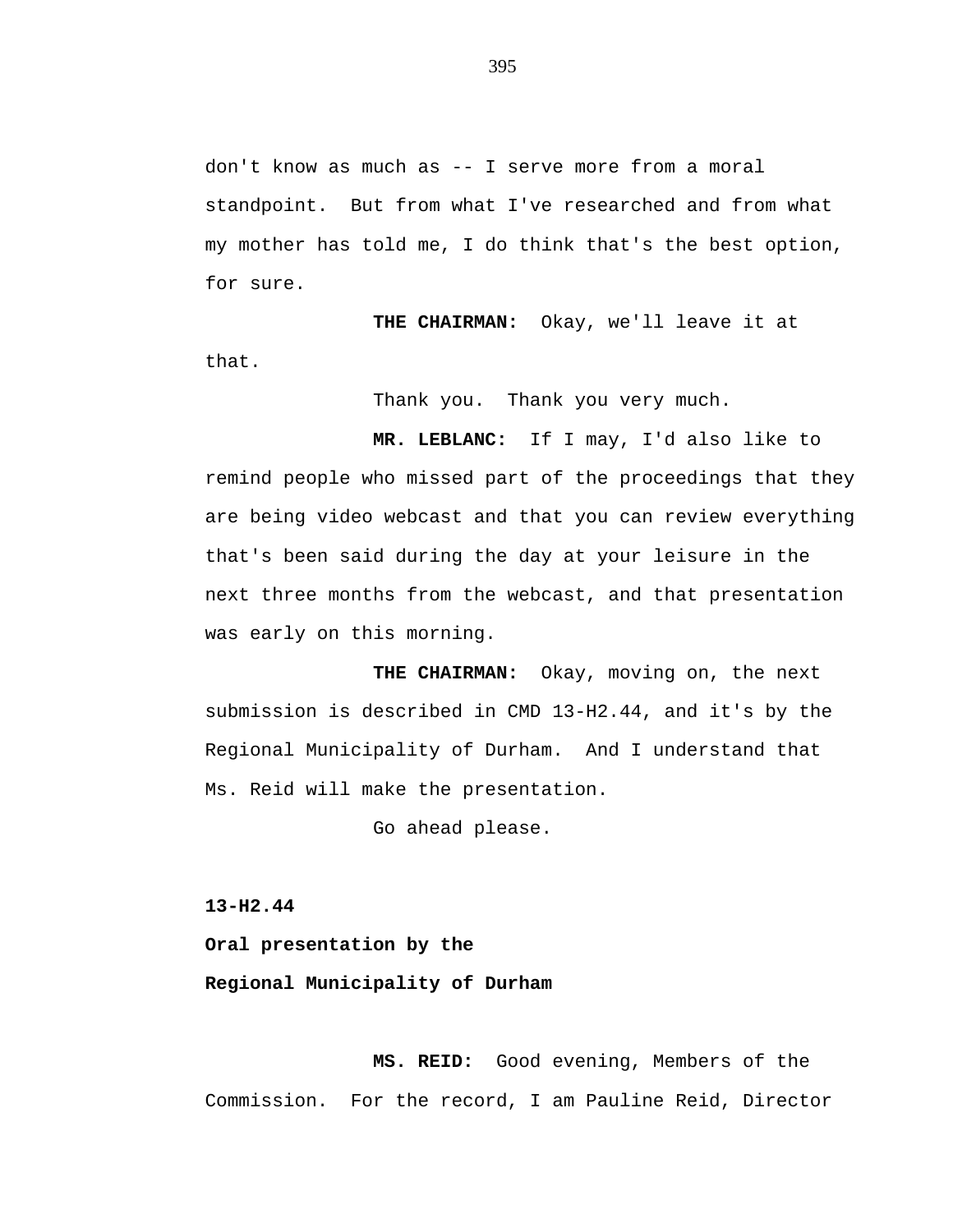don't know as much as -- I serve more from a moral standpoint. But from what I've researched and from what my mother has told me, I do think that's the best option, for sure.

**THE CHAIRMAN:** Okay, we'll leave it at that.

Thank you. Thank you very much.

**MR. LEBLANC:** If I may, I'd also like to remind people who missed part of the proceedings that they are being video webcast and that you can review everything that's been said during the day at your leisure in the next three months from the webcast, and that presentation was early on this morning.

**THE CHAIRMAN:** Okay, moving on, the next submission is described in CMD 13-H2.44, and it's by the Regional Municipality of Durham. And I understand that Ms. Reid will make the presentation.

Go ahead please.

**13-H2.44**

**Oral presentation by the**

**Regional Municipality of Durham**

**MS. REID:** Good evening, Members of the Commission. For the record, I am Pauline Reid, Director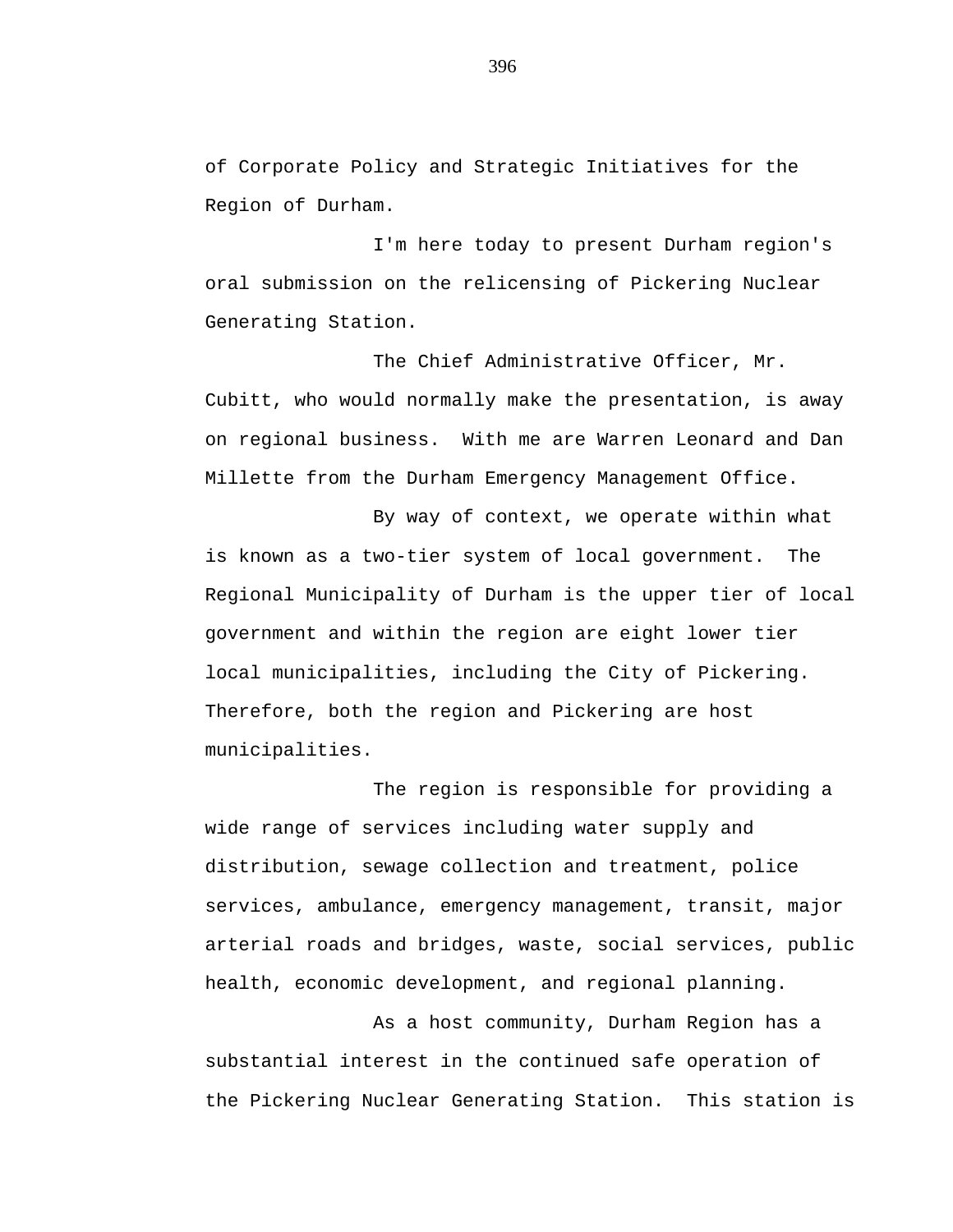of Corporate Policy and Strategic Initiatives for the Region of Durham.

I'm here today to present Durham region's oral submission on the relicensing of Pickering Nuclear Generating Station.

The Chief Administrative Officer, Mr. Cubitt, who would normally make the presentation, is away on regional business. With me are Warren Leonard and Dan Millette from the Durham Emergency Management Office.

By way of context, we operate within what is known as a two-tier system of local government. The Regional Municipality of Durham is the upper tier of local government and within the region are eight lower tier local municipalities, including the City of Pickering. Therefore, both the region and Pickering are host municipalities.

The region is responsible for providing a wide range of services including water supply and distribution, sewage collection and treatment, police services, ambulance, emergency management, transit, major arterial roads and bridges, waste, social services, public health, economic development, and regional planning.

As a host community, Durham Region has a substantial interest in the continued safe operation of the Pickering Nuclear Generating Station. This station is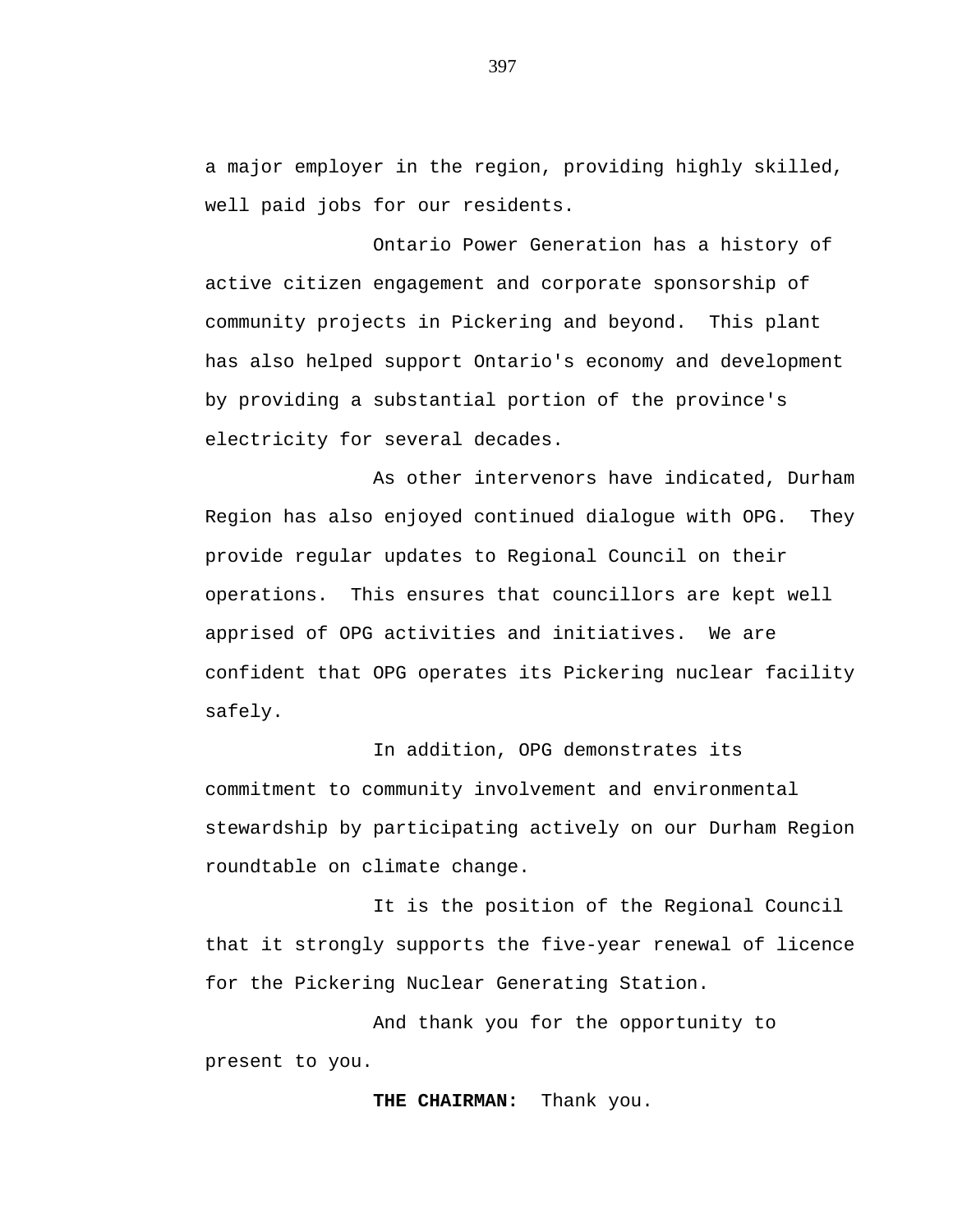a major employer in the region, providing highly skilled, well paid jobs for our residents.

Ontario Power Generation has a history of active citizen engagement and corporate sponsorship of community projects in Pickering and beyond. This plant has also helped support Ontario's economy and development by providing a substantial portion of the province's electricity for several decades.

As other intervenors have indicated, Durham Region has also enjoyed continued dialogue with OPG. They provide regular updates to Regional Council on their operations. This ensures that councillors are kept well apprised of OPG activities and initiatives. We are confident that OPG operates its Pickering nuclear facility safely.

In addition, OPG demonstrates its commitment to community involvement and environmental stewardship by participating actively on our Durham Region roundtable on climate change.

It is the position of the Regional Council that it strongly supports the five-year renewal of licence for the Pickering Nuclear Generating Station.

And thank you for the opportunity to present to you.

**THE CHAIRMAN:** Thank you.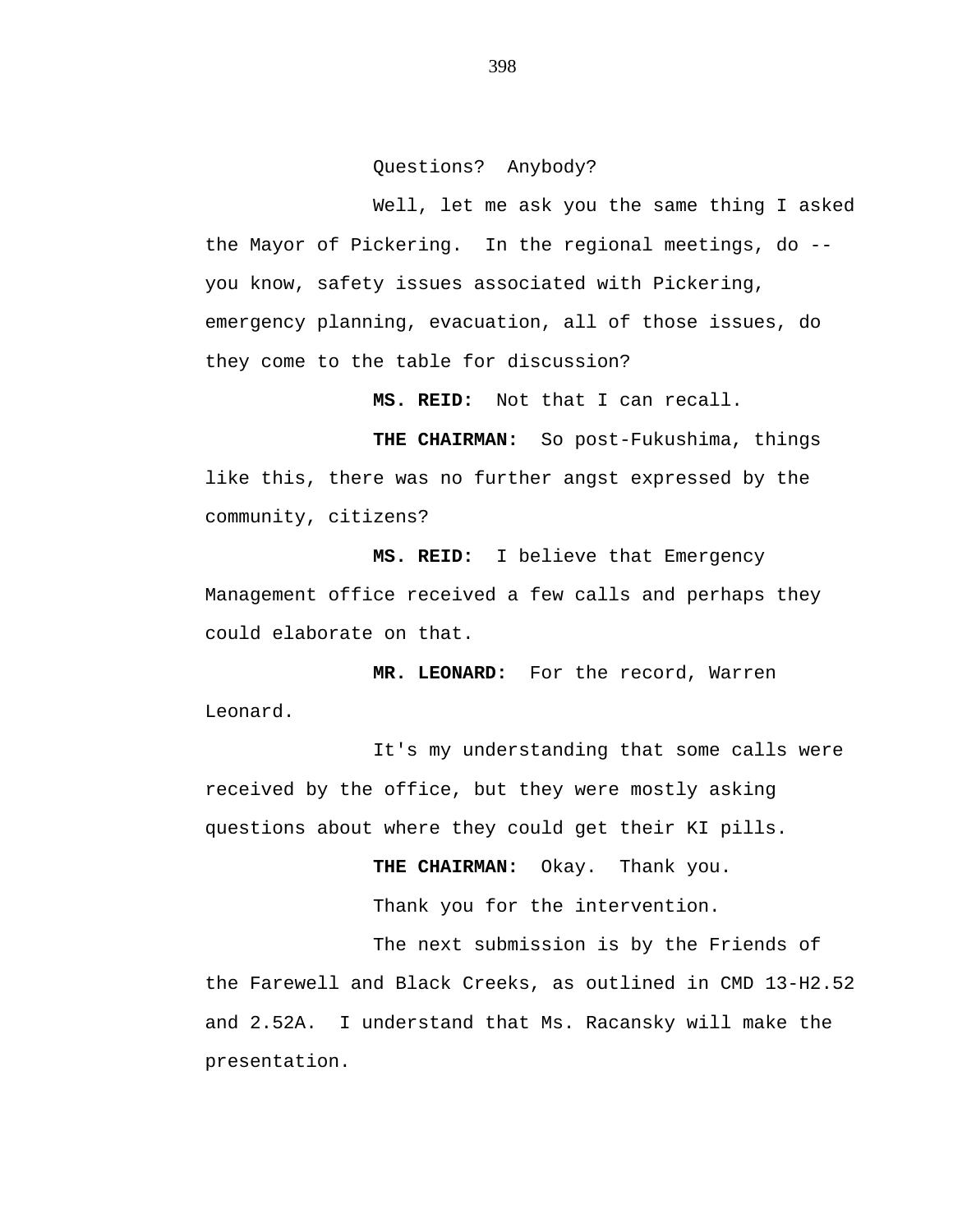Questions? Anybody?

Well, let me ask you the same thing I asked the Mayor of Pickering. In the regional meetings, do -- you know, safety issues associated with Pickering, emergency planning, evacuation, all of those issues, do they come to the table for discussion?

**MS. REID:** Not that I can recall.

**THE CHAIRMAN:** So post-Fukushima, things like this, there was no further angst expressed by the community, citizens?

**MS. REID:** I believe that Emergency Management office received a few calls and perhaps they could elaborate on that.

**MR. LEONARD:** For the record, Warren Leonard.

It's my understanding that some calls were received by the office, but they were mostly asking questions about where they could get their KI pills.

**THE CHAIRMAN:** Okay. Thank you.

Thank you for the intervention.

The next submission is by the Friends of the Farewell and Black Creeks, as outlined in CMD 13-H2.52 and 2.52A. I understand that Ms. Racansky will make the presentation.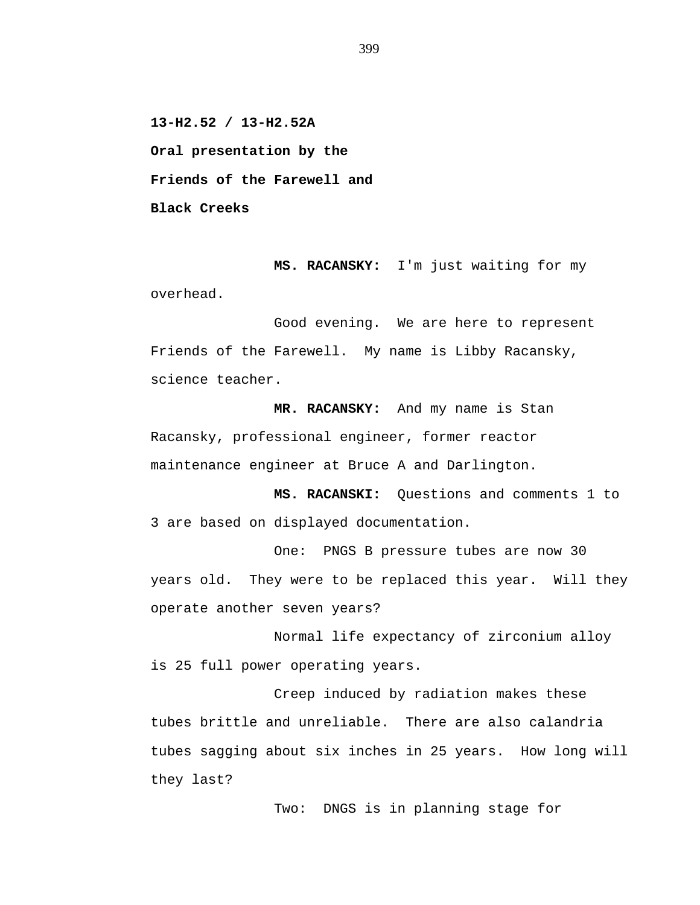**13-H2.52 / 13-H2.52A**

**Oral presentation by the**

**Friends of the Farewell and**

**Black Creeks**

**MS. RACANSKY:** I'm just waiting for my overhead.

Good evening. We are here to represent Friends of the Farewell. My name is Libby Racansky, science teacher.

**MR. RACANSKY:** And my name is Stan Racansky, professional engineer, former reactor maintenance engineer at Bruce A and Darlington.

**MS. RACANSKI:** Questions and comments 1 to 3 are based on displayed documentation.

One: PNGS B pressure tubes are now 30 years old. They were to be replaced this year. Will they operate another seven years?

Normal life expectancy of zirconium alloy is 25 full power operating years.

Creep induced by radiation makes these tubes brittle and unreliable. There are also calandria tubes sagging about six inches in 25 years. How long will they last?

Two: DNGS is in planning stage for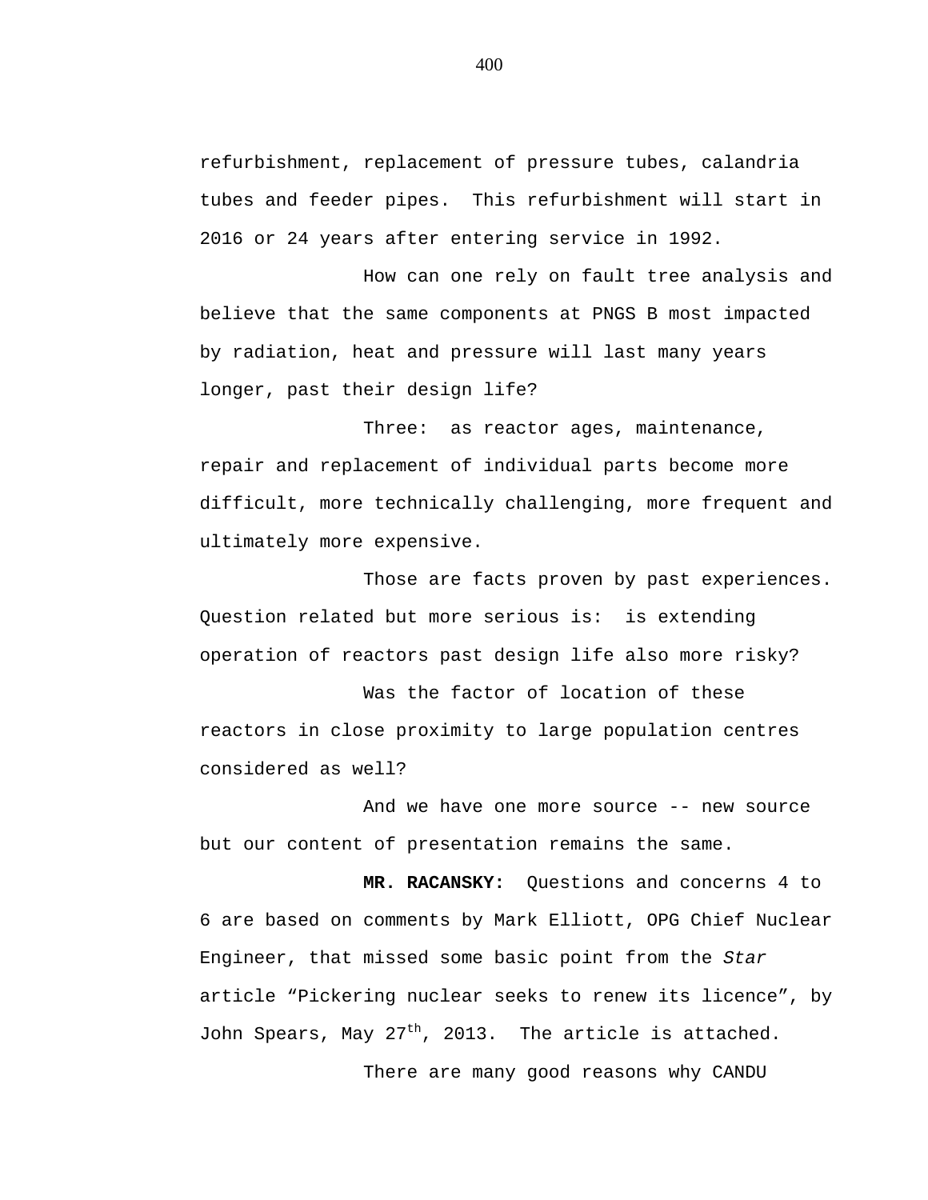refurbishment, replacement of pressure tubes, calandria tubes and feeder pipes. This refurbishment will start in 2016 or 24 years after entering service in 1992.

How can one rely on fault tree analysis and believe that the same components at PNGS B most impacted by radiation, heat and pressure will last many years longer, past their design life?

Three: as reactor ages, maintenance, repair and replacement of individual parts become more difficult, more technically challenging, more frequent and ultimately more expensive.

Those are facts proven by past experiences. Question related but more serious is: is extending operation of reactors past design life also more risky?

Was the factor of location of these reactors in close proximity to large population centres considered as well?

And we have one more source -- new source but our content of presentation remains the same.

**MR. RACANSKY:** Questions and concerns 4 to 6 are based on comments by Mark Elliott, OPG Chief Nuclear Engineer, that missed some basic point from the *Star* article “Pickering nuclear seeks to renew its licence”, by John Spears, May 27th, 2013. The article is attached.

There are many good reasons why CANDU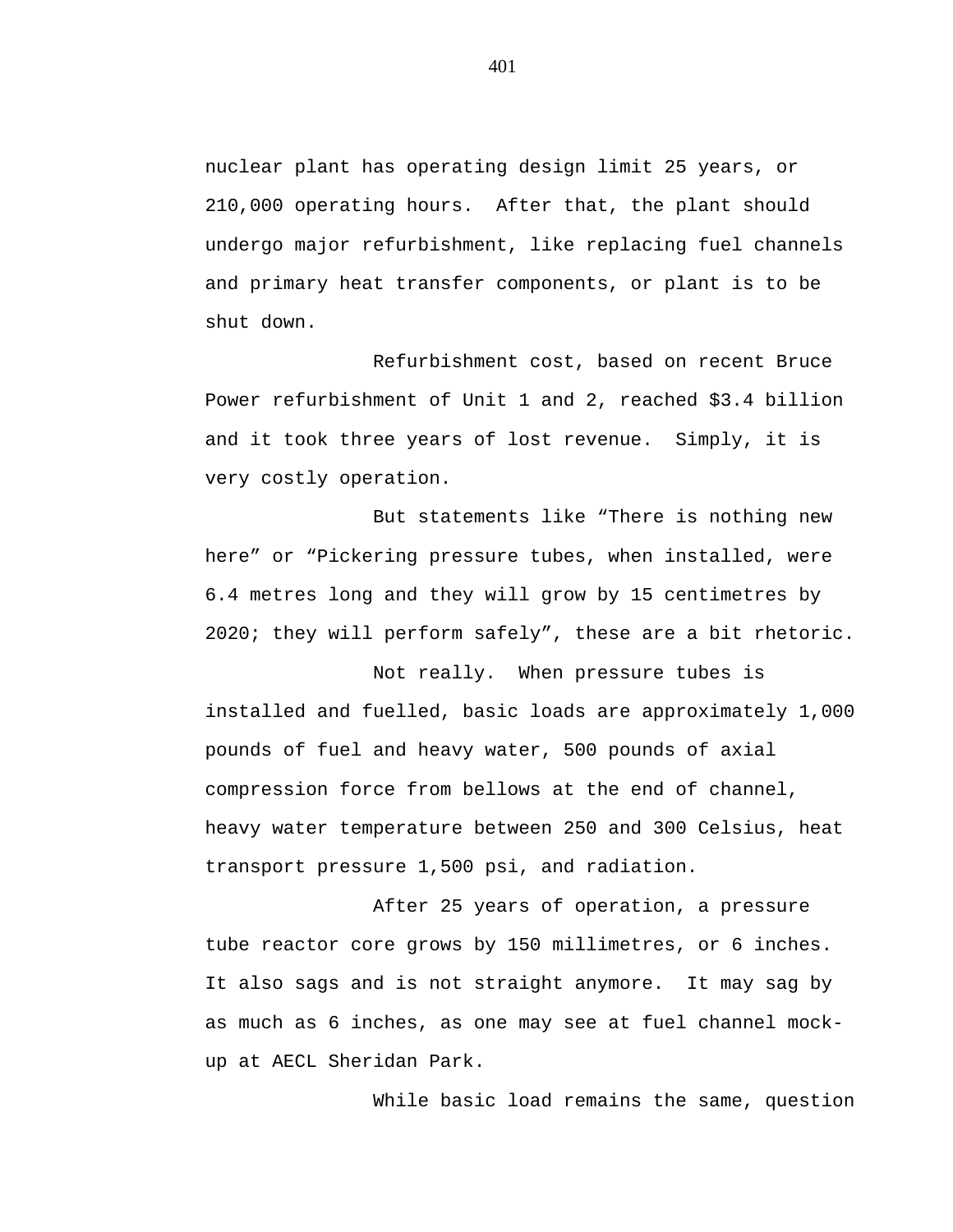nuclear plant has operating design limit 25 years, or 210,000 operating hours. After that, the plant should undergo major refurbishment, like replacing fuel channels and primary heat transfer components, or plant is to be shut down.

Refurbishment cost, based on recent Bruce Power refurbishment of Unit 1 and 2, reached $3.4 billion and it took three years of lost revenue. Simply, it is very costly operation.

But statements like “There is nothing new here” or “Pickering pressure tubes, when installed, were 6.4 metres long and they will grow by 15 centimetres by 2020; they will perform safely”, these are a bit rhetoric.

Not really. When pressure tubes is installed and fuelled, basic loads are approximately 1,000 pounds of fuel and heavy water, 500 pounds of axial compression force from bellows at the end of channel, heavy water temperature between 250 and 300 Celsius, heat transport pressure 1,500 psi, and radiation.

After 25 years of operation, a pressure tube reactor core grows by 150 millimetres, or 6 inches. It also sags and is not straight anymore. It may sag by as much as 6 inches, as one may see at fuel channel mock-up at AECL Sheridan Park.

While basic load remains the same, question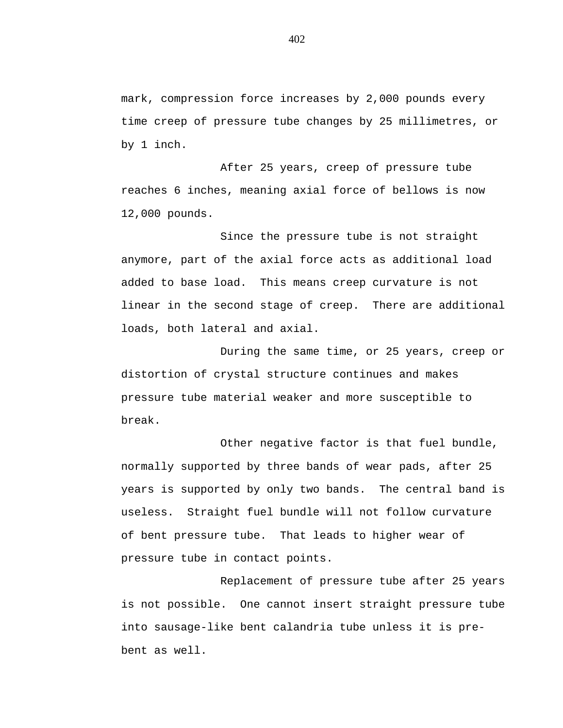mark, compression force increases by 2,000 pounds every time creep of pressure tube changes by 25 millimetres, or by 1 inch.

After 25 years, creep of pressure tube reaches 6 inches, meaning axial force of bellows is now 12,000 pounds.

Since the pressure tube is not straight anymore, part of the axial force acts as additional load added to base load. This means creep curvature is not linear in the second stage of creep. There are additional loads, both lateral and axial.

During the same time, or 25 years, creep or distortion of crystal structure continues and makes pressure tube material weaker and more susceptible to break.

Other negative factor is that fuel bundle, normally supported by three bands of wear pads, after 25 years is supported by only two bands. The central band is useless. Straight fuel bundle will not follow curvature of bent pressure tube. That leads to higher wear of pressure tube in contact points.

Replacement of pressure tube after 25 years is not possible. One cannot insert straight pressure tube into sausage-like bent calandria tube unless it is pre-bent as well.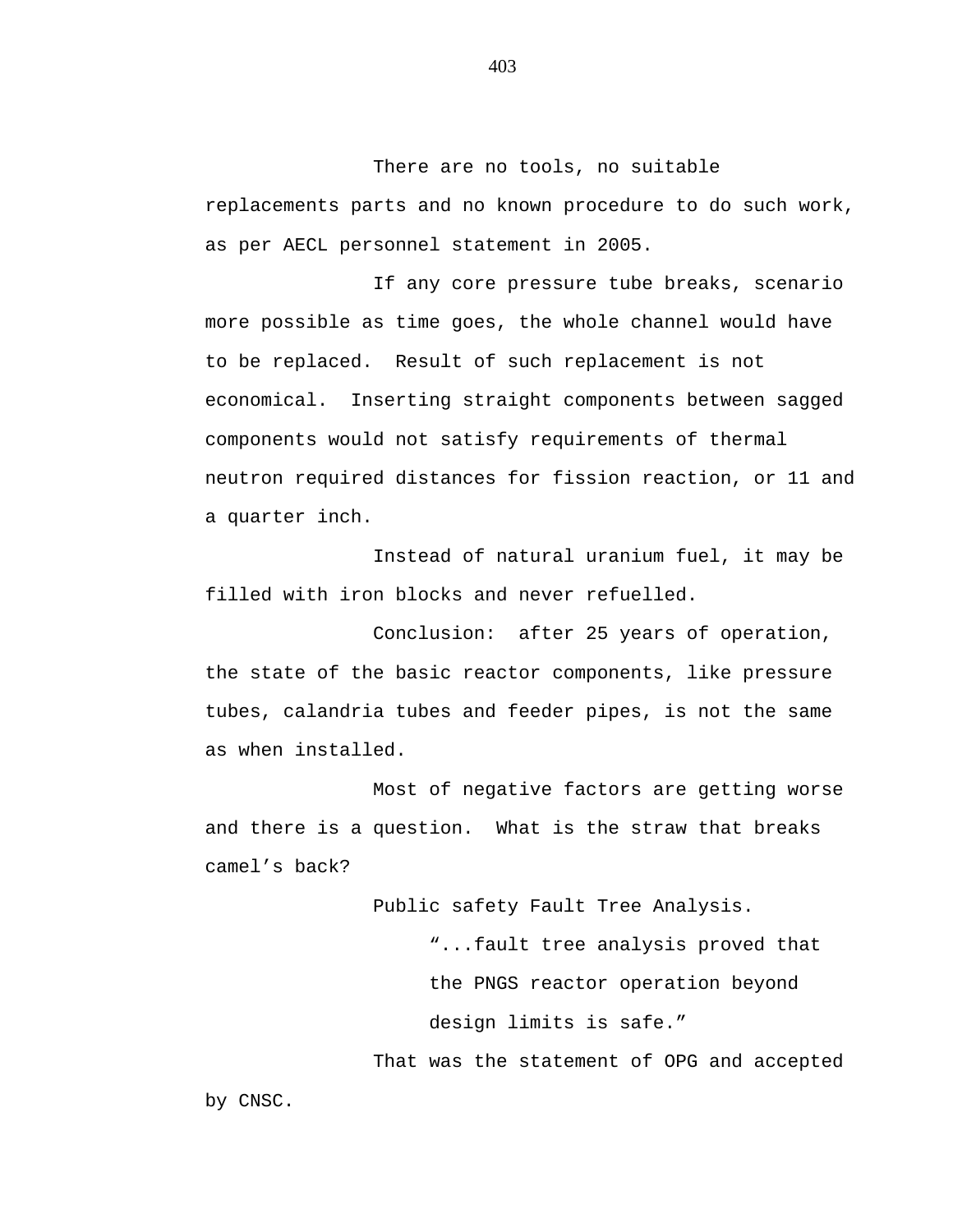There are no tools, no suitable replacements parts and no known procedure to do such work, as per AECL personnel statement in 2005.

If any core pressure tube breaks, scenario more possible as time goes, the whole channel would have to be replaced. Result of such replacement is not economical. Inserting straight components between sagged components would not satisfy requirements of thermal neutron required distances for fission reaction, or 11 and a quarter inch.

Instead of natural uranium fuel, it may be filled with iron blocks and never refuelled.

Conclusion: after 25 years of operation, the state of the basic reactor components, like pressure tubes, calandria tubes and feeder pipes, is not the same as when installed.

Most of negative factors are getting worse and there is a question. What is the straw that breaks camel's back?

Public safety Fault Tree Analysis.

> "...fault tree analysis proved that the PNGS reactor operation beyond design limits is safe."

That was the statement of OPG and accepted by CNSC.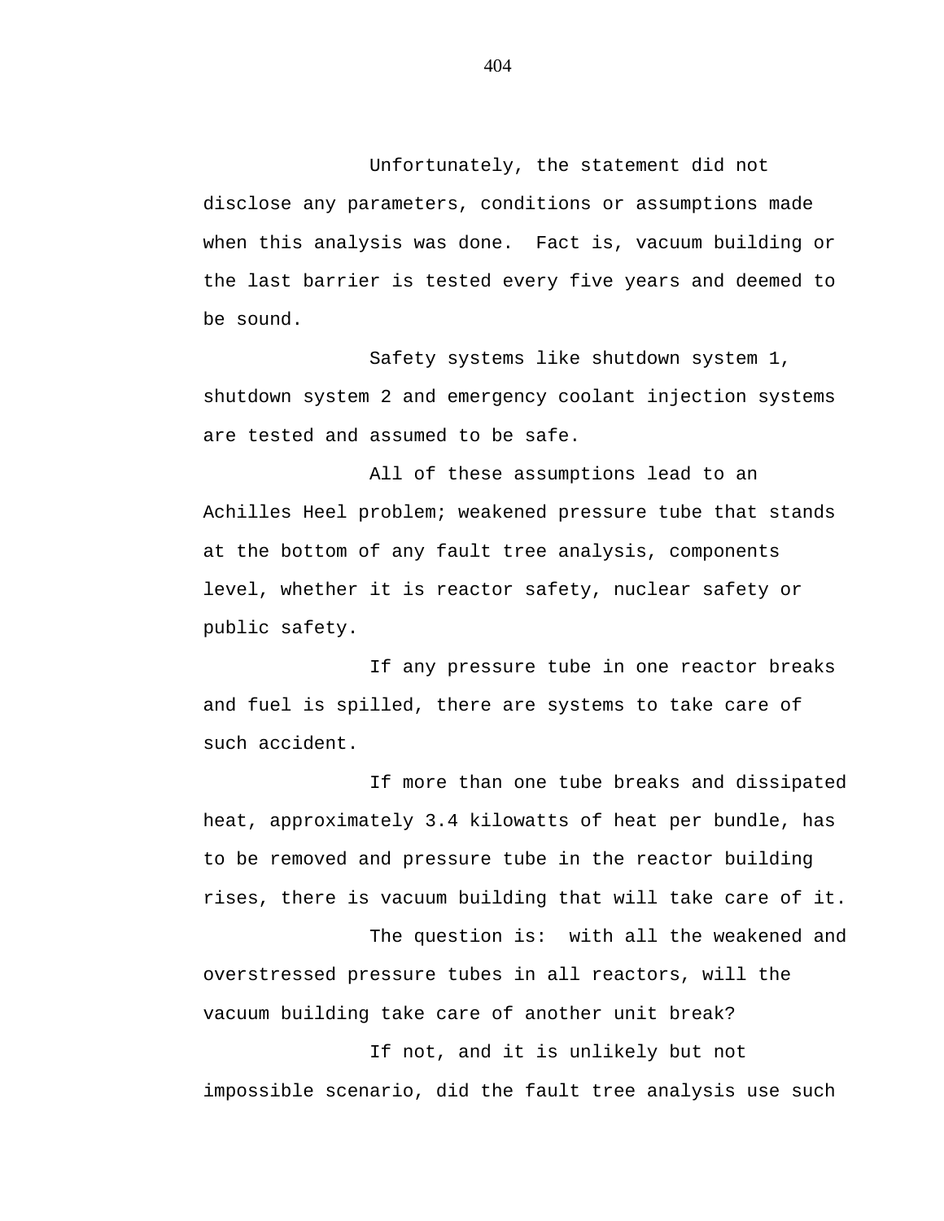Unfortunately, the statement did not disclose any parameters, conditions or assumptions made when this analysis was done. Fact is, vacuum building or the last barrier is tested every five years and deemed to be sound.

Safety systems like shutdown system 1, shutdown system 2 and emergency coolant injection systems are tested and assumed to be safe.

All of these assumptions lead to an Achilles Heel problem; weakened pressure tube that stands at the bottom of any fault tree analysis, components level, whether it is reactor safety, nuclear safety or public safety.

If any pressure tube in one reactor breaks and fuel is spilled, there are systems to take care of such accident.

If more than one tube breaks and dissipated heat, approximately 3.4 kilowatts of heat per bundle, has to be removed and pressure tube in the reactor building rises, there is vacuum building that will take care of it.

The question is: with all the weakened and overstressed pressure tubes in all reactors, will the vacuum building take care of another unit break?

If not, and it is unlikely but not impossible scenario, did the fault tree analysis use such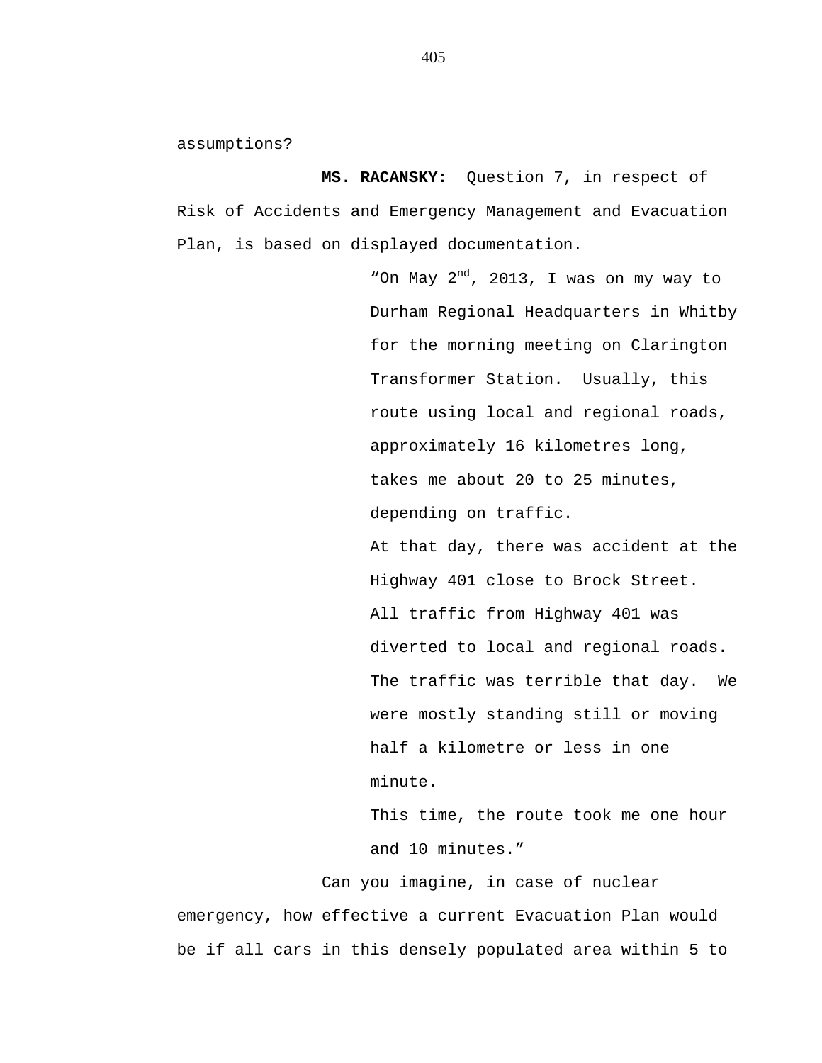assumptions?

**MS. RACANSKY:** Question 7, in respect of Risk of Accidents and Emergency Management and Evacuation Plan, is based on displayed documentation.

> "On May 2nd, 2013, I was on my way to Durham Regional Headquarters in Whitby for the morning meeting on Clarington Transformer Station. Usually, this route using local and regional roads, approximately 16 kilometres long, takes me about 20 to 25 minutes, depending on traffic.
>
> At that day, there was accident at the Highway 401 close to Brock Street. All traffic from Highway 401 was diverted to local and regional roads. The traffic was terrible that day. We were mostly standing still or moving half a kilometre or less in one minute.
>
> This time, the route took me one hour and 10 minutes."

Can you imagine, in case of nuclear emergency, how effective a current Evacuation Plan would be if all cars in this densely populated area within 5 to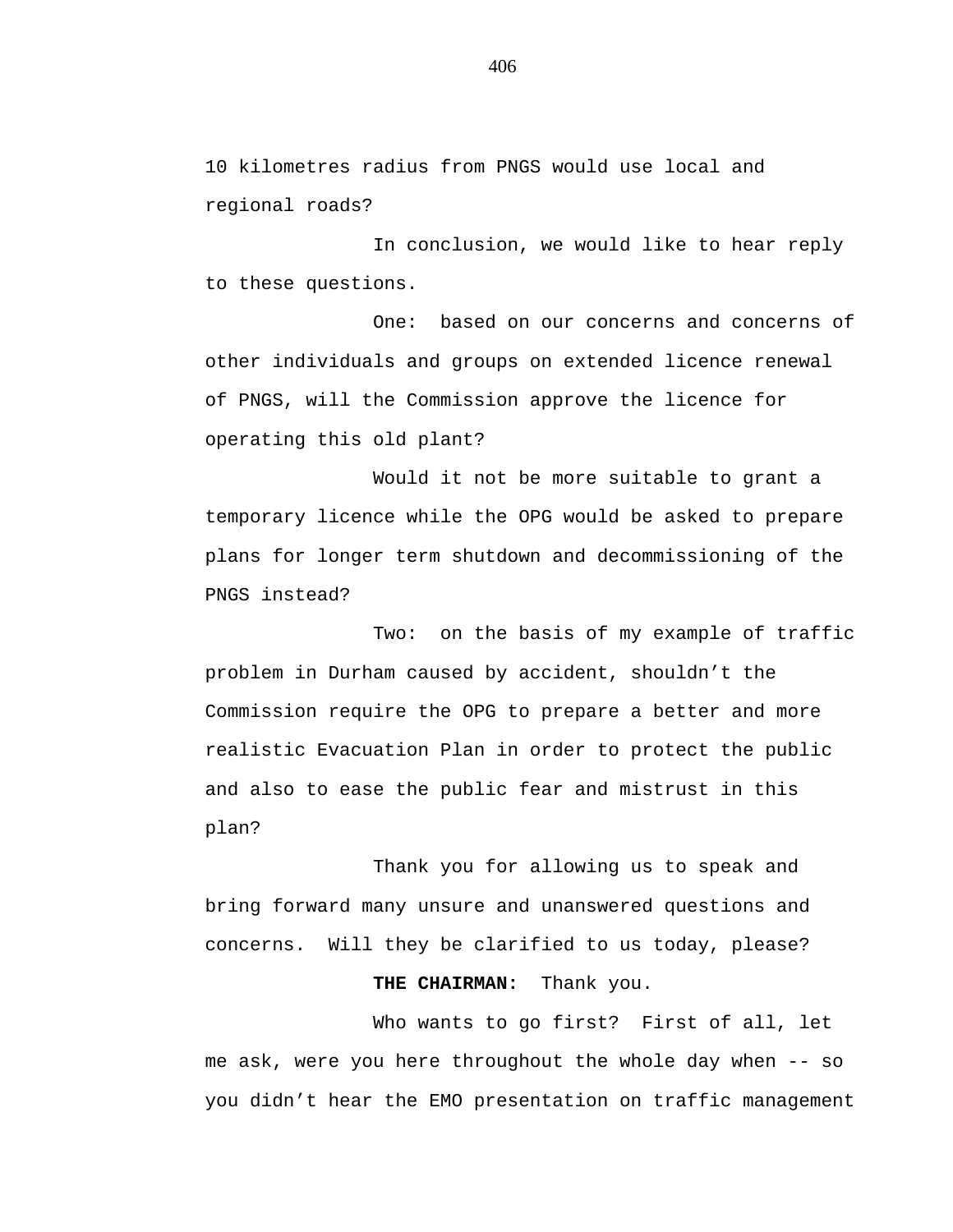10 kilometres radius from PNGS would use local and regional roads?

In conclusion, we would like to hear reply to these questions.

One: based on our concerns and concerns of other individuals and groups on extended licence renewal of PNGS, will the Commission approve the licence for operating this old plant?

Would it not be more suitable to grant a temporary licence while the OPG would be asked to prepare plans for longer term shutdown and decommissioning of the PNGS instead?

Two: on the basis of my example of traffic problem in Durham caused by accident, shouldn't the Commission require the OPG to prepare a better and more realistic Evacuation Plan in order to protect the public and also to ease the public fear and mistrust in this plan?

Thank you for allowing us to speak and bring forward many unsure and unanswered questions and concerns. Will they be clarified to us today, please?

**THE CHAIRMAN:** Thank you.

Who wants to go first? First of all, let me ask, were you here throughout the whole day when -- so you didn't hear the EMO presentation on traffic management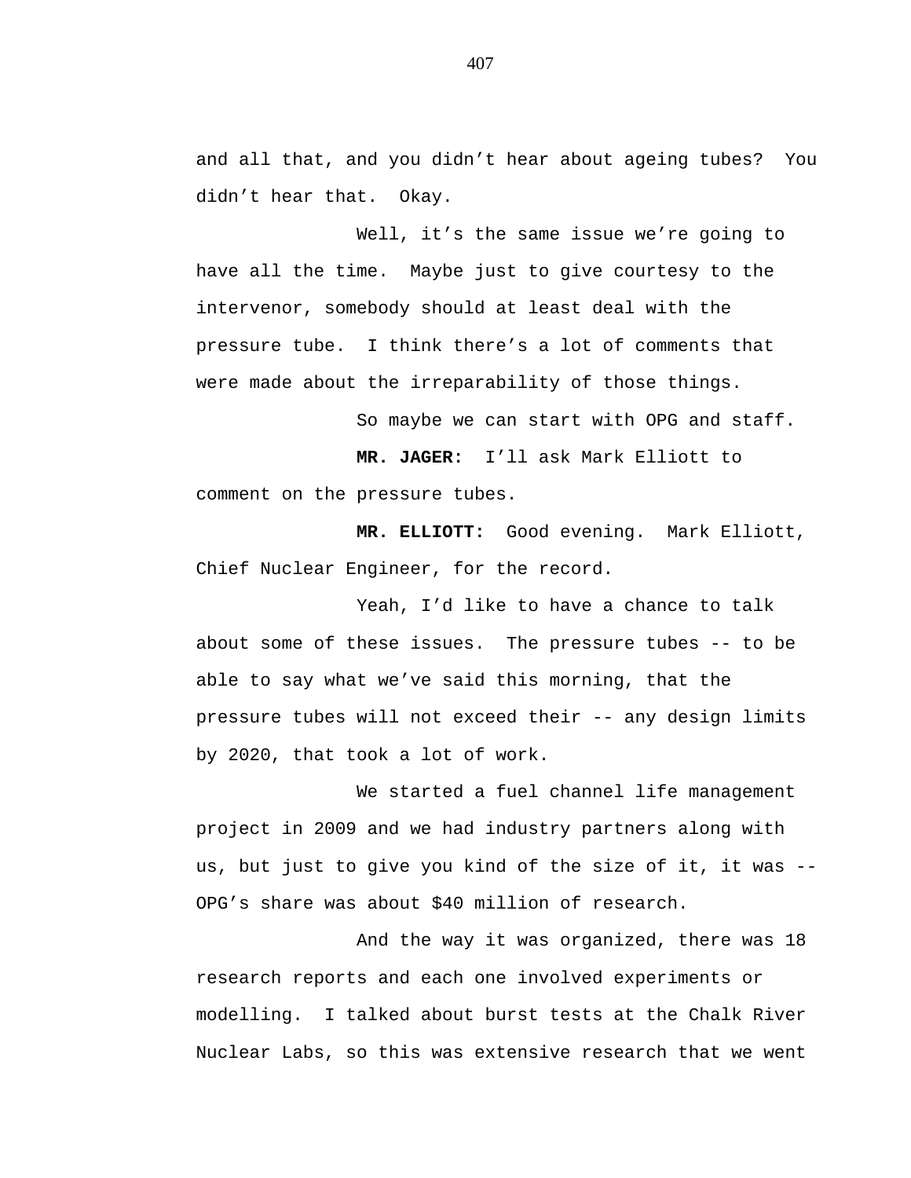and all that, and you didn't hear about ageing tubes?  You didn't hear that.  Okay.

Well, it's the same issue we're going to have all the time.  Maybe just to give courtesy to the intervenor, somebody should at least deal with the pressure tube.  I think there's a lot of comments that were made about the irreparability of those things.

So maybe we can start with OPG and staff.

**MR. JAGER:**  I'll ask Mark Elliott to comment on the pressure tubes.

**MR. ELLIOTT:**  Good evening.  Mark Elliott, Chief Nuclear Engineer, for the record.

Yeah, I'd like to have a chance to talk about some of these issues.  The pressure tubes -- to be able to say what we've said this morning, that the pressure tubes will not exceed their -- any design limits by 2020, that took a lot of work.

We started a fuel channel life management project in 2009 and we had industry partners along with us, but just to give you kind of the size of it, it was -- OPG's share was about $40 million of research.

And the way it was organized, there was 18 research reports and each one involved experiments or modelling.  I talked about burst tests at the Chalk River Nuclear Labs, so this was extensive research that we went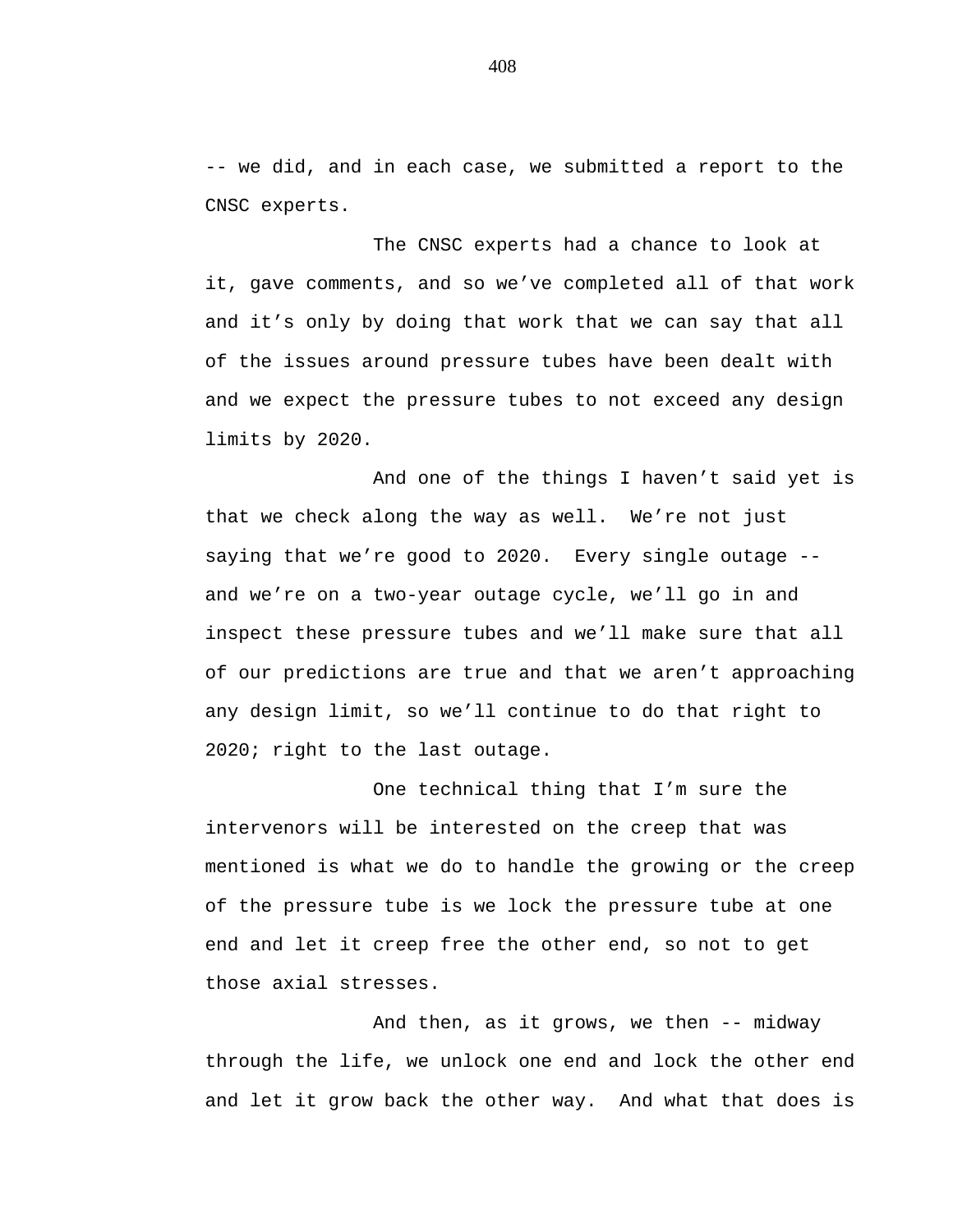-- we did, and in each case, we submitted a report to the CNSC experts.

The CNSC experts had a chance to look at it, gave comments, and so we've completed all of that work and it's only by doing that work that we can say that all of the issues around pressure tubes have been dealt with and we expect the pressure tubes to not exceed any design limits by 2020.

And one of the things I haven't said yet is that we check along the way as well. We're not just saying that we're good to 2020. Every single outage -- and we're on a two-year outage cycle, we'll go in and inspect these pressure tubes and we'll make sure that all of our predictions are true and that we aren't approaching any design limit, so we'll continue to do that right to 2020; right to the last outage.

One technical thing that I'm sure the intervenors will be interested on the creep that was mentioned is what we do to handle the growing or the creep of the pressure tube is we lock the pressure tube at one end and let it creep free the other end, so not to get those axial stresses.

And then, as it grows, we then -- midway through the life, we unlock one end and lock the other end and let it grow back the other way. And what that does is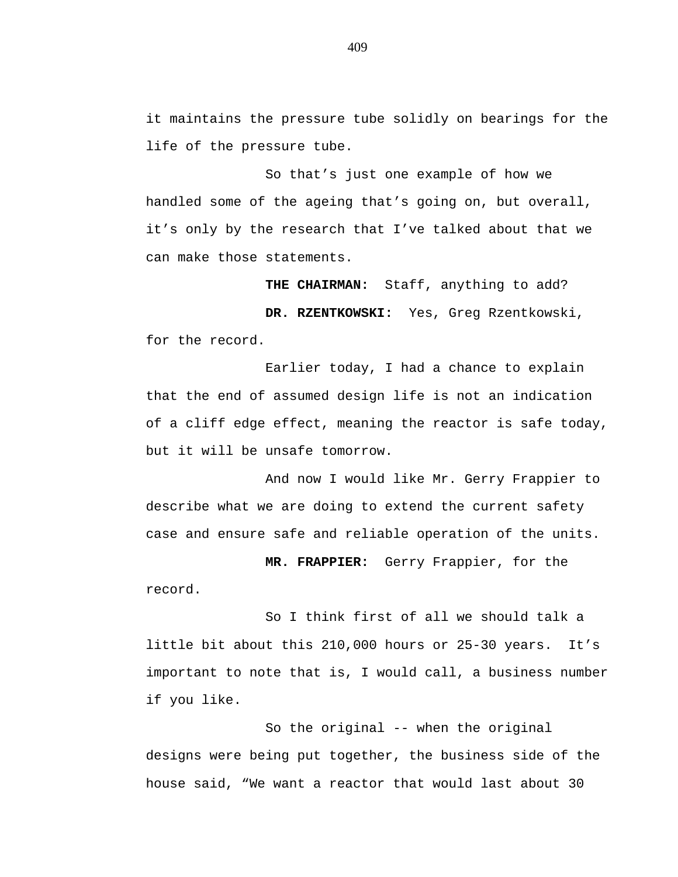it maintains the pressure tube solidly on bearings for the life of the pressure tube.

So that's just one example of how we handled some of the ageing that's going on, but overall, it's only by the research that I've talked about that we can make those statements.

**THE CHAIRMAN:** Staff, anything to add?

**DR. RZENTKOWSKI:** Yes, Greg Rzentkowski, for the record.

Earlier today, I had a chance to explain that the end of assumed design life is not an indication of a cliff edge effect, meaning the reactor is safe today, but it will be unsafe tomorrow.

And now I would like Mr. Gerry Frappier to describe what we are doing to extend the current safety case and ensure safe and reliable operation of the units.

**MR. FRAPPIER:** Gerry Frappier, for the record.

So I think first of all we should talk a little bit about this 210,000 hours or 25-30 years. It's important to note that is, I would call, a business number if you like.

So the original -- when the original designs were being put together, the business side of the house said, "We want a reactor that would last about 30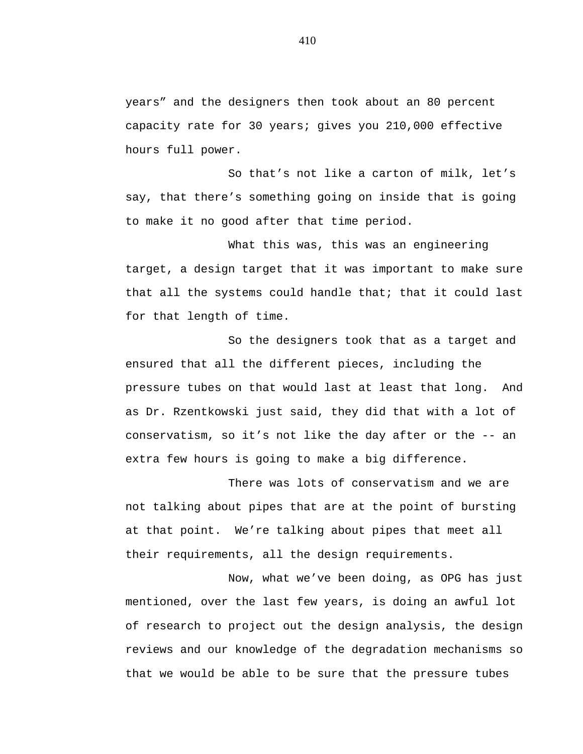years" and the designers then took about an 80 percent capacity rate for 30 years; gives you 210,000 effective hours full power.

So that's not like a carton of milk, let's say, that there's something going on inside that is going to make it no good after that time period.

What this was, this was an engineering target, a design target that it was important to make sure that all the systems could handle that; that it could last for that length of time.

So the designers took that as a target and ensured that all the different pieces, including the pressure tubes on that would last at least that long. And as Dr. Rzentkowski just said, they did that with a lot of conservatism, so it's not like the day after or the -- an extra few hours is going to make a big difference.

There was lots of conservatism and we are not talking about pipes that are at the point of bursting at that point. We're talking about pipes that meet all their requirements, all the design requirements.

Now, what we've been doing, as OPG has just mentioned, over the last few years, is doing an awful lot of research to project out the design analysis, the design reviews and our knowledge of the degradation mechanisms so that we would be able to be sure that the pressure tubes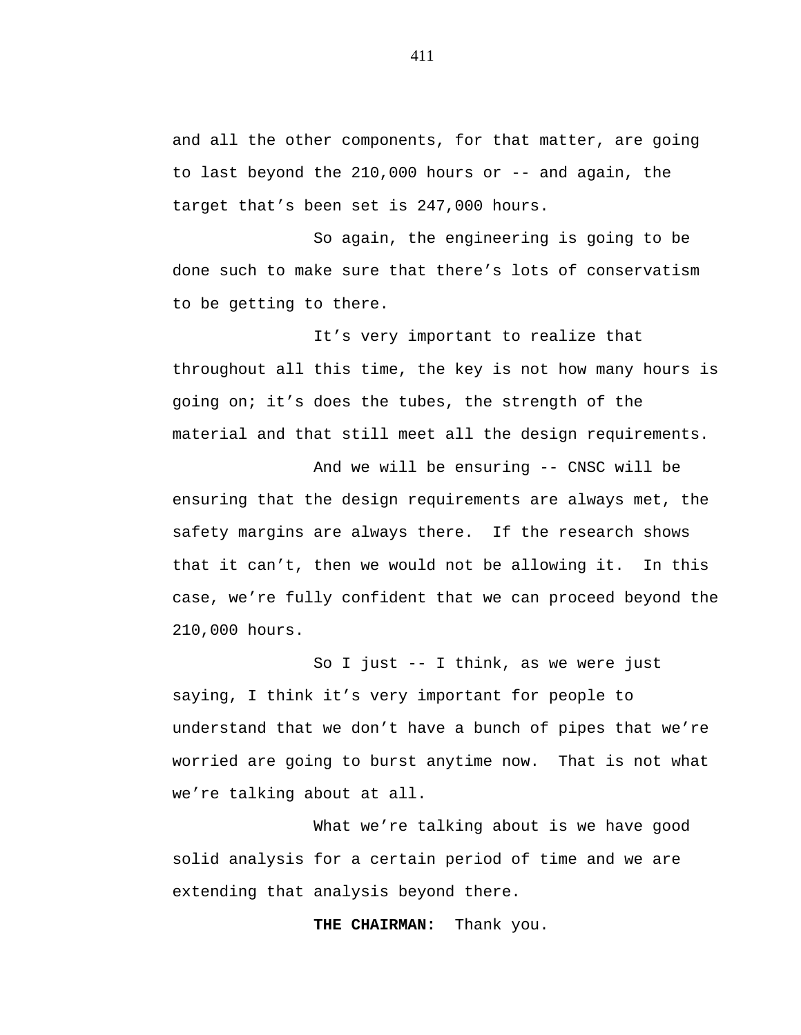and all the other components, for that matter, are going to last beyond the 210,000 hours or -- and again, the target that's been set is 247,000 hours.

So again, the engineering is going to be done such to make sure that there's lots of conservatism to be getting to there.

It's very important to realize that throughout all this time, the key is not how many hours is going on; it's does the tubes, the strength of the material and that still meet all the design requirements.

And we will be ensuring -- CNSC will be ensuring that the design requirements are always met, the safety margins are always there. If the research shows that it can't, then we would not be allowing it. In this case, we're fully confident that we can proceed beyond the 210,000 hours.

So I just -- I think, as we were just saying, I think it's very important for people to understand that we don't have a bunch of pipes that we're worried are going to burst anytime now. That is not what we're talking about at all.

What we're talking about is we have good solid analysis for a certain period of time and we are extending that analysis beyond there.

**THE CHAIRMAN:** Thank you.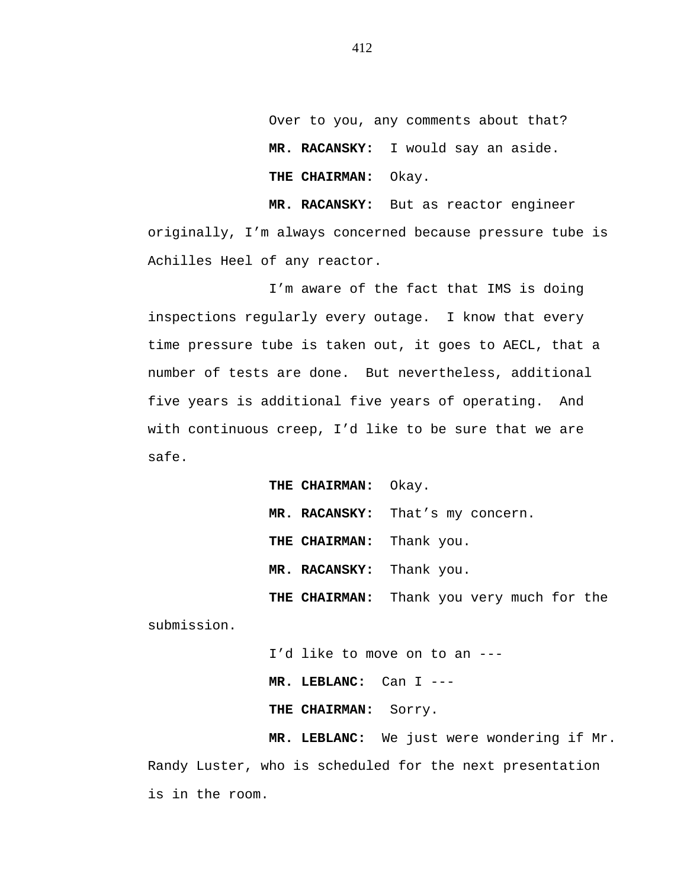Over to you, any comments about that?

**MR. RACANSKY:** I would say an aside.

**THE CHAIRMAN:** Okay.

**MR. RACANSKY:** But as reactor engineer originally, I'm always concerned because pressure tube is Achilles Heel of any reactor.

I'm aware of the fact that IMS is doing inspections regularly every outage. I know that every time pressure tube is taken out, it goes to AECL, that a number of tests are done. But nevertheless, additional five years is additional five years of operating. And with continuous creep, I'd like to be sure that we are safe.

**THE CHAIRMAN:** Okay.

**MR. RACANSKY:** That's my concern.

**THE CHAIRMAN:** Thank you.

**MR. RACANSKY:** Thank you.

**THE CHAIRMAN:** Thank you very much for the submission.

I'd like to move on to an ---

**MR. LEBLANC:** Can I ---

**THE CHAIRMAN:** Sorry.

**MR. LEBLANC:** We just were wondering if Mr. Randy Luster, who is scheduled for the next presentation is in the room.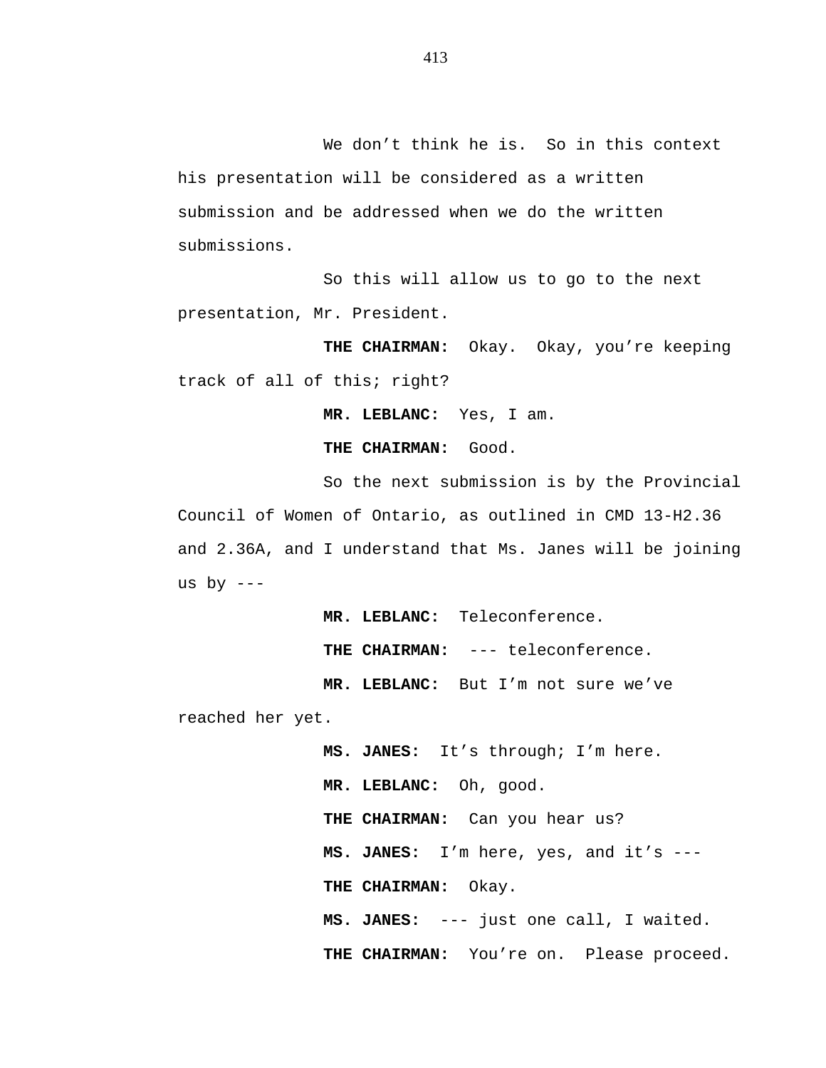We don't think he is. So in this context his presentation will be considered as a written submission and be addressed when we do the written submissions.

So this will allow us to go to the next presentation, Mr. President.

**THE CHAIRMAN:** Okay. Okay, you're keeping track of all of this; right?

**MR. LEBLANC:** Yes, I am.

**THE CHAIRMAN:** Good.

So the next submission is by the Provincial Council of Women of Ontario, as outlined in CMD 13-H2.36 and 2.36A, and I understand that Ms. Janes will be joining us by ---

**MR. LEBLANC:** Teleconference.

**THE CHAIRMAN:** --- teleconference.

**MR. LEBLANC:** But I'm not sure we've reached her yet.

**MS. JANES:** It's through; I'm here.

**MR. LEBLANC:** Oh, good.

**THE CHAIRMAN:** Can you hear us?

**MS. JANES:** I'm here, yes, and it's ---

**THE CHAIRMAN:** Okay.

**MS. JANES:** --- just one call, I waited.

**THE CHAIRMAN:** You're on. Please proceed.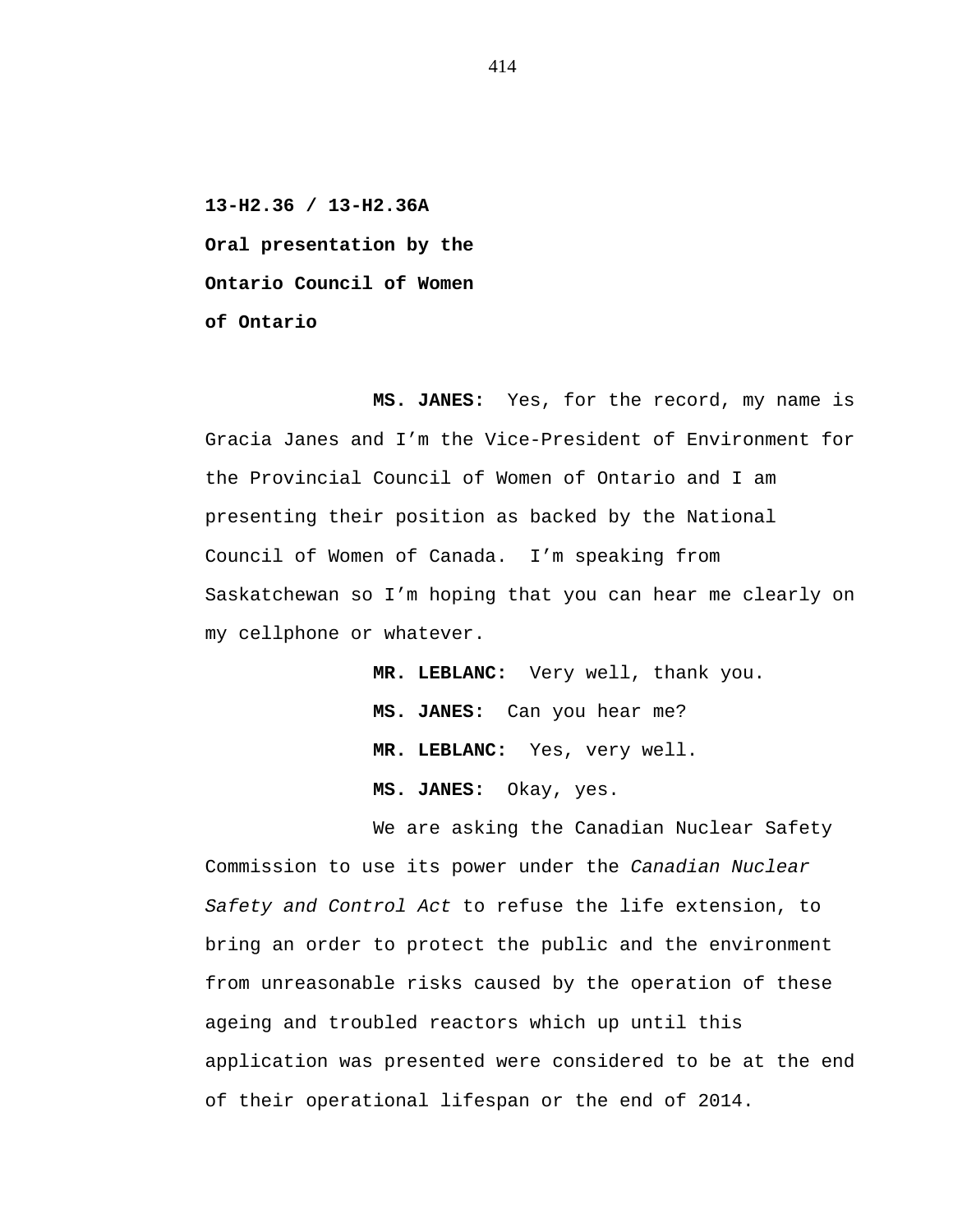**13-H2.36 / 13-H2.36A**

**Oral presentation by the**

**Ontario Council of Women**

**of Ontario**

**MS. JANES:** Yes, for the record, my name is Gracia Janes and I'm the Vice-President of Environment for the Provincial Council of Women of Ontario and I am presenting their position as backed by the National Council of Women of Canada. I'm speaking from Saskatchewan so I'm hoping that you can hear me clearly on my cellphone or whatever.

**MR. LEBLANC:** Very well, thank you.

**MS. JANES:** Can you hear me?

**MR. LEBLANC:** Yes, very well.

**MS. JANES:** Okay, yes.

We are asking the Canadian Nuclear Safety Commission to use its power under the *Canadian Nuclear Safety and Control Act* to refuse the life extension, to bring an order to protect the public and the environment from unreasonable risks caused by the operation of these ageing and troubled reactors which up until this application was presented were considered to be at the end of their operational lifespan or the end of 2014.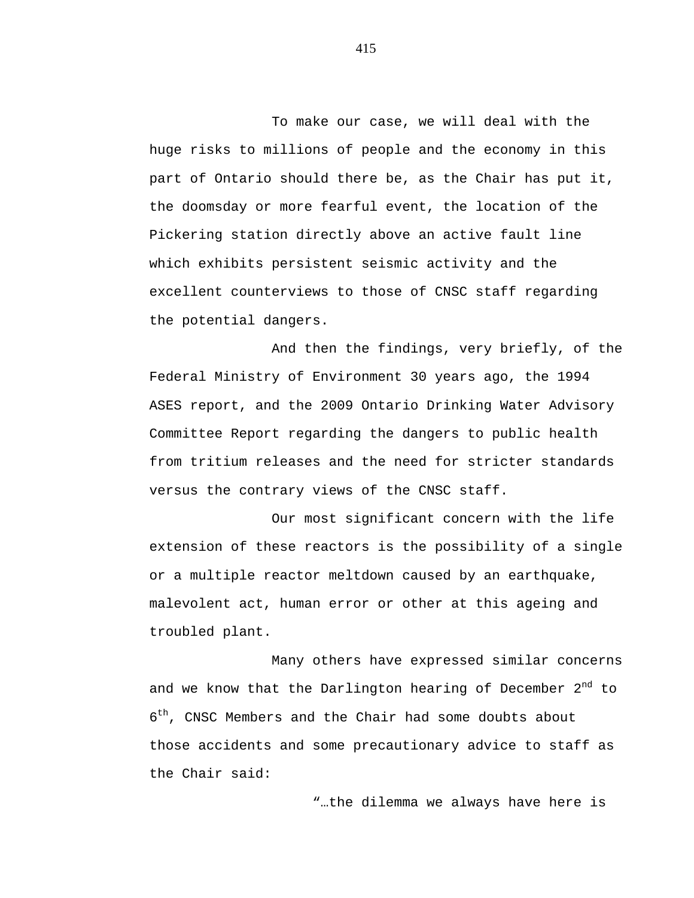To make our case, we will deal with the huge risks to millions of people and the economy in this part of Ontario should there be, as the Chair has put it, the doomsday or more fearful event, the location of the Pickering station directly above an active fault line which exhibits persistent seismic activity and the excellent counterviews to those of CNSC staff regarding the potential dangers.

And then the findings, very briefly, of the Federal Ministry of Environment 30 years ago, the 1994 ASES report, and the 2009 Ontario Drinking Water Advisory Committee Report regarding the dangers to public health from tritium releases and the need for stricter standards versus the contrary views of the CNSC staff.

Our most significant concern with the life extension of these reactors is the possibility of a single or a multiple reactor meltdown caused by an earthquake, malevolent act, human error or other at this ageing and troubled plant.

Many others have expressed similar concerns and we know that the Darlington hearing of December 2nd to 6th, CNSC Members and the Chair had some doubts about those accidents and some precautionary advice to staff as the Chair said:

> "…the dilemma we always have here is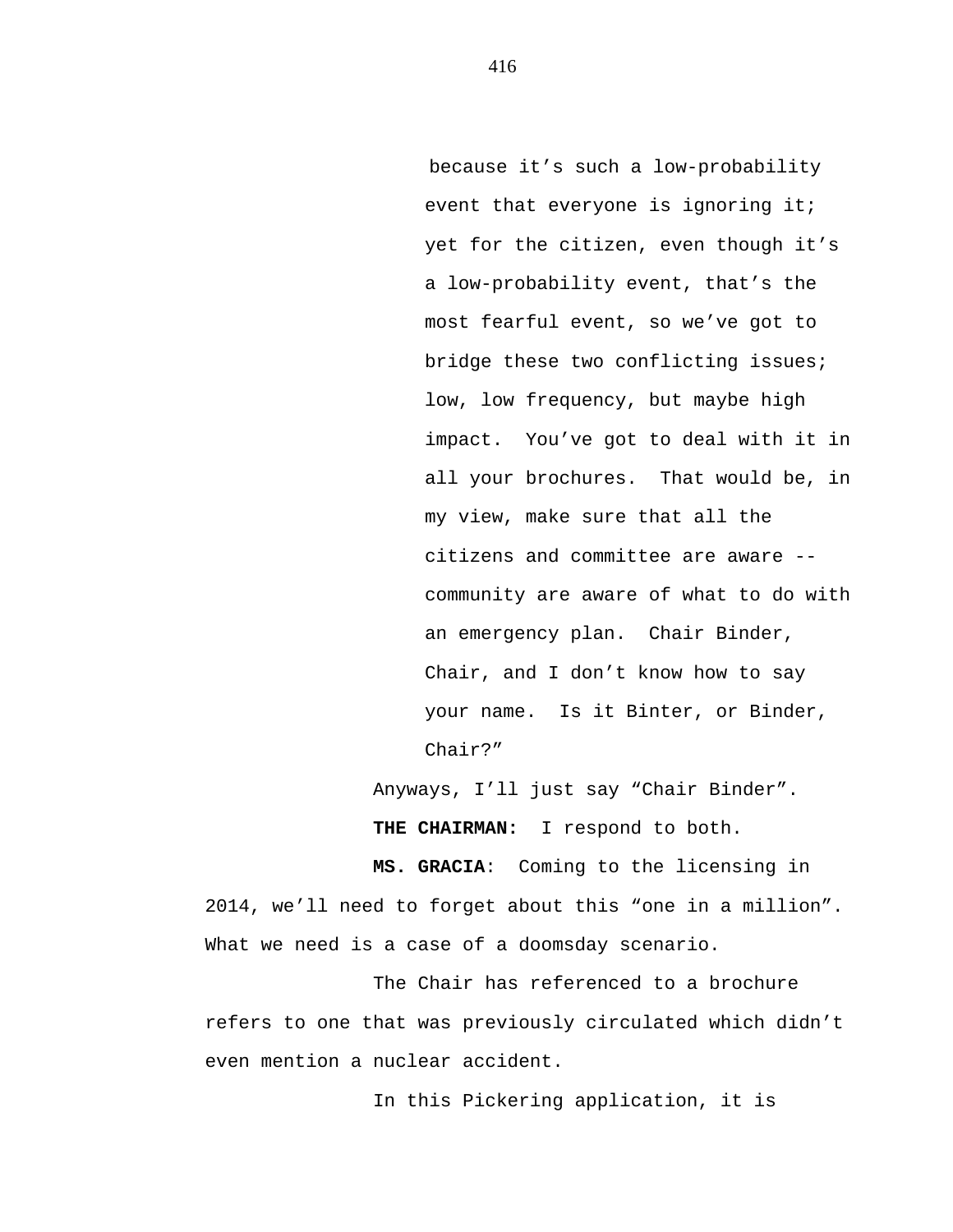> because it's such a low-probability event that everyone is ignoring it; yet for the citizen, even though it's a low-probability event, that's the most fearful event, so we've got to bridge these two conflicting issues; low, low frequency, but maybe high impact. You've got to deal with it in all your brochures. That would be, in my view, make sure that all the citizens and committee are aware -- community are aware of what to do with an emergency plan. Chair Binder, Chair, and I don't know how to say your name. Is it Binter, or Binder, Chair?"

Anyways, I'll just say "Chair Binder".

**THE CHAIRMAN:** I respond to both.

**MS. GRACIA**: Coming to the licensing in 2014, we'll need to forget about this "one in a million". What we need is a case of a doomsday scenario.

The Chair has referenced to a brochure refers to one that was previously circulated which didn't even mention a nuclear accident.

In this Pickering application, it is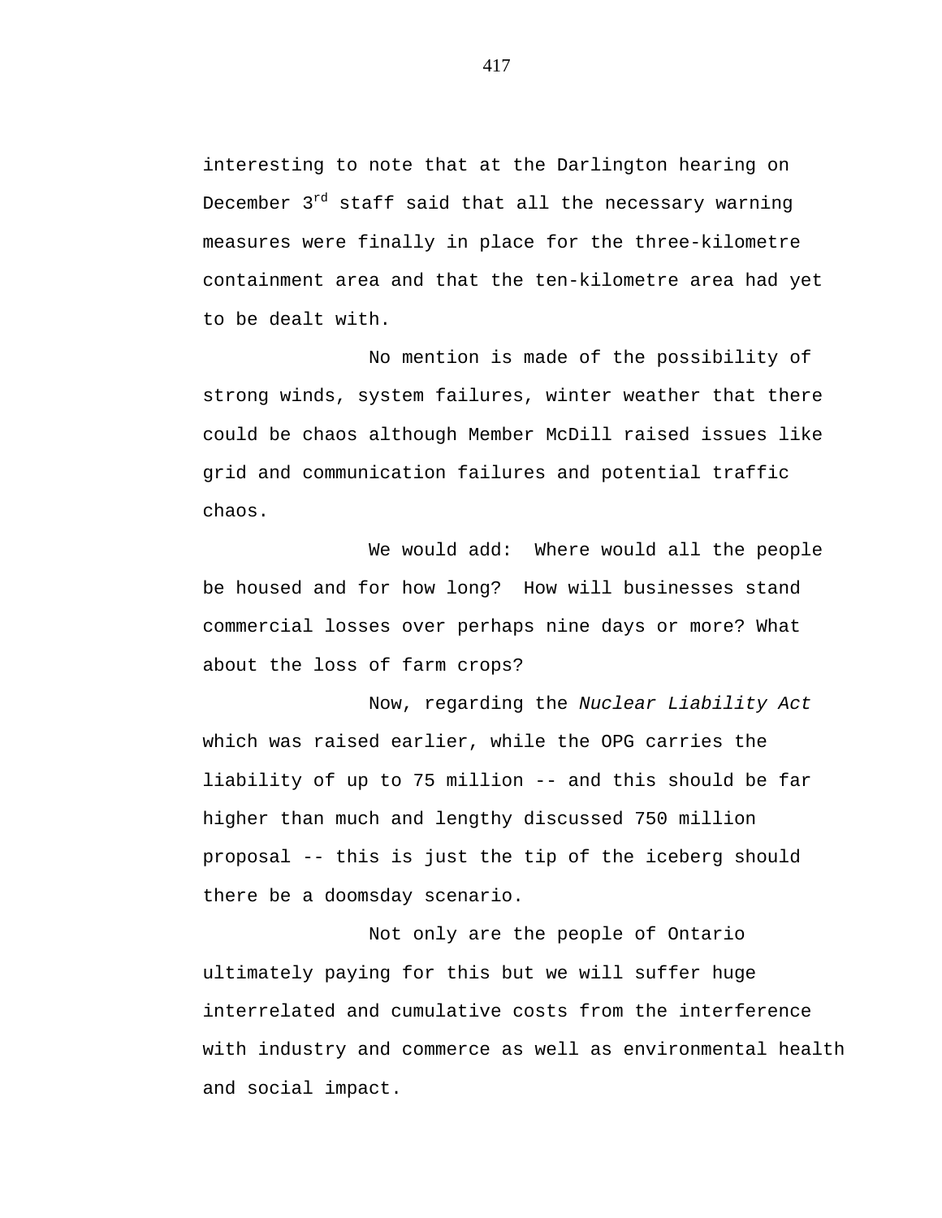interesting to note that at the Darlington hearing on December 3rd staff said that all the necessary warning measures were finally in place for the three-kilometre containment area and that the ten-kilometre area had yet to be dealt with.

No mention is made of the possibility of strong winds, system failures, winter weather that there could be chaos although Member McDill raised issues like grid and communication failures and potential traffic chaos.

We would add: Where would all the people be housed and for how long? How will businesses stand commercial losses over perhaps nine days or more? What about the loss of farm crops?

Now, regarding the *Nuclear Liability Act* which was raised earlier, while the OPG carries the liability of up to 75 million -- and this should be far higher than much and lengthy discussed 750 million proposal -- this is just the tip of the iceberg should there be a doomsday scenario.

Not only are the people of Ontario ultimately paying for this but we will suffer huge interrelated and cumulative costs from the interference with industry and commerce as well as environmental health and social impact.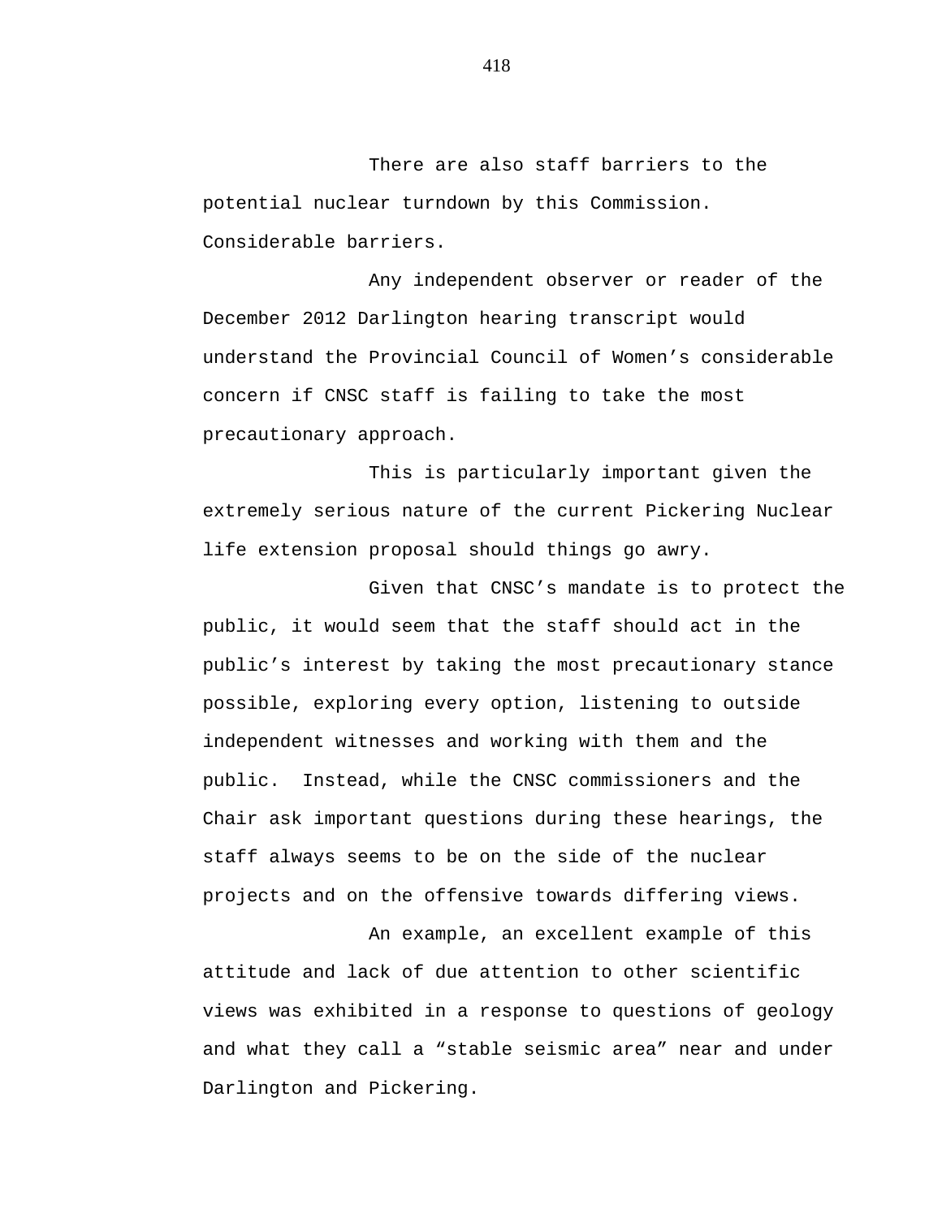There are also staff barriers to the potential nuclear turndown by this Commission. Considerable barriers.

Any independent observer or reader of the December 2012 Darlington hearing transcript would understand the Provincial Council of Women's considerable concern if CNSC staff is failing to take the most precautionary approach.

This is particularly important given the extremely serious nature of the current Pickering Nuclear life extension proposal should things go awry.

Given that CNSC's mandate is to protect the public, it would seem that the staff should act in the public's interest by taking the most precautionary stance possible, exploring every option, listening to outside independent witnesses and working with them and the public. Instead, while the CNSC commissioners and the Chair ask important questions during these hearings, the staff always seems to be on the side of the nuclear projects and on the offensive towards differing views.

An example, an excellent example of this attitude and lack of due attention to other scientific views was exhibited in a response to questions of geology and what they call a "stable seismic area" near and under Darlington and Pickering.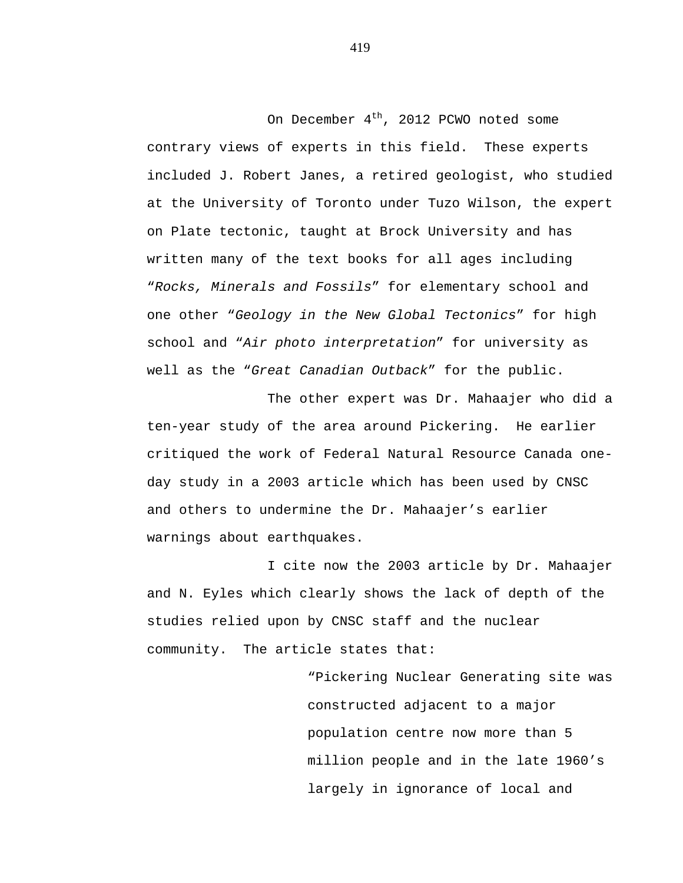On December 4th, 2012 PCWO noted some contrary views of experts in this field. These experts included J. Robert Janes, a retired geologist, who studied at the University of Toronto under Tuzo Wilson, the expert on Plate tectonic, taught at Brock University and has written many of the text books for all ages including "*Rocks, Minerals and Fossils*" for elementary school and one other "*Geology in the New Global Tectonics*" for high school and "*Air photo interpretation*" for university as well as the "*Great Canadian Outback*" for the public.

The other expert was Dr. Mahaajer who did a ten-year study of the area around Pickering. He earlier critiqued the work of Federal Natural Resource Canada one-day study in a 2003 article which has been used by CNSC and others to undermine the Dr. Mahaajer's earlier warnings about earthquakes.

I cite now the 2003 article by Dr. Mahaajer and N. Eyles which clearly shows the lack of depth of the studies relied upon by CNSC staff and the nuclear community. The article states that:

> "Pickering Nuclear Generating site was constructed adjacent to a major population centre now more than 5 million people and in the late 1960's largely in ignorance of local and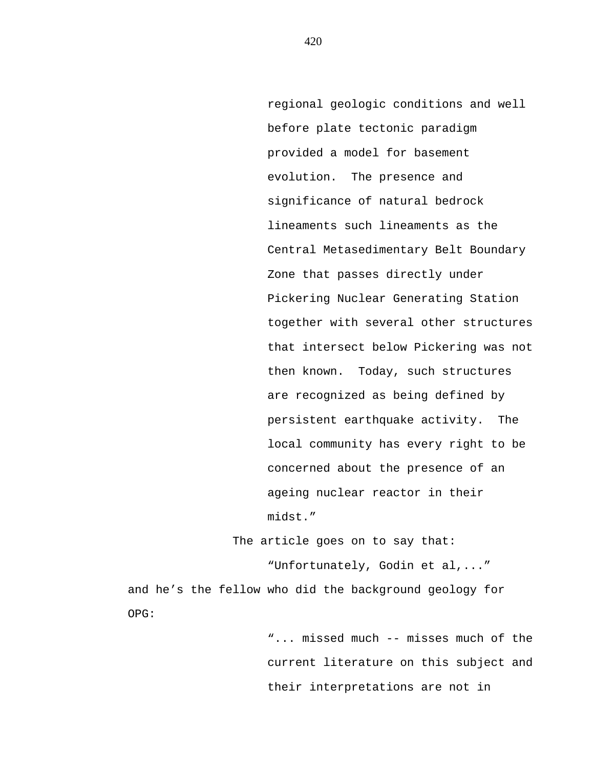> regional geologic conditions and well before plate tectonic paradigm provided a model for basement evolution. The presence and significance of natural bedrock lineaments such lineaments as the Central Metasedimentary Belt Boundary Zone that passes directly under Pickering Nuclear Generating Station together with several other structures that intersect below Pickering was not then known. Today, such structures are recognized as being defined by persistent earthquake activity. The local community has every right to be concerned about the presence of an ageing nuclear reactor in their midst."

The article goes on to say that:

> "Unfortunately, Godin et al,..."

and he's the fellow who did the background geology for OPG:

> "... missed much -- misses much of the current literature on this subject and their interpretations are not in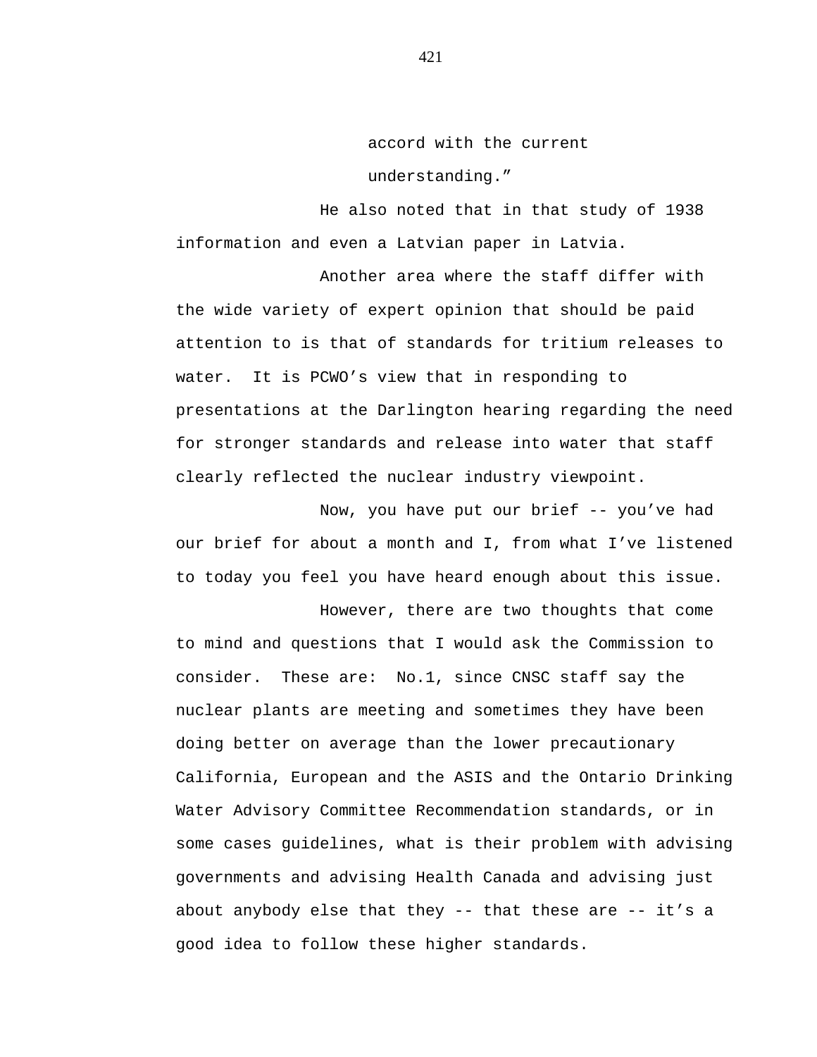accord with the current understanding."

He also noted that in that study of 1938 information and even a Latvian paper in Latvia.

Another area where the staff differ with the wide variety of expert opinion that should be paid attention to is that of standards for tritium releases to water. It is PCWO's view that in responding to presentations at the Darlington hearing regarding the need for stronger standards and release into water that staff clearly reflected the nuclear industry viewpoint.

Now, you have put our brief -- you've had our brief for about a month and I, from what I've listened to today you feel you have heard enough about this issue.

However, there are two thoughts that come to mind and questions that I would ask the Commission to consider. These are: No.1, since CNSC staff say the nuclear plants are meeting and sometimes they have been doing better on average than the lower precautionary California, European and the ASIS and the Ontario Drinking Water Advisory Committee Recommendation standards, or in some cases guidelines, what is their problem with advising governments and advising Health Canada and advising just about anybody else that they -- that these are -- it's a good idea to follow these higher standards.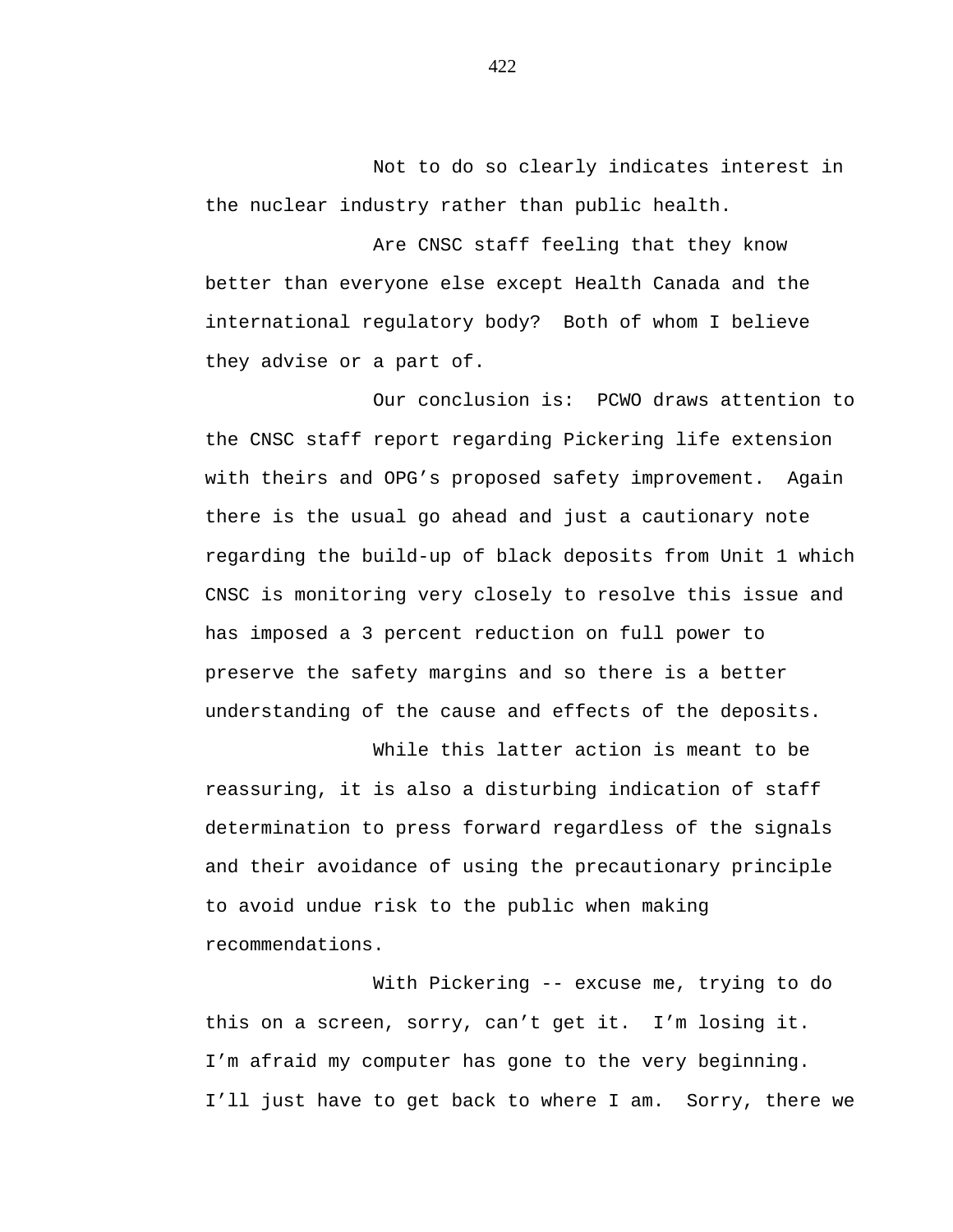Not to do so clearly indicates interest in the nuclear industry rather than public health.

Are CNSC staff feeling that they know better than everyone else except Health Canada and the international regulatory body? Both of whom I believe they advise or a part of.

Our conclusion is: PCWO draws attention to the CNSC staff report regarding Pickering life extension with theirs and OPG's proposed safety improvement. Again there is the usual go ahead and just a cautionary note regarding the build-up of black deposits from Unit 1 which CNSC is monitoring very closely to resolve this issue and has imposed a 3 percent reduction on full power to preserve the safety margins and so there is a better understanding of the cause and effects of the deposits.

While this latter action is meant to be reassuring, it is also a disturbing indication of staff determination to press forward regardless of the signals and their avoidance of using the precautionary principle to avoid undue risk to the public when making recommendations.

With Pickering -- excuse me, trying to do this on a screen, sorry, can't get it. I'm losing it. I'm afraid my computer has gone to the very beginning. I'll just have to get back to where I am. Sorry, there we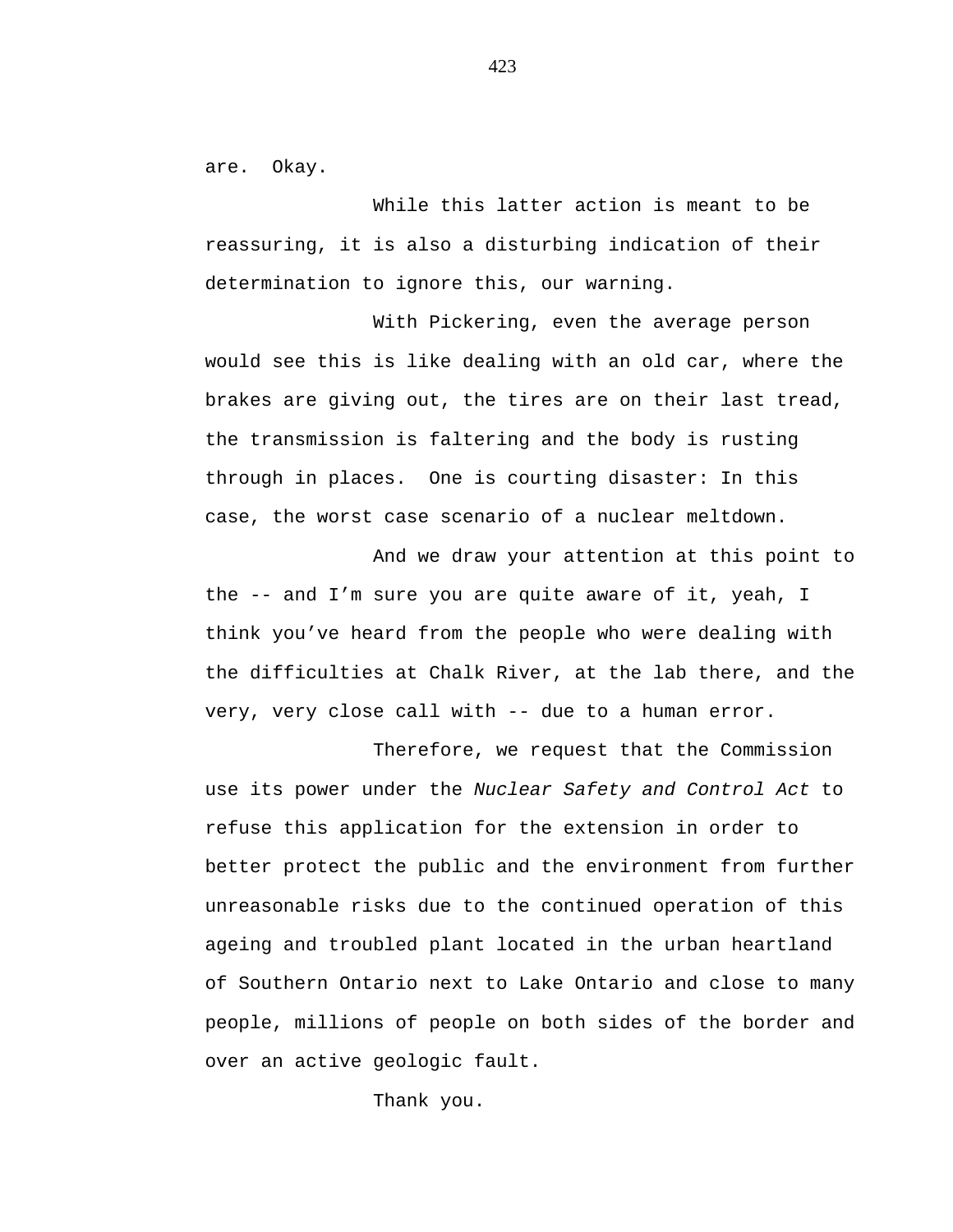are. Okay.

While this latter action is meant to be reassuring, it is also a disturbing indication of their determination to ignore this, our warning.

With Pickering, even the average person would see this is like dealing with an old car, where the brakes are giving out, the tires are on their last tread, the transmission is faltering and the body is rusting through in places. One is courting disaster: In this case, the worst case scenario of a nuclear meltdown.

And we draw your attention at this point to the -- and I’m sure you are quite aware of it, yeah, I think you’ve heard from the people who were dealing with the difficulties at Chalk River, at the lab there, and the very, very close call with -- due to a human error.

Therefore, we request that the Commission use its power under the *Nuclear Safety and Control Act* to refuse this application for the extension in order to better protect the public and the environment from further unreasonable risks due to the continued operation of this ageing and troubled plant located in the urban heartland of Southern Ontario next to Lake Ontario and close to many people, millions of people on both sides of the border and over an active geologic fault.

Thank you.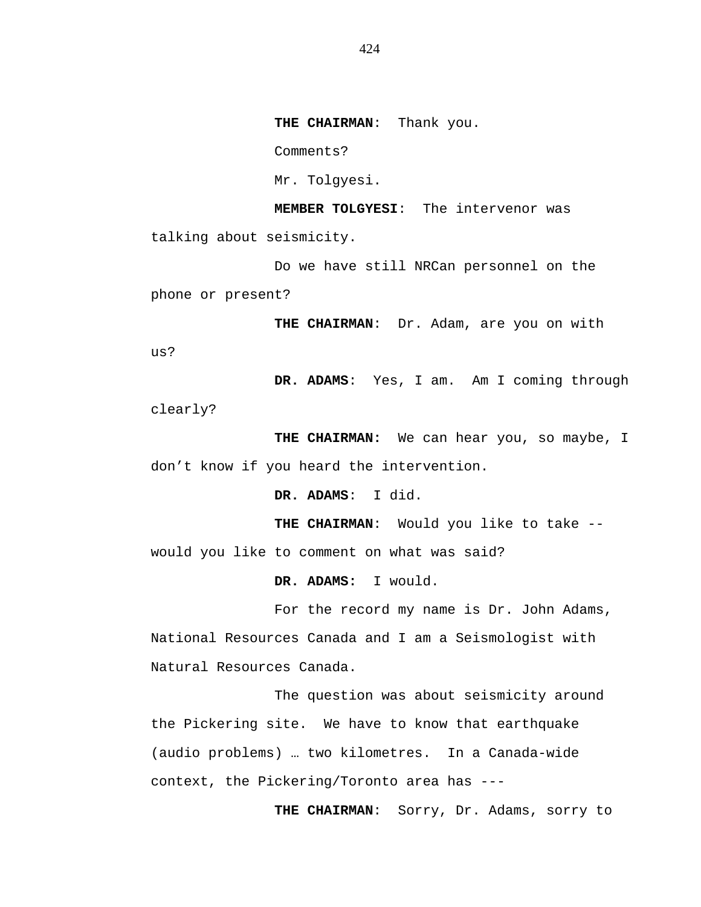**THE CHAIRMAN**: Thank you.

Comments?

Mr. Tolgyesi.

**MEMBER TOLGYESI**: The intervenor was talking about seismicity.

Do we have still NRCan personnel on the phone or present?

**THE CHAIRMAN**: Dr. Adam, are you on with us?

**DR. ADAMS**: Yes, I am. Am I coming through clearly?

**THE CHAIRMAN:** We can hear you, so maybe, I don't know if you heard the intervention.

**DR. ADAMS**: I did.

**THE CHAIRMAN**: Would you like to take -- would you like to comment on what was said?

**DR. ADAMS:** I would.

For the record my name is Dr. John Adams, National Resources Canada and I am a Seismologist with Natural Resources Canada.

The question was about seismicity around the Pickering site. We have to know that earthquake (audio problems) … two kilometres. In a Canada-wide context, the Pickering/Toronto area has ---

**THE CHAIRMAN**: Sorry, Dr. Adams, sorry to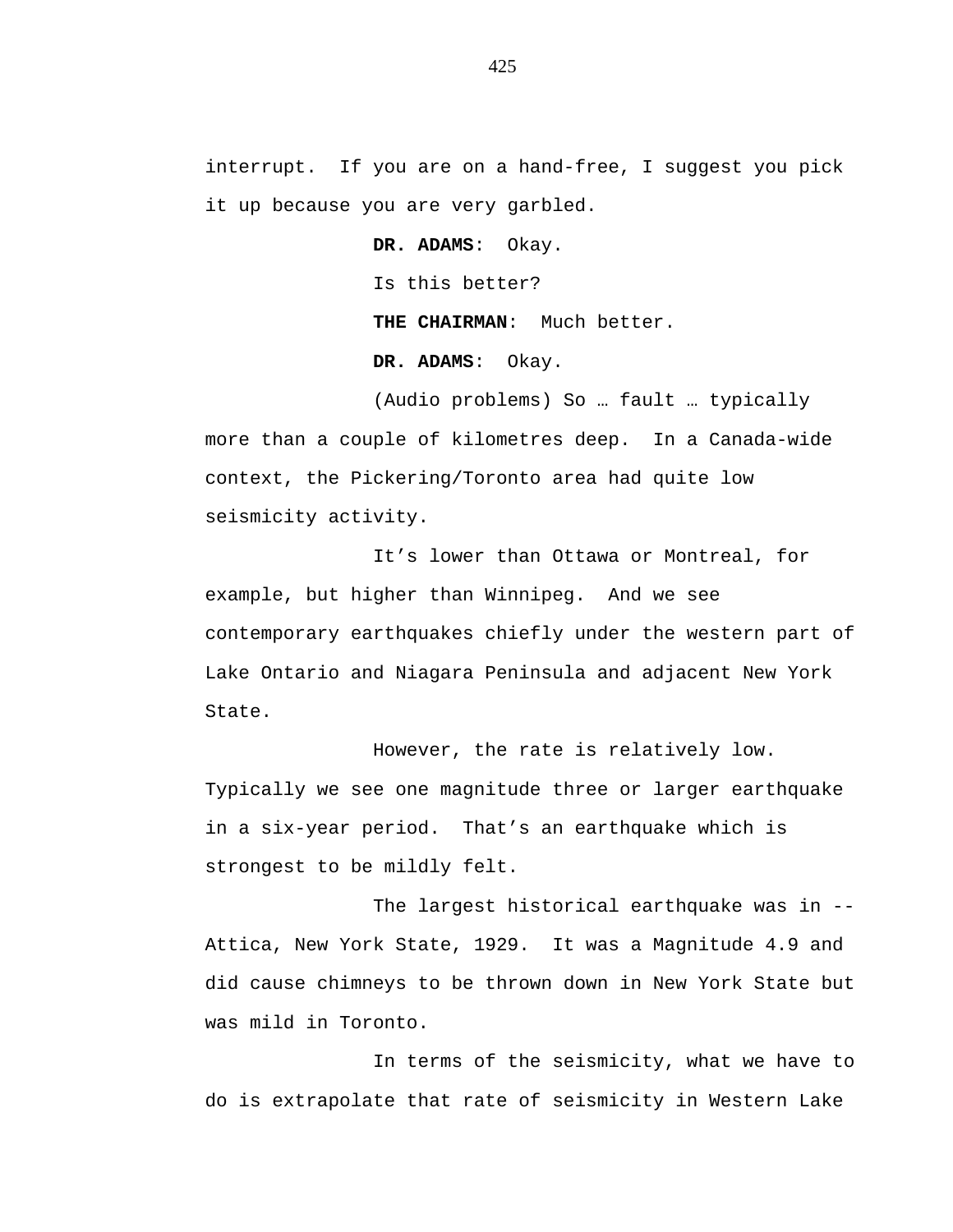interrupt.  If you are on a hand-free, I suggest you pick it up because you are very garbled.

**DR. ADAMS**:  Okay.

Is this better?

**THE CHAIRMAN**:  Much better.

**DR. ADAMS**:  Okay.

(Audio problems) So … fault … typically more than a couple of kilometres deep.  In a Canada-wide context, the Pickering/Toronto area had quite low seismicity activity.

It’s lower than Ottawa or Montreal, for example, but higher than Winnipeg.  And we see contemporary earthquakes chiefly under the western part of Lake Ontario and Niagara Peninsula and adjacent New York State.

However, the rate is relatively low. Typically we see one magnitude three or larger earthquake in a six-year period.  That’s an earthquake which is strongest to be mildly felt.

The largest historical earthquake was in -- Attica, New York State, 1929.  It was a Magnitude 4.9 and did cause chimneys to be thrown down in New York State but was mild in Toronto.

In terms of the seismicity, what we have to do is extrapolate that rate of seismicity in Western Lake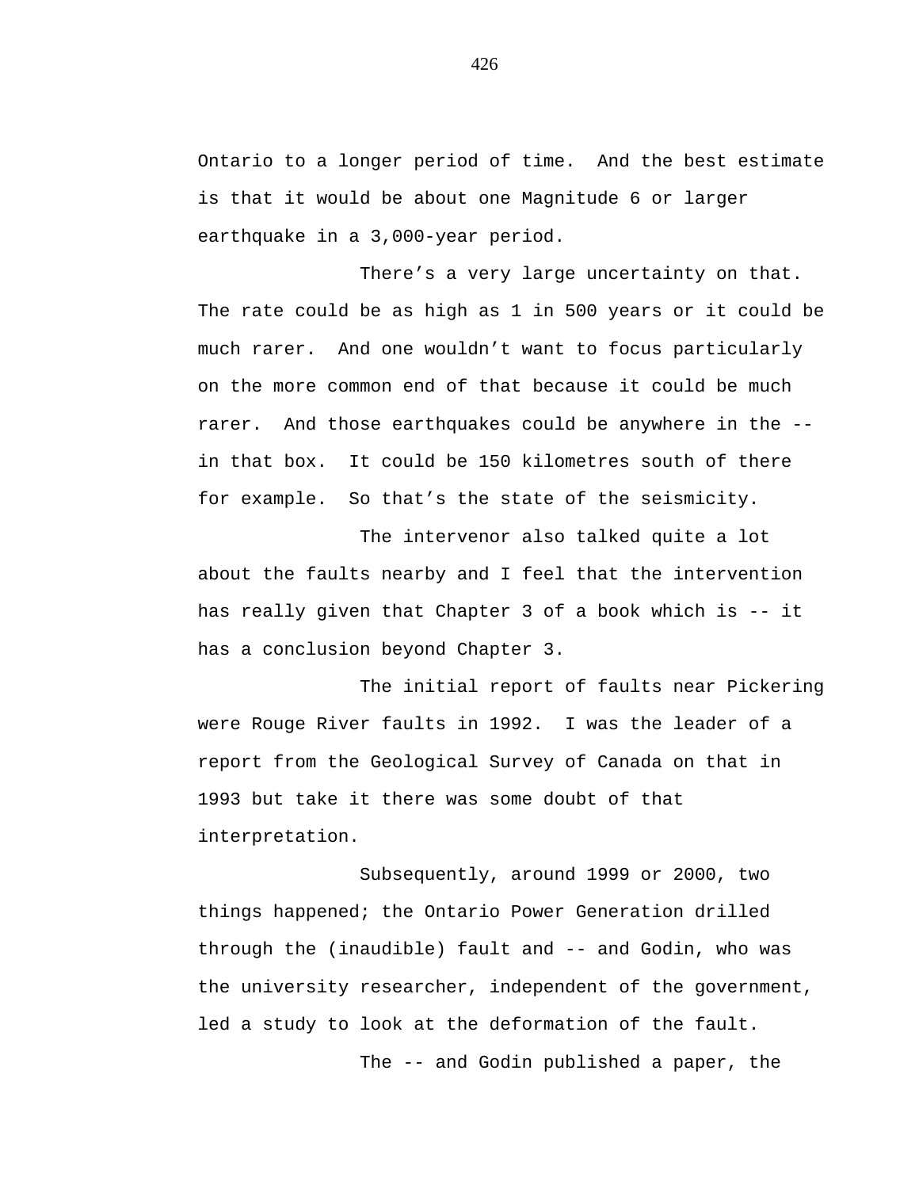Ontario to a longer period of time. And the best estimate is that it would be about one Magnitude 6 or larger earthquake in a 3,000-year period.

There’s a very large uncertainty on that. The rate could be as high as 1 in 500 years or it could be much rarer. And one wouldn’t want to focus particularly on the more common end of that because it could be much rarer. And those earthquakes could be anywhere in the -- in that box. It could be 150 kilometres south of there for example. So that’s the state of the seismicity.

The intervenor also talked quite a lot about the faults nearby and I feel that the intervention has really given that Chapter 3 of a book which is -- it has a conclusion beyond Chapter 3.

The initial report of faults near Pickering were Rouge River faults in 1992. I was the leader of a report from the Geological Survey of Canada on that in 1993 but take it there was some doubt of that interpretation.

Subsequently, around 1999 or 2000, two things happened; the Ontario Power Generation drilled through the (inaudible) fault and -- and Godin, who was the university researcher, independent of the government, led a study to look at the deformation of the fault.

The -- and Godin published a paper, the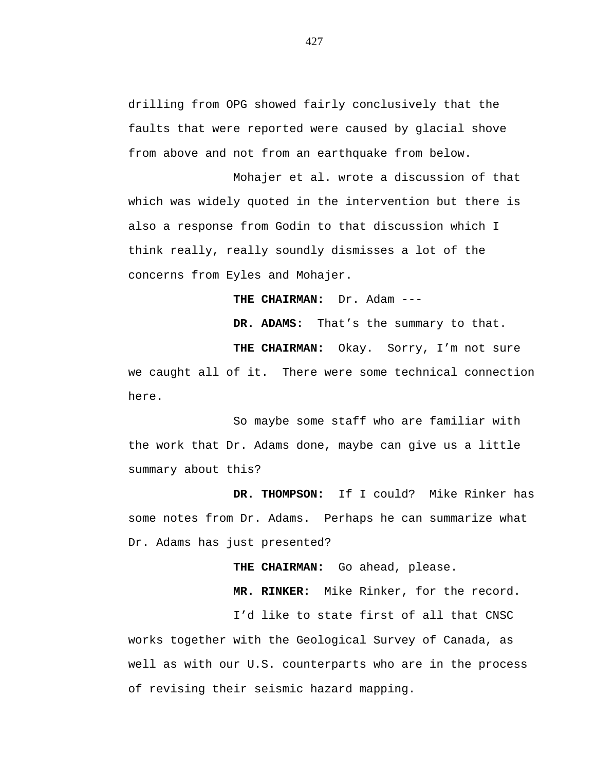drilling from OPG showed fairly conclusively that the faults that were reported were caused by glacial shove from above and not from an earthquake from below.

Mohajer et al. wrote a discussion of that which was widely quoted in the intervention but there is also a response from Godin to that discussion which I think really, really soundly dismisses a lot of the concerns from Eyles and Mohajer.

**THE CHAIRMAN:** Dr. Adam ---

**DR. ADAMS:** That's the summary to that.

**THE CHAIRMAN:** Okay. Sorry, I'm not sure we caught all of it. There were some technical connection here.

So maybe some staff who are familiar with the work that Dr. Adams done, maybe can give us a little summary about this?

**DR. THOMPSON:** If I could? Mike Rinker has some notes from Dr. Adams. Perhaps he can summarize what Dr. Adams has just presented?

**THE CHAIRMAN:** Go ahead, please.

**MR. RINKER:** Mike Rinker, for the record.

I'd like to state first of all that CNSC works together with the Geological Survey of Canada, as well as with our U.S. counterparts who are in the process of revising their seismic hazard mapping.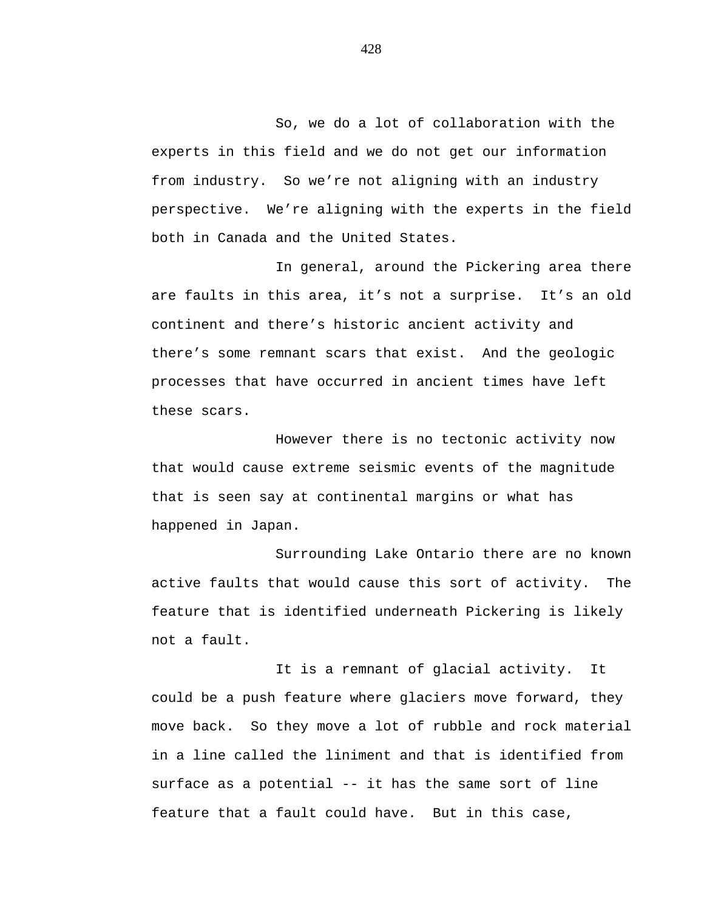So, we do a lot of collaboration with the experts in this field and we do not get our information from industry. So we're not aligning with an industry perspective. We're aligning with the experts in the field both in Canada and the United States.

In general, around the Pickering area there are faults in this area, it's not a surprise. It's an old continent and there's historic ancient activity and there's some remnant scars that exist. And the geologic processes that have occurred in ancient times have left these scars.

However there is no tectonic activity now that would cause extreme seismic events of the magnitude that is seen say at continental margins or what has happened in Japan.

Surrounding Lake Ontario there are no known active faults that would cause this sort of activity. The feature that is identified underneath Pickering is likely not a fault.

It is a remnant of glacial activity. It could be a push feature where glaciers move forward, they move back. So they move a lot of rubble and rock material in a line called the liniment and that is identified from surface as a potential -- it has the same sort of line feature that a fault could have. But in this case,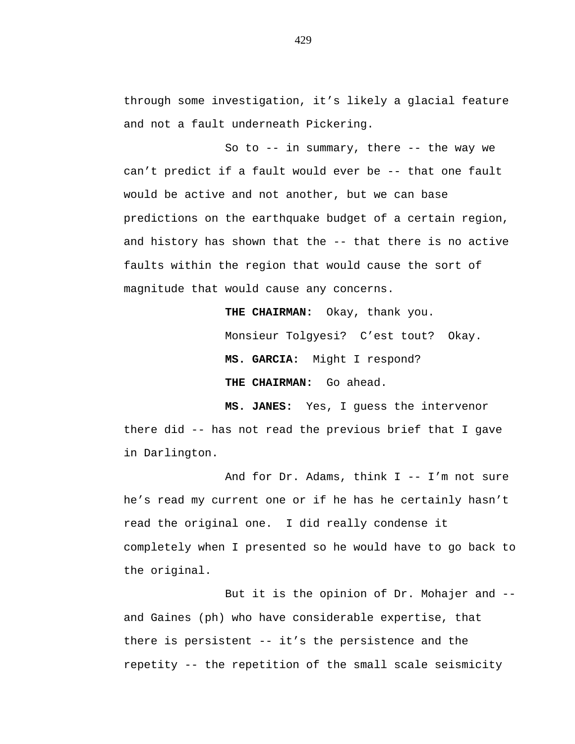through some investigation, it’s likely a glacial feature and not a fault underneath Pickering.

So to -- in summary, there -- the way we can’t predict if a fault would ever be -- that one fault would be active and not another, but we can base predictions on the earthquake budget of a certain region, and history has shown that the -- that there is no active faults within the region that would cause the sort of magnitude that would cause any concerns.

**THE CHAIRMAN:** Okay, thank you.

Monsieur Tolgyesi? C’est tout? Okay.

**MS. GARCIA:** Might I respond?

**THE CHAIRMAN:** Go ahead.

**MS. JANES:** Yes, I guess the intervenor there did -- has not read the previous brief that I gave in Darlington.

And for Dr. Adams, think I -- I’m not sure he’s read my current one or if he has he certainly hasn’t read the original one. I did really condense it completely when I presented so he would have to go back to the original.

But it is the opinion of Dr. Mohajer and -- and Gaines (ph) who have considerable expertise, that there is persistent -- it’s the persistence and the repetity -- the repetition of the small scale seismicity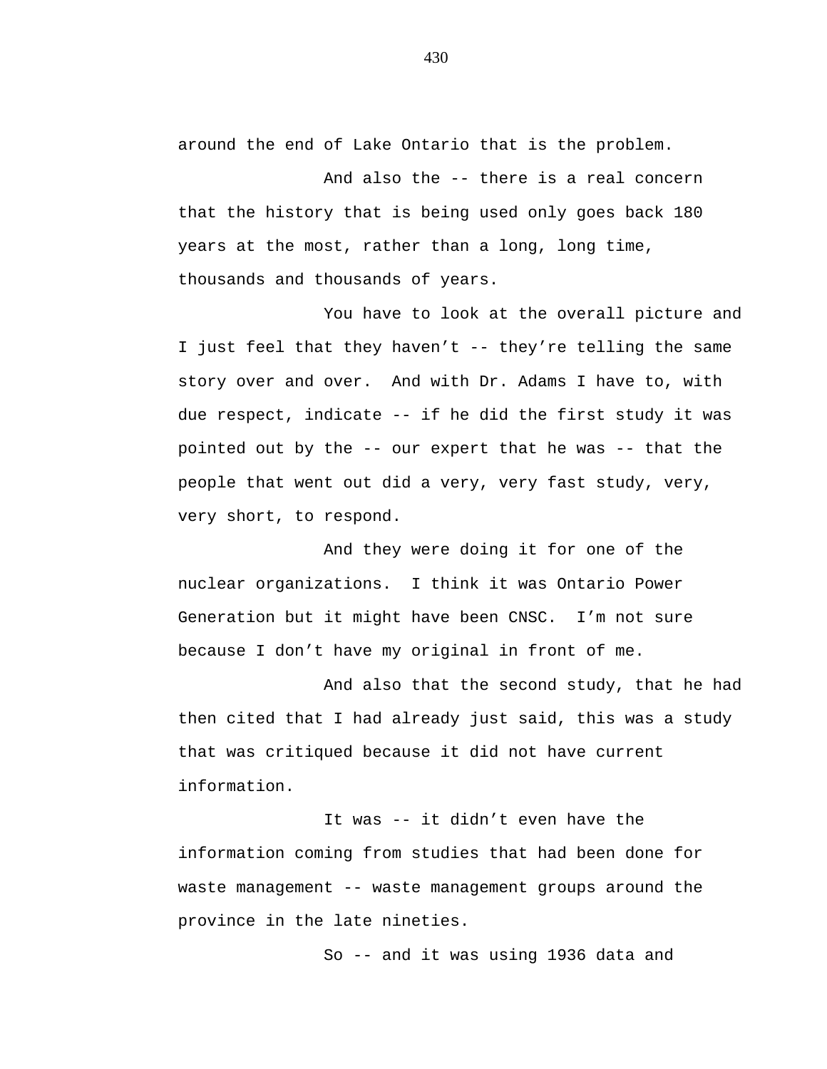around the end of Lake Ontario that is the problem.

And also the -- there is a real concern that the history that is being used only goes back 180 years at the most, rather than a long, long time, thousands and thousands of years.

You have to look at the overall picture and I just feel that they haven't -- they're telling the same story over and over. And with Dr. Adams I have to, with due respect, indicate -- if he did the first study it was pointed out by the -- our expert that he was -- that the people that went out did a very, very fast study, very, very short, to respond.

And they were doing it for one of the nuclear organizations. I think it was Ontario Power Generation but it might have been CNSC. I'm not sure because I don't have my original in front of me.

And also that the second study, that he had then cited that I had already just said, this was a study that was critiqued because it did not have current information.

It was -- it didn't even have the information coming from studies that had been done for waste management -- waste management groups around the province in the late nineties.

So -- and it was using 1936 data and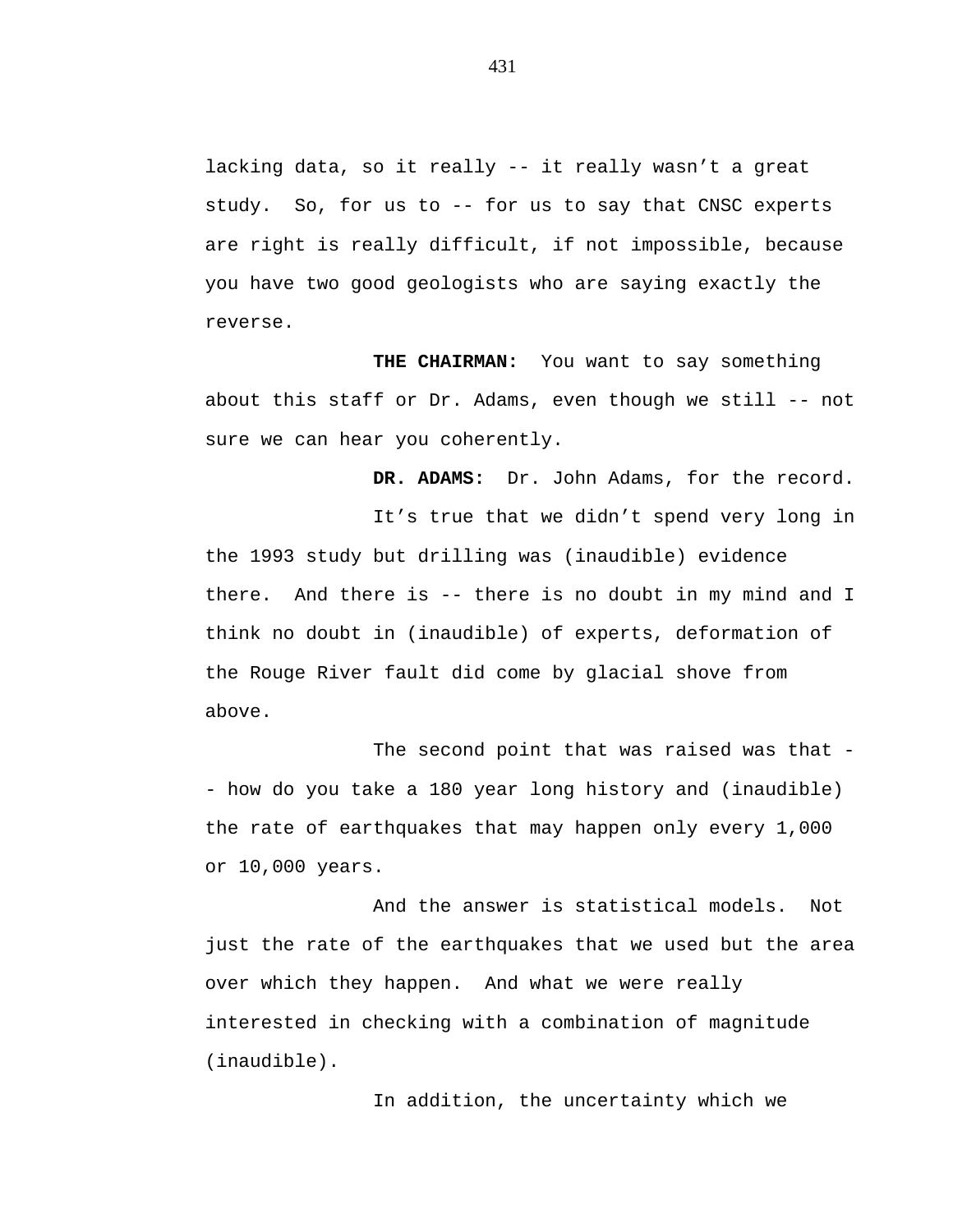lacking data, so it really -- it really wasn't a great study. So, for us to -- for us to say that CNSC experts are right is really difficult, if not impossible, because you have two good geologists who are saying exactly the reverse.

**THE CHAIRMAN:** You want to say something about this staff or Dr. Adams, even though we still -- not sure we can hear you coherently.

**DR. ADAMS:** Dr. John Adams, for the record.

It's true that we didn't spend very long in the 1993 study but drilling was (inaudible) evidence there. And there is -- there is no doubt in my mind and I think no doubt in (inaudible) of experts, deformation of the Rouge River fault did come by glacial shove from above.

The second point that was raised was that -- how do you take a 180 year long history and (inaudible) the rate of earthquakes that may happen only every 1,000 or 10,000 years.

And the answer is statistical models. Not just the rate of the earthquakes that we used but the area over which they happen. And what we were really interested in checking with a combination of magnitude (inaudible).

In addition, the uncertainty which we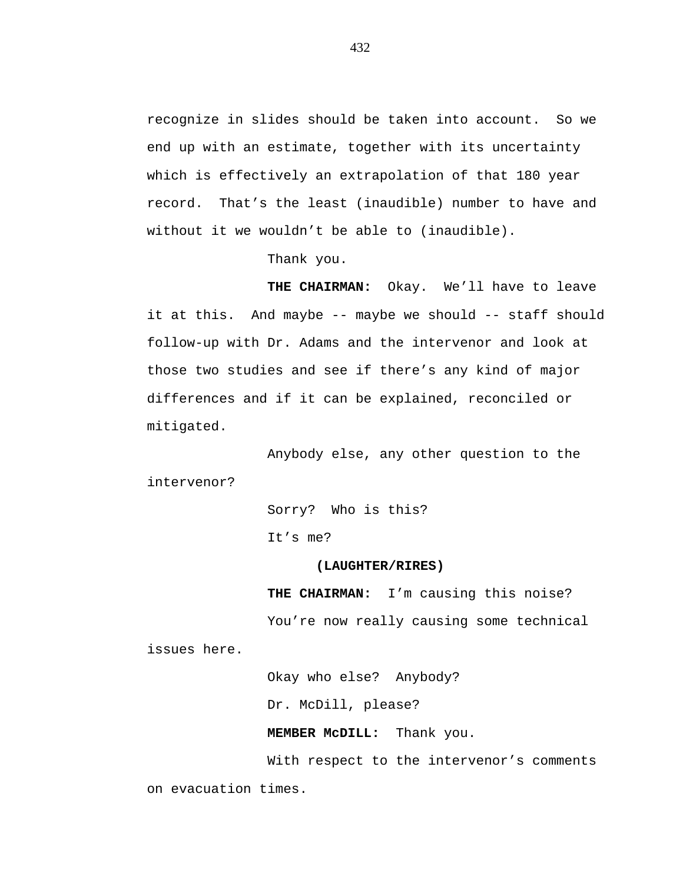recognize in slides should be taken into account. So we end up with an estimate, together with its uncertainty which is effectively an extrapolation of that 180 year record. That's the least (inaudible) number to have and without it we wouldn't be able to (inaudible).

Thank you.

**THE CHAIRMAN:** Okay. We'll have to leave it at this. And maybe -- maybe we should -- staff should follow-up with Dr. Adams and the intervenor and look at those two studies and see if there's any kind of major differences and if it can be explained, reconciled or mitigated.

Anybody else, any other question to the intervenor?

Sorry? Who is this?

It's me?

**(LAUGHTER/RIRES)**

**THE CHAIRMAN:** I'm causing this noise?

You're now really causing some technical issues here.

Okay who else? Anybody?

Dr. McDill, please?

**MEMBER McDILL:** Thank you.

With respect to the intervenor's comments on evacuation times.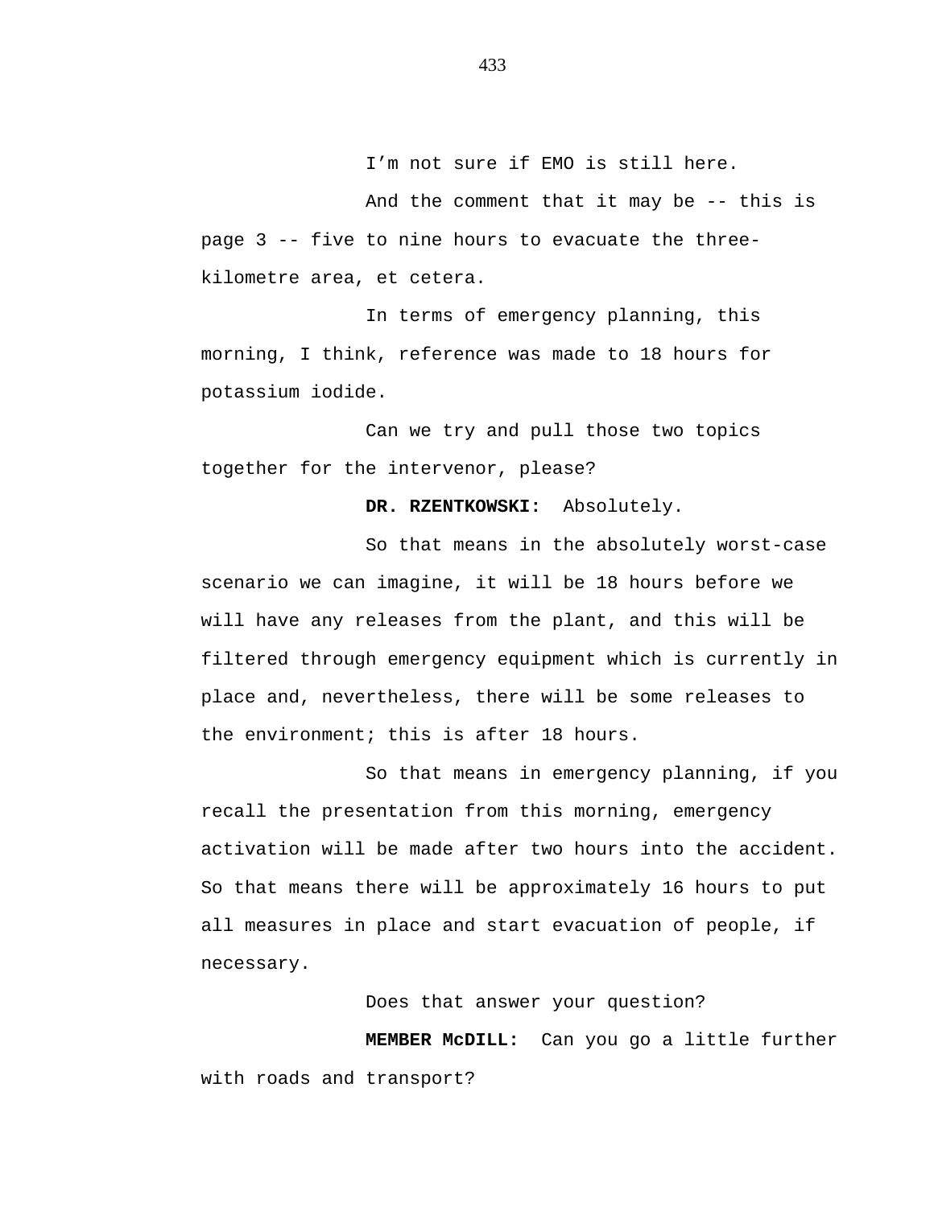I'm not sure if EMO is still here.

And the comment that it may be -- this is page 3 -- five to nine hours to evacuate the three-kilometre area, et cetera.

In terms of emergency planning, this morning, I think, reference was made to 18 hours for potassium iodide.

Can we try and pull those two topics together for the intervenor, please?

**DR. RZENTKOWSKI:** Absolutely.

So that means in the absolutely worst-case scenario we can imagine, it will be 18 hours before we will have any releases from the plant, and this will be filtered through emergency equipment which is currently in place and, nevertheless, there will be some releases to the environment; this is after 18 hours.

So that means in emergency planning, if you recall the presentation from this morning, emergency activation will be made after two hours into the accident. So that means there will be approximately 16 hours to put all measures in place and start evacuation of people, if necessary.

Does that answer your question?

**MEMBER McDILL:** Can you go a little further with roads and transport?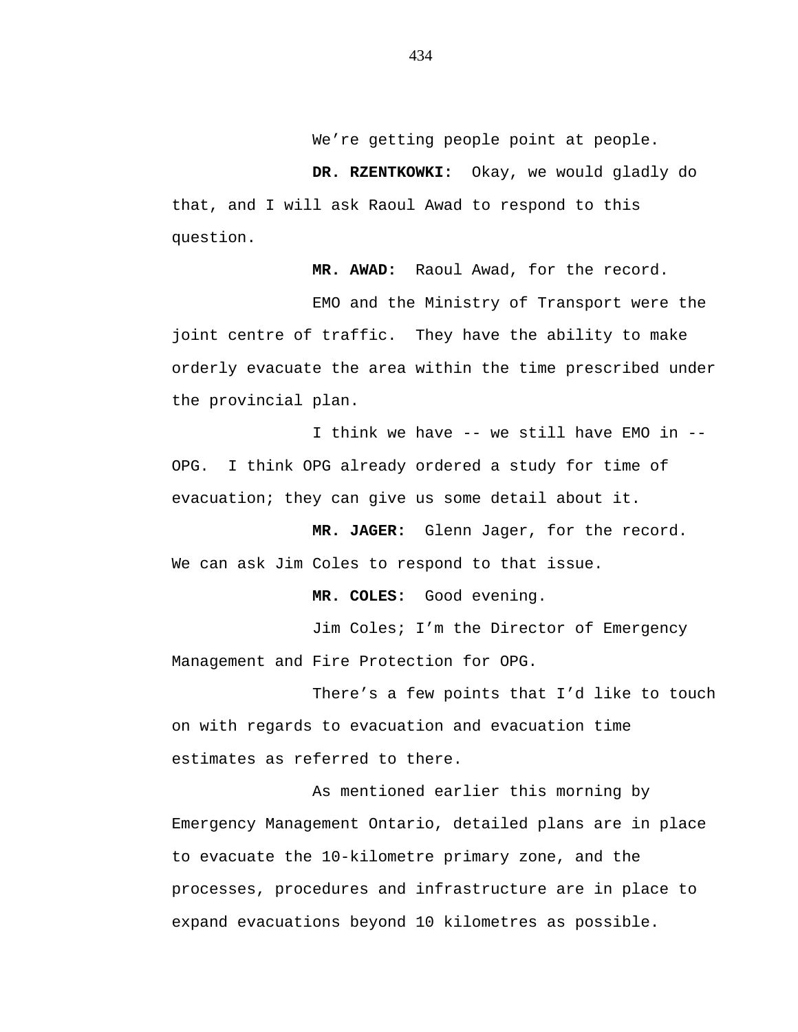We're getting people point at people.

**DR. RZENTKOWKI:** Okay, we would gladly do that, and I will ask Raoul Awad to respond to this question.

**MR. AWAD:** Raoul Awad, for the record.

EMO and the Ministry of Transport were the joint centre of traffic. They have the ability to make orderly evacuate the area within the time prescribed under the provincial plan.

I think we have -- we still have EMO in -- OPG. I think OPG already ordered a study for time of evacuation; they can give us some detail about it.

**MR. JAGER:** Glenn Jager, for the record. We can ask Jim Coles to respond to that issue.

**MR. COLES:** Good evening.

Jim Coles; I'm the Director of Emergency Management and Fire Protection for OPG.

There's a few points that I'd like to touch on with regards to evacuation and evacuation time estimates as referred to there.

As mentioned earlier this morning by Emergency Management Ontario, detailed plans are in place to evacuate the 10-kilometre primary zone, and the processes, procedures and infrastructure are in place to expand evacuations beyond 10 kilometres as possible.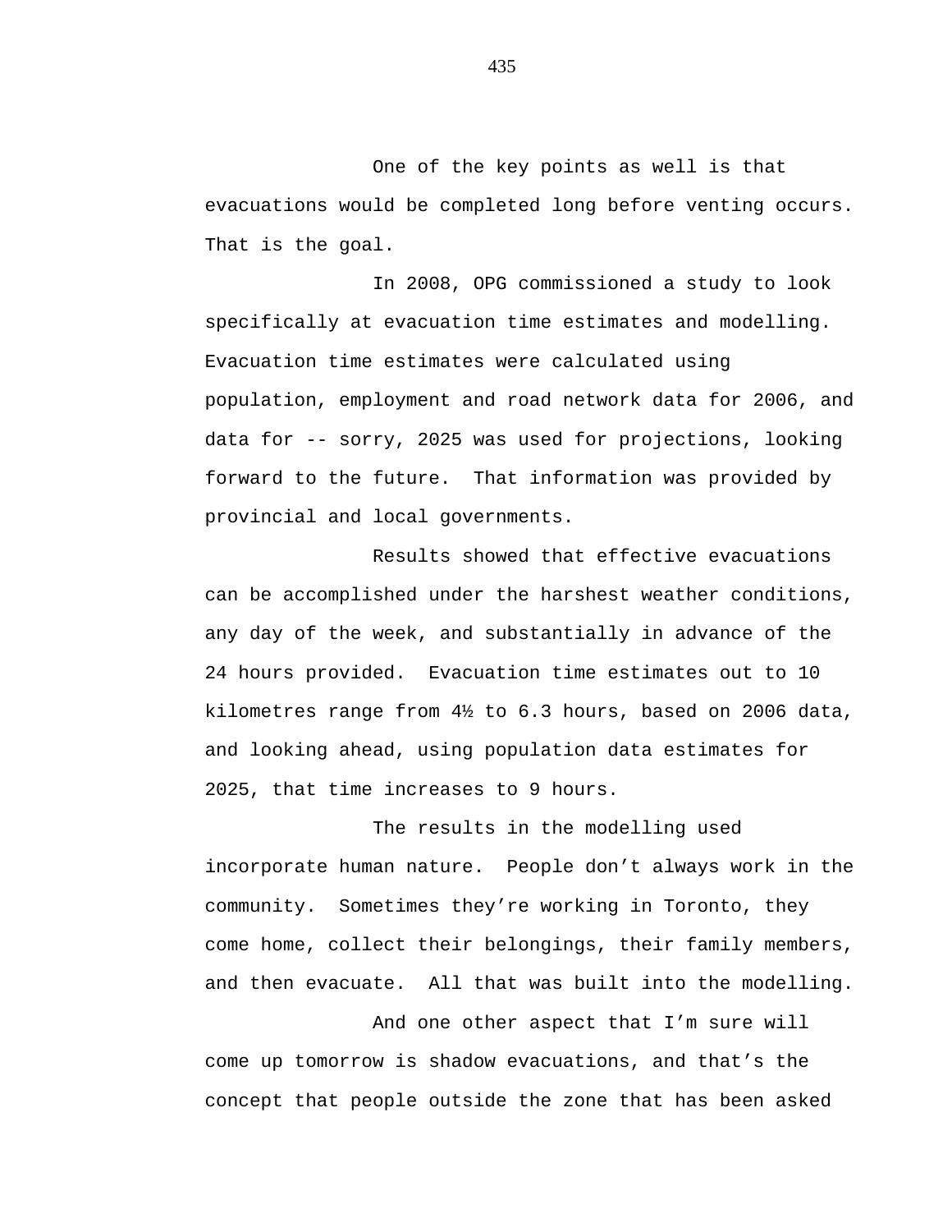One of the key points as well is that evacuations would be completed long before venting occurs. That is the goal.

In 2008, OPG commissioned a study to look specifically at evacuation time estimates and modelling. Evacuation time estimates were calculated using population, employment and road network data for 2006, and data for -- sorry, 2025 was used for projections, looking forward to the future. That information was provided by provincial and local governments.

Results showed that effective evacuations can be accomplished under the harshest weather conditions, any day of the week, and substantially in advance of the 24 hours provided. Evacuation time estimates out to 10 kilometres range from 4½ to 6.3 hours, based on 2006 data, and looking ahead, using population data estimates for 2025, that time increases to 9 hours.

The results in the modelling used incorporate human nature. People don't always work in the community. Sometimes they're working in Toronto, they come home, collect their belongings, their family members, and then evacuate. All that was built into the modelling.

And one other aspect that I'm sure will come up tomorrow is shadow evacuations, and that's the concept that people outside the zone that has been asked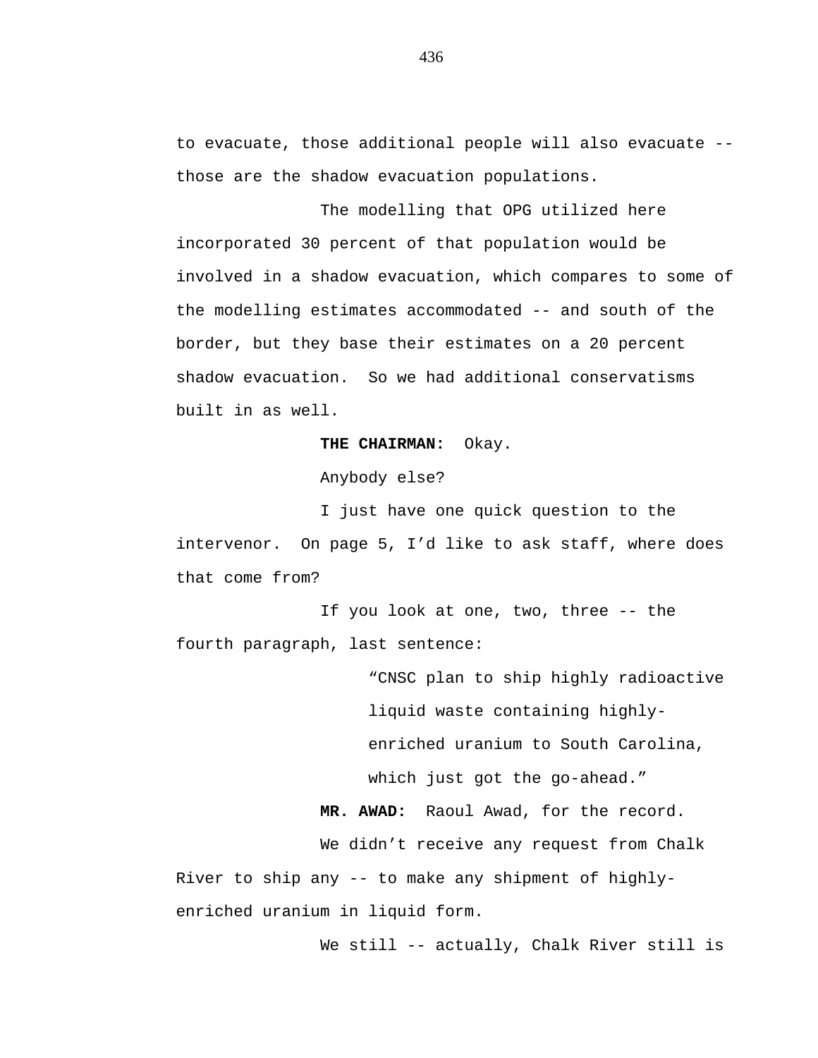to evacuate, those additional people will also evacuate -- those are the shadow evacuation populations.

The modelling that OPG utilized here incorporated 30 percent of that population would be involved in a shadow evacuation, which compares to some of the modelling estimates accommodated -- and south of the border, but they base their estimates on a 20 percent shadow evacuation. So we had additional conservatisms built in as well.

**THE CHAIRMAN:** Okay.

Anybody else?

I just have one quick question to the intervenor. On page 5, I'd like to ask staff, where does that come from?

If you look at one, two, three -- the fourth paragraph, last sentence:

> "CNSC plan to ship highly radioactive liquid waste containing highly-enriched uranium to South Carolina, which just got the go-ahead."

**MR. AWAD:** Raoul Awad, for the record.

We didn't receive any request from Chalk River to ship any -- to make any shipment of highly-enriched uranium in liquid form.

We still -- actually, Chalk River still is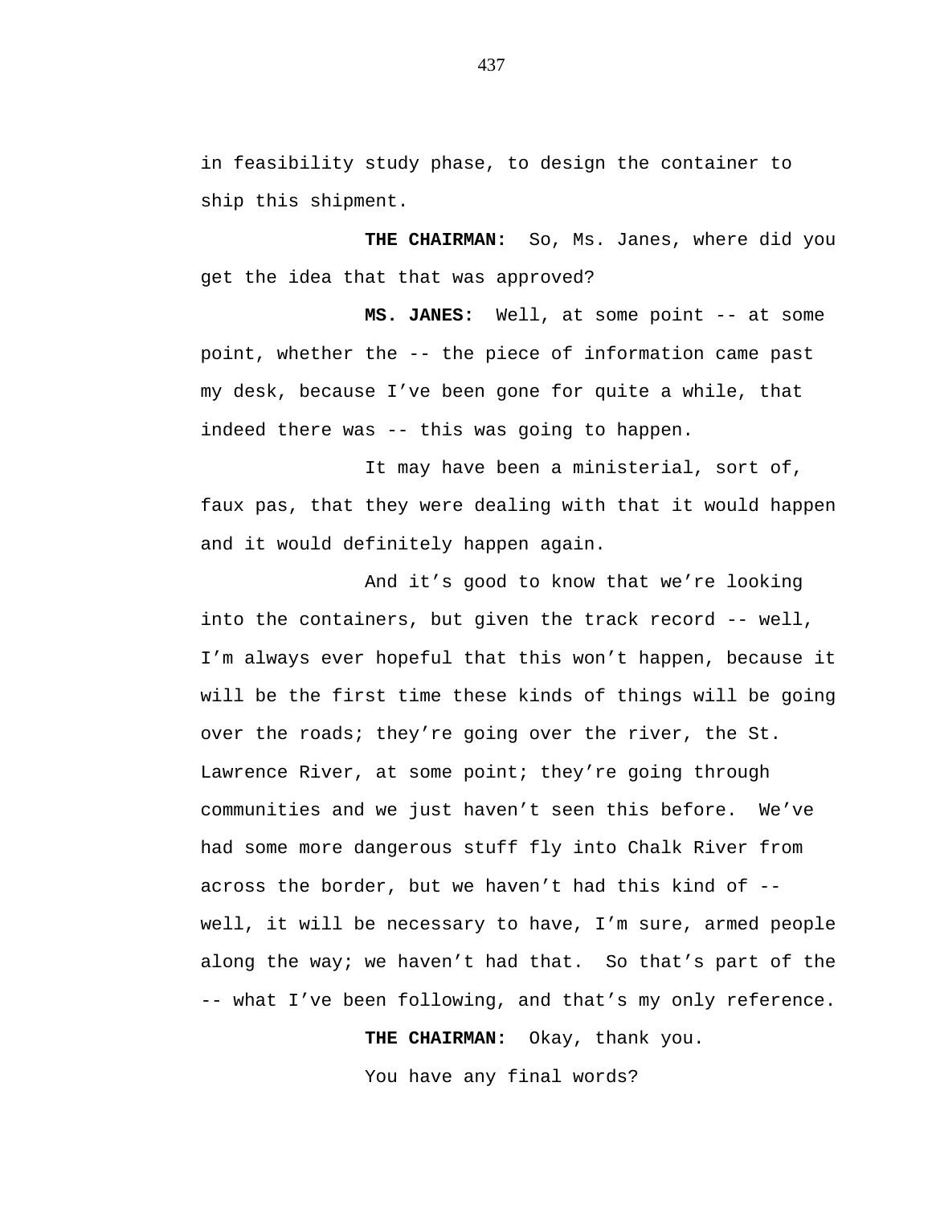in feasibility study phase, to design the container to ship this shipment.

**THE CHAIRMAN:** So, Ms. Janes, where did you get the idea that that was approved?

**MS. JANES:** Well, at some point -- at some point, whether the -- the piece of information came past my desk, because I've been gone for quite a while, that indeed there was -- this was going to happen.

It may have been a ministerial, sort of, faux pas, that they were dealing with that it would happen and it would definitely happen again.

And it's good to know that we're looking into the containers, but given the track record -- well, I'm always ever hopeful that this won't happen, because it will be the first time these kinds of things will be going over the roads; they're going over the river, the St. Lawrence River, at some point; they're going through communities and we just haven't seen this before. We've had some more dangerous stuff fly into Chalk River from across the border, but we haven't had this kind of -- well, it will be necessary to have, I'm sure, armed people along the way; we haven't had that. So that's part of the -- what I've been following, and that's my only reference.

**THE CHAIRMAN:** Okay, thank you.

You have any final words?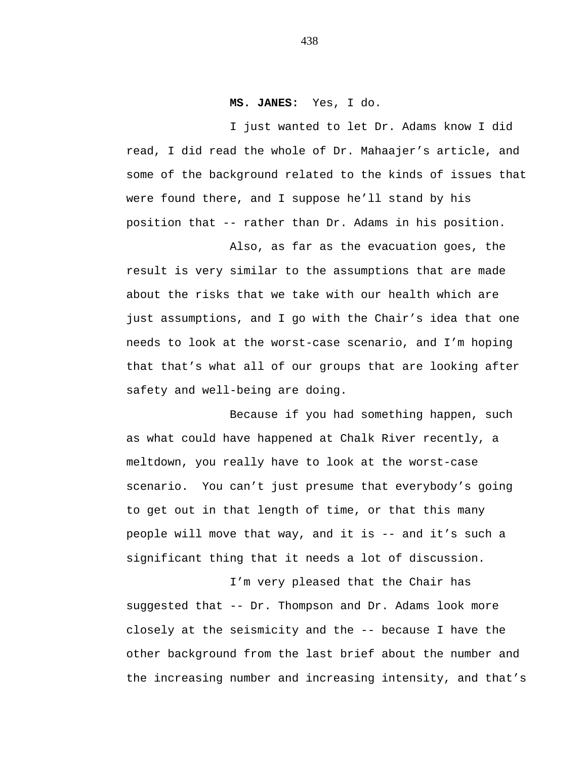**MS. JANES:** Yes, I do.

I just wanted to let Dr. Adams know I did read, I did read the whole of Dr. Mahaajer's article, and some of the background related to the kinds of issues that were found there, and I suppose he'll stand by his position that -- rather than Dr. Adams in his position.

Also, as far as the evacuation goes, the result is very similar to the assumptions that are made about the risks that we take with our health which are just assumptions, and I go with the Chair's idea that one needs to look at the worst-case scenario, and I'm hoping that that's what all of our groups that are looking after safety and well-being are doing.

Because if you had something happen, such as what could have happened at Chalk River recently, a meltdown, you really have to look at the worst-case scenario. You can't just presume that everybody's going to get out in that length of time, or that this many people will move that way, and it is -- and it's such a significant thing that it needs a lot of discussion.

I'm very pleased that the Chair has suggested that -- Dr. Thompson and Dr. Adams look more closely at the seismicity and the -- because I have the other background from the last brief about the number and the increasing number and increasing intensity, and that's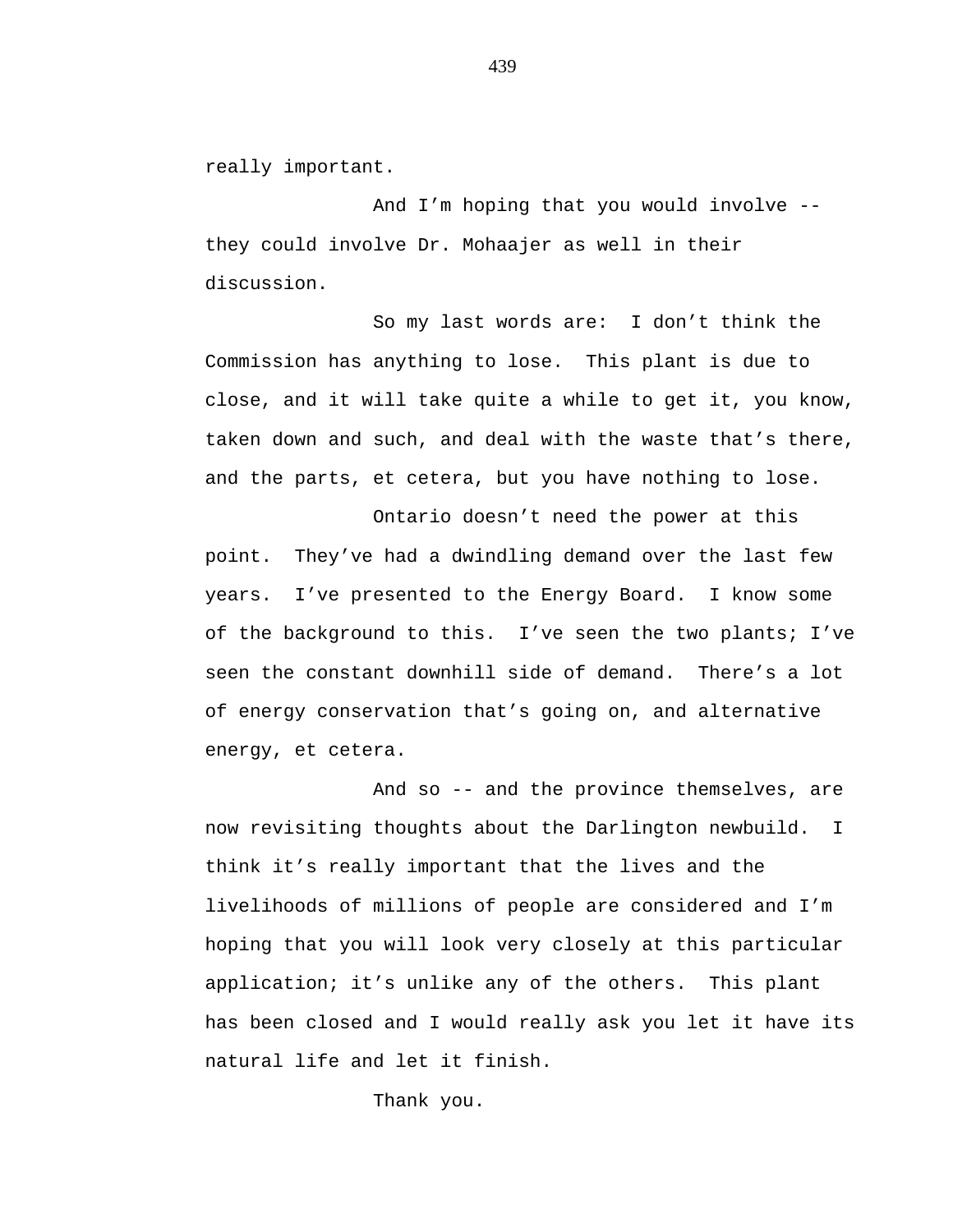really important.

And I'm hoping that you would involve -- they could involve Dr. Mohaajer as well in their discussion.

So my last words are: I don't think the Commission has anything to lose. This plant is due to close, and it will take quite a while to get it, you know, taken down and such, and deal with the waste that's there, and the parts, et cetera, but you have nothing to lose.

Ontario doesn't need the power at this point. They've had a dwindling demand over the last few years. I've presented to the Energy Board. I know some of the background to this. I've seen the two plants; I've seen the constant downhill side of demand. There's a lot of energy conservation that's going on, and alternative energy, et cetera.

And so -- and the province themselves, are now revisiting thoughts about the Darlington newbuild. I think it's really important that the lives and the livelihoods of millions of people are considered and I'm hoping that you will look very closely at this particular application; it's unlike any of the others. This plant has been closed and I would really ask you let it have its natural life and let it finish.

Thank you.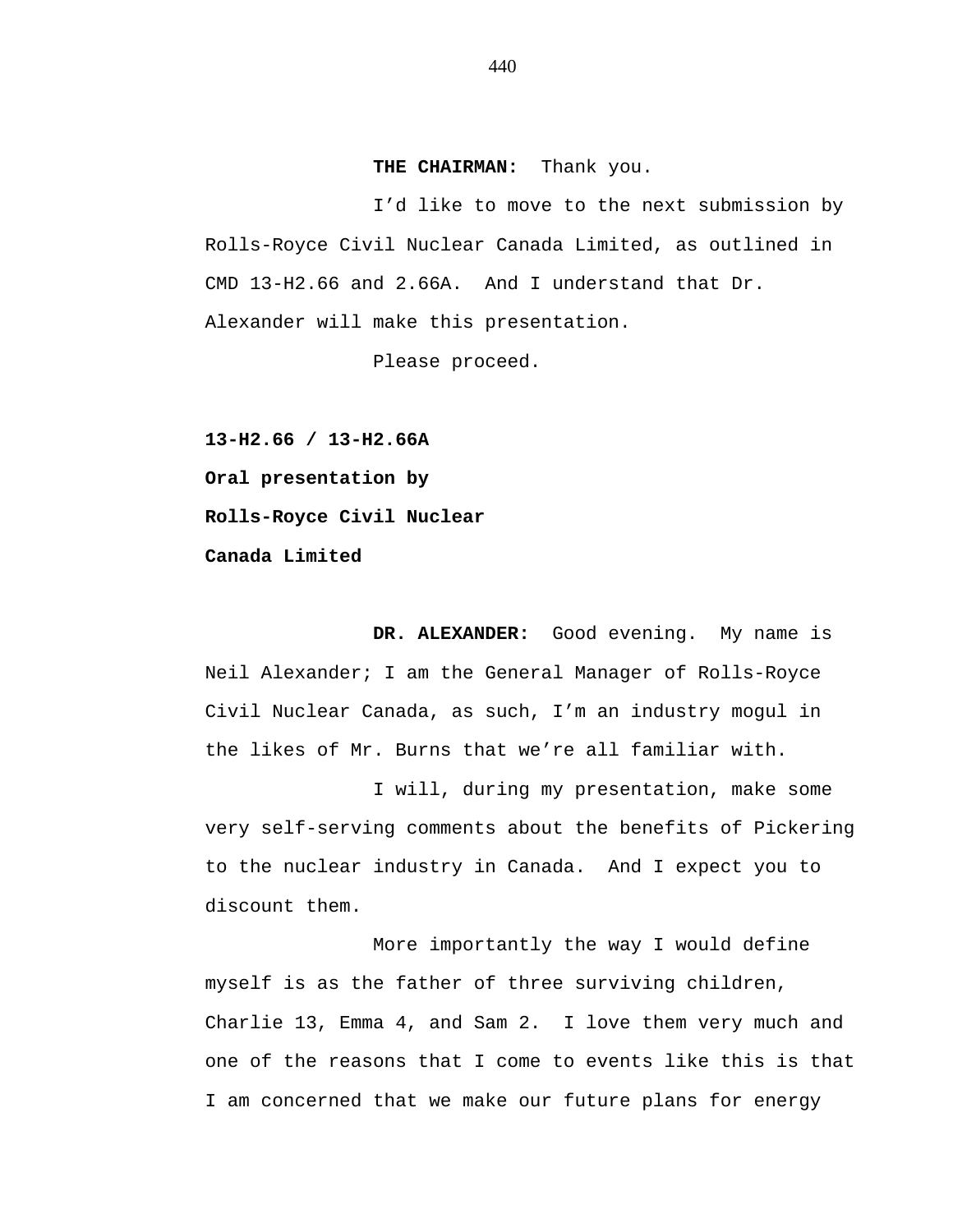**THE CHAIRMAN:** Thank you.

I'd like to move to the next submission by Rolls-Royce Civil Nuclear Canada Limited, as outlined in CMD 13-H2.66 and 2.66A. And I understand that Dr. Alexander will make this presentation.

Please proceed.

**13-H2.66 / 13-H2.66A**

**Oral presentation by**

**Rolls-Royce Civil Nuclear**

**Canada Limited**

**DR. ALEXANDER:** Good evening. My name is Neil Alexander; I am the General Manager of Rolls-Royce Civil Nuclear Canada, as such, I'm an industry mogul in the likes of Mr. Burns that we're all familiar with.

I will, during my presentation, make some very self-serving comments about the benefits of Pickering to the nuclear industry in Canada. And I expect you to discount them.

More importantly the way I would define myself is as the father of three surviving children, Charlie 13, Emma 4, and Sam 2. I love them very much and one of the reasons that I come to events like this is that I am concerned that we make our future plans for energy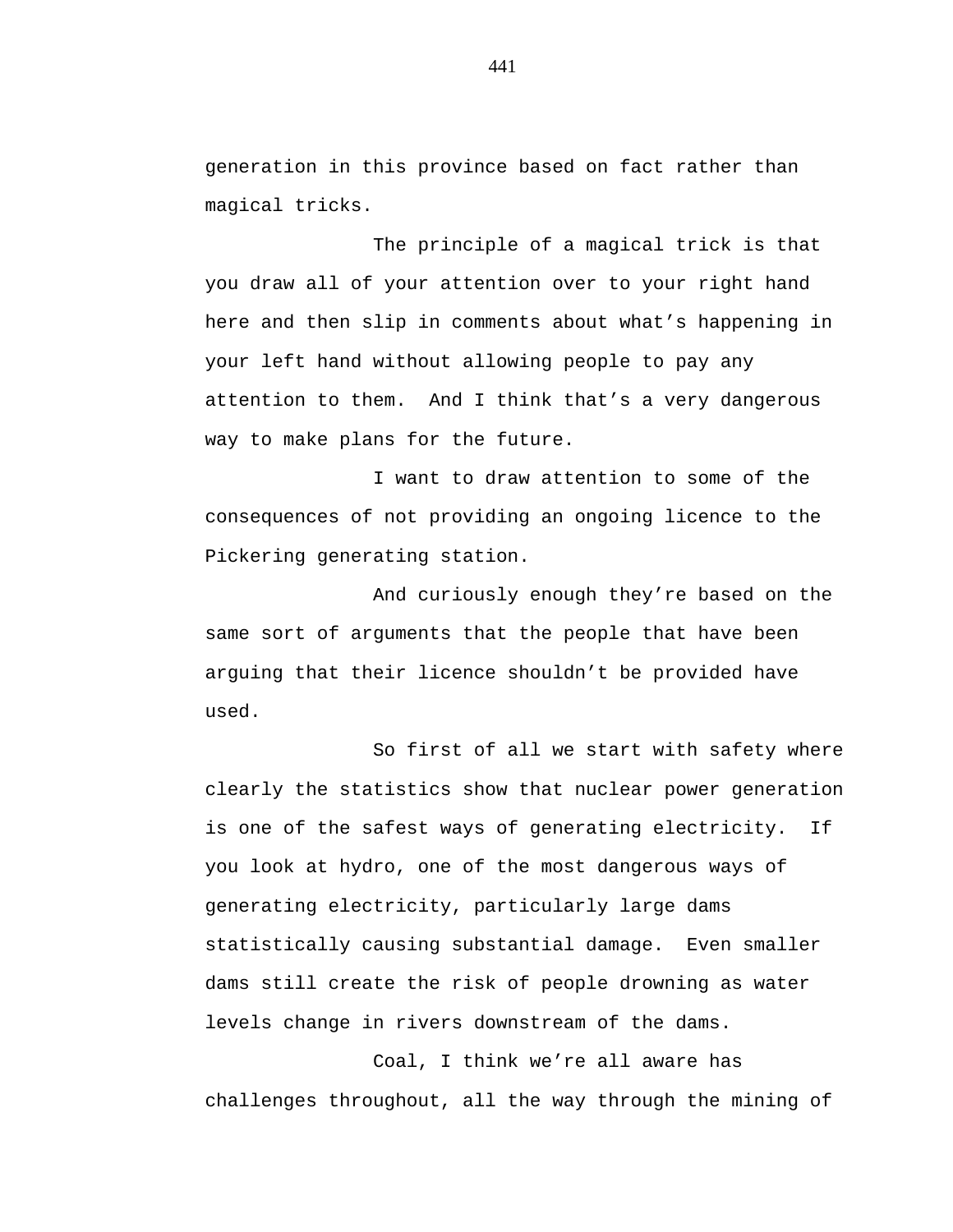generation in this province based on fact rather than magical tricks.

The principle of a magical trick is that you draw all of your attention over to your right hand here and then slip in comments about what’s happening in your left hand without allowing people to pay any attention to them. And I think that’s a very dangerous way to make plans for the future.

I want to draw attention to some of the consequences of not providing an ongoing licence to the Pickering generating station.

And curiously enough they’re based on the same sort of arguments that the people that have been arguing that their licence shouldn’t be provided have used.

So first of all we start with safety where clearly the statistics show that nuclear power generation is one of the safest ways of generating electricity. If you look at hydro, one of the most dangerous ways of generating electricity, particularly large dams statistically causing substantial damage. Even smaller dams still create the risk of people drowning as water levels change in rivers downstream of the dams.

Coal, I think we’re all aware has challenges throughout, all the way through the mining of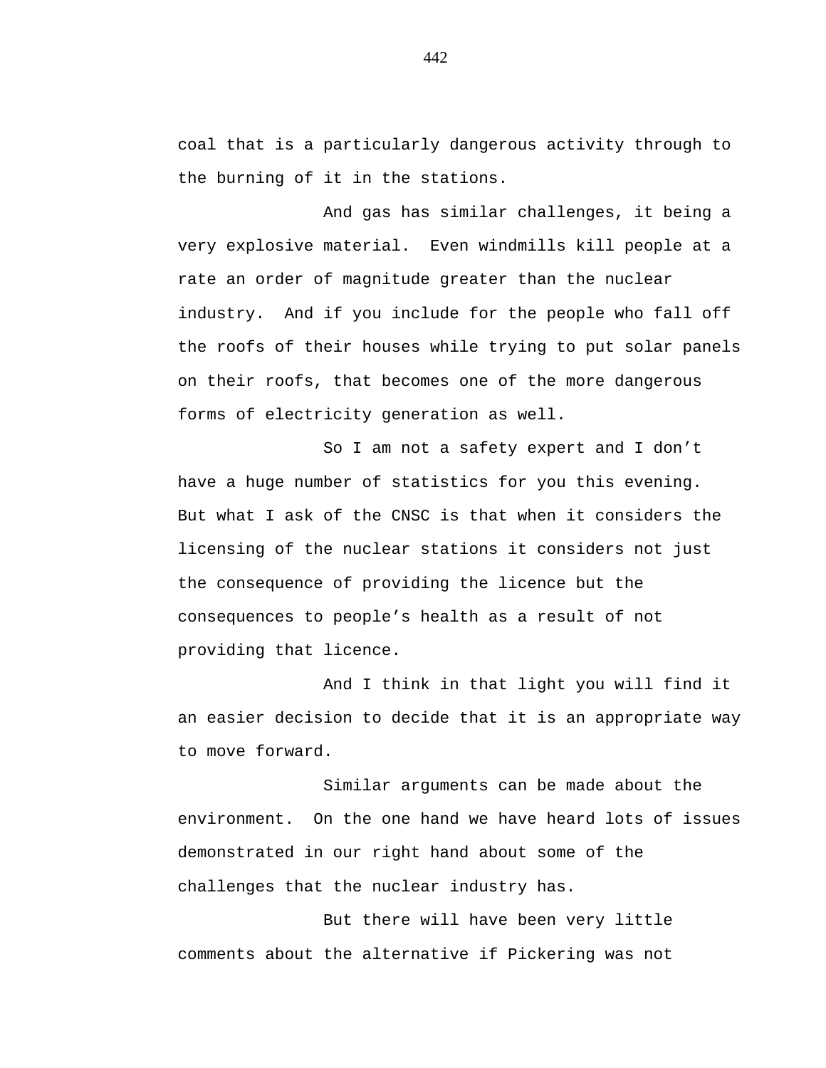coal that is a particularly dangerous activity through to the burning of it in the stations.

And gas has similar challenges, it being a very explosive material. Even windmills kill people at a rate an order of magnitude greater than the nuclear industry. And if you include for the people who fall off the roofs of their houses while trying to put solar panels on their roofs, that becomes one of the more dangerous forms of electricity generation as well.

So I am not a safety expert and I don't have a huge number of statistics for you this evening. But what I ask of the CNSC is that when it considers the licensing of the nuclear stations it considers not just the consequence of providing the licence but the consequences to people's health as a result of not providing that licence.

And I think in that light you will find it an easier decision to decide that it is an appropriate way to move forward.

Similar arguments can be made about the environment. On the one hand we have heard lots of issues demonstrated in our right hand about some of the challenges that the nuclear industry has.

But there will have been very little comments about the alternative if Pickering was not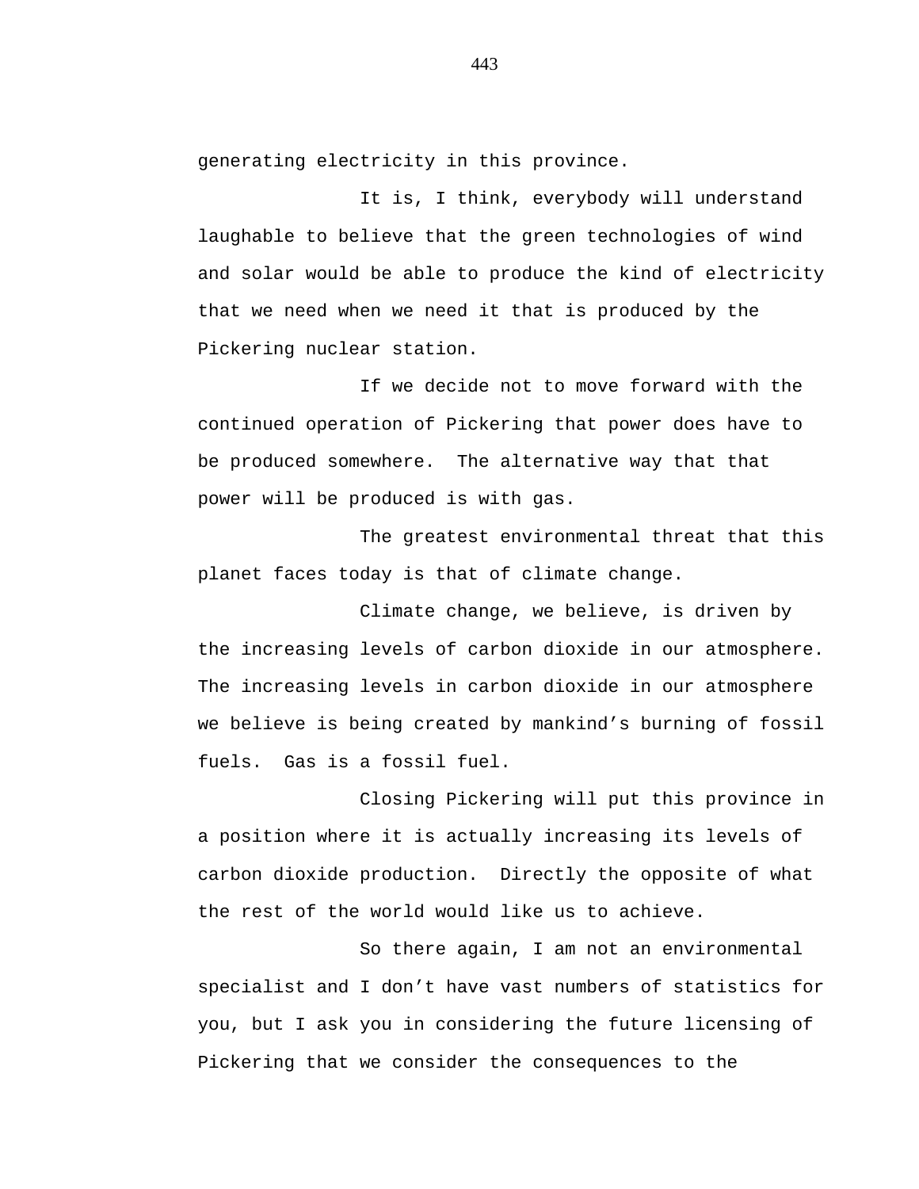generating electricity in this province.

It is, I think, everybody will understand laughable to believe that the green technologies of wind and solar would be able to produce the kind of electricity that we need when we need it that is produced by the Pickering nuclear station.

If we decide not to move forward with the continued operation of Pickering that power does have to be produced somewhere. The alternative way that that power will be produced is with gas.

The greatest environmental threat that this planet faces today is that of climate change.

Climate change, we believe, is driven by the increasing levels of carbon dioxide in our atmosphere. The increasing levels in carbon dioxide in our atmosphere we believe is being created by mankind's burning of fossil fuels. Gas is a fossil fuel.

Closing Pickering will put this province in a position where it is actually increasing its levels of carbon dioxide production. Directly the opposite of what the rest of the world would like us to achieve.

So there again, I am not an environmental specialist and I don't have vast numbers of statistics for you, but I ask you in considering the future licensing of Pickering that we consider the consequences to the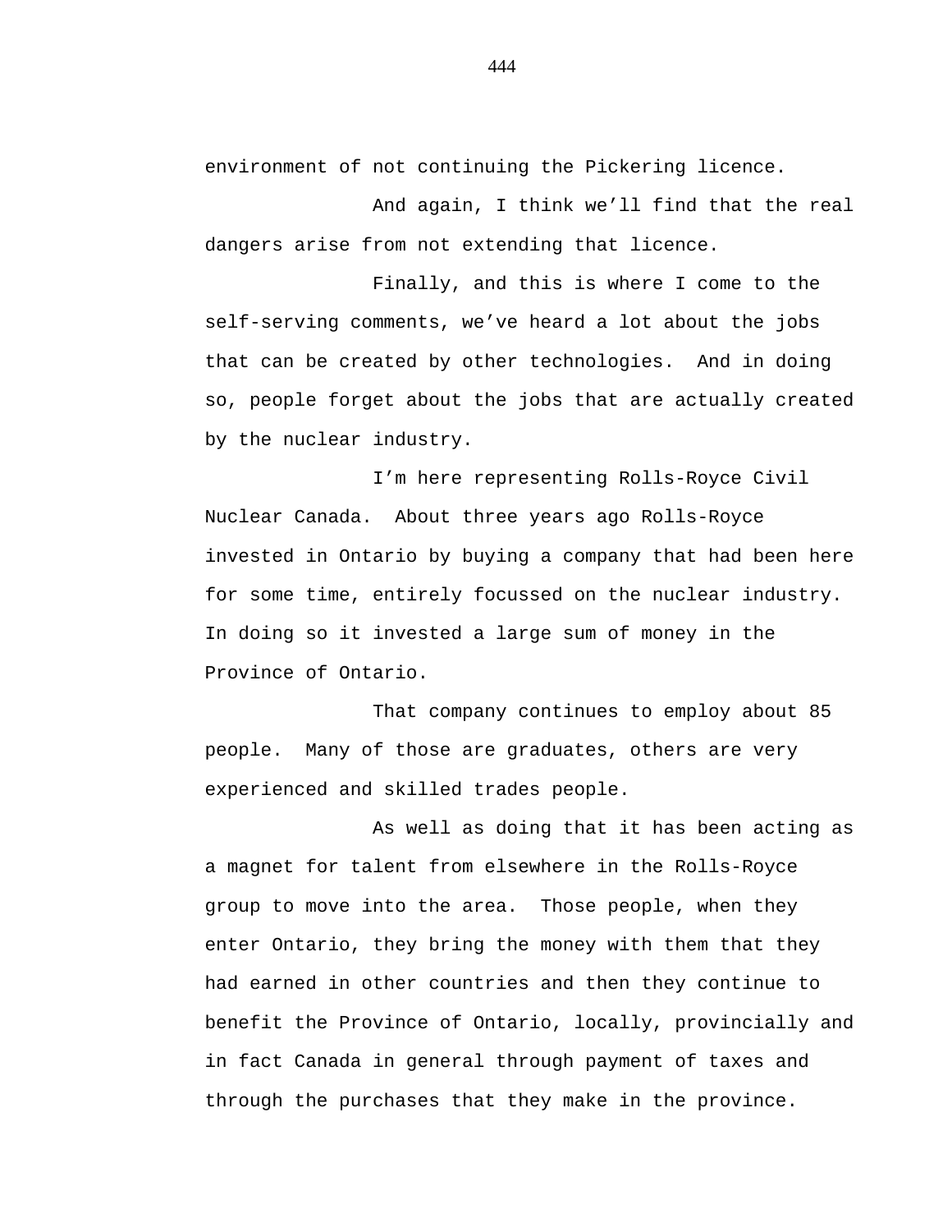environment of not continuing the Pickering licence.

And again, I think we'll find that the real dangers arise from not extending that licence.

Finally, and this is where I come to the self-serving comments, we've heard a lot about the jobs that can be created by other technologies. And in doing so, people forget about the jobs that are actually created by the nuclear industry.

I'm here representing Rolls-Royce Civil Nuclear Canada. About three years ago Rolls-Royce invested in Ontario by buying a company that had been here for some time, entirely focussed on the nuclear industry. In doing so it invested a large sum of money in the Province of Ontario.

That company continues to employ about 85 people. Many of those are graduates, others are very experienced and skilled trades people.

As well as doing that it has been acting as a magnet for talent from elsewhere in the Rolls-Royce group to move into the area. Those people, when they enter Ontario, they bring the money with them that they had earned in other countries and then they continue to benefit the Province of Ontario, locally, provincially and in fact Canada in general through payment of taxes and through the purchases that they make in the province.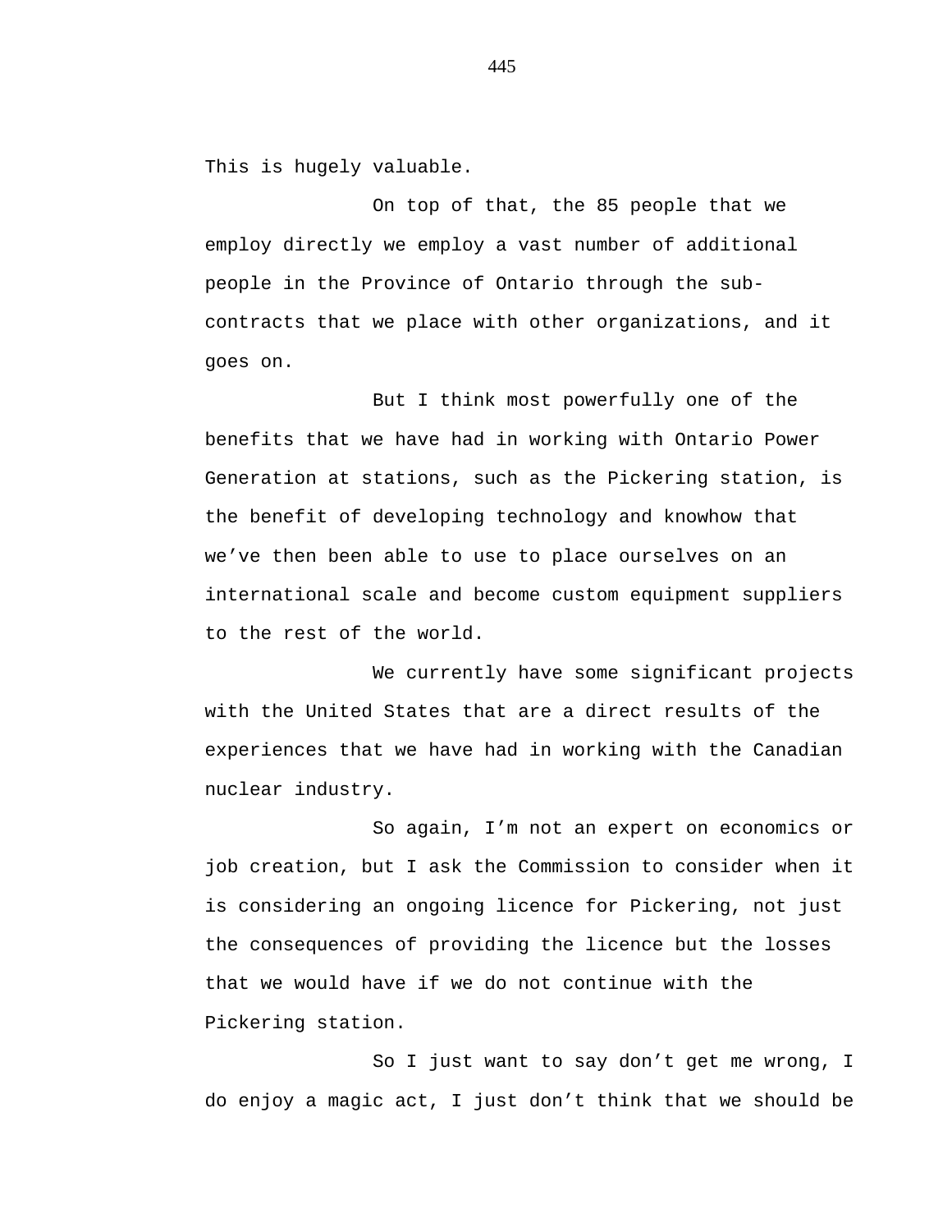This is hugely valuable.

On top of that, the 85 people that we employ directly we employ a vast number of additional people in the Province of Ontario through the sub-contracts that we place with other organizations, and it goes on.

But I think most powerfully one of the benefits that we have had in working with Ontario Power Generation at stations, such as the Pickering station, is the benefit of developing technology and knowhow that we've then been able to use to place ourselves on an international scale and become custom equipment suppliers to the rest of the world.

We currently have some significant projects with the United States that are a direct results of the experiences that we have had in working with the Canadian nuclear industry.

So again, I'm not an expert on economics or job creation, but I ask the Commission to consider when it is considering an ongoing licence for Pickering, not just the consequences of providing the licence but the losses that we would have if we do not continue with the Pickering station.

So I just want to say don't get me wrong, I do enjoy a magic act, I just don't think that we should be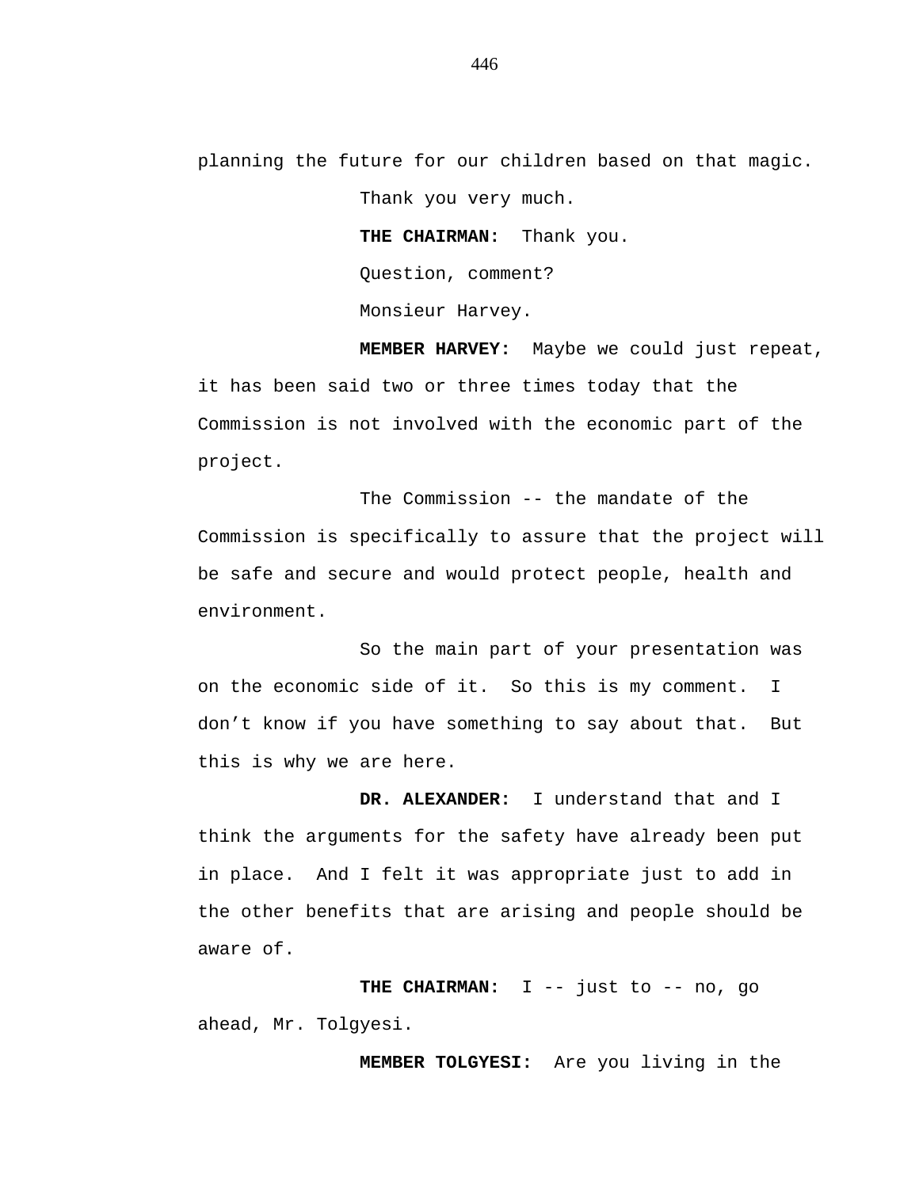planning the future for our children based on that magic.

Thank you very much.

**THE CHAIRMAN:** Thank you.

Question, comment?

Monsieur Harvey.

**MEMBER HARVEY:** Maybe we could just repeat, it has been said two or three times today that the Commission is not involved with the economic part of the project.

The Commission -- the mandate of the Commission is specifically to assure that the project will be safe and secure and would protect people, health and environment.

So the main part of your presentation was on the economic side of it. So this is my comment. I don't know if you have something to say about that. But this is why we are here.

**DR. ALEXANDER:** I understand that and I think the arguments for the safety have already been put in place. And I felt it was appropriate just to add in the other benefits that are arising and people should be aware of.

**THE CHAIRMAN:** I -- just to -- no, go ahead, Mr. Tolgyesi.

**MEMBER TOLGYESI:** Are you living in the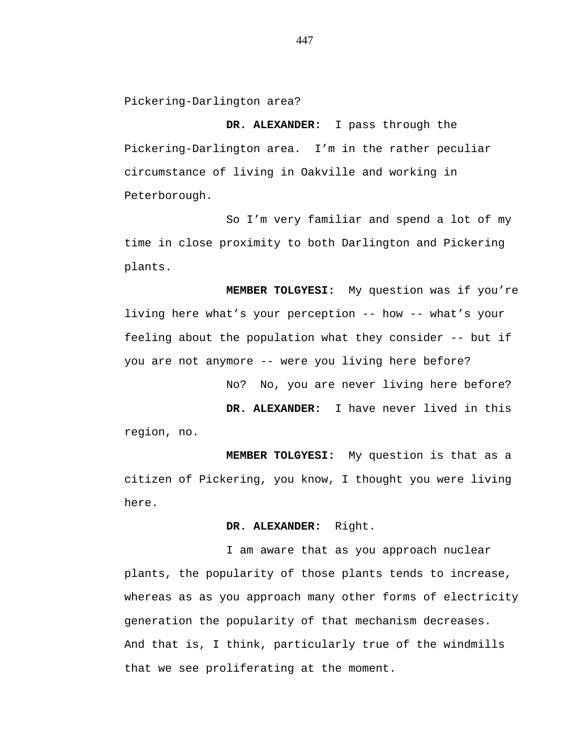Pickering-Darlington area?

**DR. ALEXANDER:** I pass through the Pickering-Darlington area. I'm in the rather peculiar circumstance of living in Oakville and working in Peterborough.

So I'm very familiar and spend a lot of my time in close proximity to both Darlington and Pickering plants.

**MEMBER TOLGYESI:** My question was if you're living here what's your perception -- how -- what's your feeling about the population what they consider -- but if you are not anymore -- were you living here before?

No? No, you are never living here before?

**DR. ALEXANDER:** I have never lived in this region, no.

**MEMBER TOLGYESI:** My question is that as a citizen of Pickering, you know, I thought you were living here.

**DR. ALEXANDER:** Right.

I am aware that as you approach nuclear plants, the popularity of those plants tends to increase, whereas as as you approach many other forms of electricity generation the popularity of that mechanism decreases. And that is, I think, particularly true of the windmills that we see proliferating at the moment.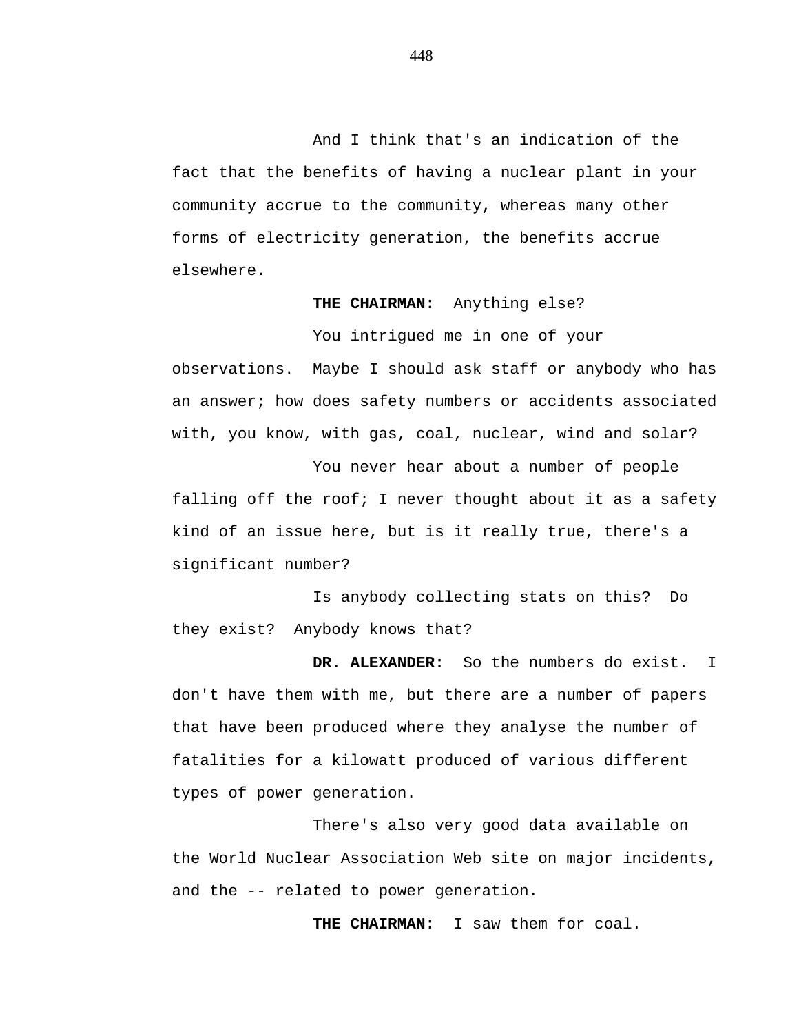And I think that's an indication of the fact that the benefits of having a nuclear plant in your community accrue to the community, whereas many other forms of electricity generation, the benefits accrue elsewhere.

**THE CHAIRMAN:** Anything else?

You intrigued me in one of your observations. Maybe I should ask staff or anybody who has an answer; how does safety numbers or accidents associated with, you know, with gas, coal, nuclear, wind and solar?

You never hear about a number of people falling off the roof; I never thought about it as a safety kind of an issue here, but is it really true, there's a significant number?

Is anybody collecting stats on this? Do they exist? Anybody knows that?

**DR. ALEXANDER:** So the numbers do exist. I don't have them with me, but there are a number of papers that have been produced where they analyse the number of fatalities for a kilowatt produced of various different types of power generation.

There's also very good data available on the World Nuclear Association Web site on major incidents, and the -- related to power generation.

**THE CHAIRMAN:** I saw them for coal.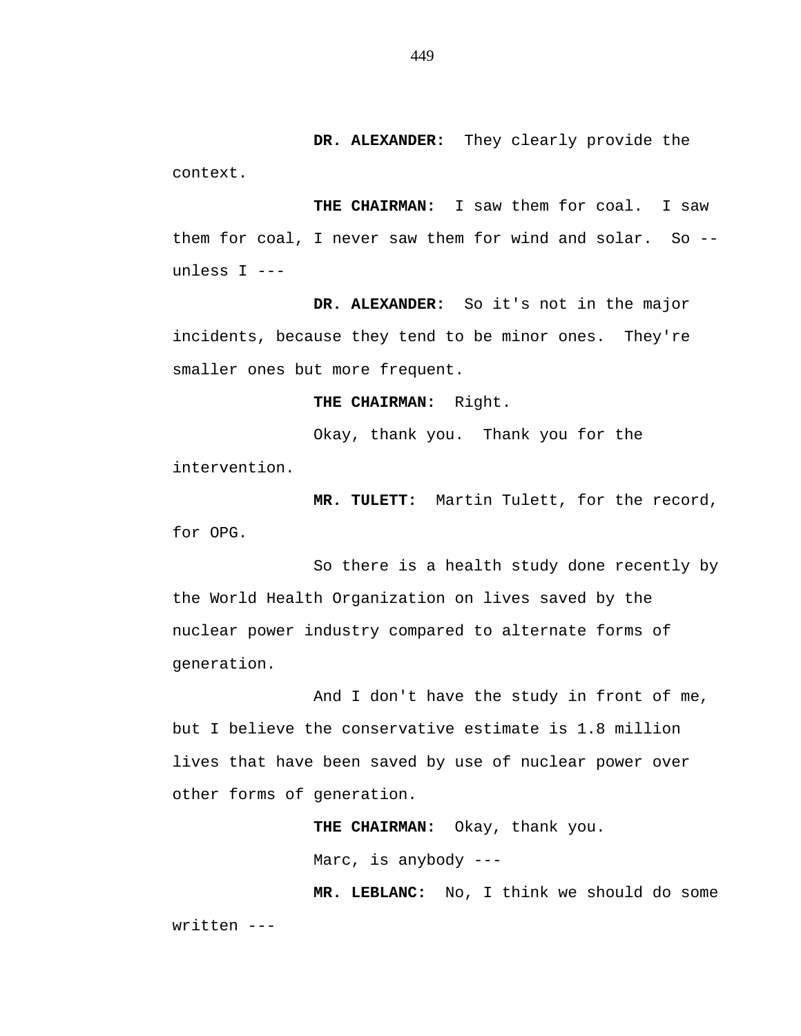**DR. ALEXANDER:** They clearly provide the context.

**THE CHAIRMAN:** I saw them for coal. I saw them for coal, I never saw them for wind and solar. So -- unless I ---

**DR. ALEXANDER:** So it's not in the major incidents, because they tend to be minor ones. They're smaller ones but more frequent.

**THE CHAIRMAN:** Right.

Okay, thank you. Thank you for the intervention.

**MR. TULETT:** Martin Tulett, for the record, for OPG.

So there is a health study done recently by the World Health Organization on lives saved by the nuclear power industry compared to alternate forms of generation.

And I don't have the study in front of me, but I believe the conservative estimate is 1.8 million lives that have been saved by use of nuclear power over other forms of generation.

**THE CHAIRMAN:** Okay, thank you.

Marc, is anybody ---

**MR. LEBLANC:** No, I think we should do some written ---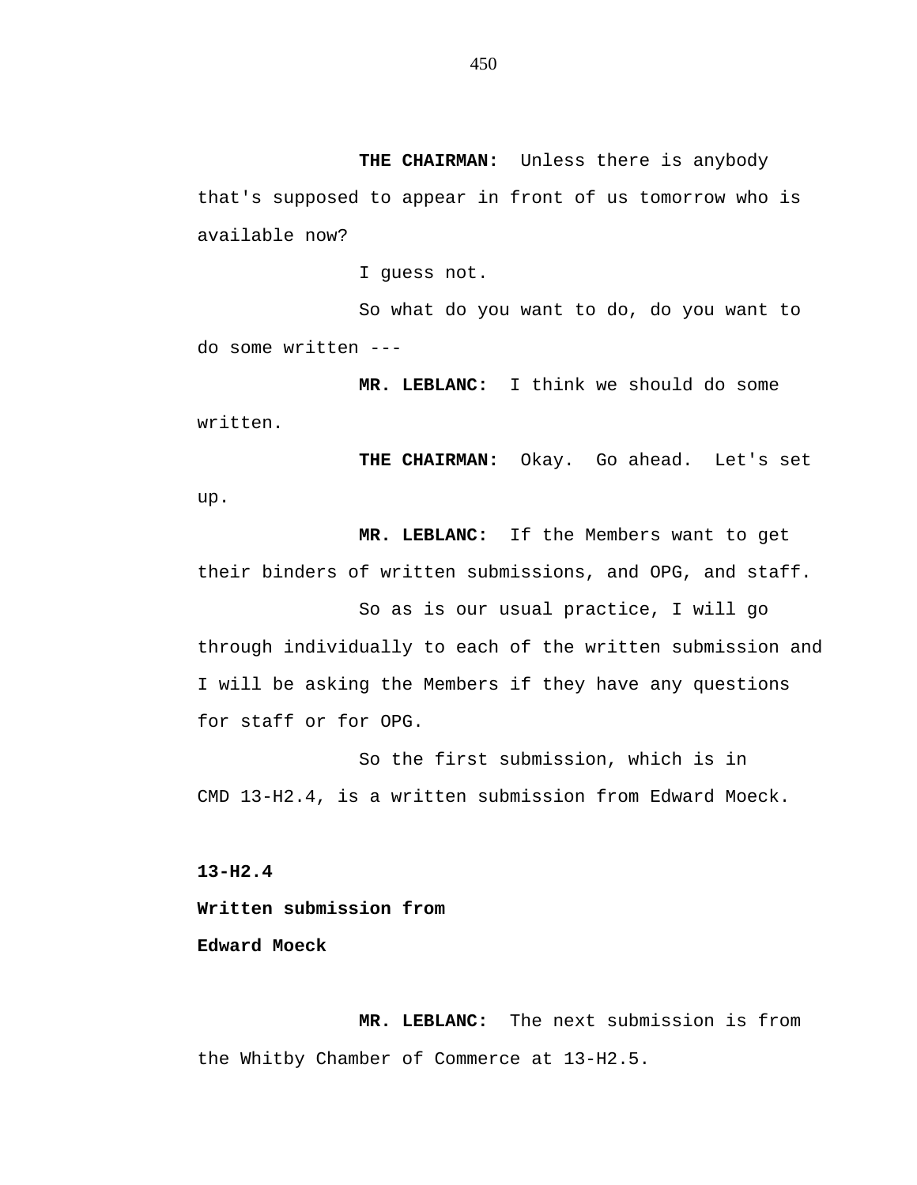**THE CHAIRMAN:** Unless there is anybody that's supposed to appear in front of us tomorrow who is available now?

I guess not.

So what do you want to do, do you want to do some written ---

**MR. LEBLANC:** I think we should do some written.

**THE CHAIRMAN:** Okay. Go ahead. Let's set up.

**MR. LEBLANC:** If the Members want to get their binders of written submissions, and OPG, and staff.

So as is our usual practice, I will go through individually to each of the written submission and I will be asking the Members if they have any questions for staff or for OPG.

So the first submission, which is in CMD 13-H2.4, is a written submission from Edward Moeck.

**13-H2.4**
**Written submission from**
**Edward Moeck**

**MR. LEBLANC:** The next submission is from the Whitby Chamber of Commerce at 13-H2.5.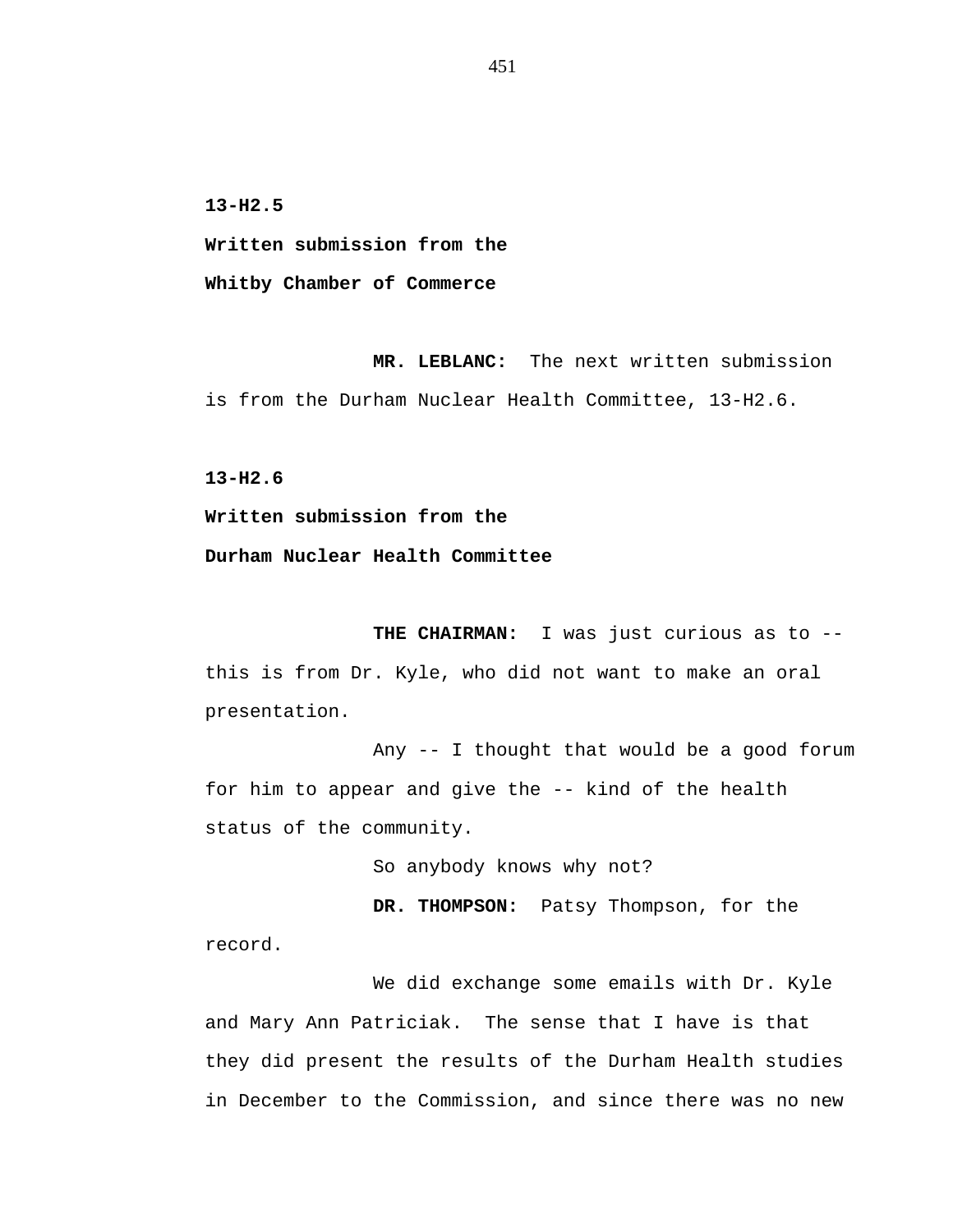**13-H2.5**

**Written submission from the**

**Whitby Chamber of Commerce**

**MR. LEBLANC:** The next written submission is from the Durham Nuclear Health Committee, 13-H2.6.

**13-H2.6**

**Written submission from the**

**Durham Nuclear Health Committee**

**THE CHAIRMAN:** I was just curious as to -- this is from Dr. Kyle, who did not want to make an oral presentation.

Any -- I thought that would be a good forum for him to appear and give the -- kind of the health status of the community.

So anybody knows why not?

**DR. THOMPSON:** Patsy Thompson, for the record.

We did exchange some emails with Dr. Kyle and Mary Ann Patriciak. The sense that I have is that they did present the results of the Durham Health studies in December to the Commission, and since there was no new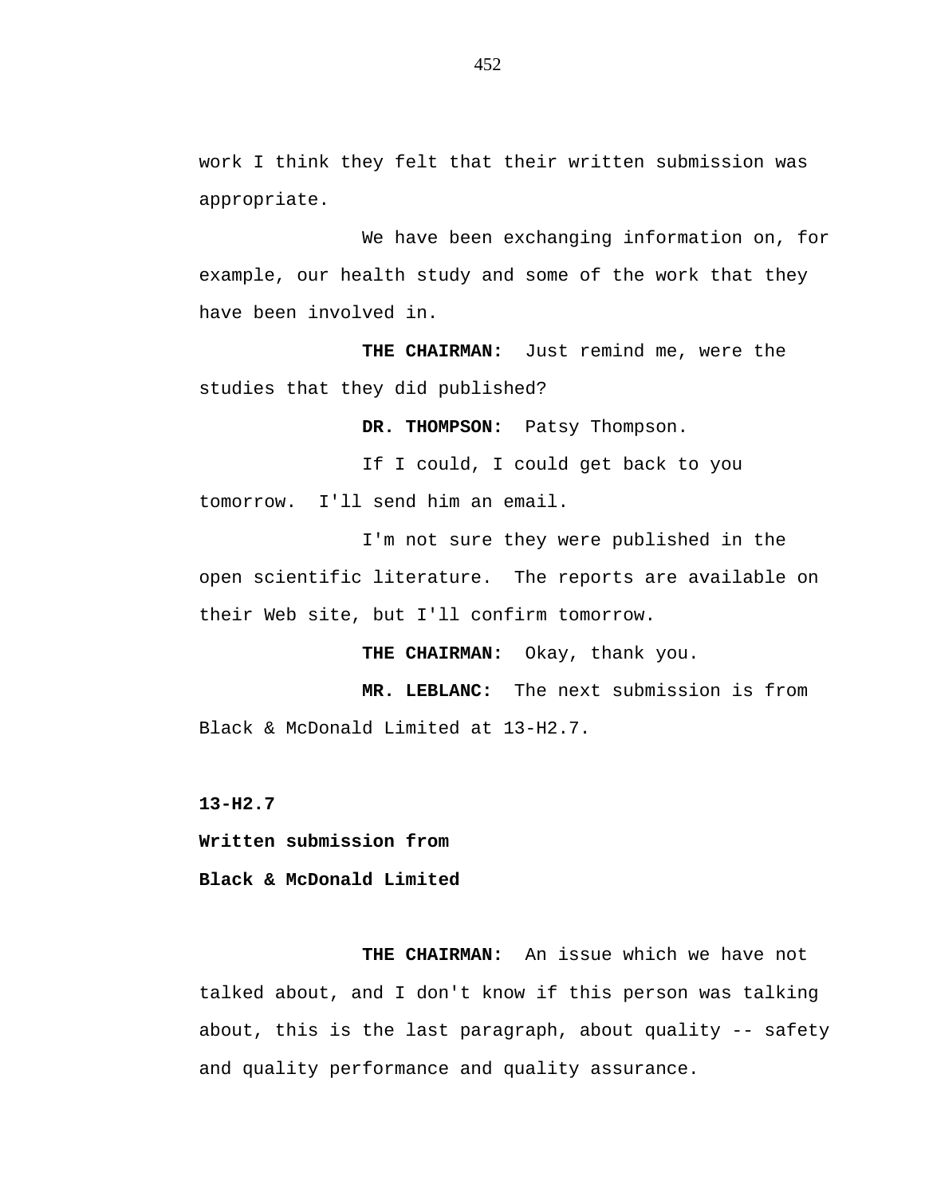work I think they felt that their written submission was appropriate.

We have been exchanging information on, for example, our health study and some of the work that they have been involved in.

**THE CHAIRMAN:** Just remind me, were the studies that they did published?

**DR. THOMPSON:** Patsy Thompson.

If I could, I could get back to you tomorrow. I'll send him an email.

I'm not sure they were published in the open scientific literature. The reports are available on their Web site, but I'll confirm tomorrow.

**THE CHAIRMAN:** Okay, thank you.

**MR. LEBLANC:** The next submission is from Black & McDonald Limited at 13-H2.7.

**13-H2.7**

**Written submission from**

**Black & McDonald Limited**

**THE CHAIRMAN:** An issue which we have not talked about, and I don't know if this person was talking about, this is the last paragraph, about quality -- safety and quality performance and quality assurance.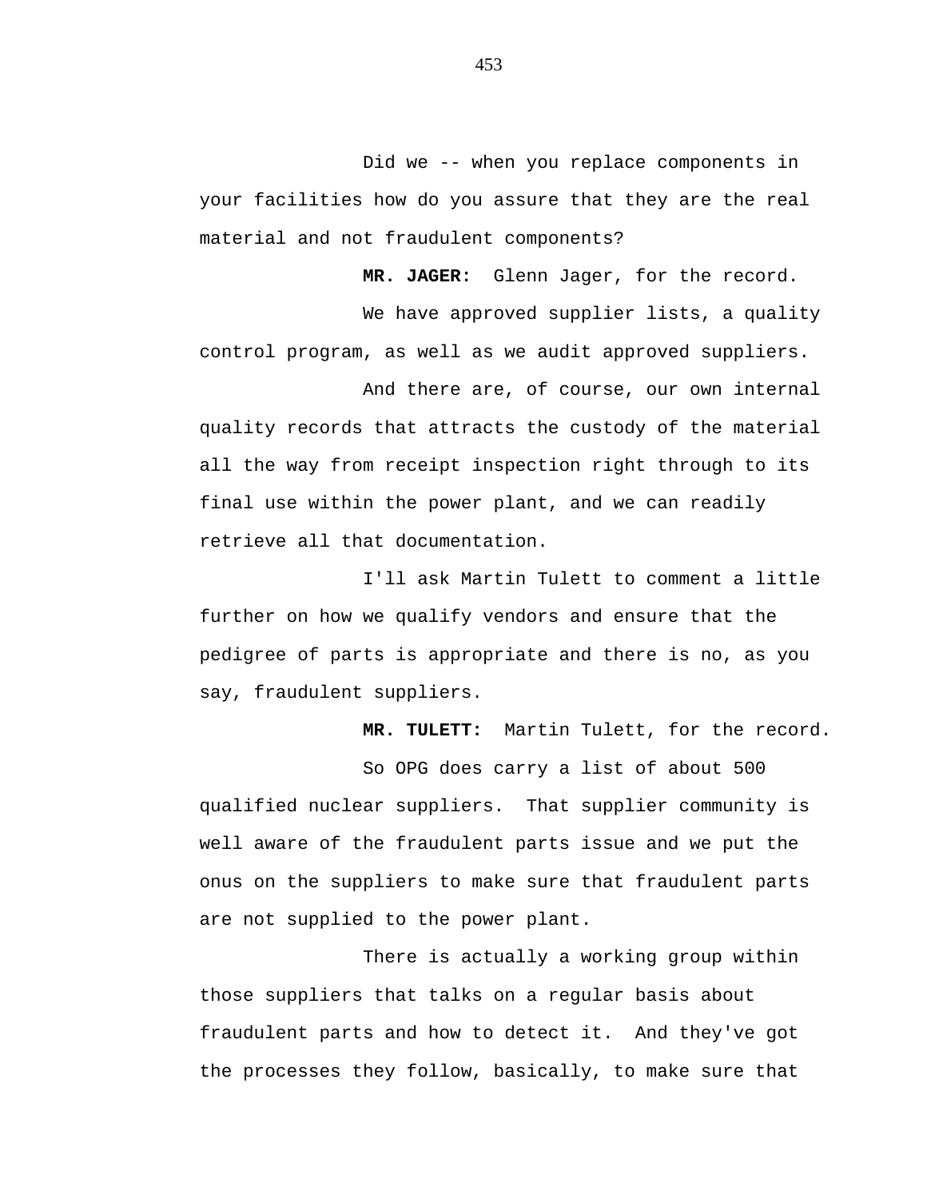Did we -- when you replace components in your facilities how do you assure that they are the real material and not fraudulent components?

**MR. JAGER:** Glenn Jager, for the record.

We have approved supplier lists, a quality control program, as well as we audit approved suppliers.

And there are, of course, our own internal quality records that attracts the custody of the material all the way from receipt inspection right through to its final use within the power plant, and we can readily retrieve all that documentation.

I'll ask Martin Tulett to comment a little further on how we qualify vendors and ensure that the pedigree of parts is appropriate and there is no, as you say, fraudulent suppliers.

**MR. TULETT:** Martin Tulett, for the record.

So OPG does carry a list of about 500 qualified nuclear suppliers. That supplier community is well aware of the fraudulent parts issue and we put the onus on the suppliers to make sure that fraudulent parts are not supplied to the power plant.

There is actually a working group within those suppliers that talks on a regular basis about fraudulent parts and how to detect it. And they've got the processes they follow, basically, to make sure that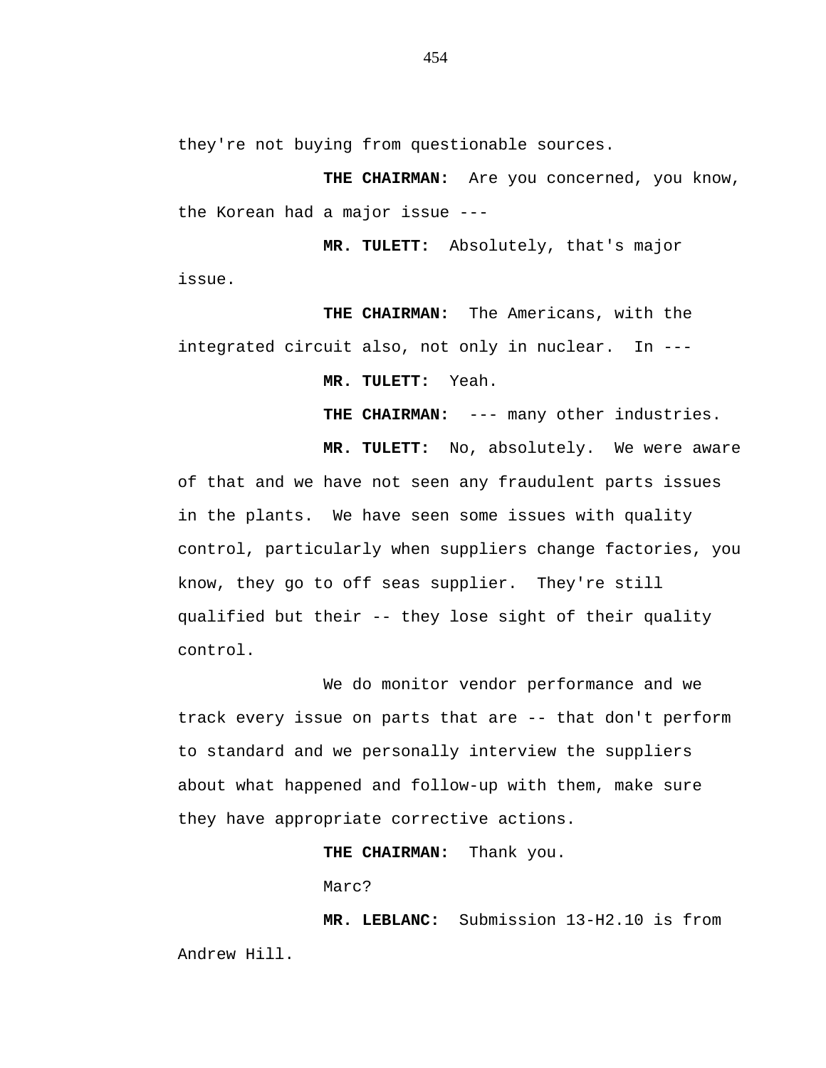they're not buying from questionable sources.

**THE CHAIRMAN:** Are you concerned, you know, the Korean had a major issue ---

**MR. TULETT:** Absolutely, that's major issue.

**THE CHAIRMAN:** The Americans, with the integrated circuit also, not only in nuclear. In ---

**MR. TULETT:** Yeah.

**THE CHAIRMAN:** --- many other industries.

**MR. TULETT:** No, absolutely. We were aware of that and we have not seen any fraudulent parts issues in the plants. We have seen some issues with quality control, particularly when suppliers change factories, you know, they go to off seas supplier. They're still qualified but their -- they lose sight of their quality control.

We do monitor vendor performance and we track every issue on parts that are -- that don't perform to standard and we personally interview the suppliers about what happened and follow-up with them, make sure they have appropriate corrective actions.

**THE CHAIRMAN:** Thank you.

Marc?

**MR. LEBLANC:** Submission 13-H2.10 is from Andrew Hill.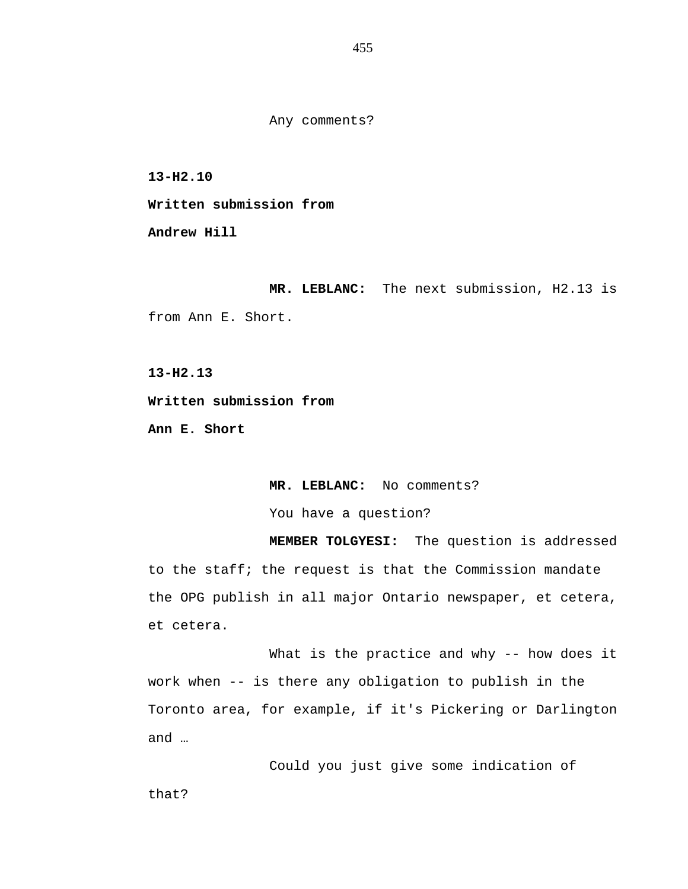Any comments?

**13-H2.10**

**Written submission from**

**Andrew Hill**

**MR. LEBLANC:** The next submission, H2.13 is from Ann E. Short.

**13-H2.13**

**Written submission from**

**Ann E. Short**

**MR. LEBLANC:** No comments?

You have a question?

**MEMBER TOLGYESI:** The question is addressed to the staff; the request is that the Commission mandate the OPG publish in all major Ontario newspaper, et cetera, et cetera.

What is the practice and why -- how does it work when -- is there any obligation to publish in the Toronto area, for example, if it's Pickering or Darlington and …

Could you just give some indication of that?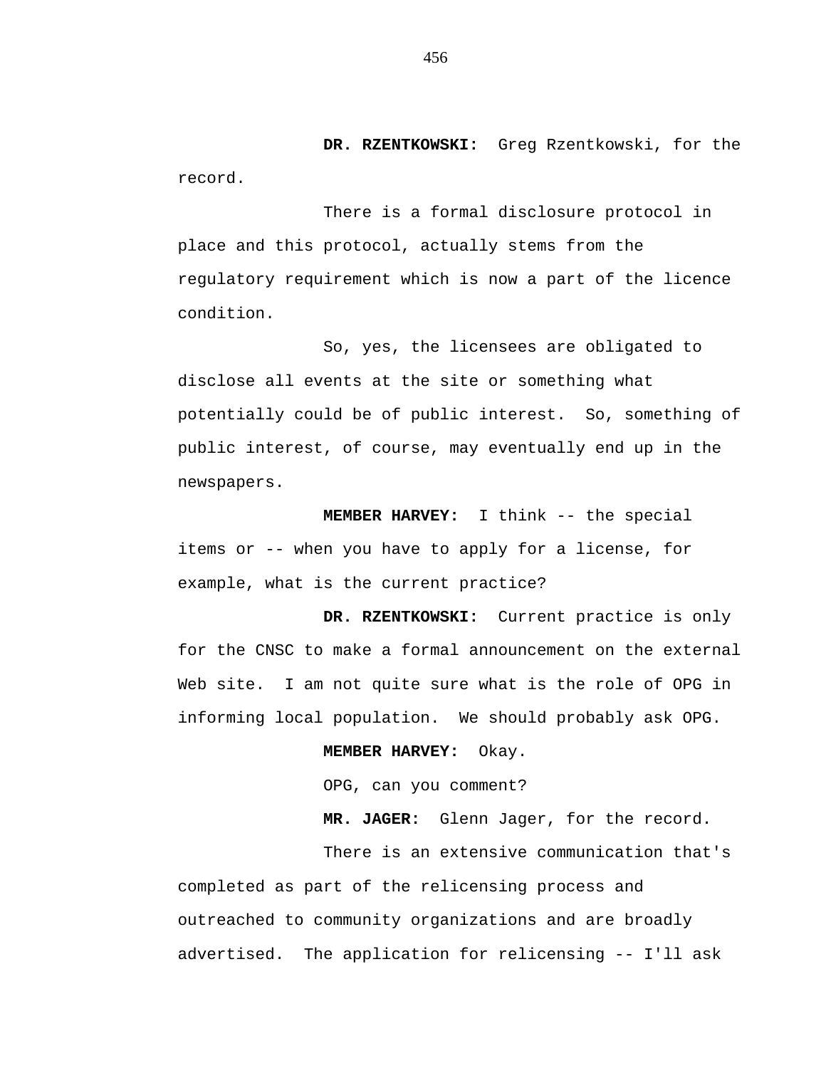**DR. RZENTKOWSKI:** Greg Rzentkowski, for the record.

There is a formal disclosure protocol in place and this protocol, actually stems from the regulatory requirement which is now a part of the licence condition.

So, yes, the licensees are obligated to disclose all events at the site or something what potentially could be of public interest. So, something of public interest, of course, may eventually end up in the newspapers.

**MEMBER HARVEY:** I think -- the special items or -- when you have to apply for a license, for example, what is the current practice?

**DR. RZENTKOWSKI:** Current practice is only for the CNSC to make a formal announcement on the external Web site. I am not quite sure what is the role of OPG in informing local population. We should probably ask OPG.

**MEMBER HARVEY:** Okay.

OPG, can you comment?

**MR. JAGER:** Glenn Jager, for the record.

There is an extensive communication that's completed as part of the relicensing process and outreached to community organizations and are broadly advertised. The application for relicensing -- I'll ask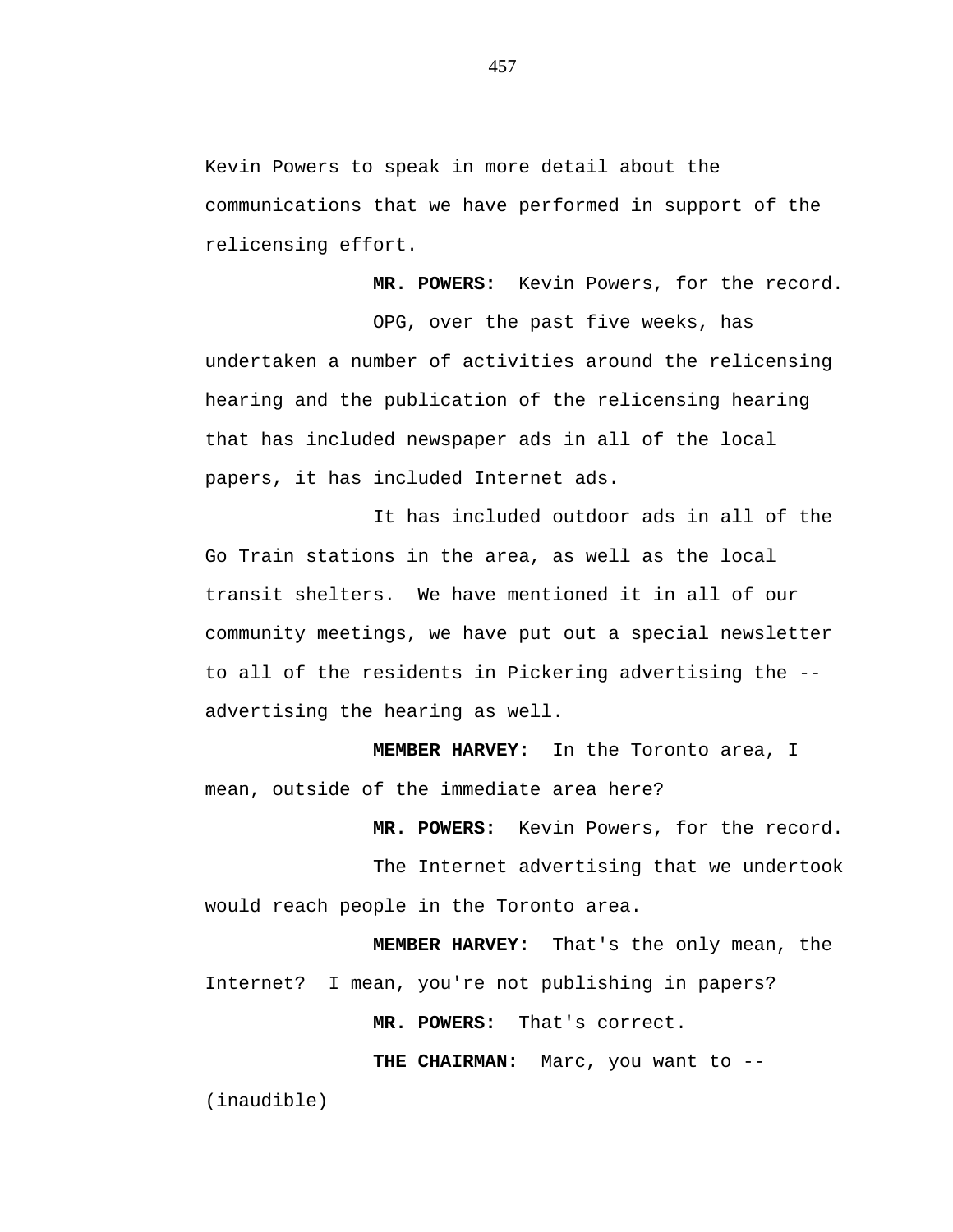Kevin Powers to speak in more detail about the communications that we have performed in support of the relicensing effort.

**MR. POWERS:** Kevin Powers, for the record.

OPG, over the past five weeks, has undertaken a number of activities around the relicensing hearing and the publication of the relicensing hearing that has included newspaper ads in all of the local papers, it has included Internet ads.

It has included outdoor ads in all of the Go Train stations in the area, as well as the local transit shelters. We have mentioned it in all of our community meetings, we have put out a special newsletter to all of the residents in Pickering advertising the -- advertising the hearing as well.

**MEMBER HARVEY:** In the Toronto area, I mean, outside of the immediate area here?

**MR. POWERS:** Kevin Powers, for the record.

The Internet advertising that we undertook would reach people in the Toronto area.

**MEMBER HARVEY:** That's the only mean, the Internet? I mean, you're not publishing in papers?

**MR. POWERS:** That's correct.

**THE CHAIRMAN:** Marc, you want to -- (inaudible)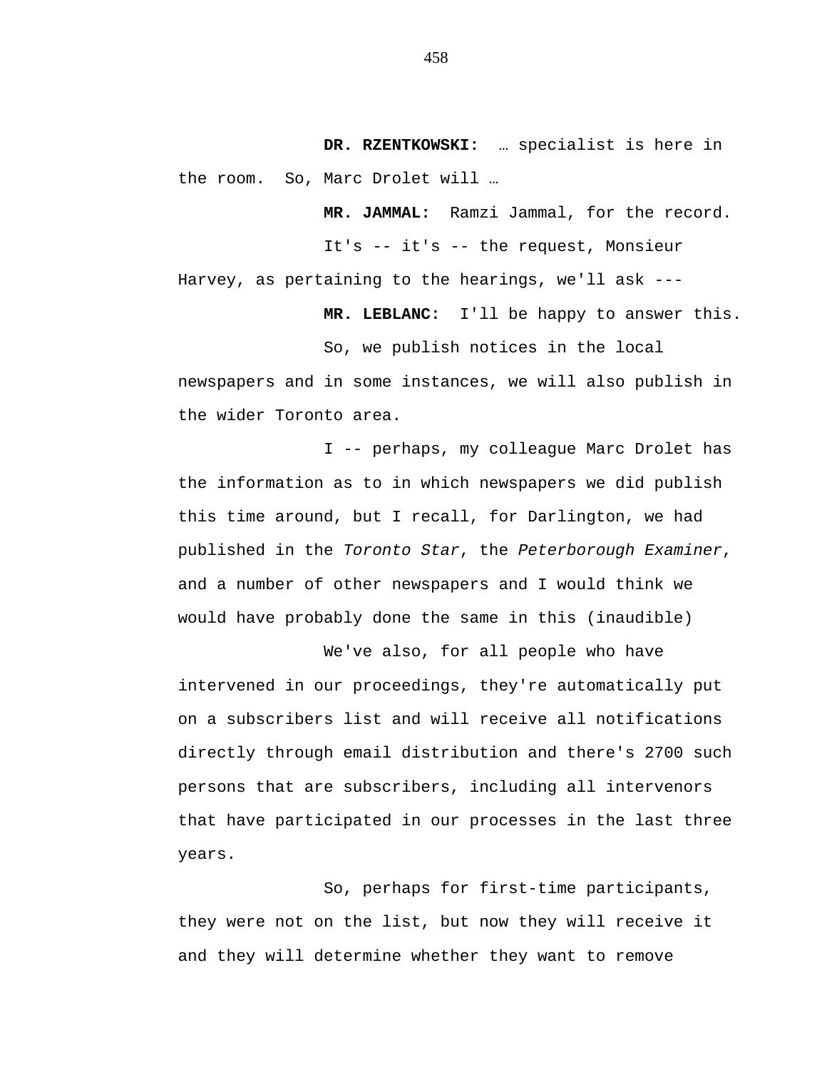**DR. RZENTKOWSKI:** … specialist is here in the room. So, Marc Drolet will …

**MR. JAMMAL:** Ramzi Jammal, for the record.

It's -- it's -- the request, Monsieur Harvey, as pertaining to the hearings, we'll ask ---

**MR. LEBLANC:** I'll be happy to answer this.

So, we publish notices in the local newspapers and in some instances, we will also publish in the wider Toronto area.

I -- perhaps, my colleague Marc Drolet has the information as to in which newspapers we did publish this time around, but I recall, for Darlington, we had published in the *Toronto Star*, the *Peterborough Examiner*, and a number of other newspapers and I would think we would have probably done the same in this (inaudible)

We've also, for all people who have intervened in our proceedings, they're automatically put on a subscribers list and will receive all notifications directly through email distribution and there's 2700 such persons that are subscribers, including all intervenors that have participated in our processes in the last three years.

So, perhaps for first-time participants, they were not on the list, but now they will receive it and they will determine whether they want to remove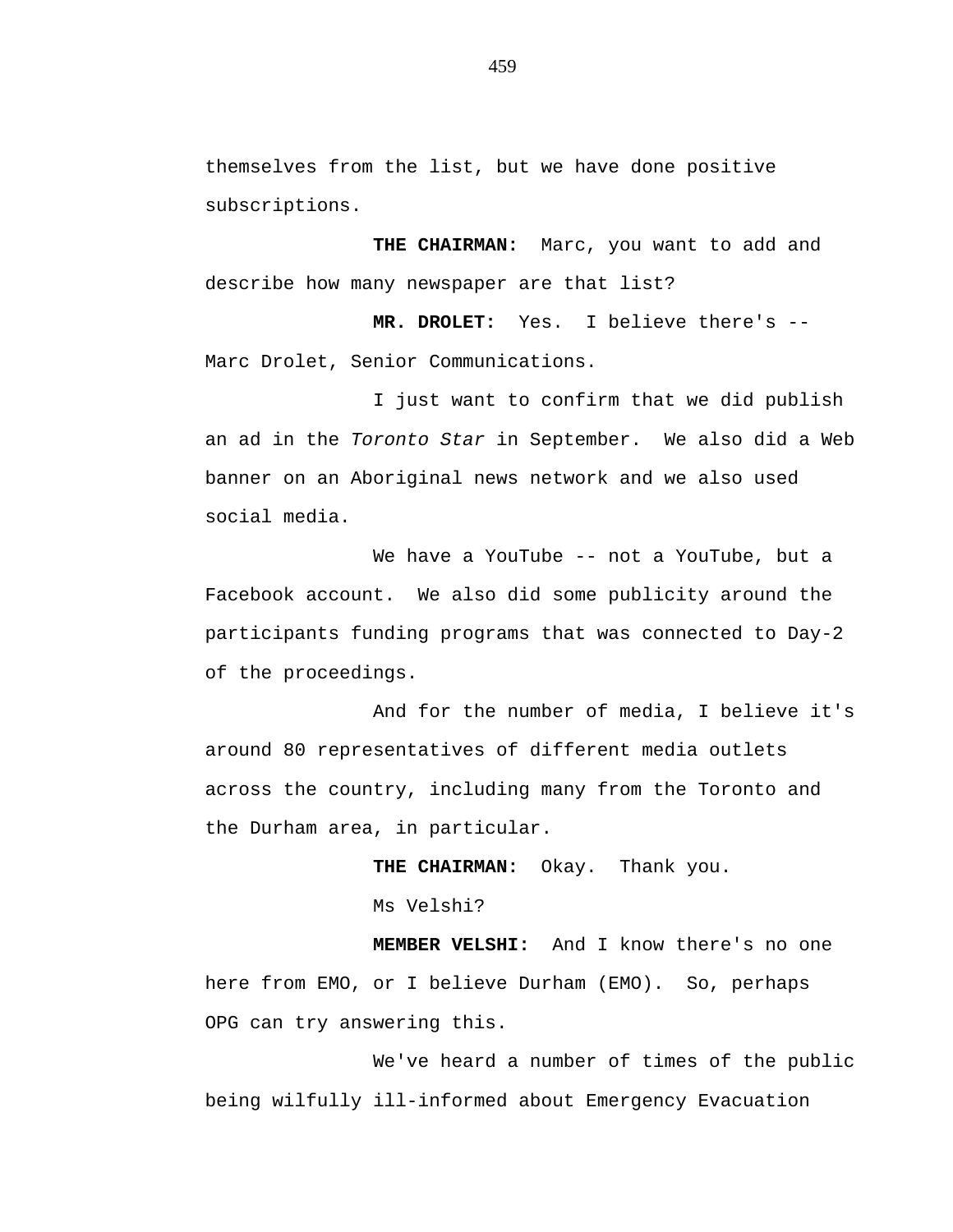themselves from the list, but we have done positive subscriptions.

**THE CHAIRMAN:** Marc, you want to add and describe how many newspaper are that list?

**MR. DROLET:** Yes. I believe there's -- Marc Drolet, Senior Communications.

I just want to confirm that we did publish an ad in the *Toronto Star* in September. We also did a Web banner on an Aboriginal news network and we also used social media.

We have a YouTube -- not a YouTube, but a Facebook account. We also did some publicity around the participants funding programs that was connected to Day-2 of the proceedings.

And for the number of media, I believe it's around 80 representatives of different media outlets across the country, including many from the Toronto and the Durham area, in particular.

**THE CHAIRMAN:** Okay. Thank you.

Ms Velshi?

**MEMBER VELSHI:** And I know there's no one here from EMO, or I believe Durham (EMO). So, perhaps OPG can try answering this.

We've heard a number of times of the public being wilfully ill-informed about Emergency Evacuation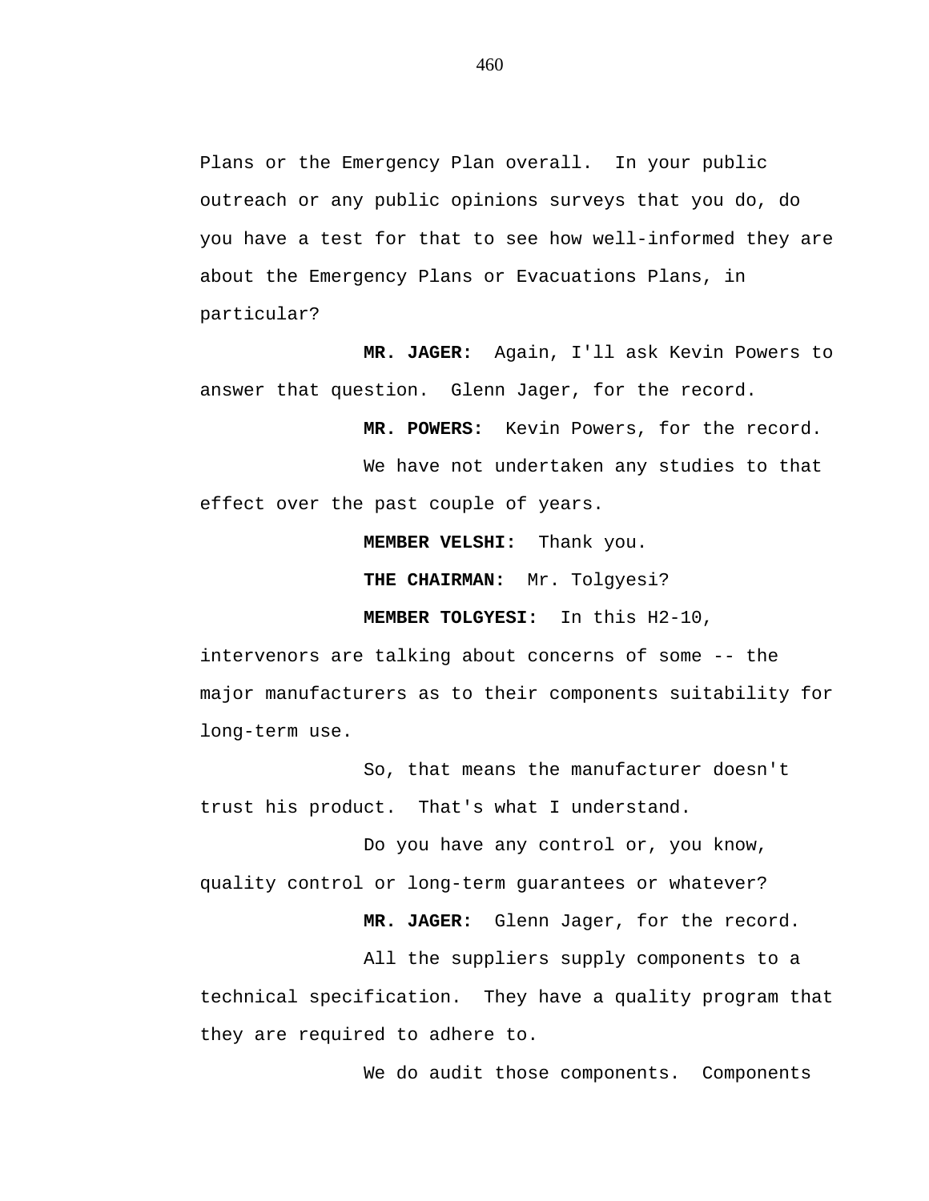Plans or the Emergency Plan overall. In your public outreach or any public opinions surveys that you do, do you have a test for that to see how well-informed they are about the Emergency Plans or Evacuations Plans, in particular?

**MR. JAGER:** Again, I'll ask Kevin Powers to answer that question. Glenn Jager, for the record.

**MR. POWERS:** Kevin Powers, for the record.

We have not undertaken any studies to that effect over the past couple of years.

**MEMBER VELSHI:** Thank you.

**THE CHAIRMAN:** Mr. Tolgyesi?

**MEMBER TOLGYESI:** In this H2-10, intervenors are talking about concerns of some -- the major manufacturers as to their components suitability for long-term use.

So, that means the manufacturer doesn't trust his product. That's what I understand.

Do you have any control or, you know, quality control or long-term guarantees or whatever?

**MR. JAGER:** Glenn Jager, for the record.

All the suppliers supply components to a technical specification. They have a quality program that they are required to adhere to.

We do audit those components. Components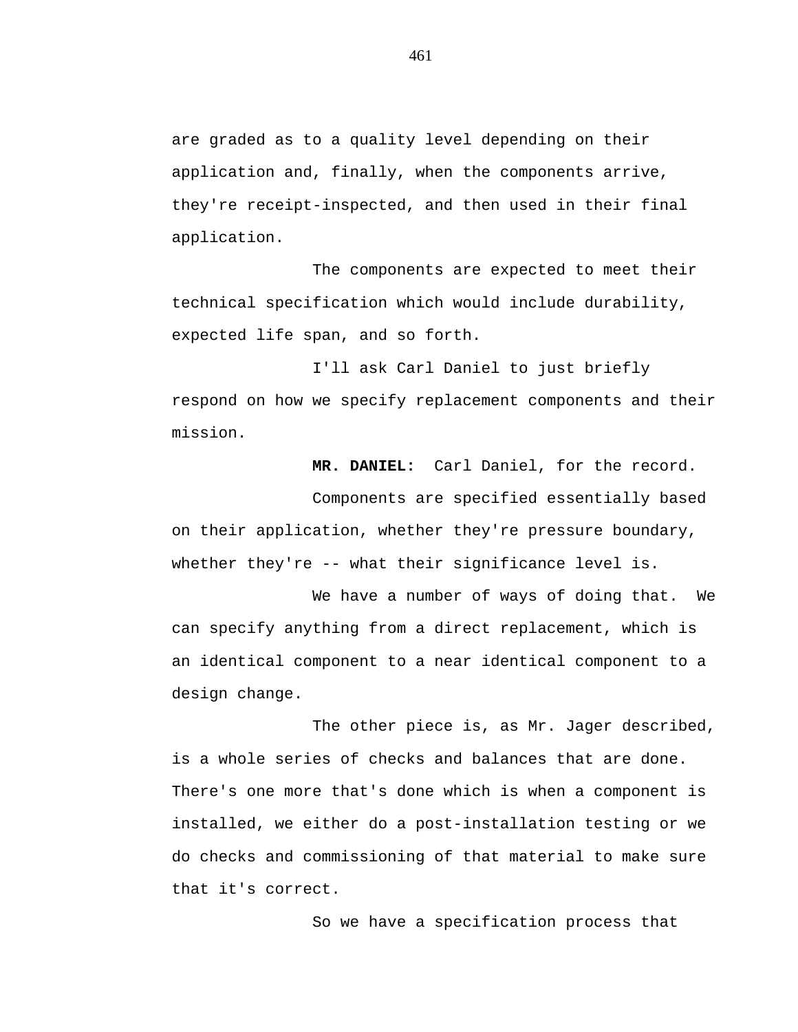are graded as to a quality level depending on their application and, finally, when the components arrive, they're receipt-inspected, and then used in their final application.

The components are expected to meet their technical specification which would include durability, expected life span, and so forth.

I'll ask Carl Daniel to just briefly respond on how we specify replacement components and their mission.

**MR. DANIEL:** Carl Daniel, for the record.

Components are specified essentially based on their application, whether they're pressure boundary, whether they're -- what their significance level is.

We have a number of ways of doing that. We can specify anything from a direct replacement, which is an identical component to a near identical component to a design change.

The other piece is, as Mr. Jager described, is a whole series of checks and balances that are done. There's one more that's done which is when a component is installed, we either do a post-installation testing or we do checks and commissioning of that material to make sure that it's correct.

So we have a specification process that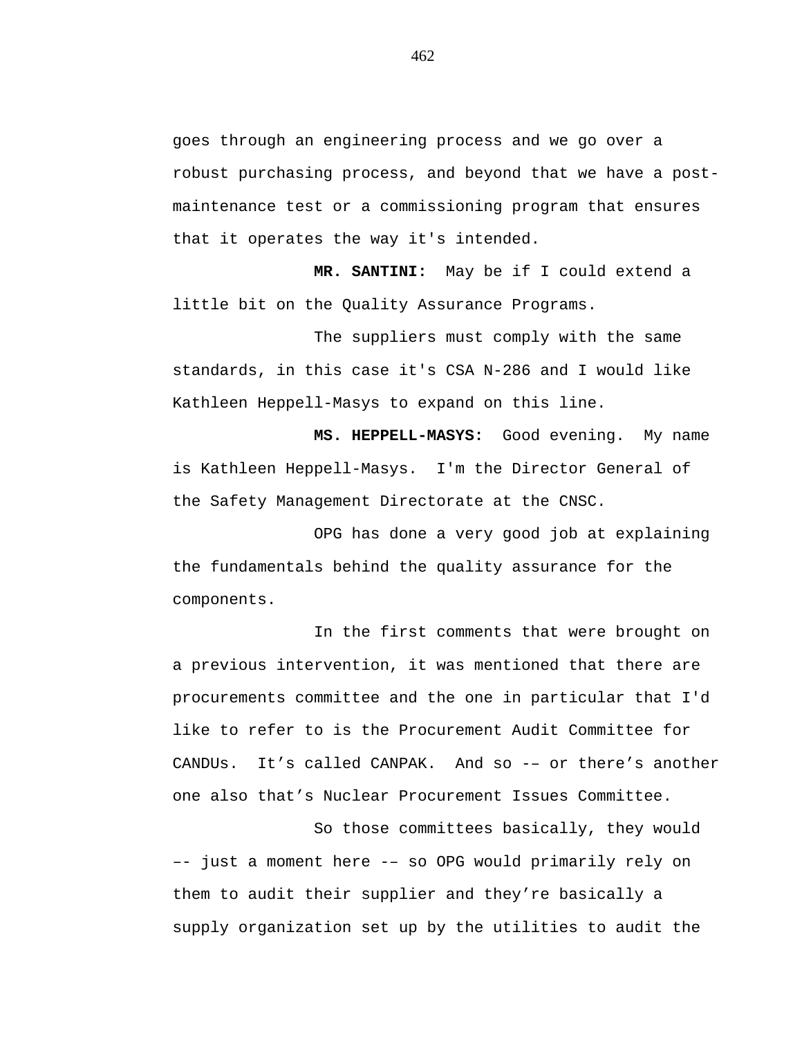goes through an engineering process and we go over a robust purchasing process, and beyond that we have a post-maintenance test or a commissioning program that ensures that it operates the way it's intended.

**MR. SANTINI:** May be if I could extend a little bit on the Quality Assurance Programs.

The suppliers must comply with the same standards, in this case it's CSA N-286 and I would like Kathleen Heppell-Masys to expand on this line.

**MS. HEPPELL-MASYS:** Good evening. My name is Kathleen Heppell-Masys. I'm the Director General of the Safety Management Directorate at the CNSC.

OPG has done a very good job at explaining the fundamentals behind the quality assurance for the components.

In the first comments that were brought on a previous intervention, it was mentioned that there are procurements committee and the one in particular that I'd like to refer to is the Procurement Audit Committee for CANDUs. It’s called CANPAK. And so -– or there’s another one also that’s Nuclear Procurement Issues Committee.

So those committees basically, they would –- just a moment here -– so OPG would primarily rely on them to audit their supplier and they’re basically a supply organization set up by the utilities to audit the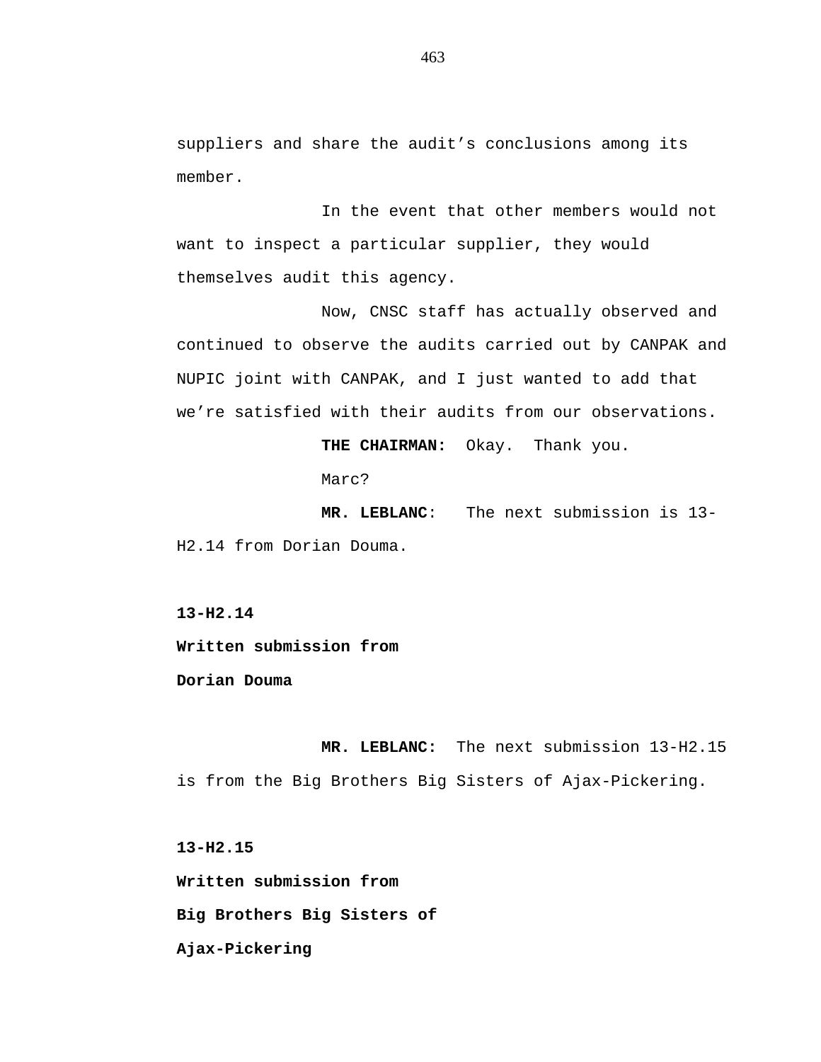suppliers and share the audit's conclusions among its member.

In the event that other members would not want to inspect a particular supplier, they would themselves audit this agency.

Now, CNSC staff has actually observed and continued to observe the audits carried out by CANPAK and NUPIC joint with CANPAK, and I just wanted to add that we're satisfied with their audits from our observations.

**THE CHAIRMAN:** Okay. Thank you.

Marc?

**MR. LEBLANC**: The next submission is 13-H2.14 from Dorian Douma.

**13-H2.14**
**Written submission from**
**Dorian Douma**

**MR. LEBLANC:** The next submission 13-H2.15 is from the Big Brothers Big Sisters of Ajax-Pickering.

**13-H2.15**
**Written submission from**
**Big Brothers Big Sisters of**
**Ajax-Pickering**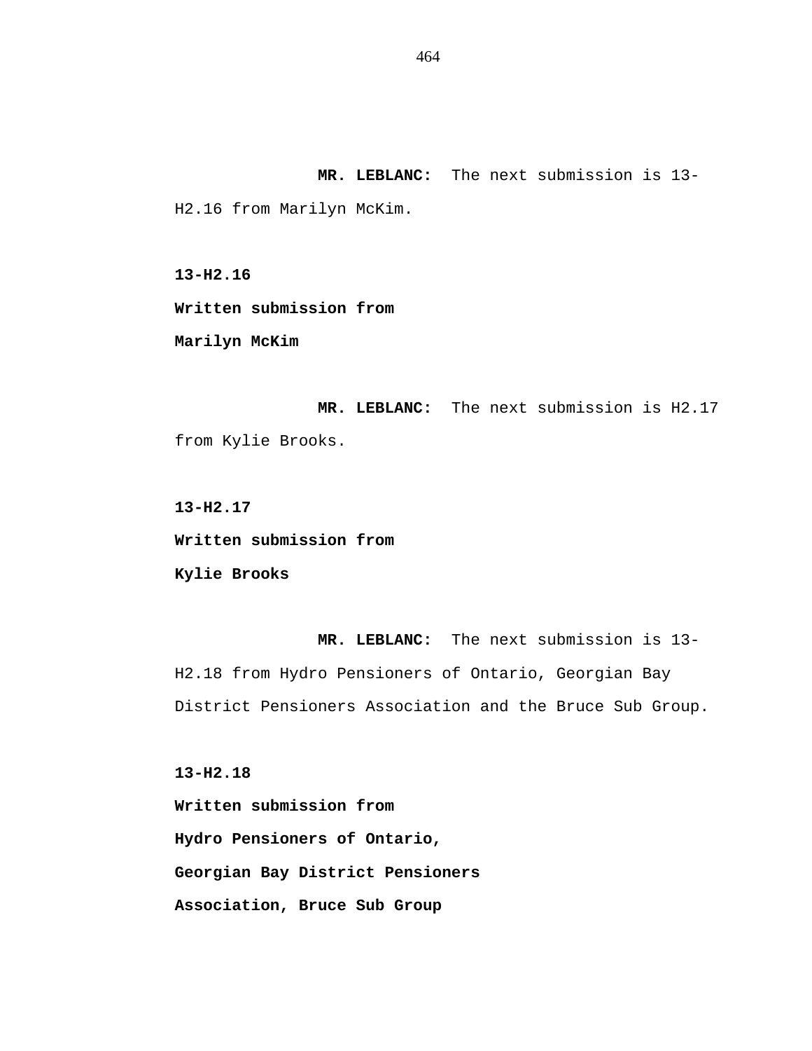**MR. LEBLANC:** The next submission is 13-H2.16 from Marilyn McKim.

**13-H2.16**

**Written submission from**

**Marilyn McKim**

**MR. LEBLANC:** The next submission is H2.17 from Kylie Brooks.

**13-H2.17**

**Written submission from**

**Kylie Brooks**

**MR. LEBLANC:** The next submission is 13-H2.18 from Hydro Pensioners of Ontario, Georgian Bay District Pensioners Association and the Bruce Sub Group.

**13-H2.18**

**Written submission from**

**Hydro Pensioners of Ontario,**

**Georgian Bay District Pensioners**

**Association, Bruce Sub Group**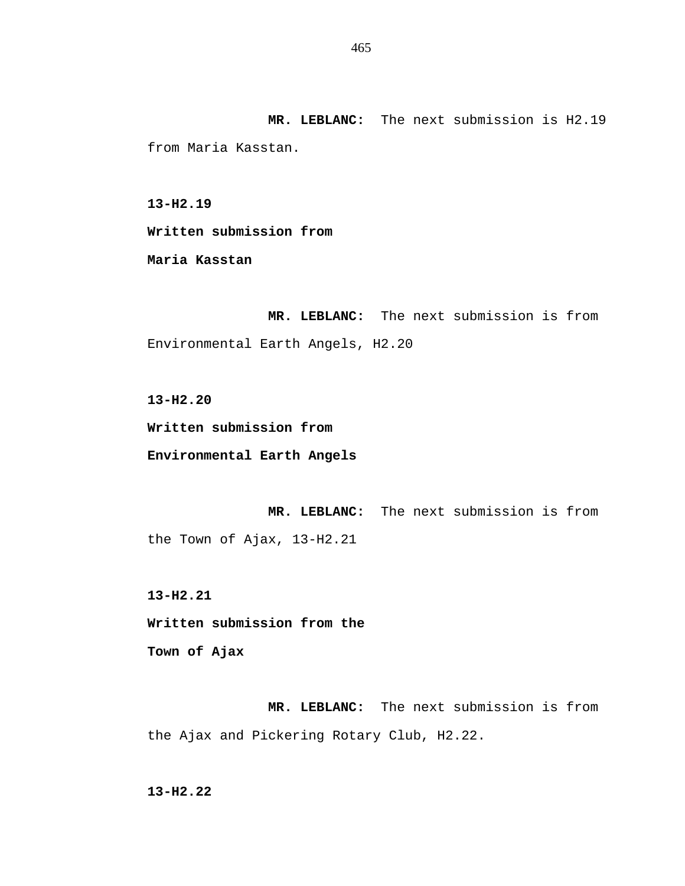**MR. LEBLANC:** The next submission is H2.19 from Maria Kasstan.

**13-H2.19**

**Written submission from**

**Maria Kasstan**

**MR. LEBLANC:** The next submission is from Environmental Earth Angels, H2.20

**13-H2.20**

**Written submission from**

**Environmental Earth Angels**

**MR. LEBLANC:** The next submission is from the Town of Ajax, 13-H2.21

**13-H2.21**

**Written submission from the**

**Town of Ajax**

**MR. LEBLANC:** The next submission is from the Ajax and Pickering Rotary Club, H2.22.

**13-H2.22**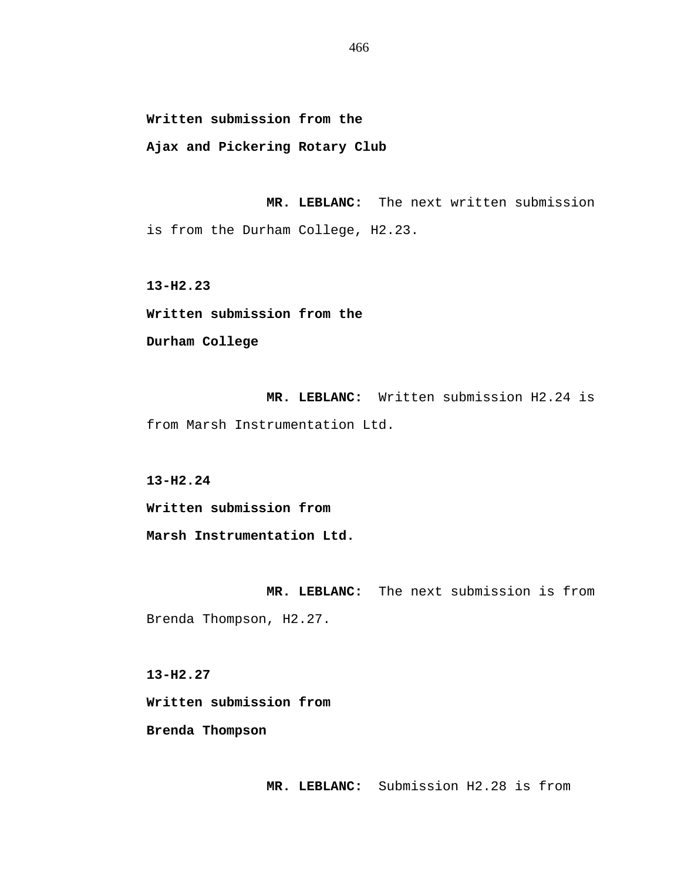**Written submission from the**

**Ajax and Pickering Rotary Club**

**MR. LEBLANC:** The next written submission is from the Durham College, H2.23.

**13-H2.23**

**Written submission from the**

**Durham College**

**MR. LEBLANC:** Written submission H2.24 is from Marsh Instrumentation Ltd.

**13-H2.24**

**Written submission from**

**Marsh Instrumentation Ltd.**

**MR. LEBLANC:** The next submission is from Brenda Thompson, H2.27.

**13-H2.27**

**Written submission from**

**Brenda Thompson**

**MR. LEBLANC:** Submission H2.28 is from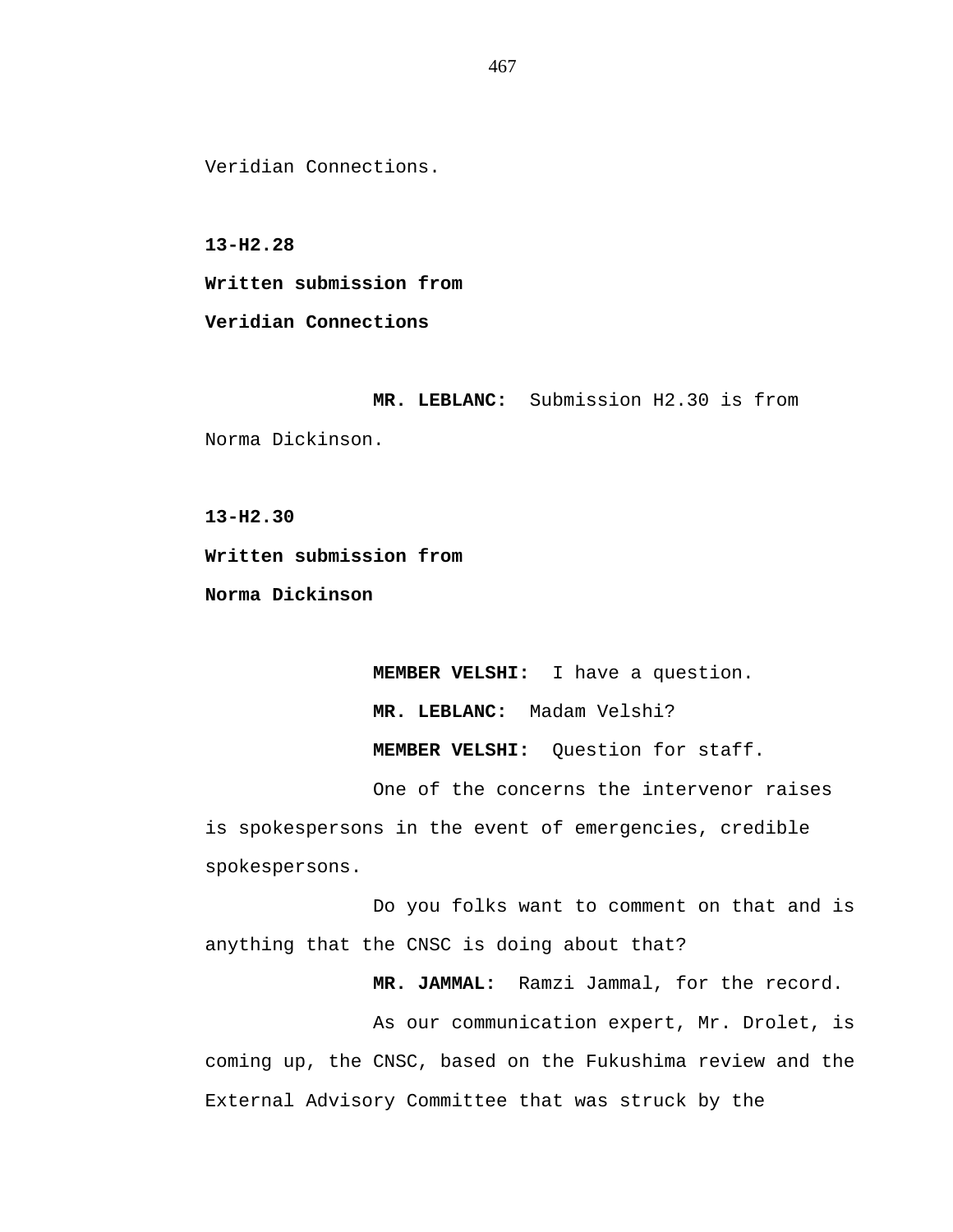Veridian Connections.

**13-H2.28**

**Written submission from**

**Veridian Connections**

**MR. LEBLANC:** Submission H2.30 is from Norma Dickinson.

**13-H2.30**

**Written submission from**

**Norma Dickinson**

**MEMBER VELSHI:** I have a question.

**MR. LEBLANC:** Madam Velshi?

**MEMBER VELSHI:** Question for staff.

One of the concerns the intervenor raises is spokespersons in the event of emergencies, credible spokespersons.

Do you folks want to comment on that and is anything that the CNSC is doing about that?

**MR. JAMMAL:** Ramzi Jammal, for the record.

As our communication expert, Mr. Drolet, is coming up, the CNSC, based on the Fukushima review and the External Advisory Committee that was struck by the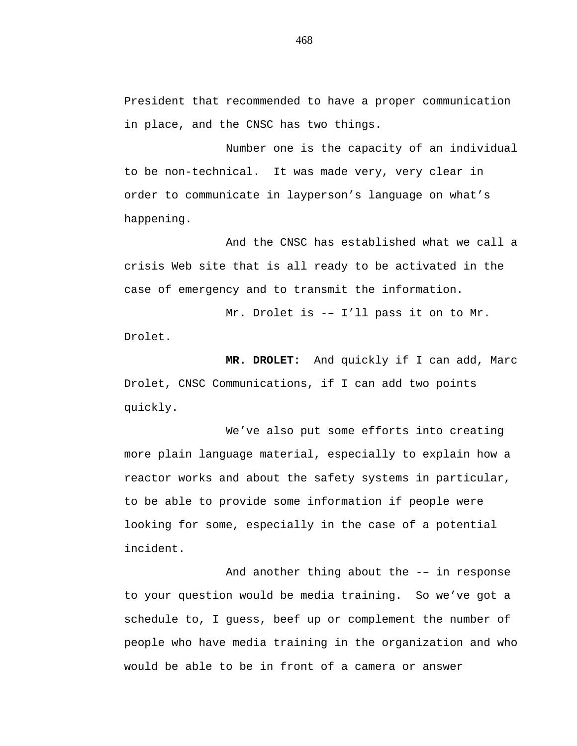President that recommended to have a proper communication in place, and the CNSC has two things.

Number one is the capacity of an individual to be non-technical. It was made very, very clear in order to communicate in layperson's language on what's happening.

And the CNSC has established what we call a crisis Web site that is all ready to be activated in the case of emergency and to transmit the information.

Mr. Drolet is -– I'll pass it on to Mr. Drolet.

**MR. DROLET:** And quickly if I can add, Marc Drolet, CNSC Communications, if I can add two points quickly.

We've also put some efforts into creating more plain language material, especially to explain how a reactor works and about the safety systems in particular, to be able to provide some information if people were looking for some, especially in the case of a potential incident.

And another thing about the -– in response to your question would be media training. So we've got a schedule to, I guess, beef up or complement the number of people who have media training in the organization and who would be able to be in front of a camera or answer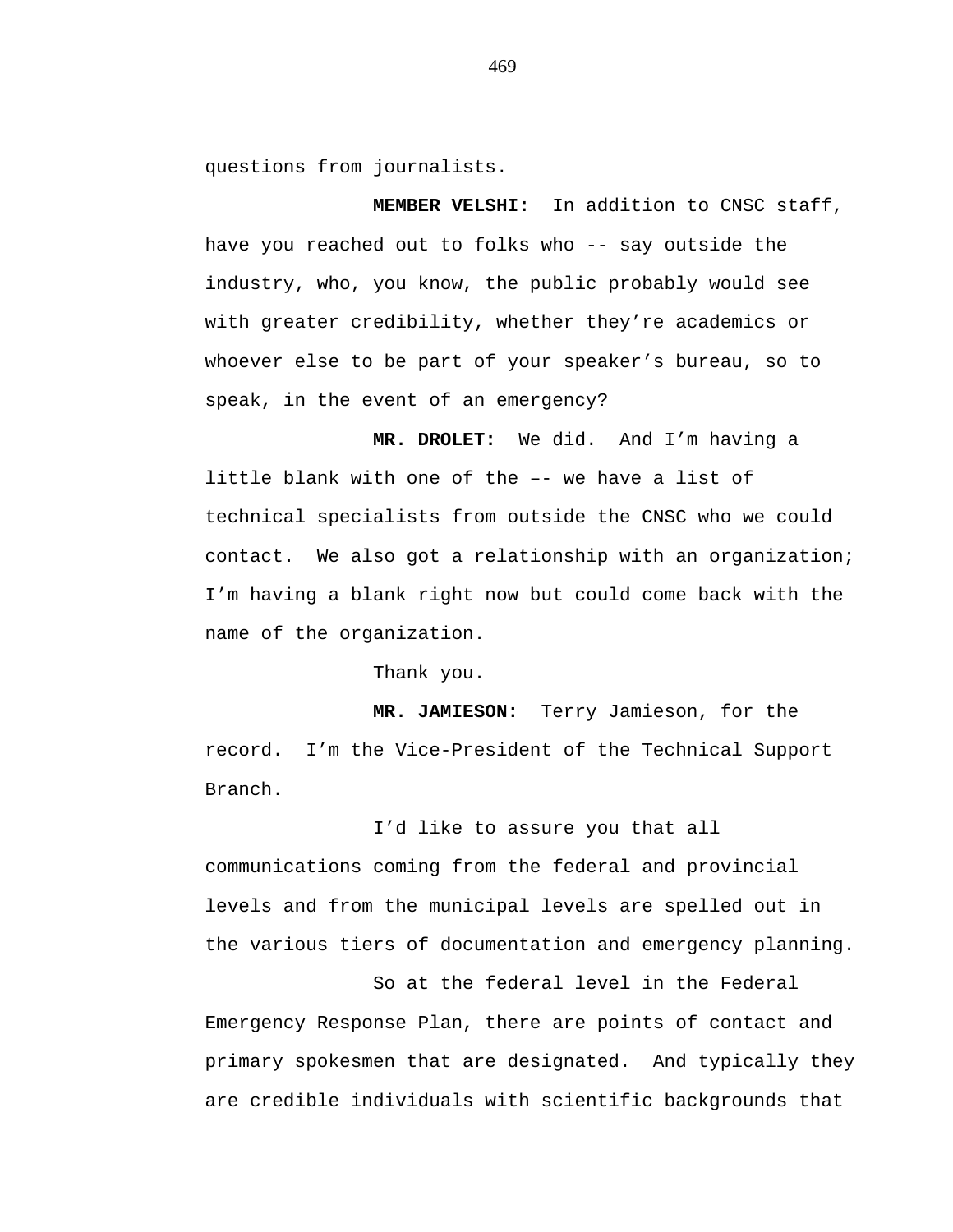questions from journalists.

**MEMBER VELSHI:** In addition to CNSC staff, have you reached out to folks who -- say outside the industry, who, you know, the public probably would see with greater credibility, whether they're academics or whoever else to be part of your speaker's bureau, so to speak, in the event of an emergency?

**MR. DROLET:** We did. And I'm having a little blank with one of the –- we have a list of technical specialists from outside the CNSC who we could contact. We also got a relationship with an organization; I'm having a blank right now but could come back with the name of the organization.

Thank you.

**MR. JAMIESON:** Terry Jamieson, for the record. I'm the Vice-President of the Technical Support Branch.

I'd like to assure you that all communications coming from the federal and provincial levels and from the municipal levels are spelled out in the various tiers of documentation and emergency planning.

So at the federal level in the Federal Emergency Response Plan, there are points of contact and primary spokesmen that are designated. And typically they are credible individuals with scientific backgrounds that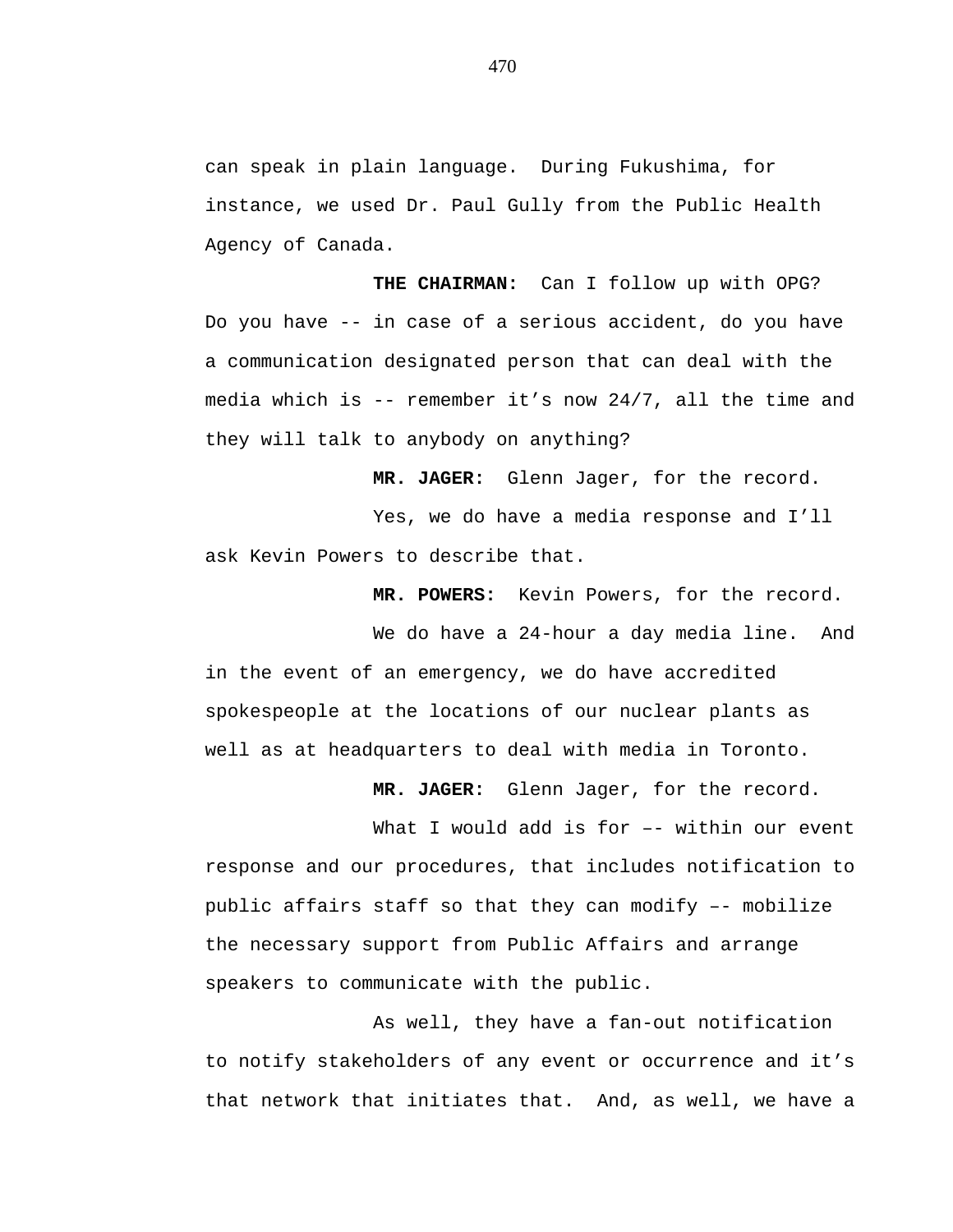can speak in plain language. During Fukushima, for instance, we used Dr. Paul Gully from the Public Health Agency of Canada.

**THE CHAIRMAN:** Can I follow up with OPG? Do you have -- in case of a serious accident, do you have a communication designated person that can deal with the media which is -- remember it’s now 24/7, all the time and they will talk to anybody on anything?

**MR. JAGER:** Glenn Jager, for the record.

Yes, we do have a media response and I’ll ask Kevin Powers to describe that.

**MR. POWERS:** Kevin Powers, for the record.

We do have a 24-hour a day media line. And in the event of an emergency, we do have accredited spokespeople at the locations of our nuclear plants as well as at headquarters to deal with media in Toronto.

**MR. JAGER:** Glenn Jager, for the record.

What I would add is for –- within our event response and our procedures, that includes notification to public affairs staff so that they can modify –- mobilize the necessary support from Public Affairs and arrange speakers to communicate with the public.

As well, they have a fan-out notification to notify stakeholders of any event or occurrence and it’s that network that initiates that. And, as well, we have a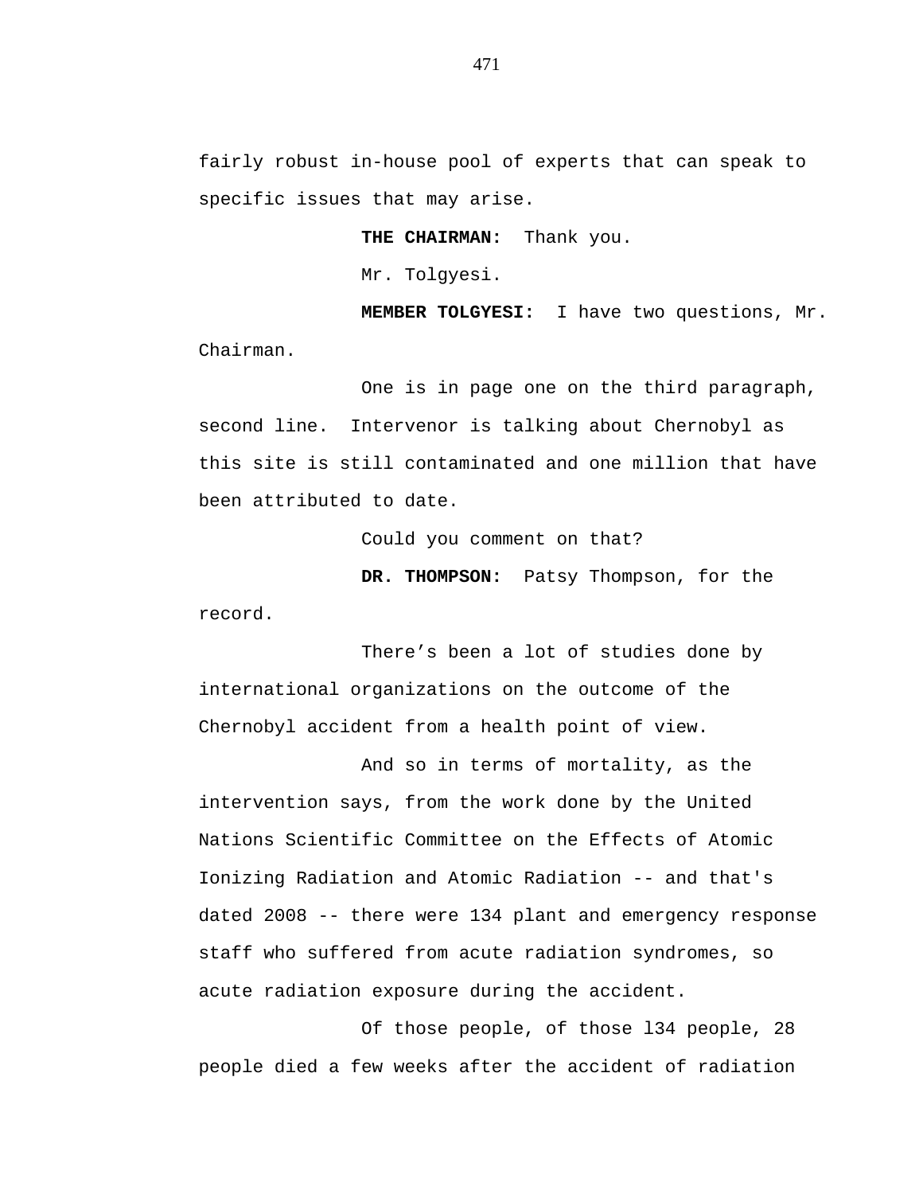fairly robust in-house pool of experts that can speak to specific issues that may arise.

**THE CHAIRMAN:** Thank you.

Mr. Tolgyesi.

**MEMBER TOLGYESI:** I have two questions, Mr. Chairman.

One is in page one on the third paragraph, second line. Intervenor is talking about Chernobyl as this site is still contaminated and one million that have been attributed to date.

Could you comment on that?

**DR. THOMPSON:** Patsy Thompson, for the record.

There's been a lot of studies done by international organizations on the outcome of the Chernobyl accident from a health point of view.

And so in terms of mortality, as the intervention says, from the work done by the United Nations Scientific Committee on the Effects of Atomic Ionizing Radiation and Atomic Radiation -- and that's dated 2008 -- there were 134 plant and emergency response staff who suffered from acute radiation syndromes, so acute radiation exposure during the accident.

Of those people, of those l34 people, 28 people died a few weeks after the accident of radiation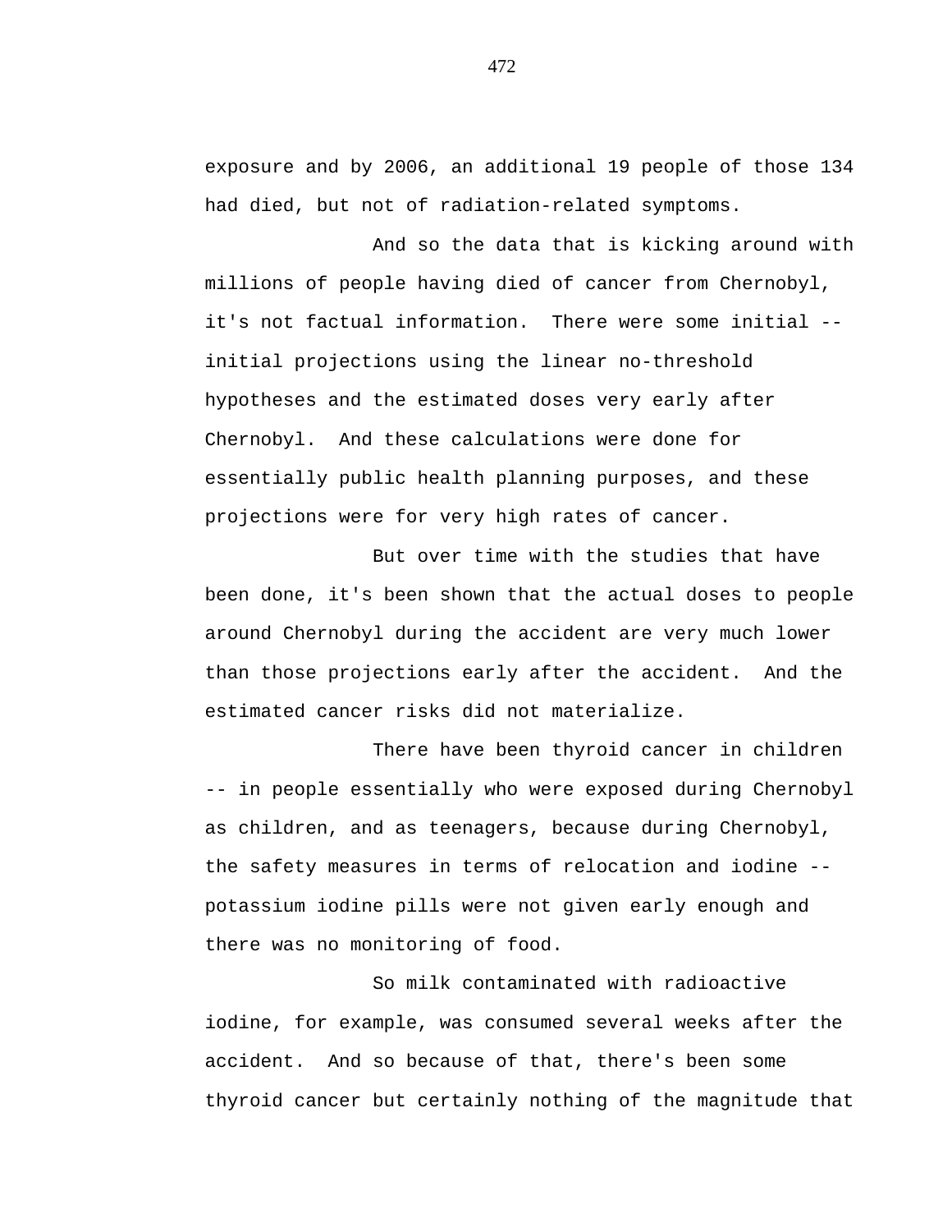exposure and by 2006, an additional 19 people of those 134 had died, but not of radiation-related symptoms.

And so the data that is kicking around with millions of people having died of cancer from Chernobyl, it's not factual information. There were some initial -- initial projections using the linear no-threshold hypotheses and the estimated doses very early after Chernobyl. And these calculations were done for essentially public health planning purposes, and these projections were for very high rates of cancer.

But over time with the studies that have been done, it's been shown that the actual doses to people around Chernobyl during the accident are very much lower than those projections early after the accident. And the estimated cancer risks did not materialize.

There have been thyroid cancer in children -- in people essentially who were exposed during Chernobyl as children, and as teenagers, because during Chernobyl, the safety measures in terms of relocation and iodine -- potassium iodine pills were not given early enough and there was no monitoring of food.

So milk contaminated with radioactive iodine, for example, was consumed several weeks after the accident. And so because of that, there's been some thyroid cancer but certainly nothing of the magnitude that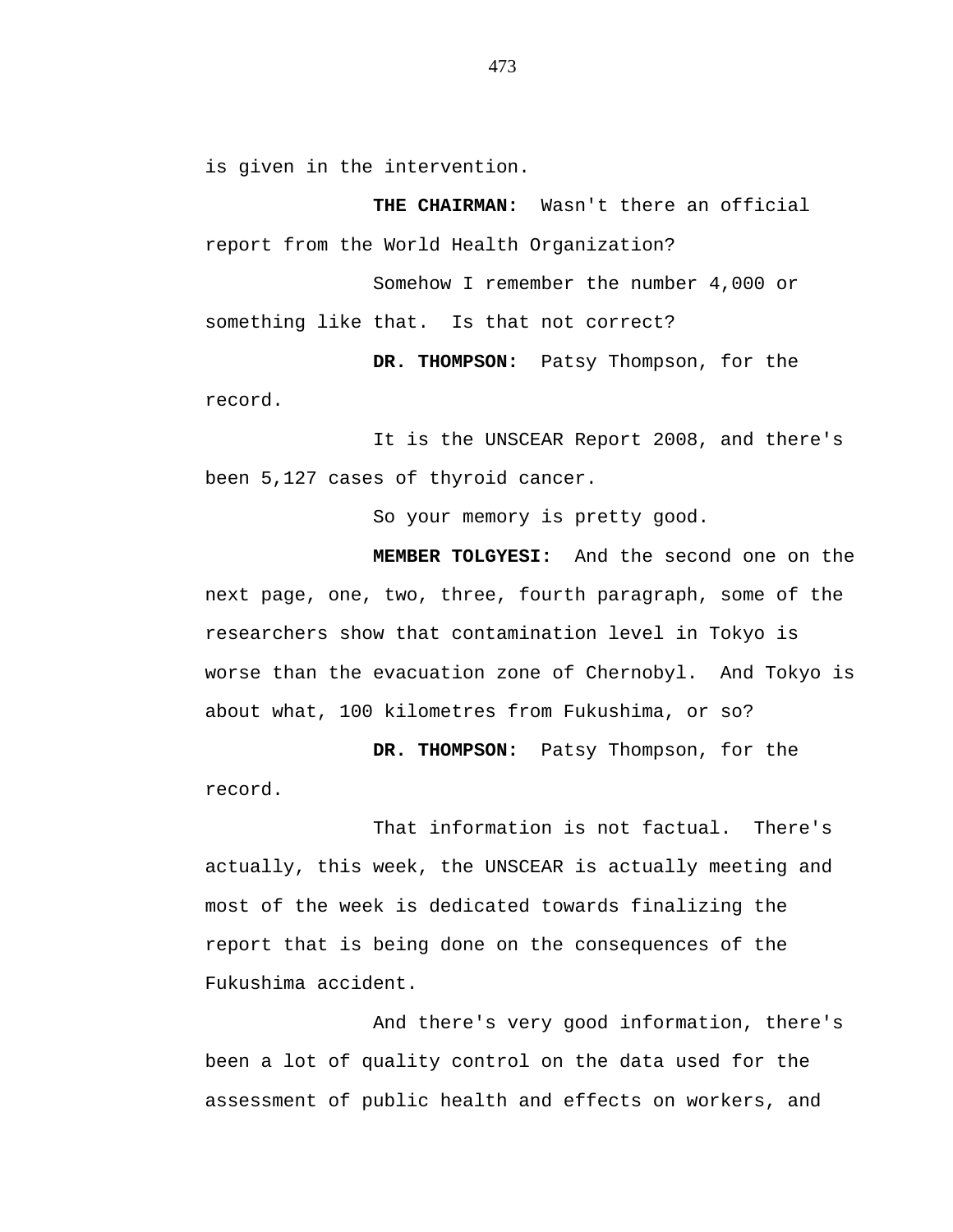is given in the intervention.

**THE CHAIRMAN:** Wasn't there an official report from the World Health Organization?

Somehow I remember the number 4,000 or something like that. Is that not correct?

**DR. THOMPSON:** Patsy Thompson, for the record.

It is the UNSCEAR Report 2008, and there's been 5,127 cases of thyroid cancer.

So your memory is pretty good.

**MEMBER TOLGYESI:** And the second one on the next page, one, two, three, fourth paragraph, some of the researchers show that contamination level in Tokyo is worse than the evacuation zone of Chernobyl. And Tokyo is about what, 100 kilometres from Fukushima, or so?

**DR. THOMPSON:** Patsy Thompson, for the record.

That information is not factual. There's actually, this week, the UNSCEAR is actually meeting and most of the week is dedicated towards finalizing the report that is being done on the consequences of the Fukushima accident.

And there's very good information, there's been a lot of quality control on the data used for the assessment of public health and effects on workers, and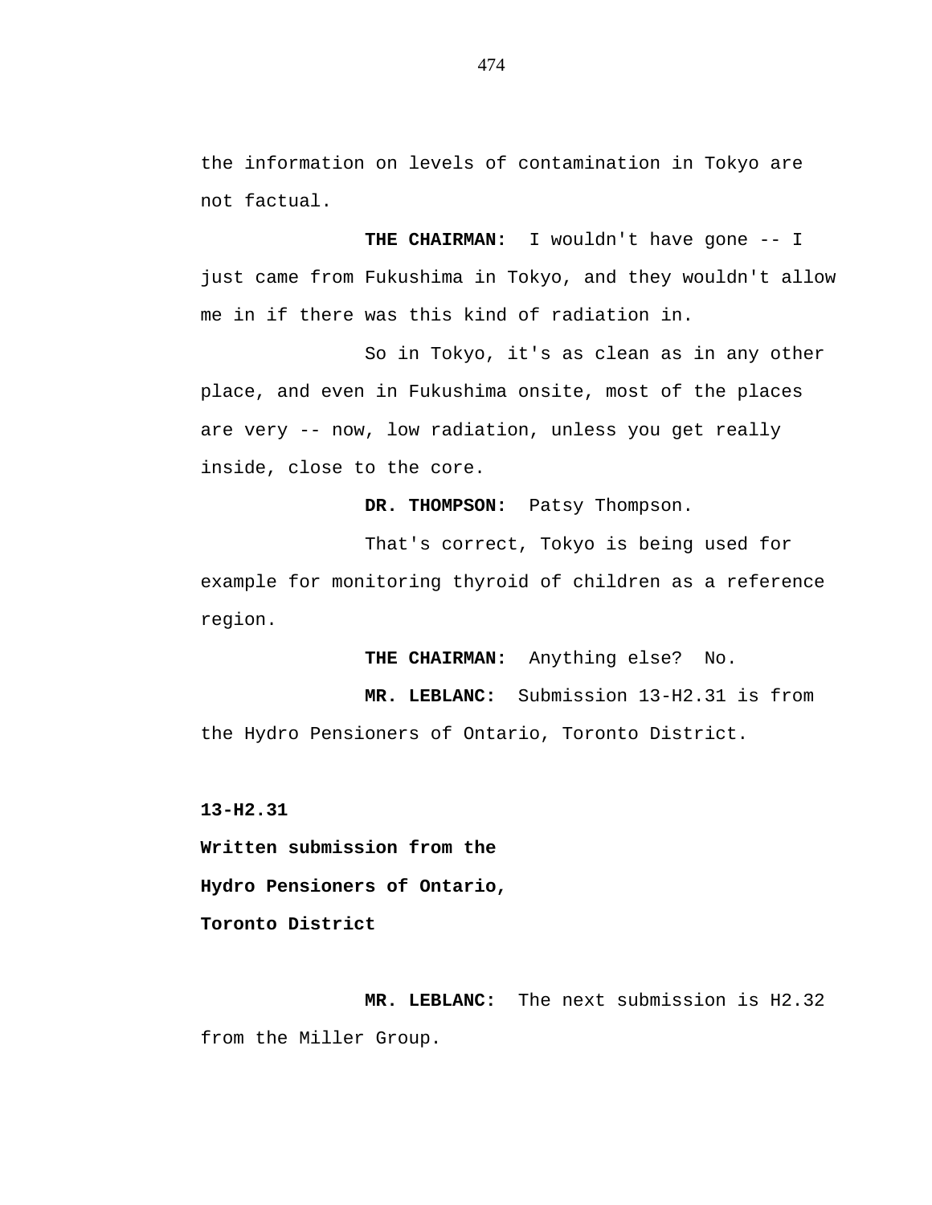the information on levels of contamination in Tokyo are not factual.

**THE CHAIRMAN:** I wouldn't have gone -- I just came from Fukushima in Tokyo, and they wouldn't allow me in if there was this kind of radiation in.

So in Tokyo, it's as clean as in any other place, and even in Fukushima onsite, most of the places are very -- now, low radiation, unless you get really inside, close to the core.

**DR. THOMPSON:** Patsy Thompson.

That's correct, Tokyo is being used for example for monitoring thyroid of children as a reference region.

**THE CHAIRMAN:** Anything else? No.

**MR. LEBLANC:** Submission 13-H2.31 is from the Hydro Pensioners of Ontario, Toronto District.

**13-H2.31**

**Written submission from the**

**Hydro Pensioners of Ontario,**

**Toronto District**

**MR. LEBLANC:** The next submission is H2.32 from the Miller Group.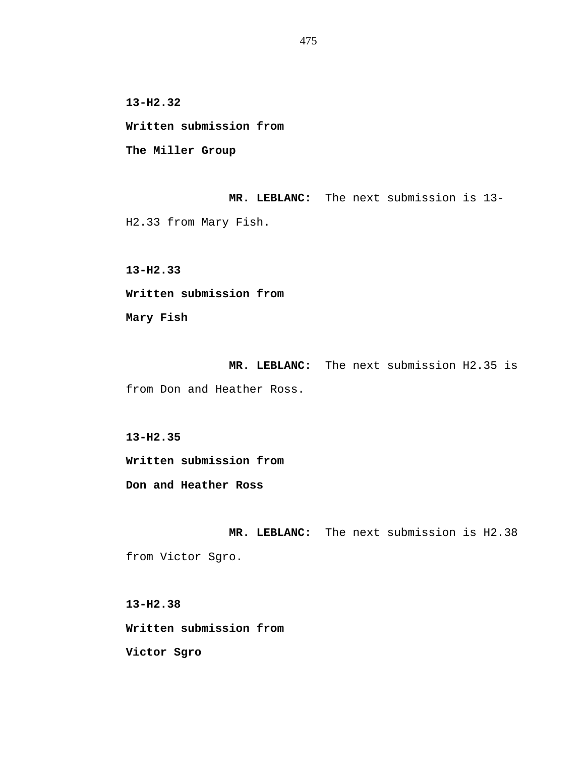**13-H2.32**

**Written submission from**

**The Miller Group**

**MR. LEBLANC:** The next submission is 13-H2.33 from Mary Fish.

**13-H2.33**

**Written submission from**

**Mary Fish**

**MR. LEBLANC:** The next submission H2.35 is from Don and Heather Ross.

**13-H2.35**

**Written submission from**

**Don and Heather Ross**

**MR. LEBLANC:** The next submission is H2.38 from Victor Sgro.

**13-H2.38**

**Written submission from**

**Victor Sgro**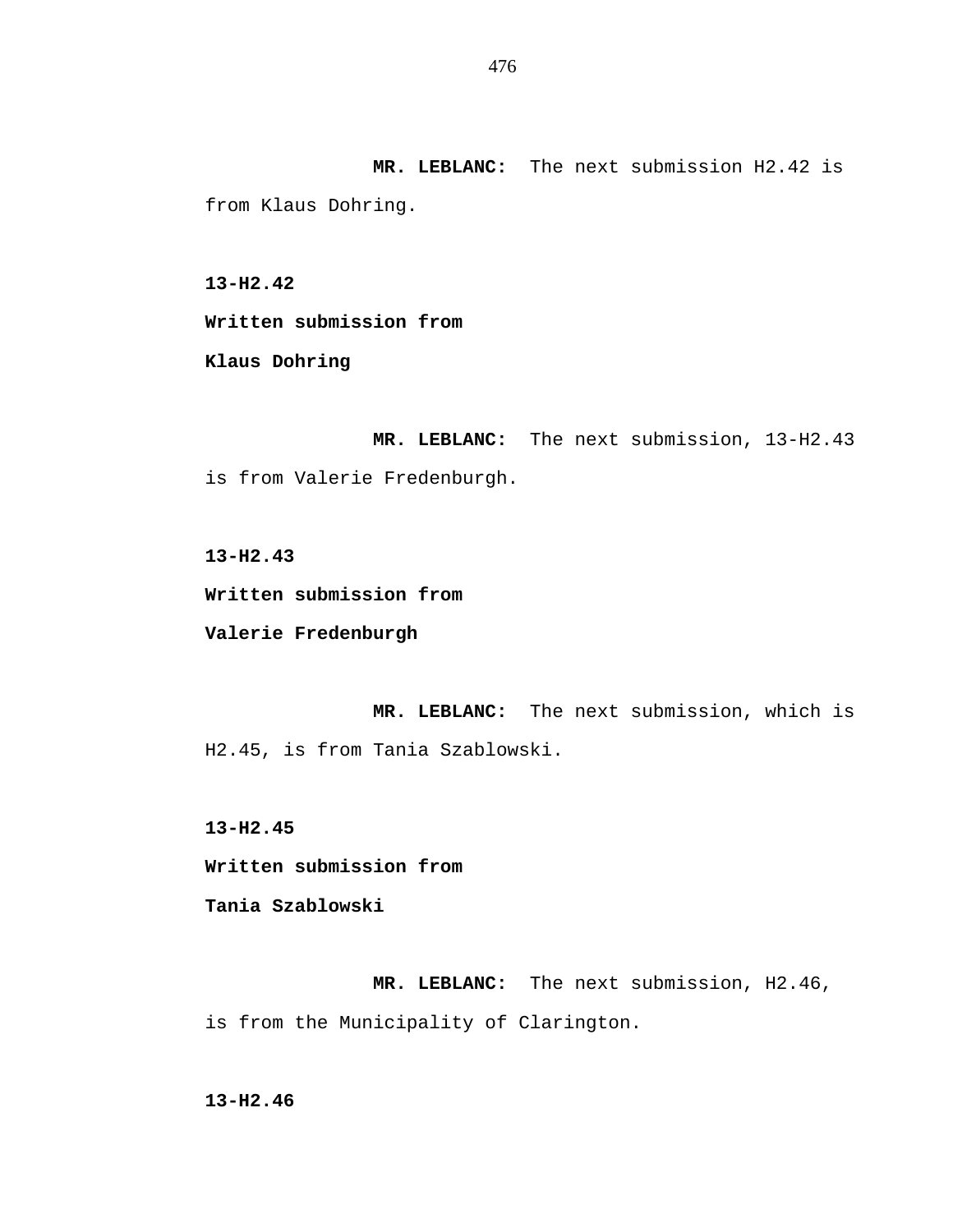**MR. LEBLANC:** The next submission H2.42 is from Klaus Dohring.

**13-H2.42**

**Written submission from**

**Klaus Dohring**

**MR. LEBLANC:** The next submission, 13-H2.43 is from Valerie Fredenburgh.

**13-H2.43**

**Written submission from**

**Valerie Fredenburgh**

**MR. LEBLANC:** The next submission, which is H2.45, is from Tania Szablowski.

**13-H2.45**

**Written submission from**

**Tania Szablowski**

**MR. LEBLANC:** The next submission, H2.46, is from the Municipality of Clarington.

**13-H2.46**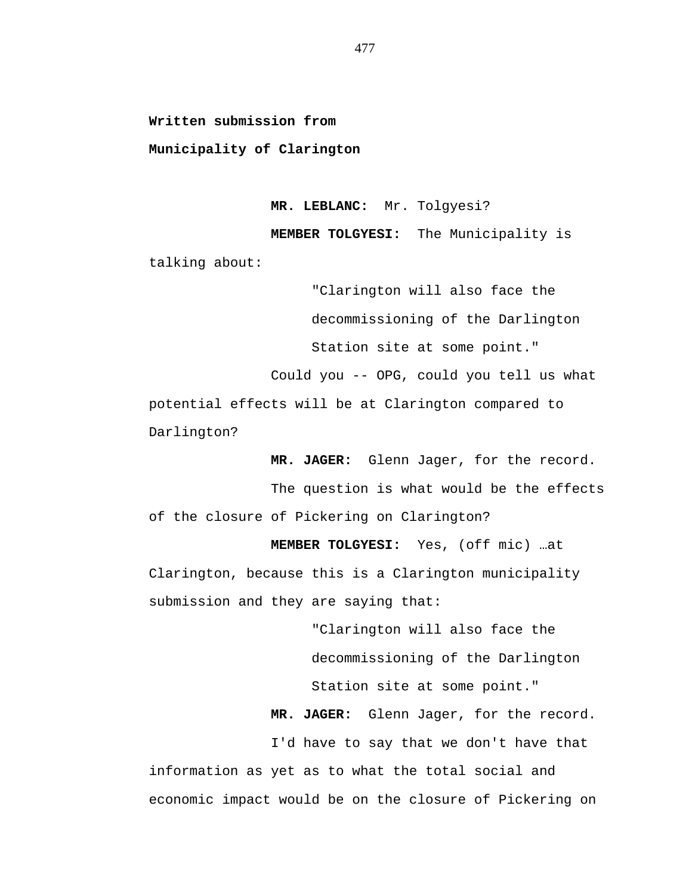**Written submission from**

**Municipality of Clarington**

**MR. LEBLANC:** Mr. Tolgyesi?

**MEMBER TOLGYESI:** The Municipality is talking about:

> "Clarington will also face the decommissioning of the Darlington Station site at some point."

Could you -- OPG, could you tell us what potential effects will be at Clarington compared to Darlington?

**MR. JAGER:** Glenn Jager, for the record.

The question is what would be the effects of the closure of Pickering on Clarington?

**MEMBER TOLGYESI:** Yes, (off mic) …at Clarington, because this is a Clarington municipality submission and they are saying that:

> "Clarington will also face the decommissioning of the Darlington Station site at some point."

**MR. JAGER:** Glenn Jager, for the record.

I'd have to say that we don't have that information as yet as to what the total social and economic impact would be on the closure of Pickering on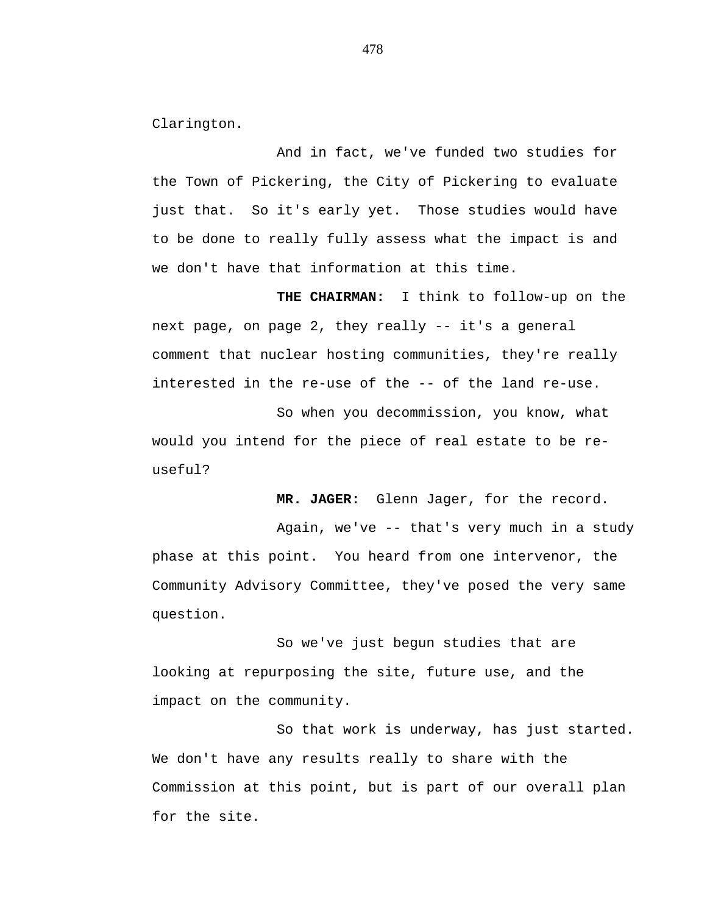Clarington.

And in fact, we've funded two studies for the Town of Pickering, the City of Pickering to evaluate just that. So it's early yet. Those studies would have to be done to really fully assess what the impact is and we don't have that information at this time.

**THE CHAIRMAN:** I think to follow-up on the next page, on page 2, they really -- it's a general comment that nuclear hosting communities, they're really interested in the re-use of the -- of the land re-use.

So when you decommission, you know, what would you intend for the piece of real estate to be re-useful?

**MR. JAGER:** Glenn Jager, for the record.

Again, we've -- that's very much in a study phase at this point. You heard from one intervenor, the Community Advisory Committee, they've posed the very same question.

So we've just begun studies that are looking at repurposing the site, future use, and the impact on the community.

So that work is underway, has just started. We don't have any results really to share with the Commission at this point, but is part of our overall plan for the site.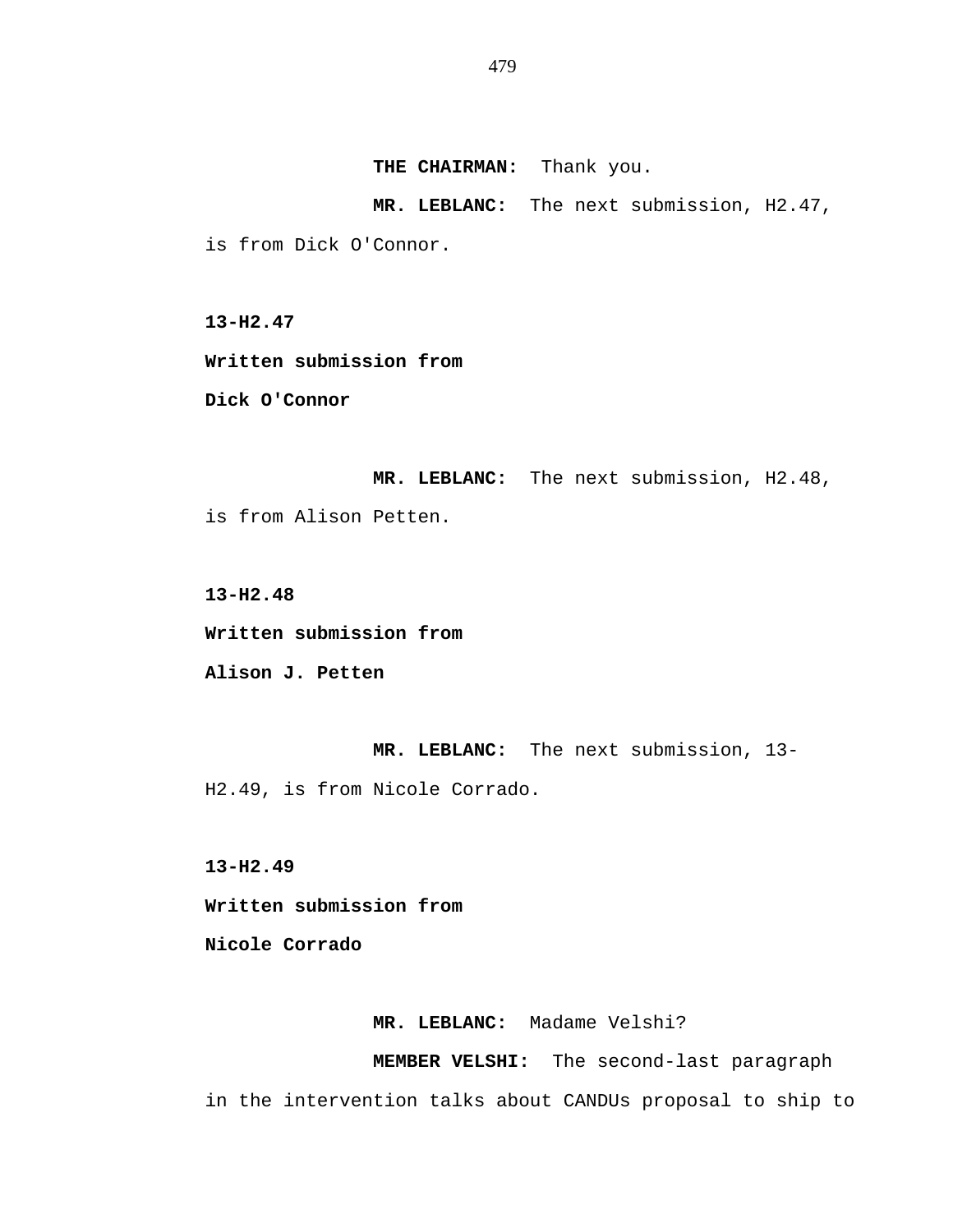**THE CHAIRMAN:** Thank you.

**MR. LEBLANC:** The next submission, H2.47, is from Dick O'Connor.

**13-H2.47**

**Written submission from**

**Dick O'Connor**

**MR. LEBLANC:** The next submission, H2.48, is from Alison Petten.

**13-H2.48**

**Written submission from**

**Alison J. Petten**

**MR. LEBLANC:** The next submission, 13-H2.49, is from Nicole Corrado.

**13-H2.49**

**Written submission from**

**Nicole Corrado**

**MR. LEBLANC:** Madame Velshi?

**MEMBER VELSHI:** The second-last paragraph in the intervention talks about CANDUs proposal to ship to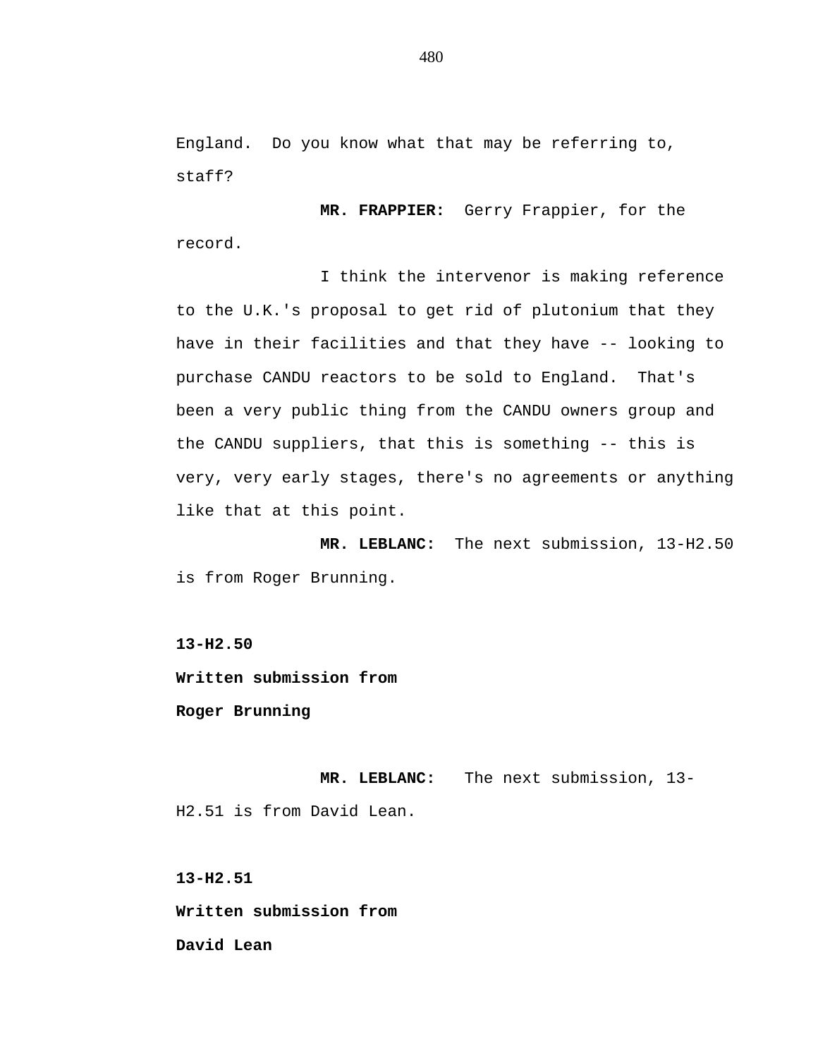England.  Do you know what that may be referring to, staff?

**MR. FRAPPIER:**  Gerry Frappier, for the record.

I think the intervenor is making reference to the U.K.'s proposal to get rid of plutonium that they have in their facilities and that they have -- looking to purchase CANDU reactors to be sold to England.  That's been a very public thing from the CANDU owners group and the CANDU suppliers, that this is something -- this is very, very early stages, there's no agreements or anything like that at this point.

**MR. LEBLANC:**  The next submission, 13-H2.50 is from Roger Brunning.

**13-H2.50**

**Written submission from**

**Roger Brunning**

**MR. LEBLANC:**   The next submission, 13-H2.51 is from David Lean.

**13-H2.51**

**Written submission from**

**David Lean**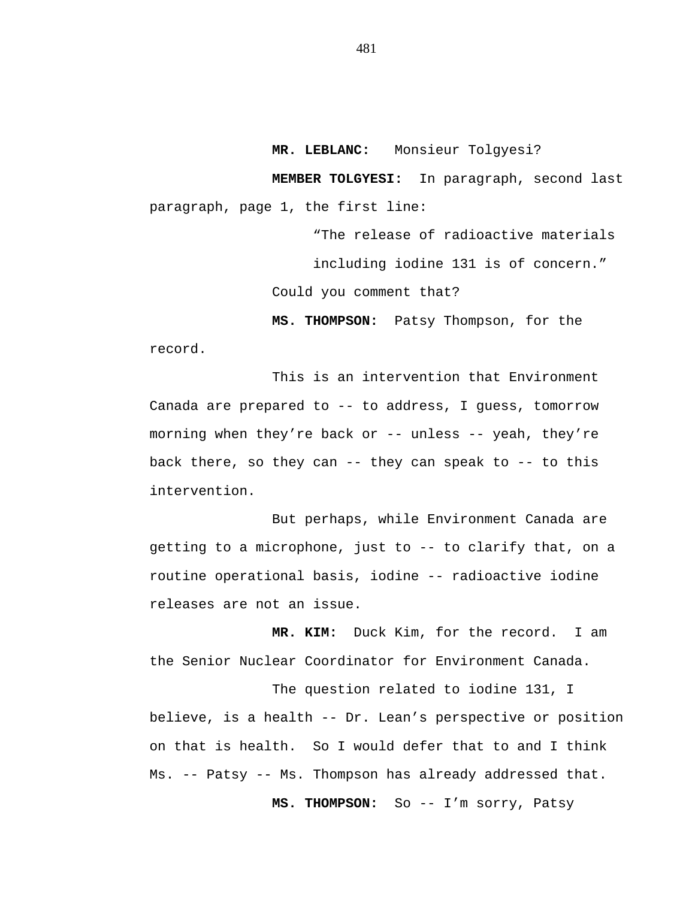**MR. LEBLANC:** Monsieur Tolgyesi?

**MEMBER TOLGYESI:** In paragraph, second last paragraph, page 1, the first line:

> "The release of radioactive materials including iodine 131 is of concern."

Could you comment that?

**MS. THOMPSON:** Patsy Thompson, for the record.

This is an intervention that Environment Canada are prepared to -- to address, I guess, tomorrow morning when they're back or -- unless -- yeah, they're back there, so they can -- they can speak to -- to this intervention.

But perhaps, while Environment Canada are getting to a microphone, just to -- to clarify that, on a routine operational basis, iodine -- radioactive iodine releases are not an issue.

**MR. KIM:** Duck Kim, for the record. I am the Senior Nuclear Coordinator for Environment Canada.

The question related to iodine 131, I believe, is a health -- Dr. Lean's perspective or position on that is health. So I would defer that to and I think Ms. -- Patsy -- Ms. Thompson has already addressed that.

**MS. THOMPSON:** So -- I'm sorry, Patsy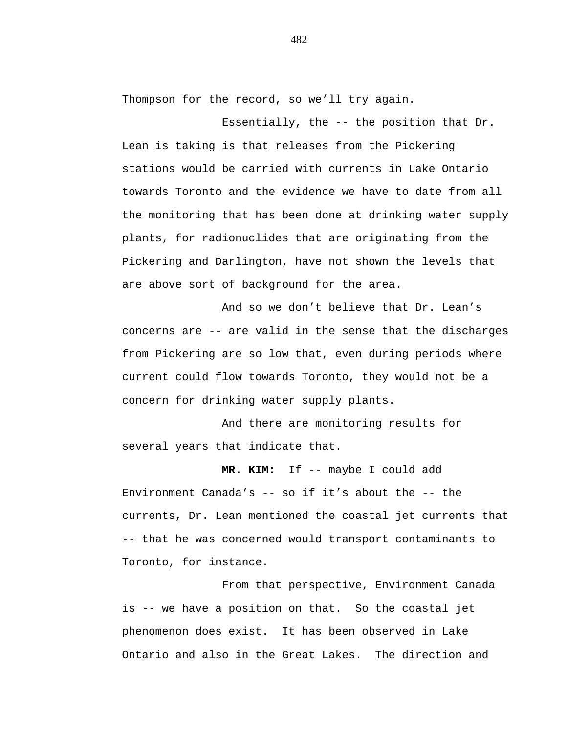Thompson for the record, so we'll try again.

Essentially, the -- the position that Dr. Lean is taking is that releases from the Pickering stations would be carried with currents in Lake Ontario towards Toronto and the evidence we have to date from all the monitoring that has been done at drinking water supply plants, for radionuclides that are originating from the Pickering and Darlington, have not shown the levels that are above sort of background for the area.

And so we don't believe that Dr. Lean's concerns are -- are valid in the sense that the discharges from Pickering are so low that, even during periods where current could flow towards Toronto, they would not be a concern for drinking water supply plants.

And there are monitoring results for several years that indicate that.

**MR. KIM:** If -- maybe I could add Environment Canada's -- so if it's about the -- the currents, Dr. Lean mentioned the coastal jet currents that -- that he was concerned would transport contaminants to Toronto, for instance.

From that perspective, Environment Canada is -- we have a position on that. So the coastal jet phenomenon does exist. It has been observed in Lake Ontario and also in the Great Lakes. The direction and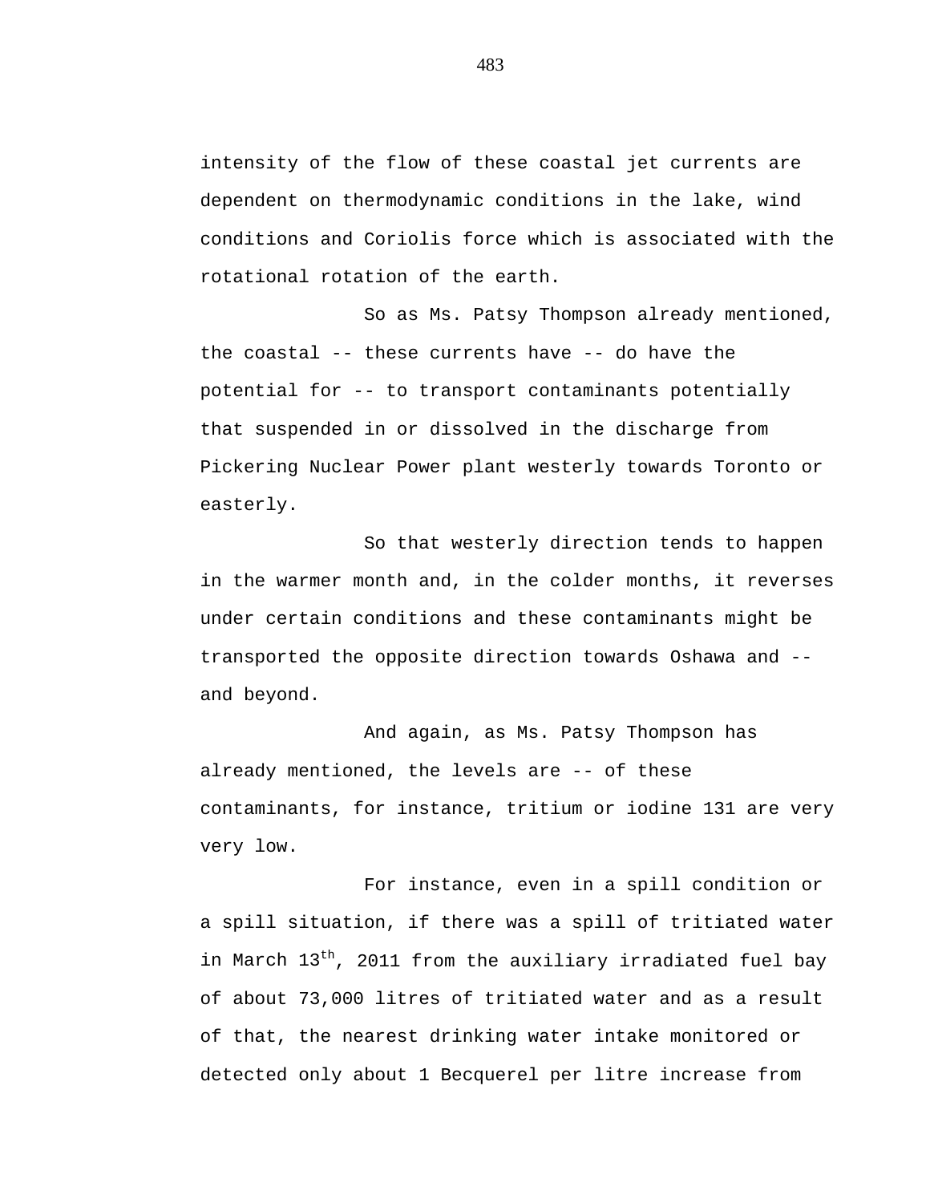intensity of the flow of these coastal jet currents are dependent on thermodynamic conditions in the lake, wind conditions and Coriolis force which is associated with the rotational rotation of the earth.

So as Ms. Patsy Thompson already mentioned, the coastal -- these currents have -- do have the potential for -- to transport contaminants potentially that suspended in or dissolved in the discharge from Pickering Nuclear Power plant westerly towards Toronto or easterly.

So that westerly direction tends to happen in the warmer month and, in the colder months, it reverses under certain conditions and these contaminants might be transported the opposite direction towards Oshawa and -- and beyond.

And again, as Ms. Patsy Thompson has already mentioned, the levels are -- of these contaminants, for instance, tritium or iodine 131 are very very low.

For instance, even in a spill condition or a spill situation, if there was a spill of tritiated water in March 13th, 2011 from the auxiliary irradiated fuel bay of about 73,000 litres of tritiated water and as a result of that, the nearest drinking water intake monitored or detected only about 1 Becquerel per litre increase from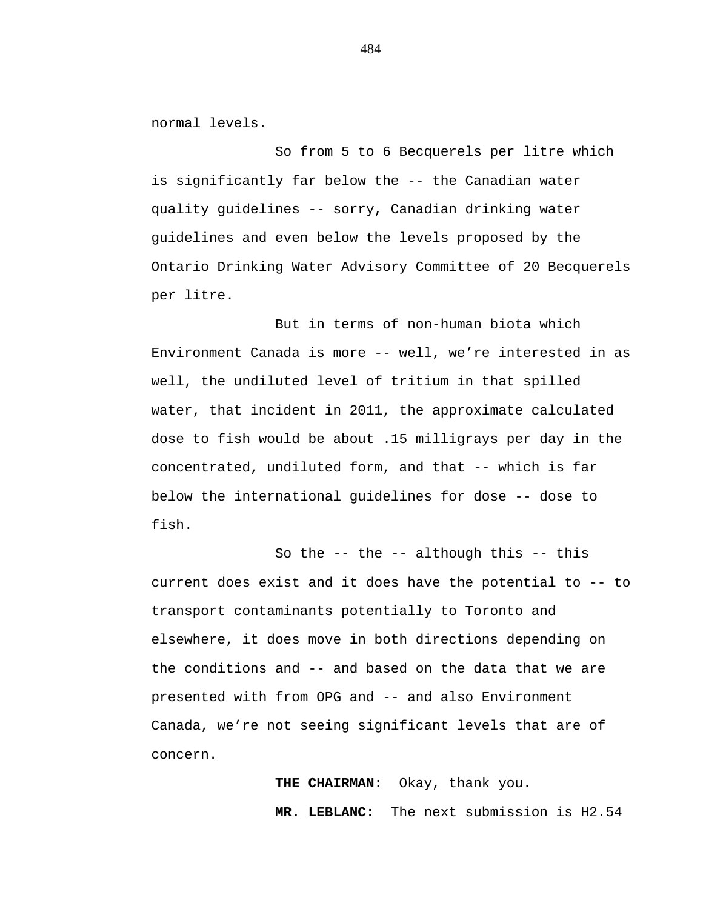normal levels.

So from 5 to 6 Becquerels per litre which is significantly far below the -- the Canadian water quality guidelines -- sorry, Canadian drinking water guidelines and even below the levels proposed by the Ontario Drinking Water Advisory Committee of 20 Becquerels per litre.

But in terms of non-human biota which Environment Canada is more -- well, we're interested in as well, the undiluted level of tritium in that spilled water, that incident in 2011, the approximate calculated dose to fish would be about .15 milligrays per day in the concentrated, undiluted form, and that -- which is far below the international guidelines for dose -- dose to fish.

So the -- the -- although this -- this current does exist and it does have the potential to -- to transport contaminants potentially to Toronto and elsewhere, it does move in both directions depending on the conditions and -- and based on the data that we are presented with from OPG and -- and also Environment Canada, we're not seeing significant levels that are of concern.

**THE CHAIRMAN:** Okay, thank you.

**MR. LEBLANC:** The next submission is H2.54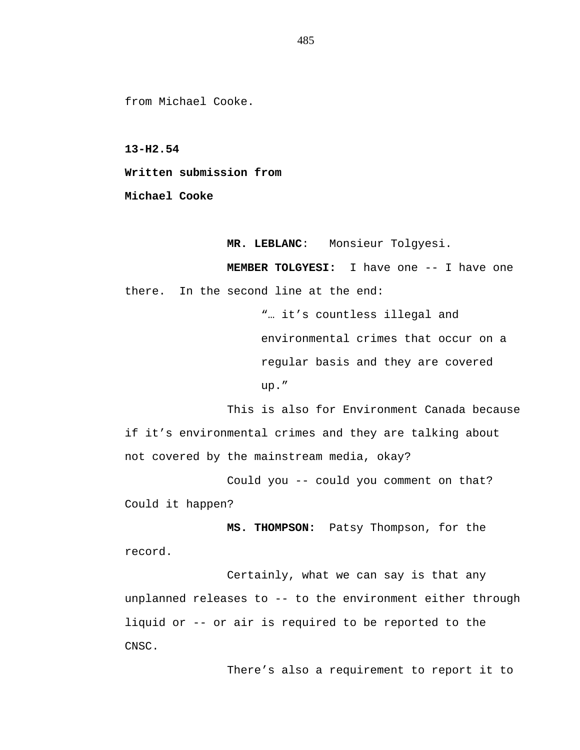from Michael Cooke.

**13-H2.54**

**Written submission from**

**Michael Cooke**

**MR. LEBLANC**: Monsieur Tolgyesi.

**MEMBER TOLGYESI:** I have one -- I have one there. In the second line at the end:

> "… it's countless illegal and environmental crimes that occur on a regular basis and they are covered up."

This is also for Environment Canada because if it's environmental crimes and they are talking about not covered by the mainstream media, okay?

Could you -- could you comment on that? Could it happen?

**MS. THOMPSON:** Patsy Thompson, for the record.

Certainly, what we can say is that any unplanned releases to -- to the environment either through liquid or -- or air is required to be reported to the CNSC.

There's also a requirement to report it to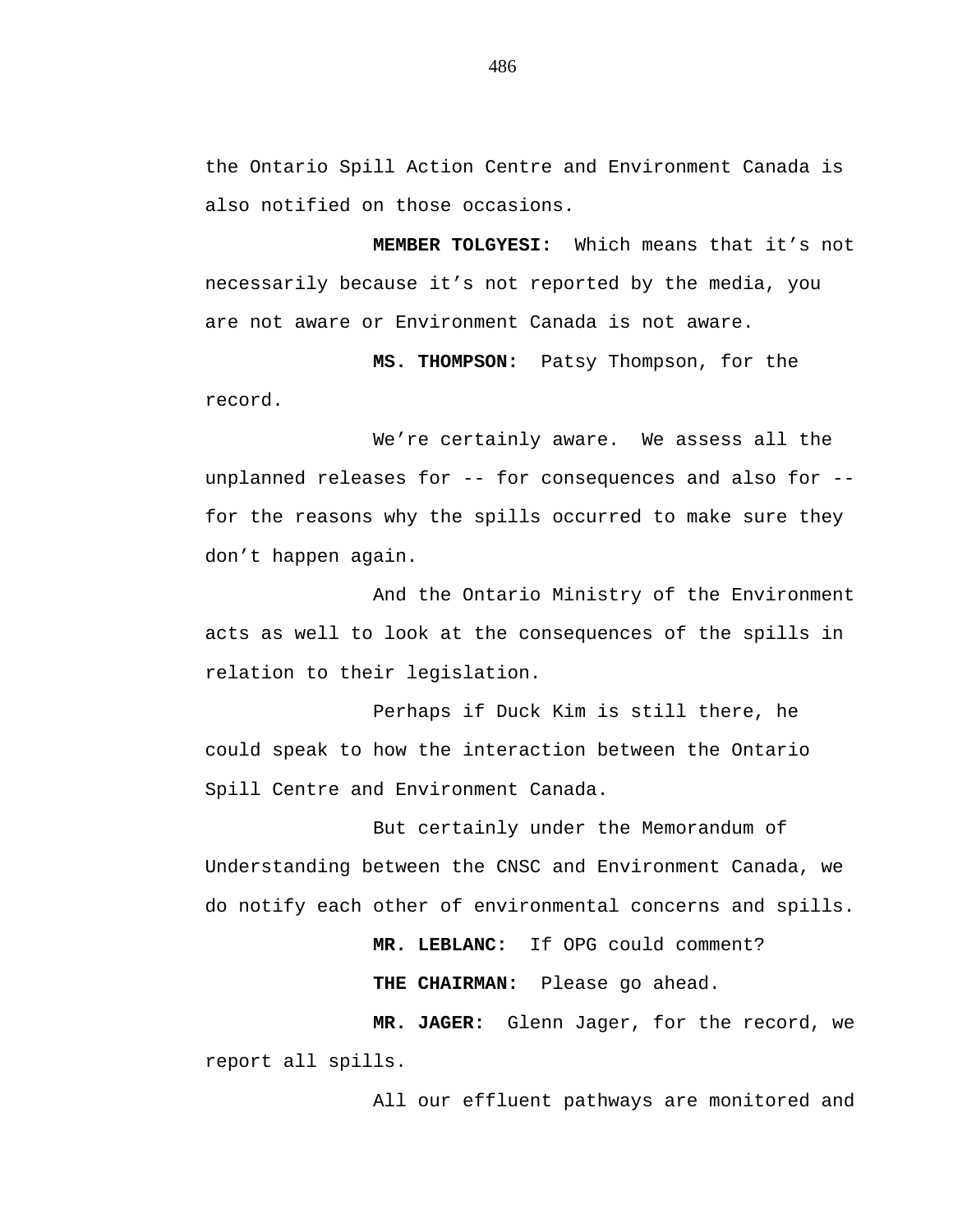the Ontario Spill Action Centre and Environment Canada is also notified on those occasions.

**MEMBER TOLGYESI:** Which means that it's not necessarily because it's not reported by the media, you are not aware or Environment Canada is not aware.

**MS. THOMPSON:** Patsy Thompson, for the record.

We're certainly aware. We assess all the unplanned releases for -- for consequences and also for -- for the reasons why the spills occurred to make sure they don't happen again.

And the Ontario Ministry of the Environment acts as well to look at the consequences of the spills in relation to their legislation.

Perhaps if Duck Kim is still there, he could speak to how the interaction between the Ontario Spill Centre and Environment Canada.

But certainly under the Memorandum of Understanding between the CNSC and Environment Canada, we do notify each other of environmental concerns and spills.

**MR. LEBLANC:** If OPG could comment?

**THE CHAIRMAN:** Please go ahead.

**MR. JAGER:** Glenn Jager, for the record, we report all spills.

All our effluent pathways are monitored and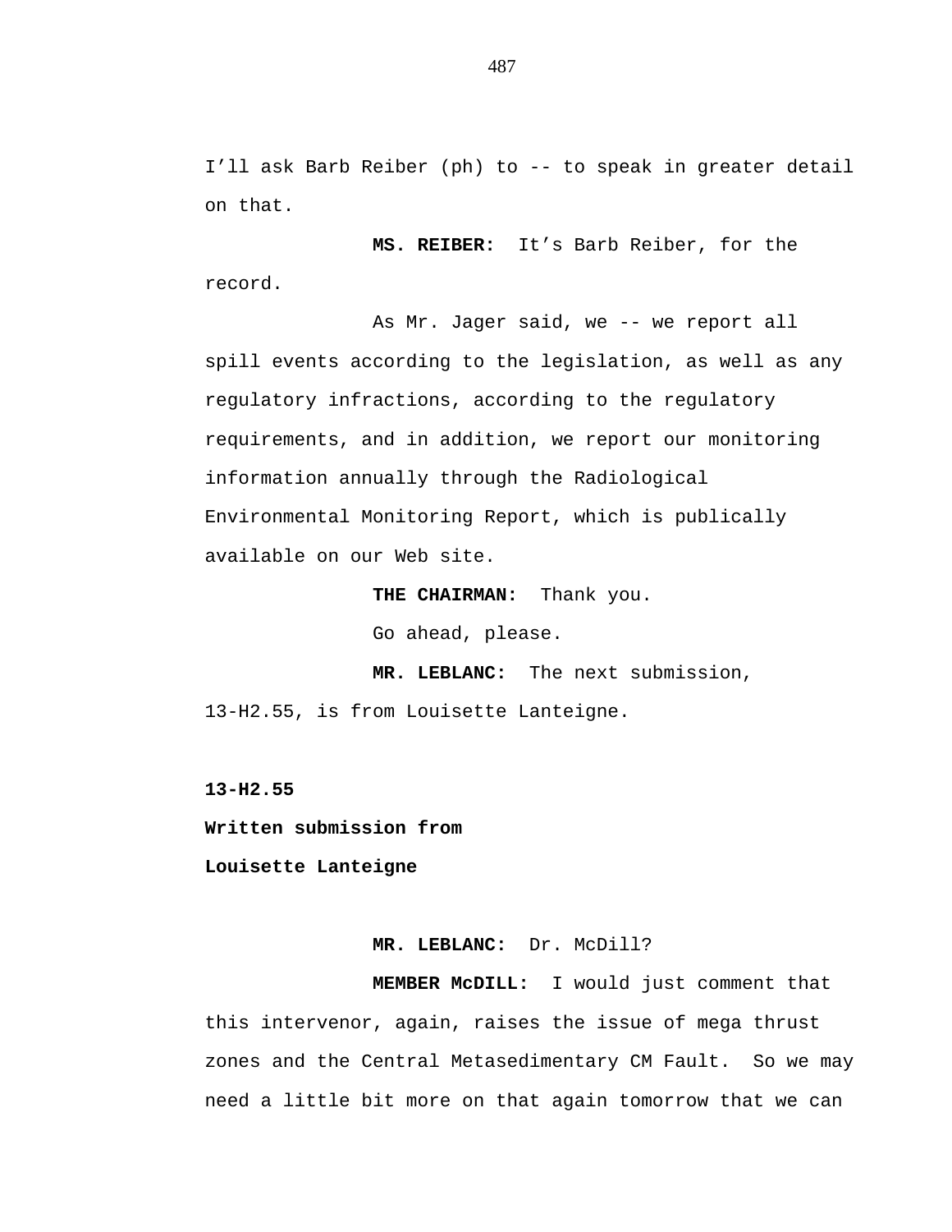I'll ask Barb Reiber (ph) to -- to speak in greater detail on that.

**MS. REIBER:** It's Barb Reiber, for the record.

As Mr. Jager said, we -- we report all spill events according to the legislation, as well as any regulatory infractions, according to the regulatory requirements, and in addition, we report our monitoring information annually through the Radiological Environmental Monitoring Report, which is publically available on our Web site.

**THE CHAIRMAN:** Thank you.

Go ahead, please.

**MR. LEBLANC:** The next submission, 13-H2.55, is from Louisette Lanteigne.

**13-H2.55**

**Written submission from**

**Louisette Lanteigne**

**MR. LEBLANC:** Dr. McDill?

**MEMBER McDILL:** I would just comment that this intervenor, again, raises the issue of mega thrust zones and the Central Metasedimentary CM Fault. So we may need a little bit more on that again tomorrow that we can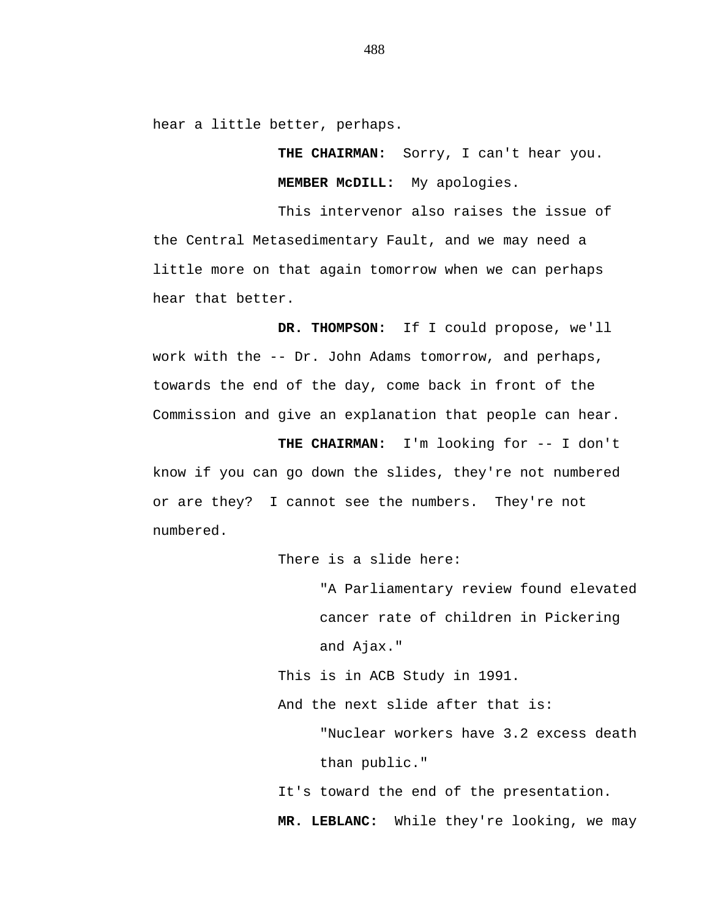hear a little better, perhaps.

**THE CHAIRMAN:** Sorry, I can't hear you.

**MEMBER McDILL:** My apologies.

This intervenor also raises the issue of the Central Metasedimentary Fault, and we may need a little more on that again tomorrow when we can perhaps hear that better.

**DR. THOMPSON:** If I could propose, we'll work with the -- Dr. John Adams tomorrow, and perhaps, towards the end of the day, come back in front of the Commission and give an explanation that people can hear.

**THE CHAIRMAN:** I'm looking for -- I don't know if you can go down the slides, they're not numbered or are they? I cannot see the numbers. They're not numbered.

There is a slide here:

> "A Parliamentary review found elevated cancer rate of children in Pickering and Ajax."

This is in ACB Study in 1991.

And the next slide after that is:

> "Nuclear workers have 3.2 excess death than public."

It's toward the end of the presentation.

**MR. LEBLANC:** While they're looking, we may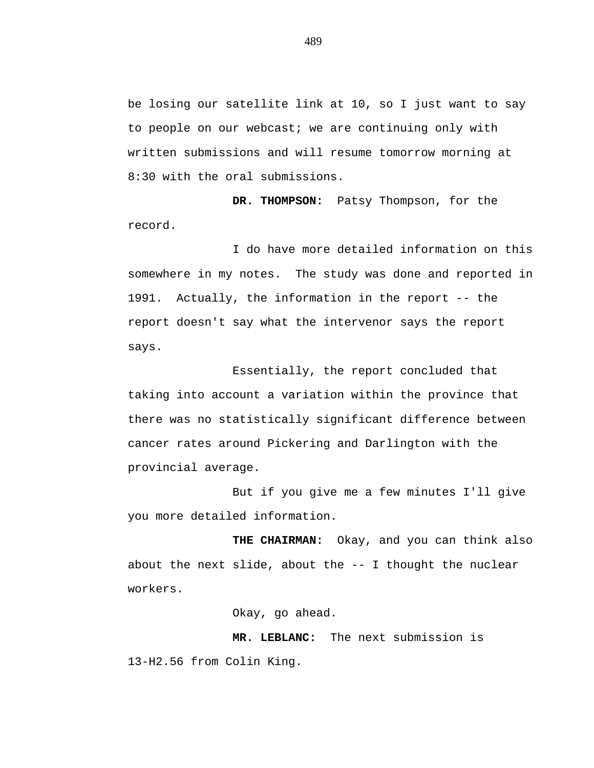be losing our satellite link at 10, so I just want to say to people on our webcast; we are continuing only with written submissions and will resume tomorrow morning at 8:30 with the oral submissions.

**DR. THOMPSON:** Patsy Thompson, for the record.

I do have more detailed information on this somewhere in my notes. The study was done and reported in 1991. Actually, the information in the report -- the report doesn't say what the intervenor says the report says.

Essentially, the report concluded that taking into account a variation within the province that there was no statistically significant difference between cancer rates around Pickering and Darlington with the provincial average.

But if you give me a few minutes I'll give you more detailed information.

**THE CHAIRMAN:** Okay, and you can think also about the next slide, about the -- I thought the nuclear workers.

Okay, go ahead.

**MR. LEBLANC:** The next submission is 13-H2.56 from Colin King.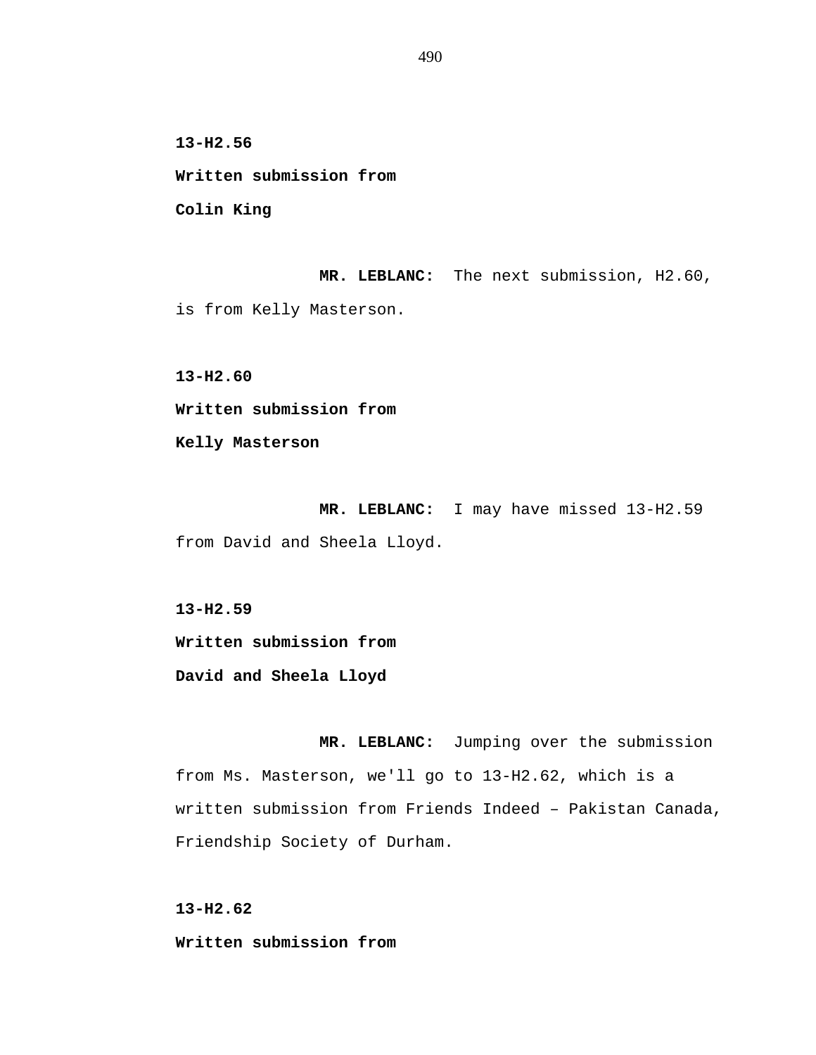**13-H2.56**

**Written submission from**

**Colin King**

**MR. LEBLANC:** The next submission, H2.60, is from Kelly Masterson.

**13-H2.60**

**Written submission from**

**Kelly Masterson**

**MR. LEBLANC:** I may have missed 13-H2.59 from David and Sheela Lloyd.

**13-H2.59**

**Written submission from**

**David and Sheela Lloyd**

**MR. LEBLANC:** Jumping over the submission from Ms. Masterson, we'll go to 13-H2.62, which is a written submission from Friends Indeed – Pakistan Canada, Friendship Society of Durham.

**13-H2.62**

**Written submission from**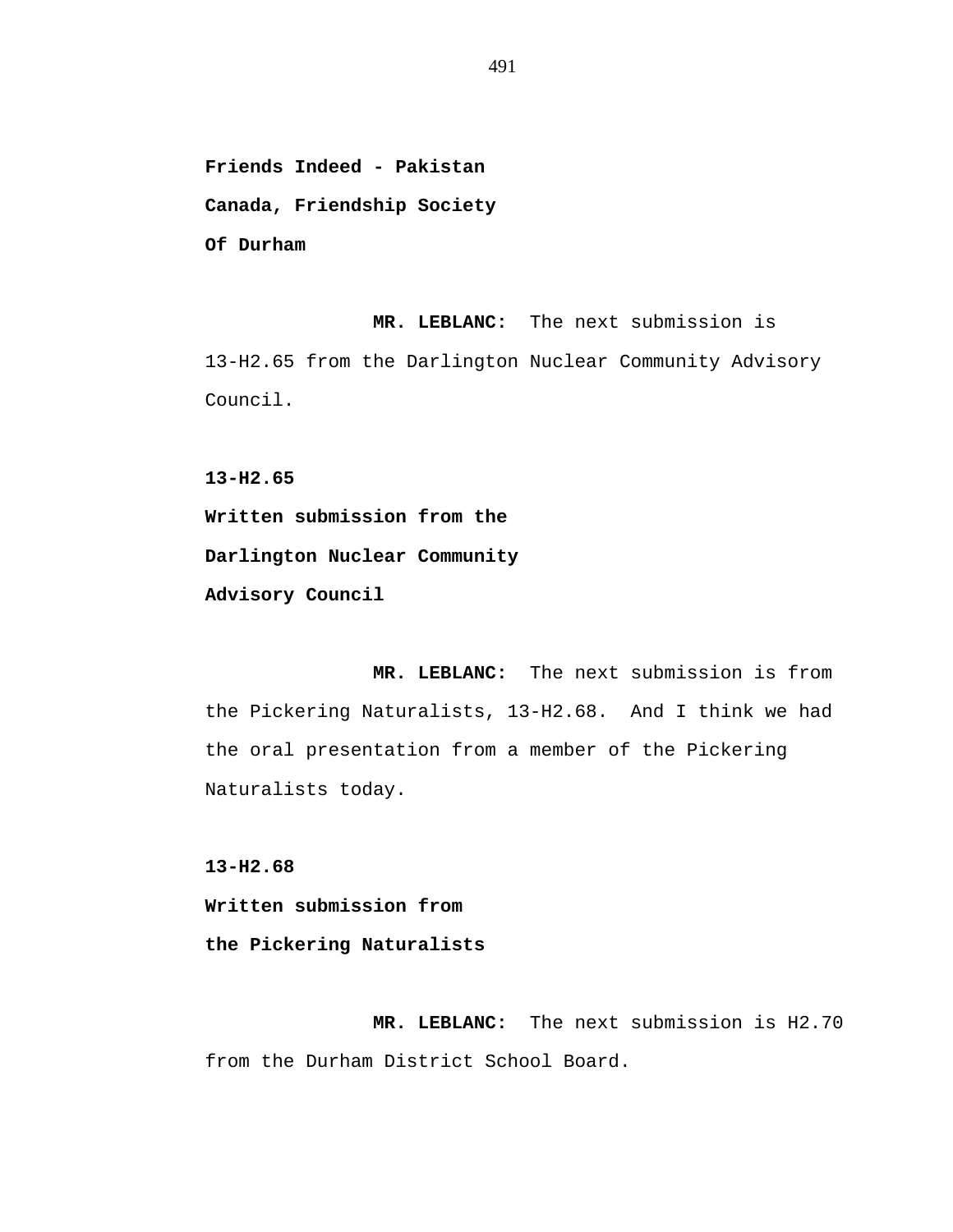**Friends Indeed - Pakistan**
**Canada, Friendship Society**
**Of Durham**

**MR. LEBLANC:** The next submission is 13-H2.65 from the Darlington Nuclear Community Advisory Council.

**13-H2.65**
**Written submission from the**
**Darlington Nuclear Community**
**Advisory Council**

**MR. LEBLANC:** The next submission is from the Pickering Naturalists, 13-H2.68. And I think we had the oral presentation from a member of the Pickering Naturalists today.

**13-H2.68**
**Written submission from**
**the Pickering Naturalists**

**MR. LEBLANC:** The next submission is H2.70 from the Durham District School Board.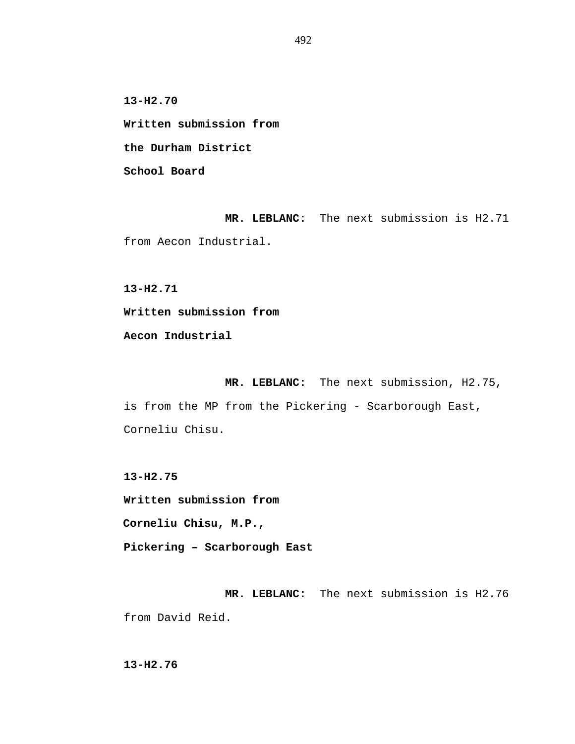**13-H2.70**

**Written submission from**

**the Durham District**

**School Board**

**MR. LEBLANC:** The next submission is H2.71 from Aecon Industrial.

**13-H2.71**

**Written submission from**

**Aecon Industrial**

**MR. LEBLANC:** The next submission, H2.75, is from the MP from the Pickering - Scarborough East, Corneliu Chisu.

**13-H2.75**

**Written submission from**

**Corneliu Chisu, M.P.,**

**Pickering – Scarborough East**

**MR. LEBLANC:** The next submission is H2.76 from David Reid.

**13-H2.76**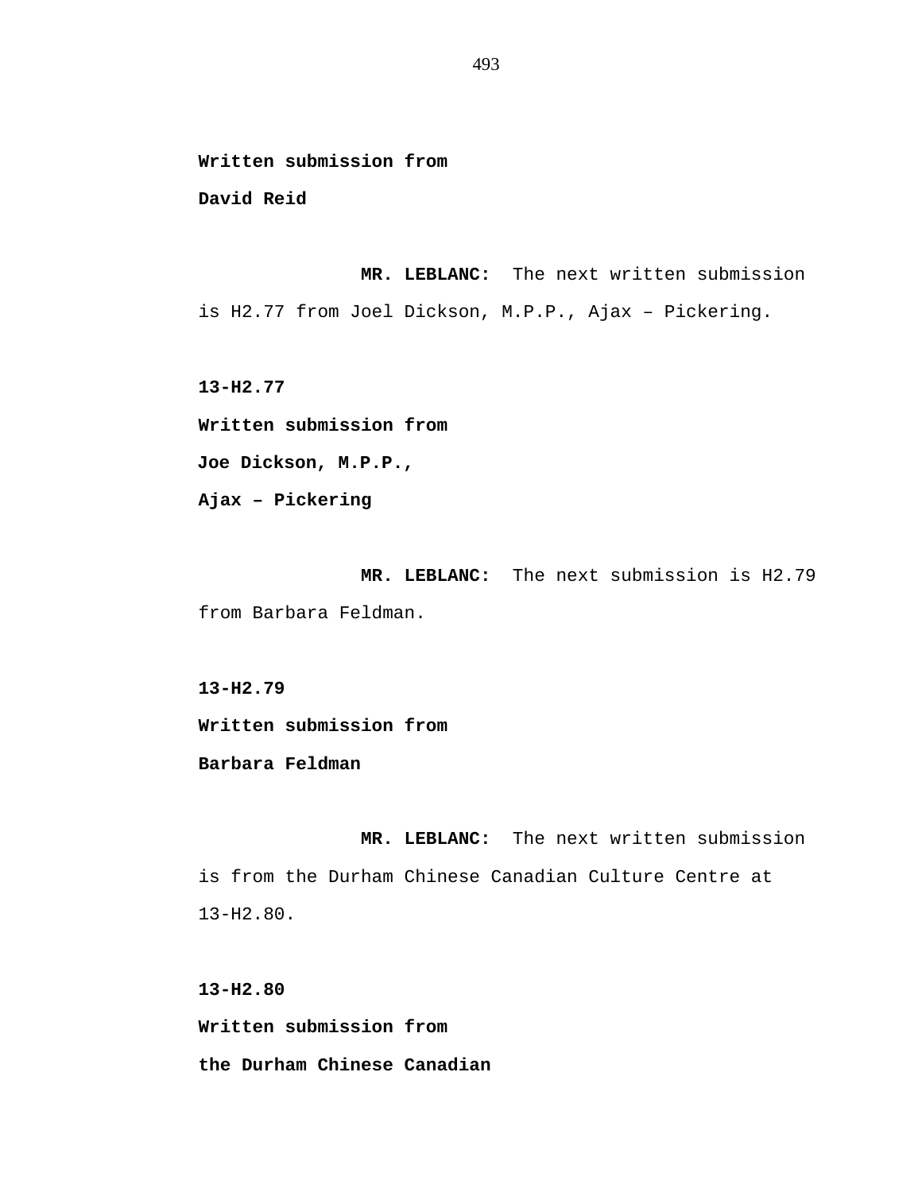**Written submission from**

**David Reid**

**MR. LEBLANC:** The next written submission is H2.77 from Joel Dickson, M.P.P., Ajax – Pickering.

**13-H2.77**

**Written submission from**

**Joe Dickson, M.P.P.,**

**Ajax – Pickering**

**MR. LEBLANC:** The next submission is H2.79 from Barbara Feldman.

**13-H2.79**

**Written submission from**

**Barbara Feldman**

**MR. LEBLANC:** The next written submission is from the Durham Chinese Canadian Culture Centre at 13-H2.80.

**13-H2.80**

**Written submission from**

**the Durham Chinese Canadian**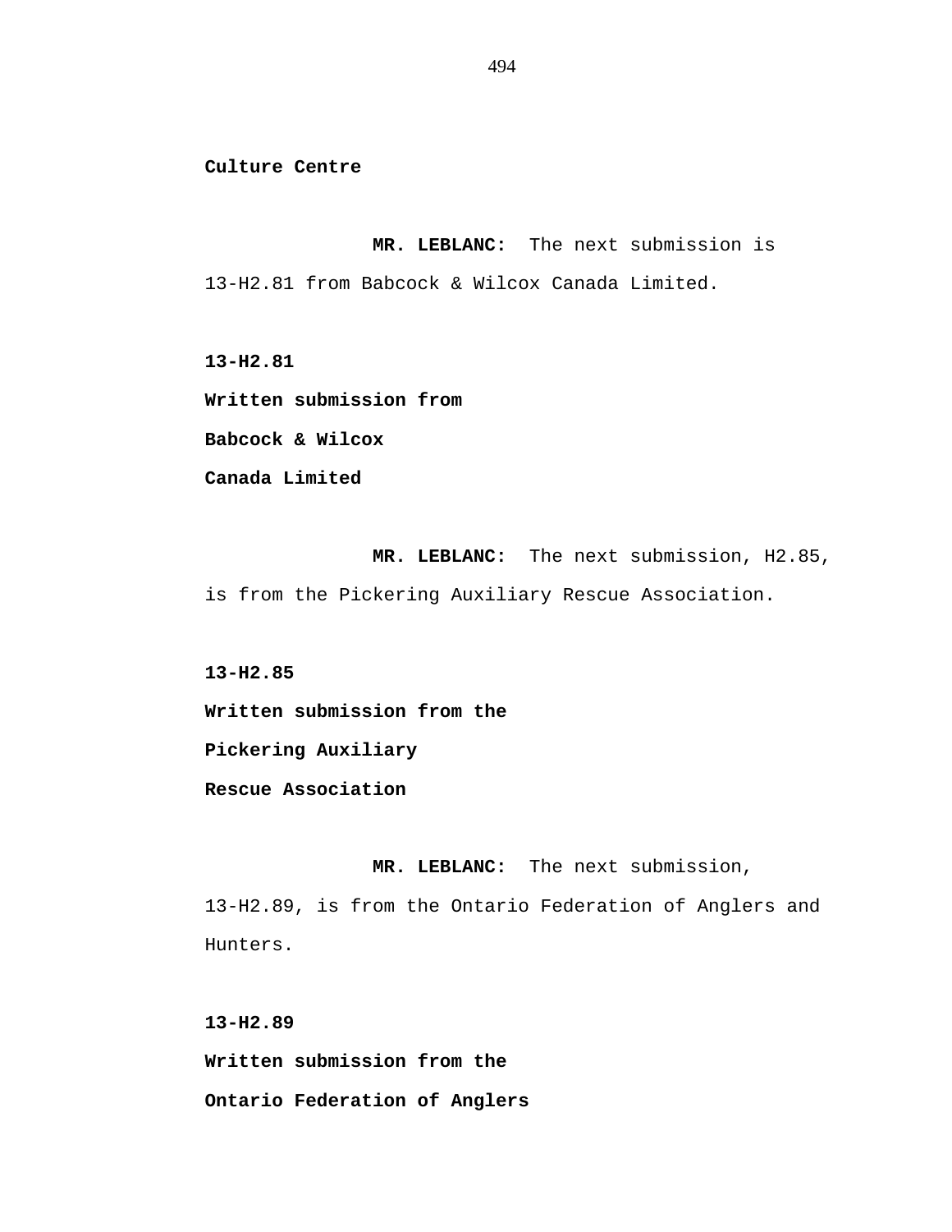**Culture Centre**

**MR. LEBLANC:** The next submission is 13-H2.81 from Babcock & Wilcox Canada Limited.

**13-H2.81**
**Written submission from**
**Babcock & Wilcox**
**Canada Limited**

**MR. LEBLANC:** The next submission, H2.85, is from the Pickering Auxiliary Rescue Association.

**13-H2.85**
**Written submission from the**
**Pickering Auxiliary**
**Rescue Association**

**MR. LEBLANC:** The next submission, 13-H2.89, is from the Ontario Federation of Anglers and Hunters.

**13-H2.89**
**Written submission from the**
**Ontario Federation of Anglers**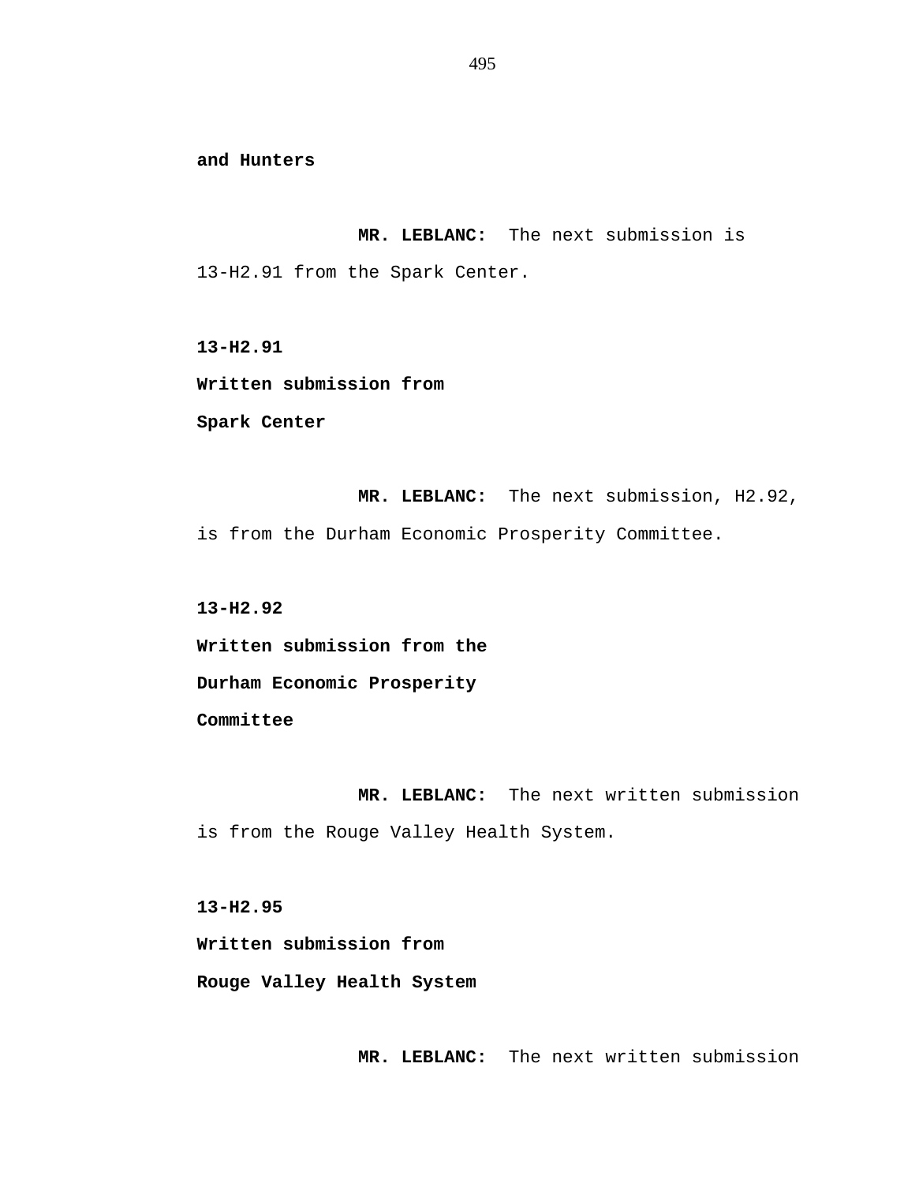**and Hunters**

**MR. LEBLANC:** The next submission is 13-H2.91 from the Spark Center.

**13-H2.91**
**Written submission from**
**Spark Center**

**MR. LEBLANC:** The next submission, H2.92, is from the Durham Economic Prosperity Committee.

**13-H2.92**
**Written submission from the**
**Durham Economic Prosperity**
**Committee**

**MR. LEBLANC:** The next written submission is from the Rouge Valley Health System.

**13-H2.95**
**Written submission from**
**Rouge Valley Health System**

**MR. LEBLANC:** The next written submission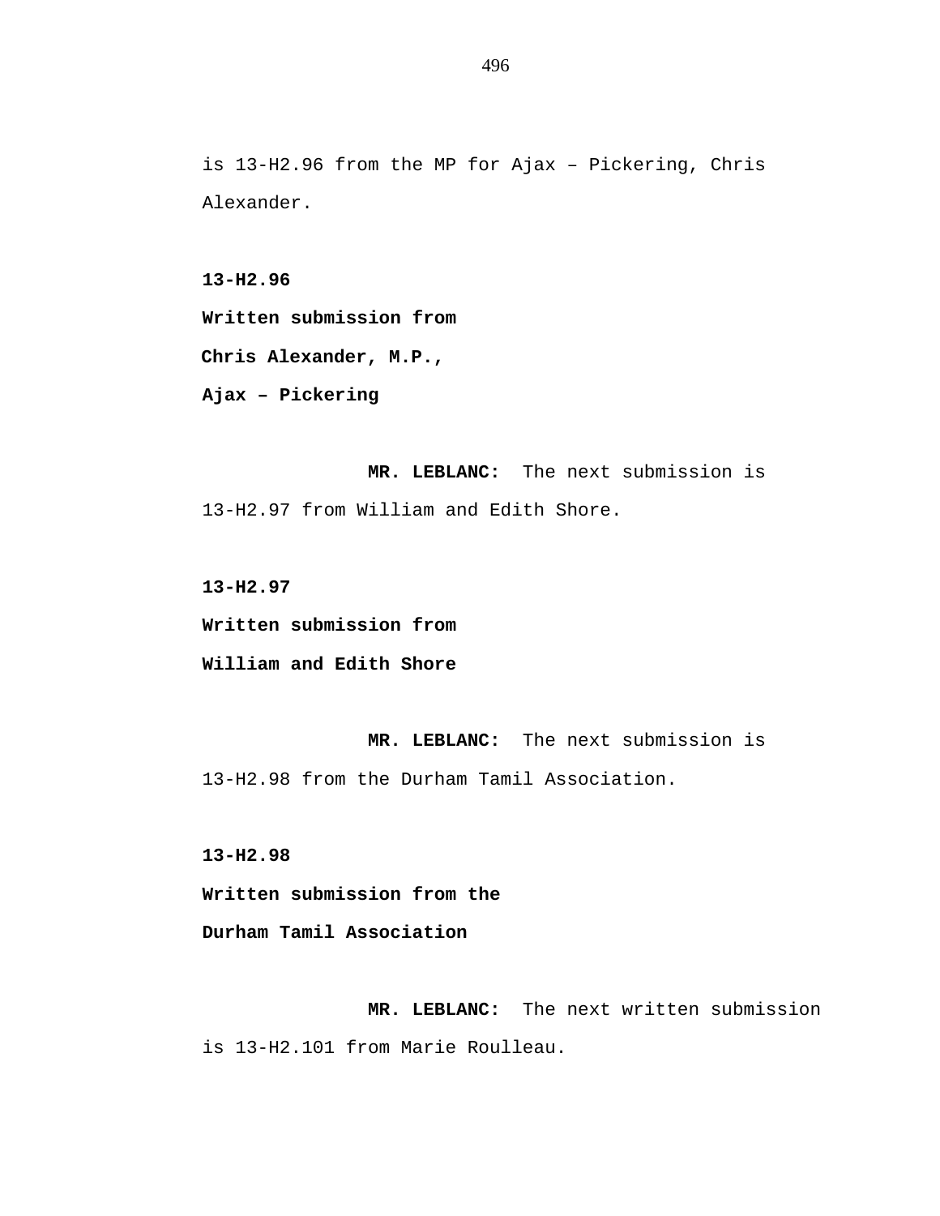is 13-H2.96 from the MP for Ajax – Pickering, Chris Alexander.

**13-H2.96**
**Written submission from**
**Chris Alexander, M.P.,**
**Ajax – Pickering**

**MR. LEBLANC:** The next submission is 13-H2.97 from William and Edith Shore.

**13-H2.97**
**Written submission from**
**William and Edith Shore**

**MR. LEBLANC:** The next submission is 13-H2.98 from the Durham Tamil Association.

**13-H2.98**
**Written submission from the**
**Durham Tamil Association**

**MR. LEBLANC:** The next written submission is 13-H2.101 from Marie Roulleau.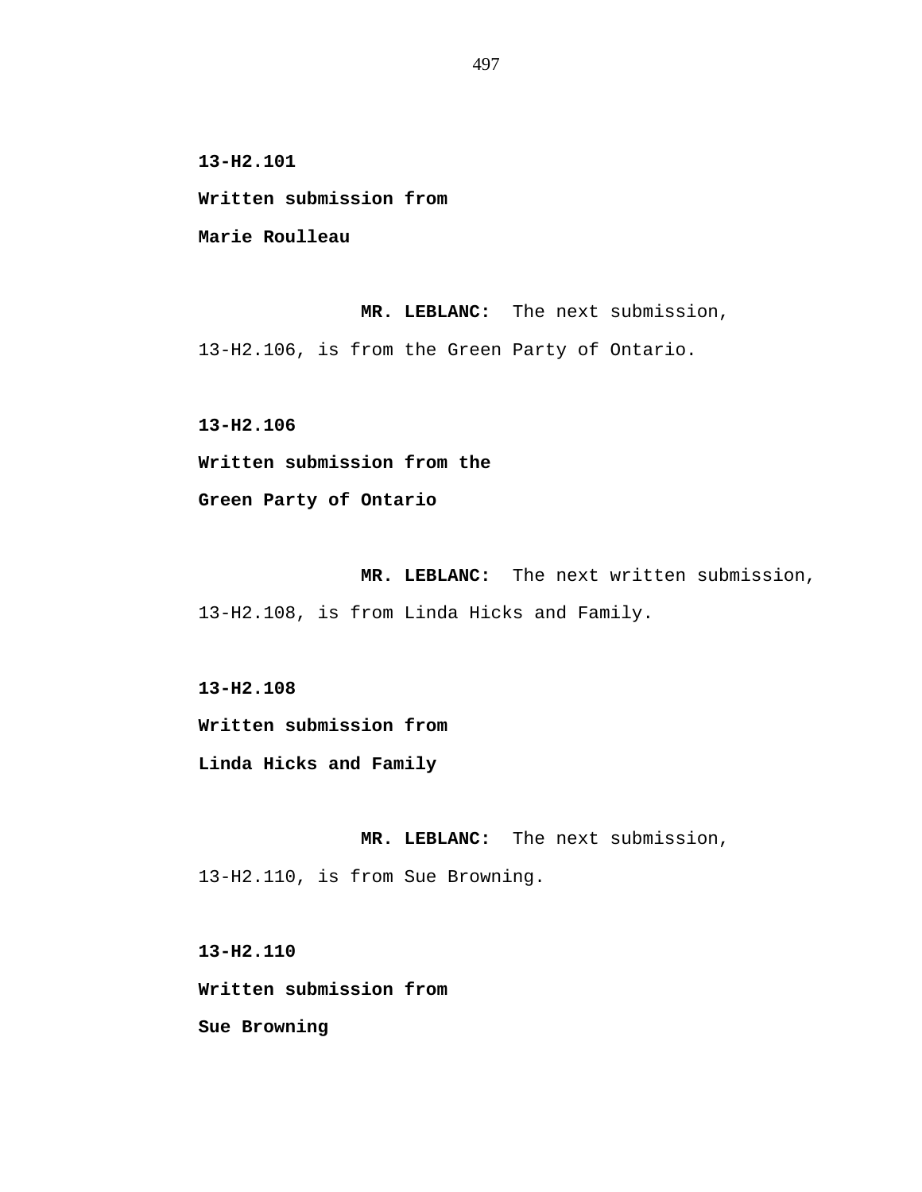**13-H2.101**

**Written submission from**

**Marie Roulleau**

**MR. LEBLANC:** The next submission, 13-H2.106, is from the Green Party of Ontario.

**13-H2.106**

**Written submission from the**

**Green Party of Ontario**

**MR. LEBLANC:** The next written submission, 13-H2.108, is from Linda Hicks and Family.

**13-H2.108**

**Written submission from**

**Linda Hicks and Family**

**MR. LEBLANC:** The next submission, 13-H2.110, is from Sue Browning.

**13-H2.110**

**Written submission from**

**Sue Browning**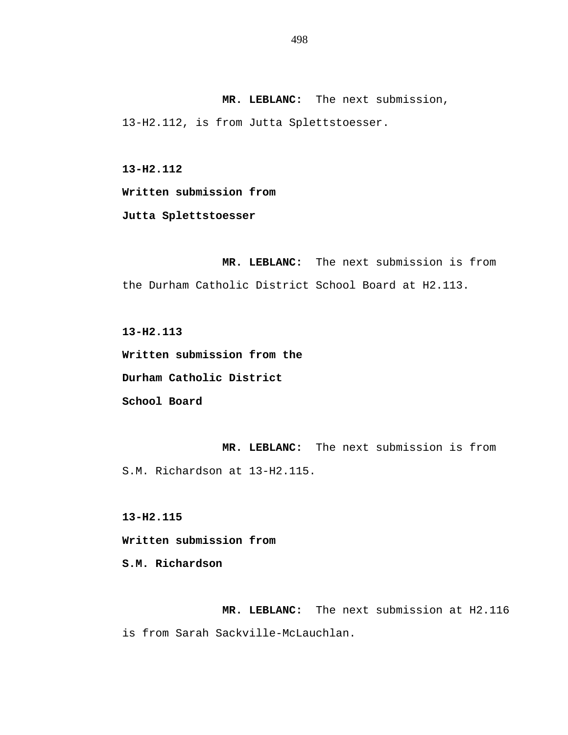**MR. LEBLANC:** The next submission, 13-H2.112, is from Jutta Splettstoesser.

**13-H2.112**
**Written submission from**
**Jutta Splettstoesser**

**MR. LEBLANC:** The next submission is from the Durham Catholic District School Board at H2.113.

**13-H2.113**
**Written submission from the**
**Durham Catholic District**
**School Board**

**MR. LEBLANC:** The next submission is from S.M. Richardson at 13-H2.115.

**13-H2.115**
**Written submission from**
**S.M. Richardson**

**MR. LEBLANC:** The next submission at H2.116 is from Sarah Sackville-McLauchlan.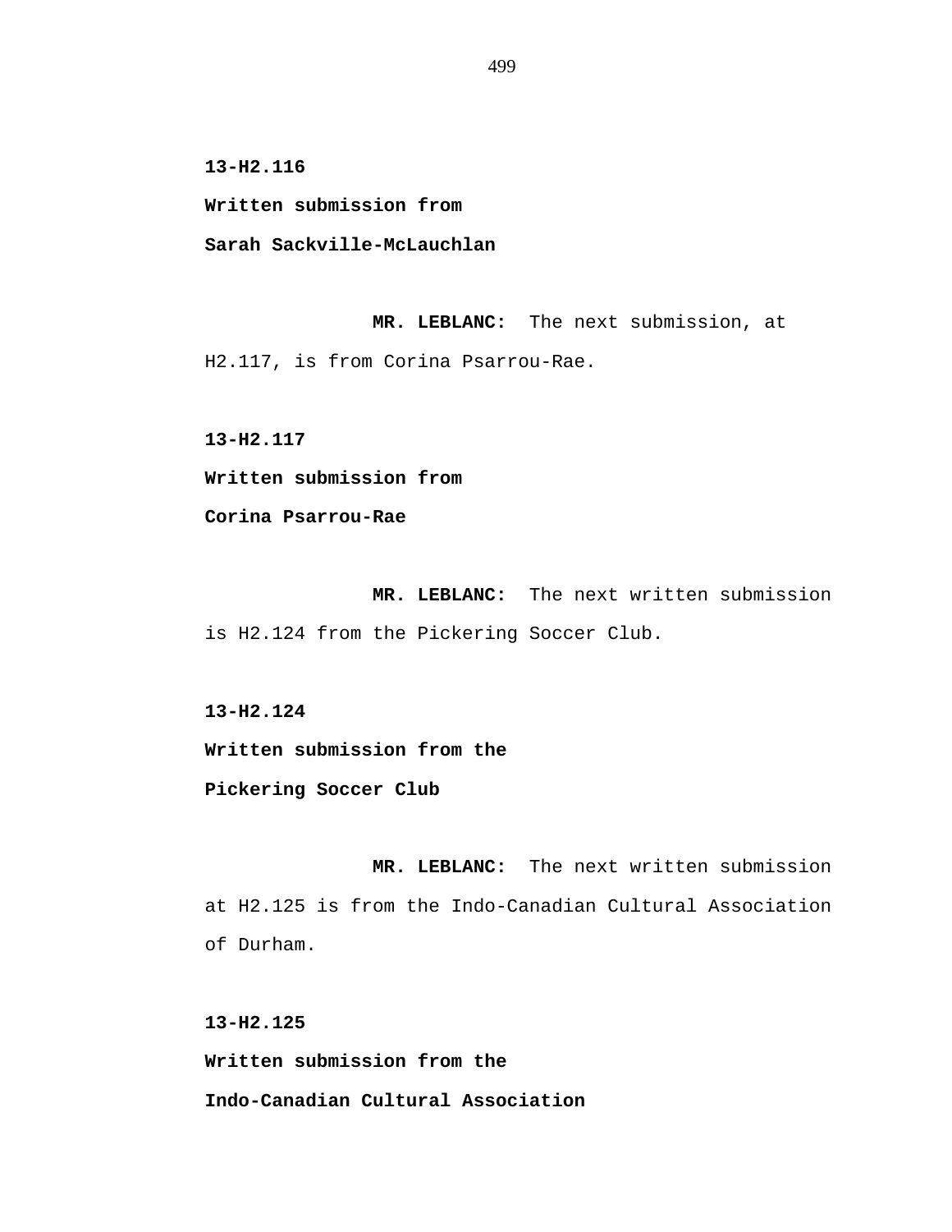**13-H2.116**

**Written submission from**

**Sarah Sackville-McLauchlan**

**MR. LEBLANC:** The next submission, at H2.117, is from Corina Psarrou-Rae.

**13-H2.117**

**Written submission from**

**Corina Psarrou-Rae**

**MR. LEBLANC:** The next written submission is H2.124 from the Pickering Soccer Club.

**13-H2.124**

**Written submission from the**

**Pickering Soccer Club**

**MR. LEBLANC:** The next written submission at H2.125 is from the Indo-Canadian Cultural Association of Durham.

**13-H2.125**

**Written submission from the**

**Indo-Canadian Cultural Association**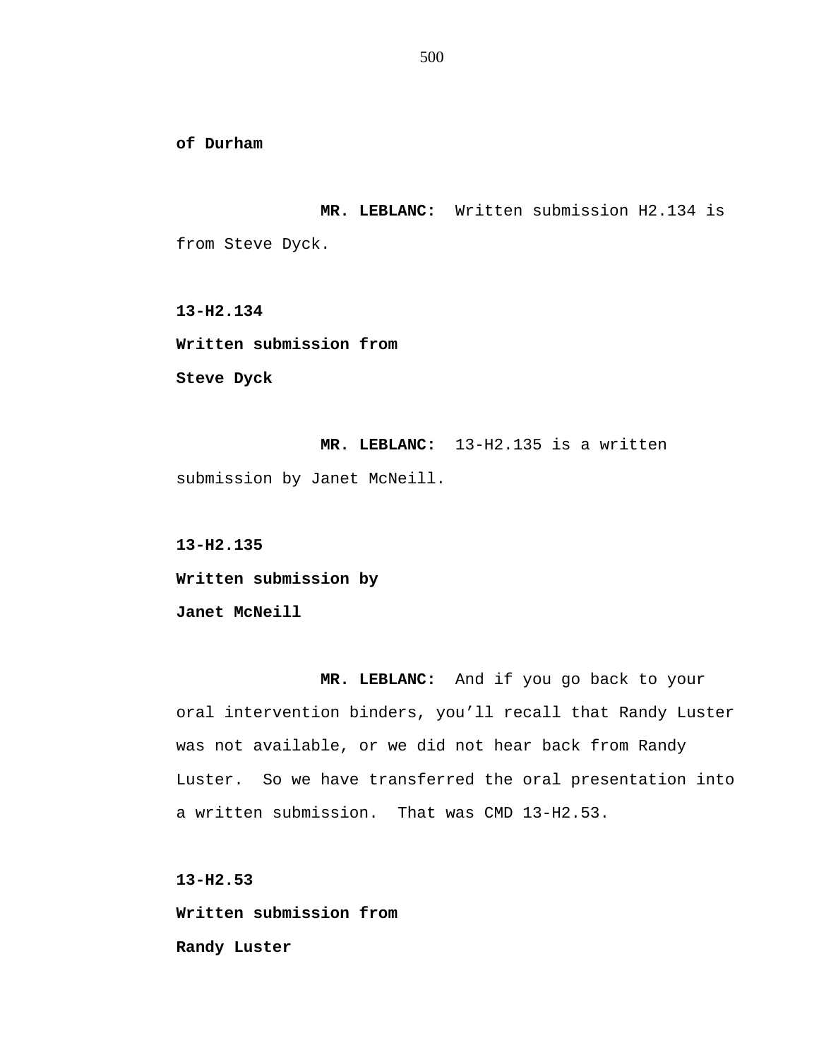**of Durham**

**MR. LEBLANC:** Written submission H2.134 is from Steve Dyck.

**13-H2.134**

**Written submission from**

**Steve Dyck**

**MR. LEBLANC:** 13-H2.135 is a written submission by Janet McNeill.

**13-H2.135**

**Written submission by**

**Janet McNeill**

**MR. LEBLANC:** And if you go back to your oral intervention binders, you'll recall that Randy Luster was not available, or we did not hear back from Randy Luster. So we have transferred the oral presentation into a written submission. That was CMD 13-H2.53.

**13-H2.53**

**Written submission from**

**Randy Luster**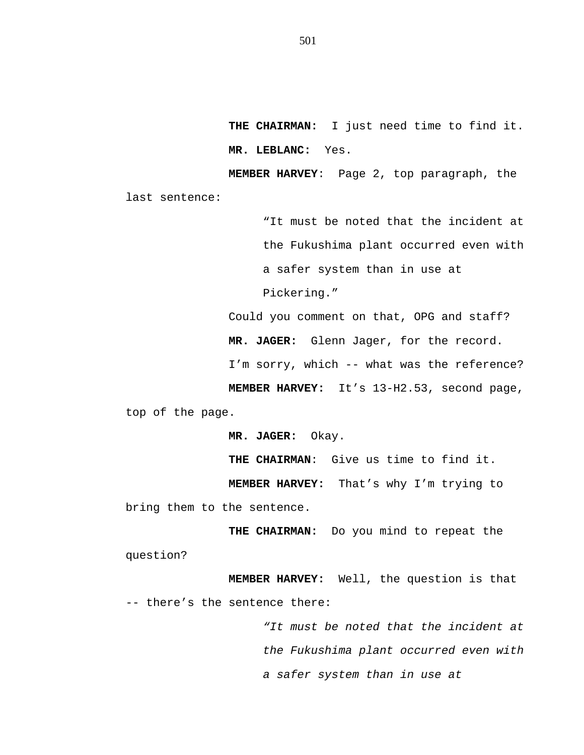**THE CHAIRMAN:** I just need time to find it.

**MR. LEBLANC:** Yes.

**MEMBER HARVEY**: Page 2, top paragraph, the last sentence:

> "It must be noted that the incident at the Fukushima plant occurred even with a safer system than in use at Pickering."

Could you comment on that, OPG and staff?

**MR. JAGER:** Glenn Jager, for the record.

I'm sorry, which -- what was the reference?

**MEMBER HARVEY:** It's 13-H2.53, second page, top of the page.

**MR. JAGER:** Okay.

**THE CHAIRMAN**: Give us time to find it.

**MEMBER HARVEY:** That's why I'm trying to bring them to the sentence.

**THE CHAIRMAN:** Do you mind to repeat the question?

**MEMBER HARVEY:** Well, the question is that -- there's the sentence there:

> *"It must be noted that the incident at the Fukushima plant occurred even with a safer system than in use at*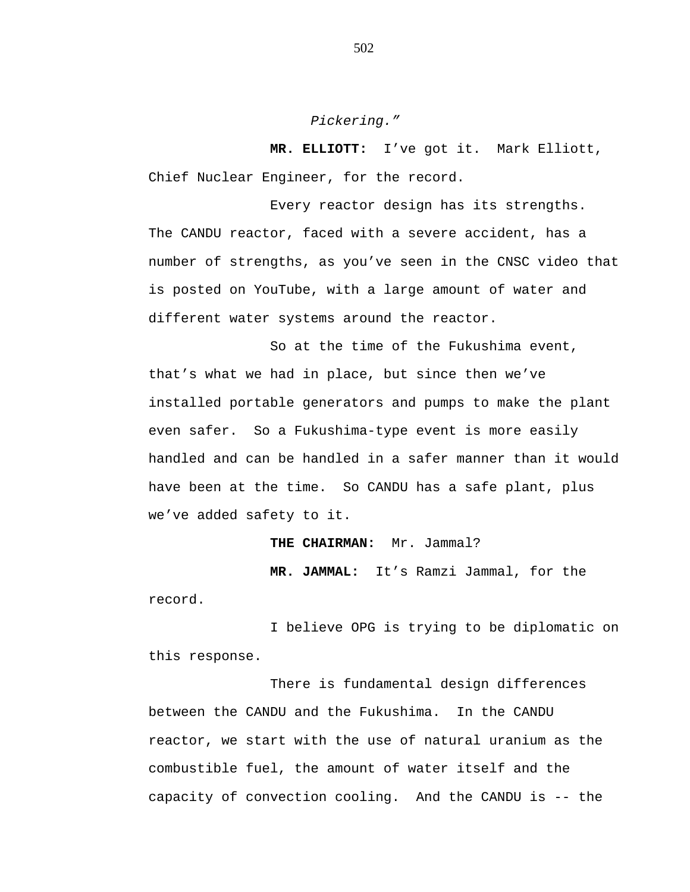*Pickering."*

**MR. ELLIOTT:** I've got it. Mark Elliott, Chief Nuclear Engineer, for the record.

Every reactor design has its strengths. The CANDU reactor, faced with a severe accident, has a number of strengths, as you've seen in the CNSC video that is posted on YouTube, with a large amount of water and different water systems around the reactor.

So at the time of the Fukushima event, that's what we had in place, but since then we've installed portable generators and pumps to make the plant even safer. So a Fukushima-type event is more easily handled and can be handled in a safer manner than it would have been at the time. So CANDU has a safe plant, plus we've added safety to it.

**THE CHAIRMAN:** Mr. Jammal?

**MR. JAMMAL:** It's Ramzi Jammal, for the record.

I believe OPG is trying to be diplomatic on this response.

There is fundamental design differences between the CANDU and the Fukushima. In the CANDU reactor, we start with the use of natural uranium as the combustible fuel, the amount of water itself and the capacity of convection cooling. And the CANDU is -- the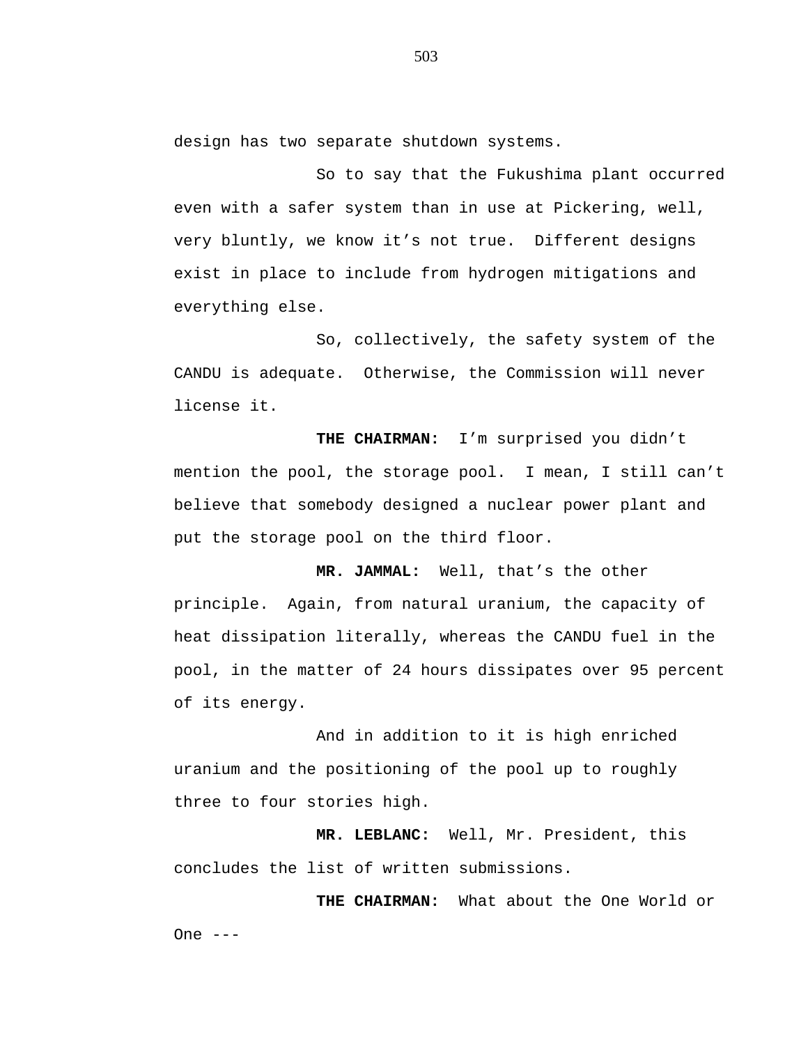design has two separate shutdown systems.

So to say that the Fukushima plant occurred even with a safer system than in use at Pickering, well, very bluntly, we know it's not true. Different designs exist in place to include from hydrogen mitigations and everything else.

So, collectively, the safety system of the CANDU is adequate. Otherwise, the Commission will never license it.

**THE CHAIRMAN:** I'm surprised you didn't mention the pool, the storage pool. I mean, I still can't believe that somebody designed a nuclear power plant and put the storage pool on the third floor.

**MR. JAMMAL:** Well, that's the other principle. Again, from natural uranium, the capacity of heat dissipation literally, whereas the CANDU fuel in the pool, in the matter of 24 hours dissipates over 95 percent of its energy.

And in addition to it is high enriched uranium and the positioning of the pool up to roughly three to four stories high.

**MR. LEBLANC:** Well, Mr. President, this concludes the list of written submissions.

**THE CHAIRMAN:** What about the One World or One ---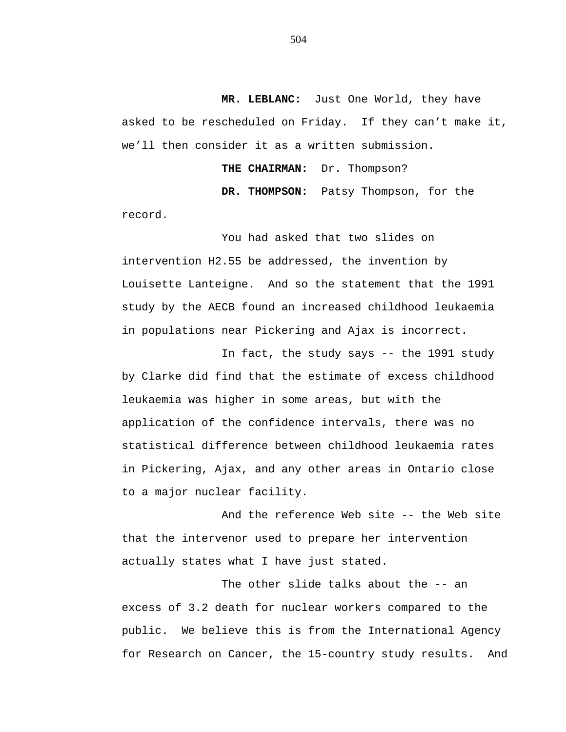**MR. LEBLANC:** Just One World, they have asked to be rescheduled on Friday. If they can’t make it, we’ll then consider it as a written submission.

**THE CHAIRMAN:** Dr. Thompson?

**DR. THOMPSON:** Patsy Thompson, for the record.

You had asked that two slides on intervention H2.55 be addressed, the invention by Louisette Lanteigne. And so the statement that the 1991 study by the AECB found an increased childhood leukaemia in populations near Pickering and Ajax is incorrect.

In fact, the study says -- the 1991 study by Clarke did find that the estimate of excess childhood leukaemia was higher in some areas, but with the application of the confidence intervals, there was no statistical difference between childhood leukaemia rates in Pickering, Ajax, and any other areas in Ontario close to a major nuclear facility.

And the reference Web site -- the Web site that the intervenor used to prepare her intervention actually states what I have just stated.

The other slide talks about the -- an excess of 3.2 death for nuclear workers compared to the public. We believe this is from the International Agency for Research on Cancer, the 15-country study results. And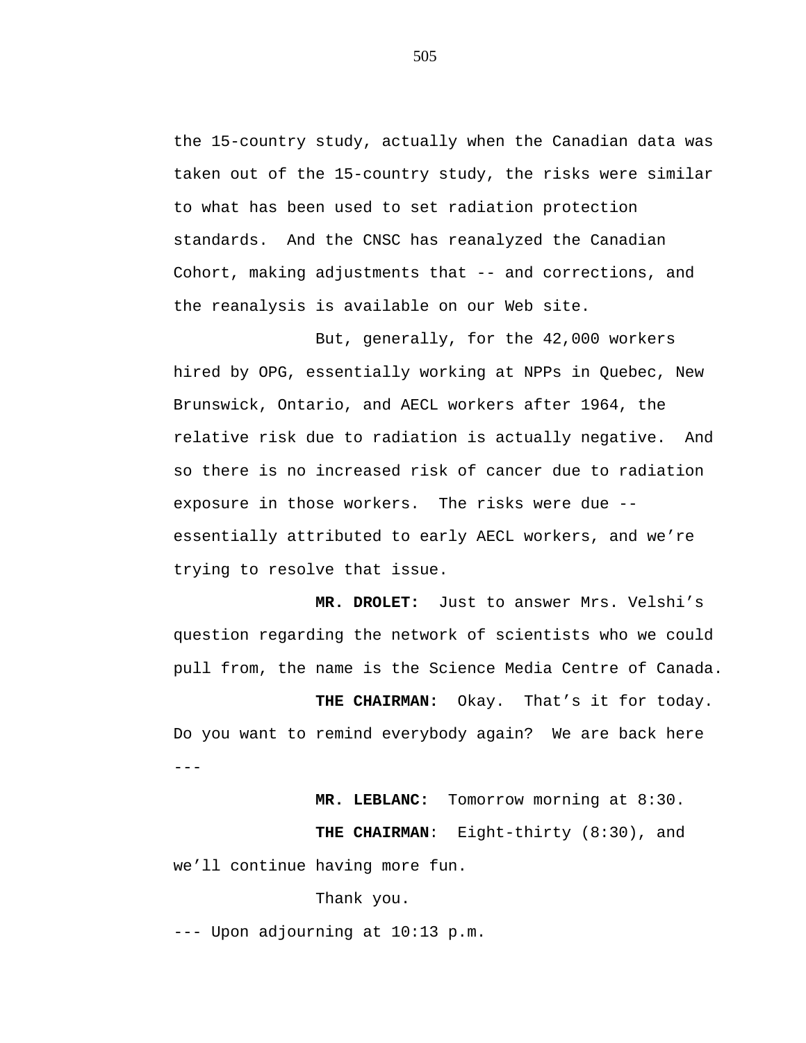the 15-country study, actually when the Canadian data was taken out of the 15-country study, the risks were similar to what has been used to set radiation protection standards. And the CNSC has reanalyzed the Canadian Cohort, making adjustments that -- and corrections, and the reanalysis is available on our Web site.

But, generally, for the 42,000 workers hired by OPG, essentially working at NPPs in Quebec, New Brunswick, Ontario, and AECL workers after 1964, the relative risk due to radiation is actually negative. And so there is no increased risk of cancer due to radiation exposure in those workers. The risks were due -- essentially attributed to early AECL workers, and we're trying to resolve that issue.

**MR. DROLET:** Just to answer Mrs. Velshi's question regarding the network of scientists who we could pull from, the name is the Science Media Centre of Canada.

**THE CHAIRMAN:** Okay. That's it for today. Do you want to remind everybody again? We are back here ---

**MR. LEBLANC:** Tomorrow morning at 8:30.

**THE CHAIRMAN**: Eight-thirty (8:30), and we'll continue having more fun.

Thank you.

--- Upon adjourning at 10:13 p.m.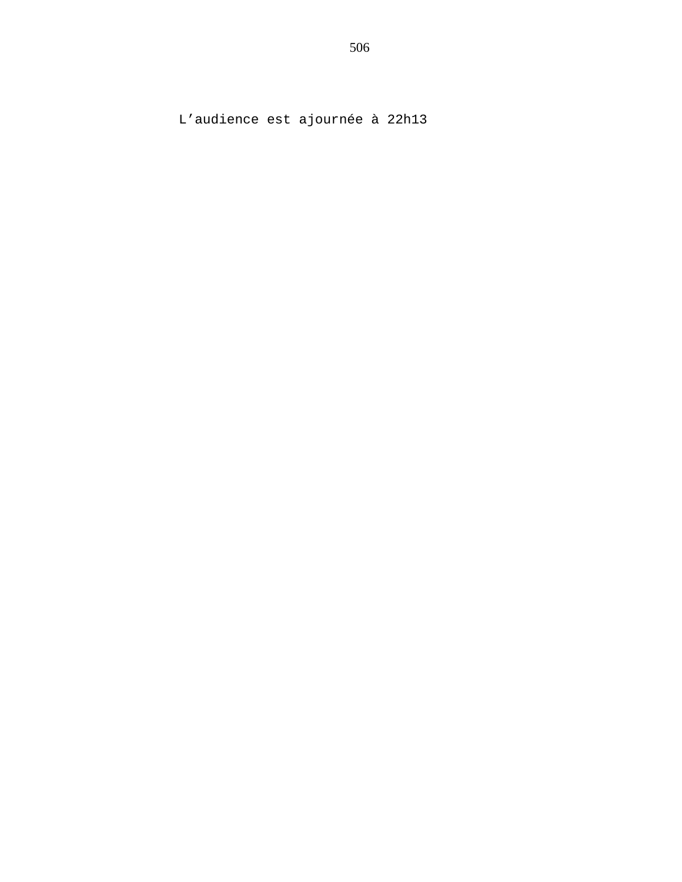L’audience est ajournée à 22h13